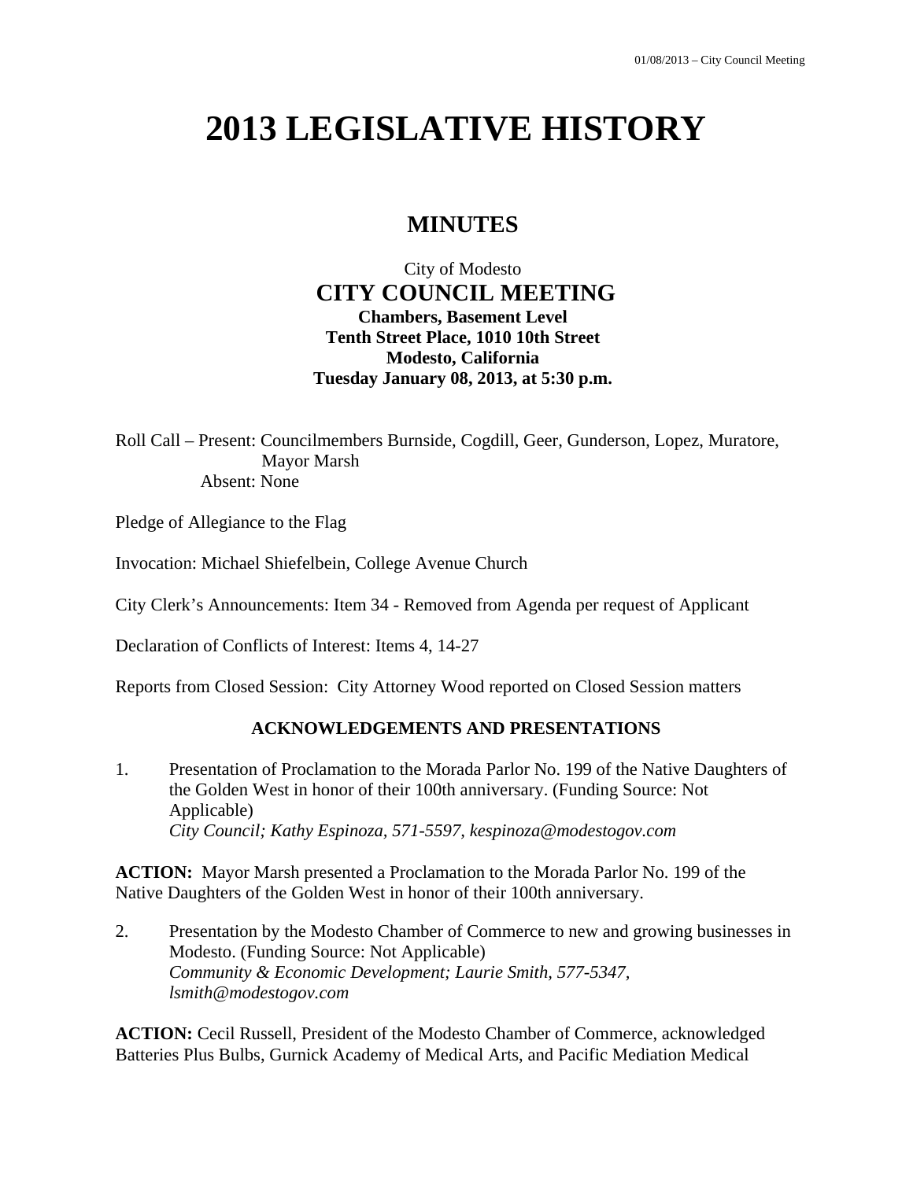# 2013 LEGISLATIVE HISTORY

## MINUTES

City of Modesto
**CITY COUNCIL MEETING**
**Chambers, Basement Level**
**Tenth Street Place, 1010 10th Street**
**Modesto, California**
**Tuesday January 08, 2013, at 5:30 p.m.**

Roll Call – Present: Councilmembers Burnside, Cogdill, Geer, Gunderson, Lopez, Muratore, Mayor Marsh
Absent: None

Pledge of Allegiance to the Flag

Invocation: Michael Shiefelbein, College Avenue Church

City Clerk's Announcements: Item 34 - Removed from Agenda per request of Applicant

Declaration of Conflicts of Interest: Items 4, 14-27

Reports from Closed Session: City Attorney Wood reported on Closed Session matters

### ACKNOWLEDGEMENTS AND PRESENTATIONS

1. Presentation of Proclamation to the Morada Parlor No. 199 of the Native Daughters of the Golden West in honor of their 100th anniversary. (Funding Source: Not Applicable)
*City Council; Kathy Espinoza, 571-5597, kespinoza@modestogov.com*

**ACTION:** Mayor Marsh presented a Proclamation to the Morada Parlor No. 199 of the Native Daughters of the Golden West in honor of their 100th anniversary.

2. Presentation by the Modesto Chamber of Commerce to new and growing businesses in Modesto. (Funding Source: Not Applicable)
*Community & Economic Development; Laurie Smith, 577-5347, lsmith@modestogov.com*

**ACTION:** Cecil Russell, President of the Modesto Chamber of Commerce, acknowledged Batteries Plus Bulbs, Gurnick Academy of Medical Arts, and Pacific Mediation Medical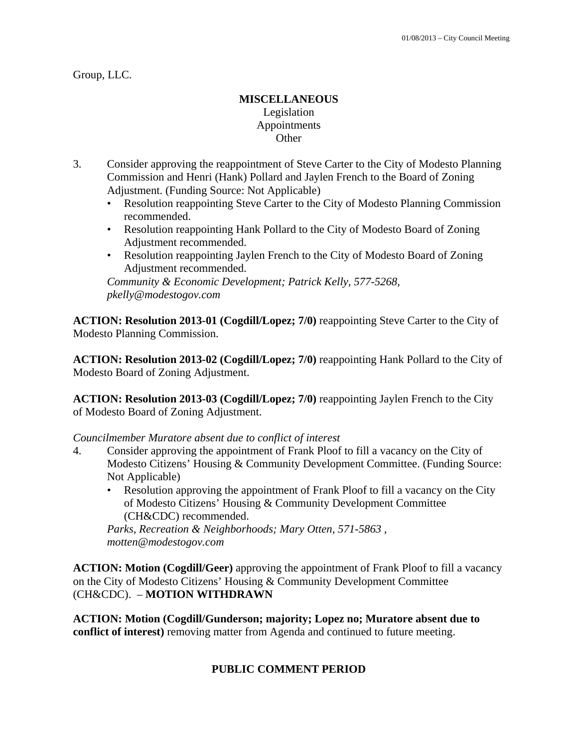Group, LLC.

**MISCELLANEOUS**
Legislation
Appointments
Other

3. Consider approving the reappointment of Steve Carter to the City of Modesto Planning Commission and Henri (Hank) Pollard and Jaylen French to the Board of Zoning Adjustment. (Funding Source: Not Applicable)
   - Resolution reappointing Steve Carter to the City of Modesto Planning Commission recommended.
   - Resolution reappointing Hank Pollard to the City of Modesto Board of Zoning Adjustment recommended.
   - Resolution reappointing Jaylen French to the City of Modesto Board of Zoning Adjustment recommended.

   *Community & Economic Development; Patrick Kelly, 577-5268, pkelly@modestogov.com*

**ACTION: Resolution 2013-01 (Cogdill/Lopez; 7/0)** reappointing Steve Carter to the City of Modesto Planning Commission.

**ACTION: Resolution 2013-02 (Cogdill/Lopez; 7/0)** reappointing Hank Pollard to the City of Modesto Board of Zoning Adjustment.

**ACTION: Resolution 2013-03 (Cogdill/Lopez; 7/0)** reappointing Jaylen French to the City of Modesto Board of Zoning Adjustment.

*Councilmember Muratore absent due to conflict of interest*

4. Consider approving the appointment of Frank Ploof to fill a vacancy on the City of Modesto Citizens' Housing & Community Development Committee. (Funding Source: Not Applicable)
   - Resolution approving the appointment of Frank Ploof to fill a vacancy on the City of Modesto Citizens' Housing & Community Development Committee (CH&CDC) recommended.

   *Parks, Recreation & Neighborhoods; Mary Otten, 571-5863 , motten@modestogov.com*

**ACTION: Motion (Cogdill/Geer)** approving the appointment of Frank Ploof to fill a vacancy on the City of Modesto Citizens' Housing & Community Development Committee (CH&CDC). – **MOTION WITHDRAWN**

**ACTION: Motion (Cogdill/Gunderson; majority; Lopez no; Muratore absent due to conflict of interest)** removing matter from Agenda and continued to future meeting.

**PUBLIC COMMENT PERIOD**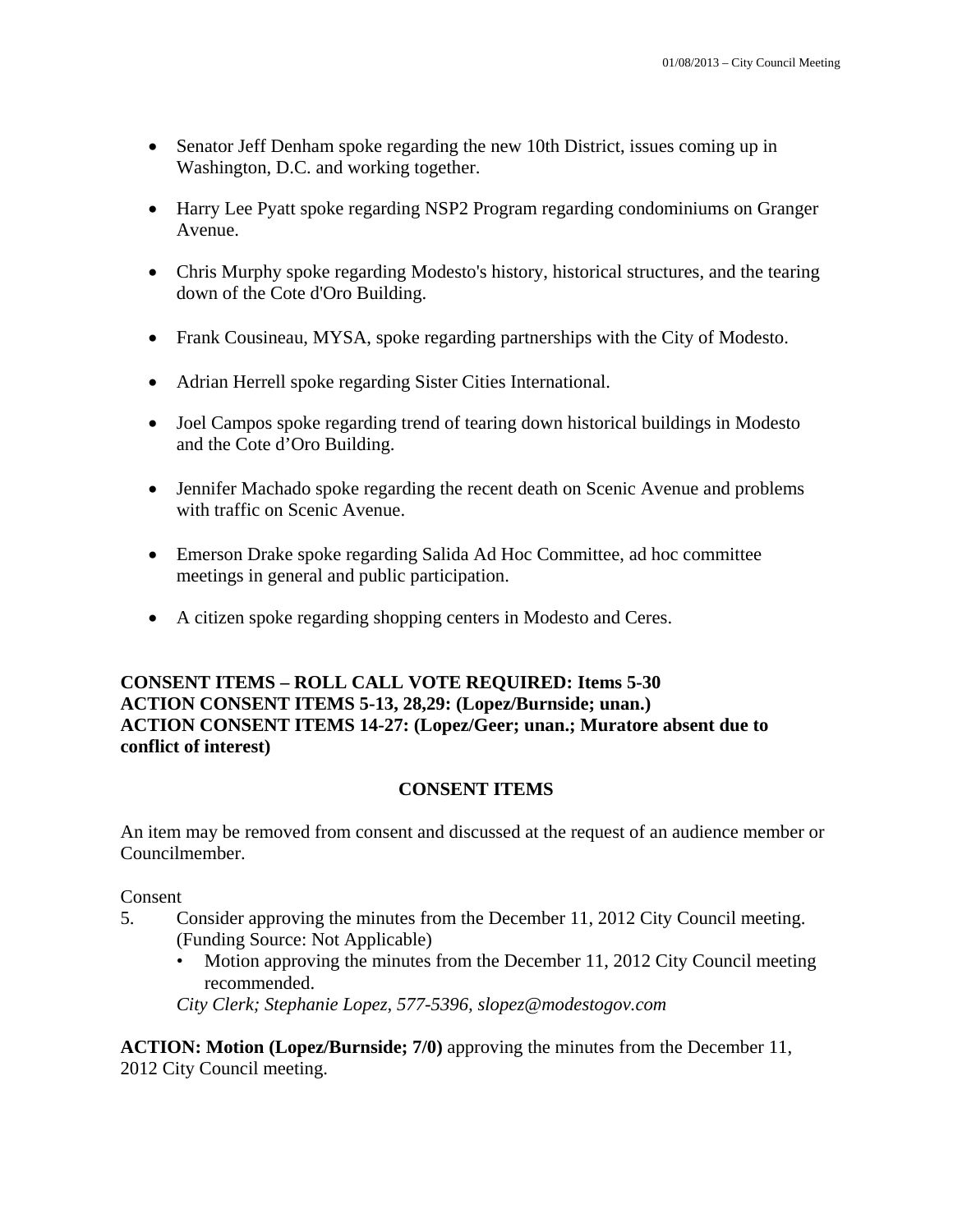- Senator Jeff Denham spoke regarding the new 10th District, issues coming up in Washington, D.C. and working together.
- Harry Lee Pyatt spoke regarding NSP2 Program regarding condominiums on Granger Avenue.
- Chris Murphy spoke regarding Modesto's history, historical structures, and the tearing down of the Cote d'Oro Building.
- Frank Cousineau, MYSA, spoke regarding partnerships with the City of Modesto.
- Adrian Herrell spoke regarding Sister Cities International.
- Joel Campos spoke regarding trend of tearing down historical buildings in Modesto and the Cote d'Oro Building.
- Jennifer Machado spoke regarding the recent death on Scenic Avenue and problems with traffic on Scenic Avenue.
- Emerson Drake spoke regarding Salida Ad Hoc Committee, ad hoc committee meetings in general and public participation.
- A citizen spoke regarding shopping centers in Modesto and Ceres.

**CONSENT ITEMS – ROLL CALL VOTE REQUIRED: Items 5-30**
**ACTION CONSENT ITEMS 5-13, 28,29: (Lopez/Burnside; unan.)**
**ACTION CONSENT ITEMS 14-27: (Lopez/Geer; unan.; Muratore absent due to conflict of interest)**

## CONSENT ITEMS

An item may be removed from consent and discussed at the request of an audience member or Councilmember.

Consent

5. Consider approving the minutes from the December 11, 2012 City Council meeting. (Funding Source: Not Applicable)
   - Motion approving the minutes from the December 11, 2012 City Council meeting recommended.

   *City Clerk; Stephanie Lopez, 577-5396, slopez@modestogov.com*

**ACTION: Motion (Lopez/Burnside; 7/0)** approving the minutes from the December 11, 2012 City Council meeting.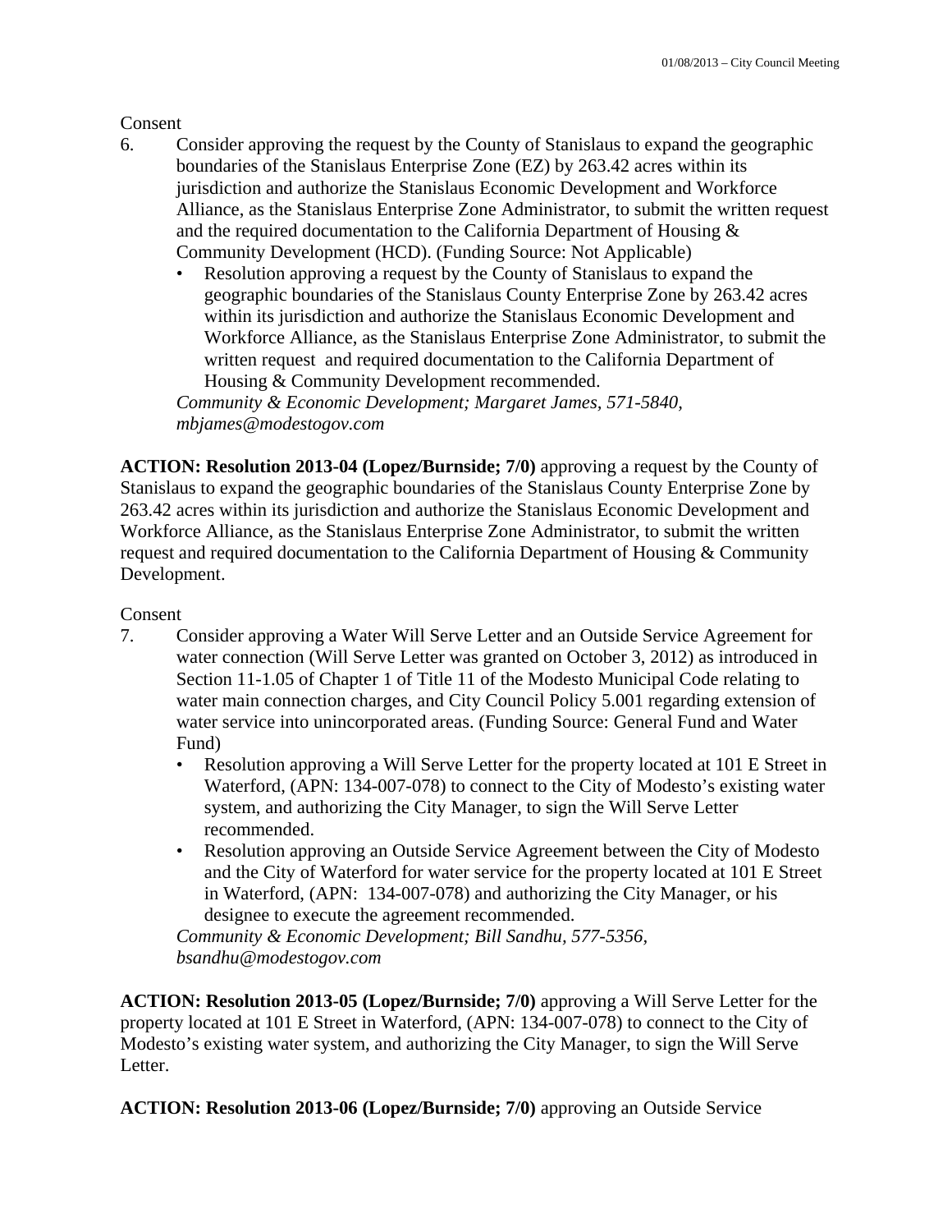Consent

6. Consider approving the request by the County of Stanislaus to expand the geographic boundaries of the Stanislaus Enterprise Zone (EZ) by 263.42 acres within its jurisdiction and authorize the Stanislaus Economic Development and Workforce Alliance, as the Stanislaus Enterprise Zone Administrator, to submit the written request and the required documentation to the California Department of Housing & Community Development (HCD). (Funding Source: Not Applicable)
   - Resolution approving a request by the County of Stanislaus to expand the geographic boundaries of the Stanislaus County Enterprise Zone by 263.42 acres within its jurisdiction and authorize the Stanislaus Economic Development and Workforce Alliance, as the Stanislaus Enterprise Zone Administrator, to submit the written request and required documentation to the California Department of Housing & Community Development recommended.

   *Community & Economic Development; Margaret James, 571-5840, mbjames@modestogov.com*

**ACTION: Resolution 2013-04 (Lopez/Burnside; 7/0)** approving a request by the County of Stanislaus to expand the geographic boundaries of the Stanislaus County Enterprise Zone by 263.42 acres within its jurisdiction and authorize the Stanislaus Economic Development and Workforce Alliance, as the Stanislaus Enterprise Zone Administrator, to submit the written request and required documentation to the California Department of Housing & Community Development.

Consent

7. Consider approving a Water Will Serve Letter and an Outside Service Agreement for water connection (Will Serve Letter was granted on October 3, 2012) as introduced in Section 11-1.05 of Chapter 1 of Title 11 of the Modesto Municipal Code relating to water main connection charges, and City Council Policy 5.001 regarding extension of water service into unincorporated areas. (Funding Source: General Fund and Water Fund)
   - Resolution approving a Will Serve Letter for the property located at 101 E Street in Waterford, (APN: 134-007-078) to connect to the City of Modesto's existing water system, and authorizing the City Manager, to sign the Will Serve Letter recommended.
   - Resolution approving an Outside Service Agreement between the City of Modesto and the City of Waterford for water service for the property located at 101 E Street in Waterford, (APN: 134-007-078) and authorizing the City Manager, or his designee to execute the agreement recommended.

   *Community & Economic Development; Bill Sandhu, 577-5356, bsandhu@modestogov.com*

**ACTION: Resolution 2013-05 (Lopez/Burnside; 7/0)** approving a Will Serve Letter for the property located at 101 E Street in Waterford, (APN: 134-007-078) to connect to the City of Modesto's existing water system, and authorizing the City Manager, to sign the Will Serve Letter.

**ACTION: Resolution 2013-06 (Lopez/Burnside; 7/0)** approving an Outside Service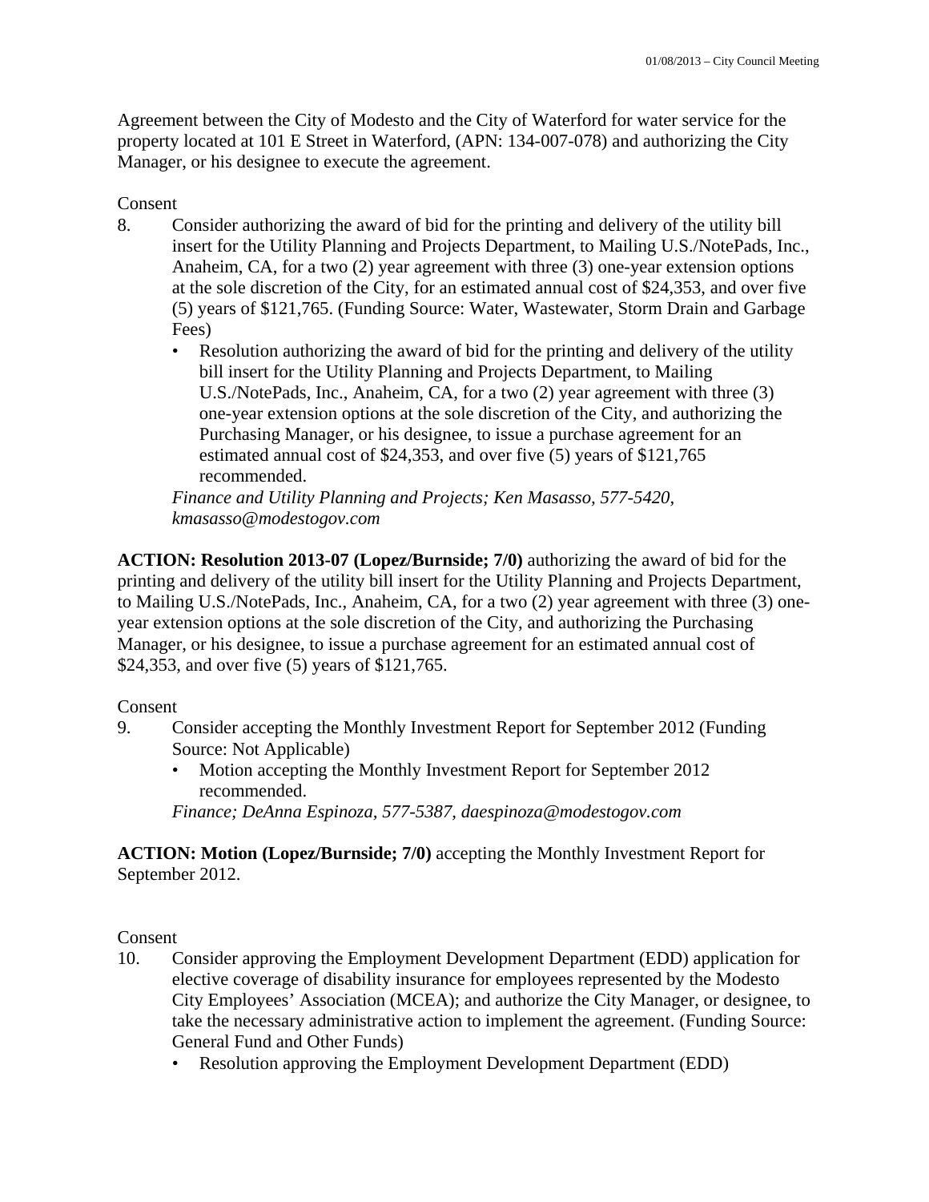Agreement between the City of Modesto and the City of Waterford for water service for the property located at 101 E Street in Waterford, (APN: 134-007-078) and authorizing the City Manager, or his designee to execute the agreement.

Consent

8. Consider authorizing the award of bid for the printing and delivery of the utility bill insert for the Utility Planning and Projects Department, to Mailing U.S./NotePads, Inc., Anaheim, CA, for a two (2) year agreement with three (3) one-year extension options at the sole discretion of the City, for an estimated annual cost of $24,353, and over five (5) years of $121,765. (Funding Source: Water, Wastewater, Storm Drain and Garbage Fees)
   - Resolution authorizing the award of bid for the printing and delivery of the utility bill insert for the Utility Planning and Projects Department, to Mailing U.S./NotePads, Inc., Anaheim, CA, for a two (2) year agreement with three (3) one-year extension options at the sole discretion of the City, and authorizing the Purchasing Manager, or his designee, to issue a purchase agreement for an estimated annual cost of $24,353, and over five (5) years of $121,765 recommended.

   *Finance and Utility Planning and Projects; Ken Masasso, 577-5420, kmasasso@modestogov.com*

**ACTION: Resolution 2013-07 (Lopez/Burnside; 7/0)** authorizing the award of bid for the printing and delivery of the utility bill insert for the Utility Planning and Projects Department, to Mailing U.S./NotePads, Inc., Anaheim, CA, for a two (2) year agreement with three (3) one-year extension options at the sole discretion of the City, and authorizing the Purchasing Manager, or his designee, to issue a purchase agreement for an estimated annual cost of $24,353, and over five (5) years of $121,765.

Consent

9. Consider accepting the Monthly Investment Report for September 2012 (Funding Source: Not Applicable)
   - Motion accepting the Monthly Investment Report for September 2012 recommended.

   *Finance; DeAnna Espinoza, 577-5387, daespinoza@modestogov.com*

**ACTION: Motion (Lopez/Burnside; 7/0)** accepting the Monthly Investment Report for September 2012.

Consent

10. Consider approving the Employment Development Department (EDD) application for elective coverage of disability insurance for employees represented by the Modesto City Employees' Association (MCEA); and authorize the City Manager, or designee, to take the necessary administrative action to implement the agreement. (Funding Source: General Fund and Other Funds)
    - Resolution approving the Employment Development Department (EDD)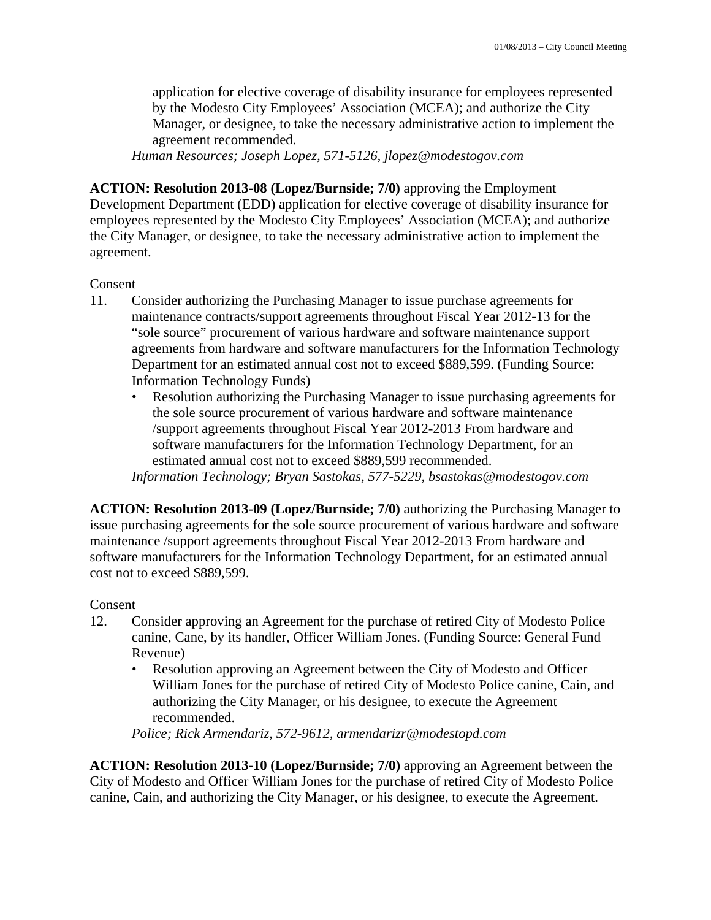application for elective coverage of disability insurance for employees represented by the Modesto City Employees' Association (MCEA); and authorize the City Manager, or designee, to take the necessary administrative action to implement the agreement recommended.

*Human Resources; Joseph Lopez, 571-5126, jlopez@modestogov.com*

**ACTION: Resolution 2013-08 (Lopez/Burnside; 7/0)** approving the Employment Development Department (EDD) application for elective coverage of disability insurance for employees represented by the Modesto City Employees' Association (MCEA); and authorize the City Manager, or designee, to take the necessary administrative action to implement the agreement.

Consent

11. Consider authorizing the Purchasing Manager to issue purchase agreements for maintenance contracts/support agreements throughout Fiscal Year 2012-13 for the "sole source" procurement of various hardware and software maintenance support agreements from hardware and software manufacturers for the Information Technology Department for an estimated annual cost not to exceed $889,599. (Funding Source: Information Technology Funds)
    - Resolution authorizing the Purchasing Manager to issue purchasing agreements for the sole source procurement of various hardware and software maintenance /support agreements throughout Fiscal Year 2012-2013 From hardware and software manufacturers for the Information Technology Department, for an estimated annual cost not to exceed $889,599 recommended.

    *Information Technology; Bryan Sastokas, 577-5229, bsastokas@modestogov.com*

**ACTION: Resolution 2013-09 (Lopez/Burnside; 7/0)** authorizing the Purchasing Manager to issue purchasing agreements for the sole source procurement of various hardware and software maintenance /support agreements throughout Fiscal Year 2012-2013 From hardware and software manufacturers for the Information Technology Department, for an estimated annual cost not to exceed $889,599.

Consent

12. Consider approving an Agreement for the purchase of retired City of Modesto Police canine, Cane, by its handler, Officer William Jones. (Funding Source: General Fund Revenue)
    - Resolution approving an Agreement between the City of Modesto and Officer William Jones for the purchase of retired City of Modesto Police canine, Cain, and authorizing the City Manager, or his designee, to execute the Agreement recommended.

    *Police; Rick Armendariz, 572-9612, armendarizr@modestopd.com*

**ACTION: Resolution 2013-10 (Lopez/Burnside; 7/0)** approving an Agreement between the City of Modesto and Officer William Jones for the purchase of retired City of Modesto Police canine, Cain, and authorizing the City Manager, or his designee, to execute the Agreement.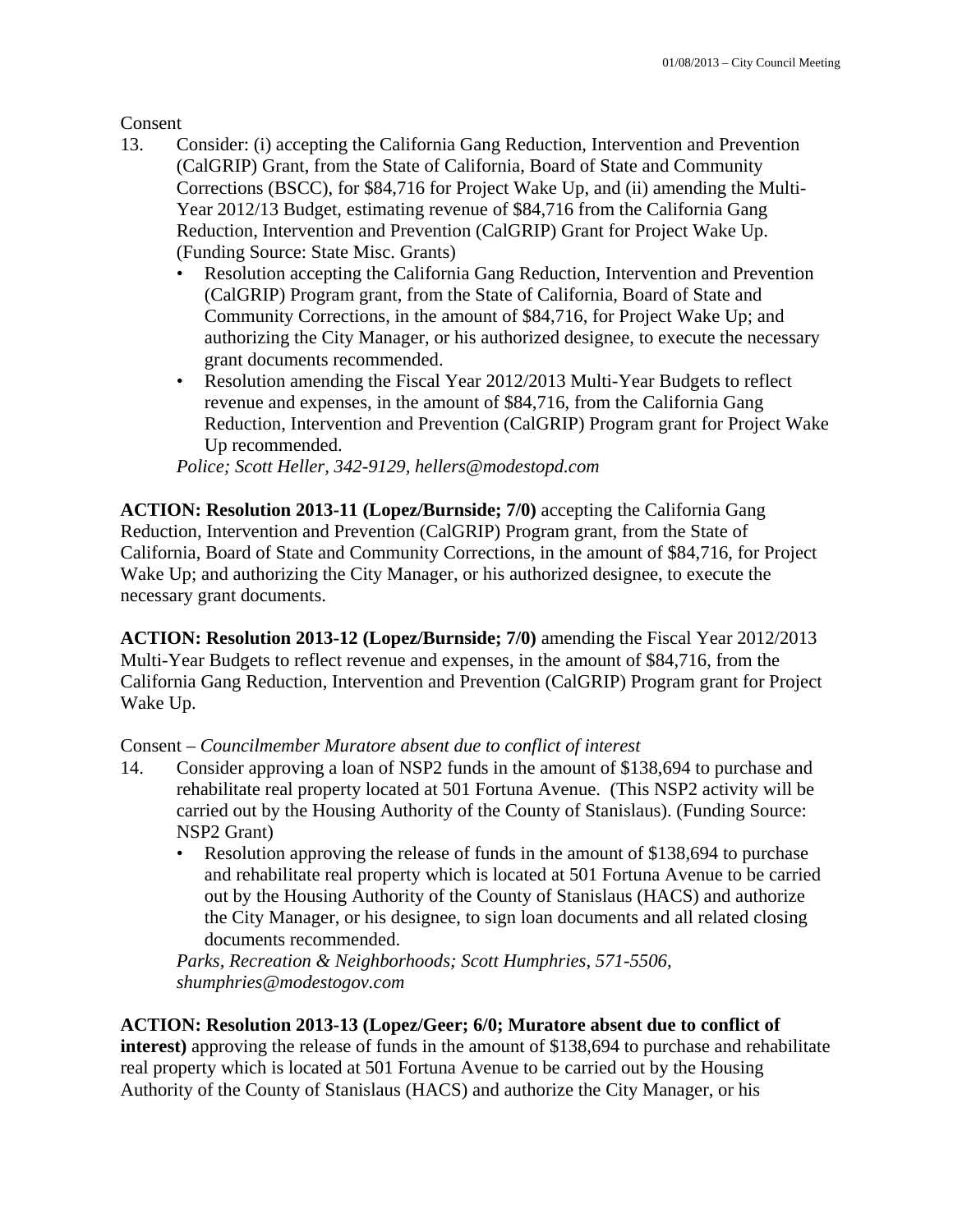Consent

13. Consider: (i) accepting the California Gang Reduction, Intervention and Prevention (CalGRIP) Grant, from the State of California, Board of State and Community Corrections (BSCC), for $84,716 for Project Wake Up, and (ii) amending the Multi-Year 2012/13 Budget, estimating revenue of $84,716 from the California Gang Reduction, Intervention and Prevention (CalGRIP) Grant for Project Wake Up. (Funding Source: State Misc. Grants)
    - Resolution accepting the California Gang Reduction, Intervention and Prevention (CalGRIP) Program grant, from the State of California, Board of State and Community Corrections, in the amount of $84,716, for Project Wake Up; and authorizing the City Manager, or his authorized designee, to execute the necessary grant documents recommended.
    - Resolution amending the Fiscal Year 2012/2013 Multi-Year Budgets to reflect revenue and expenses, in the amount of $84,716, from the California Gang Reduction, Intervention and Prevention (CalGRIP) Program grant for Project Wake Up recommended.

    *Police; Scott Heller, 342-9129, hellers@modestopd.com*

**ACTION: Resolution 2013-11 (Lopez/Burnside; 7/0)** accepting the California Gang Reduction, Intervention and Prevention (CalGRIP) Program grant, from the State of California, Board of State and Community Corrections, in the amount of $84,716, for Project Wake Up; and authorizing the City Manager, or his authorized designee, to execute the necessary grant documents.

**ACTION: Resolution 2013-12 (Lopez/Burnside; 7/0)** amending the Fiscal Year 2012/2013 Multi-Year Budgets to reflect revenue and expenses, in the amount of $84,716, from the California Gang Reduction, Intervention and Prevention (CalGRIP) Program grant for Project Wake Up.

Consent – *Councilmember Muratore absent due to conflict of interest*

14. Consider approving a loan of NSP2 funds in the amount of $138,694 to purchase and rehabilitate real property located at 501 Fortuna Avenue. (This NSP2 activity will be carried out by the Housing Authority of the County of Stanislaus). (Funding Source: NSP2 Grant)
    - Resolution approving the release of funds in the amount of $138,694 to purchase and rehabilitate real property which is located at 501 Fortuna Avenue to be carried out by the Housing Authority of the County of Stanislaus (HACS) and authorize the City Manager, or his designee, to sign loan documents and all related closing documents recommended.

    *Parks, Recreation & Neighborhoods; Scott Humphries, 571-5506, shumphries@modestogov.com*

**ACTION: Resolution 2013-13 (Lopez/Geer; 6/0; Muratore absent due to conflict of interest)** approving the release of funds in the amount of $138,694 to purchase and rehabilitate real property which is located at 501 Fortuna Avenue to be carried out by the Housing Authority of the County of Stanislaus (HACS) and authorize the City Manager, or his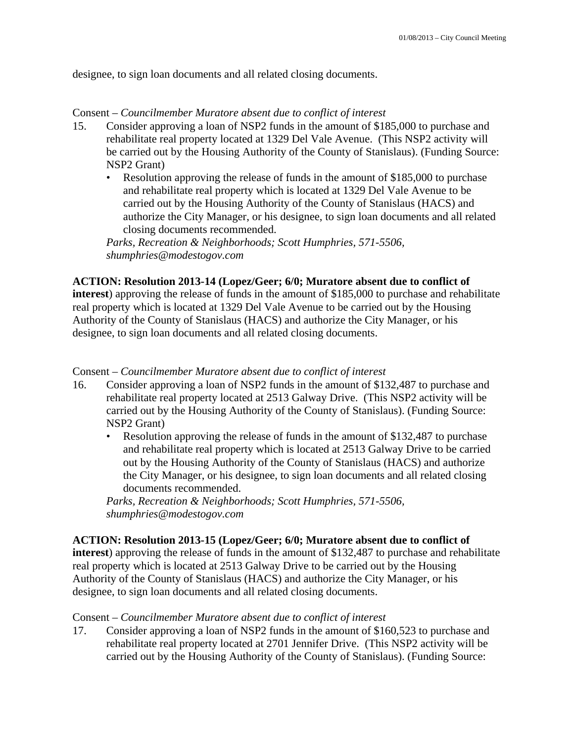designee, to sign loan documents and all related closing documents.

Consent – *Councilmember Muratore absent due to conflict of interest*

15. Consider approving a loan of NSP2 funds in the amount of $185,000 to purchase and rehabilitate real property located at 1329 Del Vale Avenue. (This NSP2 activity will be carried out by the Housing Authority of the County of Stanislaus). (Funding Source: NSP2 Grant)
    - Resolution approving the release of funds in the amount of $185,000 to purchase and rehabilitate real property which is located at 1329 Del Vale Avenue to be carried out by the Housing Authority of the County of Stanislaus (HACS) and authorize the City Manager, or his designee, to sign loan documents and all related closing documents recommended.

    *Parks, Recreation & Neighborhoods; Scott Humphries, 571-5506, shumphries@modestogov.com*

**ACTION: Resolution 2013-14 (Lopez/Geer; 6/0; Muratore absent due to conflict of interest**) approving the release of funds in the amount of $185,000 to purchase and rehabilitate real property which is located at 1329 Del Vale Avenue to be carried out by the Housing Authority of the County of Stanislaus (HACS) and authorize the City Manager, or his designee, to sign loan documents and all related closing documents.

Consent – *Councilmember Muratore absent due to conflict of interest*

16. Consider approving a loan of NSP2 funds in the amount of $132,487 to purchase and rehabilitate real property located at 2513 Galway Drive. (This NSP2 activity will be carried out by the Housing Authority of the County of Stanislaus). (Funding Source: NSP2 Grant)
    - Resolution approving the release of funds in the amount of $132,487 to purchase and rehabilitate real property which is located at 2513 Galway Drive to be carried out by the Housing Authority of the County of Stanislaus (HACS) and authorize the City Manager, or his designee, to sign loan documents and all related closing documents recommended.

    *Parks, Recreation & Neighborhoods; Scott Humphries, 571-5506, shumphries@modestogov.com*

**ACTION: Resolution 2013-15 (Lopez/Geer; 6/0; Muratore absent due to conflict of interest**) approving the release of funds in the amount of $132,487 to purchase and rehabilitate real property which is located at 2513 Galway Drive to be carried out by the Housing Authority of the County of Stanislaus (HACS) and authorize the City Manager, or his designee, to sign loan documents and all related closing documents.

Consent – *Councilmember Muratore absent due to conflict of interest*

17. Consider approving a loan of NSP2 funds in the amount of $160,523 to purchase and rehabilitate real property located at 2701 Jennifer Drive. (This NSP2 activity will be carried out by the Housing Authority of the County of Stanislaus). (Funding Source: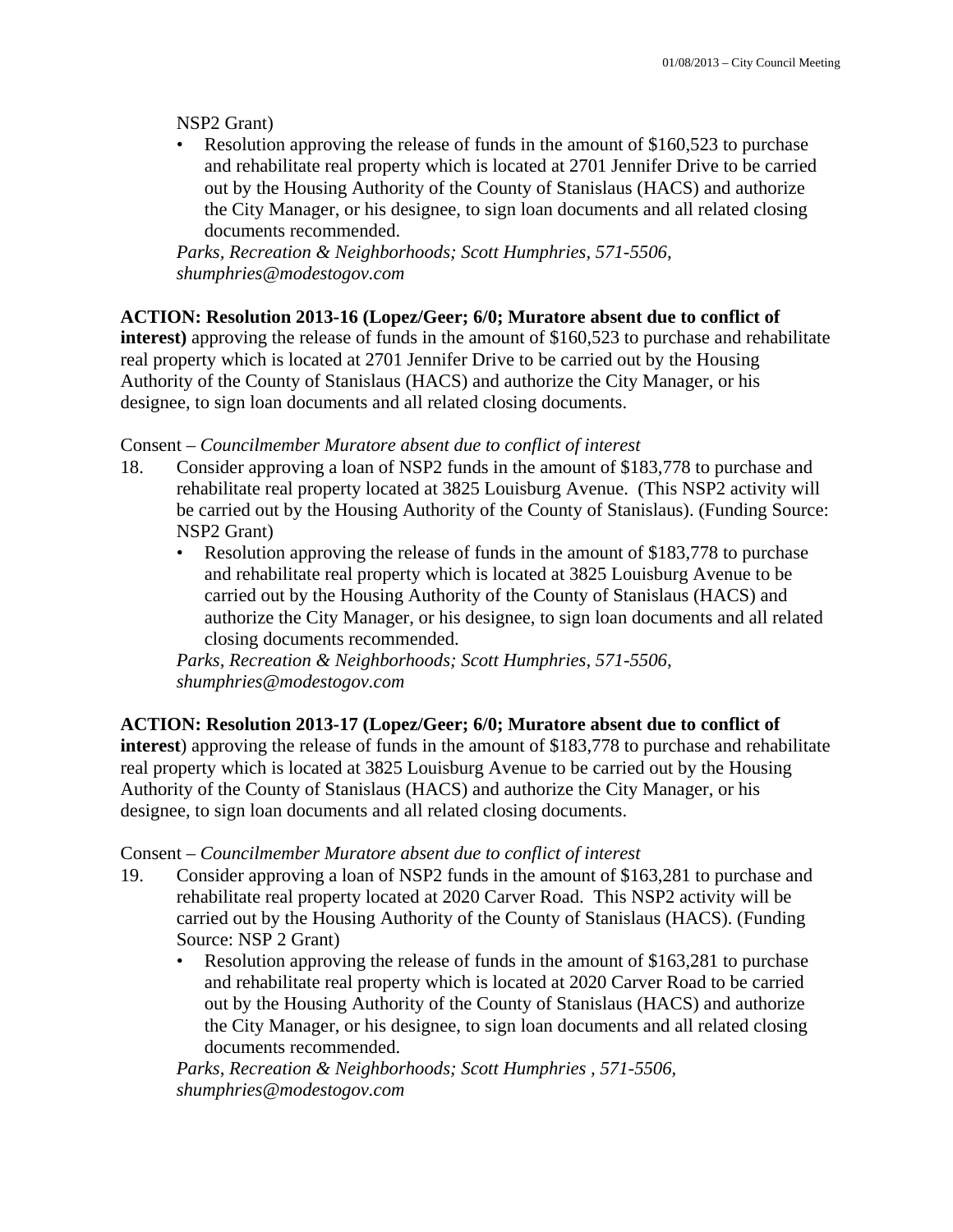NSP2 Grant)

- Resolution approving the release of funds in the amount of $160,523 to purchase and rehabilitate real property which is located at 2701 Jennifer Drive to be carried out by the Housing Authority of the County of Stanislaus (HACS) and authorize the City Manager, or his designee, to sign loan documents and all related closing documents recommended.

*Parks, Recreation & Neighborhoods; Scott Humphries, 571-5506, shumphries@modestogov.com*

**ACTION: Resolution 2013-16 (Lopez/Geer; 6/0; Muratore absent due to conflict of interest)** approving the release of funds in the amount of $160,523 to purchase and rehabilitate real property which is located at 2701 Jennifer Drive to be carried out by the Housing Authority of the County of Stanislaus (HACS) and authorize the City Manager, or his designee, to sign loan documents and all related closing documents.

Consent – *Councilmember Muratore absent due to conflict of interest*

18. Consider approving a loan of NSP2 funds in the amount of $183,778 to purchase and rehabilitate real property located at 3825 Louisburg Avenue. (This NSP2 activity will be carried out by the Housing Authority of the County of Stanislaus). (Funding Source: NSP2 Grant)
    - Resolution approving the release of funds in the amount of $183,778 to purchase and rehabilitate real property which is located at 3825 Louisburg Avenue to be carried out by the Housing Authority of the County of Stanislaus (HACS) and authorize the City Manager, or his designee, to sign loan documents and all related closing documents recommended.

    *Parks, Recreation & Neighborhoods; Scott Humphries, 571-5506, shumphries@modestogov.com*

**ACTION: Resolution 2013-17 (Lopez/Geer; 6/0; Muratore absent due to conflict of interest**) approving the release of funds in the amount of $183,778 to purchase and rehabilitate real property which is located at 3825 Louisburg Avenue to be carried out by the Housing Authority of the County of Stanislaus (HACS) and authorize the City Manager, or his designee, to sign loan documents and all related closing documents.

Consent – *Councilmember Muratore absent due to conflict of interest*

19. Consider approving a loan of NSP2 funds in the amount of $163,281 to purchase and rehabilitate real property located at 2020 Carver Road. This NSP2 activity will be carried out by the Housing Authority of the County of Stanislaus (HACS). (Funding Source: NSP 2 Grant)
    - Resolution approving the release of funds in the amount of $163,281 to purchase and rehabilitate real property which is located at 2020 Carver Road to be carried out by the Housing Authority of the County of Stanislaus (HACS) and authorize the City Manager, or his designee, to sign loan documents and all related closing documents recommended.

    *Parks, Recreation & Neighborhoods; Scott Humphries , 571-5506, shumphries@modestogov.com*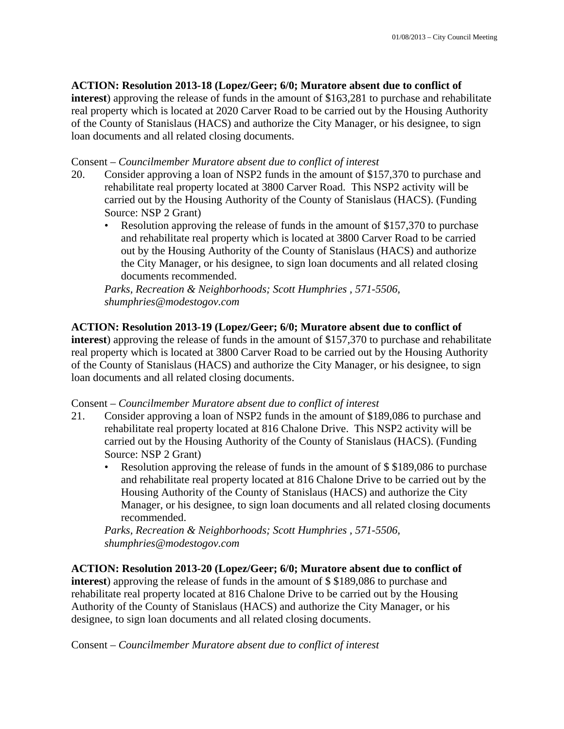**ACTION: Resolution 2013-18 (Lopez/Geer; 6/0; Muratore absent due to conflict of interest**) approving the release of funds in the amount of $163,281 to purchase and rehabilitate real property which is located at 2020 Carver Road to be carried out by the Housing Authority of the County of Stanislaus (HACS) and authorize the City Manager, or his designee, to sign loan documents and all related closing documents.

Consent – *Councilmember Muratore absent due to conflict of interest*

20. Consider approving a loan of NSP2 funds in the amount of $157,370 to purchase and rehabilitate real property located at 3800 Carver Road. This NSP2 activity will be carried out by the Housing Authority of the County of Stanislaus (HACS). (Funding Source: NSP 2 Grant)
    - Resolution approving the release of funds in the amount of $157,370 to purchase and rehabilitate real property which is located at 3800 Carver Road to be carried out by the Housing Authority of the County of Stanislaus (HACS) and authorize the City Manager, or his designee, to sign loan documents and all related closing documents recommended.

    *Parks, Recreation & Neighborhoods; Scott Humphries , 571-5506, shumphries@modestogov.com*

**ACTION: Resolution 2013-19 (Lopez/Geer; 6/0; Muratore absent due to conflict of interest**) approving the release of funds in the amount of $157,370 to purchase and rehabilitate real property which is located at 3800 Carver Road to be carried out by the Housing Authority of the County of Stanislaus (HACS) and authorize the City Manager, or his designee, to sign loan documents and all related closing documents.

Consent – *Councilmember Muratore absent due to conflict of interest*

21. Consider approving a loan of NSP2 funds in the amount of $189,086 to purchase and rehabilitate real property located at 816 Chalone Drive. This NSP2 activity will be carried out by the Housing Authority of the County of Stanislaus (HACS). (Funding Source: NSP 2 Grant)
    - Resolution approving the release of funds in the amount of $ $189,086 to purchase and rehabilitate real property located at 816 Chalone Drive to be carried out by the Housing Authority of the County of Stanislaus (HACS) and authorize the City Manager, or his designee, to sign loan documents and all related closing documents recommended.

    *Parks, Recreation & Neighborhoods; Scott Humphries , 571-5506, shumphries@modestogov.com*

**ACTION: Resolution 2013-20 (Lopez/Geer; 6/0; Muratore absent due to conflict of interest**) approving the release of funds in the amount of $ $189,086 to purchase and rehabilitate real property located at 816 Chalone Drive to be carried out by the Housing Authority of the County of Stanislaus (HACS) and authorize the City Manager, or his designee, to sign loan documents and all related closing documents.

Consent – *Councilmember Muratore absent due to conflict of interest*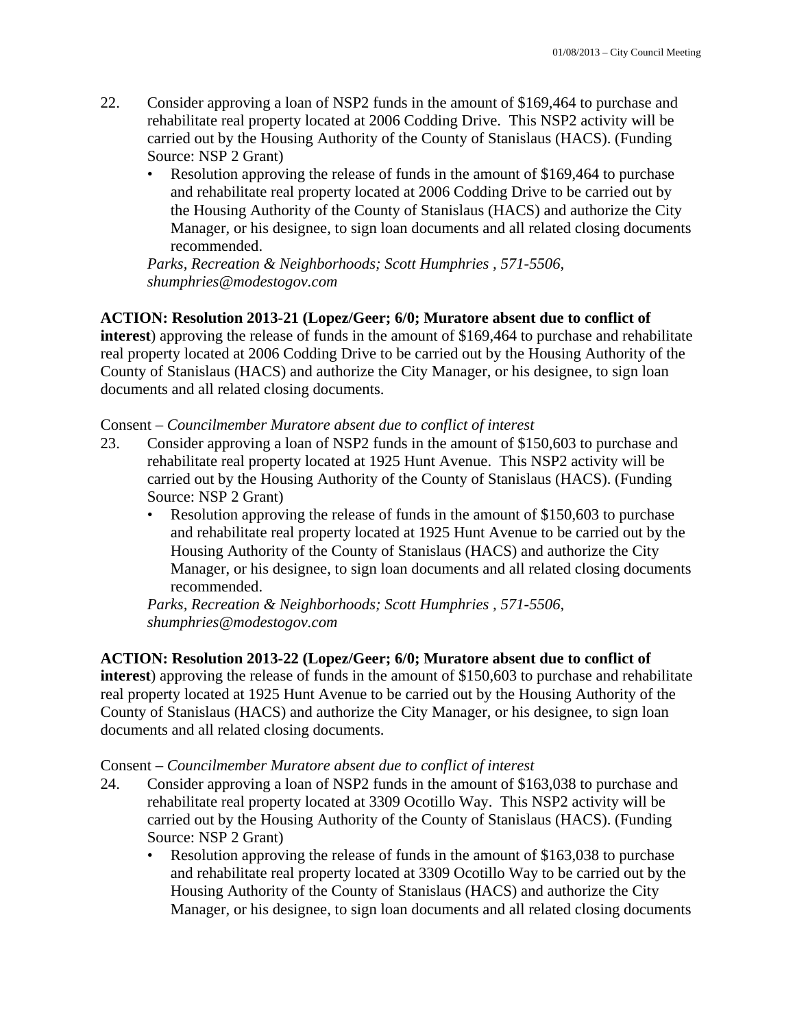22. Consider approving a loan of NSP2 funds in the amount of $169,464 to purchase and rehabilitate real property located at 2006 Codding Drive. This NSP2 activity will be carried out by the Housing Authority of the County of Stanislaus (HACS). (Funding Source: NSP 2 Grant)
    - Resolution approving the release of funds in the amount of $169,464 to purchase and rehabilitate real property located at 2006 Codding Drive to be carried out by the Housing Authority of the County of Stanislaus (HACS) and authorize the City Manager, or his designee, to sign loan documents and all related closing documents recommended.

    *Parks, Recreation & Neighborhoods; Scott Humphries , 571-5506, shumphries@modestogov.com*

**ACTION: Resolution 2013-21 (Lopez/Geer; 6/0; Muratore absent due to conflict of interest**) approving the release of funds in the amount of $169,464 to purchase and rehabilitate real property located at 2006 Codding Drive to be carried out by the Housing Authority of the County of Stanislaus (HACS) and authorize the City Manager, or his designee, to sign loan documents and all related closing documents.

Consent – *Councilmember Muratore absent due to conflict of interest*

23. Consider approving a loan of NSP2 funds in the amount of $150,603 to purchase and rehabilitate real property located at 1925 Hunt Avenue. This NSP2 activity will be carried out by the Housing Authority of the County of Stanislaus (HACS). (Funding Source: NSP 2 Grant)
    - Resolution approving the release of funds in the amount of $150,603 to purchase and rehabilitate real property located at 1925 Hunt Avenue to be carried out by the Housing Authority of the County of Stanislaus (HACS) and authorize the City Manager, or his designee, to sign loan documents and all related closing documents recommended.

    *Parks, Recreation & Neighborhoods; Scott Humphries , 571-5506, shumphries@modestogov.com*

**ACTION: Resolution 2013-22 (Lopez/Geer; 6/0; Muratore absent due to conflict of interest**) approving the release of funds in the amount of $150,603 to purchase and rehabilitate real property located at 1925 Hunt Avenue to be carried out by the Housing Authority of the County of Stanislaus (HACS) and authorize the City Manager, or his designee, to sign loan documents and all related closing documents.

Consent – *Councilmember Muratore absent due to conflict of interest*

24. Consider approving a loan of NSP2 funds in the amount of $163,038 to purchase and rehabilitate real property located at 3309 Ocotillo Way. This NSP2 activity will be carried out by the Housing Authority of the County of Stanislaus (HACS). (Funding Source: NSP 2 Grant)
    - Resolution approving the release of funds in the amount of $163,038 to purchase and rehabilitate real property located at 3309 Ocotillo Way to be carried out by the Housing Authority of the County of Stanislaus (HACS) and authorize the City Manager, or his designee, to sign loan documents and all related closing documents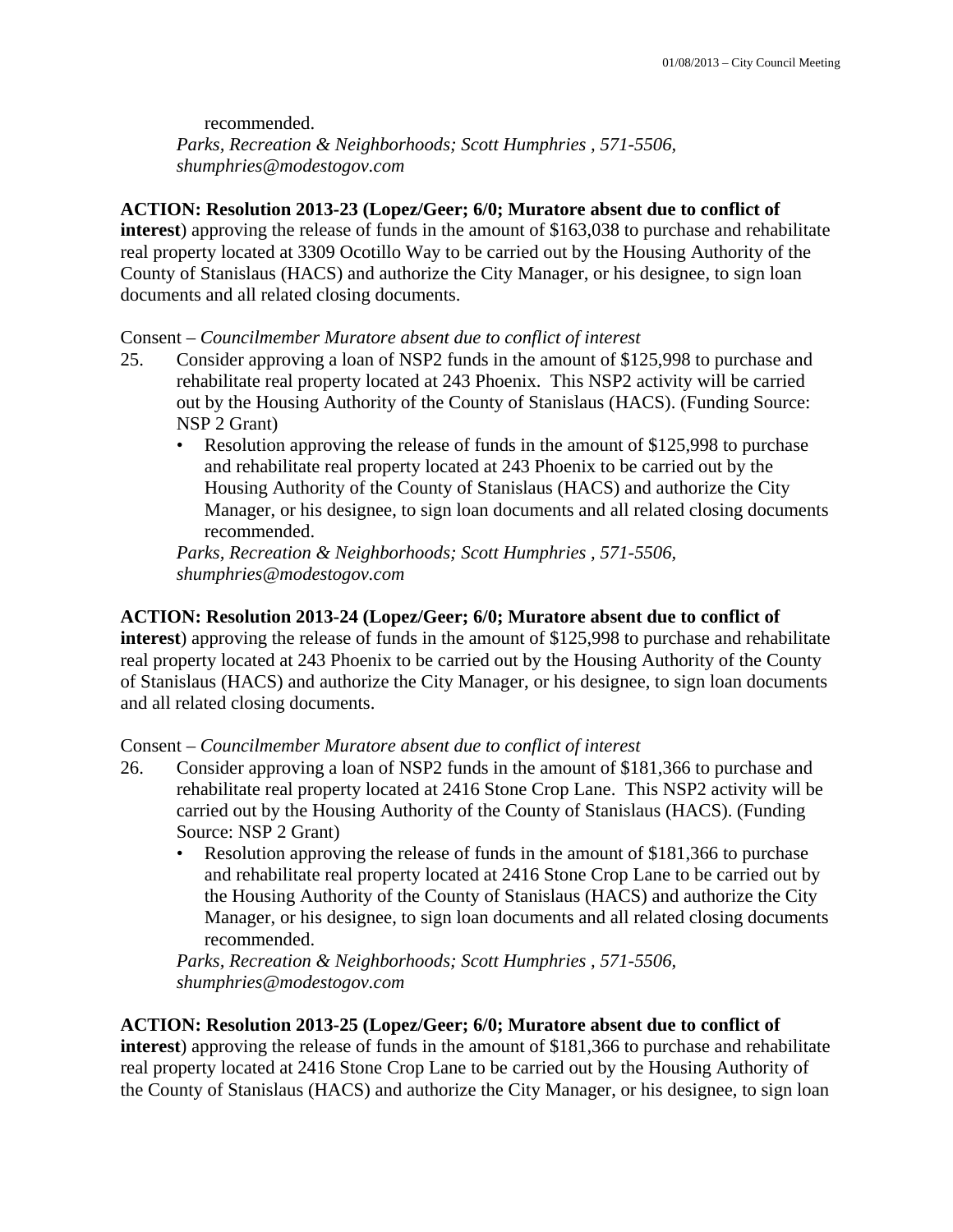recommended.

*Parks, Recreation & Neighborhoods; Scott Humphries , 571-5506, shumphries@modestogov.com*

**ACTION: Resolution 2013-23 (Lopez/Geer; 6/0; Muratore absent due to conflict of interest**) approving the release of funds in the amount of $163,038 to purchase and rehabilitate real property located at 3309 Ocotillo Way to be carried out by the Housing Authority of the County of Stanislaus (HACS) and authorize the City Manager, or his designee, to sign loan documents and all related closing documents.

Consent – *Councilmember Muratore absent due to conflict of interest*

25. Consider approving a loan of NSP2 funds in the amount of $125,998 to purchase and rehabilitate real property located at 243 Phoenix. This NSP2 activity will be carried out by the Housing Authority of the County of Stanislaus (HACS). (Funding Source: NSP 2 Grant)
    - Resolution approving the release of funds in the amount of $125,998 to purchase and rehabilitate real property located at 243 Phoenix to be carried out by the Housing Authority of the County of Stanislaus (HACS) and authorize the City Manager, or his designee, to sign loan documents and all related closing documents recommended.

    *Parks, Recreation & Neighborhoods; Scott Humphries , 571-5506, shumphries@modestogov.com*

**ACTION: Resolution 2013-24 (Lopez/Geer; 6/0; Muratore absent due to conflict of interest**) approving the release of funds in the amount of $125,998 to purchase and rehabilitate real property located at 243 Phoenix to be carried out by the Housing Authority of the County of Stanislaus (HACS) and authorize the City Manager, or his designee, to sign loan documents and all related closing documents.

Consent – *Councilmember Muratore absent due to conflict of interest*

26. Consider approving a loan of NSP2 funds in the amount of $181,366 to purchase and rehabilitate real property located at 2416 Stone Crop Lane. This NSP2 activity will be carried out by the Housing Authority of the County of Stanislaus (HACS). (Funding Source: NSP 2 Grant)
    - Resolution approving the release of funds in the amount of $181,366 to purchase and rehabilitate real property located at 2416 Stone Crop Lane to be carried out by the Housing Authority of the County of Stanislaus (HACS) and authorize the City Manager, or his designee, to sign loan documents and all related closing documents recommended.

    *Parks, Recreation & Neighborhoods; Scott Humphries , 571-5506, shumphries@modestogov.com*

**ACTION: Resolution 2013-25 (Lopez/Geer; 6/0; Muratore absent due to conflict of interest**) approving the release of funds in the amount of $181,366 to purchase and rehabilitate real property located at 2416 Stone Crop Lane to be carried out by the Housing Authority of the County of Stanislaus (HACS) and authorize the City Manager, or his designee, to sign loan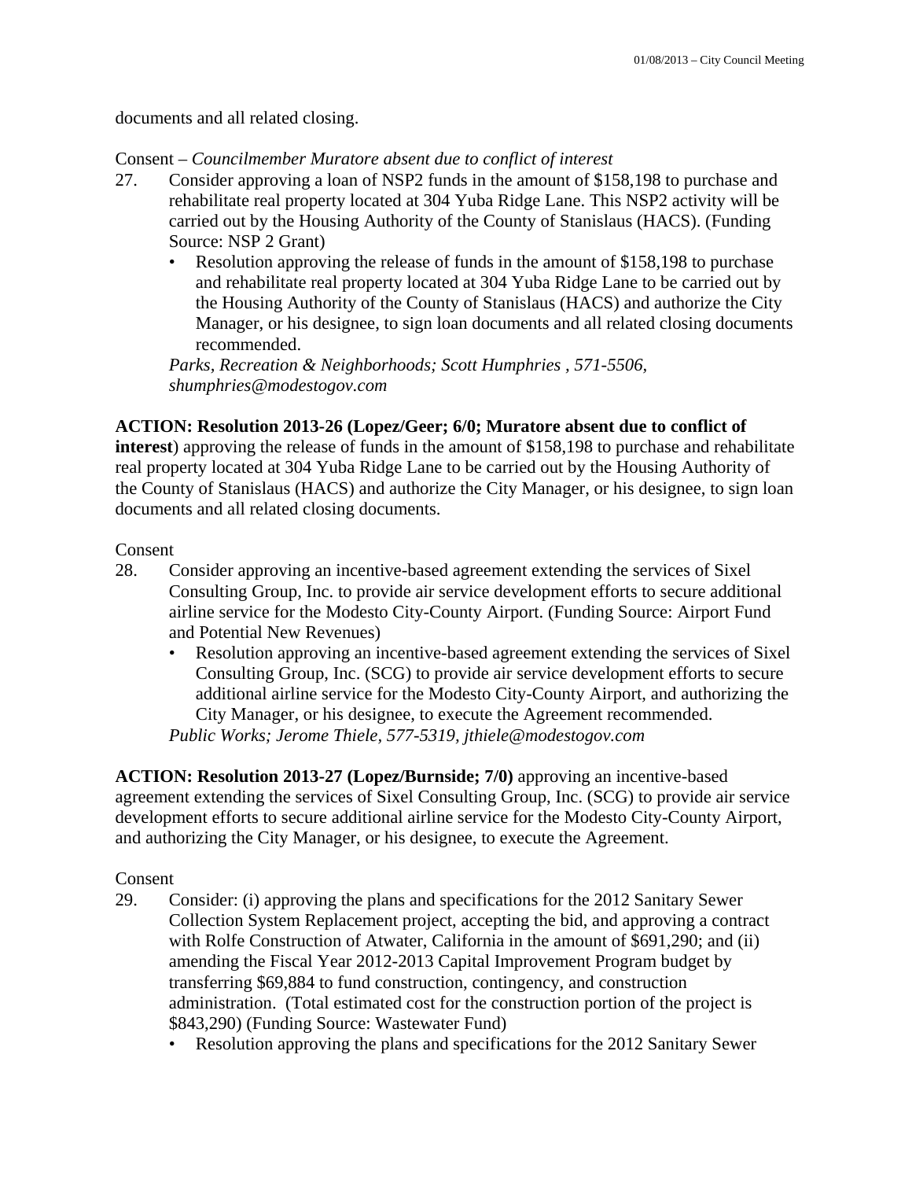documents and all related closing.

Consent – *Councilmember Muratore absent due to conflict of interest*

27. Consider approving a loan of NSP2 funds in the amount of $158,198 to purchase and rehabilitate real property located at 304 Yuba Ridge Lane. This NSP2 activity will be carried out by the Housing Authority of the County of Stanislaus (HACS). (Funding Source: NSP 2 Grant)
    - Resolution approving the release of funds in the amount of $158,198 to purchase and rehabilitate real property located at 304 Yuba Ridge Lane to be carried out by the Housing Authority of the County of Stanislaus (HACS) and authorize the City Manager, or his designee, to sign loan documents and all related closing documents recommended.

    *Parks, Recreation & Neighborhoods; Scott Humphries , 571-5506, shumphries@modestogov.com*

**ACTION: Resolution 2013-26 (Lopez/Geer; 6/0; Muratore absent due to conflict of interest**) approving the release of funds in the amount of $158,198 to purchase and rehabilitate real property located at 304 Yuba Ridge Lane to be carried out by the Housing Authority of the County of Stanislaus (HACS) and authorize the City Manager, or his designee, to sign loan documents and all related closing documents.

Consent

28. Consider approving an incentive-based agreement extending the services of Sixel Consulting Group, Inc. to provide air service development efforts to secure additional airline service for the Modesto City-County Airport. (Funding Source: Airport Fund and Potential New Revenues)
    - Resolution approving an incentive-based agreement extending the services of Sixel Consulting Group, Inc. (SCG) to provide air service development efforts to secure additional airline service for the Modesto City-County Airport, and authorizing the City Manager, or his designee, to execute the Agreement recommended.

    *Public Works; Jerome Thiele, 577-5319, jthiele@modestogov.com*

**ACTION: Resolution 2013-27 (Lopez/Burnside; 7/0)** approving an incentive-based agreement extending the services of Sixel Consulting Group, Inc. (SCG) to provide air service development efforts to secure additional airline service for the Modesto City-County Airport, and authorizing the City Manager, or his designee, to execute the Agreement.

Consent

29. Consider: (i) approving the plans and specifications for the 2012 Sanitary Sewer Collection System Replacement project, accepting the bid, and approving a contract with Rolfe Construction of Atwater, California in the amount of $691,290; and (ii) amending the Fiscal Year 2012-2013 Capital Improvement Program budget by transferring $69,884 to fund construction, contingency, and construction administration. (Total estimated cost for the construction portion of the project is $843,290) (Funding Source: Wastewater Fund)
    - Resolution approving the plans and specifications for the 2012 Sanitary Sewer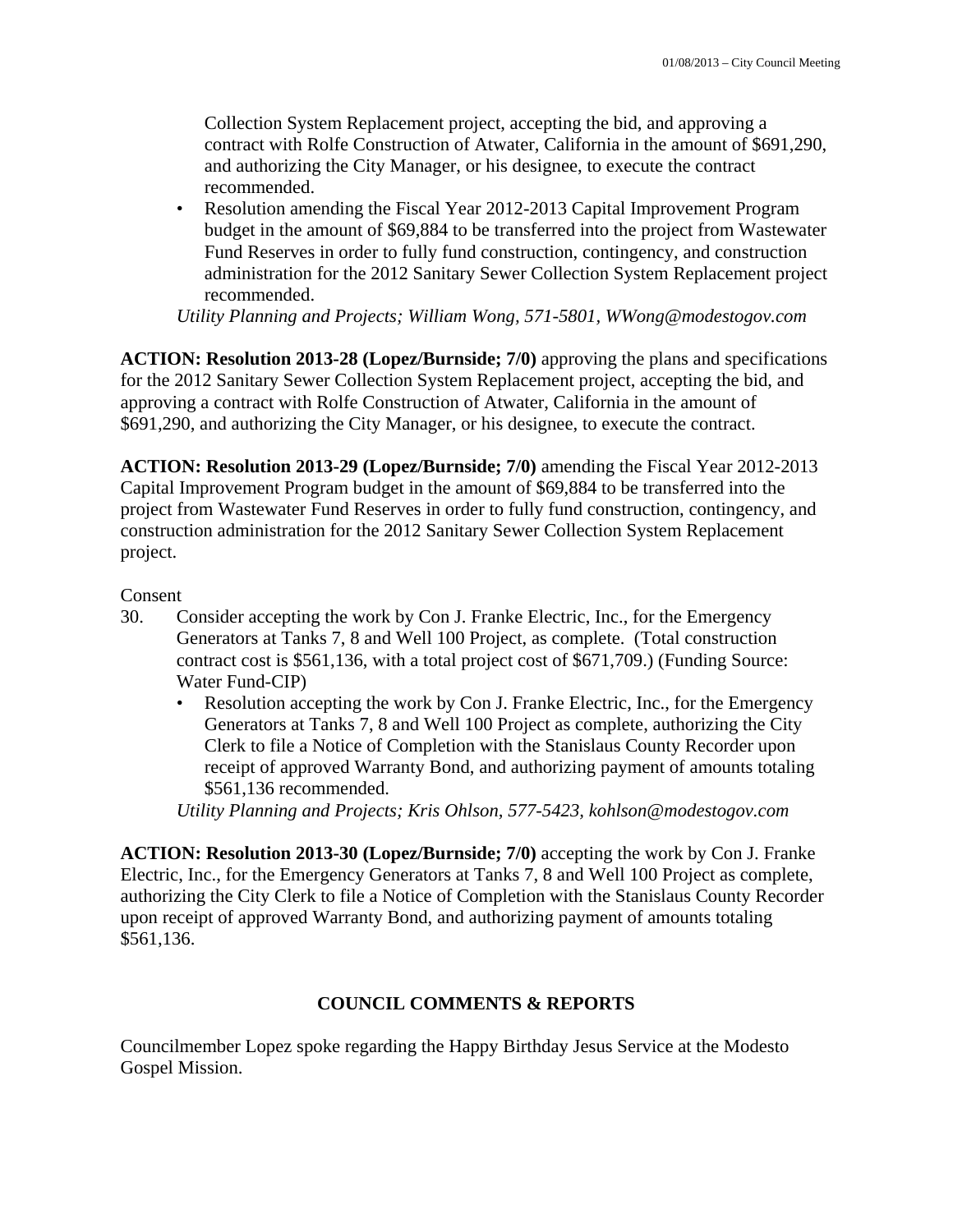Collection System Replacement project, accepting the bid, and approving a contract with Rolfe Construction of Atwater, California in the amount of $691,290, and authorizing the City Manager, or his designee, to execute the contract recommended.

- Resolution amending the Fiscal Year 2012-2013 Capital Improvement Program budget in the amount of $69,884 to be transferred into the project from Wastewater Fund Reserves in order to fully fund construction, contingency, and construction administration for the 2012 Sanitary Sewer Collection System Replacement project recommended.

*Utility Planning and Projects; William Wong, 571-5801, WWong@modestogov.com*

**ACTION: Resolution 2013-28 (Lopez/Burnside; 7/0)** approving the plans and specifications for the 2012 Sanitary Sewer Collection System Replacement project, accepting the bid, and approving a contract with Rolfe Construction of Atwater, California in the amount of $691,290, and authorizing the City Manager, or his designee, to execute the contract.

**ACTION: Resolution 2013-29 (Lopez/Burnside; 7/0)** amending the Fiscal Year 2012-2013 Capital Improvement Program budget in the amount of $69,884 to be transferred into the project from Wastewater Fund Reserves in order to fully fund construction, contingency, and construction administration for the 2012 Sanitary Sewer Collection System Replacement project.

Consent

30. Consider accepting the work by Con J. Franke Electric, Inc., for the Emergency Generators at Tanks 7, 8 and Well 100 Project, as complete. (Total construction contract cost is $561,136, with a total project cost of $671,709.) (Funding Source: Water Fund-CIP)
    - Resolution accepting the work by Con J. Franke Electric, Inc., for the Emergency Generators at Tanks 7, 8 and Well 100 Project as complete, authorizing the City Clerk to file a Notice of Completion with the Stanislaus County Recorder upon receipt of approved Warranty Bond, and authorizing payment of amounts totaling $561,136 recommended.

    *Utility Planning and Projects; Kris Ohlson, 577-5423, kohlson@modestogov.com*

**ACTION: Resolution 2013-30 (Lopez/Burnside; 7/0)** accepting the work by Con J. Franke Electric, Inc., for the Emergency Generators at Tanks 7, 8 and Well 100 Project as complete, authorizing the City Clerk to file a Notice of Completion with the Stanislaus County Recorder upon receipt of approved Warranty Bond, and authorizing payment of amounts totaling $561,136.

## COUNCIL COMMENTS & REPORTS

Councilmember Lopez spoke regarding the Happy Birthday Jesus Service at the Modesto Gospel Mission.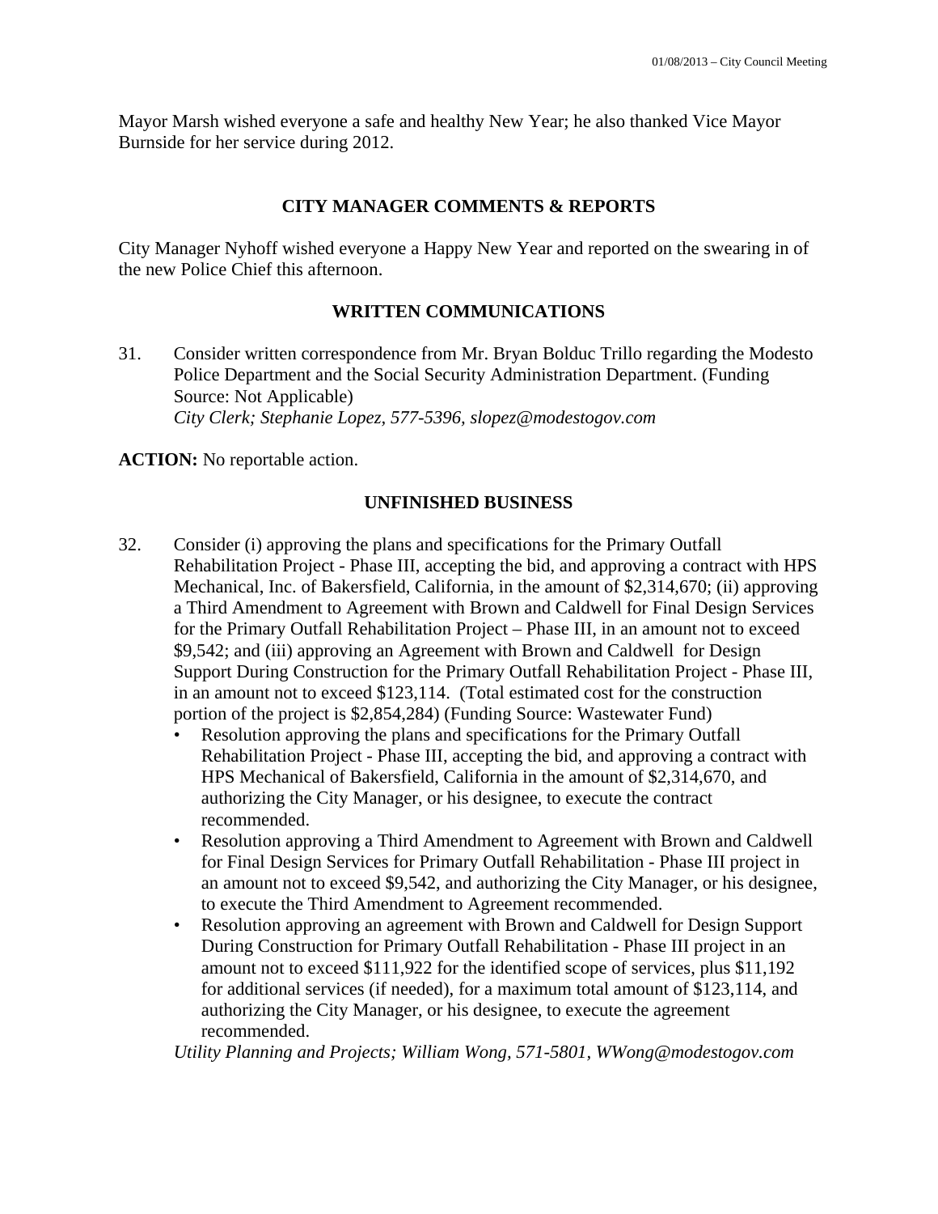Mayor Marsh wished everyone a safe and healthy New Year; he also thanked Vice Mayor Burnside for her service during 2012.

## CITY MANAGER COMMENTS & REPORTS

City Manager Nyhoff wished everyone a Happy New Year and reported on the swearing in of the new Police Chief this afternoon.

## WRITTEN COMMUNICATIONS

31. Consider written correspondence from Mr. Bryan Bolduc Trillo regarding the Modesto Police Department and the Social Security Administration Department. (Funding Source: Not Applicable)
    *City Clerk; Stephanie Lopez, 577-5396, slopez@modestogov.com*

**ACTION:** No reportable action.

## UNFINISHED BUSINESS

32. Consider (i) approving the plans and specifications for the Primary Outfall Rehabilitation Project - Phase III, accepting the bid, and approving a contract with HPS Mechanical, Inc. of Bakersfield, California, in the amount of $2,314,670; (ii) approving a Third Amendment to Agreement with Brown and Caldwell for Final Design Services for the Primary Outfall Rehabilitation Project – Phase III, in an amount not to exceed $9,542; and (iii) approving an Agreement with Brown and Caldwell for Design Support During Construction for the Primary Outfall Rehabilitation Project - Phase III, in an amount not to exceed $123,114. (Total estimated cost for the construction portion of the project is $2,854,284) (Funding Source: Wastewater Fund)
    - Resolution approving the plans and specifications for the Primary Outfall Rehabilitation Project - Phase III, accepting the bid, and approving a contract with HPS Mechanical of Bakersfield, California in the amount of $2,314,670, and authorizing the City Manager, or his designee, to execute the contract recommended.
    - Resolution approving a Third Amendment to Agreement with Brown and Caldwell for Final Design Services for Primary Outfall Rehabilitation - Phase III project in an amount not to exceed $9,542, and authorizing the City Manager, or his designee, to execute the Third Amendment to Agreement recommended.
    - Resolution approving an agreement with Brown and Caldwell for Design Support During Construction for Primary Outfall Rehabilitation - Phase III project in an amount not to exceed $111,922 for the identified scope of services, plus $11,192 for additional services (if needed), for a maximum total amount of $123,114, and authorizing the City Manager, or his designee, to execute the agreement recommended.

    *Utility Planning and Projects; William Wong, 571-5801, WWong@modestogov.com*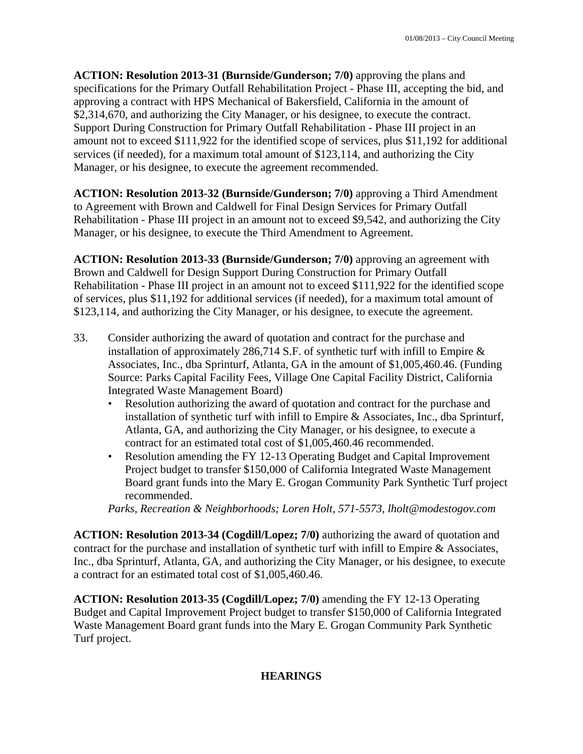**ACTION: Resolution 2013-31 (Burnside/Gunderson; 7/0)** approving the plans and specifications for the Primary Outfall Rehabilitation Project - Phase III, accepting the bid, and approving a contract with HPS Mechanical of Bakersfield, California in the amount of $2,314,670, and authorizing the City Manager, or his designee, to execute the contract. Support During Construction for Primary Outfall Rehabilitation - Phase III project in an amount not to exceed $111,922 for the identified scope of services, plus $11,192 for additional services (if needed), for a maximum total amount of $123,114, and authorizing the City Manager, or his designee, to execute the agreement recommended.

**ACTION: Resolution 2013-32 (Burnside/Gunderson; 7/0)** approving a Third Amendment to Agreement with Brown and Caldwell for Final Design Services for Primary Outfall Rehabilitation - Phase III project in an amount not to exceed $9,542, and authorizing the City Manager, or his designee, to execute the Third Amendment to Agreement.

**ACTION: Resolution 2013-33 (Burnside/Gunderson; 7/0)** approving an agreement with Brown and Caldwell for Design Support During Construction for Primary Outfall Rehabilitation - Phase III project in an amount not to exceed $111,922 for the identified scope of services, plus $11,192 for additional services (if needed), for a maximum total amount of $123,114, and authorizing the City Manager, or his designee, to execute the agreement.

33. Consider authorizing the award of quotation and contract for the purchase and installation of approximately 286,714 S.F. of synthetic turf with infill to Empire & Associates, Inc., dba Sprinturf, Atlanta, GA in the amount of $1,005,460.46. (Funding Source: Parks Capital Facility Fees, Village One Capital Facility District, California Integrated Waste Management Board)
    - Resolution authorizing the award of quotation and contract for the purchase and installation of synthetic turf with infill to Empire & Associates, Inc., dba Sprinturf, Atlanta, GA, and authorizing the City Manager, or his designee, to execute a contract for an estimated total cost of $1,005,460.46 recommended.
    - Resolution amending the FY 12-13 Operating Budget and Capital Improvement Project budget to transfer $150,000 of California Integrated Waste Management Board grant funds into the Mary E. Grogan Community Park Synthetic Turf project recommended.

    *Parks, Recreation & Neighborhoods; Loren Holt, 571-5573, lholt@modestogov.com*

**ACTION: Resolution 2013-34 (Cogdill/Lopez; 7/0)** authorizing the award of quotation and contract for the purchase and installation of synthetic turf with infill to Empire & Associates, Inc., dba Sprinturf, Atlanta, GA, and authorizing the City Manager, or his designee, to execute a contract for an estimated total cost of $1,005,460.46.

**ACTION: Resolution 2013-35 (Cogdill/Lopez; 7/0)** amending the FY 12-13 Operating Budget and Capital Improvement Project budget to transfer $150,000 of California Integrated Waste Management Board grant funds into the Mary E. Grogan Community Park Synthetic Turf project.

## HEARINGS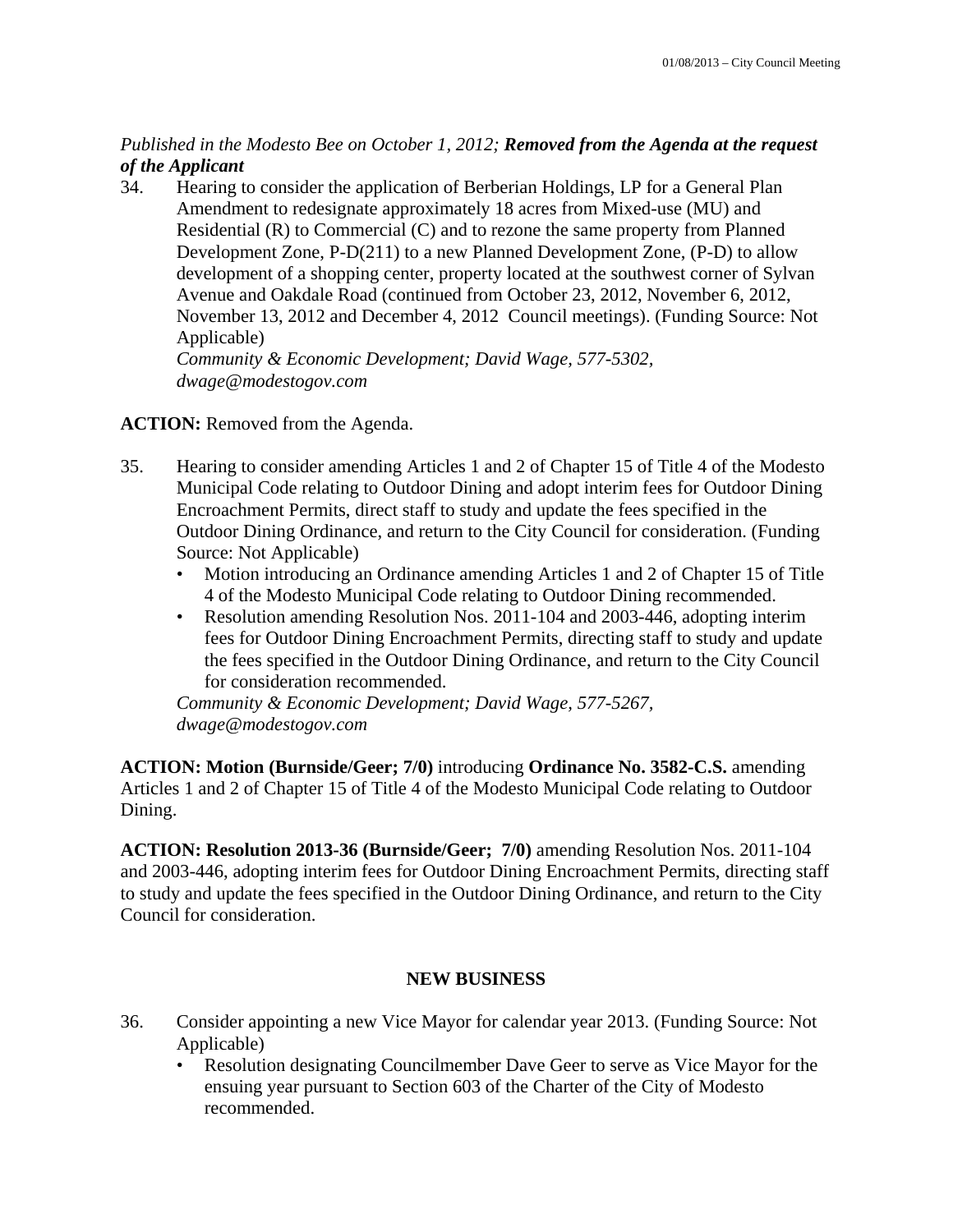*Published in the Modesto Bee on October 1, 2012;* ***Removed from the Agenda at the request of the Applicant***

34. Hearing to consider the application of Berberian Holdings, LP for a General Plan Amendment to redesignate approximately 18 acres from Mixed-use (MU) and Residential (R) to Commercial (C) and to rezone the same property from Planned Development Zone, P-D(211) to a new Planned Development Zone, (P-D) to allow development of a shopping center, property located at the southwest corner of Sylvan Avenue and Oakdale Road (continued from October 23, 2012, November 6, 2012, November 13, 2012 and December 4, 2012 Council meetings). (Funding Source: Not Applicable)
    *Community & Economic Development; David Wage, 577-5302, dwage@modestogov.com*

**ACTION:** Removed from the Agenda.

35. Hearing to consider amending Articles 1 and 2 of Chapter 15 of Title 4 of the Modesto Municipal Code relating to Outdoor Dining and adopt interim fees for Outdoor Dining Encroachment Permits, direct staff to study and update the fees specified in the Outdoor Dining Ordinance, and return to the City Council for consideration. (Funding Source: Not Applicable)
    - Motion introducing an Ordinance amending Articles 1 and 2 of Chapter 15 of Title 4 of the Modesto Municipal Code relating to Outdoor Dining recommended.
    - Resolution amending Resolution Nos. 2011-104 and 2003-446, adopting interim fees for Outdoor Dining Encroachment Permits, directing staff to study and update the fees specified in the Outdoor Dining Ordinance, and return to the City Council for consideration recommended.

    *Community & Economic Development; David Wage, 577-5267, dwage@modestogov.com*

**ACTION: Motion (Burnside/Geer; 7/0)** introducing **Ordinance No. 3582-C.S.** amending Articles 1 and 2 of Chapter 15 of Title 4 of the Modesto Municipal Code relating to Outdoor Dining.

**ACTION: Resolution 2013-36 (Burnside/Geer; 7/0)** amending Resolution Nos. 2011-104 and 2003-446, adopting interim fees for Outdoor Dining Encroachment Permits, directing staff to study and update the fees specified in the Outdoor Dining Ordinance, and return to the City Council for consideration.

## NEW BUSINESS

36. Consider appointing a new Vice Mayor for calendar year 2013. (Funding Source: Not Applicable)
    - Resolution designating Councilmember Dave Geer to serve as Vice Mayor for the ensuing year pursuant to Section 603 of the Charter of the City of Modesto recommended.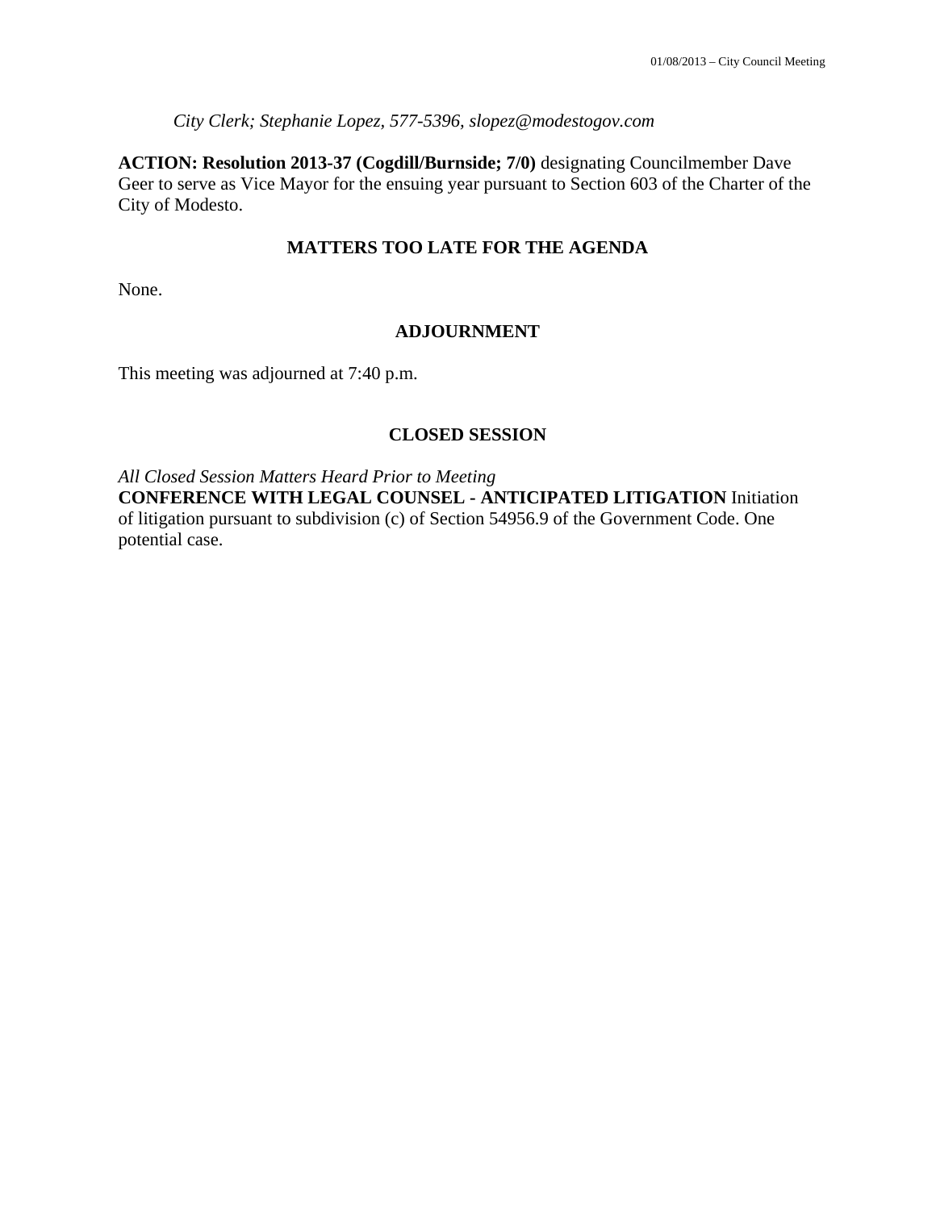*City Clerk; Stephanie Lopez, 577-5396, slopez@modestogov.com*

**ACTION: Resolution 2013-37 (Cogdill/Burnside; 7/0)** designating Councilmember Dave Geer to serve as Vice Mayor for the ensuing year pursuant to Section 603 of the Charter of the City of Modesto.

## MATTERS TOO LATE FOR THE AGENDA

None.

## ADJOURNMENT

This meeting was adjourned at 7:40 p.m.

## CLOSED SESSION

*All Closed Session Matters Heard Prior to Meeting*
**CONFERENCE WITH LEGAL COUNSEL - ANTICIPATED LITIGATION** Initiation of litigation pursuant to subdivision (c) of Section 54956.9 of the Government Code. One potential case.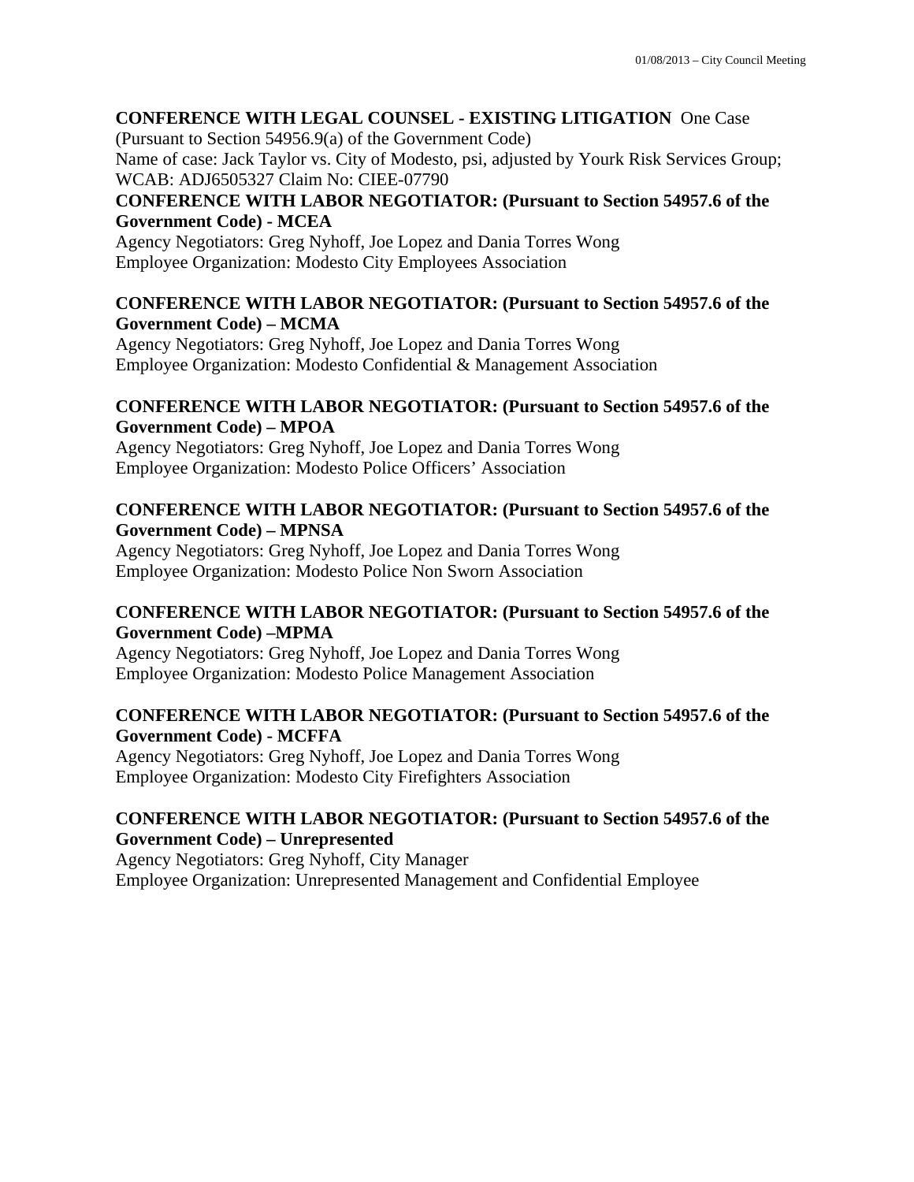**CONFERENCE WITH LEGAL COUNSEL - EXISTING LITIGATION** One Case
(Pursuant to Section 54956.9(a) of the Government Code)
Name of case: Jack Taylor vs. City of Modesto, psi, adjusted by Yourk Risk Services Group; WCAB: ADJ6505327 Claim No: CIEE-07790

**CONFERENCE WITH LABOR NEGOTIATOR: (Pursuant to Section 54957.6 of the Government Code) - MCEA**
Agency Negotiators: Greg Nyhoff, Joe Lopez and Dania Torres Wong
Employee Organization: Modesto City Employees Association

**CONFERENCE WITH LABOR NEGOTIATOR: (Pursuant to Section 54957.6 of the Government Code) – MCMA**
Agency Negotiators: Greg Nyhoff, Joe Lopez and Dania Torres Wong
Employee Organization: Modesto Confidential & Management Association

**CONFERENCE WITH LABOR NEGOTIATOR: (Pursuant to Section 54957.6 of the Government Code) – MPOA**
Agency Negotiators: Greg Nyhoff, Joe Lopez and Dania Torres Wong
Employee Organization: Modesto Police Officers' Association

**CONFERENCE WITH LABOR NEGOTIATOR: (Pursuant to Section 54957.6 of the Government Code) – MPNSA**
Agency Negotiators: Greg Nyhoff, Joe Lopez and Dania Torres Wong
Employee Organization: Modesto Police Non Sworn Association

**CONFERENCE WITH LABOR NEGOTIATOR: (Pursuant to Section 54957.6 of the Government Code) –MPMA**
Agency Negotiators: Greg Nyhoff, Joe Lopez and Dania Torres Wong
Employee Organization: Modesto Police Management Association

**CONFERENCE WITH LABOR NEGOTIATOR: (Pursuant to Section 54957.6 of the Government Code) - MCFFA**
Agency Negotiators: Greg Nyhoff, Joe Lopez and Dania Torres Wong
Employee Organization: Modesto City Firefighters Association

**CONFERENCE WITH LABOR NEGOTIATOR: (Pursuant to Section 54957.6 of the Government Code) – Unrepresented**
Agency Negotiators: Greg Nyhoff, City Manager
Employee Organization: Unrepresented Management and Confidential Employee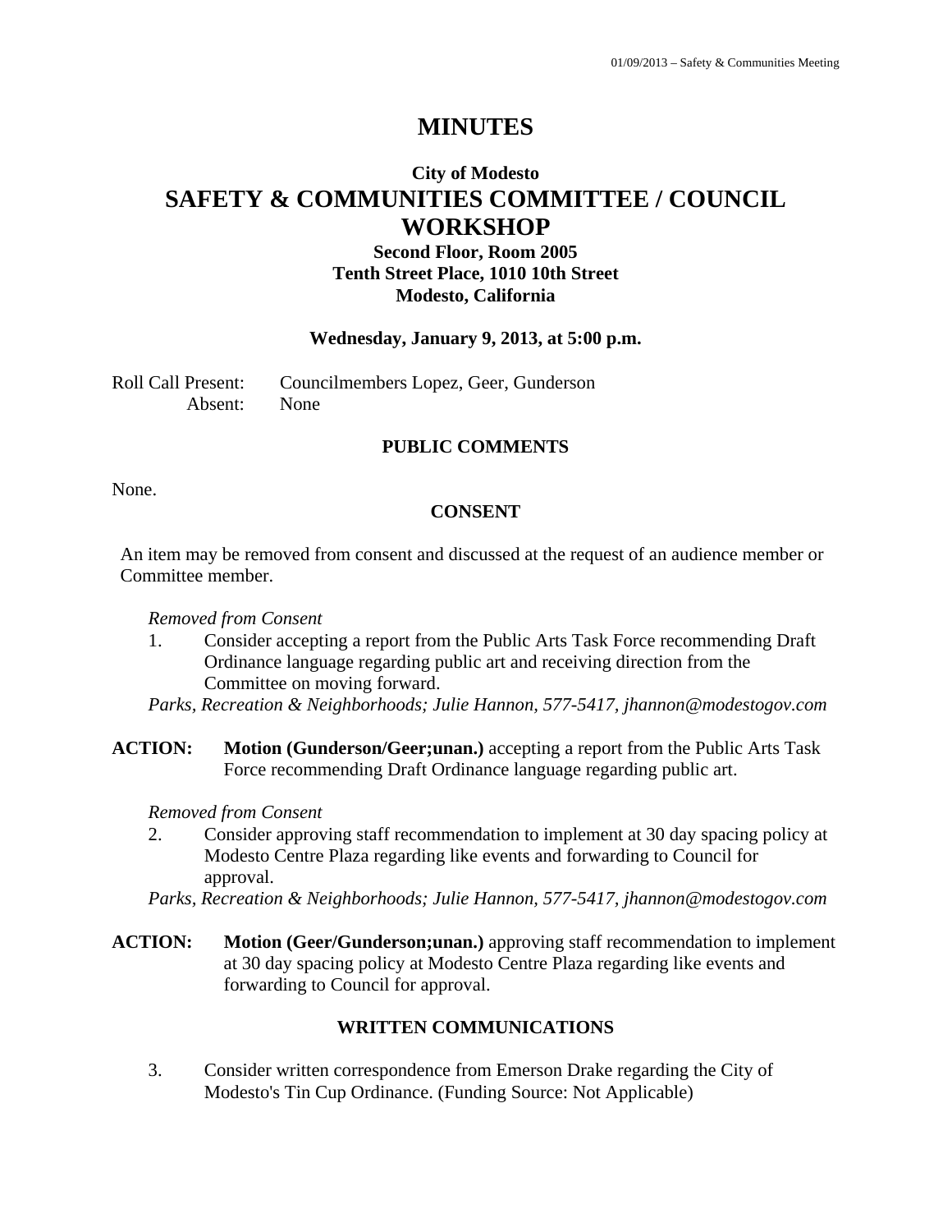# MINUTES

## City of Modesto

# SAFETY & COMMUNITIES COMMITTEE / COUNCIL WORKSHOP

**Second Floor, Room 2005**
**Tenth Street Place, 1010 10th Street**
**Modesto, California**

**Wednesday, January 9, 2013, at 5:00 p.m.**

Roll Call Present: Councilmembers Lopez, Geer, Gunderson
Absent: None

### PUBLIC COMMENTS

None.

### CONSENT

An item may be removed from consent and discussed at the request of an audience member or Committee member.

*Removed from Consent*

1. Consider accepting a report from the Public Arts Task Force recommending Draft Ordinance language regarding public art and receiving direction from the Committee on moving forward.

*Parks, Recreation & Neighborhoods; Julie Hannon, 577-5417, jhannon@modestogov.com*

**ACTION:** **Motion (Gunderson/Geer;unan.)** accepting a report from the Public Arts Task Force recommending Draft Ordinance language regarding public art.

*Removed from Consent*

2. Consider approving staff recommendation to implement at 30 day spacing policy at Modesto Centre Plaza regarding like events and forwarding to Council for approval.

*Parks, Recreation & Neighborhoods; Julie Hannon, 577-5417, jhannon@modestogov.com*

**ACTION:** **Motion (Geer/Gunderson;unan.)** approving staff recommendation to implement at 30 day spacing policy at Modesto Centre Plaza regarding like events and forwarding to Council for approval.

### WRITTEN COMMUNICATIONS

3. Consider written correspondence from Emerson Drake regarding the City of Modesto's Tin Cup Ordinance. (Funding Source: Not Applicable)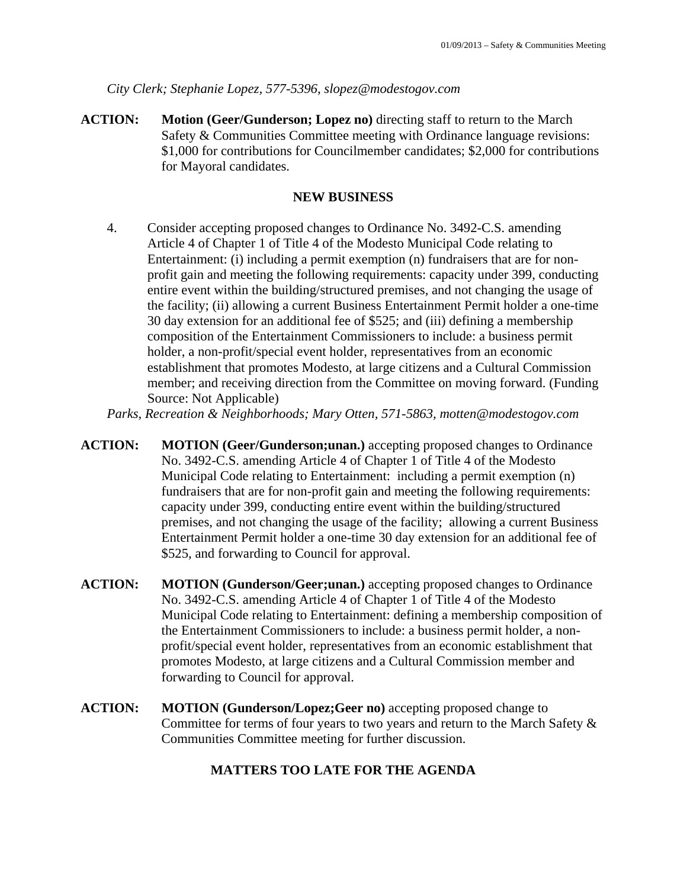*City Clerk; Stephanie Lopez, 577-5396, slopez@modestogov.com*

**ACTION:** **Motion (Geer/Gunderson; Lopez no)** directing staff to return to the March Safety & Communities Committee meeting with Ordinance language revisions: $1,000 for contributions for Councilmember candidates; $2,000 for contributions for Mayoral candidates.

## NEW BUSINESS

4. Consider accepting proposed changes to Ordinance No. 3492-C.S. amending Article 4 of Chapter 1 of Title 4 of the Modesto Municipal Code relating to Entertainment: (i) including a permit exemption (n) fundraisers that are for non-profit gain and meeting the following requirements: capacity under 399, conducting entire event within the building/structured premises, and not changing the usage of the facility; (ii) allowing a current Business Entertainment Permit holder a one-time 30 day extension for an additional fee of $525; and (iii) defining a membership composition of the Entertainment Commissioners to include: a business permit holder, a non-profit/special event holder, representatives from an economic establishment that promotes Modesto, at large citizens and a Cultural Commission member; and receiving direction from the Committee on moving forward. (Funding Source: Not Applicable)

*Parks, Recreation & Neighborhoods; Mary Otten, 571-5863, motten@modestogov.com*

**ACTION:** **MOTION (Geer/Gunderson;unan.)** accepting proposed changes to Ordinance No. 3492-C.S. amending Article 4 of Chapter 1 of Title 4 of the Modesto Municipal Code relating to Entertainment: including a permit exemption (n) fundraisers that are for non-profit gain and meeting the following requirements: capacity under 399, conducting entire event within the building/structured premises, and not changing the usage of the facility; allowing a current Business Entertainment Permit holder a one-time 30 day extension for an additional fee of $525, and forwarding to Council for approval.

**ACTION:** **MOTION (Gunderson/Geer;unan.)** accepting proposed changes to Ordinance No. 3492-C.S. amending Article 4 of Chapter 1 of Title 4 of the Modesto Municipal Code relating to Entertainment: defining a membership composition of the Entertainment Commissioners to include: a business permit holder, a non-profit/special event holder, representatives from an economic establishment that promotes Modesto, at large citizens and a Cultural Commission member and forwarding to Council for approval.

**ACTION:** **MOTION (Gunderson/Lopez;Geer no)** accepting proposed change to Committee for terms of four years to two years and return to the March Safety & Communities Committee meeting for further discussion.

## MATTERS TOO LATE FOR THE AGENDA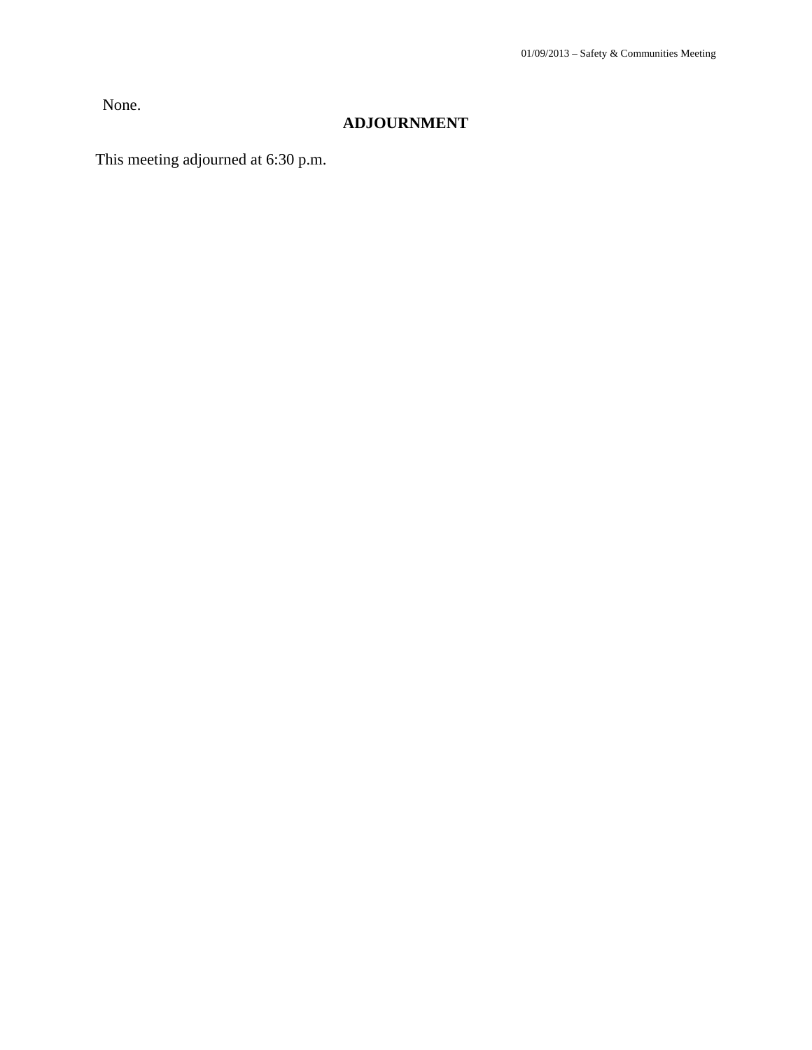None.

## ADJOURNMENT

This meeting adjourned at 6:30 p.m.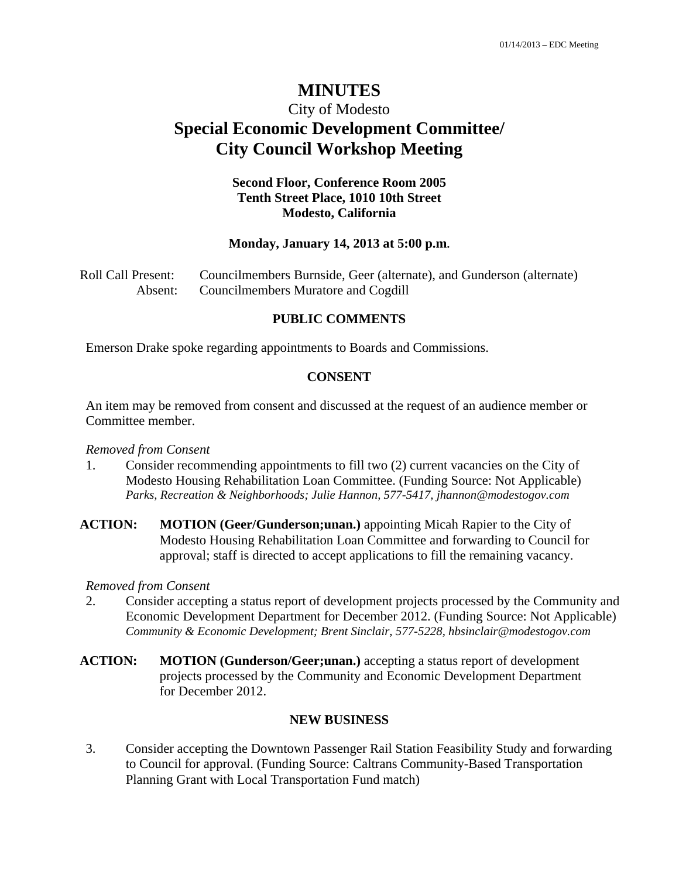# MINUTES

City of Modesto

## Special Economic Development Committee/ City Council Workshop Meeting

**Second Floor, Conference Room 2005**
**Tenth Street Place, 1010 10th Street**
**Modesto, California**

**Monday, January 14, 2013 at 5:00 p.m.**

Roll Call Present: Councilmembers Burnside, Geer (alternate), and Gunderson (alternate)
Absent: Councilmembers Muratore and Cogdill

### PUBLIC COMMENTS

Emerson Drake spoke regarding appointments to Boards and Commissions.

### CONSENT

An item may be removed from consent and discussed at the request of an audience member or Committee member.

*Removed from Consent*

1. Consider recommending appointments to fill two (2) current vacancies on the City of Modesto Housing Rehabilitation Loan Committee. (Funding Source: Not Applicable)
*Parks, Recreation & Neighborhoods; Julie Hannon, 577-5417, jhannon@modestogov.com*

**ACTION:** **MOTION (Geer/Gunderson;unan.)** appointing Micah Rapier to the City of Modesto Housing Rehabilitation Loan Committee and forwarding to Council for approval; staff is directed to accept applications to fill the remaining vacancy.

*Removed from Consent*

2. Consider accepting a status report of development projects processed by the Community and Economic Development Department for December 2012. (Funding Source: Not Applicable)
*Community & Economic Development; Brent Sinclair, 577-5228, hbsinclair@modestogov.com*

**ACTION:** **MOTION (Gunderson/Geer;unan.)** accepting a status report of development projects processed by the Community and Economic Development Department for December 2012.

### NEW BUSINESS

3. Consider accepting the Downtown Passenger Rail Station Feasibility Study and forwarding to Council for approval. (Funding Source: Caltrans Community-Based Transportation Planning Grant with Local Transportation Fund match)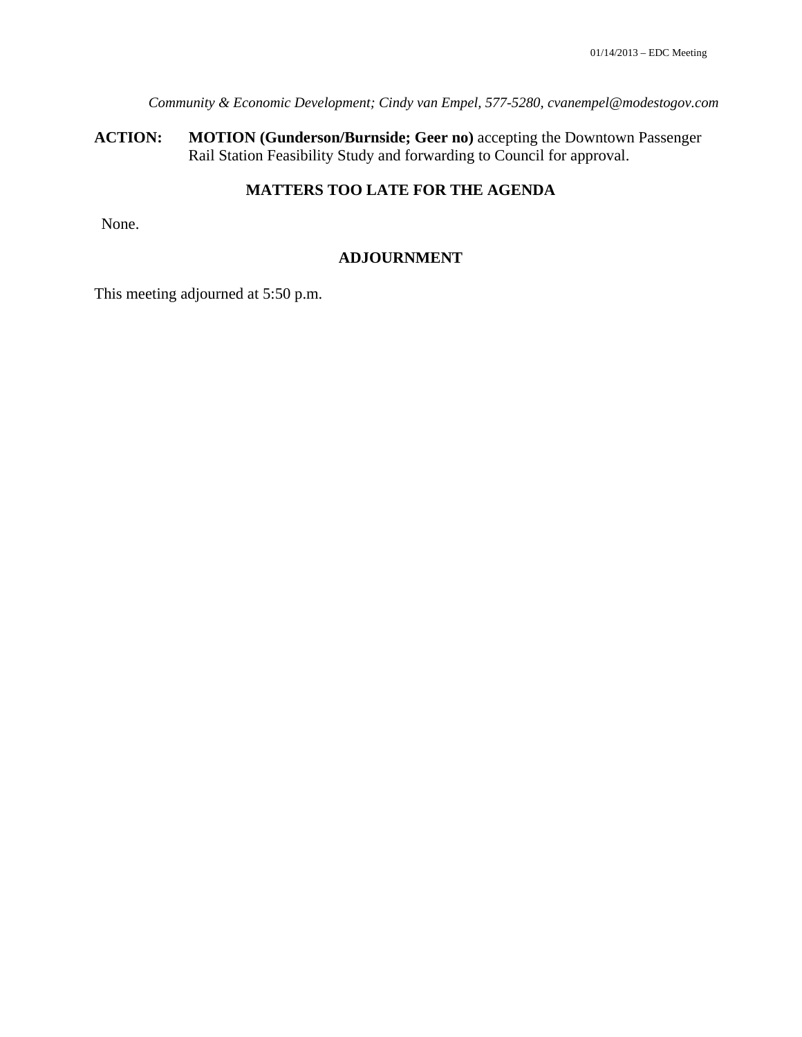*Community & Economic Development; Cindy van Empel, 577-5280, cvanempel@modestogov.com*

**ACTION:** **MOTION (Gunderson/Burnside; Geer no)** accepting the Downtown Passenger Rail Station Feasibility Study and forwarding to Council for approval.

## MATTERS TOO LATE FOR THE AGENDA

None.

## ADJOURNMENT

This meeting adjourned at 5:50 p.m.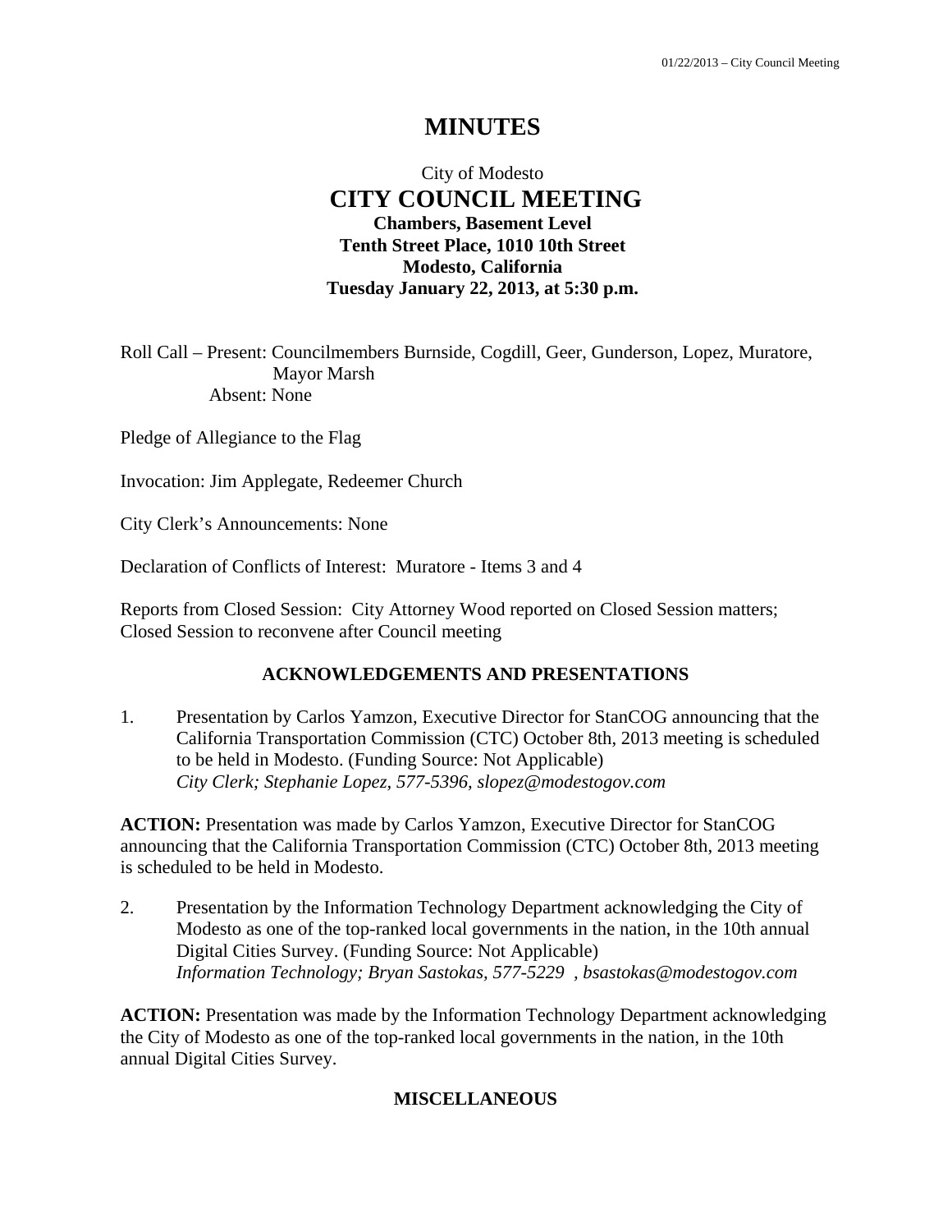# MINUTES

City of Modesto
**CITY COUNCIL MEETING**
**Chambers, Basement Level**
**Tenth Street Place, 1010 10th Street**
**Modesto, California**
**Tuesday January 22, 2013, at 5:30 p.m.**

Roll Call – Present: Councilmembers Burnside, Cogdill, Geer, Gunderson, Lopez, Muratore, Mayor Marsh
Absent: None

Pledge of Allegiance to the Flag

Invocation: Jim Applegate, Redeemer Church

City Clerk's Announcements: None

Declaration of Conflicts of Interest: Muratore - Items 3 and 4

Reports from Closed Session: City Attorney Wood reported on Closed Session matters; Closed Session to reconvene after Council meeting

## ACKNOWLEDGEMENTS AND PRESENTATIONS

1. Presentation by Carlos Yamzon, Executive Director for StanCOG announcing that the California Transportation Commission (CTC) October 8th, 2013 meeting is scheduled to be held in Modesto. (Funding Source: Not Applicable)
   *City Clerk; Stephanie Lopez, 577-5396, slopez@modestogov.com*

**ACTION:** Presentation was made by Carlos Yamzon, Executive Director for StanCOG announcing that the California Transportation Commission (CTC) October 8th, 2013 meeting is scheduled to be held in Modesto.

2. Presentation by the Information Technology Department acknowledging the City of Modesto as one of the top-ranked local governments in the nation, in the 10th annual Digital Cities Survey. (Funding Source: Not Applicable)
   *Information Technology; Bryan Sastokas, 577-5229 , bsastokas@modestogov.com*

**ACTION:** Presentation was made by the Information Technology Department acknowledging the City of Modesto as one of the top-ranked local governments in the nation, in the 10th annual Digital Cities Survey.

## MISCELLANEOUS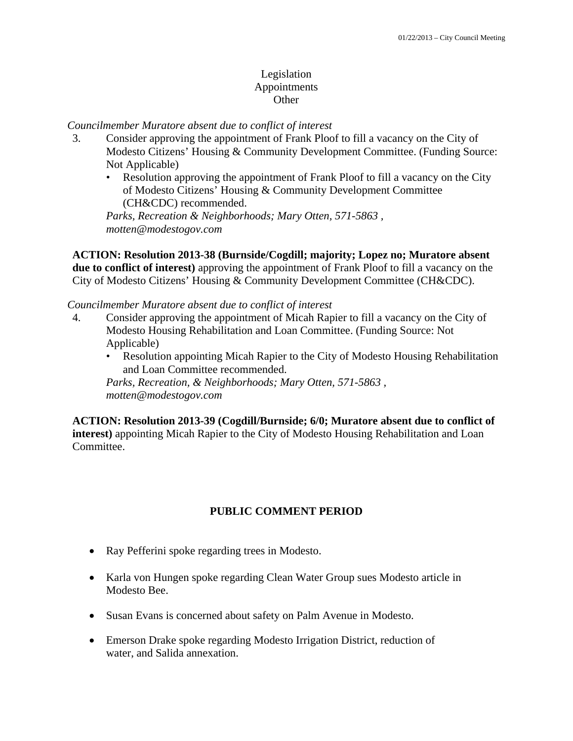Legislation
Appointments
Other

*Councilmember Muratore absent due to conflict of interest*

3. Consider approving the appointment of Frank Ploof to fill a vacancy on the City of Modesto Citizens' Housing & Community Development Committee. (Funding Source: Not Applicable)
   - Resolution approving the appointment of Frank Ploof to fill a vacancy on the City of Modesto Citizens' Housing & Community Development Committee (CH&CDC) recommended.

   *Parks, Recreation & Neighborhoods; Mary Otten, 571-5863 , motten@modestogov.com*

**ACTION: Resolution 2013-38 (Burnside/Cogdill; majority; Lopez no; Muratore absent due to conflict of interest)** approving the appointment of Frank Ploof to fill a vacancy on the City of Modesto Citizens' Housing & Community Development Committee (CH&CDC).

*Councilmember Muratore absent due to conflict of interest*

4. Consider approving the appointment of Micah Rapier to fill a vacancy on the City of Modesto Housing Rehabilitation and Loan Committee. (Funding Source: Not Applicable)
   - Resolution appointing Micah Rapier to the City of Modesto Housing Rehabilitation and Loan Committee recommended.

   *Parks, Recreation, & Neighborhoods; Mary Otten, 571-5863 , motten@modestogov.com*

**ACTION: Resolution 2013-39 (Cogdill/Burnside; 6/0; Muratore absent due to conflict of interest)** appointing Micah Rapier to the City of Modesto Housing Rehabilitation and Loan Committee.

## PUBLIC COMMENT PERIOD

- Ray Pefferini spoke regarding trees in Modesto.
- Karla von Hungen spoke regarding Clean Water Group sues Modesto article in Modesto Bee.
- Susan Evans is concerned about safety on Palm Avenue in Modesto.
- Emerson Drake spoke regarding Modesto Irrigation District, reduction of water, and Salida annexation.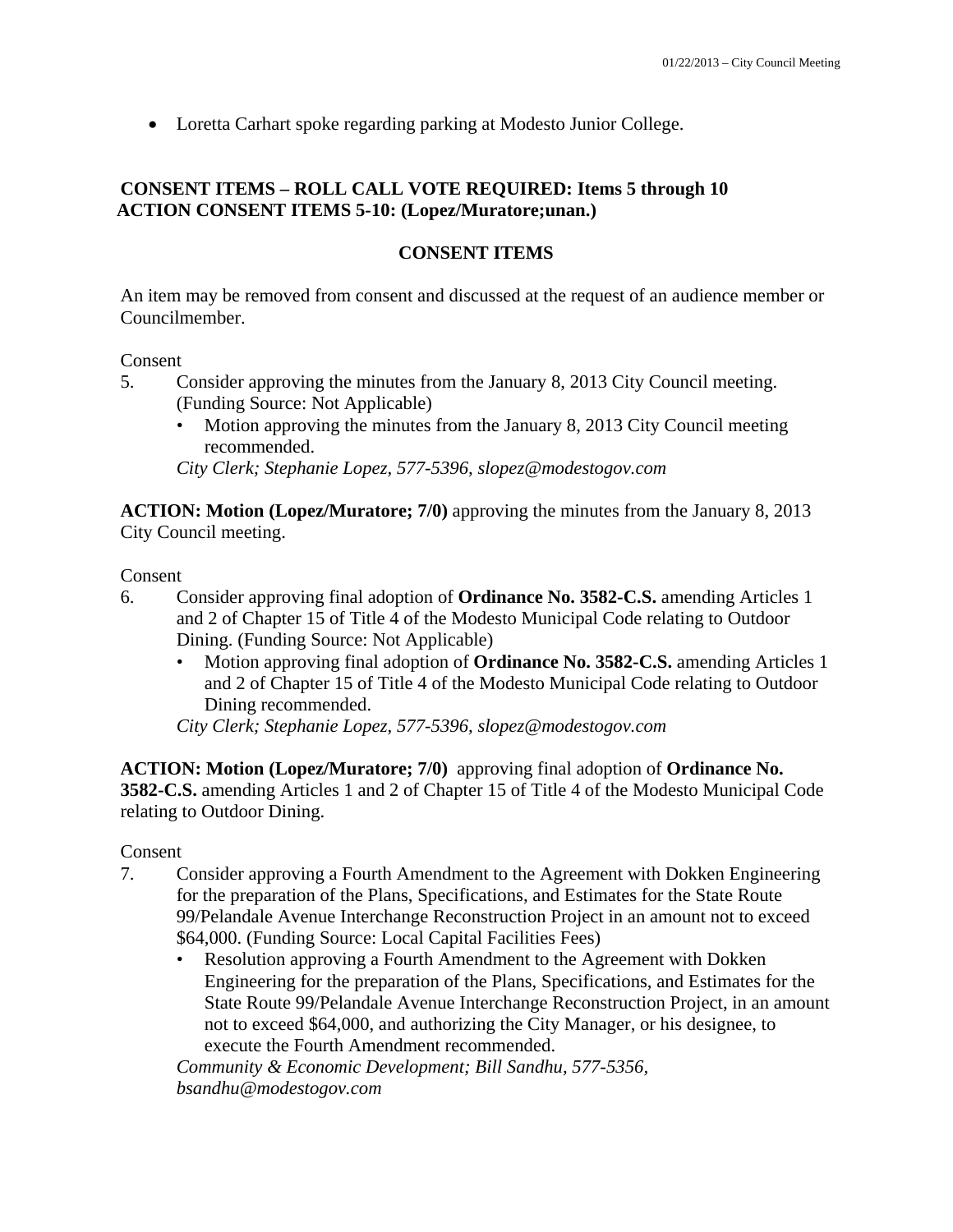- Loretta Carhart spoke regarding parking at Modesto Junior College.

**CONSENT ITEMS – ROLL CALL VOTE REQUIRED: Items 5 through 10**
**ACTION CONSENT ITEMS 5-10: (Lopez/Muratore;unan.)**

## CONSENT ITEMS

An item may be removed from consent and discussed at the request of an audience member or Councilmember.

Consent

5. Consider approving the minutes from the January 8, 2013 City Council meeting. (Funding Source: Not Applicable)
   - Motion approving the minutes from the January 8, 2013 City Council meeting recommended.

   *City Clerk; Stephanie Lopez, 577-5396, slopez@modestogov.com*

**ACTION: Motion (Lopez/Muratore; 7/0)** approving the minutes from the January 8, 2013 City Council meeting.

Consent

6. Consider approving final adoption of **Ordinance No. 3582-C.S.** amending Articles 1 and 2 of Chapter 15 of Title 4 of the Modesto Municipal Code relating to Outdoor Dining. (Funding Source: Not Applicable)
   - Motion approving final adoption of **Ordinance No. 3582-C.S.** amending Articles 1 and 2 of Chapter 15 of Title 4 of the Modesto Municipal Code relating to Outdoor Dining recommended.

   *City Clerk; Stephanie Lopez, 577-5396, slopez@modestogov.com*

**ACTION: Motion (Lopez/Muratore; 7/0)** approving final adoption of **Ordinance No. 3582-C.S.** amending Articles 1 and 2 of Chapter 15 of Title 4 of the Modesto Municipal Code relating to Outdoor Dining.

Consent

7. Consider approving a Fourth Amendment to the Agreement with Dokken Engineering for the preparation of the Plans, Specifications, and Estimates for the State Route 99/Pelandale Avenue Interchange Reconstruction Project in an amount not to exceed $64,000. (Funding Source: Local Capital Facilities Fees)
   - Resolution approving a Fourth Amendment to the Agreement with Dokken Engineering for the preparation of the Plans, Specifications, and Estimates for the State Route 99/Pelandale Avenue Interchange Reconstruction Project, in an amount not to exceed $64,000, and authorizing the City Manager, or his designee, to execute the Fourth Amendment recommended.

   *Community & Economic Development; Bill Sandhu, 577-5356, bsandhu@modestogov.com*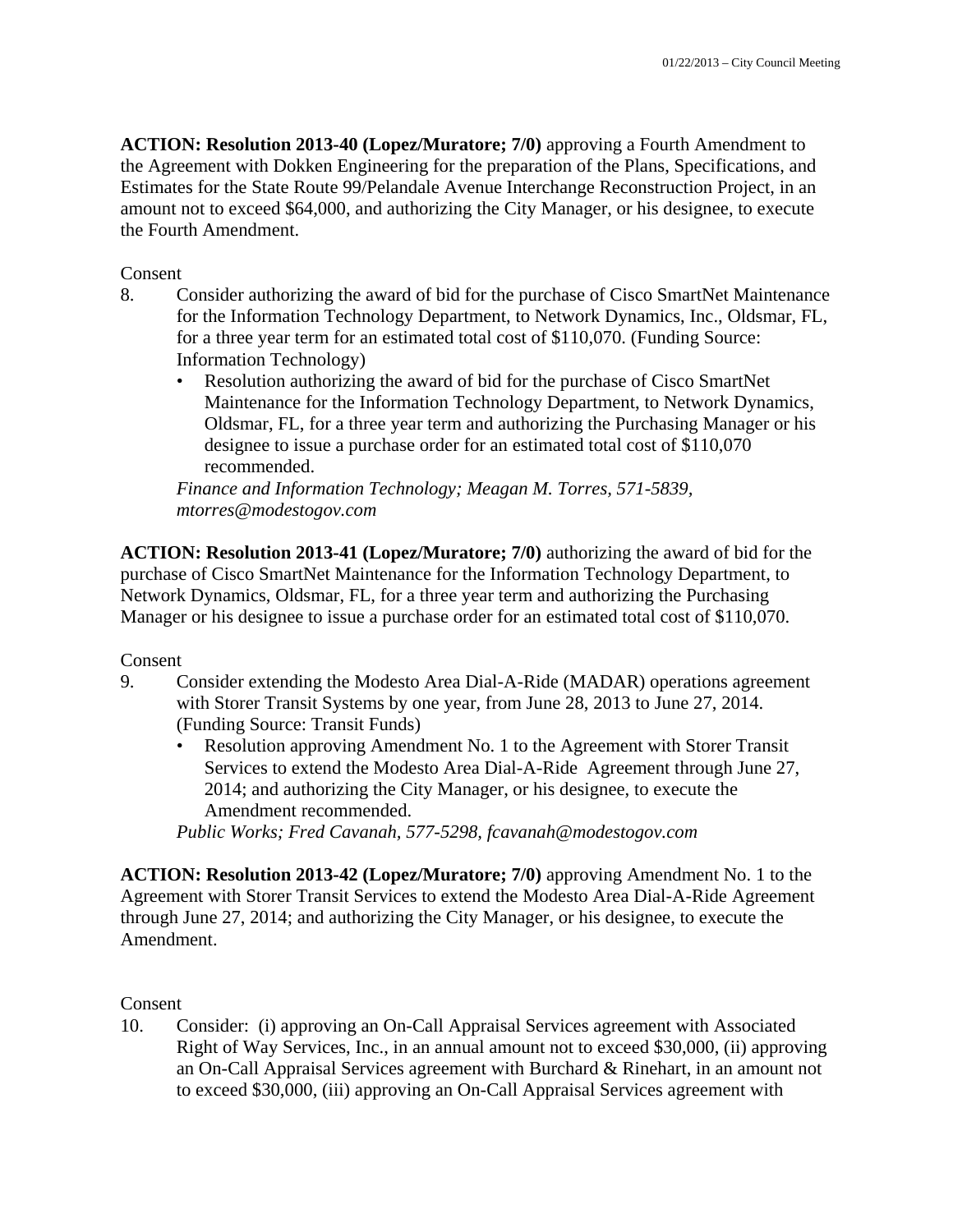**ACTION: Resolution 2013-40 (Lopez/Muratore; 7/0)** approving a Fourth Amendment to the Agreement with Dokken Engineering for the preparation of the Plans, Specifications, and Estimates for the State Route 99/Pelandale Avenue Interchange Reconstruction Project, in an amount not to exceed $64,000, and authorizing the City Manager, or his designee, to execute the Fourth Amendment.

Consent

8. Consider authorizing the award of bid for the purchase of Cisco SmartNet Maintenance for the Information Technology Department, to Network Dynamics, Inc., Oldsmar, FL, for a three year term for an estimated total cost of $110,070. (Funding Source: Information Technology)
   - Resolution authorizing the award of bid for the purchase of Cisco SmartNet Maintenance for the Information Technology Department, to Network Dynamics, Oldsmar, FL, for a three year term and authorizing the Purchasing Manager or his designee to issue a purchase order for an estimated total cost of $110,070 recommended.

   *Finance and Information Technology; Meagan M. Torres, 571-5839, mtorres@modestogov.com*

**ACTION: Resolution 2013-41 (Lopez/Muratore; 7/0)** authorizing the award of bid for the purchase of Cisco SmartNet Maintenance for the Information Technology Department, to Network Dynamics, Oldsmar, FL, for a three year term and authorizing the Purchasing Manager or his designee to issue a purchase order for an estimated total cost of $110,070.

Consent

9. Consider extending the Modesto Area Dial-A-Ride (MADAR) operations agreement with Storer Transit Systems by one year, from June 28, 2013 to June 27, 2014. (Funding Source: Transit Funds)
   - Resolution approving Amendment No. 1 to the Agreement with Storer Transit Services to extend the Modesto Area Dial-A-Ride Agreement through June 27, 2014; and authorizing the City Manager, or his designee, to execute the Amendment recommended.

   *Public Works; Fred Cavanah, 577-5298, fcavanah@modestogov.com*

**ACTION: Resolution 2013-42 (Lopez/Muratore; 7/0)** approving Amendment No. 1 to the Agreement with Storer Transit Services to extend the Modesto Area Dial-A-Ride Agreement through June 27, 2014; and authorizing the City Manager, or his designee, to execute the Amendment.

Consent

10. Consider: (i) approving an On-Call Appraisal Services agreement with Associated Right of Way Services, Inc., in an annual amount not to exceed $30,000, (ii) approving an On-Call Appraisal Services agreement with Burchard & Rinehart, in an amount not to exceed $30,000, (iii) approving an On-Call Appraisal Services agreement with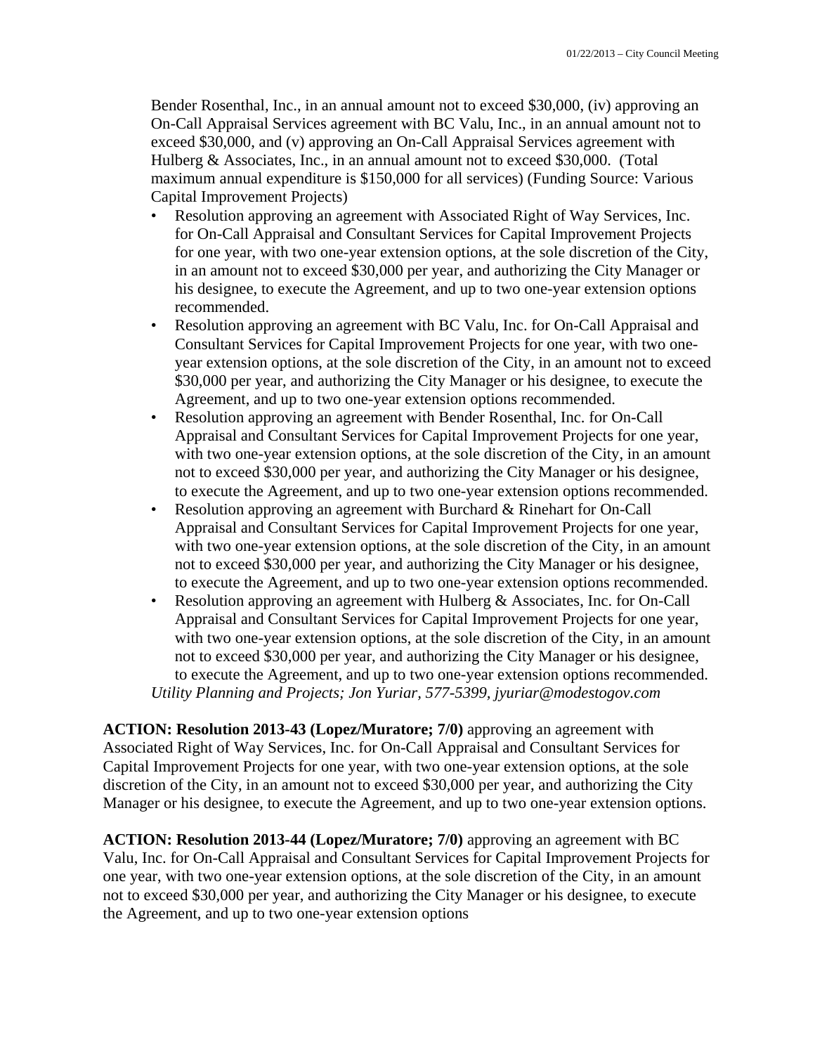Bender Rosenthal, Inc., in an annual amount not to exceed $30,000, (iv) approving an On-Call Appraisal Services agreement with BC Valu, Inc., in an annual amount not to exceed $30,000, and (v) approving an On-Call Appraisal Services agreement with Hulberg & Associates, Inc., in an annual amount not to exceed $30,000. (Total maximum annual expenditure is $150,000 for all services) (Funding Source: Various Capital Improvement Projects)

- Resolution approving an agreement with Associated Right of Way Services, Inc. for On-Call Appraisal and Consultant Services for Capital Improvement Projects for one year, with two one-year extension options, at the sole discretion of the City, in an amount not to exceed $30,000 per year, and authorizing the City Manager or his designee, to execute the Agreement, and up to two one-year extension options recommended.
- Resolution approving an agreement with BC Valu, Inc. for On-Call Appraisal and Consultant Services for Capital Improvement Projects for one year, with two one-year extension options, at the sole discretion of the City, in an amount not to exceed $30,000 per year, and authorizing the City Manager or his designee, to execute the Agreement, and up to two one-year extension options recommended.
- Resolution approving an agreement with Bender Rosenthal, Inc. for On-Call Appraisal and Consultant Services for Capital Improvement Projects for one year, with two one-year extension options, at the sole discretion of the City, in an amount not to exceed $30,000 per year, and authorizing the City Manager or his designee, to execute the Agreement, and up to two one-year extension options recommended.
- Resolution approving an agreement with Burchard & Rinehart for On-Call Appraisal and Consultant Services for Capital Improvement Projects for one year, with two one-year extension options, at the sole discretion of the City, in an amount not to exceed $30,000 per year, and authorizing the City Manager or his designee, to execute the Agreement, and up to two one-year extension options recommended.
- Resolution approving an agreement with Hulberg & Associates, Inc. for On-Call Appraisal and Consultant Services for Capital Improvement Projects for one year, with two one-year extension options, at the sole discretion of the City, in an amount not to exceed $30,000 per year, and authorizing the City Manager or his designee, to execute the Agreement, and up to two one-year extension options recommended.

*Utility Planning and Projects; Jon Yuriar, 577-5399, jyuriar@modestogov.com*

**ACTION: Resolution 2013-43 (Lopez/Muratore; 7/0)** approving an agreement with Associated Right of Way Services, Inc. for On-Call Appraisal and Consultant Services for Capital Improvement Projects for one year, with two one-year extension options, at the sole discretion of the City, in an amount not to exceed $30,000 per year, and authorizing the City Manager or his designee, to execute the Agreement, and up to two one-year extension options.

**ACTION: Resolution 2013-44 (Lopez/Muratore; 7/0)** approving an agreement with BC Valu, Inc. for On-Call Appraisal and Consultant Services for Capital Improvement Projects for one year, with two one-year extension options, at the sole discretion of the City, in an amount not to exceed $30,000 per year, and authorizing the City Manager or his designee, to execute the Agreement, and up to two one-year extension options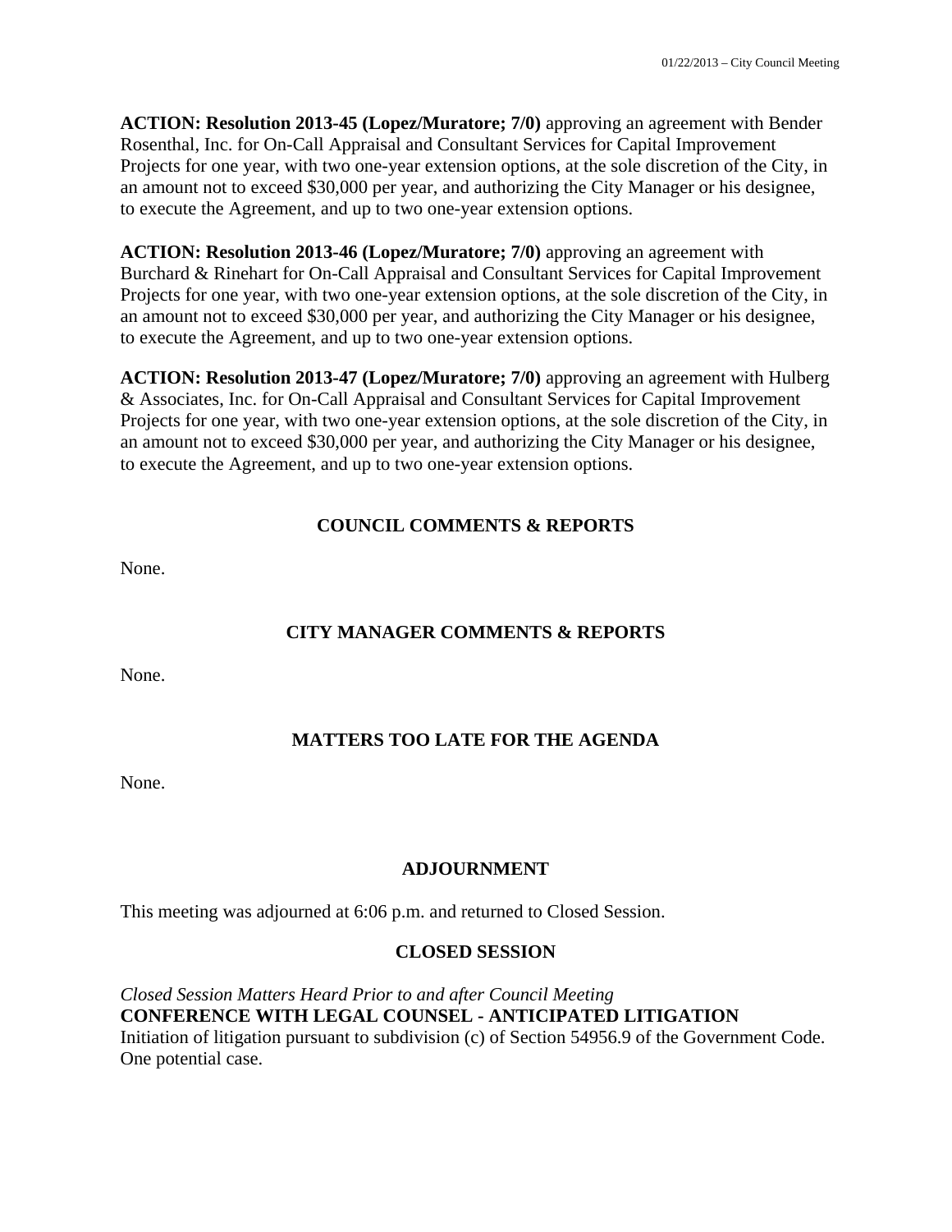**ACTION: Resolution 2013-45 (Lopez/Muratore; 7/0)** approving an agreement with Bender Rosenthal, Inc. for On-Call Appraisal and Consultant Services for Capital Improvement Projects for one year, with two one-year extension options, at the sole discretion of the City, in an amount not to exceed $30,000 per year, and authorizing the City Manager or his designee, to execute the Agreement, and up to two one-year extension options.

**ACTION: Resolution 2013-46 (Lopez/Muratore; 7/0)** approving an agreement with Burchard & Rinehart for On-Call Appraisal and Consultant Services for Capital Improvement Projects for one year, with two one-year extension options, at the sole discretion of the City, in an amount not to exceed $30,000 per year, and authorizing the City Manager or his designee, to execute the Agreement, and up to two one-year extension options.

**ACTION: Resolution 2013-47 (Lopez/Muratore; 7/0)** approving an agreement with Hulberg & Associates, Inc. for On-Call Appraisal and Consultant Services for Capital Improvement Projects for one year, with two one-year extension options, at the sole discretion of the City, in an amount not to exceed $30,000 per year, and authorizing the City Manager or his designee, to execute the Agreement, and up to two one-year extension options.

## COUNCIL COMMENTS & REPORTS

None.

## CITY MANAGER COMMENTS & REPORTS

None.

## MATTERS TOO LATE FOR THE AGENDA

None.

## ADJOURNMENT

This meeting was adjourned at 6:06 p.m. and returned to Closed Session.

## CLOSED SESSION

*Closed Session Matters Heard Prior to and after Council Meeting*
**CONFERENCE WITH LEGAL COUNSEL - ANTICIPATED LITIGATION**
Initiation of litigation pursuant to subdivision (c) of Section 54956.9 of the Government Code. One potential case.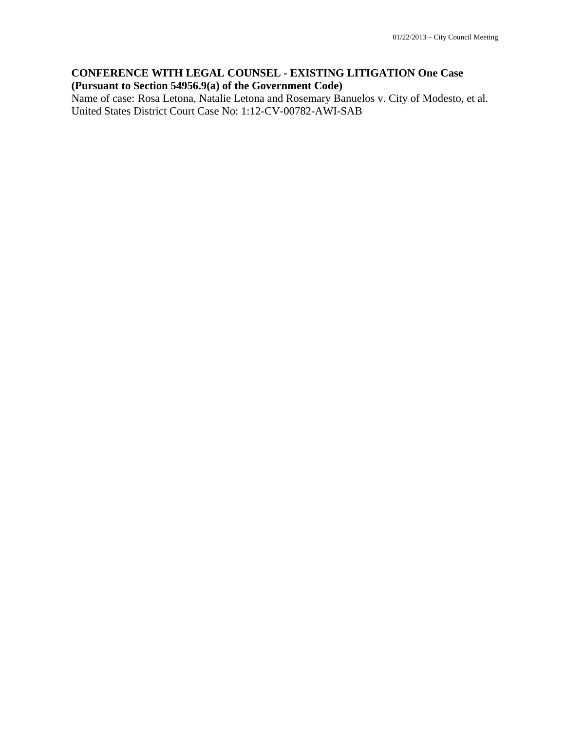**CONFERENCE WITH LEGAL COUNSEL - EXISTING LITIGATION One Case (Pursuant to Section 54956.9(a) of the Government Code)**

Name of case: Rosa Letona, Natalie Letona and Rosemary Banuelos v. City of Modesto, et al.
United States District Court Case No: 1:12-CV-00782-AWI-SAB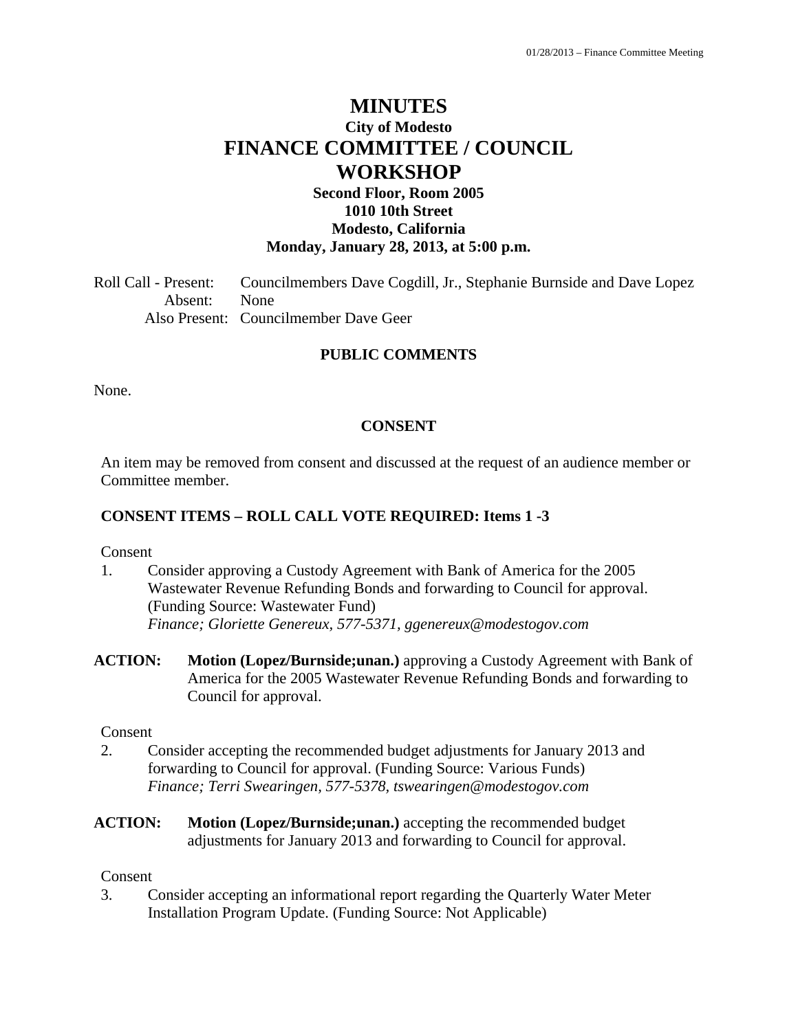# MINUTES

## City of Modesto

# FINANCE COMMITTEE / COUNCIL WORKSHOP

### Second Floor, Room 2005
### 1010 10th Street
### Modesto, California
### Monday, January 28, 2013, at 5:00 p.m.

Roll Call - Present: Councilmembers Dave Cogdill, Jr., Stephanie Burnside and Dave Lopez
Absent: None
Also Present: Councilmember Dave Geer

## PUBLIC COMMENTS

None.

## CONSENT

An item may be removed from consent and discussed at the request of an audience member or Committee member.

### CONSENT ITEMS – ROLL CALL VOTE REQUIRED: Items 1 -3

Consent

1. Consider approving a Custody Agreement with Bank of America for the 2005 Wastewater Revenue Refunding Bonds and forwarding to Council for approval. (Funding Source: Wastewater Fund)
   *Finance; Gloriette Genereux, 577-5371, ggenereux@modestogov.com*

**ACTION:** **Motion (Lopez/Burnside;unan.)** approving a Custody Agreement with Bank of America for the 2005 Wastewater Revenue Refunding Bonds and forwarding to Council for approval.

Consent

2. Consider accepting the recommended budget adjustments for January 2013 and forwarding to Council for approval. (Funding Source: Various Funds)
   *Finance; Terri Swearingen, 577-5378, tswearingen@modestogov.com*

**ACTION:** **Motion (Lopez/Burnside;unan.)** accepting the recommended budget adjustments for January 2013 and forwarding to Council for approval.

Consent

3. Consider accepting an informational report regarding the Quarterly Water Meter Installation Program Update. (Funding Source: Not Applicable)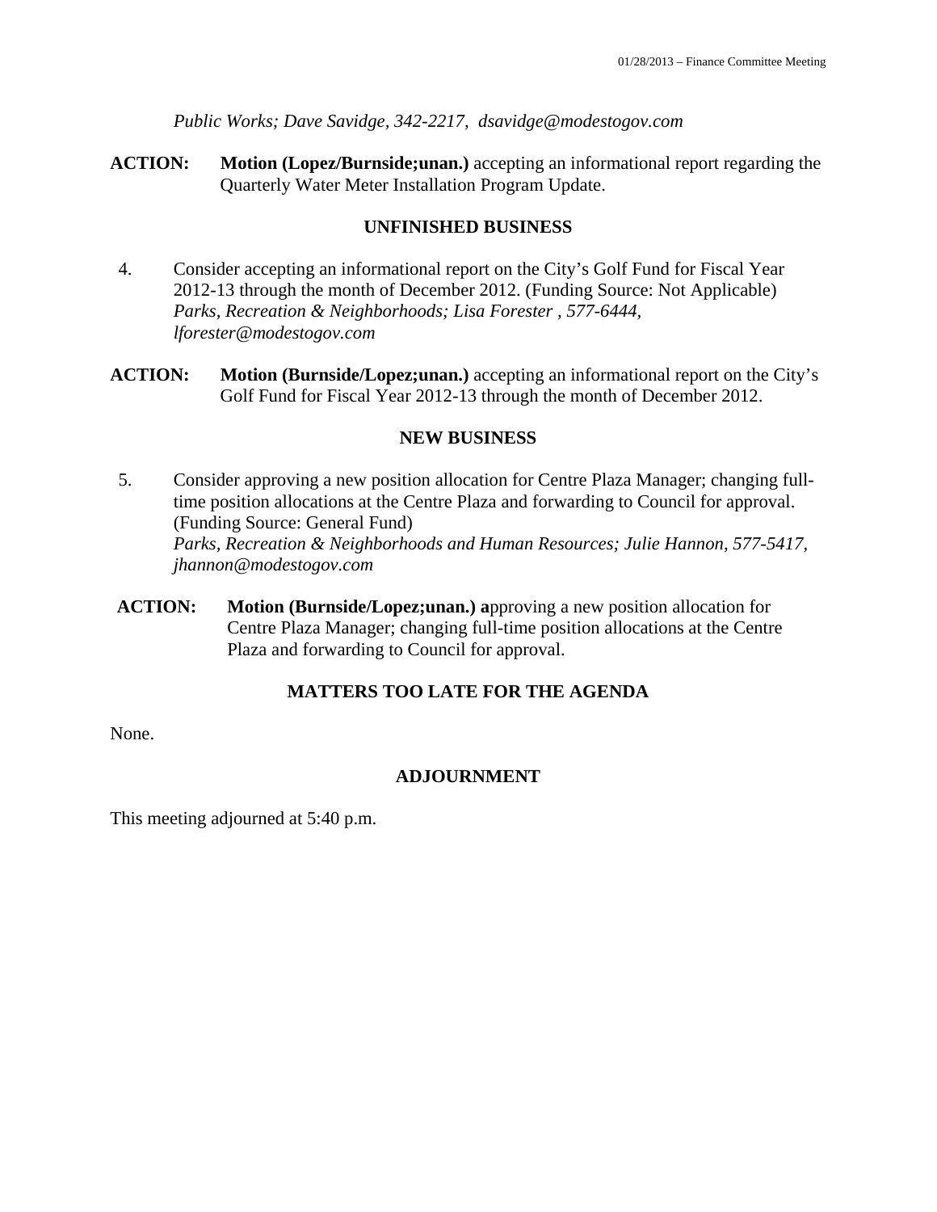*Public Works; Dave Savidge, 342-2217, dsavidge@modestogov.com*

**ACTION:** **Motion (Lopez/Burnside;unan.)** accepting an informational report regarding the Quarterly Water Meter Installation Program Update.

## UNFINISHED BUSINESS

4. Consider accepting an informational report on the City's Golf Fund for Fiscal Year 2012-13 through the month of December 2012. (Funding Source: Not Applicable)
   *Parks, Recreation & Neighborhoods; Lisa Forester , 577-6444, lforester@modestogov.com*

**ACTION:** **Motion (Burnside/Lopez;unan.)** accepting an informational report on the City's Golf Fund for Fiscal Year 2012-13 through the month of December 2012.

## NEW BUSINESS

5. Consider approving a new position allocation for Centre Plaza Manager; changing full-time position allocations at the Centre Plaza and forwarding to Council for approval. (Funding Source: General Fund)
   *Parks, Recreation & Neighborhoods and Human Resources; Julie Hannon, 577-5417, jhannon@modestogov.com*

**ACTION:** **Motion (Burnside/Lopez;unan.) a**pproving a new position allocation for Centre Plaza Manager; changing full-time position allocations at the Centre Plaza and forwarding to Council for approval.

## MATTERS TOO LATE FOR THE AGENDA

None.

## ADJOURNMENT

This meeting adjourned at 5:40 p.m.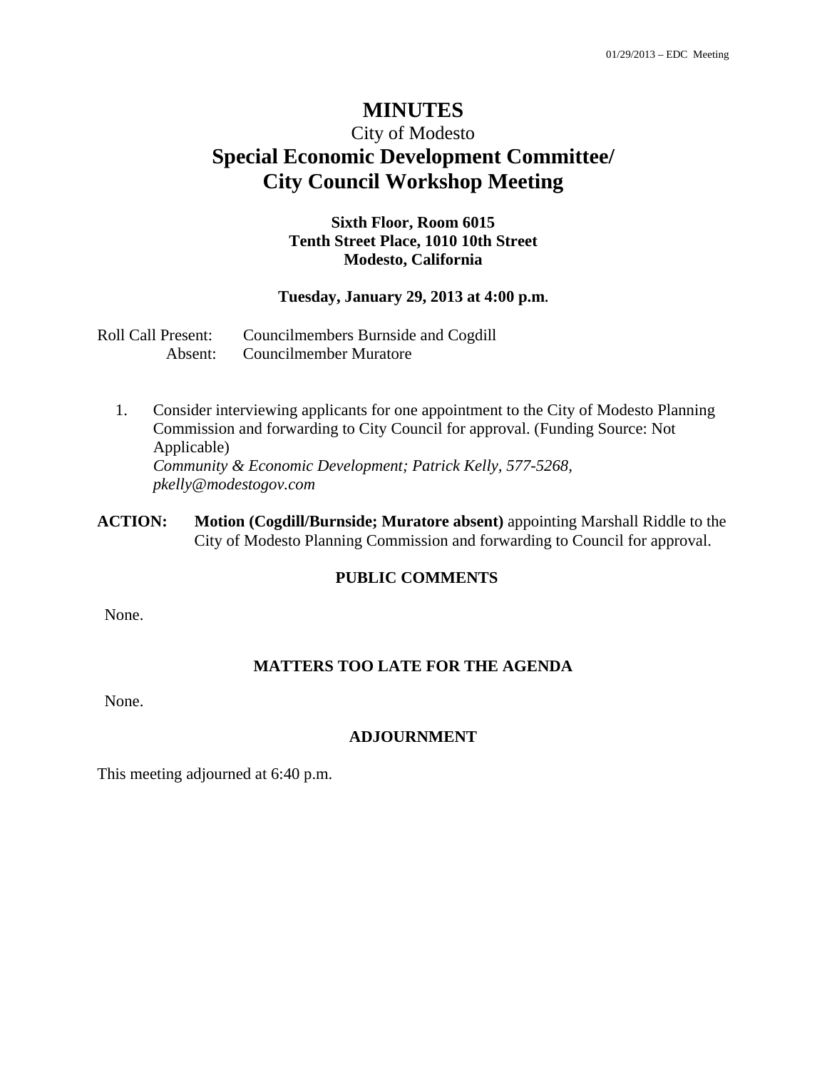# MINUTES

City of Modesto

## Special Economic Development Committee/
## City Council Workshop Meeting

**Sixth Floor, Room 6015**
**Tenth Street Place, 1010 10th Street**
**Modesto, California**

**Tuesday, January 29, 2013 at 4:00 p.m.**

Roll Call Present: Councilmembers Burnside and Cogdill
Absent: Councilmember Muratore

1. Consider interviewing applicants for one appointment to the City of Modesto Planning Commission and forwarding to City Council for approval. (Funding Source: Not Applicable)
   *Community & Economic Development; Patrick Kelly, 577-5268, pkelly@modestogov.com*

**ACTION:** **Motion (Cogdill/Burnside; Muratore absent)** appointing Marshall Riddle to the City of Modesto Planning Commission and forwarding to Council for approval.

**PUBLIC COMMENTS**

None.

**MATTERS TOO LATE FOR THE AGENDA**

None.

**ADJOURNMENT**

This meeting adjourned at 6:40 p.m.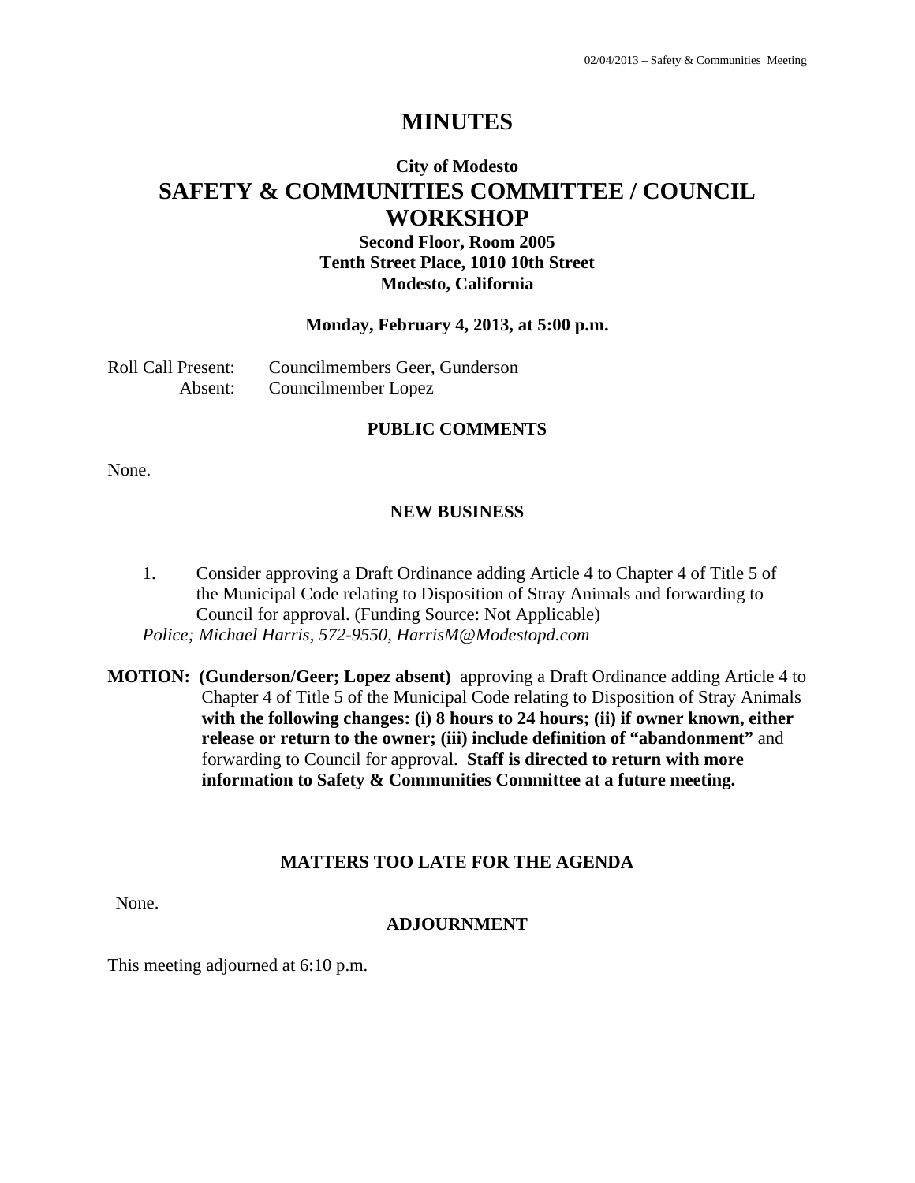# MINUTES

### City of Modesto

## SAFETY & COMMUNITIES COMMITTEE / COUNCIL WORKSHOP

**Second Floor, Room 2005**
**Tenth Street Place, 1010 10th Street**
**Modesto, California**

**Monday, February 4, 2013, at 5:00 p.m.**

Roll Call Present: Councilmembers Geer, Gunderson
Absent: Councilmember Lopez

### PUBLIC COMMENTS

None.

### NEW BUSINESS

1. Consider approving a Draft Ordinance adding Article 4 to Chapter 4 of Title 5 of the Municipal Code relating to Disposition of Stray Animals and forwarding to Council for approval. (Funding Source: Not Applicable)
*Police; Michael Harris, 572-9550, HarrisM@Modestopd.com*

**MOTION: (Gunderson/Geer; Lopez absent)** approving a Draft Ordinance adding Article 4 to Chapter 4 of Title 5 of the Municipal Code relating to Disposition of Stray Animals **with the following changes: (i) 8 hours to 24 hours; (ii) if owner known, either release or return to the owner; (iii) include definition of "abandonment"** and forwarding to Council for approval. **Staff is directed to return with more information to Safety & Communities Committee at a future meeting.**

### MATTERS TOO LATE FOR THE AGENDA

None.

### ADJOURNMENT

This meeting adjourned at 6:10 p.m.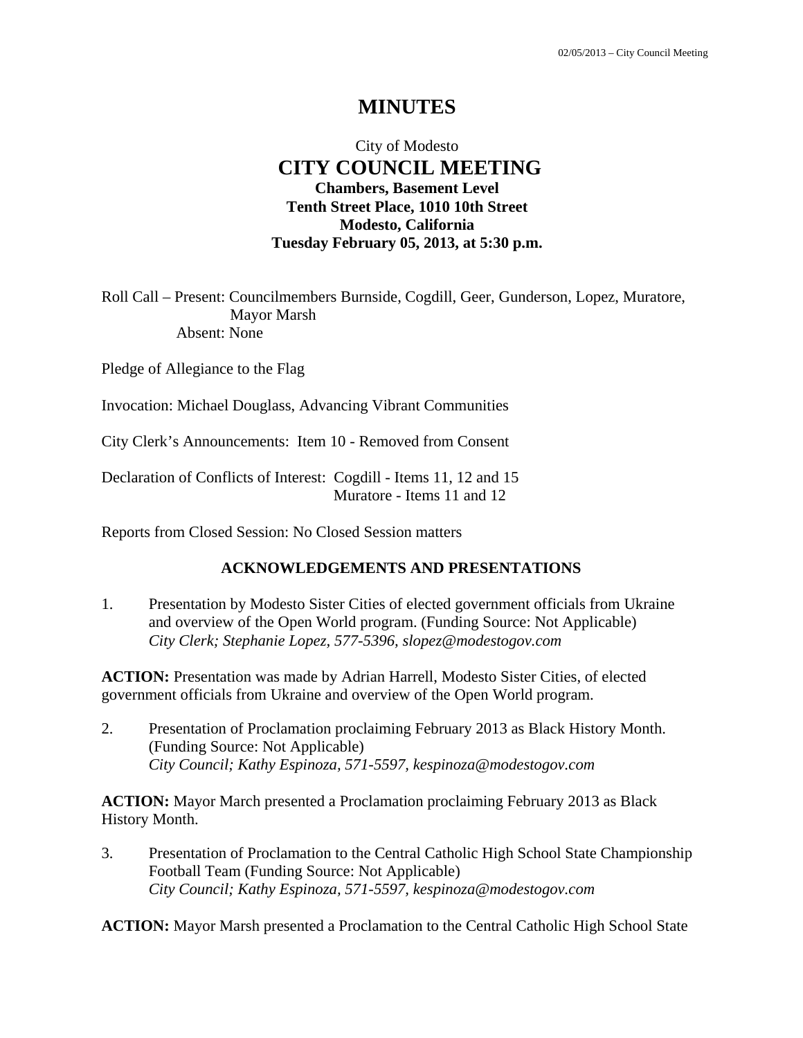# MINUTES

City of Modesto

## CITY COUNCIL MEETING

**Chambers, Basement Level**
**Tenth Street Place, 1010 10th Street**
**Modesto, California**
**Tuesday February 05, 2013, at 5:30 p.m.**

Roll Call – Present: Councilmembers Burnside, Cogdill, Geer, Gunderson, Lopez, Muratore, Mayor Marsh
Absent: None

Pledge of Allegiance to the Flag

Invocation: Michael Douglass, Advancing Vibrant Communities

City Clerk's Announcements: Item 10 - Removed from Consent

Declaration of Conflicts of Interest: Cogdill - Items 11, 12 and 15
Muratore - Items 11 and 12

Reports from Closed Session: No Closed Session matters

### ACKNOWLEDGEMENTS AND PRESENTATIONS

1. Presentation by Modesto Sister Cities of elected government officials from Ukraine and overview of the Open World program. (Funding Source: Not Applicable)
*City Clerk; Stephanie Lopez, 577-5396, slopez@modestogov.com*

**ACTION:** Presentation was made by Adrian Harrell, Modesto Sister Cities, of elected government officials from Ukraine and overview of the Open World program.

2. Presentation of Proclamation proclaiming February 2013 as Black History Month. (Funding Source: Not Applicable)
*City Council; Kathy Espinoza, 571-5597, kespinoza@modestogov.com*

**ACTION:** Mayor March presented a Proclamation proclaiming February 2013 as Black History Month.

3. Presentation of Proclamation to the Central Catholic High School State Championship Football Team (Funding Source: Not Applicable)
*City Council; Kathy Espinoza, 571-5597, kespinoza@modestogov.com*

**ACTION:** Mayor Marsh presented a Proclamation to the Central Catholic High School State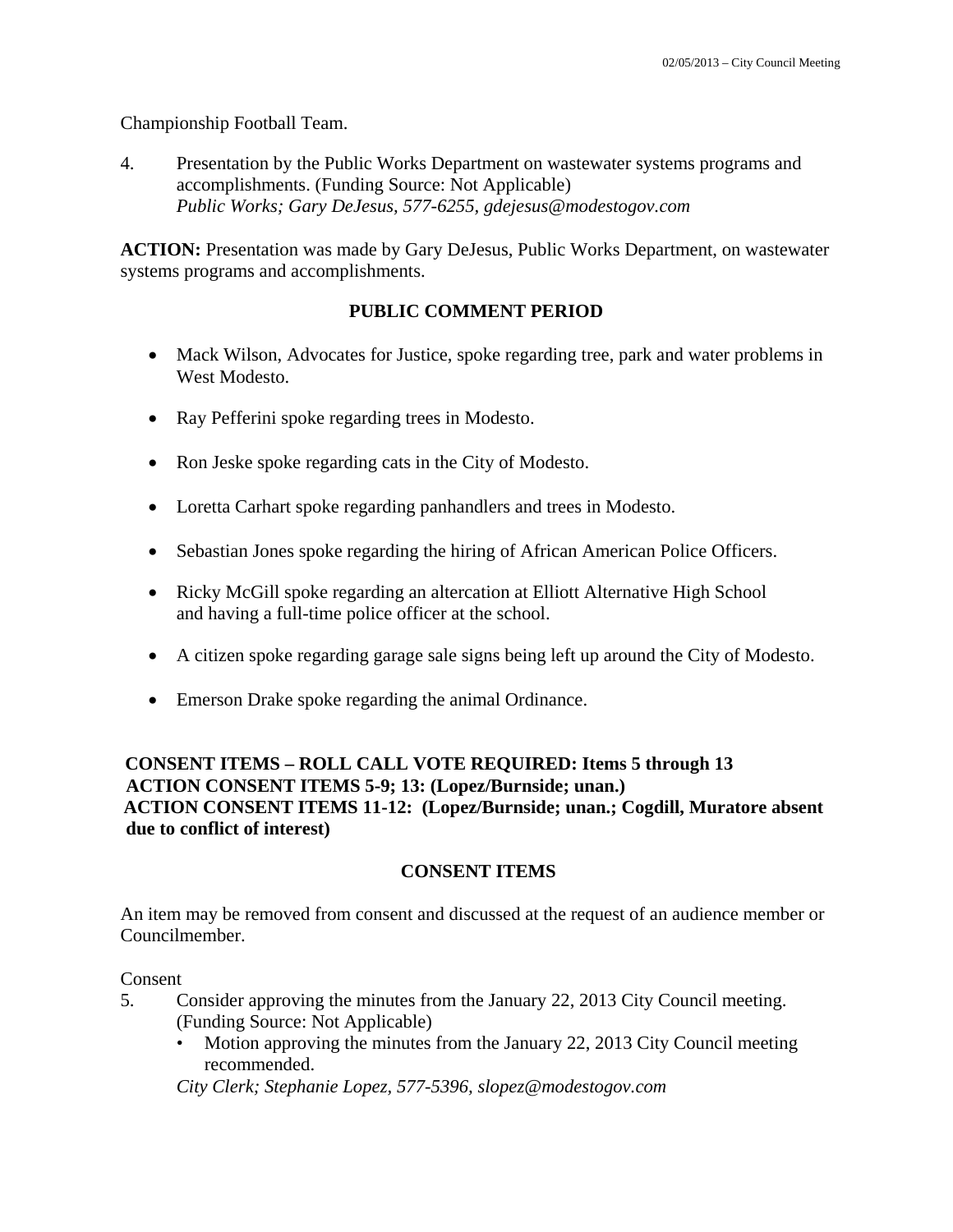Championship Football Team.

4. Presentation by the Public Works Department on wastewater systems programs and accomplishments. (Funding Source: Not Applicable)
   *Public Works; Gary DeJesus, 577-6255, gdejesus@modestogov.com*

**ACTION:** Presentation was made by Gary DeJesus, Public Works Department, on wastewater systems programs and accomplishments.

**PUBLIC COMMENT PERIOD**

- Mack Wilson, Advocates for Justice, spoke regarding tree, park and water problems in West Modesto.
- Ray Pefferini spoke regarding trees in Modesto.
- Ron Jeske spoke regarding cats in the City of Modesto.
- Loretta Carhart spoke regarding panhandlers and trees in Modesto.
- Sebastian Jones spoke regarding the hiring of African American Police Officers.
- Ricky McGill spoke regarding an altercation at Elliott Alternative High School and having a full-time police officer at the school.
- A citizen spoke regarding garage sale signs being left up around the City of Modesto.
- Emerson Drake spoke regarding the animal Ordinance.

**CONSENT ITEMS – ROLL CALL VOTE REQUIRED: Items 5 through 13**
**ACTION CONSENT ITEMS 5-9; 13: (Lopez/Burnside; unan.)**
**ACTION CONSENT ITEMS 11-12: (Lopez/Burnside; unan.; Cogdill, Muratore absent due to conflict of interest)**

**CONSENT ITEMS**

An item may be removed from consent and discussed at the request of an audience member or Councilmember.

Consent

5. Consider approving the minutes from the January 22, 2013 City Council meeting. (Funding Source: Not Applicable)
   - Motion approving the minutes from the January 22, 2013 City Council meeting recommended.

   *City Clerk; Stephanie Lopez, 577-5396, slopez@modestogov.com*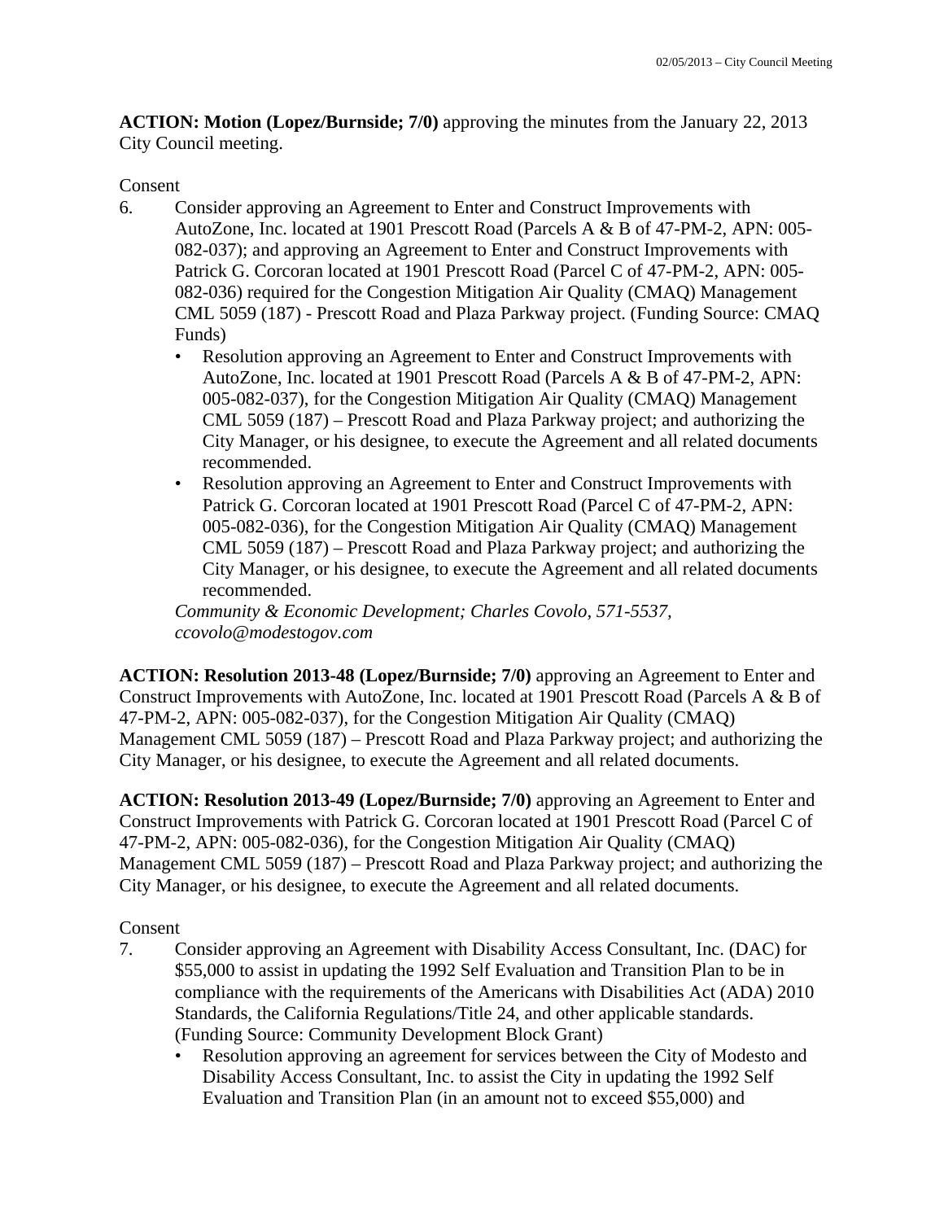**ACTION: Motion (Lopez/Burnside; 7/0)** approving the minutes from the January 22, 2013 City Council meeting.

Consent

6. Consider approving an Agreement to Enter and Construct Improvements with AutoZone, Inc. located at 1901 Prescott Road (Parcels A & B of 47-PM-2, APN: 005-082-037); and approving an Agreement to Enter and Construct Improvements with Patrick G. Corcoran located at 1901 Prescott Road (Parcel C of 47-PM-2, APN: 005-082-036) required for the Congestion Mitigation Air Quality (CMAQ) Management CML 5059 (187) - Prescott Road and Plaza Parkway project. (Funding Source: CMAQ Funds)
   - Resolution approving an Agreement to Enter and Construct Improvements with AutoZone, Inc. located at 1901 Prescott Road (Parcels A & B of 47-PM-2, APN: 005-082-037), for the Congestion Mitigation Air Quality (CMAQ) Management CML 5059 (187) – Prescott Road and Plaza Parkway project; and authorizing the City Manager, or his designee, to execute the Agreement and all related documents recommended.
   - Resolution approving an Agreement to Enter and Construct Improvements with Patrick G. Corcoran located at 1901 Prescott Road (Parcel C of 47-PM-2, APN: 005-082-036), for the Congestion Mitigation Air Quality (CMAQ) Management CML 5059 (187) – Prescott Road and Plaza Parkway project; and authorizing the City Manager, or his designee, to execute the Agreement and all related documents recommended.

   *Community & Economic Development; Charles Covolo, 571-5537, ccovolo@modestogov.com*

**ACTION: Resolution 2013-48 (Lopez/Burnside; 7/0)** approving an Agreement to Enter and Construct Improvements with AutoZone, Inc. located at 1901 Prescott Road (Parcels A & B of 47-PM-2, APN: 005-082-037), for the Congestion Mitigation Air Quality (CMAQ) Management CML 5059 (187) – Prescott Road and Plaza Parkway project; and authorizing the City Manager, or his designee, to execute the Agreement and all related documents.

**ACTION: Resolution 2013-49 (Lopez/Burnside; 7/0)** approving an Agreement to Enter and Construct Improvements with Patrick G. Corcoran located at 1901 Prescott Road (Parcel C of 47-PM-2, APN: 005-082-036), for the Congestion Mitigation Air Quality (CMAQ) Management CML 5059 (187) – Prescott Road and Plaza Parkway project; and authorizing the City Manager, or his designee, to execute the Agreement and all related documents.

Consent

7. Consider approving an Agreement with Disability Access Consultant, Inc. (DAC) for $55,000 to assist in updating the 1992 Self Evaluation and Transition Plan to be in compliance with the requirements of the Americans with Disabilities Act (ADA) 2010 Standards, the California Regulations/Title 24, and other applicable standards. (Funding Source: Community Development Block Grant)
   - Resolution approving an agreement for services between the City of Modesto and Disability Access Consultant, Inc. to assist the City in updating the 1992 Self Evaluation and Transition Plan (in an amount not to exceed $55,000) and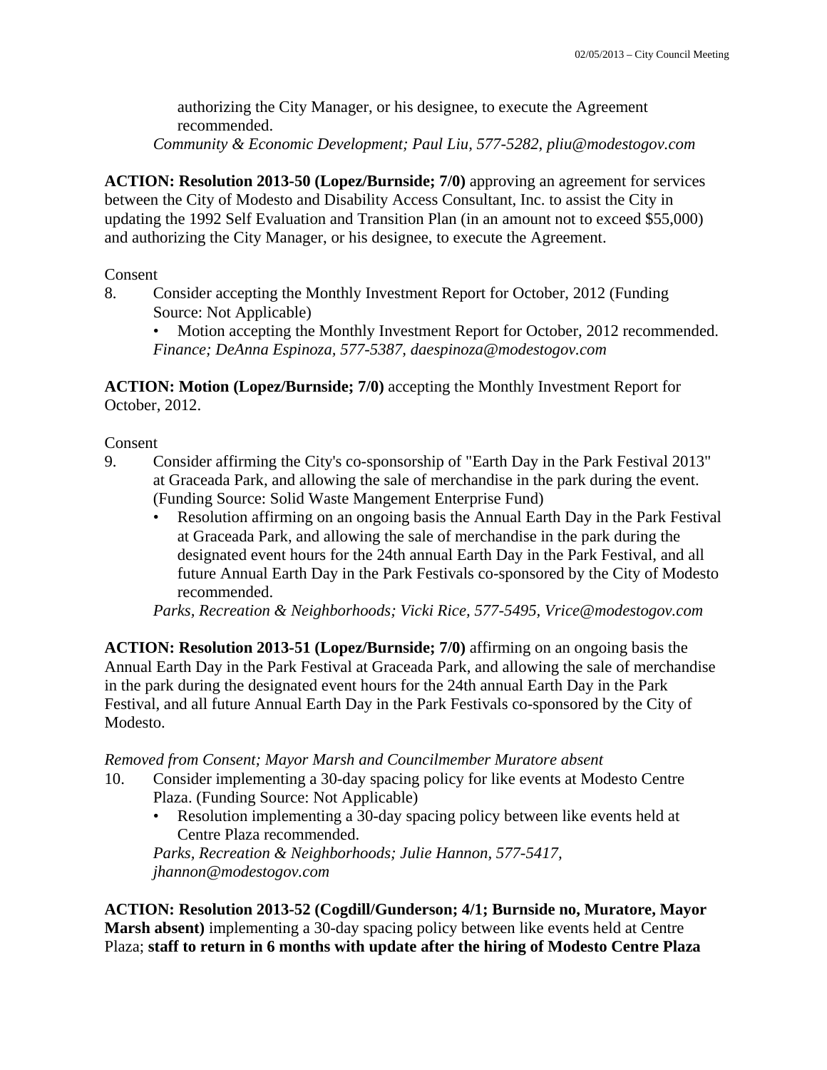authorizing the City Manager, or his designee, to execute the Agreement recommended.
*Community & Economic Development; Paul Liu, 577-5282, pliu@modestogov.com*

**ACTION: Resolution 2013-50 (Lopez/Burnside; 7/0)** approving an agreement for services between the City of Modesto and Disability Access Consultant, Inc. to assist the City in updating the 1992 Self Evaluation and Transition Plan (in an amount not to exceed $55,000) and authorizing the City Manager, or his designee, to execute the Agreement.

Consent

8. Consider accepting the Monthly Investment Report for October, 2012 (Funding Source: Not Applicable)
   - Motion accepting the Monthly Investment Report for October, 2012 recommended.

   *Finance; DeAnna Espinoza, 577-5387, daespinoza@modestogov.com*

**ACTION: Motion (Lopez/Burnside; 7/0)** accepting the Monthly Investment Report for October, 2012.

Consent

9. Consider affirming the City's co-sponsorship of "Earth Day in the Park Festival 2013" at Graceada Park, and allowing the sale of merchandise in the park during the event. (Funding Source: Solid Waste Mangement Enterprise Fund)
   - Resolution affirming on an ongoing basis the Annual Earth Day in the Park Festival at Graceada Park, and allowing the sale of merchandise in the park during the designated event hours for the 24th annual Earth Day in the Park Festival, and all future Annual Earth Day in the Park Festivals co-sponsored by the City of Modesto recommended.

   *Parks, Recreation & Neighborhoods; Vicki Rice, 577-5495, Vrice@modestogov.com*

**ACTION: Resolution 2013-51 (Lopez/Burnside; 7/0)** affirming on an ongoing basis the Annual Earth Day in the Park Festival at Graceada Park, and allowing the sale of merchandise in the park during the designated event hours for the 24th annual Earth Day in the Park Festival, and all future Annual Earth Day in the Park Festivals co-sponsored by the City of Modesto.

*Removed from Consent; Mayor Marsh and Councilmember Muratore absent*

10. Consider implementing a 30-day spacing policy for like events at Modesto Centre Plaza. (Funding Source: Not Applicable)
    - Resolution implementing a 30-day spacing policy between like events held at Centre Plaza recommended.

    *Parks, Recreation & Neighborhoods; Julie Hannon, 577-5417, jhannon@modestogov.com*

**ACTION: Resolution 2013-52 (Cogdill/Gunderson; 4/1; Burnside no, Muratore, Mayor Marsh absent)** implementing a 30-day spacing policy between like events held at Centre Plaza; **staff to return in 6 months with update after the hiring of Modesto Centre Plaza**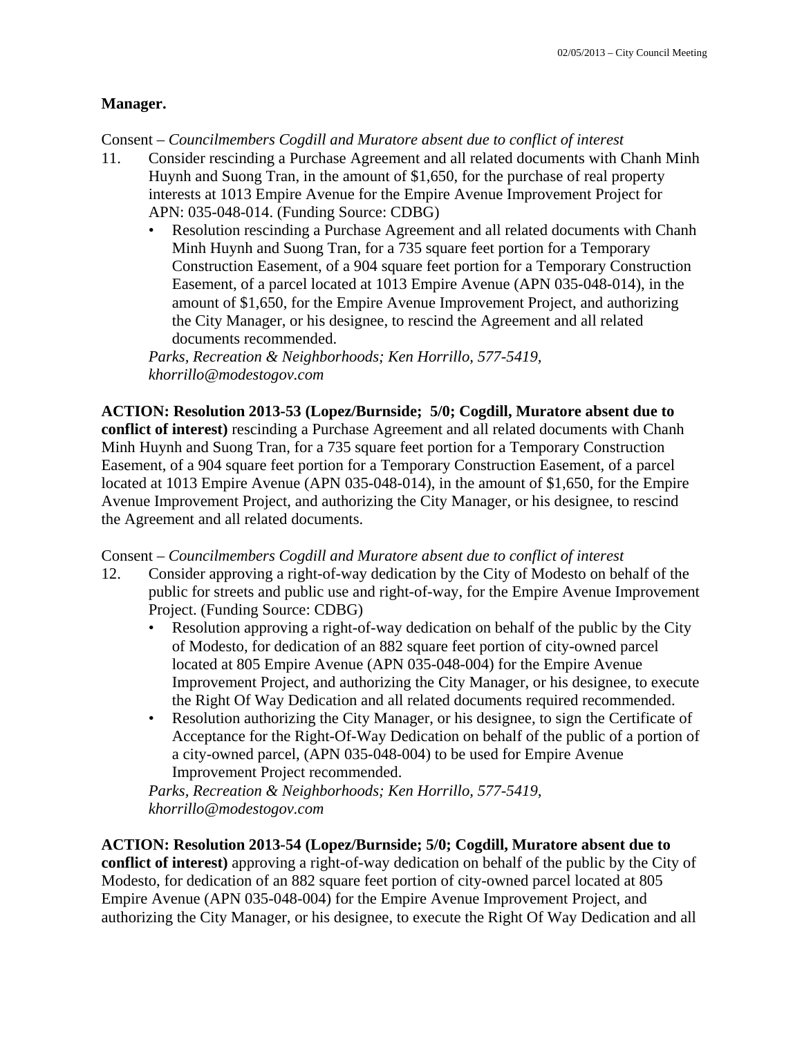**Manager.**

Consent – *Councilmembers Cogdill and Muratore absent due to conflict of interest*

11. Consider rescinding a Purchase Agreement and all related documents with Chanh Minh Huynh and Suong Tran, in the amount of $1,650, for the purchase of real property interests at 1013 Empire Avenue for the Empire Avenue Improvement Project for APN: 035-048-014. (Funding Source: CDBG)
    - Resolution rescinding a Purchase Agreement and all related documents with Chanh Minh Huynh and Suong Tran, for a 735 square feet portion for a Temporary Construction Easement, of a 904 square feet portion for a Temporary Construction Easement, of a parcel located at 1013 Empire Avenue (APN 035-048-014), in the amount of $1,650, for the Empire Avenue Improvement Project, and authorizing the City Manager, or his designee, to rescind the Agreement and all related documents recommended.

    *Parks, Recreation & Neighborhoods; Ken Horrillo, 577-5419, khorrillo@modestogov.com*

**ACTION: Resolution 2013-53 (Lopez/Burnside; 5/0; Cogdill, Muratore absent due to conflict of interest)** rescinding a Purchase Agreement and all related documents with Chanh Minh Huynh and Suong Tran, for a 735 square feet portion for a Temporary Construction Easement, of a 904 square feet portion for a Temporary Construction Easement, of a parcel located at 1013 Empire Avenue (APN 035-048-014), in the amount of $1,650, for the Empire Avenue Improvement Project, and authorizing the City Manager, or his designee, to rescind the Agreement and all related documents.

Consent – *Councilmembers Cogdill and Muratore absent due to conflict of interest*

12. Consider approving a right-of-way dedication by the City of Modesto on behalf of the public for streets and public use and right-of-way, for the Empire Avenue Improvement Project. (Funding Source: CDBG)
    - Resolution approving a right-of-way dedication on behalf of the public by the City of Modesto, for dedication of an 882 square feet portion of city-owned parcel located at 805 Empire Avenue (APN 035-048-004) for the Empire Avenue Improvement Project, and authorizing the City Manager, or his designee, to execute the Right Of Way Dedication and all related documents required recommended.
    - Resolution authorizing the City Manager, or his designee, to sign the Certificate of Acceptance for the Right-Of-Way Dedication on behalf of the public of a portion of a city-owned parcel, (APN 035-048-004) to be used for Empire Avenue Improvement Project recommended.

    *Parks, Recreation & Neighborhoods; Ken Horrillo, 577-5419, khorrillo@modestogov.com*

**ACTION: Resolution 2013-54 (Lopez/Burnside; 5/0; Cogdill, Muratore absent due to conflict of interest)** approving a right-of-way dedication on behalf of the public by the City of Modesto, for dedication of an 882 square feet portion of city-owned parcel located at 805 Empire Avenue (APN 035-048-004) for the Empire Avenue Improvement Project, and authorizing the City Manager, or his designee, to execute the Right Of Way Dedication and all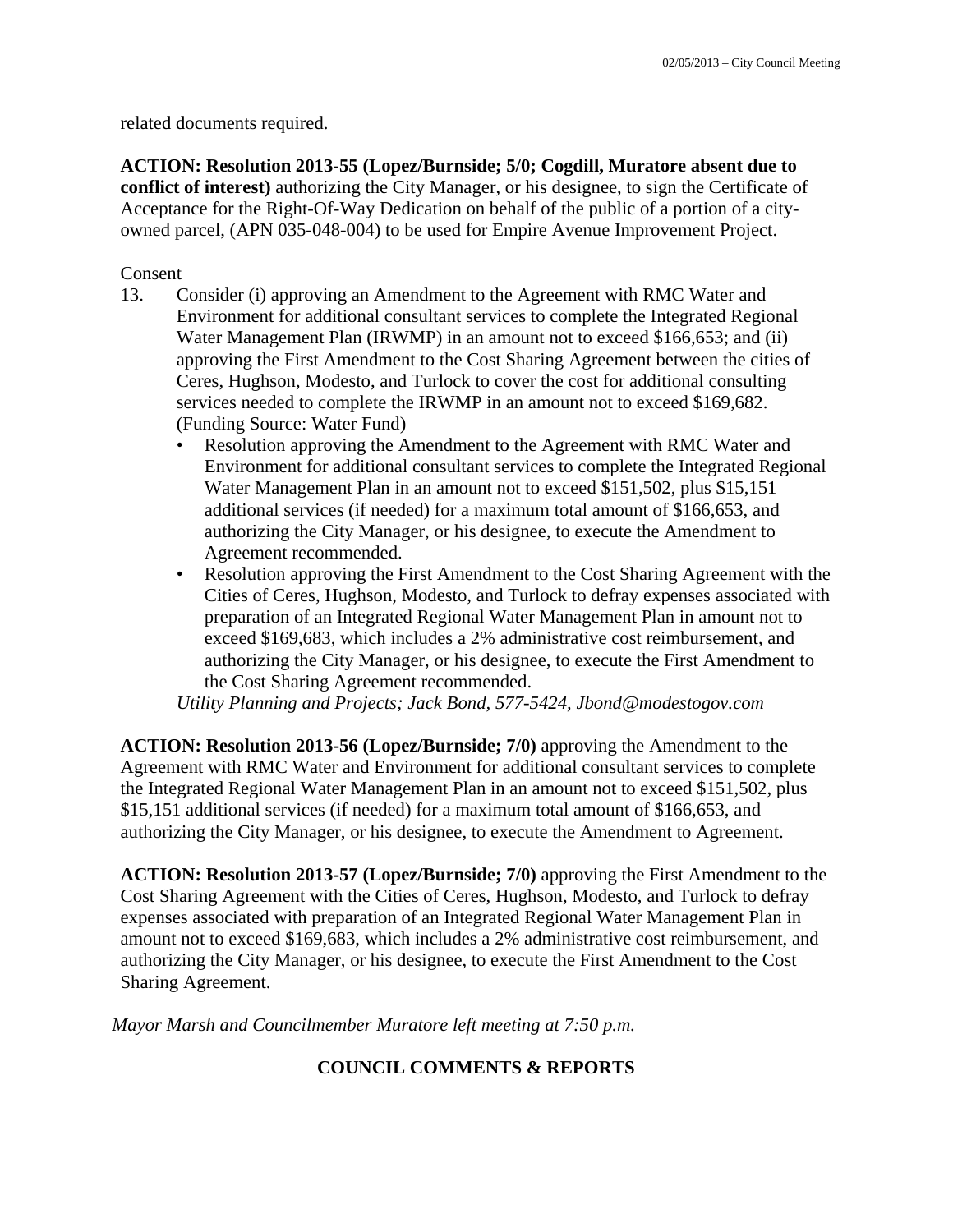related documents required.

**ACTION: Resolution 2013-55 (Lopez/Burnside; 5/0; Cogdill, Muratore absent due to conflict of interest)** authorizing the City Manager, or his designee, to sign the Certificate of Acceptance for the Right-Of-Way Dedication on behalf of the public of a portion of a city-owned parcel, (APN 035-048-004) to be used for Empire Avenue Improvement Project.

Consent

13. Consider (i) approving an Amendment to the Agreement with RMC Water and Environment for additional consultant services to complete the Integrated Regional Water Management Plan (IRWMP) in an amount not to exceed $166,653; and (ii) approving the First Amendment to the Cost Sharing Agreement between the cities of Ceres, Hughson, Modesto, and Turlock to cover the cost for additional consulting services needed to complete the IRWMP in an amount not to exceed $169,682. (Funding Source: Water Fund)
    - Resolution approving the Amendment to the Agreement with RMC Water and Environment for additional consultant services to complete the Integrated Regional Water Management Plan in an amount not to exceed $151,502, plus $15,151 additional services (if needed) for a maximum total amount of $166,653, and authorizing the City Manager, or his designee, to execute the Amendment to Agreement recommended.
    - Resolution approving the First Amendment to the Cost Sharing Agreement with the Cities of Ceres, Hughson, Modesto, and Turlock to defray expenses associated with preparation of an Integrated Regional Water Management Plan in amount not to exceed $169,683, which includes a 2% administrative cost reimbursement, and authorizing the City Manager, or his designee, to execute the First Amendment to the Cost Sharing Agreement recommended.

    *Utility Planning and Projects; Jack Bond, 577-5424, Jbond@modestogov.com*

**ACTION: Resolution 2013-56 (Lopez/Burnside; 7/0)** approving the Amendment to the Agreement with RMC Water and Environment for additional consultant services to complete the Integrated Regional Water Management Plan in an amount not to exceed $151,502, plus $15,151 additional services (if needed) for a maximum total amount of $166,653, and authorizing the City Manager, or his designee, to execute the Amendment to Agreement.

**ACTION: Resolution 2013-57 (Lopez/Burnside; 7/0)** approving the First Amendment to the Cost Sharing Agreement with the Cities of Ceres, Hughson, Modesto, and Turlock to defray expenses associated with preparation of an Integrated Regional Water Management Plan in amount not to exceed $169,683, which includes a 2% administrative cost reimbursement, and authorizing the City Manager, or his designee, to execute the First Amendment to the Cost Sharing Agreement.

*Mayor Marsh and Councilmember Muratore left meeting at 7:50 p.m.*

## COUNCIL COMMENTS & REPORTS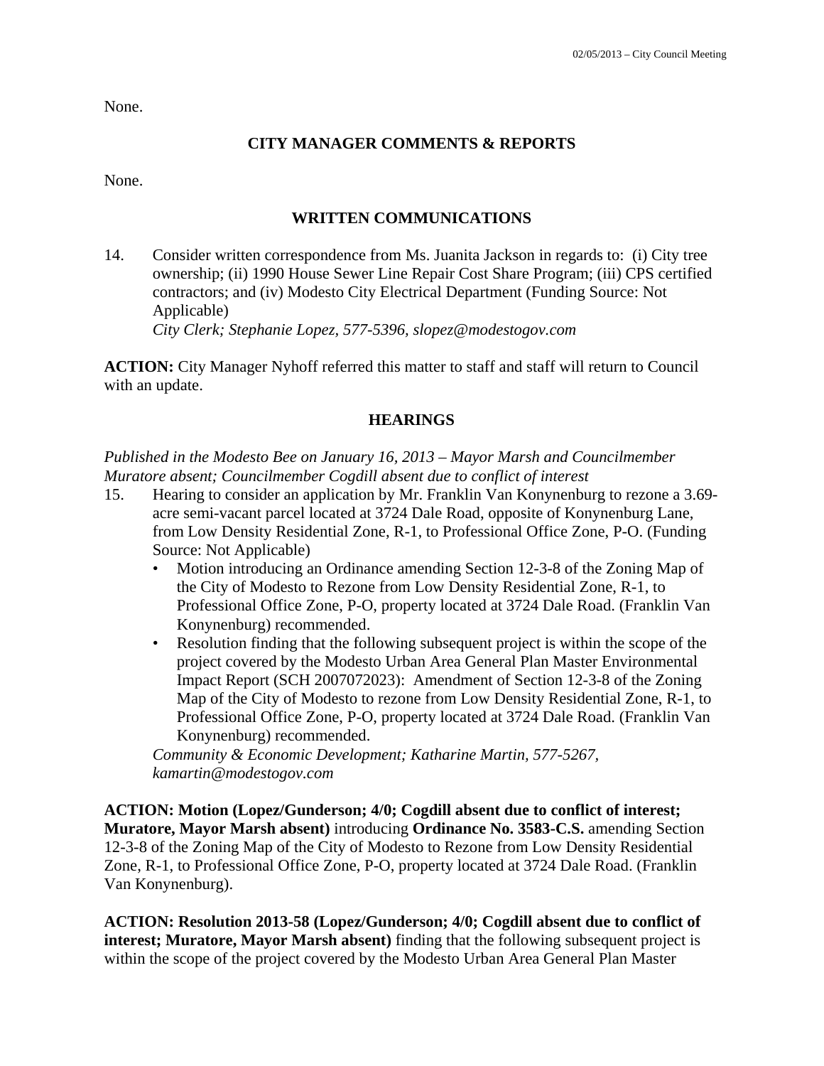None.

## CITY MANAGER COMMENTS & REPORTS

None.

## WRITTEN COMMUNICATIONS

14. Consider written correspondence from Ms. Juanita Jackson in regards to: (i) City tree ownership; (ii) 1990 House Sewer Line Repair Cost Share Program; (iii) CPS certified contractors; and (iv) Modesto City Electrical Department (Funding Source: Not Applicable)
    *City Clerk; Stephanie Lopez, 577-5396, slopez@modestogov.com*

**ACTION:** City Manager Nyhoff referred this matter to staff and staff will return to Council with an update.

## HEARINGS

*Published in the Modesto Bee on January 16, 2013 – Mayor Marsh and Councilmember Muratore absent; Councilmember Cogdill absent due to conflict of interest*

15. Hearing to consider an application by Mr. Franklin Van Konynenburg to rezone a 3.69-acre semi-vacant parcel located at 3724 Dale Road, opposite of Konynenburg Lane, from Low Density Residential Zone, R-1, to Professional Office Zone, P-O. (Funding Source: Not Applicable)
    - Motion introducing an Ordinance amending Section 12-3-8 of the Zoning Map of the City of Modesto to Rezone from Low Density Residential Zone, R-1, to Professional Office Zone, P-O, property located at 3724 Dale Road. (Franklin Van Konynenburg) recommended.
    - Resolution finding that the following subsequent project is within the scope of the project covered by the Modesto Urban Area General Plan Master Environmental Impact Report (SCH 2007072023): Amendment of Section 12-3-8 of the Zoning Map of the City of Modesto to rezone from Low Density Residential Zone, R-1, to Professional Office Zone, P-O, property located at 3724 Dale Road. (Franklin Van Konynenburg) recommended.

    *Community & Economic Development; Katharine Martin, 577-5267, kamartin@modestogov.com*

**ACTION: Motion (Lopez/Gunderson; 4/0; Cogdill absent due to conflict of interest; Muratore, Mayor Marsh absent)** introducing **Ordinance No. 3583-C.S.** amending Section 12-3-8 of the Zoning Map of the City of Modesto to Rezone from Low Density Residential Zone, R-1, to Professional Office Zone, P-O, property located at 3724 Dale Road. (Franklin Van Konynenburg).

**ACTION: Resolution 2013-58 (Lopez/Gunderson; 4/0; Cogdill absent due to conflict of interest; Muratore, Mayor Marsh absent)** finding that the following subsequent project is within the scope of the project covered by the Modesto Urban Area General Plan Master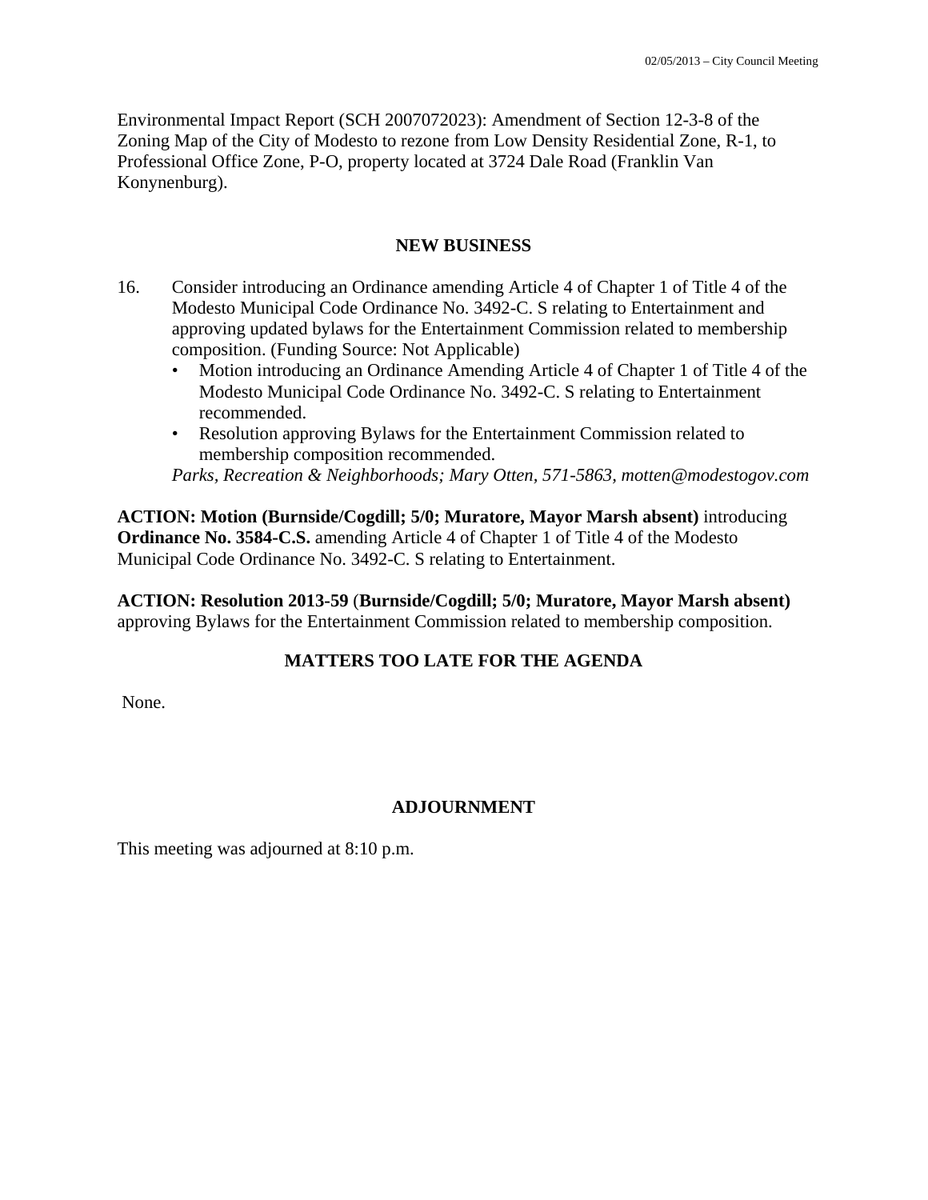Environmental Impact Report (SCH 2007072023): Amendment of Section 12-3-8 of the Zoning Map of the City of Modesto to rezone from Low Density Residential Zone, R-1, to Professional Office Zone, P-O, property located at 3724 Dale Road (Franklin Van Konynenburg).

## NEW BUSINESS

16. Consider introducing an Ordinance amending Article 4 of Chapter 1 of Title 4 of the Modesto Municipal Code Ordinance No. 3492-C. S relating to Entertainment and approving updated bylaws for the Entertainment Commission related to membership composition. (Funding Source: Not Applicable)
    - Motion introducing an Ordinance Amending Article 4 of Chapter 1 of Title 4 of the Modesto Municipal Code Ordinance No. 3492-C. S relating to Entertainment recommended.
    - Resolution approving Bylaws for the Entertainment Commission related to membership composition recommended.

    *Parks, Recreation & Neighborhoods; Mary Otten, 571-5863, motten@modestogov.com*

**ACTION: Motion (Burnside/Cogdill; 5/0; Muratore, Mayor Marsh absent)** introducing **Ordinance No. 3584-C.S.** amending Article 4 of Chapter 1 of Title 4 of the Modesto Municipal Code Ordinance No. 3492-C. S relating to Entertainment.

**ACTION: Resolution 2013-59** (**Burnside/Cogdill; 5/0; Muratore, Mayor Marsh absent)** approving Bylaws for the Entertainment Commission related to membership composition.

## MATTERS TOO LATE FOR THE AGENDA

None.

## ADJOURNMENT

This meeting was adjourned at 8:10 p.m.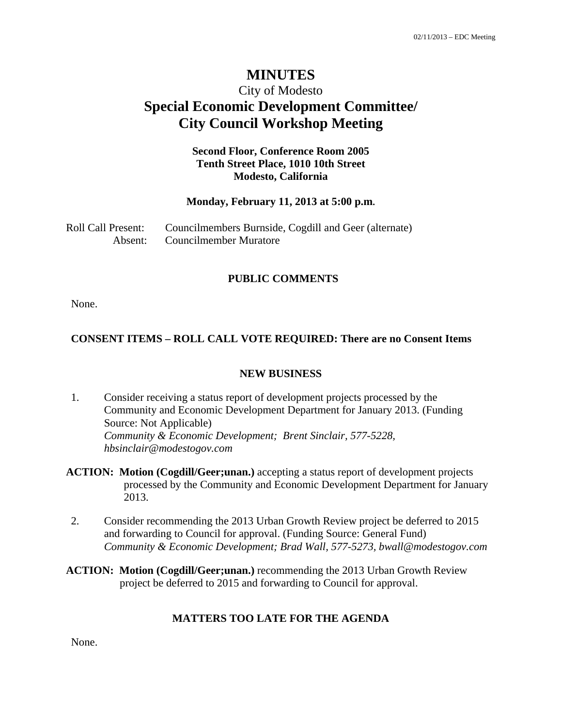# MINUTES

City of Modesto

## Special Economic Development Committee/ City Council Workshop Meeting

**Second Floor, Conference Room 2005**
**Tenth Street Place, 1010 10th Street**
**Modesto, California**

**Monday, February 11, 2013 at 5:00 p.m.**

Roll Call Present: Councilmembers Burnside, Cogdill and Geer (alternate)
Absent: Councilmember Muratore

### PUBLIC COMMENTS

None.

### CONSENT ITEMS – ROLL CALL VOTE REQUIRED: There are no Consent Items

### NEW BUSINESS

1. Consider receiving a status report of development projects processed by the Community and Economic Development Department for January 2013. (Funding Source: Not Applicable)
*Community & Economic Development; Brent Sinclair, 577-5228, hbsinclair@modestogov.com*

**ACTION: Motion (Cogdill/Geer;unan.)** accepting a status report of development projects processed by the Community and Economic Development Department for January 2013.

2. Consider recommending the 2013 Urban Growth Review project be deferred to 2015 and forwarding to Council for approval. (Funding Source: General Fund)
*Community & Economic Development; Brad Wall, 577-5273, bwall@modestogov.com*

**ACTION: Motion (Cogdill/Geer;unan.)** recommending the 2013 Urban Growth Review project be deferred to 2015 and forwarding to Council for approval.

### MATTERS TOO LATE FOR THE AGENDA

None.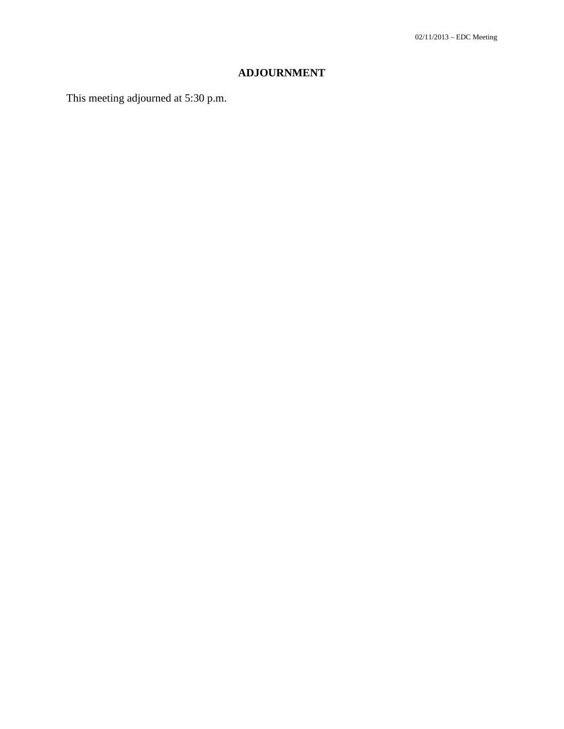## ADJOURNMENT

This meeting adjourned at 5:30 p.m.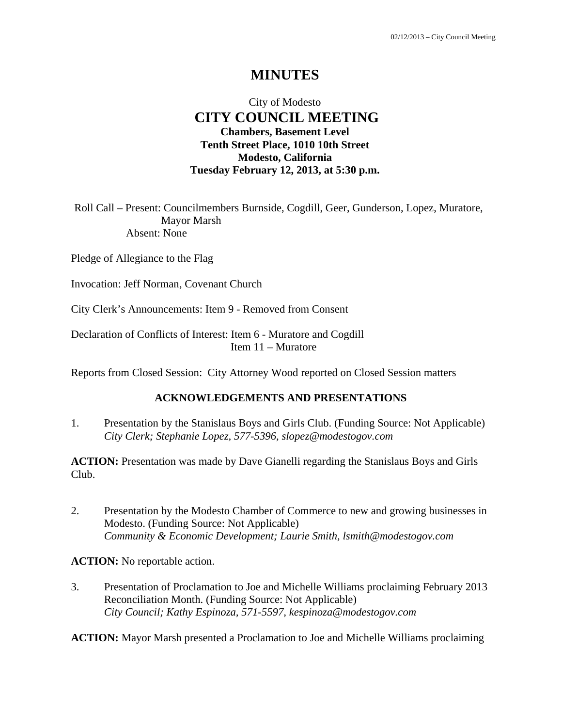# MINUTES

City of Modesto

## CITY COUNCIL MEETING

**Chambers, Basement Level**
**Tenth Street Place, 1010 10th Street**
**Modesto, California**
**Tuesday February 12, 2013, at 5:30 p.m.**

Roll Call – Present: Councilmembers Burnside, Cogdill, Geer, Gunderson, Lopez, Muratore, Mayor Marsh
Absent: None

Pledge of Allegiance to the Flag

Invocation: Jeff Norman, Covenant Church

City Clerk's Announcements: Item 9 - Removed from Consent

Declaration of Conflicts of Interest: Item 6 - Muratore and Cogdill
Item 11 – Muratore

Reports from Closed Session: City Attorney Wood reported on Closed Session matters

### ACKNOWLEDGEMENTS AND PRESENTATIONS

1. Presentation by the Stanislaus Boys and Girls Club. (Funding Source: Not Applicable)
*City Clerk; Stephanie Lopez, 577-5396, slopez@modestogov.com*

**ACTION:** Presentation was made by Dave Gianelli regarding the Stanislaus Boys and Girls Club.

2. Presentation by the Modesto Chamber of Commerce to new and growing businesses in Modesto. (Funding Source: Not Applicable)
*Community & Economic Development; Laurie Smith, lsmith@modestogov.com*

**ACTION:** No reportable action.

3. Presentation of Proclamation to Joe and Michelle Williams proclaiming February 2013 Reconciliation Month. (Funding Source: Not Applicable)
*City Council; Kathy Espinoza, 571-5597, kespinoza@modestogov.com*

**ACTION:** Mayor Marsh presented a Proclamation to Joe and Michelle Williams proclaiming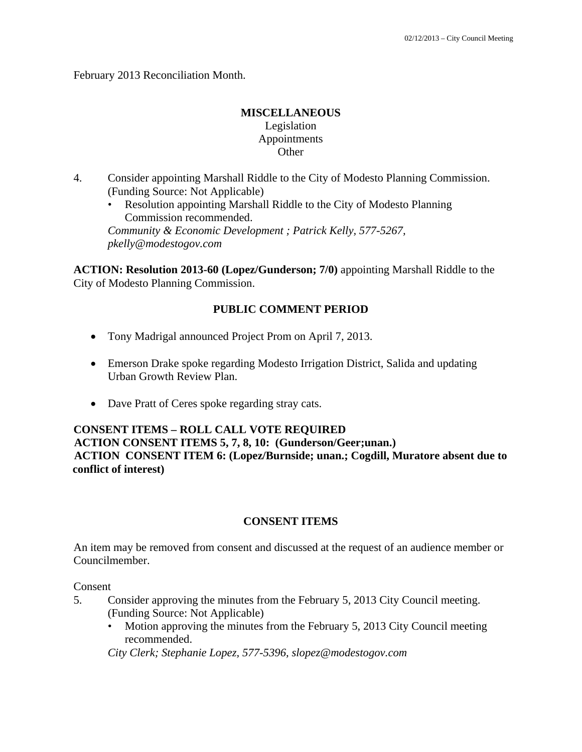February 2013 Reconciliation Month.

**MISCELLANEOUS**
Legislation
Appointments
Other

4. Consider appointing Marshall Riddle to the City of Modesto Planning Commission. (Funding Source: Not Applicable)
   - Resolution appointing Marshall Riddle to the City of Modesto Planning Commission recommended.

   *Community & Economic Development ; Patrick Kelly, 577-5267, pkelly@modestogov.com*

**ACTION: Resolution 2013-60 (Lopez/Gunderson; 7/0)** appointing Marshall Riddle to the City of Modesto Planning Commission.

**PUBLIC COMMENT PERIOD**

- Tony Madrigal announced Project Prom on April 7, 2013.
- Emerson Drake spoke regarding Modesto Irrigation District, Salida and updating Urban Growth Review Plan.
- Dave Pratt of Ceres spoke regarding stray cats.

**CONSENT ITEMS – ROLL CALL VOTE REQUIRED**
**ACTION CONSENT ITEMS 5, 7, 8, 10: (Gunderson/Geer;unan.)**
**ACTION CONSENT ITEM 6: (Lopez/Burnside; unan.; Cogdill, Muratore absent due to conflict of interest)**

**CONSENT ITEMS**

An item may be removed from consent and discussed at the request of an audience member or Councilmember.

Consent

5. Consider approving the minutes from the February 5, 2013 City Council meeting. (Funding Source: Not Applicable)
   - Motion approving the minutes from the February 5, 2013 City Council meeting recommended.

   *City Clerk; Stephanie Lopez, 577-5396, slopez@modestogov.com*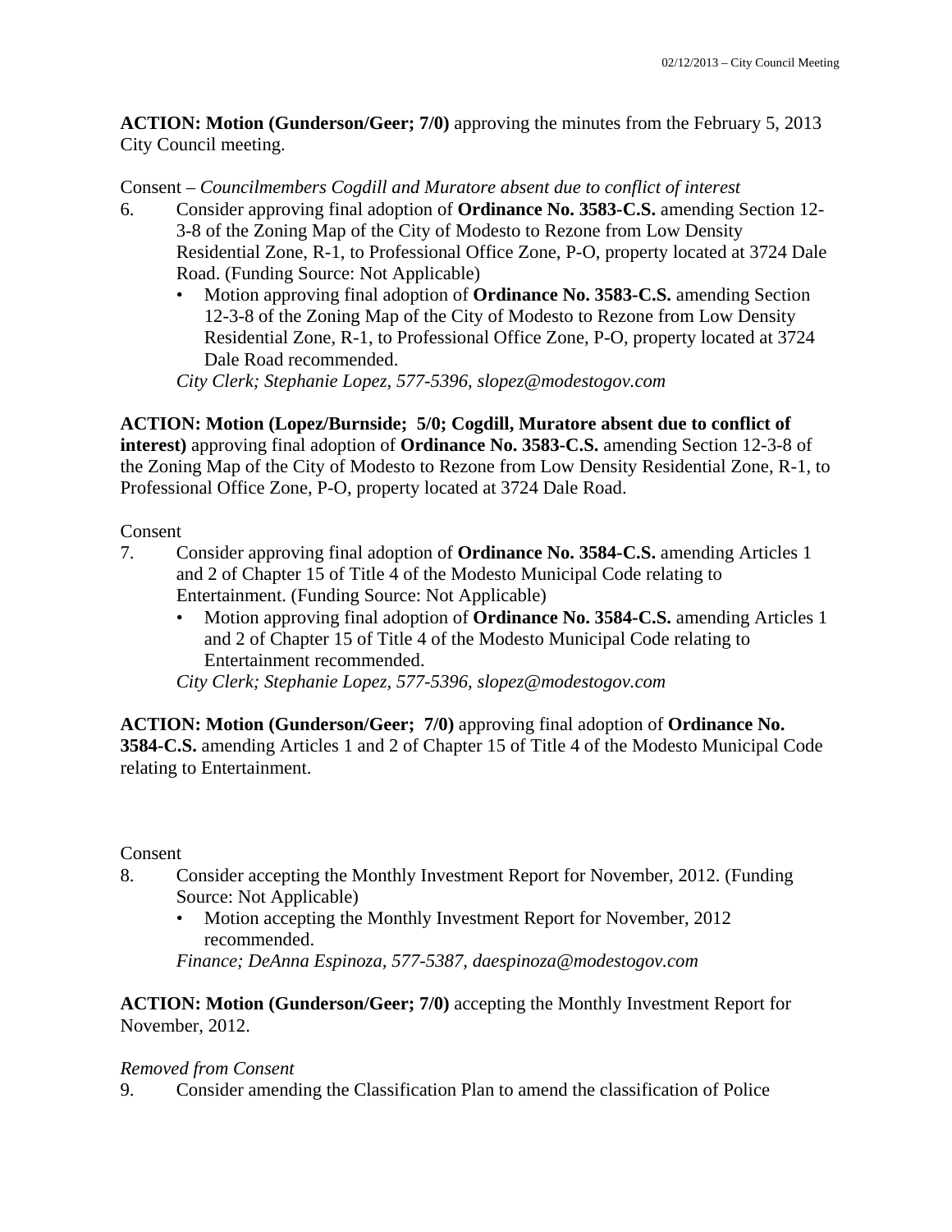**ACTION: Motion (Gunderson/Geer; 7/0)** approving the minutes from the February 5, 2013 City Council meeting.

Consent – *Councilmembers Cogdill and Muratore absent due to conflict of interest*

6. Consider approving final adoption of **Ordinance No. 3583-C.S.** amending Section 12-3-8 of the Zoning Map of the City of Modesto to Rezone from Low Density Residential Zone, R-1, to Professional Office Zone, P-O, property located at 3724 Dale Road. (Funding Source: Not Applicable)
   - Motion approving final adoption of **Ordinance No. 3583-C.S.** amending Section 12-3-8 of the Zoning Map of the City of Modesto to Rezone from Low Density Residential Zone, R-1, to Professional Office Zone, P-O, property located at 3724 Dale Road recommended.

   *City Clerk; Stephanie Lopez, 577-5396, slopez@modestogov.com*

**ACTION: Motion (Lopez/Burnside; 5/0; Cogdill, Muratore absent due to conflict of interest)** approving final adoption of **Ordinance No. 3583-C.S.** amending Section 12-3-8 of the Zoning Map of the City of Modesto to Rezone from Low Density Residential Zone, R-1, to Professional Office Zone, P-O, property located at 3724 Dale Road.

Consent

7. Consider approving final adoption of **Ordinance No. 3584-C.S.** amending Articles 1 and 2 of Chapter 15 of Title 4 of the Modesto Municipal Code relating to Entertainment. (Funding Source: Not Applicable)
   - Motion approving final adoption of **Ordinance No. 3584-C.S.** amending Articles 1 and 2 of Chapter 15 of Title 4 of the Modesto Municipal Code relating to Entertainment recommended.

   *City Clerk; Stephanie Lopez, 577-5396, slopez@modestogov.com*

**ACTION: Motion (Gunderson/Geer; 7/0)** approving final adoption of **Ordinance No. 3584-C.S.** amending Articles 1 and 2 of Chapter 15 of Title 4 of the Modesto Municipal Code relating to Entertainment.

Consent

8. Consider accepting the Monthly Investment Report for November, 2012. (Funding Source: Not Applicable)
   - Motion accepting the Monthly Investment Report for November, 2012 recommended.

   *Finance; DeAnna Espinoza, 577-5387, daespinoza@modestogov.com*

**ACTION: Motion (Gunderson/Geer; 7/0)** accepting the Monthly Investment Report for November, 2012.

*Removed from Consent*

9. Consider amending the Classification Plan to amend the classification of Police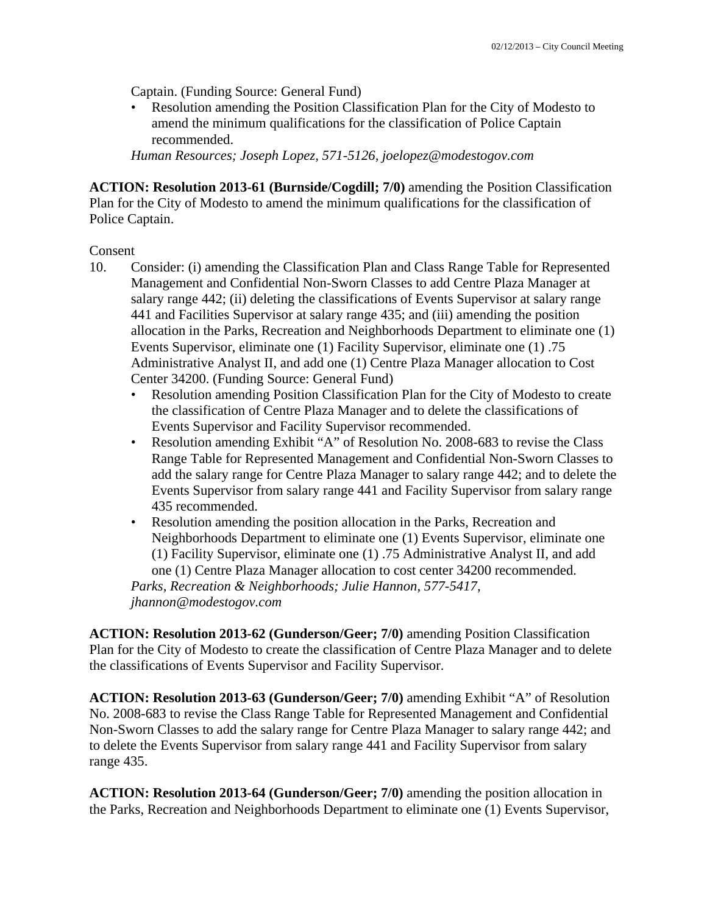Captain. (Funding Source: General Fund)

- Resolution amending the Position Classification Plan for the City of Modesto to amend the minimum qualifications for the classification of Police Captain recommended.

*Human Resources; Joseph Lopez, 571-5126, joelopez@modestogov.com*

**ACTION: Resolution 2013-61 (Burnside/Cogdill; 7/0)** amending the Position Classification Plan for the City of Modesto to amend the minimum qualifications for the classification of Police Captain.

Consent

10. Consider: (i) amending the Classification Plan and Class Range Table for Represented Management and Confidential Non-Sworn Classes to add Centre Plaza Manager at salary range 442; (ii) deleting the classifications of Events Supervisor at salary range 441 and Facilities Supervisor at salary range 435; and (iii) amending the position allocation in the Parks, Recreation and Neighborhoods Department to eliminate one (1) Events Supervisor, eliminate one (1) Facility Supervisor, eliminate one (1) .75 Administrative Analyst II, and add one (1) Centre Plaza Manager allocation to Cost Center 34200. (Funding Source: General Fund)
    - Resolution amending Position Classification Plan for the City of Modesto to create the classification of Centre Plaza Manager and to delete the classifications of Events Supervisor and Facility Supervisor recommended.
    - Resolution amending Exhibit "A" of Resolution No. 2008-683 to revise the Class Range Table for Represented Management and Confidential Non-Sworn Classes to add the salary range for Centre Plaza Manager to salary range 442; and to delete the Events Supervisor from salary range 441 and Facility Supervisor from salary range 435 recommended.
    - Resolution amending the position allocation in the Parks, Recreation and Neighborhoods Department to eliminate one (1) Events Supervisor, eliminate one (1) Facility Supervisor, eliminate one (1) .75 Administrative Analyst II, and add one (1) Centre Plaza Manager allocation to cost center 34200 recommended.

    *Parks, Recreation & Neighborhoods; Julie Hannon, 577-5417, jhannon@modestogov.com*

**ACTION: Resolution 2013-62 (Gunderson/Geer; 7/0)** amending Position Classification Plan for the City of Modesto to create the classification of Centre Plaza Manager and to delete the classifications of Events Supervisor and Facility Supervisor.

**ACTION: Resolution 2013-63 (Gunderson/Geer; 7/0)** amending Exhibit "A" of Resolution No. 2008-683 to revise the Class Range Table for Represented Management and Confidential Non-Sworn Classes to add the salary range for Centre Plaza Manager to salary range 442; and to delete the Events Supervisor from salary range 441 and Facility Supervisor from salary range 435.

**ACTION: Resolution 2013-64 (Gunderson/Geer; 7/0)** amending the position allocation in the Parks, Recreation and Neighborhoods Department to eliminate one (1) Events Supervisor,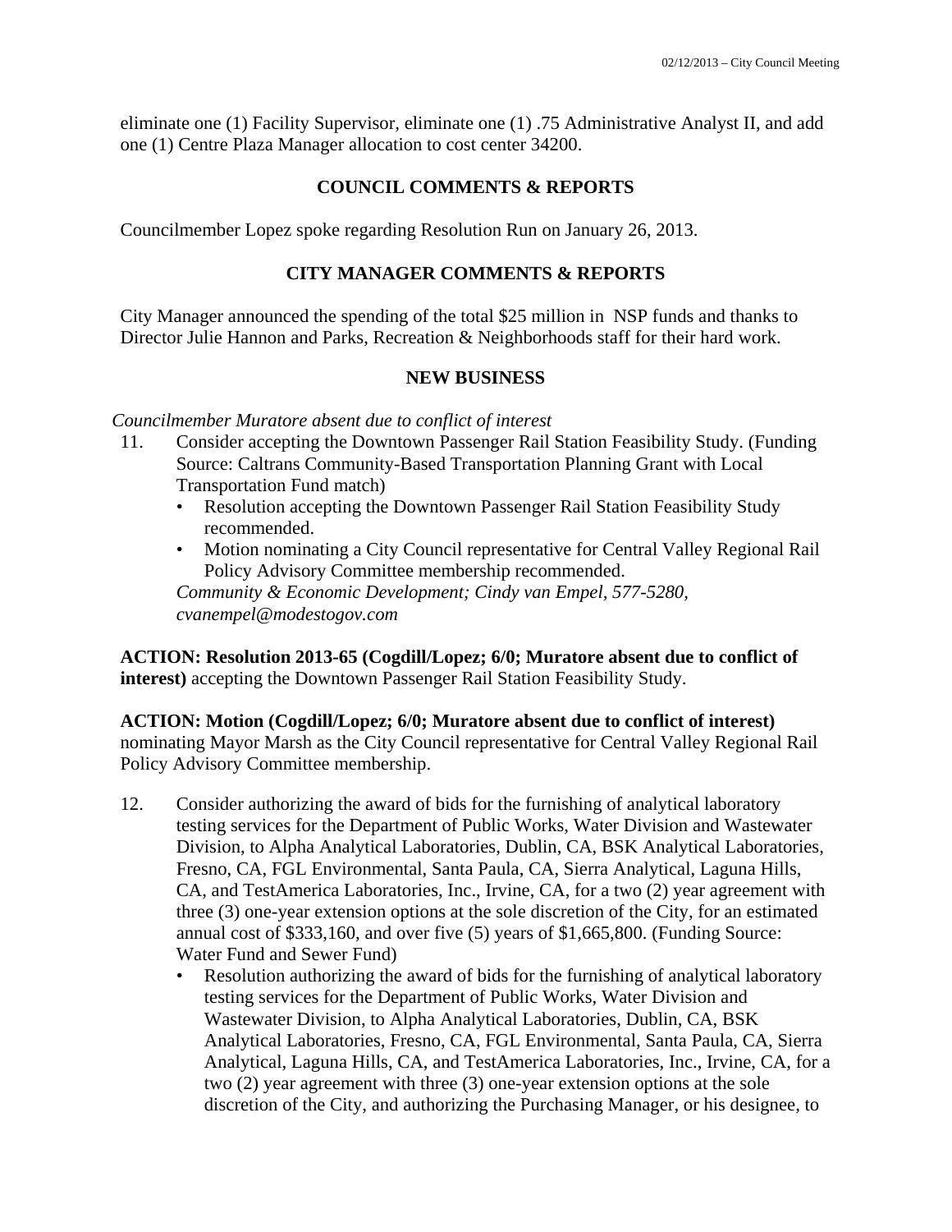eliminate one (1) Facility Supervisor, eliminate one (1) .75 Administrative Analyst II, and add one (1) Centre Plaza Manager allocation to cost center 34200.

## COUNCIL COMMENTS & REPORTS

Councilmember Lopez spoke regarding Resolution Run on January 26, 2013.

## CITY MANAGER COMMENTS & REPORTS

City Manager announced the spending of the total $25 million in NSP funds and thanks to Director Julie Hannon and Parks, Recreation & Neighborhoods staff for their hard work.

## NEW BUSINESS

*Councilmember Muratore absent due to conflict of interest*

11. Consider accepting the Downtown Passenger Rail Station Feasibility Study. (Funding Source: Caltrans Community-Based Transportation Planning Grant with Local Transportation Fund match)
    - Resolution accepting the Downtown Passenger Rail Station Feasibility Study recommended.
    - Motion nominating a City Council representative for Central Valley Regional Rail Policy Advisory Committee membership recommended.

    *Community & Economic Development; Cindy van Empel, 577-5280, cvanempel@modestogov.com*

**ACTION: Resolution 2013-65 (Cogdill/Lopez; 6/0; Muratore absent due to conflict of interest)** accepting the Downtown Passenger Rail Station Feasibility Study.

**ACTION: Motion (Cogdill/Lopez; 6/0; Muratore absent due to conflict of interest)** nominating Mayor Marsh as the City Council representative for Central Valley Regional Rail Policy Advisory Committee membership.

12. Consider authorizing the award of bids for the furnishing of analytical laboratory testing services for the Department of Public Works, Water Division and Wastewater Division, to Alpha Analytical Laboratories, Dublin, CA, BSK Analytical Laboratories, Fresno, CA, FGL Environmental, Santa Paula, CA, Sierra Analytical, Laguna Hills, CA, and TestAmerica Laboratories, Inc., Irvine, CA, for a two (2) year agreement with three (3) one-year extension options at the sole discretion of the City, for an estimated annual cost of $333,160, and over five (5) years of $1,665,800. (Funding Source: Water Fund and Sewer Fund)
    - Resolution authorizing the award of bids for the furnishing of analytical laboratory testing services for the Department of Public Works, Water Division and Wastewater Division, to Alpha Analytical Laboratories, Dublin, CA, BSK Analytical Laboratories, Fresno, CA, FGL Environmental, Santa Paula, CA, Sierra Analytical, Laguna Hills, CA, and TestAmerica Laboratories, Inc., Irvine, CA, for a two (2) year agreement with three (3) one-year extension options at the sole discretion of the City, and authorizing the Purchasing Manager, or his designee, to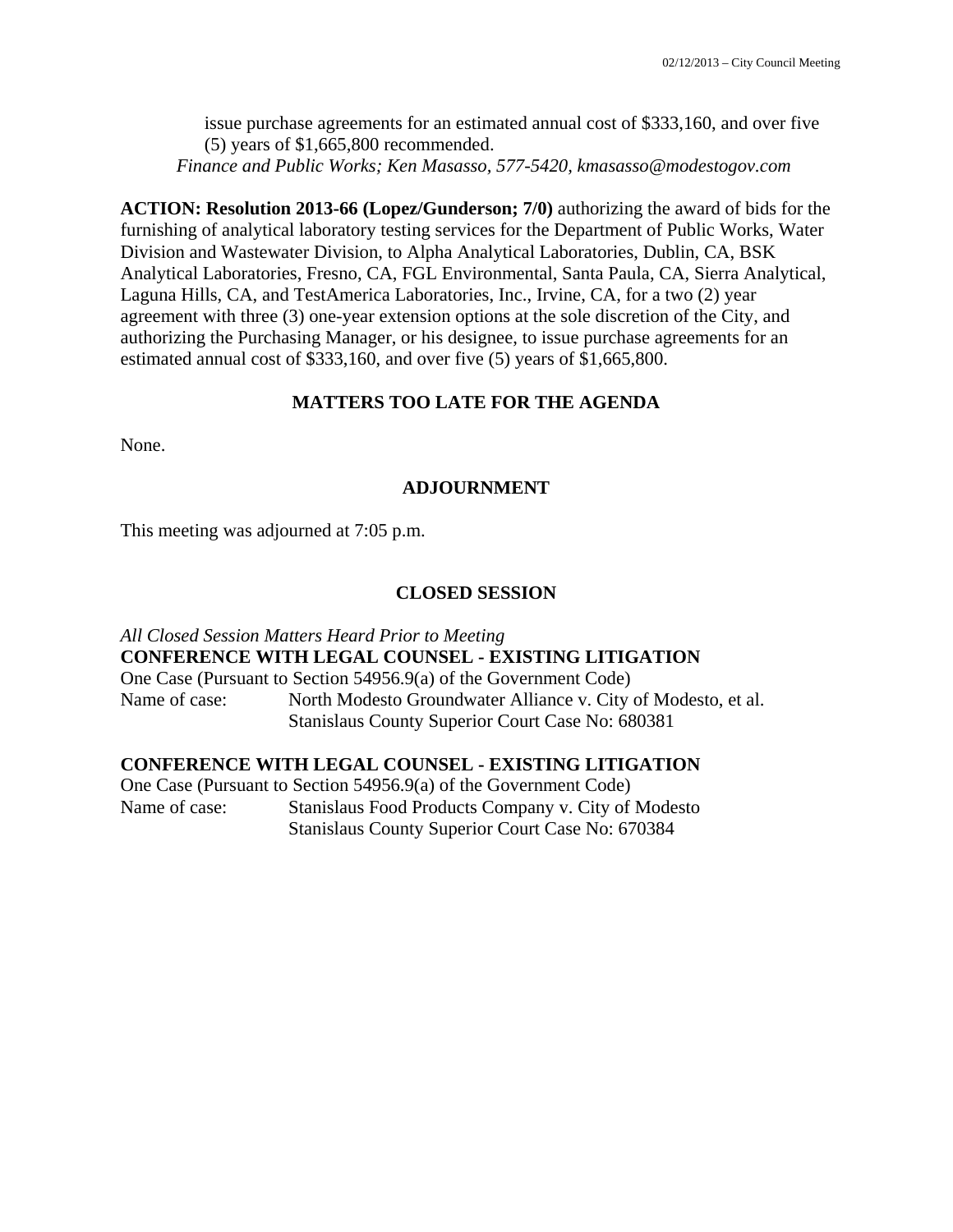issue purchase agreements for an estimated annual cost of $333,160, and over five (5) years of $1,665,800 recommended.
*Finance and Public Works; Ken Masasso, 577-5420, kmasasso@modestogov.com*

**ACTION: Resolution 2013-66 (Lopez/Gunderson; 7/0)** authorizing the award of bids for the furnishing of analytical laboratory testing services for the Department of Public Works, Water Division and Wastewater Division, to Alpha Analytical Laboratories, Dublin, CA, BSK Analytical Laboratories, Fresno, CA, FGL Environmental, Santa Paula, CA, Sierra Analytical, Laguna Hills, CA, and TestAmerica Laboratories, Inc., Irvine, CA, for a two (2) year agreement with three (3) one-year extension options at the sole discretion of the City, and authorizing the Purchasing Manager, or his designee, to issue purchase agreements for an estimated annual cost of $333,160, and over five (5) years of $1,665,800.

## MATTERS TOO LATE FOR THE AGENDA

None.

## ADJOURNMENT

This meeting was adjourned at 7:05 p.m.

## CLOSED SESSION

*All Closed Session Matters Heard Prior to Meeting*
**CONFERENCE WITH LEGAL COUNSEL - EXISTING LITIGATION**
One Case (Pursuant to Section 54956.9(a) of the Government Code)
Name of case: North Modesto Groundwater Alliance v. City of Modesto, et al.
Stanislaus County Superior Court Case No: 680381

**CONFERENCE WITH LEGAL COUNSEL - EXISTING LITIGATION**
One Case (Pursuant to Section 54956.9(a) of the Government Code)
Name of case: Stanislaus Food Products Company v. City of Modesto
Stanislaus County Superior Court Case No: 670384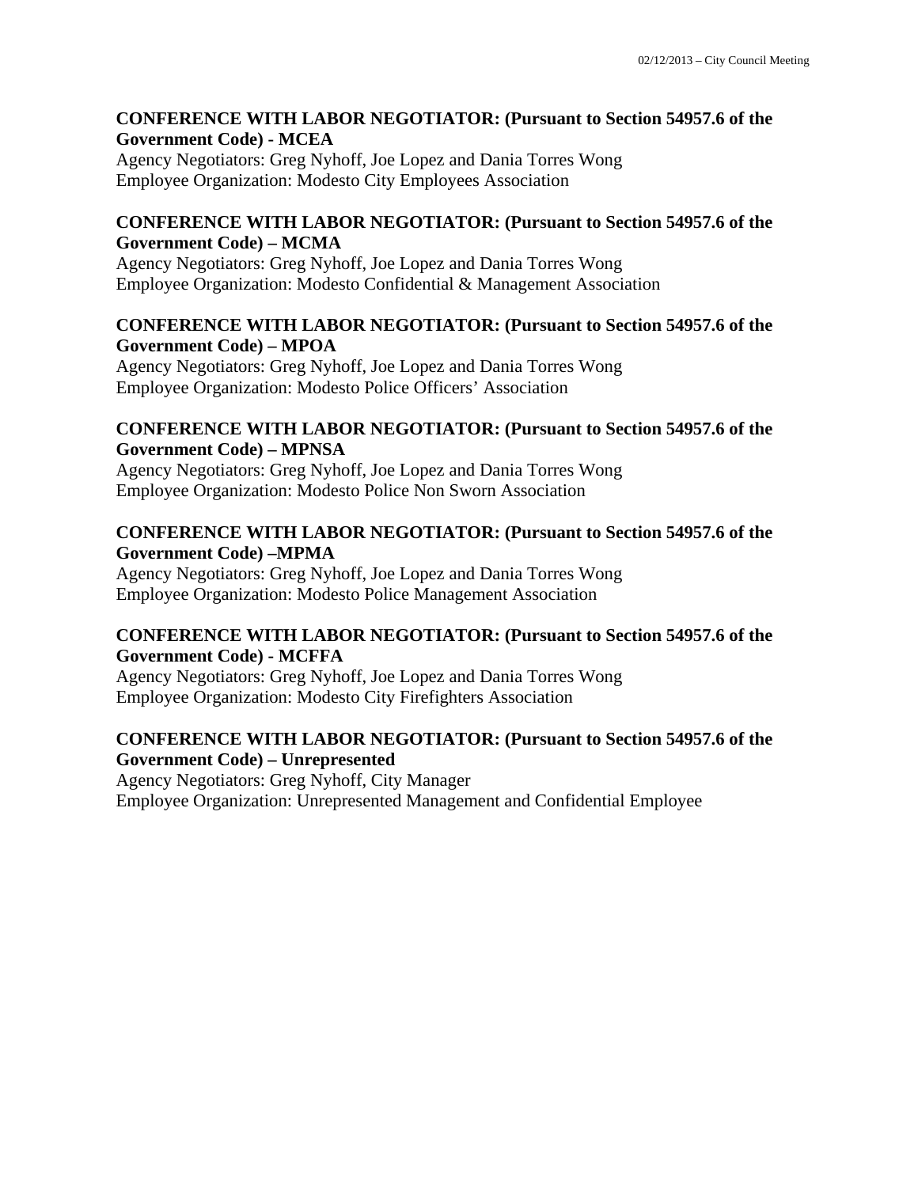**CONFERENCE WITH LABOR NEGOTIATOR: (Pursuant to Section 54957.6 of the Government Code) - MCEA**
Agency Negotiators: Greg Nyhoff, Joe Lopez and Dania Torres Wong
Employee Organization: Modesto City Employees Association

**CONFERENCE WITH LABOR NEGOTIATOR: (Pursuant to Section 54957.6 of the Government Code) – MCMA**
Agency Negotiators: Greg Nyhoff, Joe Lopez and Dania Torres Wong
Employee Organization: Modesto Confidential & Management Association

**CONFERENCE WITH LABOR NEGOTIATOR: (Pursuant to Section 54957.6 of the Government Code) – MPOA**
Agency Negotiators: Greg Nyhoff, Joe Lopez and Dania Torres Wong
Employee Organization: Modesto Police Officers' Association

**CONFERENCE WITH LABOR NEGOTIATOR: (Pursuant to Section 54957.6 of the Government Code) – MPNSA**
Agency Negotiators: Greg Nyhoff, Joe Lopez and Dania Torres Wong
Employee Organization: Modesto Police Non Sworn Association

**CONFERENCE WITH LABOR NEGOTIATOR: (Pursuant to Section 54957.6 of the Government Code) –MPMA**
Agency Negotiators: Greg Nyhoff, Joe Lopez and Dania Torres Wong
Employee Organization: Modesto Police Management Association

**CONFERENCE WITH LABOR NEGOTIATOR: (Pursuant to Section 54957.6 of the Government Code) - MCFFA**
Agency Negotiators: Greg Nyhoff, Joe Lopez and Dania Torres Wong
Employee Organization: Modesto City Firefighters Association

**CONFERENCE WITH LABOR NEGOTIATOR: (Pursuant to Section 54957.6 of the Government Code) – Unrepresented**
Agency Negotiators: Greg Nyhoff, City Manager
Employee Organization: Unrepresented Management and Confidential Employee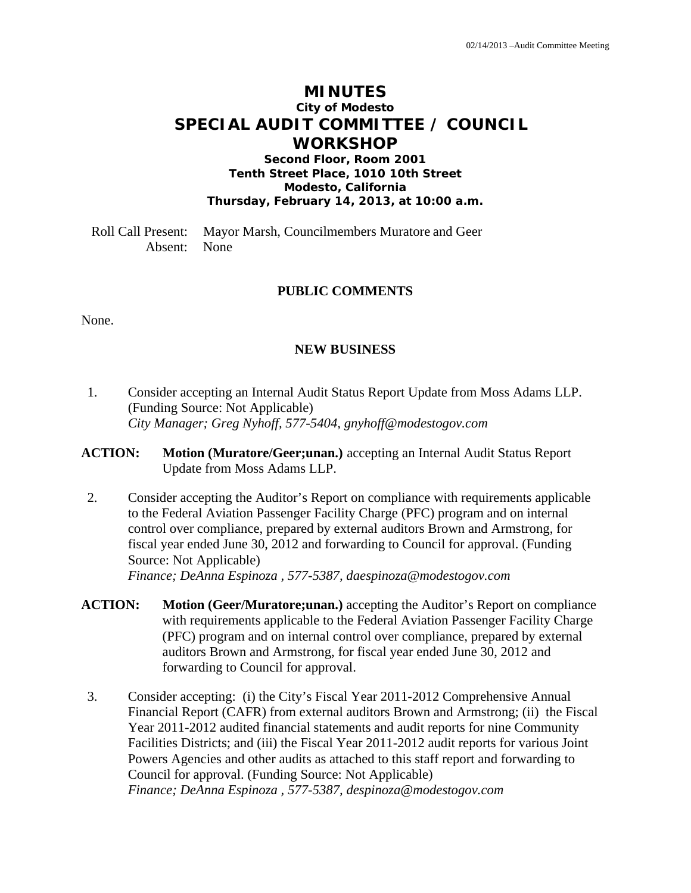# MINUTES

## City of Modesto

# SPECIAL AUDIT COMMITTEE / COUNCIL WORKSHOP

**Second Floor, Room 2001**
**Tenth Street Place, 1010 10th Street**
**Modesto, California**
**Thursday, February 14, 2013, at 10:00 a.m.**

Roll Call Present: Mayor Marsh, Councilmembers Muratore and Geer
Absent: None

### PUBLIC COMMENTS

None.

### NEW BUSINESS

1. Consider accepting an Internal Audit Status Report Update from Moss Adams LLP. (Funding Source: Not Applicable)
   *City Manager; Greg Nyhoff, 577-5404, gnyhoff@modestogov.com*

**ACTION:** **Motion (Muratore/Geer;unan.)** accepting an Internal Audit Status Report Update from Moss Adams LLP.

2. Consider accepting the Auditor's Report on compliance with requirements applicable to the Federal Aviation Passenger Facility Charge (PFC) program and on internal control over compliance, prepared by external auditors Brown and Armstrong, for fiscal year ended June 30, 2012 and forwarding to Council for approval. (Funding Source: Not Applicable)
   *Finance; DeAnna Espinoza , 577-5387, daespinoza@modestogov.com*

**ACTION:** **Motion (Geer/Muratore;unan.)** accepting the Auditor's Report on compliance with requirements applicable to the Federal Aviation Passenger Facility Charge (PFC) program and on internal control over compliance, prepared by external auditors Brown and Armstrong, for fiscal year ended June 30, 2012 and forwarding to Council for approval.

3. Consider accepting: (i) the City's Fiscal Year 2011-2012 Comprehensive Annual Financial Report (CAFR) from external auditors Brown and Armstrong; (ii) the Fiscal Year 2011-2012 audited financial statements and audit reports for nine Community Facilities Districts; and (iii) the Fiscal Year 2011-2012 audit reports for various Joint Powers Agencies and other audits as attached to this staff report and forwarding to Council for approval. (Funding Source: Not Applicable)
   *Finance; DeAnna Espinoza , 577-5387, despinoza@modestogov.com*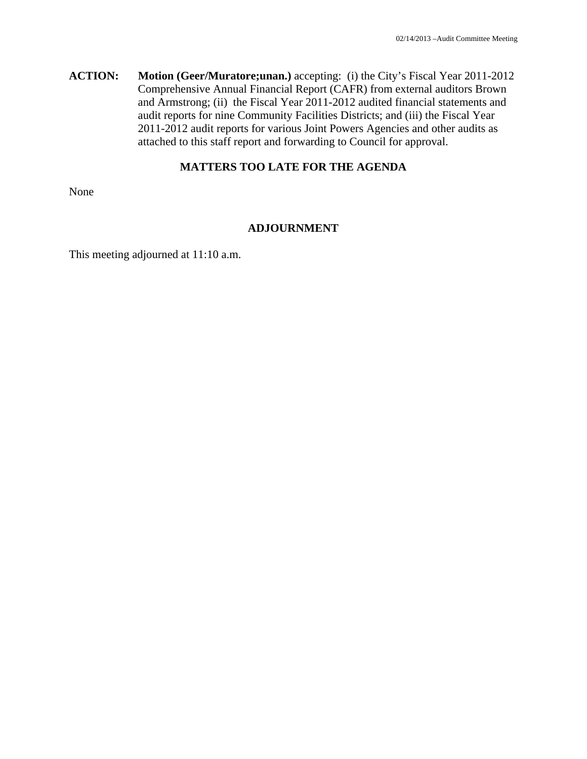**ACTION:** **Motion (Geer/Muratore;unan.)** accepting: (i) the City's Fiscal Year 2011-2012 Comprehensive Annual Financial Report (CAFR) from external auditors Brown and Armstrong; (ii) the Fiscal Year 2011-2012 audited financial statements and audit reports for nine Community Facilities Districts; and (iii) the Fiscal Year 2011-2012 audit reports for various Joint Powers Agencies and other audits as attached to this staff report and forwarding to Council for approval.

## MATTERS TOO LATE FOR THE AGENDA

None

## ADJOURNMENT

This meeting adjourned at 11:10 a.m.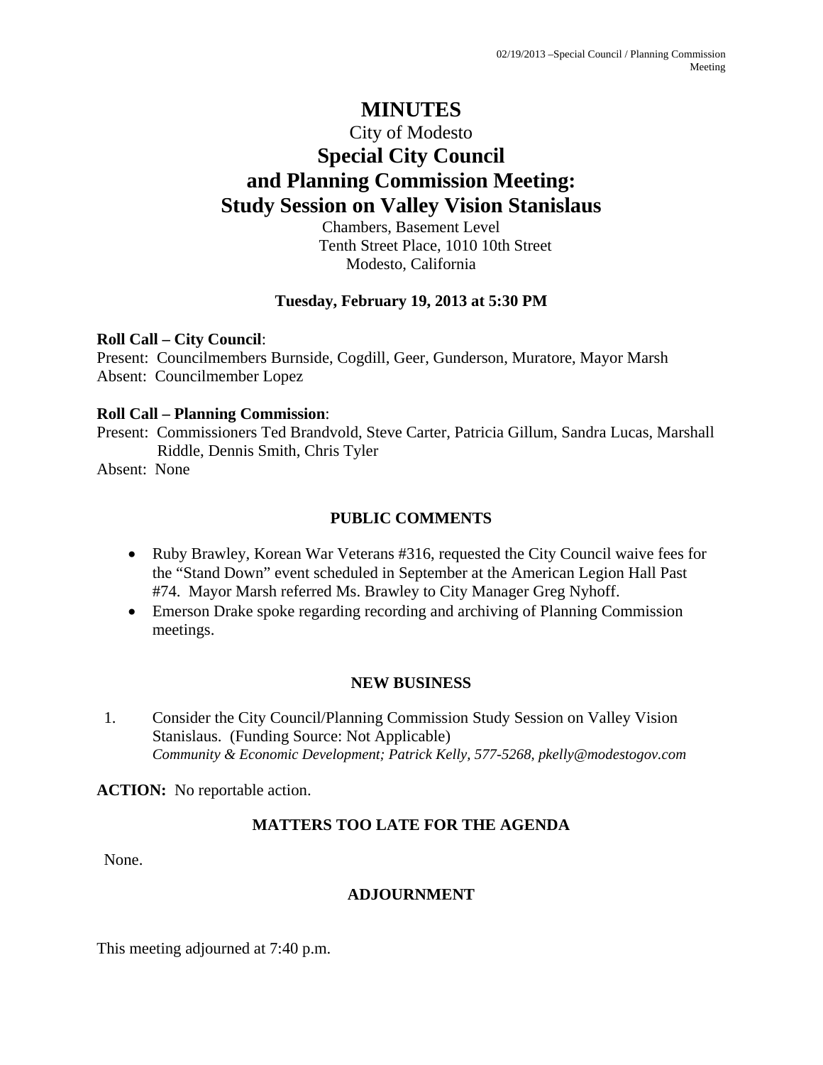# MINUTES

City of Modesto

## Special City Council and Planning Commission Meeting: Study Session on Valley Vision Stanislaus

Chambers, Basement Level
Tenth Street Place, 1010 10th Street
Modesto, California

**Tuesday, February 19, 2013 at 5:30 PM**

**Roll Call – City Council**:
Present: Councilmembers Burnside, Cogdill, Geer, Gunderson, Muratore, Mayor Marsh
Absent: Councilmember Lopez

**Roll Call – Planning Commission**:
Present: Commissioners Ted Brandvold, Steve Carter, Patricia Gillum, Sandra Lucas, Marshall Riddle, Dennis Smith, Chris Tyler
Absent: None

### PUBLIC COMMENTS

- Ruby Brawley, Korean War Veterans #316, requested the City Council waive fees for the "Stand Down" event scheduled in September at the American Legion Hall Past #74. Mayor Marsh referred Ms. Brawley to City Manager Greg Nyhoff.
- Emerson Drake spoke regarding recording and archiving of Planning Commission meetings.

### NEW BUSINESS

1. Consider the City Council/Planning Commission Study Session on Valley Vision Stanislaus. (Funding Source: Not Applicable)
   *Community & Economic Development; Patrick Kelly, 577-5268, pkelly@modestogov.com*

**ACTION:** No reportable action.

### MATTERS TOO LATE FOR THE AGENDA

None.

### ADJOURNMENT

This meeting adjourned at 7:40 p.m.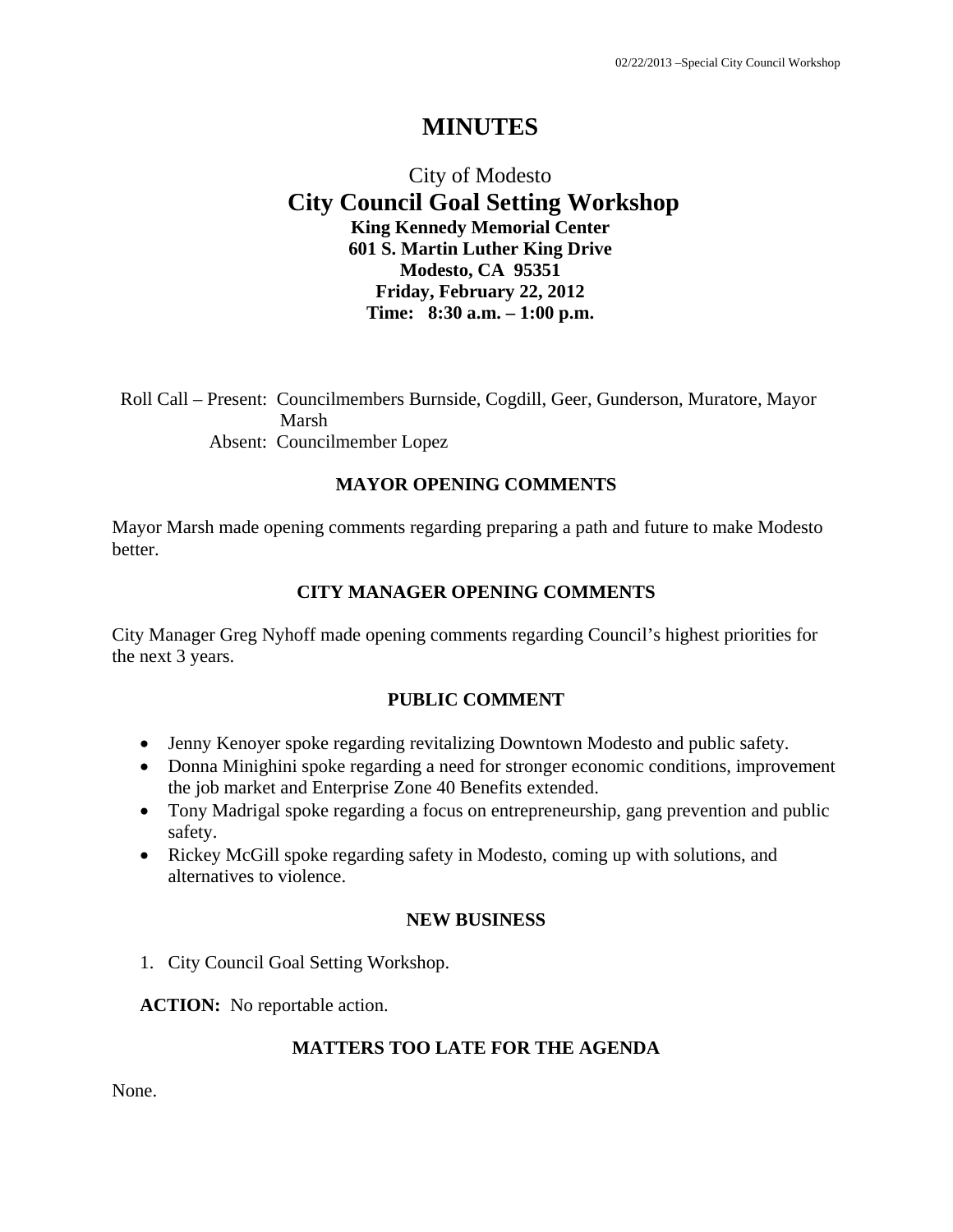# MINUTES

City of Modesto

## City Council Goal Setting Workshop

**King Kennedy Memorial Center**
**601 S. Martin Luther King Drive**
**Modesto, CA 95351**
**Friday, February 22, 2012**
**Time: 8:30 a.m. – 1:00 p.m.**

Roll Call – Present: Councilmembers Burnside, Cogdill, Geer, Gunderson, Muratore, Mayor Marsh
Absent: Councilmember Lopez

### MAYOR OPENING COMMENTS

Mayor Marsh made opening comments regarding preparing a path and future to make Modesto better.

### CITY MANAGER OPENING COMMENTS

City Manager Greg Nyhoff made opening comments regarding Council's highest priorities for the next 3 years.

### PUBLIC COMMENT

- Jenny Kenoyer spoke regarding revitalizing Downtown Modesto and public safety.
- Donna Minighini spoke regarding a need for stronger economic conditions, improvement the job market and Enterprise Zone 40 Benefits extended.
- Tony Madrigal spoke regarding a focus on entrepreneurship, gang prevention and public safety.
- Rickey McGill spoke regarding safety in Modesto, coming up with solutions, and alternatives to violence.

### NEW BUSINESS

1. City Council Goal Setting Workshop.

**ACTION:** No reportable action.

### MATTERS TOO LATE FOR THE AGENDA

None.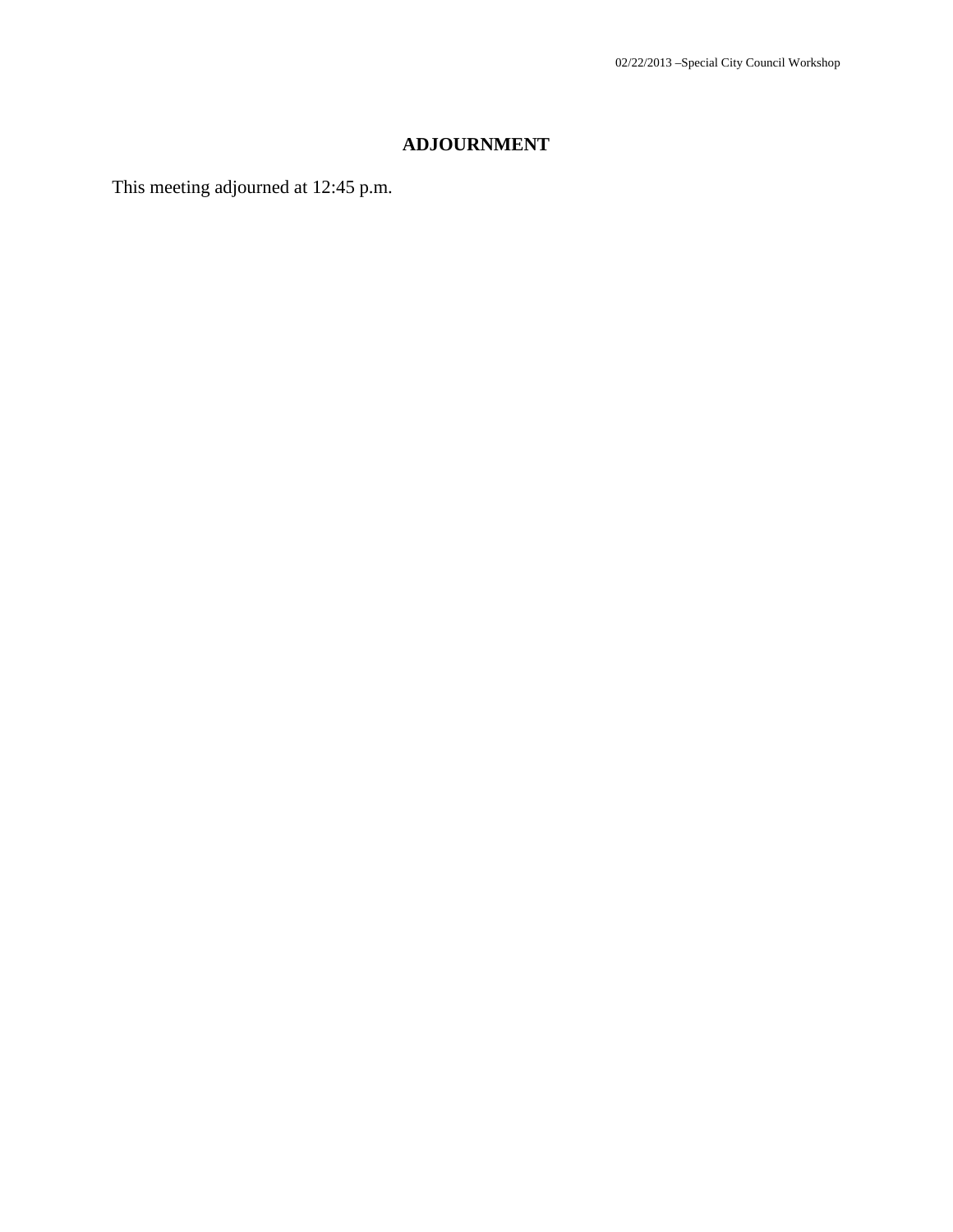## ADJOURNMENT

This meeting adjourned at 12:45 p.m.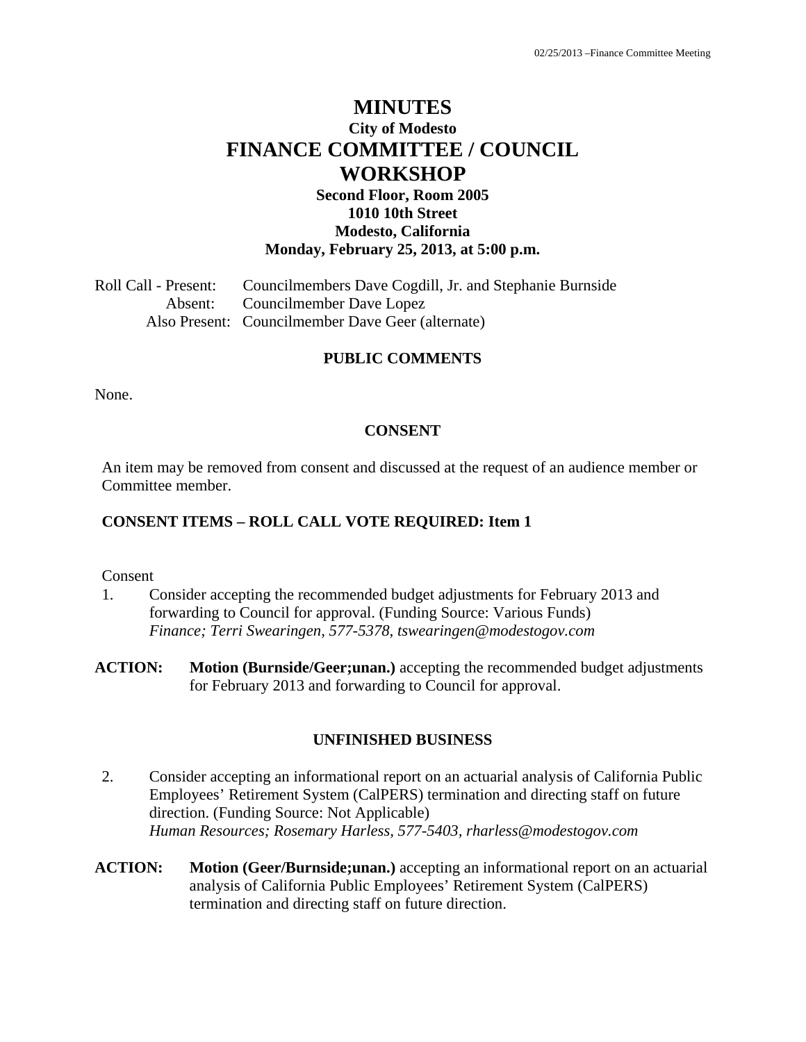# MINUTES

## City of Modesto

# FINANCE COMMITTEE / COUNCIL WORKSHOP

**Second Floor, Room 2005**
**1010 10th Street**
**Modesto, California**
**Monday, February 25, 2013, at 5:00 p.m.**

Roll Call - Present: Councilmembers Dave Cogdill, Jr. and Stephanie Burnside
Absent: Councilmember Dave Lopez
Also Present: Councilmember Dave Geer (alternate)

### PUBLIC COMMENTS

None.

### CONSENT

An item may be removed from consent and discussed at the request of an audience member or Committee member.

**CONSENT ITEMS – ROLL CALL VOTE REQUIRED: Item 1**

Consent

1. Consider accepting the recommended budget adjustments for February 2013 and forwarding to Council for approval. (Funding Source: Various Funds)
   *Finance; Terri Swearingen, 577-5378, tswearingen@modestogov.com*

**ACTION:** **Motion (Burnside/Geer;unan.)** accepting the recommended budget adjustments for February 2013 and forwarding to Council for approval.

### UNFINISHED BUSINESS

2. Consider accepting an informational report on an actuarial analysis of California Public Employees' Retirement System (CalPERS) termination and directing staff on future direction. (Funding Source: Not Applicable)
   *Human Resources; Rosemary Harless, 577-5403, rharless@modestogov.com*

**ACTION:** **Motion (Geer/Burnside;unan.)** accepting an informational report on an actuarial analysis of California Public Employees' Retirement System (CalPERS) termination and directing staff on future direction.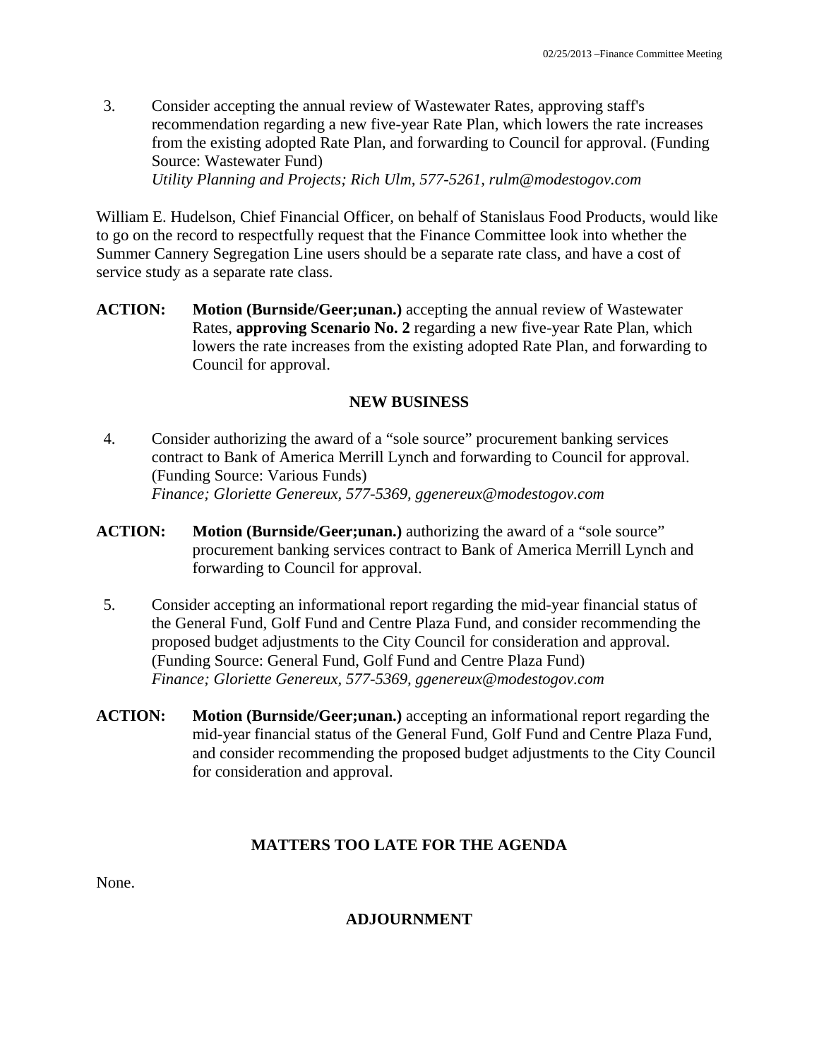3. Consider accepting the annual review of Wastewater Rates, approving staff's recommendation regarding a new five-year Rate Plan, which lowers the rate increases from the existing adopted Rate Plan, and forwarding to Council for approval. (Funding Source: Wastewater Fund)
   *Utility Planning and Projects; Rich Ulm, 577-5261, rulm@modestogov.com*

William E. Hudelson, Chief Financial Officer, on behalf of Stanislaus Food Products, would like to go on the record to respectfully request that the Finance Committee look into whether the Summer Cannery Segregation Line users should be a separate rate class, and have a cost of service study as a separate rate class.

**ACTION:** **Motion (Burnside/Geer;unan.)** accepting the annual review of Wastewater Rates, **approving Scenario No. 2** regarding a new five-year Rate Plan, which lowers the rate increases from the existing adopted Rate Plan, and forwarding to Council for approval.

## NEW BUSINESS

4. Consider authorizing the award of a "sole source" procurement banking services contract to Bank of America Merrill Lynch and forwarding to Council for approval. (Funding Source: Various Funds)
   *Finance; Gloriette Genereux, 577-5369, ggenereux@modestogov.com*

**ACTION:** **Motion (Burnside/Geer;unan.)** authorizing the award of a "sole source" procurement banking services contract to Bank of America Merrill Lynch and forwarding to Council for approval.

5. Consider accepting an informational report regarding the mid-year financial status of the General Fund, Golf Fund and Centre Plaza Fund, and consider recommending the proposed budget adjustments to the City Council for consideration and approval. (Funding Source: General Fund, Golf Fund and Centre Plaza Fund)
   *Finance; Gloriette Genereux, 577-5369, ggenereux@modestogov.com*

**ACTION:** **Motion (Burnside/Geer;unan.)** accepting an informational report regarding the mid-year financial status of the General Fund, Golf Fund and Centre Plaza Fund, and consider recommending the proposed budget adjustments to the City Council for consideration and approval.

## MATTERS TOO LATE FOR THE AGENDA

None.

## ADJOURNMENT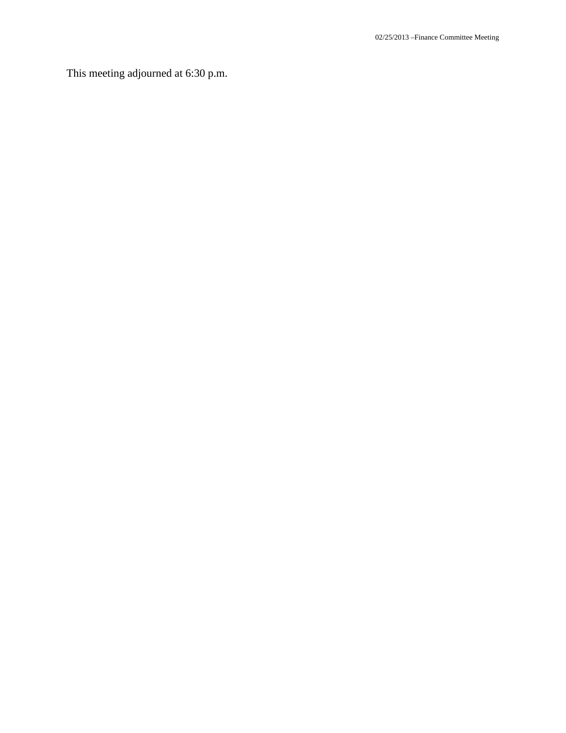This meeting adjourned at 6:30 p.m.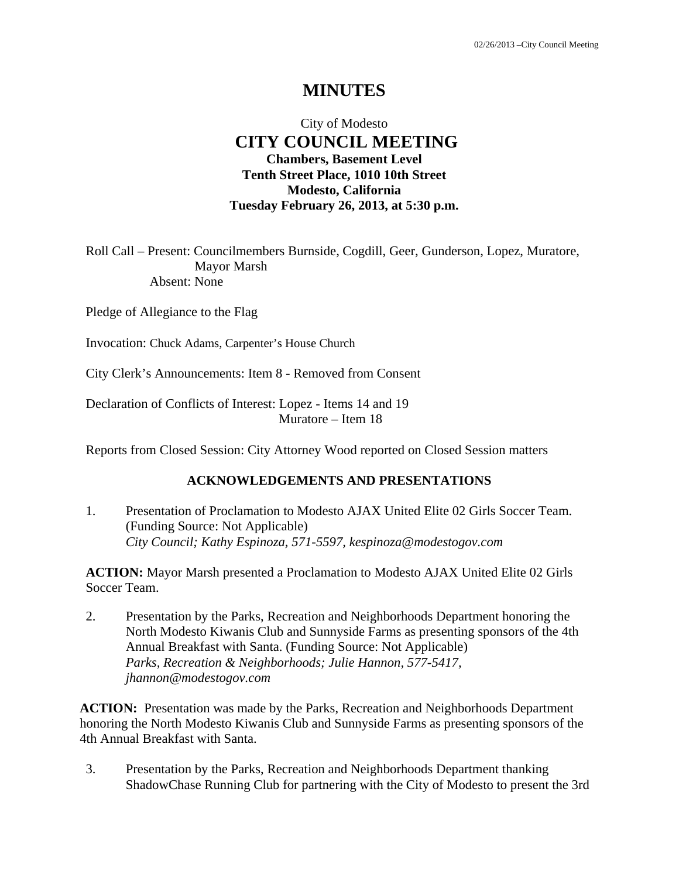# MINUTES

City of Modesto

## CITY COUNCIL MEETING

**Chambers, Basement Level**
**Tenth Street Place, 1010 10th Street**
**Modesto, California**
**Tuesday February 26, 2013, at 5:30 p.m.**

Roll Call – Present: Councilmembers Burnside, Cogdill, Geer, Gunderson, Lopez, Muratore, Mayor Marsh
Absent: None

Pledge of Allegiance to the Flag

Invocation: Chuck Adams, Carpenter's House Church

City Clerk's Announcements: Item 8 - Removed from Consent

Declaration of Conflicts of Interest: Lopez - Items 14 and 19
Muratore – Item 18

Reports from Closed Session: City Attorney Wood reported on Closed Session matters

### ACKNOWLEDGEMENTS AND PRESENTATIONS

1. Presentation of Proclamation to Modesto AJAX United Elite 02 Girls Soccer Team. (Funding Source: Not Applicable)
*City Council; Kathy Espinoza, 571-5597, kespinoza@modestogov.com*

**ACTION:** Mayor Marsh presented a Proclamation to Modesto AJAX United Elite 02 Girls Soccer Team.

2. Presentation by the Parks, Recreation and Neighborhoods Department honoring the North Modesto Kiwanis Club and Sunnyside Farms as presenting sponsors of the 4th Annual Breakfast with Santa. (Funding Source: Not Applicable)
*Parks, Recreation & Neighborhoods; Julie Hannon, 577-5417, jhannon@modestogov.com*

**ACTION:** Presentation was made by the Parks, Recreation and Neighborhoods Department honoring the North Modesto Kiwanis Club and Sunnyside Farms as presenting sponsors of the 4th Annual Breakfast with Santa.

3. Presentation by the Parks, Recreation and Neighborhoods Department thanking ShadowChase Running Club for partnering with the City of Modesto to present the 3rd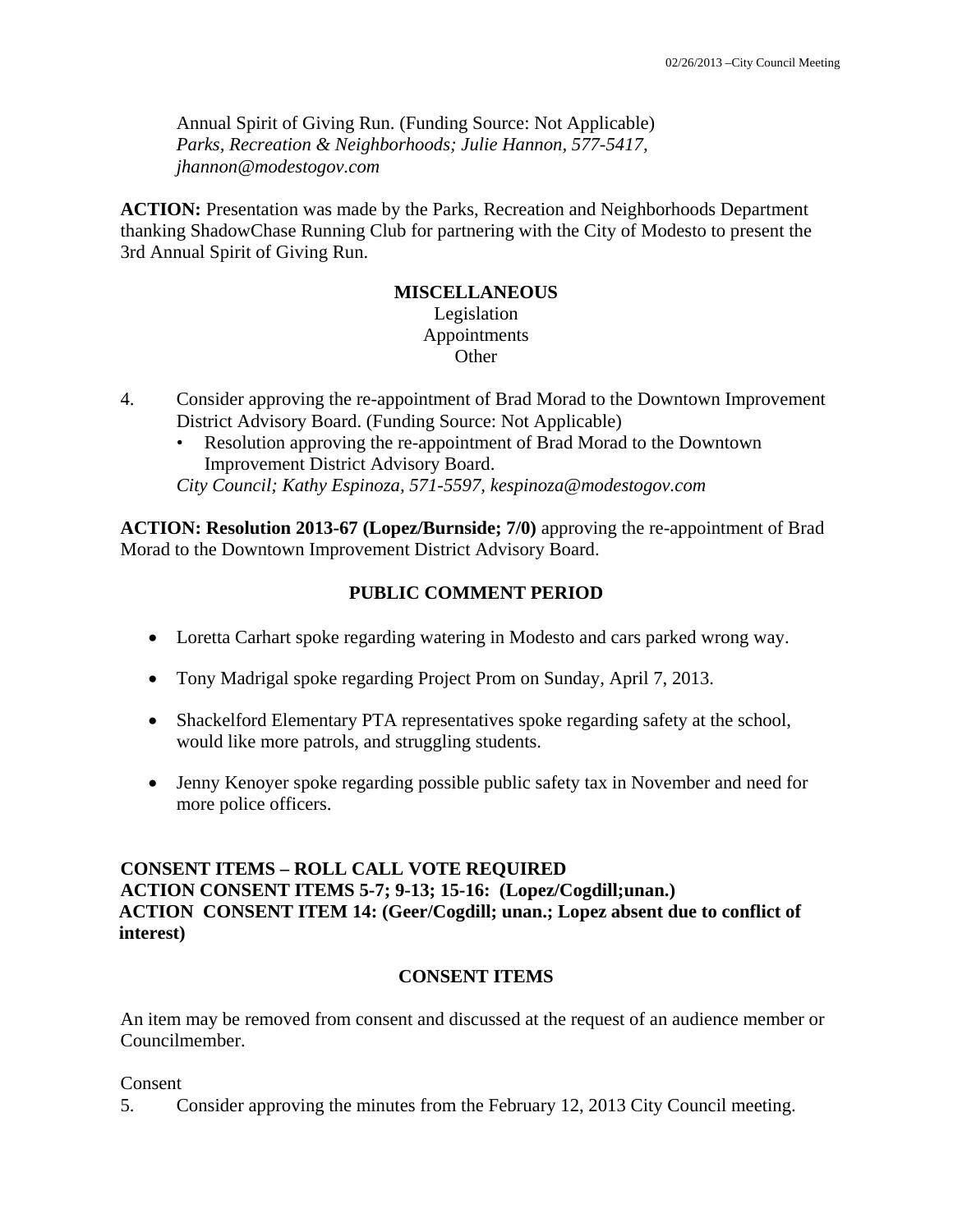Annual Spirit of Giving Run. (Funding Source: Not Applicable)
*Parks, Recreation & Neighborhoods; Julie Hannon, 577-5417, jhannon@modestogov.com*

**ACTION:** Presentation was made by the Parks, Recreation and Neighborhoods Department thanking ShadowChase Running Club for partnering with the City of Modesto to present the 3rd Annual Spirit of Giving Run.

**MISCELLANEOUS**
Legislation
Appointments
Other

4. Consider approving the re-appointment of Brad Morad to the Downtown Improvement District Advisory Board. (Funding Source: Not Applicable)
   - Resolution approving the re-appointment of Brad Morad to the Downtown Improvement District Advisory Board.

   *City Council; Kathy Espinoza, 571-5597, kespinoza@modestogov.com*

**ACTION: Resolution 2013-67 (Lopez/Burnside; 7/0)** approving the re-appointment of Brad Morad to the Downtown Improvement District Advisory Board.

**PUBLIC COMMENT PERIOD**

- Loretta Carhart spoke regarding watering in Modesto and cars parked wrong way.
- Tony Madrigal spoke regarding Project Prom on Sunday, April 7, 2013.
- Shackelford Elementary PTA representatives spoke regarding safety at the school, would like more patrols, and struggling students.
- Jenny Kenoyer spoke regarding possible public safety tax in November and need for more police officers.

**CONSENT ITEMS – ROLL CALL VOTE REQUIRED**
**ACTION CONSENT ITEMS 5-7; 9-13; 15-16: (Lopez/Cogdill;unan.)**
**ACTION CONSENT ITEM 14: (Geer/Cogdill; unan.; Lopez absent due to conflict of interest)**

**CONSENT ITEMS**

An item may be removed from consent and discussed at the request of an audience member or Councilmember.

Consent

5. Consider approving the minutes from the February 12, 2013 City Council meeting.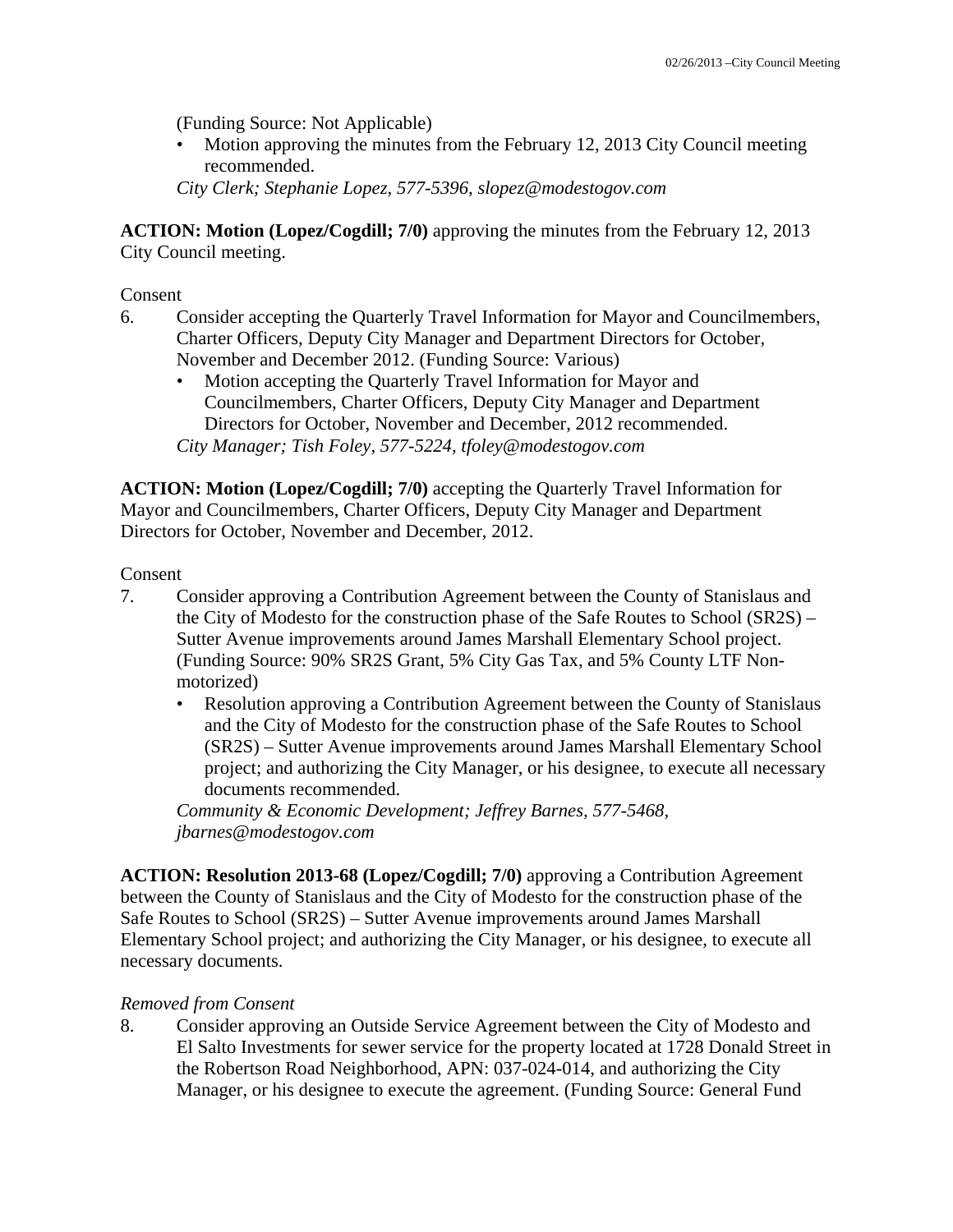(Funding Source: Not Applicable)

- Motion approving the minutes from the February 12, 2013 City Council meeting recommended.

*City Clerk; Stephanie Lopez, 577-5396, slopez@modestogov.com*

**ACTION: Motion (Lopez/Cogdill; 7/0)** approving the minutes from the February 12, 2013 City Council meeting.

Consent

6. Consider accepting the Quarterly Travel Information for Mayor and Councilmembers, Charter Officers, Deputy City Manager and Department Directors for October, November and December 2012. (Funding Source: Various)
   - Motion accepting the Quarterly Travel Information for Mayor and Councilmembers, Charter Officers, Deputy City Manager and Department Directors for October, November and December, 2012 recommended.

   *City Manager; Tish Foley, 577-5224, tfoley@modestogov.com*

**ACTION: Motion (Lopez/Cogdill; 7/0)** accepting the Quarterly Travel Information for Mayor and Councilmembers, Charter Officers, Deputy City Manager and Department Directors for October, November and December, 2012.

Consent

7. Consider approving a Contribution Agreement between the County of Stanislaus and the City of Modesto for the construction phase of the Safe Routes to School (SR2S) – Sutter Avenue improvements around James Marshall Elementary School project. (Funding Source: 90% SR2S Grant, 5% City Gas Tax, and 5% County LTF Non-motorized)
   - Resolution approving a Contribution Agreement between the County of Stanislaus and the City of Modesto for the construction phase of the Safe Routes to School (SR2S) – Sutter Avenue improvements around James Marshall Elementary School project; and authorizing the City Manager, or his designee, to execute all necessary documents recommended.

   *Community & Economic Development; Jeffrey Barnes, 577-5468, jbarnes@modestogov.com*

**ACTION: Resolution 2013-68 (Lopez/Cogdill; 7/0)** approving a Contribution Agreement between the County of Stanislaus and the City of Modesto for the construction phase of the Safe Routes to School (SR2S) – Sutter Avenue improvements around James Marshall Elementary School project; and authorizing the City Manager, or his designee, to execute all necessary documents.

*Removed from Consent*

8. Consider approving an Outside Service Agreement between the City of Modesto and El Salto Investments for sewer service for the property located at 1728 Donald Street in the Robertson Road Neighborhood, APN: 037-024-014, and authorizing the City Manager, or his designee to execute the agreement. (Funding Source: General Fund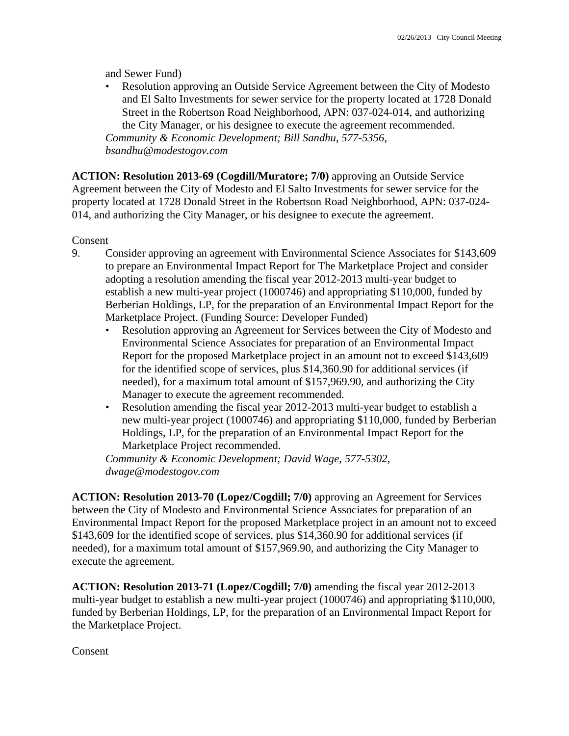and Sewer Fund)

- Resolution approving an Outside Service Agreement between the City of Modesto and El Salto Investments for sewer service for the property located at 1728 Donald Street in the Robertson Road Neighborhood, APN: 037-024-014, and authorizing the City Manager, or his designee to execute the agreement recommended.

*Community & Economic Development; Bill Sandhu, 577-5356, bsandhu@modestogov.com*

**ACTION: Resolution 2013-69 (Cogdill/Muratore; 7/0)** approving an Outside Service Agreement between the City of Modesto and El Salto Investments for sewer service for the property located at 1728 Donald Street in the Robertson Road Neighborhood, APN: 037-024-014, and authorizing the City Manager, or his designee to execute the agreement.

Consent

9. Consider approving an agreement with Environmental Science Associates for $143,609 to prepare an Environmental Impact Report for The Marketplace Project and consider adopting a resolution amending the fiscal year 2012-2013 multi-year budget to establish a new multi-year project (1000746) and appropriating $110,000, funded by Berberian Holdings, LP, for the preparation of an Environmental Impact Report for the Marketplace Project. (Funding Source: Developer Funded)
   - Resolution approving an Agreement for Services between the City of Modesto and Environmental Science Associates for preparation of an Environmental Impact Report for the proposed Marketplace project in an amount not to exceed $143,609 for the identified scope of services, plus $14,360.90 for additional services (if needed), for a maximum total amount of $157,969.90, and authorizing the City Manager to execute the agreement recommended.
   - Resolution amending the fiscal year 2012-2013 multi-year budget to establish a new multi-year project (1000746) and appropriating $110,000, funded by Berberian Holdings, LP, for the preparation of an Environmental Impact Report for the Marketplace Project recommended.

   *Community & Economic Development; David Wage, 577-5302, dwage@modestogov.com*

**ACTION: Resolution 2013-70 (Lopez/Cogdill; 7/0)** approving an Agreement for Services between the City of Modesto and Environmental Science Associates for preparation of an Environmental Impact Report for the proposed Marketplace project in an amount not to exceed $143,609 for the identified scope of services, plus $14,360.90 for additional services (if needed), for a maximum total amount of $157,969.90, and authorizing the City Manager to execute the agreement.

**ACTION: Resolution 2013-71 (Lopez/Cogdill; 7/0)** amending the fiscal year 2012-2013 multi-year budget to establish a new multi-year project (1000746) and appropriating $110,000, funded by Berberian Holdings, LP, for the preparation of an Environmental Impact Report for the Marketplace Project.

Consent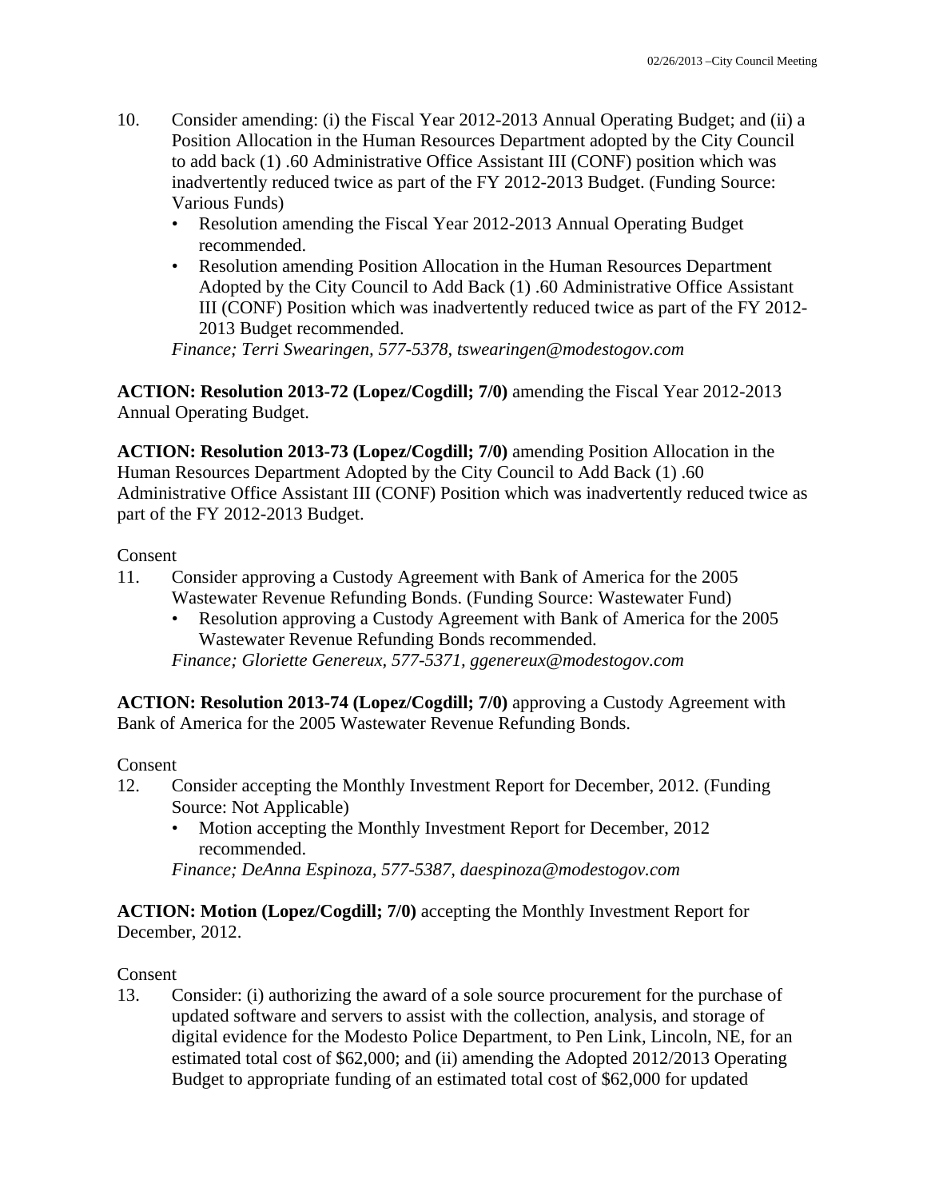10. Consider amending: (i) the Fiscal Year 2012-2013 Annual Operating Budget; and (ii) a Position Allocation in the Human Resources Department adopted by the City Council to add back (1) .60 Administrative Office Assistant III (CONF) position which was inadvertently reduced twice as part of the FY 2012-2013 Budget. (Funding Source: Various Funds)
    - Resolution amending the Fiscal Year 2012-2013 Annual Operating Budget recommended.
    - Resolution amending Position Allocation in the Human Resources Department Adopted by the City Council to Add Back (1) .60 Administrative Office Assistant III (CONF) Position which was inadvertently reduced twice as part of the FY 2012-2013 Budget recommended.

    *Finance; Terri Swearingen, 577-5378, tswearingen@modestogov.com*

**ACTION: Resolution 2013-72 (Lopez/Cogdill; 7/0)** amending the Fiscal Year 2012-2013 Annual Operating Budget.

**ACTION: Resolution 2013-73 (Lopez/Cogdill; 7/0)** amending Position Allocation in the Human Resources Department Adopted by the City Council to Add Back (1) .60 Administrative Office Assistant III (CONF) Position which was inadvertently reduced twice as part of the FY 2012-2013 Budget.

Consent

11. Consider approving a Custody Agreement with Bank of America for the 2005 Wastewater Revenue Refunding Bonds. (Funding Source: Wastewater Fund)
    - Resolution approving a Custody Agreement with Bank of America for the 2005 Wastewater Revenue Refunding Bonds recommended.

    *Finance; Gloriette Genereux, 577-5371, ggenereux@modestogov.com*

**ACTION: Resolution 2013-74 (Lopez/Cogdill; 7/0)** approving a Custody Agreement with Bank of America for the 2005 Wastewater Revenue Refunding Bonds.

Consent

12. Consider accepting the Monthly Investment Report for December, 2012. (Funding Source: Not Applicable)
    - Motion accepting the Monthly Investment Report for December, 2012 recommended.

    *Finance; DeAnna Espinoza, 577-5387, daespinoza@modestogov.com*

**ACTION: Motion (Lopez/Cogdill; 7/0)** accepting the Monthly Investment Report for December, 2012.

Consent

13. Consider: (i) authorizing the award of a sole source procurement for the purchase of updated software and servers to assist with the collection, analysis, and storage of digital evidence for the Modesto Police Department, to Pen Link, Lincoln, NE, for an estimated total cost of $62,000; and (ii) amending the Adopted 2012/2013 Operating Budget to appropriate funding of an estimated total cost of $62,000 for updated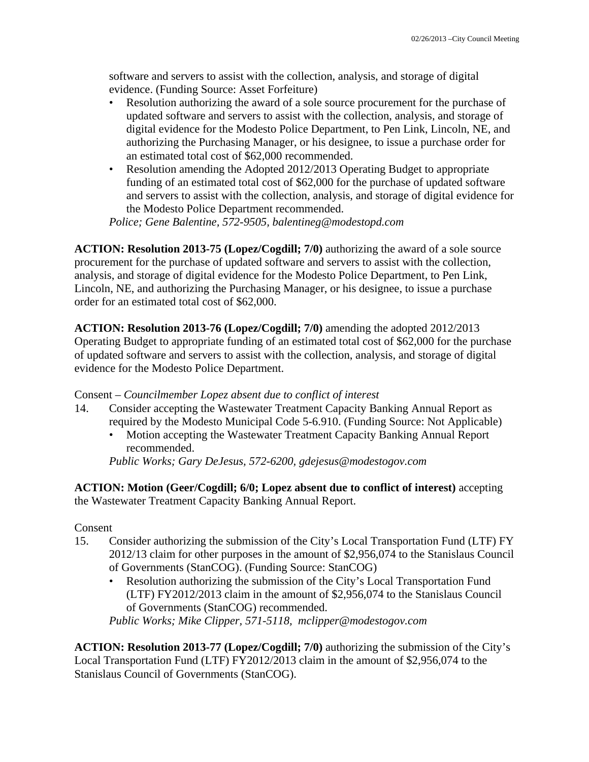software and servers to assist with the collection, analysis, and storage of digital evidence. (Funding Source: Asset Forfeiture)

- Resolution authorizing the award of a sole source procurement for the purchase of updated software and servers to assist with the collection, analysis, and storage of digital evidence for the Modesto Police Department, to Pen Link, Lincoln, NE, and authorizing the Purchasing Manager, or his designee, to issue a purchase order for an estimated total cost of $62,000 recommended.
- Resolution amending the Adopted 2012/2013 Operating Budget to appropriate funding of an estimated total cost of $62,000 for the purchase of updated software and servers to assist with the collection, analysis, and storage of digital evidence for the Modesto Police Department recommended.

*Police; Gene Balentine, 572-9505, balentineg@modestopd.com*

**ACTION: Resolution 2013-75 (Lopez/Cogdill; 7/0)** authorizing the award of a sole source procurement for the purchase of updated software and servers to assist with the collection, analysis, and storage of digital evidence for the Modesto Police Department, to Pen Link, Lincoln, NE, and authorizing the Purchasing Manager, or his designee, to issue a purchase order for an estimated total cost of $62,000.

**ACTION: Resolution 2013-76 (Lopez/Cogdill; 7/0)** amending the adopted 2012/2013 Operating Budget to appropriate funding of an estimated total cost of $62,000 for the purchase of updated software and servers to assist with the collection, analysis, and storage of digital evidence for the Modesto Police Department.

Consent – *Councilmember Lopez absent due to conflict of interest*

14. Consider accepting the Wastewater Treatment Capacity Banking Annual Report as required by the Modesto Municipal Code 5-6.910. (Funding Source: Not Applicable)
    - Motion accepting the Wastewater Treatment Capacity Banking Annual Report recommended.

    *Public Works; Gary DeJesus, 572-6200, gdejesus@modestogov.com*

**ACTION: Motion (Geer/Cogdill; 6/0; Lopez absent due to conflict of interest)** accepting the Wastewater Treatment Capacity Banking Annual Report.

Consent

15. Consider authorizing the submission of the City's Local Transportation Fund (LTF) FY 2012/13 claim for other purposes in the amount of $2,956,074 to the Stanislaus Council of Governments (StanCOG). (Funding Source: StanCOG)
    - Resolution authorizing the submission of the City's Local Transportation Fund (LTF) FY2012/2013 claim in the amount of $2,956,074 to the Stanislaus Council of Governments (StanCOG) recommended.

    *Public Works; Mike Clipper, 571-5118, mclipper@modestogov.com*

**ACTION: Resolution 2013-77 (Lopez/Cogdill; 7/0)** authorizing the submission of the City's Local Transportation Fund (LTF) FY2012/2013 claim in the amount of $2,956,074 to the Stanislaus Council of Governments (StanCOG).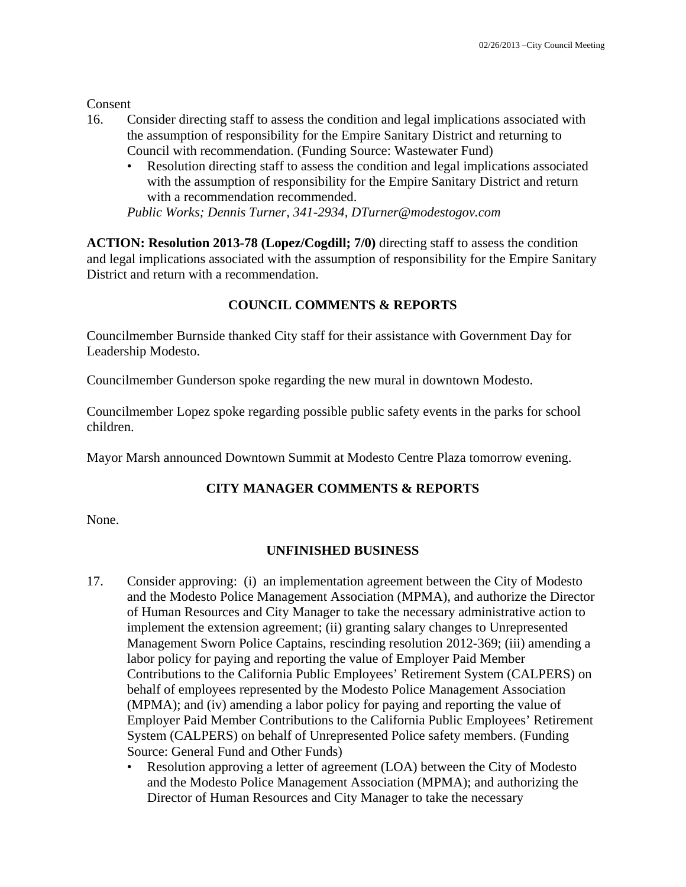Consent

16. Consider directing staff to assess the condition and legal implications associated with the assumption of responsibility for the Empire Sanitary District and returning to Council with recommendation. (Funding Source: Wastewater Fund)
    - Resolution directing staff to assess the condition and legal implications associated with the assumption of responsibility for the Empire Sanitary District and return with a recommendation recommended.

    *Public Works; Dennis Turner, 341-2934, DTurner@modestogov.com*

**ACTION: Resolution 2013-78 (Lopez/Cogdill; 7/0)** directing staff to assess the condition and legal implications associated with the assumption of responsibility for the Empire Sanitary District and return with a recommendation.

## COUNCIL COMMENTS & REPORTS

Councilmember Burnside thanked City staff for their assistance with Government Day for Leadership Modesto.

Councilmember Gunderson spoke regarding the new mural in downtown Modesto.

Councilmember Lopez spoke regarding possible public safety events in the parks for school children.

Mayor Marsh announced Downtown Summit at Modesto Centre Plaza tomorrow evening.

## CITY MANAGER COMMENTS & REPORTS

None.

## UNFINISHED BUSINESS

17. Consider approving: (i) an implementation agreement between the City of Modesto and the Modesto Police Management Association (MPMA), and authorize the Director of Human Resources and City Manager to take the necessary administrative action to implement the extension agreement; (ii) granting salary changes to Unrepresented Management Sworn Police Captains, rescinding resolution 2012-369; (iii) amending a labor policy for paying and reporting the value of Employer Paid Member Contributions to the California Public Employees' Retirement System (CALPERS) on behalf of employees represented by the Modesto Police Management Association (MPMA); and (iv) amending a labor policy for paying and reporting the value of Employer Paid Member Contributions to the California Public Employees' Retirement System (CALPERS) on behalf of Unrepresented Police safety members. (Funding Source: General Fund and Other Funds)
    - Resolution approving a letter of agreement (LOA) between the City of Modesto and the Modesto Police Management Association (MPMA); and authorizing the Director of Human Resources and City Manager to take the necessary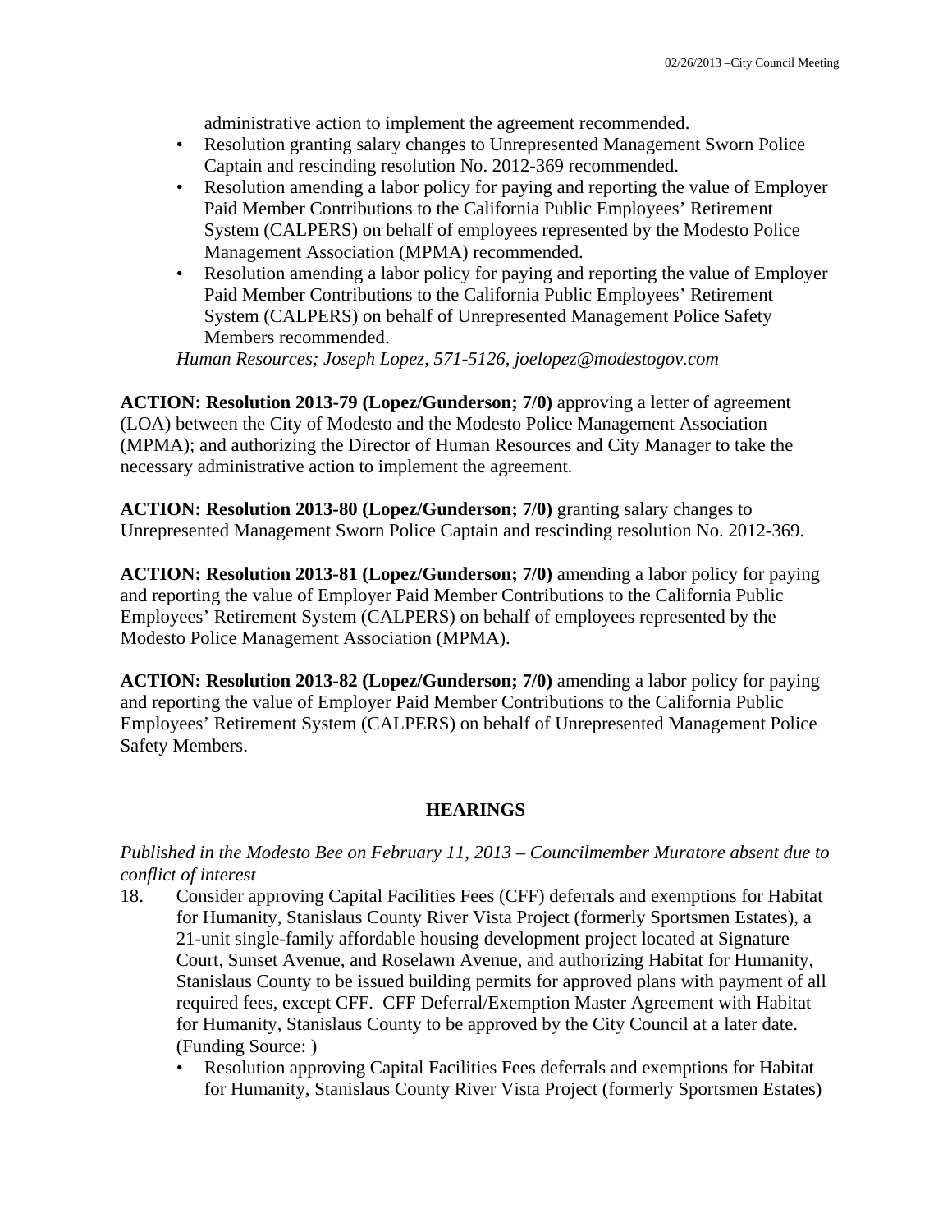administrative action to implement the agreement recommended.

- Resolution granting salary changes to Unrepresented Management Sworn Police Captain and rescinding resolution No. 2012-369 recommended.
- Resolution amending a labor policy for paying and reporting the value of Employer Paid Member Contributions to the California Public Employees' Retirement System (CALPERS) on behalf of employees represented by the Modesto Police Management Association (MPMA) recommended.
- Resolution amending a labor policy for paying and reporting the value of Employer Paid Member Contributions to the California Public Employees' Retirement System (CALPERS) on behalf of Unrepresented Management Police Safety Members recommended.

*Human Resources; Joseph Lopez, 571-5126, joelopez@modestogov.com*

**ACTION: Resolution 2013-79 (Lopez/Gunderson; 7/0)** approving a letter of agreement (LOA) between the City of Modesto and the Modesto Police Management Association (MPMA); and authorizing the Director of Human Resources and City Manager to take the necessary administrative action to implement the agreement.

**ACTION: Resolution 2013-80 (Lopez/Gunderson; 7/0)** granting salary changes to Unrepresented Management Sworn Police Captain and rescinding resolution No. 2012-369.

**ACTION: Resolution 2013-81 (Lopez/Gunderson; 7/0)** amending a labor policy for paying and reporting the value of Employer Paid Member Contributions to the California Public Employees' Retirement System (CALPERS) on behalf of employees represented by the Modesto Police Management Association (MPMA).

**ACTION: Resolution 2013-82 (Lopez/Gunderson; 7/0)** amending a labor policy for paying and reporting the value of Employer Paid Member Contributions to the California Public Employees' Retirement System (CALPERS) on behalf of Unrepresented Management Police Safety Members.

## HEARINGS

*Published in the Modesto Bee on February 11, 2013 – Councilmember Muratore absent due to conflict of interest*

18. Consider approving Capital Facilities Fees (CFF) deferrals and exemptions for Habitat for Humanity, Stanislaus County River Vista Project (formerly Sportsmen Estates), a 21-unit single-family affordable housing development project located at Signature Court, Sunset Avenue, and Roselawn Avenue, and authorizing Habitat for Humanity, Stanislaus County to be issued building permits for approved plans with payment of all required fees, except CFF. CFF Deferral/Exemption Master Agreement with Habitat for Humanity, Stanislaus County to be approved by the City Council at a later date. (Funding Source: )
    - Resolution approving Capital Facilities Fees deferrals and exemptions for Habitat for Humanity, Stanislaus County River Vista Project (formerly Sportsmen Estates)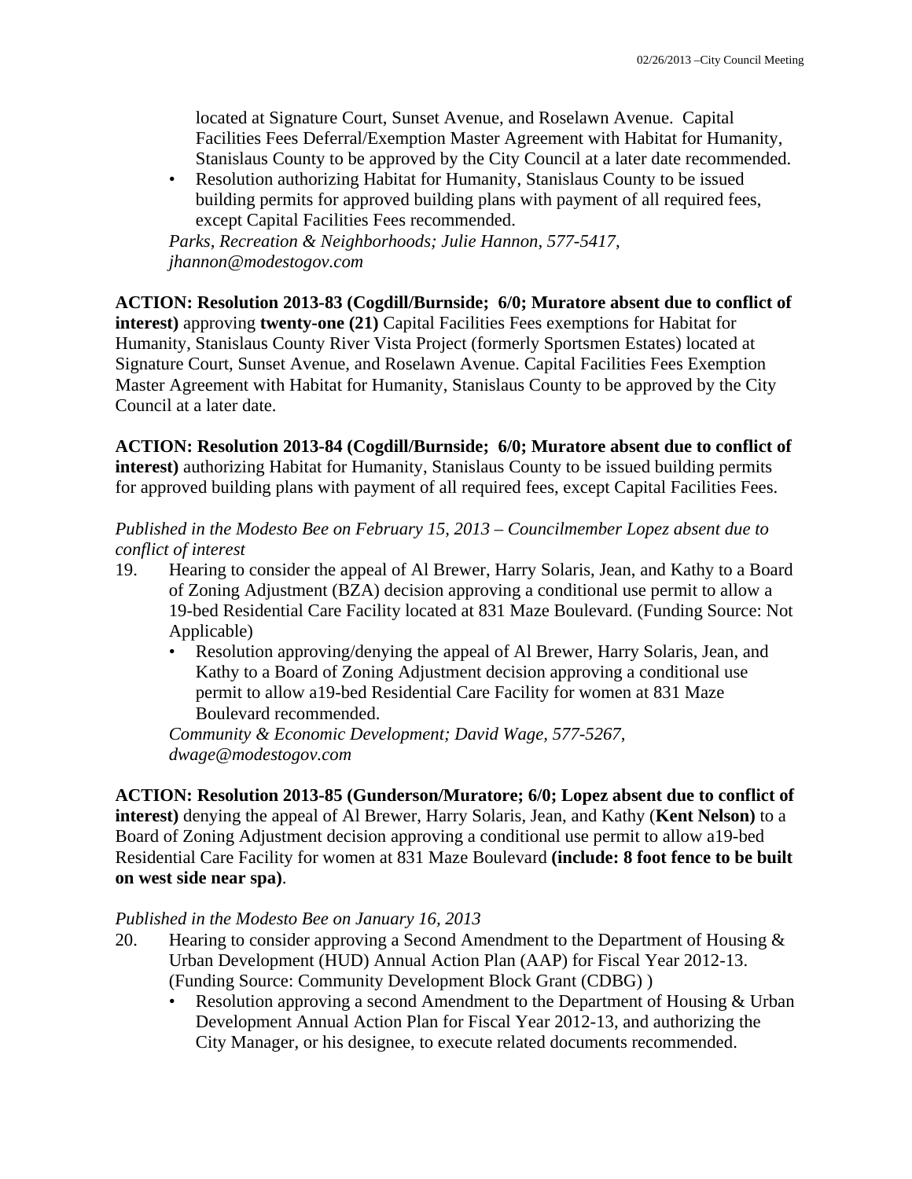located at Signature Court, Sunset Avenue, and Roselawn Avenue. Capital Facilities Fees Deferral/Exemption Master Agreement with Habitat for Humanity, Stanislaus County to be approved by the City Council at a later date recommended.

- Resolution authorizing Habitat for Humanity, Stanislaus County to be issued building permits for approved building plans with payment of all required fees, except Capital Facilities Fees recommended.

*Parks, Recreation & Neighborhoods; Julie Hannon, 577-5417, jhannon@modestogov.com*

**ACTION: Resolution 2013-83 (Cogdill/Burnside; 6/0; Muratore absent due to conflict of interest)** approving **twenty-one (21)** Capital Facilities Fees exemptions for Habitat for Humanity, Stanislaus County River Vista Project (formerly Sportsmen Estates) located at Signature Court, Sunset Avenue, and Roselawn Avenue. Capital Facilities Fees Exemption Master Agreement with Habitat for Humanity, Stanislaus County to be approved by the City Council at a later date.

**ACTION: Resolution 2013-84 (Cogdill/Burnside; 6/0; Muratore absent due to conflict of interest)** authorizing Habitat for Humanity, Stanislaus County to be issued building permits for approved building plans with payment of all required fees, except Capital Facilities Fees.

*Published in the Modesto Bee on February 15, 2013 – Councilmember Lopez absent due to conflict of interest*

19. Hearing to consider the appeal of Al Brewer, Harry Solaris, Jean, and Kathy to a Board of Zoning Adjustment (BZA) decision approving a conditional use permit to allow a 19-bed Residential Care Facility located at 831 Maze Boulevard. (Funding Source: Not Applicable)
    - Resolution approving/denying the appeal of Al Brewer, Harry Solaris, Jean, and Kathy to a Board of Zoning Adjustment decision approving a conditional use permit to allow a19-bed Residential Care Facility for women at 831 Maze Boulevard recommended.

    *Community & Economic Development; David Wage, 577-5267, dwage@modestogov.com*

**ACTION: Resolution 2013-85 (Gunderson/Muratore; 6/0; Lopez absent due to conflict of interest)** denying the appeal of Al Brewer, Harry Solaris, Jean, and Kathy (**Kent Nelson)** to a Board of Zoning Adjustment decision approving a conditional use permit to allow a19-bed Residential Care Facility for women at 831 Maze Boulevard **(include: 8 foot fence to be built on west side near spa)**.

*Published in the Modesto Bee on January 16, 2013*

20. Hearing to consider approving a Second Amendment to the Department of Housing & Urban Development (HUD) Annual Action Plan (AAP) for Fiscal Year 2012-13. (Funding Source: Community Development Block Grant (CDBG) )
    - Resolution approving a second Amendment to the Department of Housing & Urban Development Annual Action Plan for Fiscal Year 2012-13, and authorizing the City Manager, or his designee, to execute related documents recommended.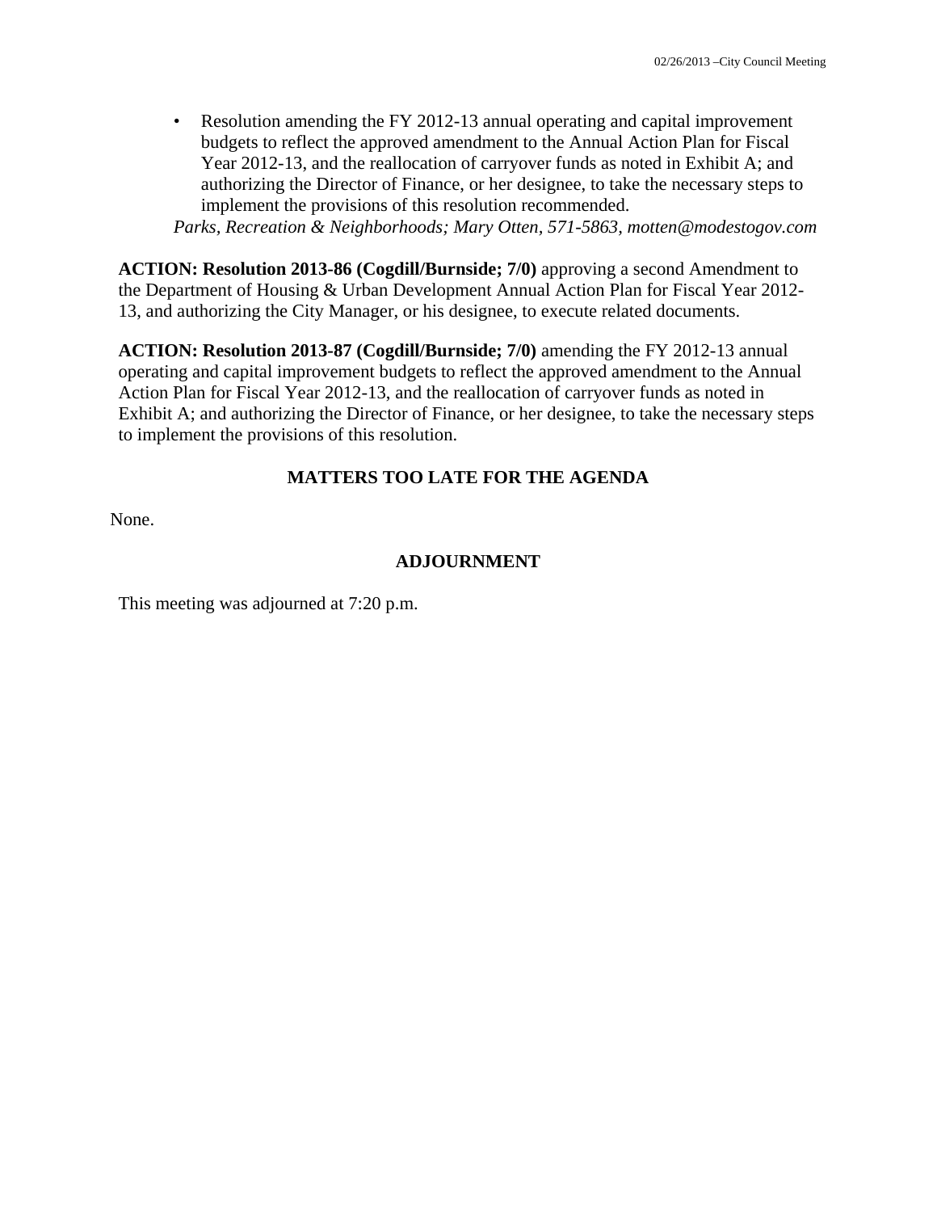- Resolution amending the FY 2012-13 annual operating and capital improvement budgets to reflect the approved amendment to the Annual Action Plan for Fiscal Year 2012-13, and the reallocation of carryover funds as noted in Exhibit A; and authorizing the Director of Finance, or her designee, to take the necessary steps to implement the provisions of this resolution recommended.

*Parks, Recreation & Neighborhoods; Mary Otten, 571-5863, motten@modestogov.com*

**ACTION: Resolution 2013-86 (Cogdill/Burnside; 7/0)** approving a second Amendment to the Department of Housing & Urban Development Annual Action Plan for Fiscal Year 2012-13, and authorizing the City Manager, or his designee, to execute related documents.

**ACTION: Resolution 2013-87 (Cogdill/Burnside; 7/0)** amending the FY 2012-13 annual operating and capital improvement budgets to reflect the approved amendment to the Annual Action Plan for Fiscal Year 2012-13, and the reallocation of carryover funds as noted in Exhibit A; and authorizing the Director of Finance, or her designee, to take the necessary steps to implement the provisions of this resolution.

## MATTERS TOO LATE FOR THE AGENDA

None.

## ADJOURNMENT

This meeting was adjourned at 7:20 p.m.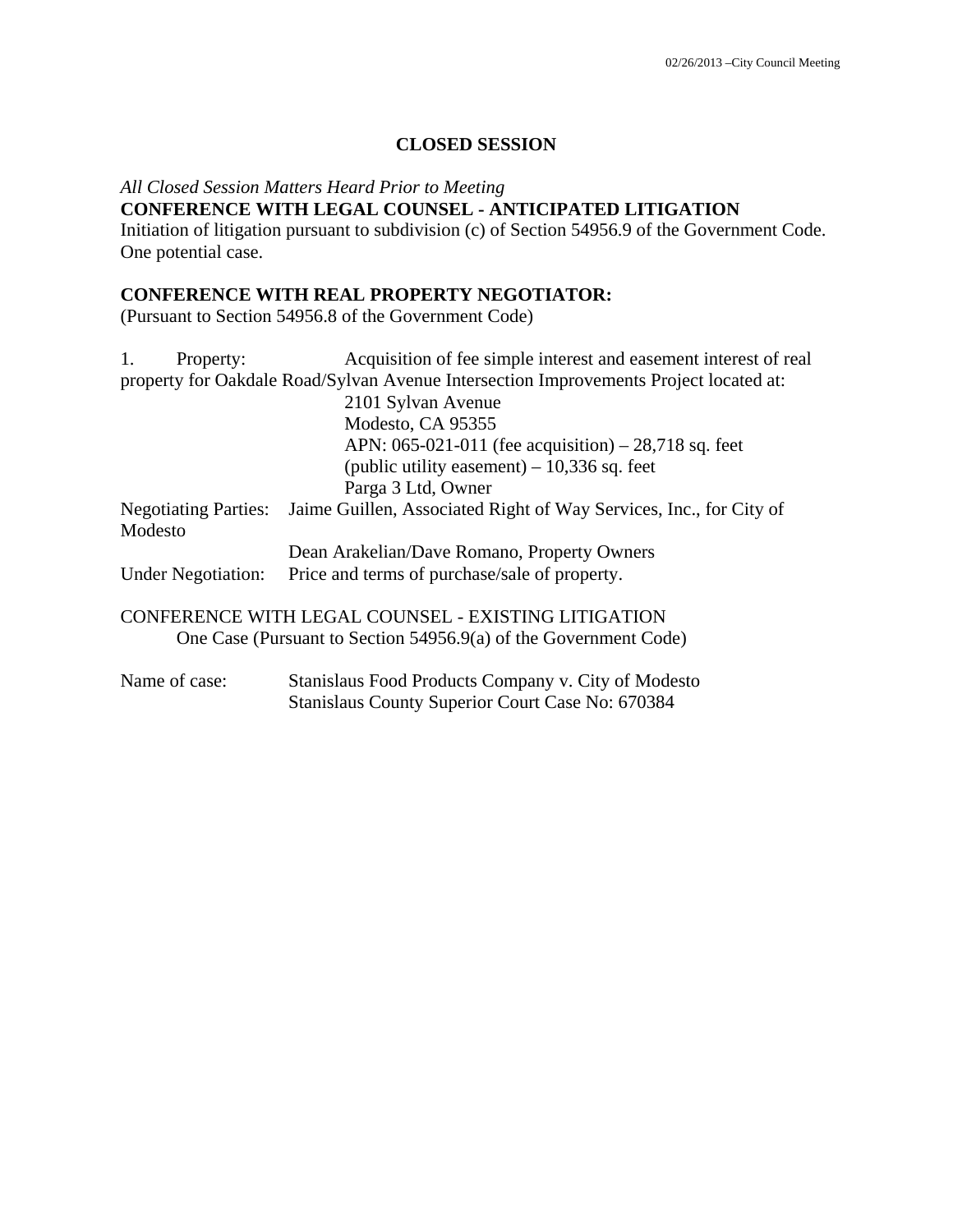## CLOSED SESSION

*All Closed Session Matters Heard Prior to Meeting*

**CONFERENCE WITH LEGAL COUNSEL - ANTICIPATED LITIGATION**

Initiation of litigation pursuant to subdivision (c) of Section 54956.9 of the Government Code. One potential case.

**CONFERENCE WITH REAL PROPERTY NEGOTIATOR:**

(Pursuant to Section 54956.8 of the Government Code)

1. Property: Acquisition of fee simple interest and easement interest of real property for Oakdale Road/Sylvan Avenue Intersection Improvements Project located at:
   2101 Sylvan Avenue
   Modesto, CA 95355
   APN: 065-021-011 (fee acquisition) – 28,718 sq. feet
   (public utility easement) – 10,336 sq. feet
   Parga 3 Ltd, Owner

Negotiating Parties: Jaime Guillen, Associated Right of Way Services, Inc., for City of Modesto
Dean Arakelian/Dave Romano, Property Owners

Under Negotiation: Price and terms of purchase/sale of property.

CONFERENCE WITH LEGAL COUNSEL - EXISTING LITIGATION

One Case (Pursuant to Section 54956.9(a) of the Government Code)

Name of case: Stanislaus Food Products Company v. City of Modesto
Stanislaus County Superior Court Case No: 670384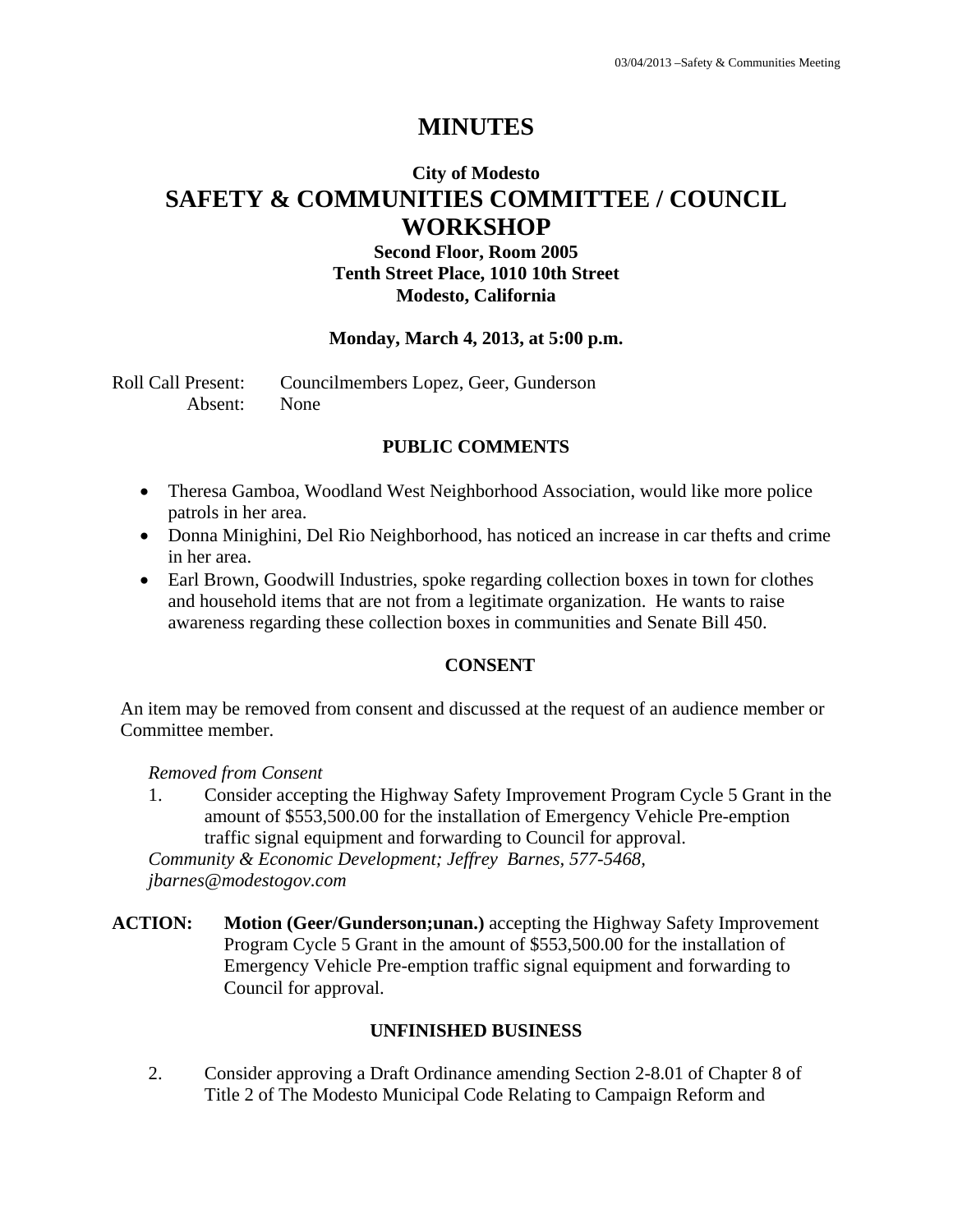# MINUTES

## City of Modesto

## SAFETY & COMMUNITIES COMMITTEE / COUNCIL WORKSHOP

**Second Floor, Room 2005**
**Tenth Street Place, 1010 10th Street**
**Modesto, California**

**Monday, March 4, 2013, at 5:00 p.m.**

Roll Call Present: Councilmembers Lopez, Geer, Gunderson
Absent: None

### PUBLIC COMMENTS

- Theresa Gamboa, Woodland West Neighborhood Association, would like more police patrols in her area.
- Donna Minighini, Del Rio Neighborhood, has noticed an increase in car thefts and crime in her area.
- Earl Brown, Goodwill Industries, spoke regarding collection boxes in town for clothes and household items that are not from a legitimate organization. He wants to raise awareness regarding these collection boxes in communities and Senate Bill 450.

### CONSENT

An item may be removed from consent and discussed at the request of an audience member or Committee member.

*Removed from Consent*

1. Consider accepting the Highway Safety Improvement Program Cycle 5 Grant in the amount of $553,500.00 for the installation of Emergency Vehicle Pre-emption traffic signal equipment and forwarding to Council for approval.

*Community & Economic Development; Jeffrey Barnes, 577-5468, jbarnes@modestogov.com*

**ACTION:** **Motion (Geer/Gunderson;unan.)** accepting the Highway Safety Improvement Program Cycle 5 Grant in the amount of $553,500.00 for the installation of Emergency Vehicle Pre-emption traffic signal equipment and forwarding to Council for approval.

### UNFINISHED BUSINESS

2. Consider approving a Draft Ordinance amending Section 2-8.01 of Chapter 8 of Title 2 of The Modesto Municipal Code Relating to Campaign Reform and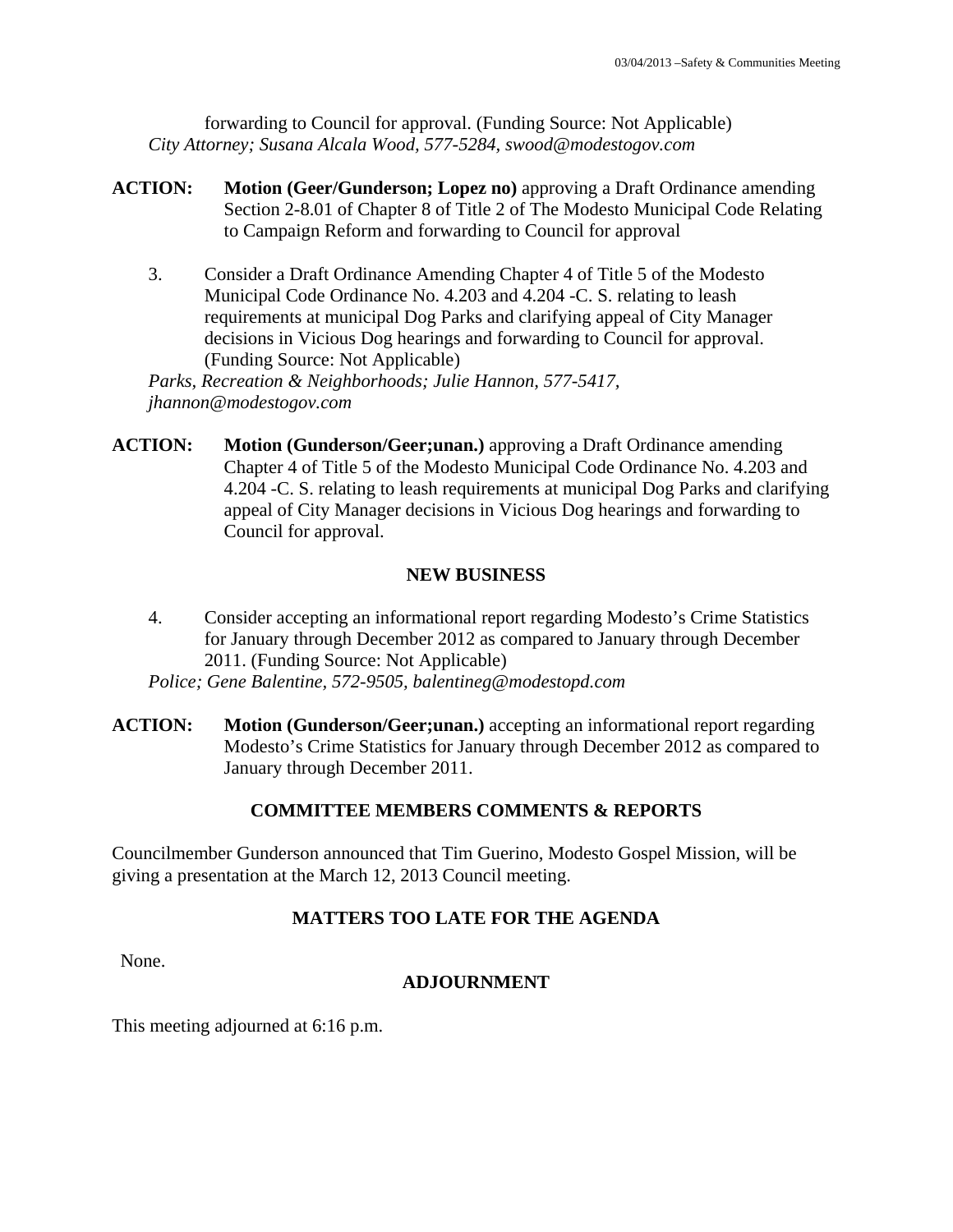forwarding to Council for approval. (Funding Source: Not Applicable)
*City Attorney; Susana Alcala Wood, 577-5284, swood@modestogov.com*

**ACTION:** **Motion (Geer/Gunderson; Lopez no)** approving a Draft Ordinance amending Section 2-8.01 of Chapter 8 of Title 2 of The Modesto Municipal Code Relating to Campaign Reform and forwarding to Council for approval

3. Consider a Draft Ordinance Amending Chapter 4 of Title 5 of the Modesto Municipal Code Ordinance No. 4.203 and 4.204 -C. S. relating to leash requirements at municipal Dog Parks and clarifying appeal of City Manager decisions in Vicious Dog hearings and forwarding to Council for approval. (Funding Source: Not Applicable)
*Parks, Recreation & Neighborhoods; Julie Hannon, 577-5417, jhannon@modestogov.com*

**ACTION:** **Motion (Gunderson/Geer;unan.)** approving a Draft Ordinance amending Chapter 4 of Title 5 of the Modesto Municipal Code Ordinance No. 4.203 and 4.204 -C. S. relating to leash requirements at municipal Dog Parks and clarifying appeal of City Manager decisions in Vicious Dog hearings and forwarding to Council for approval.

## NEW BUSINESS

4. Consider accepting an informational report regarding Modesto's Crime Statistics for January through December 2012 as compared to January through December 2011. (Funding Source: Not Applicable)
*Police; Gene Balentine, 572-9505, balentineg@modestopd.com*

**ACTION:** **Motion (Gunderson/Geer;unan.)** accepting an informational report regarding Modesto's Crime Statistics for January through December 2012 as compared to January through December 2011.

## COMMITTEE MEMBERS COMMENTS & REPORTS

Councilmember Gunderson announced that Tim Guerino, Modesto Gospel Mission, will be giving a presentation at the March 12, 2013 Council meeting.

## MATTERS TOO LATE FOR THE AGENDA

None.

## ADJOURNMENT

This meeting adjourned at 6:16 p.m.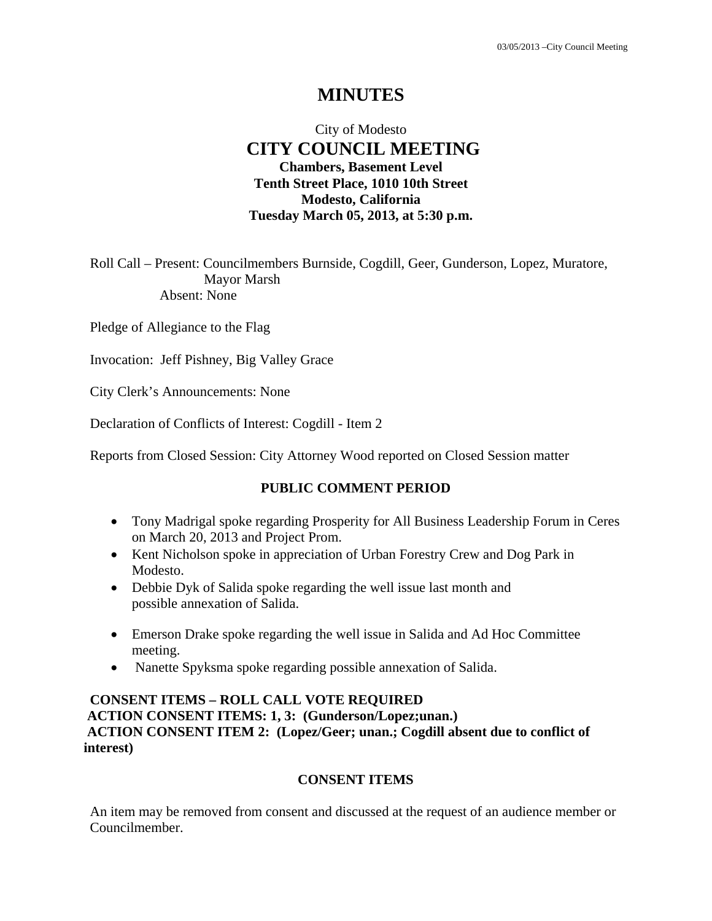# MINUTES

City of Modesto

## CITY COUNCIL MEETING

**Chambers, Basement Level**
**Tenth Street Place, 1010 10th Street**
**Modesto, California**
**Tuesday March 05, 2013, at 5:30 p.m.**

Roll Call – Present: Councilmembers Burnside, Cogdill, Geer, Gunderson, Lopez, Muratore, Mayor Marsh
Absent: None

Pledge of Allegiance to the Flag

Invocation: Jeff Pishney, Big Valley Grace

City Clerk's Announcements: None

Declaration of Conflicts of Interest: Cogdill - Item 2

Reports from Closed Session: City Attorney Wood reported on Closed Session matter

### PUBLIC COMMENT PERIOD

- Tony Madrigal spoke regarding Prosperity for All Business Leadership Forum in Ceres on March 20, 2013 and Project Prom.
- Kent Nicholson spoke in appreciation of Urban Forestry Crew and Dog Park in Modesto.
- Debbie Dyk of Salida spoke regarding the well issue last month and possible annexation of Salida.
- Emerson Drake spoke regarding the well issue in Salida and Ad Hoc Committee meeting.
- Nanette Spyksma spoke regarding possible annexation of Salida.

**CONSENT ITEMS – ROLL CALL VOTE REQUIRED**
**ACTION CONSENT ITEMS: 1, 3: (Gunderson/Lopez;unan.)**
**ACTION CONSENT ITEM 2: (Lopez/Geer; unan.; Cogdill absent due to conflict of interest)**

### CONSENT ITEMS

An item may be removed from consent and discussed at the request of an audience member or Councilmember.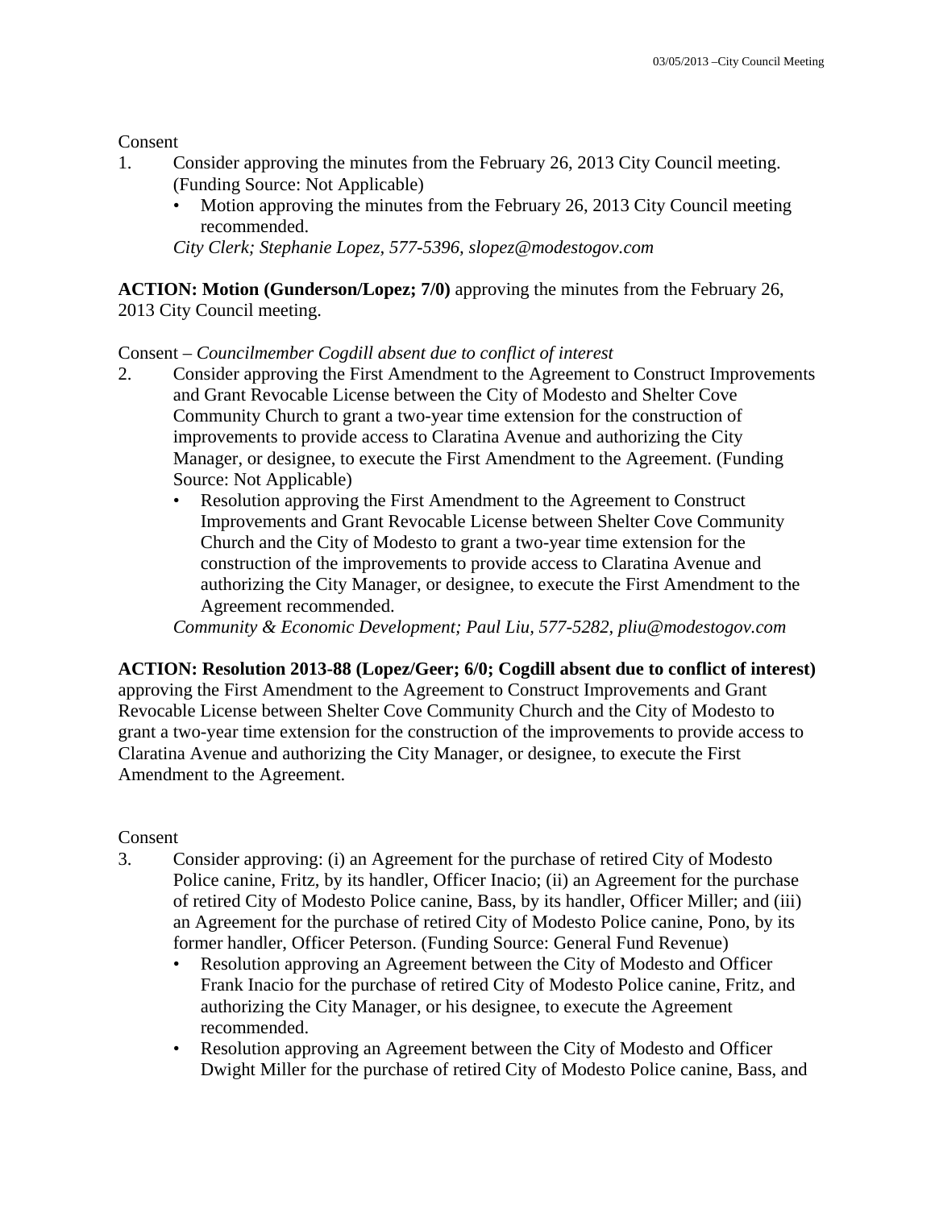Consent

1. Consider approving the minutes from the February 26, 2013 City Council meeting. (Funding Source: Not Applicable)
   - Motion approving the minutes from the February 26, 2013 City Council meeting recommended.

   *City Clerk; Stephanie Lopez, 577-5396, slopez@modestogov.com*

**ACTION: Motion (Gunderson/Lopez; 7/0)** approving the minutes from the February 26, 2013 City Council meeting.

Consent – *Councilmember Cogdill absent due to conflict of interest*

2. Consider approving the First Amendment to the Agreement to Construct Improvements and Grant Revocable License between the City of Modesto and Shelter Cove Community Church to grant a two-year time extension for the construction of improvements to provide access to Claratina Avenue and authorizing the City Manager, or designee, to execute the First Amendment to the Agreement. (Funding Source: Not Applicable)
   - Resolution approving the First Amendment to the Agreement to Construct Improvements and Grant Revocable License between Shelter Cove Community Church and the City of Modesto to grant a two-year time extension for the construction of the improvements to provide access to Claratina Avenue and authorizing the City Manager, or designee, to execute the First Amendment to the Agreement recommended.

   *Community & Economic Development; Paul Liu, 577-5282, pliu@modestogov.com*

**ACTION: Resolution 2013-88 (Lopez/Geer; 6/0; Cogdill absent due to conflict of interest)** approving the First Amendment to the Agreement to Construct Improvements and Grant Revocable License between Shelter Cove Community Church and the City of Modesto to grant a two-year time extension for the construction of the improvements to provide access to Claratina Avenue and authorizing the City Manager, or designee, to execute the First Amendment to the Agreement.

Consent

3. Consider approving: (i) an Agreement for the purchase of retired City of Modesto Police canine, Fritz, by its handler, Officer Inacio; (ii) an Agreement for the purchase of retired City of Modesto Police canine, Bass, by its handler, Officer Miller; and (iii) an Agreement for the purchase of retired City of Modesto Police canine, Pono, by its former handler, Officer Peterson. (Funding Source: General Fund Revenue)
   - Resolution approving an Agreement between the City of Modesto and Officer Frank Inacio for the purchase of retired City of Modesto Police canine, Fritz, and authorizing the City Manager, or his designee, to execute the Agreement recommended.
   - Resolution approving an Agreement between the City of Modesto and Officer Dwight Miller for the purchase of retired City of Modesto Police canine, Bass, and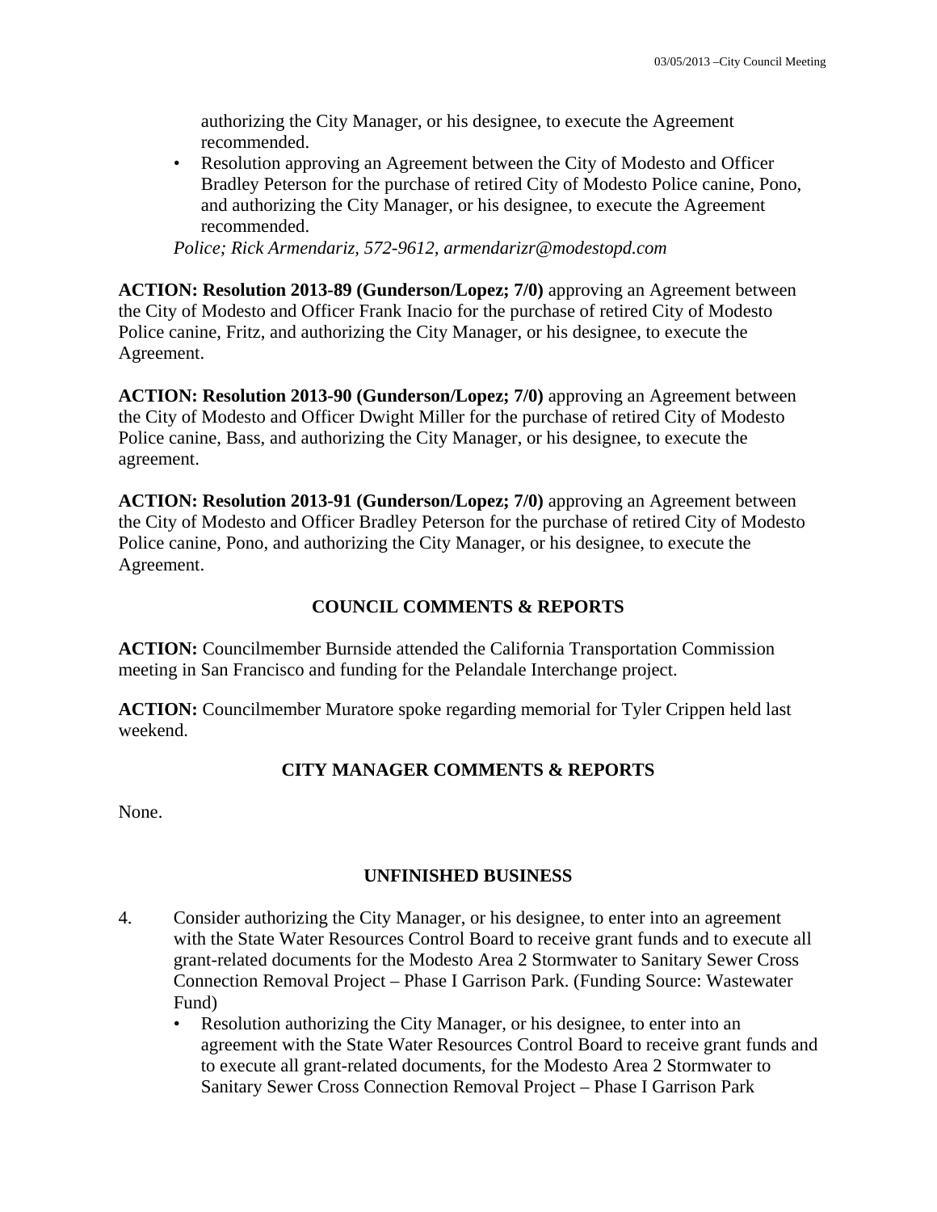authorizing the City Manager, or his designee, to execute the Agreement recommended.

- Resolution approving an Agreement between the City of Modesto and Officer Bradley Peterson for the purchase of retired City of Modesto Police canine, Pono, and authorizing the City Manager, or his designee, to execute the Agreement recommended.

*Police; Rick Armendariz, 572-9612, armendarizr@modestopd.com*

**ACTION: Resolution 2013-89 (Gunderson/Lopez; 7/0)** approving an Agreement between the City of Modesto and Officer Frank Inacio for the purchase of retired City of Modesto Police canine, Fritz, and authorizing the City Manager, or his designee, to execute the Agreement.

**ACTION: Resolution 2013-90 (Gunderson/Lopez; 7/0)** approving an Agreement between the City of Modesto and Officer Dwight Miller for the purchase of retired City of Modesto Police canine, Bass, and authorizing the City Manager, or his designee, to execute the agreement.

**ACTION: Resolution 2013-91 (Gunderson/Lopez; 7/0)** approving an Agreement between the City of Modesto and Officer Bradley Peterson for the purchase of retired City of Modesto Police canine, Pono, and authorizing the City Manager, or his designee, to execute the Agreement.

## COUNCIL COMMENTS & REPORTS

**ACTION:** Councilmember Burnside attended the California Transportation Commission meeting in San Francisco and funding for the Pelandale Interchange project.

**ACTION:** Councilmember Muratore spoke regarding memorial for Tyler Crippen held last weekend.

## CITY MANAGER COMMENTS & REPORTS

None.

## UNFINISHED BUSINESS

4. Consider authorizing the City Manager, or his designee, to enter into an agreement with the State Water Resources Control Board to receive grant funds and to execute all grant-related documents for the Modesto Area 2 Stormwater to Sanitary Sewer Cross Connection Removal Project – Phase I Garrison Park. (Funding Source: Wastewater Fund)
   - Resolution authorizing the City Manager, or his designee, to enter into an agreement with the State Water Resources Control Board to receive grant funds and to execute all grant-related documents, for the Modesto Area 2 Stormwater to Sanitary Sewer Cross Connection Removal Project – Phase I Garrison Park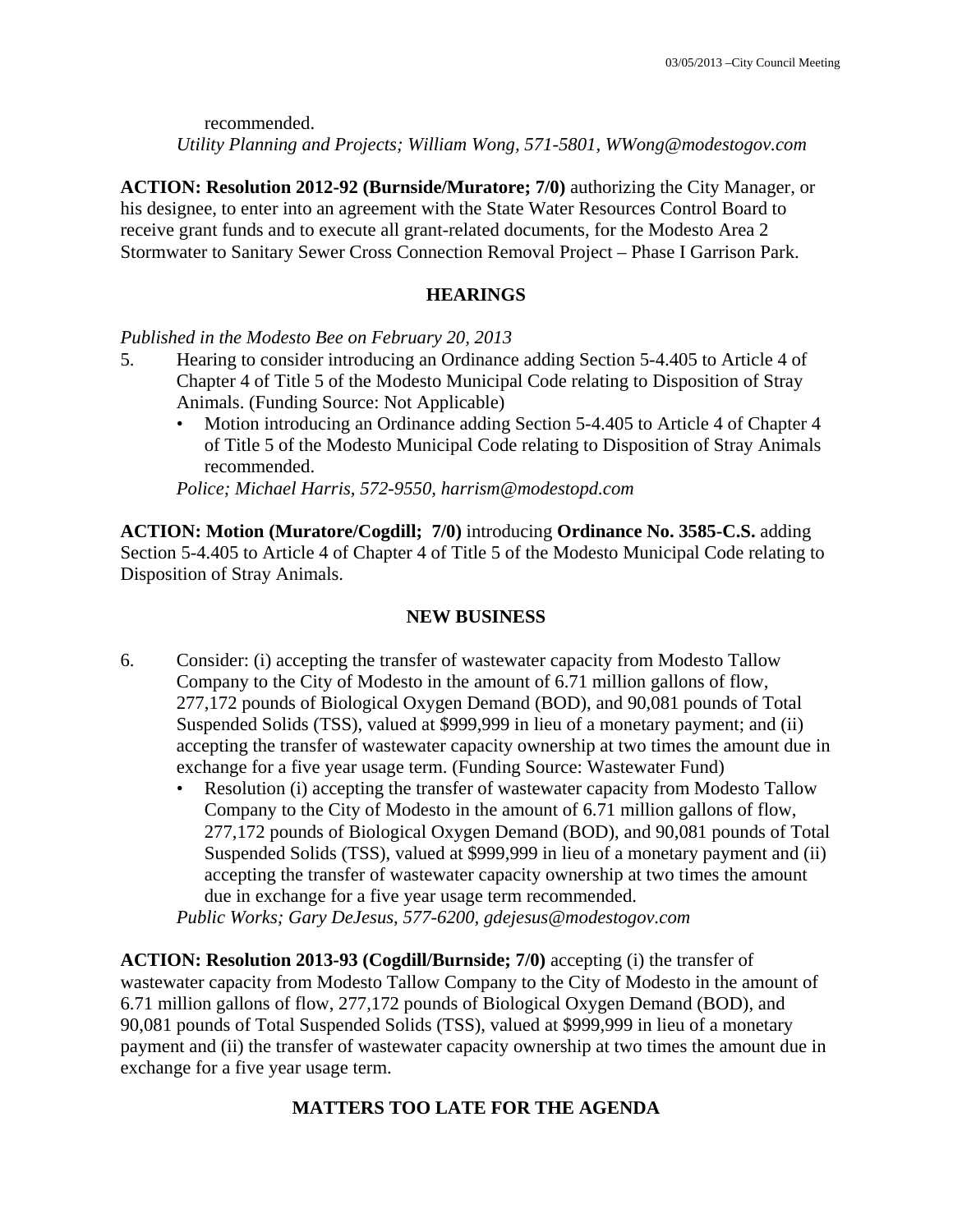recommended.
*Utility Planning and Projects; William Wong, 571-5801, WWong@modestogov.com*

**ACTION: Resolution 2012-92 (Burnside/Muratore; 7/0)** authorizing the City Manager, or his designee, to enter into an agreement with the State Water Resources Control Board to receive grant funds and to execute all grant-related documents, for the Modesto Area 2 Stormwater to Sanitary Sewer Cross Connection Removal Project – Phase I Garrison Park.

## HEARINGS

*Published in the Modesto Bee on February 20, 2013*

5. Hearing to consider introducing an Ordinance adding Section 5-4.405 to Article 4 of Chapter 4 of Title 5 of the Modesto Municipal Code relating to Disposition of Stray Animals. (Funding Source: Not Applicable)
   - Motion introducing an Ordinance adding Section 5-4.405 to Article 4 of Chapter 4 of Title 5 of the Modesto Municipal Code relating to Disposition of Stray Animals recommended.

   *Police; Michael Harris, 572-9550, harrism@modestopd.com*

**ACTION: Motion (Muratore/Cogdill; 7/0)** introducing **Ordinance No. 3585-C.S.** adding Section 5-4.405 to Article 4 of Chapter 4 of Title 5 of the Modesto Municipal Code relating to Disposition of Stray Animals.

## NEW BUSINESS

6. Consider: (i) accepting the transfer of wastewater capacity from Modesto Tallow Company to the City of Modesto in the amount of 6.71 million gallons of flow, 277,172 pounds of Biological Oxygen Demand (BOD), and 90,081 pounds of Total Suspended Solids (TSS), valued at $999,999 in lieu of a monetary payment; and (ii) accepting the transfer of wastewater capacity ownership at two times the amount due in exchange for a five year usage term. (Funding Source: Wastewater Fund)
   - Resolution (i) accepting the transfer of wastewater capacity from Modesto Tallow Company to the City of Modesto in the amount of 6.71 million gallons of flow, 277,172 pounds of Biological Oxygen Demand (BOD), and 90,081 pounds of Total Suspended Solids (TSS), valued at $999,999 in lieu of a monetary payment and (ii) accepting the transfer of wastewater capacity ownership at two times the amount due in exchange for a five year usage term recommended.

   *Public Works; Gary DeJesus, 577-6200, gdejesus@modestogov.com*

**ACTION: Resolution 2013-93 (Cogdill/Burnside; 7/0)** accepting (i) the transfer of wastewater capacity from Modesto Tallow Company to the City of Modesto in the amount of 6.71 million gallons of flow, 277,172 pounds of Biological Oxygen Demand (BOD), and 90,081 pounds of Total Suspended Solids (TSS), valued at $999,999 in lieu of a monetary payment and (ii) the transfer of wastewater capacity ownership at two times the amount due in exchange for a five year usage term.

## MATTERS TOO LATE FOR THE AGENDA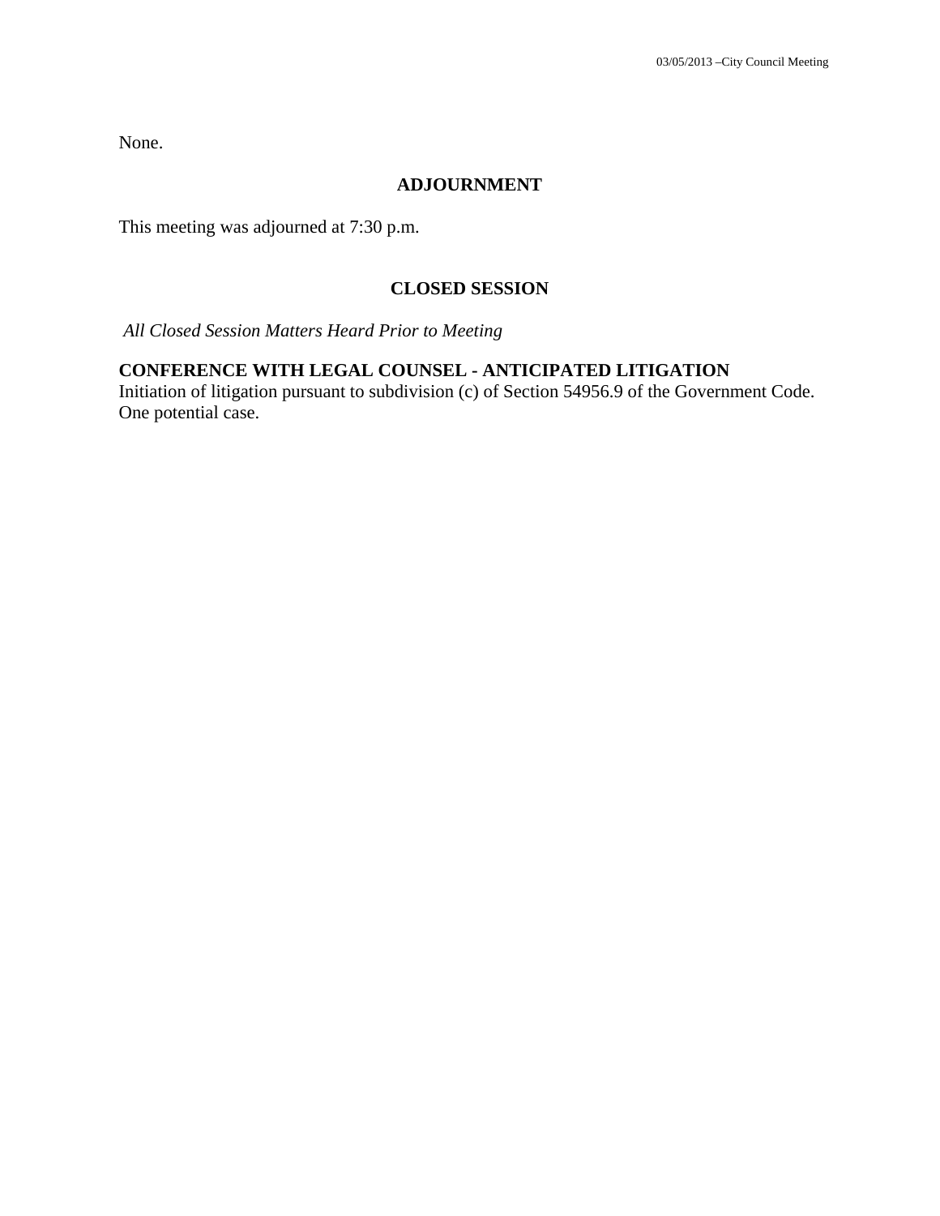None.

## ADJOURNMENT

This meeting was adjourned at 7:30 p.m.

## CLOSED SESSION

*All Closed Session Matters Heard Prior to Meeting*

**CONFERENCE WITH LEGAL COUNSEL - ANTICIPATED LITIGATION**
Initiation of litigation pursuant to subdivision (c) of Section 54956.9 of the Government Code. One potential case.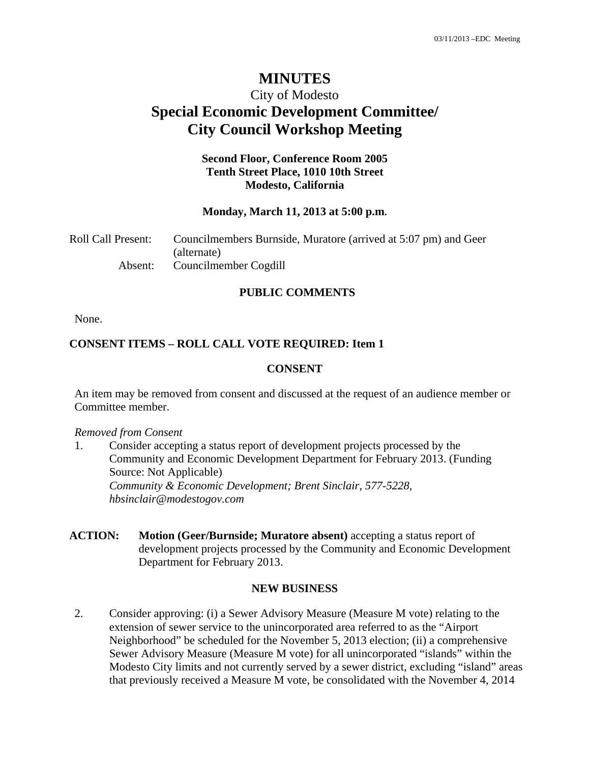# MINUTES

City of Modesto

## Special Economic Development Committee/ City Council Workshop Meeting

**Second Floor, Conference Room 2005**
**Tenth Street Place, 1010 10th Street**
**Modesto, California**

**Monday, March 11, 2013 at 5:00 p.m.**

Roll Call Present: Councilmembers Burnside, Muratore (arrived at 5:07 pm) and Geer (alternate)

Absent: Councilmember Cogdill

### PUBLIC COMMENTS

None.

### CONSENT ITEMS – ROLL CALL VOTE REQUIRED: Item 1

### CONSENT

An item may be removed from consent and discussed at the request of an audience member or Committee member.

*Removed from Consent*

1. Consider accepting a status report of development projects processed by the Community and Economic Development Department for February 2013. (Funding Source: Not Applicable)
*Community & Economic Development; Brent Sinclair, 577-5228, hbsinclair@modestogov.com*

**ACTION:** **Motion (Geer/Burnside; Muratore absent)** accepting a status report of development projects processed by the Community and Economic Development Department for February 2013.

### NEW BUSINESS

2. Consider approving: (i) a Sewer Advisory Measure (Measure M vote) relating to the extension of sewer service to the unincorporated area referred to as the "Airport Neighborhood" be scheduled for the November 5, 2013 election; (ii) a comprehensive Sewer Advisory Measure (Measure M vote) for all unincorporated "islands" within the Modesto City limits and not currently served by a sewer district, excluding "island" areas that previously received a Measure M vote, be consolidated with the November 4, 2014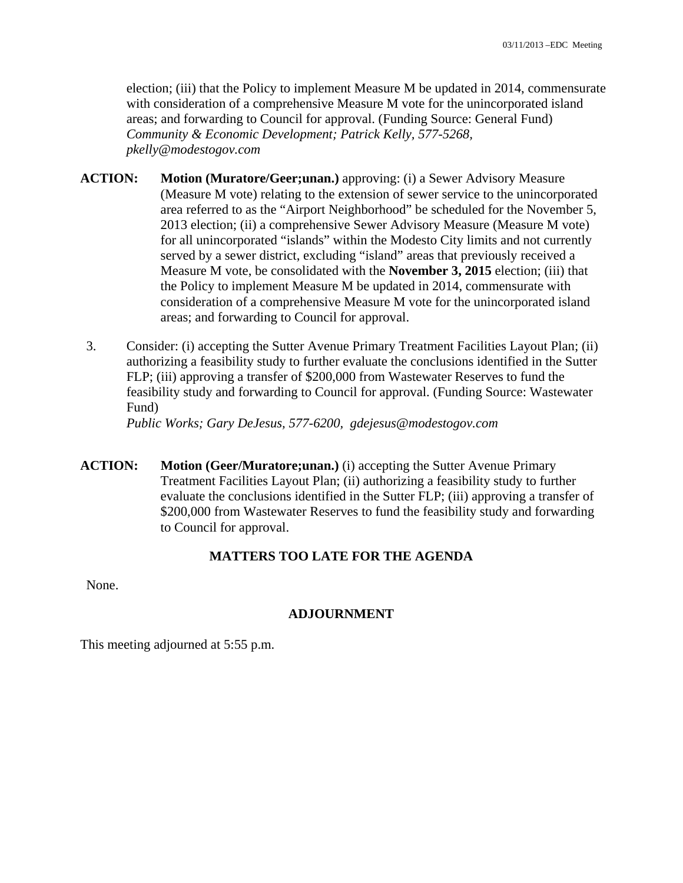election; (iii) that the Policy to implement Measure M be updated in 2014, commensurate with consideration of a comprehensive Measure M vote for the unincorporated island areas; and forwarding to Council for approval. (Funding Source: General Fund)
*Community & Economic Development; Patrick Kelly, 577-5268, pkelly@modestogov.com*

**ACTION:** **Motion (Muratore/Geer;unan.)** approving: (i) a Sewer Advisory Measure (Measure M vote) relating to the extension of sewer service to the unincorporated area referred to as the "Airport Neighborhood" be scheduled for the November 5, 2013 election; (ii) a comprehensive Sewer Advisory Measure (Measure M vote) for all unincorporated "islands" within the Modesto City limits and not currently served by a sewer district, excluding "island" areas that previously received a Measure M vote, be consolidated with the **November 3, 2015** election; (iii) that the Policy to implement Measure M be updated in 2014, commensurate with consideration of a comprehensive Measure M vote for the unincorporated island areas; and forwarding to Council for approval.

3. Consider: (i) accepting the Sutter Avenue Primary Treatment Facilities Layout Plan; (ii) authorizing a feasibility study to further evaluate the conclusions identified in the Sutter FLP; (iii) approving a transfer of $200,000 from Wastewater Reserves to fund the feasibility study and forwarding to Council for approval. (Funding Source: Wastewater Fund)
*Public Works; Gary DeJesus, 577-6200, gdejesus@modestogov.com*

**ACTION:** **Motion (Geer/Muratore;unan.)** (i) accepting the Sutter Avenue Primary Treatment Facilities Layout Plan; (ii) authorizing a feasibility study to further evaluate the conclusions identified in the Sutter FLP; (iii) approving a transfer of $200,000 from Wastewater Reserves to fund the feasibility study and forwarding to Council for approval.

## MATTERS TOO LATE FOR THE AGENDA

None.

## ADJOURNMENT

This meeting adjourned at 5:55 p.m.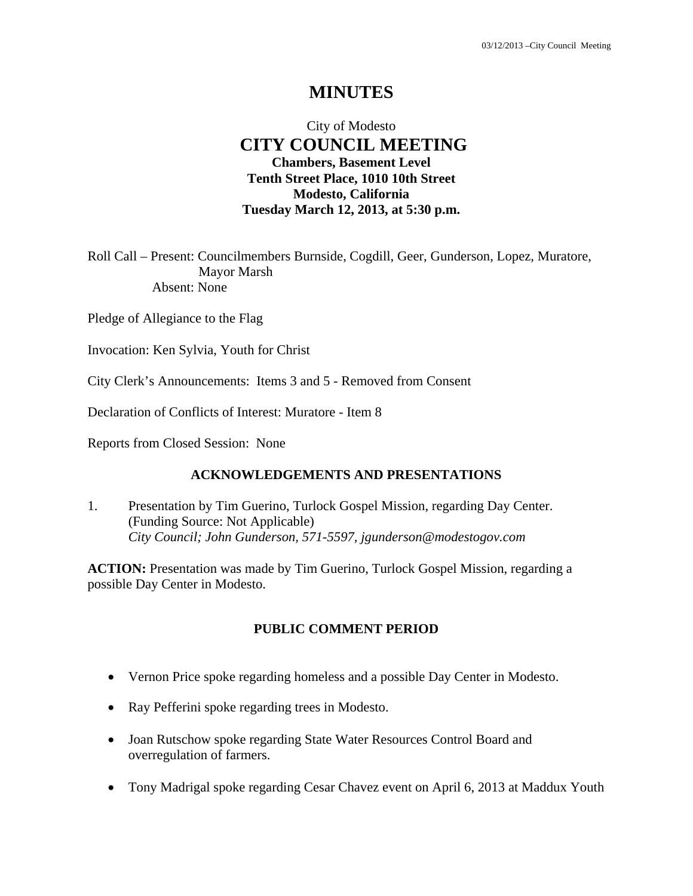# MINUTES

City of Modesto

## CITY COUNCIL MEETING

**Chambers, Basement Level**
**Tenth Street Place, 1010 10th Street**
**Modesto, California**
**Tuesday March 12, 2013, at 5:30 p.m.**

Roll Call – Present: Councilmembers Burnside, Cogdill, Geer, Gunderson, Lopez, Muratore, Mayor Marsh
Absent: None

Pledge of Allegiance to the Flag

Invocation: Ken Sylvia, Youth for Christ

City Clerk's Announcements: Items 3 and 5 - Removed from Consent

Declaration of Conflicts of Interest: Muratore - Item 8

Reports from Closed Session: None

### ACKNOWLEDGEMENTS AND PRESENTATIONS

1. Presentation by Tim Guerino, Turlock Gospel Mission, regarding Day Center. (Funding Source: Not Applicable)
*City Council; John Gunderson, 571-5597, jgunderson@modestogov.com*

**ACTION:** Presentation was made by Tim Guerino, Turlock Gospel Mission, regarding a possible Day Center in Modesto.

### PUBLIC COMMENT PERIOD

- Vernon Price spoke regarding homeless and a possible Day Center in Modesto.
- Ray Pefferini spoke regarding trees in Modesto.
- Joan Rutschow spoke regarding State Water Resources Control Board and overregulation of farmers.
- Tony Madrigal spoke regarding Cesar Chavez event on April 6, 2013 at Maddux Youth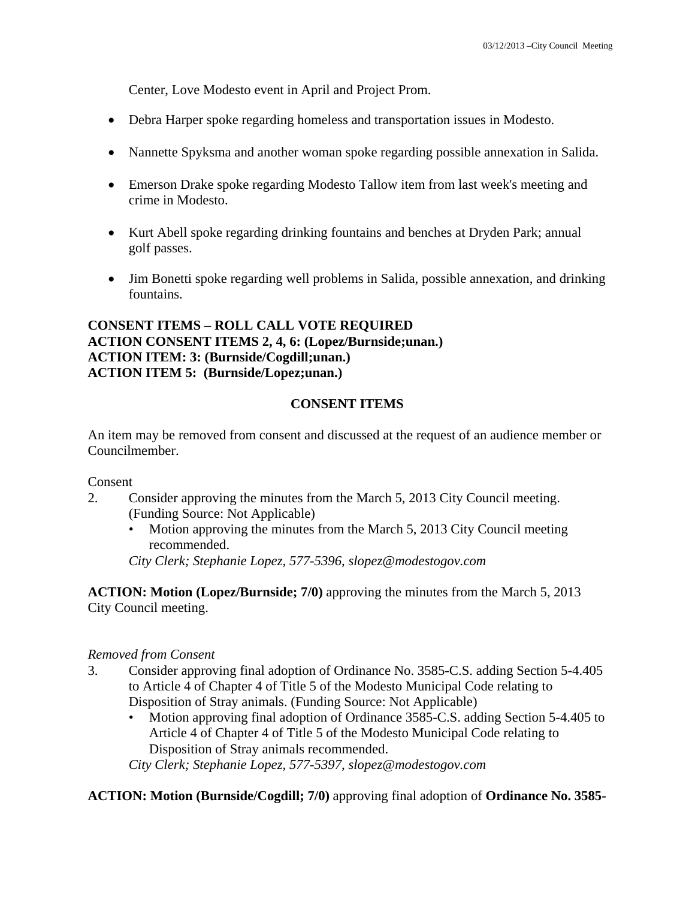Center, Love Modesto event in April and Project Prom.

- Debra Harper spoke regarding homeless and transportation issues in Modesto.
- Nannette Spyksma and another woman spoke regarding possible annexation in Salida.
- Emerson Drake spoke regarding Modesto Tallow item from last week's meeting and crime in Modesto.
- Kurt Abell spoke regarding drinking fountains and benches at Dryden Park; annual golf passes.
- Jim Bonetti spoke regarding well problems in Salida, possible annexation, and drinking fountains.

**CONSENT ITEMS – ROLL CALL VOTE REQUIRED**
**ACTION CONSENT ITEMS 2, 4, 6: (Lopez/Burnside;unan.)**
**ACTION ITEM: 3: (Burnside/Cogdill;unan.)**
**ACTION ITEM 5: (Burnside/Lopez;unan.)**

## CONSENT ITEMS

An item may be removed from consent and discussed at the request of an audience member or Councilmember.

Consent

2. Consider approving the minutes from the March 5, 2013 City Council meeting. (Funding Source: Not Applicable)
   - Motion approving the minutes from the March 5, 2013 City Council meeting recommended.

   *City Clerk; Stephanie Lopez, 577-5396, slopez@modestogov.com*

**ACTION: Motion (Lopez/Burnside; 7/0)** approving the minutes from the March 5, 2013 City Council meeting.

*Removed from Consent*

3. Consider approving final adoption of Ordinance No. 3585-C.S. adding Section 5-4.405 to Article 4 of Chapter 4 of Title 5 of the Modesto Municipal Code relating to Disposition of Stray animals. (Funding Source: Not Applicable)
   - Motion approving final adoption of Ordinance 3585-C.S. adding Section 5-4.405 to Article 4 of Chapter 4 of Title 5 of the Modesto Municipal Code relating to Disposition of Stray animals recommended.

   *City Clerk; Stephanie Lopez, 577-5397, slopez@modestogov.com*

**ACTION: Motion (Burnside/Cogdill; 7/0)** approving final adoption of **Ordinance No. 3585-**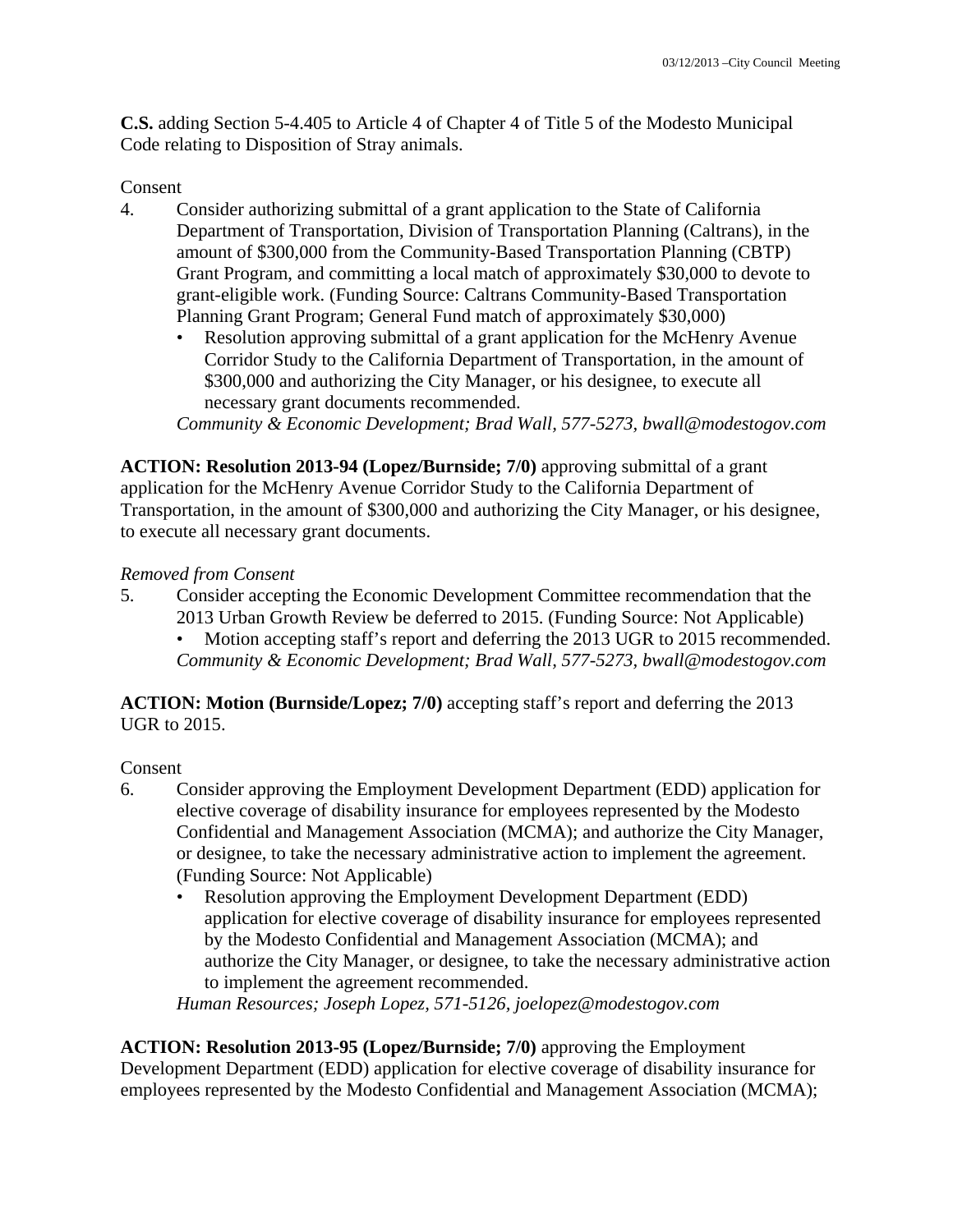**C.S.** adding Section 5-4.405 to Article 4 of Chapter 4 of Title 5 of the Modesto Municipal Code relating to Disposition of Stray animals.

Consent

4. Consider authorizing submittal of a grant application to the State of California Department of Transportation, Division of Transportation Planning (Caltrans), in the amount of $300,000 from the Community-Based Transportation Planning (CBTP) Grant Program, and committing a local match of approximately $30,000 to devote to grant-eligible work. (Funding Source: Caltrans Community-Based Transportation Planning Grant Program; General Fund match of approximately $30,000)
   - Resolution approving submittal of a grant application for the McHenry Avenue Corridor Study to the California Department of Transportation, in the amount of $300,000 and authorizing the City Manager, or his designee, to execute all necessary grant documents recommended.

   *Community & Economic Development; Brad Wall, 577-5273, bwall@modestogov.com*

**ACTION: Resolution 2013-94 (Lopez/Burnside; 7/0)** approving submittal of a grant application for the McHenry Avenue Corridor Study to the California Department of Transportation, in the amount of $300,000 and authorizing the City Manager, or his designee, to execute all necessary grant documents.

*Removed from Consent*

5. Consider accepting the Economic Development Committee recommendation that the 2013 Urban Growth Review be deferred to 2015. (Funding Source: Not Applicable)
   - Motion accepting staff's report and deferring the 2013 UGR to 2015 recommended.

   *Community & Economic Development; Brad Wall, 577-5273, bwall@modestogov.com*

**ACTION: Motion (Burnside/Lopez; 7/0)** accepting staff's report and deferring the 2013 UGR to 2015.

Consent

6. Consider approving the Employment Development Department (EDD) application for elective coverage of disability insurance for employees represented by the Modesto Confidential and Management Association (MCMA); and authorize the City Manager, or designee, to take the necessary administrative action to implement the agreement. (Funding Source: Not Applicable)
   - Resolution approving the Employment Development Department (EDD) application for elective coverage of disability insurance for employees represented by the Modesto Confidential and Management Association (MCMA); and authorize the City Manager, or designee, to take the necessary administrative action to implement the agreement recommended.

   *Human Resources; Joseph Lopez, 571-5126, joelopez@modestogov.com*

**ACTION: Resolution 2013-95 (Lopez/Burnside; 7/0)** approving the Employment Development Department (EDD) application for elective coverage of disability insurance for employees represented by the Modesto Confidential and Management Association (MCMA);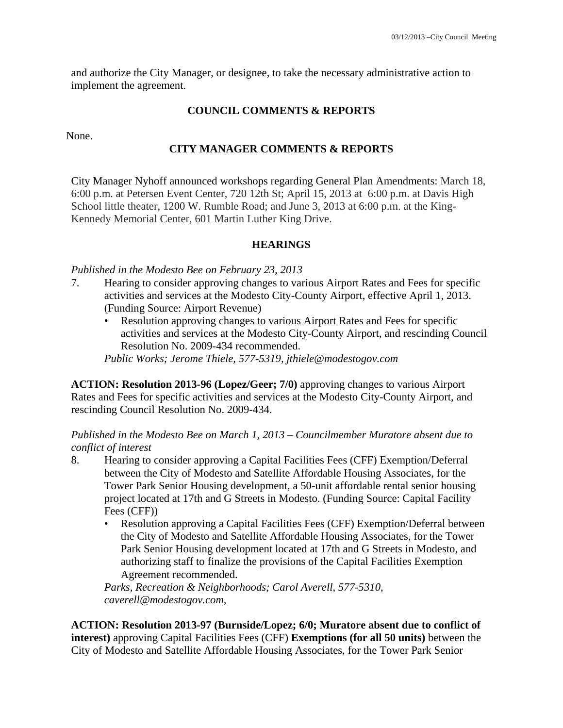and authorize the City Manager, or designee, to take the necessary administrative action to implement the agreement.

## COUNCIL COMMENTS & REPORTS

None.

## CITY MANAGER COMMENTS & REPORTS

City Manager Nyhoff announced workshops regarding General Plan Amendments: March 18, 6:00 p.m. at Petersen Event Center, 720 12th St; April 15, 2013 at 6:00 p.m. at Davis High School little theater, 1200 W. Rumble Road; and June 3, 2013 at 6:00 p.m. at the King-Kennedy Memorial Center, 601 Martin Luther King Drive.

## HEARINGS

*Published in the Modesto Bee on February 23, 2013*

7. Hearing to consider approving changes to various Airport Rates and Fees for specific activities and services at the Modesto City-County Airport, effective April 1, 2013. (Funding Source: Airport Revenue)
   - Resolution approving changes to various Airport Rates and Fees for specific activities and services at the Modesto City-County Airport, and rescinding Council Resolution No. 2009-434 recommended.

   *Public Works; Jerome Thiele, 577-5319, jthiele@modestogov.com*

**ACTION: Resolution 2013-96 (Lopez/Geer; 7/0)** approving changes to various Airport Rates and Fees for specific activities and services at the Modesto City-County Airport, and rescinding Council Resolution No. 2009-434.

*Published in the Modesto Bee on March 1, 2013 – Councilmember Muratore absent due to conflict of interest*

8. Hearing to consider approving a Capital Facilities Fees (CFF) Exemption/Deferral between the City of Modesto and Satellite Affordable Housing Associates, for the Tower Park Senior Housing development, a 50-unit affordable rental senior housing project located at 17th and G Streets in Modesto. (Funding Source: Capital Facility Fees (CFF))
   - Resolution approving a Capital Facilities Fees (CFF) Exemption/Deferral between the City of Modesto and Satellite Affordable Housing Associates, for the Tower Park Senior Housing development located at 17th and G Streets in Modesto, and authorizing staff to finalize the provisions of the Capital Facilities Exemption Agreement recommended.

   *Parks, Recreation & Neighborhoods; Carol Averell, 577-5310, caverell@modestogov.com,*

**ACTION: Resolution 2013-97 (Burnside/Lopez; 6/0; Muratore absent due to conflict of interest)** approving Capital Facilities Fees (CFF) **Exemptions (for all 50 units)** between the City of Modesto and Satellite Affordable Housing Associates, for the Tower Park Senior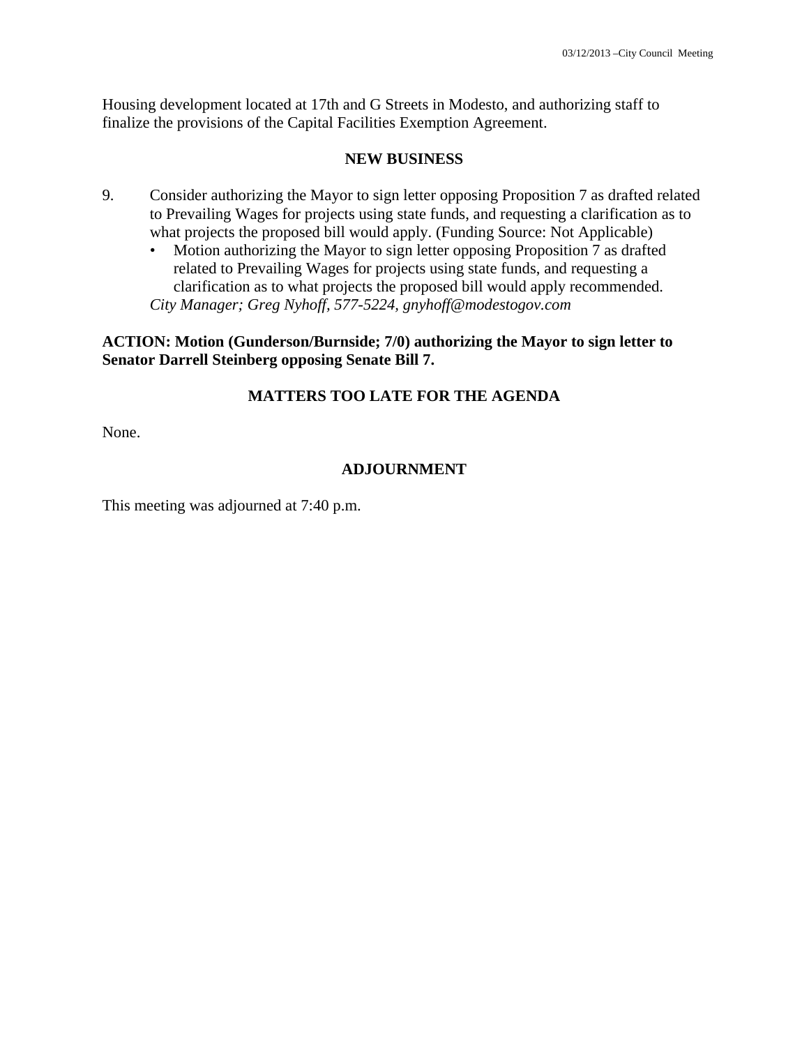Housing development located at 17th and G Streets in Modesto, and authorizing staff to finalize the provisions of the Capital Facilities Exemption Agreement.

## NEW BUSINESS

9. Consider authorizing the Mayor to sign letter opposing Proposition 7 as drafted related to Prevailing Wages for projects using state funds, and requesting a clarification as to what projects the proposed bill would apply. (Funding Source: Not Applicable)
   - Motion authorizing the Mayor to sign letter opposing Proposition 7 as drafted related to Prevailing Wages for projects using state funds, and requesting a clarification as to what projects the proposed bill would apply recommended.

   *City Manager; Greg Nyhoff, 577-5224, gnyhoff@modestogov.com*

**ACTION: Motion (Gunderson/Burnside; 7/0) authorizing the Mayor to sign letter to Senator Darrell Steinberg opposing Senate Bill 7.**

## MATTERS TOO LATE FOR THE AGENDA

None.

## ADJOURNMENT

This meeting was adjourned at 7:40 p.m.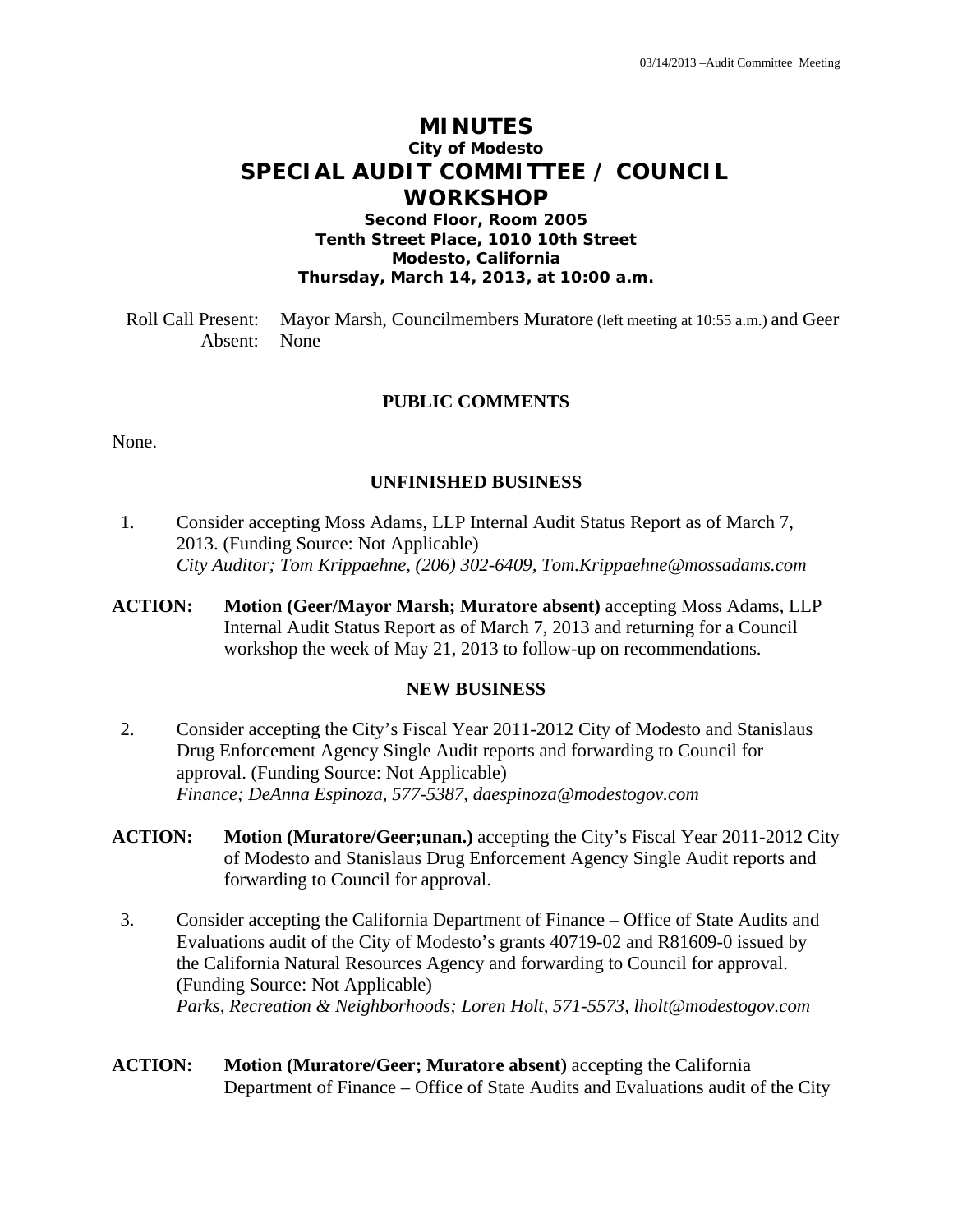# MINUTES

**City of Modesto**

## SPECIAL AUDIT COMMITTEE / COUNCIL WORKSHOP

**Second Floor, Room 2005**
**Tenth Street Place, 1010 10th Street**
**Modesto, California**
**Thursday, March 14, 2013, at 10:00 a.m.**

Roll Call Present: Mayor Marsh, Councilmembers Muratore (left meeting at 10:55 a.m.) and Geer
Absent: None

### PUBLIC COMMENTS

None.

### UNFINISHED BUSINESS

1. Consider accepting Moss Adams, LLP Internal Audit Status Report as of March 7, 2013. (Funding Source: Not Applicable)
*City Auditor; Tom Krippaehne, (206) 302-6409, Tom.Krippaehne@mossadams.com*

**ACTION:** **Motion (Geer/Mayor Marsh; Muratore absent)** accepting Moss Adams, LLP Internal Audit Status Report as of March 7, 2013 and returning for a Council workshop the week of May 21, 2013 to follow-up on recommendations.

### NEW BUSINESS

2. Consider accepting the City's Fiscal Year 2011-2012 City of Modesto and Stanislaus Drug Enforcement Agency Single Audit reports and forwarding to Council for approval. (Funding Source: Not Applicable)
*Finance; DeAnna Espinoza, 577-5387, daespinoza@modestogov.com*

**ACTION:** **Motion (Muratore/Geer;unan.)** accepting the City's Fiscal Year 2011-2012 City of Modesto and Stanislaus Drug Enforcement Agency Single Audit reports and forwarding to Council for approval.

3. Consider accepting the California Department of Finance – Office of State Audits and Evaluations audit of the City of Modesto's grants 40719-02 and R81609-0 issued by the California Natural Resources Agency and forwarding to Council for approval. (Funding Source: Not Applicable)
*Parks, Recreation & Neighborhoods; Loren Holt, 571-5573, lholt@modestogov.com*

**ACTION:** **Motion (Muratore/Geer; Muratore absent)** accepting the California Department of Finance – Office of State Audits and Evaluations audit of the City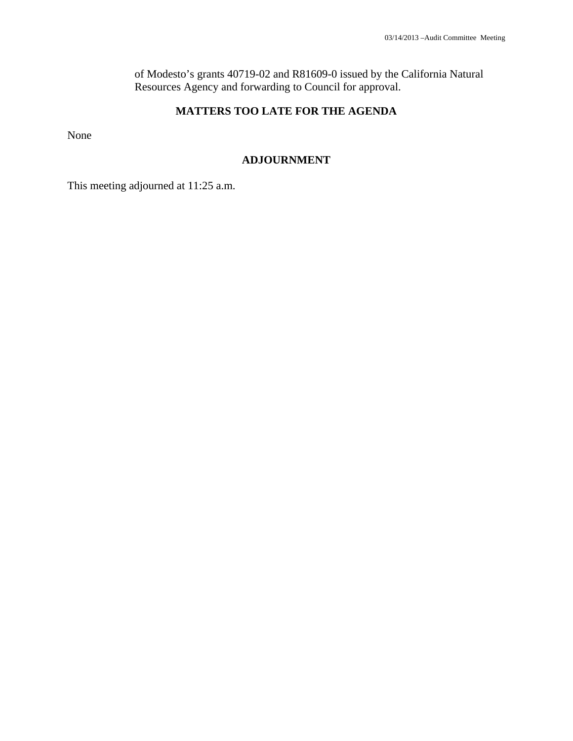of Modesto's grants 40719-02 and R81609-0 issued by the California Natural Resources Agency and forwarding to Council for approval.

## MATTERS TOO LATE FOR THE AGENDA

None

## ADJOURNMENT

This meeting adjourned at 11:25 a.m.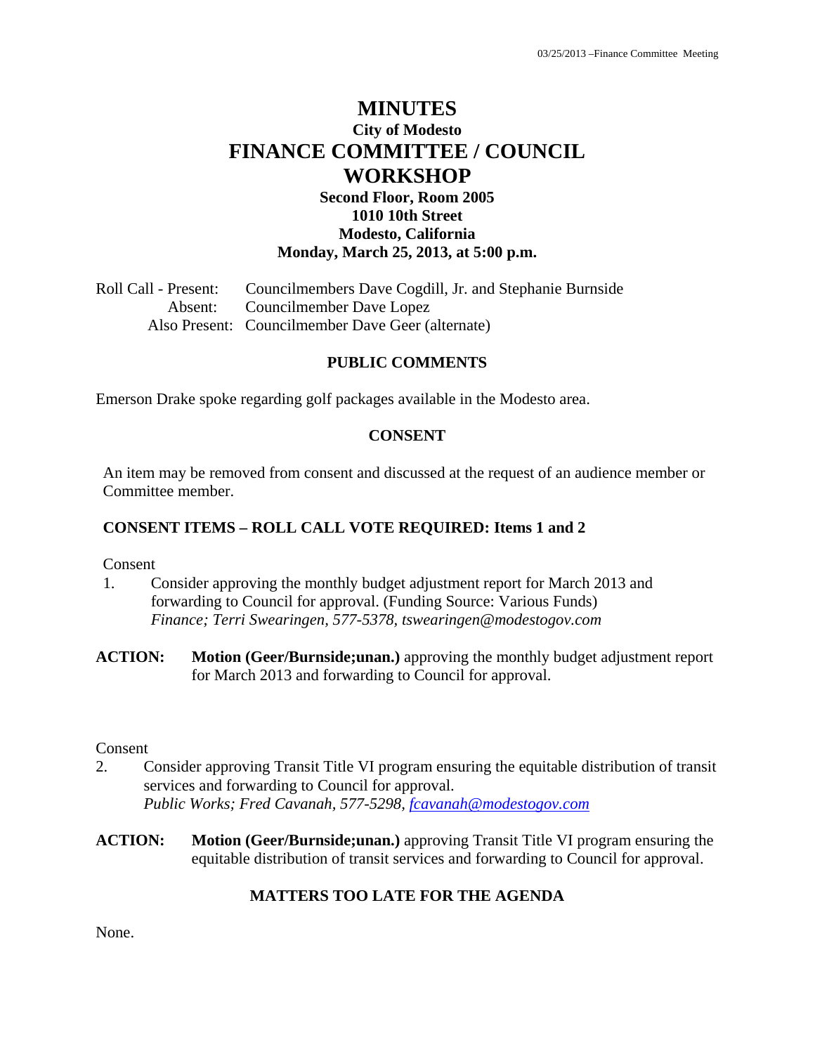# MINUTES

### City of Modesto

## FINANCE COMMITTEE / COUNCIL WORKSHOP

### Second Floor, Room 2005
### 1010 10th Street
### Modesto, California
### Monday, March 25, 2013, at 5:00 p.m.

Roll Call - Present: Councilmembers Dave Cogdill, Jr. and Stephanie Burnside
Absent: Councilmember Dave Lopez
Also Present: Councilmember Dave Geer (alternate)

### PUBLIC COMMENTS

Emerson Drake spoke regarding golf packages available in the Modesto area.

### CONSENT

An item may be removed from consent and discussed at the request of an audience member or Committee member.

**CONSENT ITEMS – ROLL CALL VOTE REQUIRED: Items 1 and 2**

Consent

1. Consider approving the monthly budget adjustment report for March 2013 and forwarding to Council for approval. (Funding Source: Various Funds)
*Finance; Terri Swearingen, 577-5378, tswearingen@modestogov.com*

**ACTION:** **Motion (Geer/Burnside;unan.)** approving the monthly budget adjustment report for March 2013 and forwarding to Council for approval.

Consent

2. Consider approving Transit Title VI program ensuring the equitable distribution of transit services and forwarding to Council for approval.
*Public Works; Fred Cavanah, 577-5298, fcavanah@modestogov.com*

**ACTION:** **Motion (Geer/Burnside;unan.)** approving Transit Title VI program ensuring the equitable distribution of transit services and forwarding to Council for approval.

### MATTERS TOO LATE FOR THE AGENDA

None.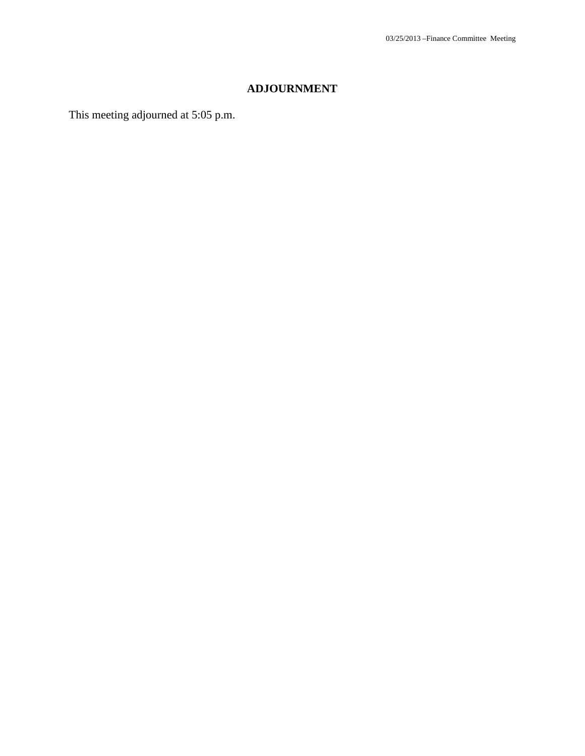## ADJOURNMENT

This meeting adjourned at 5:05 p.m.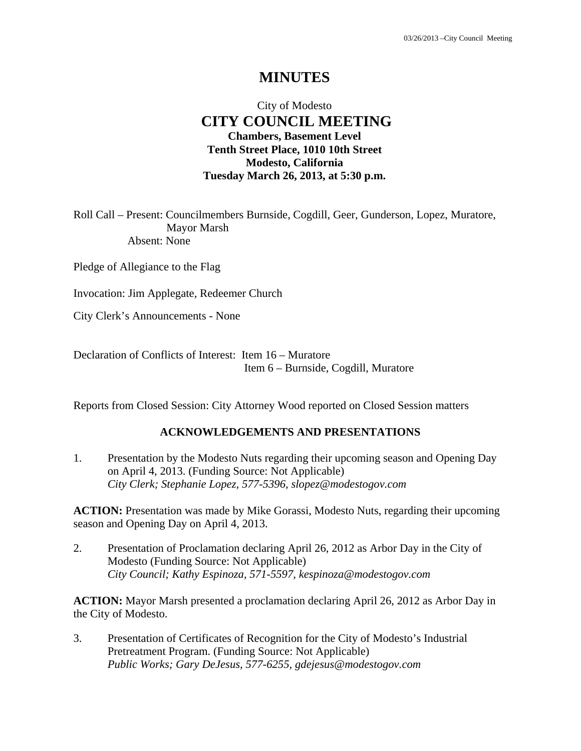# MINUTES

City of Modesto
**CITY COUNCIL MEETING**
**Chambers, Basement Level**
**Tenth Street Place, 1010 10th Street**
**Modesto, California**
**Tuesday March 26, 2013, at 5:30 p.m.**

Roll Call – Present: Councilmembers Burnside, Cogdill, Geer, Gunderson, Lopez, Muratore, Mayor Marsh
Absent: None

Pledge of Allegiance to the Flag

Invocation: Jim Applegate, Redeemer Church

City Clerk's Announcements - None

Declaration of Conflicts of Interest: Item 16 – Muratore
Item 6 – Burnside, Cogdill, Muratore

Reports from Closed Session: City Attorney Wood reported on Closed Session matters

## ACKNOWLEDGEMENTS AND PRESENTATIONS

1. Presentation by the Modesto Nuts regarding their upcoming season and Opening Day on April 4, 2013. (Funding Source: Not Applicable)
*City Clerk; Stephanie Lopez, 577-5396, slopez@modestogov.com*

**ACTION:** Presentation was made by Mike Gorassi, Modesto Nuts, regarding their upcoming season and Opening Day on April 4, 2013.

2. Presentation of Proclamation declaring April 26, 2012 as Arbor Day in the City of Modesto (Funding Source: Not Applicable)
*City Council; Kathy Espinoza, 571-5597, kespinoza@modestogov.com*

**ACTION:** Mayor Marsh presented a proclamation declaring April 26, 2012 as Arbor Day in the City of Modesto.

3. Presentation of Certificates of Recognition for the City of Modesto's Industrial Pretreatment Program. (Funding Source: Not Applicable)
*Public Works; Gary DeJesus, 577-6255, gdejesus@modestogov.com*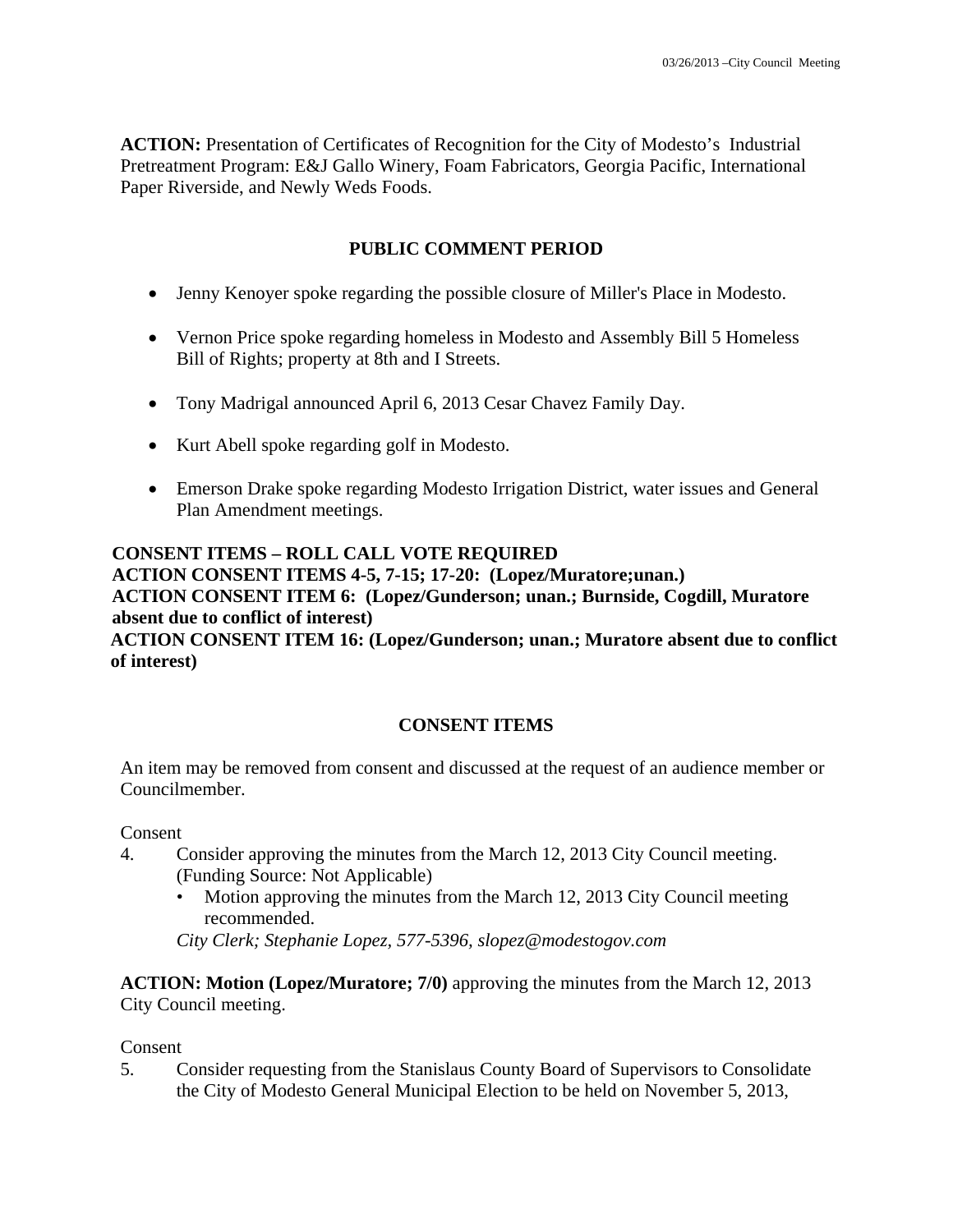**ACTION:** Presentation of Certificates of Recognition for the City of Modesto's Industrial Pretreatment Program: E&J Gallo Winery, Foam Fabricators, Georgia Pacific, International Paper Riverside, and Newly Weds Foods.

## PUBLIC COMMENT PERIOD

- Jenny Kenoyer spoke regarding the possible closure of Miller's Place in Modesto.
- Vernon Price spoke regarding homeless in Modesto and Assembly Bill 5 Homeless Bill of Rights; property at 8th and I Streets.
- Tony Madrigal announced April 6, 2013 Cesar Chavez Family Day.
- Kurt Abell spoke regarding golf in Modesto.
- Emerson Drake spoke regarding Modesto Irrigation District, water issues and General Plan Amendment meetings.

**CONSENT ITEMS – ROLL CALL VOTE REQUIRED**
**ACTION CONSENT ITEMS 4-5, 7-15; 17-20: (Lopez/Muratore;unan.)**
**ACTION CONSENT ITEM 6: (Lopez/Gunderson; unan.; Burnside, Cogdill, Muratore absent due to conflict of interest)**
**ACTION CONSENT ITEM 16: (Lopez/Gunderson; unan.; Muratore absent due to conflict of interest)**

## CONSENT ITEMS

An item may be removed from consent and discussed at the request of an audience member or Councilmember.

Consent

4. Consider approving the minutes from the March 12, 2013 City Council meeting. (Funding Source: Not Applicable)
   - Motion approving the minutes from the March 12, 2013 City Council meeting recommended.

   *City Clerk; Stephanie Lopez, 577-5396, slopez@modestogov.com*

**ACTION: Motion (Lopez/Muratore; 7/0)** approving the minutes from the March 12, 2013 City Council meeting.

Consent

5. Consider requesting from the Stanislaus County Board of Supervisors to Consolidate the City of Modesto General Municipal Election to be held on November 5, 2013,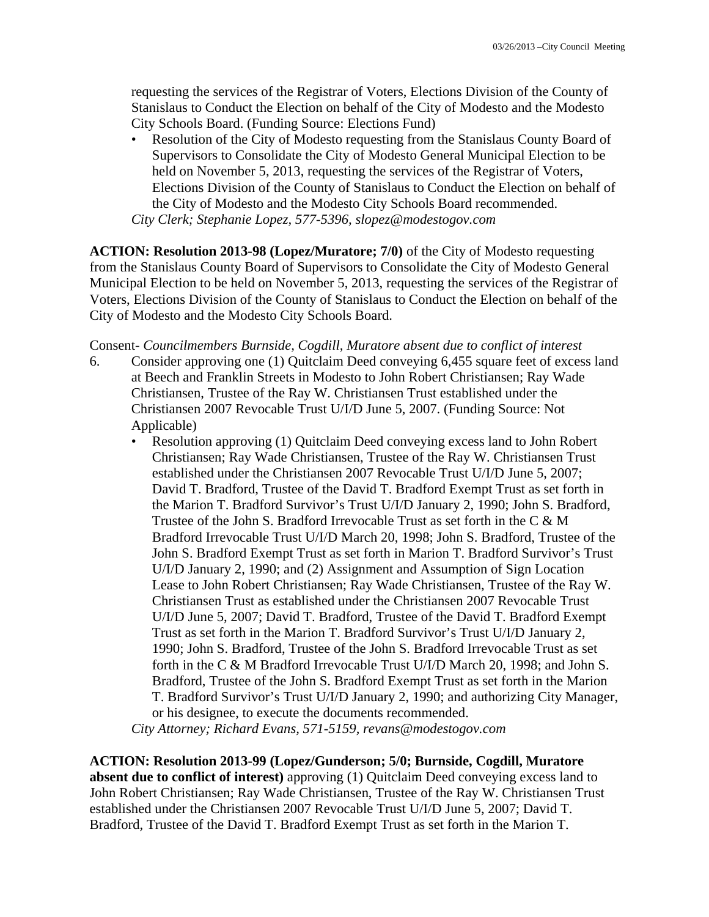requesting the services of the Registrar of Voters, Elections Division of the County of Stanislaus to Conduct the Election on behalf of the City of Modesto and the Modesto City Schools Board. (Funding Source: Elections Fund)

- Resolution of the City of Modesto requesting from the Stanislaus County Board of Supervisors to Consolidate the City of Modesto General Municipal Election to be held on November 5, 2013, requesting the services of the Registrar of Voters, Elections Division of the County of Stanislaus to Conduct the Election on behalf of the City of Modesto and the Modesto City Schools Board recommended.

*City Clerk; Stephanie Lopez, 577-5396, slopez@modestogov.com*

**ACTION: Resolution 2013-98 (Lopez/Muratore; 7/0)** of the City of Modesto requesting from the Stanislaus County Board of Supervisors to Consolidate the City of Modesto General Municipal Election to be held on November 5, 2013, requesting the services of the Registrar of Voters, Elections Division of the County of Stanislaus to Conduct the Election on behalf of the City of Modesto and the Modesto City Schools Board.

Consent- *Councilmembers Burnside, Cogdill, Muratore absent due to conflict of interest*

6. Consider approving one (1) Quitclaim Deed conveying 6,455 square feet of excess land at Beech and Franklin Streets in Modesto to John Robert Christiansen; Ray Wade Christiansen, Trustee of the Ray W. Christiansen Trust established under the Christiansen 2007 Revocable Trust U/I/D June 5, 2007. (Funding Source: Not Applicable)

   - Resolution approving (1) Quitclaim Deed conveying excess land to John Robert Christiansen; Ray Wade Christiansen, Trustee of the Ray W. Christiansen Trust established under the Christiansen 2007 Revocable Trust U/I/D June 5, 2007; David T. Bradford, Trustee of the David T. Bradford Exempt Trust as set forth in the Marion T. Bradford Survivor's Trust U/I/D January 2, 1990; John S. Bradford, Trustee of the John S. Bradford Irrevocable Trust as set forth in the C & M Bradford Irrevocable Trust U/I/D March 20, 1998; John S. Bradford, Trustee of the John S. Bradford Exempt Trust as set forth in Marion T. Bradford Survivor's Trust U/I/D January 2, 1990; and (2) Assignment and Assumption of Sign Location Lease to John Robert Christiansen; Ray Wade Christiansen, Trustee of the Ray W. Christiansen Trust as established under the Christiansen 2007 Revocable Trust U/I/D June 5, 2007; David T. Bradford, Trustee of the David T. Bradford Exempt Trust as set forth in the Marion T. Bradford Survivor's Trust U/I/D January 2, 1990; John S. Bradford, Trustee of the John S. Bradford Irrevocable Trust as set forth in the C & M Bradford Irrevocable Trust U/I/D March 20, 1998; and John S. Bradford, Trustee of the John S. Bradford Exempt Trust as set forth in the Marion T. Bradford Survivor's Trust U/I/D January 2, 1990; and authorizing City Manager, or his designee, to execute the documents recommended.

   *City Attorney; Richard Evans, 571-5159, revans@modestogov.com*

**ACTION: Resolution 2013-99 (Lopez/Gunderson; 5/0; Burnside, Cogdill, Muratore absent due to conflict of interest)** approving (1) Quitclaim Deed conveying excess land to John Robert Christiansen; Ray Wade Christiansen, Trustee of the Ray W. Christiansen Trust established under the Christiansen 2007 Revocable Trust U/I/D June 5, 2007; David T. Bradford, Trustee of the David T. Bradford Exempt Trust as set forth in the Marion T.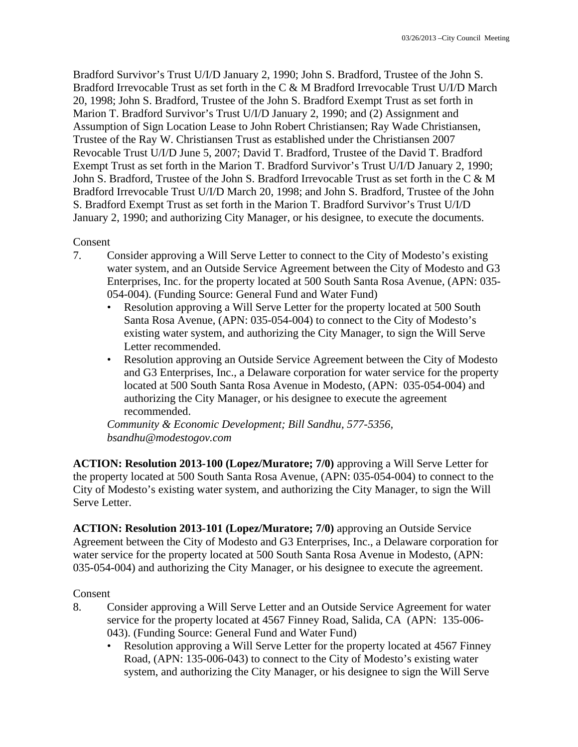Bradford Survivor's Trust U/I/D January 2, 1990; John S. Bradford, Trustee of the John S. Bradford Irrevocable Trust as set forth in the C & M Bradford Irrevocable Trust U/I/D March 20, 1998; John S. Bradford, Trustee of the John S Bradford Exempt Trust as set forth in Marion T. Bradford Survivor's Trust U/I/D January 2, 1990; and (2) Assignment and Assumption of Sign Location Lease to John Robert Christiansen; Ray Wade Christiansen, Trustee of the Ray W. Christiansen Trust as established under the Christiansen 2007 Revocable Trust U/I/D June 5, 2007; David T. Bradford, Trustee of the David T. Bradford Exempt Trust as set forth in the Marion T. Bradford Survivor's Trust U/I/D January 2, 1990; John S. Bradford, Trustee of the John S. Bradford Irrevocable Trust as set forth in the C & M Bradford Irrevocable Trust U/I/D March 20, 1998; and John S. Bradford, Trustee of the John S. Bradford Exempt Trust as set forth in the Marion T. Bradford Survivor's Trust U/I/D January 2, 1990; and authorizing City Manager, or his designee, to execute the documents.

Consent

7. Consider approving a Will Serve Letter to connect to the City of Modesto's existing water system, and an Outside Service Agreement between the City of Modesto and G3 Enterprises, Inc. for the property located at 500 South Santa Rosa Avenue, (APN: 035-054-004). (Funding Source: General Fund and Water Fund)
   - Resolution approving a Will Serve Letter for the property located at 500 South Santa Rosa Avenue, (APN: 035-054-004) to connect to the City of Modesto's existing water system, and authorizing the City Manager, to sign the Will Serve Letter recommended.
   - Resolution approving an Outside Service Agreement between the City of Modesto and G3 Enterprises, Inc., a Delaware corporation for water service for the property located at 500 South Santa Rosa Avenue in Modesto, (APN: 035-054-004) and authorizing the City Manager, or his designee to execute the agreement recommended.

   *Community & Economic Development; Bill Sandhu, 577-5356, bsandhu@modestogov.com*

**ACTION: Resolution 2013-100 (Lopez/Muratore; 7/0)** approving a Will Serve Letter for the property located at 500 South Santa Rosa Avenue, (APN: 035-054-004) to connect to the City of Modesto's existing water system, and authorizing the City Manager, to sign the Will Serve Letter.

**ACTION: Resolution 2013-101 (Lopez/Muratore; 7/0)** approving an Outside Service Agreement between the City of Modesto and G3 Enterprises, Inc., a Delaware corporation for water service for the property located at 500 South Santa Rosa Avenue in Modesto, (APN: 035-054-004) and authorizing the City Manager, or his designee to execute the agreement.

Consent

8. Consider approving a Will Serve Letter and an Outside Service Agreement for water service for the property located at 4567 Finney Road, Salida, CA (APN: 135-006-043). (Funding Source: General Fund and Water Fund)
   - Resolution approving a Will Serve Letter for the property located at 4567 Finney Road, (APN: 135-006-043) to connect to the City of Modesto's existing water system, and authorizing the City Manager, or his designee to sign the Will Serve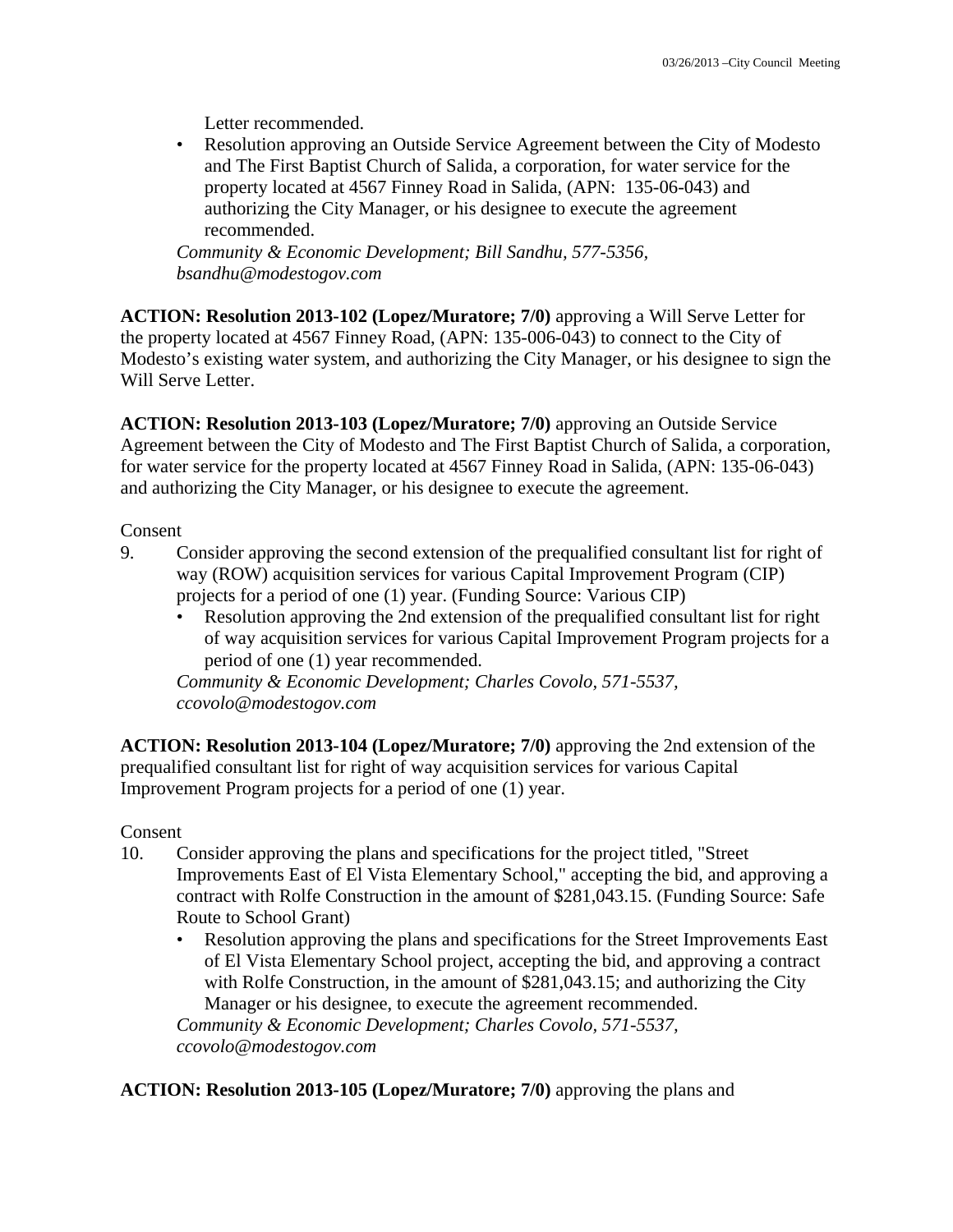Letter recommended.

- Resolution approving an Outside Service Agreement between the City of Modesto and The First Baptist Church of Salida, a corporation, for water service for the property located at 4567 Finney Road in Salida, (APN: 135-06-043) and authorizing the City Manager, or his designee to execute the agreement recommended.

*Community & Economic Development; Bill Sandhu, 577-5356, bsandhu@modestogov.com*

**ACTION: Resolution 2013-102 (Lopez/Muratore; 7/0)** approving a Will Serve Letter for the property located at 4567 Finney Road, (APN: 135-006-043) to connect to the City of Modesto's existing water system, and authorizing the City Manager, or his designee to sign the Will Serve Letter.

**ACTION: Resolution 2013-103 (Lopez/Muratore; 7/0)** approving an Outside Service Agreement between the City of Modesto and The First Baptist Church of Salida, a corporation, for water service for the property located at 4567 Finney Road in Salida, (APN: 135-06-043) and authorizing the City Manager, or his designee to execute the agreement.

Consent

9. Consider approving the second extension of the prequalified consultant list for right of way (ROW) acquisition services for various Capital Improvement Program (CIP) projects for a period of one (1) year. (Funding Source: Various CIP)
   - Resolution approving the 2nd extension of the prequalified consultant list for right of way acquisition services for various Capital Improvement Program projects for a period of one (1) year recommended.

   *Community & Economic Development; Charles Covolo, 571-5537, ccovolo@modestogov.com*

**ACTION: Resolution 2013-104 (Lopez/Muratore; 7/0)** approving the 2nd extension of the prequalified consultant list for right of way acquisition services for various Capital Improvement Program projects for a period of one (1) year.

Consent

10. Consider approving the plans and specifications for the project titled, "Street Improvements East of El Vista Elementary School," accepting the bid, and approving a contract with Rolfe Construction in the amount of $281,043.15. (Funding Source: Safe Route to School Grant)
    - Resolution approving the plans and specifications for the Street Improvements East of El Vista Elementary School project, accepting the bid, and approving a contract with Rolfe Construction, in the amount of $281,043.15; and authorizing the City Manager or his designee, to execute the agreement recommended.

    *Community & Economic Development; Charles Covolo, 571-5537, ccovolo@modestogov.com*

**ACTION: Resolution 2013-105 (Lopez/Muratore; 7/0)** approving the plans and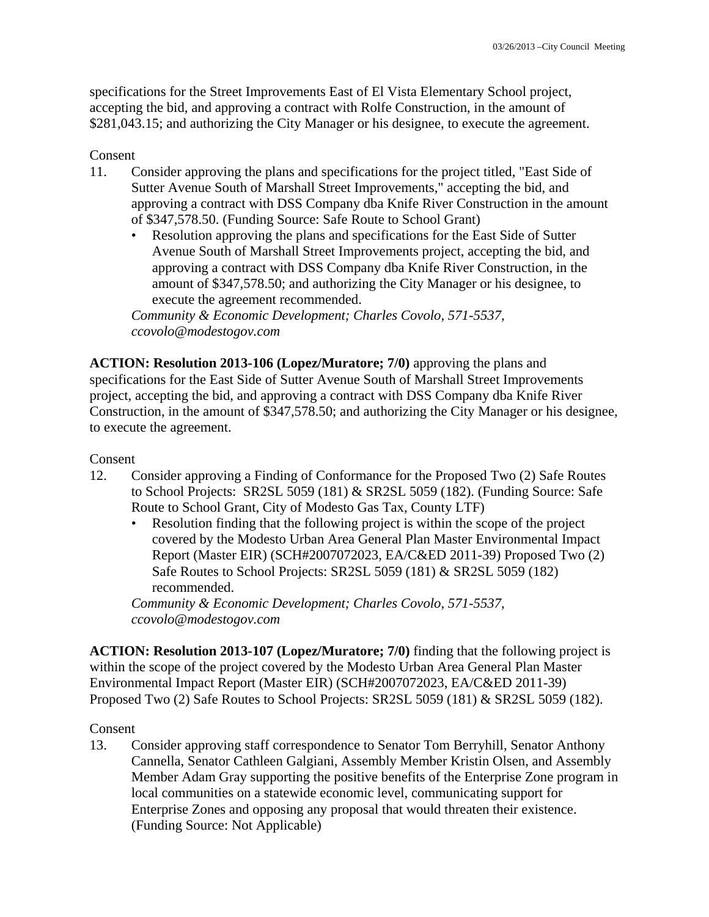specifications for the Street Improvements East of El Vista Elementary School project, accepting the bid, and approving a contract with Rolfe Construction, in the amount of $281,043.15; and authorizing the City Manager or his designee, to execute the agreement.

Consent

11. Consider approving the plans and specifications for the project titled, "East Side of Sutter Avenue South of Marshall Street Improvements," accepting the bid, and approving a contract with DSS Company dba Knife River Construction in the amount of $347,578.50. (Funding Source: Safe Route to School Grant)
    - Resolution approving the plans and specifications for the East Side of Sutter Avenue South of Marshall Street Improvements project, accepting the bid, and approving a contract with DSS Company dba Knife River Construction, in the amount of $347,578.50; and authorizing the City Manager or his designee, to execute the agreement recommended.

    *Community & Economic Development; Charles Covolo, 571-5537, ccovolo@modestogov.com*

**ACTION: Resolution 2013-106 (Lopez/Muratore; 7/0)** approving the plans and specifications for the East Side of Sutter Avenue South of Marshall Street Improvements project, accepting the bid, and approving a contract with DSS Company dba Knife River Construction, in the amount of $347,578.50; and authorizing the City Manager or his designee, to execute the agreement.

Consent

12. Consider approving a Finding of Conformance for the Proposed Two (2) Safe Routes to School Projects: SR2SL 5059 (181) & SR2SL 5059 (182). (Funding Source: Safe Route to School Grant, City of Modesto Gas Tax, County LTF)
    - Resolution finding that the following project is within the scope of the project covered by the Modesto Urban Area General Plan Master Environmental Impact Report (Master EIR) (SCH#2007072023, EA/C&ED 2011-39) Proposed Two (2) Safe Routes to School Projects: SR2SL 5059 (181) & SR2SL 5059 (182) recommended.

    *Community & Economic Development; Charles Covolo, 571-5537, ccovolo@modestogov.com*

**ACTION: Resolution 2013-107 (Lopez/Muratore; 7/0)** finding that the following project is within the scope of the project covered by the Modesto Urban Area General Plan Master Environmental Impact Report (Master EIR) (SCH#2007072023, EA/C&ED 2011-39) Proposed Two (2) Safe Routes to School Projects: SR2SL 5059 (181) & SR2SL 5059 (182).

Consent

13. Consider approving staff correspondence to Senator Tom Berryhill, Senator Anthony Cannella, Senator Cathleen Galgiani, Assembly Member Kristin Olsen, and Assembly Member Adam Gray supporting the positive benefits of the Enterprise Zone program in local communities on a statewide economic level, communicating support for Enterprise Zones and opposing any proposal that would threaten their existence. (Funding Source: Not Applicable)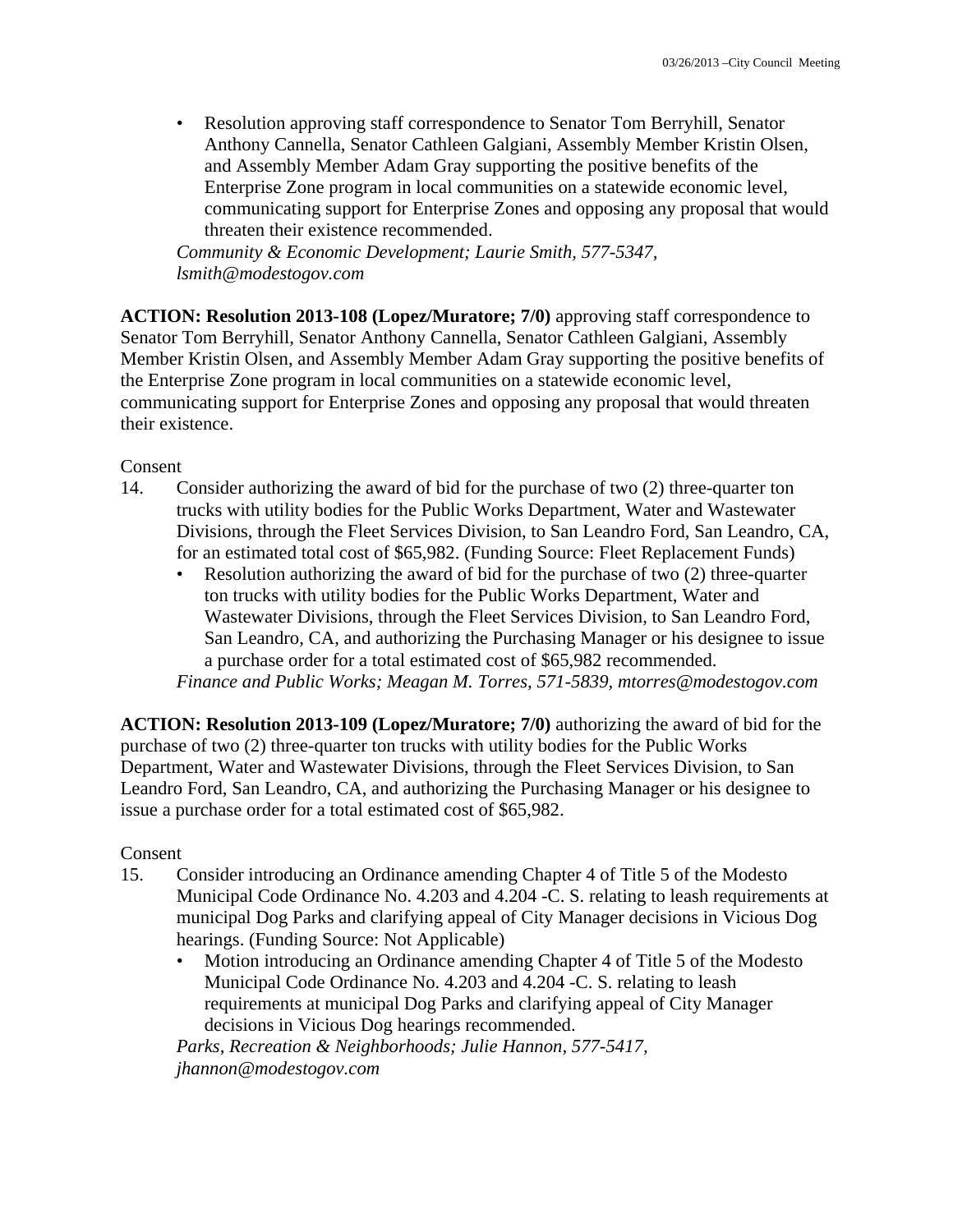- Resolution approving staff correspondence to Senator Tom Berryhill, Senator Anthony Cannella, Senator Cathleen Galgiani, Assembly Member Kristin Olsen, and Assembly Member Adam Gray supporting the positive benefits of the Enterprise Zone program in local communities on a statewide economic level, communicating support for Enterprise Zones and opposing any proposal that would threaten their existence recommended.

*Community & Economic Development; Laurie Smith, 577-5347, lsmith@modestogov.com*

**ACTION: Resolution 2013-108 (Lopez/Muratore; 7/0)** approving staff correspondence to Senator Tom Berryhill, Senator Anthony Cannella, Senator Cathleen Galgiani, Assembly Member Kristin Olsen, and Assembly Member Adam Gray supporting the positive benefits of the Enterprise Zone program in local communities on a statewide economic level, communicating support for Enterprise Zones and opposing any proposal that would threaten their existence.

Consent

14. Consider authorizing the award of bid for the purchase of two (2) three-quarter ton trucks with utility bodies for the Public Works Department, Water and Wastewater Divisions, through the Fleet Services Division, to San Leandro Ford, San Leandro, CA, for an estimated total cost of $65,982. (Funding Source: Fleet Replacement Funds)
    - Resolution authorizing the award of bid for the purchase of two (2) three-quarter ton trucks with utility bodies for the Public Works Department, Water and Wastewater Divisions, through the Fleet Services Division, to San Leandro Ford, San Leandro, CA, and authorizing the Purchasing Manager or his designee to issue a purchase order for a total estimated cost of $65,982 recommended.

    *Finance and Public Works; Meagan M. Torres, 571-5839, mtorres@modestogov.com*

**ACTION: Resolution 2013-109 (Lopez/Muratore; 7/0)** authorizing the award of bid for the purchase of two (2) three-quarter ton trucks with utility bodies for the Public Works Department, Water and Wastewater Divisions, through the Fleet Services Division, to San Leandro Ford, San Leandro, CA, and authorizing the Purchasing Manager or his designee to issue a purchase order for a total estimated cost of $65,982.

Consent

15. Consider introducing an Ordinance amending Chapter 4 of Title 5 of the Modesto Municipal Code Ordinance No. 4.203 and 4.204 -C. S. relating to leash requirements at municipal Dog Parks and clarifying appeal of City Manager decisions in Vicious Dog hearings. (Funding Source: Not Applicable)
    - Motion introducing an Ordinance amending Chapter 4 of Title 5 of the Modesto Municipal Code Ordinance No. 4.203 and 4.204 -C. S. relating to leash requirements at municipal Dog Parks and clarifying appeal of City Manager decisions in Vicious Dog hearings recommended.

    *Parks, Recreation & Neighborhoods; Julie Hannon, 577-5417, jhannon@modestogov.com*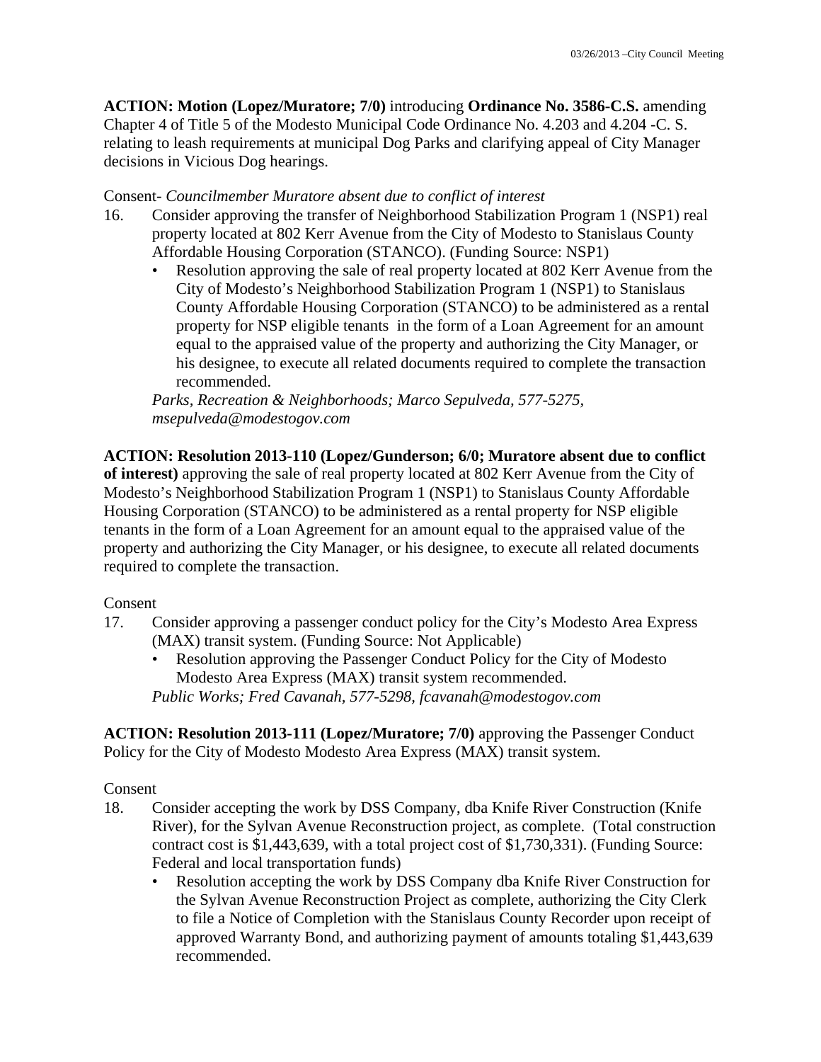**ACTION: Motion (Lopez/Muratore; 7/0)** introducing **Ordinance No. 3586-C.S.** amending Chapter 4 of Title 5 of the Modesto Municipal Code Ordinance No. 4.203 and 4.204 -C. S. relating to leash requirements at municipal Dog Parks and clarifying appeal of City Manager decisions in Vicious Dog hearings.

Consent- *Councilmember Muratore absent due to conflict of interest*

16. Consider approving the transfer of Neighborhood Stabilization Program 1 (NSP1) real property located at 802 Kerr Avenue from the City of Modesto to Stanislaus County Affordable Housing Corporation (STANCO). (Funding Source: NSP1)
    - Resolution approving the sale of real property located at 802 Kerr Avenue from the City of Modesto's Neighborhood Stabilization Program 1 (NSP1) to Stanislaus County Affordable Housing Corporation (STANCO) to be administered as a rental property for NSP eligible tenants in the form of a Loan Agreement for an amount equal to the appraised value of the property and authorizing the City Manager, or his designee, to execute all related documents required to complete the transaction recommended.

    *Parks, Recreation & Neighborhoods; Marco Sepulveda, 577-5275, msepulveda@modestogov.com*

**ACTION: Resolution 2013-110 (Lopez/Gunderson; 6/0; Muratore absent due to conflict of interest)** approving the sale of real property located at 802 Kerr Avenue from the City of Modesto's Neighborhood Stabilization Program 1 (NSP1) to Stanislaus County Affordable Housing Corporation (STANCO) to be administered as a rental property for NSP eligible tenants in the form of a Loan Agreement for an amount equal to the appraised value of the property and authorizing the City Manager, or his designee, to execute all related documents required to complete the transaction.

Consent

17. Consider approving a passenger conduct policy for the City's Modesto Area Express (MAX) transit system. (Funding Source: Not Applicable)
    - Resolution approving the Passenger Conduct Policy for the City of Modesto Modesto Area Express (MAX) transit system recommended.

    *Public Works; Fred Cavanah, 577-5298, fcavanah@modestogov.com*

**ACTION: Resolution 2013-111 (Lopez/Muratore; 7/0)** approving the Passenger Conduct Policy for the City of Modesto Modesto Area Express (MAX) transit system.

Consent

18. Consider accepting the work by DSS Company, dba Knife River Construction (Knife River), for the Sylvan Avenue Reconstruction project, as complete. (Total construction contract cost is $1,443,639, with a total project cost of $1,730,331). (Funding Source: Federal and local transportation funds)
    - Resolution accepting the work by DSS Company dba Knife River Construction for the Sylvan Avenue Reconstruction Project as complete, authorizing the City Clerk to file a Notice of Completion with the Stanislaus County Recorder upon receipt of approved Warranty Bond, and authorizing payment of amounts totaling $1,443,639 recommended.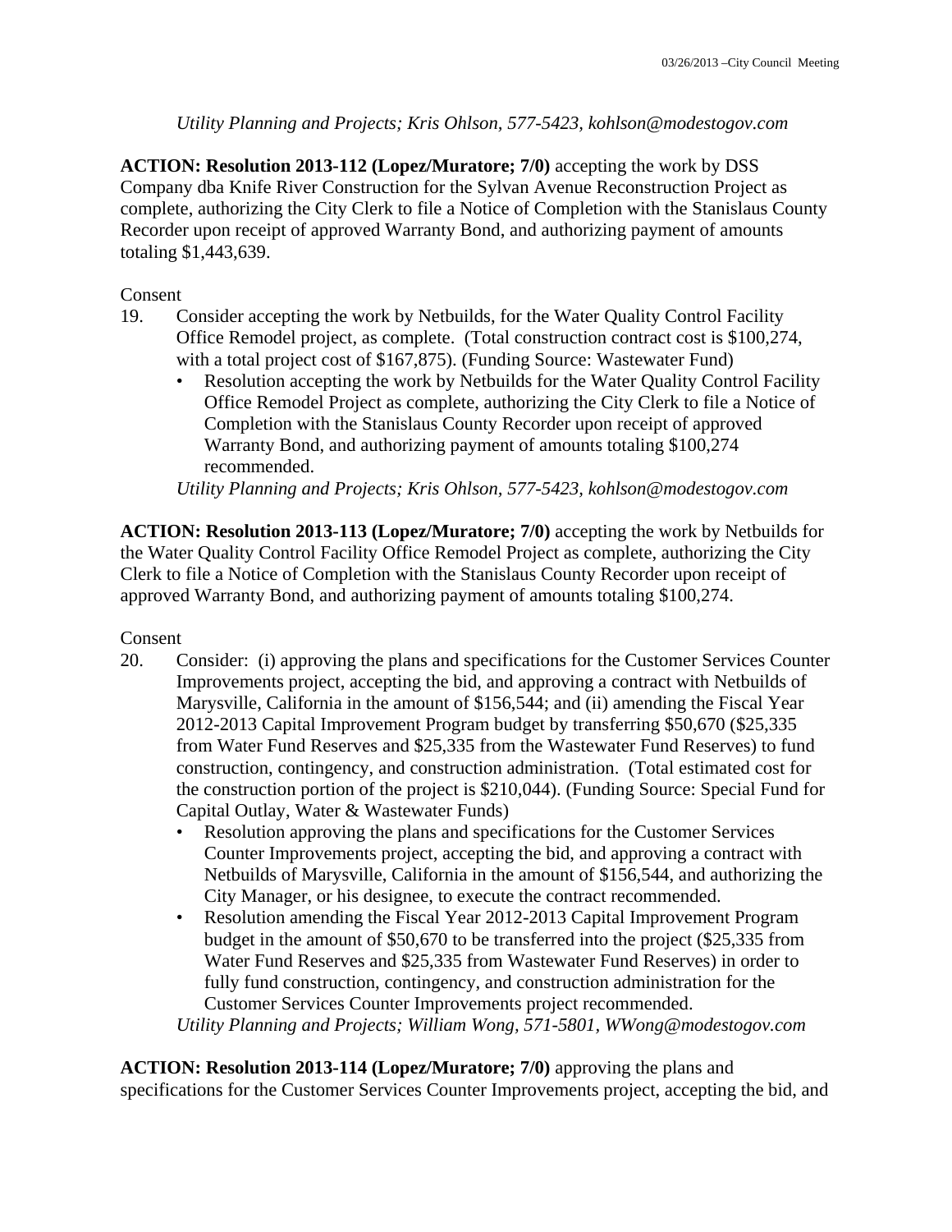*Utility Planning and Projects; Kris Ohlson, 577-5423, kohlson@modestogov.com*

**ACTION: Resolution 2013-112 (Lopez/Muratore; 7/0)** accepting the work by DSS Company dba Knife River Construction for the Sylvan Avenue Reconstruction Project as complete, authorizing the City Clerk to file a Notice of Completion with the Stanislaus County Recorder upon receipt of approved Warranty Bond, and authorizing payment of amounts totaling $1,443,639.

Consent

19. Consider accepting the work by Netbuilds, for the Water Quality Control Facility Office Remodel project, as complete. (Total construction contract cost is $100,274, with a total project cost of $167,875). (Funding Source: Wastewater Fund)
    - Resolution accepting the work by Netbuilds for the Water Quality Control Facility Office Remodel Project as complete, authorizing the City Clerk to file a Notice of Completion with the Stanislaus County Recorder upon receipt of approved Warranty Bond, and authorizing payment of amounts totaling $100,274 recommended.

    *Utility Planning and Projects; Kris Ohlson, 577-5423, kohlson@modestogov.com*

**ACTION: Resolution 2013-113 (Lopez/Muratore; 7/0)** accepting the work by Netbuilds for the Water Quality Control Facility Office Remodel Project as complete, authorizing the City Clerk to file a Notice of Completion with the Stanislaus County Recorder upon receipt of approved Warranty Bond, and authorizing payment of amounts totaling $100,274.

Consent

20. Consider: (i) approving the plans and specifications for the Customer Services Counter Improvements project, accepting the bid, and approving a contract with Netbuilds of Marysville, California in the amount of $156,544; and (ii) amending the Fiscal Year 2012-2013 Capital Improvement Program budget by transferring $50,670 ($25,335 from Water Fund Reserves and $25,335 from the Wastewater Fund Reserves) to fund construction, contingency, and construction administration. (Total estimated cost for the construction portion of the project is $210,044). (Funding Source: Special Fund for Capital Outlay, Water & Wastewater Funds)
    - Resolution approving the plans and specifications for the Customer Services Counter Improvements project, accepting the bid, and approving a contract with Netbuilds of Marysville, California in the amount of $156,544, and authorizing the City Manager, or his designee, to execute the contract recommended.
    - Resolution amending the Fiscal Year 2012-2013 Capital Improvement Program budget in the amount of $50,670 to be transferred into the project ($25,335 from Water Fund Reserves and $25,335 from Wastewater Fund Reserves) in order to fully fund construction, contingency, and construction administration for the Customer Services Counter Improvements project recommended.

    *Utility Planning and Projects; William Wong, 571-5801, WWong@modestogov.com*

**ACTION: Resolution 2013-114 (Lopez/Muratore; 7/0)** approving the plans and specifications for the Customer Services Counter Improvements project, accepting the bid, and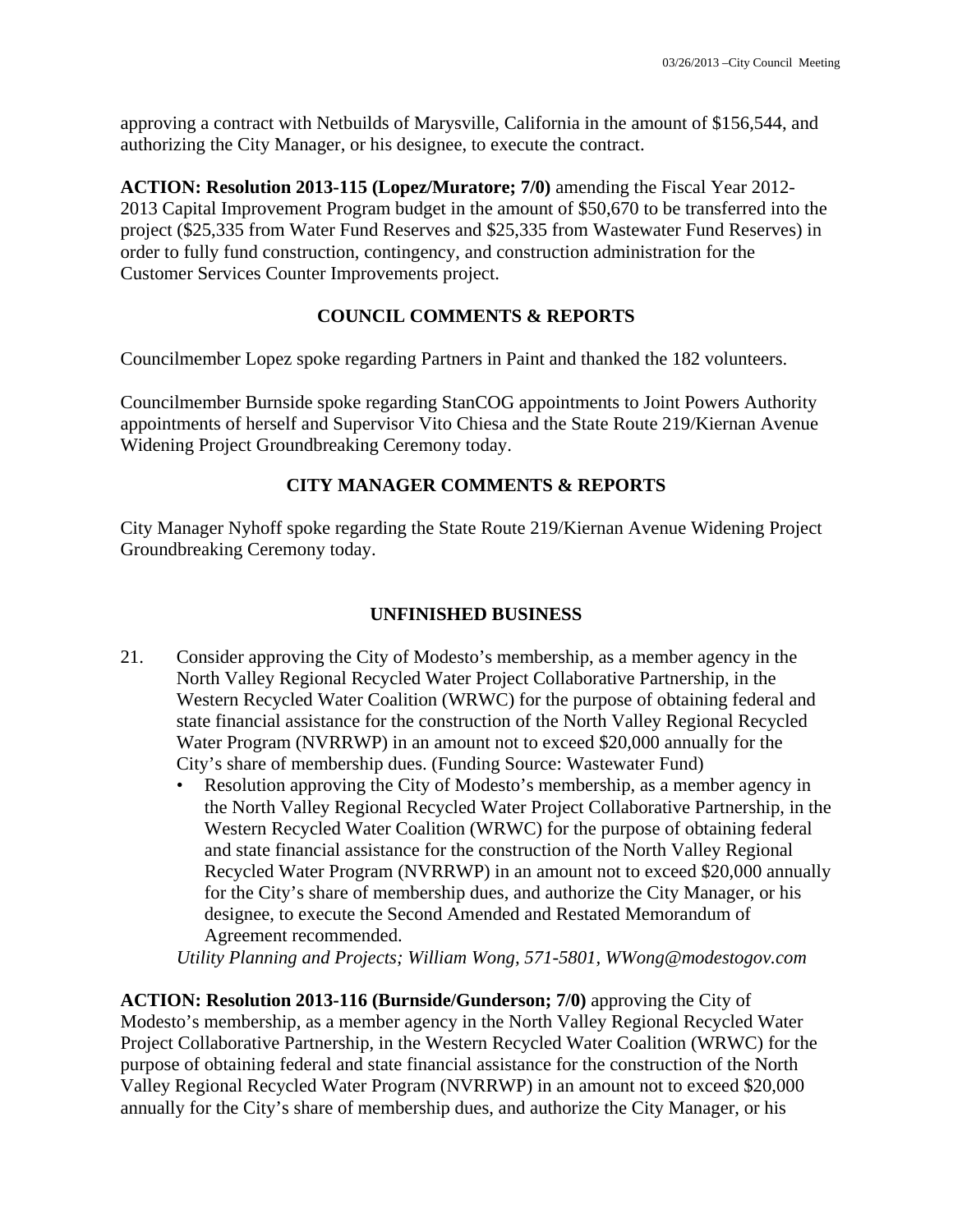approving a contract with Netbuilds of Marysville, California in the amount of $156,544, and authorizing the City Manager, or his designee, to execute the contract.

**ACTION: Resolution 2013-115 (Lopez/Muratore; 7/0)** amending the Fiscal Year 2012-2013 Capital Improvement Program budget in the amount of $50,670 to be transferred into the project ($25,335 from Water Fund Reserves and $25,335 from Wastewater Fund Reserves) in order to fully fund construction, contingency, and construction administration for the Customer Services Counter Improvements project.

## COUNCIL COMMENTS & REPORTS

Councilmember Lopez spoke regarding Partners in Paint and thanked the 182 volunteers.

Councilmember Burnside spoke regarding StanCOG appointments to Joint Powers Authority appointments of herself and Supervisor Vito Chiesa and the State Route 219/Kiernan Avenue Widening Project Groundbreaking Ceremony today.

## CITY MANAGER COMMENTS & REPORTS

City Manager Nyhoff spoke regarding the State Route 219/Kiernan Avenue Widening Project Groundbreaking Ceremony today.

## UNFINISHED BUSINESS

21. Consider approving the City of Modesto's membership, as a member agency in the North Valley Regional Recycled Water Project Collaborative Partnership, in the Western Recycled Water Coalition (WRWC) for the purpose of obtaining federal and state financial assistance for the construction of the North Valley Regional Recycled Water Program (NVRRWP) in an amount not to exceed $20,000 annually for the City's share of membership dues. (Funding Source: Wastewater Fund)
    - Resolution approving the City of Modesto's membership, as a member agency in the North Valley Regional Recycled Water Project Collaborative Partnership, in the Western Recycled Water Coalition (WRWC) for the purpose of obtaining federal and state financial assistance for the construction of the North Valley Regional Recycled Water Program (NVRRWP) in an amount not to exceed $20,000 annually for the City's share of membership dues, and authorize the City Manager, or his designee, to execute the Second Amended and Restated Memorandum of Agreement recommended.

    *Utility Planning and Projects; William Wong, 571-5801, WWong@modestogov.com*

**ACTION: Resolution 2013-116 (Burnside/Gunderson; 7/0)** approving the City of Modesto's membership, as a member agency in the North Valley Regional Recycled Water Project Collaborative Partnership, in the Western Recycled Water Coalition (WRWC) for the purpose of obtaining federal and state financial assistance for the construction of the North Valley Regional Recycled Water Program (NVRRWP) in an amount not to exceed $20,000 annually for the City's share of membership dues, and authorize the City Manager, or his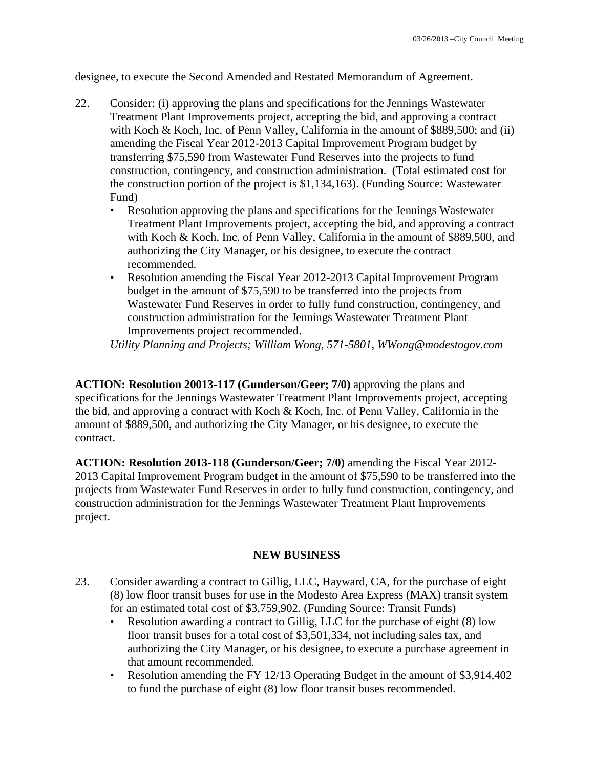designee, to execute the Second Amended and Restated Memorandum of Agreement.

22. Consider: (i) approving the plans and specifications for the Jennings Wastewater Treatment Plant Improvements project, accepting the bid, and approving a contract with Koch & Koch, Inc. of Penn Valley, California in the amount of $889,500; and (ii) amending the Fiscal Year 2012-2013 Capital Improvement Program budget by transferring $75,590 from Wastewater Fund Reserves into the projects to fund construction, contingency, and construction administration. (Total estimated cost for the construction portion of the project is $1,134,163). (Funding Source: Wastewater Fund)
    - Resolution approving the plans and specifications for the Jennings Wastewater Treatment Plant Improvements project, accepting the bid, and approving a contract with Koch & Koch, Inc. of Penn Valley, California in the amount of $889,500, and authorizing the City Manager, or his designee, to execute the contract recommended.
    - Resolution amending the Fiscal Year 2012-2013 Capital Improvement Program budget in the amount of $75,590 to be transferred into the projects from Wastewater Fund Reserves in order to fully fund construction, contingency, and construction administration for the Jennings Wastewater Treatment Plant Improvements project recommended.

    *Utility Planning and Projects; William Wong, 571-5801, WWong@modestogov.com*

**ACTION: Resolution 20013-117 (Gunderson/Geer; 7/0)** approving the plans and specifications for the Jennings Wastewater Treatment Plant Improvements project, accepting the bid, and approving a contract with Koch & Koch, Inc. of Penn Valley, California in the amount of $889,500, and authorizing the City Manager, or his designee, to execute the contract.

**ACTION: Resolution 2013-118 (Gunderson/Geer; 7/0)** amending the Fiscal Year 2012-2013 Capital Improvement Program budget in the amount of $75,590 to be transferred into the projects from Wastewater Fund Reserves in order to fully fund construction, contingency, and construction administration for the Jennings Wastewater Treatment Plant Improvements project.

## NEW BUSINESS

23. Consider awarding a contract to Gillig, LLC, Hayward, CA, for the purchase of eight (8) low floor transit buses for use in the Modesto Area Express (MAX) transit system for an estimated total cost of $3,759,902. (Funding Source: Transit Funds)
    - Resolution awarding a contract to Gillig, LLC for the purchase of eight (8) low floor transit buses for a total cost of $3,501,334, not including sales tax, and authorizing the City Manager, or his designee, to execute a purchase agreement in that amount recommended.
    - Resolution amending the FY 12/13 Operating Budget in the amount of $3,914,402 to fund the purchase of eight (8) low floor transit buses recommended.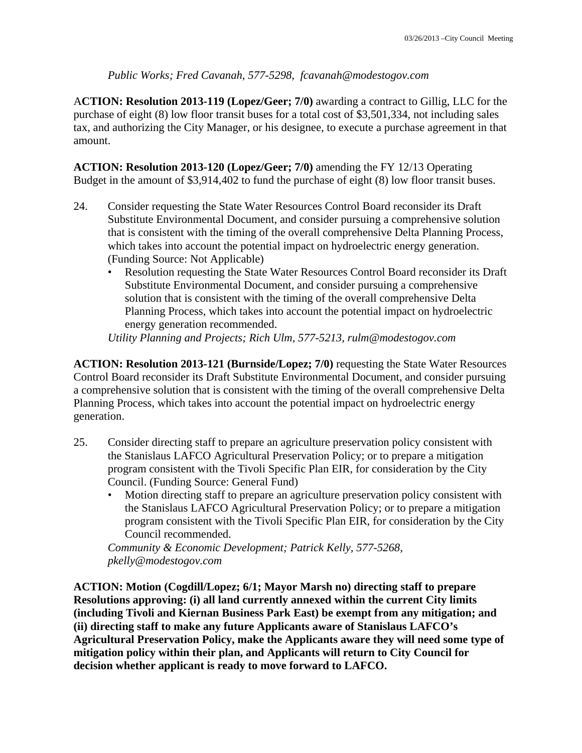*Public Works; Fred Cavanah, 577-5298, fcavanah@modestogov.com*

**ACTION: Resolution 2013-119 (Lopez/Geer; 7/0)** awarding a contract to Gillig, LLC for the purchase of eight (8) low floor transit buses for a total cost of $3,501,334, not including sales tax, and authorizing the City Manager, or his designee, to execute a purchase agreement in that amount.

**ACTION: Resolution 2013-120 (Lopez/Geer; 7/0)** amending the FY 12/13 Operating Budget in the amount of $3,914,402 to fund the purchase of eight (8) low floor transit buses.

24. Consider requesting the State Water Resources Control Board reconsider its Draft Substitute Environmental Document, and consider pursuing a comprehensive solution that is consistent with the timing of the overall comprehensive Delta Planning Process, which takes into account the potential impact on hydroelectric energy generation. (Funding Source: Not Applicable)
    - Resolution requesting the State Water Resources Control Board reconsider its Draft Substitute Environmental Document, and consider pursuing a comprehensive solution that is consistent with the timing of the overall comprehensive Delta Planning Process, which takes into account the potential impact on hydroelectric energy generation recommended.

    *Utility Planning and Projects; Rich Ulm, 577-5213, rulm@modestogov.com*

**ACTION: Resolution 2013-121 (Burnside/Lopez; 7/0)** requesting the State Water Resources Control Board reconsider its Draft Substitute Environmental Document, and consider pursuing a comprehensive solution that is consistent with the timing of the overall comprehensive Delta Planning Process, which takes into account the potential impact on hydroelectric energy generation.

25. Consider directing staff to prepare an agriculture preservation policy consistent with the Stanislaus LAFCO Agricultural Preservation Policy; or to prepare a mitigation program consistent with the Tivoli Specific Plan EIR, for consideration by the City Council. (Funding Source: General Fund)
    - Motion directing staff to prepare an agriculture preservation policy consistent with the Stanislaus LAFCO Agricultural Preservation Policy; or to prepare a mitigation program consistent with the Tivoli Specific Plan EIR, for consideration by the City Council recommended.

    *Community & Economic Development; Patrick Kelly, 577-5268, pkelly@modestogov.com*

**ACTION: Motion (Cogdill/Lopez; 6/1; Mayor Marsh no) directing staff to prepare Resolutions approving: (i) all land currently annexed within the current City limits (including Tivoli and Kiernan Business Park East) be exempt from any mitigation; and (ii) directing staff to make any future Applicants aware of Stanislaus LAFCO's Agricultural Preservation Policy, make the Applicants aware they will need some type of mitigation policy within their plan, and Applicants will return to City Council for decision whether applicant is ready to move forward to LAFCO.**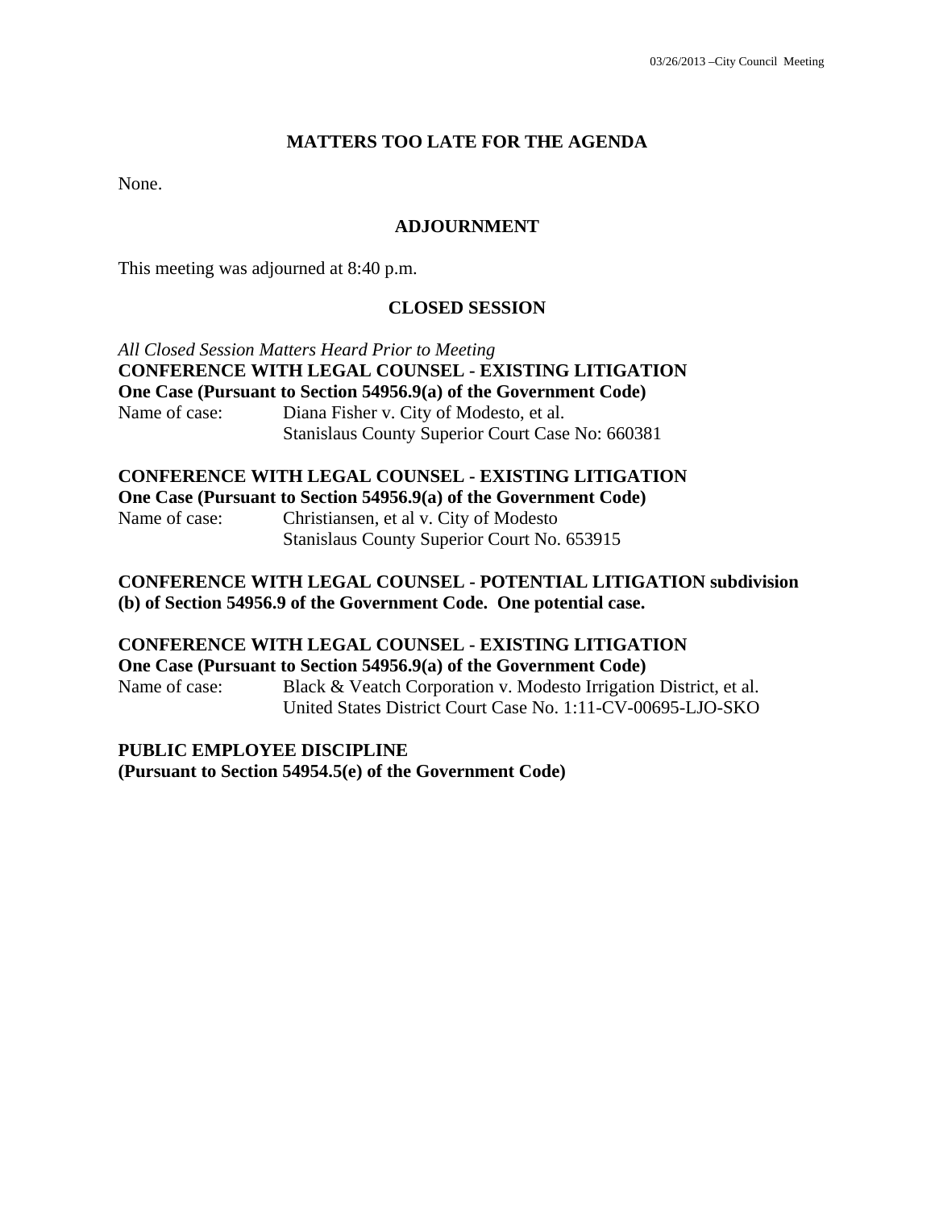## MATTERS TOO LATE FOR THE AGENDA

None.

## ADJOURNMENT

This meeting was adjourned at 8:40 p.m.

## CLOSED SESSION

*All Closed Session Matters Heard Prior to Meeting*

**CONFERENCE WITH LEGAL COUNSEL - EXISTING LITIGATION**
**One Case (Pursuant to Section 54956.9(a) of the Government Code)**

Name of case: Diana Fisher v. City of Modesto, et al.
Stanislaus County Superior Court Case No: 660381

**CONFERENCE WITH LEGAL COUNSEL - EXISTING LITIGATION**
**One Case (Pursuant to Section 54956.9(a) of the Government Code)**

Name of case: Christiansen, et al v. City of Modesto
Stanislaus County Superior Court No. 653915

**CONFERENCE WITH LEGAL COUNSEL - POTENTIAL LITIGATION subdivision (b) of Section 54956.9 of the Government Code. One potential case.**

**CONFERENCE WITH LEGAL COUNSEL - EXISTING LITIGATION**
**One Case (Pursuant to Section 54956.9(a) of the Government Code)**

Name of case: Black & Veatch Corporation v. Modesto Irrigation District, et al.
United States District Court Case No. 1:11-CV-00695-LJO-SKO

**PUBLIC EMPLOYEE DISCIPLINE**
**(Pursuant to Section 54954.5(e) of the Government Code)**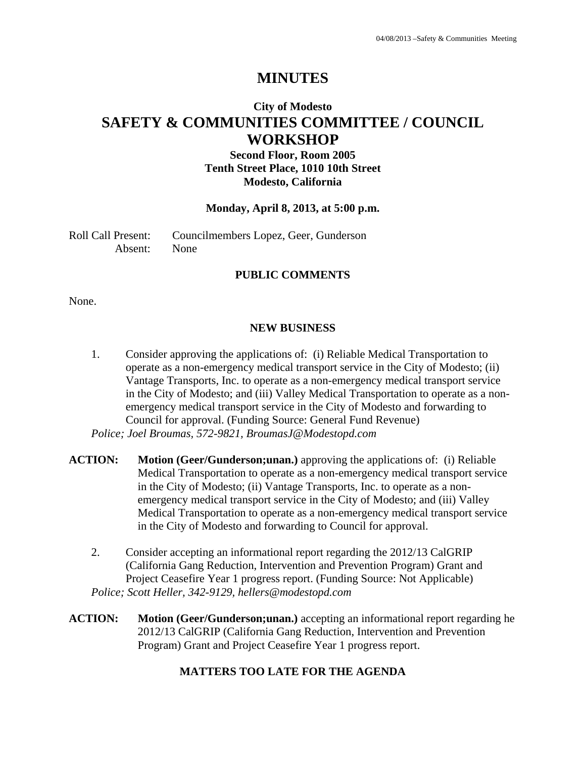# MINUTES

## City of Modesto
## SAFETY & COMMUNITIES COMMITTEE / COUNCIL WORKSHOP

**Second Floor, Room 2005**
**Tenth Street Place, 1010 10th Street**
**Modesto, California**

**Monday, April 8, 2013, at 5:00 p.m.**

Roll Call Present: Councilmembers Lopez, Geer, Gunderson
Absent: None

### PUBLIC COMMENTS

None.

### NEW BUSINESS

1. Consider approving the applications of: (i) Reliable Medical Transportation to operate as a non-emergency medical transport service in the City of Modesto; (ii) Vantage Transports, Inc. to operate as a non-emergency medical transport service in the City of Modesto; and (iii) Valley Medical Transportation to operate as a non-emergency medical transport service in the City of Modesto and forwarding to Council for approval. (Funding Source: General Fund Revenue)
*Police; Joel Broumas, 572-9821, BroumasJ@Modestopd.com*

**ACTION:** **Motion (Geer/Gunderson;unan.)** approving the applications of: (i) Reliable Medical Transportation to operate as a non-emergency medical transport service in the City of Modesto; (ii) Vantage Transports, Inc. to operate as a non-emergency medical transport service in the City of Modesto; and (iii) Valley Medical Transportation to operate as a non-emergency medical transport service in the City of Modesto and forwarding to Council for approval.

2. Consider accepting an informational report regarding the 2012/13 CalGRIP (California Gang Reduction, Intervention and Prevention Program) Grant and Project Ceasefire Year 1 progress report. (Funding Source: Not Applicable)
*Police; Scott Heller, 342-9129, hellers@modestopd.com*

**ACTION:** **Motion (Geer/Gunderson;unan.)** accepting an informational report regarding he 2012/13 CalGRIP (California Gang Reduction, Intervention and Prevention Program) Grant and Project Ceasefire Year 1 progress report.

### MATTERS TOO LATE FOR THE AGENDA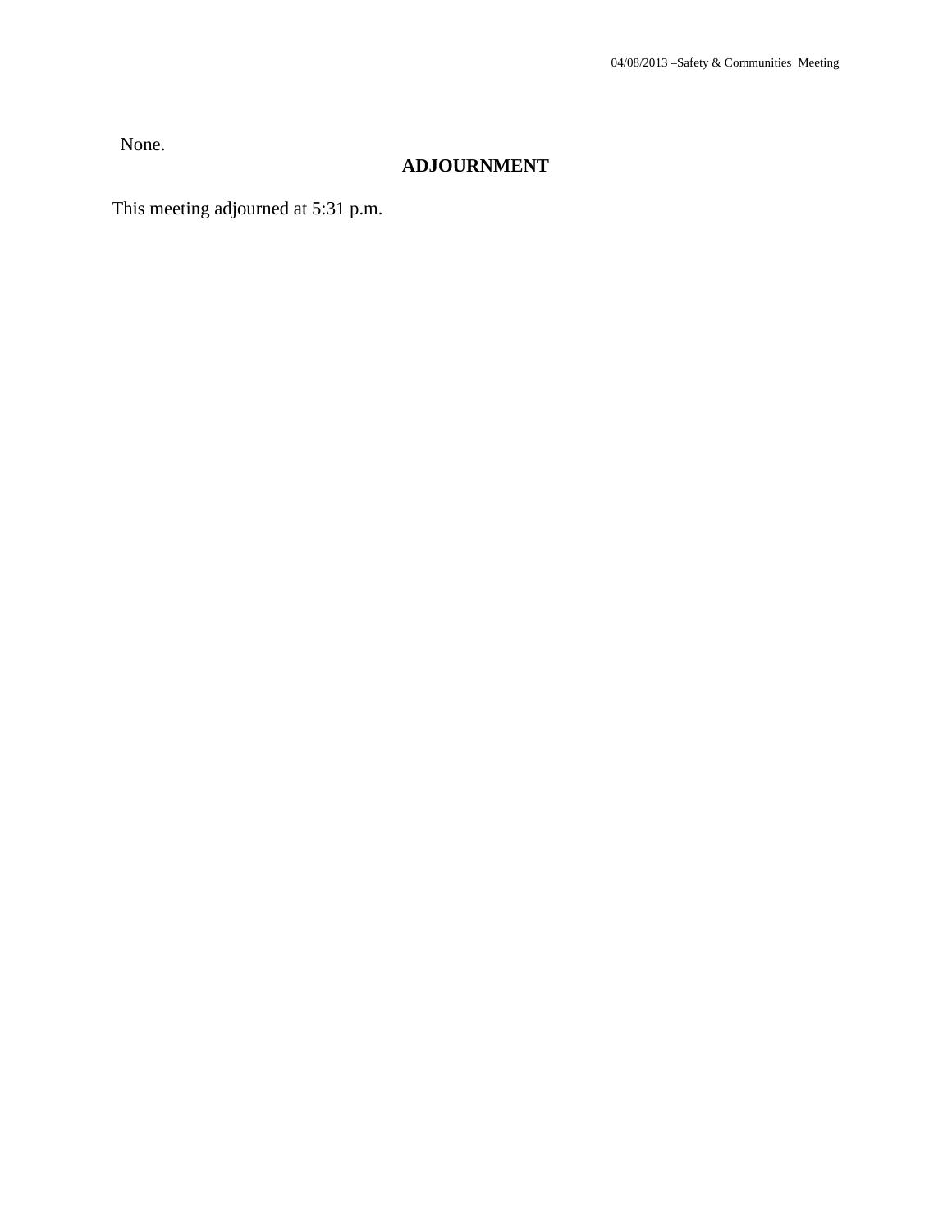None.

## ADJOURNMENT

This meeting adjourned at 5:31 p.m.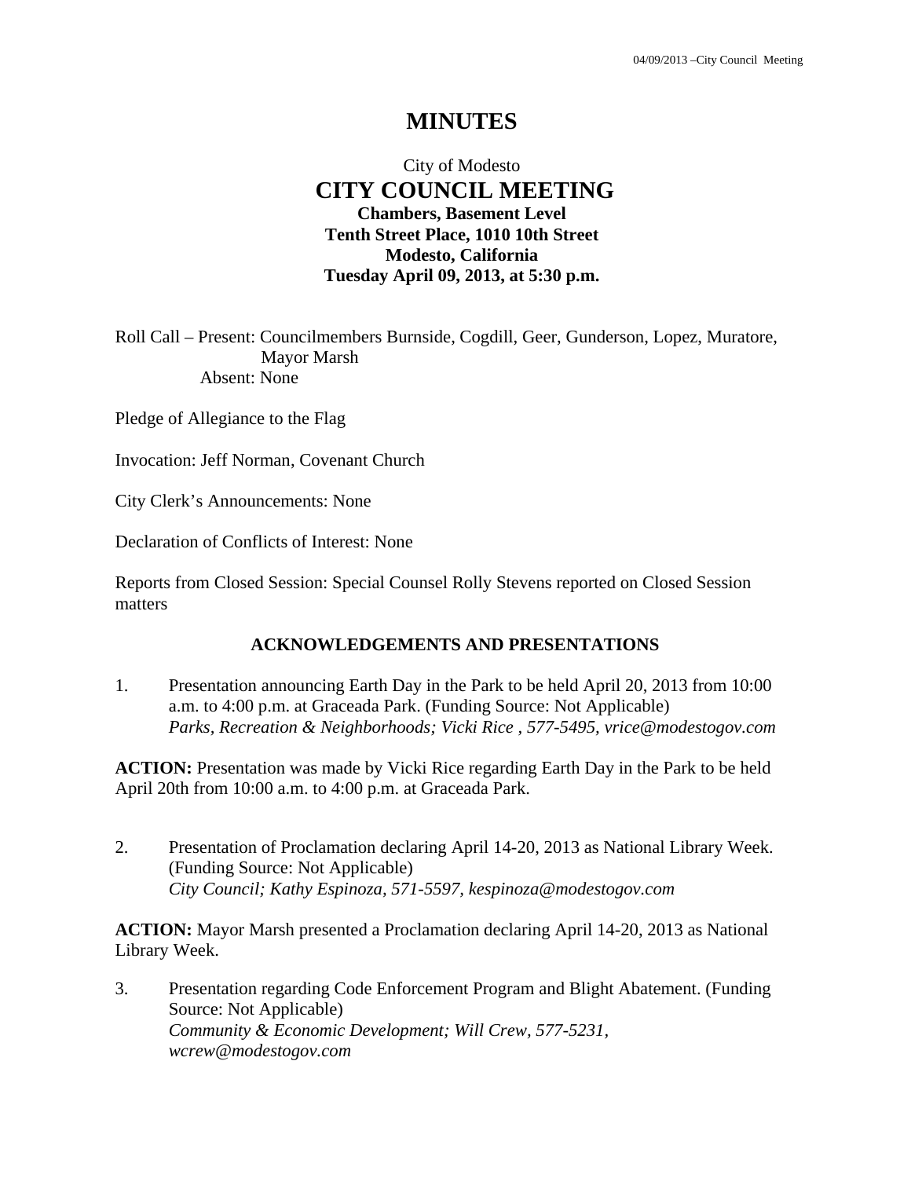# MINUTES

City of Modesto

## CITY COUNCIL MEETING

**Chambers, Basement Level**
**Tenth Street Place, 1010 10th Street**
**Modesto, California**
**Tuesday April 09, 2013, at 5:30 p.m.**

Roll Call – Present: Councilmembers Burnside, Cogdill, Geer, Gunderson, Lopez, Muratore, Mayor Marsh
Absent: None

Pledge of Allegiance to the Flag

Invocation: Jeff Norman, Covenant Church

City Clerk's Announcements: None

Declaration of Conflicts of Interest: None

Reports from Closed Session: Special Counsel Rolly Stevens reported on Closed Session matters

### ACKNOWLEDGEMENTS AND PRESENTATIONS

1. Presentation announcing Earth Day in the Park to be held April 20, 2013 from 10:00 a.m. to 4:00 p.m. at Graceada Park. (Funding Source: Not Applicable)
*Parks, Recreation & Neighborhoods; Vicki Rice , 577-5495, vrice@modestogov.com*

**ACTION:** Presentation was made by Vicki Rice regarding Earth Day in the Park to be held April 20th from 10:00 a.m. to 4:00 p.m. at Graceada Park.

2. Presentation of Proclamation declaring April 14-20, 2013 as National Library Week. (Funding Source: Not Applicable)
*City Council; Kathy Espinoza, 571-5597, kespinoza@modestogov.com*

**ACTION:** Mayor Marsh presented a Proclamation declaring April 14-20, 2013 as National Library Week.

3. Presentation regarding Code Enforcement Program and Blight Abatement. (Funding Source: Not Applicable)
*Community & Economic Development; Will Crew, 577-5231, wcrew@modestogov.com*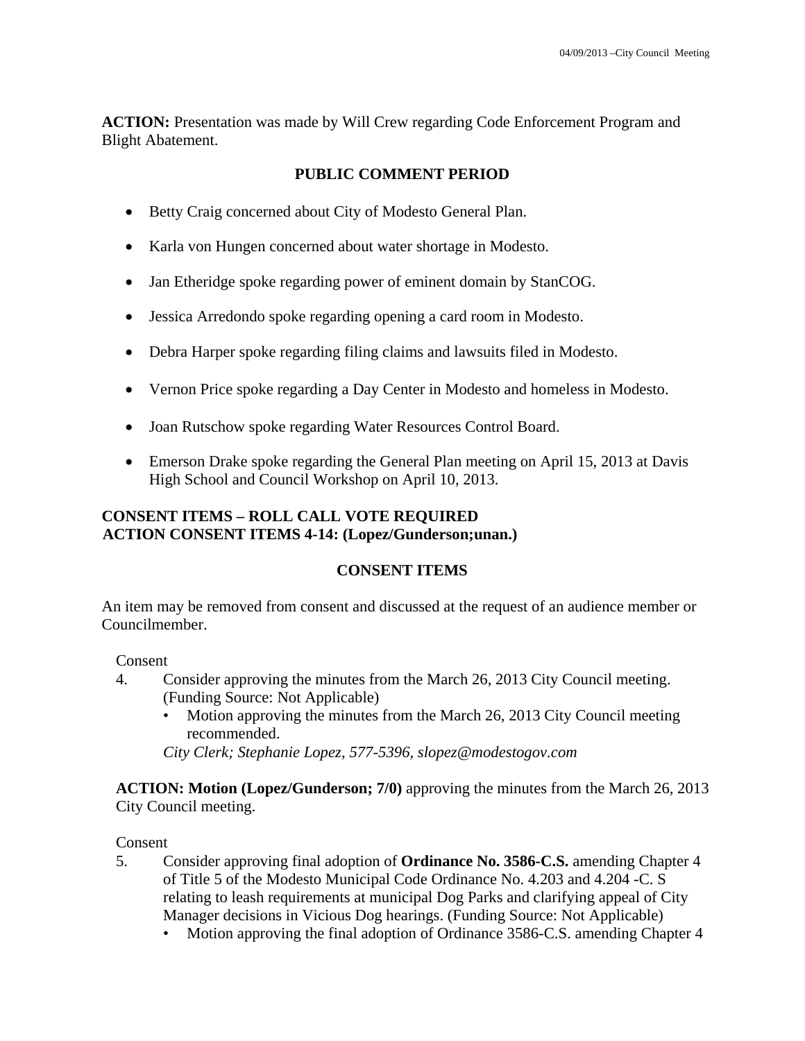**ACTION:** Presentation was made by Will Crew regarding Code Enforcement Program and Blight Abatement.

## PUBLIC COMMENT PERIOD

- Betty Craig concerned about City of Modesto General Plan.
- Karla von Hungen concerned about water shortage in Modesto.
- Jan Etheridge spoke regarding power of eminent domain by StanCOG.
- Jessica Arredondo spoke regarding opening a card room in Modesto.
- Debra Harper spoke regarding filing claims and lawsuits filed in Modesto.
- Vernon Price spoke regarding a Day Center in Modesto and homeless in Modesto.
- Joan Rutschow spoke regarding Water Resources Control Board.
- Emerson Drake spoke regarding the General Plan meeting on April 15, 2013 at Davis High School and Council Workshop on April 10, 2013.

**CONSENT ITEMS – ROLL CALL VOTE REQUIRED**
**ACTION CONSENT ITEMS 4-14: (Lopez/Gunderson;unan.)**

## CONSENT ITEMS

An item may be removed from consent and discussed at the request of an audience member or Councilmember.

Consent

4. Consider approving the minutes from the March 26, 2013 City Council meeting. (Funding Source: Not Applicable)
   - Motion approving the minutes from the March 26, 2013 City Council meeting recommended.

   *City Clerk; Stephanie Lopez, 577-5396, slopez@modestogov.com*

**ACTION: Motion (Lopez/Gunderson; 7/0)** approving the minutes from the March 26, 2013 City Council meeting.

Consent

5. Consider approving final adoption of **Ordinance No. 3586-C.S.** amending Chapter 4 of Title 5 of the Modesto Municipal Code Ordinance No. 4.203 and 4.204 -C. S relating to leash requirements at municipal Dog Parks and clarifying appeal of City Manager decisions in Vicious Dog hearings. (Funding Source: Not Applicable)
   - Motion approving the final adoption of Ordinance 3586-C.S. amending Chapter 4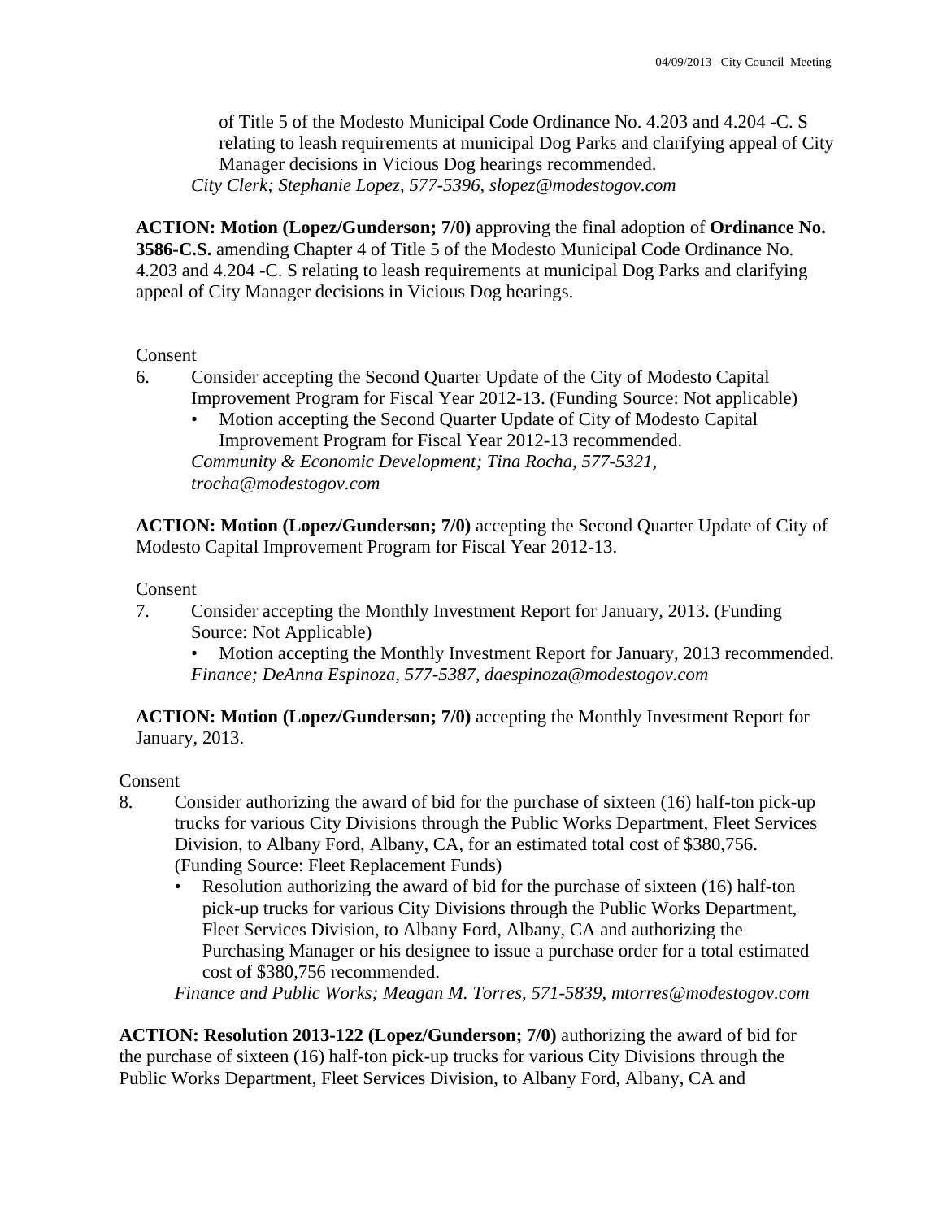of Title 5 of the Modesto Municipal Code Ordinance No. 4.203 and 4.204 -C. S relating to leash requirements at municipal Dog Parks and clarifying appeal of City Manager decisions in Vicious Dog hearings recommended.
*City Clerk; Stephanie Lopez, 577-5396, slopez@modestogov.com*

**ACTION: Motion (Lopez/Gunderson; 7/0)** approving the final adoption of **Ordinance No. 3586-C.S.** amending Chapter 4 of Title 5 of the Modesto Municipal Code Ordinance No. 4.203 and 4.204 -C. S relating to leash requirements at municipal Dog Parks and clarifying appeal of City Manager decisions in Vicious Dog hearings.

Consent

6. Consider accepting the Second Quarter Update of the City of Modesto Capital Improvement Program for Fiscal Year 2012-13. (Funding Source: Not applicable)
   - Motion accepting the Second Quarter Update of City of Modesto Capital Improvement Program for Fiscal Year 2012-13 recommended.

   *Community & Economic Development; Tina Rocha, 577-5321, trocha@modestogov.com*

**ACTION: Motion (Lopez/Gunderson; 7/0)** accepting the Second Quarter Update of City of Modesto Capital Improvement Program for Fiscal Year 2012-13.

Consent

7. Consider accepting the Monthly Investment Report for January, 2013. (Funding Source: Not Applicable)
   - Motion accepting the Monthly Investment Report for January, 2013 recommended.

   *Finance; DeAnna Espinoza, 577-5387, daespinoza@modestogov.com*

**ACTION: Motion (Lopez/Gunderson; 7/0)** accepting the Monthly Investment Report for January, 2013.

Consent

8. Consider authorizing the award of bid for the purchase of sixteen (16) half-ton pick-up trucks for various City Divisions through the Public Works Department, Fleet Services Division, to Albany Ford, Albany, CA, for an estimated total cost of $380,756. (Funding Source: Fleet Replacement Funds)
   - Resolution authorizing the award of bid for the purchase of sixteen (16) half-ton pick-up trucks for various City Divisions through the Public Works Department, Fleet Services Division, to Albany Ford, Albany, CA and authorizing the Purchasing Manager or his designee to issue a purchase order for a total estimated cost of $380,756 recommended.

   *Finance and Public Works; Meagan M. Torres, 571-5839, mtorres@modestogov.com*

**ACTION: Resolution 2013-122 (Lopez/Gunderson; 7/0)** authorizing the award of bid for the purchase of sixteen (16) half-ton pick-up trucks for various City Divisions through the Public Works Department, Fleet Services Division, to Albany Ford, Albany, CA and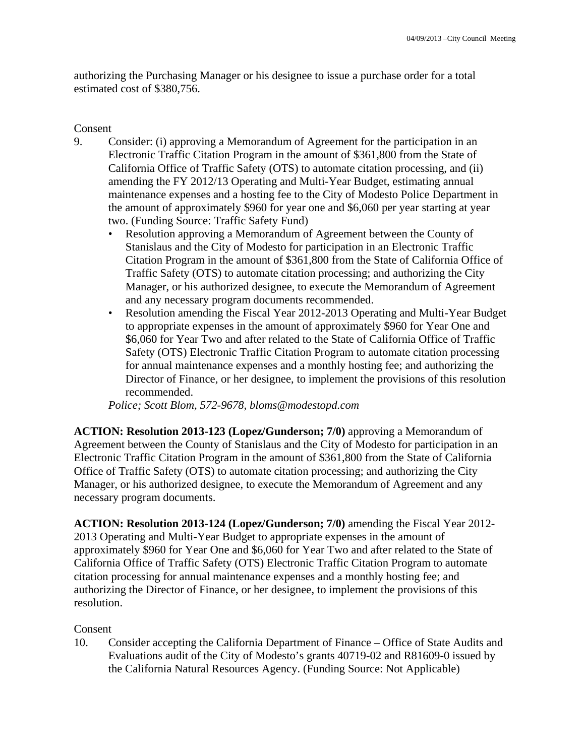authorizing the Purchasing Manager or his designee to issue a purchase order for a total estimated cost of $380,756.

Consent

9. Consider: (i) approving a Memorandum of Agreement for the participation in an Electronic Traffic Citation Program in the amount of $361,800 from the State of California Office of Traffic Safety (OTS) to automate citation processing, and (ii) amending the FY 2012/13 Operating and Multi-Year Budget, estimating annual maintenance expenses and a hosting fee to the City of Modesto Police Department in the amount of approximately $960 for year one and $6,060 per year starting at year two. (Funding Source: Traffic Safety Fund)
   - Resolution approving a Memorandum of Agreement between the County of Stanislaus and the City of Modesto for participation in an Electronic Traffic Citation Program in the amount of $361,800 from the State of California Office of Traffic Safety (OTS) to automate citation processing; and authorizing the City Manager, or his authorized designee, to execute the Memorandum of Agreement and any necessary program documents recommended.
   - Resolution amending the Fiscal Year 2012-2013 Operating and Multi-Year Budget to appropriate expenses in the amount of approximately $960 for Year One and $6,060 for Year Two and after related to the State of California Office of Traffic Safety (OTS) Electronic Traffic Citation Program to automate citation processing for annual maintenance expenses and a monthly hosting fee; and authorizing the Director of Finance, or her designee, to implement the provisions of this resolution recommended.

   *Police; Scott Blom, 572-9678, bloms@modestopd.com*

**ACTION: Resolution 2013-123 (Lopez/Gunderson; 7/0)** approving a Memorandum of Agreement between the County of Stanislaus and the City of Modesto for participation in an Electronic Traffic Citation Program in the amount of $361,800 from the State of California Office of Traffic Safety (OTS) to automate citation processing; and authorizing the City Manager, or his authorized designee, to execute the Memorandum of Agreement and any necessary program documents.

**ACTION: Resolution 2013-124 (Lopez/Gunderson; 7/0)** amending the Fiscal Year 2012-2013 Operating and Multi-Year Budget to appropriate expenses in the amount of approximately $960 for Year One and $6,060 for Year Two and after related to the State of California Office of Traffic Safety (OTS) Electronic Traffic Citation Program to automate citation processing for annual maintenance expenses and a monthly hosting fee; and authorizing the Director of Finance, or her designee, to implement the provisions of this resolution.

Consent

10. Consider accepting the California Department of Finance – Office of State Audits and Evaluations audit of the City of Modesto's grants 40719-02 and R81609-0 issued by the California Natural Resources Agency. (Funding Source: Not Applicable)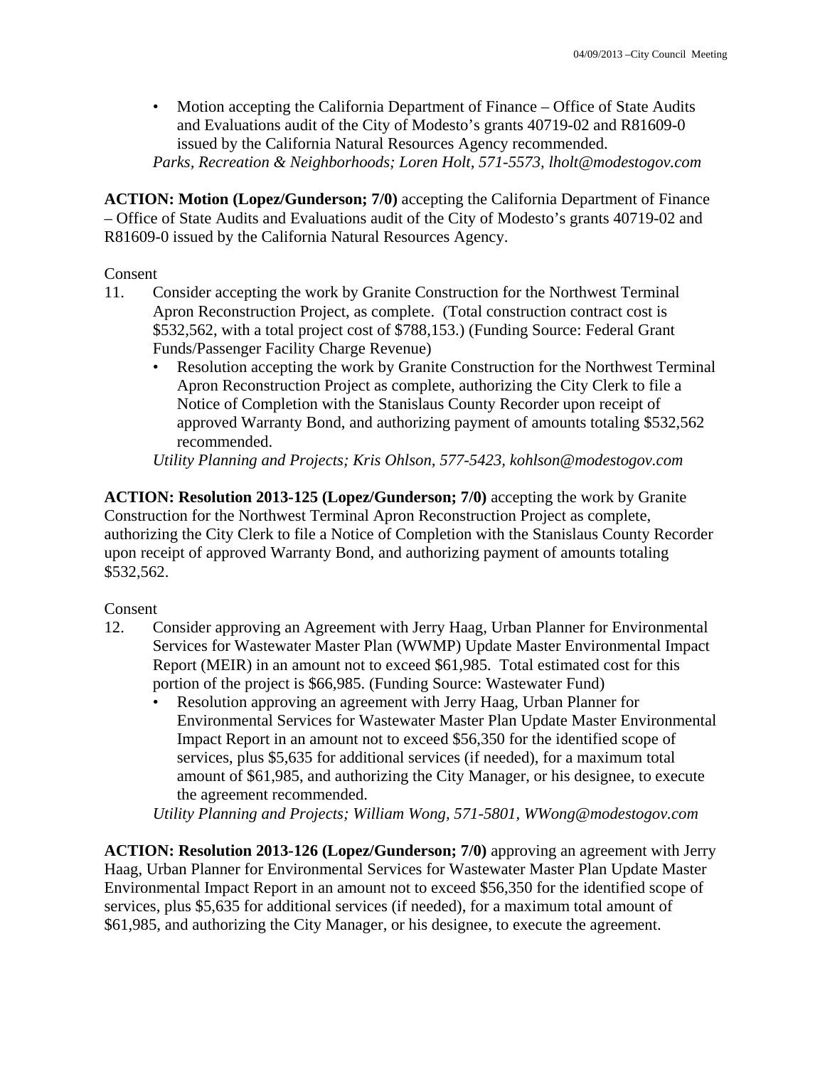- Motion accepting the California Department of Finance – Office of State Audits and Evaluations audit of the City of Modesto's grants 40719-02 and R81609-0 issued by the California Natural Resources Agency recommended.

*Parks, Recreation & Neighborhoods; Loren Holt, 571-5573, lholt@modestogov.com*

**ACTION: Motion (Lopez/Gunderson; 7/0)** accepting the California Department of Finance – Office of State Audits and Evaluations audit of the City of Modesto's grants 40719-02 and R81609-0 issued by the California Natural Resources Agency.

Consent

11. Consider accepting the work by Granite Construction for the Northwest Terminal Apron Reconstruction Project, as complete. (Total construction contract cost is $532,562, with a total project cost of $788,153.) (Funding Source: Federal Grant Funds/Passenger Facility Charge Revenue)
    - Resolution accepting the work by Granite Construction for the Northwest Terminal Apron Reconstruction Project as complete, authorizing the City Clerk to file a Notice of Completion with the Stanislaus County Recorder upon receipt of approved Warranty Bond, and authorizing payment of amounts totaling $532,562 recommended.

    *Utility Planning and Projects; Kris Ohlson, 577-5423, kohlson@modestogov.com*

**ACTION: Resolution 2013-125 (Lopez/Gunderson; 7/0)** accepting the work by Granite Construction for the Northwest Terminal Apron Reconstruction Project as complete, authorizing the City Clerk to file a Notice of Completion with the Stanislaus County Recorder upon receipt of approved Warranty Bond, and authorizing payment of amounts totaling $532,562.

Consent

12. Consider approving an Agreement with Jerry Haag, Urban Planner for Environmental Services for Wastewater Master Plan (WWMP) Update Master Environmental Impact Report (MEIR) in an amount not to exceed $61,985. Total estimated cost for this portion of the project is $66,985. (Funding Source: Wastewater Fund)
    - Resolution approving an agreement with Jerry Haag, Urban Planner for Environmental Services for Wastewater Master Plan Update Master Environmental Impact Report in an amount not to exceed $56,350 for the identified scope of services, plus $5,635 for additional services (if needed), for a maximum total amount of $61,985, and authorizing the City Manager, or his designee, to execute the agreement recommended.

    *Utility Planning and Projects; William Wong, 571-5801, WWong@modestogov.com*

**ACTION: Resolution 2013-126 (Lopez/Gunderson; 7/0)** approving an agreement with Jerry Haag, Urban Planner for Environmental Services for Wastewater Master Plan Update Master Environmental Impact Report in an amount not to exceed $56,350 for the identified scope of services, plus $5,635 for additional services (if needed), for a maximum total amount of $61,985, and authorizing the City Manager, or his designee, to execute the agreement.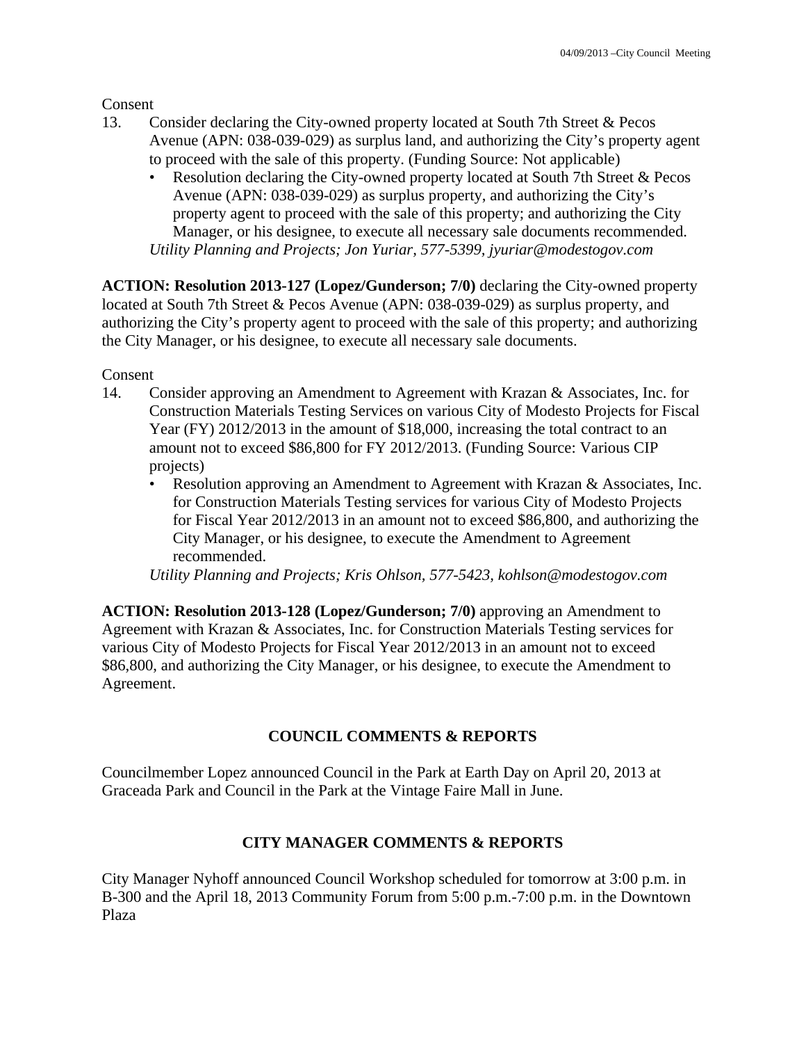Consent

13. Consider declaring the City-owned property located at South 7th Street & Pecos Avenue (APN: 038-039-029) as surplus land, and authorizing the City's property agent to proceed with the sale of this property. (Funding Source: Not applicable)
    - Resolution declaring the City-owned property located at South 7th Street & Pecos Avenue (APN: 038-039-029) as surplus property, and authorizing the City's property agent to proceed with the sale of this property; and authorizing the City Manager, or his designee, to execute all necessary sale documents recommended.

    *Utility Planning and Projects; Jon Yuriar, 577-5399, jyuriar@modestogov.com*

**ACTION: Resolution 2013-127 (Lopez/Gunderson; 7/0)** declaring the City-owned property located at South 7th Street & Pecos Avenue (APN: 038-039-029) as surplus property, and authorizing the City's property agent to proceed with the sale of this property; and authorizing the City Manager, or his designee, to execute all necessary sale documents.

Consent

14. Consider approving an Amendment to Agreement with Krazan & Associates, Inc. for Construction Materials Testing Services on various City of Modesto Projects for Fiscal Year (FY) 2012/2013 in the amount of $18,000, increasing the total contract to an amount not to exceed $86,800 for FY 2012/2013. (Funding Source: Various CIP projects)
    - Resolution approving an Amendment to Agreement with Krazan & Associates, Inc. for Construction Materials Testing services for various City of Modesto Projects for Fiscal Year 2012/2013 in an amount not to exceed $86,800, and authorizing the City Manager, or his designee, to execute the Amendment to Agreement recommended.

    *Utility Planning and Projects; Kris Ohlson, 577-5423, kohlson@modestogov.com*

**ACTION: Resolution 2013-128 (Lopez/Gunderson; 7/0)** approving an Amendment to Agreement with Krazan & Associates, Inc. for Construction Materials Testing services for various City of Modesto Projects for Fiscal Year 2012/2013 in an amount not to exceed $86,800, and authorizing the City Manager, or his designee, to execute the Amendment to Agreement.

## COUNCIL COMMENTS & REPORTS

Councilmember Lopez announced Council in the Park at Earth Day on April 20, 2013 at Graceada Park and Council in the Park at the Vintage Faire Mall in June.

## CITY MANAGER COMMENTS & REPORTS

City Manager Nyhoff announced Council Workshop scheduled for tomorrow at 3:00 p.m. in B-300 and the April 18, 2013 Community Forum from 5:00 p.m.-7:00 p.m. in the Downtown Plaza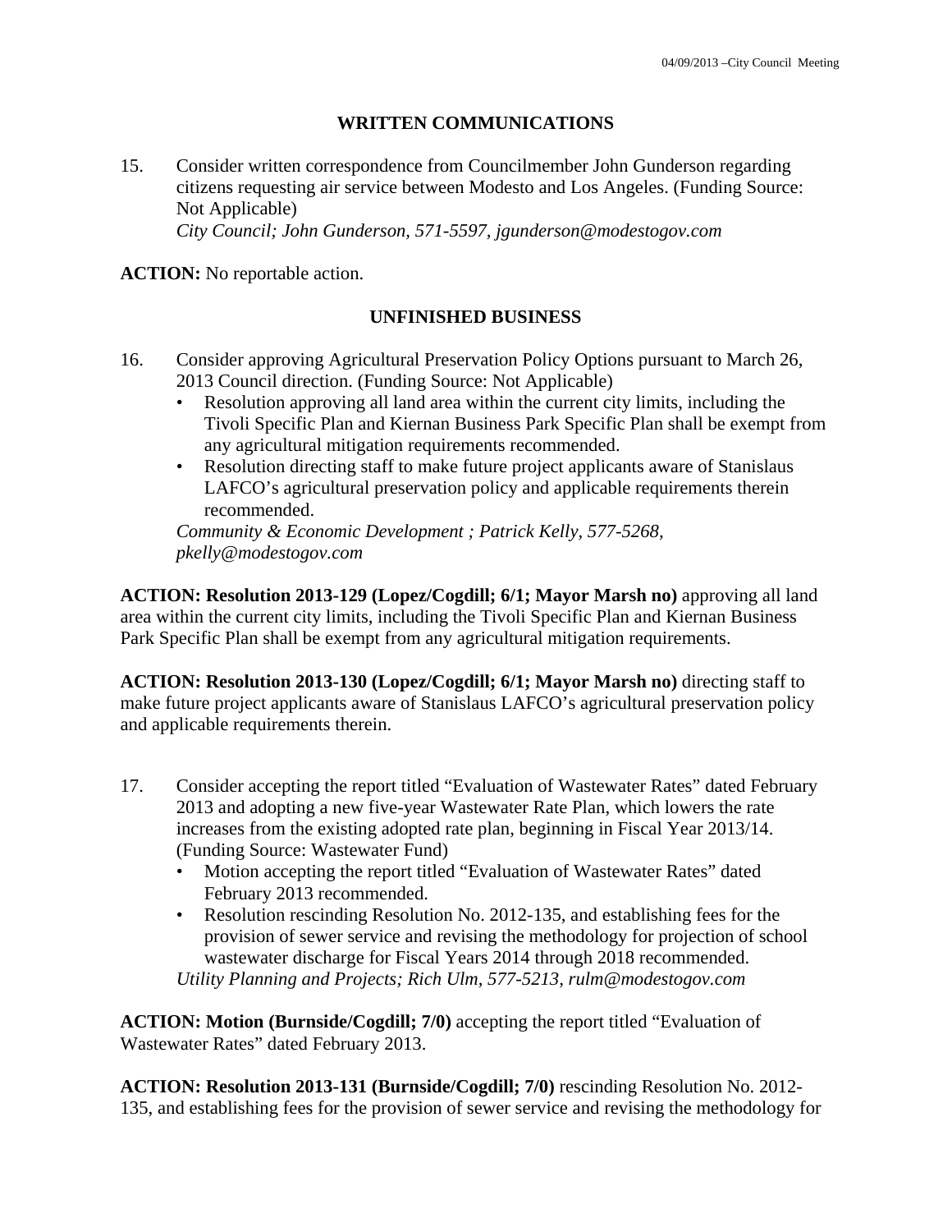## WRITTEN COMMUNICATIONS

15. Consider written correspondence from Councilmember John Gunderson regarding citizens requesting air service between Modesto and Los Angeles. (Funding Source: Not Applicable)
    *City Council; John Gunderson, 571-5597, jgunderson@modestogov.com*

**ACTION:** No reportable action.

## UNFINISHED BUSINESS

16. Consider approving Agricultural Preservation Policy Options pursuant to March 26, 2013 Council direction. (Funding Source: Not Applicable)
    - Resolution approving all land area within the current city limits, including the Tivoli Specific Plan and Kiernan Business Park Specific Plan shall be exempt from any agricultural mitigation requirements recommended.
    - Resolution directing staff to make future project applicants aware of Stanislaus LAFCO's agricultural preservation policy and applicable requirements therein recommended.

    *Community & Economic Development ; Patrick Kelly, 577-5268, pkelly@modestogov.com*

**ACTION: Resolution 2013-129 (Lopez/Cogdill; 6/1; Mayor Marsh no)** approving all land area within the current city limits, including the Tivoli Specific Plan and Kiernan Business Park Specific Plan shall be exempt from any agricultural mitigation requirements.

**ACTION: Resolution 2013-130 (Lopez/Cogdill; 6/1; Mayor Marsh no)** directing staff to make future project applicants aware of Stanislaus LAFCO's agricultural preservation policy and applicable requirements therein.

17. Consider accepting the report titled "Evaluation of Wastewater Rates" dated February 2013 and adopting a new five-year Wastewater Rate Plan, which lowers the rate increases from the existing adopted rate plan, beginning in Fiscal Year 2013/14. (Funding Source: Wastewater Fund)
    - Motion accepting the report titled "Evaluation of Wastewater Rates" dated February 2013 recommended.
    - Resolution rescinding Resolution No. 2012-135, and establishing fees for the provision of sewer service and revising the methodology for projection of school wastewater discharge for Fiscal Years 2014 through 2018 recommended.

    *Utility Planning and Projects; Rich Ulm, 577-5213, rulm@modestogov.com*

**ACTION: Motion (Burnside/Cogdill; 7/0)** accepting the report titled "Evaluation of Wastewater Rates" dated February 2013.

**ACTION: Resolution 2013-131 (Burnside/Cogdill; 7/0)** rescinding Resolution No. 2012-135, and establishing fees for the provision of sewer service and revising the methodology for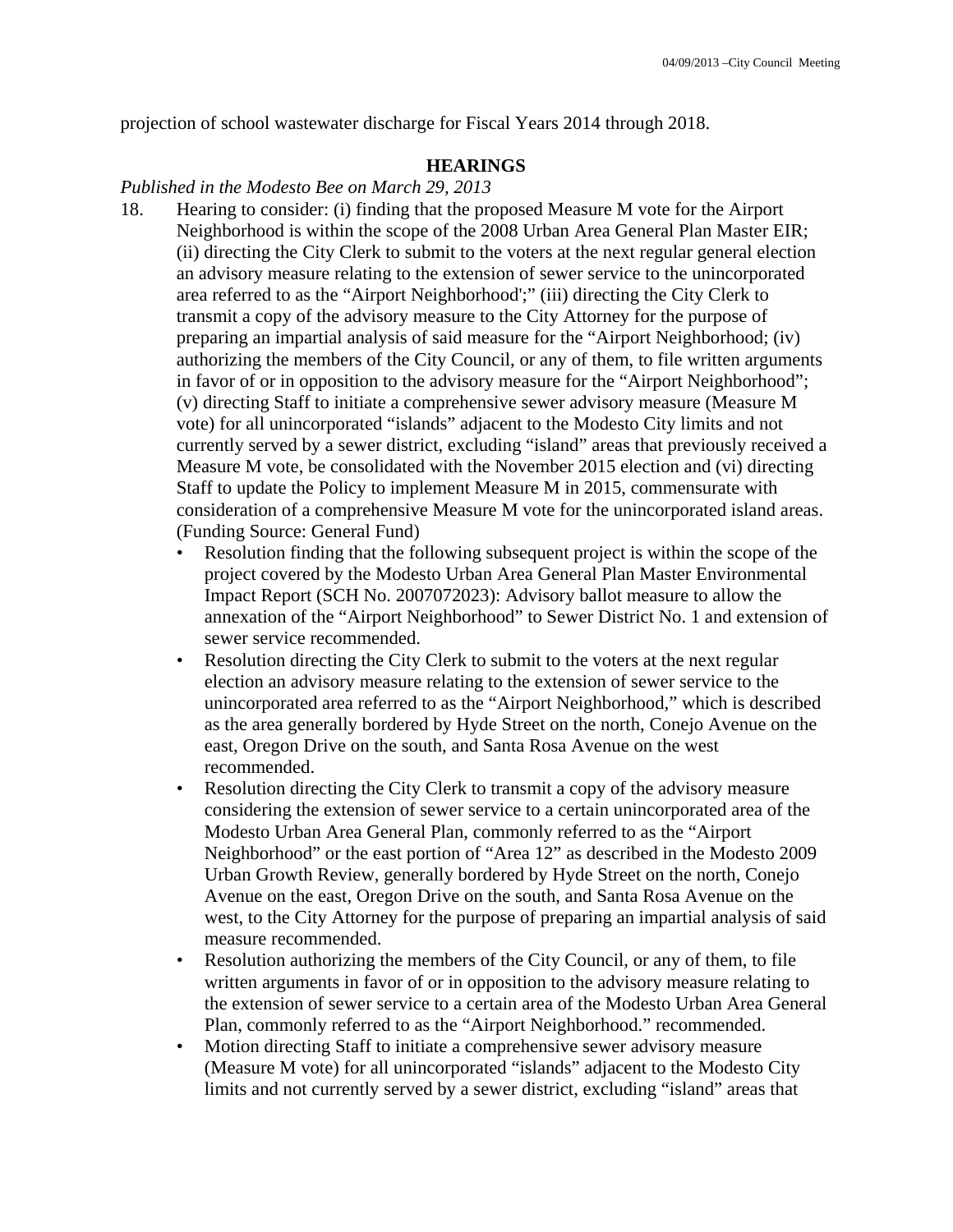projection of school wastewater discharge for Fiscal Years 2014 through 2018.

## HEARINGS

*Published in the Modesto Bee on March 29, 2013*

18. Hearing to consider: (i) finding that the proposed Measure M vote for the Airport Neighborhood is within the scope of the 2008 Urban Area General Plan Master EIR; (ii) directing the City Clerk to submit to the voters at the next regular general election an advisory measure relating to the extension of sewer service to the unincorporated area referred to as the "Airport Neighborhood';" (iii) directing the City Clerk to transmit a copy of the advisory measure to the City Attorney for the purpose of preparing an impartial analysis of said measure for the "Airport Neighborhood; (iv) authorizing the members of the City Council, or any of them, to file written arguments in favor of or in opposition to the advisory measure for the "Airport Neighborhood"; (v) directing Staff to initiate a comprehensive sewer advisory measure (Measure M vote) for all unincorporated "islands" adjacent to the Modesto City limits and not currently served by a sewer district, excluding "island" areas that previously received a Measure M vote, be consolidated with the November 2015 election and (vi) directing Staff to update the Policy to implement Measure M in 2015, commensurate with consideration of a comprehensive Measure M vote for the unincorporated island areas. (Funding Source: General Fund)
    - Resolution finding that the following subsequent project is within the scope of the project covered by the Modesto Urban Area General Plan Master Environmental Impact Report (SCH No. 2007072023): Advisory ballot measure to allow the annexation of the "Airport Neighborhood" to Sewer District No. 1 and extension of sewer service recommended.
    - Resolution directing the City Clerk to submit to the voters at the next regular election an advisory measure relating to the extension of sewer service to the unincorporated area referred to as the "Airport Neighborhood," which is described as the area generally bordered by Hyde Street on the north, Conejo Avenue on the east, Oregon Drive on the south, and Santa Rosa Avenue on the west recommended.
    - Resolution directing the City Clerk to transmit a copy of the advisory measure considering the extension of sewer service to a certain unincorporated area of the Modesto Urban Area General Plan, commonly referred to as the "Airport Neighborhood" or the east portion of "Area 12" as described in the Modesto 2009 Urban Growth Review, generally bordered by Hyde Street on the north, Conejo Avenue on the east, Oregon Drive on the south, and Santa Rosa Avenue on the west, to the City Attorney for the purpose of preparing an impartial analysis of said measure recommended.
    - Resolution authorizing the members of the City Council, or any of them, to file written arguments in favor of or in opposition to the advisory measure relating to the extension of sewer service to a certain area of the Modesto Urban Area General Plan, commonly referred to as the "Airport Neighborhood." recommended.
    - Motion directing Staff to initiate a comprehensive sewer advisory measure (Measure M vote) for all unincorporated "islands" adjacent to the Modesto City limits and not currently served by a sewer district, excluding "island" areas that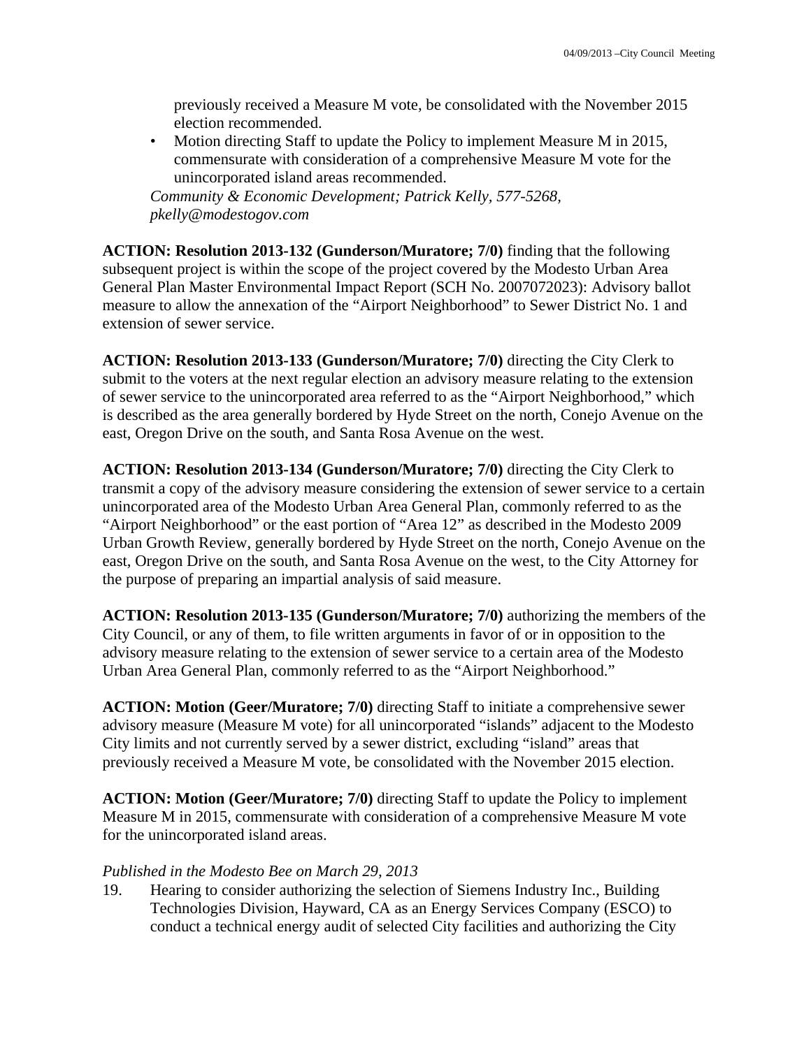previously received a Measure M vote, be consolidated with the November 2015 election recommended.

- Motion directing Staff to update the Policy to implement Measure M in 2015, commensurate with consideration of a comprehensive Measure M vote for the unincorporated island areas recommended.

*Community & Economic Development; Patrick Kelly, 577-5268, pkelly@modestogov.com*

**ACTION: Resolution 2013-132 (Gunderson/Muratore; 7/0)** finding that the following subsequent project is within the scope of the project covered by the Modesto Urban Area General Plan Master Environmental Impact Report (SCH No. 2007072023): Advisory ballot measure to allow the annexation of the "Airport Neighborhood" to Sewer District No. 1 and extension of sewer service.

**ACTION: Resolution 2013-133 (Gunderson/Muratore; 7/0)** directing the City Clerk to submit to the voters at the next regular election an advisory measure relating to the extension of sewer service to the unincorporated area referred to as the "Airport Neighborhood," which is described as the area generally bordered by Hyde Street on the north, Conejo Avenue on the east, Oregon Drive on the south, and Santa Rosa Avenue on the west.

**ACTION: Resolution 2013-134 (Gunderson/Muratore; 7/0)** directing the City Clerk to transmit a copy of the advisory measure considering the extension of sewer service to a certain unincorporated area of the Modesto Urban Area General Plan, commonly referred to as the "Airport Neighborhood" or the east portion of "Area 12" as described in the Modesto 2009 Urban Growth Review, generally bordered by Hyde Street on the north, Conejo Avenue on the east, Oregon Drive on the south, and Santa Rosa Avenue on the west, to the City Attorney for the purpose of preparing an impartial analysis of said measure.

**ACTION: Resolution 2013-135 (Gunderson/Muratore; 7/0)** authorizing the members of the City Council, or any of them, to file written arguments in favor of or in opposition to the advisory measure relating to the extension of sewer service to a certain area of the Modesto Urban Area General Plan, commonly referred to as the "Airport Neighborhood."

**ACTION: Motion (Geer/Muratore; 7/0)** directing Staff to initiate a comprehensive sewer advisory measure (Measure M vote) for all unincorporated "islands" adjacent to the Modesto City limits and not currently served by a sewer district, excluding "island" areas that previously received a Measure M vote, be consolidated with the November 2015 election.

**ACTION: Motion (Geer/Muratore; 7/0)** directing Staff to update the Policy to implement Measure M in 2015, commensurate with consideration of a comprehensive Measure M vote for the unincorporated island areas.

*Published in the Modesto Bee on March 29, 2013*

19. Hearing to consider authorizing the selection of Siemens Industry Inc., Building Technologies Division, Hayward, CA as an Energy Services Company (ESCO) to conduct a technical energy audit of selected City facilities and authorizing the City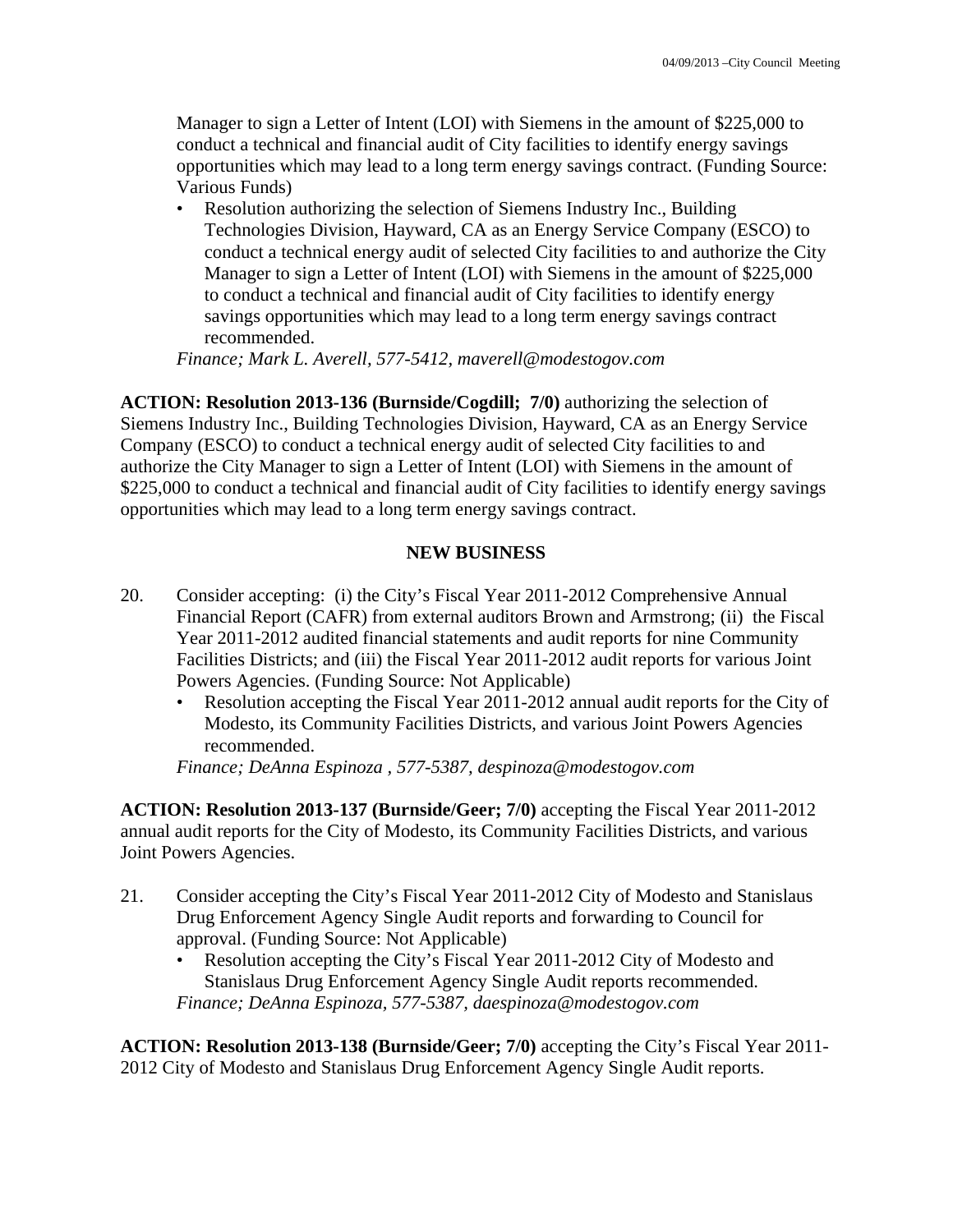Manager to sign a Letter of Intent (LOI) with Siemens in the amount of $225,000 to conduct a technical and financial audit of City facilities to identify energy savings opportunities which may lead to a long term energy savings contract. (Funding Source: Various Funds)

- Resolution authorizing the selection of Siemens Industry Inc., Building Technologies Division, Hayward, CA as an Energy Service Company (ESCO) to conduct a technical energy audit of selected City facilities to and authorize the City Manager to sign a Letter of Intent (LOI) with Siemens in the amount of $225,000 to conduct a technical and financial audit of City facilities to identify energy savings opportunities which may lead to a long term energy savings contract recommended.

*Finance; Mark L. Averell, 577-5412, maverell@modestogov.com*

**ACTION: Resolution 2013-136 (Burnside/Cogdill; 7/0)** authorizing the selection of Siemens Industry Inc., Building Technologies Division, Hayward, CA as an Energy Service Company (ESCO) to conduct a technical energy audit of selected City facilities to and authorize the City Manager to sign a Letter of Intent (LOI) with Siemens in the amount of $225,000 to conduct a technical and financial audit of City facilities to identify energy savings opportunities which may lead to a long term energy savings contract.

## NEW BUSINESS

20. Consider accepting: (i) the City's Fiscal Year 2011-2012 Comprehensive Annual Financial Report (CAFR) from external auditors Brown and Armstrong; (ii) the Fiscal Year 2011-2012 audited financial statements and audit reports for nine Community Facilities Districts; and (iii) the Fiscal Year 2011-2012 audit reports for various Joint Powers Agencies. (Funding Source: Not Applicable)
    - Resolution accepting the Fiscal Year 2011-2012 annual audit reports for the City of Modesto, its Community Facilities Districts, and various Joint Powers Agencies recommended.

    *Finance; DeAnna Espinoza , 577-5387, despinoza@modestogov.com*

**ACTION: Resolution 2013-137 (Burnside/Geer; 7/0)** accepting the Fiscal Year 2011-2012 annual audit reports for the City of Modesto, its Community Facilities Districts, and various Joint Powers Agencies.

21. Consider accepting the City's Fiscal Year 2011-2012 City of Modesto and Stanislaus Drug Enforcement Agency Single Audit reports and forwarding to Council for approval. (Funding Source: Not Applicable)
    - Resolution accepting the City's Fiscal Year 2011-2012 City of Modesto and Stanislaus Drug Enforcement Agency Single Audit reports recommended.

    *Finance; DeAnna Espinoza, 577-5387, daespinoza@modestogov.com*

**ACTION: Resolution 2013-138 (Burnside/Geer; 7/0)** accepting the City's Fiscal Year 2011-2012 City of Modesto and Stanislaus Drug Enforcement Agency Single Audit reports.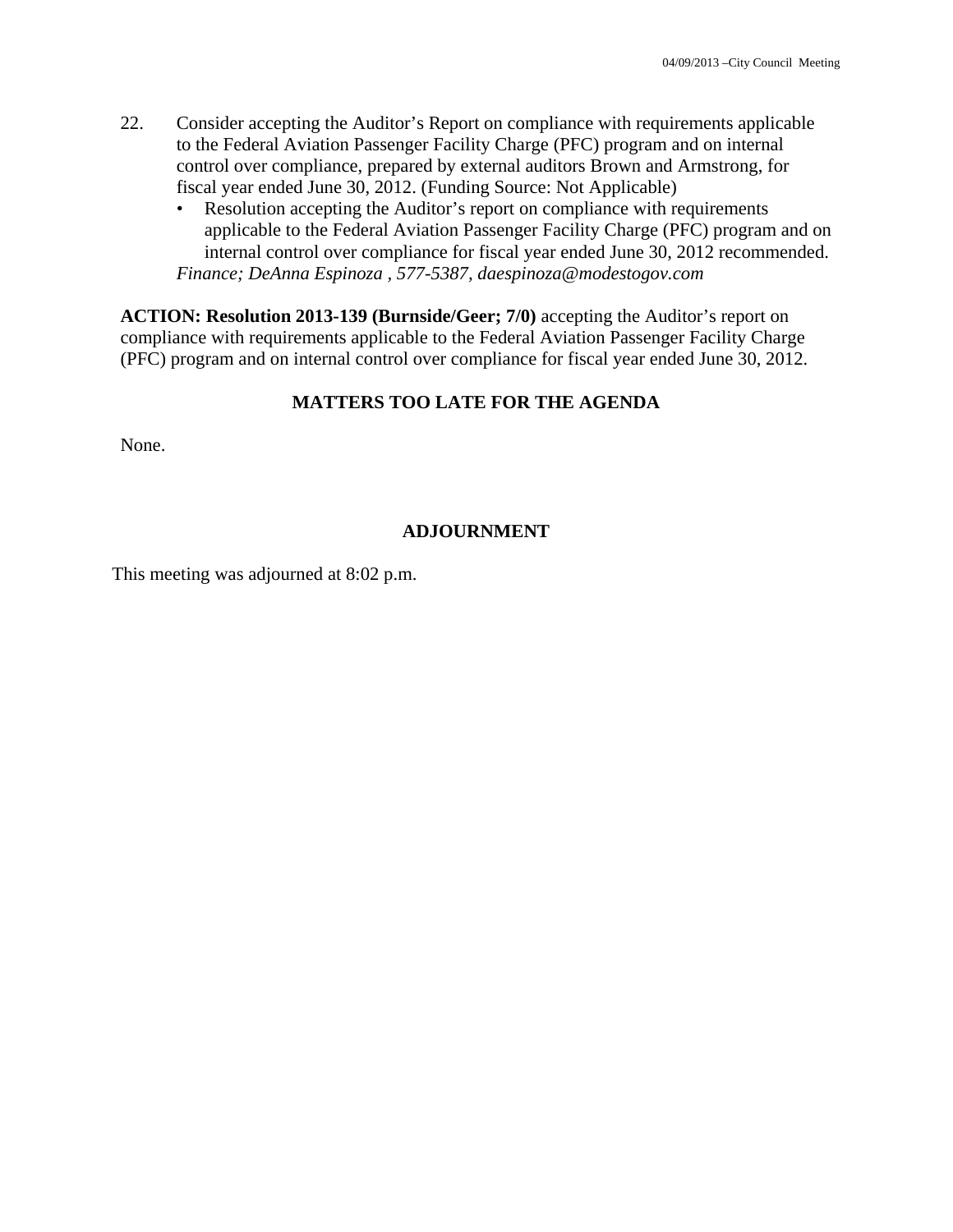22. Consider accepting the Auditor's Report on compliance with requirements applicable to the Federal Aviation Passenger Facility Charge (PFC) program and on internal control over compliance, prepared by external auditors Brown and Armstrong, for fiscal year ended June 30, 2012. (Funding Source: Not Applicable)
    - Resolution accepting the Auditor's report on compliance with requirements applicable to the Federal Aviation Passenger Facility Charge (PFC) program and on internal control over compliance for fiscal year ended June 30, 2012 recommended.

    *Finance; DeAnna Espinoza , 577-5387, daespinoza@modestogov.com*

**ACTION: Resolution 2013-139 (Burnside/Geer; 7/0)** accepting the Auditor's report on compliance with requirements applicable to the Federal Aviation Passenger Facility Charge (PFC) program and on internal control over compliance for fiscal year ended June 30, 2012.

## MATTERS TOO LATE FOR THE AGENDA

None.

## ADJOURNMENT

This meeting was adjourned at 8:02 p.m.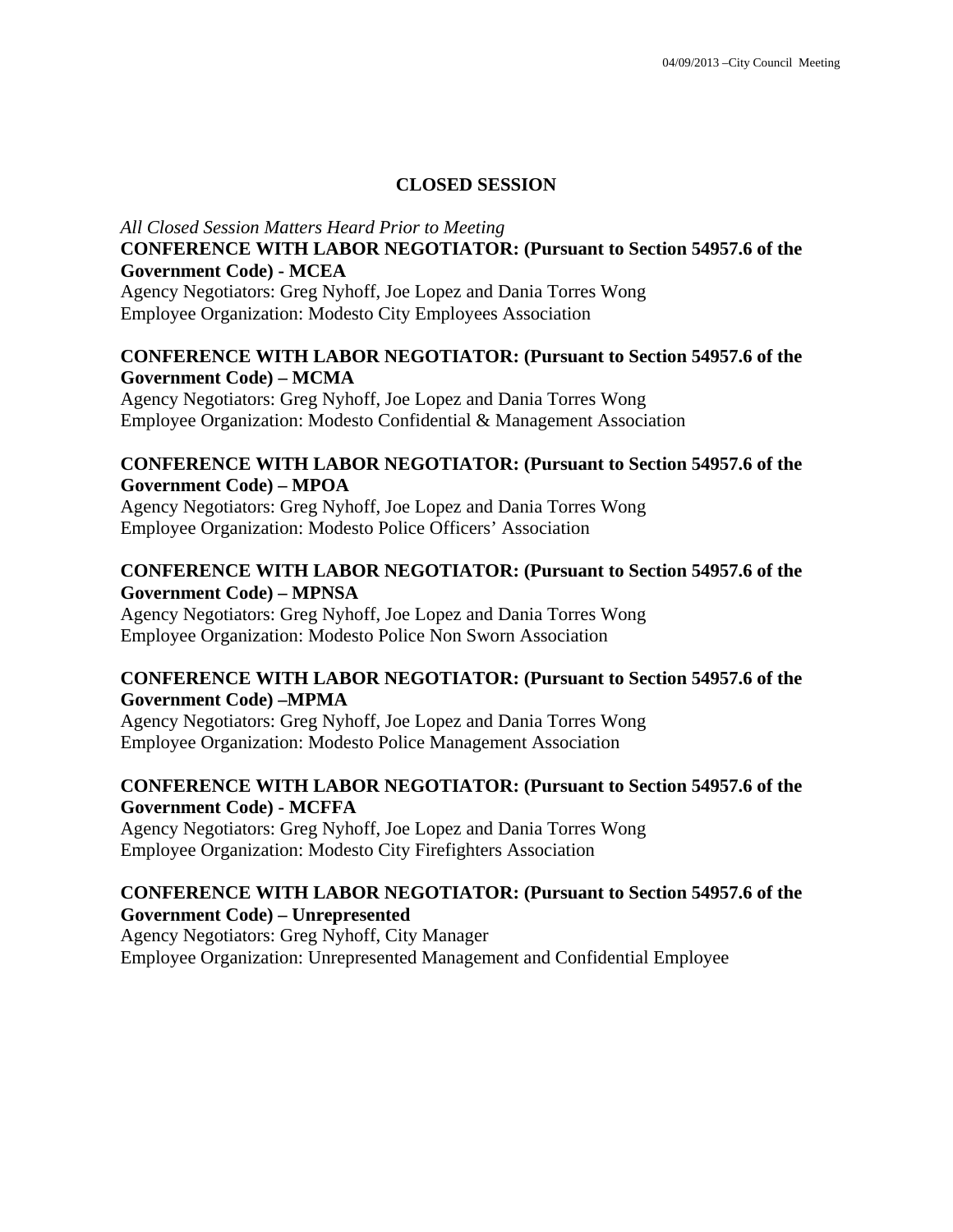## CLOSED SESSION

*All Closed Session Matters Heard Prior to Meeting*

**CONFERENCE WITH LABOR NEGOTIATOR: (Pursuant to Section 54957.6 of the Government Code) - MCEA**

Agency Negotiators: Greg Nyhoff, Joe Lopez and Dania Torres Wong
Employee Organization: Modesto City Employees Association

**CONFERENCE WITH LABOR NEGOTIATOR: (Pursuant to Section 54957.6 of the Government Code) – MCMA**

Agency Negotiators: Greg Nyhoff, Joe Lopez and Dania Torres Wong
Employee Organization: Modesto Confidential & Management Association

**CONFERENCE WITH LABOR NEGOTIATOR: (Pursuant to Section 54957.6 of the Government Code) – MPOA**

Agency Negotiators: Greg Nyhoff, Joe Lopez and Dania Torres Wong
Employee Organization: Modesto Police Officers' Association

**CONFERENCE WITH LABOR NEGOTIATOR: (Pursuant to Section 54957.6 of the Government Code) – MPNSA**

Agency Negotiators: Greg Nyhoff, Joe Lopez and Dania Torres Wong
Employee Organization: Modesto Police Non Sworn Association

**CONFERENCE WITH LABOR NEGOTIATOR: (Pursuant to Section 54957.6 of the Government Code) –MPMA**

Agency Negotiators: Greg Nyhoff, Joe Lopez and Dania Torres Wong
Employee Organization: Modesto Police Management Association

**CONFERENCE WITH LABOR NEGOTIATOR: (Pursuant to Section 54957.6 of the Government Code) - MCFFA**

Agency Negotiators: Greg Nyhoff, Joe Lopez and Dania Torres Wong
Employee Organization: Modesto City Firefighters Association

**CONFERENCE WITH LABOR NEGOTIATOR: (Pursuant to Section 54957.6 of the Government Code) – Unrepresented**

Agency Negotiators: Greg Nyhoff, City Manager
Employee Organization: Unrepresented Management and Confidential Employee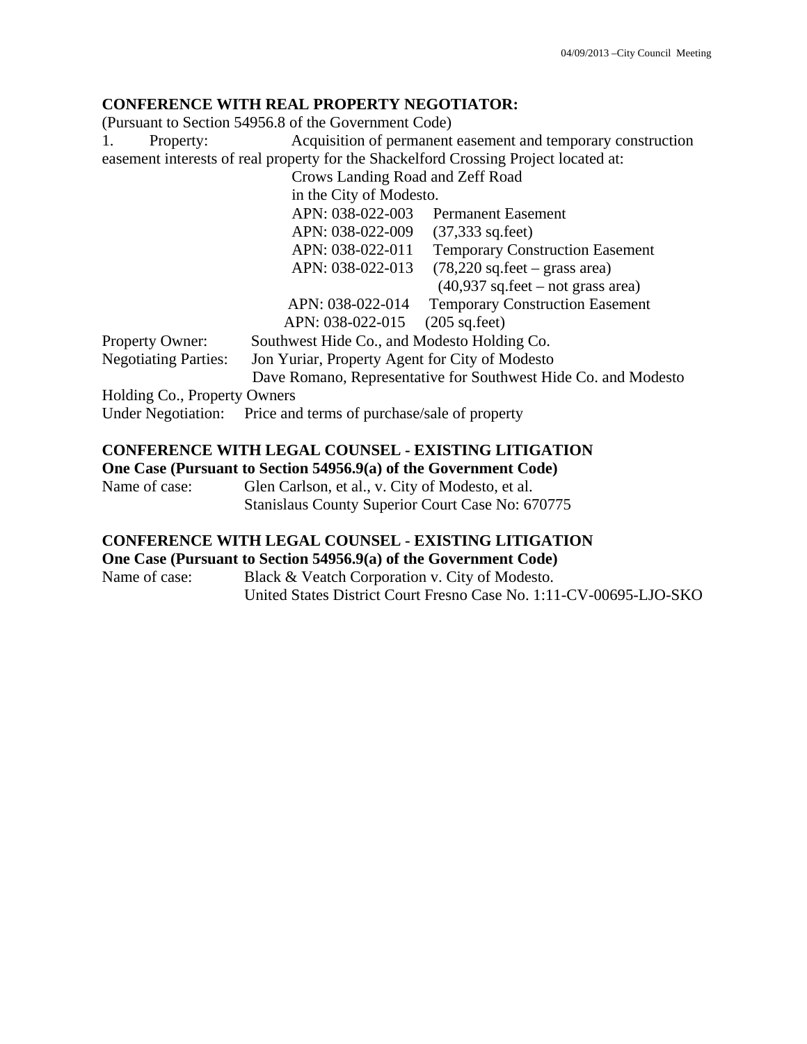**CONFERENCE WITH REAL PROPERTY NEGOTIATOR:**
(Pursuant to Section 54956.8 of the Government Code)

1. Property: Acquisition of permanent easement and temporary construction easement interests of real property for the Shackelford Crossing Project located at:

Crows Landing Road and Zeff Road
in the City of Modesto.

APN: 038-022-003 Permanent Easement
APN: 038-022-009 (37,333 sq.feet)
APN: 038-022-011 Temporary Construction Easement
APN: 038-022-013 (78,220 sq.feet – grass area)
(40,937 sq.feet – not grass area)
APN: 038-022-014 Temporary Construction Easement
APN: 038-022-015 (205 sq.feet)

Property Owner: Southwest Hide Co., and Modesto Holding Co.
Negotiating Parties: Jon Yuriar, Property Agent for City of Modesto
Dave Romano, Representative for Southwest Hide Co. and Modesto Holding Co., Property Owners
Under Negotiation: Price and terms of purchase/sale of property

**CONFERENCE WITH LEGAL COUNSEL - EXISTING LITIGATION**
**One Case (Pursuant to Section 54956.9(a) of the Government Code)**
Name of case: Glen Carlson, et al., v. City of Modesto, et al.
Stanislaus County Superior Court Case No: 670775

**CONFERENCE WITH LEGAL COUNSEL - EXISTING LITIGATION**
**One Case (Pursuant to Section 54956.9(a) of the Government Code)**
Name of case: Black & Veatch Corporation v. City of Modesto.
United States District Court Fresno Case No. 1:11-CV-00695-LJO-SKO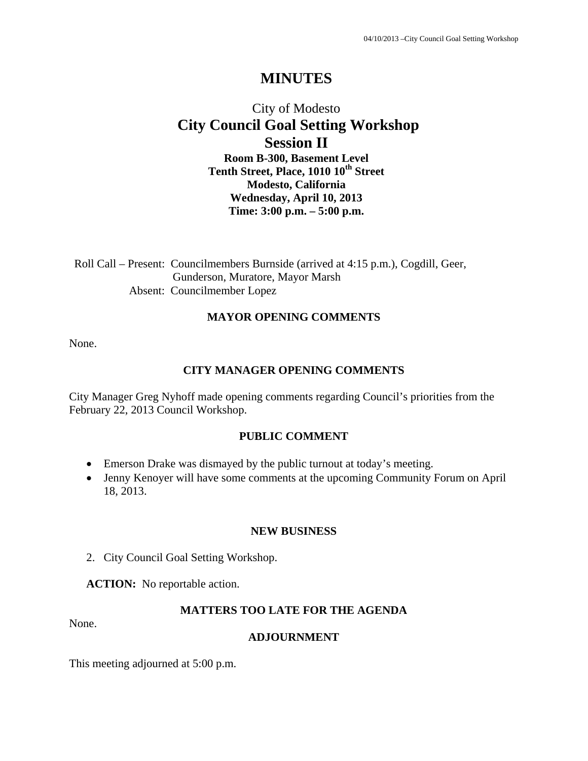# MINUTES

City of Modesto

## City Council Goal Setting Workshop

## Session II

**Room B-300, Basement Level**
**Tenth Street, Place, 1010 10th Street**
**Modesto, California**
**Wednesday, April 10, 2013**
**Time: 3:00 p.m. – 5:00 p.m.**

Roll Call – Present: Councilmembers Burnside (arrived at 4:15 p.m.), Cogdill, Geer, Gunderson, Muratore, Mayor Marsh
Absent: Councilmember Lopez

### MAYOR OPENING COMMENTS

None.

### CITY MANAGER OPENING COMMENTS

City Manager Greg Nyhoff made opening comments regarding Council's priorities from the February 22, 2013 Council Workshop.

### PUBLIC COMMENT

- Emerson Drake was dismayed by the public turnout at today's meeting.
- Jenny Kenoyer will have some comments at the upcoming Community Forum on April 18, 2013.

### NEW BUSINESS

2. City Council Goal Setting Workshop.

**ACTION:** No reportable action.

### MATTERS TOO LATE FOR THE AGENDA

None.

### ADJOURNMENT

This meeting adjourned at 5:00 p.m.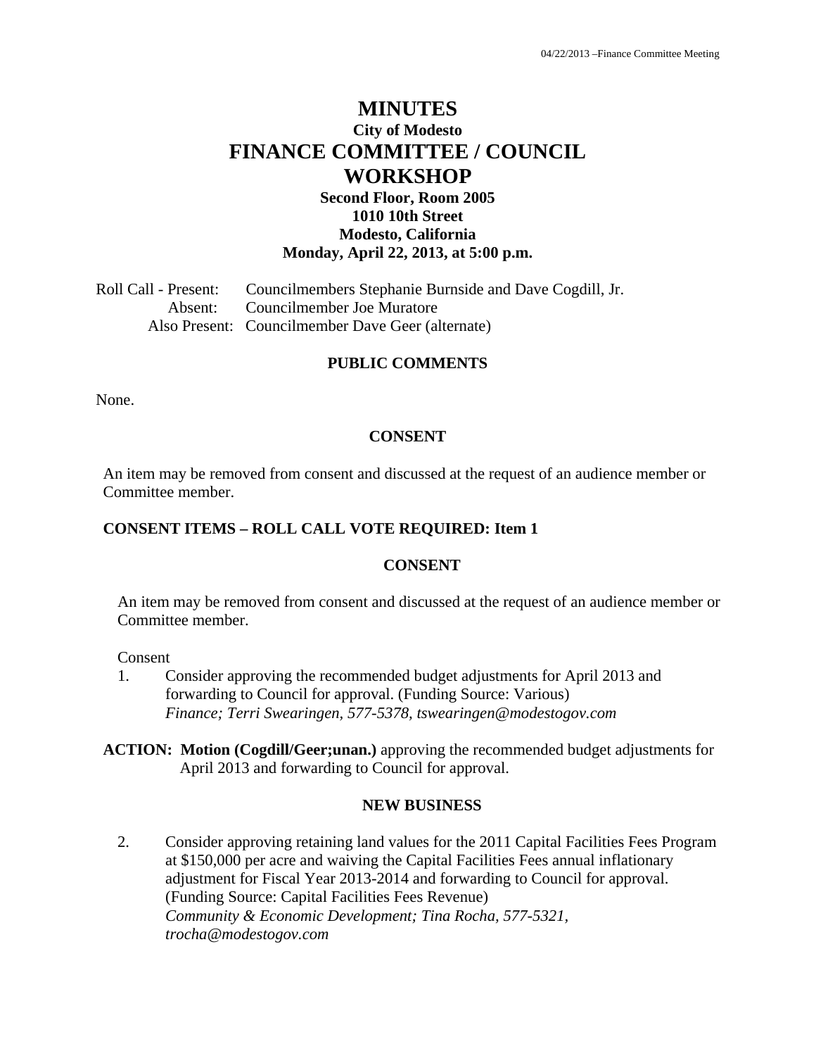# MINUTES

## City of Modesto

# FINANCE COMMITTEE / COUNCIL WORKSHOP

### Second Floor, Room 2005
### 1010 10th Street
### Modesto, California
### Monday, April 22, 2013, at 5:00 p.m.

Roll Call - Present: Councilmembers Stephanie Burnside and Dave Cogdill, Jr.
Absent: Councilmember Joe Muratore
Also Present: Councilmember Dave Geer (alternate)

### PUBLIC COMMENTS

None.

### CONSENT

An item may be removed from consent and discussed at the request of an audience member or Committee member.

**CONSENT ITEMS – ROLL CALL VOTE REQUIRED: Item 1**

### CONSENT

An item may be removed from consent and discussed at the request of an audience member or Committee member.

Consent

1. Consider approving the recommended budget adjustments for April 2013 and forwarding to Council for approval. (Funding Source: Various)
   *Finance; Terri Swearingen, 577-5378, tswearingen@modestogov.com*

**ACTION: Motion (Cogdill/Geer;unan.)** approving the recommended budget adjustments for April 2013 and forwarding to Council for approval.

### NEW BUSINESS

2. Consider approving retaining land values for the 2011 Capital Facilities Fees Program at $150,000 per acre and waiving the Capital Facilities Fees annual inflationary adjustment for Fiscal Year 2013-2014 and forwarding to Council for approval. (Funding Source: Capital Facilities Fees Revenue)
   *Community & Economic Development; Tina Rocha, 577-5321, trocha@modestogov.com*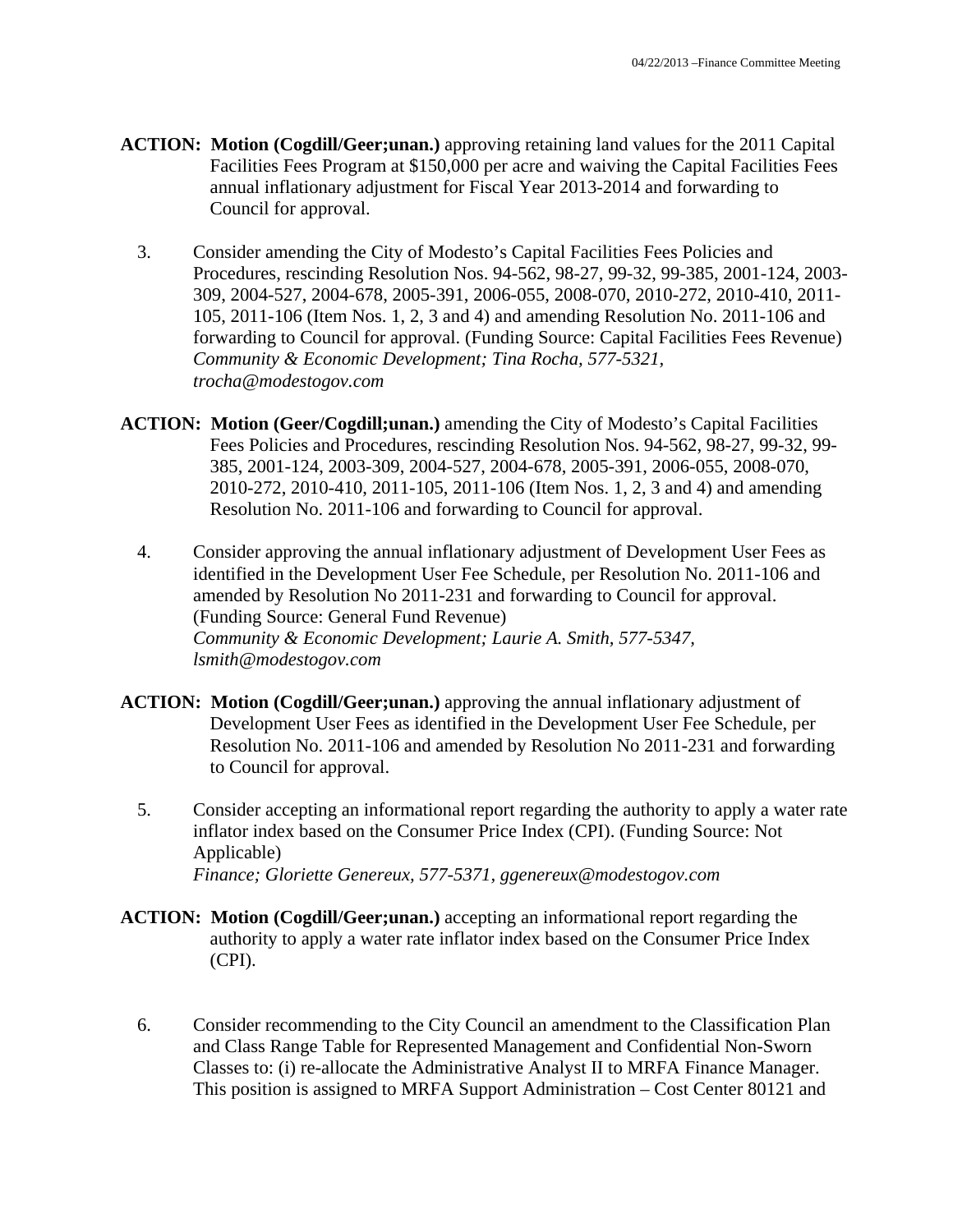**ACTION: Motion (Cogdill/Geer;unan.)** approving retaining land values for the 2011 Capital Facilities Fees Program at $150,000 per acre and waiving the Capital Facilities Fees annual inflationary adjustment for Fiscal Year 2013-2014 and forwarding to Council for approval.

3. Consider amending the City of Modesto's Capital Facilities Fees Policies and Procedures, rescinding Resolution Nos. 94-562, 98-27, 99-32, 99-385, 2001-124, 2003-309, 2004-527, 2004-678, 2005-391, 2006-055, 2008-070, 2010-272, 2010-410, 2011-105, 2011-106 (Item Nos. 1, 2, 3 and 4) and amending Resolution No. 2011-106 and forwarding to Council for approval. (Funding Source: Capital Facilities Fees Revenue)
   *Community & Economic Development; Tina Rocha, 577-5321, trocha@modestogov.com*

**ACTION: Motion (Geer/Cogdill;unan.)** amending the City of Modesto's Capital Facilities Fees Policies and Procedures, rescinding Resolution Nos. 94-562, 98-27, 99-32, 99-385, 2001-124, 2003-309, 2004-527, 2004-678, 2005-391, 2006-055, 2008-070, 2010-272, 2010-410, 2011-105, 2011-106 (Item Nos. 1, 2, 3 and 4) and amending Resolution No. 2011-106 and forwarding to Council for approval.

4. Consider approving the annual inflationary adjustment of Development User Fees as identified in the Development User Fee Schedule, per Resolution No. 2011-106 and amended by Resolution No 2011-231 and forwarding to Council for approval. (Funding Source: General Fund Revenue)
   *Community & Economic Development; Laurie A. Smith, 577-5347, lsmith@modestogov.com*

**ACTION: Motion (Cogdill/Geer;unan.)** approving the annual inflationary adjustment of Development User Fees as identified in the Development User Fee Schedule, per Resolution No. 2011-106 and amended by Resolution No 2011-231 and forwarding to Council for approval.

5. Consider accepting an informational report regarding the authority to apply a water rate inflator index based on the Consumer Price Index (CPI). (Funding Source: Not Applicable)
   *Finance; Gloriette Genereux, 577-5371, ggenereux@modestogov.com*

**ACTION: Motion (Cogdill/Geer;unan.)** accepting an informational report regarding the authority to apply a water rate inflator index based on the Consumer Price Index (CPI).

6. Consider recommending to the City Council an amendment to the Classification Plan and Class Range Table for Represented Management and Confidential Non-Sworn Classes to: (i) re-allocate the Administrative Analyst II to MRFA Finance Manager. This position is assigned to MRFA Support Administration – Cost Center 80121 and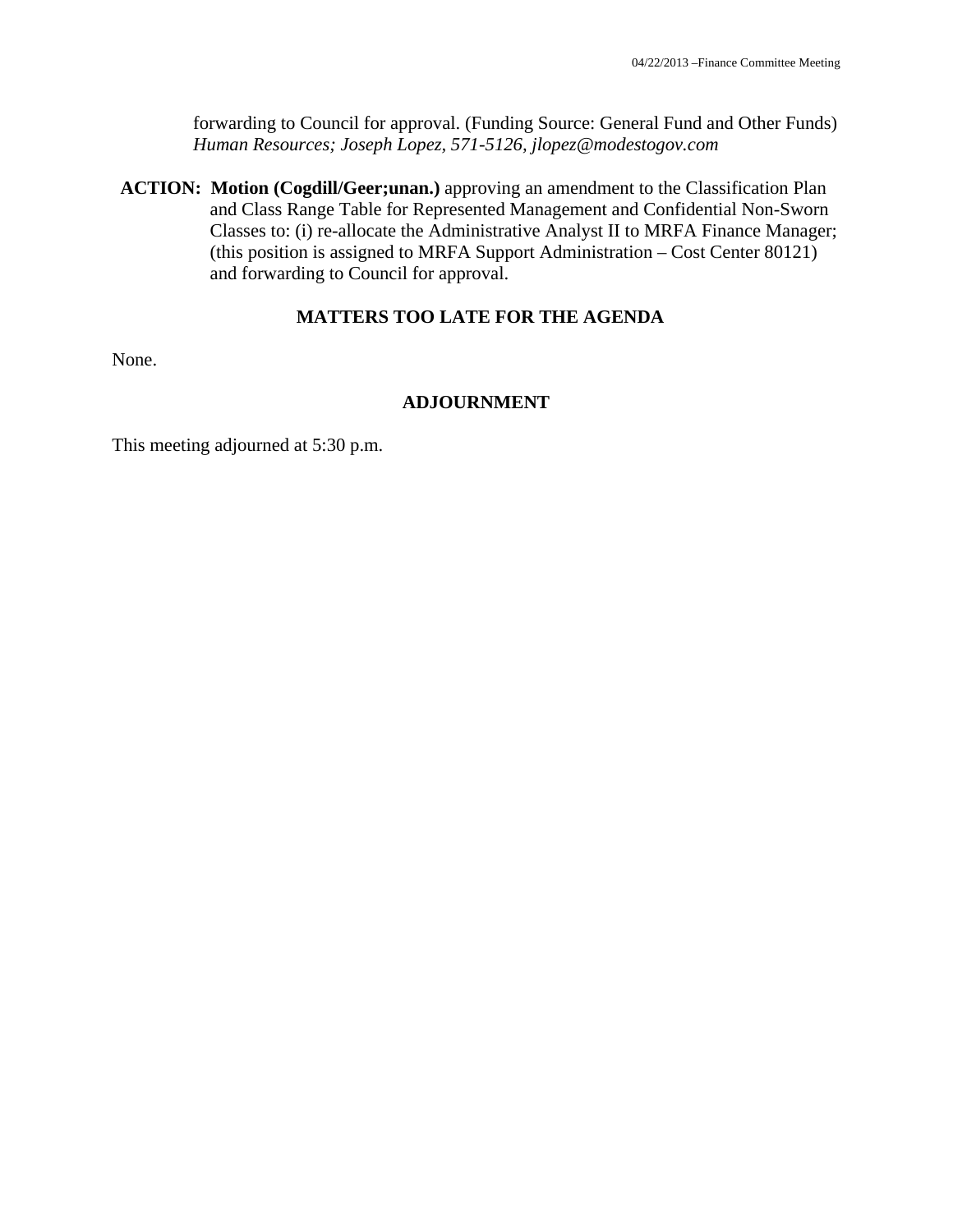forwarding to Council for approval. (Funding Source: General Fund and Other Funds)
*Human Resources; Joseph Lopez, 571-5126, jlopez@modestogov.com*

**ACTION:** **Motion (Cogdill/Geer;unan.)** approving an amendment to the Classification Plan and Class Range Table for Represented Management and Confidential Non-Sworn Classes to: (i) re-allocate the Administrative Analyst II to MRFA Finance Manager; (this position is assigned to MRFA Support Administration – Cost Center 80121) and forwarding to Council for approval.

## MATTERS TOO LATE FOR THE AGENDA

None.

## ADJOURNMENT

This meeting adjourned at 5:30 p.m.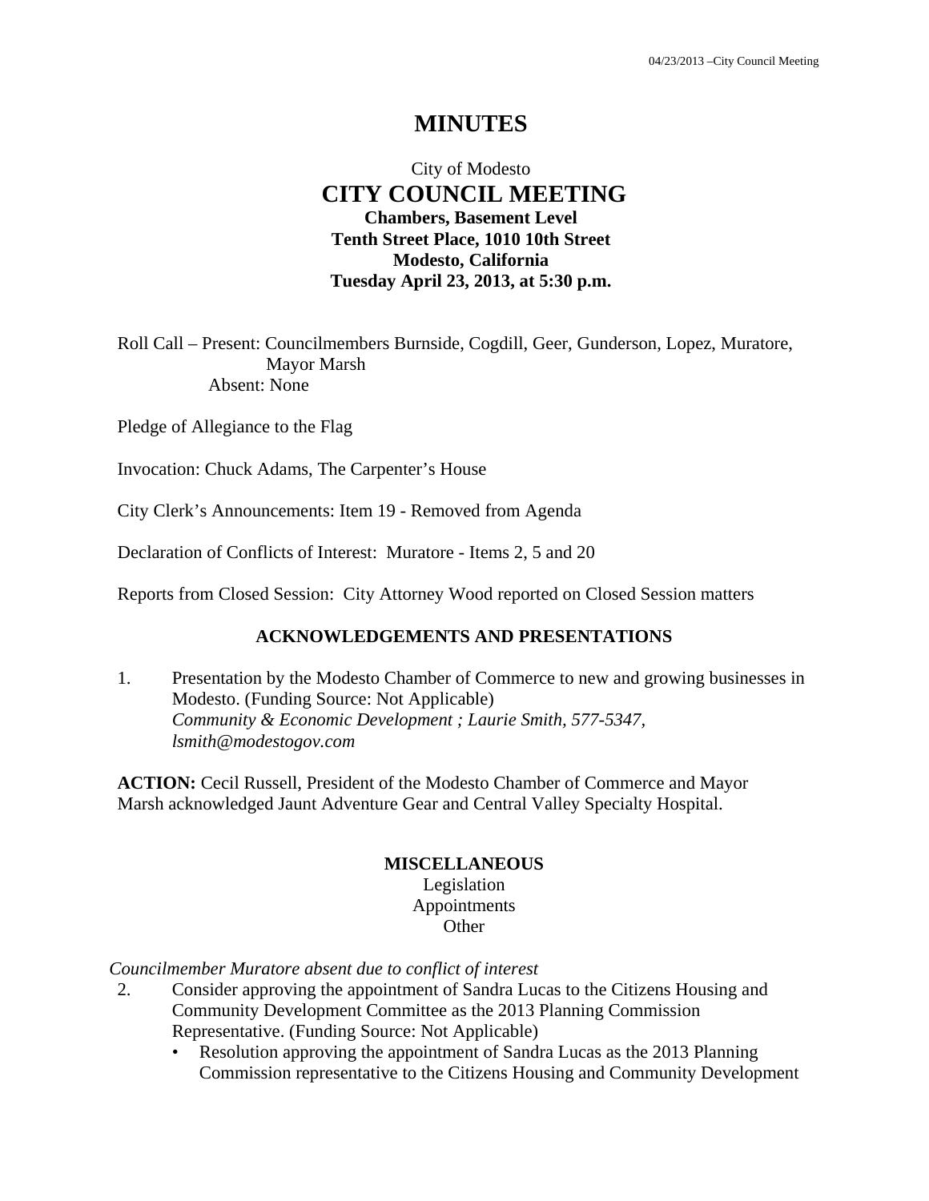# MINUTES

City of Modesto

## CITY COUNCIL MEETING

**Chambers, Basement Level**
**Tenth Street Place, 1010 10th Street**
**Modesto, California**
**Tuesday April 23, 2013, at 5:30 p.m.**

Roll Call – Present: Councilmembers Burnside, Cogdill, Geer, Gunderson, Lopez, Muratore, Mayor Marsh
Absent: None

Pledge of Allegiance to the Flag

Invocation: Chuck Adams, The Carpenter's House

City Clerk's Announcements: Item 19 - Removed from Agenda

Declaration of Conflicts of Interest: Muratore - Items 2, 5 and 20

Reports from Closed Session: City Attorney Wood reported on Closed Session matters

### ACKNOWLEDGEMENTS AND PRESENTATIONS

1. Presentation by the Modesto Chamber of Commerce to new and growing businesses in Modesto. (Funding Source: Not Applicable)
*Community & Economic Development ; Laurie Smith, 577-5347, lsmith@modestogov.com*

**ACTION:** Cecil Russell, President of the Modesto Chamber of Commerce and Mayor Marsh acknowledged Jaunt Adventure Gear and Central Valley Specialty Hospital.

### MISCELLANEOUS

Legislation
Appointments
Other

*Councilmember Muratore absent due to conflict of interest*

2. Consider approving the appointment of Sandra Lucas to the Citizens Housing and Community Development Committee as the 2013 Planning Commission Representative. (Funding Source: Not Applicable)
   - Resolution approving the appointment of Sandra Lucas as the 2013 Planning Commission representative to the Citizens Housing and Community Development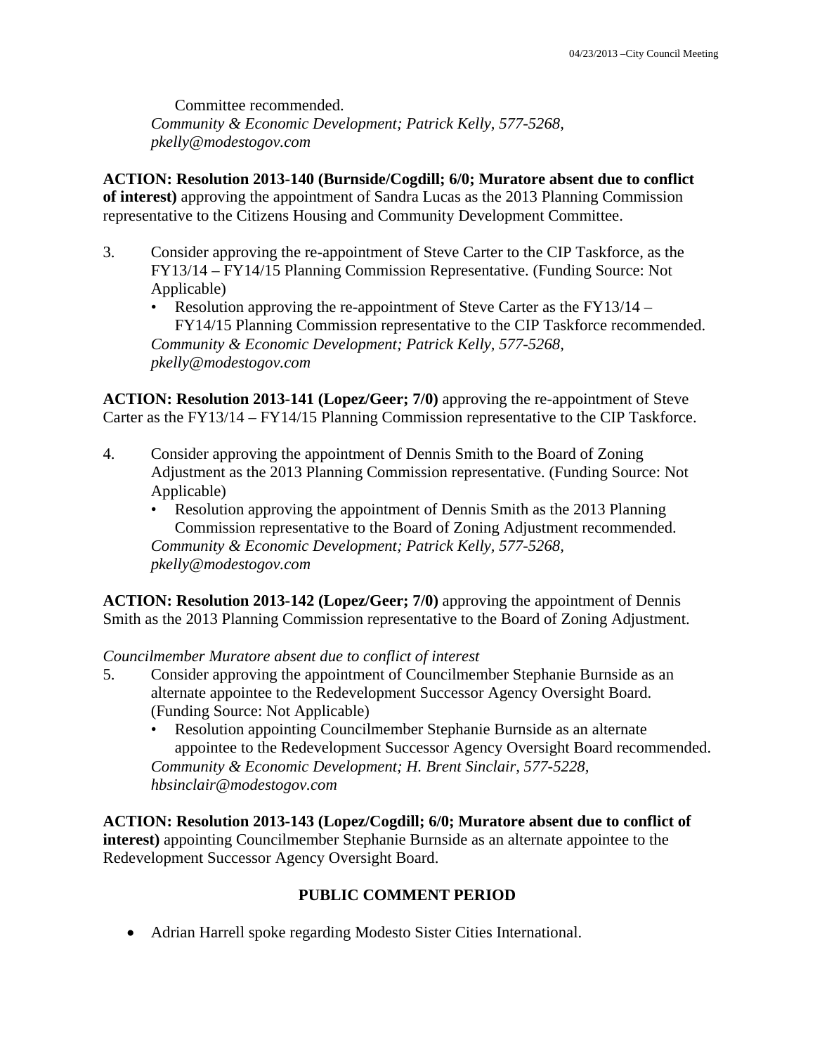Committee recommended.
*Community & Economic Development; Patrick Kelly, 577-5268, pkelly@modestogov.com*

**ACTION: Resolution 2013-140 (Burnside/Cogdill; 6/0; Muratore absent due to conflict of interest)** approving the appointment of Sandra Lucas as the 2013 Planning Commission representative to the Citizens Housing and Community Development Committee.

3. Consider approving the re-appointment of Steve Carter to the CIP Taskforce, as the FY13/14 – FY14/15 Planning Commission Representative. (Funding Source: Not Applicable)
   - Resolution approving the re-appointment of Steve Carter as the FY13/14 – FY14/15 Planning Commission representative to the CIP Taskforce recommended.

   *Community & Economic Development; Patrick Kelly, 577-5268, pkelly@modestogov.com*

**ACTION: Resolution 2013-141 (Lopez/Geer; 7/0)** approving the re-appointment of Steve Carter as the FY13/14 – FY14/15 Planning Commission representative to the CIP Taskforce.

4. Consider approving the appointment of Dennis Smith to the Board of Zoning Adjustment as the 2013 Planning Commission representative. (Funding Source: Not Applicable)
   - Resolution approving the appointment of Dennis Smith as the 2013 Planning Commission representative to the Board of Zoning Adjustment recommended.

   *Community & Economic Development; Patrick Kelly, 577-5268, pkelly@modestogov.com*

**ACTION: Resolution 2013-142 (Lopez/Geer; 7/0)** approving the appointment of Dennis Smith as the 2013 Planning Commission representative to the Board of Zoning Adjustment.

*Councilmember Muratore absent due to conflict of interest*

5. Consider approving the appointment of Councilmember Stephanie Burnside as an alternate appointee to the Redevelopment Successor Agency Oversight Board. (Funding Source: Not Applicable)
   - Resolution appointing Councilmember Stephanie Burnside as an alternate appointee to the Redevelopment Successor Agency Oversight Board recommended.

   *Community & Economic Development; H. Brent Sinclair, 577-5228, hbsinclair@modestogov.com*

**ACTION: Resolution 2013-143 (Lopez/Cogdill; 6/0; Muratore absent due to conflict of interest)** appointing Councilmember Stephanie Burnside as an alternate appointee to the Redevelopment Successor Agency Oversight Board.

## PUBLIC COMMENT PERIOD

- Adrian Harrell spoke regarding Modesto Sister Cities International.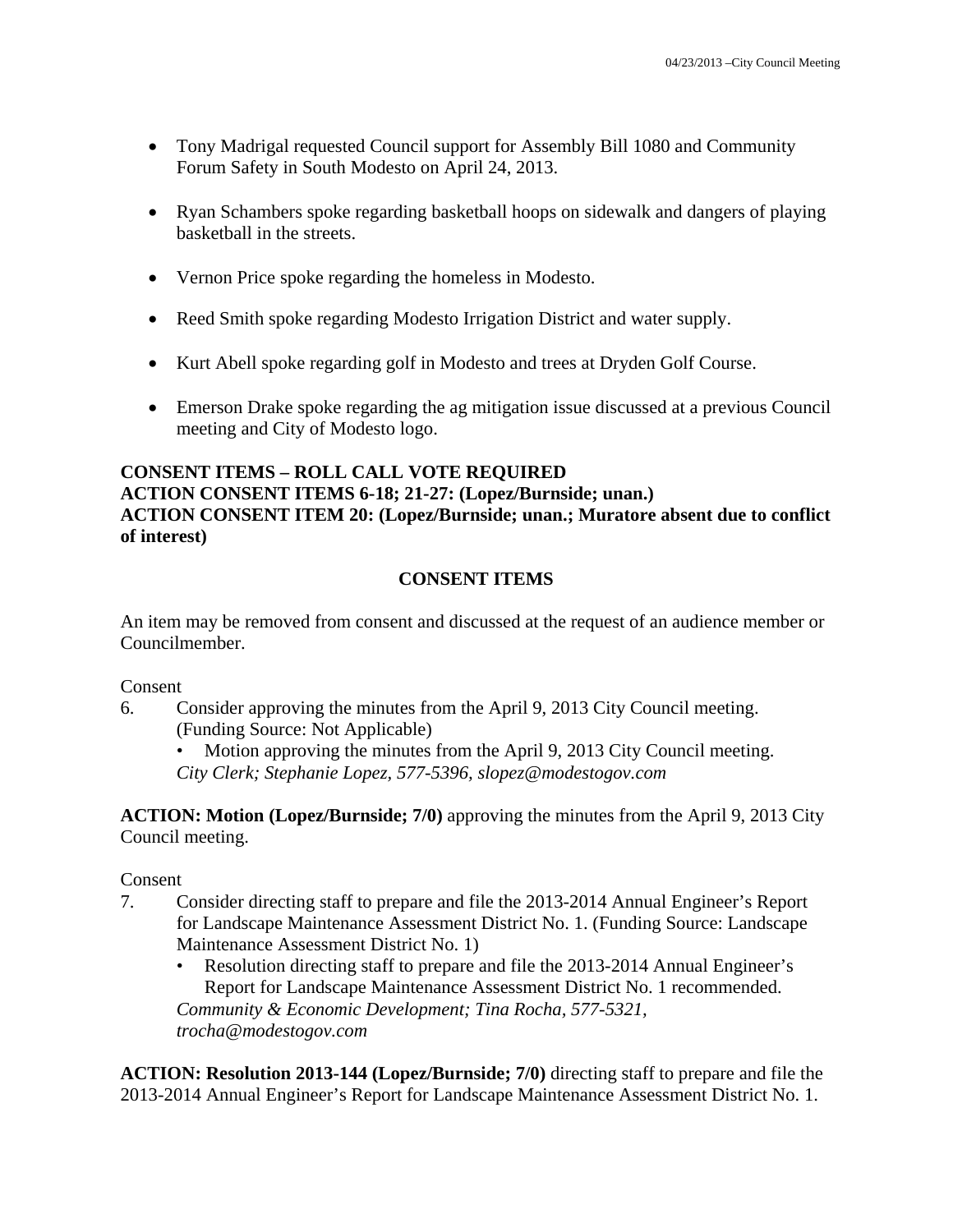- Tony Madrigal requested Council support for Assembly Bill 1080 and Community Forum Safety in South Modesto on April 24, 2013.

- Ryan Schambers spoke regarding basketball hoops on sidewalk and dangers of playing basketball in the streets.

- Vernon Price spoke regarding the homeless in Modesto.

- Reed Smith spoke regarding Modesto Irrigation District and water supply.

- Kurt Abell spoke regarding golf in Modesto and trees at Dryden Golf Course.

- Emerson Drake spoke regarding the ag mitigation issue discussed at a previous Council meeting and City of Modesto logo.

**CONSENT ITEMS – ROLL CALL VOTE REQUIRED**
**ACTION CONSENT ITEMS 6-18; 21-27: (Lopez/Burnside; unan.)**
**ACTION CONSENT ITEM 20: (Lopez/Burnside; unan.; Muratore absent due to conflict of interest)**

## CONSENT ITEMS

An item may be removed from consent and discussed at the request of an audience member or Councilmember.

Consent

6. Consider approving the minutes from the April 9, 2013 City Council meeting. (Funding Source: Not Applicable)
   - Motion approving the minutes from the April 9, 2013 City Council meeting.

   *City Clerk; Stephanie Lopez, 577-5396, slopez@modestogov.com*

**ACTION: Motion (Lopez/Burnside; 7/0)** approving the minutes from the April 9, 2013 City Council meeting.

Consent

7. Consider directing staff to prepare and file the 2013-2014 Annual Engineer's Report for Landscape Maintenance Assessment District No. 1. (Funding Source: Landscape Maintenance Assessment District No. 1)
   - Resolution directing staff to prepare and file the 2013-2014 Annual Engineer's Report for Landscape Maintenance Assessment District No. 1 recommended.

   *Community & Economic Development; Tina Rocha, 577-5321, trocha@modestogov.com*

**ACTION: Resolution 2013-144 (Lopez/Burnside; 7/0)** directing staff to prepare and file the 2013-2014 Annual Engineer's Report for Landscape Maintenance Assessment District No. 1.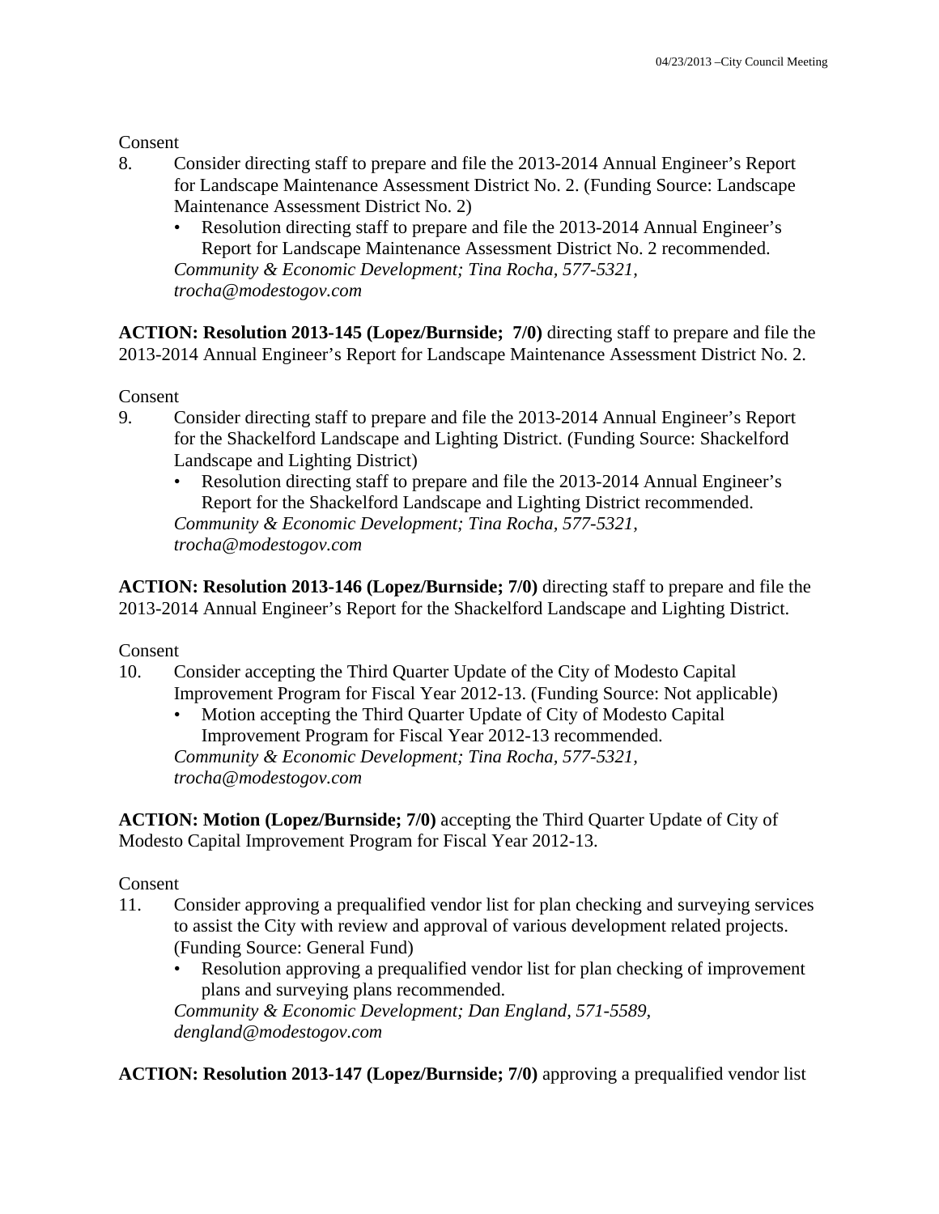Consent

8. Consider directing staff to prepare and file the 2013-2014 Annual Engineer's Report for Landscape Maintenance Assessment District No. 2. (Funding Source: Landscape Maintenance Assessment District No. 2)
   - Resolution directing staff to prepare and file the 2013-2014 Annual Engineer's Report for Landscape Maintenance Assessment District No. 2 recommended.

   *Community & Economic Development; Tina Rocha, 577-5321, trocha@modestogov.com*

**ACTION: Resolution 2013-145 (Lopez/Burnside; 7/0)** directing staff to prepare and file the 2013-2014 Annual Engineer's Report for Landscape Maintenance Assessment District No. 2.

Consent

9. Consider directing staff to prepare and file the 2013-2014 Annual Engineer's Report for the Shackelford Landscape and Lighting District. (Funding Source: Shackelford Landscape and Lighting District)
   - Resolution directing staff to prepare and file the 2013-2014 Annual Engineer's Report for the Shackelford Landscape and Lighting District recommended.

   *Community & Economic Development; Tina Rocha, 577-5321, trocha@modestogov.com*

**ACTION: Resolution 2013-146 (Lopez/Burnside; 7/0)** directing staff to prepare and file the 2013-2014 Annual Engineer's Report for the Shackelford Landscape and Lighting District.

Consent

10. Consider accepting the Third Quarter Update of the City of Modesto Capital Improvement Program for Fiscal Year 2012-13. (Funding Source: Not applicable)
    - Motion accepting the Third Quarter Update of City of Modesto Capital Improvement Program for Fiscal Year 2012-13 recommended.

    *Community & Economic Development; Tina Rocha, 577-5321, trocha@modestogov.com*

**ACTION: Motion (Lopez/Burnside; 7/0)** accepting the Third Quarter Update of City of Modesto Capital Improvement Program for Fiscal Year 2012-13.

Consent

11. Consider approving a prequalified vendor list for plan checking and surveying services to assist the City with review and approval of various development related projects. (Funding Source: General Fund)
    - Resolution approving a prequalified vendor list for plan checking of improvement plans and surveying plans recommended.

    *Community & Economic Development; Dan England, 571-5589, dengland@modestogov.com*

**ACTION: Resolution 2013-147 (Lopez/Burnside; 7/0)** approving a prequalified vendor list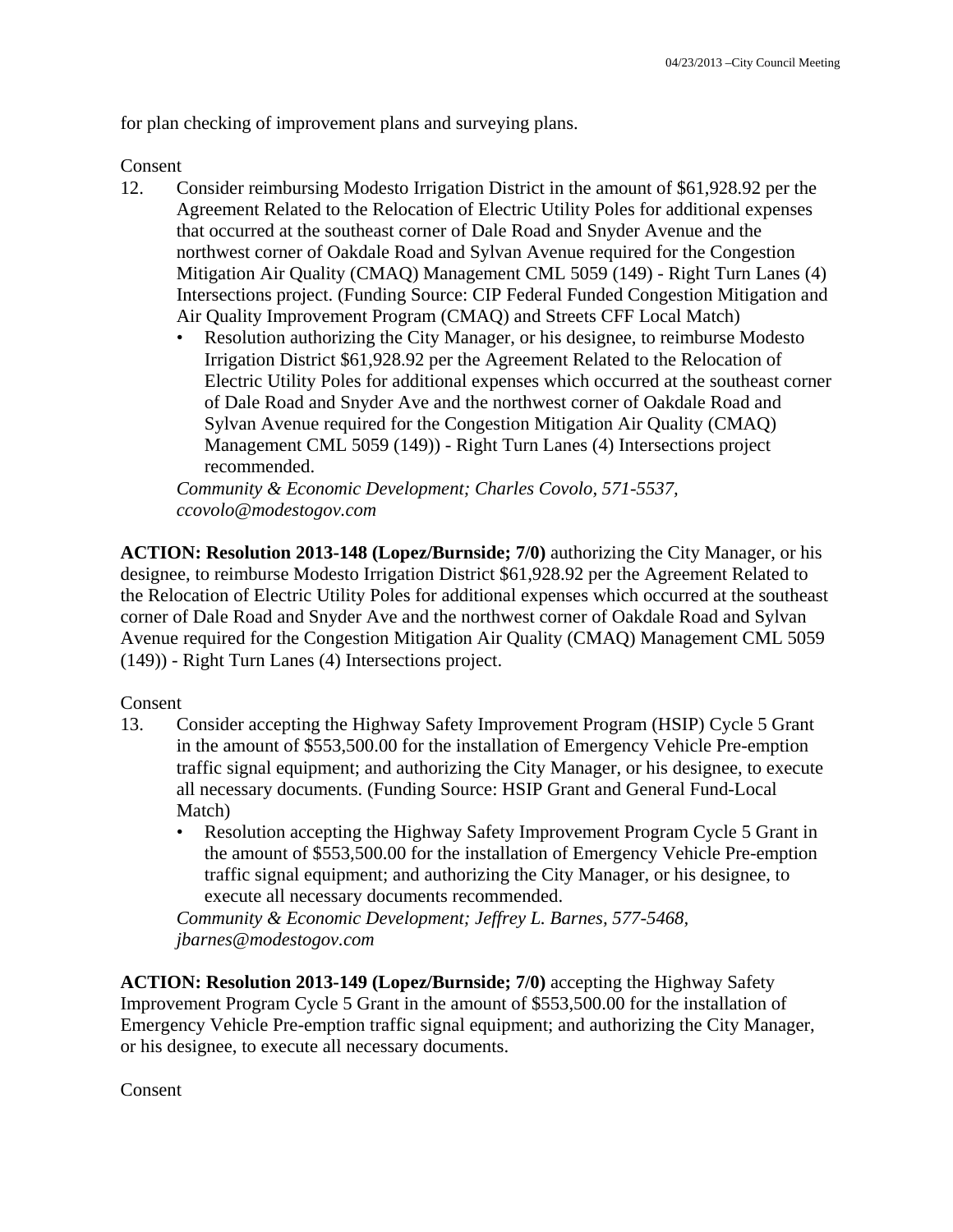for plan checking of improvement plans and surveying plans.

Consent

12. Consider reimbursing Modesto Irrigation District in the amount of $61,928.92 per the Agreement Related to the Relocation of Electric Utility Poles for additional expenses that occurred at the southeast corner of Dale Road and Snyder Avenue and the northwest corner of Oakdale Road and Sylvan Avenue required for the Congestion Mitigation Air Quality (CMAQ) Management CML 5059 (149) - Right Turn Lanes (4) Intersections project. (Funding Source: CIP Federal Funded Congestion Mitigation and Air Quality Improvement Program (CMAQ) and Streets CFF Local Match)
    - Resolution authorizing the City Manager, or his designee, to reimburse Modesto Irrigation District $61,928.92 per the Agreement Related to the Relocation of Electric Utility Poles for additional expenses which occurred at the southeast corner of Dale Road and Snyder Ave and the northwest corner of Oakdale Road and Sylvan Avenue required for the Congestion Mitigation Air Quality (CMAQ) Management CML 5059 (149)) - Right Turn Lanes (4) Intersections project recommended.

    *Community & Economic Development; Charles Covolo, 571-5537, ccovolo@modestogov.com*

**ACTION: Resolution 2013-148 (Lopez/Burnside; 7/0)** authorizing the City Manager, or his designee, to reimburse Modesto Irrigation District $61,928.92 per the Agreement Related to the Relocation of Electric Utility Poles for additional expenses which occurred at the southeast corner of Dale Road and Snyder Ave and the northwest corner of Oakdale Road and Sylvan Avenue required for the Congestion Mitigation Air Quality (CMAQ) Management CML 5059 (149)) - Right Turn Lanes (4) Intersections project.

Consent

13. Consider accepting the Highway Safety Improvement Program (HSIP) Cycle 5 Grant in the amount of $553,500.00 for the installation of Emergency Vehicle Pre-emption traffic signal equipment; and authorizing the City Manager, or his designee, to execute all necessary documents. (Funding Source: HSIP Grant and General Fund-Local Match)
    - Resolution accepting the Highway Safety Improvement Program Cycle 5 Grant in the amount of $553,500.00 for the installation of Emergency Vehicle Pre-emption traffic signal equipment; and authorizing the City Manager, or his designee, to execute all necessary documents recommended.

    *Community & Economic Development; Jeffrey L. Barnes, 577-5468, jbarnes@modestogov.com*

**ACTION: Resolution 2013-149 (Lopez/Burnside; 7/0)** accepting the Highway Safety Improvement Program Cycle 5 Grant in the amount of $553,500.00 for the installation of Emergency Vehicle Pre-emption traffic signal equipment; and authorizing the City Manager, or his designee, to execute all necessary documents.

Consent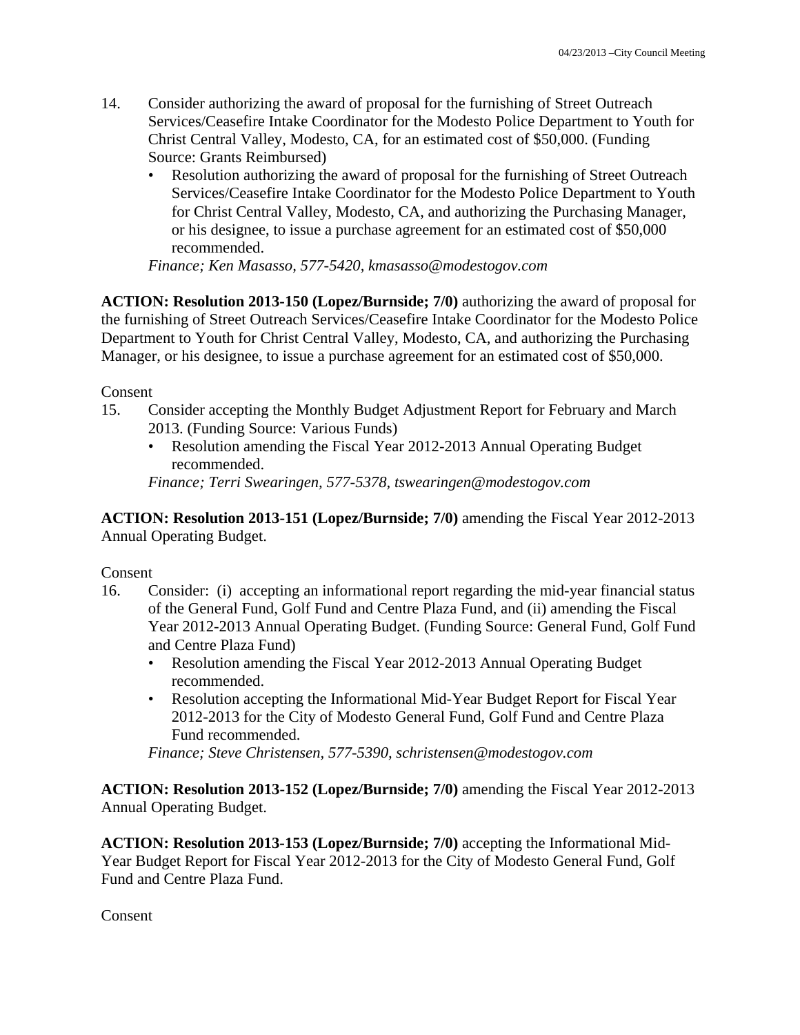14. Consider authorizing the award of proposal for the furnishing of Street Outreach Services/Ceasefire Intake Coordinator for the Modesto Police Department to Youth for Christ Central Valley, Modesto, CA, for an estimated cost of $50,000. (Funding Source: Grants Reimbursed)
    - Resolution authorizing the award of proposal for the furnishing of Street Outreach Services/Ceasefire Intake Coordinator for the Modesto Police Department to Youth for Christ Central Valley, Modesto, CA, and authorizing the Purchasing Manager, or his designee, to issue a purchase agreement for an estimated cost of $50,000 recommended.

    *Finance; Ken Masasso, 577-5420, kmasasso@modestogov.com*

**ACTION: Resolution 2013-150 (Lopez/Burnside; 7/0)** authorizing the award of proposal for the furnishing of Street Outreach Services/Ceasefire Intake Coordinator for the Modesto Police Department to Youth for Christ Central Valley, Modesto, CA, and authorizing the Purchasing Manager, or his designee, to issue a purchase agreement for an estimated cost of $50,000.

Consent

15. Consider accepting the Monthly Budget Adjustment Report for February and March 2013. (Funding Source: Various Funds)
    - Resolution amending the Fiscal Year 2012-2013 Annual Operating Budget recommended.

    *Finance; Terri Swearingen, 577-5378, tswearingen@modestogov.com*

**ACTION: Resolution 2013-151 (Lopez/Burnside; 7/0)** amending the Fiscal Year 2012-2013 Annual Operating Budget.

Consent

16. Consider: (i) accepting an informational report regarding the mid-year financial status of the General Fund, Golf Fund and Centre Plaza Fund, and (ii) amending the Fiscal Year 2012-2013 Annual Operating Budget. (Funding Source: General Fund, Golf Fund and Centre Plaza Fund)
    - Resolution amending the Fiscal Year 2012-2013 Annual Operating Budget recommended.
    - Resolution accepting the Informational Mid-Year Budget Report for Fiscal Year 2012-2013 for the City of Modesto General Fund, Golf Fund and Centre Plaza Fund recommended.

    *Finance; Steve Christensen, 577-5390, schristensen@modestogov.com*

**ACTION: Resolution 2013-152 (Lopez/Burnside; 7/0)** amending the Fiscal Year 2012-2013 Annual Operating Budget.

**ACTION: Resolution 2013-153 (Lopez/Burnside; 7/0)** accepting the Informational Mid-Year Budget Report for Fiscal Year 2012-2013 for the City of Modesto General Fund, Golf Fund and Centre Plaza Fund.

Consent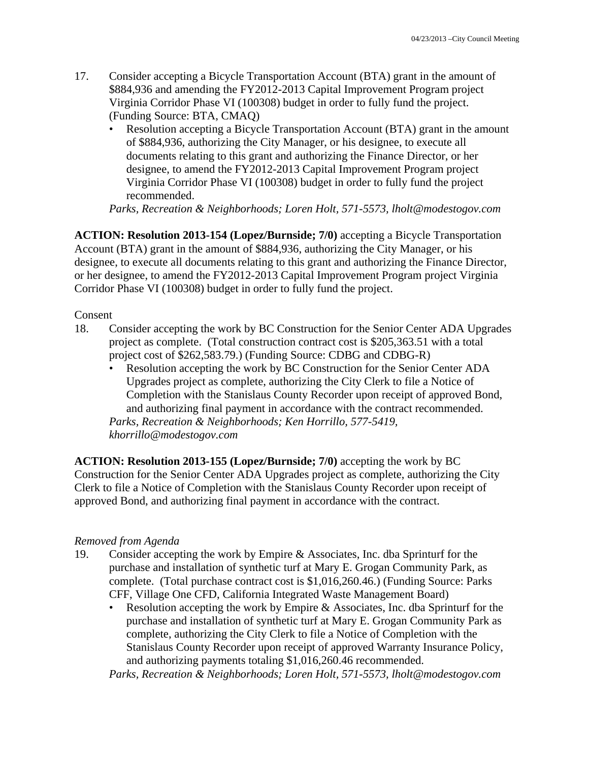17. Consider accepting a Bicycle Transportation Account (BTA) grant in the amount of $884,936 and amending the FY2012-2013 Capital Improvement Program project Virginia Corridor Phase VI (100308) budget in order to fully fund the project. (Funding Source: BTA, CMAQ)
    - Resolution accepting a Bicycle Transportation Account (BTA) grant in the amount of $884,936, authorizing the City Manager, or his designee, to execute all documents relating to this grant and authorizing the Finance Director, or her designee, to amend the FY2012-2013 Capital Improvement Program project Virginia Corridor Phase VI (100308) budget in order to fully fund the project recommended.

    *Parks, Recreation & Neighborhoods; Loren Holt, 571-5573, lholt@modestogov.com*

**ACTION: Resolution 2013-154 (Lopez/Burnside; 7/0)** accepting a Bicycle Transportation Account (BTA) grant in the amount of $884,936, authorizing the City Manager, or his designee, to execute all documents relating to this grant and authorizing the Finance Director, or her designee, to amend the FY2012-2013 Capital Improvement Program project Virginia Corridor Phase VI (100308) budget in order to fully fund the project.

Consent

18. Consider accepting the work by BC Construction for the Senior Center ADA Upgrades project as complete. (Total construction contract cost is $205,363.51 with a total project cost of $262,583.79.) (Funding Source: CDBG and CDBG-R)
    - Resolution accepting the work by BC Construction for the Senior Center ADA Upgrades project as complete, authorizing the City Clerk to file a Notice of Completion with the Stanislaus County Recorder upon receipt of approved Bond, and authorizing final payment in accordance with the contract recommended.

    *Parks, Recreation & Neighborhoods; Ken Horrillo, 577-5419, khorrillo@modestogov.com*

**ACTION: Resolution 2013-155 (Lopez/Burnside; 7/0)** accepting the work by BC Construction for the Senior Center ADA Upgrades project as complete, authorizing the City Clerk to file a Notice of Completion with the Stanislaus County Recorder upon receipt of approved Bond, and authorizing final payment in accordance with the contract.

*Removed from Agenda*

19. Consider accepting the work by Empire & Associates, Inc. dba Sprinturf for the purchase and installation of synthetic turf at Mary E. Grogan Community Park, as complete. (Total purchase contract cost is $1,016,260.46.) (Funding Source: Parks CFF, Village One CFD, California Integrated Waste Management Board)
    - Resolution accepting the work by Empire & Associates, Inc. dba Sprinturf for the purchase and installation of synthetic turf at Mary E. Grogan Community Park as complete, authorizing the City Clerk to file a Notice of Completion with the Stanislaus County Recorder upon receipt of approved Warranty Insurance Policy, and authorizing payments totaling $1,016,260.46 recommended.

    *Parks, Recreation & Neighborhoods; Loren Holt, 571-5573, lholt@modestogov.com*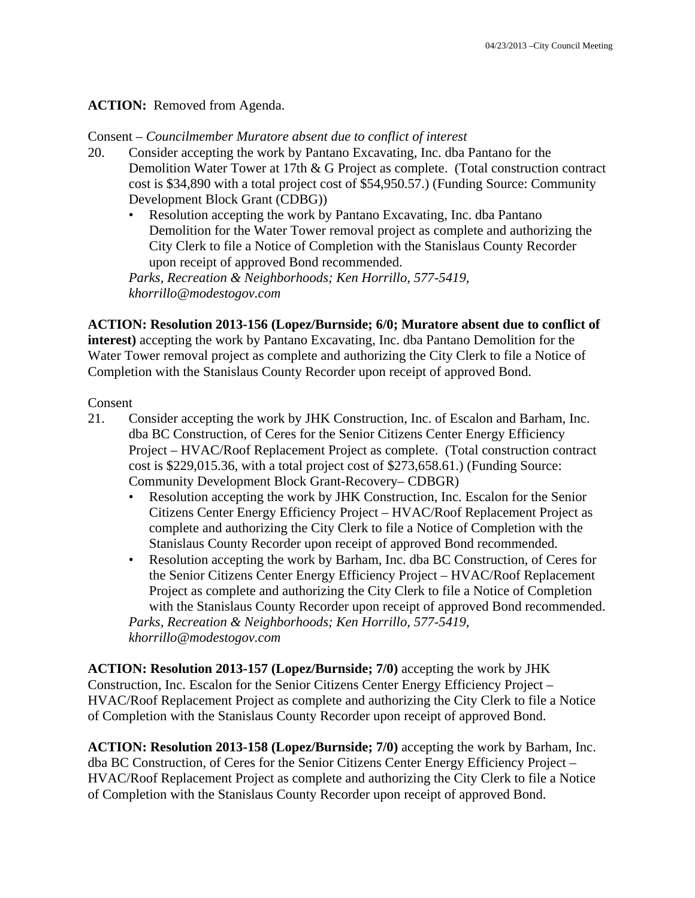**ACTION:** Removed from Agenda.

Consent – *Councilmember Muratore absent due to conflict of interest*

20. Consider accepting the work by Pantano Excavating, Inc. dba Pantano for the Demolition Water Tower at 17th & G Project as complete. (Total construction contract cost is $34,890 with a total project cost of $54,950.57.) (Funding Source: Community Development Block Grant (CDBG))
    - Resolution accepting the work by Pantano Excavating, Inc. dba Pantano Demolition for the Water Tower removal project as complete and authorizing the City Clerk to file a Notice of Completion with the Stanislaus County Recorder upon receipt of approved Bond recommended.

    *Parks, Recreation & Neighborhoods; Ken Horrillo, 577-5419, khorrillo@modestogov.com*

**ACTION: Resolution 2013-156 (Lopez/Burnside; 6/0; Muratore absent due to conflict of interest)** accepting the work by Pantano Excavating, Inc. dba Pantano Demolition for the Water Tower removal project as complete and authorizing the City Clerk to file a Notice of Completion with the Stanislaus County Recorder upon receipt of approved Bond.

Consent

21. Consider accepting the work by JHK Construction, Inc. of Escalon and Barham, Inc. dba BC Construction, of Ceres for the Senior Citizens Center Energy Efficiency Project – HVAC/Roof Replacement Project as complete. (Total construction contract cost is $229,015.36, with a total project cost of $273,658.61.) (Funding Source: Community Development Block Grant-Recovery– CDBGR)
    - Resolution accepting the work by JHK Construction, Inc. Escalon for the Senior Citizens Center Energy Efficiency Project – HVAC/Roof Replacement Project as complete and authorizing the City Clerk to file a Notice of Completion with the Stanislaus County Recorder upon receipt of approved Bond recommended.
    - Resolution accepting the work by Barham, Inc. dba BC Construction, of Ceres for the Senior Citizens Center Energy Efficiency Project – HVAC/Roof Replacement Project as complete and authorizing the City Clerk to file a Notice of Completion with the Stanislaus County Recorder upon receipt of approved Bond recommended.

    *Parks, Recreation & Neighborhoods; Ken Horrillo, 577-5419, khorrillo@modestogov.com*

**ACTION: Resolution 2013-157 (Lopez/Burnside; 7/0)** accepting the work by JHK Construction, Inc. Escalon for the Senior Citizens Center Energy Efficiency Project – HVAC/Roof Replacement Project as complete and authorizing the City Clerk to file a Notice of Completion with the Stanislaus County Recorder upon receipt of approved Bond.

**ACTION: Resolution 2013-158 (Lopez/Burnside; 7/0)** accepting the work by Barham, Inc. dba BC Construction, of Ceres for the Senior Citizens Center Energy Efficiency Project – HVAC/Roof Replacement Project as complete and authorizing the City Clerk to file a Notice of Completion with the Stanislaus County Recorder upon receipt of approved Bond.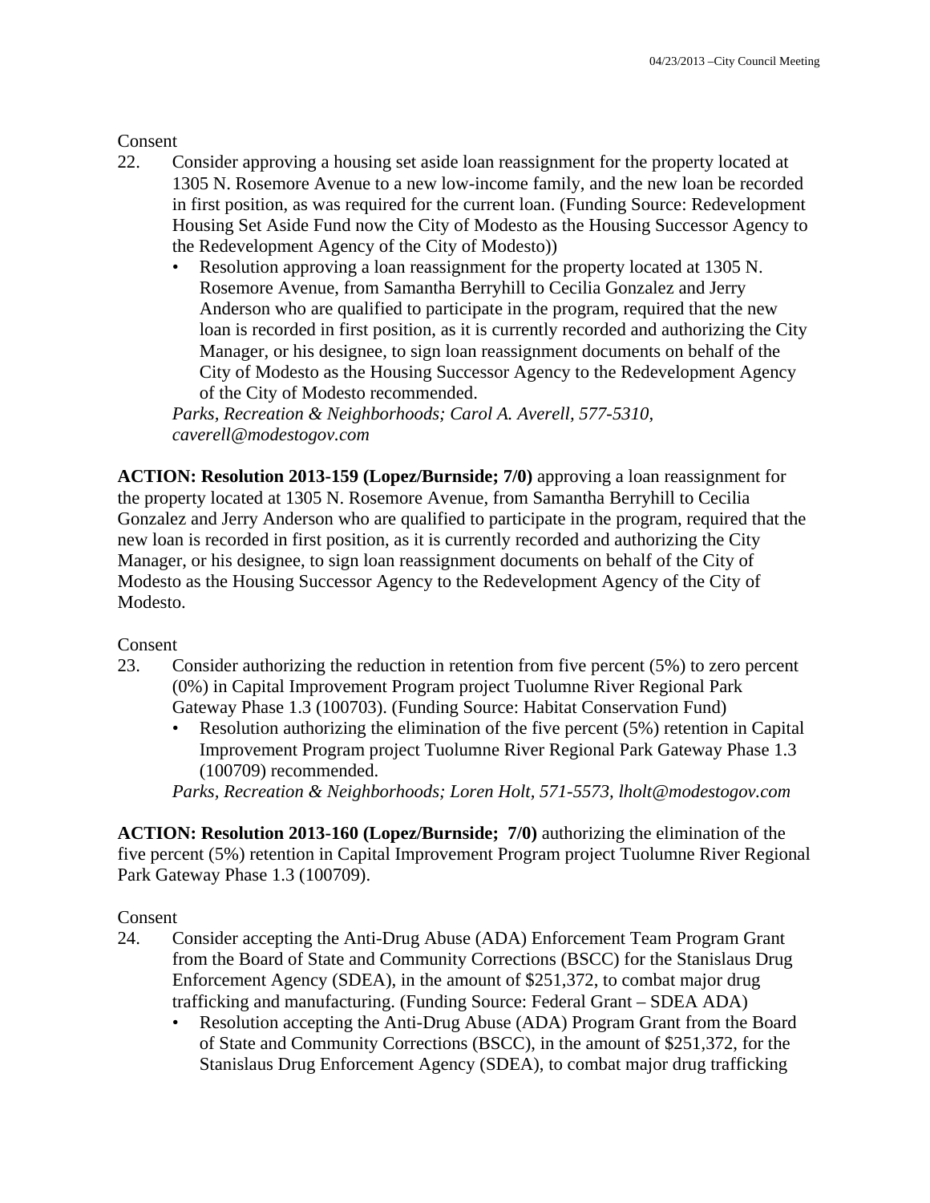Consent

22. Consider approving a housing set aside loan reassignment for the property located at 1305 N. Rosemore Avenue to a new low-income family, and the new loan be recorded in first position, as was required for the current loan. (Funding Source: Redevelopment Housing Set Aside Fund now the City of Modesto as the Housing Successor Agency to the Redevelopment Agency of the City of Modesto))
    - Resolution approving a loan reassignment for the property located at 1305 N. Rosemore Avenue, from Samantha Berryhill to Cecilia Gonzalez and Jerry Anderson who are qualified to participate in the program, required that the new loan is recorded in first position, as it is currently recorded and authorizing the City Manager, or his designee, to sign loan reassignment documents on behalf of the City of Modesto as the Housing Successor Agency to the Redevelopment Agency of the City of Modesto recommended.

    *Parks, Recreation & Neighborhoods; Carol A. Averell, 577-5310, caverell@modestogov.com*

**ACTION: Resolution 2013-159 (Lopez/Burnside; 7/0)** approving a loan reassignment for the property located at 1305 N. Rosemore Avenue, from Samantha Berryhill to Cecilia Gonzalez and Jerry Anderson who are qualified to participate in the program, required that the new loan is recorded in first position, as it is currently recorded and authorizing the City Manager, or his designee, to sign loan reassignment documents on behalf of the City of Modesto as the Housing Successor Agency to the Redevelopment Agency of the City of Modesto.

Consent

23. Consider authorizing the reduction in retention from five percent (5%) to zero percent (0%) in Capital Improvement Program project Tuolumne River Regional Park Gateway Phase 1.3 (100703). (Funding Source: Habitat Conservation Fund)
    - Resolution authorizing the elimination of the five percent (5%) retention in Capital Improvement Program project Tuolumne River Regional Park Gateway Phase 1.3 (100709) recommended.

    *Parks, Recreation & Neighborhoods; Loren Holt, 571-5573, lholt@modestogov.com*

**ACTION: Resolution 2013-160 (Lopez/Burnside; 7/0)** authorizing the elimination of the five percent (5%) retention in Capital Improvement Program project Tuolumne River Regional Park Gateway Phase 1.3 (100709).

Consent

24. Consider accepting the Anti-Drug Abuse (ADA) Enforcement Team Program Grant from the Board of State and Community Corrections (BSCC) for the Stanislaus Drug Enforcement Agency (SDEA), in the amount of $251,372, to combat major drug trafficking and manufacturing. (Funding Source: Federal Grant – SDEA ADA)
    - Resolution accepting the Anti-Drug Abuse (ADA) Program Grant from the Board of State and Community Corrections (BSCC), in the amount of $251,372, for the Stanislaus Drug Enforcement Agency (SDEA), to combat major drug trafficking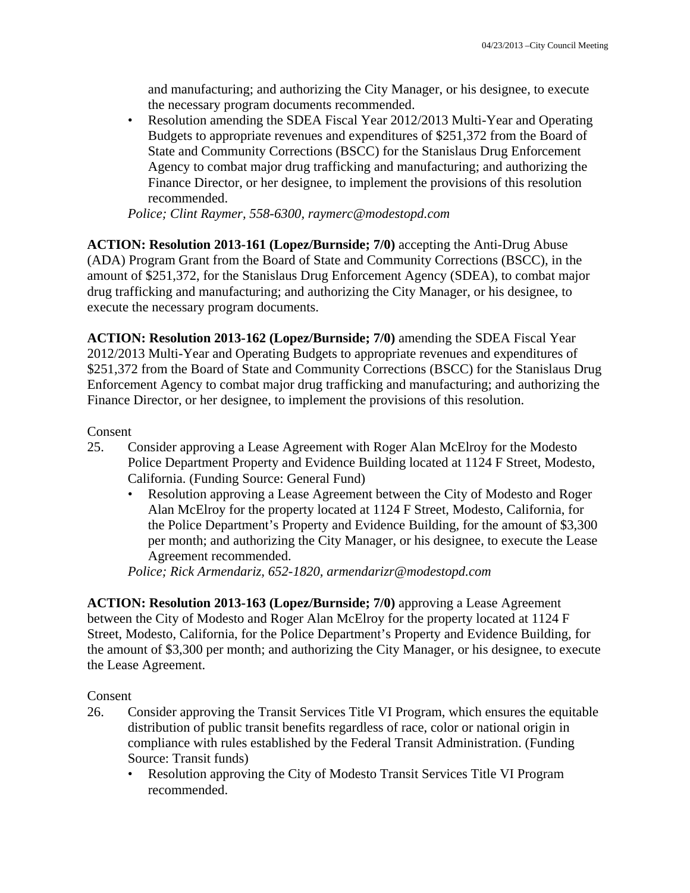and manufacturing; and authorizing the City Manager, or his designee, to execute the necessary program documents recommended.

- Resolution amending the SDEA Fiscal Year 2012/2013 Multi-Year and Operating Budgets to appropriate revenues and expenditures of $251,372 from the Board of State and Community Corrections (BSCC) for the Stanislaus Drug Enforcement Agency to combat major drug trafficking and manufacturing; and authorizing the Finance Director, or her designee, to implement the provisions of this resolution recommended.

*Police; Clint Raymer, 558-6300, raymerc@modestopd.com*

**ACTION: Resolution 2013-161 (Lopez/Burnside; 7/0)** accepting the Anti-Drug Abuse (ADA) Program Grant from the Board of State and Community Corrections (BSCC), in the amount of $251,372, for the Stanislaus Drug Enforcement Agency (SDEA), to combat major drug trafficking and manufacturing; and authorizing the City Manager, or his designee, to execute the necessary program documents.

**ACTION: Resolution 2013-162 (Lopez/Burnside; 7/0)** amending the SDEA Fiscal Year 2012/2013 Multi-Year and Operating Budgets to appropriate revenues and expenditures of $251,372 from the Board of State and Community Corrections (BSCC) for the Stanislaus Drug Enforcement Agency to combat major drug trafficking and manufacturing; and authorizing the Finance Director, or her designee, to implement the provisions of this resolution.

Consent

25. Consider approving a Lease Agreement with Roger Alan McElroy for the Modesto Police Department Property and Evidence Building located at 1124 F Street, Modesto, California. (Funding Source: General Fund)
    - Resolution approving a Lease Agreement between the City of Modesto and Roger Alan McElroy for the property located at 1124 F Street, Modesto, California, for the Police Department's Property and Evidence Building, for the amount of $3,300 per month; and authorizing the City Manager, or his designee, to execute the Lease Agreement recommended.

    *Police; Rick Armendariz, 652-1820, armendarizr@modestopd.com*

**ACTION: Resolution 2013-163 (Lopez/Burnside; 7/0)** approving a Lease Agreement between the City of Modesto and Roger Alan McElroy for the property located at 1124 F Street, Modesto, California, for the Police Department's Property and Evidence Building, for the amount of $3,300 per month; and authorizing the City Manager, or his designee, to execute the Lease Agreement.

Consent

26. Consider approving the Transit Services Title VI Program, which ensures the equitable distribution of public transit benefits regardless of race, color or national origin in compliance with rules established by the Federal Transit Administration. (Funding Source: Transit funds)
    - Resolution approving the City of Modesto Transit Services Title VI Program recommended.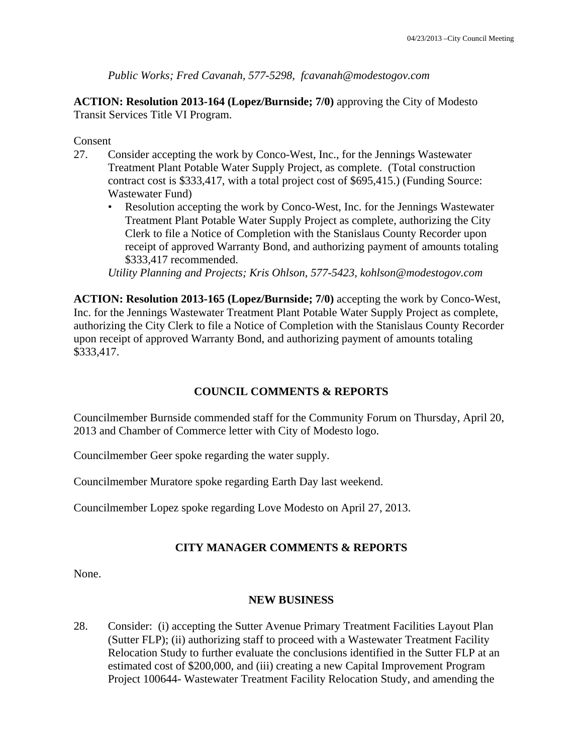*Public Works; Fred Cavanah, 577-5298, fcavanah@modestogov.com*

**ACTION: Resolution 2013-164 (Lopez/Burnside; 7/0)** approving the City of Modesto Transit Services Title VI Program.

Consent

27. Consider accepting the work by Conco-West, Inc., for the Jennings Wastewater Treatment Plant Potable Water Supply Project, as complete. (Total construction contract cost is $333,417, with a total project cost of $695,415.) (Funding Source: Wastewater Fund)
    - Resolution accepting the work by Conco-West, Inc. for the Jennings Wastewater Treatment Plant Potable Water Supply Project as complete, authorizing the City Clerk to file a Notice of Completion with the Stanislaus County Recorder upon receipt of approved Warranty Bond, and authorizing payment of amounts totaling $333,417 recommended.

    *Utility Planning and Projects; Kris Ohlson, 577-5423, kohlson@modestogov.com*

**ACTION: Resolution 2013-165 (Lopez/Burnside; 7/0)** accepting the work by Conco-West, Inc. for the Jennings Wastewater Treatment Plant Potable Water Supply Project as complete, authorizing the City Clerk to file a Notice of Completion with the Stanislaus County Recorder upon receipt of approved Warranty Bond, and authorizing payment of amounts totaling $333,417.

## COUNCIL COMMENTS & REPORTS

Councilmember Burnside commended staff for the Community Forum on Thursday, April 20, 2013 and Chamber of Commerce letter with City of Modesto logo.

Councilmember Geer spoke regarding the water supply.

Councilmember Muratore spoke regarding Earth Day last weekend.

Councilmember Lopez spoke regarding Love Modesto on April 27, 2013.

## CITY MANAGER COMMENTS & REPORTS

None.

## NEW BUSINESS

28. Consider: (i) accepting the Sutter Avenue Primary Treatment Facilities Layout Plan (Sutter FLP); (ii) authorizing staff to proceed with a Wastewater Treatment Facility Relocation Study to further evaluate the conclusions identified in the Sutter FLP at an estimated cost of $200,000, and (iii) creating a new Capital Improvement Program Project 100644- Wastewater Treatment Facility Relocation Study, and amending the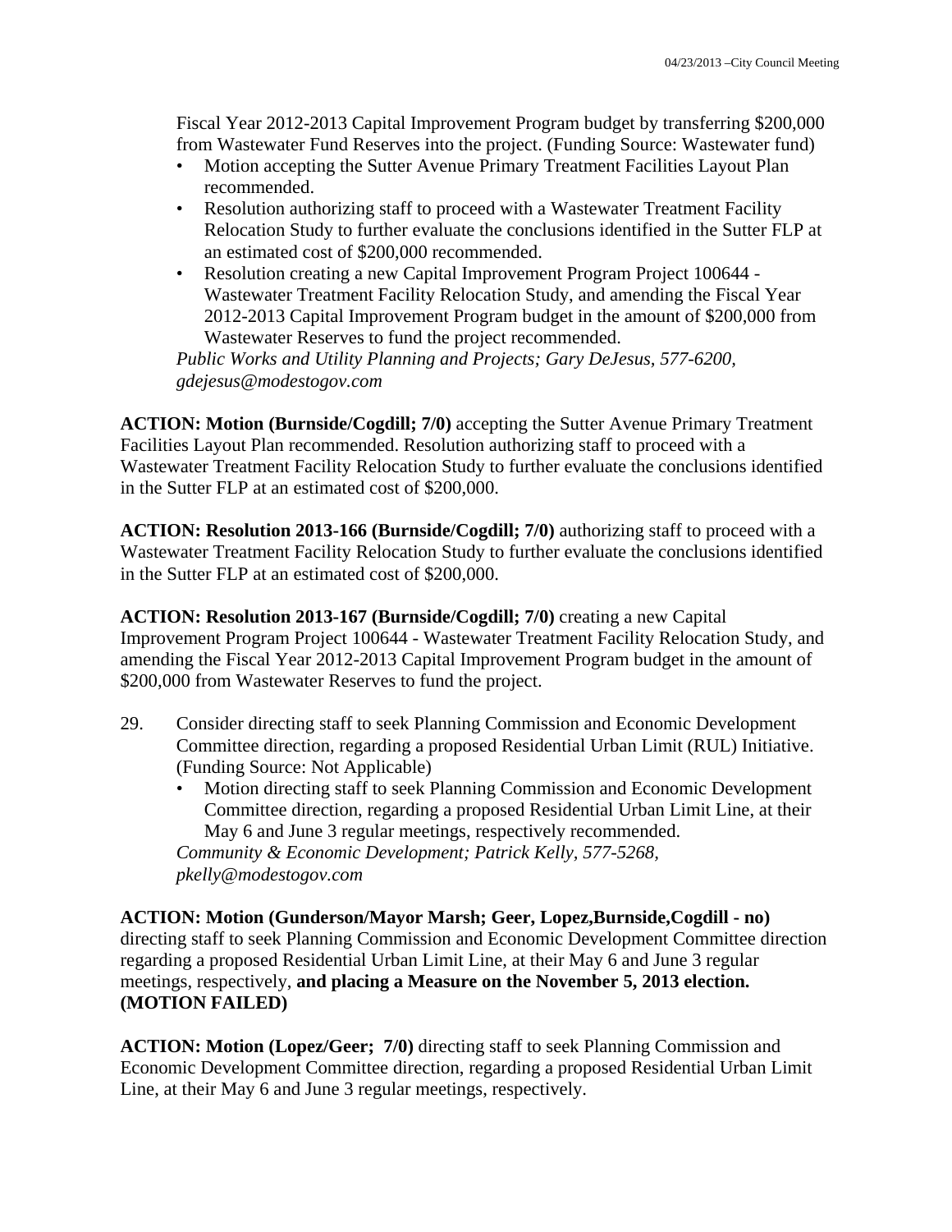Fiscal Year 2012-2013 Capital Improvement Program budget by transferring $200,000 from Wastewater Fund Reserves into the project. (Funding Source: Wastewater fund)

- Motion accepting the Sutter Avenue Primary Treatment Facilities Layout Plan recommended.
- Resolution authorizing staff to proceed with a Wastewater Treatment Facility Relocation Study to further evaluate the conclusions identified in the Sutter FLP at an estimated cost of $200,000 recommended.
- Resolution creating a new Capital Improvement Program Project 100644 - Wastewater Treatment Facility Relocation Study, and amending the Fiscal Year 2012-2013 Capital Improvement Program budget in the amount of $200,000 from Wastewater Reserves to fund the project recommended.

*Public Works and Utility Planning and Projects; Gary DeJesus, 577-6200, gdejesus@modestogov.com*

**ACTION: Motion (Burnside/Cogdill; 7/0)** accepting the Sutter Avenue Primary Treatment Facilities Layout Plan recommended. Resolution authorizing staff to proceed with a Wastewater Treatment Facility Relocation Study to further evaluate the conclusions identified in the Sutter FLP at an estimated cost of $200,000.

**ACTION: Resolution 2013-166 (Burnside/Cogdill; 7/0)** authorizing staff to proceed with a Wastewater Treatment Facility Relocation Study to further evaluate the conclusions identified in the Sutter FLP at an estimated cost of $200,000.

**ACTION: Resolution 2013-167 (Burnside/Cogdill; 7/0)** creating a new Capital Improvement Program Project 100644 - Wastewater Treatment Facility Relocation Study, and amending the Fiscal Year 2012-2013 Capital Improvement Program budget in the amount of $200,000 from Wastewater Reserves to fund the project.

29. Consider directing staff to seek Planning Commission and Economic Development Committee direction, regarding a proposed Residential Urban Limit (RUL) Initiative. (Funding Source: Not Applicable)
    - Motion directing staff to seek Planning Commission and Economic Development Committee direction, regarding a proposed Residential Urban Limit Line, at their May 6 and June 3 regular meetings, respectively recommended.

    *Community & Economic Development; Patrick Kelly, 577-5268, pkelly@modestogov.com*

**ACTION: Motion (Gunderson/Mayor Marsh; Geer, Lopez,Burnside,Cogdill - no)** directing staff to seek Planning Commission and Economic Development Committee direction regarding a proposed Residential Urban Limit Line, at their May 6 and June 3 regular meetings, respectively, **and placing a Measure on the November 5, 2013 election. (MOTION FAILED)**

**ACTION: Motion (Lopez/Geer; 7/0)** directing staff to seek Planning Commission and Economic Development Committee direction, regarding a proposed Residential Urban Limit Line, at their May 6 and June 3 regular meetings, respectively.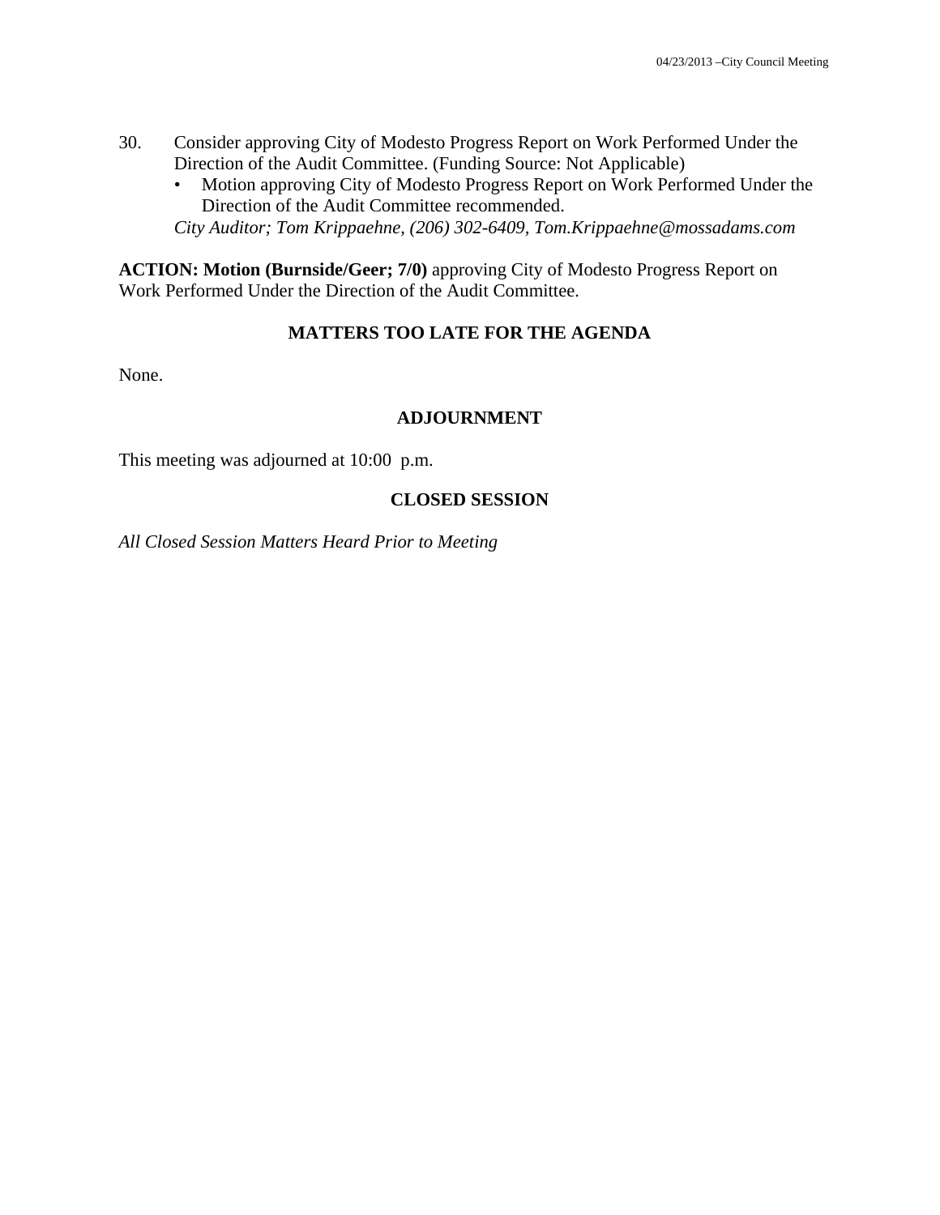30. Consider approving City of Modesto Progress Report on Work Performed Under the Direction of the Audit Committee. (Funding Source: Not Applicable)
    - Motion approving City of Modesto Progress Report on Work Performed Under the Direction of the Audit Committee recommended.

    *City Auditor; Tom Krippaehne, (206) 302-6409, Tom.Krippaehne@mossadams.com*

**ACTION: Motion (Burnside/Geer; 7/0)** approving City of Modesto Progress Report on Work Performed Under the Direction of the Audit Committee.

## MATTERS TOO LATE FOR THE AGENDA

None.

## ADJOURNMENT

This meeting was adjourned at 10:00 p.m.

## CLOSED SESSION

*All Closed Session Matters Heard Prior to Meeting*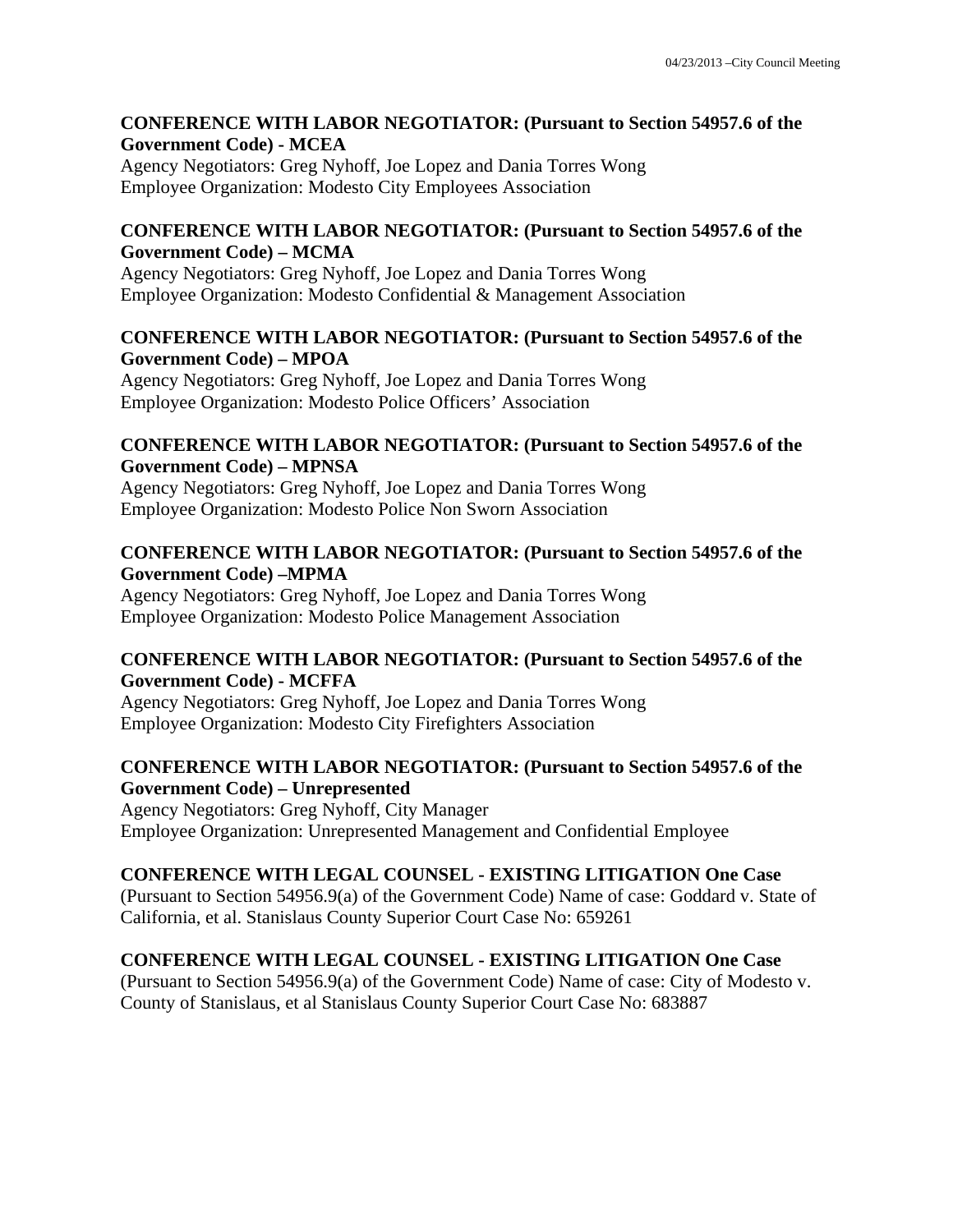**CONFERENCE WITH LABOR NEGOTIATOR: (Pursuant to Section 54957.6 of the Government Code) - MCEA**
Agency Negotiators: Greg Nyhoff, Joe Lopez and Dania Torres Wong
Employee Organization: Modesto City Employees Association

**CONFERENCE WITH LABOR NEGOTIATOR: (Pursuant to Section 54957.6 of the Government Code) – MCMA**
Agency Negotiators: Greg Nyhoff, Joe Lopez and Dania Torres Wong
Employee Organization: Modesto Confidential & Management Association

**CONFERENCE WITH LABOR NEGOTIATOR: (Pursuant to Section 54957.6 of the Government Code) – MPOA**
Agency Negotiators: Greg Nyhoff, Joe Lopez and Dania Torres Wong
Employee Organization: Modesto Police Officers' Association

**CONFERENCE WITH LABOR NEGOTIATOR: (Pursuant to Section 54957.6 of the Government Code) – MPNSA**
Agency Negotiators: Greg Nyhoff, Joe Lopez and Dania Torres Wong
Employee Organization: Modesto Police Non Sworn Association

**CONFERENCE WITH LABOR NEGOTIATOR: (Pursuant to Section 54957.6 of the Government Code) –MPMA**
Agency Negotiators: Greg Nyhoff, Joe Lopez and Dania Torres Wong
Employee Organization: Modesto Police Management Association

**CONFERENCE WITH LABOR NEGOTIATOR: (Pursuant to Section 54957.6 of the Government Code) - MCFFA**
Agency Negotiators: Greg Nyhoff, Joe Lopez and Dania Torres Wong
Employee Organization: Modesto City Firefighters Association

**CONFERENCE WITH LABOR NEGOTIATOR: (Pursuant to Section 54957.6 of the Government Code) – Unrepresented**
Agency Negotiators: Greg Nyhoff, City Manager
Employee Organization: Unrepresented Management and Confidential Employee

**CONFERENCE WITH LEGAL COUNSEL - EXISTING LITIGATION One Case**
(Pursuant to Section 54956.9(a) of the Government Code) Name of case: Goddard v. State of California, et al. Stanislaus County Superior Court Case No: 659261

**CONFERENCE WITH LEGAL COUNSEL - EXISTING LITIGATION One Case**
(Pursuant to Section 54956.9(a) of the Government Code) Name of case: City of Modesto v. County of Stanislaus, et al Stanislaus County Superior Court Case No: 683887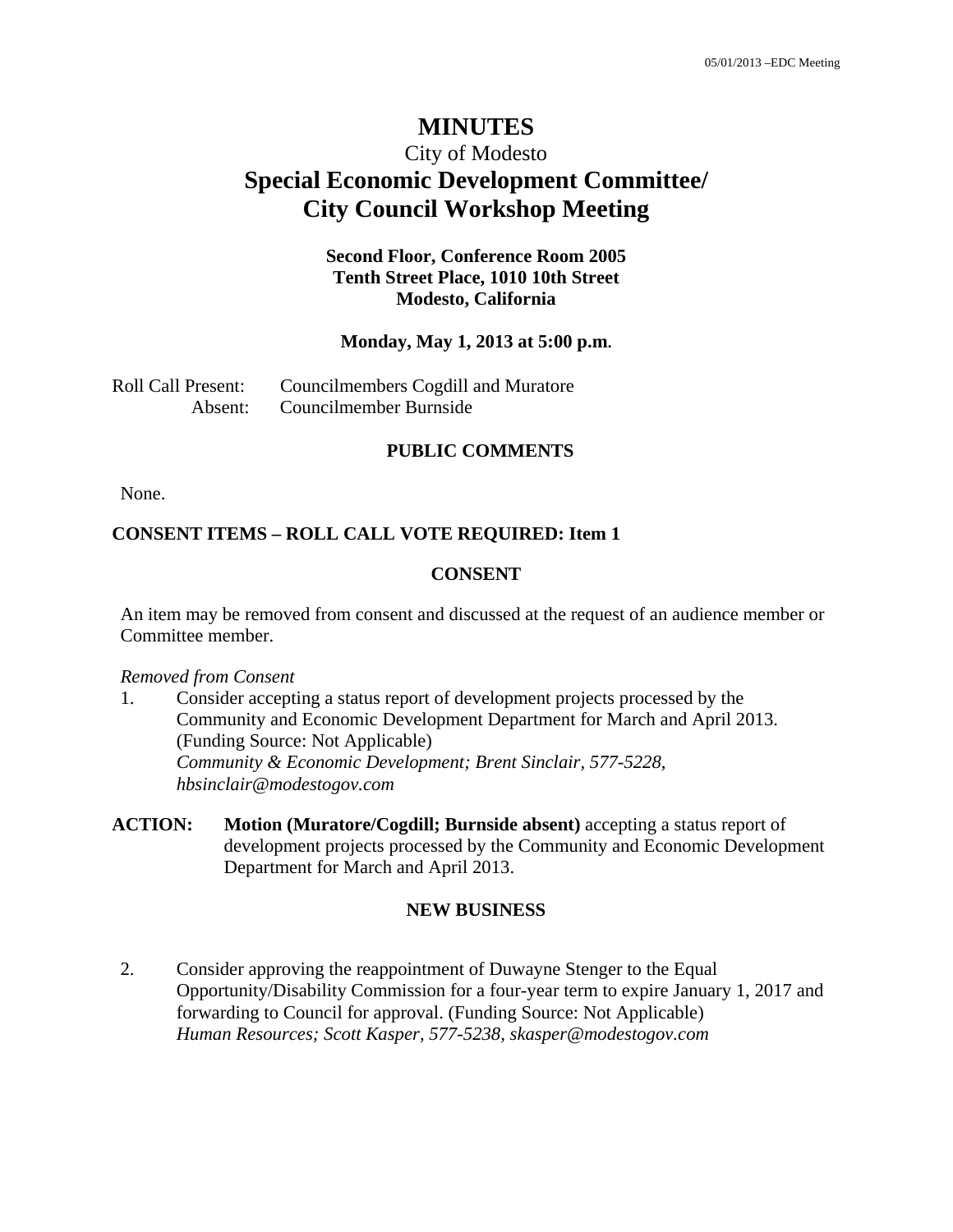# MINUTES

City of Modesto

## Special Economic Development Committee/ City Council Workshop Meeting

**Second Floor, Conference Room 2005**
**Tenth Street Place, 1010 10th Street**
**Modesto, California**

**Monday, May 1, 2013 at 5:00 p.m.**

Roll Call Present: Councilmembers Cogdill and Muratore
Absent: Councilmember Burnside

### PUBLIC COMMENTS

None.

### CONSENT ITEMS – ROLL CALL VOTE REQUIRED: Item 1

### CONSENT

An item may be removed from consent and discussed at the request of an audience member or Committee member.

*Removed from Consent*

1. Consider accepting a status report of development projects processed by the Community and Economic Development Department for March and April 2013. (Funding Source: Not Applicable)
   *Community & Economic Development; Brent Sinclair, 577-5228, hbsinclair@modestogov.com*

**ACTION:** **Motion (Muratore/Cogdill; Burnside absent)** accepting a status report of development projects processed by the Community and Economic Development Department for March and April 2013.

### NEW BUSINESS

2. Consider approving the reappointment of Duwayne Stenger to the Equal Opportunity/Disability Commission for a four-year term to expire January 1, 2017 and forwarding to Council for approval. (Funding Source: Not Applicable)
   *Human Resources; Scott Kasper, 577-5238, skasper@modestogov.com*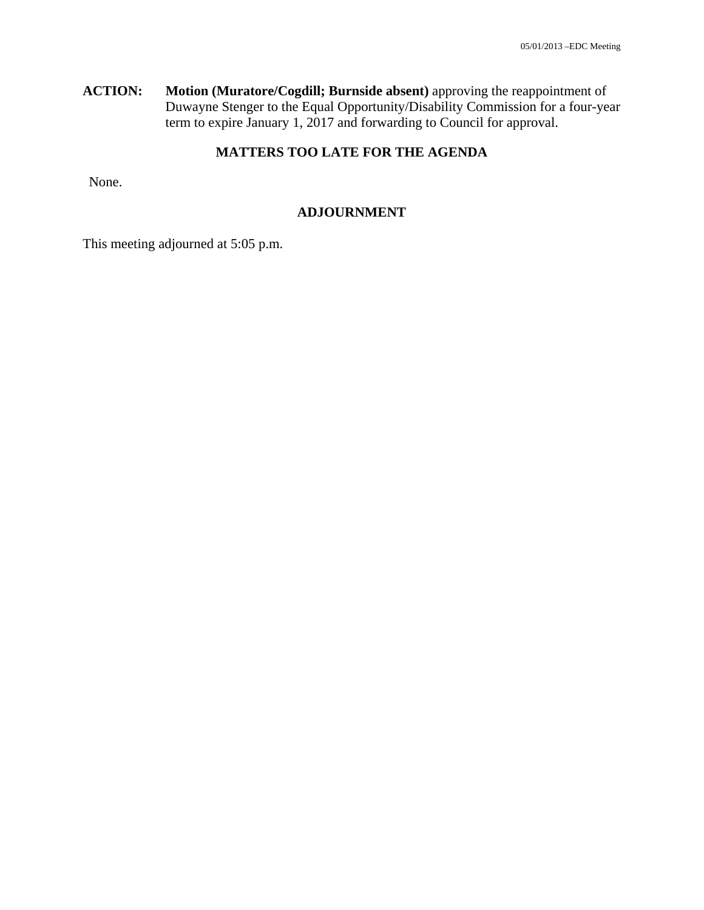**ACTION:** **Motion (Muratore/Cogdill; Burnside absent)** approving the reappointment of Duwayne Stenger to the Equal Opportunity/Disability Commission for a four-year term to expire January 1, 2017 and forwarding to Council for approval.

## MATTERS TOO LATE FOR THE AGENDA

None.

## ADJOURNMENT

This meeting adjourned at 5:05 p.m.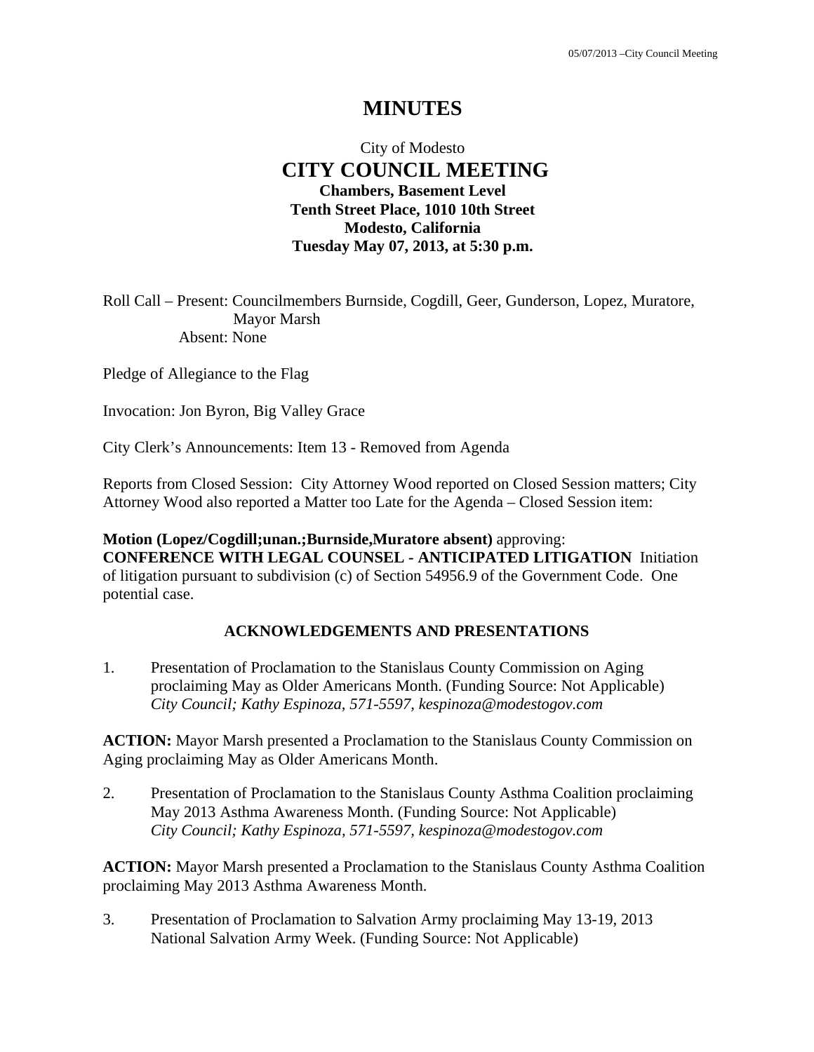# MINUTES

City of Modesto

## CITY COUNCIL MEETING

**Chambers, Basement Level**
**Tenth Street Place, 1010 10th Street**
**Modesto, California**
**Tuesday May 07, 2013, at 5:30 p.m.**

Roll Call – Present: Councilmembers Burnside, Cogdill, Geer, Gunderson, Lopez, Muratore, Mayor Marsh
Absent: None

Pledge of Allegiance to the Flag

Invocation: Jon Byron, Big Valley Grace

City Clerk's Announcements: Item 13 - Removed from Agenda

Reports from Closed Session: City Attorney Wood reported on Closed Session matters; City Attorney Wood also reported a Matter too Late for the Agenda – Closed Session item:

**Motion (Lopez/Cogdill;unan.;Burnside,Muratore absent)** approving:
**CONFERENCE WITH LEGAL COUNSEL - ANTICIPATED LITIGATION** Initiation of litigation pursuant to subdivision (c) of Section 54956.9 of the Government Code. One potential case.

### ACKNOWLEDGEMENTS AND PRESENTATIONS

1. Presentation of Proclamation to the Stanislaus County Commission on Aging proclaiming May as Older Americans Month. (Funding Source: Not Applicable)
   *City Council; Kathy Espinoza, 571-5597, kespinoza@modestogov.com*

**ACTION:** Mayor Marsh presented a Proclamation to the Stanislaus County Commission on Aging proclaiming May as Older Americans Month.

2. Presentation of Proclamation to the Stanislaus County Asthma Coalition proclaiming May 2013 Asthma Awareness Month. (Funding Source: Not Applicable)
   *City Council; Kathy Espinoza, 571-5597, kespinoza@modestogov.com*

**ACTION:** Mayor Marsh presented a Proclamation to the Stanislaus County Asthma Coalition proclaiming May 2013 Asthma Awareness Month.

3. Presentation of Proclamation to Salvation Army proclaiming May 13-19, 2013 National Salvation Army Week. (Funding Source: Not Applicable)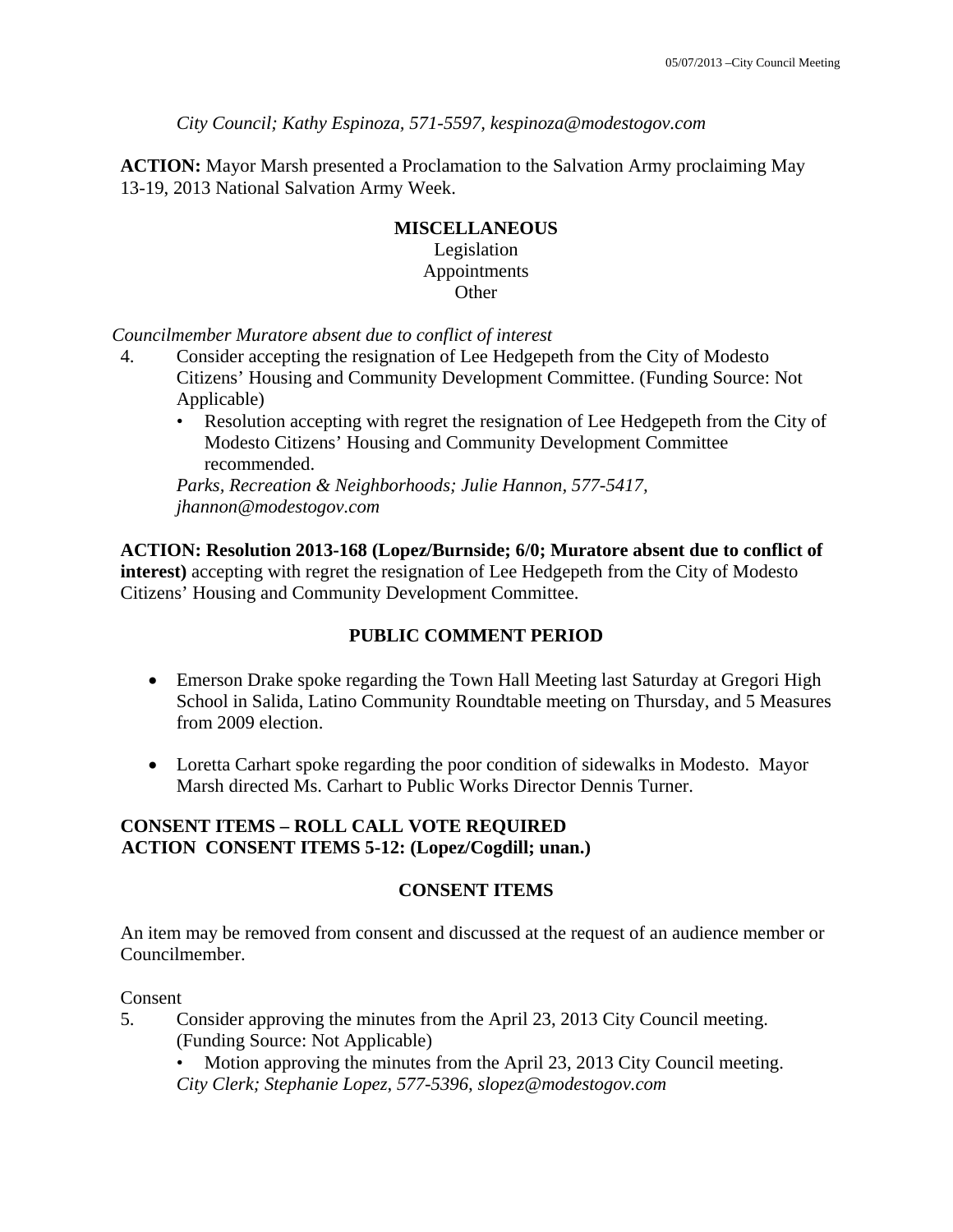*City Council; Kathy Espinoza, 571-5597, kespinoza@modestogov.com*

**ACTION:** Mayor Marsh presented a Proclamation to the Salvation Army proclaiming May 13-19, 2013 National Salvation Army Week.

**MISCELLANEOUS**

Legislation
Appointments
Other

*Councilmember Muratore absent due to conflict of interest*

4. Consider accepting the resignation of Lee Hedgepeth from the City of Modesto Citizens' Housing and Community Development Committee. (Funding Source: Not Applicable)
   - Resolution accepting with regret the resignation of Lee Hedgepeth from the City of Modesto Citizens' Housing and Community Development Committee recommended.

   *Parks, Recreation & Neighborhoods; Julie Hannon, 577-5417, jhannon@modestogov.com*

**ACTION: Resolution 2013-168 (Lopez/Burnside; 6/0; Muratore absent due to conflict of interest)** accepting with regret the resignation of Lee Hedgepeth from the City of Modesto Citizens' Housing and Community Development Committee.

**PUBLIC COMMENT PERIOD**

- Emerson Drake spoke regarding the Town Hall Meeting last Saturday at Gregori High School in Salida, Latino Community Roundtable meeting on Thursday, and 5 Measures from 2009 election.
- Loretta Carhart spoke regarding the poor condition of sidewalks in Modesto. Mayor Marsh directed Ms. Carhart to Public Works Director Dennis Turner.

**CONSENT ITEMS – ROLL CALL VOTE REQUIRED**
**ACTION CONSENT ITEMS 5-12: (Lopez/Cogdill; unan.)**

**CONSENT ITEMS**

An item may be removed from consent and discussed at the request of an audience member or Councilmember.

Consent

5. Consider approving the minutes from the April 23, 2013 City Council meeting. (Funding Source: Not Applicable)
   - Motion approving the minutes from the April 23, 2013 City Council meeting.

   *City Clerk; Stephanie Lopez, 577-5396, slopez@modestogov.com*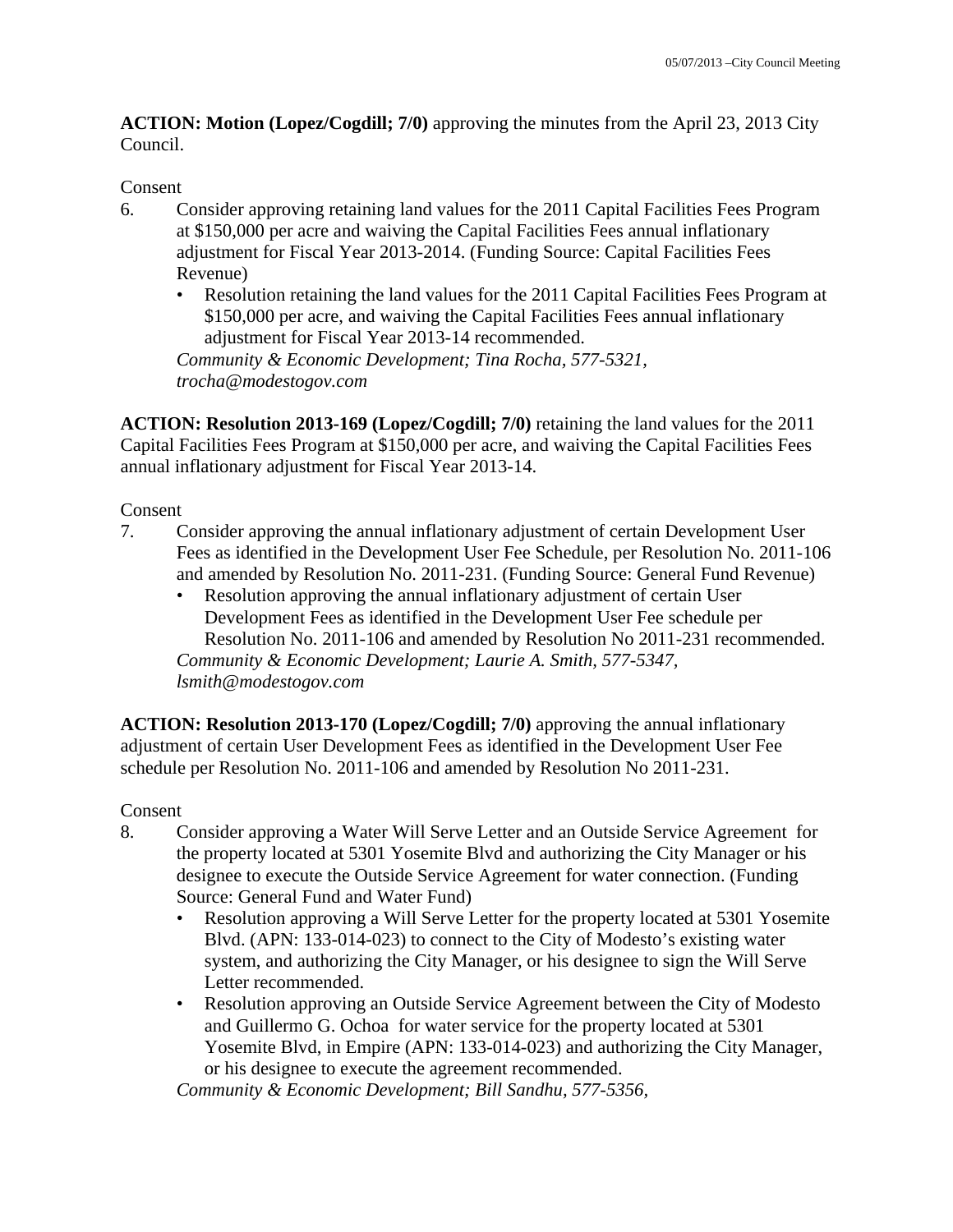**ACTION: Motion (Lopez/Cogdill; 7/0)** approving the minutes from the April 23, 2013 City Council.

Consent

6. Consider approving retaining land values for the 2011 Capital Facilities Fees Program at $150,000 per acre and waiving the Capital Facilities Fees annual inflationary adjustment for Fiscal Year 2013-2014. (Funding Source: Capital Facilities Fees Revenue)
   - Resolution retaining the land values for the 2011 Capital Facilities Fees Program at $150,000 per acre, and waiving the Capital Facilities Fees annual inflationary adjustment for Fiscal Year 2013-14 recommended.

   *Community & Economic Development; Tina Rocha, 577-5321, trocha@modestogov.com*

**ACTION: Resolution 2013-169 (Lopez/Cogdill; 7/0)** retaining the land values for the 2011 Capital Facilities Fees Program at $150,000 per acre, and waiving the Capital Facilities Fees annual inflationary adjustment for Fiscal Year 2013-14.

Consent

7. Consider approving the annual inflationary adjustment of certain Development User Fees as identified in the Development User Fee Schedule, per Resolution No. 2011-106 and amended by Resolution No. 2011-231. (Funding Source: General Fund Revenue)
   - Resolution approving the annual inflationary adjustment of certain User Development Fees as identified in the Development User Fee schedule per Resolution No. 2011-106 and amended by Resolution No 2011-231 recommended.

   *Community & Economic Development; Laurie A. Smith, 577-5347, lsmith@modestogov.com*

**ACTION: Resolution 2013-170 (Lopez/Cogdill; 7/0)** approving the annual inflationary adjustment of certain User Development Fees as identified in the Development User Fee schedule per Resolution No. 2011-106 and amended by Resolution No 2011-231.

Consent

8. Consider approving a Water Will Serve Letter and an Outside Service Agreement for the property located at 5301 Yosemite Blvd and authorizing the City Manager or his designee to execute the Outside Service Agreement for water connection. (Funding Source: General Fund and Water Fund)
   - Resolution approving a Will Serve Letter for the property located at 5301 Yosemite Blvd. (APN: 133-014-023) to connect to the City of Modesto's existing water system, and authorizing the City Manager, or his designee to sign the Will Serve Letter recommended.
   - Resolution approving an Outside Service Agreement between the City of Modesto and Guillermo G. Ochoa for water service for the property located at 5301 Yosemite Blvd, in Empire (APN: 133-014-023) and authorizing the City Manager, or his designee to execute the agreement recommended.

   *Community & Economic Development; Bill Sandhu, 577-5356,*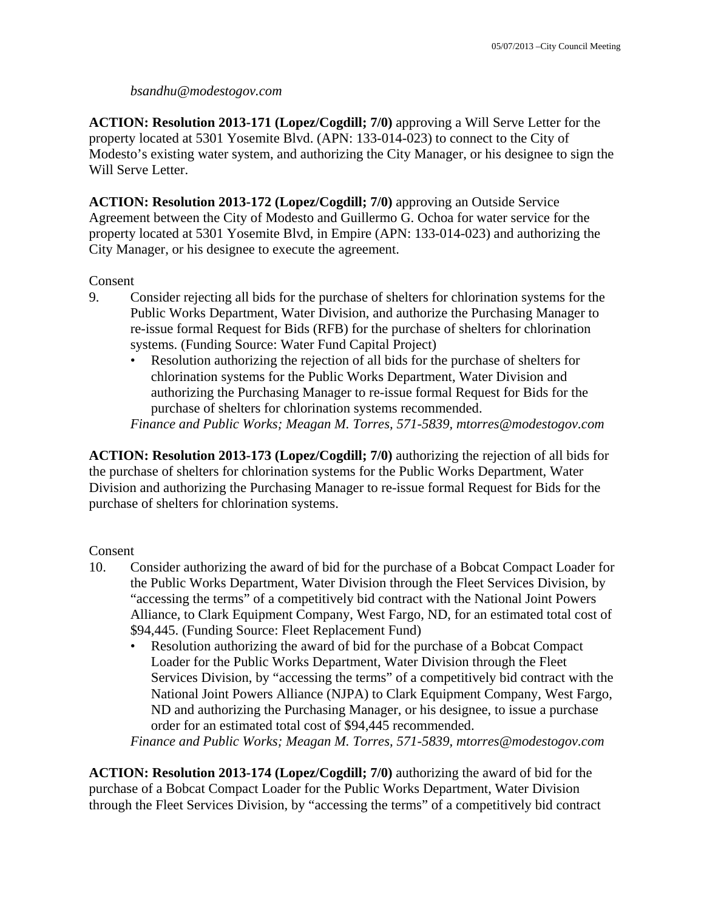*bsandhu@modestogov.com*

**ACTION: Resolution 2013-171 (Lopez/Cogdill; 7/0)** approving a Will Serve Letter for the property located at 5301 Yosemite Blvd. (APN: 133-014-023) to connect to the City of Modesto's existing water system, and authorizing the City Manager, or his designee to sign the Will Serve Letter.

**ACTION: Resolution 2013-172 (Lopez/Cogdill; 7/0)** approving an Outside Service Agreement between the City of Modesto and Guillermo G. Ochoa for water service for the property located at 5301 Yosemite Blvd, in Empire (APN: 133-014-023) and authorizing the City Manager, or his designee to execute the agreement.

Consent

9. Consider rejecting all bids for the purchase of shelters for chlorination systems for the Public Works Department, Water Division, and authorize the Purchasing Manager to re-issue formal Request for Bids (RFB) for the purchase of shelters for chlorination systems. (Funding Source: Water Fund Capital Project)
   - Resolution authorizing the rejection of all bids for the purchase of shelters for chlorination systems for the Public Works Department, Water Division and authorizing the Purchasing Manager to re-issue formal Request for Bids for the purchase of shelters for chlorination systems recommended.

   *Finance and Public Works; Meagan M. Torres, 571-5839, mtorres@modestogov.com*

**ACTION: Resolution 2013-173 (Lopez/Cogdill; 7/0)** authorizing the rejection of all bids for the purchase of shelters for chlorination systems for the Public Works Department, Water Division and authorizing the Purchasing Manager to re-issue formal Request for Bids for the purchase of shelters for chlorination systems.

Consent

10. Consider authorizing the award of bid for the purchase of a Bobcat Compact Loader for the Public Works Department, Water Division through the Fleet Services Division, by "accessing the terms" of a competitively bid contract with the National Joint Powers Alliance, to Clark Equipment Company, West Fargo, ND, for an estimated total cost of $94,445. (Funding Source: Fleet Replacement Fund)
    - Resolution authorizing the award of bid for the purchase of a Bobcat Compact Loader for the Public Works Department, Water Division through the Fleet Services Division, by "accessing the terms" of a competitively bid contract with the National Joint Powers Alliance (NJPA) to Clark Equipment Company, West Fargo, ND and authorizing the Purchasing Manager, or his designee, to issue a purchase order for an estimated total cost of $94,445 recommended.

    *Finance and Public Works; Meagan M. Torres, 571-5839, mtorres@modestogov.com*

**ACTION: Resolution 2013-174 (Lopez/Cogdill; 7/0)** authorizing the award of bid for the purchase of a Bobcat Compact Loader for the Public Works Department, Water Division through the Fleet Services Division, by "accessing the terms" of a competitively bid contract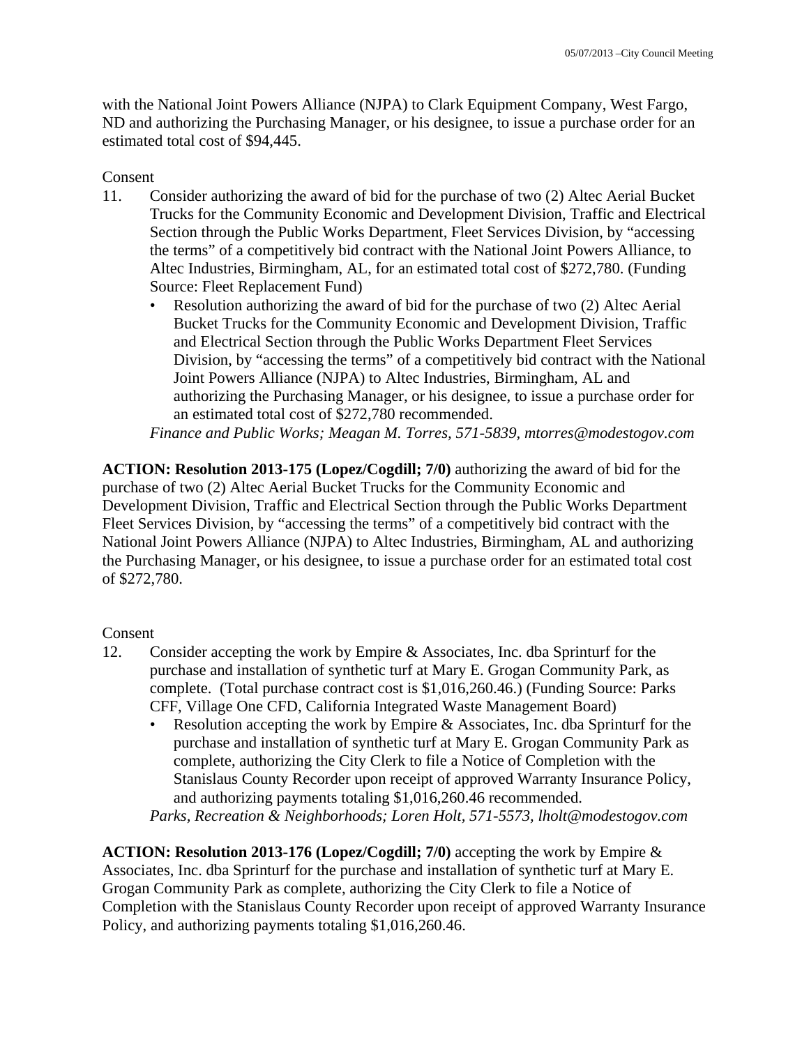with the National Joint Powers Alliance (NJPA) to Clark Equipment Company, West Fargo, ND and authorizing the Purchasing Manager, or his designee, to issue a purchase order for an estimated total cost of $94,445.

Consent

11. Consider authorizing the award of bid for the purchase of two (2) Altec Aerial Bucket Trucks for the Community Economic and Development Division, Traffic and Electrical Section through the Public Works Department, Fleet Services Division, by "accessing the terms" of a competitively bid contract with the National Joint Powers Alliance, to Altec Industries, Birmingham, AL, for an estimated total cost of $272,780. (Funding Source: Fleet Replacement Fund)
    - Resolution authorizing the award of bid for the purchase of two (2) Altec Aerial Bucket Trucks for the Community Economic and Development Division, Traffic and Electrical Section through the Public Works Department Fleet Services Division, by "accessing the terms" of a competitively bid contract with the National Joint Powers Alliance (NJPA) to Altec Industries, Birmingham, AL and authorizing the Purchasing Manager, or his designee, to issue a purchase order for an estimated total cost of $272,780 recommended.

    *Finance and Public Works; Meagan M. Torres, 571-5839, mtorres@modestogov.com*

**ACTION: Resolution 2013-175 (Lopez/Cogdill; 7/0)** authorizing the award of bid for the purchase of two (2) Altec Aerial Bucket Trucks for the Community Economic and Development Division, Traffic and Electrical Section through the Public Works Department Fleet Services Division, by "accessing the terms" of a competitively bid contract with the National Joint Powers Alliance (NJPA) to Altec Industries, Birmingham, AL and authorizing the Purchasing Manager, or his designee, to issue a purchase order for an estimated total cost of $272,780.

Consent

12. Consider accepting the work by Empire & Associates, Inc. dba Sprinturf for the purchase and installation of synthetic turf at Mary E. Grogan Community Park, as complete. (Total purchase contract cost is $1,016,260.46.) (Funding Source: Parks CFF, Village One CFD, California Integrated Waste Management Board)
    - Resolution accepting the work by Empire & Associates, Inc. dba Sprinturf for the purchase and installation of synthetic turf at Mary E. Grogan Community Park as complete, authorizing the City Clerk to file a Notice of Completion with the Stanislaus County Recorder upon receipt of approved Warranty Insurance Policy, and authorizing payments totaling $1,016,260.46 recommended.

    *Parks, Recreation & Neighborhoods; Loren Holt, 571-5573, lholt@modestogov.com*

**ACTION: Resolution 2013-176 (Lopez/Cogdill; 7/0)** accepting the work by Empire & Associates, Inc. dba Sprinturf for the purchase and installation of synthetic turf at Mary E. Grogan Community Park as complete, authorizing the City Clerk to file a Notice of Completion with the Stanislaus County Recorder upon receipt of approved Warranty Insurance Policy, and authorizing payments totaling $1,016,260.46.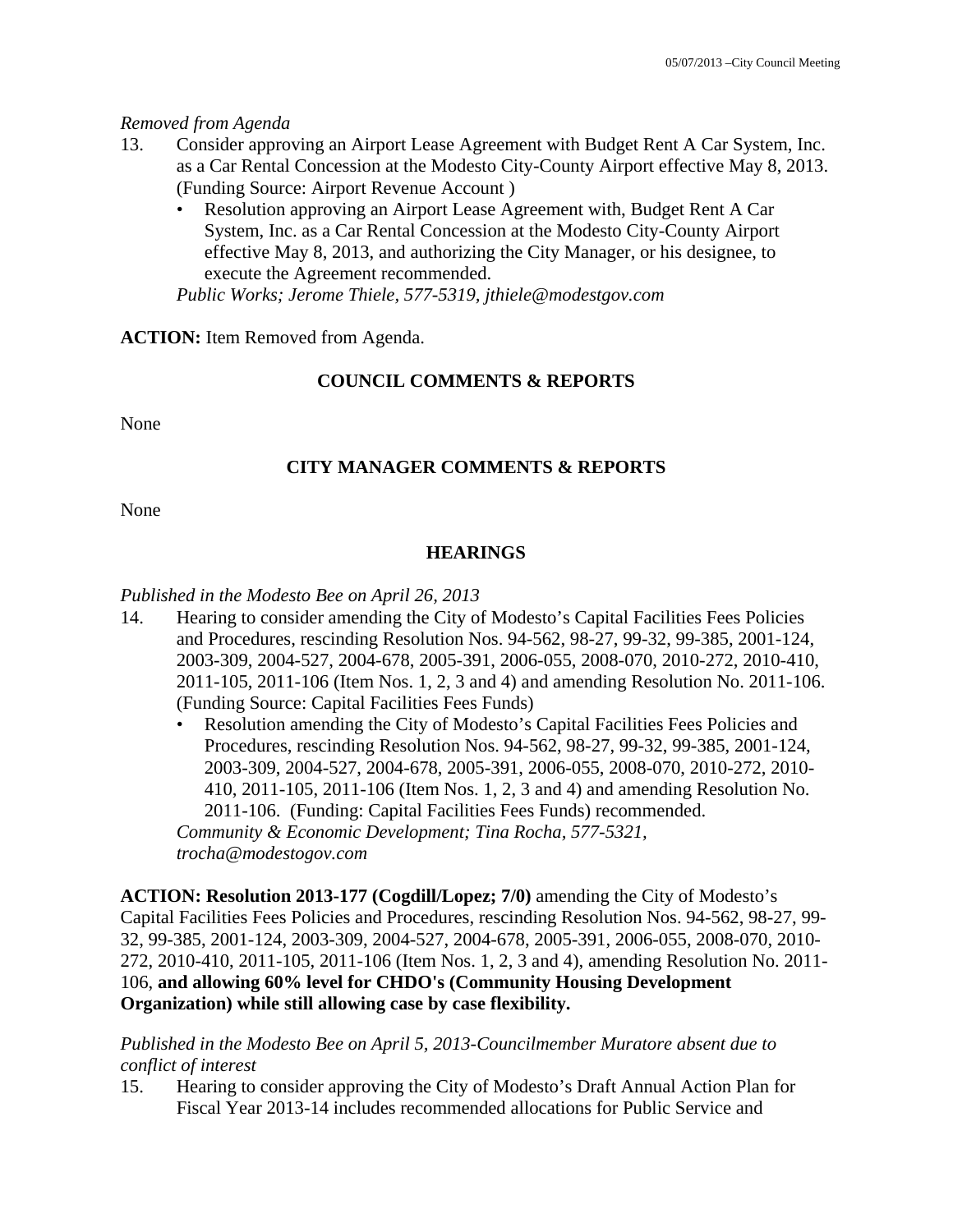*Removed from Agenda*

13. Consider approving an Airport Lease Agreement with Budget Rent A Car System, Inc. as a Car Rental Concession at the Modesto City-County Airport effective May 8, 2013. (Funding Source: Airport Revenue Account )
    - Resolution approving an Airport Lease Agreement with, Budget Rent A Car System, Inc. as a Car Rental Concession at the Modesto City-County Airport effective May 8, 2013, and authorizing the City Manager, or his designee, to execute the Agreement recommended.

    *Public Works; Jerome Thiele, 577-5319, jthiele@modestgov.com*

**ACTION:** Item Removed from Agenda.

## COUNCIL COMMENTS & REPORTS

None

## CITY MANAGER COMMENTS & REPORTS

None

## HEARINGS

*Published in the Modesto Bee on April 26, 2013*

14. Hearing to consider amending the City of Modesto's Capital Facilities Fees Policies and Procedures, rescinding Resolution Nos. 94-562, 98-27, 99-32, 99-385, 2001-124, 2003-309, 2004-527, 2004-678, 2005-391, 2006-055, 2008-070, 2010-272, 2010-410, 2011-105, 2011-106 (Item Nos. 1, 2, 3 and 4) and amending Resolution No. 2011-106. (Funding Source: Capital Facilities Fees Funds)
    - Resolution amending the City of Modesto's Capital Facilities Fees Policies and Procedures, rescinding Resolution Nos. 94-562, 98-27, 99-32, 99-385, 2001-124, 2003-309, 2004-527, 2004-678, 2005-391, 2006-055, 2008-070, 2010-272, 2010-410, 2011-105, 2011-106 (Item Nos. 1, 2, 3 and 4) and amending Resolution No. 2011-106. (Funding: Capital Facilities Fees Funds) recommended.

    *Community & Economic Development; Tina Rocha, 577-5321, trocha@modestogov.com*

**ACTION: Resolution 2013-177 (Cogdill/Lopez; 7/0)** amending the City of Modesto's Capital Facilities Fees Policies and Procedures, rescinding Resolution Nos. 94-562, 98-27, 99-32, 99-385, 2001-124, 2003-309, 2004-527, 2004-678, 2005-391, 2006-055, 2008-070, 2010-272, 2010-410, 2011-105, 2011-106 (Item Nos. 1, 2, 3 and 4), amending Resolution No. 2011-106, **and allowing 60% level for CHDO's (Community Housing Development Organization) while still allowing case by case flexibility.**

*Published in the Modesto Bee on April 5, 2013-Councilmember Muratore absent due to conflict of interest*

15. Hearing to consider approving the City of Modesto's Draft Annual Action Plan for Fiscal Year 2013-14 includes recommended allocations for Public Service and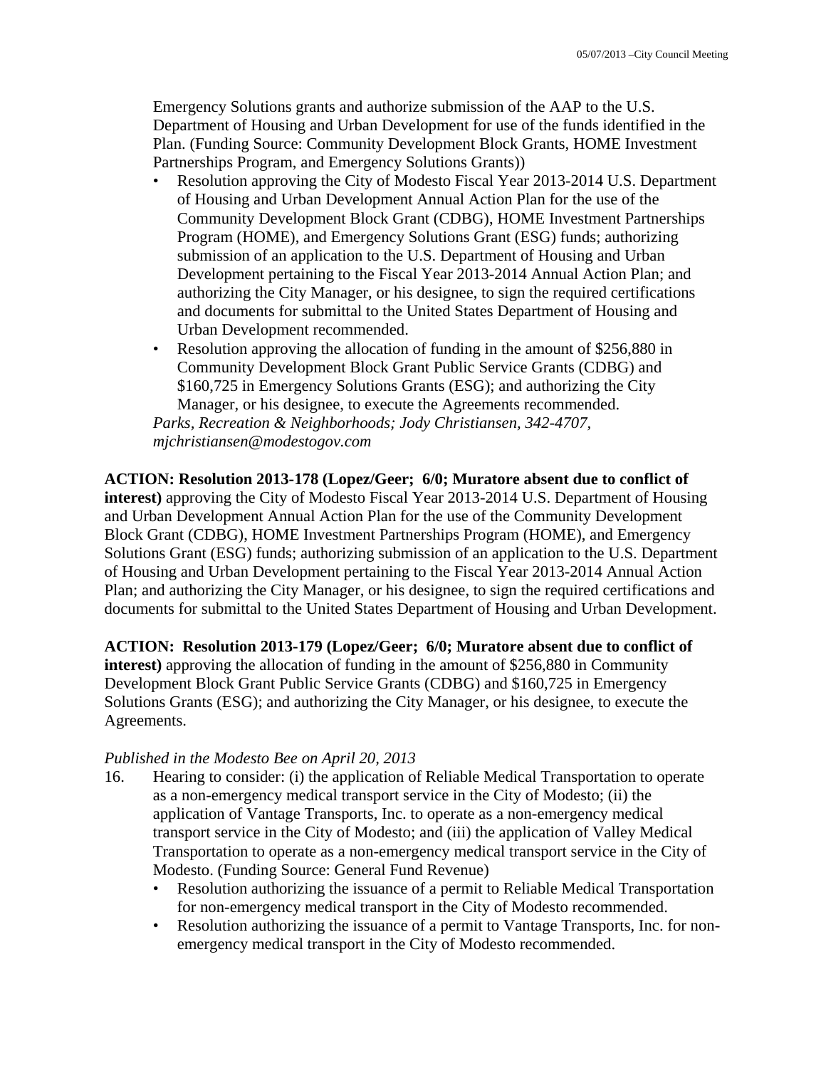Emergency Solutions grants and authorize submission of the AAP to the U.S. Department of Housing and Urban Development for use of the funds identified in the Plan. (Funding Source: Community Development Block Grants, HOME Investment Partnerships Program, and Emergency Solutions Grants))

- Resolution approving the City of Modesto Fiscal Year 2013-2014 U.S. Department of Housing and Urban Development Annual Action Plan for the use of the Community Development Block Grant (CDBG), HOME Investment Partnerships Program (HOME), and Emergency Solutions Grant (ESG) funds; authorizing submission of an application to the U.S. Department of Housing and Urban Development pertaining to the Fiscal Year 2013-2014 Annual Action Plan; and authorizing the City Manager, or his designee, to sign the required certifications and documents for submittal to the United States Department of Housing and Urban Development recommended.
- Resolution approving the allocation of funding in the amount of $256,880 in Community Development Block Grant Public Service Grants (CDBG) and $160,725 in Emergency Solutions Grants (ESG); and authorizing the City Manager, or his designee, to execute the Agreements recommended.

*Parks, Recreation & Neighborhoods; Jody Christiansen, 342-4707, mjchristiansen@modestogov.com*

**ACTION: Resolution 2013-178 (Lopez/Geer; 6/0; Muratore absent due to conflict of interest)** approving the City of Modesto Fiscal Year 2013-2014 U.S. Department of Housing and Urban Development Annual Action Plan for the use of the Community Development Block Grant (CDBG), HOME Investment Partnerships Program (HOME), and Emergency Solutions Grant (ESG) funds; authorizing submission of an application to the U.S. Department of Housing and Urban Development pertaining to the Fiscal Year 2013-2014 Annual Action Plan; and authorizing the City Manager, or his designee, to sign the required certifications and documents for submittal to the United States Department of Housing and Urban Development.

**ACTION: Resolution 2013-179 (Lopez/Geer; 6/0; Muratore absent due to conflict of interest)** approving the allocation of funding in the amount of $256,880 in Community Development Block Grant Public Service Grants (CDBG) and $160,725 in Emergency Solutions Grants (ESG); and authorizing the City Manager, or his designee, to execute the Agreements.

*Published in the Modesto Bee on April 20, 2013*

16. Hearing to consider: (i) the application of Reliable Medical Transportation to operate as a non-emergency medical transport service in the City of Modesto; (ii) the application of Vantage Transports, Inc. to operate as a non-emergency medical transport service in the City of Modesto; and (iii) the application of Valley Medical Transportation to operate as a non-emergency medical transport service in the City of Modesto. (Funding Source: General Fund Revenue)
    - Resolution authorizing the issuance of a permit to Reliable Medical Transportation for non-emergency medical transport in the City of Modesto recommended.
    - Resolution authorizing the issuance of a permit to Vantage Transports, Inc. for non-emergency medical transport in the City of Modesto recommended.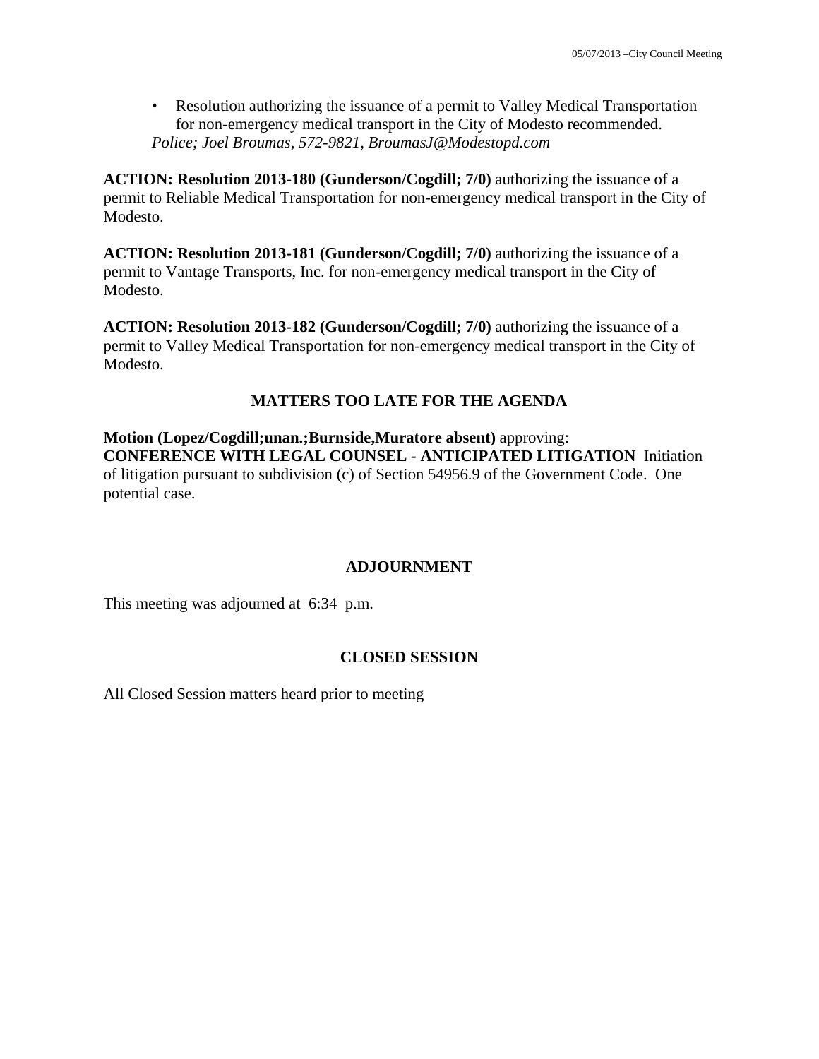- Resolution authorizing the issuance of a permit to Valley Medical Transportation for non-emergency medical transport in the City of Modesto recommended.

*Police; Joel Broumas, 572-9821, BroumasJ@Modestopd.com*

**ACTION: Resolution 2013-180 (Gunderson/Cogdill; 7/0)** authorizing the issuance of a permit to Reliable Medical Transportation for non-emergency medical transport in the City of Modesto.

**ACTION: Resolution 2013-181 (Gunderson/Cogdill; 7/0)** authorizing the issuance of a permit to Vantage Transports, Inc. for non-emergency medical transport in the City of Modesto.

**ACTION: Resolution 2013-182 (Gunderson/Cogdill; 7/0)** authorizing the issuance of a permit to Valley Medical Transportation for non-emergency medical transport in the City of Modesto.

## MATTERS TOO LATE FOR THE AGENDA

**Motion (Lopez/Cogdill;unan.;Burnside,Muratore absent)** approving:
**CONFERENCE WITH LEGAL COUNSEL - ANTICIPATED LITIGATION** Initiation of litigation pursuant to subdivision (c) of Section 54956.9 of the Government Code. One potential case.

## ADJOURNMENT

This meeting was adjourned at 6:34 p.m.

## CLOSED SESSION

All Closed Session matters heard prior to meeting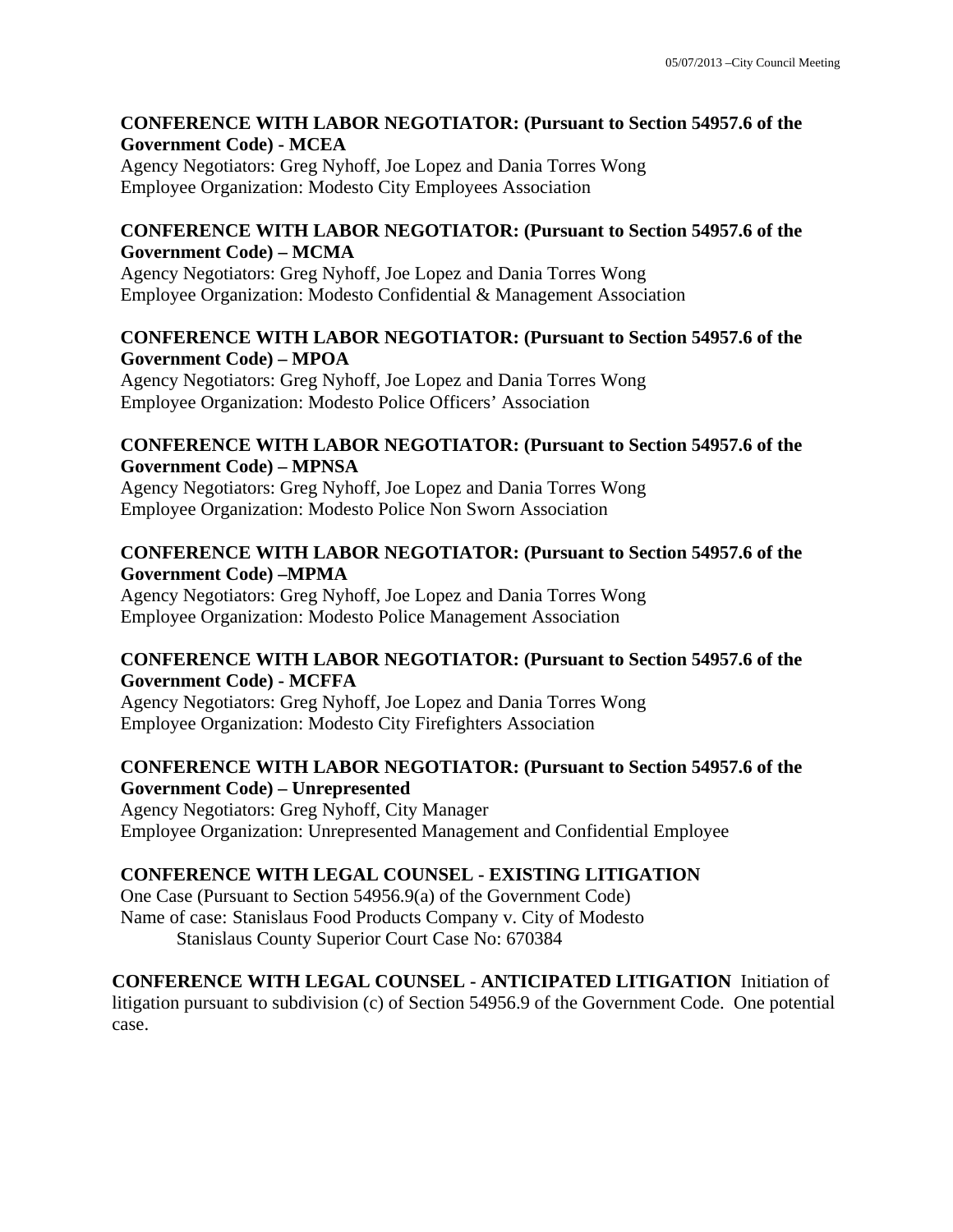**CONFERENCE WITH LABOR NEGOTIATOR: (Pursuant to Section 54957.6 of the Government Code) - MCEA**
Agency Negotiators: Greg Nyhoff, Joe Lopez and Dania Torres Wong
Employee Organization: Modesto City Employees Association

**CONFERENCE WITH LABOR NEGOTIATOR: (Pursuant to Section 54957.6 of the Government Code) – MCMA**
Agency Negotiators: Greg Nyhoff, Joe Lopez and Dania Torres Wong
Employee Organization: Modesto Confidential & Management Association

**CONFERENCE WITH LABOR NEGOTIATOR: (Pursuant to Section 54957.6 of the Government Code) – MPOA**
Agency Negotiators: Greg Nyhoff, Joe Lopez and Dania Torres Wong
Employee Organization: Modesto Police Officers' Association

**CONFERENCE WITH LABOR NEGOTIATOR: (Pursuant to Section 54957.6 of the Government Code) – MPNSA**
Agency Negotiators: Greg Nyhoff, Joe Lopez and Dania Torres Wong
Employee Organization: Modesto Police Non Sworn Association

**CONFERENCE WITH LABOR NEGOTIATOR: (Pursuant to Section 54957.6 of the Government Code) –MPMA**
Agency Negotiators: Greg Nyhoff, Joe Lopez and Dania Torres Wong
Employee Organization: Modesto Police Management Association

**CONFERENCE WITH LABOR NEGOTIATOR: (Pursuant to Section 54957.6 of the Government Code) - MCFFA**
Agency Negotiators: Greg Nyhoff, Joe Lopez and Dania Torres Wong
Employee Organization: Modesto City Firefighters Association

**CONFERENCE WITH LABOR NEGOTIATOR: (Pursuant to Section 54957.6 of the Government Code) – Unrepresented**
Agency Negotiators: Greg Nyhoff, City Manager
Employee Organization: Unrepresented Management and Confidential Employee

**CONFERENCE WITH LEGAL COUNSEL - EXISTING LITIGATION**
One Case (Pursuant to Section 54956.9(a) of the Government Code)
Name of case: Stanislaus Food Products Company v. City of Modesto
Stanislaus County Superior Court Case No: 670384

**CONFERENCE WITH LEGAL COUNSEL - ANTICIPATED LITIGATION** Initiation of litigation pursuant to subdivision (c) of Section 54956.9 of the Government Code. One potential case.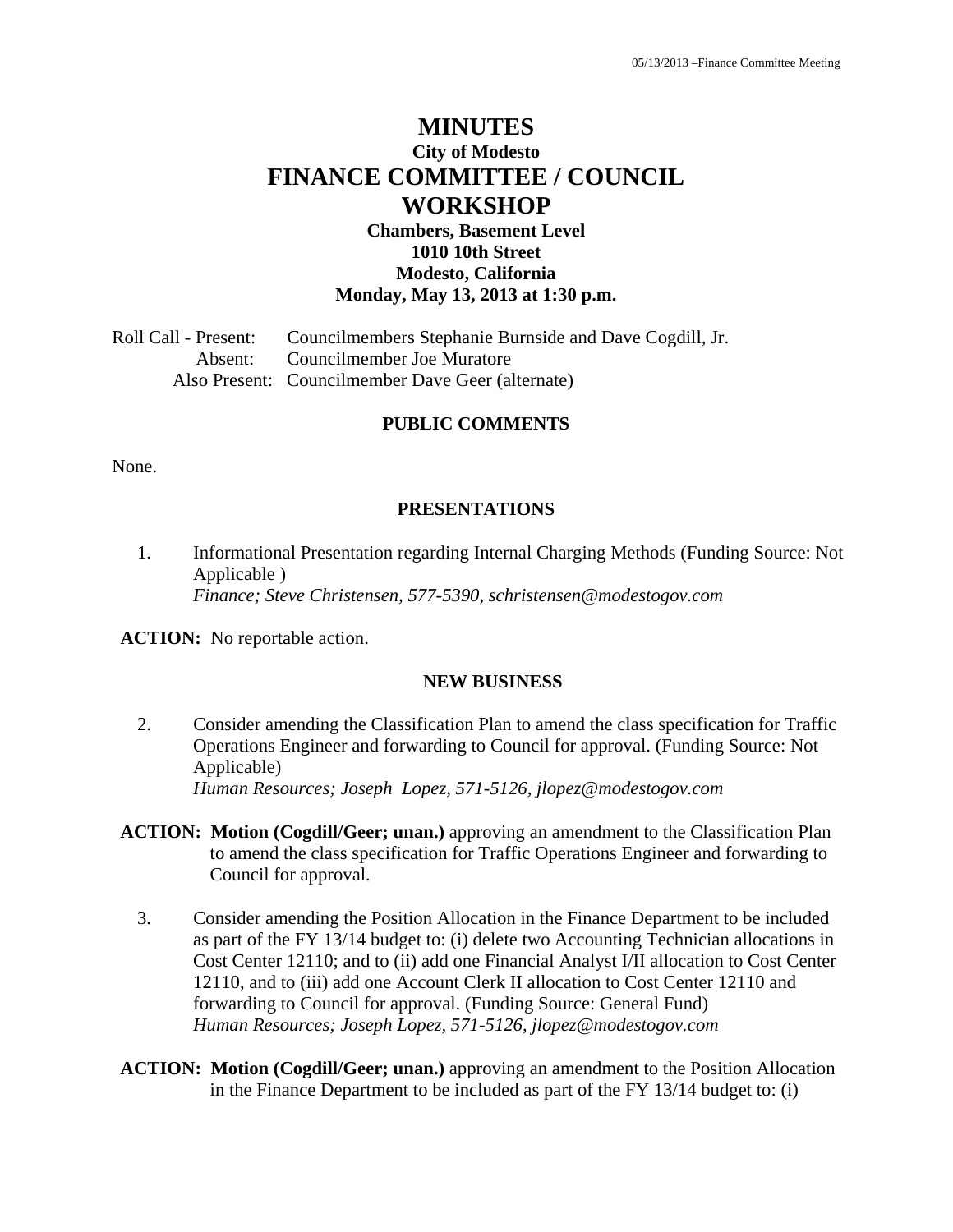# MINUTES

**City of Modesto**

## FINANCE COMMITTEE / COUNCIL WORKSHOP

**Chambers, Basement Level**
**1010 10th Street**
**Modesto, California**
**Monday, May 13, 2013 at 1:30 p.m.**

Roll Call - Present: Councilmembers Stephanie Burnside and Dave Cogdill, Jr.
Absent: Councilmember Joe Muratore
Also Present: Councilmember Dave Geer (alternate)

### PUBLIC COMMENTS

None.

### PRESENTATIONS

1. Informational Presentation regarding Internal Charging Methods (Funding Source: Not Applicable )
   *Finance; Steve Christensen, 577-5390, schristensen@modestogov.com*

**ACTION:** No reportable action.

### NEW BUSINESS

2. Consider amending the Classification Plan to amend the class specification for Traffic Operations Engineer and forwarding to Council for approval. (Funding Source: Not Applicable)
   *Human Resources; Joseph Lopez, 571-5126, jlopez@modestogov.com*

**ACTION: Motion (Cogdill/Geer; unan.)** approving an amendment to the Classification Plan to amend the class specification for Traffic Operations Engineer and forwarding to Council for approval.

3. Consider amending the Position Allocation in the Finance Department to be included as part of the FY 13/14 budget to: (i) delete two Accounting Technician allocations in Cost Center 12110; and to (ii) add one Financial Analyst I/II allocation to Cost Center 12110, and to (iii) add one Account Clerk II allocation to Cost Center 12110 and forwarding to Council for approval. (Funding Source: General Fund)
   *Human Resources; Joseph Lopez, 571-5126, jlopez@modestogov.com*

**ACTION: Motion (Cogdill/Geer; unan.)** approving an amendment to the Position Allocation in the Finance Department to be included as part of the FY 13/14 budget to: (i)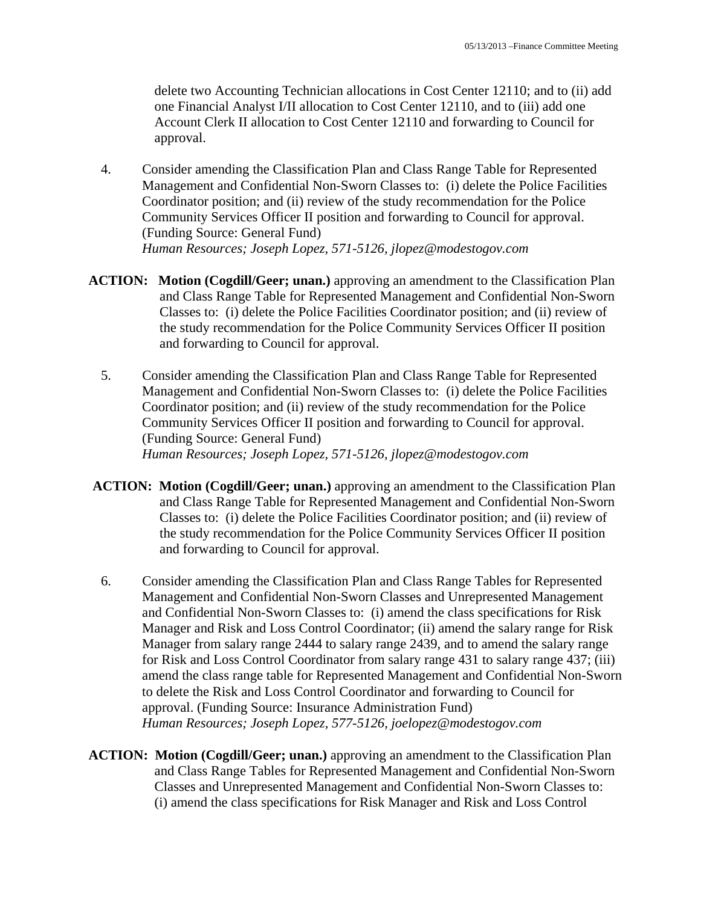delete two Accounting Technician allocations in Cost Center 12110; and to (ii) add one Financial Analyst I/II allocation to Cost Center 12110, and to (iii) add one Account Clerk II allocation to Cost Center 12110 and forwarding to Council for approval.

4. Consider amending the Classification Plan and Class Range Table for Represented Management and Confidential Non-Sworn Classes to: (i) delete the Police Facilities Coordinator position; and (ii) review of the study recommendation for the Police Community Services Officer II position and forwarding to Council for approval. (Funding Source: General Fund)
*Human Resources; Joseph Lopez, 571-5126, jlopez@modestogov.com*

**ACTION: Motion (Cogdill/Geer; unan.)** approving an amendment to the Classification Plan and Class Range Table for Represented Management and Confidential Non-Sworn Classes to: (i) delete the Police Facilities Coordinator position; and (ii) review of the study recommendation for the Police Community Services Officer II position and forwarding to Council for approval.

5. Consider amending the Classification Plan and Class Range Table for Represented Management and Confidential Non-Sworn Classes to: (i) delete the Police Facilities Coordinator position; and (ii) review of the study recommendation for the Police Community Services Officer II position and forwarding to Council for approval. (Funding Source: General Fund)
*Human Resources; Joseph Lopez, 571-5126, jlopez@modestogov.com*

**ACTION: Motion (Cogdill/Geer; unan.)** approving an amendment to the Classification Plan and Class Range Table for Represented Management and Confidential Non-Sworn Classes to: (i) delete the Police Facilities Coordinator position; and (ii) review of the study recommendation for the Police Community Services Officer II position and forwarding to Council for approval.

6. Consider amending the Classification Plan and Class Range Tables for Represented Management and Confidential Non-Sworn Classes and Unrepresented Management and Confidential Non-Sworn Classes to: (i) amend the class specifications for Risk Manager and Risk and Loss Control Coordinator; (ii) amend the salary range for Risk Manager from salary range 2444 to salary range 2439, and to amend the salary range for Risk and Loss Control Coordinator from salary range 431 to salary range 437; (iii) amend the class range table for Represented Management and Confidential Non-Sworn to delete the Risk and Loss Control Coordinator and forwarding to Council for approval. (Funding Source: Insurance Administration Fund)
*Human Resources; Joseph Lopez, 577-5126, joelopez@modestogov.com*

**ACTION: Motion (Cogdill/Geer; unan.)** approving an amendment to the Classification Plan and Class Range Tables for Represented Management and Confidential Non-Sworn Classes and Unrepresented Management and Confidential Non-Sworn Classes to: (i) amend the class specifications for Risk Manager and Risk and Loss Control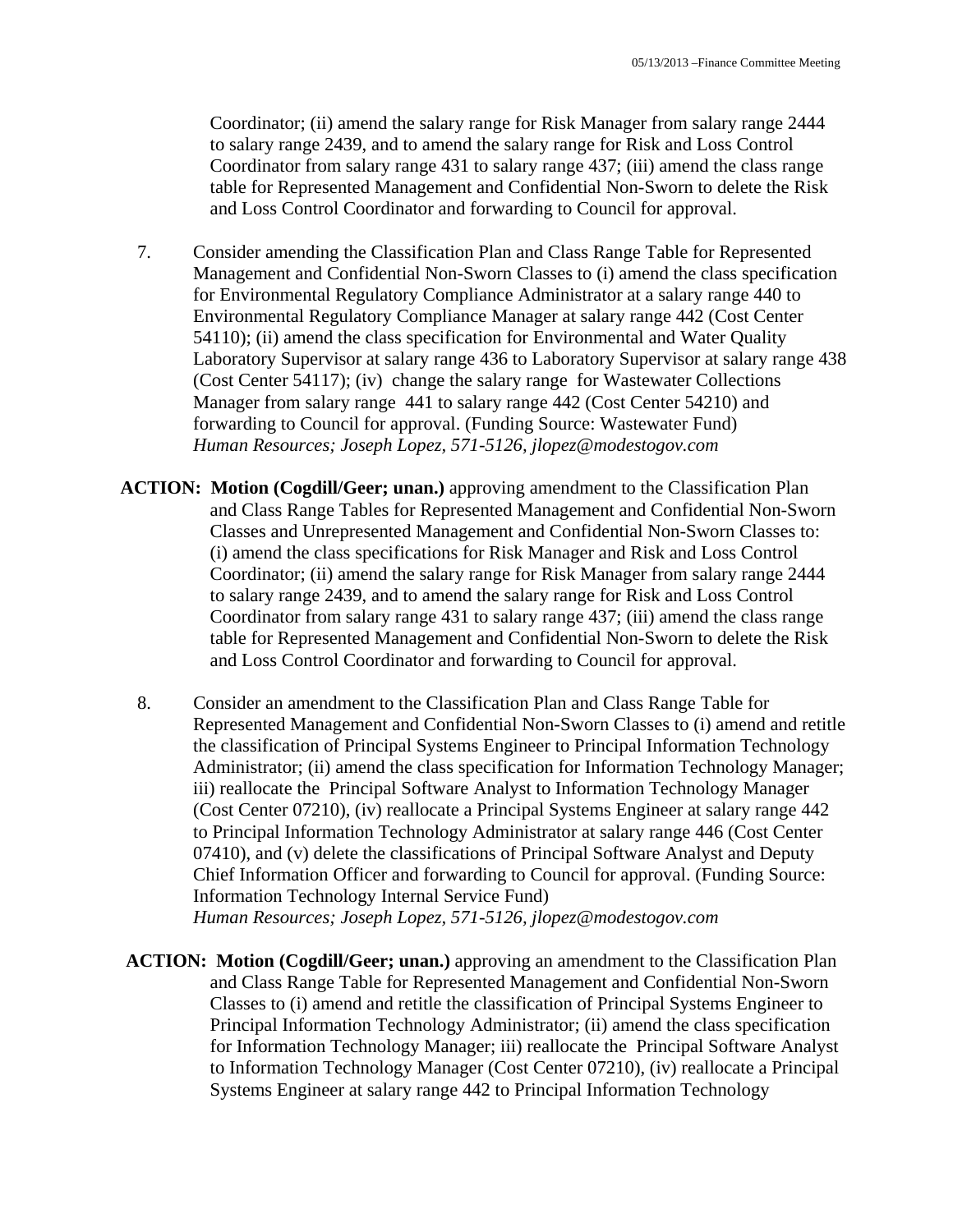Coordinator; (ii) amend the salary range for Risk Manager from salary range 2444 to salary range 2439, and to amend the salary range for Risk and Loss Control Coordinator from salary range 431 to salary range 437; (iii) amend the class range table for Represented Management and Confidential Non-Sworn to delete the Risk and Loss Control Coordinator and forwarding to Council for approval.

7. Consider amending the Classification Plan and Class Range Table for Represented Management and Confidential Non-Sworn Classes to (i) amend the class specification for Environmental Regulatory Compliance Administrator at a salary range 440 to Environmental Regulatory Compliance Manager at salary range 442 (Cost Center 54110); (ii) amend the class specification for Environmental and Water Quality Laboratory Supervisor at salary range 436 to Laboratory Supervisor at salary range 438 (Cost Center 54117); (iv) change the salary range for Wastewater Collections Manager from salary range 441 to salary range 442 (Cost Center 54210) and forwarding to Council for approval. (Funding Source: Wastewater Fund)
*Human Resources; Joseph Lopez, 571-5126, jlopez@modestogov.com*

**ACTION: Motion (Cogdill/Geer; unan.)** approving amendment to the Classification Plan and Class Range Tables for Represented Management and Confidential Non-Sworn Classes and Unrepresented Management and Confidential Non-Sworn Classes to: (i) amend the class specifications for Risk Manager and Risk and Loss Control Coordinator; (ii) amend the salary range for Risk Manager from salary range 2444 to salary range 2439, and to amend the salary range for Risk and Loss Control Coordinator from salary range 431 to salary range 437; (iii) amend the class range table for Represented Management and Confidential Non-Sworn to delete the Risk and Loss Control Coordinator and forwarding to Council for approval.

8. Consider an amendment to the Classification Plan and Class Range Table for Represented Management and Confidential Non-Sworn Classes to (i) amend and retitle the classification of Principal Systems Engineer to Principal Information Technology Administrator; (ii) amend the class specification for Information Technology Manager; iii) reallocate the Principal Software Analyst to Information Technology Manager (Cost Center 07210), (iv) reallocate a Principal Systems Engineer at salary range 442 to Principal Information Technology Administrator at salary range 446 (Cost Center 07410), and (v) delete the classifications of Principal Software Analyst and Deputy Chief Information Officer and forwarding to Council for approval. (Funding Source: Information Technology Internal Service Fund)
*Human Resources; Joseph Lopez, 571-5126, jlopez@modestogov.com*

**ACTION: Motion (Cogdill/Geer; unan.)** approving an amendment to the Classification Plan and Class Range Table for Represented Management and Confidential Non-Sworn Classes to (i) amend and retitle the classification of Principal Systems Engineer to Principal Information Technology Administrator; (ii) amend the class specification for Information Technology Manager; iii) reallocate the Principal Software Analyst to Information Technology Manager (Cost Center 07210), (iv) reallocate a Principal Systems Engineer at salary range 442 to Principal Information Technology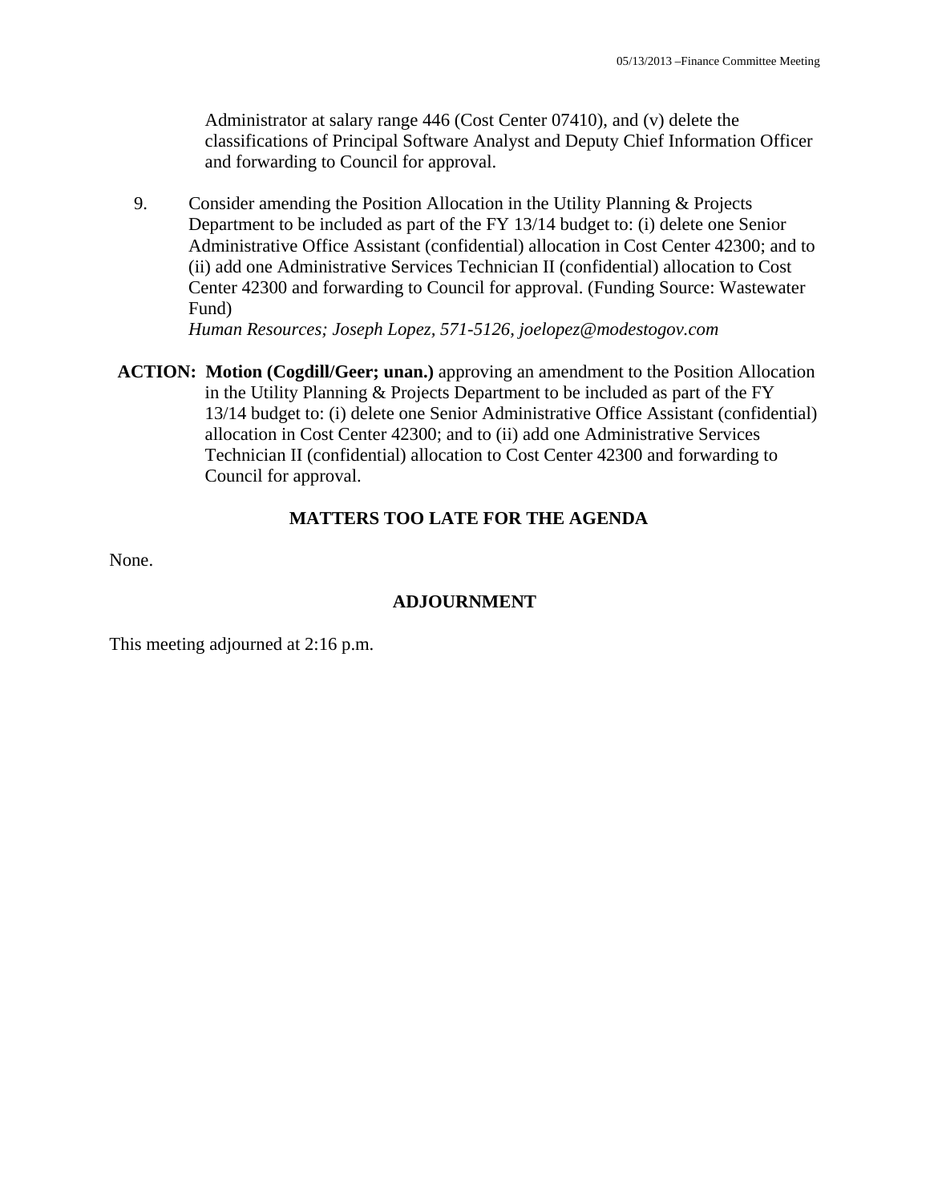Administrator at salary range 446 (Cost Center 07410), and (v) delete the classifications of Principal Software Analyst and Deputy Chief Information Officer and forwarding to Council for approval.

9. Consider amending the Position Allocation in the Utility Planning & Projects Department to be included as part of the FY 13/14 budget to: (i) delete one Senior Administrative Office Assistant (confidential) allocation in Cost Center 42300; and to (ii) add one Administrative Services Technician II (confidential) allocation to Cost Center 42300 and forwarding to Council for approval. (Funding Source: Wastewater Fund)
   *Human Resources; Joseph Lopez, 571-5126, joelopez@modestogov.com*

**ACTION: Motion (Cogdill/Geer; unan.)** approving an amendment to the Position Allocation in the Utility Planning & Projects Department to be included as part of the FY 13/14 budget to: (i) delete one Senior Administrative Office Assistant (confidential) allocation in Cost Center 42300; and to (ii) add one Administrative Services Technician II (confidential) allocation to Cost Center 42300 and forwarding to Council for approval.

## MATTERS TOO LATE FOR THE AGENDA

None.

## ADJOURNMENT

This meeting adjourned at 2:16 p.m.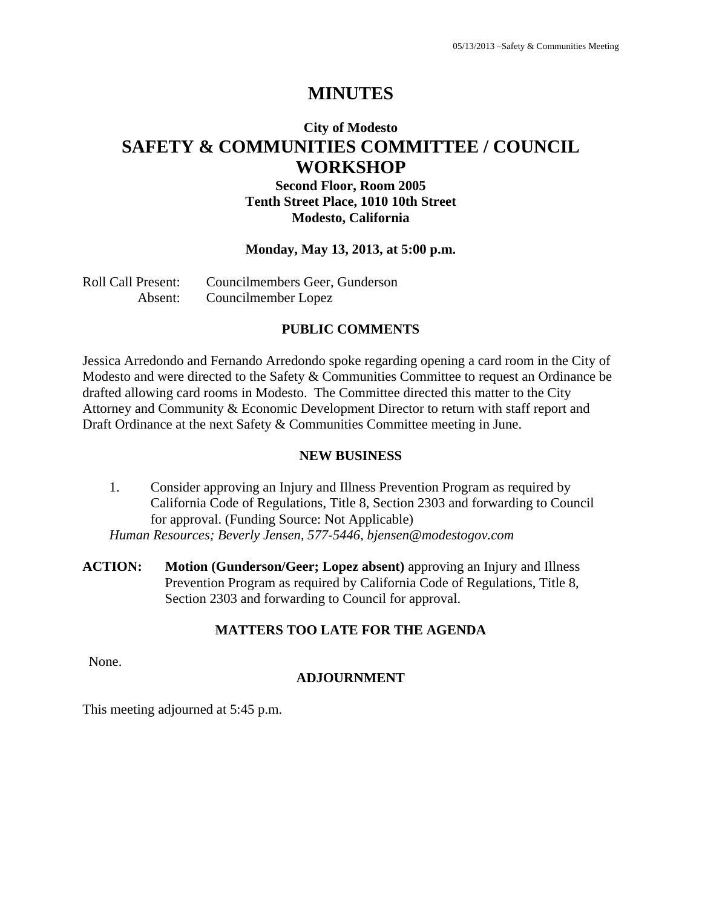# MINUTES

## City of Modesto

# SAFETY & COMMUNITIES COMMITTEE / COUNCIL WORKSHOP

**Second Floor, Room 2005**
**Tenth Street Place, 1010 10th Street**
**Modesto, California**

**Monday, May 13, 2013, at 5:00 p.m.**

Roll Call Present: Councilmembers Geer, Gunderson
Absent: Councilmember Lopez

### PUBLIC COMMENTS

Jessica Arredondo and Fernando Arredondo spoke regarding opening a card room in the City of Modesto and were directed to the Safety & Communities Committee to request an Ordinance be drafted allowing card rooms in Modesto. The Committee directed this matter to the City Attorney and Community & Economic Development Director to return with staff report and Draft Ordinance at the next Safety & Communities Committee meeting in June.

### NEW BUSINESS

1. Consider approving an Injury and Illness Prevention Program as required by California Code of Regulations, Title 8, Section 2303 and forwarding to Council for approval. (Funding Source: Not Applicable)
*Human Resources; Beverly Jensen, 577-5446, bjensen@modestogov.com*

**ACTION:** **Motion (Gunderson/Geer; Lopez absent)** approving an Injury and Illness Prevention Program as required by California Code of Regulations, Title 8, Section 2303 and forwarding to Council for approval.

### MATTERS TOO LATE FOR THE AGENDA

None.

### ADJOURNMENT

This meeting adjourned at 5:45 p.m.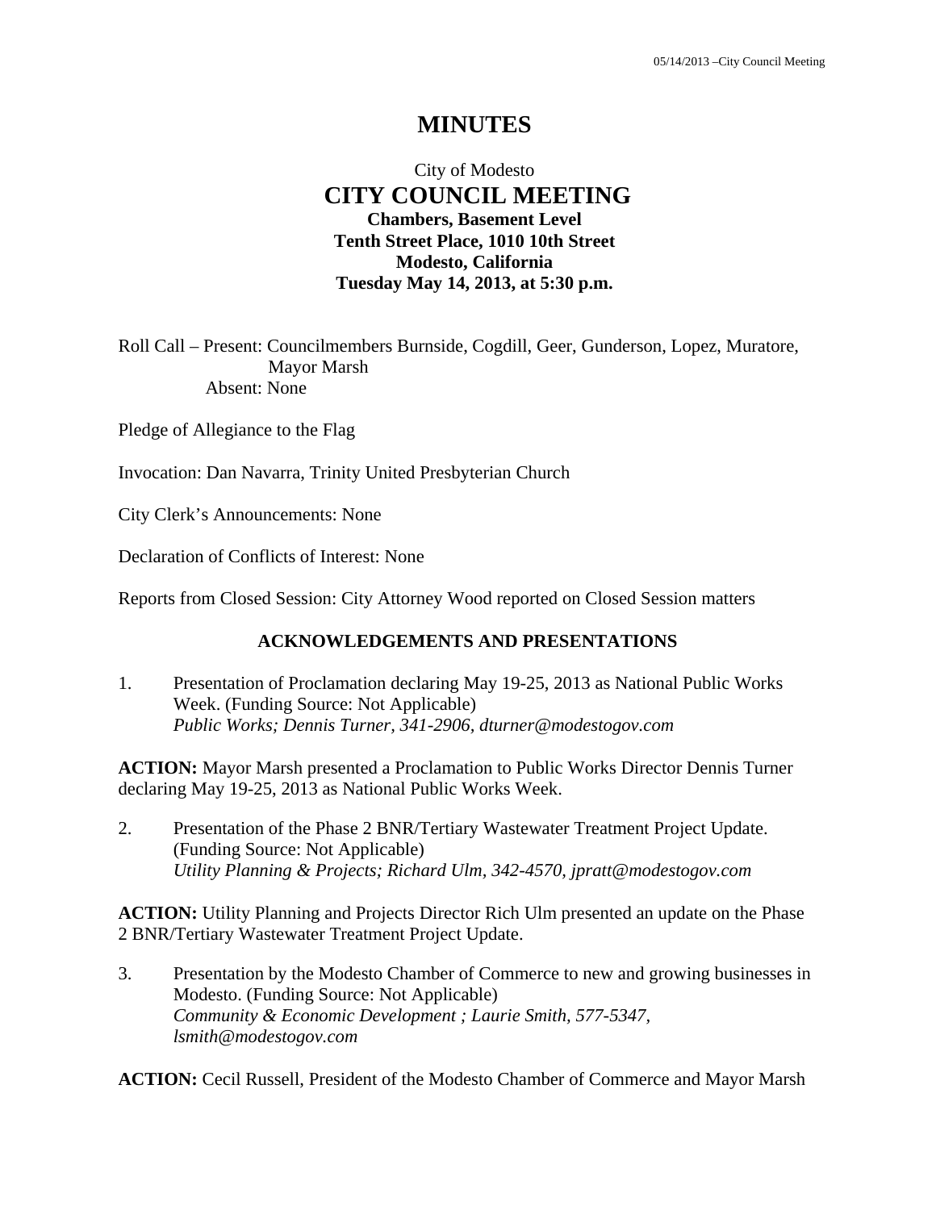# MINUTES

City of Modesto

## CITY COUNCIL MEETING

**Chambers, Basement Level**
**Tenth Street Place, 1010 10th Street**
**Modesto, California**
**Tuesday May 14, 2013, at 5:30 p.m.**

Roll Call – Present: Councilmembers Burnside, Cogdill, Geer, Gunderson, Lopez, Muratore, Mayor Marsh
Absent: None

Pledge of Allegiance to the Flag

Invocation: Dan Navarra, Trinity United Presbyterian Church

City Clerk's Announcements: None

Declaration of Conflicts of Interest: None

Reports from Closed Session: City Attorney Wood reported on Closed Session matters

### ACKNOWLEDGEMENTS AND PRESENTATIONS

1. Presentation of Proclamation declaring May 19-25, 2013 as National Public Works Week. (Funding Source: Not Applicable)
*Public Works; Dennis Turner, 341-2906, dturner@modestogov.com*

**ACTION:** Mayor Marsh presented a Proclamation to Public Works Director Dennis Turner declaring May 19-25, 2013 as National Public Works Week.

2. Presentation of the Phase 2 BNR/Tertiary Wastewater Treatment Project Update. (Funding Source: Not Applicable)
*Utility Planning & Projects; Richard Ulm, 342-4570, jpratt@modestogov.com*

**ACTION:** Utility Planning and Projects Director Rich Ulm presented an update on the Phase 2 BNR/Tertiary Wastewater Treatment Project Update.

3. Presentation by the Modesto Chamber of Commerce to new and growing businesses in Modesto. (Funding Source: Not Applicable)
*Community & Economic Development ; Laurie Smith, 577-5347, lsmith@modestogov.com*

**ACTION:** Cecil Russell, President of the Modesto Chamber of Commerce and Mayor Marsh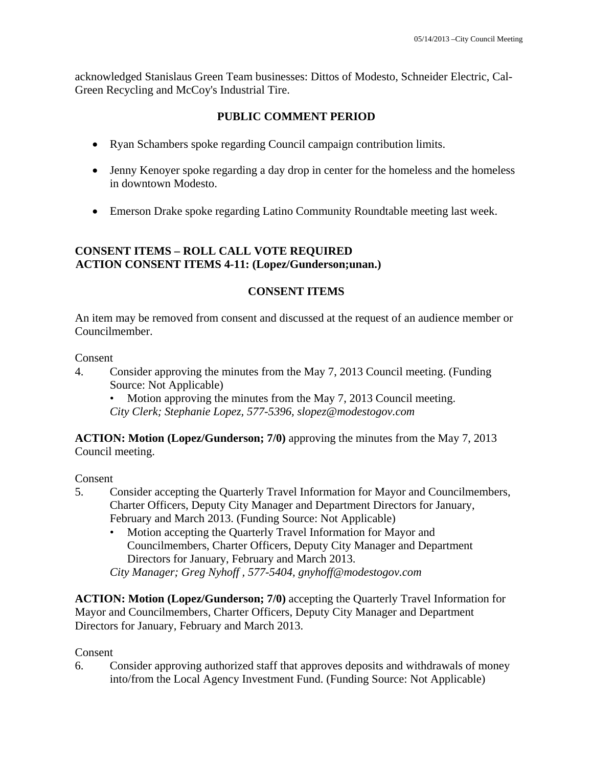acknowledged Stanislaus Green Team businesses: Dittos of Modesto, Schneider Electric, Cal-Green Recycling and McCoy's Industrial Tire.

## PUBLIC COMMENT PERIOD

- Ryan Schambers spoke regarding Council campaign contribution limits.
- Jenny Kenoyer spoke regarding a day drop in center for the homeless and the homeless in downtown Modesto.
- Emerson Drake spoke regarding Latino Community Roundtable meeting last week.

**CONSENT ITEMS – ROLL CALL VOTE REQUIRED**
**ACTION CONSENT ITEMS 4-11: (Lopez/Gunderson;unan.)**

## CONSENT ITEMS

An item may be removed from consent and discussed at the request of an audience member or Councilmember.

Consent

4. Consider approving the minutes from the May 7, 2013 Council meeting. (Funding Source: Not Applicable)
   - Motion approving the minutes from the May 7, 2013 Council meeting.

   *City Clerk; Stephanie Lopez, 577-5396, slopez@modestogov.com*

**ACTION: Motion (Lopez/Gunderson; 7/0)** approving the minutes from the May 7, 2013 Council meeting.

Consent

5. Consider accepting the Quarterly Travel Information for Mayor and Councilmembers, Charter Officers, Deputy City Manager and Department Directors for January, February and March 2013. (Funding Source: Not Applicable)
   - Motion accepting the Quarterly Travel Information for Mayor and Councilmembers, Charter Officers, Deputy City Manager and Department Directors for January, February and March 2013.

   *City Manager; Greg Nyhoff , 577-5404, gnyhoff@modestogov.com*

**ACTION: Motion (Lopez/Gunderson; 7/0)** accepting the Quarterly Travel Information for Mayor and Councilmembers, Charter Officers, Deputy City Manager and Department Directors for January, February and March 2013.

Consent

6. Consider approving authorized staff that approves deposits and withdrawals of money into/from the Local Agency Investment Fund. (Funding Source: Not Applicable)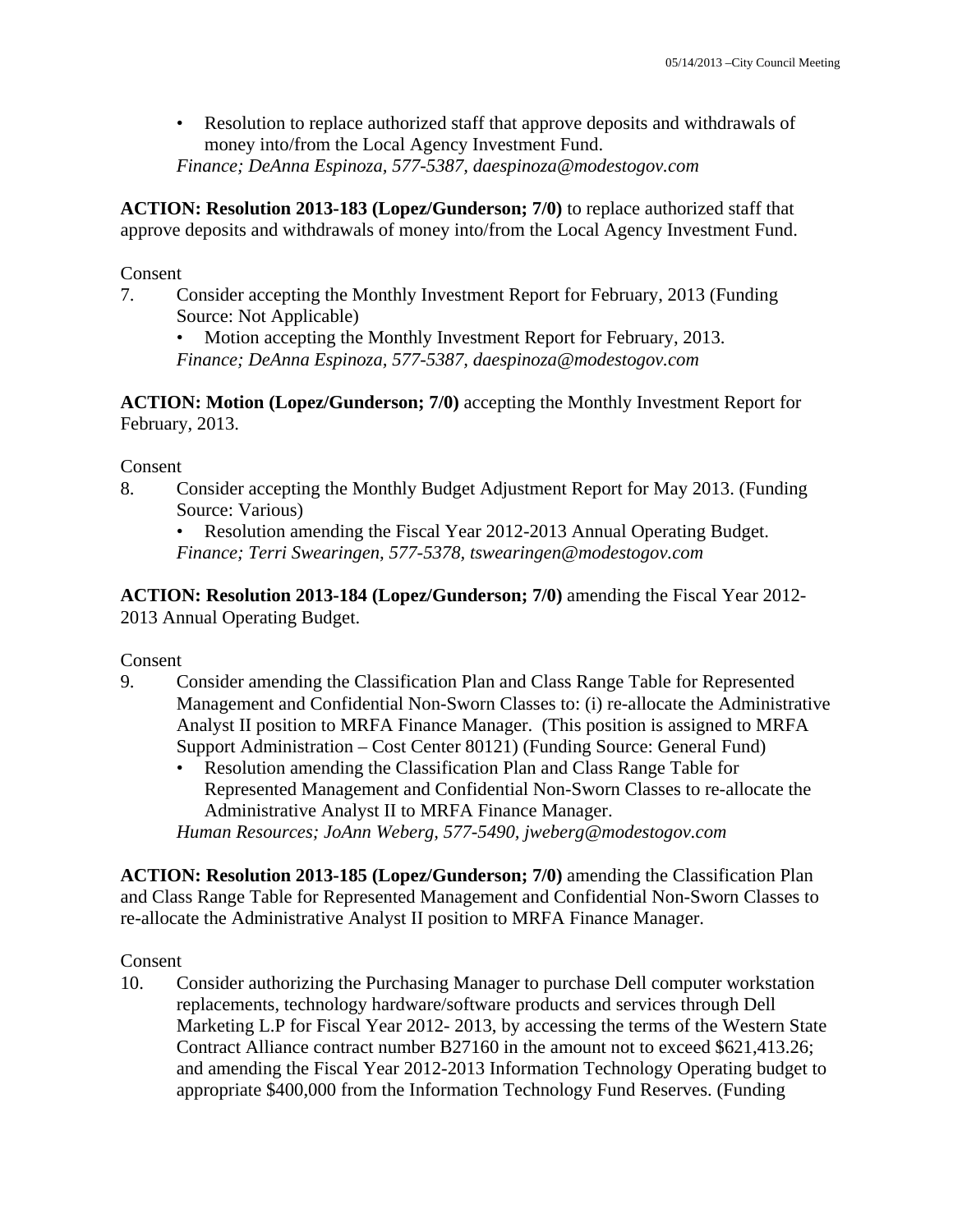- Resolution to replace authorized staff that approve deposits and withdrawals of money into/from the Local Agency Investment Fund.

*Finance; DeAnna Espinoza, 577-5387, daespinoza@modestogov.com*

**ACTION: Resolution 2013-183 (Lopez/Gunderson; 7/0)** to replace authorized staff that approve deposits and withdrawals of money into/from the Local Agency Investment Fund.

Consent

7. Consider accepting the Monthly Investment Report for February, 2013 (Funding Source: Not Applicable)
   - Motion accepting the Monthly Investment Report for February, 2013.

   *Finance; DeAnna Espinoza, 577-5387, daespinoza@modestogov.com*

**ACTION: Motion (Lopez/Gunderson; 7/0)** accepting the Monthly Investment Report for February, 2013.

Consent

8. Consider accepting the Monthly Budget Adjustment Report for May 2013. (Funding Source: Various)
   - Resolution amending the Fiscal Year 2012-2013 Annual Operating Budget.

   *Finance; Terri Swearingen, 577-5378, tswearingen@modestogov.com*

**ACTION: Resolution 2013-184 (Lopez/Gunderson; 7/0)** amending the Fiscal Year 2012-2013 Annual Operating Budget.

Consent

9. Consider amending the Classification Plan and Class Range Table for Represented Management and Confidential Non-Sworn Classes to: (i) re-allocate the Administrative Analyst II position to MRFA Finance Manager. (This position is assigned to MRFA Support Administration – Cost Center 80121) (Funding Source: General Fund)
   - Resolution amending the Classification Plan and Class Range Table for Represented Management and Confidential Non-Sworn Classes to re-allocate the Administrative Analyst II to MRFA Finance Manager.

   *Human Resources; JoAnn Weberg, 577-5490, jweberg@modestogov.com*

**ACTION: Resolution 2013-185 (Lopez/Gunderson; 7/0)** amending the Classification Plan and Class Range Table for Represented Management and Confidential Non-Sworn Classes to re-allocate the Administrative Analyst II position to MRFA Finance Manager.

Consent

10. Consider authorizing the Purchasing Manager to purchase Dell computer workstation replacements, technology hardware/software products and services through Dell Marketing L.P for Fiscal Year 2012- 2013, by accessing the terms of the Western State Contract Alliance contract number B27160 in the amount not to exceed $621,413.26; and amending the Fiscal Year 2012-2013 Information Technology Operating budget to appropriate $400,000 from the Information Technology Fund Reserves. (Funding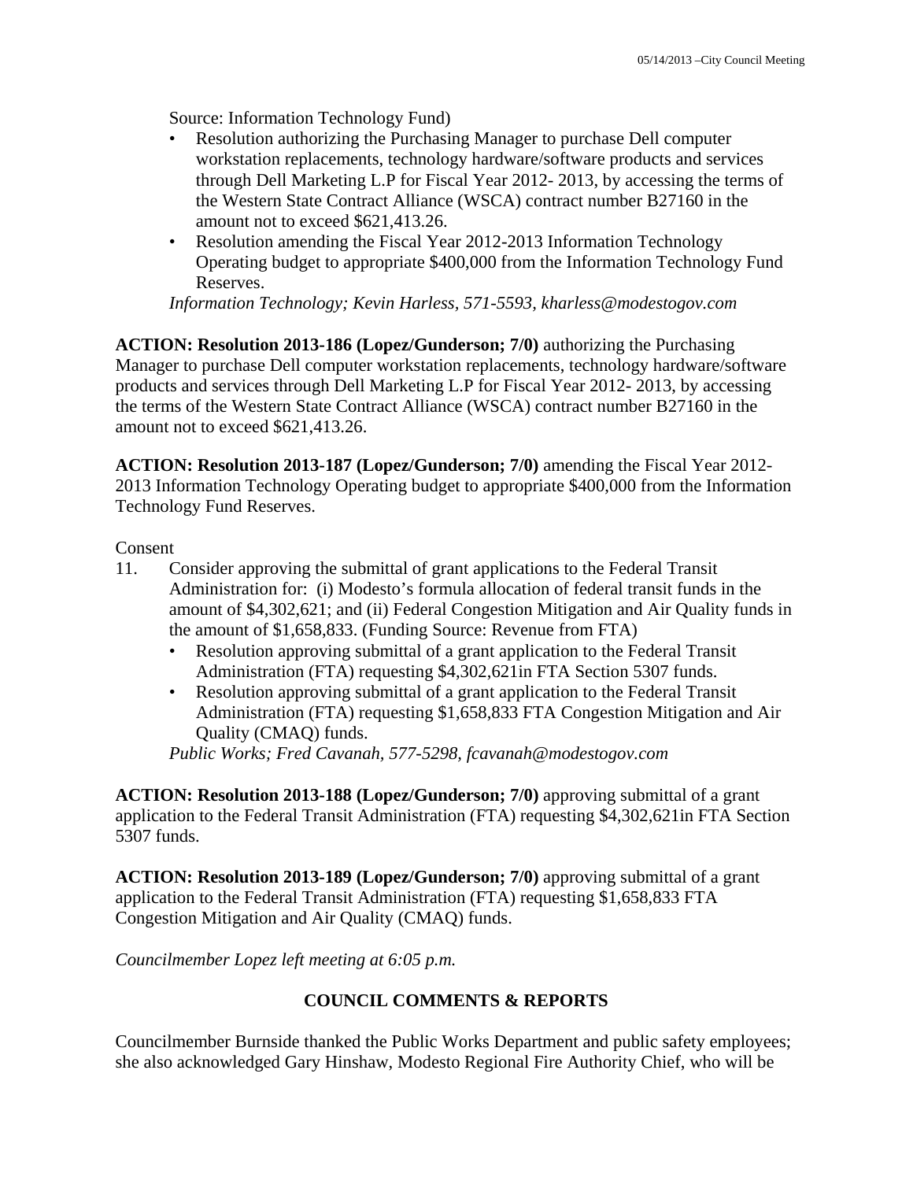Source: Information Technology Fund)

- Resolution authorizing the Purchasing Manager to purchase Dell computer workstation replacements, technology hardware/software products and services through Dell Marketing L.P for Fiscal Year 2012- 2013, by accessing the terms of the Western State Contract Alliance (WSCA) contract number B27160 in the amount not to exceed $621,413.26.
- Resolution amending the Fiscal Year 2012-2013 Information Technology Operating budget to appropriate $400,000 from the Information Technology Fund Reserves.

*Information Technology; Kevin Harless, 571-5593, kharless@modestogov.com*

**ACTION: Resolution 2013-186 (Lopez/Gunderson; 7/0)** authorizing the Purchasing Manager to purchase Dell computer workstation replacements, technology hardware/software products and services through Dell Marketing L.P for Fiscal Year 2012- 2013, by accessing the terms of the Western State Contract Alliance (WSCA) contract number B27160 in the amount not to exceed $621,413.26.

**ACTION: Resolution 2013-187 (Lopez/Gunderson; 7/0)** amending the Fiscal Year 2012-2013 Information Technology Operating budget to appropriate $400,000 from the Information Technology Fund Reserves.

Consent

11. Consider approving the submittal of grant applications to the Federal Transit Administration for: (i) Modesto's formula allocation of federal transit funds in the amount of $4,302,621; and (ii) Federal Congestion Mitigation and Air Quality funds in the amount of $1,658,833. (Funding Source: Revenue from FTA)
    - Resolution approving submittal of a grant application to the Federal Transit Administration (FTA) requesting $4,302,621in FTA Section 5307 funds.
    - Resolution approving submittal of a grant application to the Federal Transit Administration (FTA) requesting $1,658,833 FTA Congestion Mitigation and Air Quality (CMAQ) funds.

    *Public Works; Fred Cavanah, 577-5298, fcavanah@modestogov.com*

**ACTION: Resolution 2013-188 (Lopez/Gunderson; 7/0)** approving submittal of a grant application to the Federal Transit Administration (FTA) requesting $4,302,621in FTA Section 5307 funds.

**ACTION: Resolution 2013-189 (Lopez/Gunderson; 7/0)** approving submittal of a grant application to the Federal Transit Administration (FTA) requesting $1,658,833 FTA Congestion Mitigation and Air Quality (CMAQ) funds.

*Councilmember Lopez left meeting at 6:05 p.m.*

## COUNCIL COMMENTS & REPORTS

Councilmember Burnside thanked the Public Works Department and public safety employees; she also acknowledged Gary Hinshaw, Modesto Regional Fire Authority Chief, who will be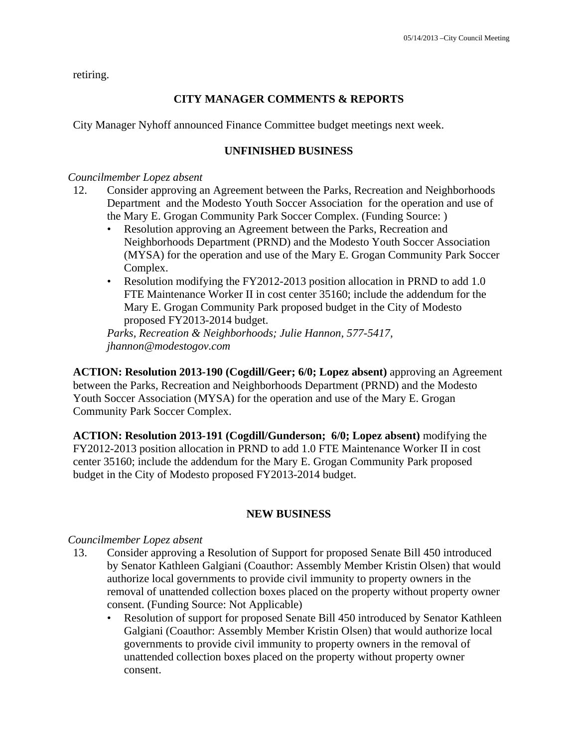retiring.

## CITY MANAGER COMMENTS & REPORTS

City Manager Nyhoff announced Finance Committee budget meetings next week.

## UNFINISHED BUSINESS

*Councilmember Lopez absent*

12. Consider approving an Agreement between the Parks, Recreation and Neighborhoods Department and the Modesto Youth Soccer Association for the operation and use of the Mary E. Grogan Community Park Soccer Complex. (Funding Source: )
    - Resolution approving an Agreement between the Parks, Recreation and Neighborhoods Department (PRND) and the Modesto Youth Soccer Association (MYSA) for the operation and use of the Mary E. Grogan Community Park Soccer Complex.
    - Resolution modifying the FY2012-2013 position allocation in PRND to add 1.0 FTE Maintenance Worker II in cost center 35160; include the addendum for the Mary E. Grogan Community Park proposed budget in the City of Modesto proposed FY2013-2014 budget.

    *Parks, Recreation & Neighborhoods; Julie Hannon, 577-5417, jhannon@modestogov.com*

**ACTION: Resolution 2013-190 (Cogdill/Geer; 6/0; Lopez absent)** approving an Agreement between the Parks, Recreation and Neighborhoods Department (PRND) and the Modesto Youth Soccer Association (MYSA) for the operation and use of the Mary E. Grogan Community Park Soccer Complex.

**ACTION: Resolution 2013-191 (Cogdill/Gunderson; 6/0; Lopez absent)** modifying the FY2012-2013 position allocation in PRND to add 1.0 FTE Maintenance Worker II in cost center 35160; include the addendum for the Mary E. Grogan Community Park proposed budget in the City of Modesto proposed FY2013-2014 budget.

## NEW BUSINESS

*Councilmember Lopez absent*

13. Consider approving a Resolution of Support for proposed Senate Bill 450 introduced by Senator Kathleen Galgiani (Coauthor: Assembly Member Kristin Olsen) that would authorize local governments to provide civil immunity to property owners in the removal of unattended collection boxes placed on the property without property owner consent. (Funding Source: Not Applicable)
    - Resolution of support for proposed Senate Bill 450 introduced by Senator Kathleen Galgiani (Coauthor: Assembly Member Kristin Olsen) that would authorize local governments to provide civil immunity to property owners in the removal of unattended collection boxes placed on the property without property owner consent.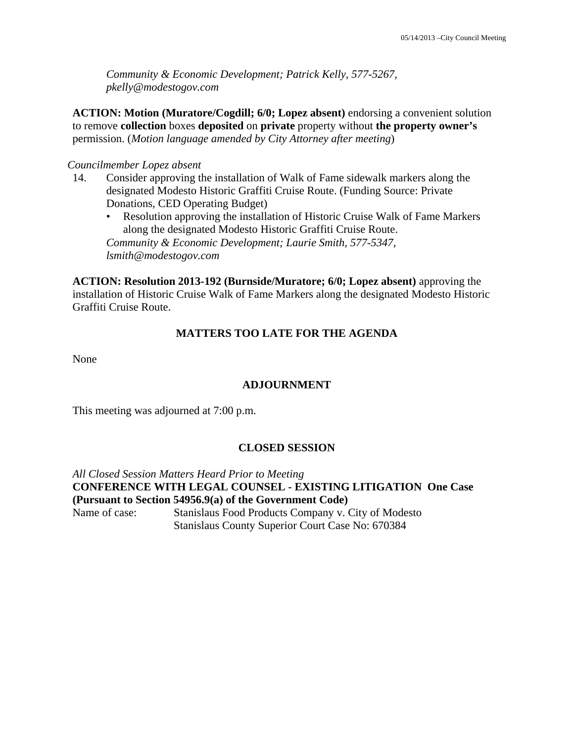*Community & Economic Development; Patrick Kelly, 577-5267, pkelly@modestogov.com*

**ACTION: Motion (Muratore/Cogdill; 6/0; Lopez absent)** endorsing a convenient solution to remove **collection** boxes **deposited** on **private** property without **the property owner's** permission. (*Motion language amended by City Attorney after meeting*)

*Councilmember Lopez absent*

14. Consider approving the installation of Walk of Fame sidewalk markers along the designated Modesto Historic Graffiti Cruise Route. (Funding Source: Private Donations, CED Operating Budget)
    - Resolution approving the installation of Historic Cruise Walk of Fame Markers along the designated Modesto Historic Graffiti Cruise Route.

    *Community & Economic Development; Laurie Smith, 577-5347, lsmith@modestogov.com*

**ACTION: Resolution 2013-192 (Burnside/Muratore; 6/0; Lopez absent)** approving the installation of Historic Cruise Walk of Fame Markers along the designated Modesto Historic Graffiti Cruise Route.

## MATTERS TOO LATE FOR THE AGENDA

None

## ADJOURNMENT

This meeting was adjourned at 7:00 p.m.

## CLOSED SESSION

*All Closed Session Matters Heard Prior to Meeting*

**CONFERENCE WITH LEGAL COUNSEL - EXISTING LITIGATION One Case (Pursuant to Section 54956.9(a) of the Government Code)**

Name of case: Stanislaus Food Products Company v. City of Modesto
Stanislaus County Superior Court Case No: 670384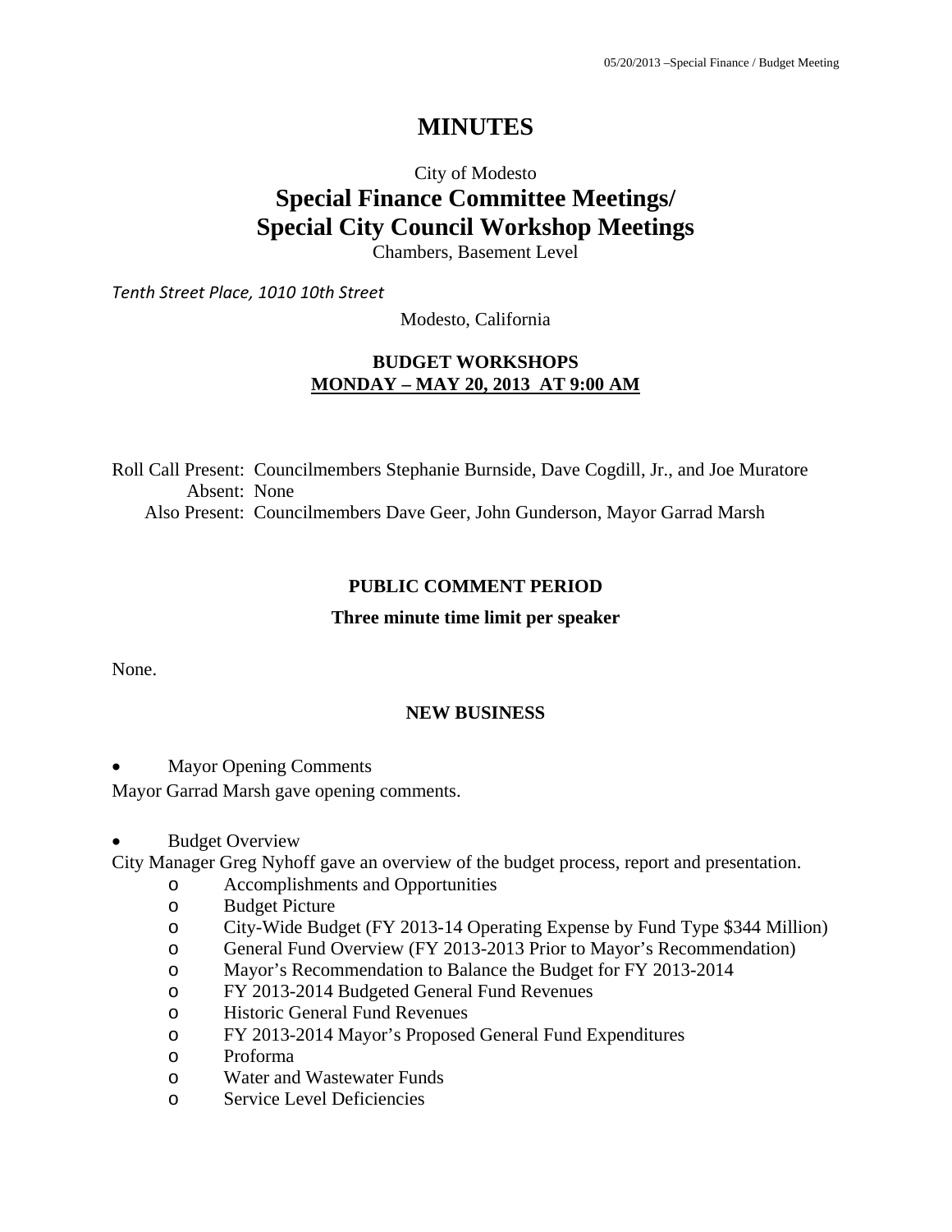# MINUTES

City of Modesto

## Special Finance Committee Meetings/ Special City Council Workshop Meetings

Chambers, Basement Level

*Tenth Street Place, 1010 10th Street*

Modesto, California

**BUDGET WORKSHOPS**
**MONDAY – MAY 20, 2013 AT 9:00 AM**

Roll Call Present: Councilmembers Stephanie Burnside, Dave Cogdill, Jr., and Joe Muratore
Absent: None
Also Present: Councilmembers Dave Geer, John Gunderson, Mayor Garrad Marsh

**PUBLIC COMMENT PERIOD**

**Three minute time limit per speaker**

None.

**NEW BUSINESS**

- Mayor Opening Comments

Mayor Garrad Marsh gave opening comments.

- Budget Overview

City Manager Greg Nyhoff gave an overview of the budget process, report and presentation.

  - Accomplishments and Opportunities
  - Budget Picture
  - City-Wide Budget (FY 2013-14 Operating Expense by Fund Type $344 Million)
  - General Fund Overview (FY 2013-2013 Prior to Mayor's Recommendation)
  - Mayor's Recommendation to Balance the Budget for FY 2013-2014
  - FY 2013-2014 Budgeted General Fund Revenues
  - Historic General Fund Revenues
  - FY 2013-2014 Mayor's Proposed General Fund Expenditures
  - Proforma
  - Water and Wastewater Funds
  - Service Level Deficiencies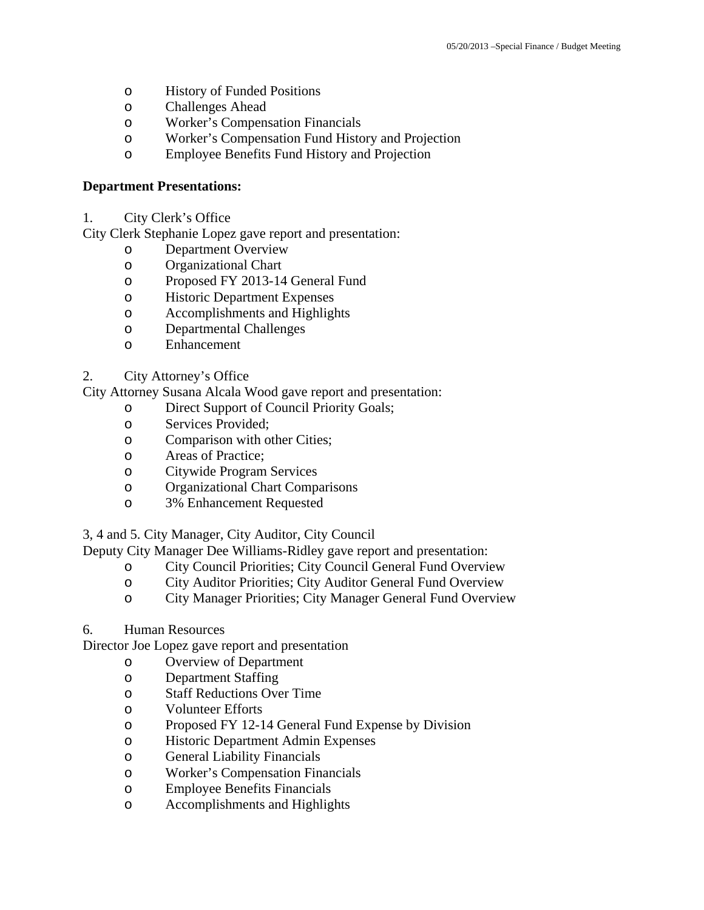- History of Funded Positions
- Challenges Ahead
- Worker's Compensation Financials
- Worker's Compensation Fund History and Projection
- Employee Benefits Fund History and Projection

**Department Presentations:**

1. City Clerk's Office

City Clerk Stephanie Lopez gave report and presentation:

- Department Overview
- Organizational Chart
- Proposed FY 2013-14 General Fund
- Historic Department Expenses
- Accomplishments and Highlights
- Departmental Challenges
- Enhancement

2. City Attorney's Office

City Attorney Susana Alcala Wood gave report and presentation:

- Direct Support of Council Priority Goals;
- Services Provided;
- Comparison with other Cities;
- Areas of Practice;
- Citywide Program Services
- Organizational Chart Comparisons
- 3% Enhancement Requested

3, 4 and 5. City Manager, City Auditor, City Council

Deputy City Manager Dee Williams-Ridley gave report and presentation:

- City Council Priorities; City Council General Fund Overview
- City Auditor Priorities; City Auditor General Fund Overview
- City Manager Priorities; City Manager General Fund Overview

6. Human Resources

Director Joe Lopez gave report and presentation

- Overview of Department
- Department Staffing
- Staff Reductions Over Time
- Volunteer Efforts
- Proposed FY 12-14 General Fund Expense by Division
- Historic Department Admin Expenses
- General Liability Financials
- Worker's Compensation Financials
- Employee Benefits Financials
- Accomplishments and Highlights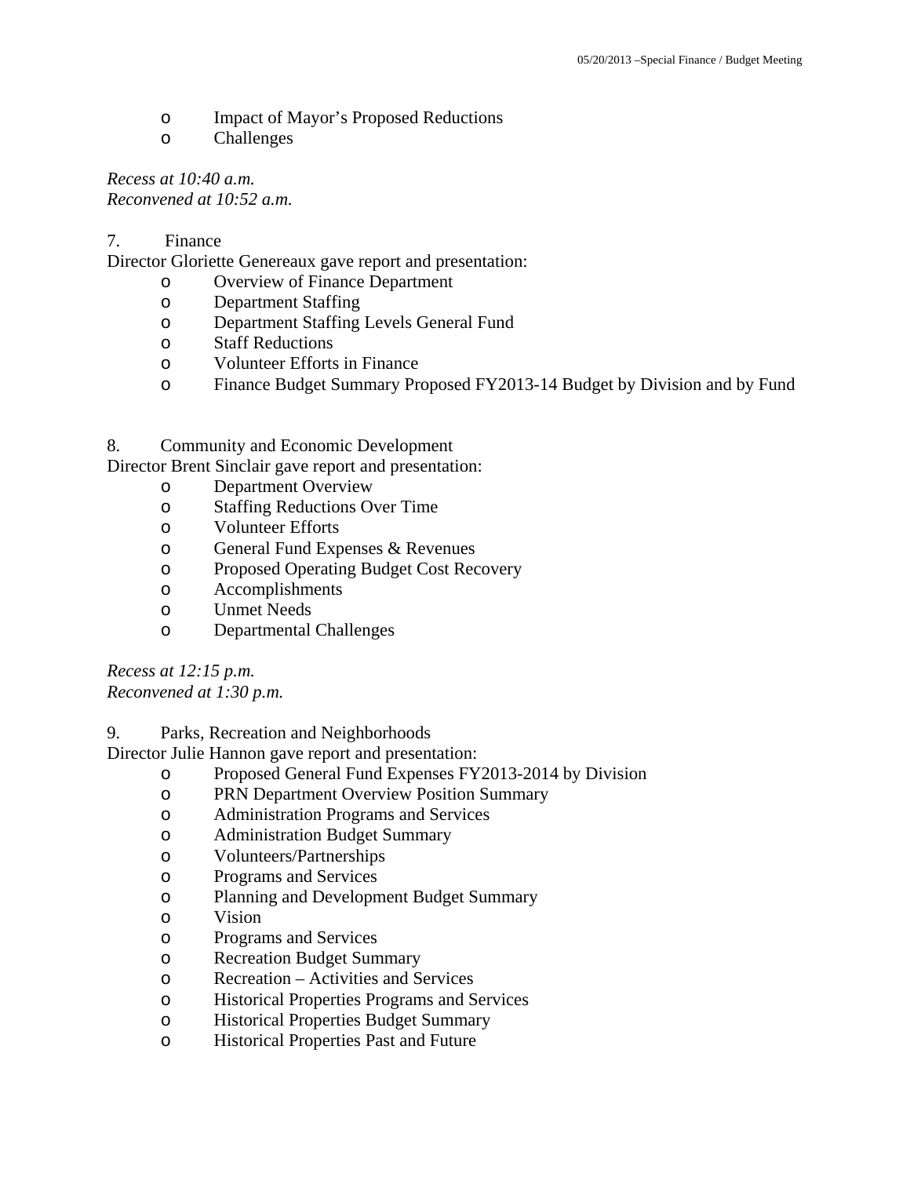- Impact of Mayor's Proposed Reductions
- Challenges

*Recess at 10:40 a.m.*
*Reconvened at 10:52 a.m.*

7. Finance

Director Gloriette Genereaux gave report and presentation:

- Overview of Finance Department
- Department Staffing
- Department Staffing Levels General Fund
- Staff Reductions
- Volunteer Efforts in Finance
- Finance Budget Summary Proposed FY2013-14 Budget by Division and by Fund

8. Community and Economic Development

Director Brent Sinclair gave report and presentation:

- Department Overview
- Staffing Reductions Over Time
- Volunteer Efforts
- General Fund Expenses & Revenues
- Proposed Operating Budget Cost Recovery
- Accomplishments
- Unmet Needs
- Departmental Challenges

*Recess at 12:15 p.m.*
*Reconvened at 1:30 p.m.*

9. Parks, Recreation and Neighborhoods

Director Julie Hannon gave report and presentation:

- Proposed General Fund Expenses FY2013-2014 by Division
- PRN Department Overview Position Summary
- Administration Programs and Services
- Administration Budget Summary
- Volunteers/Partnerships
- Programs and Services
- Planning and Development Budget Summary
- Vision
- Programs and Services
- Recreation Budget Summary
- Recreation – Activities and Services
- Historical Properties Programs and Services
- Historical Properties Budget Summary
- Historical Properties Past and Future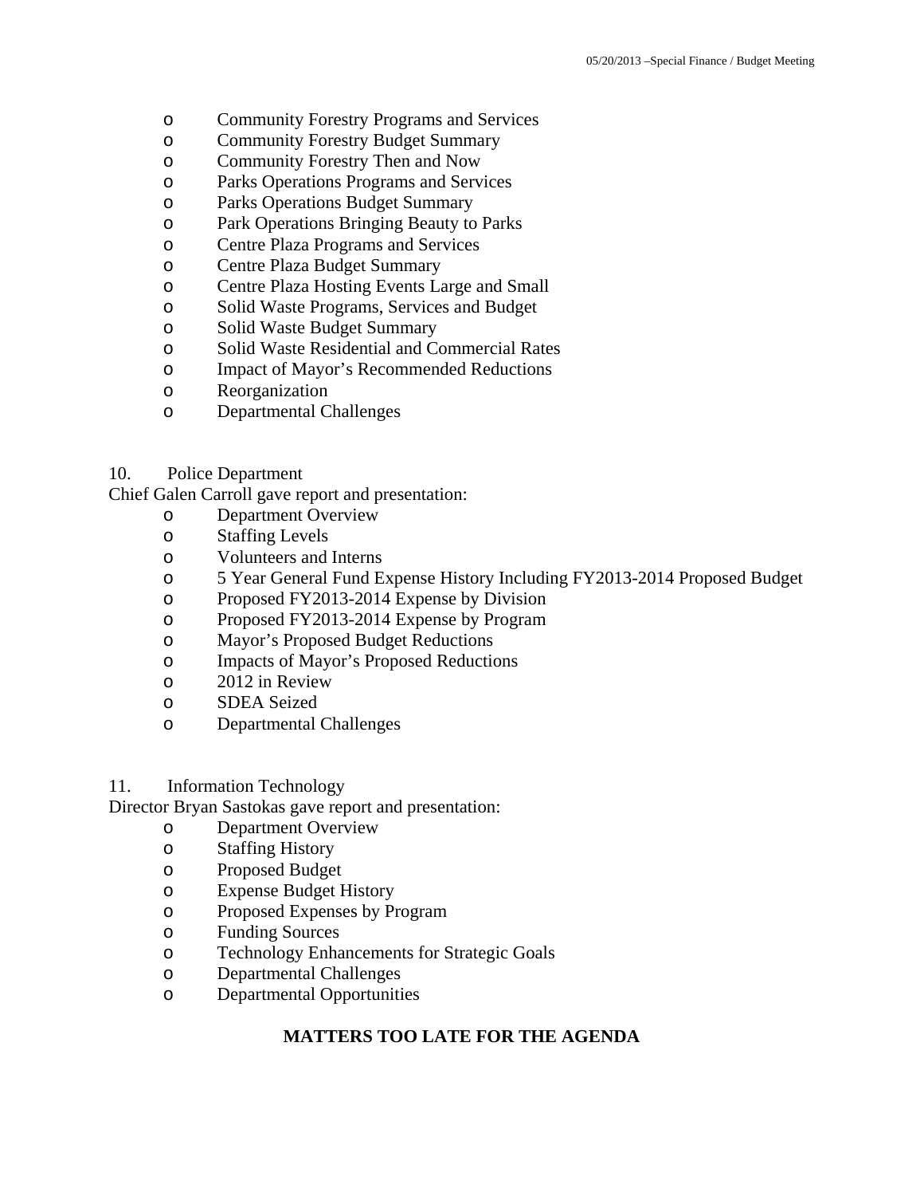- Community Forestry Programs and Services
- Community Forestry Budget Summary
- Community Forestry Then and Now
- Parks Operations Programs and Services
- Parks Operations Budget Summary
- Park Operations Bringing Beauty to Parks
- Centre Plaza Programs and Services
- Centre Plaza Budget Summary
- Centre Plaza Hosting Events Large and Small
- Solid Waste Programs, Services and Budget
- Solid Waste Budget Summary
- Solid Waste Residential and Commercial Rates
- Impact of Mayor's Recommended Reductions
- Reorganization
- Departmental Challenges

10. Police Department

Chief Galen Carroll gave report and presentation:

- Department Overview
- Staffing Levels
- Volunteers and Interns
- 5 Year General Fund Expense History Including FY2013-2014 Proposed Budget
- Proposed FY2013-2014 Expense by Division
- Proposed FY2013-2014 Expense by Program
- Mayor's Proposed Budget Reductions
- Impacts of Mayor's Proposed Reductions
- 2012 in Review
- SDEA Seized
- Departmental Challenges

11. Information Technology

Director Bryan Sastokas gave report and presentation:

- Department Overview
- Staffing History
- Proposed Budget
- Expense Budget History
- Proposed Expenses by Program
- Funding Sources
- Technology Enhancements for Strategic Goals
- Departmental Challenges
- Departmental Opportunities

**MATTERS TOO LATE FOR THE AGENDA**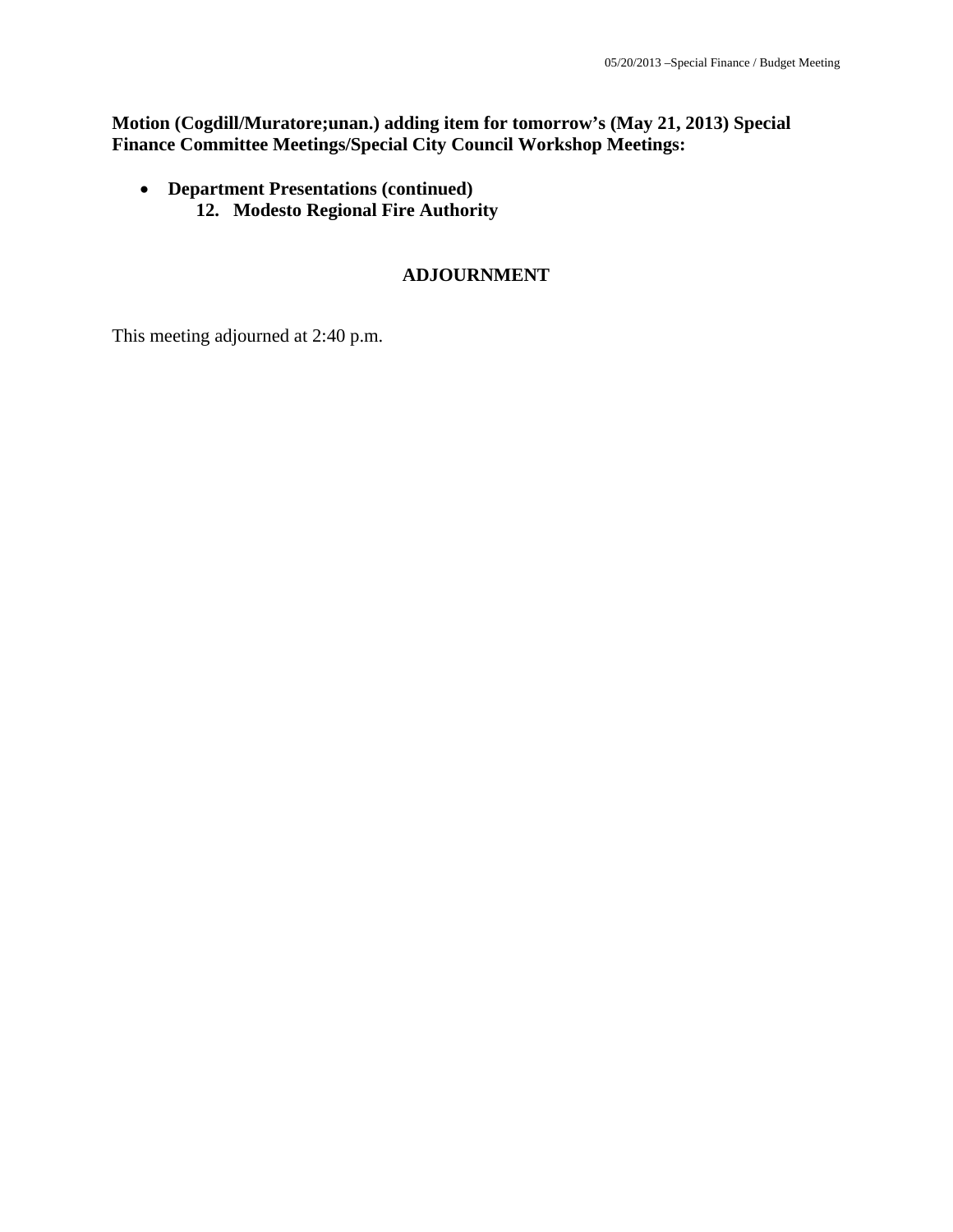**Motion (Cogdill/Muratore;unan.) adding item for tomorrow's (May 21, 2013) Special Finance Committee Meetings/Special City Council Workshop Meetings:**

- **Department Presentations (continued)**
  12. **Modesto Regional Fire Authority**

## ADJOURNMENT

This meeting adjourned at 2:40 p.m.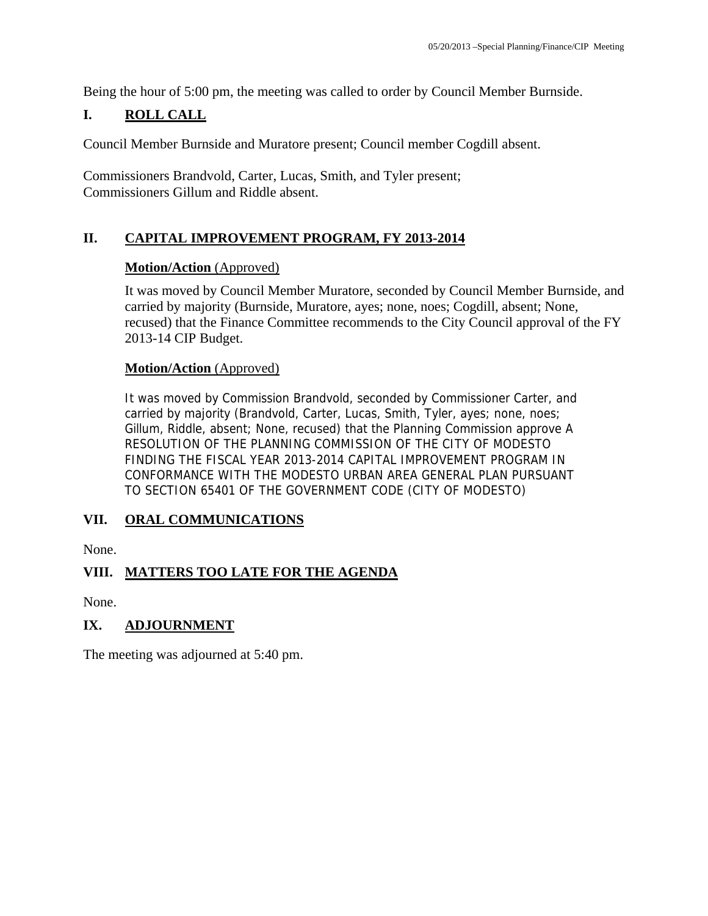Being the hour of 5:00 pm, the meeting was called to order by Council Member Burnside.

## I. ROLL CALL

Council Member Burnside and Muratore present; Council member Cogdill absent.

Commissioners Brandvold, Carter, Lucas, Smith, and Tyler present;
Commissioners Gillum and Riddle absent.

## II. CAPITAL IMPROVEMENT PROGRAM, FY 2013-2014

**Motion/Action** (Approved)

It was moved by Council Member Muratore, seconded by Council Member Burnside, and carried by majority (Burnside, Muratore, ayes; none, noes; Cogdill, absent; None, recused) that the Finance Committee recommends to the City Council approval of the FY 2013-14 CIP Budget.

**Motion/Action** (Approved)

It was moved by Commission Brandvold, seconded by Commissioner Carter, and carried by majority (Brandvold, Carter, Lucas, Smith, Tyler, ayes; none, noes; Gillum, Riddle, absent; None, recused) that the Planning Commission approve A RESOLUTION OF THE PLANNING COMMISSION OF THE CITY OF MODESTO FINDING THE FISCAL YEAR 2013-2014 CAPITAL IMPROVEMENT PROGRAM IN CONFORMANCE WITH THE MODESTO URBAN AREA GENERAL PLAN PURSUANT TO SECTION 65401 OF THE GOVERNMENT CODE (CITY OF MODESTO)

## VII. ORAL COMMUNICATIONS

None.

## VIII. MATTERS TOO LATE FOR THE AGENDA

None.

## IX. ADJOURNMENT

The meeting was adjourned at 5:40 pm.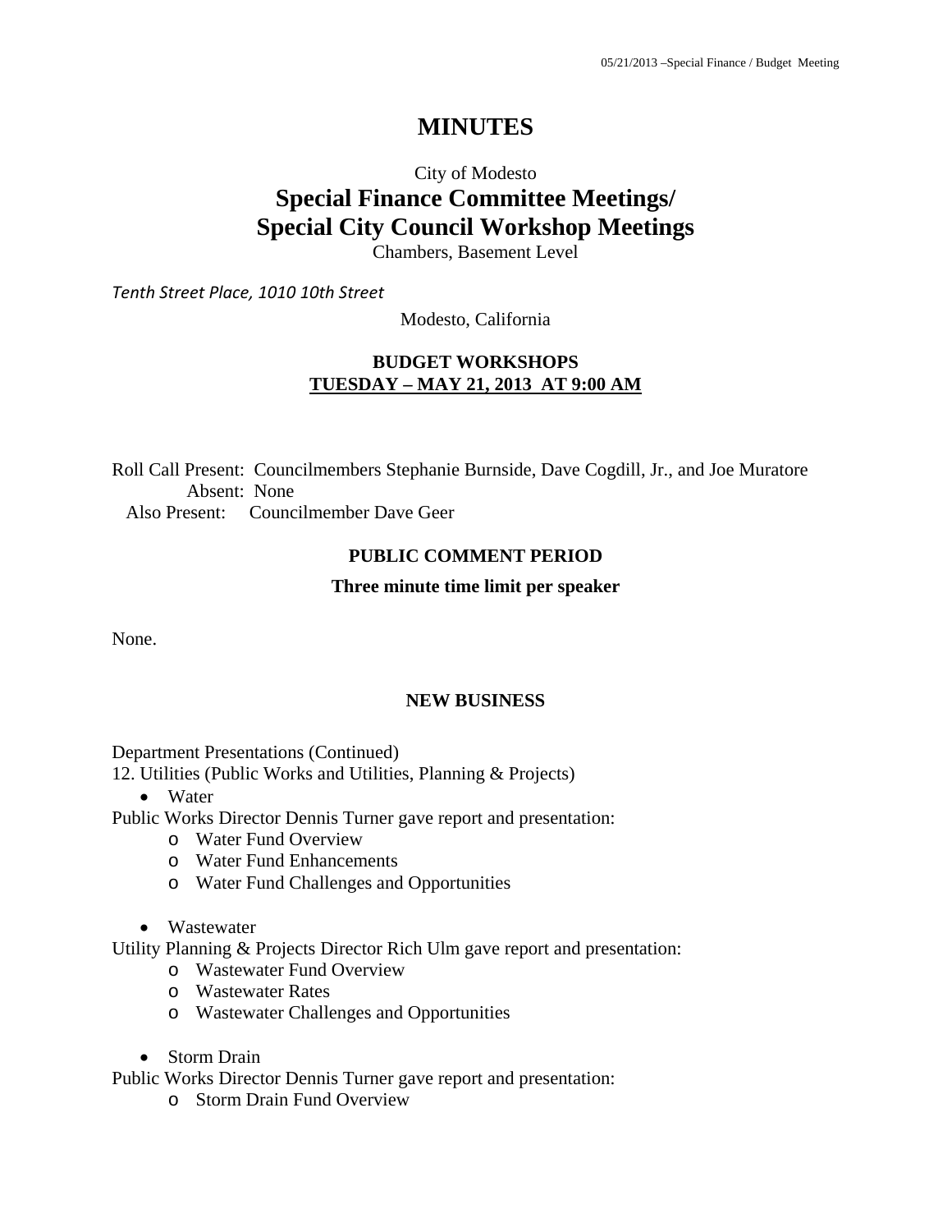# MINUTES

City of Modesto

## Special Finance Committee Meetings/ Special City Council Workshop Meetings

Chambers, Basement Level

*Tenth Street Place, 1010 10th Street*

Modesto, California

**BUDGET WORKSHOPS**

**TUESDAY – MAY 21, 2013 AT 9:00 AM**

Roll Call Present: Councilmembers Stephanie Burnside, Dave Cogdill, Jr., and Joe Muratore
Absent: None
Also Present: Councilmember Dave Geer

**PUBLIC COMMENT PERIOD**

**Three minute time limit per speaker**

None.

**NEW BUSINESS**

Department Presentations (Continued)
12. Utilities (Public Works and Utilities, Planning & Projects)

- Water

Public Works Director Dennis Turner gave report and presentation:

  - Water Fund Overview
  - Water Fund Enhancements
  - Water Fund Challenges and Opportunities

- Wastewater

Utility Planning & Projects Director Rich Ulm gave report and presentation:

  - Wastewater Fund Overview
  - Wastewater Rates
  - Wastewater Challenges and Opportunities

- Storm Drain

Public Works Director Dennis Turner gave report and presentation:

  - Storm Drain Fund Overview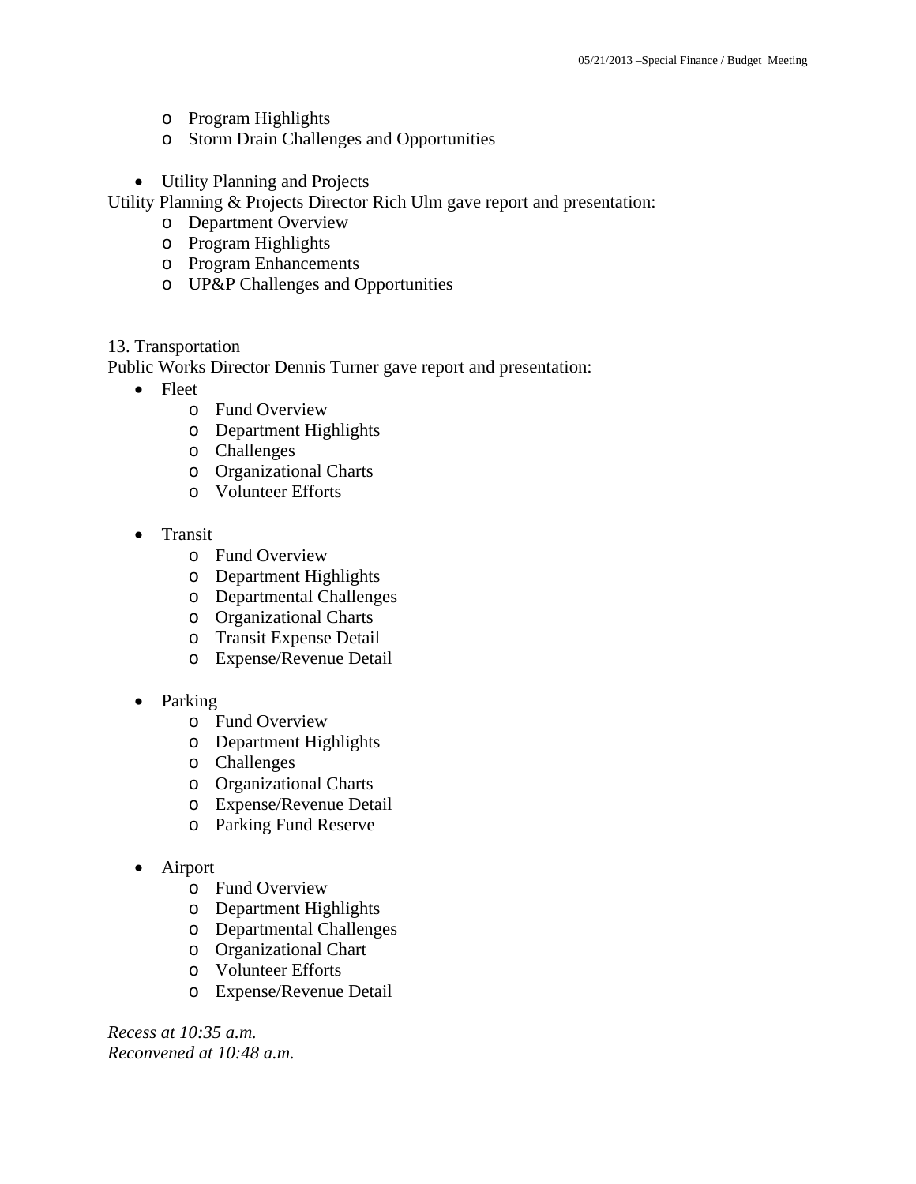- Program Highlights
- Storm Drain Challenges and Opportunities

- Utility Planning and Projects

Utility Planning & Projects Director Rich Ulm gave report and presentation:

- Department Overview
- Program Highlights
- Program Enhancements
- UP&P Challenges and Opportunities

13. Transportation

Public Works Director Dennis Turner gave report and presentation:

- Fleet
  - Fund Overview
  - Department Highlights
  - Challenges
  - Organizational Charts
  - Volunteer Efforts

- Transit
  - Fund Overview
  - Department Highlights
  - Departmental Challenges
  - Organizational Charts
  - Transit Expense Detail
  - Expense/Revenue Detail

- Parking
  - Fund Overview
  - Department Highlights
  - Challenges
  - Organizational Charts
  - Expense/Revenue Detail
  - Parking Fund Reserve

- Airport
  - Fund Overview
  - Department Highlights
  - Departmental Challenges
  - Organizational Chart
  - Volunteer Efforts
  - Expense/Revenue Detail

*Recess at 10:35 a.m.*
*Reconvened at 10:48 a.m.*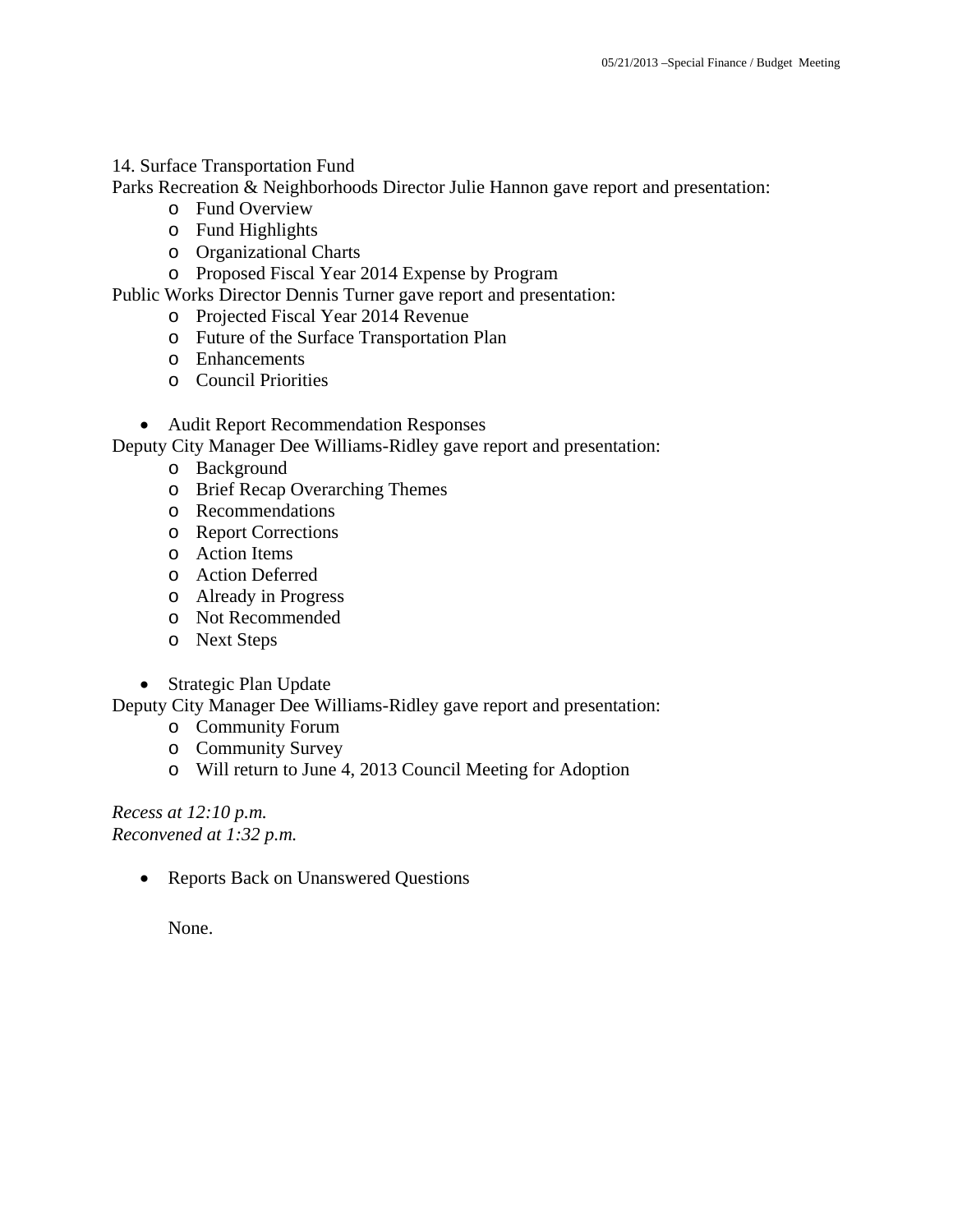14. Surface Transportation Fund

Parks Recreation & Neighborhoods Director Julie Hannon gave report and presentation:

- Fund Overview
- Fund Highlights
- Organizational Charts
- Proposed Fiscal Year 2014 Expense by Program

Public Works Director Dennis Turner gave report and presentation:

- Projected Fiscal Year 2014 Revenue
- Future of the Surface Transportation Plan
- Enhancements
- Council Priorities

- Audit Report Recommendation Responses

Deputy City Manager Dee Williams-Ridley gave report and presentation:

- Background
- Brief Recap Overarching Themes
- Recommendations
- Report Corrections
- Action Items
- Action Deferred
- Already in Progress
- Not Recommended
- Next Steps

- Strategic Plan Update

Deputy City Manager Dee Williams-Ridley gave report and presentation:

- Community Forum
- Community Survey
- Will return to June 4, 2013 Council Meeting for Adoption

*Recess at 12:10 p.m.*
*Reconvened at 1:32 p.m.*

- Reports Back on Unanswered Questions

  None.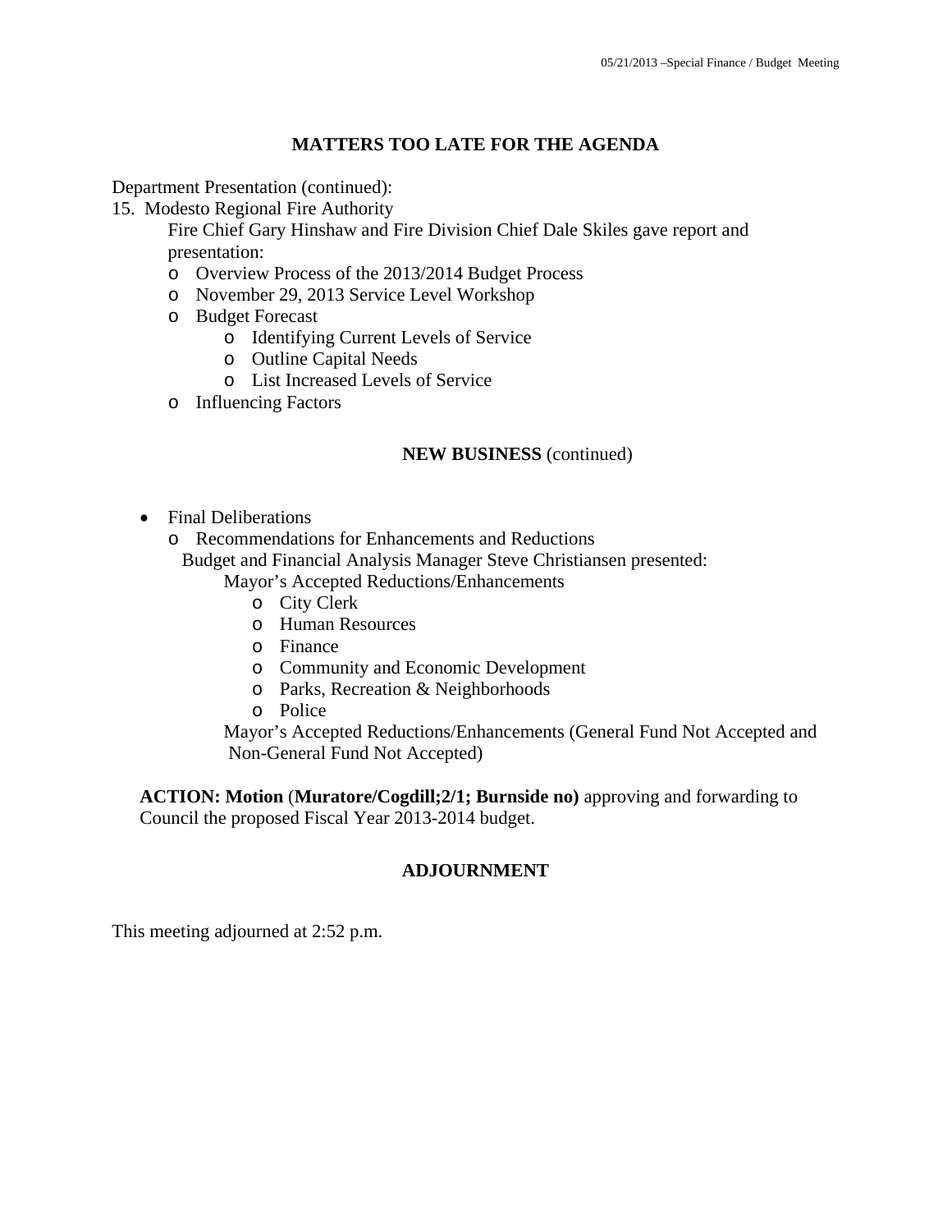## MATTERS TOO LATE FOR THE AGENDA

Department Presentation (continued):

15. Modesto Regional Fire Authority

    Fire Chief Gary Hinshaw and Fire Division Chief Dale Skiles gave report and presentation:

    - Overview Process of the 2013/2014 Budget Process
    - November 29, 2013 Service Level Workshop
    - Budget Forecast
        - Identifying Current Levels of Service
        - Outline Capital Needs
        - List Increased Levels of Service
    - Influencing Factors

## NEW BUSINESS (continued)

- Final Deliberations
    - Recommendations for Enhancements and Reductions

      Budget and Financial Analysis Manager Steve Christiansen presented:

      Mayor's Accepted Reductions/Enhancements

        - City Clerk
        - Human Resources
        - Finance
        - Community and Economic Development
        - Parks, Recreation & Neighborhoods
        - Police

      Mayor's Accepted Reductions/Enhancements (General Fund Not Accepted and Non-General Fund Not Accepted)

**ACTION: Motion** (**Muratore/Cogdill;2/1; Burnside no)** approving and forwarding to Council the proposed Fiscal Year 2013-2014 budget.

## ADJOURNMENT

This meeting adjourned at 2:52 p.m.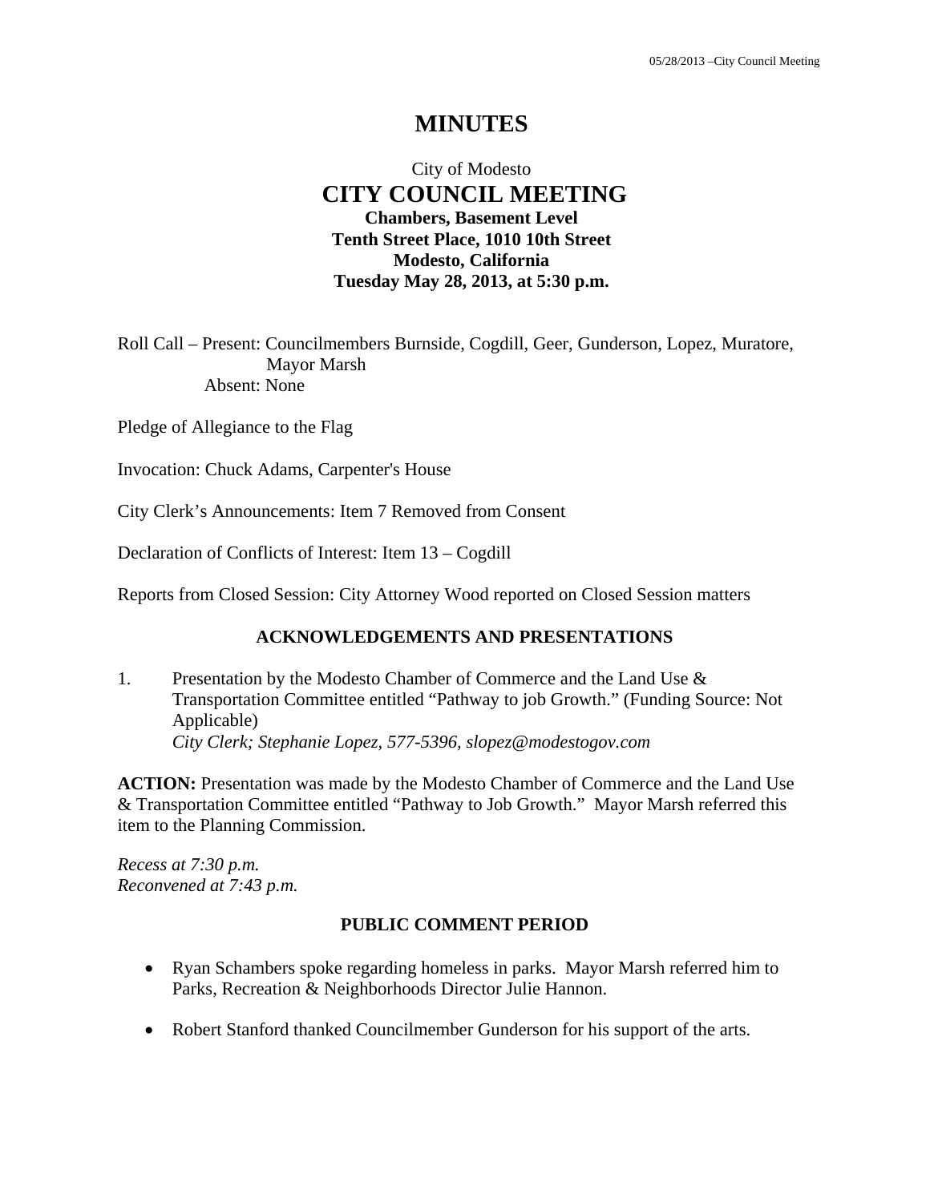# MINUTES

City of Modesto
## CITY COUNCIL MEETING
**Chambers, Basement Level**
**Tenth Street Place, 1010 10th Street**
**Modesto, California**
**Tuesday May 28, 2013, at 5:30 p.m.**

Roll Call – Present: Councilmembers Burnside, Cogdill, Geer, Gunderson, Lopez, Muratore, Mayor Marsh
Absent: None

Pledge of Allegiance to the Flag

Invocation: Chuck Adams, Carpenter's House

City Clerk's Announcements: Item 7 Removed from Consent

Declaration of Conflicts of Interest: Item 13 – Cogdill

Reports from Closed Session: City Attorney Wood reported on Closed Session matters

### ACKNOWLEDGEMENTS AND PRESENTATIONS

1. Presentation by the Modesto Chamber of Commerce and the Land Use & Transportation Committee entitled "Pathway to job Growth." (Funding Source: Not Applicable)
*City Clerk; Stephanie Lopez, 577-5396, slopez@modestogov.com*

**ACTION:** Presentation was made by the Modesto Chamber of Commerce and the Land Use & Transportation Committee entitled "Pathway to Job Growth." Mayor Marsh referred this item to the Planning Commission.

*Recess at 7:30 p.m.*
*Reconvened at 7:43 p.m.*

### PUBLIC COMMENT PERIOD

- Ryan Schambers spoke regarding homeless in parks. Mayor Marsh referred him to Parks, Recreation & Neighborhoods Director Julie Hannon.
- Robert Stanford thanked Councilmember Gunderson for his support of the arts.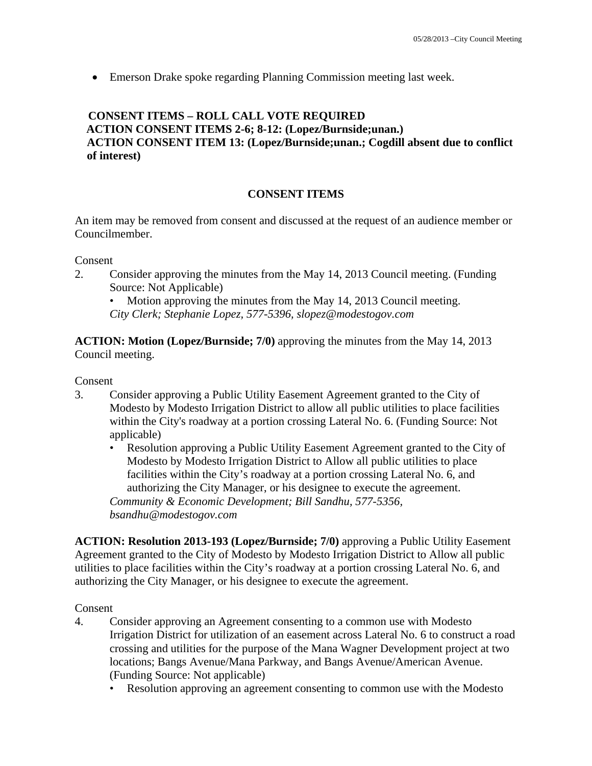- Emerson Drake spoke regarding Planning Commission meeting last week.

**CONSENT ITEMS – ROLL CALL VOTE REQUIRED**
**ACTION CONSENT ITEMS 2-6; 8-12: (Lopez/Burnside;unan.)**
**ACTION CONSENT ITEM 13: (Lopez/Burnside;unan.; Cogdill absent due to conflict of interest)**

## CONSENT ITEMS

An item may be removed from consent and discussed at the request of an audience member or Councilmember.

Consent

2. Consider approving the minutes from the May 14, 2013 Council meeting. (Funding Source: Not Applicable)
   - Motion approving the minutes from the May 14, 2013 Council meeting.

   *City Clerk; Stephanie Lopez, 577-5396, slopez@modestogov.com*

**ACTION: Motion (Lopez/Burnside; 7/0)** approving the minutes from the May 14, 2013 Council meeting.

Consent

3. Consider approving a Public Utility Easement Agreement granted to the City of Modesto by Modesto Irrigation District to allow all public utilities to place facilities within the City's roadway at a portion crossing Lateral No. 6. (Funding Source: Not applicable)
   - Resolution approving a Public Utility Easement Agreement granted to the City of Modesto by Modesto Irrigation District to Allow all public utilities to place facilities within the City's roadway at a portion crossing Lateral No. 6, and authorizing the City Manager, or his designee to execute the agreement.

   *Community & Economic Development; Bill Sandhu, 577-5356, bsandhu@modestogov.com*

**ACTION: Resolution 2013-193 (Lopez/Burnside; 7/0)** approving a Public Utility Easement Agreement granted to the City of Modesto by Modesto Irrigation District to Allow all public utilities to place facilities within the City's roadway at a portion crossing Lateral No. 6, and authorizing the City Manager, or his designee to execute the agreement.

Consent

4. Consider approving an Agreement consenting to a common use with Modesto Irrigation District for utilization of an easement across Lateral No. 6 to construct a road crossing and utilities for the purpose of the Mana Wagner Development project at two locations; Bangs Avenue/Mana Parkway, and Bangs Avenue/American Avenue. (Funding Source: Not applicable)
   - Resolution approving an agreement consenting to common use with the Modesto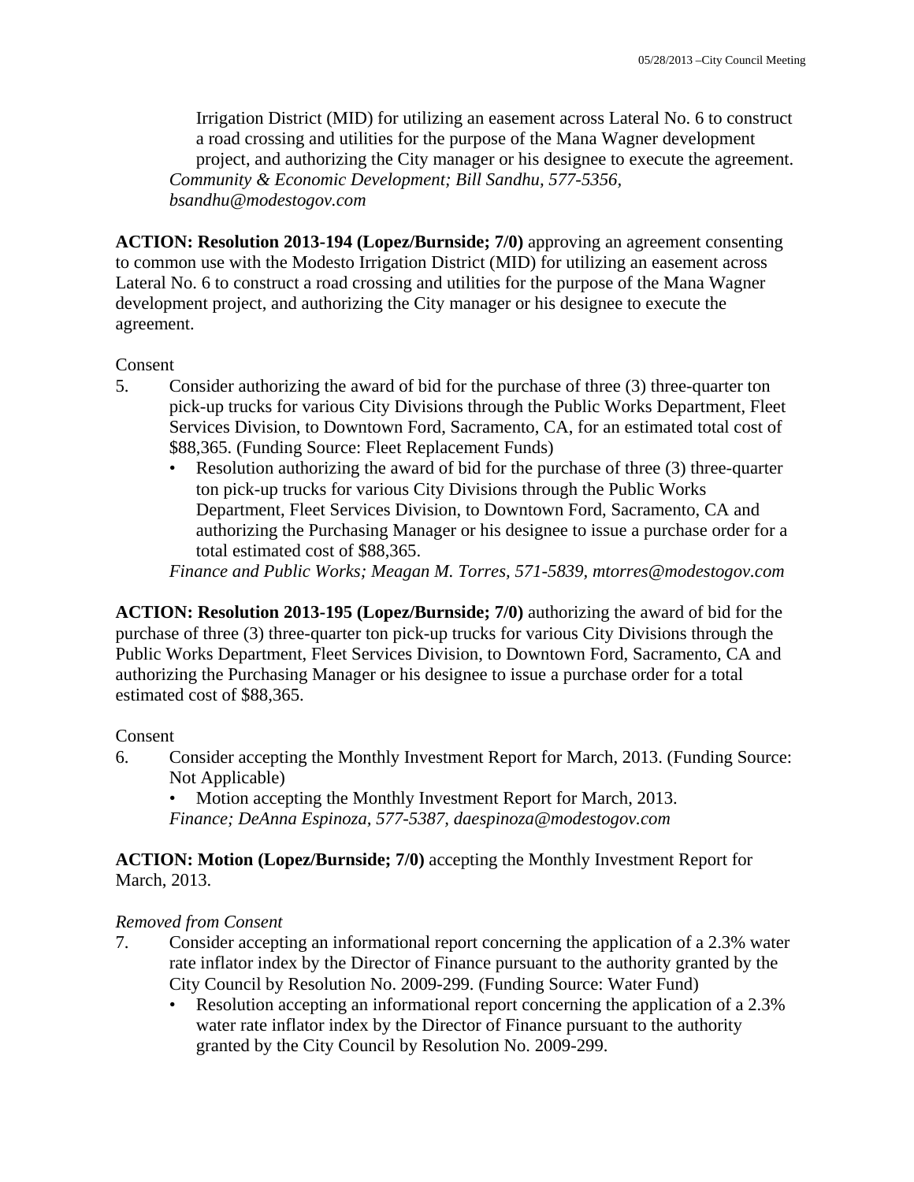Irrigation District (MID) for utilizing an easement across Lateral No. 6 to construct a road crossing and utilities for the purpose of the Mana Wagner development project, and authorizing the City manager or his designee to execute the agreement.
*Community & Economic Development; Bill Sandhu, 577-5356, bsandhu@modestogov.com*

**ACTION: Resolution 2013-194 (Lopez/Burnside; 7/0)** approving an agreement consenting to common use with the Modesto Irrigation District (MID) for utilizing an easement across Lateral No. 6 to construct a road crossing and utilities for the purpose of the Mana Wagner development project, and authorizing the City manager or his designee to execute the agreement.

Consent

5. Consider authorizing the award of bid for the purchase of three (3) three-quarter ton pick-up trucks for various City Divisions through the Public Works Department, Fleet Services Division, to Downtown Ford, Sacramento, CA, for an estimated total cost of $88,365. (Funding Source: Fleet Replacement Funds)
   - Resolution authorizing the award of bid for the purchase of three (3) three-quarter ton pick-up trucks for various City Divisions through the Public Works Department, Fleet Services Division, to Downtown Ford, Sacramento, CA and authorizing the Purchasing Manager or his designee to issue a purchase order for a total estimated cost of $88,365.

   *Finance and Public Works; Meagan M. Torres, 571-5839, mtorres@modestogov.com*

**ACTION: Resolution 2013-195 (Lopez/Burnside; 7/0)** authorizing the award of bid for the purchase of three (3) three-quarter ton pick-up trucks for various City Divisions through the Public Works Department, Fleet Services Division, to Downtown Ford, Sacramento, CA and authorizing the Purchasing Manager or his designee to issue a purchase order for a total estimated cost of $88,365.

Consent

6. Consider accepting the Monthly Investment Report for March, 2013. (Funding Source: Not Applicable)
   - Motion accepting the Monthly Investment Report for March, 2013.

   *Finance; DeAnna Espinoza, 577-5387, daespinoza@modestogov.com*

**ACTION: Motion (Lopez/Burnside; 7/0)** accepting the Monthly Investment Report for March, 2013.

*Removed from Consent*

7. Consider accepting an informational report concerning the application of a 2.3% water rate inflator index by the Director of Finance pursuant to the authority granted by the City Council by Resolution No. 2009-299. (Funding Source: Water Fund)
   - Resolution accepting an informational report concerning the application of a 2.3% water rate inflator index by the Director of Finance pursuant to the authority granted by the City Council by Resolution No. 2009-299.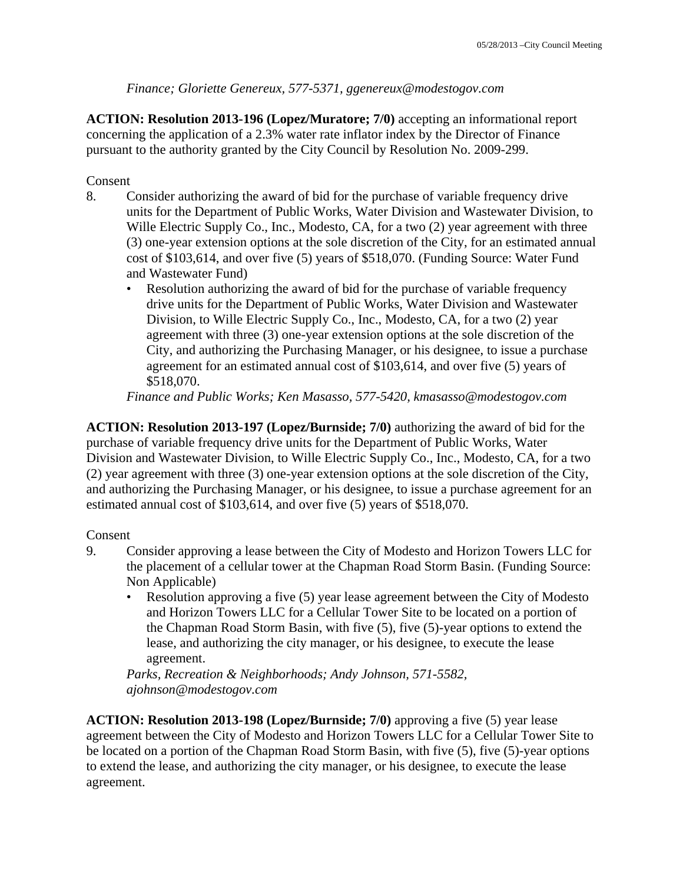*Finance; Gloriette Genereux, 577-5371, ggenereux@modestogov.com*

**ACTION: Resolution 2013-196 (Lopez/Muratore; 7/0)** accepting an informational report concerning the application of a 2.3% water rate inflator index by the Director of Finance pursuant to the authority granted by the City Council by Resolution No. 2009-299.

Consent

8. Consider authorizing the award of bid for the purchase of variable frequency drive units for the Department of Public Works, Water Division and Wastewater Division, to Wille Electric Supply Co., Inc., Modesto, CA, for a two (2) year agreement with three (3) one-year extension options at the sole discretion of the City, for an estimated annual cost of $103,614, and over five (5) years of $518,070. (Funding Source: Water Fund and Wastewater Fund)
   - Resolution authorizing the award of bid for the purchase of variable frequency drive units for the Department of Public Works, Water Division and Wastewater Division, to Wille Electric Supply Co., Inc., Modesto, CA, for a two (2) year agreement with three (3) one-year extension options at the sole discretion of the City, and authorizing the Purchasing Manager, or his designee, to issue a purchase agreement for an estimated annual cost of $103,614, and over five (5) years of $518,070.

   *Finance and Public Works; Ken Masasso, 577-5420, kmasasso@modestogov.com*

**ACTION: Resolution 2013-197 (Lopez/Burnside; 7/0)** authorizing the award of bid for the purchase of variable frequency drive units for the Department of Public Works, Water Division and Wastewater Division, to Wille Electric Supply Co., Inc., Modesto, CA, for a two (2) year agreement with three (3) one-year extension options at the sole discretion of the City, and authorizing the Purchasing Manager, or his designee, to issue a purchase agreement for an estimated annual cost of $103,614, and over five (5) years of $518,070.

Consent

9. Consider approving a lease between the City of Modesto and Horizon Towers LLC for the placement of a cellular tower at the Chapman Road Storm Basin. (Funding Source: Non Applicable)
   - Resolution approving a five (5) year lease agreement between the City of Modesto and Horizon Towers LLC for a Cellular Tower Site to be located on a portion of the Chapman Road Storm Basin, with five (5), five (5)-year options to extend the lease, and authorizing the city manager, or his designee, to execute the lease agreement.

   *Parks, Recreation & Neighborhoods; Andy Johnson, 571-5582, ajohnson@modestogov.com*

**ACTION: Resolution 2013-198 (Lopez/Burnside; 7/0)** approving a five (5) year lease agreement between the City of Modesto and Horizon Towers LLC for a Cellular Tower Site to be located on a portion of the Chapman Road Storm Basin, with five (5), five (5)-year options to extend the lease, and authorizing the city manager, or his designee, to execute the lease agreement.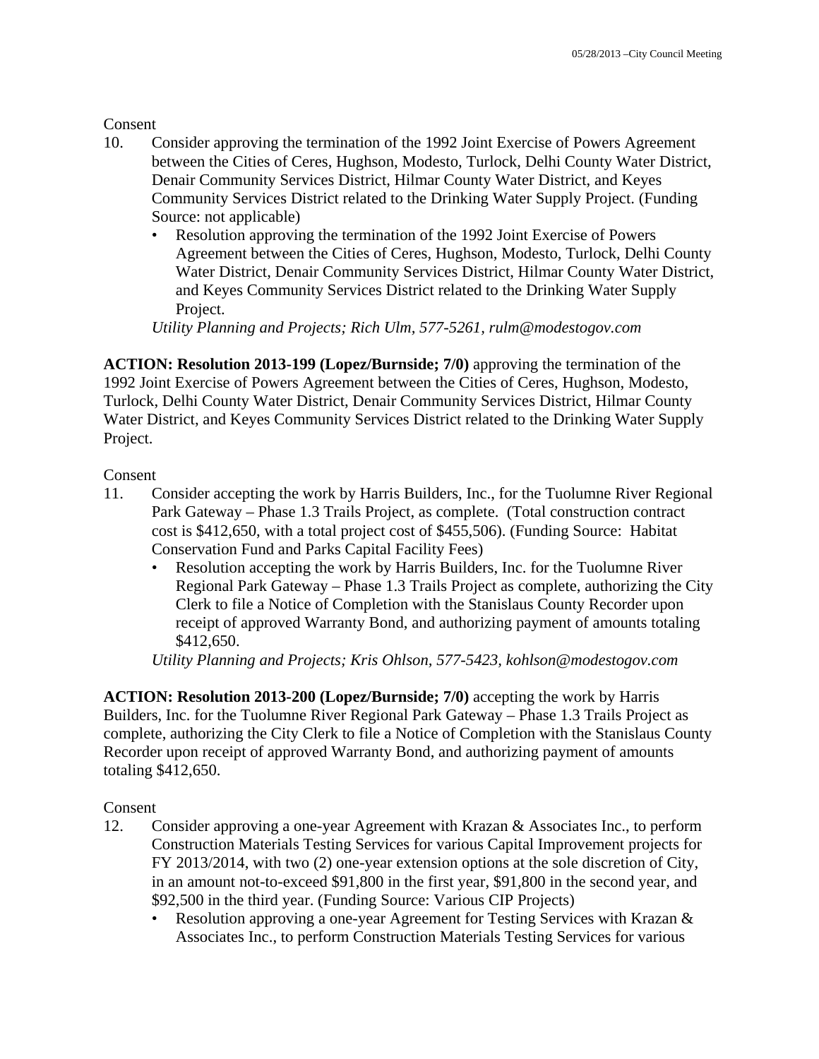Consent

10. Consider approving the termination of the 1992 Joint Exercise of Powers Agreement between the Cities of Ceres, Hughson, Modesto, Turlock, Delhi County Water District, Denair Community Services District, Hilmar County Water District, and Keyes Community Services District related to the Drinking Water Supply Project. (Funding Source: not applicable)
    - Resolution approving the termination of the 1992 Joint Exercise of Powers Agreement between the Cities of Ceres, Hughson, Modesto, Turlock, Delhi County Water District, Denair Community Services District, Hilmar County Water District, and Keyes Community Services District related to the Drinking Water Supply Project.

    *Utility Planning and Projects; Rich Ulm, 577-5261, rulm@modestogov.com*

**ACTION: Resolution 2013-199 (Lopez/Burnside; 7/0)** approving the termination of the 1992 Joint Exercise of Powers Agreement between the Cities of Ceres, Hughson, Modesto, Turlock, Delhi County Water District, Denair Community Services District, Hilmar County Water District, and Keyes Community Services District related to the Drinking Water Supply Project.

Consent

11. Consider accepting the work by Harris Builders, Inc., for the Tuolumne River Regional Park Gateway – Phase 1.3 Trails Project, as complete. (Total construction contract cost is $412,650, with a total project cost of $455,506). (Funding Source: Habitat Conservation Fund and Parks Capital Facility Fees)
    - Resolution accepting the work by Harris Builders, Inc. for the Tuolumne River Regional Park Gateway – Phase 1.3 Trails Project as complete, authorizing the City Clerk to file a Notice of Completion with the Stanislaus County Recorder upon receipt of approved Warranty Bond, and authorizing payment of amounts totaling $412,650.

    *Utility Planning and Projects; Kris Ohlson, 577-5423, kohlson@modestogov.com*

**ACTION: Resolution 2013-200 (Lopez/Burnside; 7/0)** accepting the work by Harris Builders, Inc. for the Tuolumne River Regional Park Gateway – Phase 1.3 Trails Project as complete, authorizing the City Clerk to file a Notice of Completion with the Stanislaus County Recorder upon receipt of approved Warranty Bond, and authorizing payment of amounts totaling $412,650.

Consent

12. Consider approving a one-year Agreement with Krazan & Associates Inc., to perform Construction Materials Testing Services for various Capital Improvement projects for FY 2013/2014, with two (2) one-year extension options at the sole discretion of City, in an amount not-to-exceed $91,800 in the first year, $91,800 in the second year, and $92,500 in the third year. (Funding Source: Various CIP Projects)
    - Resolution approving a one-year Agreement for Testing Services with Krazan & Associates Inc., to perform Construction Materials Testing Services for various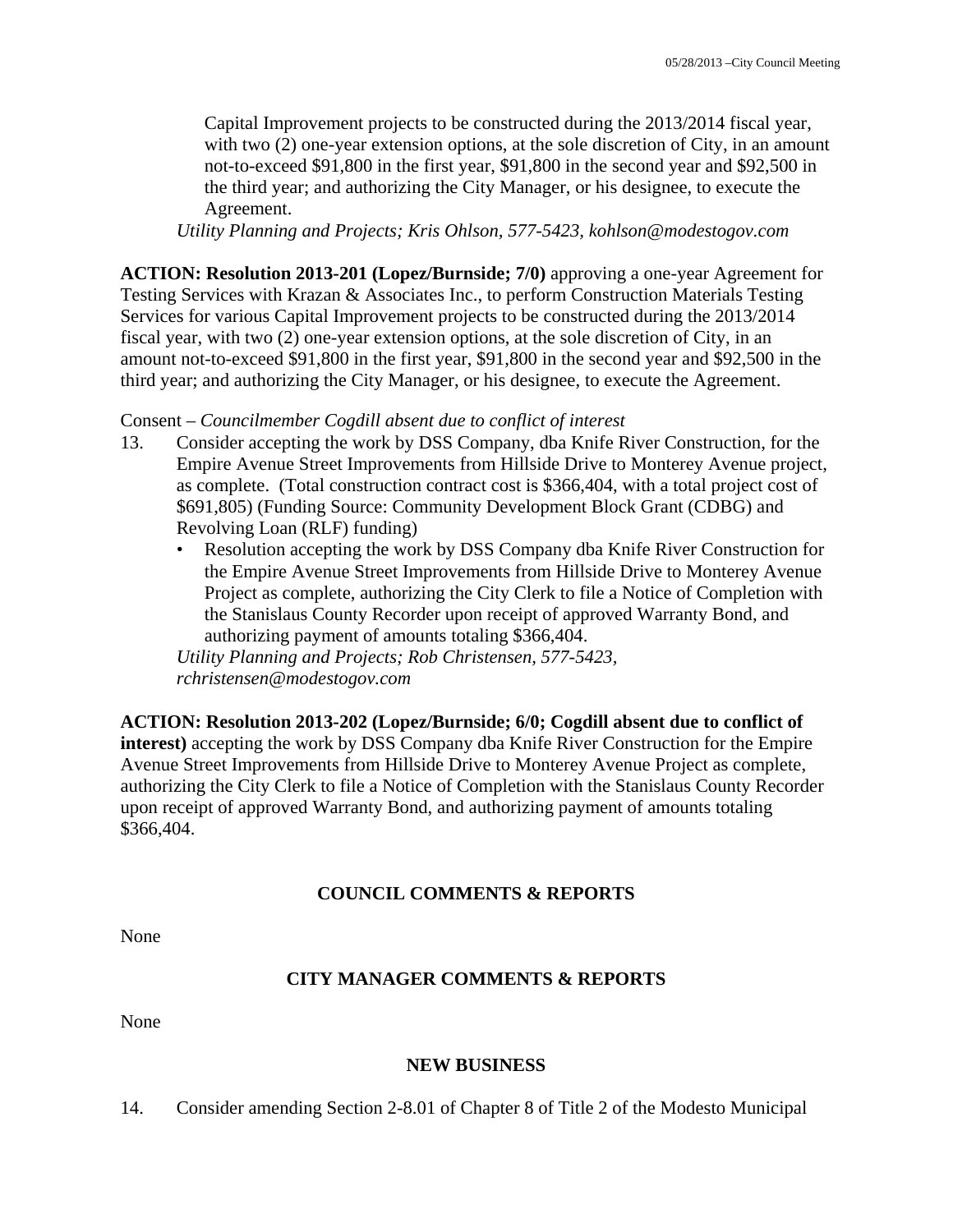Capital Improvement projects to be constructed during the 2013/2014 fiscal year, with two (2) one-year extension options, at the sole discretion of City, in an amount not-to-exceed $91,800 in the first year, $91,800 in the second year and $92,500 in the third year; and authorizing the City Manager, or his designee, to execute the Agreement.

*Utility Planning and Projects; Kris Ohlson, 577-5423, kohlson@modestogov.com*

**ACTION: Resolution 2013-201 (Lopez/Burnside; 7/0)** approving a one-year Agreement for Testing Services with Krazan & Associates Inc., to perform Construction Materials Testing Services for various Capital Improvement projects to be constructed during the 2013/2014 fiscal year, with two (2) one-year extension options, at the sole discretion of City, in an amount not-to-exceed $91,800 in the first year, $91,800 in the second year and $92,500 in the third year; and authorizing the City Manager, or his designee, to execute the Agreement.

Consent – *Councilmember Cogdill absent due to conflict of interest*

13. Consider accepting the work by DSS Company, dba Knife River Construction, for the Empire Avenue Street Improvements from Hillside Drive to Monterey Avenue project, as complete. (Total construction contract cost is $366,404, with a total project cost of $691,805) (Funding Source: Community Development Block Grant (CDBG) and Revolving Loan (RLF) funding)
    - Resolution accepting the work by DSS Company dba Knife River Construction for the Empire Avenue Street Improvements from Hillside Drive to Monterey Avenue Project as complete, authorizing the City Clerk to file a Notice of Completion with the Stanislaus County Recorder upon receipt of approved Warranty Bond, and authorizing payment of amounts totaling $366,404.

    *Utility Planning and Projects; Rob Christensen, 577-5423, rchristensen@modestogov.com*

**ACTION: Resolution 2013-202 (Lopez/Burnside; 6/0; Cogdill absent due to conflict of interest)** accepting the work by DSS Company dba Knife River Construction for the Empire Avenue Street Improvements from Hillside Drive to Monterey Avenue Project as complete, authorizing the City Clerk to file a Notice of Completion with the Stanislaus County Recorder upon receipt of approved Warranty Bond, and authorizing payment of amounts totaling $366,404.

## COUNCIL COMMENTS & REPORTS

None

## CITY MANAGER COMMENTS & REPORTS

None

## NEW BUSINESS

14. Consider amending Section 2-8.01 of Chapter 8 of Title 2 of the Modesto Municipal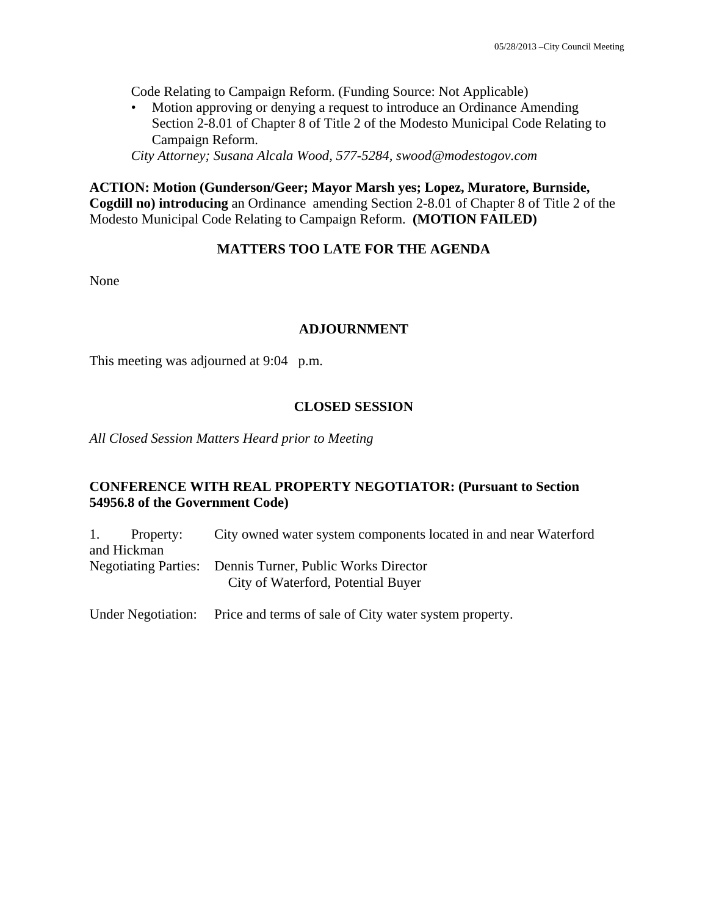Code Relating to Campaign Reform. (Funding Source: Not Applicable)

- Motion approving or denying a request to introduce an Ordinance Amending Section 2-8.01 of Chapter 8 of Title 2 of the Modesto Municipal Code Relating to Campaign Reform.

*City Attorney; Susana Alcala Wood, 577-5284, swood@modestogov.com*

**ACTION: Motion (Gunderson/Geer; Mayor Marsh yes; Lopez, Muratore, Burnside, Cogdill no) introducing** an Ordinance amending Section 2-8.01 of Chapter 8 of Title 2 of the Modesto Municipal Code Relating to Campaign Reform. **(MOTION FAILED)**

**MATTERS TOO LATE FOR THE AGENDA**

None

**ADJOURNMENT**

This meeting was adjourned at 9:04 p.m.

**CLOSED SESSION**

*All Closed Session Matters Heard prior to Meeting*

**CONFERENCE WITH REAL PROPERTY NEGOTIATOR: (Pursuant to Section 54956.8 of the Government Code)**

1. Property: City owned water system components located in and near Waterford and Hickman

Negotiating Parties: Dennis Turner, Public Works Director
City of Waterford, Potential Buyer

Under Negotiation: Price and terms of sale of City water system property.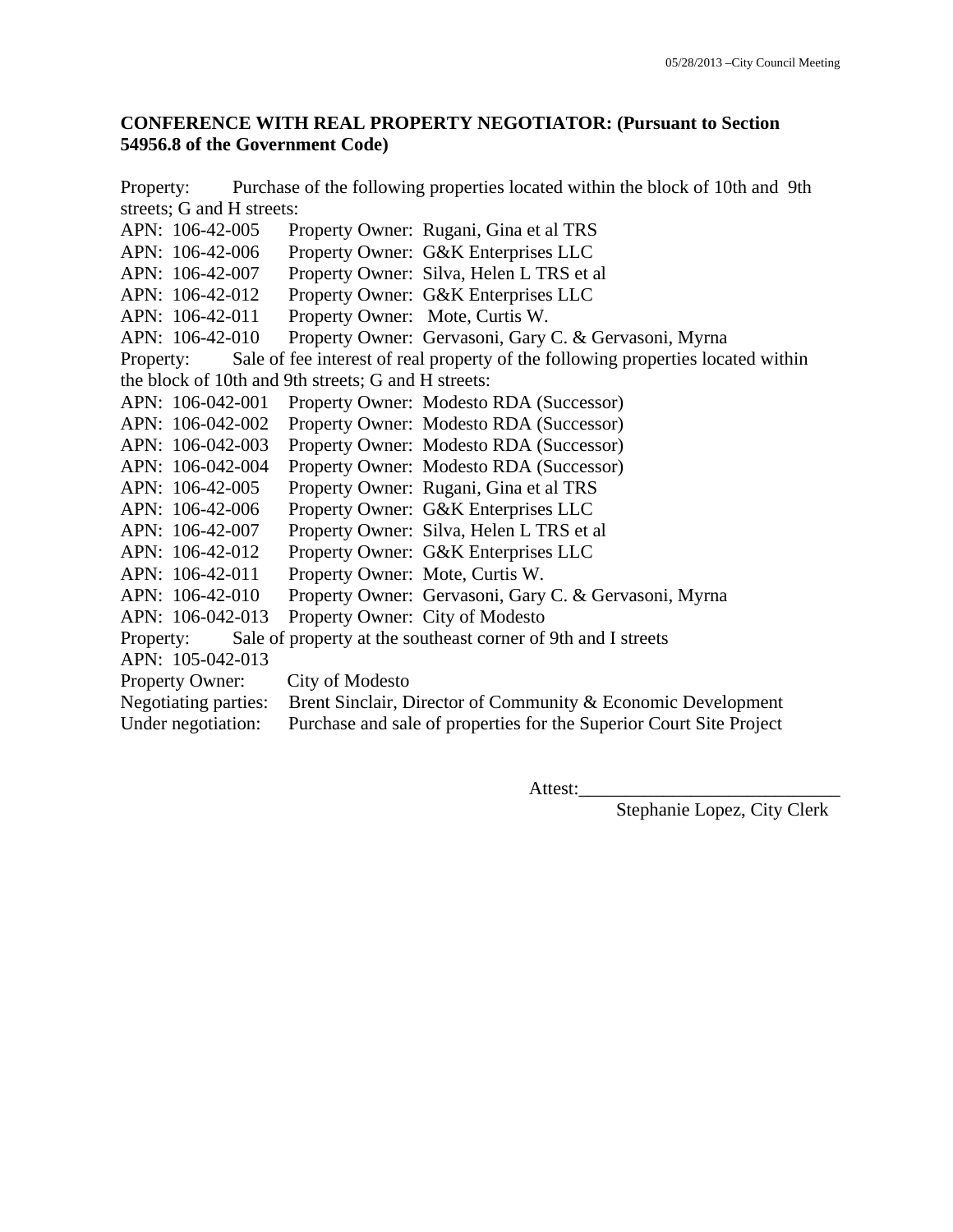**CONFERENCE WITH REAL PROPERTY NEGOTIATOR: (Pursuant to Section 54956.8 of the Government Code)**

Property: Purchase of the following properties located within the block of 10th and 9th streets; G and H streets:

APN: 106-42-005 Property Owner: Rugani, Gina et al TRS
APN: 106-42-006 Property Owner: G&K Enterprises LLC
APN: 106-42-007 Property Owner: Silva, Helen L TRS et al
APN: 106-42-012 Property Owner: G&K Enterprises LLC
APN: 106-42-011 Property Owner: Mote, Curtis W.
APN: 106-42-010 Property Owner: Gervasoni, Gary C. & Gervasoni, Myrna

Property: Sale of fee interest of real property of the following properties located within the block of 10th and 9th streets; G and H streets:

APN: 106-042-001 Property Owner: Modesto RDA (Successor)
APN: 106-042-002 Property Owner: Modesto RDA (Successor)
APN: 106-042-003 Property Owner: Modesto RDA (Successor)
APN: 106-042-004 Property Owner: Modesto RDA (Successor)
APN: 106-42-005 Property Owner: Rugani, Gina et al TRS
APN: 106-42-006 Property Owner: G&K Enterprises LLC
APN: 106-42-007 Property Owner: Silva, Helen L TRS et al
APN: 106-42-012 Property Owner: G&K Enterprises LLC
APN: 106-42-011 Property Owner: Mote, Curtis W.
APN: 106-42-010 Property Owner: Gervasoni, Gary C. & Gervasoni, Myrna
APN: 106-042-013 Property Owner: City of Modesto

Property: Sale of property at the southeast corner of 9th and I streets
APN: 105-042-013
Property Owner: City of Modesto
Negotiating parties: Brent Sinclair, Director of Community & Economic Development
Under negotiation: Purchase and sale of properties for the Superior Court Site Project

Attest:____________________________
Stephanie Lopez, City Clerk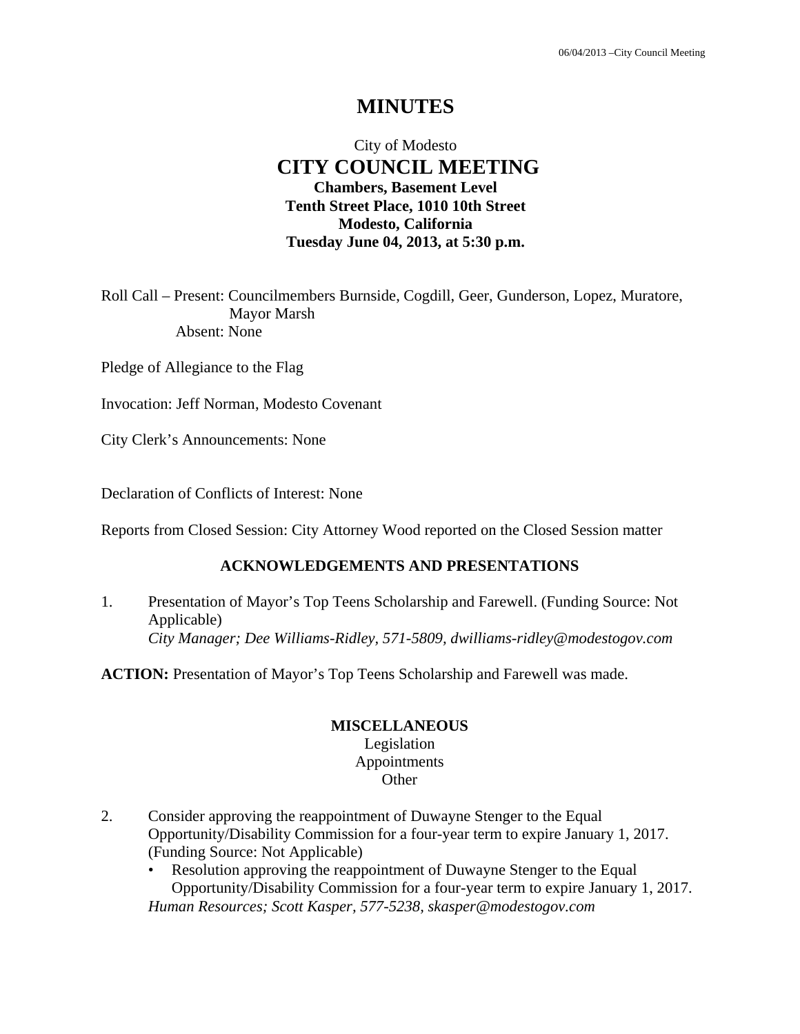# MINUTES

City of Modesto

## CITY COUNCIL MEETING

**Chambers, Basement Level**
**Tenth Street Place, 1010 10th Street**
**Modesto, California**
**Tuesday June 04, 2013, at 5:30 p.m.**

Roll Call – Present: Councilmembers Burnside, Cogdill, Geer, Gunderson, Lopez, Muratore, Mayor Marsh
Absent: None

Pledge of Allegiance to the Flag

Invocation: Jeff Norman, Modesto Covenant

City Clerk's Announcements: None

Declaration of Conflicts of Interest: None

Reports from Closed Session: City Attorney Wood reported on the Closed Session matter

### ACKNOWLEDGEMENTS AND PRESENTATIONS

1. Presentation of Mayor's Top Teens Scholarship and Farewell. (Funding Source: Not Applicable)
   *City Manager; Dee Williams-Ridley, 571-5809, dwilliams-ridley@modestogov.com*

**ACTION:** Presentation of Mayor's Top Teens Scholarship and Farewell was made.

### MISCELLANEOUS

Legislation
Appointments
Other

2. Consider approving the reappointment of Duwayne Stenger to the Equal Opportunity/Disability Commission for a four-year term to expire January 1, 2017. (Funding Source: Not Applicable)
   - Resolution approving the reappointment of Duwayne Stenger to the Equal Opportunity/Disability Commission for a four-year term to expire January 1, 2017.

   *Human Resources; Scott Kasper, 577-5238, skasper@modestogov.com*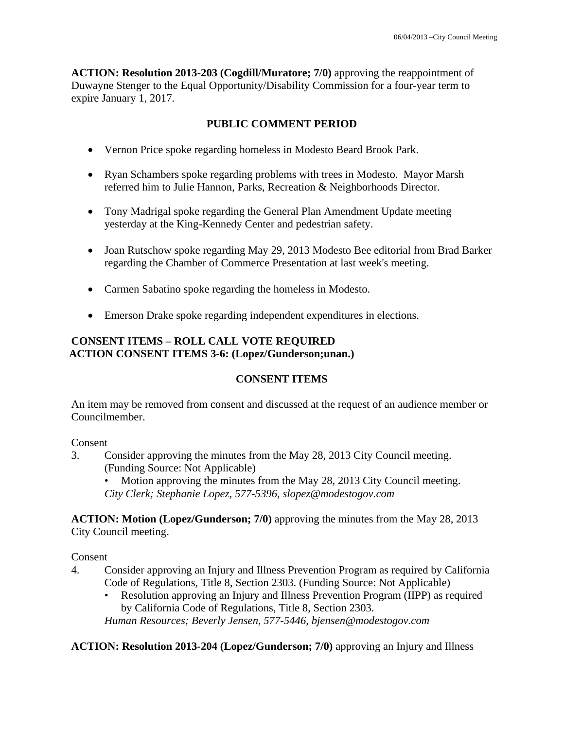**ACTION: Resolution 2013-203 (Cogdill/Muratore; 7/0)** approving the reappointment of Duwayne Stenger to the Equal Opportunity/Disability Commission for a four-year term to expire January 1, 2017.

**PUBLIC COMMENT PERIOD**

- Vernon Price spoke regarding homeless in Modesto Beard Brook Park.
- Ryan Schambers spoke regarding problems with trees in Modesto. Mayor Marsh referred him to Julie Hannon, Parks, Recreation & Neighborhoods Director.
- Tony Madrigal spoke regarding the General Plan Amendment Update meeting yesterday at the King-Kennedy Center and pedestrian safety.
- Joan Rutschow spoke regarding May 29, 2013 Modesto Bee editorial from Brad Barker regarding the Chamber of Commerce Presentation at last week's meeting.
- Carmen Sabatino spoke regarding the homeless in Modesto.
- Emerson Drake spoke regarding independent expenditures in elections.

**CONSENT ITEMS – ROLL CALL VOTE REQUIRED**
**ACTION CONSENT ITEMS 3-6: (Lopez/Gunderson;unan.)**

**CONSENT ITEMS**

An item may be removed from consent and discussed at the request of an audience member or Councilmember.

Consent

3. Consider approving the minutes from the May 28, 2013 City Council meeting. (Funding Source: Not Applicable)
   - Motion approving the minutes from the May 28, 2013 City Council meeting.

   *City Clerk; Stephanie Lopez, 577-5396, slopez@modestogov.com*

**ACTION: Motion (Lopez/Gunderson; 7/0)** approving the minutes from the May 28, 2013 City Council meeting.

Consent

4. Consider approving an Injury and Illness Prevention Program as required by California Code of Regulations, Title 8, Section 2303. (Funding Source: Not Applicable)
   - Resolution approving an Injury and Illness Prevention Program (IIPP) as required by California Code of Regulations, Title 8, Section 2303.

   *Human Resources; Beverly Jensen, 577-5446, bjensen@modestogov.com*

**ACTION: Resolution 2013-204 (Lopez/Gunderson; 7/0)** approving an Injury and Illness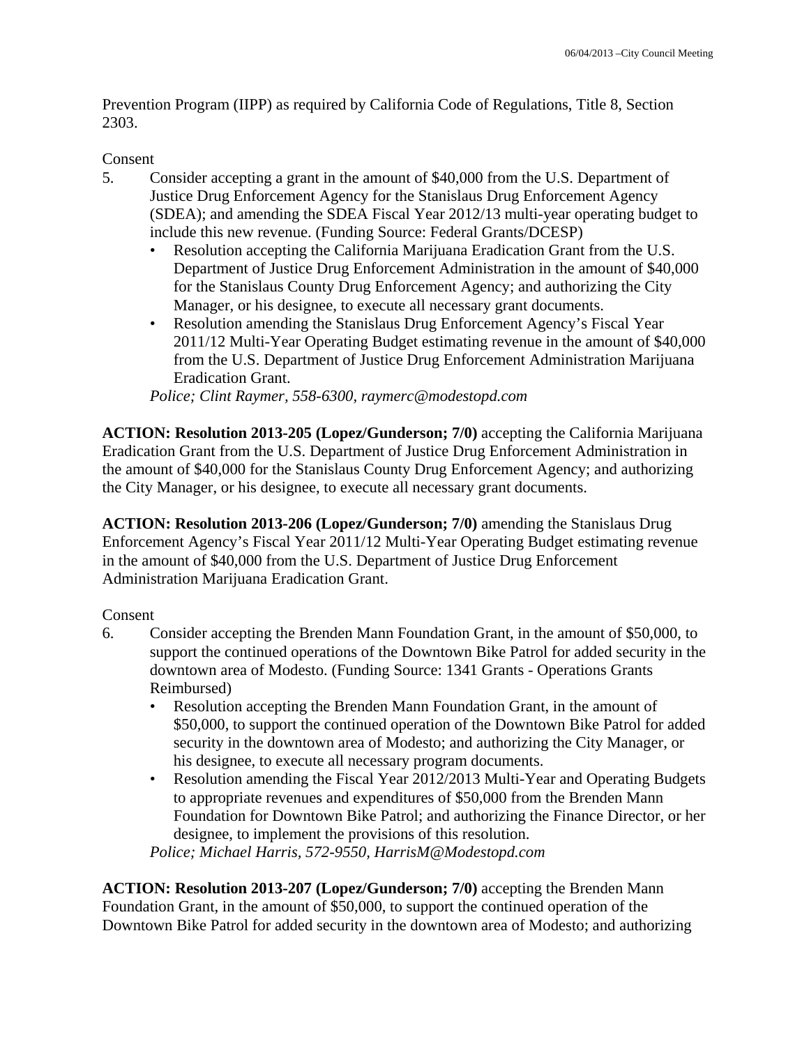Prevention Program (IIPP) as required by California Code of Regulations, Title 8, Section 2303.

Consent

5. Consider accepting a grant in the amount of $40,000 from the U.S. Department of Justice Drug Enforcement Agency for the Stanislaus Drug Enforcement Agency (SDEA); and amending the SDEA Fiscal Year 2012/13 multi-year operating budget to include this new revenue. (Funding Source: Federal Grants/DCESP)
   - Resolution accepting the California Marijuana Eradication Grant from the U.S. Department of Justice Drug Enforcement Administration in the amount of $40,000 for the Stanislaus County Drug Enforcement Agency; and authorizing the City Manager, or his designee, to execute all necessary grant documents.
   - Resolution amending the Stanislaus Drug Enforcement Agency's Fiscal Year 2011/12 Multi-Year Operating Budget estimating revenue in the amount of $40,000 from the U.S. Department of Justice Drug Enforcement Administration Marijuana Eradication Grant.

   *Police; Clint Raymer, 558-6300, raymerc@modestopd.com*

**ACTION: Resolution 2013-205 (Lopez/Gunderson; 7/0)** accepting the California Marijuana Eradication Grant from the U.S. Department of Justice Drug Enforcement Administration in the amount of $40,000 for the Stanislaus County Drug Enforcement Agency; and authorizing the City Manager, or his designee, to execute all necessary grant documents.

**ACTION: Resolution 2013-206 (Lopez/Gunderson; 7/0)** amending the Stanislaus Drug Enforcement Agency's Fiscal Year 2011/12 Multi-Year Operating Budget estimating revenue in the amount of $40,000 from the U.S. Department of Justice Drug Enforcement Administration Marijuana Eradication Grant.

Consent

6. Consider accepting the Brenden Mann Foundation Grant, in the amount of $50,000, to support the continued operations of the Downtown Bike Patrol for added security in the downtown area of Modesto. (Funding Source: 1341 Grants - Operations Grants Reimbursed)
   - Resolution accepting the Brenden Mann Foundation Grant, in the amount of $50,000, to support the continued operation of the Downtown Bike Patrol for added security in the downtown area of Modesto; and authorizing the City Manager, or his designee, to execute all necessary program documents.
   - Resolution amending the Fiscal Year 2012/2013 Multi-Year and Operating Budgets to appropriate revenues and expenditures of $50,000 from the Brenden Mann Foundation for Downtown Bike Patrol; and authorizing the Finance Director, or her designee, to implement the provisions of this resolution.

   *Police; Michael Harris, 572-9550, HarrisM@Modestopd.com*

**ACTION: Resolution 2013-207 (Lopez/Gunderson; 7/0)** accepting the Brenden Mann Foundation Grant, in the amount of $50,000, to support the continued operation of the Downtown Bike Patrol for added security in the downtown area of Modesto; and authorizing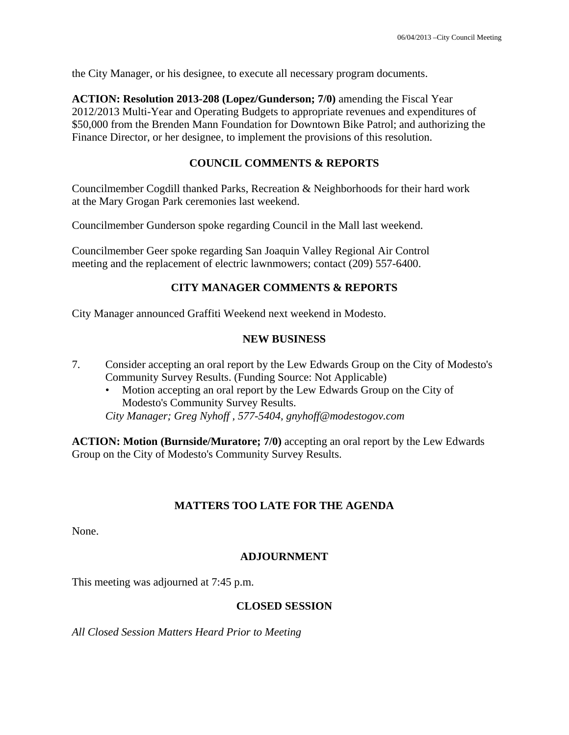the City Manager, or his designee, to execute all necessary program documents.

**ACTION: Resolution 2013-208 (Lopez/Gunderson; 7/0)** amending the Fiscal Year 2012/2013 Multi-Year and Operating Budgets to appropriate revenues and expenditures of $50,000 from the Brenden Mann Foundation for Downtown Bike Patrol; and authorizing the Finance Director, or her designee, to implement the provisions of this resolution.

## COUNCIL COMMENTS & REPORTS

Councilmember Cogdill thanked Parks, Recreation & Neighborhoods for their hard work at the Mary Grogan Park ceremonies last weekend.

Councilmember Gunderson spoke regarding Council in the Mall last weekend.

Councilmember Geer spoke regarding San Joaquin Valley Regional Air Control meeting and the replacement of electric lawnmowers; contact (209) 557-6400.

## CITY MANAGER COMMENTS & REPORTS

City Manager announced Graffiti Weekend next weekend in Modesto.

## NEW BUSINESS

7. Consider accepting an oral report by the Lew Edwards Group on the City of Modesto's Community Survey Results. (Funding Source: Not Applicable)
   - Motion accepting an oral report by the Lew Edwards Group on the City of Modesto's Community Survey Results.

   *City Manager; Greg Nyhoff , 577-5404, gnyhoff@modestogov.com*

**ACTION: Motion (Burnside/Muratore; 7/0)** accepting an oral report by the Lew Edwards Group on the City of Modesto's Community Survey Results.

## MATTERS TOO LATE FOR THE AGENDA

None.

## ADJOURNMENT

This meeting was adjourned at 7:45 p.m.

## CLOSED SESSION

*All Closed Session Matters Heard Prior to Meeting*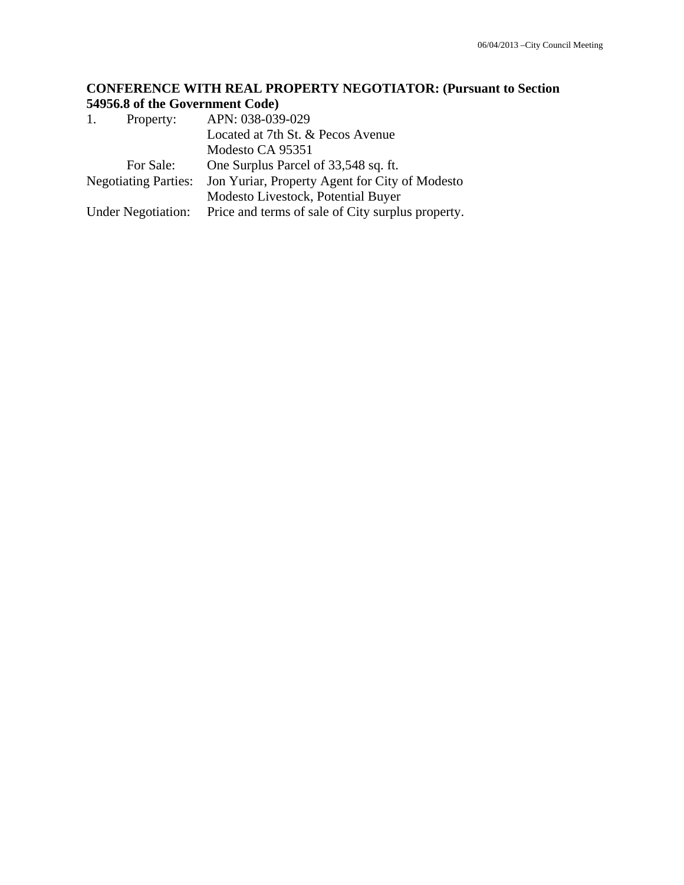**CONFERENCE WITH REAL PROPERTY NEGOTIATOR: (Pursuant to Section 54956.8 of the Government Code)**

| | |
|---|---|
| 1. Property: | APN: 038-039-029 |
| | Located at 7th St. & Pecos Avenue |
| | Modesto CA 95351 |
| For Sale: | One Surplus Parcel of 33,548 sq. ft. |
| Negotiating Parties: | Jon Yuriar, Property Agent for City of Modesto |
| | Modesto Livestock, Potential Buyer |
| Under Negotiation: | Price and terms of sale of City surplus property. |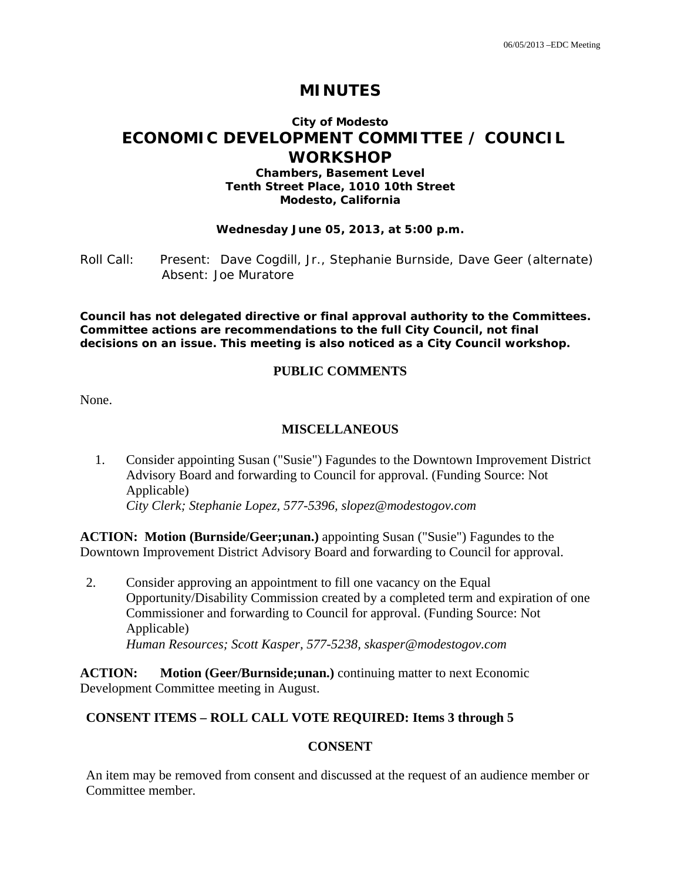# MINUTES

## City of Modesto

# ECONOMIC DEVELOPMENT COMMITTEE / COUNCIL WORKSHOP

**Chambers, Basement Level**
**Tenth Street Place, 1010 10th Street**
**Modesto, California**

**Wednesday June 05, 2013, at 5:00 p.m.**

Roll Call: Present: Dave Cogdill, Jr., Stephanie Burnside, Dave Geer (alternate)
Absent: Joe Muratore

**Council has not delegated directive or final approval authority to the Committees. Committee actions are recommendations to the full City Council, not final decisions on an issue. This meeting is also noticed as a City Council workshop.**

### PUBLIC COMMENTS

None.

### MISCELLANEOUS

1. Consider appointing Susan ("Susie") Fagundes to the Downtown Improvement District Advisory Board and forwarding to Council for approval. (Funding Source: Not Applicable)
   *City Clerk; Stephanie Lopez, 577-5396, slopez@modestogov.com*

**ACTION: Motion (Burnside/Geer;unan.)** appointing Susan ("Susie") Fagundes to the Downtown Improvement District Advisory Board and forwarding to Council for approval.

2. Consider approving an appointment to fill one vacancy on the Equal Opportunity/Disability Commission created by a completed term and expiration of one Commissioner and forwarding to Council for approval. (Funding Source: Not Applicable)
   *Human Resources; Scott Kasper, 577-5238, skasper@modestogov.com*

**ACTION: Motion (Geer/Burnside;unan.)** continuing matter to next Economic Development Committee meeting in August.

### CONSENT ITEMS – ROLL CALL VOTE REQUIRED: Items 3 through 5

### CONSENT

An item may be removed from consent and discussed at the request of an audience member or Committee member.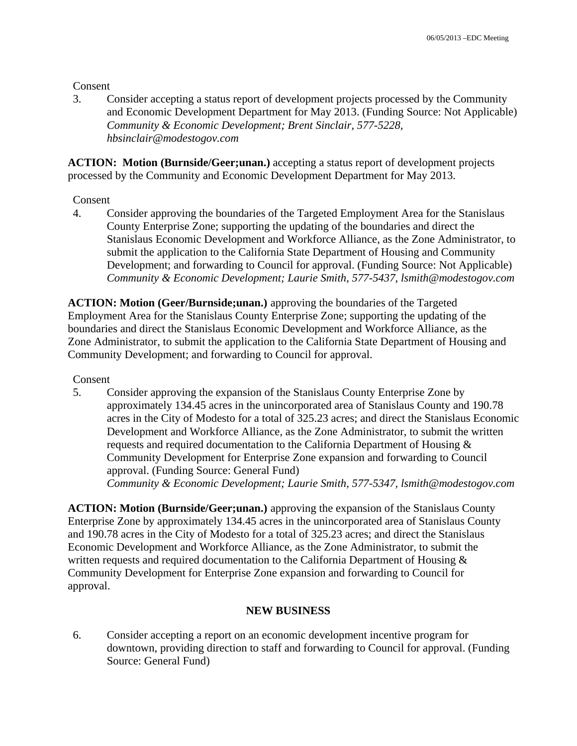Consent

3. Consider accepting a status report of development projects processed by the Community and Economic Development Department for May 2013. (Funding Source: Not Applicable)
*Community & Economic Development; Brent Sinclair, 577-5228, hbsinclair@modestogov.com*

**ACTION: Motion (Burnside/Geer;unan.)** accepting a status report of development projects processed by the Community and Economic Development Department for May 2013.

Consent

4. Consider approving the boundaries of the Targeted Employment Area for the Stanislaus County Enterprise Zone; supporting the updating of the boundaries and direct the Stanislaus Economic Development and Workforce Alliance, as the Zone Administrator, to submit the application to the California State Department of Housing and Community Development; and forwarding to Council for approval. (Funding Source: Not Applicable)
*Community & Economic Development; Laurie Smith, 577-5437, lsmith@modestogov.com*

**ACTION: Motion (Geer/Burnside;unan.)** approving the boundaries of the Targeted Employment Area for the Stanislaus County Enterprise Zone; supporting the updating of the boundaries and direct the Stanislaus Economic Development and Workforce Alliance, as the Zone Administrator, to submit the application to the California State Department of Housing and Community Development; and forwarding to Council for approval.

Consent

5. Consider approving the expansion of the Stanislaus County Enterprise Zone by approximately 134.45 acres in the unincorporated area of Stanislaus County and 190.78 acres in the City of Modesto for a total of 325.23 acres; and direct the Stanislaus Economic Development and Workforce Alliance, as the Zone Administrator, to submit the written requests and required documentation to the California Department of Housing & Community Development for Enterprise Zone expansion and forwarding to Council approval. (Funding Source: General Fund)
*Community & Economic Development; Laurie Smith, 577-5347, lsmith@modestogov.com*

**ACTION: Motion (Burnside/Geer;unan.)** approving the expansion of the Stanislaus County Enterprise Zone by approximately 134.45 acres in the unincorporated area of Stanislaus County and 190.78 acres in the City of Modesto for a total of 325.23 acres; and direct the Stanislaus Economic Development and Workforce Alliance, as the Zone Administrator, to submit the written requests and required documentation to the California Department of Housing & Community Development for Enterprise Zone expansion and forwarding to Council for approval.

## NEW BUSINESS

6. Consider accepting a report on an economic development incentive program for downtown, providing direction to staff and forwarding to Council for approval. (Funding Source: General Fund)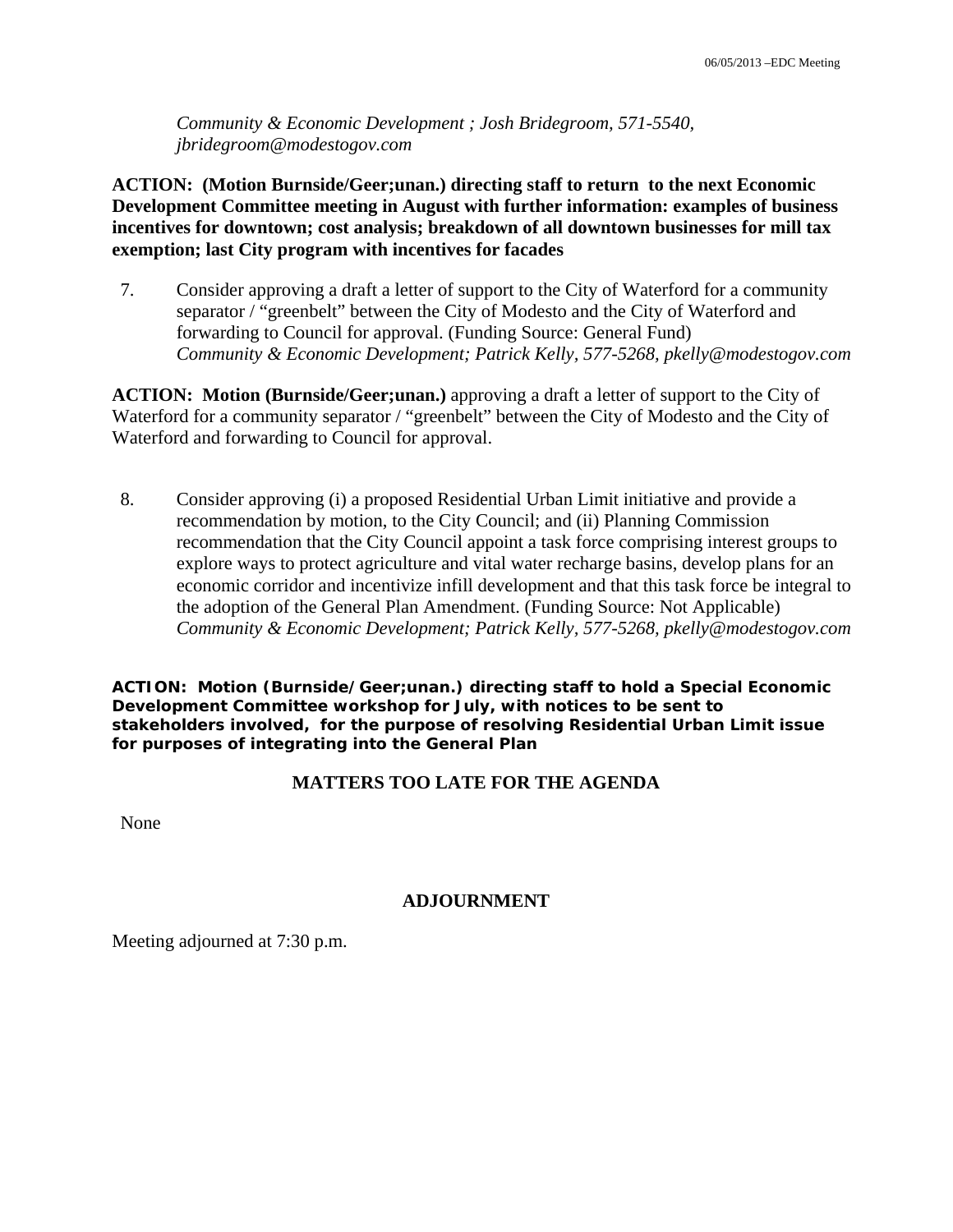*Community & Economic Development ; Josh Bridegroom, 571-5540, jbridegroom@modestogov.com*

**ACTION: (Motion Burnside/Geer;unan.) directing staff to return to the next Economic Development Committee meeting in August with further information: examples of business incentives for downtown; cost analysis; breakdown of all downtown businesses for mill tax exemption; last City program with incentives for facades**

7. Consider approving a draft a letter of support to the City of Waterford for a community separator / "greenbelt" between the City of Modesto and the City of Waterford and forwarding to Council for approval. (Funding Source: General Fund)
   *Community & Economic Development; Patrick Kelly, 577-5268, pkelly@modestogov.com*

**ACTION: Motion (Burnside/Geer;unan.)** approving a draft a letter of support to the City of Waterford for a community separator / "greenbelt" between the City of Modesto and the City of Waterford and forwarding to Council for approval.

8. Consider approving (i) a proposed Residential Urban Limit initiative and provide a recommendation by motion, to the City Council; and (ii) Planning Commission recommendation that the City Council appoint a task force comprising interest groups to explore ways to protect agriculture and vital water recharge basins, develop plans for an economic corridor and incentivize infill development and that this task force be integral to the adoption of the General Plan Amendment. (Funding Source: Not Applicable)
   *Community & Economic Development; Patrick Kelly, 577-5268, pkelly@modestogov.com*

**ACTION: Motion (Burnside/Geer;unan.) directing staff to hold a Special Economic Development Committee workshop for July, with notices to be sent to stakeholders involved, for the purpose of resolving Residential Urban Limit issue for purposes of integrating into the General Plan**

## MATTERS TOO LATE FOR THE AGENDA

None

## ADJOURNMENT

Meeting adjourned at 7:30 p.m.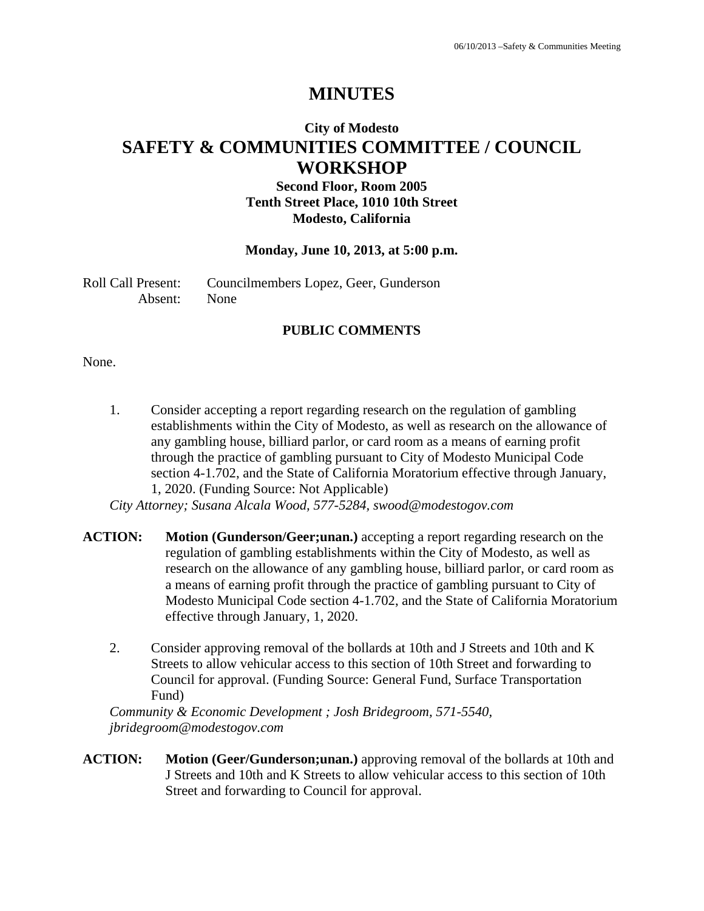# MINUTES

## City of Modesto
## SAFETY & COMMUNITIES COMMITTEE / COUNCIL WORKSHOP

**Second Floor, Room 2005**
**Tenth Street Place, 1010 10th Street**
**Modesto, California**

**Monday, June 10, 2013, at 5:00 p.m.**

Roll Call Present: Councilmembers Lopez, Geer, Gunderson
Absent: None

### PUBLIC COMMENTS

None.

1. Consider accepting a report regarding research on the regulation of gambling establishments within the City of Modesto, as well as research on the allowance of any gambling house, billiard parlor, or card room as a means of earning profit through the practice of gambling pursuant to City of Modesto Municipal Code section 4-1.702, and the State of California Moratorium effective through January, 1, 2020. (Funding Source: Not Applicable)

*City Attorney; Susana Alcala Wood, 577-5284, swood@modestogov.com*

**ACTION:** **Motion (Gunderson/Geer;unan.)** accepting a report regarding research on the regulation of gambling establishments within the City of Modesto, as well as research on the allowance of any gambling house, billiard parlor, or card room as a means of earning profit through the practice of gambling pursuant to City of Modesto Municipal Code section 4-1.702, and the State of California Moratorium effective through January, 1, 2020.

2. Consider approving removal of the bollards at 10th and J Streets and 10th and K Streets to allow vehicular access to this section of 10th Street and forwarding to Council for approval. (Funding Source: General Fund, Surface Transportation Fund)

*Community & Economic Development ; Josh Bridegroom, 571-5540, jbridegroom@modestogov.com*

**ACTION:** **Motion (Geer/Gunderson;unan.)** approving removal of the bollards at 10th and J Streets and 10th and K Streets to allow vehicular access to this section of 10th Street and forwarding to Council for approval.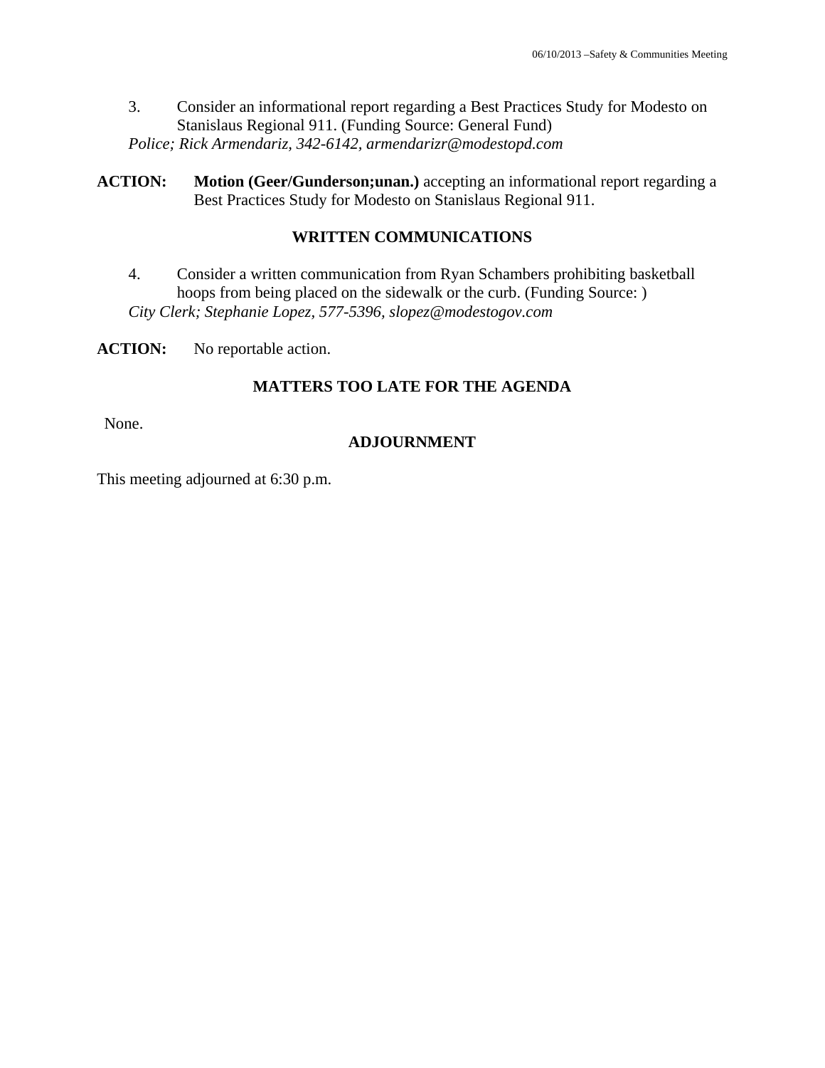3. Consider an informational report regarding a Best Practices Study for Modesto on Stanislaus Regional 911. (Funding Source: General Fund)
*Police; Rick Armendariz, 342-6142, armendarizr@modestopd.com*

**ACTION:** **Motion (Geer/Gunderson;unan.)** accepting an informational report regarding a Best Practices Study for Modesto on Stanislaus Regional 911.

## WRITTEN COMMUNICATIONS

4. Consider a written communication from Ryan Schambers prohibiting basketball hoops from being placed on the sidewalk or the curb. (Funding Source: )
*City Clerk; Stephanie Lopez, 577-5396, slopez@modestogov.com*

**ACTION:** No reportable action.

## MATTERS TOO LATE FOR THE AGENDA

None.

## ADJOURNMENT

This meeting adjourned at 6:30 p.m.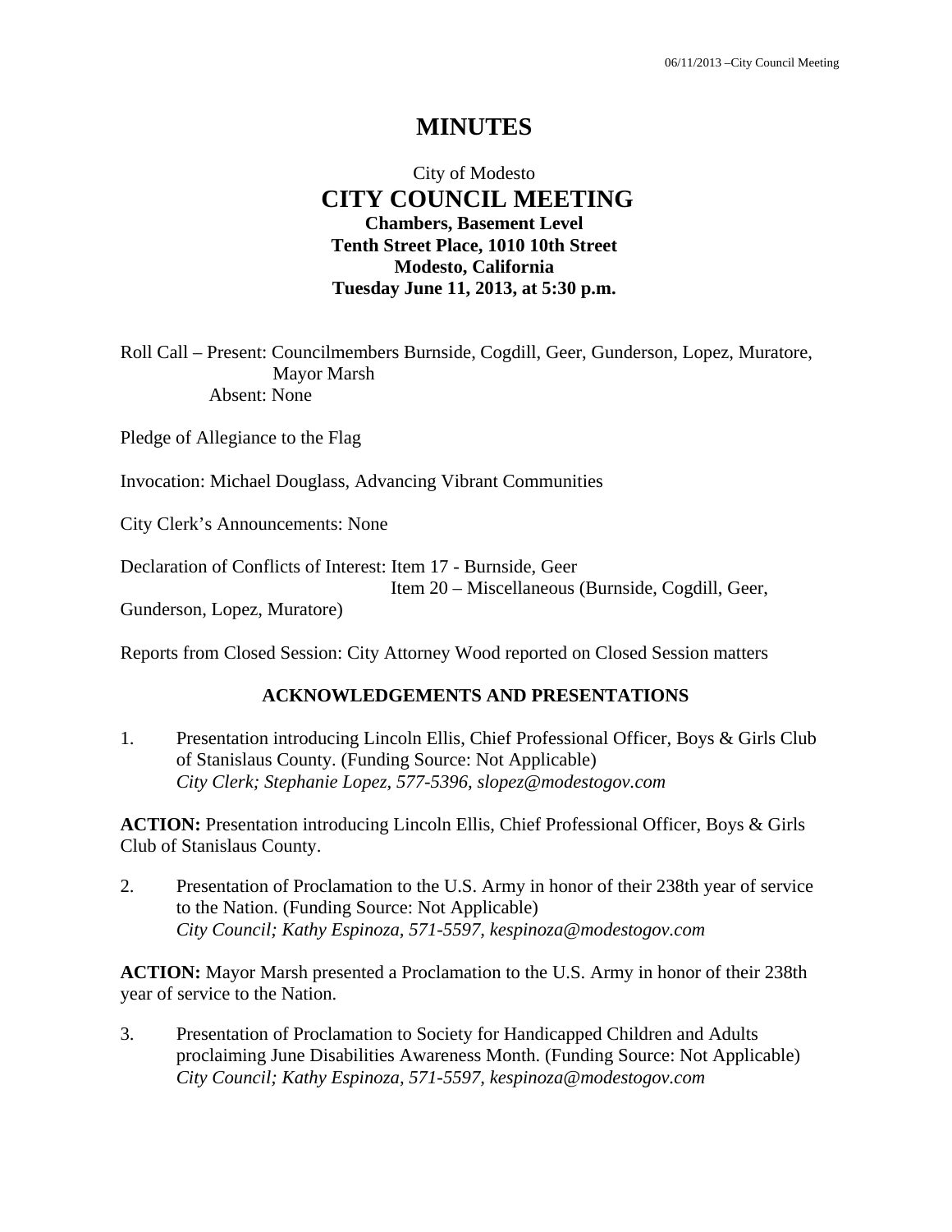# MINUTES

City of Modesto
**CITY COUNCIL MEETING**
**Chambers, Basement Level**
**Tenth Street Place, 1010 10th Street**
**Modesto, California**
**Tuesday June 11, 2013, at 5:30 p.m.**

Roll Call – Present: Councilmembers Burnside, Cogdill, Geer, Gunderson, Lopez, Muratore, Mayor Marsh
Absent: None

Pledge of Allegiance to the Flag

Invocation: Michael Douglass, Advancing Vibrant Communities

City Clerk's Announcements: None

Declaration of Conflicts of Interest: Item 17 - Burnside, Geer
Item 20 – Miscellaneous (Burnside, Cogdill, Geer, Gunderson, Lopez, Muratore)

Reports from Closed Session: City Attorney Wood reported on Closed Session matters

**ACKNOWLEDGEMENTS AND PRESENTATIONS**

1. Presentation introducing Lincoln Ellis, Chief Professional Officer, Boys & Girls Club of Stanislaus County. (Funding Source: Not Applicable)
*City Clerk; Stephanie Lopez, 577-5396, slopez@modestogov.com*

**ACTION:** Presentation introducing Lincoln Ellis, Chief Professional Officer, Boys & Girls Club of Stanislaus County.

2. Presentation of Proclamation to the U.S. Army in honor of their 238th year of service to the Nation. (Funding Source: Not Applicable)
*City Council; Kathy Espinoza, 571-5597, kespinoza@modestogov.com*

**ACTION:** Mayor Marsh presented a Proclamation to the U.S. Army in honor of their 238th year of service to the Nation.

3. Presentation of Proclamation to Society for Handicapped Children and Adults proclaiming June Disabilities Awareness Month. (Funding Source: Not Applicable)
*City Council; Kathy Espinoza, 571-5597, kespinoza@modestogov.com*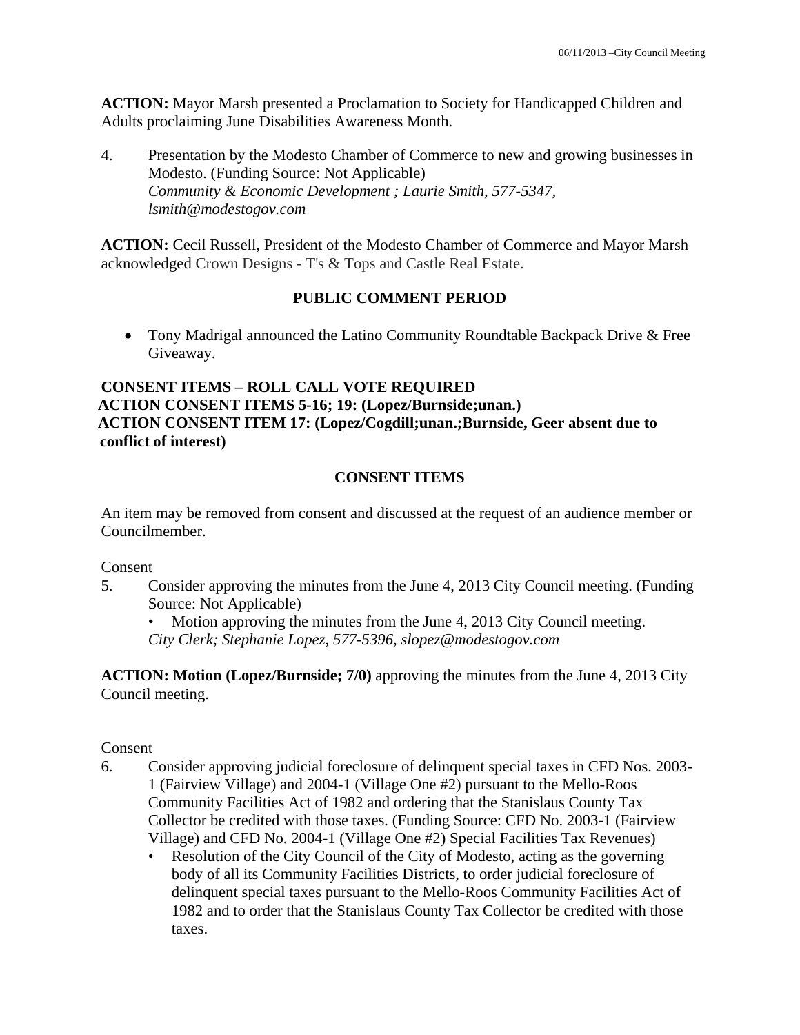**ACTION:** Mayor Marsh presented a Proclamation to Society for Handicapped Children and Adults proclaiming June Disabilities Awareness Month.

4. Presentation by the Modesto Chamber of Commerce to new and growing businesses in Modesto. (Funding Source: Not Applicable)
   *Community & Economic Development ; Laurie Smith, 577-5347, lsmith@modestogov.com*

**ACTION:** Cecil Russell, President of the Modesto Chamber of Commerce and Mayor Marsh acknowledged Crown Designs - T's & Tops and Castle Real Estate.

### PUBLIC COMMENT PERIOD

- Tony Madrigal announced the Latino Community Roundtable Backpack Drive & Free Giveaway.

**CONSENT ITEMS – ROLL CALL VOTE REQUIRED**
**ACTION CONSENT ITEMS 5-16; 19: (Lopez/Burnside;unan.)**
**ACTION CONSENT ITEM 17: (Lopez/Cogdill;unan.;Burnside, Geer absent due to conflict of interest)**

### CONSENT ITEMS

An item may be removed from consent and discussed at the request of an audience member or Councilmember.

Consent

5. Consider approving the minutes from the June 4, 2013 City Council meeting. (Funding Source: Not Applicable)
   - Motion approving the minutes from the June 4, 2013 City Council meeting.

   *City Clerk; Stephanie Lopez, 577-5396, slopez@modestogov.com*

**ACTION: Motion (Lopez/Burnside; 7/0)** approving the minutes from the June 4, 2013 City Council meeting.

Consent

6. Consider approving judicial foreclosure of delinquent special taxes in CFD Nos. 2003-1 (Fairview Village) and 2004-1 (Village One #2) pursuant to the Mello-Roos Community Facilities Act of 1982 and ordering that the Stanislaus County Tax Collector be credited with those taxes. (Funding Source: CFD No. 2003-1 (Fairview Village) and CFD No. 2004-1 (Village One #2) Special Facilities Tax Revenues)
   - Resolution of the City Council of the City of Modesto, acting as the governing body of all its Community Facilities Districts, to order judicial foreclosure of delinquent special taxes pursuant to the Mello-Roos Community Facilities Act of 1982 and to order that the Stanislaus County Tax Collector be credited with those taxes.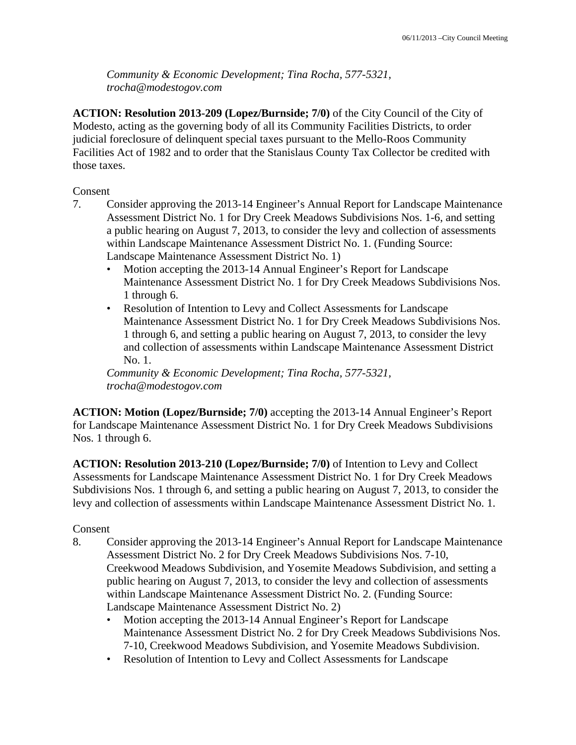*Community & Economic Development; Tina Rocha, 577-5321, trocha@modestogov.com*

**ACTION: Resolution 2013-209 (Lopez/Burnside; 7/0)** of the City Council of the City of Modesto, acting as the governing body of all its Community Facilities Districts, to order judicial foreclosure of delinquent special taxes pursuant to the Mello-Roos Community Facilities Act of 1982 and to order that the Stanislaus County Tax Collector be credited with those taxes.

Consent

7. Consider approving the 2013-14 Engineer's Annual Report for Landscape Maintenance Assessment District No. 1 for Dry Creek Meadows Subdivisions Nos. 1-6, and setting a public hearing on August 7, 2013, to consider the levy and collection of assessments within Landscape Maintenance Assessment District No. 1. (Funding Source: Landscape Maintenance Assessment District No. 1)
   - Motion accepting the 2013-14 Annual Engineer's Report for Landscape Maintenance Assessment District No. 1 for Dry Creek Meadows Subdivisions Nos. 1 through 6.
   - Resolution of Intention to Levy and Collect Assessments for Landscape Maintenance Assessment District No. 1 for Dry Creek Meadows Subdivisions Nos. 1 through 6, and setting a public hearing on August 7, 2013, to consider the levy and collection of assessments within Landscape Maintenance Assessment District No. 1.

   *Community & Economic Development; Tina Rocha, 577-5321, trocha@modestogov.com*

**ACTION: Motion (Lopez/Burnside; 7/0)** accepting the 2013-14 Annual Engineer's Report for Landscape Maintenance Assessment District No. 1 for Dry Creek Meadows Subdivisions Nos. 1 through 6.

**ACTION: Resolution 2013-210 (Lopez/Burnside; 7/0)** of Intention to Levy and Collect Assessments for Landscape Maintenance Assessment District No. 1 for Dry Creek Meadows Subdivisions Nos. 1 through 6, and setting a public hearing on August 7, 2013, to consider the levy and collection of assessments within Landscape Maintenance Assessment District No. 1.

Consent

8. Consider approving the 2013-14 Engineer's Annual Report for Landscape Maintenance Assessment District No. 2 for Dry Creek Meadows Subdivisions Nos. 7-10, Creekwood Meadows Subdivision, and Yosemite Meadows Subdivision, and setting a public hearing on August 7, 2013, to consider the levy and collection of assessments within Landscape Maintenance Assessment District No. 2. (Funding Source: Landscape Maintenance Assessment District No. 2)
   - Motion accepting the 2013-14 Annual Engineer's Report for Landscape Maintenance Assessment District No. 2 for Dry Creek Meadows Subdivisions Nos. 7-10, Creekwood Meadows Subdivision, and Yosemite Meadows Subdivision.
   - Resolution of Intention to Levy and Collect Assessments for Landscape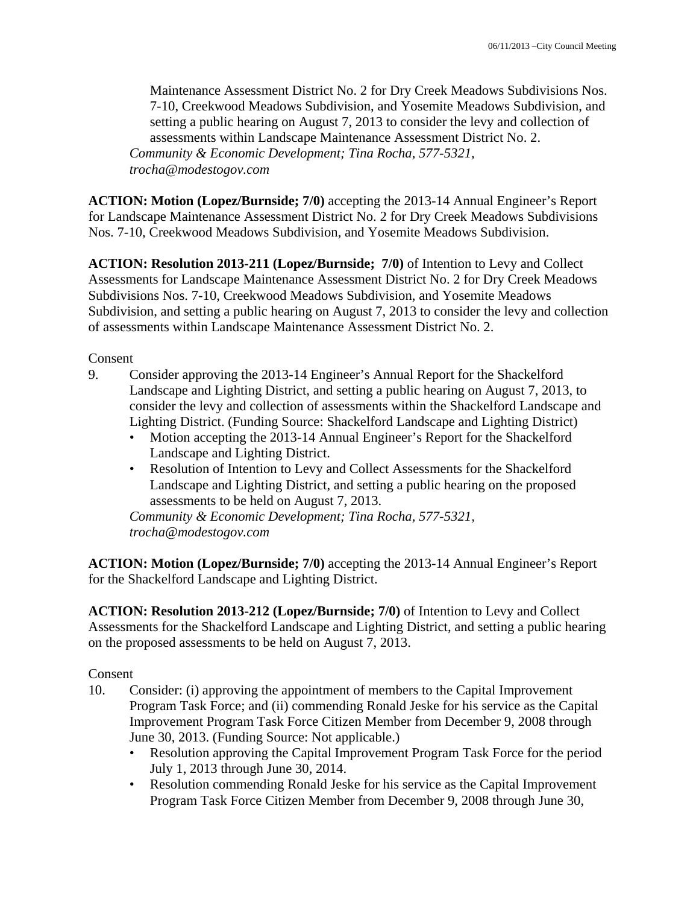Maintenance Assessment District No. 2 for Dry Creek Meadows Subdivisions Nos. 7-10, Creekwood Meadows Subdivision, and Yosemite Meadows Subdivision, and setting a public hearing on August 7, 2013 to consider the levy and collection of assessments within Landscape Maintenance Assessment District No. 2.

*Community & Economic Development; Tina Rocha, 577-5321, trocha@modestogov.com*

**ACTION: Motion (Lopez/Burnside; 7/0)** accepting the 2013-14 Annual Engineer's Report for Landscape Maintenance Assessment District No. 2 for Dry Creek Meadows Subdivisions Nos. 7-10, Creekwood Meadows Subdivision, and Yosemite Meadows Subdivision.

**ACTION: Resolution 2013-211 (Lopez/Burnside; 7/0)** of Intention to Levy and Collect Assessments for Landscape Maintenance Assessment District No. 2 for Dry Creek Meadows Subdivisions Nos. 7-10, Creekwood Meadows Subdivision, and Yosemite Meadows Subdivision, and setting a public hearing on August 7, 2013 to consider the levy and collection of assessments within Landscape Maintenance Assessment District No. 2.

Consent

9. Consider approving the 2013-14 Engineer's Annual Report for the Shackelford Landscape and Lighting District, and setting a public hearing on August 7, 2013, to consider the levy and collection of assessments within the Shackelford Landscape and Lighting District. (Funding Source: Shackelford Landscape and Lighting District)
   - Motion accepting the 2013-14 Annual Engineer's Report for the Shackelford Landscape and Lighting District.
   - Resolution of Intention to Levy and Collect Assessments for the Shackelford Landscape and Lighting District, and setting a public hearing on the proposed assessments to be held on August 7, 2013.

   *Community & Economic Development; Tina Rocha, 577-5321, trocha@modestogov.com*

**ACTION: Motion (Lopez/Burnside; 7/0)** accepting the 2013-14 Annual Engineer's Report for the Shackelford Landscape and Lighting District.

**ACTION: Resolution 2013-212 (Lopez/Burnside; 7/0)** of Intention to Levy and Collect Assessments for the Shackelford Landscape and Lighting District, and setting a public hearing on the proposed assessments to be held on August 7, 2013.

Consent

10. Consider: (i) approving the appointment of members to the Capital Improvement Program Task Force; and (ii) commending Ronald Jeske for his service as the Capital Improvement Program Task Force Citizen Member from December 9, 2008 through June 30, 2013. (Funding Source: Not applicable.)
    - Resolution approving the Capital Improvement Program Task Force for the period July 1, 2013 through June 30, 2014.
    - Resolution commending Ronald Jeske for his service as the Capital Improvement Program Task Force Citizen Member from December 9, 2008 through June 30,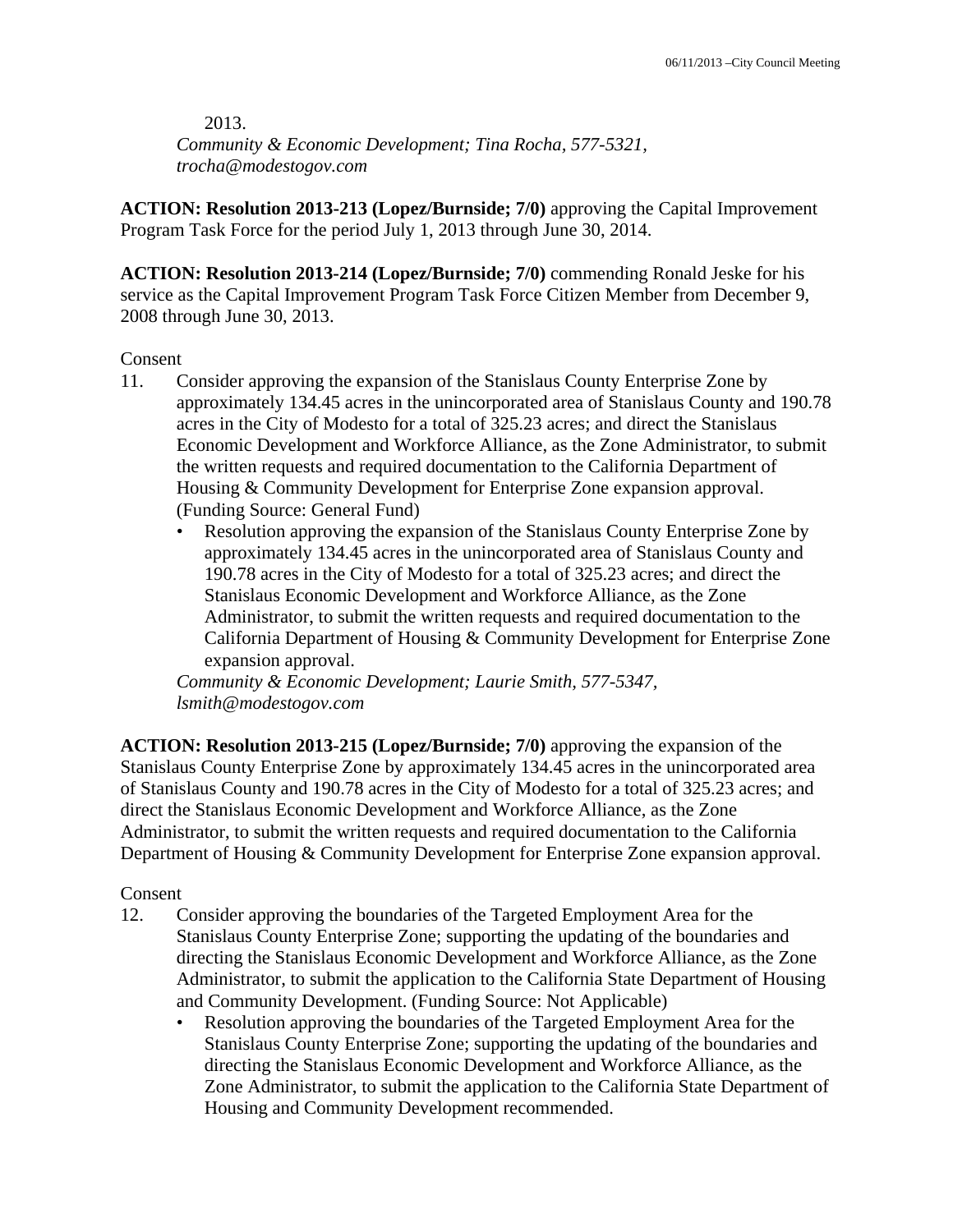2013.
*Community & Economic Development; Tina Rocha, 577-5321, trocha@modestogov.com*

**ACTION: Resolution 2013-213 (Lopez/Burnside; 7/0)** approving the Capital Improvement Program Task Force for the period July 1, 2013 through June 30, 2014.

**ACTION: Resolution 2013-214 (Lopez/Burnside; 7/0)** commending Ronald Jeske for his service as the Capital Improvement Program Task Force Citizen Member from December 9, 2008 through June 30, 2013.

Consent

11. Consider approving the expansion of the Stanislaus County Enterprise Zone by approximately 134.45 acres in the unincorporated area of Stanislaus County and 190.78 acres in the City of Modesto for a total of 325.23 acres; and direct the Stanislaus Economic Development and Workforce Alliance, as the Zone Administrator, to submit the written requests and required documentation to the California Department of Housing & Community Development for Enterprise Zone expansion approval. (Funding Source: General Fund)
    - Resolution approving the expansion of the Stanislaus County Enterprise Zone by approximately 134.45 acres in the unincorporated area of Stanislaus County and 190.78 acres in the City of Modesto for a total of 325.23 acres; and direct the Stanislaus Economic Development and Workforce Alliance, as the Zone Administrator, to submit the written requests and required documentation to the California Department of Housing & Community Development for Enterprise Zone expansion approval.

    *Community & Economic Development; Laurie Smith, 577-5347, lsmith@modestogov.com*

**ACTION: Resolution 2013-215 (Lopez/Burnside; 7/0)** approving the expansion of the Stanislaus County Enterprise Zone by approximately 134.45 acres in the unincorporated area of Stanislaus County and 190.78 acres in the City of Modesto for a total of 325.23 acres; and direct the Stanislaus Economic Development and Workforce Alliance, as the Zone Administrator, to submit the written requests and required documentation to the California Department of Housing & Community Development for Enterprise Zone expansion approval.

Consent

12. Consider approving the boundaries of the Targeted Employment Area for the Stanislaus County Enterprise Zone; supporting the updating of the boundaries and directing the Stanislaus Economic Development and Workforce Alliance, as the Zone Administrator, to submit the application to the California State Department of Housing and Community Development. (Funding Source: Not Applicable)
    - Resolution approving the boundaries of the Targeted Employment Area for the Stanislaus County Enterprise Zone; supporting the updating of the boundaries and directing the Stanislaus Economic Development and Workforce Alliance, as the Zone Administrator, to submit the application to the California State Department of Housing and Community Development recommended.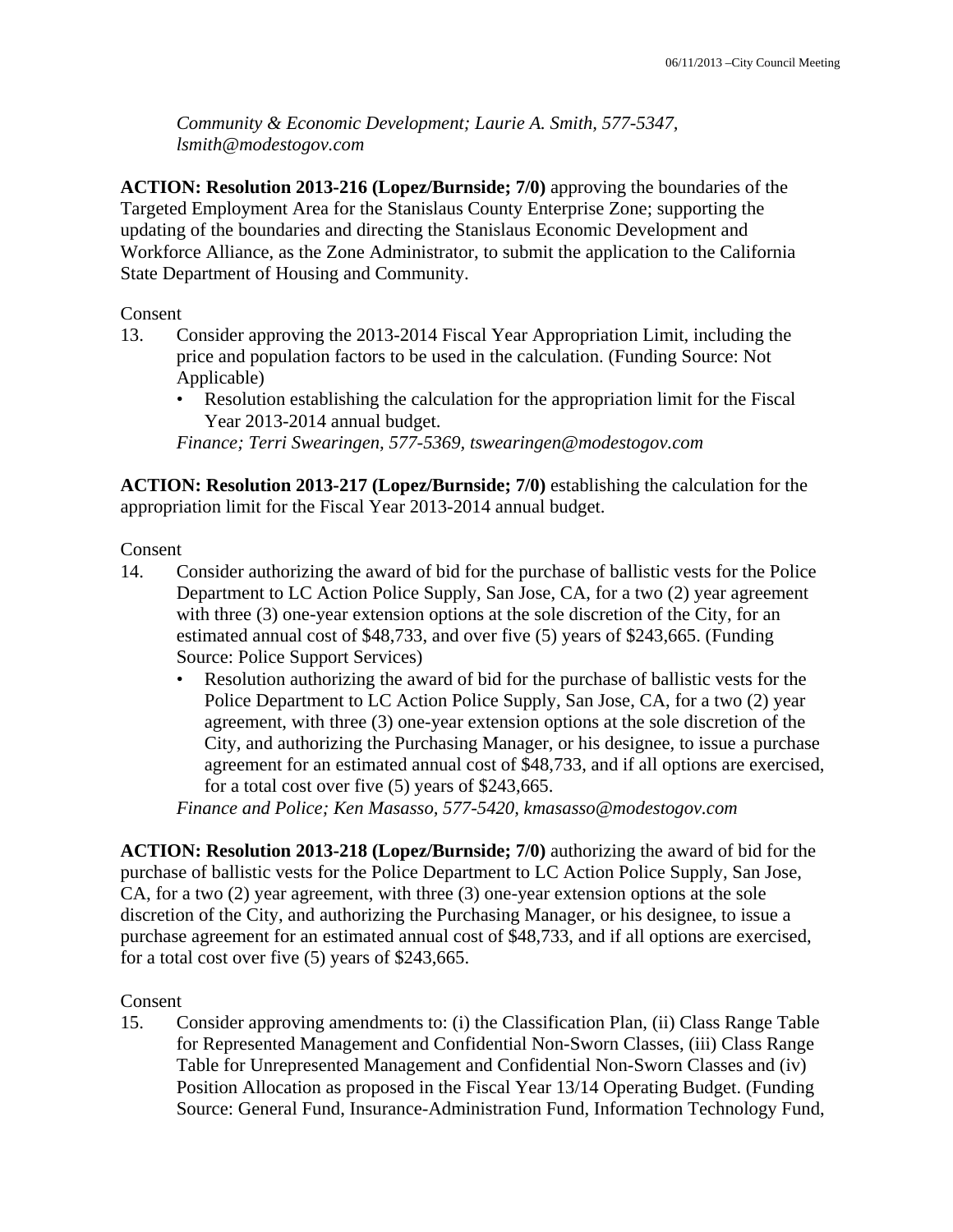*Community & Economic Development; Laurie A. Smith, 577-5347, lsmith@modestogov.com*

**ACTION: Resolution 2013-216 (Lopez/Burnside; 7/0)** approving the boundaries of the Targeted Employment Area for the Stanislaus County Enterprise Zone; supporting the updating of the boundaries and directing the Stanislaus Economic Development and Workforce Alliance, as the Zone Administrator, to submit the application to the California State Department of Housing and Community.

Consent

13. Consider approving the 2013-2014 Fiscal Year Appropriation Limit, including the price and population factors to be used in the calculation. (Funding Source: Not Applicable)
    - Resolution establishing the calculation for the appropriation limit for the Fiscal Year 2013-2014 annual budget.

    *Finance; Terri Swearingen, 577-5369, tswearingen@modestogov.com*

**ACTION: Resolution 2013-217 (Lopez/Burnside; 7/0)** establishing the calculation for the appropriation limit for the Fiscal Year 2013-2014 annual budget.

Consent

14. Consider authorizing the award of bid for the purchase of ballistic vests for the Police Department to LC Action Police Supply, San Jose, CA, for a two (2) year agreement with three (3) one-year extension options at the sole discretion of the City, for an estimated annual cost of $48,733, and over five (5) years of $243,665. (Funding Source: Police Support Services)
    - Resolution authorizing the award of bid for the purchase of ballistic vests for the Police Department to LC Action Police Supply, San Jose, CA, for a two (2) year agreement, with three (3) one-year extension options at the sole discretion of the City, and authorizing the Purchasing Manager, or his designee, to issue a purchase agreement for an estimated annual cost of $48,733, and if all options are exercised, for a total cost over five (5) years of $243,665.

    *Finance and Police; Ken Masasso, 577-5420, kmasasso@modestogov.com*

**ACTION: Resolution 2013-218 (Lopez/Burnside; 7/0)** authorizing the award of bid for the purchase of ballistic vests for the Police Department to LC Action Police Supply, San Jose, CA, for a two (2) year agreement, with three (3) one-year extension options at the sole discretion of the City, and authorizing the Purchasing Manager, or his designee, to issue a purchase agreement for an estimated annual cost of $48,733, and if all options are exercised, for a total cost over five (5) years of $243,665.

Consent

15. Consider approving amendments to: (i) the Classification Plan, (ii) Class Range Table for Represented Management and Confidential Non-Sworn Classes, (iii) Class Range Table for Unrepresented Management and Confidential Non-Sworn Classes and (iv) Position Allocation as proposed in the Fiscal Year 13/14 Operating Budget. (Funding Source: General Fund, Insurance-Administration Fund, Information Technology Fund,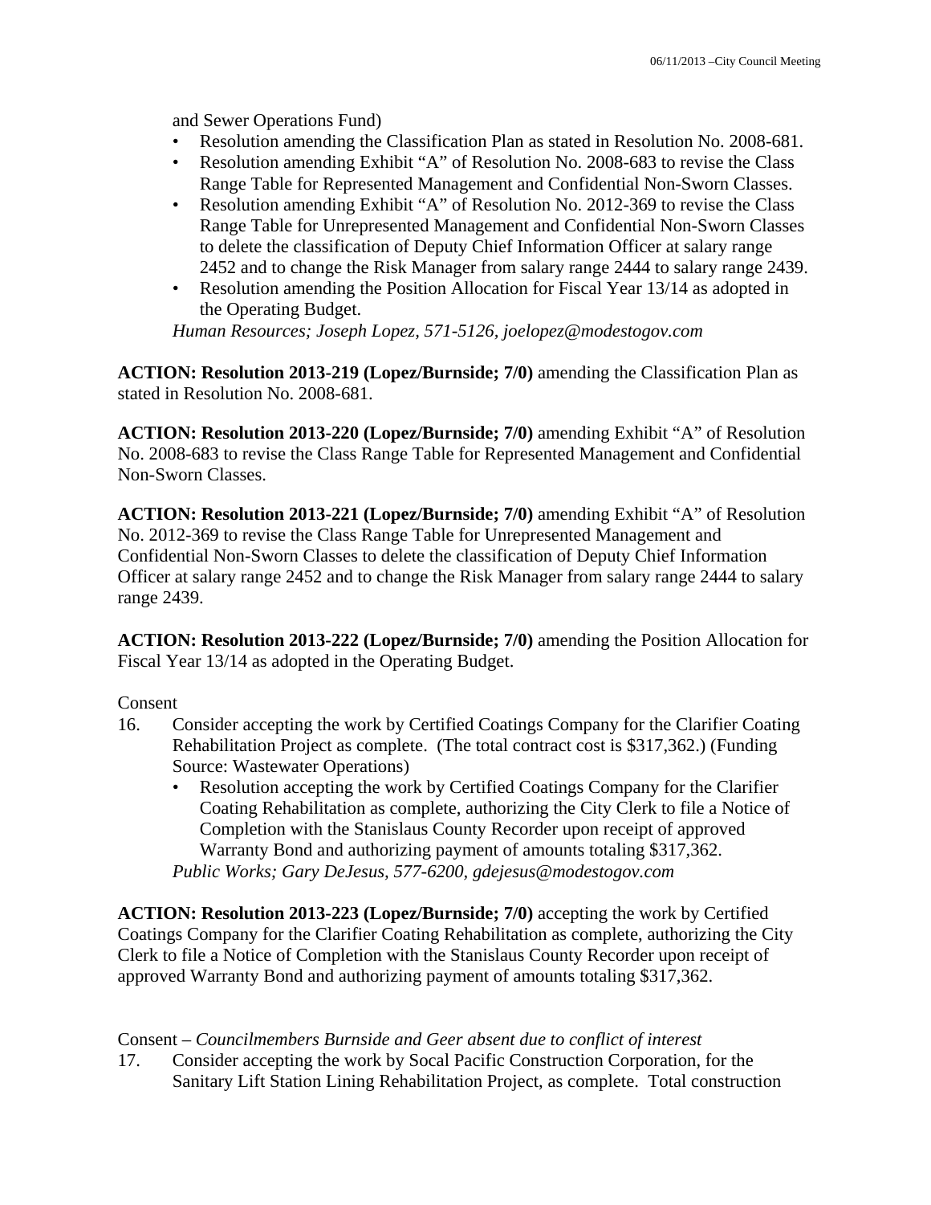and Sewer Operations Fund)

- Resolution amending the Classification Plan as stated in Resolution No. 2008-681.
- Resolution amending Exhibit "A" of Resolution No. 2008-683 to revise the Class Range Table for Represented Management and Confidential Non-Sworn Classes.
- Resolution amending Exhibit "A" of Resolution No. 2012-369 to revise the Class Range Table for Unrepresented Management and Confidential Non-Sworn Classes to delete the classification of Deputy Chief Information Officer at salary range 2452 and to change the Risk Manager from salary range 2444 to salary range 2439.
- Resolution amending the Position Allocation for Fiscal Year 13/14 as adopted in the Operating Budget.

*Human Resources; Joseph Lopez, 571-5126, joelopez@modestogov.com*

**ACTION: Resolution 2013-219 (Lopez/Burnside; 7/0)** amending the Classification Plan as stated in Resolution No. 2008-681.

**ACTION: Resolution 2013-220 (Lopez/Burnside; 7/0)** amending Exhibit "A" of Resolution No. 2008-683 to revise the Class Range Table for Represented Management and Confidential Non-Sworn Classes.

**ACTION: Resolution 2013-221 (Lopez/Burnside; 7/0)** amending Exhibit "A" of Resolution No. 2012-369 to revise the Class Range Table for Unrepresented Management and Confidential Non-Sworn Classes to delete the classification of Deputy Chief Information Officer at salary range 2452 and to change the Risk Manager from salary range 2444 to salary range 2439.

**ACTION: Resolution 2013-222 (Lopez/Burnside; 7/0)** amending the Position Allocation for Fiscal Year 13/14 as adopted in the Operating Budget.

Consent

16. Consider accepting the work by Certified Coatings Company for the Clarifier Coating Rehabilitation Project as complete. (The total contract cost is $317,362.) (Funding Source: Wastewater Operations)
    - Resolution accepting the work by Certified Coatings Company for the Clarifier Coating Rehabilitation as complete, authorizing the City Clerk to file a Notice of Completion with the Stanislaus County Recorder upon receipt of approved Warranty Bond and authorizing payment of amounts totaling $317,362.

    *Public Works; Gary DeJesus, 577-6200, gdejesus@modestogov.com*

**ACTION: Resolution 2013-223 (Lopez/Burnside; 7/0)** accepting the work by Certified Coatings Company for the Clarifier Coating Rehabilitation as complete, authorizing the City Clerk to file a Notice of Completion with the Stanislaus County Recorder upon receipt of approved Warranty Bond and authorizing payment of amounts totaling $317,362.

Consent – *Councilmembers Burnside and Geer absent due to conflict of interest*

17. Consider accepting the work by Socal Pacific Construction Corporation, for the Sanitary Lift Station Lining Rehabilitation Project, as complete. Total construction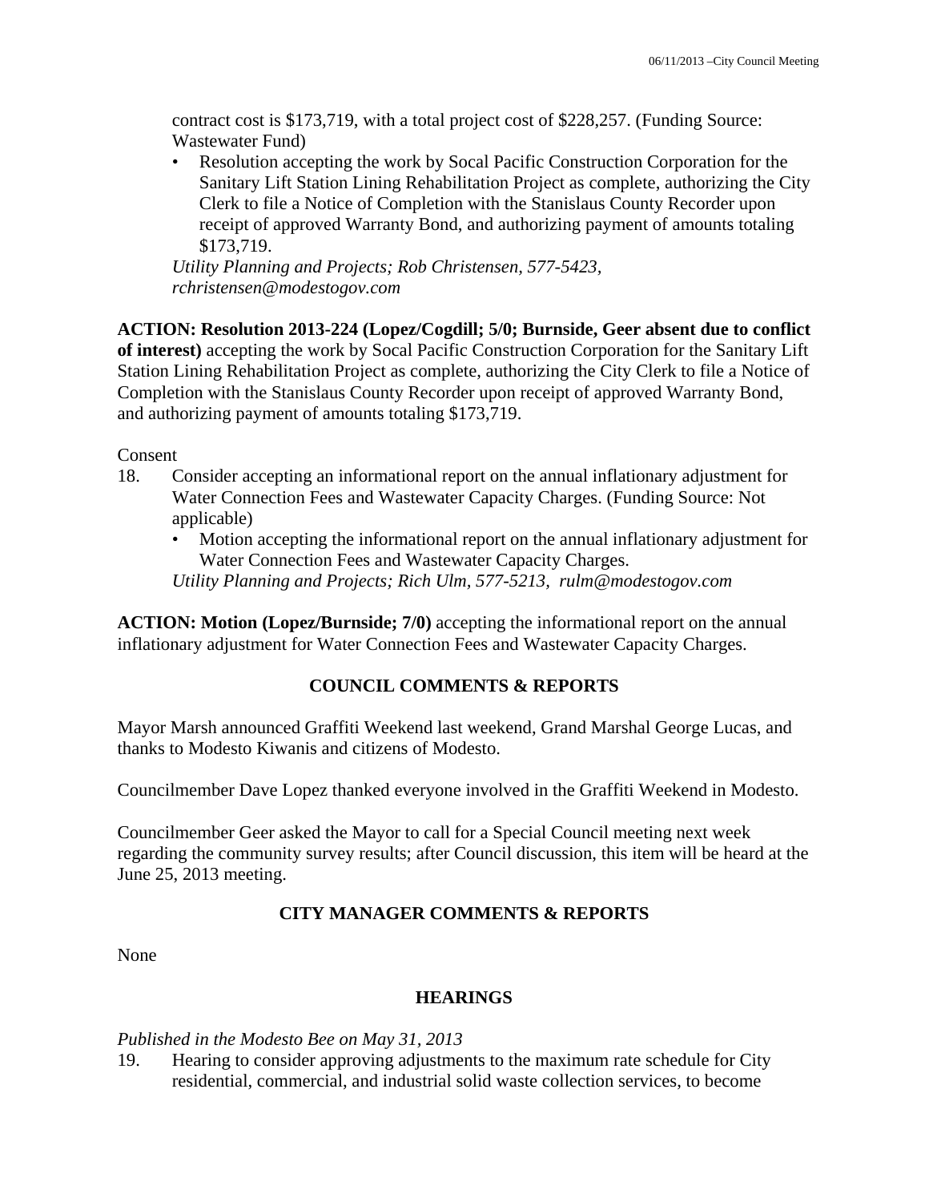contract cost is $173,719, with a total project cost of $228,257. (Funding Source: Wastewater Fund)

- Resolution accepting the work by Socal Pacific Construction Corporation for the Sanitary Lift Station Lining Rehabilitation Project as complete, authorizing the City Clerk to file a Notice of Completion with the Stanislaus County Recorder upon receipt of approved Warranty Bond, and authorizing payment of amounts totaling $173,719.

*Utility Planning and Projects; Rob Christensen, 577-5423, rchristensen@modestogov.com*

**ACTION: Resolution 2013-224 (Lopez/Cogdill; 5/0; Burnside, Geer absent due to conflict of interest)** accepting the work by Socal Pacific Construction Corporation for the Sanitary Lift Station Lining Rehabilitation Project as complete, authorizing the City Clerk to file a Notice of Completion with the Stanislaus County Recorder upon receipt of approved Warranty Bond, and authorizing payment of amounts totaling $173,719.

Consent

18. Consider accepting an informational report on the annual inflationary adjustment for Water Connection Fees and Wastewater Capacity Charges. (Funding Source: Not applicable)
    - Motion accepting the informational report on the annual inflationary adjustment for Water Connection Fees and Wastewater Capacity Charges.

    *Utility Planning and Projects; Rich Ulm, 577-5213, rulm@modestogov.com*

**ACTION: Motion (Lopez/Burnside; 7/0)** accepting the informational report on the annual inflationary adjustment for Water Connection Fees and Wastewater Capacity Charges.

## COUNCIL COMMENTS & REPORTS

Mayor Marsh announced Graffiti Weekend last weekend, Grand Marshal George Lucas, and thanks to Modesto Kiwanis and citizens of Modesto.

Councilmember Dave Lopez thanked everyone involved in the Graffiti Weekend in Modesto.

Councilmember Geer asked the Mayor to call for a Special Council meeting next week regarding the community survey results; after Council discussion, this item will be heard at the June 25, 2013 meeting.

## CITY MANAGER COMMENTS & REPORTS

None

## HEARINGS

*Published in the Modesto Bee on May 31, 2013*

19. Hearing to consider approving adjustments to the maximum rate schedule for City residential, commercial, and industrial solid waste collection services, to become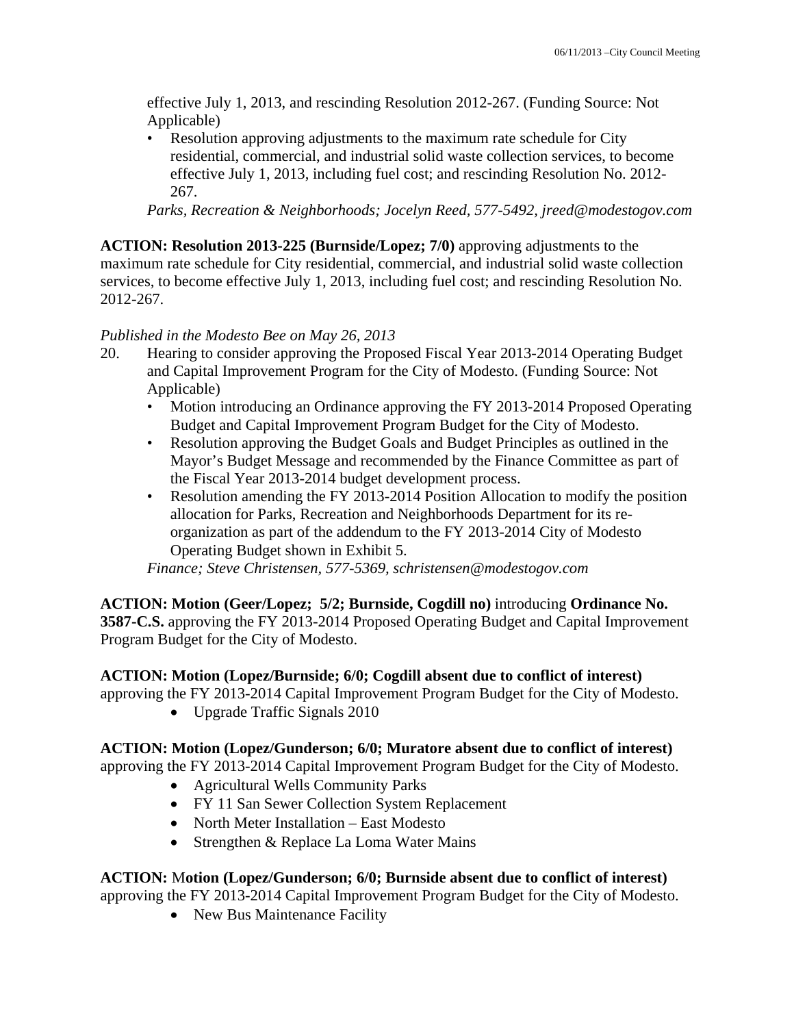effective July 1, 2013, and rescinding Resolution 2012-267. (Funding Source: Not Applicable)

- Resolution approving adjustments to the maximum rate schedule for City residential, commercial, and industrial solid waste collection services, to become effective July 1, 2013, including fuel cost; and rescinding Resolution No. 2012-267.

*Parks, Recreation & Neighborhoods; Jocelyn Reed, 577-5492, jreed@modestogov.com*

**ACTION: Resolution 2013-225 (Burnside/Lopez; 7/0)** approving adjustments to the maximum rate schedule for City residential, commercial, and industrial solid waste collection services, to become effective July 1, 2013, including fuel cost; and rescinding Resolution No. 2012-267.

*Published in the Modesto Bee on May 26, 2013*

20. Hearing to consider approving the Proposed Fiscal Year 2013-2014 Operating Budget and Capital Improvement Program for the City of Modesto. (Funding Source: Not Applicable)
    - Motion introducing an Ordinance approving the FY 2013-2014 Proposed Operating Budget and Capital Improvement Program Budget for the City of Modesto.
    - Resolution approving the Budget Goals and Budget Principles as outlined in the Mayor's Budget Message and recommended by the Finance Committee as part of the Fiscal Year 2013-2014 budget development process.
    - Resolution amending the FY 2013-2014 Position Allocation to modify the position allocation for Parks, Recreation and Neighborhoods Department for its re-organization as part of the addendum to the FY 2013-2014 City of Modesto Operating Budget shown in Exhibit 5.

    *Finance; Steve Christensen, 577-5369, schristensen@modestogov.com*

**ACTION: Motion (Geer/Lopez; 5/2; Burnside, Cogdill no)** introducing **Ordinance No. 3587-C.S.** approving the FY 2013-2014 Proposed Operating Budget and Capital Improvement Program Budget for the City of Modesto.

**ACTION: Motion (Lopez/Burnside; 6/0; Cogdill absent due to conflict of interest)** approving the FY 2013-2014 Capital Improvement Program Budget for the City of Modesto.

- Upgrade Traffic Signals 2010

**ACTION: Motion (Lopez/Gunderson; 6/0; Muratore absent due to conflict of interest)** approving the FY 2013-2014 Capital Improvement Program Budget for the City of Modesto.

- Agricultural Wells Community Parks
- FY 11 San Sewer Collection System Replacement
- North Meter Installation – East Modesto
- Strengthen & Replace La Loma Water Mains

**ACTION:** M**otion (Lopez/Gunderson; 6/0; Burnside absent due to conflict of interest)** approving the FY 2013-2014 Capital Improvement Program Budget for the City of Modesto.

- New Bus Maintenance Facility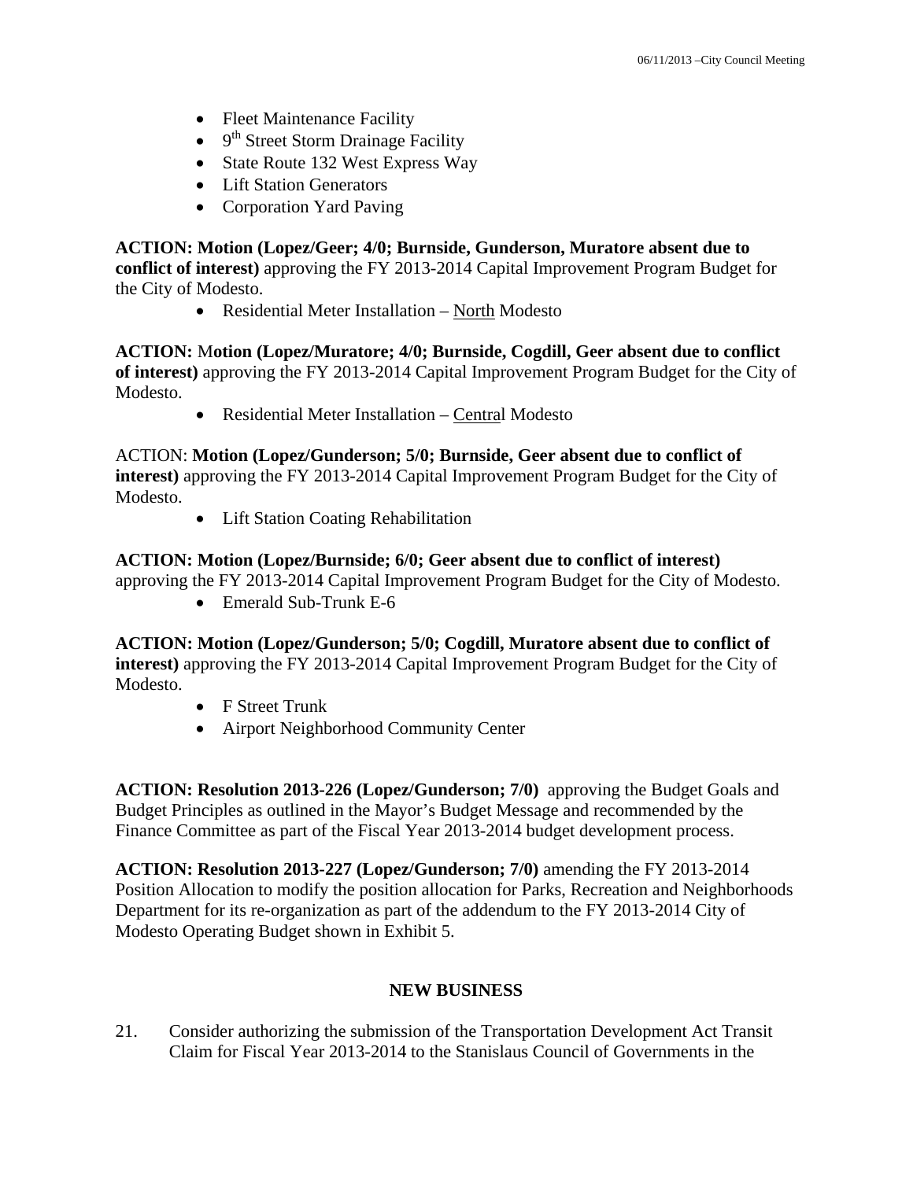- Fleet Maintenance Facility
- 9th Street Storm Drainage Facility
- State Route 132 West Express Way
- Lift Station Generators
- Corporation Yard Paving

**ACTION: Motion (Lopez/Geer; 4/0; Burnside, Gunderson, Muratore absent due to conflict of interest)** approving the FY 2013-2014 Capital Improvement Program Budget for the City of Modesto.

- Residential Meter Installation – North Modesto

**ACTION:** M**otion (Lopez/Muratore; 4/0; Burnside, Cogdill, Geer absent due to conflict of interest)** approving the FY 2013-2014 Capital Improvement Program Budget for the City of Modesto.

- Residential Meter Installation – Central Modesto

ACTION: **Motion (Lopez/Gunderson; 5/0; Burnside, Geer absent due to conflict of interest)** approving the FY 2013-2014 Capital Improvement Program Budget for the City of Modesto.

- Lift Station Coating Rehabilitation

**ACTION: Motion (Lopez/Burnside; 6/0; Geer absent due to conflict of interest)** approving the FY 2013-2014 Capital Improvement Program Budget for the City of Modesto.

- Emerald Sub-Trunk E-6

**ACTION: Motion (Lopez/Gunderson; 5/0; Cogdill, Muratore absent due to conflict of interest)** approving the FY 2013-2014 Capital Improvement Program Budget for the City of Modesto.

- F Street Trunk
- Airport Neighborhood Community Center

**ACTION: Resolution 2013-226 (Lopez/Gunderson; 7/0)** approving the Budget Goals and Budget Principles as outlined in the Mayor's Budget Message and recommended by the Finance Committee as part of the Fiscal Year 2013-2014 budget development process.

**ACTION: Resolution 2013-227 (Lopez/Gunderson; 7/0)** amending the FY 2013-2014 Position Allocation to modify the position allocation for Parks, Recreation and Neighborhoods Department for its re-organization as part of the addendum to the FY 2013-2014 City of Modesto Operating Budget shown in Exhibit 5.

## NEW BUSINESS

21. Consider authorizing the submission of the Transportation Development Act Transit Claim for Fiscal Year 2013-2014 to the Stanislaus Council of Governments in the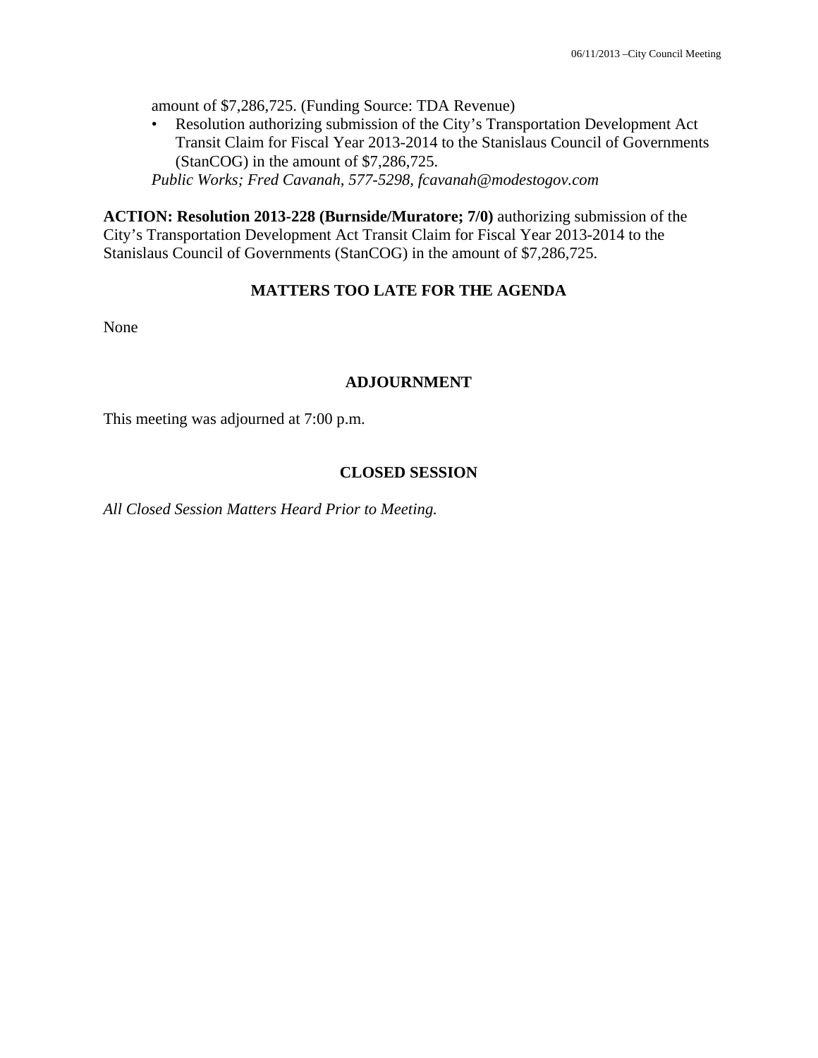amount of $7,286,725. (Funding Source: TDA Revenue)

- Resolution authorizing submission of the City's Transportation Development Act Transit Claim for Fiscal Year 2013-2014 to the Stanislaus Council of Governments (StanCOG) in the amount of $7,286,725.

*Public Works; Fred Cavanah, 577-5298, fcavanah@modestogov.com*

**ACTION: Resolution 2013-228 (Burnside/Muratore; 7/0)** authorizing submission of the City's Transportation Development Act Transit Claim for Fiscal Year 2013-2014 to the Stanislaus Council of Governments (StanCOG) in the amount of $7,286,725.

## MATTERS TOO LATE FOR THE AGENDA

None

## ADJOURNMENT

This meeting was adjourned at 7:00 p.m.

## CLOSED SESSION

*All Closed Session Matters Heard Prior to Meeting.*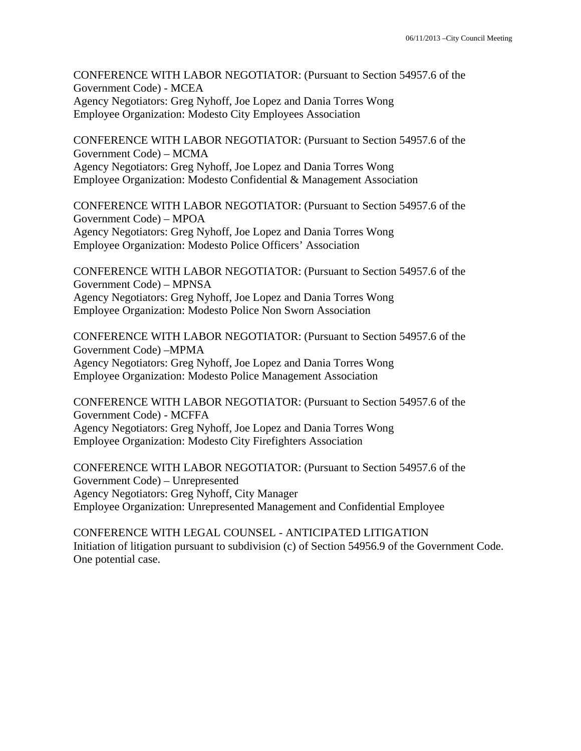CONFERENCE WITH LABOR NEGOTIATOR: (Pursuant to Section 54957.6 of the Government Code) - MCEA
Agency Negotiators: Greg Nyhoff, Joe Lopez and Dania Torres Wong
Employee Organization: Modesto City Employees Association

CONFERENCE WITH LABOR NEGOTIATOR: (Pursuant to Section 54957.6 of the Government Code) – MCMA
Agency Negotiators: Greg Nyhoff, Joe Lopez and Dania Torres Wong
Employee Organization: Modesto Confidential & Management Association

CONFERENCE WITH LABOR NEGOTIATOR: (Pursuant to Section 54957.6 of the Government Code) – MPOA
Agency Negotiators: Greg Nyhoff, Joe Lopez and Dania Torres Wong
Employee Organization: Modesto Police Officers' Association

CONFERENCE WITH LABOR NEGOTIATOR: (Pursuant to Section 54957.6 of the Government Code) – MPNSA
Agency Negotiators: Greg Nyhoff, Joe Lopez and Dania Torres Wong
Employee Organization: Modesto Police Non Sworn Association

CONFERENCE WITH LABOR NEGOTIATOR: (Pursuant to Section 54957.6 of the Government Code) –MPMA
Agency Negotiators: Greg Nyhoff, Joe Lopez and Dania Torres Wong
Employee Organization: Modesto Police Management Association

CONFERENCE WITH LABOR NEGOTIATOR: (Pursuant to Section 54957.6 of the Government Code) - MCFFA
Agency Negotiators: Greg Nyhoff, Joe Lopez and Dania Torres Wong
Employee Organization: Modesto City Firefighters Association

CONFERENCE WITH LABOR NEGOTIATOR: (Pursuant to Section 54957.6 of the Government Code) – Unrepresented
Agency Negotiators: Greg Nyhoff, City Manager
Employee Organization: Unrepresented Management and Confidential Employee

CONFERENCE WITH LEGAL COUNSEL - ANTICIPATED LITIGATION
Initiation of litigation pursuant to subdivision (c) of Section 54956.9 of the Government Code. One potential case.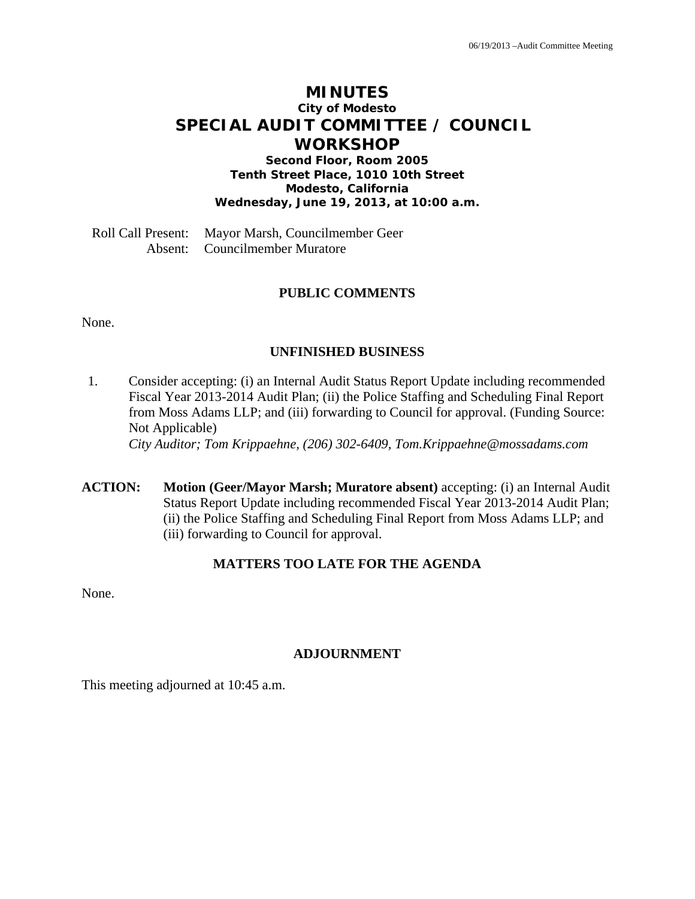# MINUTES

**City of Modesto**

## SPECIAL AUDIT COMMITTEE / COUNCIL WORKSHOP

**Second Floor, Room 2005**
**Tenth Street Place, 1010 10th Street**
**Modesto, California**
**Wednesday, June 19, 2013, at 10:00 a.m.**

Roll Call Present: Mayor Marsh, Councilmember Geer
Absent: Councilmember Muratore

### PUBLIC COMMENTS

None.

### UNFINISHED BUSINESS

1. Consider accepting: (i) an Internal Audit Status Report Update including recommended Fiscal Year 2013-2014 Audit Plan; (ii) the Police Staffing and Scheduling Final Report from Moss Adams LLP; and (iii) forwarding to Council for approval. (Funding Source: Not Applicable)
   *City Auditor; Tom Krippaehne, (206) 302-6409, Tom.Krippaehne@mossadams.com*

**ACTION:** **Motion (Geer/Mayor Marsh; Muratore absent)** accepting: (i) an Internal Audit Status Report Update including recommended Fiscal Year 2013-2014 Audit Plan; (ii) the Police Staffing and Scheduling Final Report from Moss Adams LLP; and (iii) forwarding to Council for approval.

### MATTERS TOO LATE FOR THE AGENDA

None.

### ADJOURNMENT

This meeting adjourned at 10:45 a.m.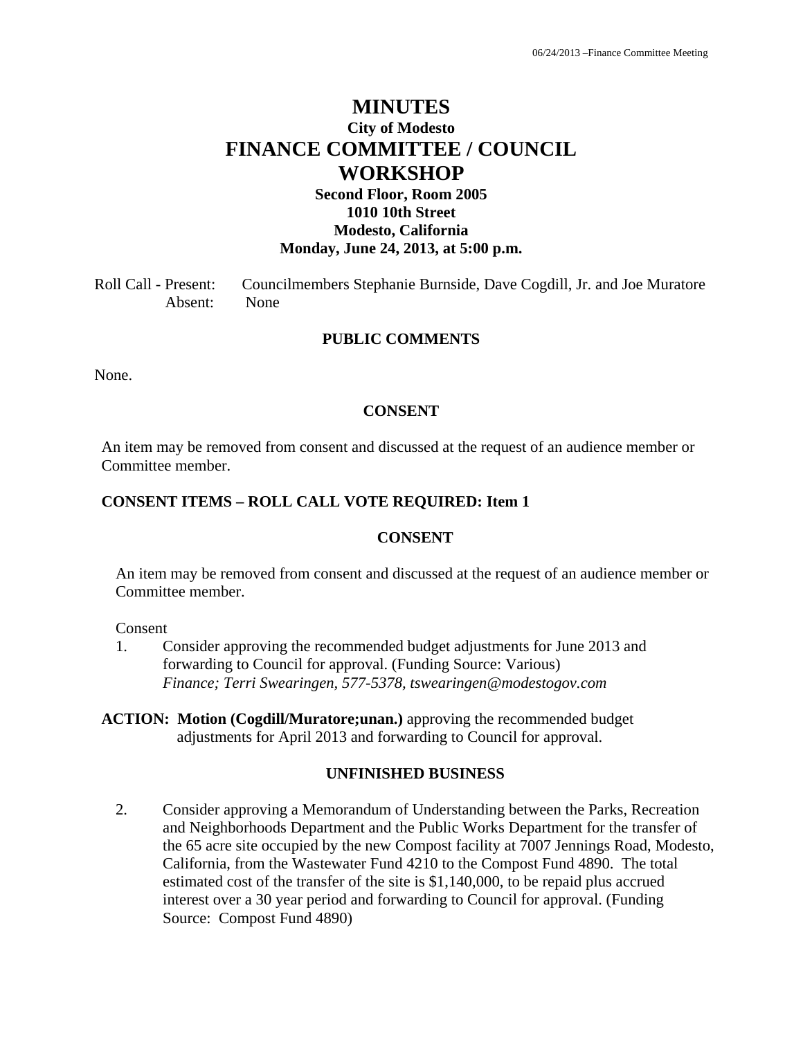# MINUTES

## City of Modesto

# FINANCE COMMITTEE / COUNCIL WORKSHOP

### Second Floor, Room 2005
### 1010 10th Street
### Modesto, California
### Monday, June 24, 2013, at 5:00 p.m.

Roll Call - Present: Councilmembers Stephanie Burnside, Dave Cogdill, Jr. and Joe Muratore
Absent: None

## PUBLIC COMMENTS

None.

## CONSENT

An item may be removed from consent and discussed at the request of an audience member or Committee member.

### CONSENT ITEMS – ROLL CALL VOTE REQUIRED: Item 1

## CONSENT

An item may be removed from consent and discussed at the request of an audience member or Committee member.

Consent

1. Consider approving the recommended budget adjustments for June 2013 and forwarding to Council for approval. (Funding Source: Various)
   *Finance; Terri Swearingen, 577-5378, tswearingen@modestogov.com*

**ACTION: Motion (Cogdill/Muratore;unan.)** approving the recommended budget adjustments for April 2013 and forwarding to Council for approval.

## UNFINISHED BUSINESS

2. Consider approving a Memorandum of Understanding between the Parks, Recreation and Neighborhoods Department and the Public Works Department for the transfer of the 65 acre site occupied by the new Compost facility at 7007 Jennings Road, Modesto, California, from the Wastewater Fund 4210 to the Compost Fund 4890. The total estimated cost of the transfer of the site is $1,140,000, to be repaid plus accrued interest over a 30 year period and forwarding to Council for approval. (Funding Source: Compost Fund 4890)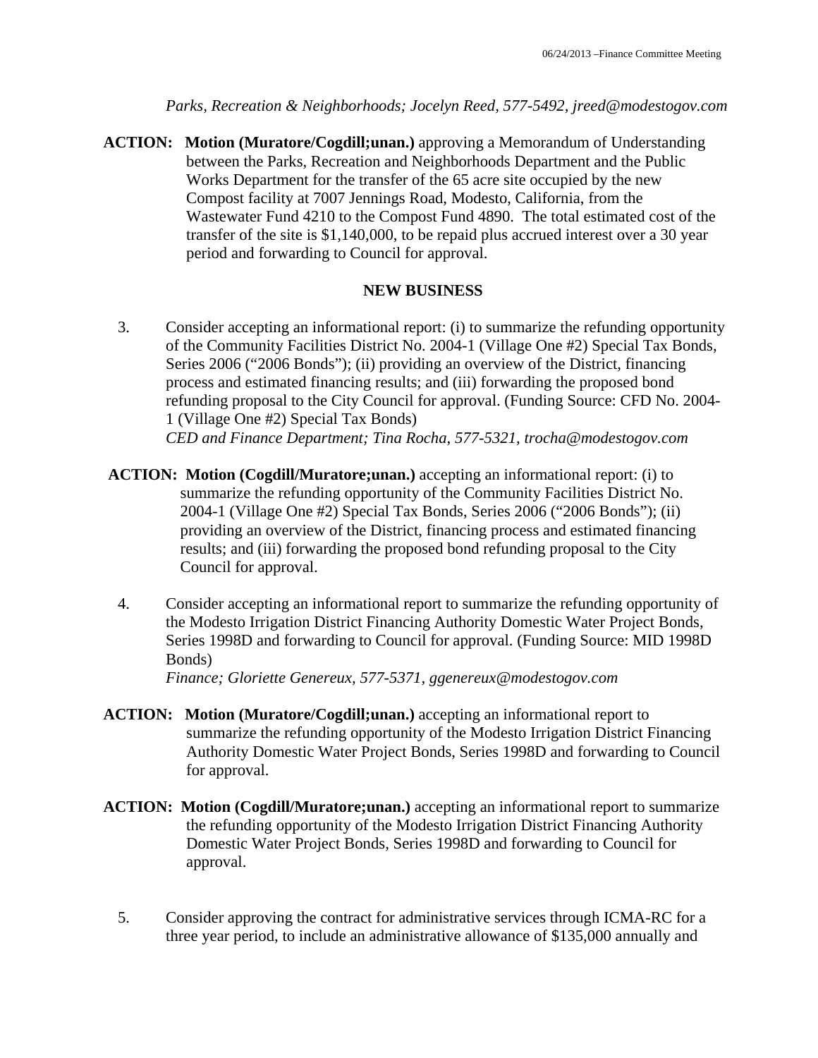*Parks, Recreation & Neighborhoods; Jocelyn Reed, 577-5492, jreed@modestogov.com*

**ACTION: Motion (Muratore/Cogdill;unan.)** approving a Memorandum of Understanding between the Parks, Recreation and Neighborhoods Department and the Public Works Department for the transfer of the 65 acre site occupied by the new Compost facility at 7007 Jennings Road, Modesto, California, from the Wastewater Fund 4210 to the Compost Fund 4890. The total estimated cost of the transfer of the site is $1,140,000, to be repaid plus accrued interest over a 30 year period and forwarding to Council for approval.

**NEW BUSINESS**

3. Consider accepting an informational report: (i) to summarize the refunding opportunity of the Community Facilities District No. 2004-1 (Village One #2) Special Tax Bonds, Series 2006 ("2006 Bonds"); (ii) providing an overview of the District, financing process and estimated financing results; and (iii) forwarding the proposed bond refunding proposal to the City Council for approval. (Funding Source: CFD No. 2004-1 (Village One #2) Special Tax Bonds)
*CED and Finance Department; Tina Rocha, 577-5321, trocha@modestogov.com*

**ACTION: Motion (Cogdill/Muratore;unan.)** accepting an informational report: (i) to summarize the refunding opportunity of the Community Facilities District No. 2004-1 (Village One #2) Special Tax Bonds, Series 2006 ("2006 Bonds"); (ii) providing an overview of the District, financing process and estimated financing results; and (iii) forwarding the proposed bond refunding proposal to the City Council for approval.

4. Consider accepting an informational report to summarize the refunding opportunity of the Modesto Irrigation District Financing Authority Domestic Water Project Bonds, Series 1998D and forwarding to Council for approval. (Funding Source: MID 1998D Bonds)
*Finance; Gloriette Genereux, 577-5371, ggenereux@modestogov.com*

**ACTION: Motion (Muratore/Cogdill;unan.)** accepting an informational report to summarize the refunding opportunity of the Modesto Irrigation District Financing Authority Domestic Water Project Bonds, Series 1998D and forwarding to Council for approval.

**ACTION: Motion (Cogdill/Muratore;unan.)** accepting an informational report to summarize the refunding opportunity of the Modesto Irrigation District Financing Authority Domestic Water Project Bonds, Series 1998D and forwarding to Council for approval.

5. Consider approving the contract for administrative services through ICMA-RC for a three year period, to include an administrative allowance of $135,000 annually and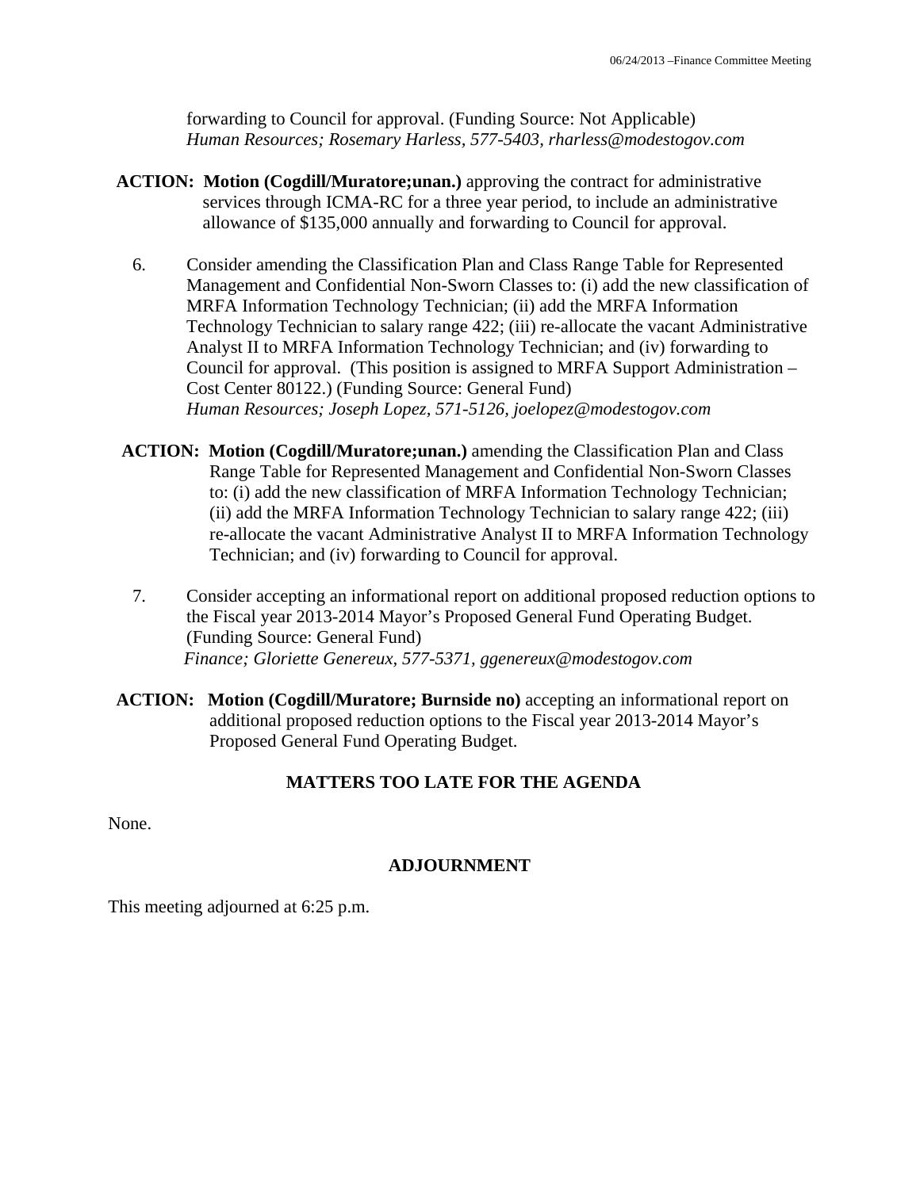forwarding to Council for approval. (Funding Source: Not Applicable)
*Human Resources; Rosemary Harless, 577-5403, rharless@modestogov.com*

**ACTION: Motion (Cogdill/Muratore;unan.)** approving the contract for administrative services through ICMA-RC for a three year period, to include an administrative allowance of $135,000 annually and forwarding to Council for approval.

6. Consider amending the Classification Plan and Class Range Table for Represented Management and Confidential Non-Sworn Classes to: (i) add the new classification of MRFA Information Technology Technician; (ii) add the MRFA Information Technology Technician to salary range 422; (iii) re-allocate the vacant Administrative Analyst II to MRFA Information Technology Technician; and (iv) forwarding to Council for approval. (This position is assigned to MRFA Support Administration – Cost Center 80122.) (Funding Source: General Fund)
*Human Resources; Joseph Lopez, 571-5126, joelopez@modestogov.com*

**ACTION: Motion (Cogdill/Muratore;unan.)** amending the Classification Plan and Class Range Table for Represented Management and Confidential Non-Sworn Classes to: (i) add the new classification of MRFA Information Technology Technician; (ii) add the MRFA Information Technology Technician to salary range 422; (iii) re-allocate the vacant Administrative Analyst II to MRFA Information Technology Technician; and (iv) forwarding to Council for approval.

7. Consider accepting an informational report on additional proposed reduction options to the Fiscal year 2013-2014 Mayor's Proposed General Fund Operating Budget. (Funding Source: General Fund)
*Finance; Gloriette Genereux, 577-5371, ggenereux@modestogov.com*

**ACTION: Motion (Cogdill/Muratore; Burnside no)** accepting an informational report on additional proposed reduction options to the Fiscal year 2013-2014 Mayor's Proposed General Fund Operating Budget.

## MATTERS TOO LATE FOR THE AGENDA

None.

## ADJOURNMENT

This meeting adjourned at 6:25 p.m.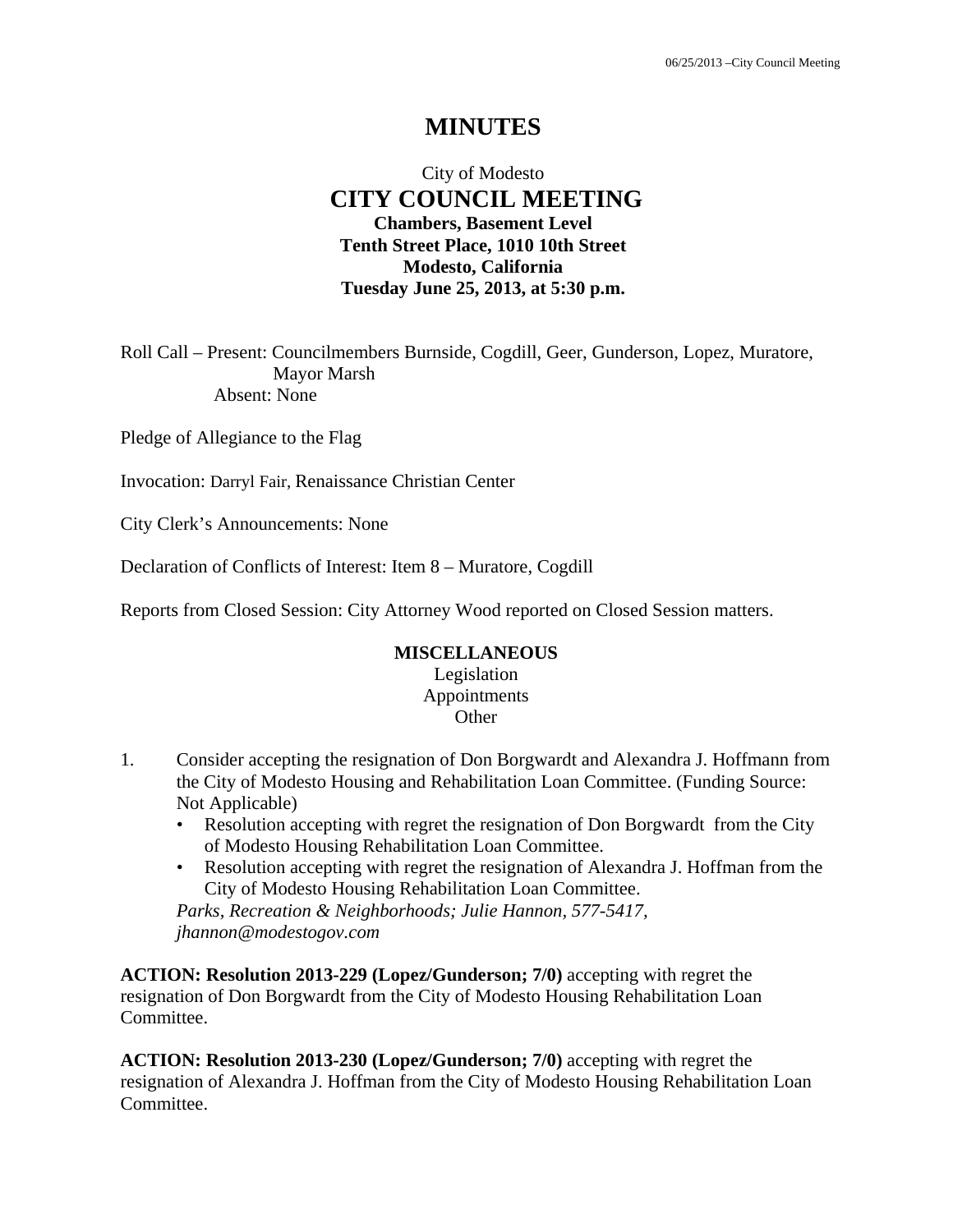# MINUTES

City of Modesto

## CITY COUNCIL MEETING

**Chambers, Basement Level**
**Tenth Street Place, 1010 10th Street**
**Modesto, California**
**Tuesday June 25, 2013, at 5:30 p.m.**

Roll Call – Present: Councilmembers Burnside, Cogdill, Geer, Gunderson, Lopez, Muratore, Mayor Marsh
Absent: None

Pledge of Allegiance to the Flag

Invocation: Darryl Fair, Renaissance Christian Center

City Clerk's Announcements: None

Declaration of Conflicts of Interest: Item 8 – Muratore, Cogdill

Reports from Closed Session: City Attorney Wood reported on Closed Session matters.

**MISCELLANEOUS**
Legislation
Appointments
Other

1. Consider accepting the resignation of Don Borgwardt and Alexandra J. Hoffmann from the City of Modesto Housing and Rehabilitation Loan Committee. (Funding Source: Not Applicable)
   - Resolution accepting with regret the resignation of Don Borgwardt from the City of Modesto Housing Rehabilitation Loan Committee.
   - Resolution accepting with regret the resignation of Alexandra J. Hoffman from the City of Modesto Housing Rehabilitation Loan Committee.

   *Parks, Recreation & Neighborhoods; Julie Hannon, 577-5417, jhannon@modestogov.com*

**ACTION: Resolution 2013-229 (Lopez/Gunderson; 7/0)** accepting with regret the resignation of Don Borgwardt from the City of Modesto Housing Rehabilitation Loan Committee.

**ACTION: Resolution 2013-230 (Lopez/Gunderson; 7/0)** accepting with regret the resignation of Alexandra J. Hoffman from the City of Modesto Housing Rehabilitation Loan Committee.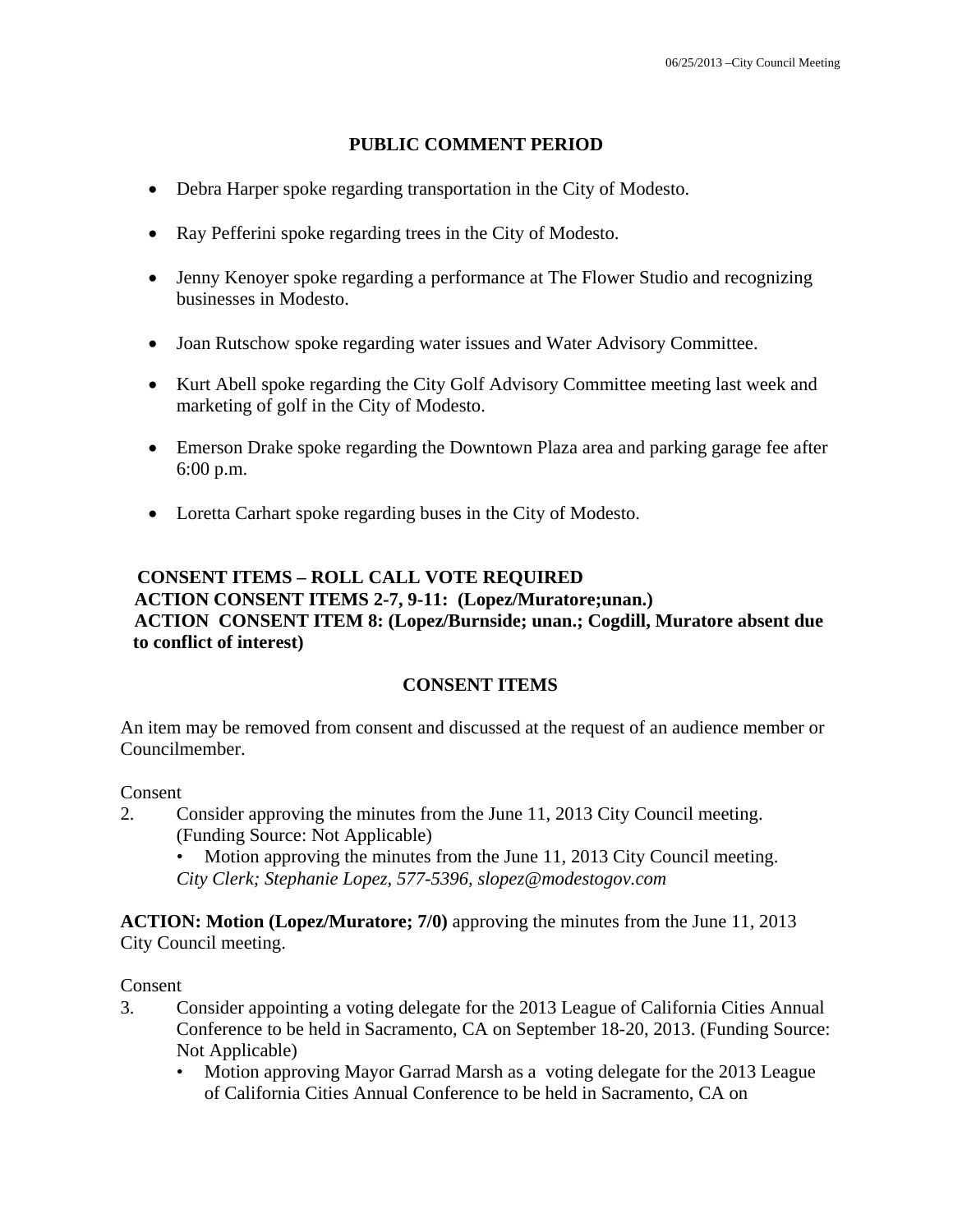## PUBLIC COMMENT PERIOD

- Debra Harper spoke regarding transportation in the City of Modesto.
- Ray Pefferini spoke regarding trees in the City of Modesto.
- Jenny Kenoyer spoke regarding a performance at The Flower Studio and recognizing businesses in Modesto.
- Joan Rutschow spoke regarding water issues and Water Advisory Committee.
- Kurt Abell spoke regarding the City Golf Advisory Committee meeting last week and marketing of golf in the City of Modesto.
- Emerson Drake spoke regarding the Downtown Plaza area and parking garage fee after 6:00 p.m.
- Loretta Carhart spoke regarding buses in the City of Modesto.

**CONSENT ITEMS – ROLL CALL VOTE REQUIRED**
**ACTION CONSENT ITEMS 2-7, 9-11: (Lopez/Muratore;unan.)**
**ACTION CONSENT ITEM 8: (Lopez/Burnside; unan.; Cogdill, Muratore absent due to conflict of interest)**

## CONSENT ITEMS

An item may be removed from consent and discussed at the request of an audience member or Councilmember.

Consent

2. Consider approving the minutes from the June 11, 2013 City Council meeting. (Funding Source: Not Applicable)
   - Motion approving the minutes from the June 11, 2013 City Council meeting.

   *City Clerk; Stephanie Lopez, 577-5396, slopez@modestogov.com*

**ACTION: Motion (Lopez/Muratore; 7/0)** approving the minutes from the June 11, 2013 City Council meeting.

Consent

3. Consider appointing a voting delegate for the 2013 League of California Cities Annual Conference to be held in Sacramento, CA on September 18-20, 2013. (Funding Source: Not Applicable)
   - Motion approving Mayor Garrad Marsh as a voting delegate for the 2013 League of California Cities Annual Conference to be held in Sacramento, CA on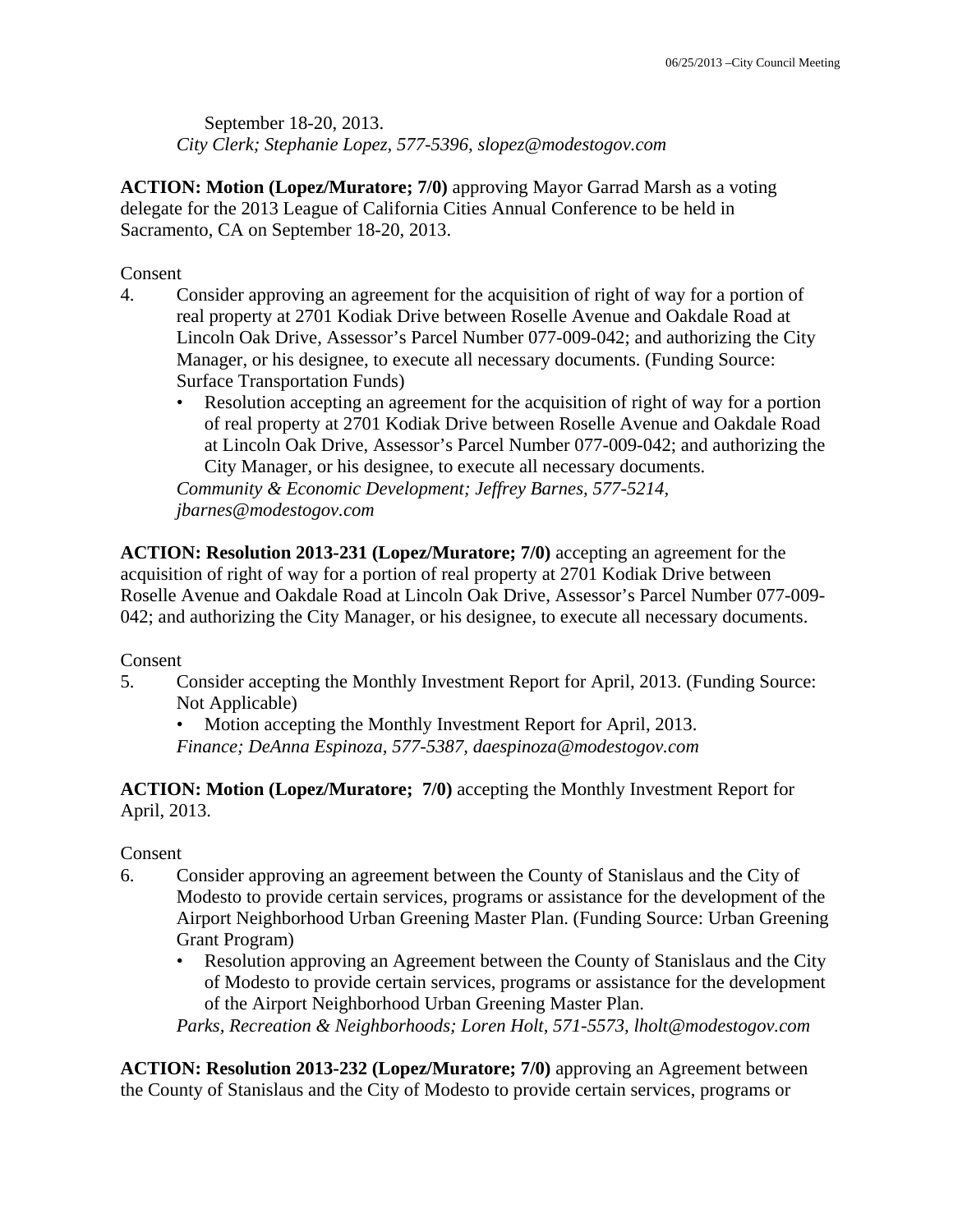September 18-20, 2013.
*City Clerk; Stephanie Lopez, 577-5396, slopez@modestogov.com*

**ACTION: Motion (Lopez/Muratore; 7/0)** approving Mayor Garrad Marsh as a voting delegate for the 2013 League of California Cities Annual Conference to be held in Sacramento, CA on September 18-20, 2013.

Consent

4. Consider approving an agreement for the acquisition of right of way for a portion of real property at 2701 Kodiak Drive between Roselle Avenue and Oakdale Road at Lincoln Oak Drive, Assessor's Parcel Number 077-009-042; and authorizing the City Manager, or his designee, to execute all necessary documents. (Funding Source: Surface Transportation Funds)
   - Resolution accepting an agreement for the acquisition of right of way for a portion of real property at 2701 Kodiak Drive between Roselle Avenue and Oakdale Road at Lincoln Oak Drive, Assessor's Parcel Number 077-009-042; and authorizing the City Manager, or his designee, to execute all necessary documents.

   *Community & Economic Development; Jeffrey Barnes, 577-5214, jbarnes@modestogov.com*

**ACTION: Resolution 2013-231 (Lopez/Muratore; 7/0)** accepting an agreement for the acquisition of right of way for a portion of real property at 2701 Kodiak Drive between Roselle Avenue and Oakdale Road at Lincoln Oak Drive, Assessor's Parcel Number 077-009-042; and authorizing the City Manager, or his designee, to execute all necessary documents.

Consent

5. Consider accepting the Monthly Investment Report for April, 2013. (Funding Source: Not Applicable)
   - Motion accepting the Monthly Investment Report for April, 2013.

   *Finance; DeAnna Espinoza, 577-5387, daespinoza@modestogov.com*

**ACTION: Motion (Lopez/Muratore; 7/0)** accepting the Monthly Investment Report for April, 2013.

Consent

6. Consider approving an agreement between the County of Stanislaus and the City of Modesto to provide certain services, programs or assistance for the development of the Airport Neighborhood Urban Greening Master Plan. (Funding Source: Urban Greening Grant Program)
   - Resolution approving an Agreement between the County of Stanislaus and the City of Modesto to provide certain services, programs or assistance for the development of the Airport Neighborhood Urban Greening Master Plan.

   *Parks, Recreation & Neighborhoods; Loren Holt, 571-5573, lholt@modestogov.com*

**ACTION: Resolution 2013-232 (Lopez/Muratore; 7/0)** approving an Agreement between the County of Stanislaus and the City of Modesto to provide certain services, programs or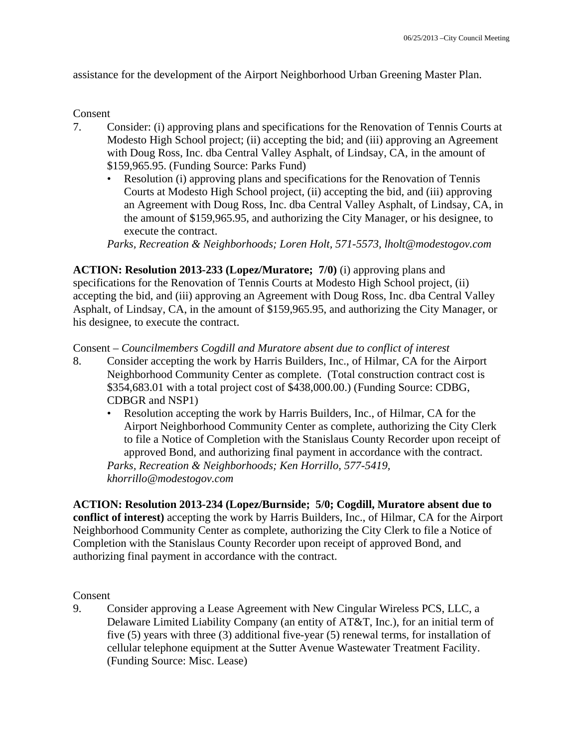assistance for the development of the Airport Neighborhood Urban Greening Master Plan.

Consent

7. Consider: (i) approving plans and specifications for the Renovation of Tennis Courts at Modesto High School project; (ii) accepting the bid; and (iii) approving an Agreement with Doug Ross, Inc. dba Central Valley Asphalt, of Lindsay, CA, in the amount of $159,965.95. (Funding Source: Parks Fund)
   - Resolution (i) approving plans and specifications for the Renovation of Tennis Courts at Modesto High School project, (ii) accepting the bid, and (iii) approving an Agreement with Doug Ross, Inc. dba Central Valley Asphalt, of Lindsay, CA, in the amount of $159,965.95, and authorizing the City Manager, or his designee, to execute the contract.

   *Parks, Recreation & Neighborhoods; Loren Holt, 571-5573, lholt@modestogov.com*

**ACTION: Resolution 2013-233 (Lopez/Muratore; 7/0)** (i) approving plans and specifications for the Renovation of Tennis Courts at Modesto High School project, (ii) accepting the bid, and (iii) approving an Agreement with Doug Ross, Inc. dba Central Valley Asphalt, of Lindsay, CA, in the amount of $159,965.95, and authorizing the City Manager, or his designee, to execute the contract.

Consent – *Councilmembers Cogdill and Muratore absent due to conflict of interest*

8. Consider accepting the work by Harris Builders, Inc., of Hilmar, CA for the Airport Neighborhood Community Center as complete. (Total construction contract cost is $354,683.01 with a total project cost of $438,000.00.) (Funding Source: CDBG, CDBGR and NSP1)
   - Resolution accepting the work by Harris Builders, Inc., of Hilmar, CA for the Airport Neighborhood Community Center as complete, authorizing the City Clerk to file a Notice of Completion with the Stanislaus County Recorder upon receipt of approved Bond, and authorizing final payment in accordance with the contract.

   *Parks, Recreation & Neighborhoods; Ken Horrillo, 577-5419, khorrillo@modestogov.com*

**ACTION: Resolution 2013-234 (Lopez/Burnside; 5/0; Cogdill, Muratore absent due to conflict of interest)** accepting the work by Harris Builders, Inc., of Hilmar, CA for the Airport Neighborhood Community Center as complete, authorizing the City Clerk to file a Notice of Completion with the Stanislaus County Recorder upon receipt of approved Bond, and authorizing final payment in accordance with the contract.

Consent

9. Consider approving a Lease Agreement with New Cingular Wireless PCS, LLC, a Delaware Limited Liability Company (an entity of AT&T, Inc.), for an initial term of five (5) years with three (3) additional five-year (5) renewal terms, for installation of cellular telephone equipment at the Sutter Avenue Wastewater Treatment Facility. (Funding Source: Misc. Lease)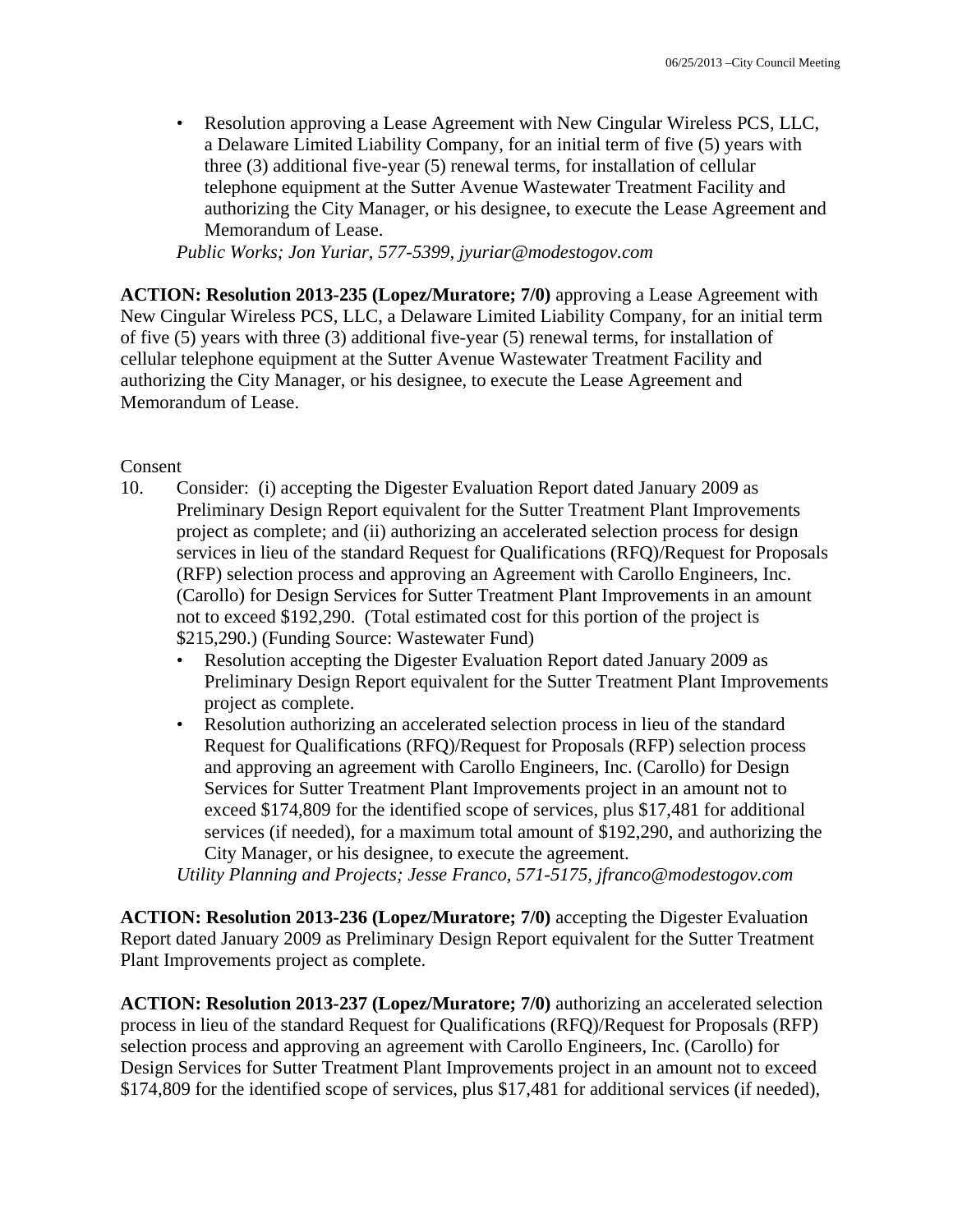- Resolution approving a Lease Agreement with New Cingular Wireless PCS, LLC, a Delaware Limited Liability Company, for an initial term of five (5) years with three (3) additional five-year (5) renewal terms, for installation of cellular telephone equipment at the Sutter Avenue Wastewater Treatment Facility and authorizing the City Manager, or his designee, to execute the Lease Agreement and Memorandum of Lease.

*Public Works; Jon Yuriar, 577-5399, jyuriar@modestogov.com*

**ACTION: Resolution 2013-235 (Lopez/Muratore; 7/0)** approving a Lease Agreement with New Cingular Wireless PCS, LLC, a Delaware Limited Liability Company, for an initial term of five (5) years with three (3) additional five-year (5) renewal terms, for installation of cellular telephone equipment at the Sutter Avenue Wastewater Treatment Facility and authorizing the City Manager, or his designee, to execute the Lease Agreement and Memorandum of Lease.

Consent

10. Consider: (i) accepting the Digester Evaluation Report dated January 2009 as Preliminary Design Report equivalent for the Sutter Treatment Plant Improvements project as complete; and (ii) authorizing an accelerated selection process for design services in lieu of the standard Request for Qualifications (RFQ)/Request for Proposals (RFP) selection process and approving an Agreement with Carollo Engineers, Inc. (Carollo) for Design Services for Sutter Treatment Plant Improvements in an amount not to exceed $192,290. (Total estimated cost for this portion of the project is $215,290.) (Funding Source: Wastewater Fund)
    - Resolution accepting the Digester Evaluation Report dated January 2009 as Preliminary Design Report equivalent for the Sutter Treatment Plant Improvements project as complete.
    - Resolution authorizing an accelerated selection process in lieu of the standard Request for Qualifications (RFQ)/Request for Proposals (RFP) selection process and approving an agreement with Carollo Engineers, Inc. (Carollo) for Design Services for Sutter Treatment Plant Improvements project in an amount not to exceed $174,809 for the identified scope of services, plus $17,481 for additional services (if needed), for a maximum total amount of $192,290, and authorizing the City Manager, or his designee, to execute the agreement.

    *Utility Planning and Projects; Jesse Franco, 571-5175, jfranco@modestogov.com*

**ACTION: Resolution 2013-236 (Lopez/Muratore; 7/0)** accepting the Digester Evaluation Report dated January 2009 as Preliminary Design Report equivalent for the Sutter Treatment Plant Improvements project as complete.

**ACTION: Resolution 2013-237 (Lopez/Muratore; 7/0)** authorizing an accelerated selection process in lieu of the standard Request for Qualifications (RFQ)/Request for Proposals (RFP) selection process and approving an agreement with Carollo Engineers, Inc. (Carollo) for Design Services for Sutter Treatment Plant Improvements project in an amount not to exceed $174,809 for the identified scope of services, plus $17,481 for additional services (if needed),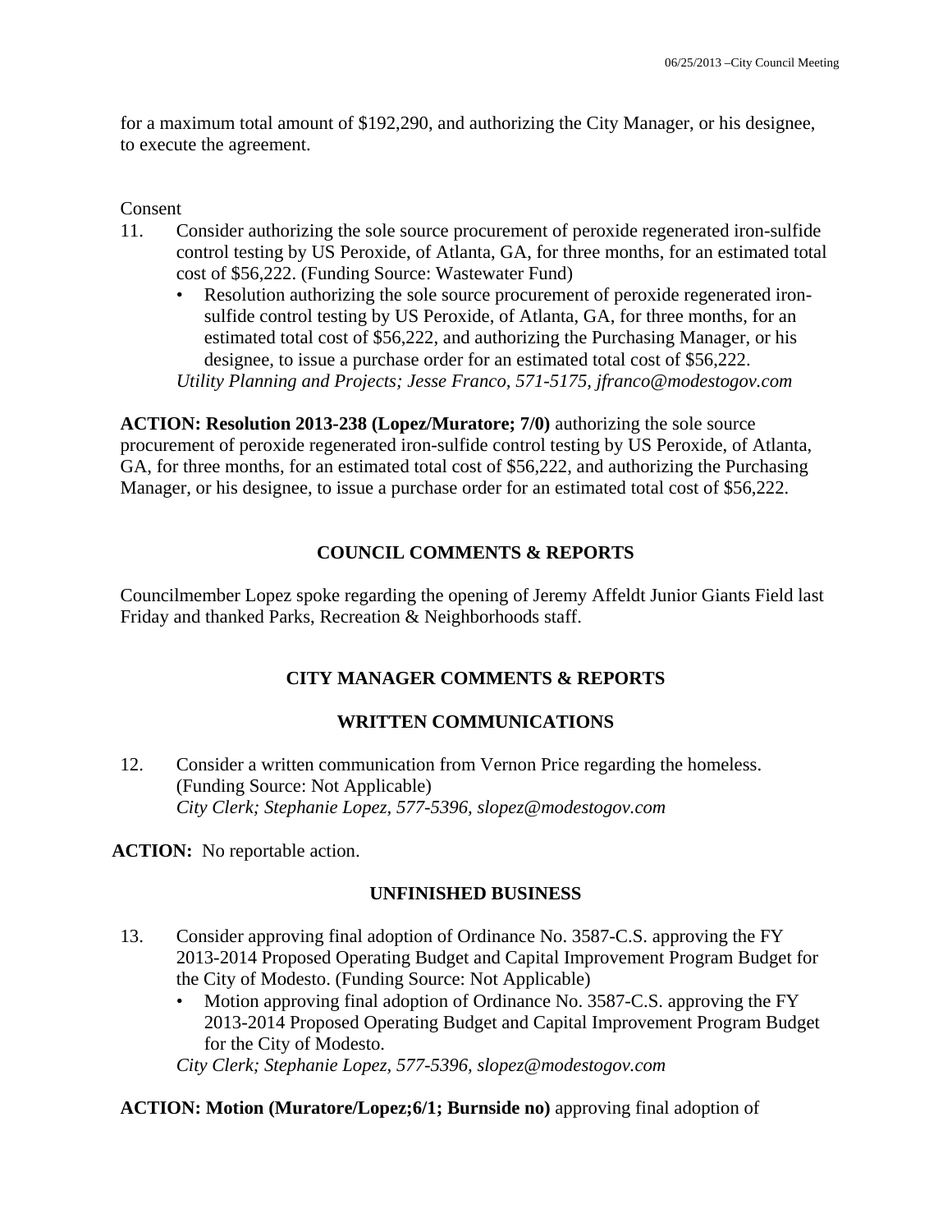for a maximum total amount of $192,290, and authorizing the City Manager, or his designee, to execute the agreement.

Consent

11. Consider authorizing the sole source procurement of peroxide regenerated iron-sulfide control testing by US Peroxide, of Atlanta, GA, for three months, for an estimated total cost of $56,222. (Funding Source: Wastewater Fund)
    - Resolution authorizing the sole source procurement of peroxide regenerated iron-sulfide control testing by US Peroxide, of Atlanta, GA, for three months, for an estimated total cost of $56,222, and authorizing the Purchasing Manager, or his designee, to issue a purchase order for an estimated total cost of $56,222.

    *Utility Planning and Projects; Jesse Franco, 571-5175, jfranco@modestogov.com*

**ACTION: Resolution 2013-238 (Lopez/Muratore; 7/0)** authorizing the sole source procurement of peroxide regenerated iron-sulfide control testing by US Peroxide, of Atlanta, GA, for three months, for an estimated total cost of $56,222, and authorizing the Purchasing Manager, or his designee, to issue a purchase order for an estimated total cost of $56,222.

## COUNCIL COMMENTS & REPORTS

Councilmember Lopez spoke regarding the opening of Jeremy Affeldt Junior Giants Field last Friday and thanked Parks, Recreation & Neighborhoods staff.

## CITY MANAGER COMMENTS & REPORTS

## WRITTEN COMMUNICATIONS

12. Consider a written communication from Vernon Price regarding the homeless. (Funding Source: Not Applicable)

    *City Clerk; Stephanie Lopez, 577-5396, slopez@modestogov.com*

**ACTION:** No reportable action.

## UNFINISHED BUSINESS

13. Consider approving final adoption of Ordinance No. 3587-C.S. approving the FY 2013-2014 Proposed Operating Budget and Capital Improvement Program Budget for the City of Modesto. (Funding Source: Not Applicable)
    - Motion approving final adoption of Ordinance No. 3587-C.S. approving the FY 2013-2014 Proposed Operating Budget and Capital Improvement Program Budget for the City of Modesto.

    *City Clerk; Stephanie Lopez, 577-5396, slopez@modestogov.com*

**ACTION: Motion (Muratore/Lopez;6/1; Burnside no)** approving final adoption of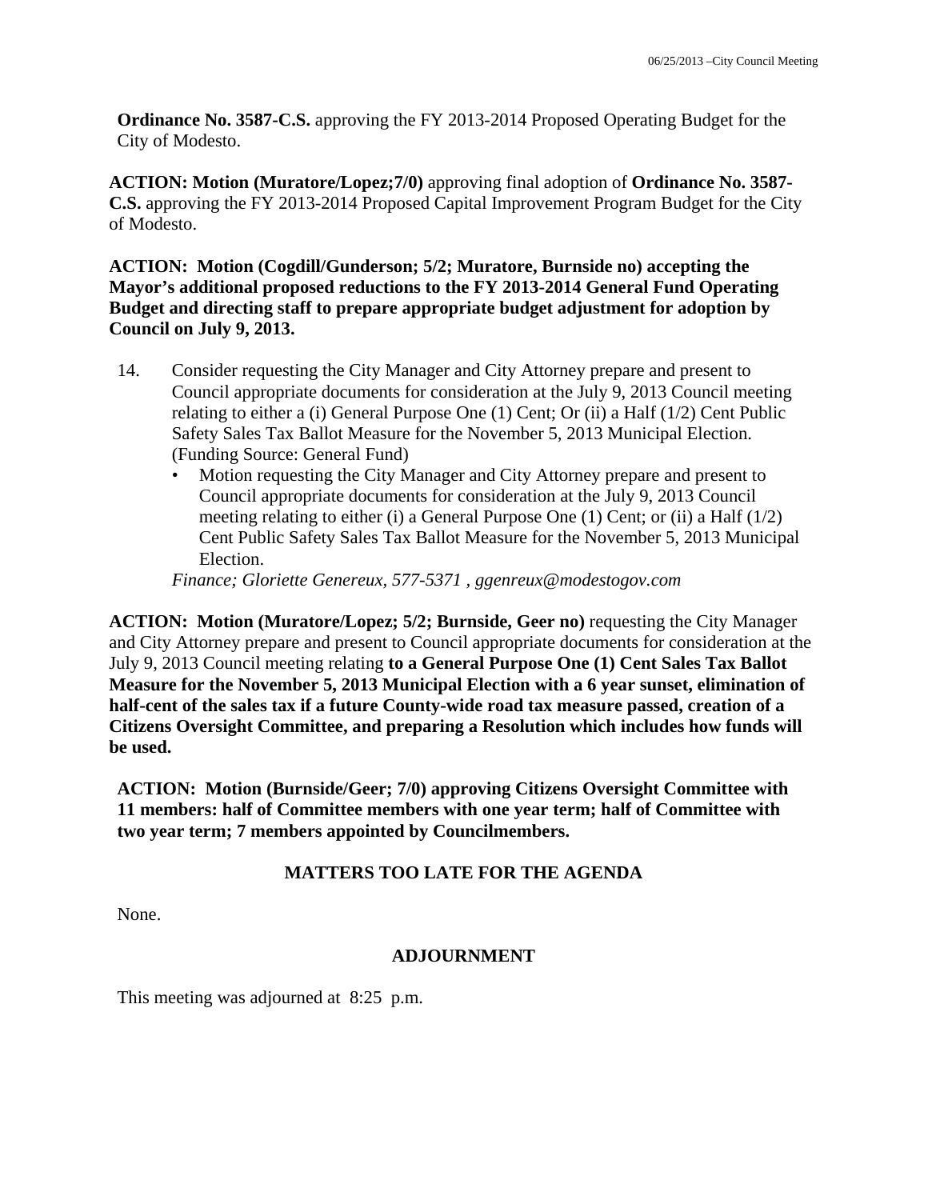**Ordinance No. 3587-C.S.** approving the FY 2013-2014 Proposed Operating Budget for the City of Modesto.

**ACTION: Motion (Muratore/Lopez;7/0)** approving final adoption of **Ordinance No. 3587-C.S.** approving the FY 2013-2014 Proposed Capital Improvement Program Budget for the City of Modesto.

**ACTION: Motion (Cogdill/Gunderson; 5/2; Muratore, Burnside no) accepting the Mayor's additional proposed reductions to the FY 2013-2014 General Fund Operating Budget and directing staff to prepare appropriate budget adjustment for adoption by Council on July 9, 2013.**

14. Consider requesting the City Manager and City Attorney prepare and present to Council appropriate documents for consideration at the July 9, 2013 Council meeting relating to either a (i) General Purpose One (1) Cent; Or (ii) a Half (1/2) Cent Public Safety Sales Tax Ballot Measure for the November 5, 2013 Municipal Election. (Funding Source: General Fund)
    - Motion requesting the City Manager and City Attorney prepare and present to Council appropriate documents for consideration at the July 9, 2013 Council meeting relating to either (i) a General Purpose One (1) Cent; or (ii) a Half (1/2) Cent Public Safety Sales Tax Ballot Measure for the November 5, 2013 Municipal Election.

    *Finance; Gloriette Genereux, 577-5371 , ggenreux@modestogov.com*

**ACTION: Motion (Muratore/Lopez; 5/2; Burnside, Geer no)** requesting the City Manager and City Attorney prepare and present to Council appropriate documents for consideration at the July 9, 2013 Council meeting relating **to a General Purpose One (1) Cent Sales Tax Ballot Measure for the November 5, 2013 Municipal Election with a 6 year sunset, elimination of half-cent of the sales tax if a future County-wide road tax measure passed, creation of a Citizens Oversight Committee, and preparing a Resolution which includes how funds will be used.**

**ACTION: Motion (Burnside/Geer; 7/0) approving Citizens Oversight Committee with 11 members: half of Committee members with one year term; half of Committee with two year term; 7 members appointed by Councilmembers.**

## MATTERS TOO LATE FOR THE AGENDA

None.

## ADJOURNMENT

This meeting was adjourned at 8:25 p.m.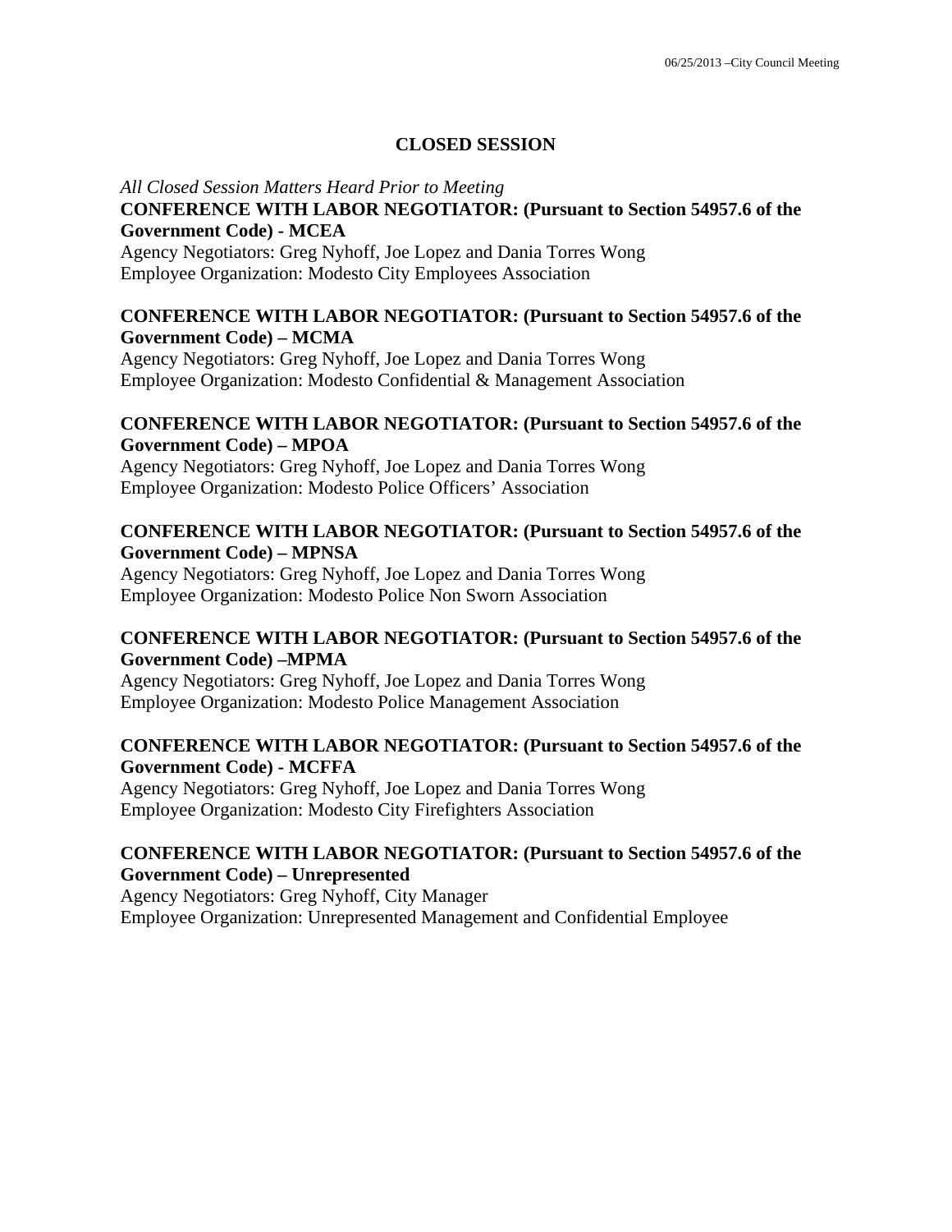## CLOSED SESSION

*All Closed Session Matters Heard Prior to Meeting*

**CONFERENCE WITH LABOR NEGOTIATOR: (Pursuant to Section 54957.6 of the Government Code) - MCEA**

Agency Negotiators: Greg Nyhoff, Joe Lopez and Dania Torres Wong
Employee Organization: Modesto City Employees Association

**CONFERENCE WITH LABOR NEGOTIATOR: (Pursuant to Section 54957.6 of the Government Code) – MCMA**

Agency Negotiators: Greg Nyhoff, Joe Lopez and Dania Torres Wong
Employee Organization: Modesto Confidential & Management Association

**CONFERENCE WITH LABOR NEGOTIATOR: (Pursuant to Section 54957.6 of the Government Code) – MPOA**

Agency Negotiators: Greg Nyhoff, Joe Lopez and Dania Torres Wong
Employee Organization: Modesto Police Officers' Association

**CONFERENCE WITH LABOR NEGOTIATOR: (Pursuant to Section 54957.6 of the Government Code) – MPNSA**

Agency Negotiators: Greg Nyhoff, Joe Lopez and Dania Torres Wong
Employee Organization: Modesto Police Non Sworn Association

**CONFERENCE WITH LABOR NEGOTIATOR: (Pursuant to Section 54957.6 of the Government Code) –MPMA**

Agency Negotiators: Greg Nyhoff, Joe Lopez and Dania Torres Wong
Employee Organization: Modesto Police Management Association

**CONFERENCE WITH LABOR NEGOTIATOR: (Pursuant to Section 54957.6 of the Government Code) - MCFFA**

Agency Negotiators: Greg Nyhoff, Joe Lopez and Dania Torres Wong
Employee Organization: Modesto City Firefighters Association

**CONFERENCE WITH LABOR NEGOTIATOR: (Pursuant to Section 54957.6 of the Government Code) – Unrepresented**

Agency Negotiators: Greg Nyhoff, City Manager
Employee Organization: Unrepresented Management and Confidential Employee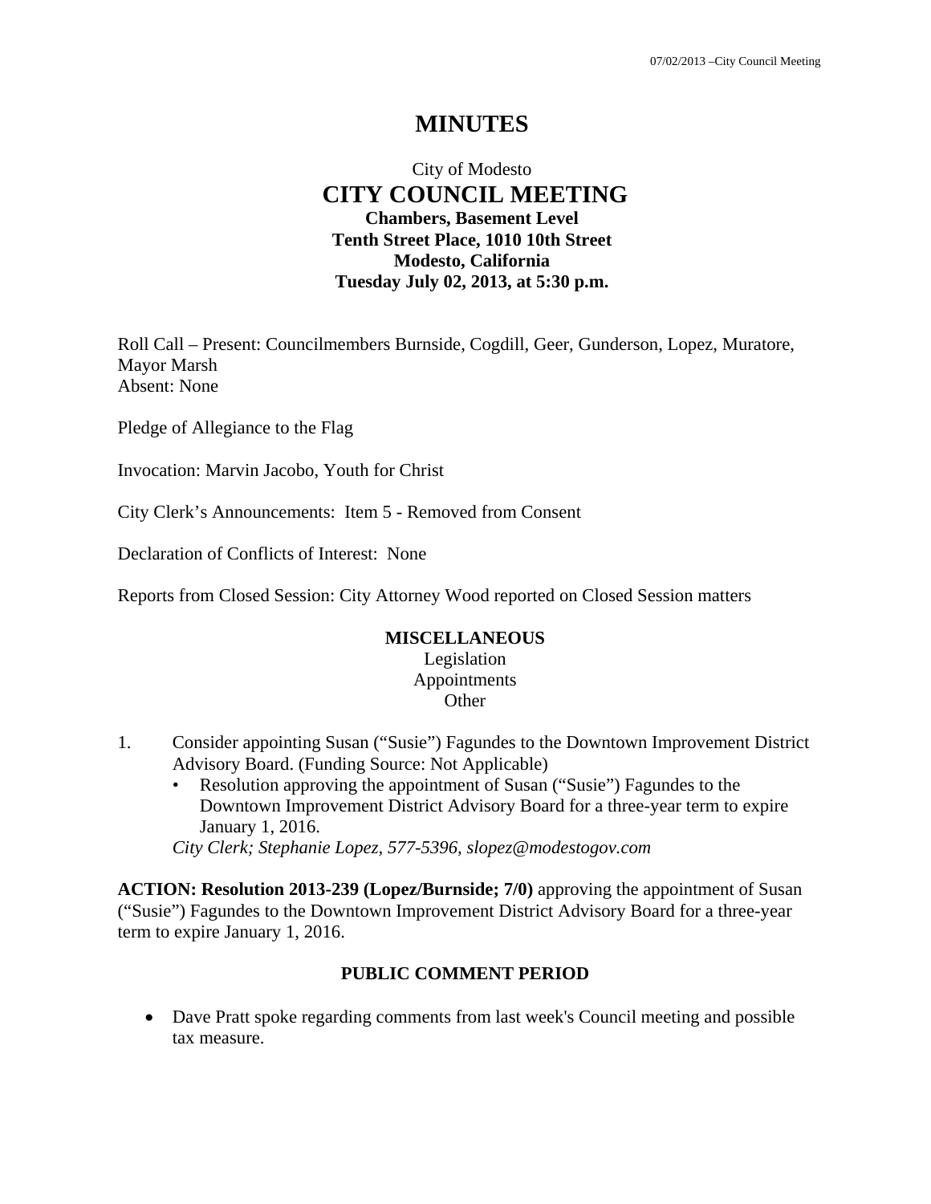# MINUTES

City of Modesto
## CITY COUNCIL MEETING
**Chambers, Basement Level**
**Tenth Street Place, 1010 10th Street**
**Modesto, California**
**Tuesday July 02, 2013, at 5:30 p.m.**

Roll Call – Present: Councilmembers Burnside, Cogdill, Geer, Gunderson, Lopez, Muratore, Mayor Marsh
Absent: None

Pledge of Allegiance to the Flag

Invocation: Marvin Jacobo, Youth for Christ

City Clerk's Announcements: Item 5 - Removed from Consent

Declaration of Conflicts of Interest: None

Reports from Closed Session: City Attorney Wood reported on Closed Session matters

**MISCELLANEOUS**
Legislation
Appointments
Other

1. Consider appointing Susan ("Susie") Fagundes to the Downtown Improvement District Advisory Board. (Funding Source: Not Applicable)
   - Resolution approving the appointment of Susan ("Susie") Fagundes to the Downtown Improvement District Advisory Board for a three-year term to expire January 1, 2016.

   *City Clerk; Stephanie Lopez, 577-5396, slopez@modestogov.com*

**ACTION: Resolution 2013-239 (Lopez/Burnside; 7/0)** approving the appointment of Susan ("Susie") Fagundes to the Downtown Improvement District Advisory Board for a three-year term to expire January 1, 2016.

**PUBLIC COMMENT PERIOD**

- Dave Pratt spoke regarding comments from last week's Council meeting and possible tax measure.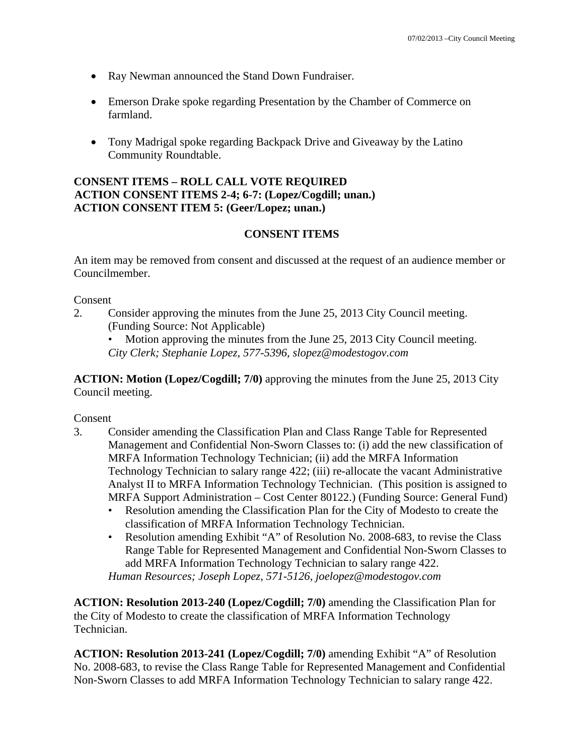- Ray Newman announced the Stand Down Fundraiser.

- Emerson Drake spoke regarding Presentation by the Chamber of Commerce on farmland.

- Tony Madrigal spoke regarding Backpack Drive and Giveaway by the Latino Community Roundtable.

**CONSENT ITEMS – ROLL CALL VOTE REQUIRED**
**ACTION CONSENT ITEMS 2-4; 6-7: (Lopez/Cogdill; unan.)**
**ACTION CONSENT ITEM 5: (Geer/Lopez; unan.)**

## CONSENT ITEMS

An item may be removed from consent and discussed at the request of an audience member or Councilmember.

Consent

2. Consider approving the minutes from the June 25, 2013 City Council meeting. (Funding Source: Not Applicable)
   - Motion approving the minutes from the June 25, 2013 City Council meeting.

   *City Clerk; Stephanie Lopez, 577-5396, slopez@modestogov.com*

**ACTION: Motion (Lopez/Cogdill; 7/0)** approving the minutes from the June 25, 2013 City Council meeting.

Consent

3. Consider amending the Classification Plan and Class Range Table for Represented Management and Confidential Non-Sworn Classes to: (i) add the new classification of MRFA Information Technology Technician; (ii) add the MRFA Information Technology Technician to salary range 422; (iii) re-allocate the vacant Administrative Analyst II to MRFA Information Technology Technician. (This position is assigned to MRFA Support Administration – Cost Center 80122.) (Funding Source: General Fund)
   - Resolution amending the Classification Plan for the City of Modesto to create the classification of MRFA Information Technology Technician.
   - Resolution amending Exhibit "A" of Resolution No. 2008-683, to revise the Class Range Table for Represented Management and Confidential Non-Sworn Classes to add MRFA Information Technology Technician to salary range 422.

   *Human Resources; Joseph Lopez, 571-5126, joelopez@modestogov.com*

**ACTION: Resolution 2013-240 (Lopez/Cogdill; 7/0)** amending the Classification Plan for the City of Modesto to create the classification of MRFA Information Technology Technician.

**ACTION: Resolution 2013-241 (Lopez/Cogdill; 7/0)** amending Exhibit "A" of Resolution No. 2008-683, to revise the Class Range Table for Represented Management and Confidential Non-Sworn Classes to add MRFA Information Technology Technician to salary range 422.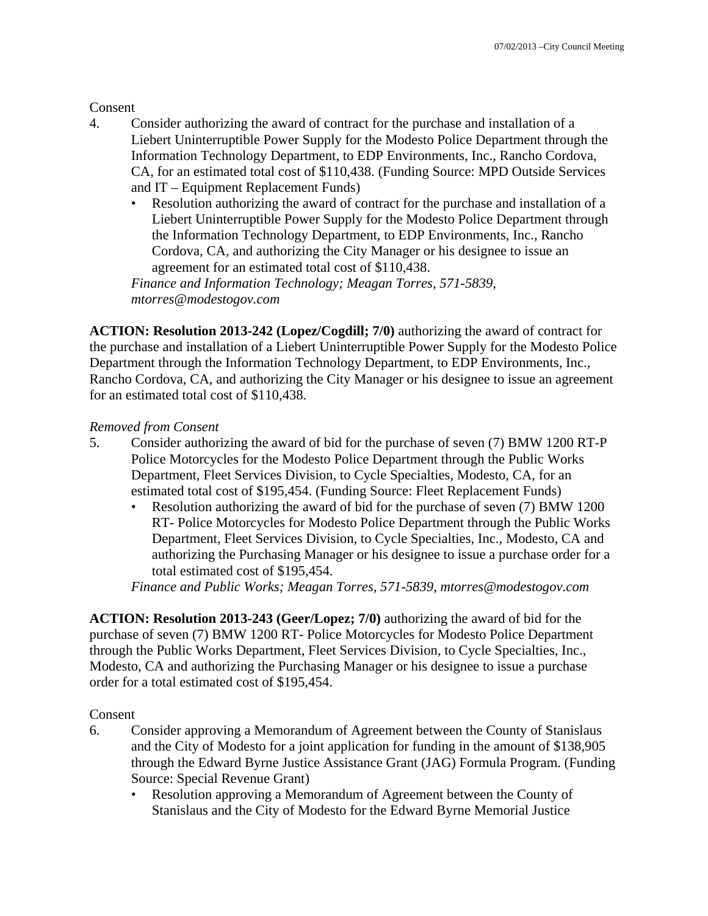Consent

4. Consider authorizing the award of contract for the purchase and installation of a Liebert Uninterruptible Power Supply for the Modesto Police Department through the Information Technology Department, to EDP Environments, Inc., Rancho Cordova, CA, for an estimated total cost of $110,438. (Funding Source: MPD Outside Services and IT – Equipment Replacement Funds)
   - Resolution authorizing the award of contract for the purchase and installation of a Liebert Uninterruptible Power Supply for the Modesto Police Department through the Information Technology Department, to EDP Environments, Inc., Rancho Cordova, CA, and authorizing the City Manager or his designee to issue an agreement for an estimated total cost of $110,438.

   *Finance and Information Technology; Meagan Torres, 571-5839, mtorres@modestogov.com*

**ACTION: Resolution 2013-242 (Lopez/Cogdill; 7/0)** authorizing the award of contract for the purchase and installation of a Liebert Uninterruptible Power Supply for the Modesto Police Department through the Information Technology Department, to EDP Environments, Inc., Rancho Cordova, CA, and authorizing the City Manager or his designee to issue an agreement for an estimated total cost of $110,438.

*Removed from Consent*

5. Consider authorizing the award of bid for the purchase of seven (7) BMW 1200 RT-P Police Motorcycles for the Modesto Police Department through the Public Works Department, Fleet Services Division, to Cycle Specialties, Modesto, CA, for an estimated total cost of $195,454. (Funding Source: Fleet Replacement Funds)
   - Resolution authorizing the award of bid for the purchase of seven (7) BMW 1200 RT- Police Motorcycles for Modesto Police Department through the Public Works Department, Fleet Services Division, to Cycle Specialties, Inc., Modesto, CA and authorizing the Purchasing Manager or his designee to issue a purchase order for a total estimated cost of $195,454.

   *Finance and Public Works; Meagan Torres, 571-5839, mtorres@modestogov.com*

**ACTION: Resolution 2013-243 (Geer/Lopez; 7/0)** authorizing the award of bid for the purchase of seven (7) BMW 1200 RT- Police Motorcycles for Modesto Police Department through the Public Works Department, Fleet Services Division, to Cycle Specialties, Inc., Modesto, CA and authorizing the Purchasing Manager or his designee to issue a purchase order for a total estimated cost of $195,454.

Consent

6. Consider approving a Memorandum of Agreement between the County of Stanislaus and the City of Modesto for a joint application for funding in the amount of $138,905 through the Edward Byrne Justice Assistance Grant (JAG) Formula Program. (Funding Source: Special Revenue Grant)
   - Resolution approving a Memorandum of Agreement between the County of Stanislaus and the City of Modesto for the Edward Byrne Memorial Justice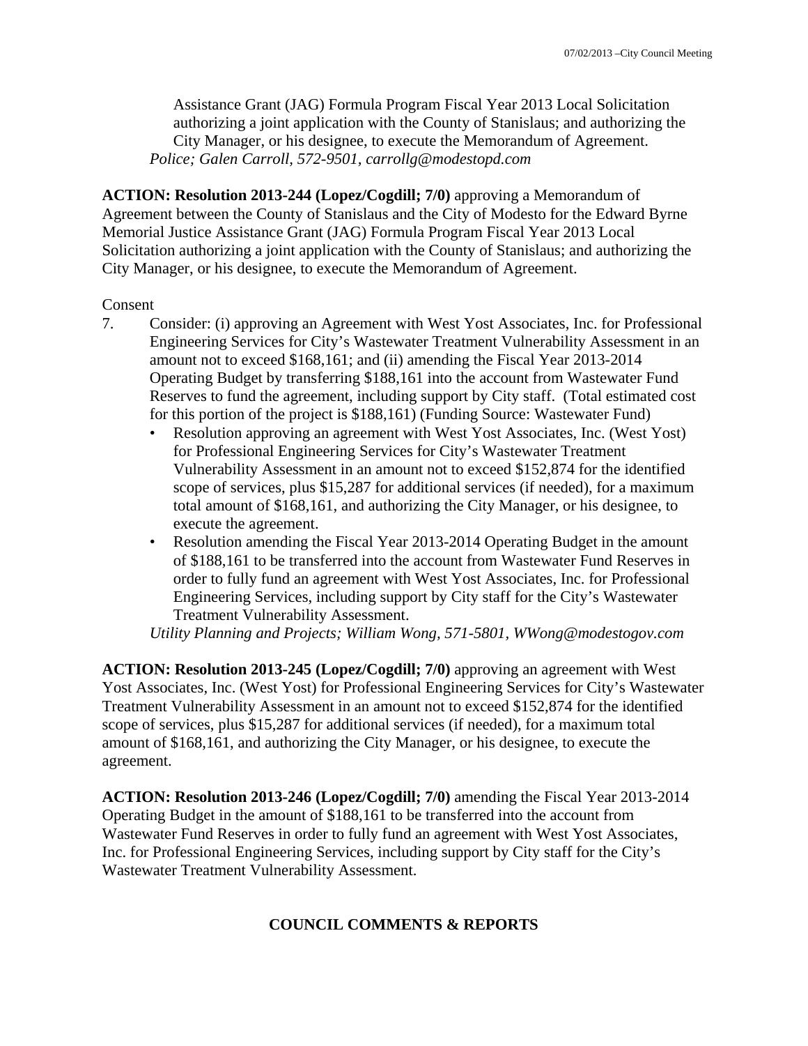Assistance Grant (JAG) Formula Program Fiscal Year 2013 Local Solicitation authorizing a joint application with the County of Stanislaus; and authorizing the City Manager, or his designee, to execute the Memorandum of Agreement.
*Police; Galen Carroll, 572-9501, carrollg@modestopd.com*

**ACTION: Resolution 2013-244 (Lopez/Cogdill; 7/0)** approving a Memorandum of Agreement between the County of Stanislaus and the City of Modesto for the Edward Byrne Memorial Justice Assistance Grant (JAG) Formula Program Fiscal Year 2013 Local Solicitation authorizing a joint application with the County of Stanislaus; and authorizing the City Manager, or his designee, to execute the Memorandum of Agreement.

Consent

7. Consider: (i) approving an Agreement with West Yost Associates, Inc. for Professional Engineering Services for City's Wastewater Treatment Vulnerability Assessment in an amount not to exceed $168,161; and (ii) amending the Fiscal Year 2013-2014 Operating Budget by transferring $188,161 into the account from Wastewater Fund Reserves to fund the agreement, including support by City staff. (Total estimated cost for this portion of the project is $188,161) (Funding Source: Wastewater Fund)
   - Resolution approving an agreement with West Yost Associates, Inc. (West Yost) for Professional Engineering Services for City's Wastewater Treatment Vulnerability Assessment in an amount not to exceed $152,874 for the identified scope of services, plus $15,287 for additional services (if needed), for a maximum total amount of $168,161, and authorizing the City Manager, or his designee, to execute the agreement.
   - Resolution amending the Fiscal Year 2013-2014 Operating Budget in the amount of $188,161 to be transferred into the account from Wastewater Fund Reserves in order to fully fund an agreement with West Yost Associates, Inc. for Professional Engineering Services, including support by City staff for the City's Wastewater Treatment Vulnerability Assessment.

   *Utility Planning and Projects; William Wong, 571-5801, WWong@modestogov.com*

**ACTION: Resolution 2013-245 (Lopez/Cogdill; 7/0)** approving an agreement with West Yost Associates, Inc. (West Yost) for Professional Engineering Services for City's Wastewater Treatment Vulnerability Assessment in an amount not to exceed $152,874 for the identified scope of services, plus $15,287 for additional services (if needed), for a maximum total amount of $168,161, and authorizing the City Manager, or his designee, to execute the agreement.

**ACTION: Resolution 2013-246 (Lopez/Cogdill; 7/0)** amending the Fiscal Year 2013-2014 Operating Budget in the amount of $188,161 to be transferred into the account from Wastewater Fund Reserves in order to fully fund an agreement with West Yost Associates, Inc. for Professional Engineering Services, including support by City staff for the City's Wastewater Treatment Vulnerability Assessment.

## COUNCIL COMMENTS & REPORTS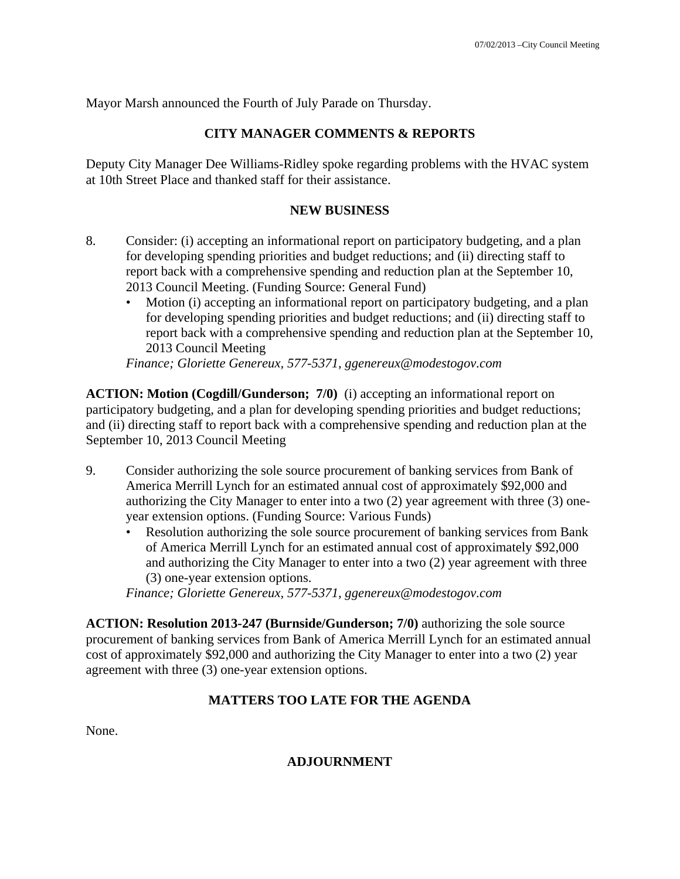Mayor Marsh announced the Fourth of July Parade on Thursday.

## CITY MANAGER COMMENTS & REPORTS

Deputy City Manager Dee Williams-Ridley spoke regarding problems with the HVAC system at 10th Street Place and thanked staff for their assistance.

## NEW BUSINESS

8. Consider: (i) accepting an informational report on participatory budgeting, and a plan for developing spending priorities and budget reductions; and (ii) directing staff to report back with a comprehensive spending and reduction plan at the September 10, 2013 Council Meeting. (Funding Source: General Fund)
   - Motion (i) accepting an informational report on participatory budgeting, and a plan for developing spending priorities and budget reductions; and (ii) directing staff to report back with a comprehensive spending and reduction plan at the September 10, 2013 Council Meeting

   *Finance; Gloriette Genereux, 577-5371, ggenereux@modestogov.com*

**ACTION: Motion (Cogdill/Gunderson; 7/0)** (i) accepting an informational report on participatory budgeting, and a plan for developing spending priorities and budget reductions; and (ii) directing staff to report back with a comprehensive spending and reduction plan at the September 10, 2013 Council Meeting

9. Consider authorizing the sole source procurement of banking services from Bank of America Merrill Lynch for an estimated annual cost of approximately $92,000 and authorizing the City Manager to enter into a two (2) year agreement with three (3) one-year extension options. (Funding Source: Various Funds)
   - Resolution authorizing the sole source procurement of banking services from Bank of America Merrill Lynch for an estimated annual cost of approximately $92,000 and authorizing the City Manager to enter into a two (2) year agreement with three (3) one-year extension options.

   *Finance; Gloriette Genereux, 577-5371, ggenereux@modestogov.com*

**ACTION: Resolution 2013-247 (Burnside/Gunderson; 7/0)** authorizing the sole source procurement of banking services from Bank of America Merrill Lynch for an estimated annual cost of approximately $92,000 and authorizing the City Manager to enter into a two (2) year agreement with three (3) one-year extension options.

## MATTERS TOO LATE FOR THE AGENDA

None.

## ADJOURNMENT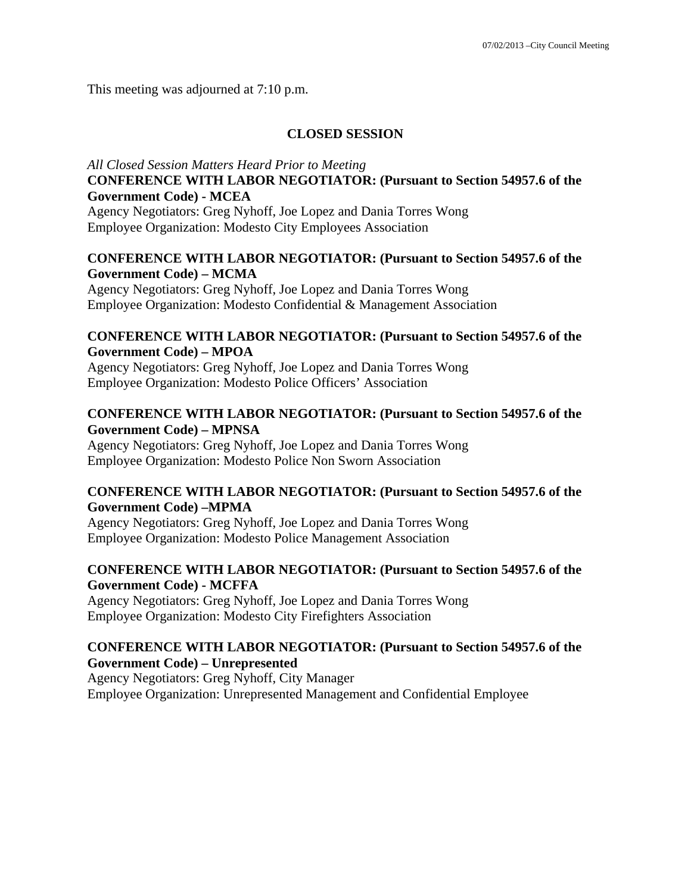This meeting was adjourned at 7:10 p.m.

## CLOSED SESSION

*All Closed Session Matters Heard Prior to Meeting*

**CONFERENCE WITH LABOR NEGOTIATOR: (Pursuant to Section 54957.6 of the Government Code) - MCEA**
Agency Negotiators: Greg Nyhoff, Joe Lopez and Dania Torres Wong
Employee Organization: Modesto City Employees Association

**CONFERENCE WITH LABOR NEGOTIATOR: (Pursuant to Section 54957.6 of the Government Code) – MCMA**
Agency Negotiators: Greg Nyhoff, Joe Lopez and Dania Torres Wong
Employee Organization: Modesto Confidential & Management Association

**CONFERENCE WITH LABOR NEGOTIATOR: (Pursuant to Section 54957.6 of the Government Code) – MPOA**
Agency Negotiators: Greg Nyhoff, Joe Lopez and Dania Torres Wong
Employee Organization: Modesto Police Officers' Association

**CONFERENCE WITH LABOR NEGOTIATOR: (Pursuant to Section 54957.6 of the Government Code) – MPNSA**
Agency Negotiators: Greg Nyhoff, Joe Lopez and Dania Torres Wong
Employee Organization: Modesto Police Non Sworn Association

**CONFERENCE WITH LABOR NEGOTIATOR: (Pursuant to Section 54957.6 of the Government Code) –MPMA**
Agency Negotiators: Greg Nyhoff, Joe Lopez and Dania Torres Wong
Employee Organization: Modesto Police Management Association

**CONFERENCE WITH LABOR NEGOTIATOR: (Pursuant to Section 54957.6 of the Government Code) - MCFFA**
Agency Negotiators: Greg Nyhoff, Joe Lopez and Dania Torres Wong
Employee Organization: Modesto City Firefighters Association

**CONFERENCE WITH LABOR NEGOTIATOR: (Pursuant to Section 54957.6 of the Government Code) – Unrepresented**
Agency Negotiators: Greg Nyhoff, City Manager
Employee Organization: Unrepresented Management and Confidential Employee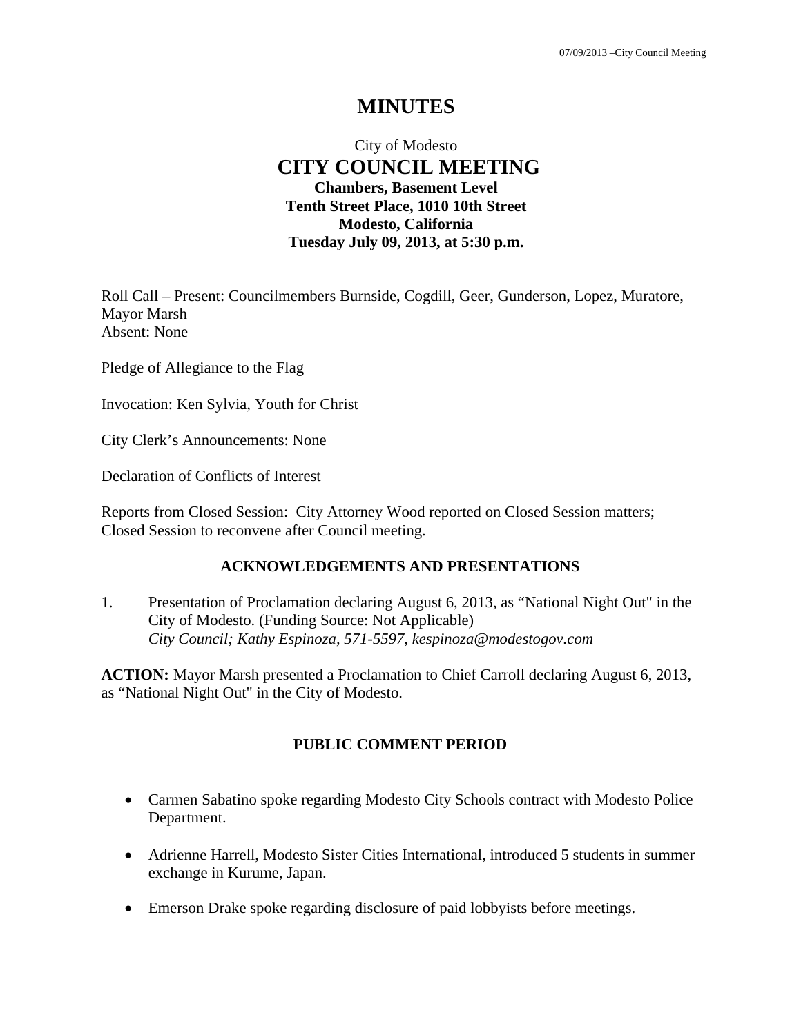# MINUTES

City of Modesto

## CITY COUNCIL MEETING

**Chambers, Basement Level**
**Tenth Street Place, 1010 10th Street**
**Modesto, California**
**Tuesday July 09, 2013, at 5:30 p.m.**

Roll Call – Present: Councilmembers Burnside, Cogdill, Geer, Gunderson, Lopez, Muratore, Mayor Marsh
Absent: None

Pledge of Allegiance to the Flag

Invocation: Ken Sylvia, Youth for Christ

City Clerk's Announcements: None

Declaration of Conflicts of Interest

Reports from Closed Session: City Attorney Wood reported on Closed Session matters; Closed Session to reconvene after Council meeting.

### ACKNOWLEDGEMENTS AND PRESENTATIONS

1. Presentation of Proclamation declaring August 6, 2013, as "National Night Out" in the City of Modesto. (Funding Source: Not Applicable)
   *City Council; Kathy Espinoza, 571-5597, kespinoza@modestogov.com*

**ACTION:** Mayor Marsh presented a Proclamation to Chief Carroll declaring August 6, 2013, as "National Night Out" in the City of Modesto.

### PUBLIC COMMENT PERIOD

- Carmen Sabatino spoke regarding Modesto City Schools contract with Modesto Police Department.
- Adrienne Harrell, Modesto Sister Cities International, introduced 5 students in summer exchange in Kurume, Japan.
- Emerson Drake spoke regarding disclosure of paid lobbyists before meetings.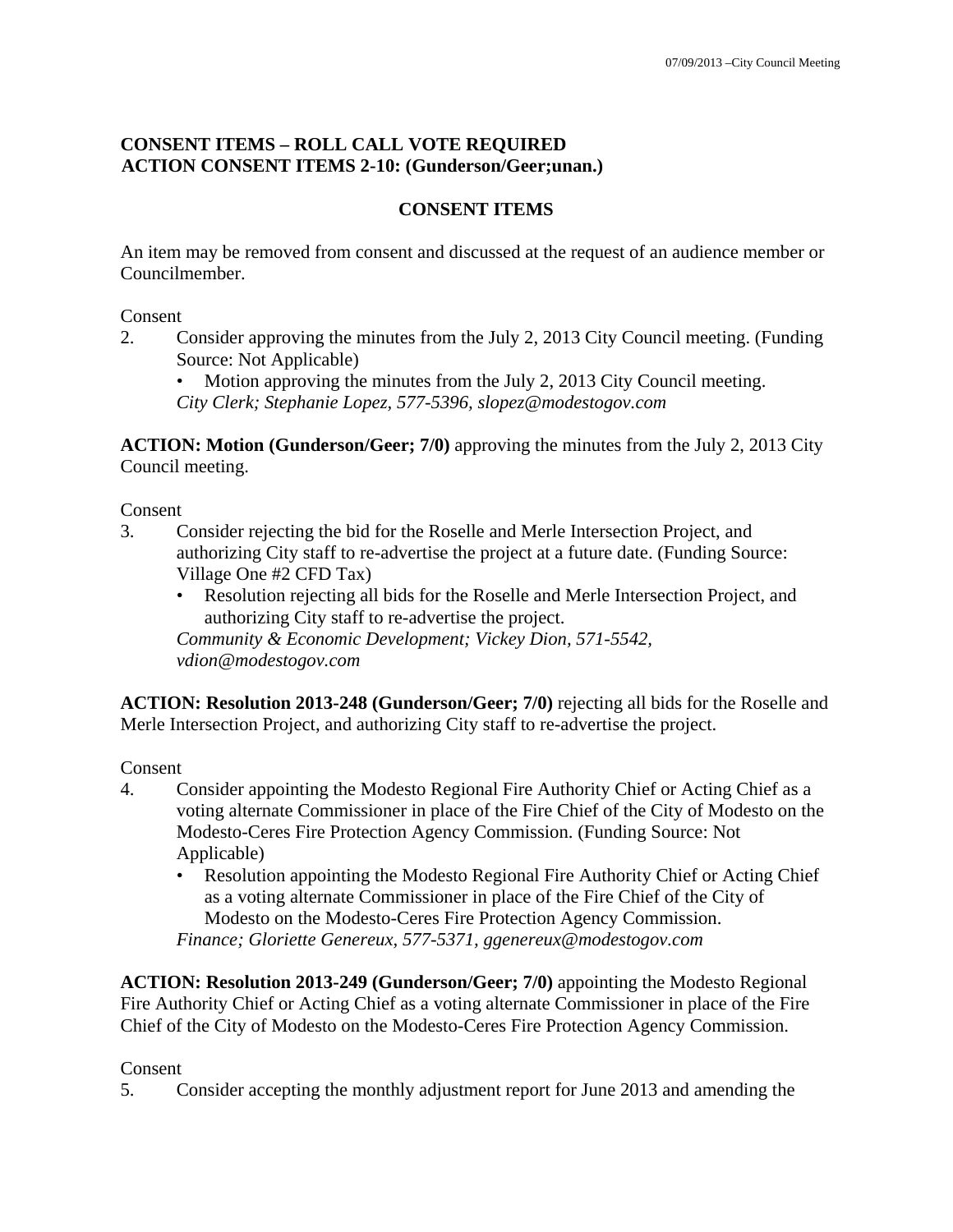**CONSENT ITEMS – ROLL CALL VOTE REQUIRED**
**ACTION CONSENT ITEMS 2-10: (Gunderson/Geer;unan.)**

**CONSENT ITEMS**

An item may be removed from consent and discussed at the request of an audience member or Councilmember.

Consent

2. Consider approving the minutes from the July 2, 2013 City Council meeting. (Funding Source: Not Applicable)
   - Motion approving the minutes from the July 2, 2013 City Council meeting.

   *City Clerk; Stephanie Lopez, 577-5396, slopez@modestogov.com*

**ACTION: Motion (Gunderson/Geer; 7/0)** approving the minutes from the July 2, 2013 City Council meeting.

Consent

3. Consider rejecting the bid for the Roselle and Merle Intersection Project, and authorizing City staff to re-advertise the project at a future date. (Funding Source: Village One #2 CFD Tax)
   - Resolution rejecting all bids for the Roselle and Merle Intersection Project, and authorizing City staff to re-advertise the project.

   *Community & Economic Development; Vickey Dion, 571-5542, vdion@modestogov.com*

**ACTION: Resolution 2013-248 (Gunderson/Geer; 7/0)** rejecting all bids for the Roselle and Merle Intersection Project, and authorizing City staff to re-advertise the project.

Consent

4. Consider appointing the Modesto Regional Fire Authority Chief or Acting Chief as a voting alternate Commissioner in place of the Fire Chief of the City of Modesto on the Modesto-Ceres Fire Protection Agency Commission. (Funding Source: Not Applicable)
   - Resolution appointing the Modesto Regional Fire Authority Chief or Acting Chief as a voting alternate Commissioner in place of the Fire Chief of the City of Modesto on the Modesto-Ceres Fire Protection Agency Commission.

   *Finance; Gloriette Genereux, 577-5371, ggenereux@modestogov.com*

**ACTION: Resolution 2013-249 (Gunderson/Geer; 7/0)** appointing the Modesto Regional Fire Authority Chief or Acting Chief as a voting alternate Commissioner in place of the Fire Chief of the City of Modesto on the Modesto-Ceres Fire Protection Agency Commission.

Consent

5. Consider accepting the monthly adjustment report for June 2013 and amending the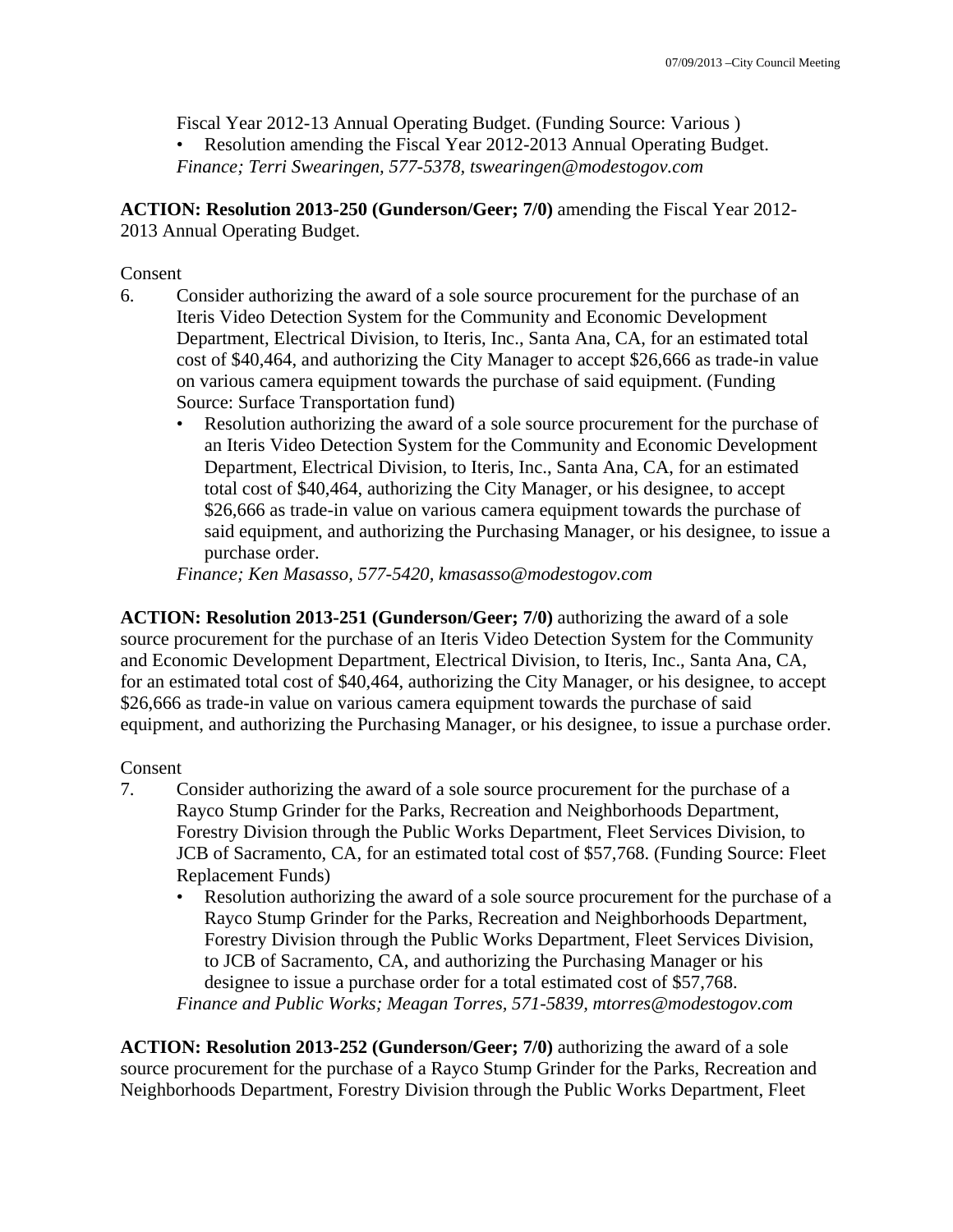Fiscal Year 2012-13 Annual Operating Budget. (Funding Source: Various )

- Resolution amending the Fiscal Year 2012-2013 Annual Operating Budget.

*Finance; Terri Swearingen, 577-5378, tswearingen@modestogov.com*

**ACTION: Resolution 2013-250 (Gunderson/Geer; 7/0)** amending the Fiscal Year 2012-2013 Annual Operating Budget.

Consent

6. Consider authorizing the award of a sole source procurement for the purchase of an Iteris Video Detection System for the Community and Economic Development Department, Electrical Division, to Iteris, Inc., Santa Ana, CA, for an estimated total cost of $40,464, and authorizing the City Manager to accept $26,666 as trade-in value on various camera equipment towards the purchase of said equipment. (Funding Source: Surface Transportation fund)
   - Resolution authorizing the award of a sole source procurement for the purchase of an Iteris Video Detection System for the Community and Economic Development Department, Electrical Division, to Iteris, Inc., Santa Ana, CA, for an estimated total cost of $40,464, authorizing the City Manager, or his designee, to accept $26,666 as trade-in value on various camera equipment towards the purchase of said equipment, and authorizing the Purchasing Manager, or his designee, to issue a purchase order.

   *Finance; Ken Masasso, 577-5420, kmasasso@modestogov.com*

**ACTION: Resolution 2013-251 (Gunderson/Geer; 7/0)** authorizing the award of a sole source procurement for the purchase of an Iteris Video Detection System for the Community and Economic Development Department, Electrical Division, to Iteris, Inc., Santa Ana, CA, for an estimated total cost of $40,464, authorizing the City Manager, or his designee, to accept $26,666 as trade-in value on various camera equipment towards the purchase of said equipment, and authorizing the Purchasing Manager, or his designee, to issue a purchase order.

Consent

7. Consider authorizing the award of a sole source procurement for the purchase of a Rayco Stump Grinder for the Parks, Recreation and Neighborhoods Department, Forestry Division through the Public Works Department, Fleet Services Division, to JCB of Sacramento, CA, for an estimated total cost of $57,768. (Funding Source: Fleet Replacement Funds)
   - Resolution authorizing the award of a sole source procurement for the purchase of a Rayco Stump Grinder for the Parks, Recreation and Neighborhoods Department, Forestry Division through the Public Works Department, Fleet Services Division, to JCB of Sacramento, CA, and authorizing the Purchasing Manager or his designee to issue a purchase order for a total estimated cost of $57,768.

   *Finance and Public Works; Meagan Torres, 571-5839, mtorres@modestogov.com*

**ACTION: Resolution 2013-252 (Gunderson/Geer; 7/0)** authorizing the award of a sole source procurement for the purchase of a Rayco Stump Grinder for the Parks, Recreation and Neighborhoods Department, Forestry Division through the Public Works Department, Fleet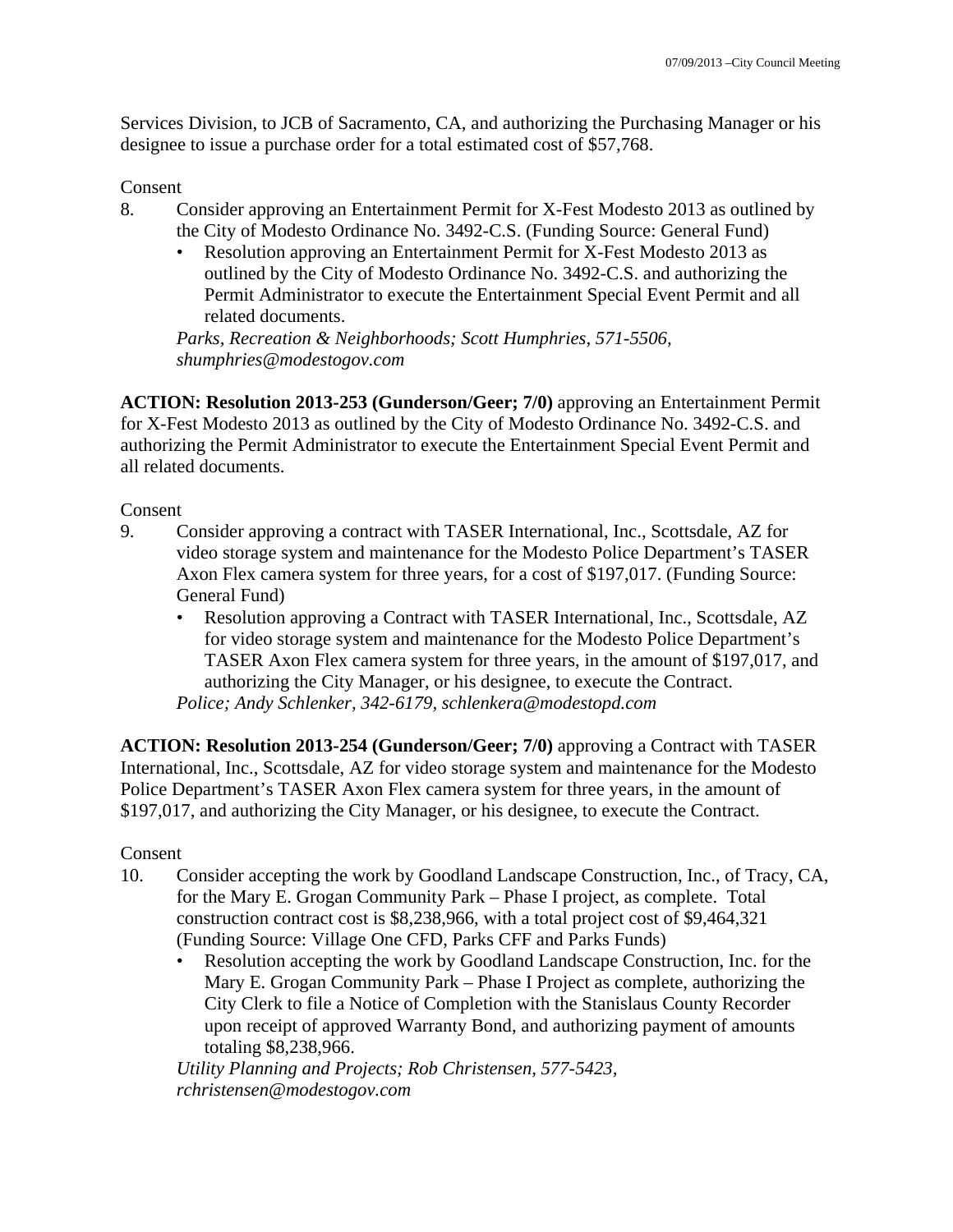Services Division, to JCB of Sacramento, CA, and authorizing the Purchasing Manager or his designee to issue a purchase order for a total estimated cost of $57,768.

Consent

8. Consider approving an Entertainment Permit for X-Fest Modesto 2013 as outlined by the City of Modesto Ordinance No. 3492-C.S. (Funding Source: General Fund)
   - Resolution approving an Entertainment Permit for X-Fest Modesto 2013 as outlined by the City of Modesto Ordinance No. 3492-C.S. and authorizing the Permit Administrator to execute the Entertainment Special Event Permit and all related documents.

   *Parks, Recreation & Neighborhoods; Scott Humphries, 571-5506, shumphries@modestogov.com*

**ACTION: Resolution 2013-253 (Gunderson/Geer; 7/0)** approving an Entertainment Permit for X-Fest Modesto 2013 as outlined by the City of Modesto Ordinance No. 3492-C.S. and authorizing the Permit Administrator to execute the Entertainment Special Event Permit and all related documents.

Consent

9. Consider approving a contract with TASER International, Inc., Scottsdale, AZ for video storage system and maintenance for the Modesto Police Department's TASER Axon Flex camera system for three years, for a cost of $197,017. (Funding Source: General Fund)
   - Resolution approving a Contract with TASER International, Inc., Scottsdale, AZ for video storage system and maintenance for the Modesto Police Department's TASER Axon Flex camera system for three years, in the amount of $197,017, and authorizing the City Manager, or his designee, to execute the Contract.

   *Police; Andy Schlenker, 342-6179, schlenkera@modestopd.com*

**ACTION: Resolution 2013-254 (Gunderson/Geer; 7/0)** approving a Contract with TASER International, Inc., Scottsdale, AZ for video storage system and maintenance for the Modesto Police Department's TASER Axon Flex camera system for three years, in the amount of $197,017, and authorizing the City Manager, or his designee, to execute the Contract.

Consent

10. Consider accepting the work by Goodland Landscape Construction, Inc., of Tracy, CA, for the Mary E. Grogan Community Park – Phase I project, as complete. Total construction contract cost is $8,238,966, with a total project cost of $9,464,321 (Funding Source: Village One CFD, Parks CFF and Parks Funds)
    - Resolution accepting the work by Goodland Landscape Construction, Inc. for the Mary E. Grogan Community Park – Phase I Project as complete, authorizing the City Clerk to file a Notice of Completion with the Stanislaus County Recorder upon receipt of approved Warranty Bond, and authorizing payment of amounts totaling $8,238,966.

    *Utility Planning and Projects; Rob Christensen, 577-5423, rchristensen@modestogov.com*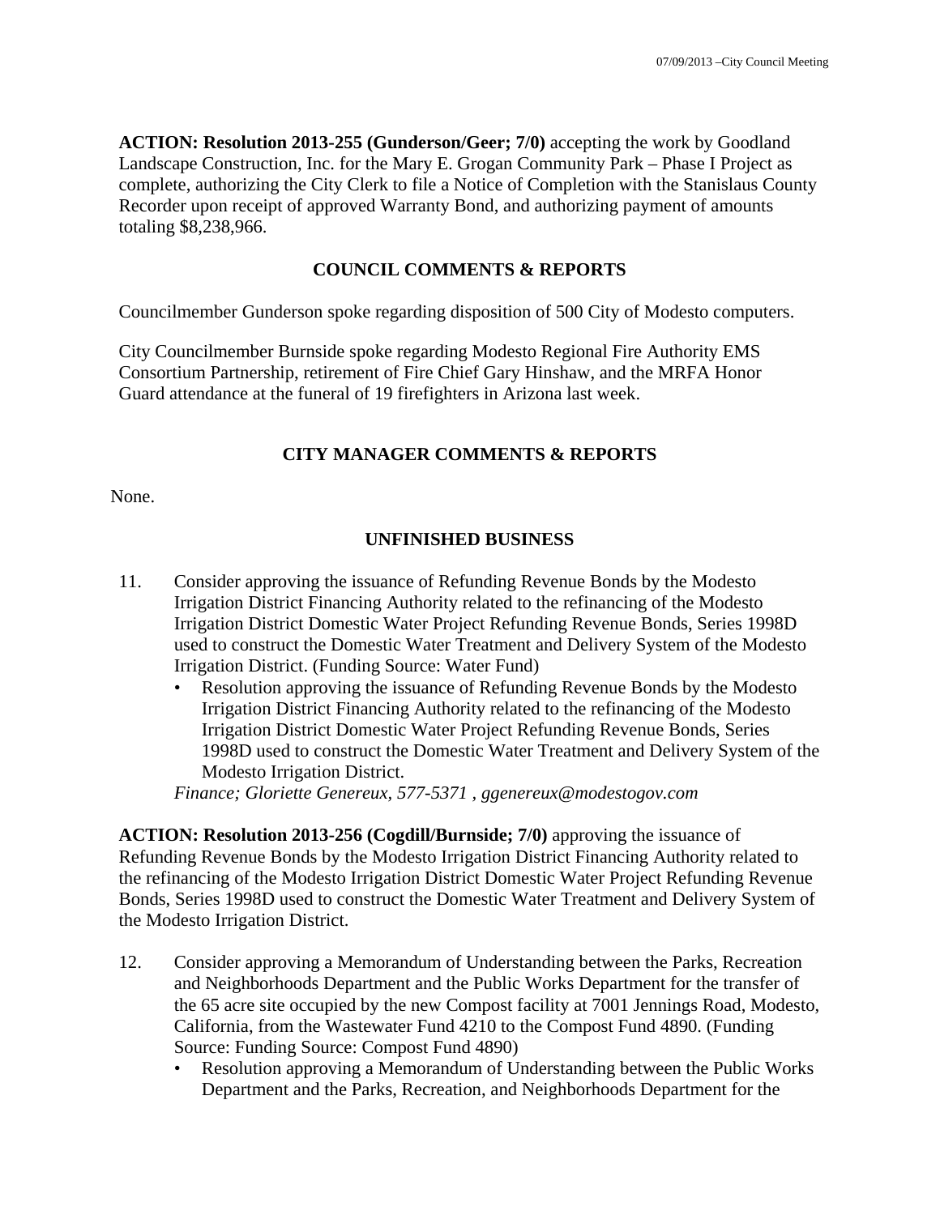**ACTION: Resolution 2013-255 (Gunderson/Geer; 7/0)** accepting the work by Goodland Landscape Construction, Inc. for the Mary E. Grogan Community Park – Phase I Project as complete, authorizing the City Clerk to file a Notice of Completion with the Stanislaus County Recorder upon receipt of approved Warranty Bond, and authorizing payment of amounts totaling $8,238,966.

## COUNCIL COMMENTS & REPORTS

Councilmember Gunderson spoke regarding disposition of 500 City of Modesto computers.

City Councilmember Burnside spoke regarding Modesto Regional Fire Authority EMS Consortium Partnership, retirement of Fire Chief Gary Hinshaw, and the MRFA Honor Guard attendance at the funeral of 19 firefighters in Arizona last week.

## CITY MANAGER COMMENTS & REPORTS

None.

## UNFINISHED BUSINESS

11. Consider approving the issuance of Refunding Revenue Bonds by the Modesto Irrigation District Financing Authority related to the refinancing of the Modesto Irrigation District Domestic Water Project Refunding Revenue Bonds, Series 1998D used to construct the Domestic Water Treatment and Delivery System of the Modesto Irrigation District. (Funding Source: Water Fund)
    - Resolution approving the issuance of Refunding Revenue Bonds by the Modesto Irrigation District Financing Authority related to the refinancing of the Modesto Irrigation District Domestic Water Project Refunding Revenue Bonds, Series 1998D used to construct the Domestic Water Treatment and Delivery System of the Modesto Irrigation District.

    *Finance; Gloriette Genereux, 577-5371 , ggenereux@modestogov.com*

**ACTION: Resolution 2013-256 (Cogdill/Burnside; 7/0)** approving the issuance of Refunding Revenue Bonds by the Modesto Irrigation District Financing Authority related to the refinancing of the Modesto Irrigation District Domestic Water Project Refunding Revenue Bonds, Series 1998D used to construct the Domestic Water Treatment and Delivery System of the Modesto Irrigation District.

12. Consider approving a Memorandum of Understanding between the Parks, Recreation and Neighborhoods Department and the Public Works Department for the transfer of the 65 acre site occupied by the new Compost facility at 7001 Jennings Road, Modesto, California, from the Wastewater Fund 4210 to the Compost Fund 4890. (Funding Source: Funding Source: Compost Fund 4890)
    - Resolution approving a Memorandum of Understanding between the Public Works Department and the Parks, Recreation, and Neighborhoods Department for the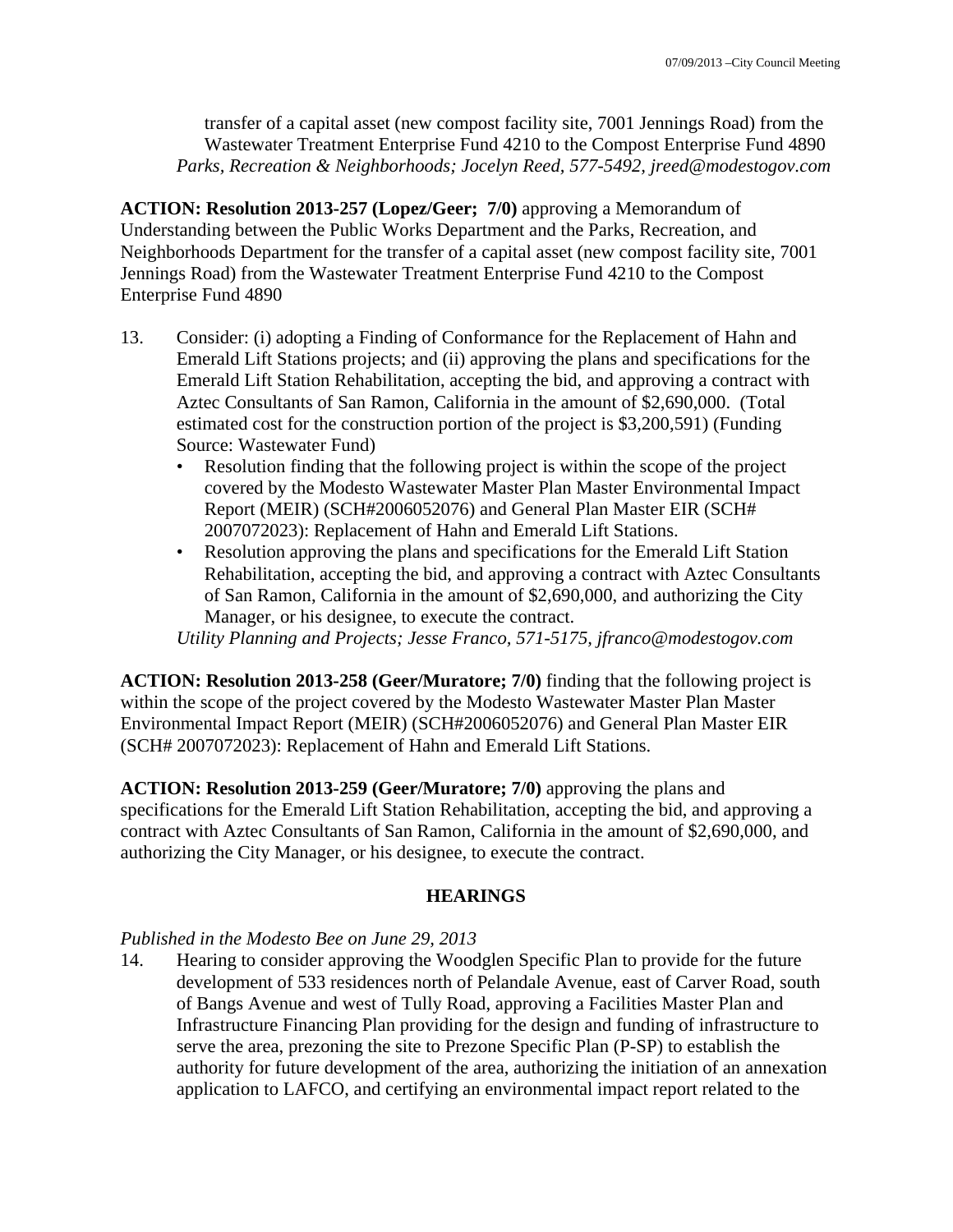transfer of a capital asset (new compost facility site, 7001 Jennings Road) from the Wastewater Treatment Enterprise Fund 4210 to the Compost Enterprise Fund 4890

*Parks, Recreation & Neighborhoods; Jocelyn Reed, 577-5492, jreed@modestogov.com*

**ACTION: Resolution 2013-257 (Lopez/Geer; 7/0)** approving a Memorandum of Understanding between the Public Works Department and the Parks, Recreation, and Neighborhoods Department for the transfer of a capital asset (new compost facility site, 7001 Jennings Road) from the Wastewater Treatment Enterprise Fund 4210 to the Compost Enterprise Fund 4890

13. Consider: (i) adopting a Finding of Conformance for the Replacement of Hahn and Emerald Lift Stations projects; and (ii) approving the plans and specifications for the Emerald Lift Station Rehabilitation, accepting the bid, and approving a contract with Aztec Consultants of San Ramon, California in the amount of $2,690,000. (Total estimated cost for the construction portion of the project is $3,200,591) (Funding Source: Wastewater Fund)
    - Resolution finding that the following project is within the scope of the project covered by the Modesto Wastewater Master Plan Master Environmental Impact Report (MEIR) (SCH#2006052076) and General Plan Master EIR (SCH# 2007072023): Replacement of Hahn and Emerald Lift Stations.
    - Resolution approving the plans and specifications for the Emerald Lift Station Rehabilitation, accepting the bid, and approving a contract with Aztec Consultants of San Ramon, California in the amount of $2,690,000, and authorizing the City Manager, or his designee, to execute the contract.

    *Utility Planning and Projects; Jesse Franco, 571-5175, jfranco@modestogov.com*

**ACTION: Resolution 2013-258 (Geer/Muratore; 7/0)** finding that the following project is within the scope of the project covered by the Modesto Wastewater Master Plan Master Environmental Impact Report (MEIR) (SCH#2006052076) and General Plan Master EIR (SCH# 2007072023): Replacement of Hahn and Emerald Lift Stations.

**ACTION: Resolution 2013-259 (Geer/Muratore; 7/0)** approving the plans and specifications for the Emerald Lift Station Rehabilitation, accepting the bid, and approving a contract with Aztec Consultants of San Ramon, California in the amount of $2,690,000, and authorizing the City Manager, or his designee, to execute the contract.

## HEARINGS

*Published in the Modesto Bee on June 29, 2013*

14. Hearing to consider approving the Woodglen Specific Plan to provide for the future development of 533 residences north of Pelandale Avenue, east of Carver Road, south of Bangs Avenue and west of Tully Road, approving a Facilities Master Plan and Infrastructure Financing Plan providing for the design and funding of infrastructure to serve the area, prezoning the site to Prezone Specific Plan (P-SP) to establish the authority for future development of the area, authorizing the initiation of an annexation application to LAFCO, and certifying an environmental impact report related to the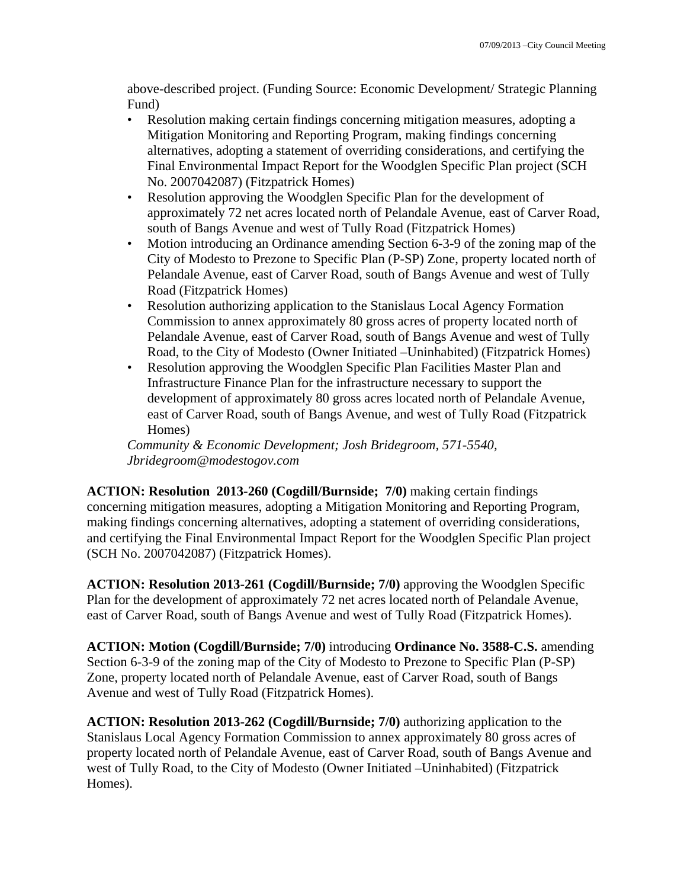above-described project. (Funding Source: Economic Development/ Strategic Planning Fund)

- Resolution making certain findings concerning mitigation measures, adopting a Mitigation Monitoring and Reporting Program, making findings concerning alternatives, adopting a statement of overriding considerations, and certifying the Final Environmental Impact Report for the Woodglen Specific Plan project (SCH No. 2007042087) (Fitzpatrick Homes)
- Resolution approving the Woodglen Specific Plan for the development of approximately 72 net acres located north of Pelandale Avenue, east of Carver Road, south of Bangs Avenue and west of Tully Road (Fitzpatrick Homes)
- Motion introducing an Ordinance amending Section 6-3-9 of the zoning map of the City of Modesto to Prezone to Specific Plan (P-SP) Zone, property located north of Pelandale Avenue, east of Carver Road, south of Bangs Avenue and west of Tully Road (Fitzpatrick Homes)
- Resolution authorizing application to the Stanislaus Local Agency Formation Commission to annex approximately 80 gross acres of property located north of Pelandale Avenue, east of Carver Road, south of Bangs Avenue and west of Tully Road, to the City of Modesto (Owner Initiated –Uninhabited) (Fitzpatrick Homes)
- Resolution approving the Woodglen Specific Plan Facilities Master Plan and Infrastructure Finance Plan for the infrastructure necessary to support the development of approximately 80 gross acres located north of Pelandale Avenue, east of Carver Road, south of Bangs Avenue, and west of Tully Road (Fitzpatrick Homes)

*Community & Economic Development; Josh Bridegroom, 571-5540, Jbridegroom@modestogov.com*

**ACTION: Resolution 2013-260 (Cogdill/Burnside; 7/0)** making certain findings concerning mitigation measures, adopting a Mitigation Monitoring and Reporting Program, making findings concerning alternatives, adopting a statement of overriding considerations, and certifying the Final Environmental Impact Report for the Woodglen Specific Plan project (SCH No. 2007042087) (Fitzpatrick Homes).

**ACTION: Resolution 2013-261 (Cogdill/Burnside; 7/0)** approving the Woodglen Specific Plan for the development of approximately 72 net acres located north of Pelandale Avenue, east of Carver Road, south of Bangs Avenue and west of Tully Road (Fitzpatrick Homes).

**ACTION: Motion (Cogdill/Burnside; 7/0)** introducing **Ordinance No. 3588-C.S.** amending Section 6-3-9 of the zoning map of the City of Modesto to Prezone to Specific Plan (P-SP) Zone, property located north of Pelandale Avenue, east of Carver Road, south of Bangs Avenue and west of Tully Road (Fitzpatrick Homes).

**ACTION: Resolution 2013-262 (Cogdill/Burnside; 7/0)** authorizing application to the Stanislaus Local Agency Formation Commission to annex approximately 80 gross acres of property located north of Pelandale Avenue, east of Carver Road, south of Bangs Avenue and west of Tully Road, to the City of Modesto (Owner Initiated –Uninhabited) (Fitzpatrick Homes).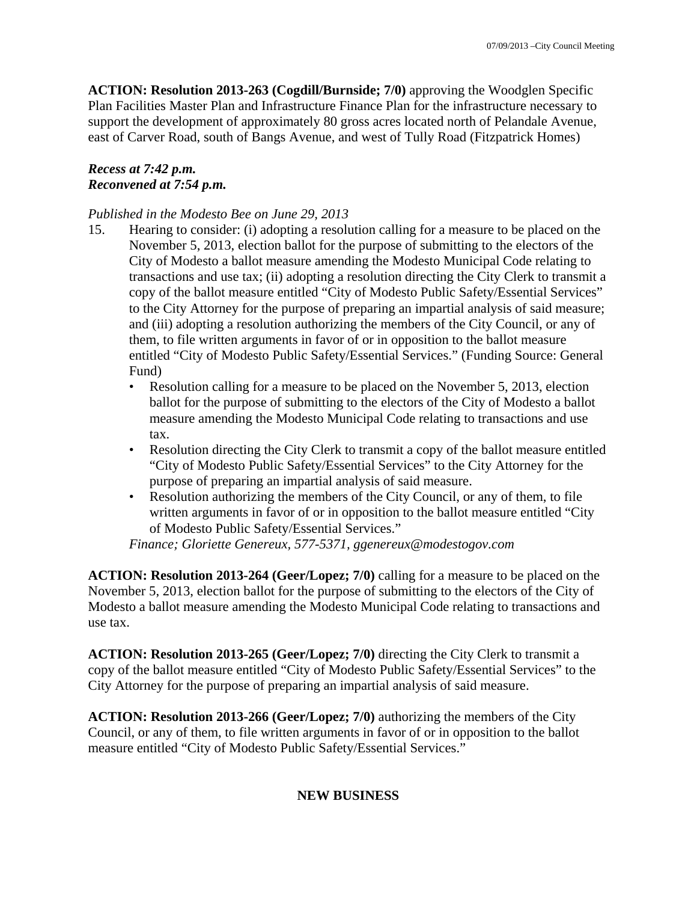**ACTION: Resolution 2013-263 (Cogdill/Burnside; 7/0)** approving the Woodglen Specific Plan Facilities Master Plan and Infrastructure Finance Plan for the infrastructure necessary to support the development of approximately 80 gross acres located north of Pelandale Avenue, east of Carver Road, south of Bangs Avenue, and west of Tully Road (Fitzpatrick Homes)

***Recess at 7:42 p.m.***
***Reconvened at 7:54 p.m.***

*Published in the Modesto Bee on June 29, 2013*

15. Hearing to consider: (i) adopting a resolution calling for a measure to be placed on the November 5, 2013, election ballot for the purpose of submitting to the electors of the City of Modesto a ballot measure amending the Modesto Municipal Code relating to transactions and use tax; (ii) adopting a resolution directing the City Clerk to transmit a copy of the ballot measure entitled "City of Modesto Public Safety/Essential Services" to the City Attorney for the purpose of preparing an impartial analysis of said measure; and (iii) adopting a resolution authorizing the members of the City Council, or any of them, to file written arguments in favor of or in opposition to the ballot measure entitled "City of Modesto Public Safety/Essential Services." (Funding Source: General Fund)
    - Resolution calling for a measure to be placed on the November 5, 2013, election ballot for the purpose of submitting to the electors of the City of Modesto a ballot measure amending the Modesto Municipal Code relating to transactions and use tax.
    - Resolution directing the City Clerk to transmit a copy of the ballot measure entitled "City of Modesto Public Safety/Essential Services" to the City Attorney for the purpose of preparing an impartial analysis of said measure.
    - Resolution authorizing the members of the City Council, or any of them, to file written arguments in favor of or in opposition to the ballot measure entitled "City of Modesto Public Safety/Essential Services."

    *Finance; Gloriette Genereux, 577-5371, ggenereux@modestogov.com*

**ACTION: Resolution 2013-264 (Geer/Lopez; 7/0)** calling for a measure to be placed on the November 5, 2013, election ballot for the purpose of submitting to the electors of the City of Modesto a ballot measure amending the Modesto Municipal Code relating to transactions and use tax.

**ACTION: Resolution 2013-265 (Geer/Lopez; 7/0)** directing the City Clerk to transmit a copy of the ballot measure entitled "City of Modesto Public Safety/Essential Services" to the City Attorney for the purpose of preparing an impartial analysis of said measure.

**ACTION: Resolution 2013-266 (Geer/Lopez; 7/0)** authorizing the members of the City Council, or any of them, to file written arguments in favor of or in opposition to the ballot measure entitled "City of Modesto Public Safety/Essential Services."

## NEW BUSINESS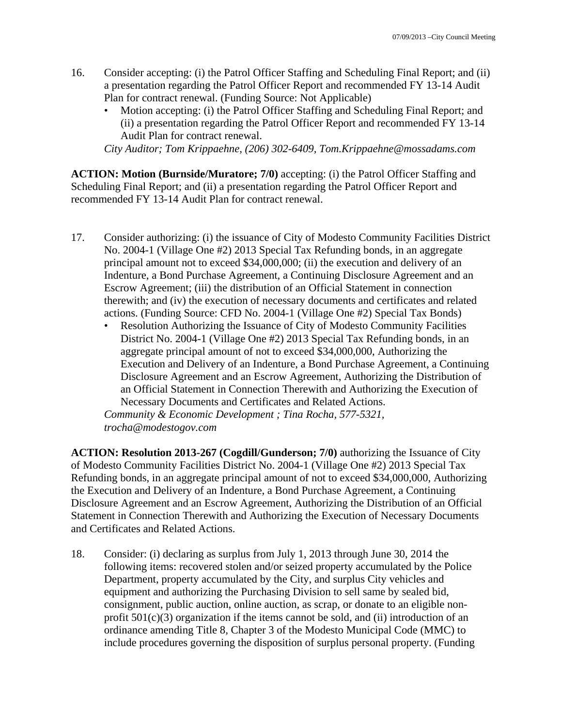16. Consider accepting: (i) the Patrol Officer Staffing and Scheduling Final Report; and (ii) a presentation regarding the Patrol Officer Report and recommended FY 13-14 Audit Plan for contract renewal. (Funding Source: Not Applicable)
    - Motion accepting: (i) the Patrol Officer Staffing and Scheduling Final Report; and (ii) a presentation regarding the Patrol Officer Report and recommended FY 13-14 Audit Plan for contract renewal.

    *City Auditor; Tom Krippaehne, (206) 302-6409, Tom.Krippaehne@mossadams.com*

**ACTION: Motion (Burnside/Muratore; 7/0)** accepting: (i) the Patrol Officer Staffing and Scheduling Final Report; and (ii) a presentation regarding the Patrol Officer Report and recommended FY 13-14 Audit Plan for contract renewal.

17. Consider authorizing: (i) the issuance of City of Modesto Community Facilities District No. 2004-1 (Village One #2) 2013 Special Tax Refunding bonds, in an aggregate principal amount not to exceed $34,000,000; (ii) the execution and delivery of an Indenture, a Bond Purchase Agreement, a Continuing Disclosure Agreement and an Escrow Agreement; (iii) the distribution of an Official Statement in connection therewith; and (iv) the execution of necessary documents and certificates and related actions. (Funding Source: CFD No. 2004-1 (Village One #2) Special Tax Bonds)
    - Resolution Authorizing the Issuance of City of Modesto Community Facilities District No. 2004-1 (Village One #2) 2013 Special Tax Refunding bonds, in an aggregate principal amount of not to exceed $34,000,000, Authorizing the Execution and Delivery of an Indenture, a Bond Purchase Agreement, a Continuing Disclosure Agreement and an Escrow Agreement, Authorizing the Distribution of an Official Statement in Connection Therewith and Authorizing the Execution of Necessary Documents and Certificates and Related Actions.

    *Community & Economic Development ; Tina Rocha, 577-5321, trocha@modestogov.com*

**ACTION: Resolution 2013-267 (Cogdill/Gunderson; 7/0)** authorizing the Issuance of City of Modesto Community Facilities District No. 2004-1 (Village One #2) 2013 Special Tax Refunding bonds, in an aggregate principal amount of not to exceed $34,000,000, Authorizing the Execution and Delivery of an Indenture, a Bond Purchase Agreement, a Continuing Disclosure Agreement and an Escrow Agreement, Authorizing the Distribution of an Official Statement in Connection Therewith and Authorizing the Execution of Necessary Documents and Certificates and Related Actions.

18. Consider: (i) declaring as surplus from July 1, 2013 through June 30, 2014 the following items: recovered stolen and/or seized property accumulated by the Police Department, property accumulated by the City, and surplus City vehicles and equipment and authorizing the Purchasing Division to sell same by sealed bid, consignment, public auction, online auction, as scrap, or donate to an eligible non-profit 501(c)(3) organization if the items cannot be sold, and (ii) introduction of an ordinance amending Title 8, Chapter 3 of the Modesto Municipal Code (MMC) to include procedures governing the disposition of surplus personal property. (Funding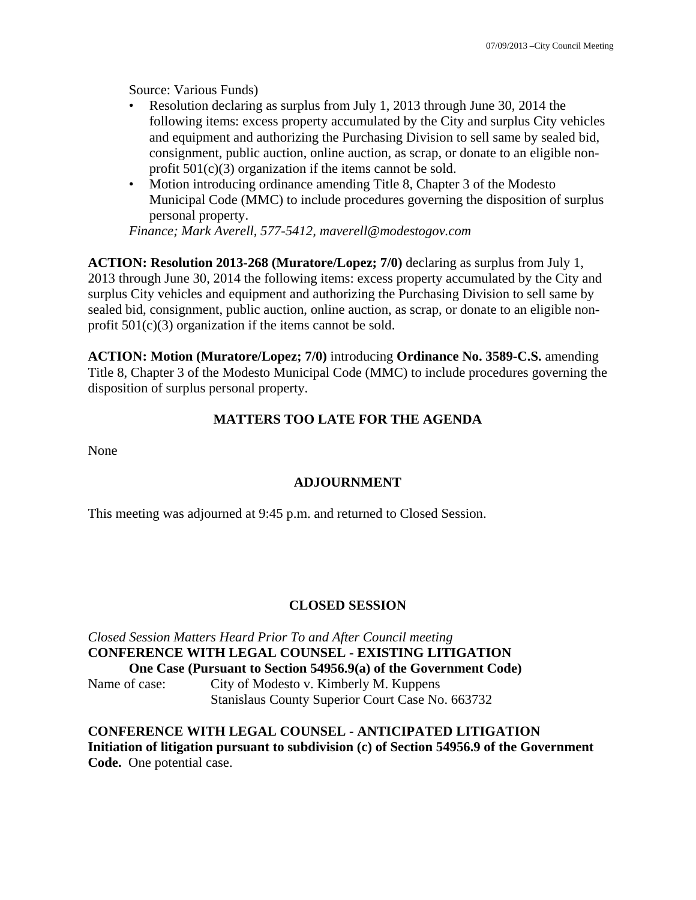Source: Various Funds)

- Resolution declaring as surplus from July 1, 2013 through June 30, 2014 the following items: excess property accumulated by the City and surplus City vehicles and equipment and authorizing the Purchasing Division to sell same by sealed bid, consignment, public auction, online auction, as scrap, or donate to an eligible non-profit 501(c)(3) organization if the items cannot be sold.
- Motion introducing ordinance amending Title 8, Chapter 3 of the Modesto Municipal Code (MMC) to include procedures governing the disposition of surplus personal property.

*Finance; Mark Averell, 577-5412, maverell@modestogov.com*

**ACTION: Resolution 2013-268 (Muratore/Lopez; 7/0)** declaring as surplus from July 1, 2013 through June 30, 2014 the following items: excess property accumulated by the City and surplus City vehicles and equipment and authorizing the Purchasing Division to sell same by sealed bid, consignment, public auction, online auction, as scrap, or donate to an eligible non-profit 501(c)(3) organization if the items cannot be sold.

**ACTION: Motion (Muratore/Lopez; 7/0)** introducing **Ordinance No. 3589-C.S.** amending Title 8, Chapter 3 of the Modesto Municipal Code (MMC) to include procedures governing the disposition of surplus personal property.

## MATTERS TOO LATE FOR THE AGENDA

None

## ADJOURNMENT

This meeting was adjourned at 9:45 p.m. and returned to Closed Session.

## CLOSED SESSION

*Closed Session Matters Heard Prior To and After Council meeting*

**CONFERENCE WITH LEGAL COUNSEL - EXISTING LITIGATION**

**One Case (Pursuant to Section 54956.9(a) of the Government Code)**

Name of case: City of Modesto v. Kimberly M. Kuppens
Stanislaus County Superior Court Case No. 663732

**CONFERENCE WITH LEGAL COUNSEL - ANTICIPATED LITIGATION**
**Initiation of litigation pursuant to subdivision (c) of Section 54956.9 of the Government Code.** One potential case.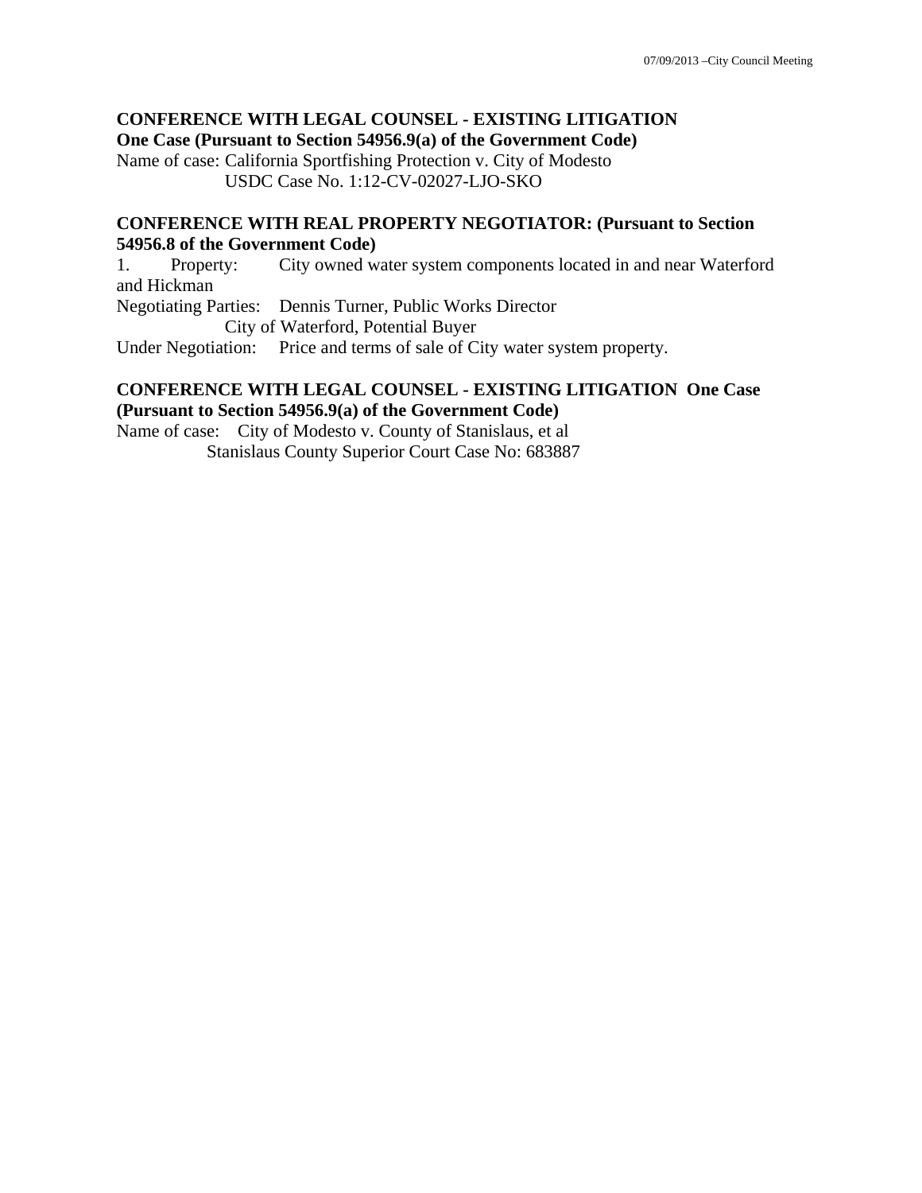**CONFERENCE WITH LEGAL COUNSEL - EXISTING LITIGATION**
**One Case (Pursuant to Section 54956.9(a) of the Government Code)**
Name of case: California Sportfishing Protection v. City of Modesto
USDC Case No. 1:12-CV-02027-LJO-SKO

**CONFERENCE WITH REAL PROPERTY NEGOTIATOR: (Pursuant to Section 54956.8 of the Government Code)**
1. Property: City owned water system components located in and near Waterford and Hickman
Negotiating Parties: Dennis Turner, Public Works Director
City of Waterford, Potential Buyer
Under Negotiation: Price and terms of sale of City water system property.

**CONFERENCE WITH LEGAL COUNSEL - EXISTING LITIGATION One Case (Pursuant to Section 54956.9(a) of the Government Code)**
Name of case: City of Modesto v. County of Stanislaus, et al
Stanislaus County Superior Court Case No: 683887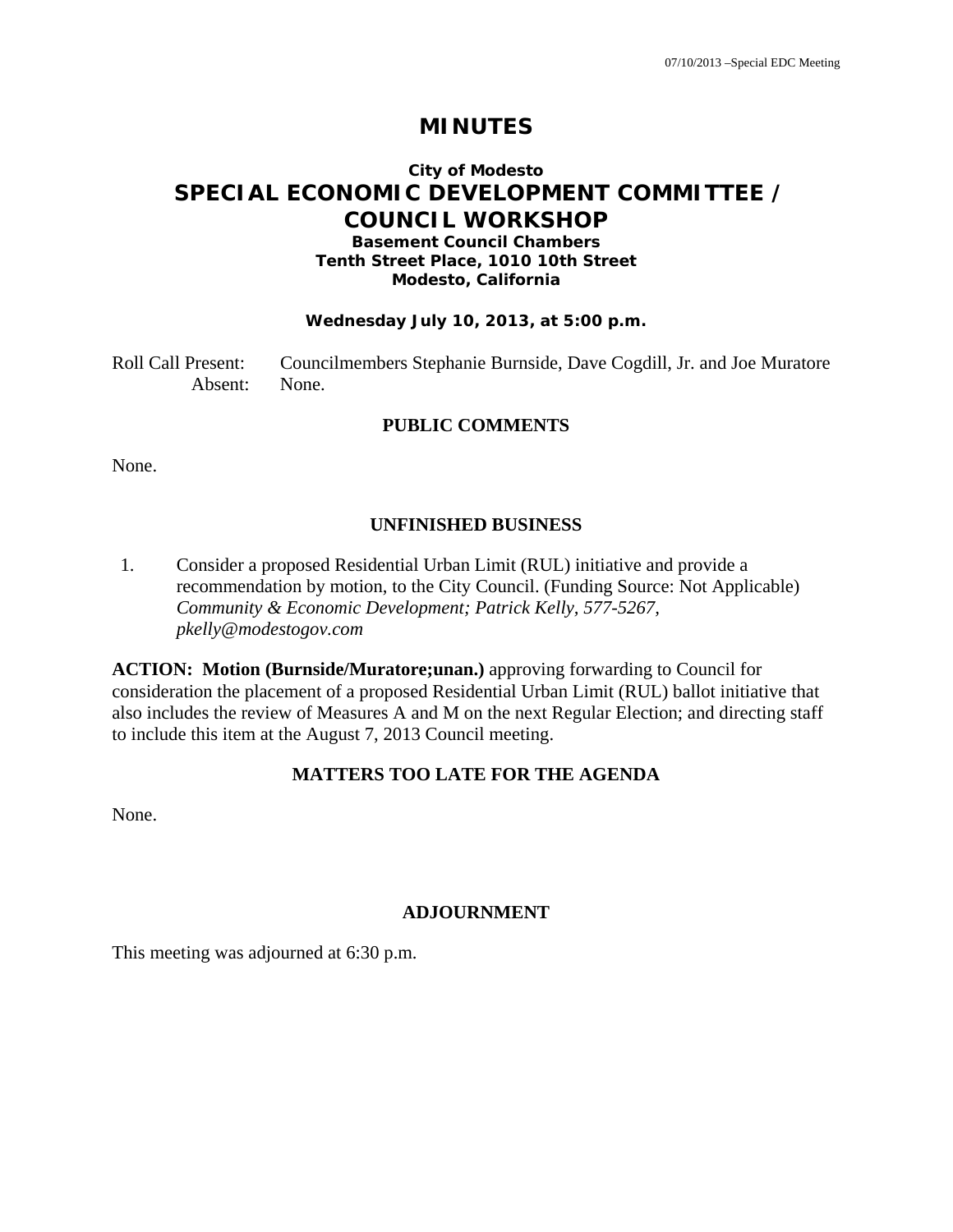# MINUTES

### City of Modesto

## SPECIAL ECONOMIC DEVELOPMENT COMMITTEE / COUNCIL WORKSHOP

**Basement Council Chambers**
**Tenth Street Place, 1010 10th Street**
**Modesto, California**

**Wednesday July 10, 2013, at 5:00 p.m.**

Roll Call Present: Councilmembers Stephanie Burnside, Dave Cogdill, Jr. and Joe Muratore
Absent: None.

**PUBLIC COMMENTS**

None.

**UNFINISHED BUSINESS**

1. Consider a proposed Residential Urban Limit (RUL) initiative and provide a recommendation by motion, to the City Council. (Funding Source: Not Applicable) *Community & Economic Development; Patrick Kelly, 577-5267, pkelly@modestogov.com*

**ACTION: Motion (Burnside/Muratore;unan.)** approving forwarding to Council for consideration the placement of a proposed Residential Urban Limit (RUL) ballot initiative that also includes the review of Measures A and M on the next Regular Election; and directing staff to include this item at the August 7, 2013 Council meeting.

**MATTERS TOO LATE FOR THE AGENDA**

None.

**ADJOURNMENT**

This meeting was adjourned at 6:30 p.m.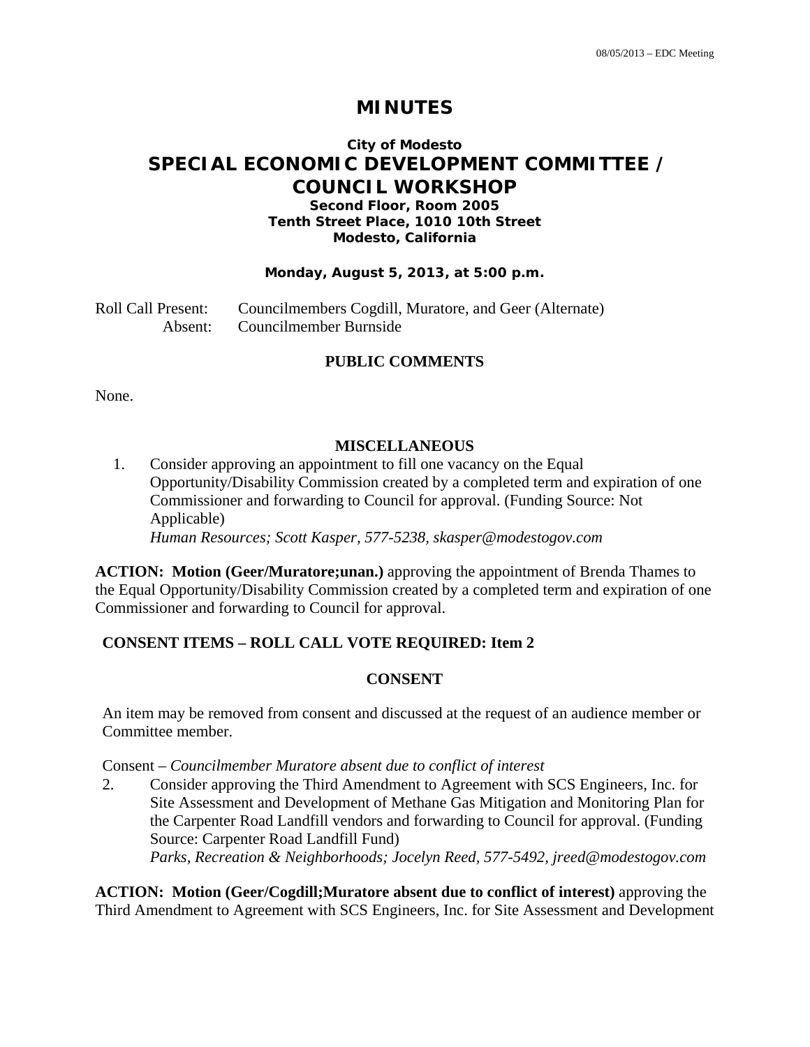# MINUTES

### City of Modesto

## SPECIAL ECONOMIC DEVELOPMENT COMMITTEE / COUNCIL WORKSHOP

**Second Floor, Room 2005**
**Tenth Street Place, 1010 10th Street**
**Modesto, California**

**Monday, August 5, 2013, at 5:00 p.m.**

Roll Call Present: Councilmembers Cogdill, Muratore, and Geer (Alternate)
Absent: Councilmember Burnside

### PUBLIC COMMENTS

None.

### MISCELLANEOUS

1. Consider approving an appointment to fill one vacancy on the Equal Opportunity/Disability Commission created by a completed term and expiration of one Commissioner and forwarding to Council for approval. (Funding Source: Not Applicable)
   *Human Resources; Scott Kasper, 577-5238, skasper@modestogov.com*

**ACTION: Motion (Geer/Muratore;unan.)** approving the appointment of Brenda Thames to the Equal Opportunity/Disability Commission created by a completed term and expiration of one Commissioner and forwarding to Council for approval.

### CONSENT ITEMS – ROLL CALL VOTE REQUIRED: Item 2

### CONSENT

An item may be removed from consent and discussed at the request of an audience member or Committee member.

Consent – *Councilmember Muratore absent due to conflict of interest*

2. Consider approving the Third Amendment to Agreement with SCS Engineers, Inc. for Site Assessment and Development of Methane Gas Mitigation and Monitoring Plan for the Carpenter Road Landfill vendors and forwarding to Council for approval. (Funding Source: Carpenter Road Landfill Fund)
   *Parks, Recreation & Neighborhoods; Jocelyn Reed, 577-5492, jreed@modestogov.com*

**ACTION: Motion (Geer/Cogdill;Muratore absent due to conflict of interest)** approving the Third Amendment to Agreement with SCS Engineers, Inc. for Site Assessment and Development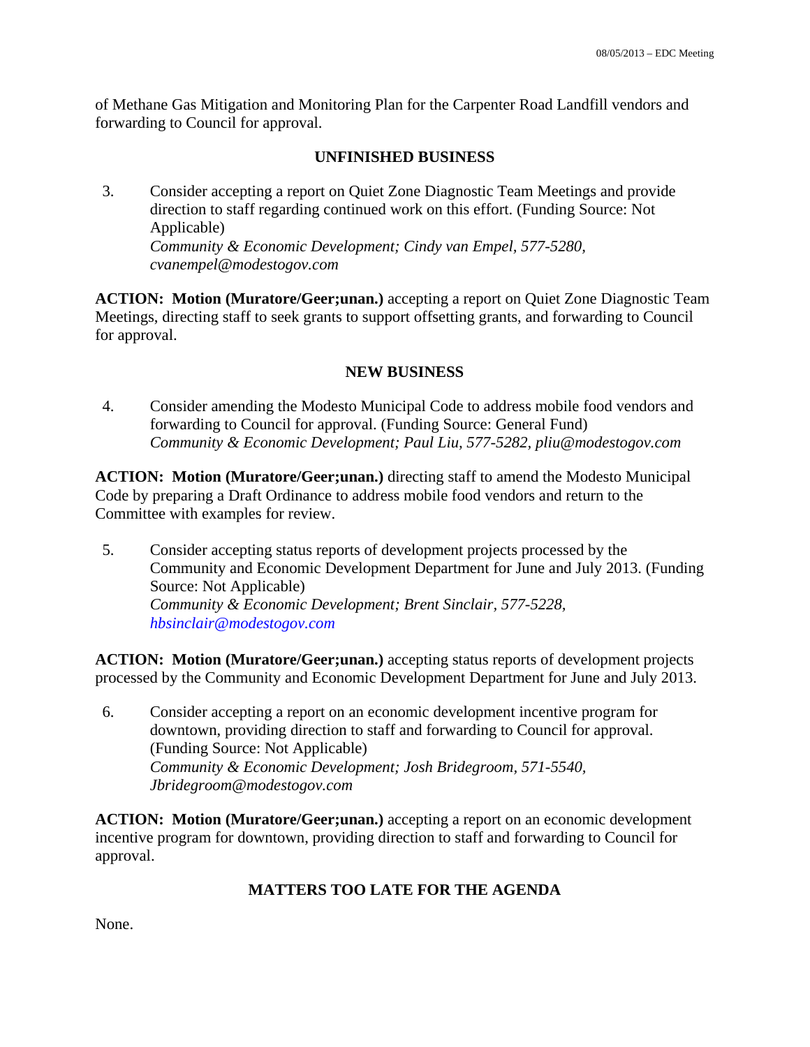of Methane Gas Mitigation and Monitoring Plan for the Carpenter Road Landfill vendors and forwarding to Council for approval.

## UNFINISHED BUSINESS

3. Consider accepting a report on Quiet Zone Diagnostic Team Meetings and provide direction to staff regarding continued work on this effort. (Funding Source: Not Applicable)
   *Community & Economic Development; Cindy van Empel, 577-5280, cvanempel@modestogov.com*

**ACTION: Motion (Muratore/Geer;unan.)** accepting a report on Quiet Zone Diagnostic Team Meetings, directing staff to seek grants to support offsetting grants, and forwarding to Council for approval.

## NEW BUSINESS

4. Consider amending the Modesto Municipal Code to address mobile food vendors and forwarding to Council for approval. (Funding Source: General Fund)
   *Community & Economic Development; Paul Liu, 577-5282, pliu@modestogov.com*

**ACTION: Motion (Muratore/Geer;unan.)** directing staff to amend the Modesto Municipal Code by preparing a Draft Ordinance to address mobile food vendors and return to the Committee with examples for review.

5. Consider accepting status reports of development projects processed by the Community and Economic Development Department for June and July 2013. (Funding Source: Not Applicable)
   *Community & Economic Development; Brent Sinclair, 577-5228, hbsinclair@modestogov.com*

**ACTION: Motion (Muratore/Geer;unan.)** accepting status reports of development projects processed by the Community and Economic Development Department for June and July 2013.

6. Consider accepting a report on an economic development incentive program for downtown, providing direction to staff and forwarding to Council for approval. (Funding Source: Not Applicable)
   *Community & Economic Development; Josh Bridegroom, 571-5540, Jbridegroom@modestogov.com*

**ACTION: Motion (Muratore/Geer;unan.)** accepting a report on an economic development incentive program for downtown, providing direction to staff and forwarding to Council for approval.

## MATTERS TOO LATE FOR THE AGENDA

None.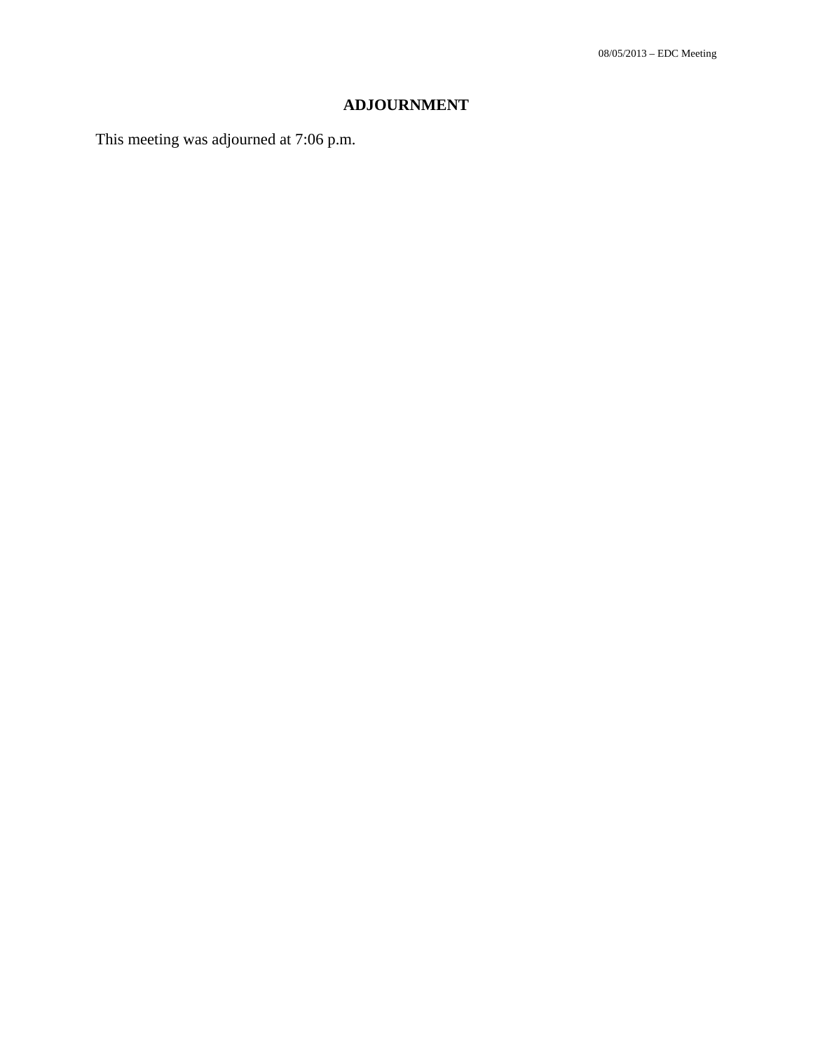## ADJOURNMENT

This meeting was adjourned at 7:06 p.m.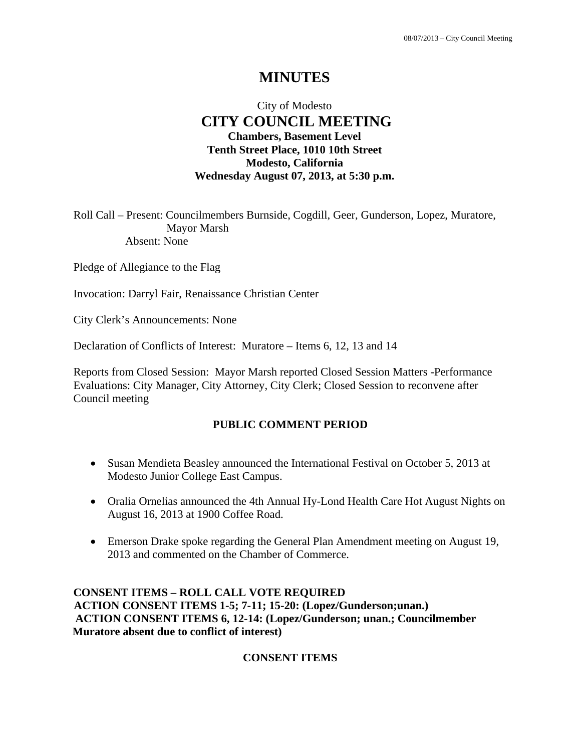# MINUTES

City of Modesto

## CITY COUNCIL MEETING

**Chambers, Basement Level**
**Tenth Street Place, 1010 10th Street**
**Modesto, California**
**Wednesday August 07, 2013, at 5:30 p.m.**

Roll Call – Present: Councilmembers Burnside, Cogdill, Geer, Gunderson, Lopez, Muratore, Mayor Marsh
Absent: None

Pledge of Allegiance to the Flag

Invocation: Darryl Fair, Renaissance Christian Center

City Clerk's Announcements: None

Declaration of Conflicts of Interest: Muratore – Items 6, 12, 13 and 14

Reports from Closed Session: Mayor Marsh reported Closed Session Matters -Performance Evaluations: City Manager, City Attorney, City Clerk; Closed Session to reconvene after Council meeting

### PUBLIC COMMENT PERIOD

- Susan Mendieta Beasley announced the International Festival on October 5, 2013 at Modesto Junior College East Campus.
- Oralia Ornelias announced the 4th Annual Hy-Lond Health Care Hot August Nights on August 16, 2013 at 1900 Coffee Road.
- Emerson Drake spoke regarding the General Plan Amendment meeting on August 19, 2013 and commented on the Chamber of Commerce.

**CONSENT ITEMS – ROLL CALL VOTE REQUIRED**
**ACTION CONSENT ITEMS 1-5; 7-11; 15-20: (Lopez/Gunderson;unan.)**
**ACTION CONSENT ITEMS 6, 12-14: (Lopez/Gunderson; unan.; Councilmember Muratore absent due to conflict of interest)**

### CONSENT ITEMS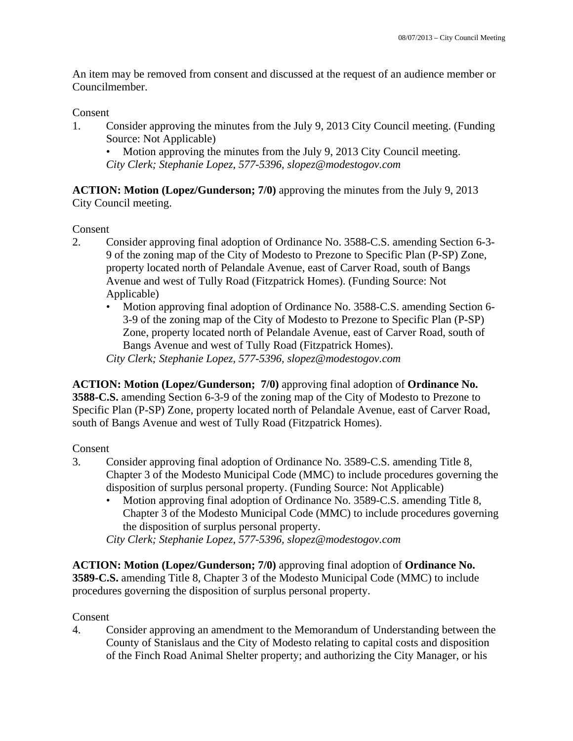An item may be removed from consent and discussed at the request of an audience member or Councilmember.

Consent

1. Consider approving the minutes from the July 9, 2013 City Council meeting. (Funding Source: Not Applicable)
   - Motion approving the minutes from the July 9, 2013 City Council meeting.

   *City Clerk; Stephanie Lopez, 577-5396, slopez@modestogov.com*

**ACTION: Motion (Lopez/Gunderson; 7/0)** approving the minutes from the July 9, 2013 City Council meeting.

Consent

2. Consider approving final adoption of Ordinance No. 3588-C.S. amending Section 6-3-9 of the zoning map of the City of Modesto to Prezone to Specific Plan (P-SP) Zone, property located north of Pelandale Avenue, east of Carver Road, south of Bangs Avenue and west of Tully Road (Fitzpatrick Homes). (Funding Source: Not Applicable)
   - Motion approving final adoption of Ordinance No. 3588-C.S. amending Section 6-3-9 of the zoning map of the City of Modesto to Prezone to Specific Plan (P-SP) Zone, property located north of Pelandale Avenue, east of Carver Road, south of Bangs Avenue and west of Tully Road (Fitzpatrick Homes).

   *City Clerk; Stephanie Lopez, 577-5396, slopez@modestogov.com*

**ACTION: Motion (Lopez/Gunderson; 7/0)** approving final adoption of **Ordinance No. 3588-C.S.** amending Section 6-3-9 of the zoning map of the City of Modesto to Prezone to Specific Plan (P-SP) Zone, property located north of Pelandale Avenue, east of Carver Road, south of Bangs Avenue and west of Tully Road (Fitzpatrick Homes).

Consent

3. Consider approving final adoption of Ordinance No. 3589-C.S. amending Title 8, Chapter 3 of the Modesto Municipal Code (MMC) to include procedures governing the disposition of surplus personal property. (Funding Source: Not Applicable)
   - Motion approving final adoption of Ordinance No. 3589-C.S. amending Title 8, Chapter 3 of the Modesto Municipal Code (MMC) to include procedures governing the disposition of surplus personal property.

   *City Clerk; Stephanie Lopez, 577-5396, slopez@modestogov.com*

**ACTION: Motion (Lopez/Gunderson; 7/0)** approving final adoption of **Ordinance No. 3589-C.S.** amending Title 8, Chapter 3 of the Modesto Municipal Code (MMC) to include procedures governing the disposition of surplus personal property.

Consent

4. Consider approving an amendment to the Memorandum of Understanding between the County of Stanislaus and the City of Modesto relating to capital costs and disposition of the Finch Road Animal Shelter property; and authorizing the City Manager, or his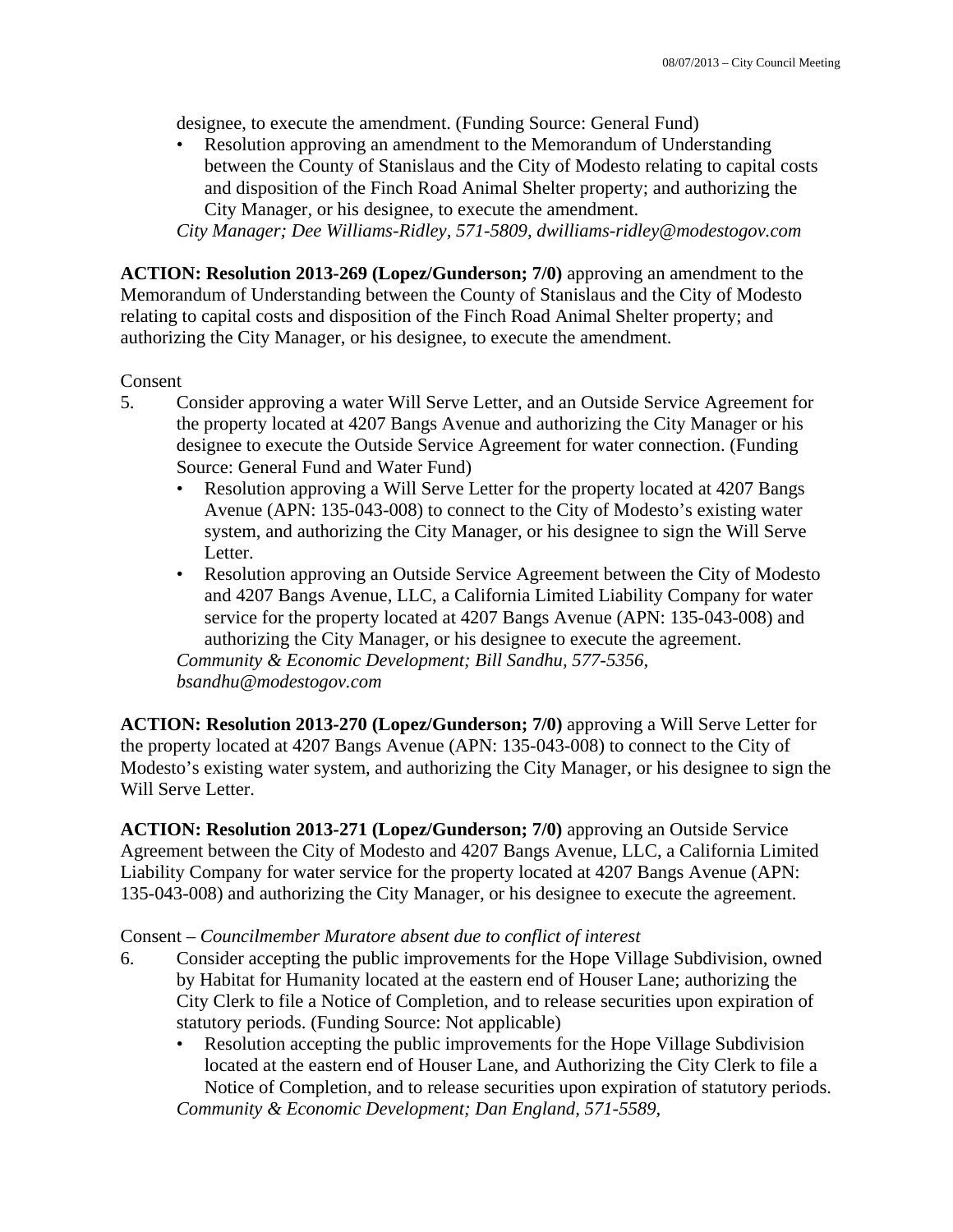designee, to execute the amendment. (Funding Source: General Fund)

- Resolution approving an amendment to the Memorandum of Understanding between the County of Stanislaus and the City of Modesto relating to capital costs and disposition of the Finch Road Animal Shelter property; and authorizing the City Manager, or his designee, to execute the amendment.

*City Manager; Dee Williams-Ridley, 571-5809, dwilliams-ridley@modestogov.com*

**ACTION: Resolution 2013-269 (Lopez/Gunderson; 7/0)** approving an amendment to the Memorandum of Understanding between the County of Stanislaus and the City of Modesto relating to capital costs and disposition of the Finch Road Animal Shelter property; and authorizing the City Manager, or his designee, to execute the amendment.

Consent

5. Consider approving a water Will Serve Letter, and an Outside Service Agreement for the property located at 4207 Bangs Avenue and authorizing the City Manager or his designee to execute the Outside Service Agreement for water connection. (Funding Source: General Fund and Water Fund)
   - Resolution approving a Will Serve Letter for the property located at 4207 Bangs Avenue (APN: 135-043-008) to connect to the City of Modesto's existing water system, and authorizing the City Manager, or his designee to sign the Will Serve Letter.
   - Resolution approving an Outside Service Agreement between the City of Modesto and 4207 Bangs Avenue, LLC, a California Limited Liability Company for water service for the property located at 4207 Bangs Avenue (APN: 135-043-008) and authorizing the City Manager, or his designee to execute the agreement.

   *Community & Economic Development; Bill Sandhu, 577-5356, bsandhu@modestogov.com*

**ACTION: Resolution 2013-270 (Lopez/Gunderson; 7/0)** approving a Will Serve Letter for the property located at 4207 Bangs Avenue (APN: 135-043-008) to connect to the City of Modesto's existing water system, and authorizing the City Manager, or his designee to sign the Will Serve Letter.

**ACTION: Resolution 2013-271 (Lopez/Gunderson; 7/0)** approving an Outside Service Agreement between the City of Modesto and 4207 Bangs Avenue, LLC, a California Limited Liability Company for water service for the property located at 4207 Bangs Avenue (APN: 135-043-008) and authorizing the City Manager, or his designee to execute the agreement.

Consent – *Councilmember Muratore absent due to conflict of interest*

6. Consider accepting the public improvements for the Hope Village Subdivision, owned by Habitat for Humanity located at the eastern end of Houser Lane; authorizing the City Clerk to file a Notice of Completion, and to release securities upon expiration of statutory periods. (Funding Source: Not applicable)
   - Resolution accepting the public improvements for the Hope Village Subdivision located at the eastern end of Houser Lane, and Authorizing the City Clerk to file a Notice of Completion, and to release securities upon expiration of statutory periods.

   *Community & Economic Development; Dan England, 571-5589,*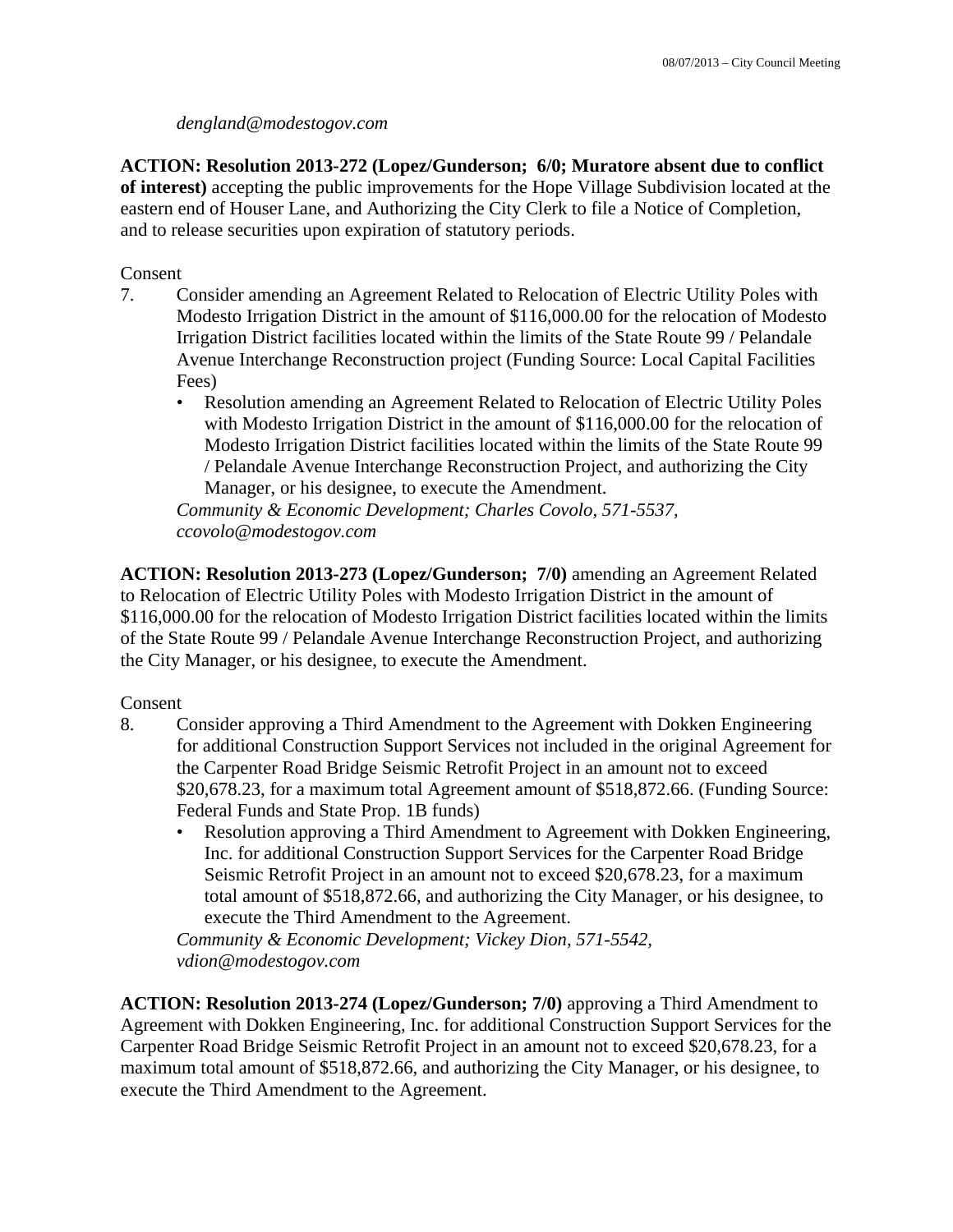*dengland@modestogov.com*

**ACTION: Resolution 2013-272 (Lopez/Gunderson; 6/0; Muratore absent due to conflict of interest)** accepting the public improvements for the Hope Village Subdivision located at the eastern end of Houser Lane, and Authorizing the City Clerk to file a Notice of Completion, and to release securities upon expiration of statutory periods.

Consent

7. Consider amending an Agreement Related to Relocation of Electric Utility Poles with Modesto Irrigation District in the amount of $116,000.00 for the relocation of Modesto Irrigation District facilities located within the limits of the State Route 99 / Pelandale Avenue Interchange Reconstruction project (Funding Source: Local Capital Facilities Fees)
   - Resolution amending an Agreement Related to Relocation of Electric Utility Poles with Modesto Irrigation District in the amount of $116,000.00 for the relocation of Modesto Irrigation District facilities located within the limits of the State Route 99 / Pelandale Avenue Interchange Reconstruction Project, and authorizing the City Manager, or his designee, to execute the Amendment.

   *Community & Economic Development; Charles Covolo, 571-5537, ccovolo@modestogov.com*

**ACTION: Resolution 2013-273 (Lopez/Gunderson; 7/0)** amending an Agreement Related to Relocation of Electric Utility Poles with Modesto Irrigation District in the amount of $116,000.00 for the relocation of Modesto Irrigation District facilities located within the limits of the State Route 99 / Pelandale Avenue Interchange Reconstruction Project, and authorizing the City Manager, or his designee, to execute the Amendment.

Consent

8. Consider approving a Third Amendment to the Agreement with Dokken Engineering for additional Construction Support Services not included in the original Agreement for the Carpenter Road Bridge Seismic Retrofit Project in an amount not to exceed $20,678.23, for a maximum total Agreement amount of $518,872.66. (Funding Source: Federal Funds and State Prop. 1B funds)
   - Resolution approving a Third Amendment to Agreement with Dokken Engineering, Inc. for additional Construction Support Services for the Carpenter Road Bridge Seismic Retrofit Project in an amount not to exceed $20,678.23, for a maximum total amount of $518,872.66, and authorizing the City Manager, or his designee, to execute the Third Amendment to the Agreement.

   *Community & Economic Development; Vickey Dion, 571-5542, vdion@modestogov.com*

**ACTION: Resolution 2013-274 (Lopez/Gunderson; 7/0)** approving a Third Amendment to Agreement with Dokken Engineering, Inc. for additional Construction Support Services for the Carpenter Road Bridge Seismic Retrofit Project in an amount not to exceed $20,678.23, for a maximum total amount of $518,872.66, and authorizing the City Manager, or his designee, to execute the Third Amendment to the Agreement.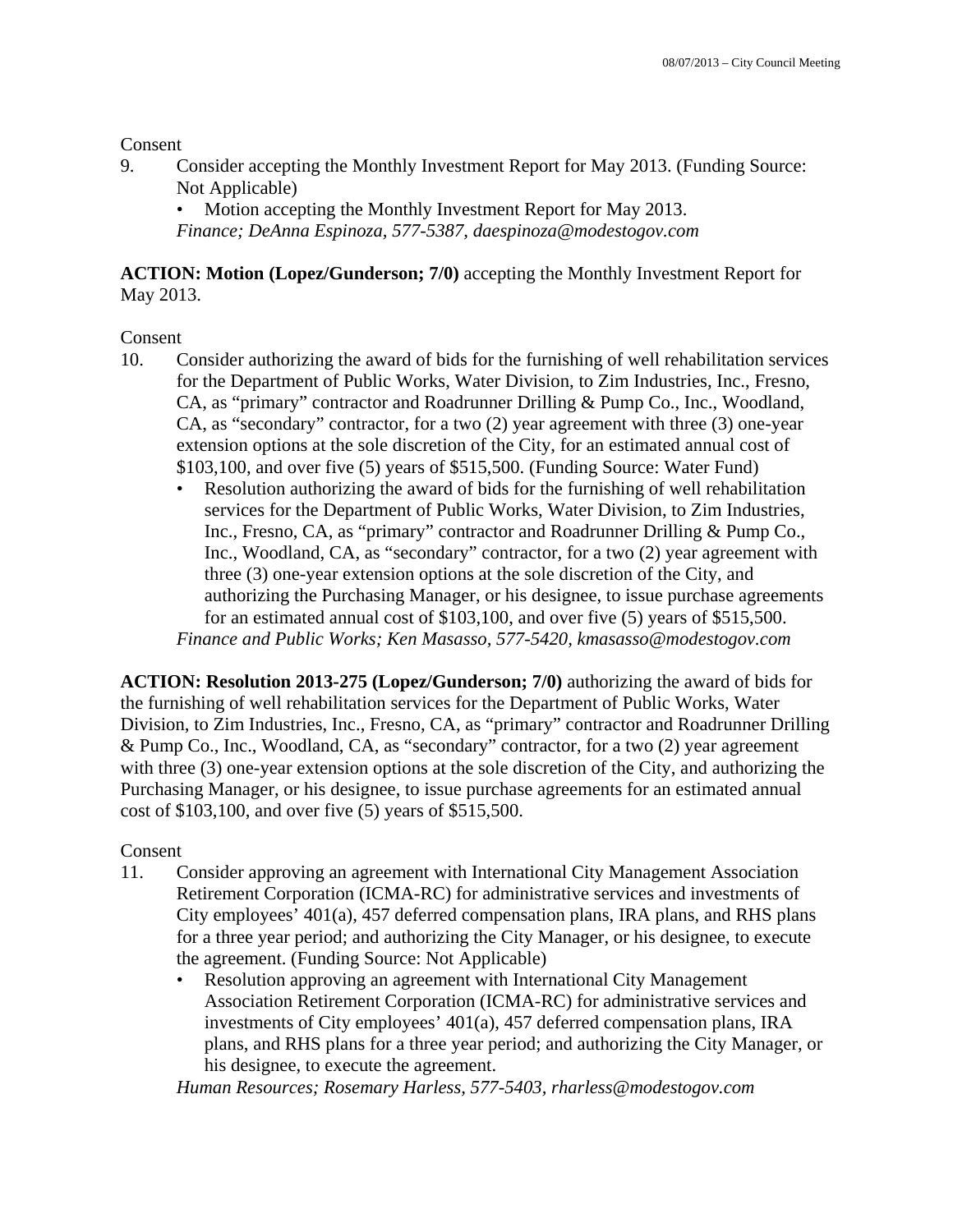Consent

9. Consider accepting the Monthly Investment Report for May 2013. (Funding Source: Not Applicable)
   - Motion accepting the Monthly Investment Report for May 2013.

   *Finance; DeAnna Espinoza, 577-5387, daespinoza@modestogov.com*

**ACTION: Motion (Lopez/Gunderson; 7/0)** accepting the Monthly Investment Report for May 2013.

Consent

10. Consider authorizing the award of bids for the furnishing of well rehabilitation services for the Department of Public Works, Water Division, to Zim Industries, Inc., Fresno, CA, as "primary" contractor and Roadrunner Drilling & Pump Co., Inc., Woodland, CA, as "secondary" contractor, for a two (2) year agreement with three (3) one-year extension options at the sole discretion of the City, for an estimated annual cost of $103,100, and over five (5) years of $515,500. (Funding Source: Water Fund)
    - Resolution authorizing the award of bids for the furnishing of well rehabilitation services for the Department of Public Works, Water Division, to Zim Industries, Inc., Fresno, CA, as "primary" contractor and Roadrunner Drilling & Pump Co., Inc., Woodland, CA, as "secondary" contractor, for a two (2) year agreement with three (3) one-year extension options at the sole discretion of the City, and authorizing the Purchasing Manager, or his designee, to issue purchase agreements for an estimated annual cost of $103,100, and over five (5) years of $515,500.

    *Finance and Public Works; Ken Masasso, 577-5420, kmasasso@modestogov.com*

**ACTION: Resolution 2013-275 (Lopez/Gunderson; 7/0)** authorizing the award of bids for the furnishing of well rehabilitation services for the Department of Public Works, Water Division, to Zim Industries, Inc., Fresno, CA, as "primary" contractor and Roadrunner Drilling & Pump Co., Inc., Woodland, CA, as "secondary" contractor, for a two (2) year agreement with three (3) one-year extension options at the sole discretion of the City, and authorizing the Purchasing Manager, or his designee, to issue purchase agreements for an estimated annual cost of $103,100, and over five (5) years of $515,500.

Consent

11. Consider approving an agreement with International City Management Association Retirement Corporation (ICMA-RC) for administrative services and investments of City employees' 401(a), 457 deferred compensation plans, IRA plans, and RHS plans for a three year period; and authorizing the City Manager, or his designee, to execute the agreement. (Funding Source: Not Applicable)
    - Resolution approving an agreement with International City Management Association Retirement Corporation (ICMA-RC) for administrative services and investments of City employees' 401(a), 457 deferred compensation plans, IRA plans, and RHS plans for a three year period; and authorizing the City Manager, or his designee, to execute the agreement.

    *Human Resources; Rosemary Harless, 577-5403, rharless@modestogov.com*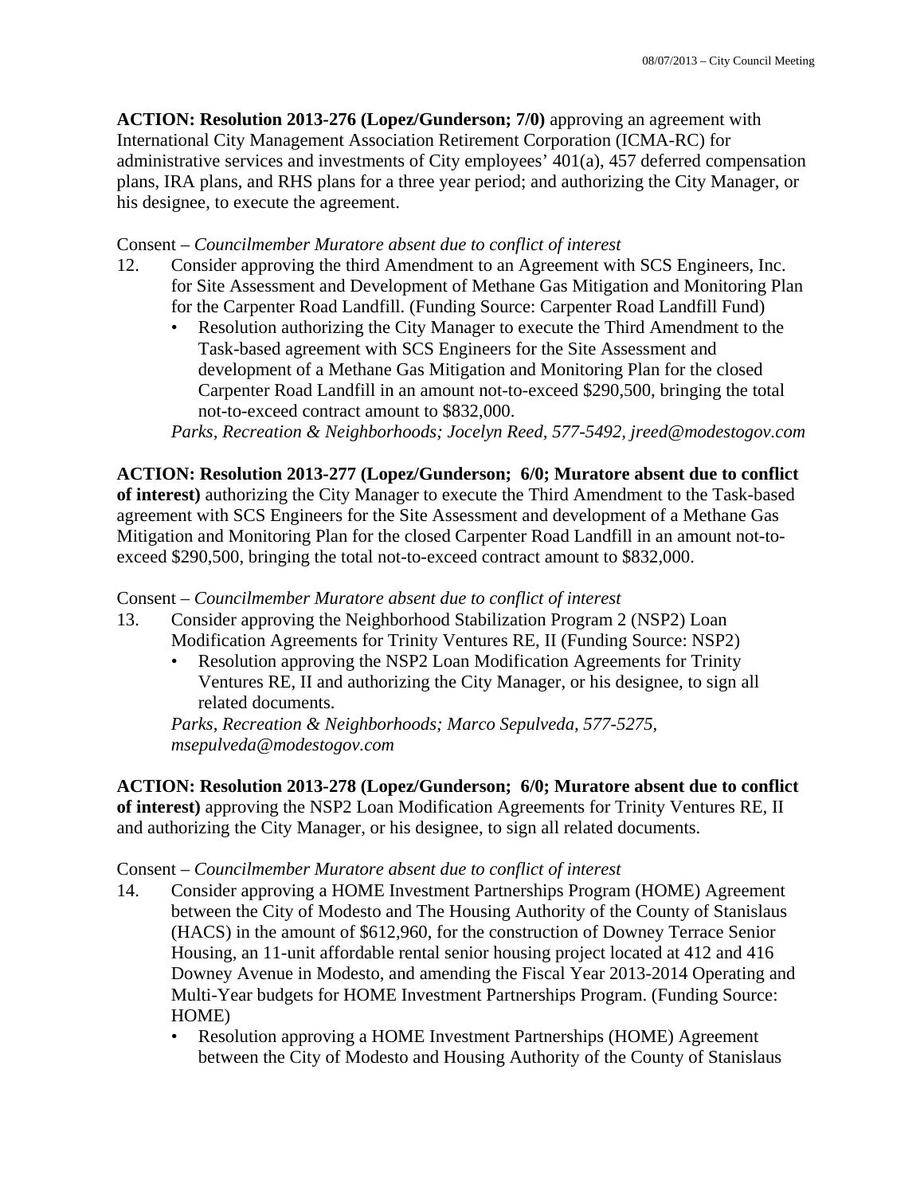**ACTION: Resolution 2013-276 (Lopez/Gunderson; 7/0)** approving an agreement with International City Management Association Retirement Corporation (ICMA-RC) for administrative services and investments of City employees' 401(a), 457 deferred compensation plans, IRA plans, and RHS plans for a three year period; and authorizing the City Manager, or his designee, to execute the agreement.

Consent – *Councilmember Muratore absent due to conflict of interest*

12. Consider approving the third Amendment to an Agreement with SCS Engineers, Inc. for Site Assessment and Development of Methane Gas Mitigation and Monitoring Plan for the Carpenter Road Landfill. (Funding Source: Carpenter Road Landfill Fund)
    - Resolution authorizing the City Manager to execute the Third Amendment to the Task-based agreement with SCS Engineers for the Site Assessment and development of a Methane Gas Mitigation and Monitoring Plan for the closed Carpenter Road Landfill in an amount not-to-exceed $290,500, bringing the total not-to-exceed contract amount to $832,000.

    *Parks, Recreation & Neighborhoods; Jocelyn Reed, 577-5492, jreed@modestogov.com*

**ACTION: Resolution 2013-277 (Lopez/Gunderson; 6/0; Muratore absent due to conflict of interest)** authorizing the City Manager to execute the Third Amendment to the Task-based agreement with SCS Engineers for the Site Assessment and development of a Methane Gas Mitigation and Monitoring Plan for the closed Carpenter Road Landfill in an amount not-to-exceed $290,500, bringing the total not-to-exceed contract amount to $832,000.

Consent – *Councilmember Muratore absent due to conflict of interest*

13. Consider approving the Neighborhood Stabilization Program 2 (NSP2) Loan Modification Agreements for Trinity Ventures RE, II (Funding Source: NSP2)
    - Resolution approving the NSP2 Loan Modification Agreements for Trinity Ventures RE, II and authorizing the City Manager, or his designee, to sign all related documents.

    *Parks, Recreation & Neighborhoods; Marco Sepulveda, 577-5275, msepulveda@modestogov.com*

**ACTION: Resolution 2013-278 (Lopez/Gunderson; 6/0; Muratore absent due to conflict of interest)** approving the NSP2 Loan Modification Agreements for Trinity Ventures RE, II and authorizing the City Manager, or his designee, to sign all related documents.

Consent – *Councilmember Muratore absent due to conflict of interest*

14. Consider approving a HOME Investment Partnerships Program (HOME) Agreement between the City of Modesto and The Housing Authority of the County of Stanislaus (HACS) in the amount of $612,960, for the construction of Downey Terrace Senior Housing, an 11-unit affordable rental senior housing project located at 412 and 416 Downey Avenue in Modesto, and amending the Fiscal Year 2013-2014 Operating and Multi-Year budgets for HOME Investment Partnerships Program. (Funding Source: HOME)
    - Resolution approving a HOME Investment Partnerships (HOME) Agreement between the City of Modesto and Housing Authority of the County of Stanislaus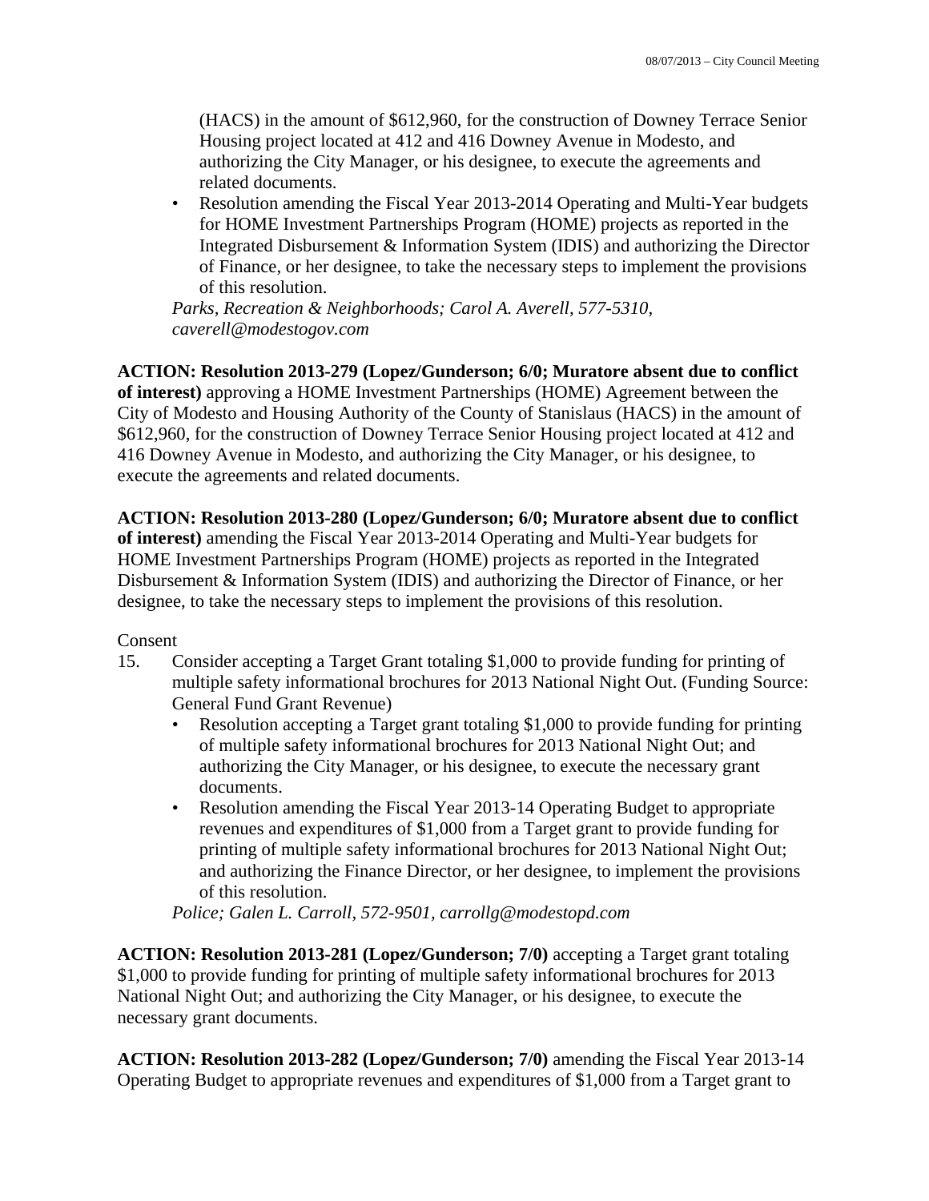(HACS) in the amount of $612,960, for the construction of Downey Terrace Senior Housing project located at 412 and 416 Downey Avenue in Modesto, and authorizing the City Manager, or his designee, to execute the agreements and related documents.

- Resolution amending the Fiscal Year 2013-2014 Operating and Multi-Year budgets for HOME Investment Partnerships Program (HOME) projects as reported in the Integrated Disbursement & Information System (IDIS) and authorizing the Director of Finance, or her designee, to take the necessary steps to implement the provisions of this resolution.

*Parks, Recreation & Neighborhoods; Carol A. Averell, 577-5310, caverell@modestogov.com*

**ACTION: Resolution 2013-279 (Lopez/Gunderson; 6/0; Muratore absent due to conflict of interest)** approving a HOME Investment Partnerships (HOME) Agreement between the City of Modesto and Housing Authority of the County of Stanislaus (HACS) in the amount of $612,960, for the construction of Downey Terrace Senior Housing project located at 412 and 416 Downey Avenue in Modesto, and authorizing the City Manager, or his designee, to execute the agreements and related documents.

**ACTION: Resolution 2013-280 (Lopez/Gunderson; 6/0; Muratore absent due to conflict of interest)** amending the Fiscal Year 2013-2014 Operating and Multi-Year budgets for HOME Investment Partnerships Program (HOME) projects as reported in the Integrated Disbursement & Information System (IDIS) and authorizing the Director of Finance, or her designee, to take the necessary steps to implement the provisions of this resolution.

Consent

15. Consider accepting a Target Grant totaling $1,000 to provide funding for printing of multiple safety informational brochures for 2013 National Night Out. (Funding Source: General Fund Grant Revenue)
    - Resolution accepting a Target grant totaling $1,000 to provide funding for printing of multiple safety informational brochures for 2013 National Night Out; and authorizing the City Manager, or his designee, to execute the necessary grant documents.
    - Resolution amending the Fiscal Year 2013-14 Operating Budget to appropriate revenues and expenditures of $1,000 from a Target grant to provide funding for printing of multiple safety informational brochures for 2013 National Night Out; and authorizing the Finance Director, or her designee, to implement the provisions of this resolution.

    *Police; Galen L. Carroll, 572-9501, carrollg@modestopd.com*

**ACTION: Resolution 2013-281 (Lopez/Gunderson; 7/0)** accepting a Target grant totaling $1,000 to provide funding for printing of multiple safety informational brochures for 2013 National Night Out; and authorizing the City Manager, or his designee, to execute the necessary grant documents.

**ACTION: Resolution 2013-282 (Lopez/Gunderson; 7/0)** amending the Fiscal Year 2013-14 Operating Budget to appropriate revenues and expenditures of $1,000 from a Target grant to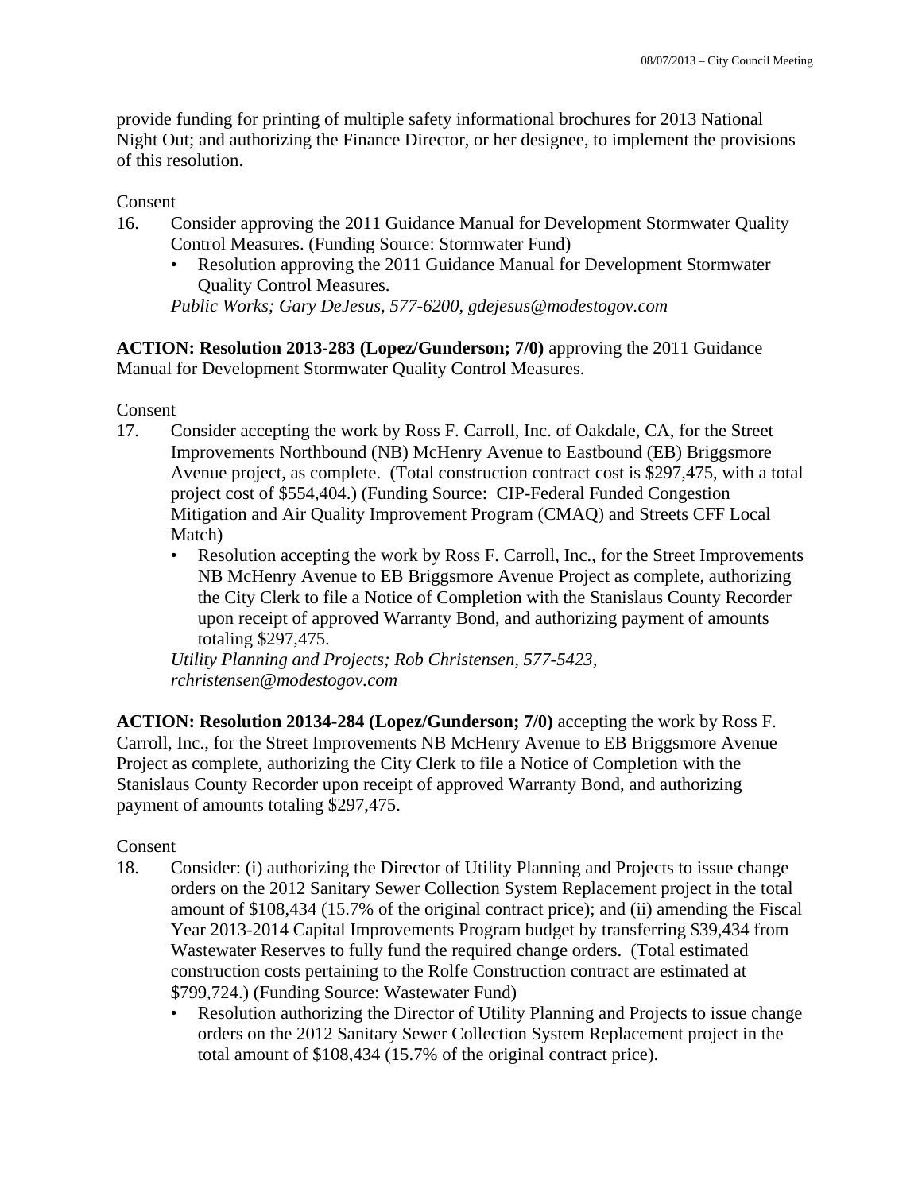provide funding for printing of multiple safety informational brochures for 2013 National Night Out; and authorizing the Finance Director, or her designee, to implement the provisions of this resolution.

Consent

16. Consider approving the 2011 Guidance Manual for Development Stormwater Quality Control Measures. (Funding Source: Stormwater Fund)
    - Resolution approving the 2011 Guidance Manual for Development Stormwater Quality Control Measures.

    *Public Works; Gary DeJesus, 577-6200, gdejesus@modestogov.com*

**ACTION: Resolution 2013-283 (Lopez/Gunderson; 7/0)** approving the 2011 Guidance Manual for Development Stormwater Quality Control Measures.

Consent

17. Consider accepting the work by Ross F. Carroll, Inc. of Oakdale, CA, for the Street Improvements Northbound (NB) McHenry Avenue to Eastbound (EB) Briggsmore Avenue project, as complete. (Total construction contract cost is $297,475, with a total project cost of $554,404.) (Funding Source: CIP-Federal Funded Congestion Mitigation and Air Quality Improvement Program (CMAQ) and Streets CFF Local Match)
    - Resolution accepting the work by Ross F. Carroll, Inc., for the Street Improvements NB McHenry Avenue to EB Briggsmore Avenue Project as complete, authorizing the City Clerk to file a Notice of Completion with the Stanislaus County Recorder upon receipt of approved Warranty Bond, and authorizing payment of amounts totaling $297,475.

    *Utility Planning and Projects; Rob Christensen, 577-5423, rchristensen@modestogov.com*

**ACTION: Resolution 20134-284 (Lopez/Gunderson; 7/0)** accepting the work by Ross F. Carroll, Inc., for the Street Improvements NB McHenry Avenue to EB Briggsmore Avenue Project as complete, authorizing the City Clerk to file a Notice of Completion with the Stanislaus County Recorder upon receipt of approved Warranty Bond, and authorizing payment of amounts totaling $297,475.

Consent

18. Consider: (i) authorizing the Director of Utility Planning and Projects to issue change orders on the 2012 Sanitary Sewer Collection System Replacement project in the total amount of $108,434 (15.7% of the original contract price); and (ii) amending the Fiscal Year 2013-2014 Capital Improvements Program budget by transferring $39,434 from Wastewater Reserves to fully fund the required change orders. (Total estimated construction costs pertaining to the Rolfe Construction contract are estimated at $799,724.) (Funding Source: Wastewater Fund)
    - Resolution authorizing the Director of Utility Planning and Projects to issue change orders on the 2012 Sanitary Sewer Collection System Replacement project in the total amount of $108,434 (15.7% of the original contract price).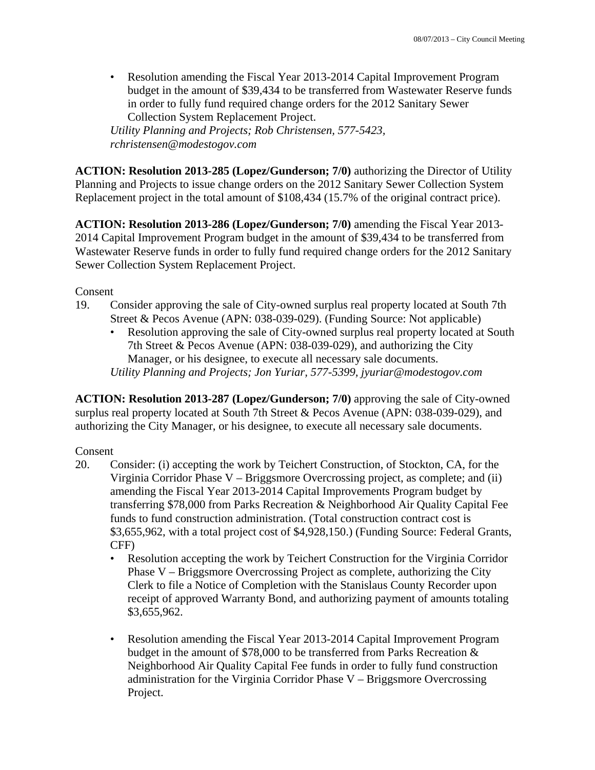- Resolution amending the Fiscal Year 2013-2014 Capital Improvement Program budget in the amount of $39,434 to be transferred from Wastewater Reserve funds in order to fully fund required change orders for the 2012 Sanitary Sewer Collection System Replacement Project.

*Utility Planning and Projects; Rob Christensen, 577-5423, rchristensen@modestogov.com*

**ACTION: Resolution 2013-285 (Lopez/Gunderson; 7/0)** authorizing the Director of Utility Planning and Projects to issue change orders on the 2012 Sanitary Sewer Collection System Replacement project in the total amount of $108,434 (15.7% of the original contract price).

**ACTION: Resolution 2013-286 (Lopez/Gunderson; 7/0)** amending the Fiscal Year 2013-2014 Capital Improvement Program budget in the amount of $39,434 to be transferred from Wastewater Reserve funds in order to fully fund required change orders for the 2012 Sanitary Sewer Collection System Replacement Project.

Consent

19. Consider approving the sale of City-owned surplus real property located at South 7th Street & Pecos Avenue (APN: 038-039-029). (Funding Source: Not applicable)
    - Resolution approving the sale of City-owned surplus real property located at South 7th Street & Pecos Avenue (APN: 038-039-029), and authorizing the City Manager, or his designee, to execute all necessary sale documents.

    *Utility Planning and Projects; Jon Yuriar, 577-5399, jyuriar@modestogov.com*

**ACTION: Resolution 2013-287 (Lopez/Gunderson; 7/0)** approving the sale of City-owned surplus real property located at South 7th Street & Pecos Avenue (APN: 038-039-029), and authorizing the City Manager, or his designee, to execute all necessary sale documents.

Consent

20. Consider: (i) accepting the work by Teichert Construction, of Stockton, CA, for the Virginia Corridor Phase V – Briggsmore Overcrossing project, as complete; and (ii) amending the Fiscal Year 2013-2014 Capital Improvements Program budget by transferring $78,000 from Parks Recreation & Neighborhood Air Quality Capital Fee funds to fund construction administration. (Total construction contract cost is $3,655,962, with a total project cost of $4,928,150.) (Funding Source: Federal Grants, CFF)
    - Resolution accepting the work by Teichert Construction for the Virginia Corridor Phase V – Briggsmore Overcrossing Project as complete, authorizing the City Clerk to file a Notice of Completion with the Stanislaus County Recorder upon receipt of approved Warranty Bond, and authorizing payment of amounts totaling $3,655,962.
    - Resolution amending the Fiscal Year 2013-2014 Capital Improvement Program budget in the amount of $78,000 to be transferred from Parks Recreation & Neighborhood Air Quality Capital Fee funds in order to fully fund construction administration for the Virginia Corridor Phase V – Briggsmore Overcrossing Project.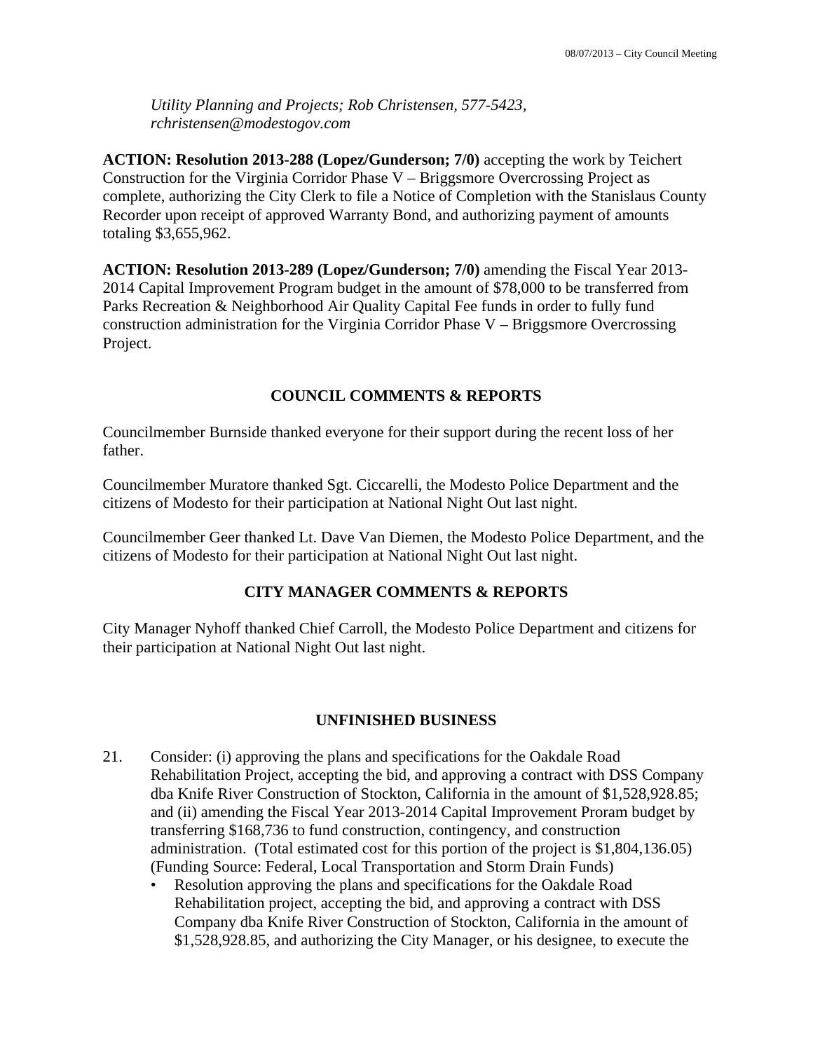*Utility Planning and Projects; Rob Christensen, 577-5423, rchristensen@modestogov.com*

**ACTION: Resolution 2013-288 (Lopez/Gunderson; 7/0)** accepting the work by Teichert Construction for the Virginia Corridor Phase V – Briggsmore Overcrossing Project as complete, authorizing the City Clerk to file a Notice of Completion with the Stanislaus County Recorder upon receipt of approved Warranty Bond, and authorizing payment of amounts totaling $3,655,962.

**ACTION: Resolution 2013-289 (Lopez/Gunderson; 7/0)** amending the Fiscal Year 2013-2014 Capital Improvement Program budget in the amount of $78,000 to be transferred from Parks Recreation & Neighborhood Air Quality Capital Fee funds in order to fully fund construction administration for the Virginia Corridor Phase V – Briggsmore Overcrossing Project.

## COUNCIL COMMENTS & REPORTS

Councilmember Burnside thanked everyone for their support during the recent loss of her father.

Councilmember Muratore thanked Sgt. Ciccarelli, the Modesto Police Department and the citizens of Modesto for their participation at National Night Out last night.

Councilmember Geer thanked Lt. Dave Van Diemen, the Modesto Police Department, and the citizens of Modesto for their participation at National Night Out last night.

## CITY MANAGER COMMENTS & REPORTS

City Manager Nyhoff thanked Chief Carroll, the Modesto Police Department and citizens for their participation at National Night Out last night.

## UNFINISHED BUSINESS

21. Consider: (i) approving the plans and specifications for the Oakdale Road Rehabilitation Project, accepting the bid, and approving a contract with DSS Company dba Knife River Construction of Stockton, California in the amount of $1,528,928.85; and (ii) amending the Fiscal Year 2013-2014 Capital Improvement Proram budget by transferring $168,736 to fund construction, contingency, and construction administration. (Total estimated cost for this portion of the project is $1,804,136.05) (Funding Source: Federal, Local Transportation and Storm Drain Funds)
    - Resolution approving the plans and specifications for the Oakdale Road Rehabilitation project, accepting the bid, and approving a contract with DSS Company dba Knife River Construction of Stockton, California in the amount of $1,528,928.85, and authorizing the City Manager, or his designee, to execute the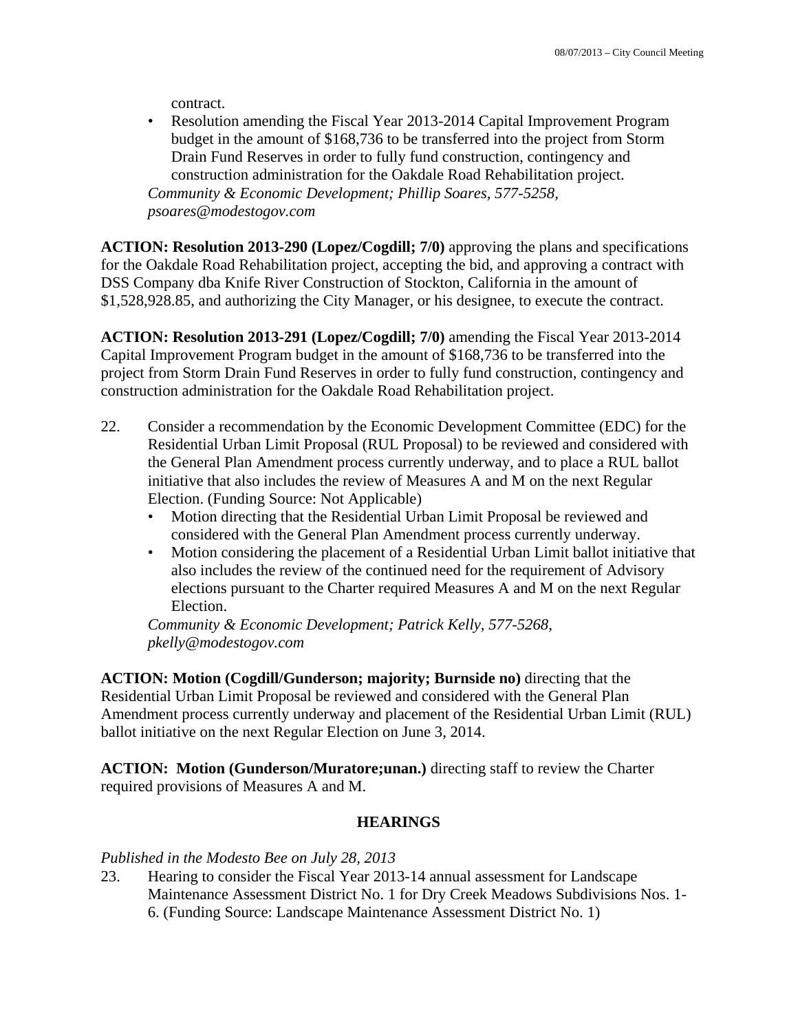contract.

- Resolution amending the Fiscal Year 2013-2014 Capital Improvement Program budget in the amount of $168,736 to be transferred into the project from Storm Drain Fund Reserves in order to fully fund construction, contingency and construction administration for the Oakdale Road Rehabilitation project.

*Community & Economic Development; Phillip Soares, 577-5258, psoares@modestogov.com*

**ACTION: Resolution 2013-290 (Lopez/Cogdill; 7/0)** approving the plans and specifications for the Oakdale Road Rehabilitation project, accepting the bid, and approving a contract with DSS Company dba Knife River Construction of Stockton, California in the amount of $1,528,928.85, and authorizing the City Manager, or his designee, to execute the contract.

**ACTION: Resolution 2013-291 (Lopez/Cogdill; 7/0)** amending the Fiscal Year 2013-2014 Capital Improvement Program budget in the amount of $168,736 to be transferred into the project from Storm Drain Fund Reserves in order to fully fund construction, contingency and construction administration for the Oakdale Road Rehabilitation project.

22. Consider a recommendation by the Economic Development Committee (EDC) for the Residential Urban Limit Proposal (RUL Proposal) to be reviewed and considered with the General Plan Amendment process currently underway, and to place a RUL ballot initiative that also includes the review of Measures A and M on the next Regular Election. (Funding Source: Not Applicable)
    - Motion directing that the Residential Urban Limit Proposal be reviewed and considered with the General Plan Amendment process currently underway.
    - Motion considering the placement of a Residential Urban Limit ballot initiative that also includes the review of the continued need for the requirement of Advisory elections pursuant to the Charter required Measures A and M on the next Regular Election.

    *Community & Economic Development; Patrick Kelly, 577-5268, pkelly@modestogov.com*

**ACTION: Motion (Cogdill/Gunderson; majority; Burnside no)** directing that the Residential Urban Limit Proposal be reviewed and considered with the General Plan Amendment process currently underway and placement of the Residential Urban Limit (RUL) ballot initiative on the next Regular Election on June 3, 2014.

**ACTION: Motion (Gunderson/Muratore;unan.)** directing staff to review the Charter required provisions of Measures A and M.

## HEARINGS

*Published in the Modesto Bee on July 28, 2013*

23. Hearing to consider the Fiscal Year 2013-14 annual assessment for Landscape Maintenance Assessment District No. 1 for Dry Creek Meadows Subdivisions Nos. 1-6. (Funding Source: Landscape Maintenance Assessment District No. 1)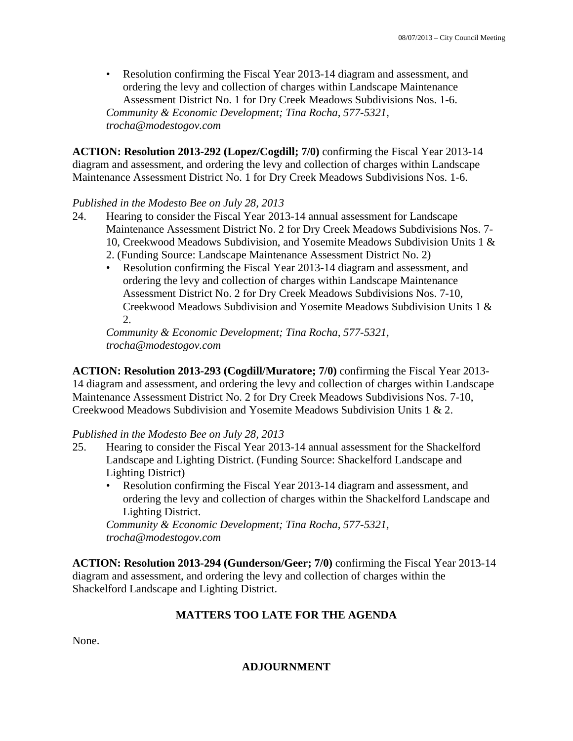- Resolution confirming the Fiscal Year 2013-14 diagram and assessment, and ordering the levy and collection of charges within Landscape Maintenance Assessment District No. 1 for Dry Creek Meadows Subdivisions Nos. 1-6.

*Community & Economic Development; Tina Rocha, 577-5321, trocha@modestogov.com*

**ACTION: Resolution 2013-292 (Lopez/Cogdill; 7/0)** confirming the Fiscal Year 2013-14 diagram and assessment, and ordering the levy and collection of charges within Landscape Maintenance Assessment District No. 1 for Dry Creek Meadows Subdivisions Nos. 1-6.

*Published in the Modesto Bee on July 28, 2013*

24. Hearing to consider the Fiscal Year 2013-14 annual assessment for Landscape Maintenance Assessment District No. 2 for Dry Creek Meadows Subdivisions Nos. 7-10, Creekwood Meadows Subdivision, and Yosemite Meadows Subdivision Units 1 & 2. (Funding Source: Landscape Maintenance Assessment District No. 2)
    - Resolution confirming the Fiscal Year 2013-14 diagram and assessment, and ordering the levy and collection of charges within Landscape Maintenance Assessment District No. 2 for Dry Creek Meadows Subdivisions Nos. 7-10, Creekwood Meadows Subdivision and Yosemite Meadows Subdivision Units 1 & 2.

    *Community & Economic Development; Tina Rocha, 577-5321, trocha@modestogov.com*

**ACTION: Resolution 2013-293 (Cogdill/Muratore; 7/0)** confirming the Fiscal Year 2013-14 diagram and assessment, and ordering the levy and collection of charges within Landscape Maintenance Assessment District No. 2 for Dry Creek Meadows Subdivisions Nos. 7-10, Creekwood Meadows Subdivision and Yosemite Meadows Subdivision Units 1 & 2.

*Published in the Modesto Bee on July 28, 2013*

25. Hearing to consider the Fiscal Year 2013-14 annual assessment for the Shackelford Landscape and Lighting District. (Funding Source: Shackelford Landscape and Lighting District)
    - Resolution confirming the Fiscal Year 2013-14 diagram and assessment, and ordering the levy and collection of charges within the Shackelford Landscape and Lighting District.

    *Community & Economic Development; Tina Rocha, 577-5321, trocha@modestogov.com*

**ACTION: Resolution 2013-294 (Gunderson/Geer; 7/0)** confirming the Fiscal Year 2013-14 diagram and assessment, and ordering the levy and collection of charges within the Shackelford Landscape and Lighting District.

## MATTERS TOO LATE FOR THE AGENDA

None.

## ADJOURNMENT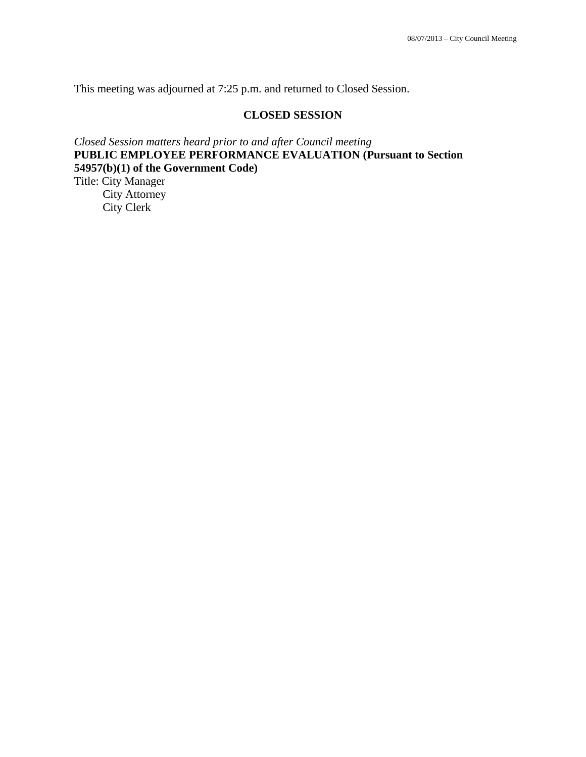This meeting was adjourned at 7:25 p.m. and returned to Closed Session.

## CLOSED SESSION

*Closed Session matters heard prior to and after Council meeting*

**PUBLIC EMPLOYEE PERFORMANCE EVALUATION (Pursuant to Section 54957(b)(1) of the Government Code)**

Title: City Manager
City Attorney
City Clerk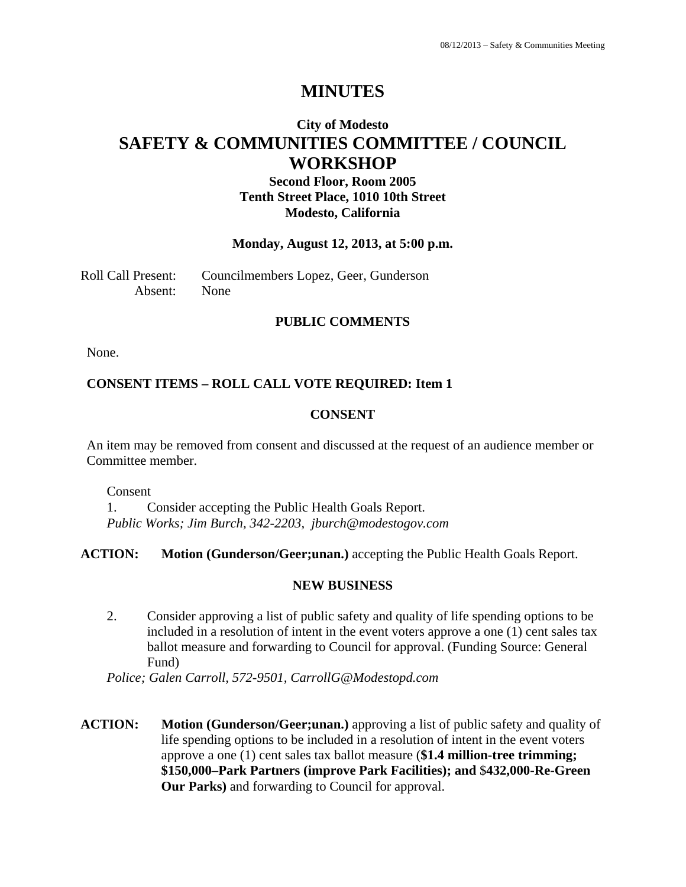# MINUTES

## City of Modesto

# SAFETY & COMMUNITIES COMMITTEE / COUNCIL WORKSHOP

**Second Floor, Room 2005**
**Tenth Street Place, 1010 10th Street**
**Modesto, California**

**Monday, August 12, 2013, at 5:00 p.m.**

Roll Call Present: Councilmembers Lopez, Geer, Gunderson
Absent: None

### PUBLIC COMMENTS

None.

### CONSENT ITEMS – ROLL CALL VOTE REQUIRED: Item 1

### CONSENT

An item may be removed from consent and discussed at the request of an audience member or Committee member.

Consent

1. Consider accepting the Public Health Goals Report.

*Public Works; Jim Burch, 342-2203, jburch@modestogov.com*

**ACTION:** **Motion (Gunderson/Geer;unan.)** accepting the Public Health Goals Report.

### NEW BUSINESS

2. Consider approving a list of public safety and quality of life spending options to be included in a resolution of intent in the event voters approve a one (1) cent sales tax ballot measure and forwarding to Council for approval. (Funding Source: General Fund)

*Police; Galen Carroll, 572-9501, CarrollG@Modestopd.com*

**ACTION:** **Motion (Gunderson/Geer;unan.)** approving a list of public safety and quality of life spending options to be included in a resolution of intent in the event voters approve a one (1) cent sales tax ballot measure (**$1.4 million-tree trimming; $150,000–Park Partners (improve Park Facilities); and** $**432,000-Re-Green Our Parks)** and forwarding to Council for approval.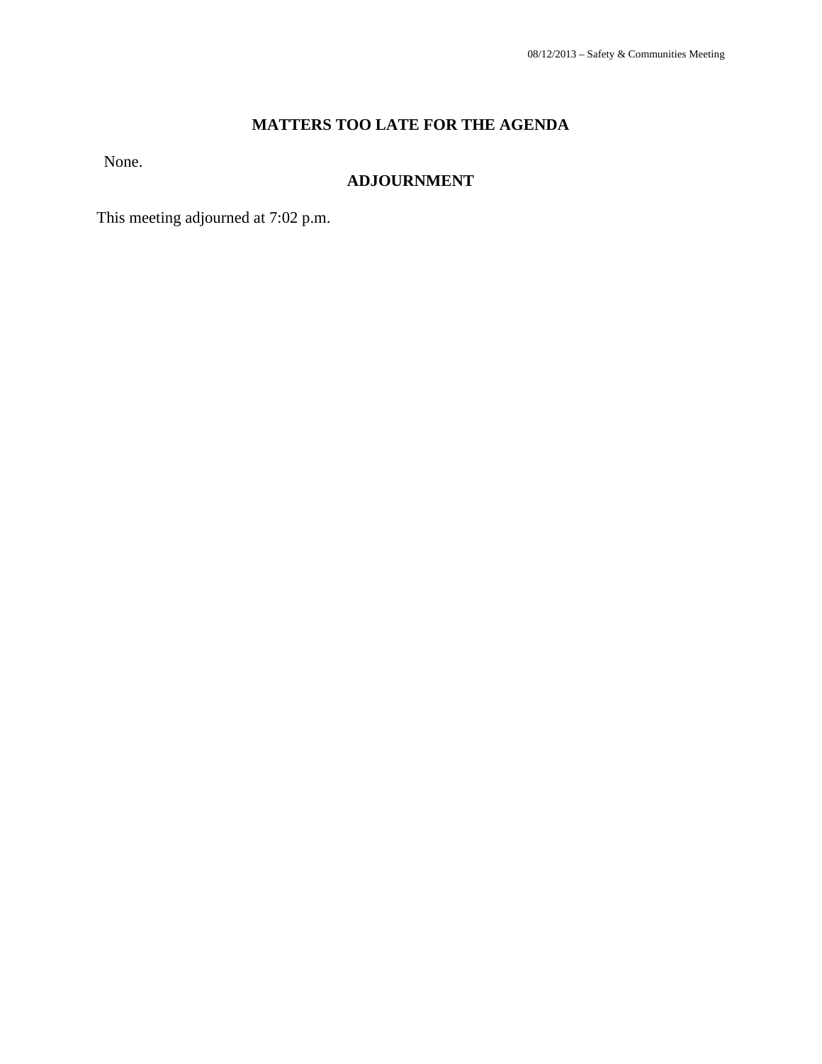## MATTERS TOO LATE FOR THE AGENDA

None.

## ADJOURNMENT

This meeting adjourned at 7:02 p.m.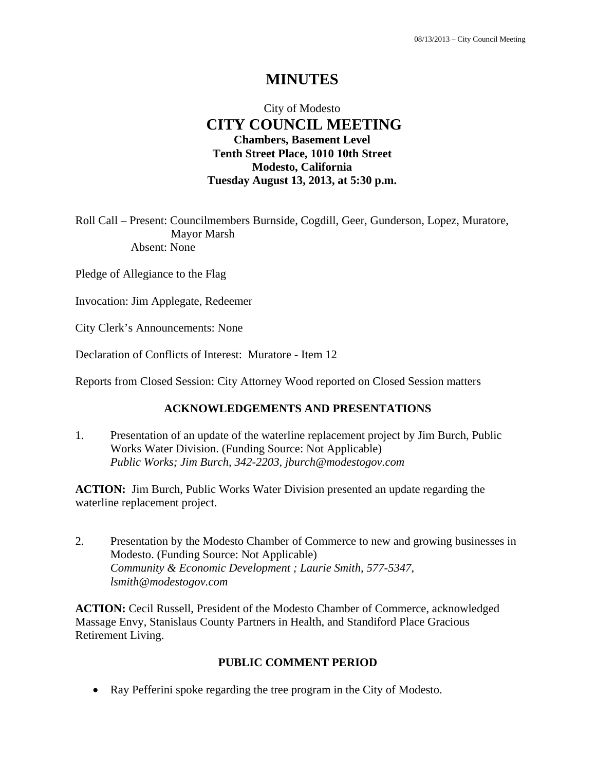# MINUTES

City of Modesto
## CITY COUNCIL MEETING
**Chambers, Basement Level**
**Tenth Street Place, 1010 10th Street**
**Modesto, California**
**Tuesday August 13, 2013, at 5:30 p.m.**

Roll Call – Present: Councilmembers Burnside, Cogdill, Geer, Gunderson, Lopez, Muratore, Mayor Marsh
Absent: None

Pledge of Allegiance to the Flag

Invocation: Jim Applegate, Redeemer

City Clerk's Announcements: None

Declaration of Conflicts of Interest: Muratore - Item 12

Reports from Closed Session: City Attorney Wood reported on Closed Session matters

### ACKNOWLEDGEMENTS AND PRESENTATIONS

1. Presentation of an update of the waterline replacement project by Jim Burch, Public Works Water Division. (Funding Source: Not Applicable)
*Public Works; Jim Burch, 342-2203, jburch@modestogov.com*

**ACTION:** Jim Burch, Public Works Water Division presented an update regarding the waterline replacement project.

2. Presentation by the Modesto Chamber of Commerce to new and growing businesses in Modesto. (Funding Source: Not Applicable)
*Community & Economic Development ; Laurie Smith, 577-5347, lsmith@modestogov.com*

**ACTION:** Cecil Russell, President of the Modesto Chamber of Commerce, acknowledged Massage Envy, Stanislaus County Partners in Health, and Standiford Place Gracious Retirement Living.

### PUBLIC COMMENT PERIOD

- Ray Pefferini spoke regarding the tree program in the City of Modesto.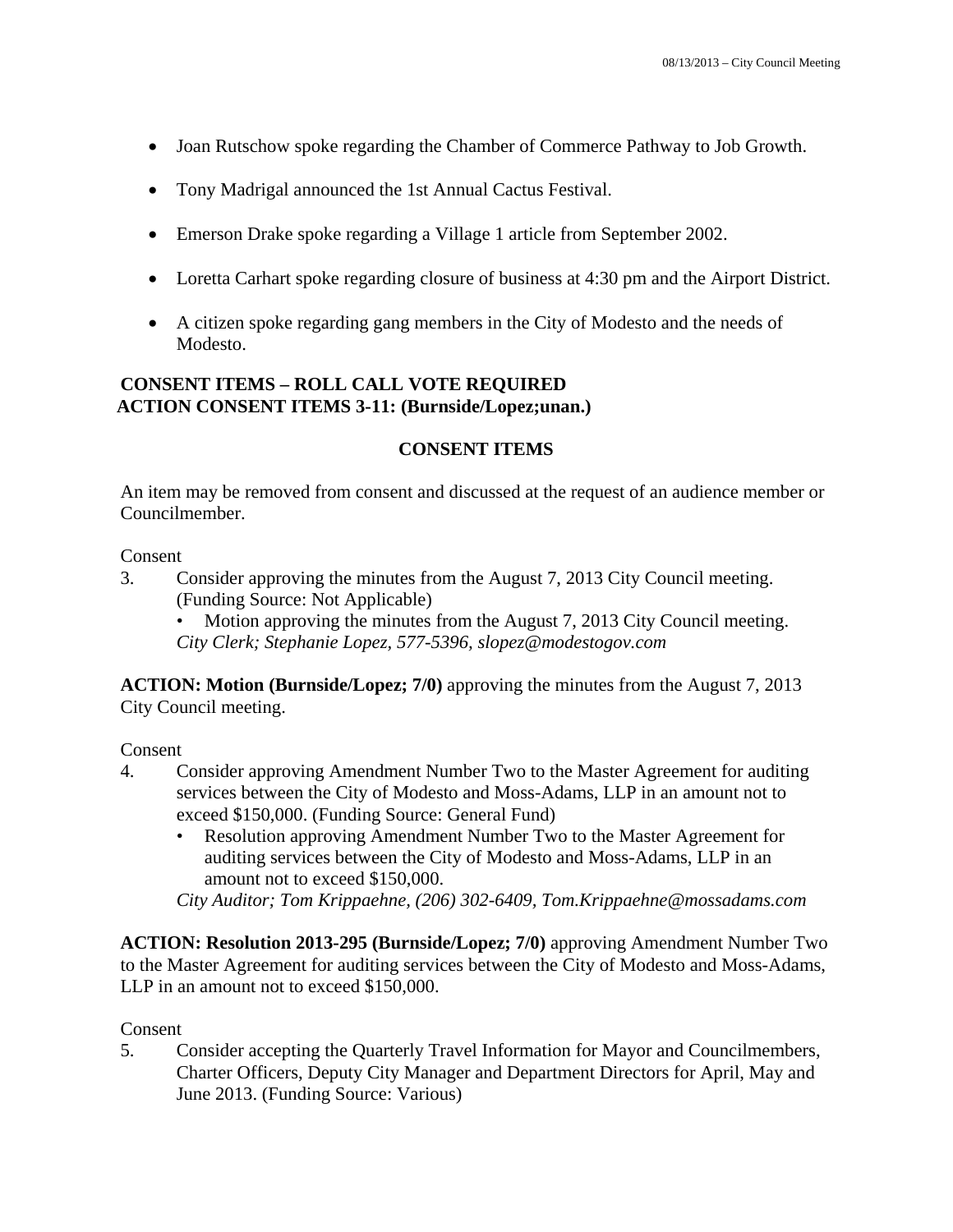- Joan Rutschow spoke regarding the Chamber of Commerce Pathway to Job Growth.
- Tony Madrigal announced the 1st Annual Cactus Festival.
- Emerson Drake spoke regarding a Village 1 article from September 2002.
- Loretta Carhart spoke regarding closure of business at 4:30 pm and the Airport District.
- A citizen spoke regarding gang members in the City of Modesto and the needs of Modesto.

**CONSENT ITEMS – ROLL CALL VOTE REQUIRED**
**ACTION CONSENT ITEMS 3-11: (Burnside/Lopez;unan.)**

## CONSENT ITEMS

An item may be removed from consent and discussed at the request of an audience member or Councilmember.

Consent

3. Consider approving the minutes from the August 7, 2013 City Council meeting. (Funding Source: Not Applicable)
   - Motion approving the minutes from the August 7, 2013 City Council meeting.

   *City Clerk; Stephanie Lopez, 577-5396, slopez@modestogov.com*

**ACTION: Motion (Burnside/Lopez; 7/0)** approving the minutes from the August 7, 2013 City Council meeting.

Consent

4. Consider approving Amendment Number Two to the Master Agreement for auditing services between the City of Modesto and Moss-Adams, LLP in an amount not to exceed $150,000. (Funding Source: General Fund)
   - Resolution approving Amendment Number Two to the Master Agreement for auditing services between the City of Modesto and Moss-Adams, LLP in an amount not to exceed $150,000.

   *City Auditor; Tom Krippaehne, (206) 302-6409, Tom.Krippaehne@mossadams.com*

**ACTION: Resolution 2013-295 (Burnside/Lopez; 7/0)** approving Amendment Number Two to the Master Agreement for auditing services between the City of Modesto and Moss-Adams, LLP in an amount not to exceed $150,000.

Consent

5. Consider accepting the Quarterly Travel Information for Mayor and Councilmembers, Charter Officers, Deputy City Manager and Department Directors for April, May and June 2013. (Funding Source: Various)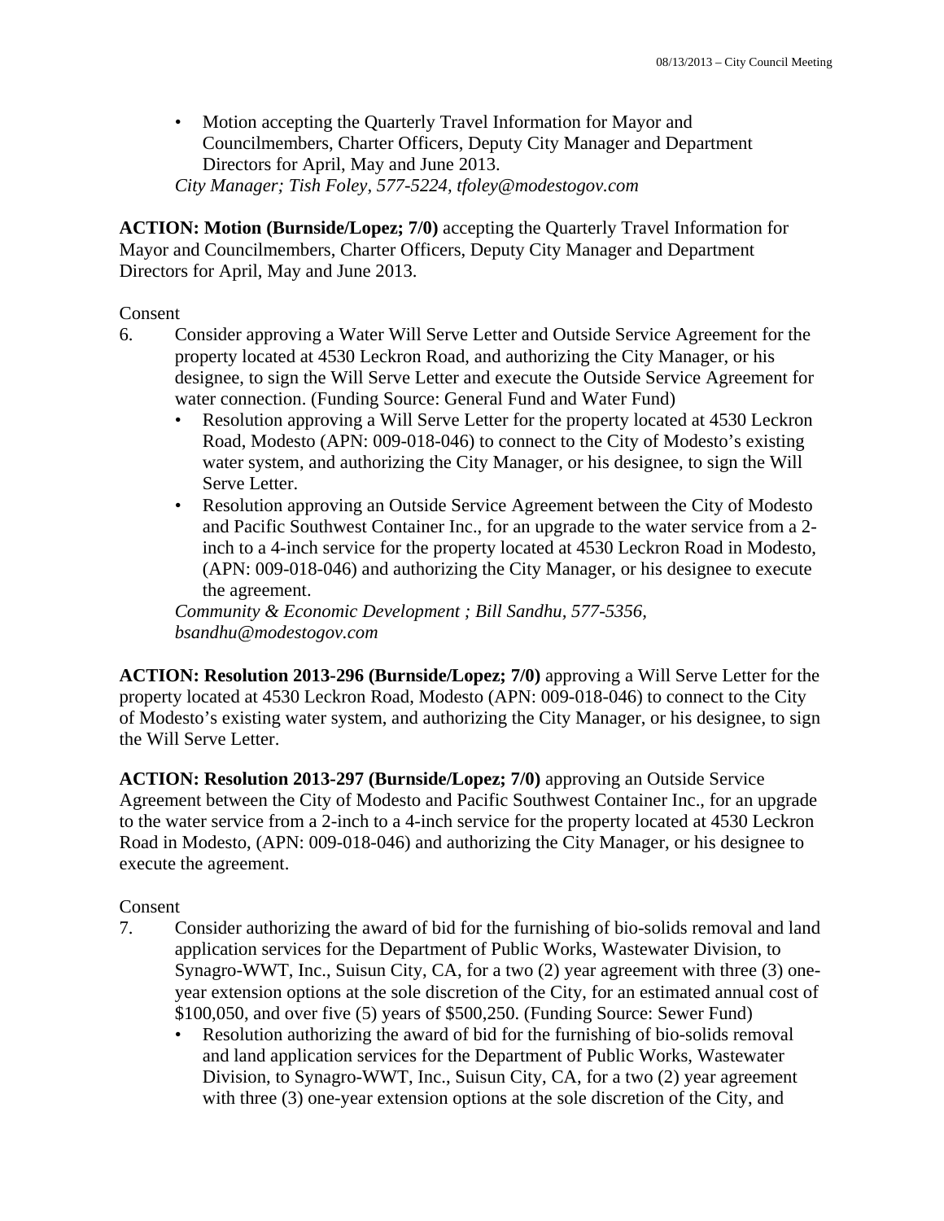- Motion accepting the Quarterly Travel Information for Mayor and Councilmembers, Charter Officers, Deputy City Manager and Department Directors for April, May and June 2013.

*City Manager; Tish Foley, 577-5224, tfoley@modestogov.com*

**ACTION: Motion (Burnside/Lopez; 7/0)** accepting the Quarterly Travel Information for Mayor and Councilmembers, Charter Officers, Deputy City Manager and Department Directors for April, May and June 2013.

Consent

6. Consider approving a Water Will Serve Letter and Outside Service Agreement for the property located at 4530 Leckron Road, and authorizing the City Manager, or his designee, to sign the Will Serve Letter and execute the Outside Service Agreement for water connection. (Funding Source: General Fund and Water Fund)
   - Resolution approving a Will Serve Letter for the property located at 4530 Leckron Road, Modesto (APN: 009-018-046) to connect to the City of Modesto's existing water system, and authorizing the City Manager, or his designee, to sign the Will Serve Letter.
   - Resolution approving an Outside Service Agreement between the City of Modesto and Pacific Southwest Container Inc., for an upgrade to the water service from a 2-inch to a 4-inch service for the property located at 4530 Leckron Road in Modesto, (APN: 009-018-046) and authorizing the City Manager, or his designee to execute the agreement.

   *Community & Economic Development ; Bill Sandhu, 577-5356, bsandhu@modestogov.com*

**ACTION: Resolution 2013-296 (Burnside/Lopez; 7/0)** approving a Will Serve Letter for the property located at 4530 Leckron Road, Modesto (APN: 009-018-046) to connect to the City of Modesto's existing water system, and authorizing the City Manager, or his designee, to sign the Will Serve Letter.

**ACTION: Resolution 2013-297 (Burnside/Lopez; 7/0)** approving an Outside Service Agreement between the City of Modesto and Pacific Southwest Container Inc., for an upgrade to the water service from a 2-inch to a 4-inch service for the property located at 4530 Leckron Road in Modesto, (APN: 009-018-046) and authorizing the City Manager, or his designee to execute the agreement.

Consent

7. Consider authorizing the award of bid for the furnishing of bio-solids removal and land application services for the Department of Public Works, Wastewater Division, to Synagro-WWT, Inc., Suisun City, CA, for a two (2) year agreement with three (3) one-year extension options at the sole discretion of the City, for an estimated annual cost of $100,050, and over five (5) years of $500,250. (Funding Source: Sewer Fund)
   - Resolution authorizing the award of bid for the furnishing of bio-solids removal and land application services for the Department of Public Works, Wastewater Division, to Synagro-WWT, Inc., Suisun City, CA, for a two (2) year agreement with three (3) one-year extension options at the sole discretion of the City, and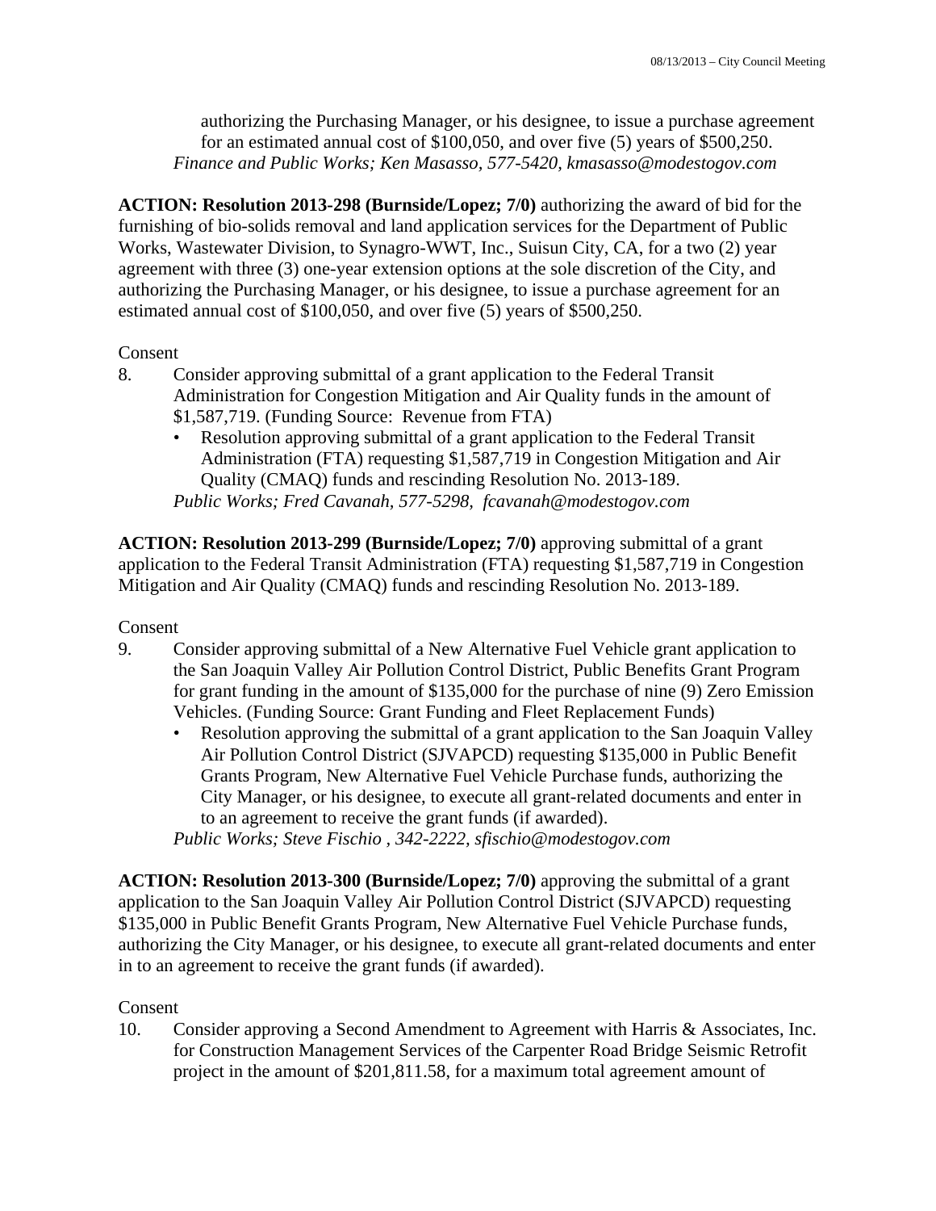authorizing the Purchasing Manager, or his designee, to issue a purchase agreement for an estimated annual cost of $100,050, and over five (5) years of $500,250.
*Finance and Public Works; Ken Masasso, 577-5420, kmasasso@modestogov.com*

**ACTION: Resolution 2013-298 (Burnside/Lopez; 7/0)** authorizing the award of bid for the furnishing of bio-solids removal and land application services for the Department of Public Works, Wastewater Division, to Synagro-WWT, Inc., Suisun City, CA, for a two (2) year agreement with three (3) one-year extension options at the sole discretion of the City, and authorizing the Purchasing Manager, or his designee, to issue a purchase agreement for an estimated annual cost of $100,050, and over five (5) years of $500,250.

Consent

8. Consider approving submittal of a grant application to the Federal Transit Administration for Congestion Mitigation and Air Quality funds in the amount of $1,587,719. (Funding Source: Revenue from FTA)
   - Resolution approving submittal of a grant application to the Federal Transit Administration (FTA) requesting $1,587,719 in Congestion Mitigation and Air Quality (CMAQ) funds and rescinding Resolution No. 2013-189.

   *Public Works; Fred Cavanah, 577-5298, fcavanah@modestogov.com*

**ACTION: Resolution 2013-299 (Burnside/Lopez; 7/0)** approving submittal of a grant application to the Federal Transit Administration (FTA) requesting $1,587,719 in Congestion Mitigation and Air Quality (CMAQ) funds and rescinding Resolution No. 2013-189.

Consent

9. Consider approving submittal of a New Alternative Fuel Vehicle grant application to the San Joaquin Valley Air Pollution Control District, Public Benefits Grant Program for grant funding in the amount of $135,000 for the purchase of nine (9) Zero Emission Vehicles. (Funding Source: Grant Funding and Fleet Replacement Funds)
   - Resolution approving the submittal of a grant application to the San Joaquin Valley Air Pollution Control District (SJVAPCD) requesting $135,000 in Public Benefit Grants Program, New Alternative Fuel Vehicle Purchase funds, authorizing the City Manager, or his designee, to execute all grant-related documents and enter in to an agreement to receive the grant funds (if awarded).

   *Public Works; Steve Fischio , 342-2222, sfischio@modestogov.com*

**ACTION: Resolution 2013-300 (Burnside/Lopez; 7/0)** approving the submittal of a grant application to the San Joaquin Valley Air Pollution Control District (SJVAPCD) requesting $135,000 in Public Benefit Grants Program, New Alternative Fuel Vehicle Purchase funds, authorizing the City Manager, or his designee, to execute all grant-related documents and enter in to an agreement to receive the grant funds (if awarded).

Consent

10. Consider approving a Second Amendment to Agreement with Harris & Associates, Inc. for Construction Management Services of the Carpenter Road Bridge Seismic Retrofit project in the amount of $201,811.58, for a maximum total agreement amount of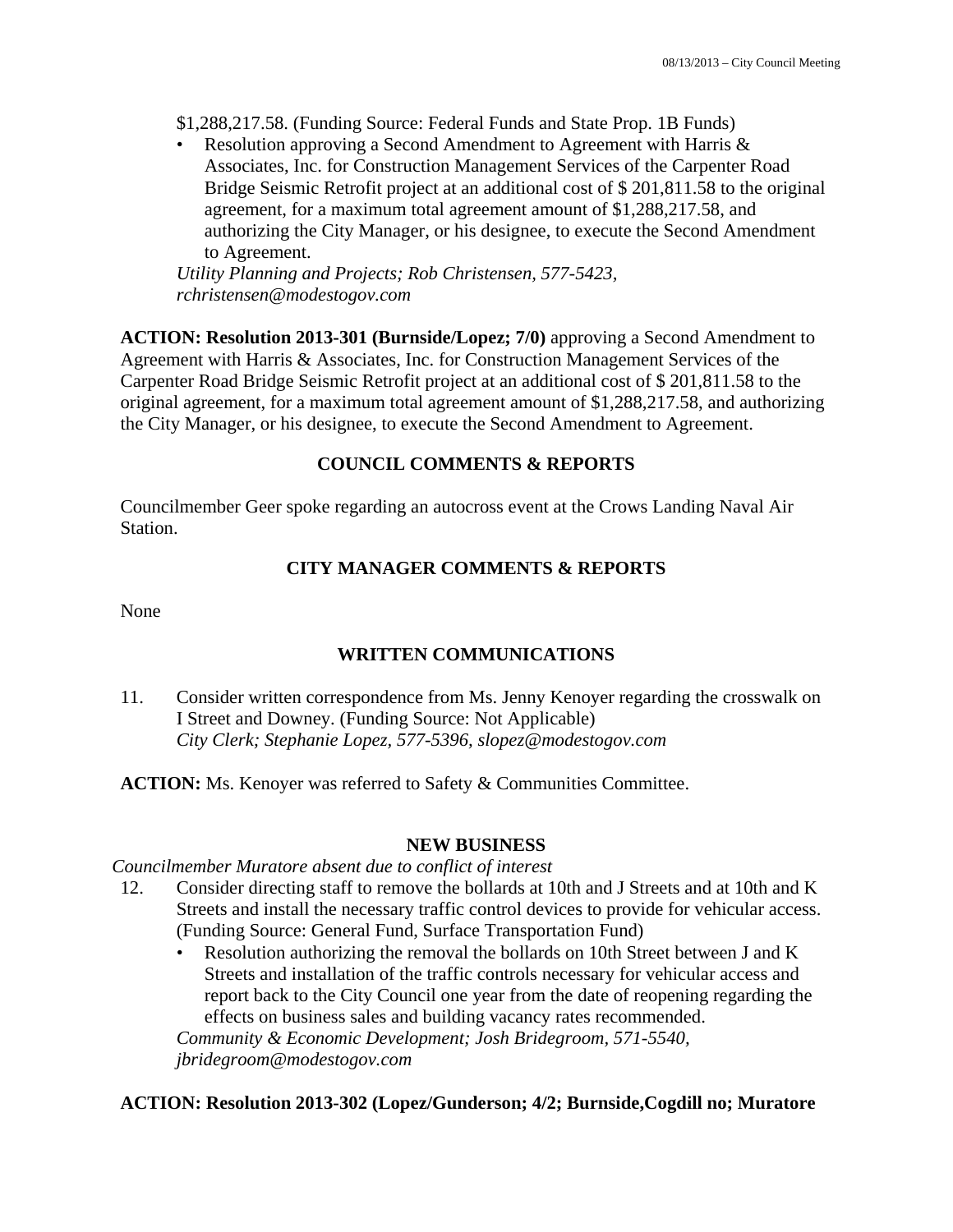$1,288,217.58. (Funding Source: Federal Funds and State Prop. 1B Funds)

- Resolution approving a Second Amendment to Agreement with Harris & Associates, Inc. for Construction Management Services of the Carpenter Road Bridge Seismic Retrofit project at an additional cost of $ 201,811.58 to the original agreement, for a maximum total agreement amount of $1,288,217.58, and authorizing the City Manager, or his designee, to execute the Second Amendment to Agreement.

*Utility Planning and Projects; Rob Christensen, 577-5423, rchristensen@modestogov.com*

**ACTION: Resolution 2013-301 (Burnside/Lopez; 7/0)** approving a Second Amendment to Agreement with Harris & Associates, Inc. for Construction Management Services of the Carpenter Road Bridge Seismic Retrofit project at an additional cost of $ 201,811.58 to the original agreement, for a maximum total agreement amount of $1,288,217.58, and authorizing the City Manager, or his designee, to execute the Second Amendment to Agreement.

## COUNCIL COMMENTS & REPORTS

Councilmember Geer spoke regarding an autocross event at the Crows Landing Naval Air Station.

## CITY MANAGER COMMENTS & REPORTS

None

## WRITTEN COMMUNICATIONS

11. Consider written correspondence from Ms. Jenny Kenoyer regarding the crosswalk on I Street and Downey. (Funding Source: Not Applicable)
*City Clerk; Stephanie Lopez, 577-5396, slopez@modestogov.com*

**ACTION:** Ms. Kenoyer was referred to Safety & Communities Committee.

## NEW BUSINESS

*Councilmember Muratore absent due to conflict of interest*

12. Consider directing staff to remove the bollards at 10th and J Streets and at 10th and K Streets and install the necessary traffic control devices to provide for vehicular access. (Funding Source: General Fund, Surface Transportation Fund)
    - Resolution authorizing the removal the bollards on 10th Street between J and K Streets and installation of the traffic controls necessary for vehicular access and report back to the City Council one year from the date of reopening regarding the effects on business sales and building vacancy rates recommended.

    *Community & Economic Development; Josh Bridegroom, 571-5540, jbridegroom@modestogov.com*

**ACTION: Resolution 2013-302 (Lopez/Gunderson; 4/2; Burnside,Cogdill no; Muratore**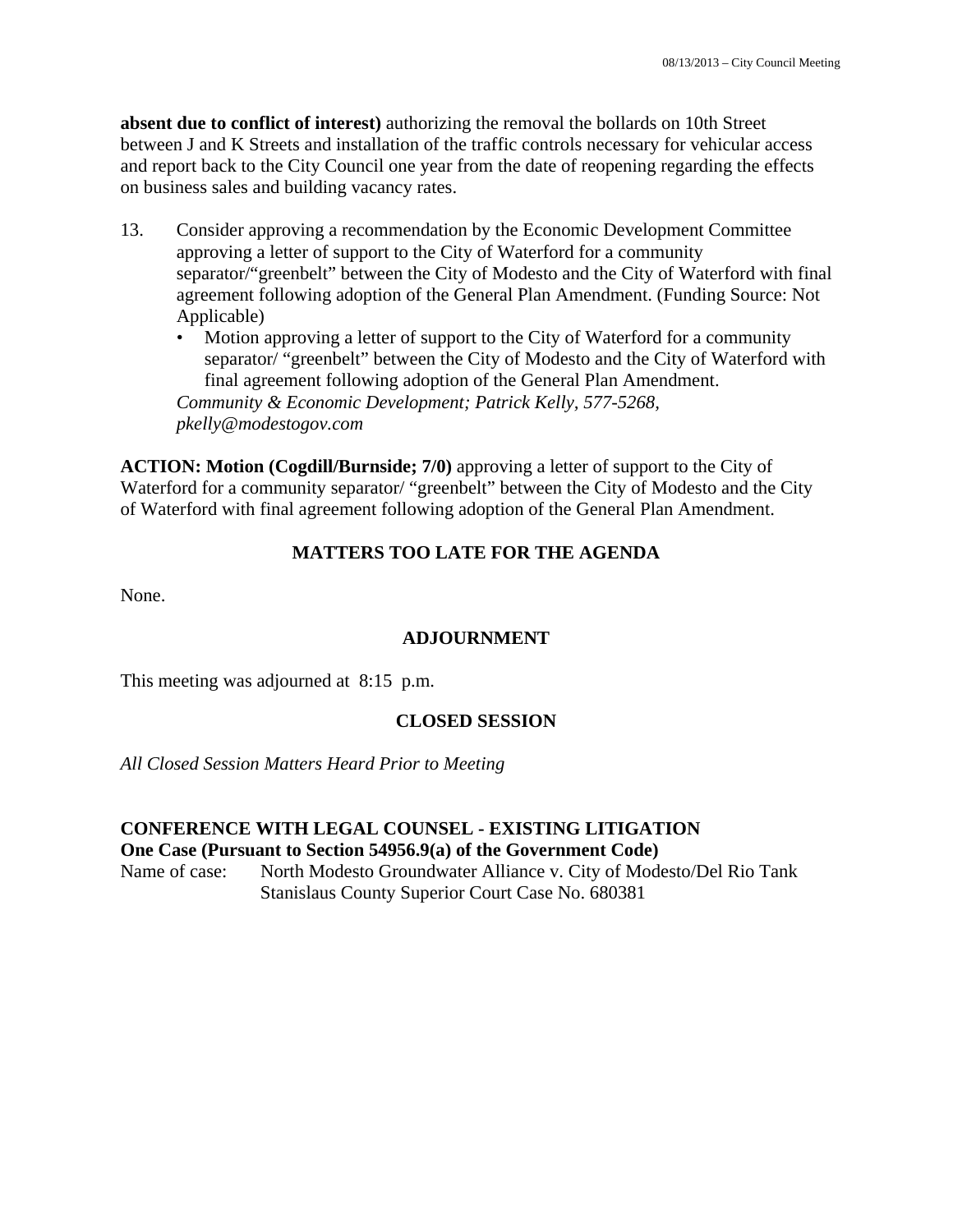**absent due to conflict of interest)** authorizing the removal the bollards on 10th Street between J and K Streets and installation of the traffic controls necessary for vehicular access and report back to the City Council one year from the date of reopening regarding the effects on business sales and building vacancy rates.

13. Consider approving a recommendation by the Economic Development Committee approving a letter of support to the City of Waterford for a community separator/"greenbelt" between the City of Modesto and the City of Waterford with final agreement following adoption of the General Plan Amendment. (Funding Source: Not Applicable)
    - Motion approving a letter of support to the City of Waterford for a community separator/ "greenbelt" between the City of Modesto and the City of Waterford with final agreement following adoption of the General Plan Amendment.

    *Community & Economic Development; Patrick Kelly, 577-5268, pkelly@modestogov.com*

**ACTION: Motion (Cogdill/Burnside; 7/0)** approving a letter of support to the City of Waterford for a community separator/ "greenbelt" between the City of Modesto and the City of Waterford with final agreement following adoption of the General Plan Amendment.

## MATTERS TOO LATE FOR THE AGENDA

None.

## ADJOURNMENT

This meeting was adjourned at 8:15 p.m.

## CLOSED SESSION

*All Closed Session Matters Heard Prior to Meeting*

**CONFERENCE WITH LEGAL COUNSEL - EXISTING LITIGATION**
**One Case (Pursuant to Section 54956.9(a) of the Government Code)**

Name of case: North Modesto Groundwater Alliance v. City of Modesto/Del Rio Tank Stanislaus County Superior Court Case No. 680381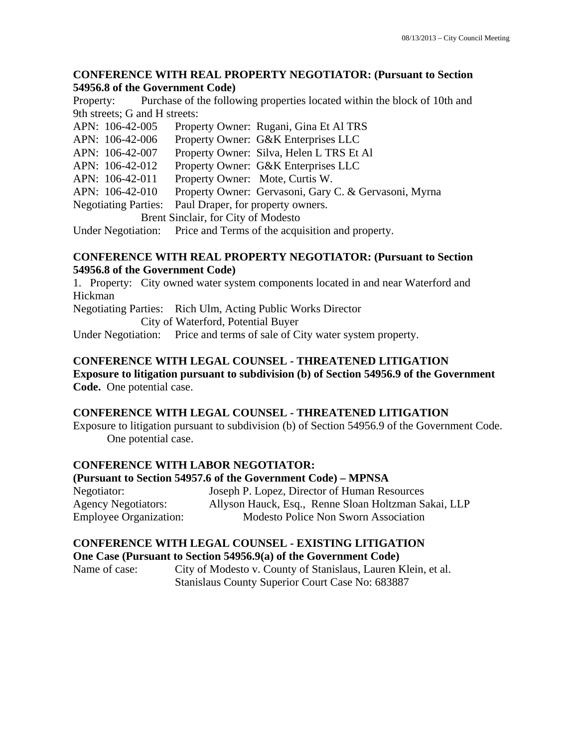**CONFERENCE WITH REAL PROPERTY NEGOTIATOR: (Pursuant to Section 54956.8 of the Government Code)**

Property: Purchase of the following properties located within the block of 10th and 9th streets; G and H streets:

APN: 106-42-005 Property Owner: Rugani, Gina Et Al TRS
APN: 106-42-006 Property Owner: G&K Enterprises LLC
APN: 106-42-007 Property Owner: Silva, Helen L TRS Et Al
APN: 106-42-012 Property Owner: G&K Enterprises LLC
APN: 106-42-011 Property Owner: Mote, Curtis W.
APN: 106-42-010 Property Owner: Gervasoni, Gary C. & Gervasoni, Myrna

Negotiating Parties: Paul Draper, for property owners.
Brent Sinclair, for City of Modesto

Under Negotiation: Price and Terms of the acquisition and property.

**CONFERENCE WITH REAL PROPERTY NEGOTIATOR: (Pursuant to Section 54956.8 of the Government Code)**

1. Property: City owned water system components located in and near Waterford and Hickman

Negotiating Parties: Rich Ulm, Acting Public Works Director
City of Waterford, Potential Buyer

Under Negotiation: Price and terms of sale of City water system property.

**CONFERENCE WITH LEGAL COUNSEL - THREATENED LITIGATION**
**Exposure to litigation pursuant to subdivision (b) of Section 54956.9 of the Government Code.** One potential case.

**CONFERENCE WITH LEGAL COUNSEL - THREATENED LITIGATION**
Exposure to litigation pursuant to subdivision (b) of Section 54956.9 of the Government Code. One potential case.

**CONFERENCE WITH LABOR NEGOTIATOR:**
**(Pursuant to Section 54957.6 of the Government Code) – MPNSA**

Negotiator: Joseph P. Lopez, Director of Human Resources
Agency Negotiators: Allyson Hauck, Esq., Renne Sloan Holtzman Sakai, LLP
Employee Organization: Modesto Police Non Sworn Association

**CONFERENCE WITH LEGAL COUNSEL - EXISTING LITIGATION**
**One Case (Pursuant to Section 54956.9(a) of the Government Code)**

Name of case: City of Modesto v. County of Stanislaus, Lauren Klein, et al.
Stanislaus County Superior Court Case No: 683887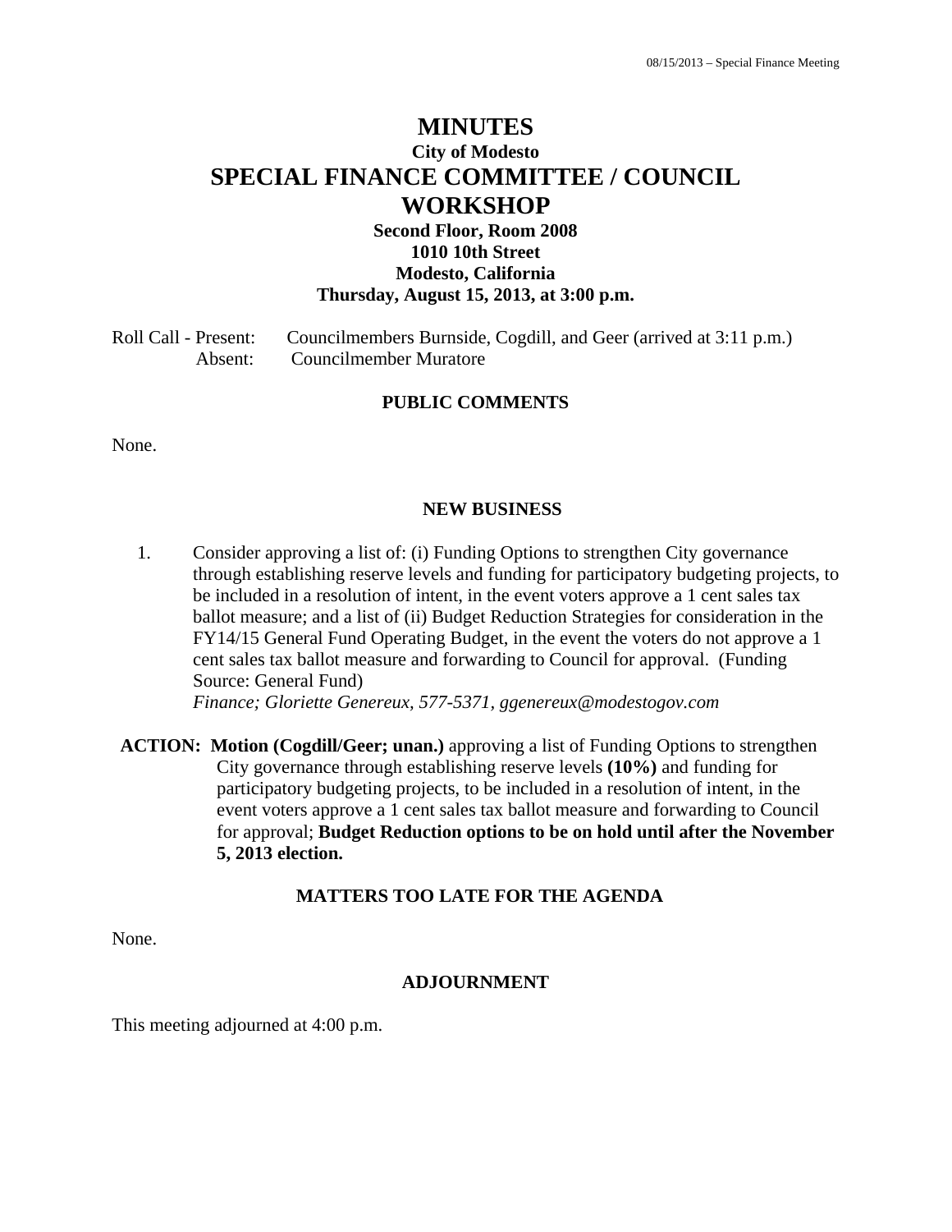# MINUTES

## City of Modesto

# SPECIAL FINANCE COMMITTEE / COUNCIL WORKSHOP

**Second Floor, Room 2008**
**1010 10th Street**
**Modesto, California**
**Thursday, August 15, 2013, at 3:00 p.m.**

Roll Call - Present: Councilmembers Burnside, Cogdill, and Geer (arrived at 3:11 p.m.)
Absent: Councilmember Muratore

### PUBLIC COMMENTS

None.

### NEW BUSINESS

1. Consider approving a list of: (i) Funding Options to strengthen City governance through establishing reserve levels and funding for participatory budgeting projects, to be included in a resolution of intent, in the event voters approve a 1 cent sales tax ballot measure; and a list of (ii) Budget Reduction Strategies for consideration in the FY14/15 General Fund Operating Budget, in the event the voters do not approve a 1 cent sales tax ballot measure and forwarding to Council for approval. (Funding Source: General Fund)
   *Finance; Gloriette Genereux, 577-5371, ggenereux@modestogov.com*

**ACTION: Motion (Cogdill/Geer; unan.)** approving a list of Funding Options to strengthen City governance through establishing reserve levels **(10%)** and funding for participatory budgeting projects, to be included in a resolution of intent, in the event voters approve a 1 cent sales tax ballot measure and forwarding to Council for approval; **Budget Reduction options to be on hold until after the November 5, 2013 election.**

### MATTERS TOO LATE FOR THE AGENDA

None.

### ADJOURNMENT

This meeting adjourned at 4:00 p.m.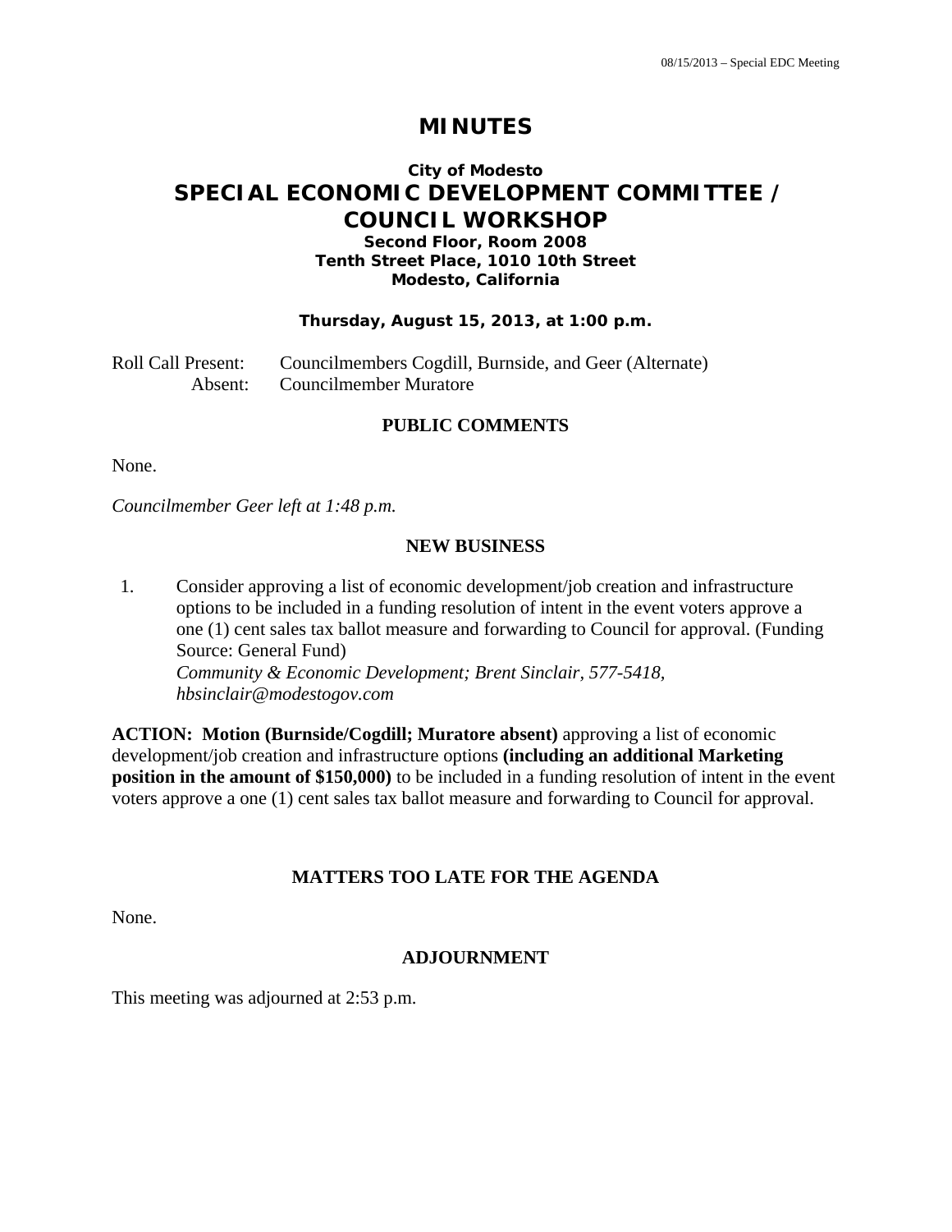# MINUTES

## City of Modesto
## SPECIAL ECONOMIC DEVELOPMENT COMMITTEE / COUNCIL WORKSHOP

**Second Floor, Room 2008**
**Tenth Street Place, 1010 10th Street**
**Modesto, California**

**Thursday, August 15, 2013, at 1:00 p.m.**

Roll Call Present: Councilmembers Cogdill, Burnside, and Geer (Alternate)
Absent: Councilmember Muratore

### PUBLIC COMMENTS

None.

*Councilmember Geer left at 1:48 p.m.*

### NEW BUSINESS

1. Consider approving a list of economic development/job creation and infrastructure options to be included in a funding resolution of intent in the event voters approve a one (1) cent sales tax ballot measure and forwarding to Council for approval. (Funding Source: General Fund)
   *Community & Economic Development; Brent Sinclair, 577-5418, hbsinclair@modestogov.com*

**ACTION: Motion (Burnside/Cogdill; Muratore absent)** approving a list of economic development/job creation and infrastructure options **(including an additional Marketing position in the amount of $150,000)** to be included in a funding resolution of intent in the event voters approve a one (1) cent sales tax ballot measure and forwarding to Council for approval.

### MATTERS TOO LATE FOR THE AGENDA

None.

### ADJOURNMENT

This meeting was adjourned at 2:53 p.m.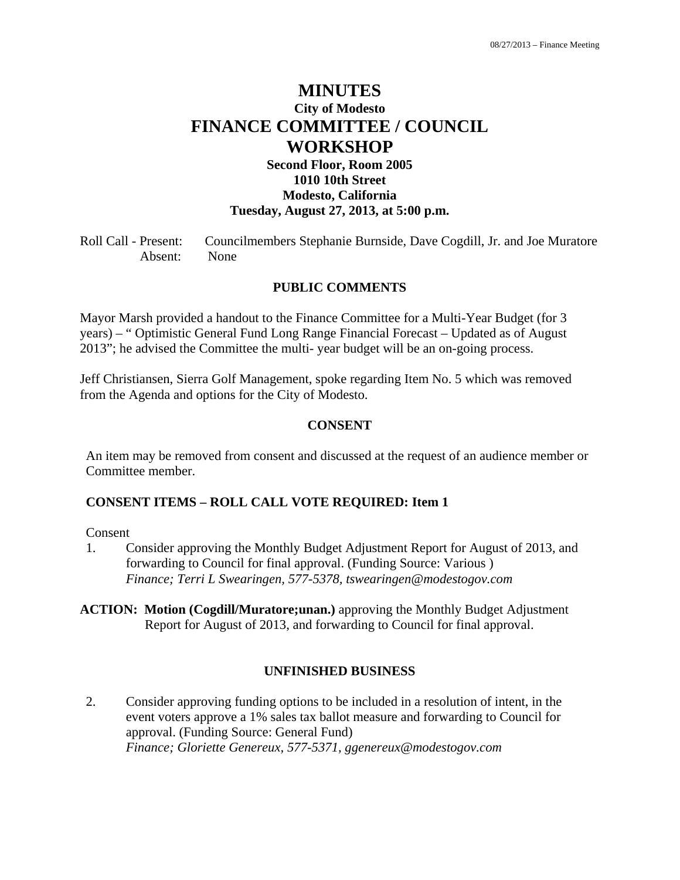# MINUTES

**City of Modesto**

# FINANCE COMMITTEE / COUNCIL WORKSHOP

**Second Floor, Room 2005**
**1010 10th Street**
**Modesto, California**
**Tuesday, August 27, 2013, at 5:00 p.m.**

Roll Call - Present: Councilmembers Stephanie Burnside, Dave Cogdill, Jr. and Joe Muratore
Absent: None

## PUBLIC COMMENTS

Mayor Marsh provided a handout to the Finance Committee for a Multi-Year Budget (for 3 years) – " Optimistic General Fund Long Range Financial Forecast – Updated as of August 2013"; he advised the Committee the multi- year budget will be an on-going process.

Jeff Christiansen, Sierra Golf Management, spoke regarding Item No. 5 which was removed from the Agenda and options for the City of Modesto.

## CONSENT

An item may be removed from consent and discussed at the request of an audience member or Committee member.

**CONSENT ITEMS – ROLL CALL VOTE REQUIRED: Item 1**

Consent

1. Consider approving the Monthly Budget Adjustment Report for August of 2013, and forwarding to Council for final approval. (Funding Source: Various )
   *Finance; Terri L Swearingen, 577-5378, tswearingen@modestogov.com*

**ACTION: Motion (Cogdill/Muratore;unan.)** approving the Monthly Budget Adjustment Report for August of 2013, and forwarding to Council for final approval.

## UNFINISHED BUSINESS

2. Consider approving funding options to be included in a resolution of intent, in the event voters approve a 1% sales tax ballot measure and forwarding to Council for approval. (Funding Source: General Fund)
   *Finance; Gloriette Genereux, 577-5371, ggenereux@modestogov.com*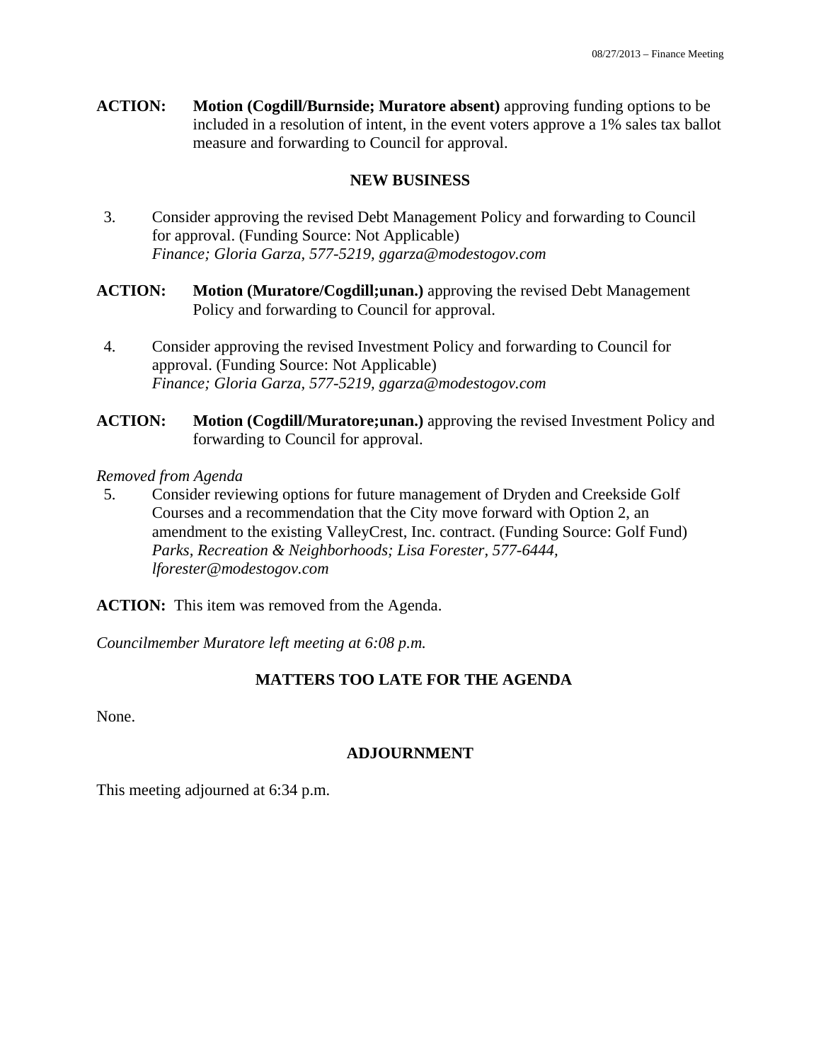**ACTION:** **Motion (Cogdill/Burnside; Muratore absent)** approving funding options to be included in a resolution of intent, in the event voters approve a 1% sales tax ballot measure and forwarding to Council for approval.

## NEW BUSINESS

3. Consider approving the revised Debt Management Policy and forwarding to Council for approval. (Funding Source: Not Applicable)
   *Finance; Gloria Garza, 577-5219, ggarza@modestogov.com*

**ACTION:** **Motion (Muratore/Cogdill;unan.)** approving the revised Debt Management Policy and forwarding to Council for approval.

4. Consider approving the revised Investment Policy and forwarding to Council for approval. (Funding Source: Not Applicable)
   *Finance; Gloria Garza, 577-5219, ggarza@modestogov.com*

**ACTION:** **Motion (Cogdill/Muratore;unan.)** approving the revised Investment Policy and forwarding to Council for approval.

*Removed from Agenda*

5. Consider reviewing options for future management of Dryden and Creekside Golf Courses and a recommendation that the City move forward with Option 2, an amendment to the existing ValleyCrest, Inc. contract. (Funding Source: Golf Fund)
   *Parks, Recreation & Neighborhoods; Lisa Forester, 577-6444, lforester@modestogov.com*

**ACTION:** This item was removed from the Agenda.

*Councilmember Muratore left meeting at 6:08 p.m.*

## MATTERS TOO LATE FOR THE AGENDA

None.

## ADJOURNMENT

This meeting adjourned at 6:34 p.m.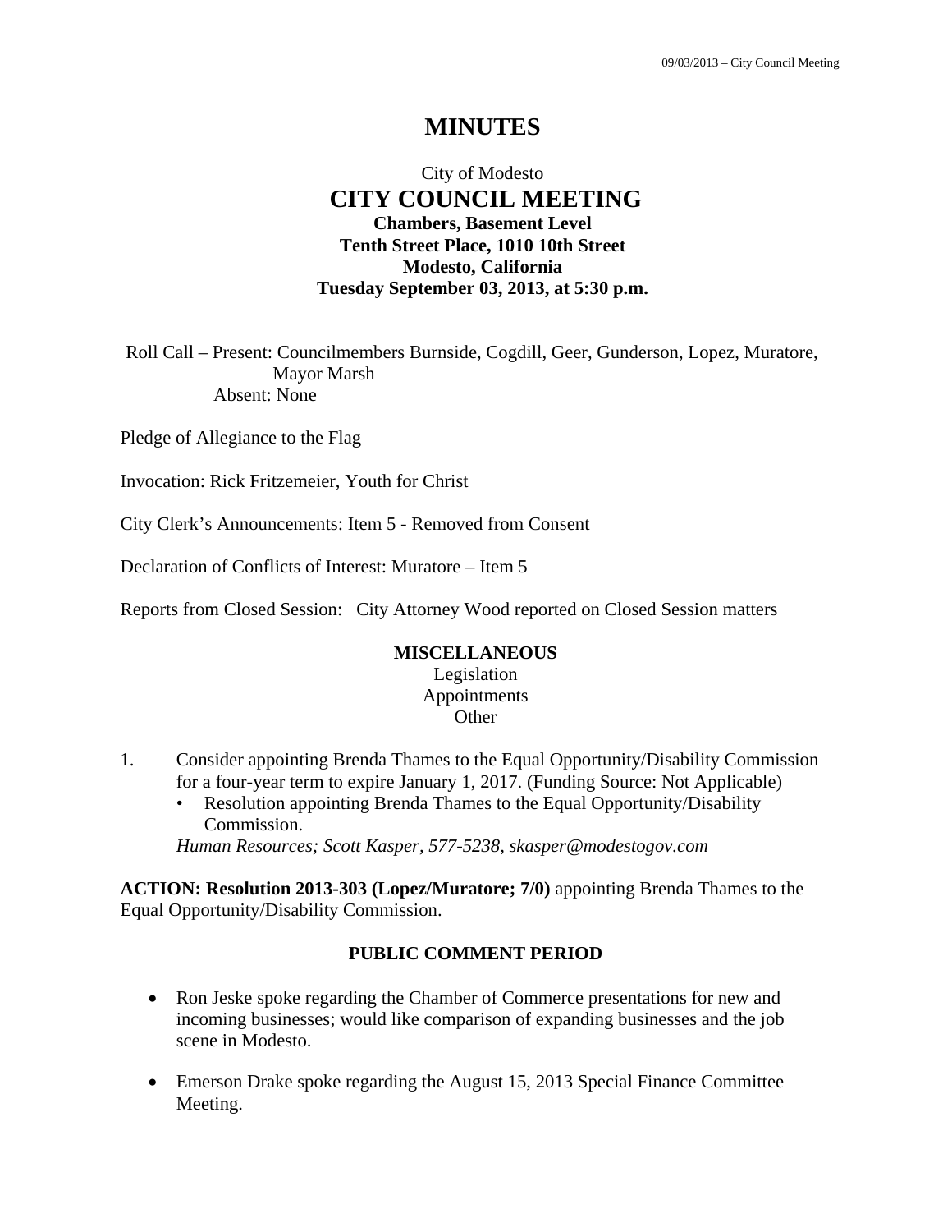# MINUTES

City of Modesto

## CITY COUNCIL MEETING

**Chambers, Basement Level**
**Tenth Street Place, 1010 10th Street**
**Modesto, California**
**Tuesday September 03, 2013, at 5:30 p.m.**

Roll Call – Present: Councilmembers Burnside, Cogdill, Geer, Gunderson, Lopez, Muratore, Mayor Marsh
Absent: None

Pledge of Allegiance to the Flag

Invocation: Rick Fritzemeier, Youth for Christ

City Clerk's Announcements: Item 5 - Removed from Consent

Declaration of Conflicts of Interest: Muratore – Item 5

Reports from Closed Session: City Attorney Wood reported on Closed Session matters

**MISCELLANEOUS**
Legislation
Appointments
Other

1. Consider appointing Brenda Thames to the Equal Opportunity/Disability Commission for a four-year term to expire January 1, 2017. (Funding Source: Not Applicable)
   - Resolution appointing Brenda Thames to the Equal Opportunity/Disability Commission.

   *Human Resources; Scott Kasper, 577-5238, skasper@modestogov.com*

**ACTION: Resolution 2013-303 (Lopez/Muratore; 7/0)** appointing Brenda Thames to the Equal Opportunity/Disability Commission.

**PUBLIC COMMENT PERIOD**

- Ron Jeske spoke regarding the Chamber of Commerce presentations for new and incoming businesses; would like comparison of expanding businesses and the job scene in Modesto.
- Emerson Drake spoke regarding the August 15, 2013 Special Finance Committee Meeting.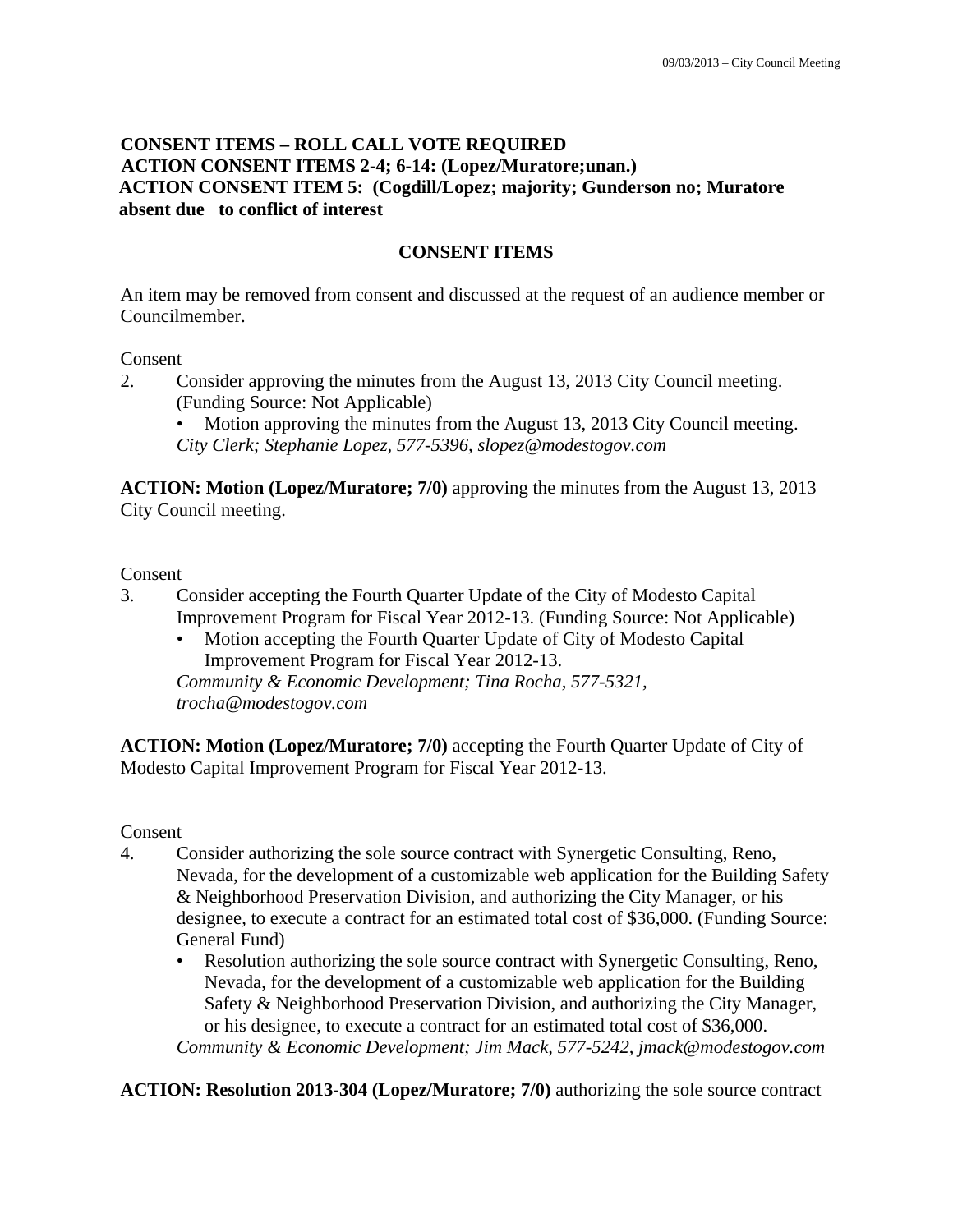**CONSENT ITEMS – ROLL CALL VOTE REQUIRED**
**ACTION CONSENT ITEMS 2-4; 6-14: (Lopez/Muratore;unan.)**
**ACTION CONSENT ITEM 5: (Cogdill/Lopez; majority; Gunderson no; Muratore absent due to conflict of interest**

**CONSENT ITEMS**

An item may be removed from consent and discussed at the request of an audience member or Councilmember.

Consent

2. Consider approving the minutes from the August 13, 2013 City Council meeting. (Funding Source: Not Applicable)
   - Motion approving the minutes from the August 13, 2013 City Council meeting.

   *City Clerk; Stephanie Lopez, 577-5396, slopez@modestogov.com*

**ACTION: Motion (Lopez/Muratore; 7/0)** approving the minutes from the August 13, 2013 City Council meeting.

Consent

3. Consider accepting the Fourth Quarter Update of the City of Modesto Capital Improvement Program for Fiscal Year 2012-13. (Funding Source: Not Applicable)
   - Motion accepting the Fourth Quarter Update of City of Modesto Capital Improvement Program for Fiscal Year 2012-13.

   *Community & Economic Development; Tina Rocha, 577-5321, trocha@modestogov.com*

**ACTION: Motion (Lopez/Muratore; 7/0)** accepting the Fourth Quarter Update of City of Modesto Capital Improvement Program for Fiscal Year 2012-13.

Consent

4. Consider authorizing the sole source contract with Synergetic Consulting, Reno, Nevada, for the development of a customizable web application for the Building Safety & Neighborhood Preservation Division, and authorizing the City Manager, or his designee, to execute a contract for an estimated total cost of $36,000. (Funding Source: General Fund)
   - Resolution authorizing the sole source contract with Synergetic Consulting, Reno, Nevada, for the development of a customizable web application for the Building Safety & Neighborhood Preservation Division, and authorizing the City Manager, or his designee, to execute a contract for an estimated total cost of $36,000.

   *Community & Economic Development; Jim Mack, 577-5242, jmack@modestogov.com*

**ACTION: Resolution 2013-304 (Lopez/Muratore; 7/0)** authorizing the sole source contract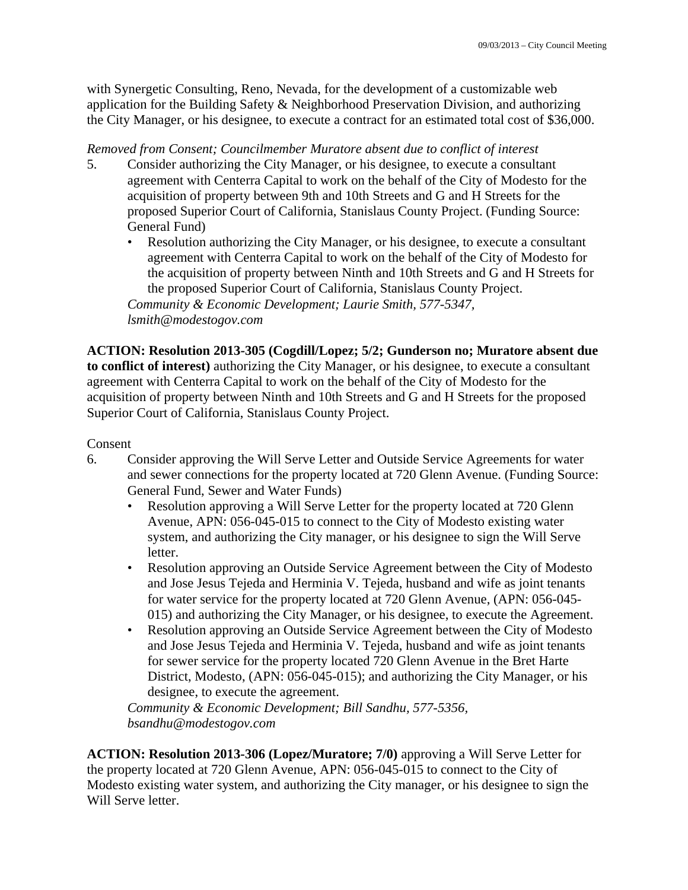with Synergetic Consulting, Reno, Nevada, for the development of a customizable web application for the Building Safety & Neighborhood Preservation Division, and authorizing the City Manager, or his designee, to execute a contract for an estimated total cost of $36,000.

*Removed from Consent; Councilmember Muratore absent due to conflict of interest*

5. Consider authorizing the City Manager, or his designee, to execute a consultant agreement with Centerra Capital to work on the behalf of the City of Modesto for the acquisition of property between 9th and 10th Streets and G and H Streets for the proposed Superior Court of California, Stanislaus County Project. (Funding Source: General Fund)
   - Resolution authorizing the City Manager, or his designee, to execute a consultant agreement with Centerra Capital to work on the behalf of the City of Modesto for the acquisition of property between Ninth and 10th Streets and G and H Streets for the proposed Superior Court of California, Stanislaus County Project.

   *Community & Economic Development; Laurie Smith, 577-5347, lsmith@modestogov.com*

**ACTION: Resolution 2013-305 (Cogdill/Lopez; 5/2; Gunderson no; Muratore absent due to conflict of interest)** authorizing the City Manager, or his designee, to execute a consultant agreement with Centerra Capital to work on the behalf of the City of Modesto for the acquisition of property between Ninth and 10th Streets and G and H Streets for the proposed Superior Court of California, Stanislaus County Project.

Consent

6. Consider approving the Will Serve Letter and Outside Service Agreements for water and sewer connections for the property located at 720 Glenn Avenue. (Funding Source: General Fund, Sewer and Water Funds)
   - Resolution approving a Will Serve Letter for the property located at 720 Glenn Avenue, APN: 056-045-015 to connect to the City of Modesto existing water system, and authorizing the City manager, or his designee to sign the Will Serve letter.
   - Resolution approving an Outside Service Agreement between the City of Modesto and Jose Jesus Tejeda and Herminia V. Tejeda, husband and wife as joint tenants for water service for the property located at 720 Glenn Avenue, (APN: 056-045-015) and authorizing the City Manager, or his designee, to execute the Agreement.
   - Resolution approving an Outside Service Agreement between the City of Modesto and Jose Jesus Tejeda and Herminia V. Tejeda, husband and wife as joint tenants for sewer service for the property located 720 Glenn Avenue in the Bret Harte District, Modesto, (APN: 056-045-015); and authorizing the City Manager, or his designee, to execute the agreement.

   *Community & Economic Development; Bill Sandhu, 577-5356, bsandhu@modestogov.com*

**ACTION: Resolution 2013-306 (Lopez/Muratore; 7/0)** approving a Will Serve Letter for the property located at 720 Glenn Avenue, APN: 056-045-015 to connect to the City of Modesto existing water system, and authorizing the City manager, or his designee to sign the Will Serve letter.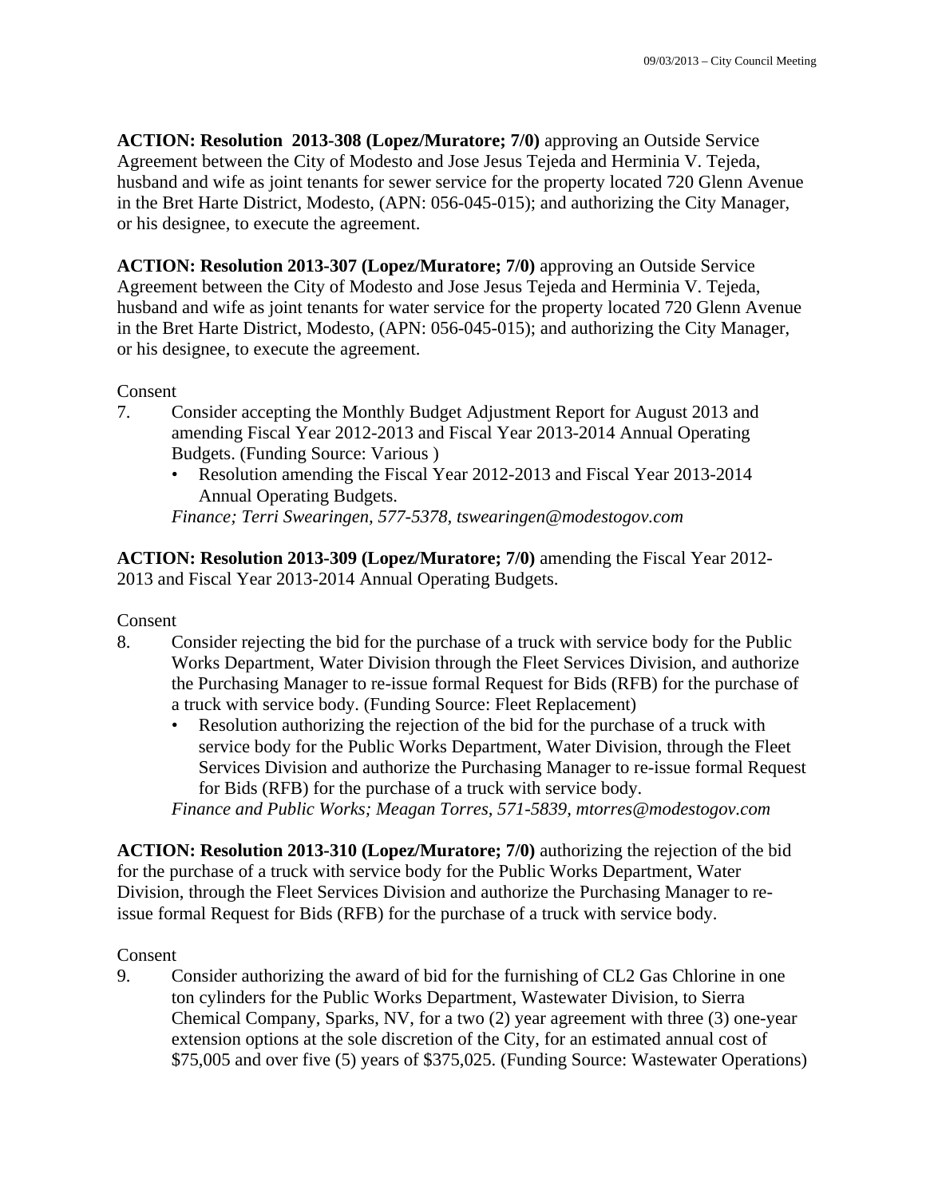**ACTION: Resolution 2013-308 (Lopez/Muratore; 7/0)** approving an Outside Service Agreement between the City of Modesto and Jose Jesus Tejeda and Herminia V. Tejeda, husband and wife as joint tenants for sewer service for the property located 720 Glenn Avenue in the Bret Harte District, Modesto, (APN: 056-045-015); and authorizing the City Manager, or his designee, to execute the agreement.

**ACTION: Resolution 2013-307 (Lopez/Muratore; 7/0)** approving an Outside Service Agreement between the City of Modesto and Jose Jesus Tejeda and Herminia V. Tejeda, husband and wife as joint tenants for water service for the property located 720 Glenn Avenue in the Bret Harte District, Modesto, (APN: 056-045-015); and authorizing the City Manager, or his designee, to execute the agreement.

Consent

7. Consider accepting the Monthly Budget Adjustment Report for August 2013 and amending Fiscal Year 2012-2013 and Fiscal Year 2013-2014 Annual Operating Budgets. (Funding Source: Various )
   - Resolution amending the Fiscal Year 2012-2013 and Fiscal Year 2013-2014 Annual Operating Budgets.

   *Finance; Terri Swearingen, 577-5378, tswearingen@modestogov.com*

**ACTION: Resolution 2013-309 (Lopez/Muratore; 7/0)** amending the Fiscal Year 2012-2013 and Fiscal Year 2013-2014 Annual Operating Budgets.

Consent

8. Consider rejecting the bid for the purchase of a truck with service body for the Public Works Department, Water Division through the Fleet Services Division, and authorize the Purchasing Manager to re-issue formal Request for Bids (RFB) for the purchase of a truck with service body. (Funding Source: Fleet Replacement)
   - Resolution authorizing the rejection of the bid for the purchase of a truck with service body for the Public Works Department, Water Division, through the Fleet Services Division and authorize the Purchasing Manager to re-issue formal Request for Bids (RFB) for the purchase of a truck with service body.

   *Finance and Public Works; Meagan Torres, 571-5839, mtorres@modestogov.com*

**ACTION: Resolution 2013-310 (Lopez/Muratore; 7/0)** authorizing the rejection of the bid for the purchase of a truck with service body for the Public Works Department, Water Division, through the Fleet Services Division and authorize the Purchasing Manager to re-issue formal Request for Bids (RFB) for the purchase of a truck with service body.

Consent

9. Consider authorizing the award of bid for the furnishing of CL2 Gas Chlorine in one ton cylinders for the Public Works Department, Wastewater Division, to Sierra Chemical Company, Sparks, NV, for a two (2) year agreement with three (3) one-year extension options at the sole discretion of the City, for an estimated annual cost of $75,005 and over five (5) years of $375,025. (Funding Source: Wastewater Operations)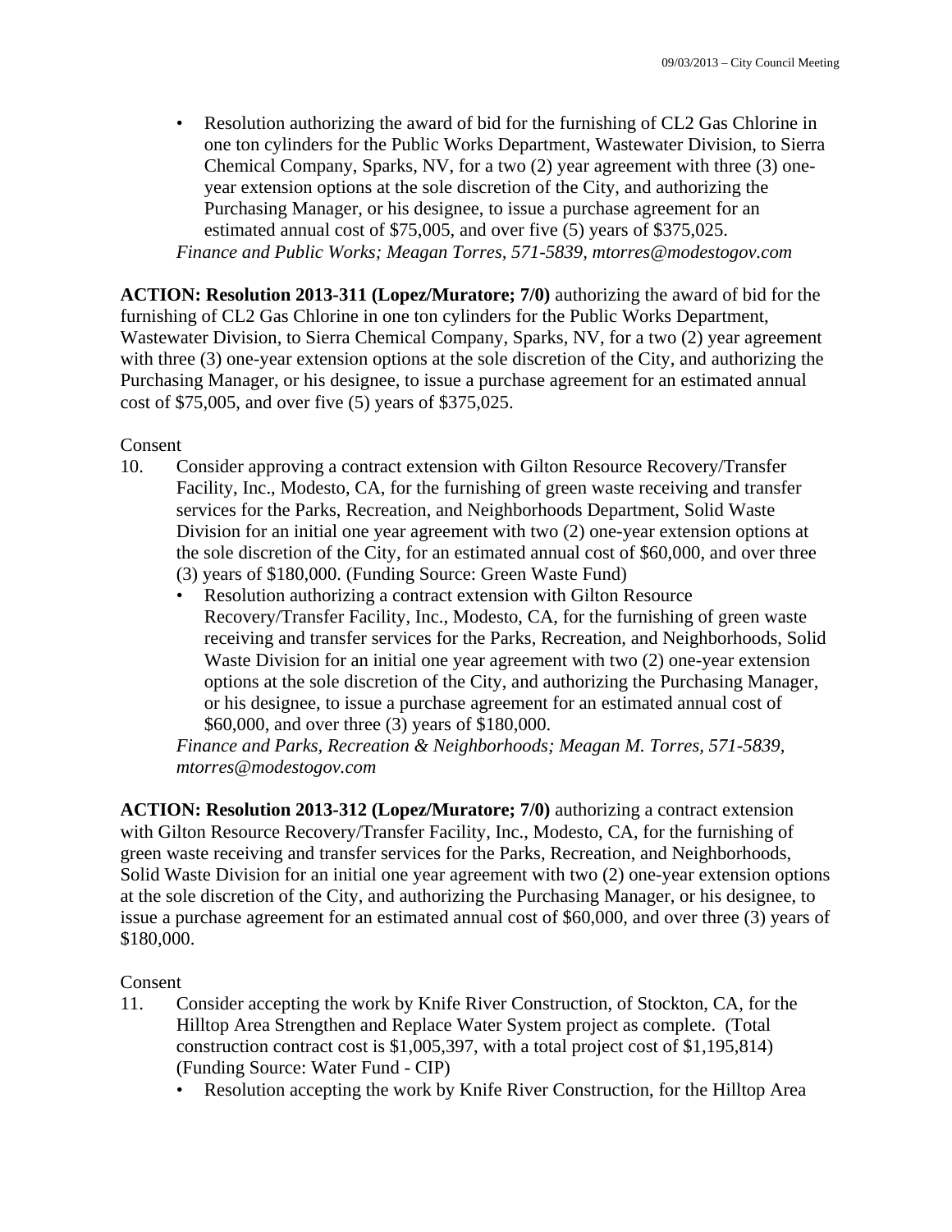- Resolution authorizing the award of bid for the furnishing of CL2 Gas Chlorine in one ton cylinders for the Public Works Department, Wastewater Division, to Sierra Chemical Company, Sparks, NV, for a two (2) year agreement with three (3) one-year extension options at the sole discretion of the City, and authorizing the Purchasing Manager, or his designee, to issue a purchase agreement for an estimated annual cost of $75,005, and over five (5) years of $375,025.

*Finance and Public Works; Meagan Torres, 571-5839, mtorres@modestogov.com*

**ACTION: Resolution 2013-311 (Lopez/Muratore; 7/0)** authorizing the award of bid for the furnishing of CL2 Gas Chlorine in one ton cylinders for the Public Works Department, Wastewater Division, to Sierra Chemical Company, Sparks, NV, for a two (2) year agreement with three (3) one-year extension options at the sole discretion of the City, and authorizing the Purchasing Manager, or his designee, to issue a purchase agreement for an estimated annual cost of $75,005, and over five (5) years of $375,025.

Consent

10. Consider approving a contract extension with Gilton Resource Recovery/Transfer Facility, Inc., Modesto, CA, for the furnishing of green waste receiving and transfer services for the Parks, Recreation, and Neighborhoods Department, Solid Waste Division for an initial one year agreement with two (2) one-year extension options at the sole discretion of the City, for an estimated annual cost of $60,000, and over three (3) years of $180,000. (Funding Source: Green Waste Fund)
    - Resolution authorizing a contract extension with Gilton Resource Recovery/Transfer Facility, Inc., Modesto, CA, for the furnishing of green waste receiving and transfer services for the Parks, Recreation, and Neighborhoods, Solid Waste Division for an initial one year agreement with two (2) one-year extension options at the sole discretion of the City, and authorizing the Purchasing Manager, or his designee, to issue a purchase agreement for an estimated annual cost of $60,000, and over three (3) years of $180,000.

    *Finance and Parks, Recreation & Neighborhoods; Meagan M. Torres, 571-5839, mtorres@modestogov.com*

**ACTION: Resolution 2013-312 (Lopez/Muratore; 7/0)** authorizing a contract extension with Gilton Resource Recovery/Transfer Facility, Inc., Modesto, CA, for the furnishing of green waste receiving and transfer services for the Parks, Recreation, and Neighborhoods, Solid Waste Division for an initial one year agreement with two (2) one-year extension options at the sole discretion of the City, and authorizing the Purchasing Manager, or his designee, to issue a purchase agreement for an estimated annual cost of $60,000, and over three (3) years of $180,000.

Consent

11. Consider accepting the work by Knife River Construction, of Stockton, CA, for the Hilltop Area Strengthen and Replace Water System project as complete. (Total construction contract cost is $1,005,397, with a total project cost of $1,195,814) (Funding Source: Water Fund - CIP)
    - Resolution accepting the work by Knife River Construction, for the Hilltop Area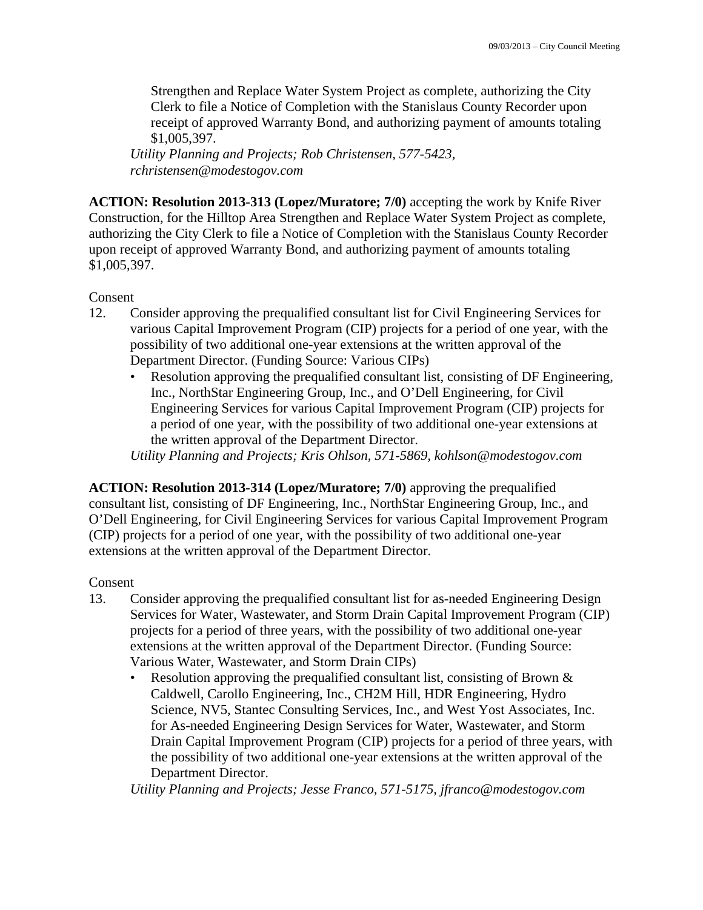Strengthen and Replace Water System Project as complete, authorizing the City Clerk to file a Notice of Completion with the Stanislaus County Recorder upon receipt of approved Warranty Bond, and authorizing payment of amounts totaling $1,005,397.

*Utility Planning and Projects; Rob Christensen, 577-5423, rchristensen@modestogov.com*

**ACTION: Resolution 2013-313 (Lopez/Muratore; 7/0)** accepting the work by Knife River Construction, for the Hilltop Area Strengthen and Replace Water System Project as complete, authorizing the City Clerk to file a Notice of Completion with the Stanislaus County Recorder upon receipt of approved Warranty Bond, and authorizing payment of amounts totaling $1,005,397.

Consent

12. Consider approving the prequalified consultant list for Civil Engineering Services for various Capital Improvement Program (CIP) projects for a period of one year, with the possibility of two additional one-year extensions at the written approval of the Department Director. (Funding Source: Various CIPs)
    - Resolution approving the prequalified consultant list, consisting of DF Engineering, Inc., NorthStar Engineering Group, Inc., and O'Dell Engineering, for Civil Engineering Services for various Capital Improvement Program (CIP) projects for a period of one year, with the possibility of two additional one-year extensions at the written approval of the Department Director.

    *Utility Planning and Projects; Kris Ohlson, 571-5869, kohlson@modestogov.com*

**ACTION: Resolution 2013-314 (Lopez/Muratore; 7/0)** approving the prequalified consultant list, consisting of DF Engineering, Inc., NorthStar Engineering Group, Inc., and O'Dell Engineering, for Civil Engineering Services for various Capital Improvement Program (CIP) projects for a period of one year, with the possibility of two additional one-year extensions at the written approval of the Department Director.

Consent

13. Consider approving the prequalified consultant list for as-needed Engineering Design Services for Water, Wastewater, and Storm Drain Capital Improvement Program (CIP) projects for a period of three years, with the possibility of two additional one-year extensions at the written approval of the Department Director. (Funding Source: Various Water, Wastewater, and Storm Drain CIPs)
    - Resolution approving the prequalified consultant list, consisting of Brown & Caldwell, Carollo Engineering, Inc., CH2M Hill, HDR Engineering, Hydro Science, NV5, Stantec Consulting Services, Inc., and West Yost Associates, Inc. for As-needed Engineering Design Services for Water, Wastewater, and Storm Drain Capital Improvement Program (CIP) projects for a period of three years, with the possibility of two additional one-year extensions at the written approval of the Department Director.

    *Utility Planning and Projects; Jesse Franco, 571-5175, jfranco@modestogov.com*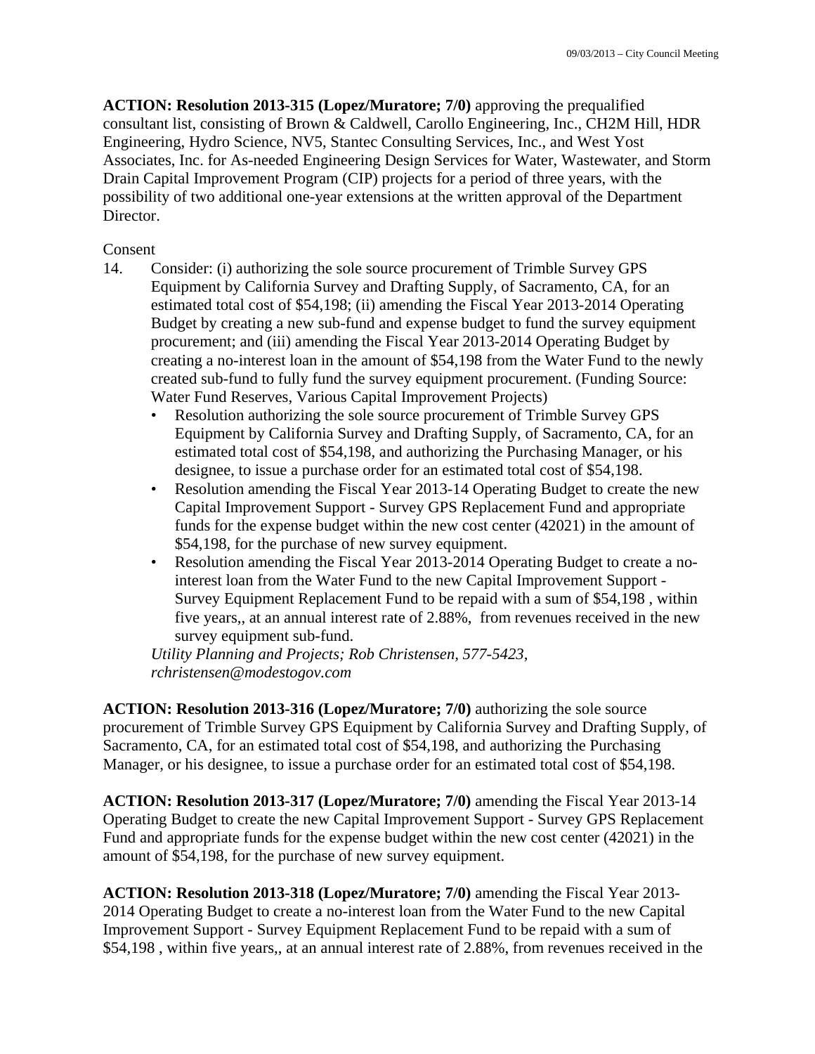**ACTION: Resolution 2013-315 (Lopez/Muratore; 7/0)** approving the prequalified consultant list, consisting of Brown & Caldwell, Carollo Engineering, Inc., CH2M Hill, HDR Engineering, Hydro Science, NV5, Stantec Consulting Services, Inc., and West Yost Associates, Inc. for As-needed Engineering Design Services for Water, Wastewater, and Storm Drain Capital Improvement Program (CIP) projects for a period of three years, with the possibility of two additional one-year extensions at the written approval of the Department Director.

Consent

14. Consider: (i) authorizing the sole source procurement of Trimble Survey GPS Equipment by California Survey and Drafting Supply, of Sacramento, CA, for an estimated total cost of $54,198; (ii) amending the Fiscal Year 2013-2014 Operating Budget by creating a new sub-fund and expense budget to fund the survey equipment procurement; and (iii) amending the Fiscal Year 2013-2014 Operating Budget by creating a no-interest loan in the amount of $54,198 from the Water Fund to the newly created sub-fund to fully fund the survey equipment procurement. (Funding Source: Water Fund Reserves, Various Capital Improvement Projects)
    - Resolution authorizing the sole source procurement of Trimble Survey GPS Equipment by California Survey and Drafting Supply, of Sacramento, CA, for an estimated total cost of $54,198, and authorizing the Purchasing Manager, or his designee, to issue a purchase order for an estimated total cost of $54,198.
    - Resolution amending the Fiscal Year 2013-14 Operating Budget to create the new Capital Improvement Support - Survey GPS Replacement Fund and appropriate funds for the expense budget within the new cost center (42021) in the amount of $54,198, for the purchase of new survey equipment.
    - Resolution amending the Fiscal Year 2013-2014 Operating Budget to create a no-interest loan from the Water Fund to the new Capital Improvement Support - Survey Equipment Replacement Fund to be repaid with a sum of $54,198 , within five years,, at an annual interest rate of 2.88%, from revenues received in the new survey equipment sub-fund.

    *Utility Planning and Projects; Rob Christensen, 577-5423, rchristensen@modestogov.com*

**ACTION: Resolution 2013-316 (Lopez/Muratore; 7/0)** authorizing the sole source procurement of Trimble Survey GPS Equipment by California Survey and Drafting Supply, of Sacramento, CA, for an estimated total cost of $54,198, and authorizing the Purchasing Manager, or his designee, to issue a purchase order for an estimated total cost of $54,198.

**ACTION: Resolution 2013-317 (Lopez/Muratore; 7/0)** amending the Fiscal Year 2013-14 Operating Budget to create the new Capital Improvement Support - Survey GPS Replacement Fund and appropriate funds for the expense budget within the new cost center (42021) in the amount of $54,198, for the purchase of new survey equipment.

**ACTION: Resolution 2013-318 (Lopez/Muratore; 7/0)** amending the Fiscal Year 2013-2014 Operating Budget to create a no-interest loan from the Water Fund to the new Capital Improvement Support - Survey Equipment Replacement Fund to be repaid with a sum of $54,198 , within five years,, at an annual interest rate of 2.88%, from revenues received in the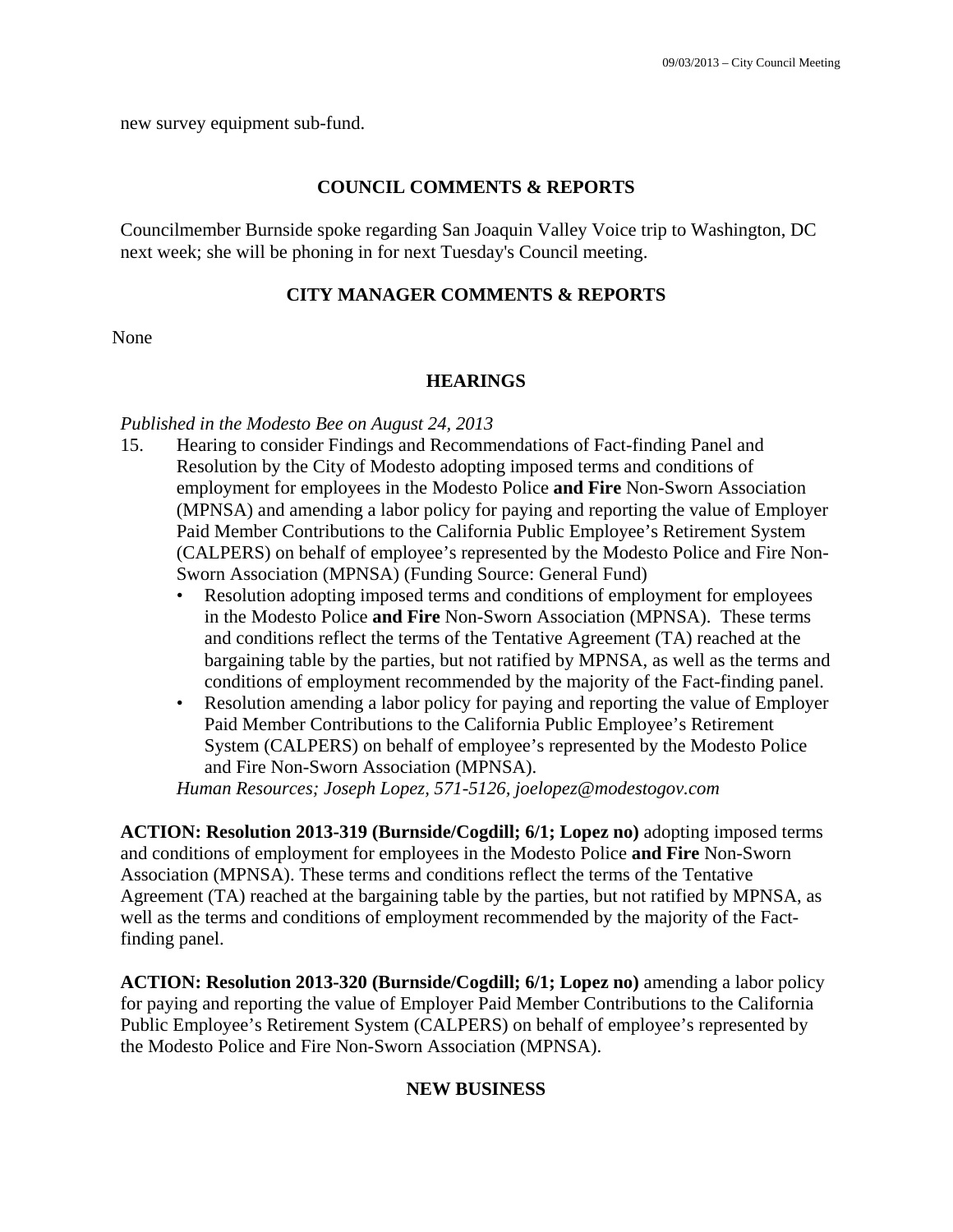new survey equipment sub-fund.

## COUNCIL COMMENTS & REPORTS

Councilmember Burnside spoke regarding San Joaquin Valley Voice trip to Washington, DC next week; she will be phoning in for next Tuesday's Council meeting.

## CITY MANAGER COMMENTS & REPORTS

None

## HEARINGS

*Published in the Modesto Bee on August 24, 2013*

15. Hearing to consider Findings and Recommendations of Fact-finding Panel and Resolution by the City of Modesto adopting imposed terms and conditions of employment for employees in the Modesto Police **and Fire** Non-Sworn Association (MPNSA) and amending a labor policy for paying and reporting the value of Employer Paid Member Contributions to the California Public Employee's Retirement System (CALPERS) on behalf of employee's represented by the Modesto Police and Fire Non-Sworn Association (MPNSA) (Funding Source: General Fund)
    - Resolution adopting imposed terms and conditions of employment for employees in the Modesto Police **and Fire** Non-Sworn Association (MPNSA). These terms and conditions reflect the terms of the Tentative Agreement (TA) reached at the bargaining table by the parties, but not ratified by MPNSA, as well as the terms and conditions of employment recommended by the majority of the Fact-finding panel.
    - Resolution amending a labor policy for paying and reporting the value of Employer Paid Member Contributions to the California Public Employee's Retirement System (CALPERS) on behalf of employee's represented by the Modesto Police and Fire Non-Sworn Association (MPNSA).

    *Human Resources; Joseph Lopez, 571-5126, joelopez@modestogov.com*

**ACTION: Resolution 2013-319 (Burnside/Cogdill; 6/1; Lopez no)** adopting imposed terms and conditions of employment for employees in the Modesto Police **and Fire** Non-Sworn Association (MPNSA). These terms and conditions reflect the terms of the Tentative Agreement (TA) reached at the bargaining table by the parties, but not ratified by MPNSA, as well as the terms and conditions of employment recommended by the majority of the Fact-finding panel.

**ACTION: Resolution 2013-320 (Burnside/Cogdill; 6/1; Lopez no)** amending a labor policy for paying and reporting the value of Employer Paid Member Contributions to the California Public Employee's Retirement System (CALPERS) on behalf of employee's represented by the Modesto Police and Fire Non-Sworn Association (MPNSA).

## NEW BUSINESS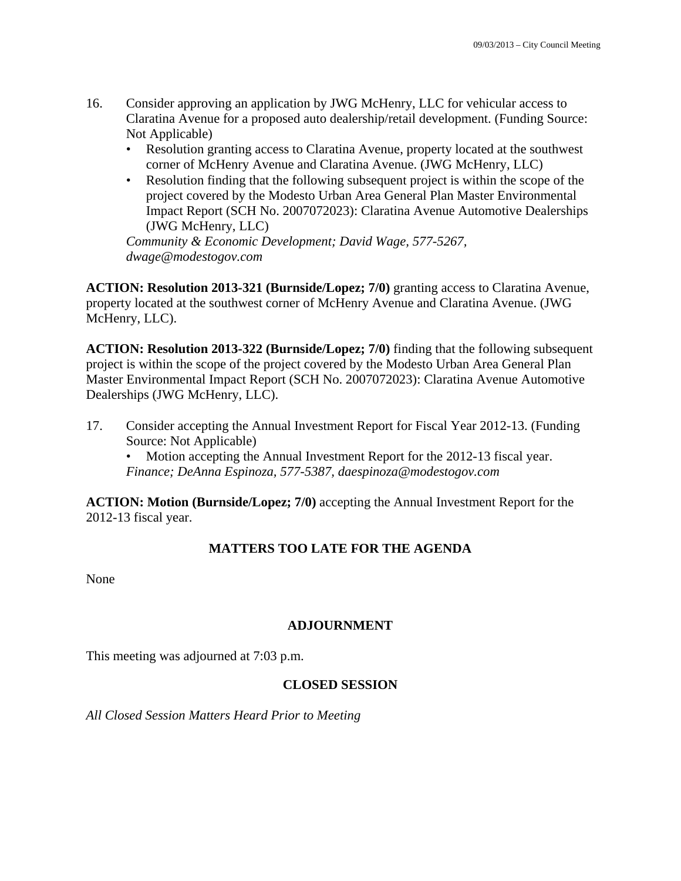16. Consider approving an application by JWG McHenry, LLC for vehicular access to Claratina Avenue for a proposed auto dealership/retail development. (Funding Source: Not Applicable)
    - Resolution granting access to Claratina Avenue, property located at the southwest corner of McHenry Avenue and Claratina Avenue. (JWG McHenry, LLC)
    - Resolution finding that the following subsequent project is within the scope of the project covered by the Modesto Urban Area General Plan Master Environmental Impact Report (SCH No. 2007072023): Claratina Avenue Automotive Dealerships (JWG McHenry, LLC)

    *Community & Economic Development; David Wage, 577-5267, dwage@modestogov.com*

**ACTION: Resolution 2013-321 (Burnside/Lopez; 7/0)** granting access to Claratina Avenue, property located at the southwest corner of McHenry Avenue and Claratina Avenue. (JWG McHenry, LLC).

**ACTION: Resolution 2013-322 (Burnside/Lopez; 7/0)** finding that the following subsequent project is within the scope of the project covered by the Modesto Urban Area General Plan Master Environmental Impact Report (SCH No. 2007072023): Claratina Avenue Automotive Dealerships (JWG McHenry, LLC).

17. Consider accepting the Annual Investment Report for Fiscal Year 2012-13. (Funding Source: Not Applicable)
    - Motion accepting the Annual Investment Report for the 2012-13 fiscal year.

    *Finance; DeAnna Espinoza, 577-5387, daespinoza@modestogov.com*

**ACTION: Motion (Burnside/Lopez; 7/0)** accepting the Annual Investment Report for the 2012-13 fiscal year.

## MATTERS TOO LATE FOR THE AGENDA

None

## ADJOURNMENT

This meeting was adjourned at 7:03 p.m.

## CLOSED SESSION

*All Closed Session Matters Heard Prior to Meeting*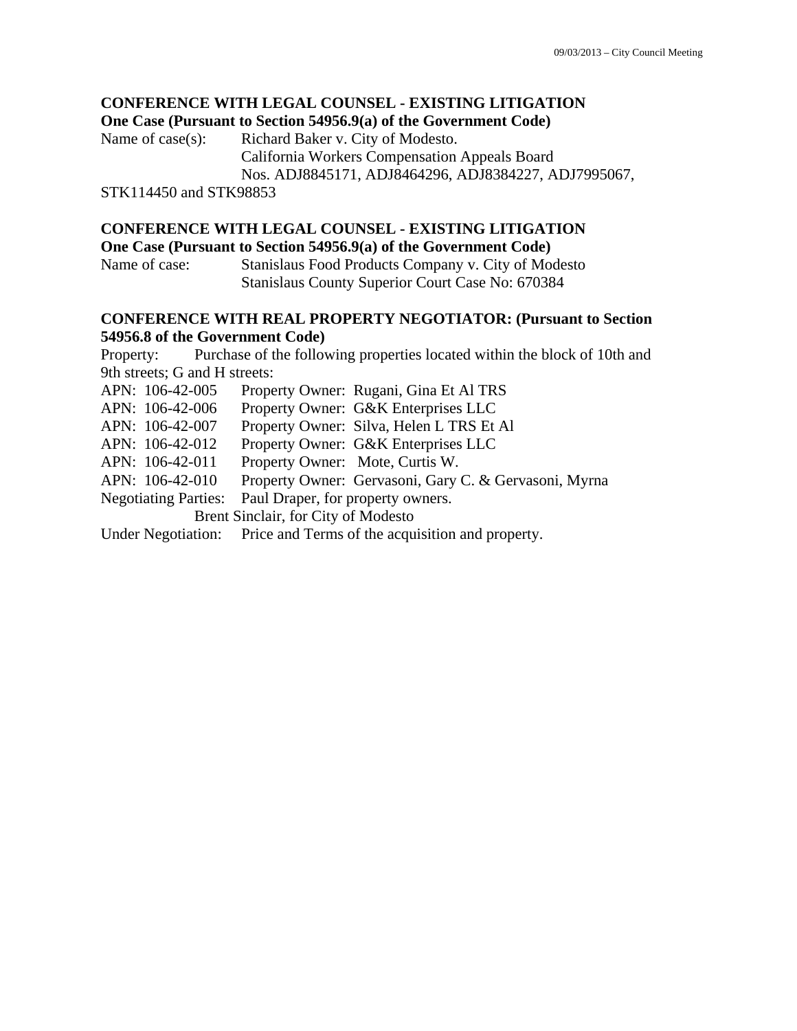**CONFERENCE WITH LEGAL COUNSEL - EXISTING LITIGATION**
**One Case (Pursuant to Section 54956.9(a) of the Government Code)**

Name of case(s): Richard Baker v. City of Modesto.
California Workers Compensation Appeals Board
Nos. ADJ8845171, ADJ8464296, ADJ8384227, ADJ7995067, STK114450 and STK98853

**CONFERENCE WITH LEGAL COUNSEL - EXISTING LITIGATION**
**One Case (Pursuant to Section 54956.9(a) of the Government Code)**

Name of case: Stanislaus Food Products Company v. City of Modesto
Stanislaus County Superior Court Case No: 670384

**CONFERENCE WITH REAL PROPERTY NEGOTIATOR: (Pursuant to Section 54956.8 of the Government Code)**

Property: Purchase of the following properties located within the block of 10th and 9th streets; G and H streets:

APN: 106-42-005 Property Owner: Rugani, Gina Et Al TRS
APN: 106-42-006 Property Owner: G&K Enterprises LLC
APN: 106-42-007 Property Owner: Silva, Helen L TRS Et Al
APN: 106-42-012 Property Owner: G&K Enterprises LLC
APN: 106-42-011 Property Owner: Mote, Curtis W.
APN: 106-42-010 Property Owner: Gervasoni, Gary C. & Gervasoni, Myrna

Negotiating Parties: Paul Draper, for property owners.
Brent Sinclair, for City of Modesto

Under Negotiation: Price and Terms of the acquisition and property.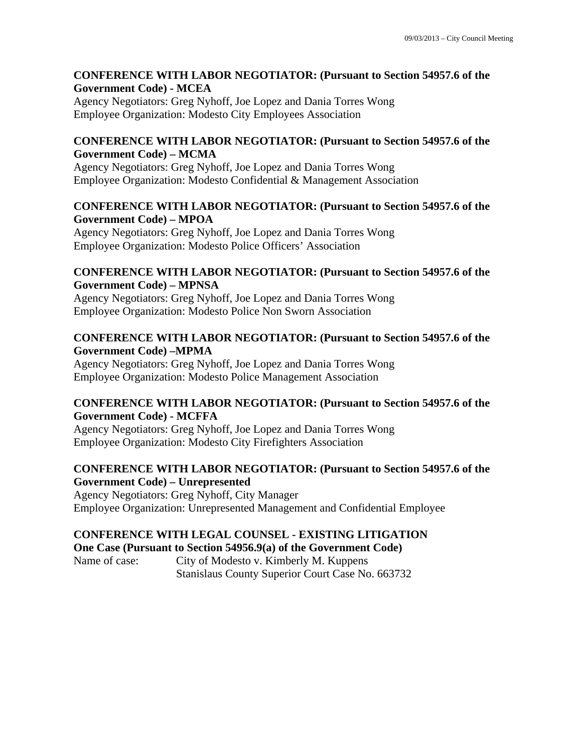**CONFERENCE WITH LABOR NEGOTIATOR: (Pursuant to Section 54957.6 of the Government Code) - MCEA**

Agency Negotiators: Greg Nyhoff, Joe Lopez and Dania Torres Wong
Employee Organization: Modesto City Employees Association

**CONFERENCE WITH LABOR NEGOTIATOR: (Pursuant to Section 54957.6 of the Government Code) – MCMA**

Agency Negotiators: Greg Nyhoff, Joe Lopez and Dania Torres Wong
Employee Organization: Modesto Confidential & Management Association

**CONFERENCE WITH LABOR NEGOTIATOR: (Pursuant to Section 54957.6 of the Government Code) – MPOA**

Agency Negotiators: Greg Nyhoff, Joe Lopez and Dania Torres Wong
Employee Organization: Modesto Police Officers' Association

**CONFERENCE WITH LABOR NEGOTIATOR: (Pursuant to Section 54957.6 of the Government Code) – MPNSA**

Agency Negotiators: Greg Nyhoff, Joe Lopez and Dania Torres Wong
Employee Organization: Modesto Police Non Sworn Association

**CONFERENCE WITH LABOR NEGOTIATOR: (Pursuant to Section 54957.6 of the Government Code) –MPMA**

Agency Negotiators: Greg Nyhoff, Joe Lopez and Dania Torres Wong
Employee Organization: Modesto Police Management Association

**CONFERENCE WITH LABOR NEGOTIATOR: (Pursuant to Section 54957.6 of the Government Code) - MCFFA**

Agency Negotiators: Greg Nyhoff, Joe Lopez and Dania Torres Wong
Employee Organization: Modesto City Firefighters Association

**CONFERENCE WITH LABOR NEGOTIATOR: (Pursuant to Section 54957.6 of the Government Code) – Unrepresented**

Agency Negotiators: Greg Nyhoff, City Manager
Employee Organization: Unrepresented Management and Confidential Employee

**CONFERENCE WITH LEGAL COUNSEL - EXISTING LITIGATION**
**One Case (Pursuant to Section 54956.9(a) of the Government Code)**

Name of case: City of Modesto v. Kimberly M. Kuppens
Stanislaus County Superior Court Case No. 663732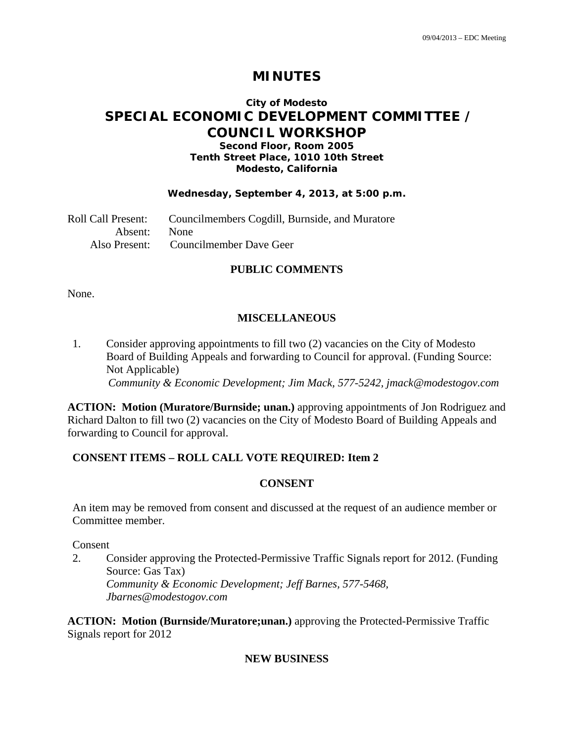# MINUTES

## City of Modesto
## SPECIAL ECONOMIC DEVELOPMENT COMMITTEE / COUNCIL WORKSHOP

**Second Floor, Room 2005**
**Tenth Street Place, 1010 10th Street**
**Modesto, California**

**Wednesday, September 4, 2013, at 5:00 p.m.**

Roll Call Present: Councilmembers Cogdill, Burnside, and Muratore
Absent: None
Also Present: Councilmember Dave Geer

### PUBLIC COMMENTS

None.

### MISCELLANEOUS

1. Consider approving appointments to fill two (2) vacancies on the City of Modesto Board of Building Appeals and forwarding to Council for approval. (Funding Source: Not Applicable)
*Community & Economic Development; Jim Mack, 577-5242, jmack@modestogov.com*

**ACTION: Motion (Muratore/Burnside; unan.)** approving appointments of Jon Rodriguez and Richard Dalton to fill two (2) vacancies on the City of Modesto Board of Building Appeals and forwarding to Council for approval.

### CONSENT ITEMS – ROLL CALL VOTE REQUIRED: Item 2

### CONSENT

An item may be removed from consent and discussed at the request of an audience member or Committee member.

Consent

2. Consider approving the Protected-Permissive Traffic Signals report for 2012. (Funding Source: Gas Tax)
*Community & Economic Development; Jeff Barnes, 577-5468, Jbarnes@modestogov.com*

**ACTION: Motion (Burnside/Muratore;unan.)** approving the Protected-Permissive Traffic Signals report for 2012

### NEW BUSINESS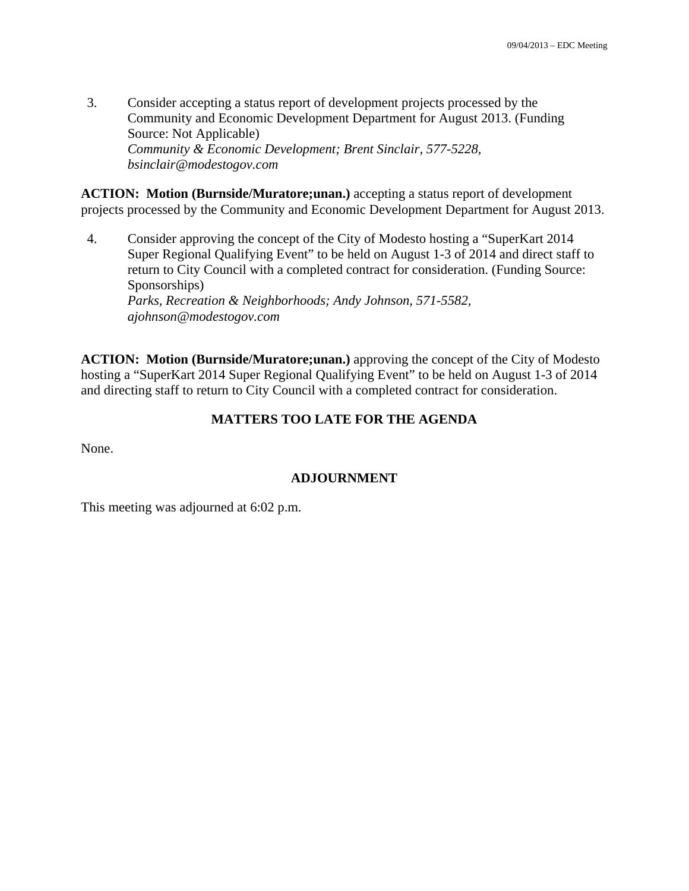3. Consider accepting a status report of development projects processed by the Community and Economic Development Department for August 2013. (Funding Source: Not Applicable)
   *Community & Economic Development; Brent Sinclair, 577-5228, bsinclair@modestogov.com*

**ACTION: Motion (Burnside/Muratore;unan.)** accepting a status report of development projects processed by the Community and Economic Development Department for August 2013.

4. Consider approving the concept of the City of Modesto hosting a "SuperKart 2014 Super Regional Qualifying Event" to be held on August 1-3 of 2014 and direct staff to return to City Council with a completed contract for consideration. (Funding Source: Sponsorships)
   *Parks, Recreation & Neighborhoods; Andy Johnson, 571-5582, ajohnson@modestogov.com*

**ACTION: Motion (Burnside/Muratore;unan.)** approving the concept of the City of Modesto hosting a "SuperKart 2014 Super Regional Qualifying Event" to be held on August 1-3 of 2014 and directing staff to return to City Council with a completed contract for consideration.

## MATTERS TOO LATE FOR THE AGENDA

None.

## ADJOURNMENT

This meeting was adjourned at 6:02 p.m.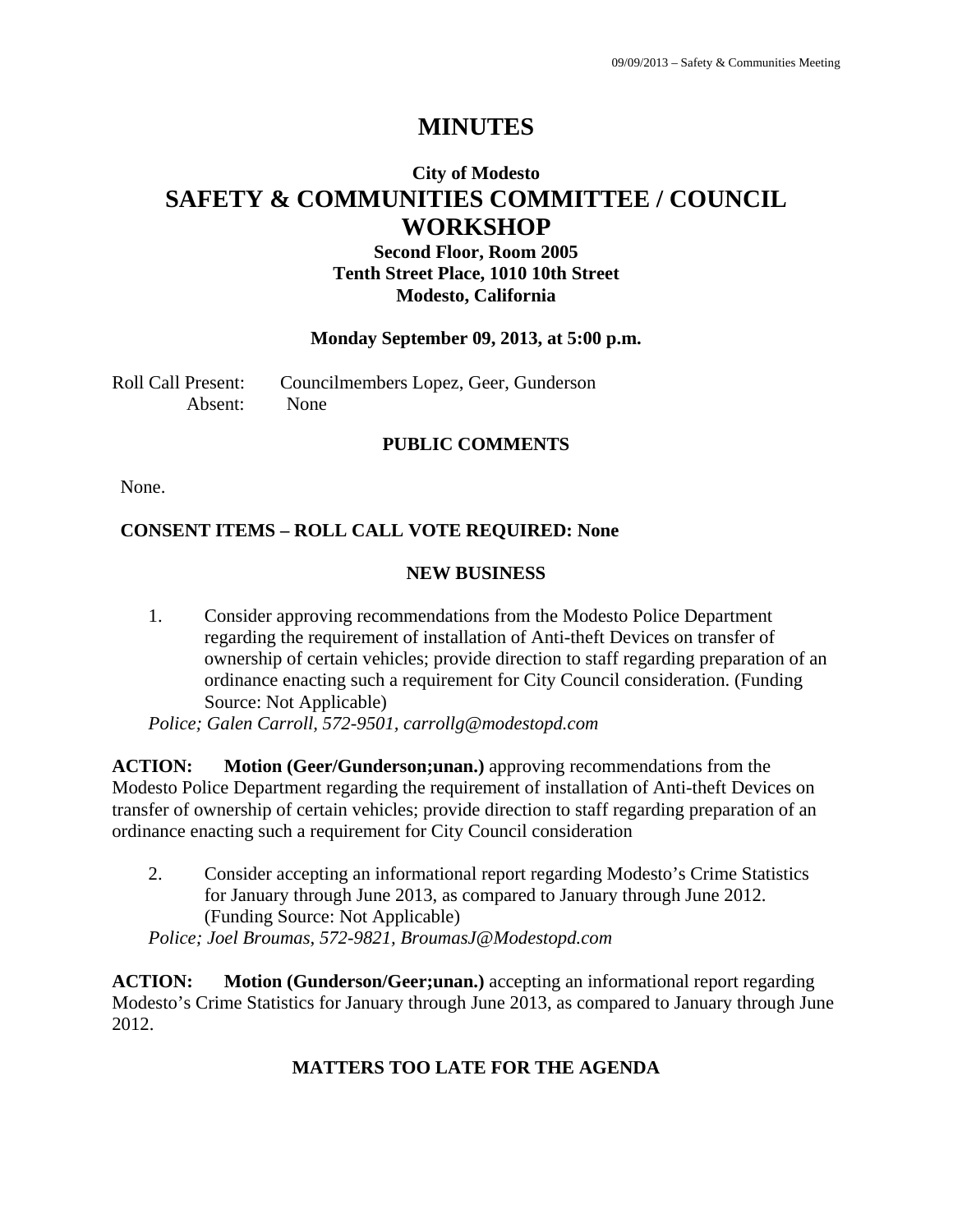# MINUTES

## City of Modesto

# SAFETY & COMMUNITIES COMMITTEE / COUNCIL WORKSHOP

### Second Floor, Room 2005
### Tenth Street Place, 1010 10th Street
### Modesto, California

**Monday September 09, 2013, at 5:00 p.m.**

Roll Call Present: Councilmembers Lopez, Geer, Gunderson
Absent: None

## PUBLIC COMMENTS

None.

**CONSENT ITEMS – ROLL CALL VOTE REQUIRED: None**

## NEW BUSINESS

1. Consider approving recommendations from the Modesto Police Department regarding the requirement of installation of Anti-theft Devices on transfer of ownership of certain vehicles; provide direction to staff regarding preparation of an ordinance enacting such a requirement for City Council consideration. (Funding Source: Not Applicable)

*Police; Galen Carroll, 572-9501, carrollg@modestopd.com*

**ACTION:** **Motion (Geer/Gunderson;unan.)** approving recommendations from the Modesto Police Department regarding the requirement of installation of Anti-theft Devices on transfer of ownership of certain vehicles; provide direction to staff regarding preparation of an ordinance enacting such a requirement for City Council consideration

2. Consider accepting an informational report regarding Modesto's Crime Statistics for January through June 2013, as compared to January through June 2012. (Funding Source: Not Applicable)

*Police; Joel Broumas, 572-9821, BroumasJ@Modestopd.com*

**ACTION:** **Motion (Gunderson/Geer;unan.)** accepting an informational report regarding Modesto's Crime Statistics for January through June 2013, as compared to January through June 2012.

## MATTERS TOO LATE FOR THE AGENDA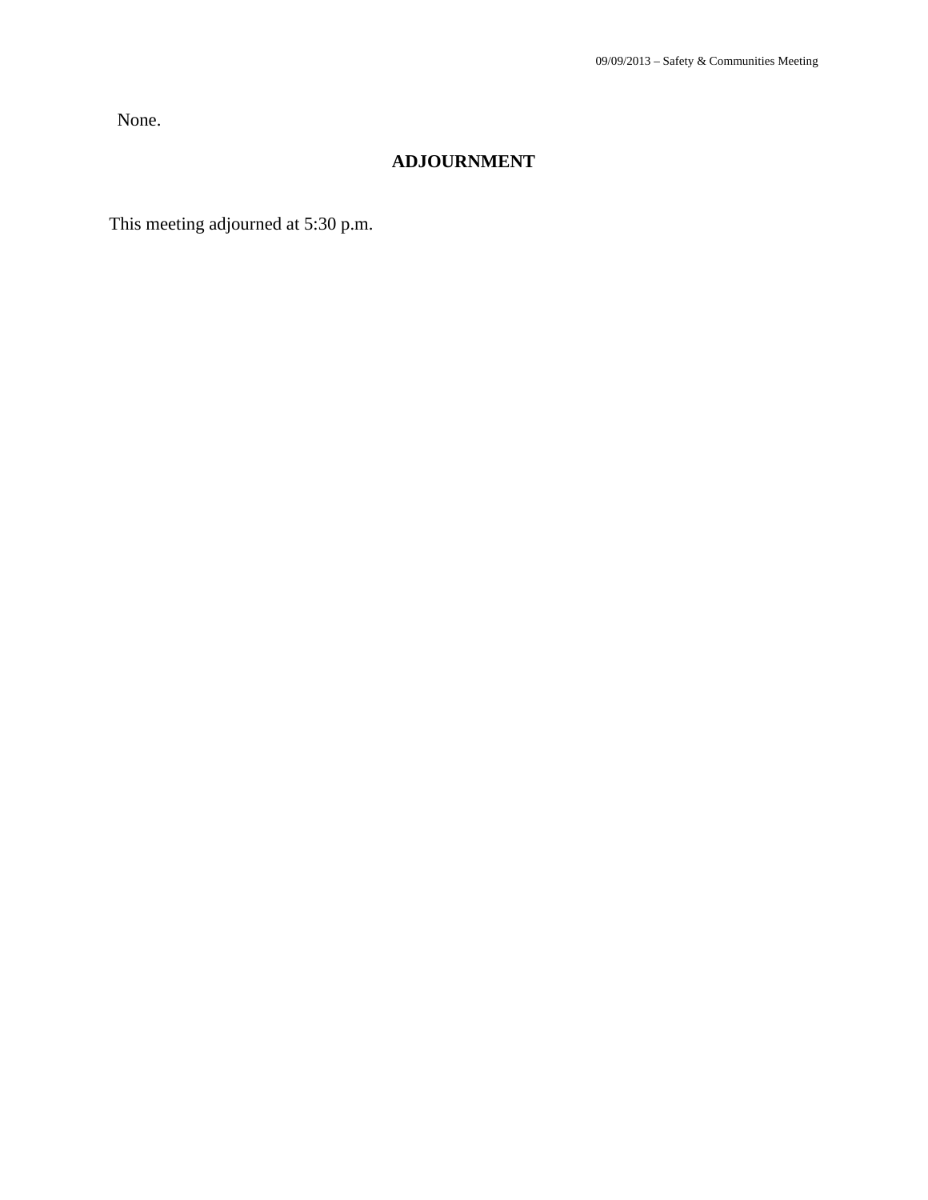None.

## ADJOURNMENT

This meeting adjourned at 5:30 p.m.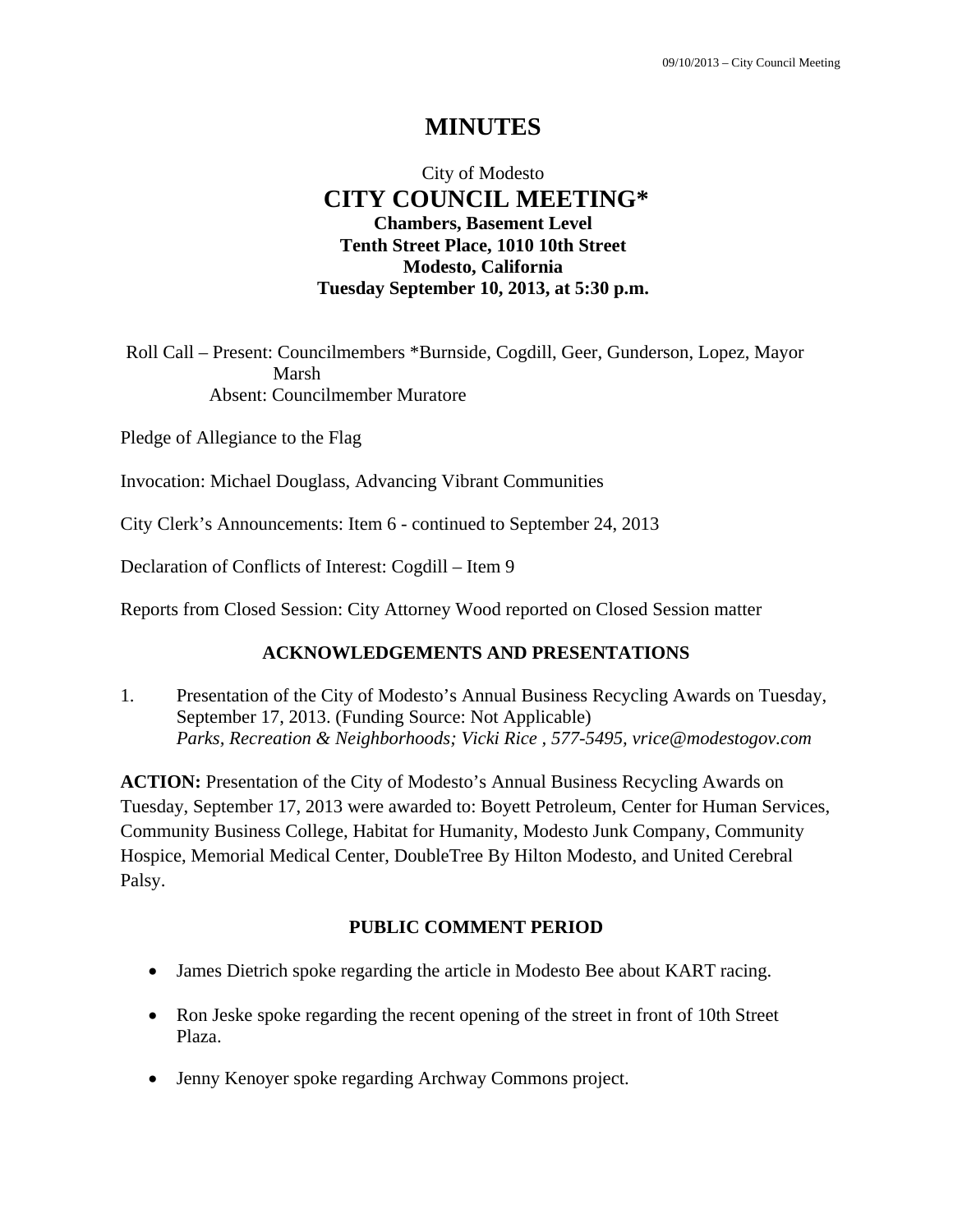# MINUTES

City of Modesto

## CITY COUNCIL MEETING*

**Chambers, Basement Level**
**Tenth Street Place, 1010 10th Street**
**Modesto, California**
**Tuesday September 10, 2013, at 5:30 p.m.**

Roll Call – Present: Councilmembers *Burnside, Cogdill, Geer, Gunderson, Lopez, Mayor Marsh
Absent: Councilmember Muratore

Pledge of Allegiance to the Flag

Invocation: Michael Douglass, Advancing Vibrant Communities

City Clerk's Announcements: Item 6 - continued to September 24, 2013

Declaration of Conflicts of Interest: Cogdill – Item 9

Reports from Closed Session: City Attorney Wood reported on Closed Session matter

### ACKNOWLEDGEMENTS AND PRESENTATIONS

1. Presentation of the City of Modesto's Annual Business Recycling Awards on Tuesday, September 17, 2013. (Funding Source: Not Applicable)
   *Parks, Recreation & Neighborhoods; Vicki Rice , 577-5495, vrice@modestogov.com*

**ACTION:** Presentation of the City of Modesto's Annual Business Recycling Awards on Tuesday, September 17, 2013 were awarded to: Boyett Petroleum, Center for Human Services, Community Business College, Habitat for Humanity, Modesto Junk Company, Community Hospice, Memorial Medical Center, DoubleTree By Hilton Modesto, and United Cerebral Palsy.

### PUBLIC COMMENT PERIOD

- James Dietrich spoke regarding the article in Modesto Bee about KART racing.
- Ron Jeske spoke regarding the recent opening of the street in front of 10th Street Plaza.
- Jenny Kenoyer spoke regarding Archway Commons project.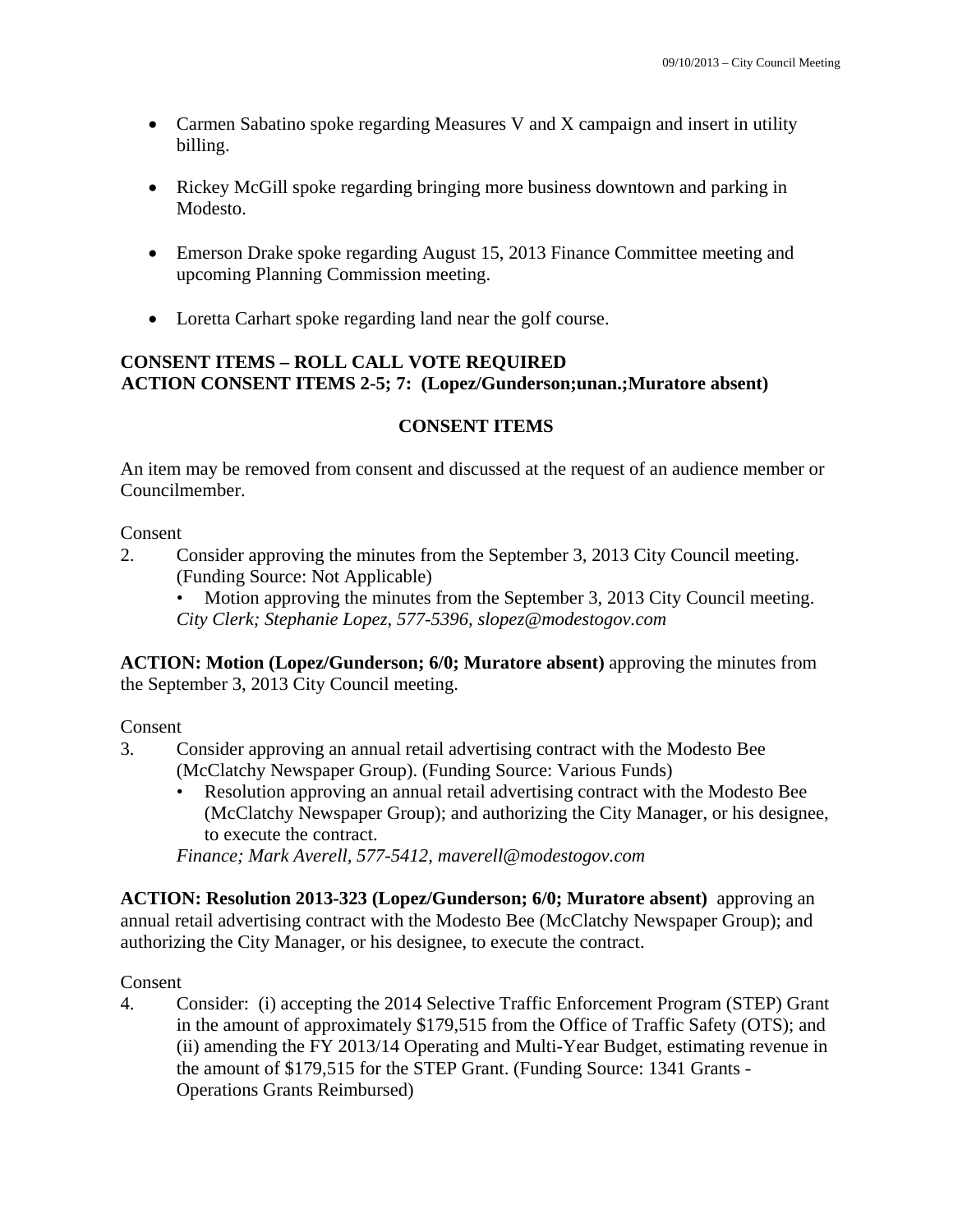- Carmen Sabatino spoke regarding Measures V and X campaign and insert in utility billing.

- Rickey McGill spoke regarding bringing more business downtown and parking in Modesto.

- Emerson Drake spoke regarding August 15, 2013 Finance Committee meeting and upcoming Planning Commission meeting.

- Loretta Carhart spoke regarding land near the golf course.

**CONSENT ITEMS – ROLL CALL VOTE REQUIRED**
**ACTION CONSENT ITEMS 2-5; 7: (Lopez/Gunderson;unan.;Muratore absent)**

## CONSENT ITEMS

An item may be removed from consent and discussed at the request of an audience member or Councilmember.

Consent

2. Consider approving the minutes from the September 3, 2013 City Council meeting. (Funding Source: Not Applicable)
   - Motion approving the minutes from the September 3, 2013 City Council meeting.

   *City Clerk; Stephanie Lopez, 577-5396, slopez@modestogov.com*

**ACTION: Motion (Lopez/Gunderson; 6/0; Muratore absent)** approving the minutes from the September 3, 2013 City Council meeting.

Consent

3. Consider approving an annual retail advertising contract with the Modesto Bee (McClatchy Newspaper Group). (Funding Source: Various Funds)
   - Resolution approving an annual retail advertising contract with the Modesto Bee (McClatchy Newspaper Group); and authorizing the City Manager, or his designee, to execute the contract.

   *Finance; Mark Averell, 577-5412, maverell@modestogov.com*

**ACTION: Resolution 2013-323 (Lopez/Gunderson; 6/0; Muratore absent)** approving an annual retail advertising contract with the Modesto Bee (McClatchy Newspaper Group); and authorizing the City Manager, or his designee, to execute the contract.

Consent

4. Consider: (i) accepting the 2014 Selective Traffic Enforcement Program (STEP) Grant in the amount of approximately $179,515 from the Office of Traffic Safety (OTS); and (ii) amending the FY 2013/14 Operating and Multi-Year Budget, estimating revenue in the amount of $179,515 for the STEP Grant. (Funding Source: 1341 Grants - Operations Grants Reimbursed)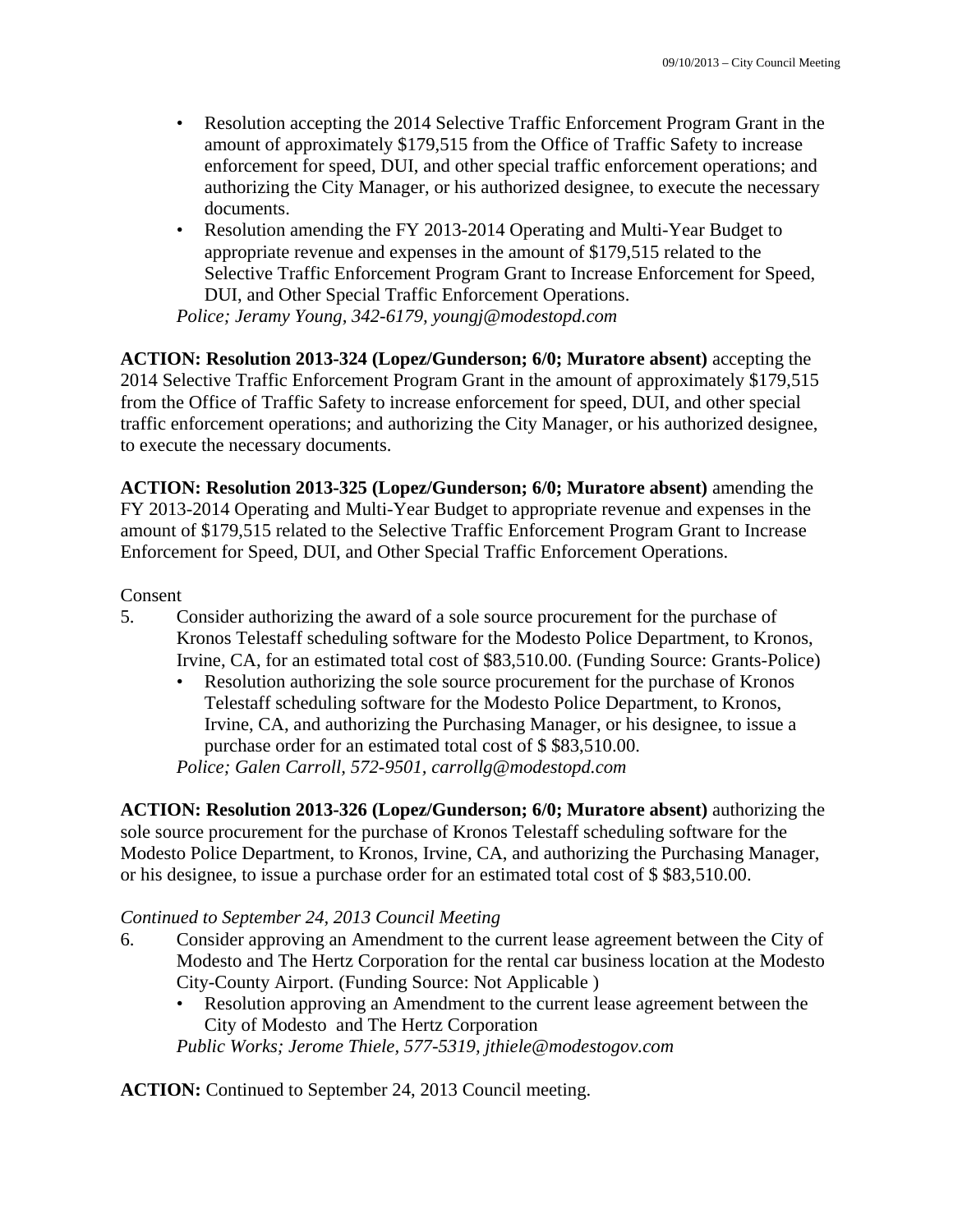- Resolution accepting the 2014 Selective Traffic Enforcement Program Grant in the amount of approximately $179,515 from the Office of Traffic Safety to increase enforcement for speed, DUI, and other special traffic enforcement operations; and authorizing the City Manager, or his authorized designee, to execute the necessary documents.
- Resolution amending the FY 2013-2014 Operating and Multi-Year Budget to appropriate revenue and expenses in the amount of $179,515 related to the Selective Traffic Enforcement Program Grant to Increase Enforcement for Speed, DUI, and Other Special Traffic Enforcement Operations.

*Police; Jeramy Young, 342-6179, youngj@modestopd.com*

**ACTION: Resolution 2013-324 (Lopez/Gunderson; 6/0; Muratore absent)** accepting the 2014 Selective Traffic Enforcement Program Grant in the amount of approximately $179,515 from the Office of Traffic Safety to increase enforcement for speed, DUI, and other special traffic enforcement operations; and authorizing the City Manager, or his authorized designee, to execute the necessary documents.

**ACTION: Resolution 2013-325 (Lopez/Gunderson; 6/0; Muratore absent)** amending the FY 2013-2014 Operating and Multi-Year Budget to appropriate revenue and expenses in the amount of $179,515 related to the Selective Traffic Enforcement Program Grant to Increase Enforcement for Speed, DUI, and Other Special Traffic Enforcement Operations.

Consent

5. Consider authorizing the award of a sole source procurement for the purchase of Kronos Telestaff scheduling software for the Modesto Police Department, to Kronos, Irvine, CA, for an estimated total cost of $83,510.00. (Funding Source: Grants-Police)
   - Resolution authorizing the sole source procurement for the purchase of Kronos Telestaff scheduling software for the Modesto Police Department, to Kronos, Irvine, CA, and authorizing the Purchasing Manager, or his designee, to issue a purchase order for an estimated total cost of $ $83,510.00.

   *Police; Galen Carroll, 572-9501, carrollg@modestopd.com*

**ACTION: Resolution 2013-326 (Lopez/Gunderson; 6/0; Muratore absent)** authorizing the sole source procurement for the purchase of Kronos Telestaff scheduling software for the Modesto Police Department, to Kronos, Irvine, CA, and authorizing the Purchasing Manager, or his designee, to issue a purchase order for an estimated total cost of $ $83,510.00.

*Continued to September 24, 2013 Council Meeting*

6. Consider approving an Amendment to the current lease agreement between the City of Modesto and The Hertz Corporation for the rental car business location at the Modesto City-County Airport. (Funding Source: Not Applicable )
   - Resolution approving an Amendment to the current lease agreement between the City of Modesto and The Hertz Corporation

   *Public Works; Jerome Thiele, 577-5319, jthiele@modestogov.com*

**ACTION:** Continued to September 24, 2013 Council meeting.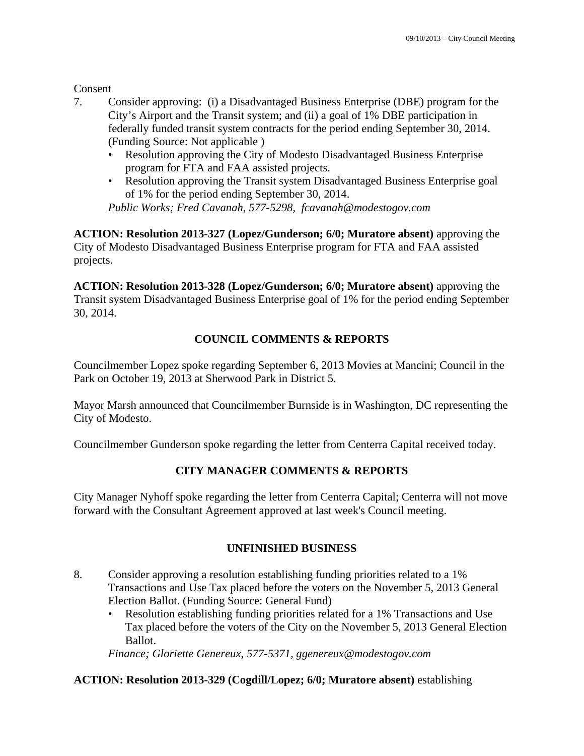Consent

7. Consider approving: (i) a Disadvantaged Business Enterprise (DBE) program for the City's Airport and the Transit system; and (ii) a goal of 1% DBE participation in federally funded transit system contracts for the period ending September 30, 2014. (Funding Source: Not applicable )
   - Resolution approving the City of Modesto Disadvantaged Business Enterprise program for FTA and FAA assisted projects.
   - Resolution approving the Transit system Disadvantaged Business Enterprise goal of 1% for the period ending September 30, 2014.

   *Public Works; Fred Cavanah, 577-5298, fcavanah@modestogov.com*

**ACTION: Resolution 2013-327 (Lopez/Gunderson; 6/0; Muratore absent)** approving the City of Modesto Disadvantaged Business Enterprise program for FTA and FAA assisted projects.

**ACTION: Resolution 2013-328 (Lopez/Gunderson; 6/0; Muratore absent)** approving the Transit system Disadvantaged Business Enterprise goal of 1% for the period ending September 30, 2014.

## COUNCIL COMMENTS & REPORTS

Councilmember Lopez spoke regarding September 6, 2013 Movies at Mancini; Council in the Park on October 19, 2013 at Sherwood Park in District 5.

Mayor Marsh announced that Councilmember Burnside is in Washington, DC representing the City of Modesto.

Councilmember Gunderson spoke regarding the letter from Centerra Capital received today.

## CITY MANAGER COMMENTS & REPORTS

City Manager Nyhoff spoke regarding the letter from Centerra Capital; Centerra will not move forward with the Consultant Agreement approved at last week's Council meeting.

## UNFINISHED BUSINESS

8. Consider approving a resolution establishing funding priorities related to a 1% Transactions and Use Tax placed before the voters on the November 5, 2013 General Election Ballot. (Funding Source: General Fund)
   - Resolution establishing funding priorities related for a 1% Transactions and Use Tax placed before the voters of the City on the November 5, 2013 General Election Ballot.

   *Finance; Gloriette Genereux, 577-5371, ggenereux@modestogov.com*

**ACTION: Resolution 2013-329 (Cogdill/Lopez; 6/0; Muratore absent)** establishing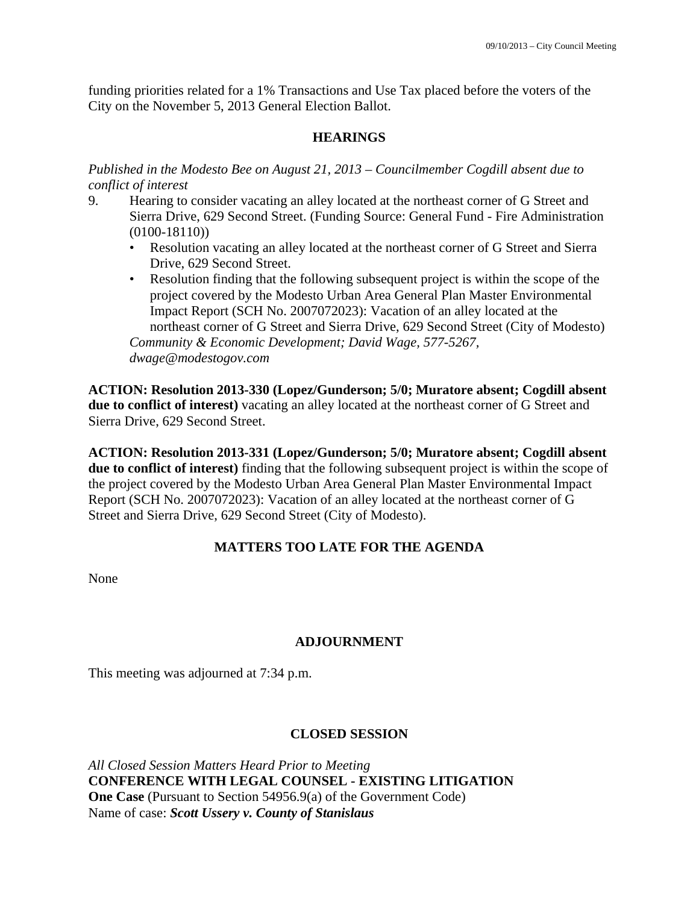funding priorities related for a 1% Transactions and Use Tax placed before the voters of the City on the November 5, 2013 General Election Ballot.

## HEARINGS

*Published in the Modesto Bee on August 21, 2013 – Councilmember Cogdill absent due to conflict of interest*

9. Hearing to consider vacating an alley located at the northeast corner of G Street and Sierra Drive, 629 Second Street. (Funding Source: General Fund - Fire Administration (0100-18110))
   - Resolution vacating an alley located at the northeast corner of G Street and Sierra Drive, 629 Second Street.
   - Resolution finding that the following subsequent project is within the scope of the project covered by the Modesto Urban Area General Plan Master Environmental Impact Report (SCH No. 2007072023): Vacation of an alley located at the northeast corner of G Street and Sierra Drive, 629 Second Street (City of Modesto)

   *Community & Economic Development; David Wage, 577-5267, dwage@modestogov.com*

**ACTION: Resolution 2013-330 (Lopez/Gunderson; 5/0; Muratore absent; Cogdill absent due to conflict of interest)** vacating an alley located at the northeast corner of G Street and Sierra Drive, 629 Second Street.

**ACTION: Resolution 2013-331 (Lopez/Gunderson; 5/0; Muratore absent; Cogdill absent due to conflict of interest)** finding that the following subsequent project is within the scope of the project covered by the Modesto Urban Area General Plan Master Environmental Impact Report (SCH No. 2007072023): Vacation of an alley located at the northeast corner of G Street and Sierra Drive, 629 Second Street (City of Modesto).

## MATTERS TOO LATE FOR THE AGENDA

None

## ADJOURNMENT

This meeting was adjourned at 7:34 p.m.

## CLOSED SESSION

*All Closed Session Matters Heard Prior to Meeting*

**CONFERENCE WITH LEGAL COUNSEL - EXISTING LITIGATION**

**One Case** (Pursuant to Section 54956.9(a) of the Government Code)

Name of case: ***Scott Ussery v. County of Stanislaus***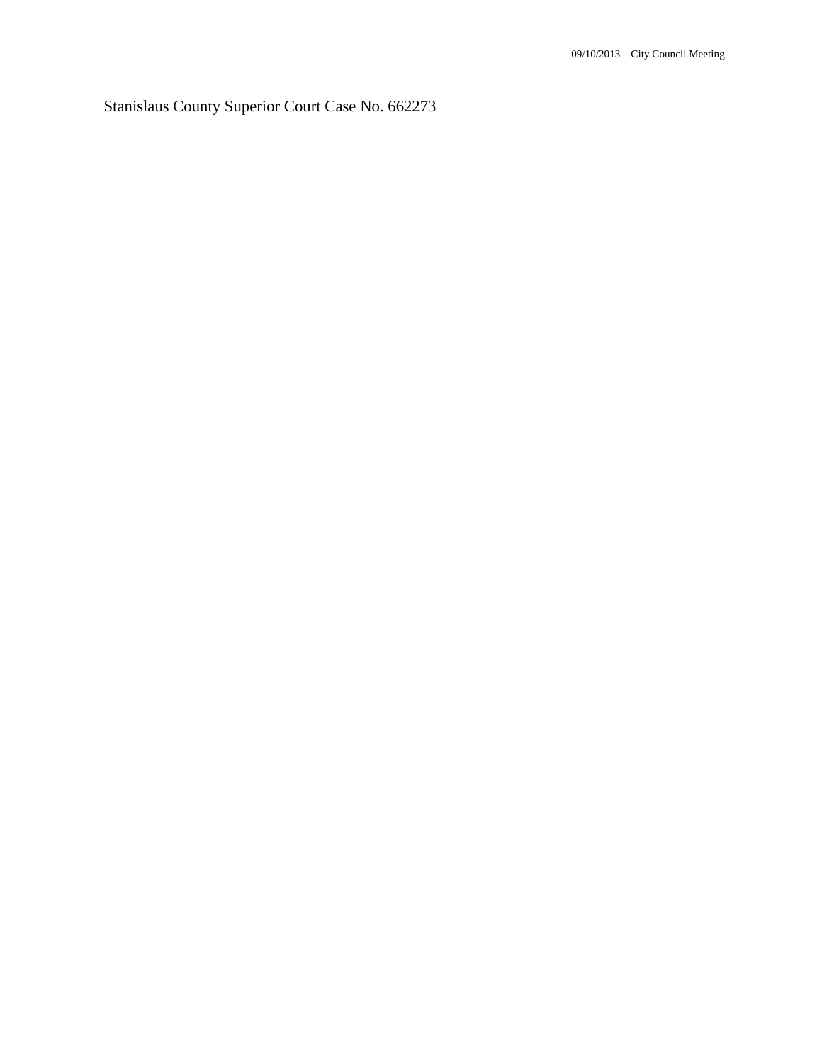Stanislaus County Superior Court Case No. 662273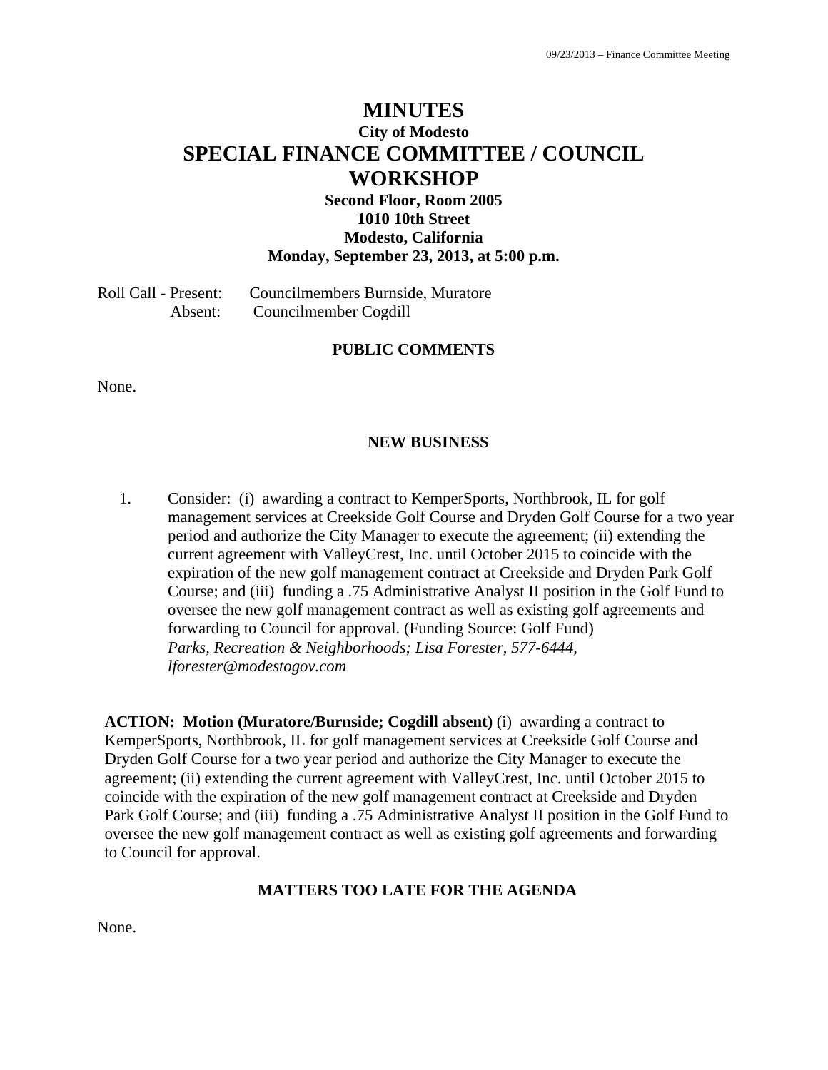# MINUTES

**City of Modesto**

# SPECIAL FINANCE COMMITTEE / COUNCIL WORKSHOP

**Second Floor, Room 2005**
**1010 10th Street**
**Modesto, California**
**Monday, September 23, 2013, at 5:00 p.m.**

Roll Call - Present: Councilmembers Burnside, Muratore
Absent: Councilmember Cogdill

## PUBLIC COMMENTS

None.

## NEW BUSINESS

1. Consider: (i) awarding a contract to KemperSports, Northbrook, IL for golf management services at Creekside Golf Course and Dryden Golf Course for a two year period and authorize the City Manager to execute the agreement; (ii) extending the current agreement with ValleyCrest, Inc. until October 2015 to coincide with the expiration of the new golf management contract at Creekside and Dryden Park Golf Course; and (iii) funding a .75 Administrative Analyst II position in the Golf Fund to oversee the new golf management contract as well as existing golf agreements and forwarding to Council for approval. (Funding Source: Golf Fund)
*Parks, Recreation & Neighborhoods; Lisa Forester, 577-6444, lforester@modestogov.com*

**ACTION: Motion (Muratore/Burnside; Cogdill absent)** (i) awarding a contract to KemperSports, Northbrook, IL for golf management services at Creekside Golf Course and Dryden Golf Course for a two year period and authorize the City Manager to execute the agreement; (ii) extending the current agreement with ValleyCrest, Inc. until October 2015 to coincide with the expiration of the new golf management contract at Creekside and Dryden Park Golf Course; and (iii) funding a .75 Administrative Analyst II position in the Golf Fund to oversee the new golf management contract as well as existing golf agreements and forwarding to Council for approval.

## MATTERS TOO LATE FOR THE AGENDA

None.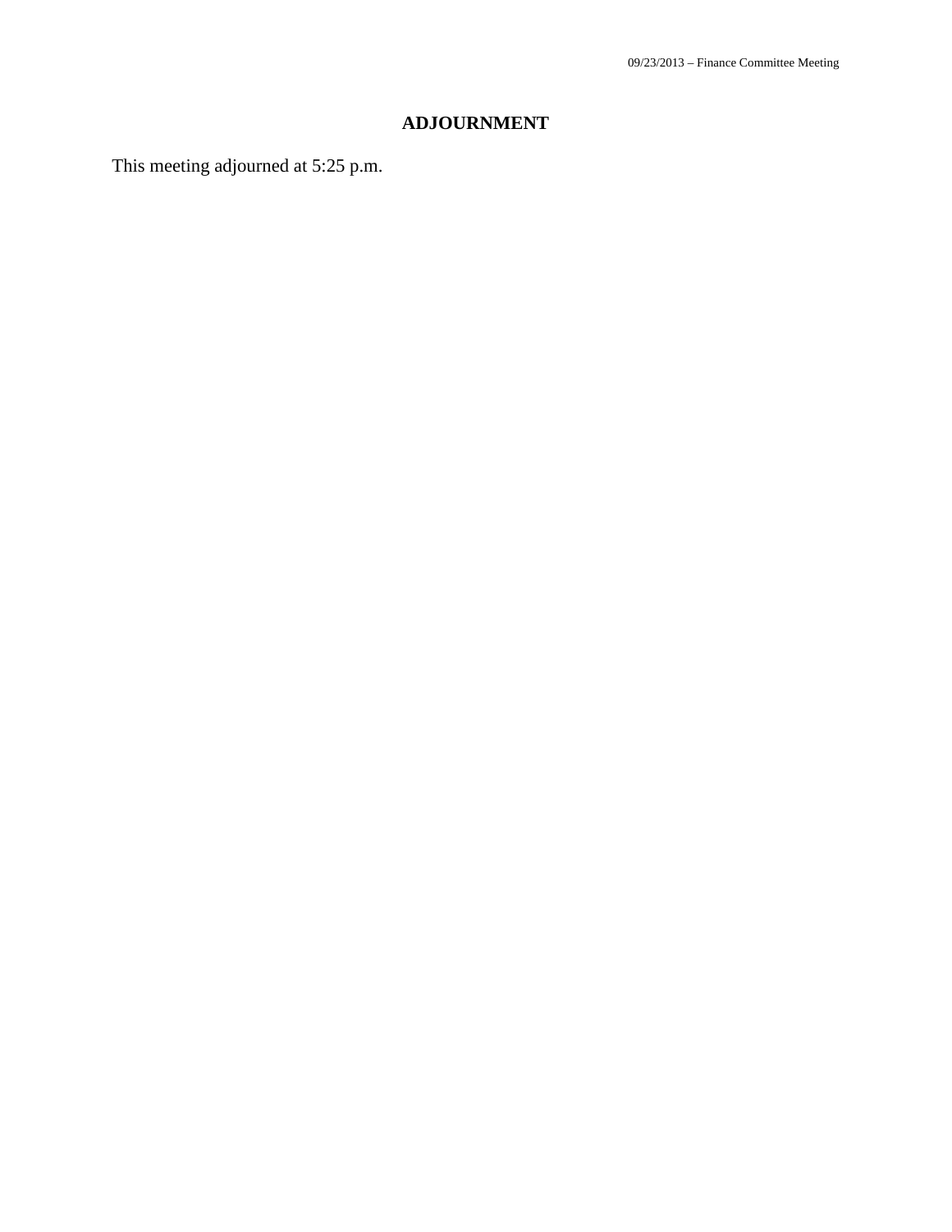## ADJOURNMENT

This meeting adjourned at 5:25 p.m.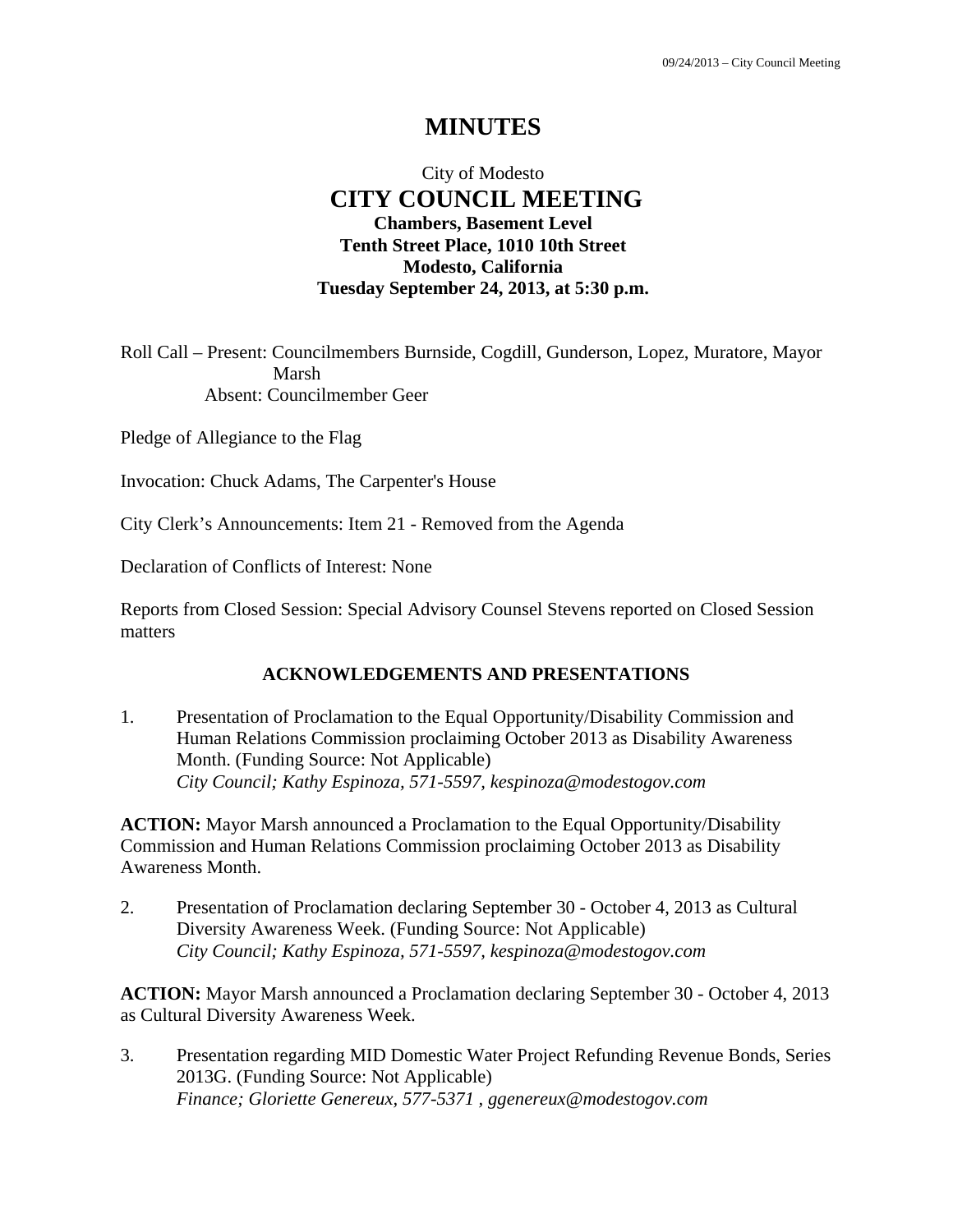# MINUTES

City of Modesto
## CITY COUNCIL MEETING
**Chambers, Basement Level**
**Tenth Street Place, 1010 10th Street**
**Modesto, California**
**Tuesday September 24, 2013, at 5:30 p.m.**

Roll Call – Present: Councilmembers Burnside, Cogdill, Gunderson, Lopez, Muratore, Mayor Marsh
Absent: Councilmember Geer

Pledge of Allegiance to the Flag

Invocation: Chuck Adams, The Carpenter's House

City Clerk's Announcements: Item 21 - Removed from the Agenda

Declaration of Conflicts of Interest: None

Reports from Closed Session: Special Advisory Counsel Stevens reported on Closed Session matters

### ACKNOWLEDGEMENTS AND PRESENTATIONS

1. Presentation of Proclamation to the Equal Opportunity/Disability Commission and Human Relations Commission proclaiming October 2013 as Disability Awareness Month. (Funding Source: Not Applicable)
   *City Council; Kathy Espinoza, 571-5597, kespinoza@modestogov.com*

**ACTION:** Mayor Marsh announced a Proclamation to the Equal Opportunity/Disability Commission and Human Relations Commission proclaiming October 2013 as Disability Awareness Month.

2. Presentation of Proclamation declaring September 30 - October 4, 2013 as Cultural Diversity Awareness Week. (Funding Source: Not Applicable)
   *City Council; Kathy Espinoza, 571-5597, kespinoza@modestogov.com*

**ACTION:** Mayor Marsh announced a Proclamation declaring September 30 - October 4, 2013 as Cultural Diversity Awareness Week.

3. Presentation regarding MID Domestic Water Project Refunding Revenue Bonds, Series 2013G. (Funding Source: Not Applicable)
   *Finance; Gloriette Genereux, 577-5371 , ggenereux@modestogov.com*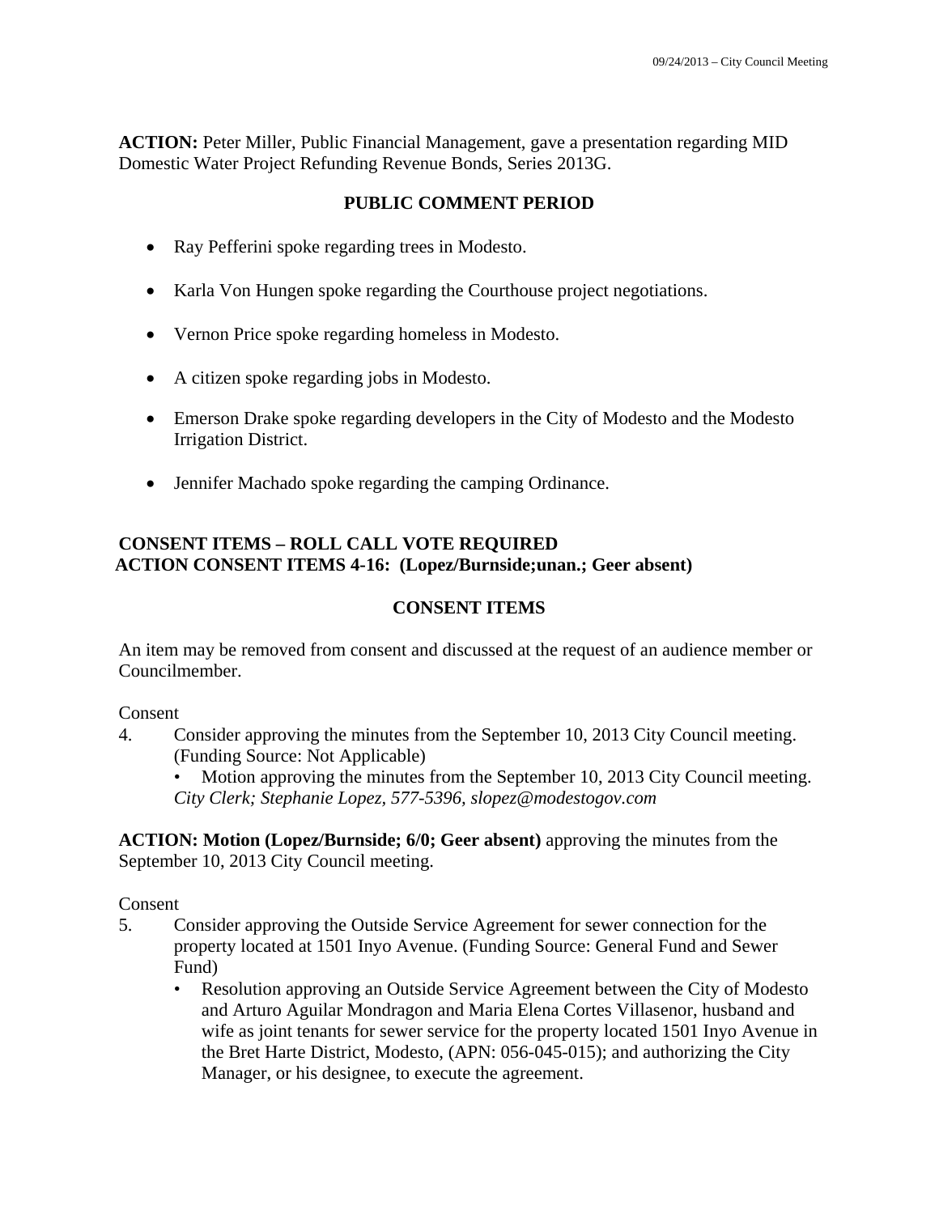**ACTION:** Peter Miller, Public Financial Management, gave a presentation regarding MID Domestic Water Project Refunding Revenue Bonds, Series 2013G.

## PUBLIC COMMENT PERIOD

- Ray Pefferini spoke regarding trees in Modesto.
- Karla Von Hungen spoke regarding the Courthouse project negotiations.
- Vernon Price spoke regarding homeless in Modesto.
- A citizen spoke regarding jobs in Modesto.
- Emerson Drake spoke regarding developers in the City of Modesto and the Modesto Irrigation District.
- Jennifer Machado spoke regarding the camping Ordinance.

**CONSENT ITEMS – ROLL CALL VOTE REQUIRED**
**ACTION CONSENT ITEMS 4-16: (Lopez/Burnside;unan.; Geer absent)**

## CONSENT ITEMS

An item may be removed from consent and discussed at the request of an audience member or Councilmember.

Consent

4. Consider approving the minutes from the September 10, 2013 City Council meeting. (Funding Source: Not Applicable)
   - Motion approving the minutes from the September 10, 2013 City Council meeting.

   *City Clerk; Stephanie Lopez, 577-5396, slopez@modestogov.com*

**ACTION: Motion (Lopez/Burnside; 6/0; Geer absent)** approving the minutes from the September 10, 2013 City Council meeting.

Consent

5. Consider approving the Outside Service Agreement for sewer connection for the property located at 1501 Inyo Avenue. (Funding Source: General Fund and Sewer Fund)
   - Resolution approving an Outside Service Agreement between the City of Modesto and Arturo Aguilar Mondragon and Maria Elena Cortes Villasenor, husband and wife as joint tenants for sewer service for the property located 1501 Inyo Avenue in the Bret Harte District, Modesto, (APN: 056-045-015); and authorizing the City Manager, or his designee, to execute the agreement.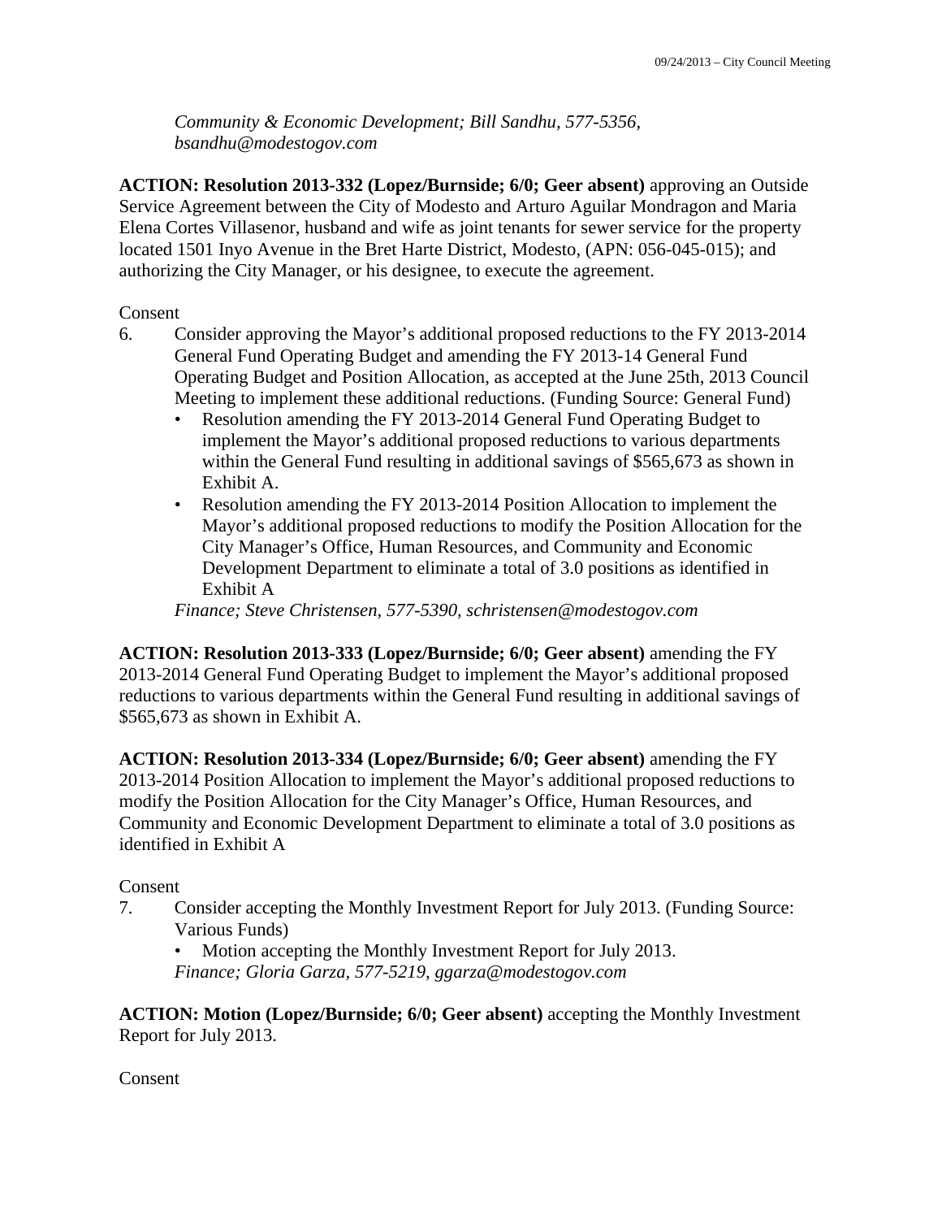*Community & Economic Development; Bill Sandhu, 577-5356, bsandhu@modestogov.com*

**ACTION: Resolution 2013-332 (Lopez/Burnside; 6/0; Geer absent)** approving an Outside Service Agreement between the City of Modesto and Arturo Aguilar Mondragon and Maria Elena Cortes Villasenor, husband and wife as joint tenants for sewer service for the property located 1501 Inyo Avenue in the Bret Harte District, Modesto, (APN: 056-045-015); and authorizing the City Manager, or his designee, to execute the agreement.

Consent

6. Consider approving the Mayor's additional proposed reductions to the FY 2013-2014 General Fund Operating Budget and amending the FY 2013-14 General Fund Operating Budget and Position Allocation, as accepted at the June 25th, 2013 Council Meeting to implement these additional reductions. (Funding Source: General Fund)
   - Resolution amending the FY 2013-2014 General Fund Operating Budget to implement the Mayor's additional proposed reductions to various departments within the General Fund resulting in additional savings of $565,673 as shown in Exhibit A.
   - Resolution amending the FY 2013-2014 Position Allocation to implement the Mayor's additional proposed reductions to modify the Position Allocation for the City Manager's Office, Human Resources, and Community and Economic Development Department to eliminate a total of 3.0 positions as identified in Exhibit A

   *Finance; Steve Christensen, 577-5390, schristensen@modestogov.com*

**ACTION: Resolution 2013-333 (Lopez/Burnside; 6/0; Geer absent)** amending the FY 2013-2014 General Fund Operating Budget to implement the Mayor's additional proposed reductions to various departments within the General Fund resulting in additional savings of $565,673 as shown in Exhibit A.

**ACTION: Resolution 2013-334 (Lopez/Burnside; 6/0; Geer absent)** amending the FY 2013-2014 Position Allocation to implement the Mayor's additional proposed reductions to modify the Position Allocation for the City Manager's Office, Human Resources, and Community and Economic Development Department to eliminate a total of 3.0 positions as identified in Exhibit A

Consent

7. Consider accepting the Monthly Investment Report for July 2013. (Funding Source: Various Funds)
   - Motion accepting the Monthly Investment Report for July 2013.

   *Finance; Gloria Garza, 577-5219, ggarza@modestogov.com*

**ACTION: Motion (Lopez/Burnside; 6/0; Geer absent)** accepting the Monthly Investment Report for July 2013.

Consent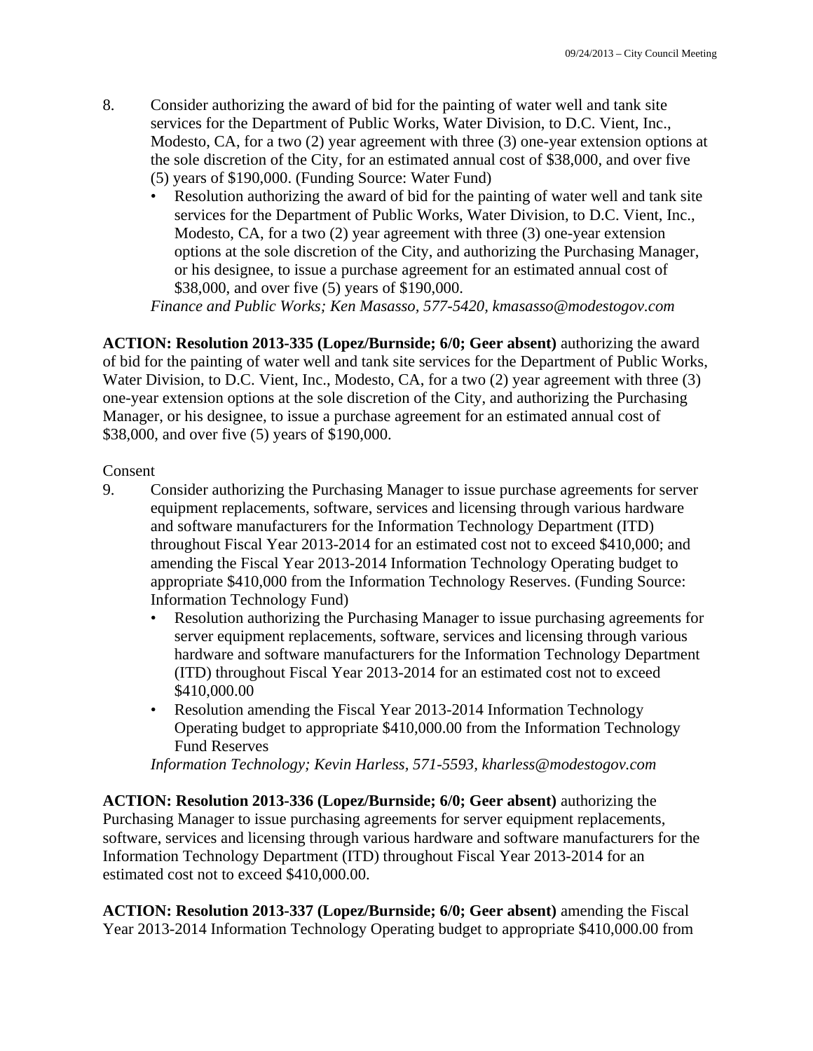8. Consider authorizing the award of bid for the painting of water well and tank site services for the Department of Public Works, Water Division, to D.C. Vient, Inc., Modesto, CA, for a two (2) year agreement with three (3) one-year extension options at the sole discretion of the City, for an estimated annual cost of $38,000, and over five (5) years of $190,000. (Funding Source: Water Fund)
   - Resolution authorizing the award of bid for the painting of water well and tank site services for the Department of Public Works, Water Division, to D.C. Vient, Inc., Modesto, CA, for a two (2) year agreement with three (3) one-year extension options at the sole discretion of the City, and authorizing the Purchasing Manager, or his designee, to issue a purchase agreement for an estimated annual cost of $38,000, and over five (5) years of $190,000.

   *Finance and Public Works; Ken Masasso, 577-5420, kmasasso@modestogov.com*

**ACTION: Resolution 2013-335 (Lopez/Burnside; 6/0; Geer absent)** authorizing the award of bid for the painting of water well and tank site services for the Department of Public Works, Water Division, to D.C. Vient, Inc., Modesto, CA, for a two (2) year agreement with three (3) one-year extension options at the sole discretion of the City, and authorizing the Purchasing Manager, or his designee, to issue a purchase agreement for an estimated annual cost of $38,000, and over five (5) years of $190,000.

Consent

9. Consider authorizing the Purchasing Manager to issue purchase agreements for server equipment replacements, software, services and licensing through various hardware and software manufacturers for the Information Technology Department (ITD) throughout Fiscal Year 2013-2014 for an estimated cost not to exceed $410,000; and amending the Fiscal Year 2013-2014 Information Technology Operating budget to appropriate $410,000 from the Information Technology Reserves. (Funding Source: Information Technology Fund)
   - Resolution authorizing the Purchasing Manager to issue purchasing agreements for server equipment replacements, software, services and licensing through various hardware and software manufacturers for the Information Technology Department (ITD) throughout Fiscal Year 2013-2014 for an estimated cost not to exceed $410,000.00
   - Resolution amending the Fiscal Year 2013-2014 Information Technology Operating budget to appropriate $410,000.00 from the Information Technology Fund Reserves

   *Information Technology; Kevin Harless, 571-5593, kharless@modestogov.com*

**ACTION: Resolution 2013-336 (Lopez/Burnside; 6/0; Geer absent)** authorizing the Purchasing Manager to issue purchasing agreements for server equipment replacements, software, services and licensing through various hardware and software manufacturers for the Information Technology Department (ITD) throughout Fiscal Year 2013-2014 for an estimated cost not to exceed $410,000.00.

**ACTION: Resolution 2013-337 (Lopez/Burnside; 6/0; Geer absent)** amending the Fiscal Year 2013-2014 Information Technology Operating budget to appropriate $410,000.00 from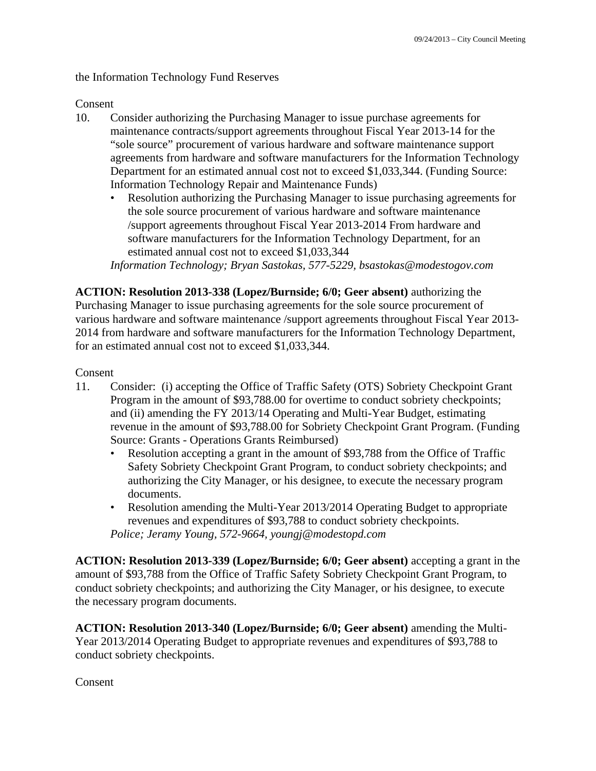the Information Technology Fund Reserves

Consent

10. Consider authorizing the Purchasing Manager to issue purchase agreements for maintenance contracts/support agreements throughout Fiscal Year 2013-14 for the "sole source" procurement of various hardware and software maintenance support agreements from hardware and software manufacturers for the Information Technology Department for an estimated annual cost not to exceed $1,033,344. (Funding Source: Information Technology Repair and Maintenance Funds)
    - Resolution authorizing the Purchasing Manager to issue purchasing agreements for the sole source procurement of various hardware and software maintenance /support agreements throughout Fiscal Year 2013-2014 From hardware and software manufacturers for the Information Technology Department, for an estimated annual cost not to exceed $1,033,344

    *Information Technology; Bryan Sastokas, 577-5229, bsastokas@modestogov.com*

**ACTION: Resolution 2013-338 (Lopez/Burnside; 6/0; Geer absent)** authorizing the Purchasing Manager to issue purchasing agreements for the sole source procurement of various hardware and software maintenance /support agreements throughout Fiscal Year 2013-2014 from hardware and software manufacturers for the Information Technology Department, for an estimated annual cost not to exceed $1,033,344.

Consent

11. Consider: (i) accepting the Office of Traffic Safety (OTS) Sobriety Checkpoint Grant Program in the amount of $93,788.00 for overtime to conduct sobriety checkpoints; and (ii) amending the FY 2013/14 Operating and Multi-Year Budget, estimating revenue in the amount of $93,788.00 for Sobriety Checkpoint Grant Program. (Funding Source: Grants - Operations Grants Reimbursed)
    - Resolution accepting a grant in the amount of $93,788 from the Office of Traffic Safety Sobriety Checkpoint Grant Program, to conduct sobriety checkpoints; and authorizing the City Manager, or his designee, to execute the necessary program documents.
    - Resolution amending the Multi-Year 2013/2014 Operating Budget to appropriate revenues and expenditures of $93,788 to conduct sobriety checkpoints.

    *Police; Jeramy Young, 572-9664, youngj@modestopd.com*

**ACTION: Resolution 2013-339 (Lopez/Burnside; 6/0; Geer absent)** accepting a grant in the amount of $93,788 from the Office of Traffic Safety Sobriety Checkpoint Grant Program, to conduct sobriety checkpoints; and authorizing the City Manager, or his designee, to execute the necessary program documents.

**ACTION: Resolution 2013-340 (Lopez/Burnside; 6/0; Geer absent)** amending the Multi-Year 2013/2014 Operating Budget to appropriate revenues and expenditures of $93,788 to conduct sobriety checkpoints.

Consent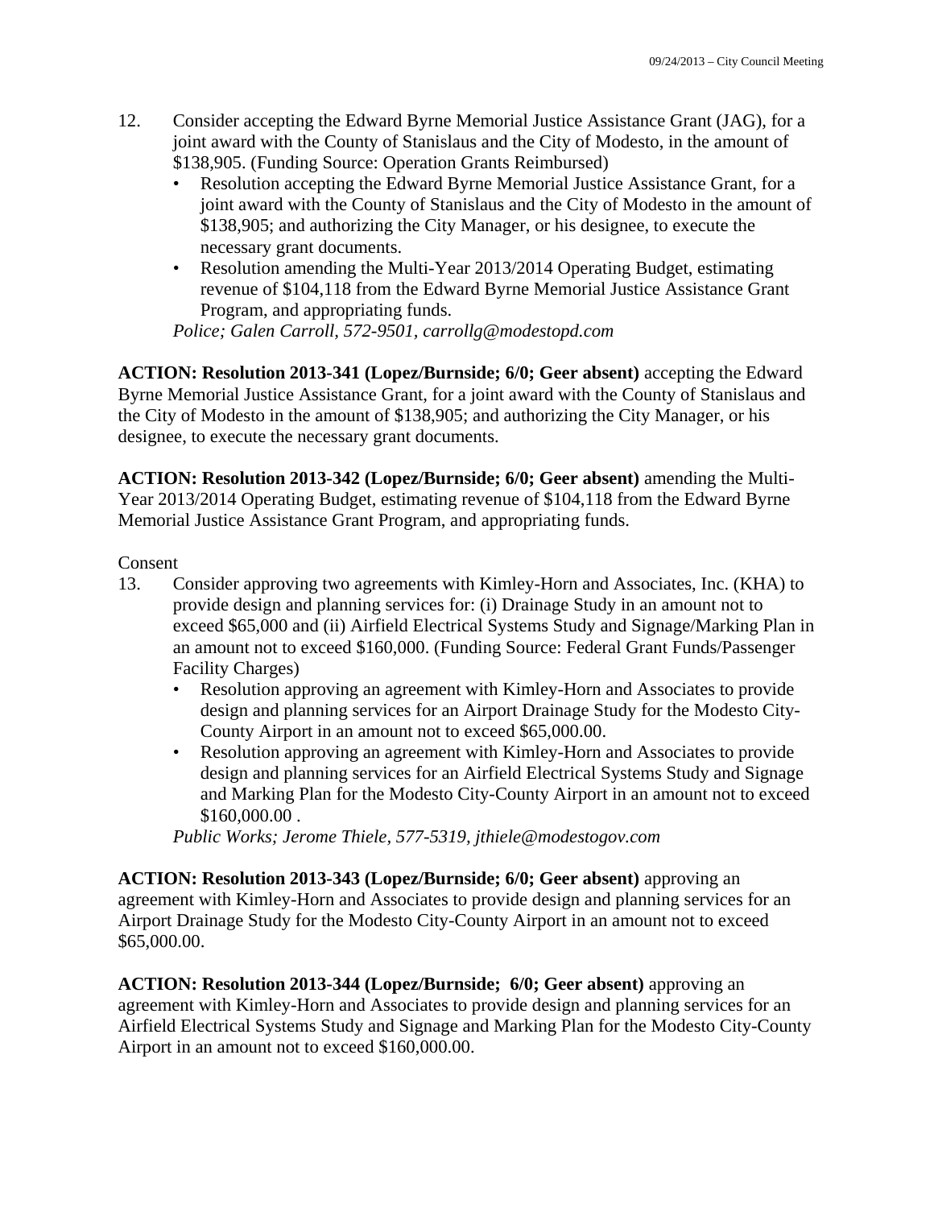12. Consider accepting the Edward Byrne Memorial Justice Assistance Grant (JAG), for a joint award with the County of Stanislaus and the City of Modesto, in the amount of $138,905. (Funding Source: Operation Grants Reimbursed)
    - Resolution accepting the Edward Byrne Memorial Justice Assistance Grant, for a joint award with the County of Stanislaus and the City of Modesto in the amount of $138,905; and authorizing the City Manager, or his designee, to execute the necessary grant documents.
    - Resolution amending the Multi-Year 2013/2014 Operating Budget, estimating revenue of $104,118 from the Edward Byrne Memorial Justice Assistance Grant Program, and appropriating funds.

    *Police; Galen Carroll, 572-9501, carrollg@modestopd.com*

**ACTION: Resolution 2013-341 (Lopez/Burnside; 6/0; Geer absent)** accepting the Edward Byrne Memorial Justice Assistance Grant, for a joint award with the County of Stanislaus and the City of Modesto in the amount of $138,905; and authorizing the City Manager, or his designee, to execute the necessary grant documents.

**ACTION: Resolution 2013-342 (Lopez/Burnside; 6/0; Geer absent)** amending the Multi-Year 2013/2014 Operating Budget, estimating revenue of $104,118 from the Edward Byrne Memorial Justice Assistance Grant Program, and appropriating funds.

Consent

13. Consider approving two agreements with Kimley-Horn and Associates, Inc. (KHA) to provide design and planning services for: (i) Drainage Study in an amount not to exceed $65,000 and (ii) Airfield Electrical Systems Study and Signage/Marking Plan in an amount not to exceed $160,000. (Funding Source: Federal Grant Funds/Passenger Facility Charges)
    - Resolution approving an agreement with Kimley-Horn and Associates to provide design and planning services for an Airport Drainage Study for the Modesto City-County Airport in an amount not to exceed $65,000.00.
    - Resolution approving an agreement with Kimley-Horn and Associates to provide design and planning services for an Airfield Electrical Systems Study and Signage and Marking Plan for the Modesto City-County Airport in an amount not to exceed $160,000.00 .

    *Public Works; Jerome Thiele, 577-5319, jthiele@modestogov.com*

**ACTION: Resolution 2013-343 (Lopez/Burnside; 6/0; Geer absent)** approving an agreement with Kimley-Horn and Associates to provide design and planning services for an Airport Drainage Study for the Modesto City-County Airport in an amount not to exceed $65,000.00.

**ACTION: Resolution 2013-344 (Lopez/Burnside; 6/0; Geer absent)** approving an agreement with Kimley-Horn and Associates to provide design and planning services for an Airfield Electrical Systems Study and Signage and Marking Plan for the Modesto City-County Airport in an amount not to exceed $160,000.00.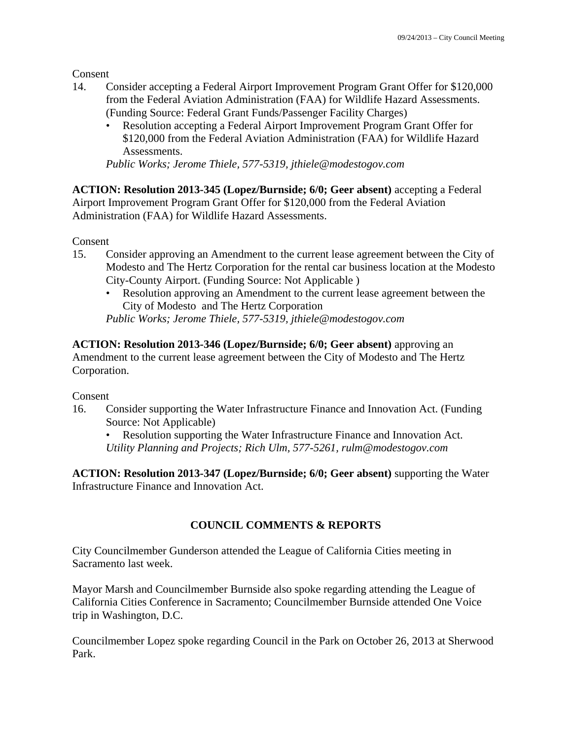Consent

14. Consider accepting a Federal Airport Improvement Program Grant Offer for $120,000 from the Federal Aviation Administration (FAA) for Wildlife Hazard Assessments. (Funding Source: Federal Grant Funds/Passenger Facility Charges)
    - Resolution accepting a Federal Airport Improvement Program Grant Offer for $120,000 from the Federal Aviation Administration (FAA) for Wildlife Hazard Assessments.

    *Public Works; Jerome Thiele, 577-5319, jthiele@modestogov.com*

**ACTION: Resolution 2013-345 (Lopez/Burnside; 6/0; Geer absent)** accepting a Federal Airport Improvement Program Grant Offer for $120,000 from the Federal Aviation Administration (FAA) for Wildlife Hazard Assessments.

Consent

15. Consider approving an Amendment to the current lease agreement between the City of Modesto and The Hertz Corporation for the rental car business location at the Modesto City-County Airport. (Funding Source: Not Applicable )
    - Resolution approving an Amendment to the current lease agreement between the City of Modesto and The Hertz Corporation

    *Public Works; Jerome Thiele, 577-5319, jthiele@modestogov.com*

**ACTION: Resolution 2013-346 (Lopez/Burnside; 6/0; Geer absent)** approving an Amendment to the current lease agreement between the City of Modesto and The Hertz Corporation.

Consent

16. Consider supporting the Water Infrastructure Finance and Innovation Act. (Funding Source: Not Applicable)
    - Resolution supporting the Water Infrastructure Finance and Innovation Act.

    *Utility Planning and Projects; Rich Ulm, 577-5261, rulm@modestogov.com*

**ACTION: Resolution 2013-347 (Lopez/Burnside; 6/0; Geer absent)** supporting the Water Infrastructure Finance and Innovation Act.

## COUNCIL COMMENTS & REPORTS

City Councilmember Gunderson attended the League of California Cities meeting in Sacramento last week.

Mayor Marsh and Councilmember Burnside also spoke regarding attending the League of California Cities Conference in Sacramento; Councilmember Burnside attended One Voice trip in Washington, D.C.

Councilmember Lopez spoke regarding Council in the Park on October 26, 2013 at Sherwood Park.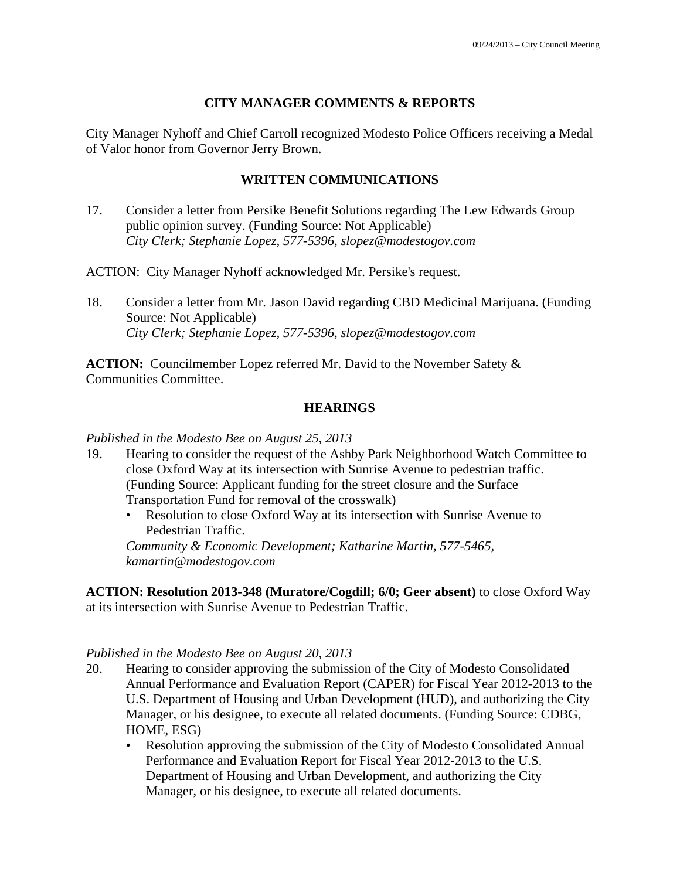## CITY MANAGER COMMENTS & REPORTS

City Manager Nyhoff and Chief Carroll recognized Modesto Police Officers receiving a Medal of Valor honor from Governor Jerry Brown.

## WRITTEN COMMUNICATIONS

17. Consider a letter from Persike Benefit Solutions regarding The Lew Edwards Group public opinion survey. (Funding Source: Not Applicable)
    *City Clerk; Stephanie Lopez, 577-5396, slopez@modestogov.com*

ACTION: City Manager Nyhoff acknowledged Mr. Persike's request.

18. Consider a letter from Mr. Jason David regarding CBD Medicinal Marijuana. (Funding Source: Not Applicable)
    *City Clerk; Stephanie Lopez, 577-5396, slopez@modestogov.com*

**ACTION:** Councilmember Lopez referred Mr. David to the November Safety & Communities Committee.

## HEARINGS

*Published in the Modesto Bee on August 25, 2013*

19. Hearing to consider the request of the Ashby Park Neighborhood Watch Committee to close Oxford Way at its intersection with Sunrise Avenue to pedestrian traffic. (Funding Source: Applicant funding for the street closure and the Surface Transportation Fund for removal of the crosswalk)
    - Resolution to close Oxford Way at its intersection with Sunrise Avenue to Pedestrian Traffic.

    *Community & Economic Development; Katharine Martin, 577-5465, kamartin@modestogov.com*

**ACTION: Resolution 2013-348 (Muratore/Cogdill; 6/0; Geer absent)** to close Oxford Way at its intersection with Sunrise Avenue to Pedestrian Traffic.

*Published in the Modesto Bee on August 20, 2013*

20. Hearing to consider approving the submission of the City of Modesto Consolidated Annual Performance and Evaluation Report (CAPER) for Fiscal Year 2012-2013 to the U.S. Department of Housing and Urban Development (HUD), and authorizing the City Manager, or his designee, to execute all related documents. (Funding Source: CDBG, HOME, ESG)
    - Resolution approving the submission of the City of Modesto Consolidated Annual Performance and Evaluation Report for Fiscal Year 2012-2013 to the U.S. Department of Housing and Urban Development, and authorizing the City Manager, or his designee, to execute all related documents.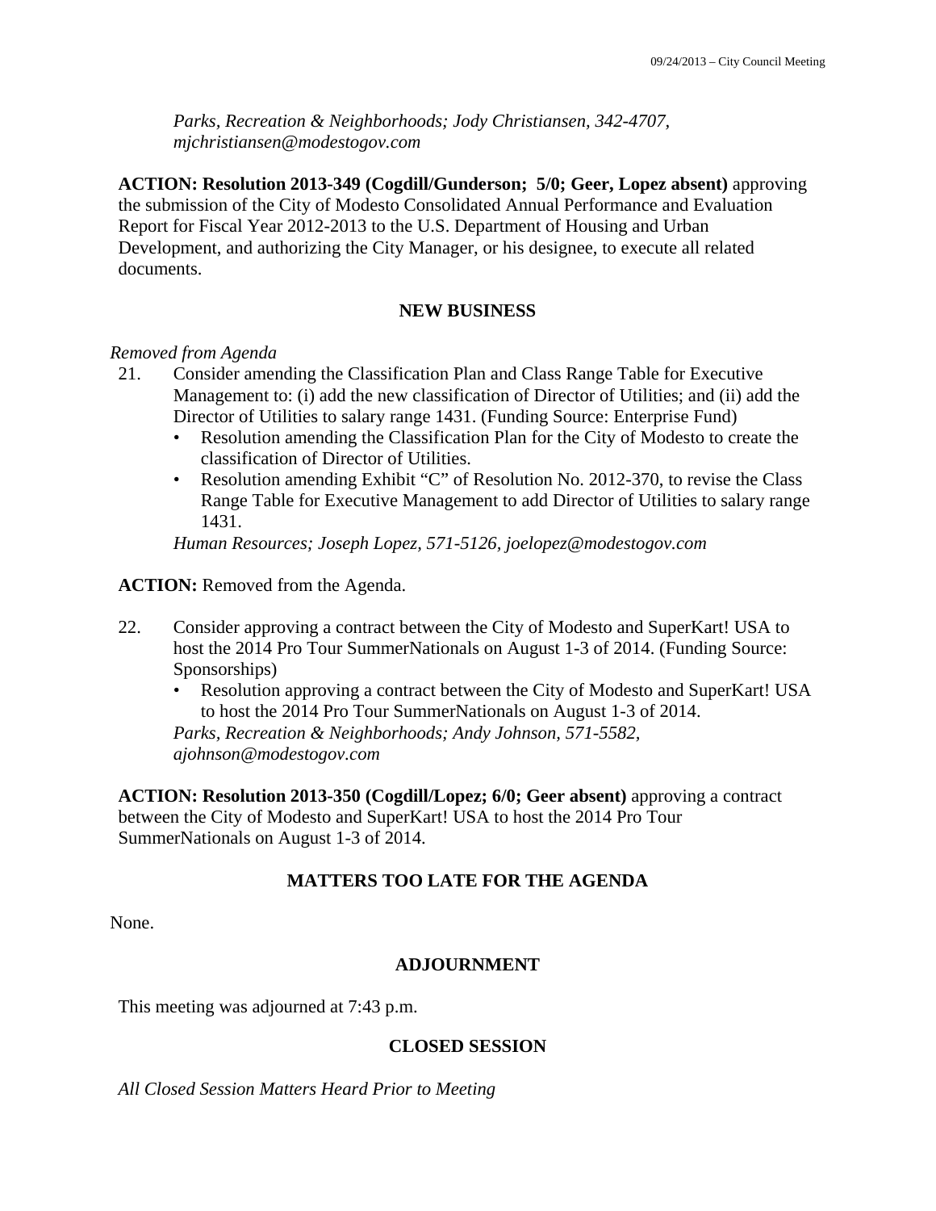*Parks, Recreation & Neighborhoods; Jody Christiansen, 342-4707, mjchristiansen@modestogov.com*

**ACTION: Resolution 2013-349 (Cogdill/Gunderson; 5/0; Geer, Lopez absent)** approving the submission of the City of Modesto Consolidated Annual Performance and Evaluation Report for Fiscal Year 2012-2013 to the U.S. Department of Housing and Urban Development, and authorizing the City Manager, or his designee, to execute all related documents.

## NEW BUSINESS

*Removed from Agenda*

21. Consider amending the Classification Plan and Class Range Table for Executive Management to: (i) add the new classification of Director of Utilities; and (ii) add the Director of Utilities to salary range 1431. (Funding Source: Enterprise Fund)
    - Resolution amending the Classification Plan for the City of Modesto to create the classification of Director of Utilities.
    - Resolution amending Exhibit "C" of Resolution No. 2012-370, to revise the Class Range Table for Executive Management to add Director of Utilities to salary range 1431.

    *Human Resources; Joseph Lopez, 571-5126, joelopez@modestogov.com*

**ACTION:** Removed from the Agenda.

22. Consider approving a contract between the City of Modesto and SuperKart! USA to host the 2014 Pro Tour SummerNationals on August 1-3 of 2014. (Funding Source: Sponsorships)
    - Resolution approving a contract between the City of Modesto and SuperKart! USA to host the 2014 Pro Tour SummerNationals on August 1-3 of 2014.

    *Parks, Recreation & Neighborhoods; Andy Johnson, 571-5582, ajohnson@modestogov.com*

**ACTION: Resolution 2013-350 (Cogdill/Lopez; 6/0; Geer absent)** approving a contract between the City of Modesto and SuperKart! USA to host the 2014 Pro Tour SummerNationals on August 1-3 of 2014.

## MATTERS TOO LATE FOR THE AGENDA

None.

## ADJOURNMENT

This meeting was adjourned at 7:43 p.m.

## CLOSED SESSION

*All Closed Session Matters Heard Prior to Meeting*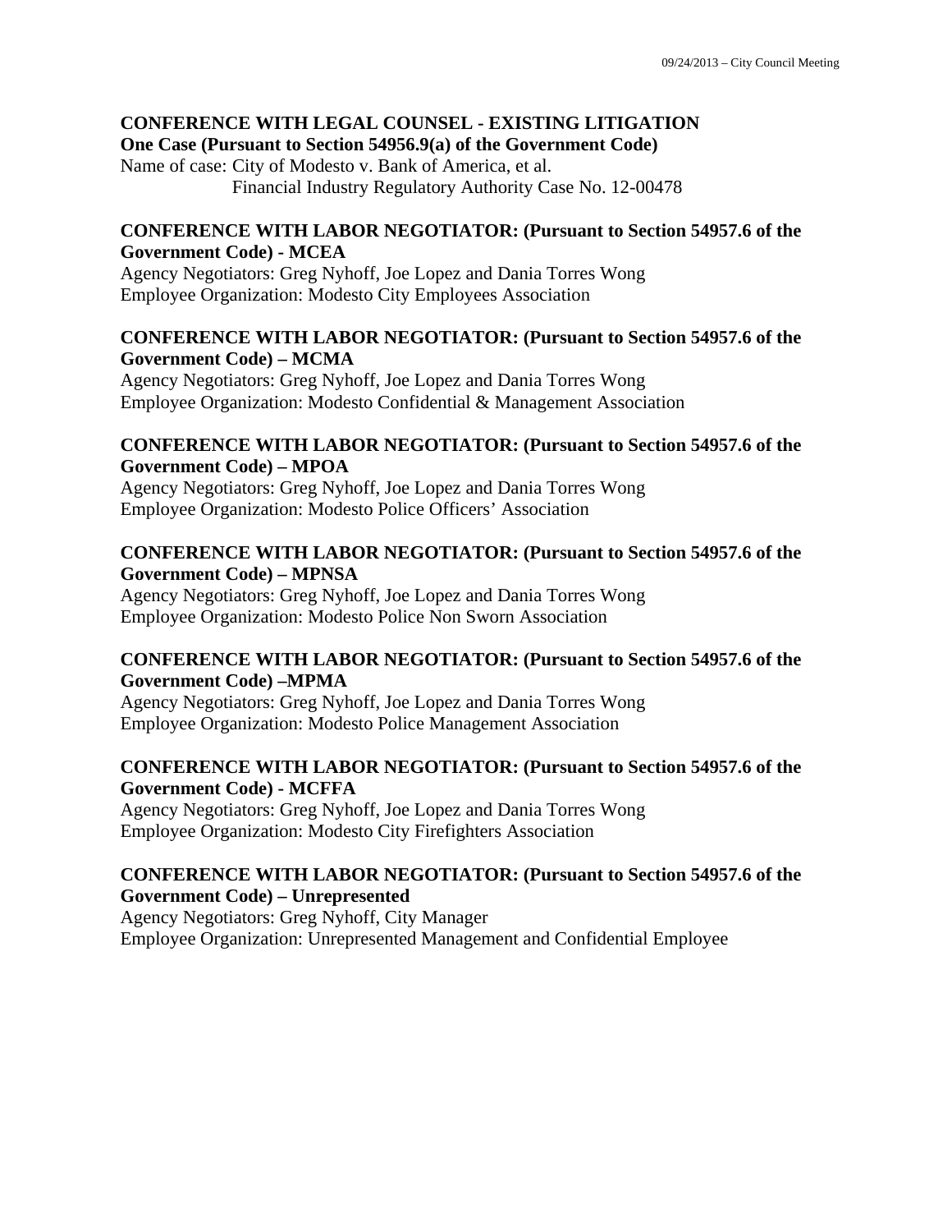**CONFERENCE WITH LEGAL COUNSEL - EXISTING LITIGATION**
**One Case (Pursuant to Section 54956.9(a) of the Government Code)**
Name of case: City of Modesto v. Bank of America, et al.
Financial Industry Regulatory Authority Case No. 12-00478

**CONFERENCE WITH LABOR NEGOTIATOR: (Pursuant to Section 54957.6 of the Government Code) - MCEA**
Agency Negotiators: Greg Nyhoff, Joe Lopez and Dania Torres Wong
Employee Organization: Modesto City Employees Association

**CONFERENCE WITH LABOR NEGOTIATOR: (Pursuant to Section 54957.6 of the Government Code) – MCMA**
Agency Negotiators: Greg Nyhoff, Joe Lopez and Dania Torres Wong
Employee Organization: Modesto Confidential & Management Association

**CONFERENCE WITH LABOR NEGOTIATOR: (Pursuant to Section 54957.6 of the Government Code) – MPOA**
Agency Negotiators: Greg Nyhoff, Joe Lopez and Dania Torres Wong
Employee Organization: Modesto Police Officers' Association

**CONFERENCE WITH LABOR NEGOTIATOR: (Pursuant to Section 54957.6 of the Government Code) – MPNSA**
Agency Negotiators: Greg Nyhoff, Joe Lopez and Dania Torres Wong
Employee Organization: Modesto Police Non Sworn Association

**CONFERENCE WITH LABOR NEGOTIATOR: (Pursuant to Section 54957.6 of the Government Code) –MPMA**
Agency Negotiators: Greg Nyhoff, Joe Lopez and Dania Torres Wong
Employee Organization: Modesto Police Management Association

**CONFERENCE WITH LABOR NEGOTIATOR: (Pursuant to Section 54957.6 of the Government Code) - MCFFA**
Agency Negotiators: Greg Nyhoff, Joe Lopez and Dania Torres Wong
Employee Organization: Modesto City Firefighters Association

**CONFERENCE WITH LABOR NEGOTIATOR: (Pursuant to Section 54957.6 of the Government Code) – Unrepresented**
Agency Negotiators: Greg Nyhoff, City Manager
Employee Organization: Unrepresented Management and Confidential Employee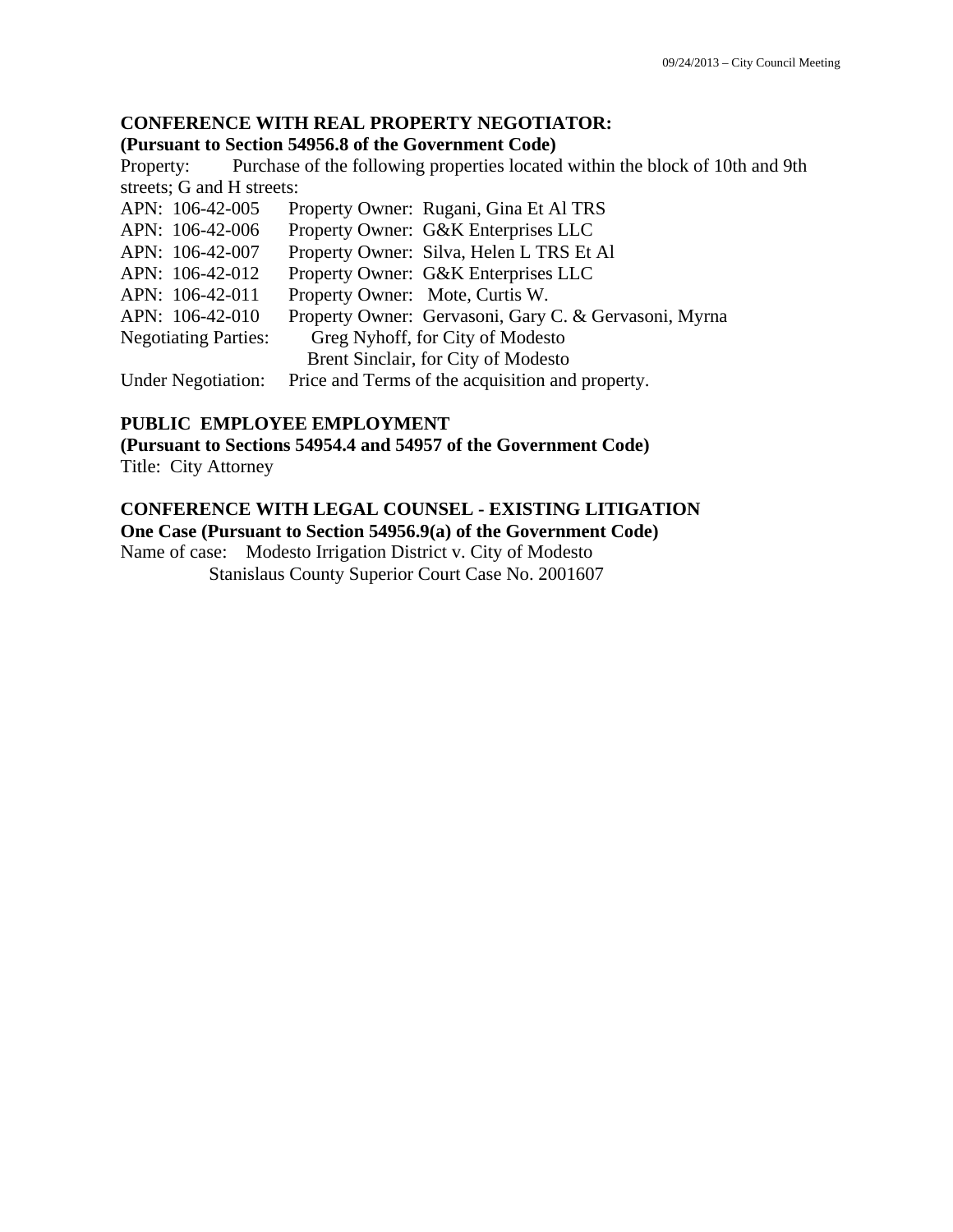**CONFERENCE WITH REAL PROPERTY NEGOTIATOR:**
**(Pursuant to Section 54956.8 of the Government Code)**

Property: Purchase of the following properties located within the block of 10th and 9th streets; G and H streets:

APN: 106-42-005 Property Owner: Rugani, Gina Et Al TRS
APN: 106-42-006 Property Owner: G&K Enterprises LLC
APN: 106-42-007 Property Owner: Silva, Helen L TRS Et Al
APN: 106-42-012 Property Owner: G&K Enterprises LLC
APN: 106-42-011 Property Owner: Mote, Curtis W.
APN: 106-42-010 Property Owner: Gervasoni, Gary C. & Gervasoni, Myrna

Negotiating Parties: Greg Nyhoff, for City of Modesto
Brent Sinclair, for City of Modesto

Under Negotiation: Price and Terms of the acquisition and property.

**PUBLIC EMPLOYEE EMPLOYMENT**
**(Pursuant to Sections 54954.4 and 54957 of the Government Code)**

Title: City Attorney

**CONFERENCE WITH LEGAL COUNSEL - EXISTING LITIGATION**
**One Case (Pursuant to Section 54956.9(a) of the Government Code)**

Name of case: Modesto Irrigation District v. City of Modesto
Stanislaus County Superior Court Case No. 2001607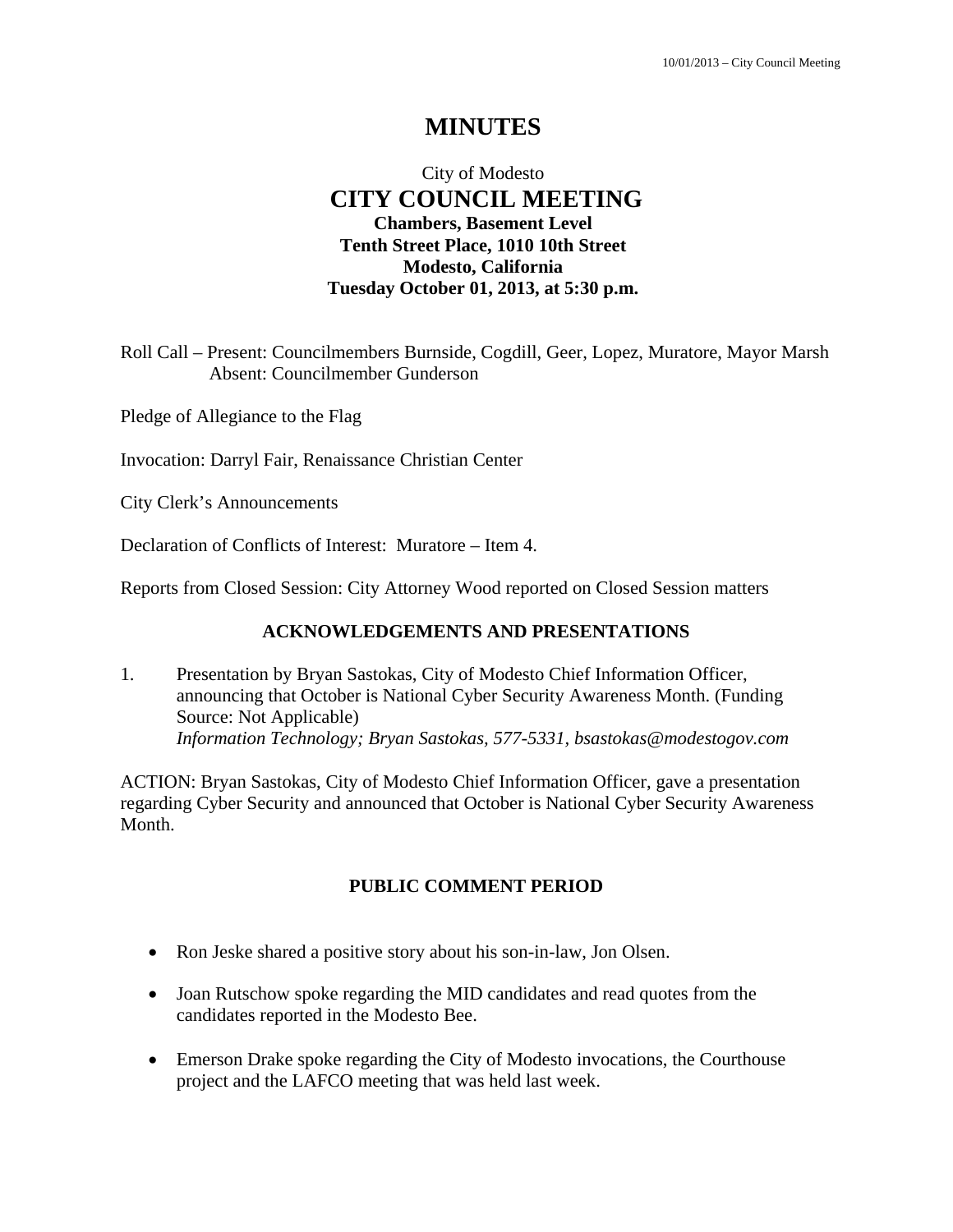# MINUTES

City of Modesto

**CITY COUNCIL MEETING**

**Chambers, Basement Level**
**Tenth Street Place, 1010 10th Street**
**Modesto, California**
**Tuesday October 01, 2013, at 5:30 p.m.**

Roll Call – Present: Councilmembers Burnside, Cogdill, Geer, Lopez, Muratore, Mayor Marsh
Absent: Councilmember Gunderson

Pledge of Allegiance to the Flag

Invocation: Darryl Fair, Renaissance Christian Center

City Clerk's Announcements

Declaration of Conflicts of Interest: Muratore – Item 4.

Reports from Closed Session: City Attorney Wood reported on Closed Session matters

## ACKNOWLEDGEMENTS AND PRESENTATIONS

1. Presentation by Bryan Sastokas, City of Modesto Chief Information Officer, announcing that October is National Cyber Security Awareness Month. (Funding Source: Not Applicable)
*Information Technology; Bryan Sastokas, 577-5331, bsastokas@modestogov.com*

ACTION: Bryan Sastokas, City of Modesto Chief Information Officer, gave a presentation regarding Cyber Security and announced that October is National Cyber Security Awareness Month.

## PUBLIC COMMENT PERIOD

- Ron Jeske shared a positive story about his son-in-law, Jon Olsen.
- Joan Rutschow spoke regarding the MID candidates and read quotes from the candidates reported in the Modesto Bee.
- Emerson Drake spoke regarding the City of Modesto invocations, the Courthouse project and the LAFCO meeting that was held last week.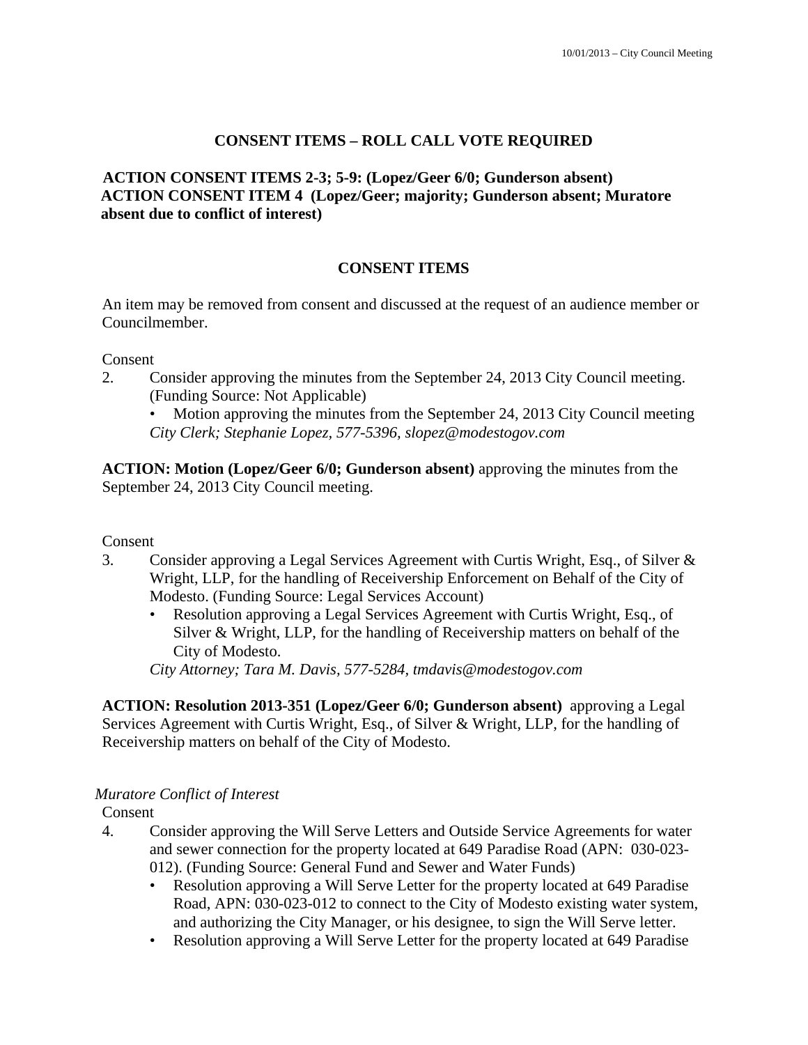**CONSENT ITEMS – ROLL CALL VOTE REQUIRED**

**ACTION CONSENT ITEMS 2-3; 5-9: (Lopez/Geer 6/0; Gunderson absent)**
**ACTION CONSENT ITEM 4 (Lopez/Geer; majority; Gunderson absent; Muratore absent due to conflict of interest)**

**CONSENT ITEMS**

An item may be removed from consent and discussed at the request of an audience member or Councilmember.

Consent

2. Consider approving the minutes from the September 24, 2013 City Council meeting. (Funding Source: Not Applicable)
   - Motion approving the minutes from the September 24, 2013 City Council meeting

   *City Clerk; Stephanie Lopez, 577-5396, slopez@modestogov.com*

**ACTION: Motion (Lopez/Geer 6/0; Gunderson absent)** approving the minutes from the September 24, 2013 City Council meeting.

Consent

3. Consider approving a Legal Services Agreement with Curtis Wright, Esq., of Silver & Wright, LLP, for the handling of Receivership Enforcement on Behalf of the City of Modesto. (Funding Source: Legal Services Account)
   - Resolution approving a Legal Services Agreement with Curtis Wright, Esq., of Silver & Wright, LLP, for the handling of Receivership matters on behalf of the City of Modesto.

   *City Attorney; Tara M. Davis, 577-5284, tmdavis@modestogov.com*

**ACTION: Resolution 2013-351 (Lopez/Geer 6/0; Gunderson absent)** approving a Legal Services Agreement with Curtis Wright, Esq., of Silver & Wright, LLP, for the handling of Receivership matters on behalf of the City of Modesto.

*Muratore Conflict of Interest*

Consent

4. Consider approving the Will Serve Letters and Outside Service Agreements for water and sewer connection for the property located at 649 Paradise Road (APN: 030-023-012). (Funding Source: General Fund and Sewer and Water Funds)
   - Resolution approving a Will Serve Letter for the property located at 649 Paradise Road, APN: 030-023-012 to connect to the City of Modesto existing water system, and authorizing the City Manager, or his designee, to sign the Will Serve letter.
   - Resolution approving a Will Serve Letter for the property located at 649 Paradise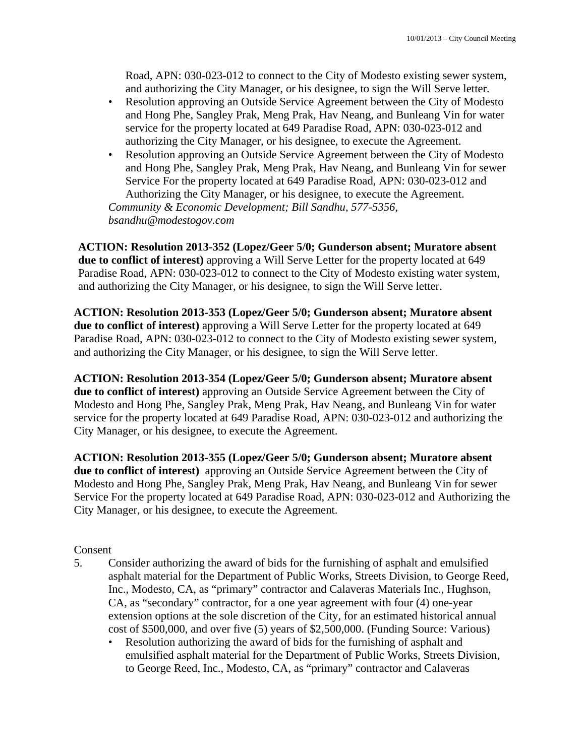Road, APN: 030-023-012 to connect to the City of Modesto existing sewer system, and authorizing the City Manager, or his designee, to sign the Will Serve letter.

- Resolution approving an Outside Service Agreement between the City of Modesto and Hong Phe, Sangley Prak, Meng Prak, Hav Neang, and Bunleang Vin for water service for the property located at 649 Paradise Road, APN: 030-023-012 and authorizing the City Manager, or his designee, to execute the Agreement.
- Resolution approving an Outside Service Agreement between the City of Modesto and Hong Phe, Sangley Prak, Meng Prak, Hav Neang, and Bunleang Vin for sewer Service For the property located at 649 Paradise Road, APN: 030-023-012 and Authorizing the City Manager, or his designee, to execute the Agreement.

*Community & Economic Development; Bill Sandhu, 577-5356, bsandhu@modestogov.com*

**ACTION: Resolution 2013-352 (Lopez/Geer 5/0; Gunderson absent; Muratore absent due to conflict of interest)** approving a Will Serve Letter for the property located at 649 Paradise Road, APN: 030-023-012 to connect to the City of Modesto existing water system, and authorizing the City Manager, or his designee, to sign the Will Serve letter.

**ACTION: Resolution 2013-353 (Lopez/Geer 5/0; Gunderson absent; Muratore absent due to conflict of interest)** approving a Will Serve Letter for the property located at 649 Paradise Road, APN: 030-023-012 to connect to the City of Modesto existing sewer system, and authorizing the City Manager, or his designee, to sign the Will Serve letter.

**ACTION: Resolution 2013-354 (Lopez/Geer 5/0; Gunderson absent; Muratore absent due to conflict of interest)** approving an Outside Service Agreement between the City of Modesto and Hong Phe, Sangley Prak, Meng Prak, Hav Neang, and Bunleang Vin for water service for the property located at 649 Paradise Road, APN: 030-023-012 and authorizing the City Manager, or his designee, to execute the Agreement.

**ACTION: Resolution 2013-355 (Lopez/Geer 5/0; Gunderson absent; Muratore absent due to conflict of interest)** approving an Outside Service Agreement between the City of Modesto and Hong Phe, Sangley Prak, Meng Prak, Hav Neang, and Bunleang Vin for sewer Service For the property located at 649 Paradise Road, APN: 030-023-012 and Authorizing the City Manager, or his designee, to execute the Agreement.

Consent

5. Consider authorizing the award of bids for the furnishing of asphalt and emulsified asphalt material for the Department of Public Works, Streets Division, to George Reed, Inc., Modesto, CA, as "primary" contractor and Calaveras Materials Inc., Hughson, CA, as "secondary" contractor, for a one year agreement with four (4) one-year extension options at the sole discretion of the City, for an estimated historical annual cost of $500,000, and over five (5) years of $2,500,000. (Funding Source: Various)
   - Resolution authorizing the award of bids for the furnishing of asphalt and emulsified asphalt material for the Department of Public Works, Streets Division, to George Reed, Inc., Modesto, CA, as "primary" contractor and Calaveras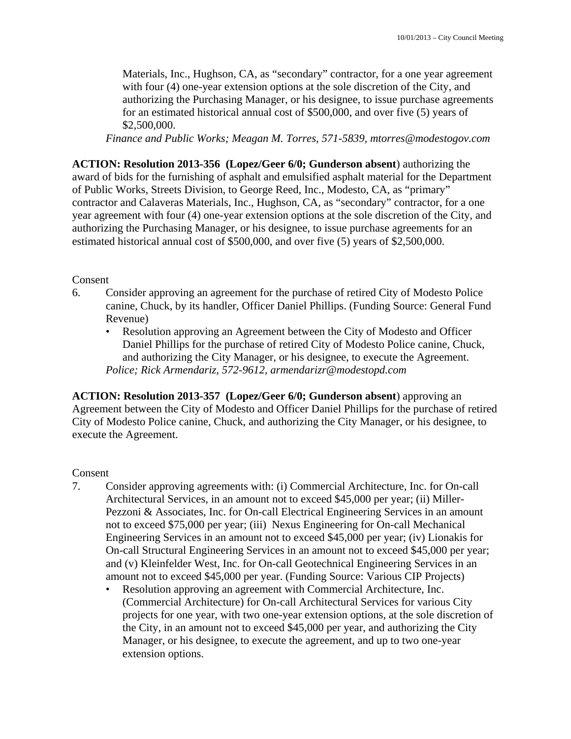Materials, Inc., Hughson, CA, as "secondary" contractor, for a one year agreement with four (4) one-year extension options at the sole discretion of the City, and authorizing the Purchasing Manager, or his designee, to issue purchase agreements for an estimated historical annual cost of $500,000, and over five (5) years of $2,500,000.

*Finance and Public Works; Meagan M. Torres, 571-5839, mtorres@modestogov.com*

**ACTION: Resolution 2013-356 (Lopez/Geer 6/0; Gunderson absent**) authorizing the award of bids for the furnishing of asphalt and emulsified asphalt material for the Department of Public Works, Streets Division, to George Reed, Inc., Modesto, CA, as "primary" contractor and Calaveras Materials, Inc., Hughson, CA, as "secondary" contractor, for a one year agreement with four (4) one-year extension options at the sole discretion of the City, and authorizing the Purchasing Manager, or his designee, to issue purchase agreements for an estimated historical annual cost of $500,000, and over five (5) years of $2,500,000.

Consent

6. Consider approving an agreement for the purchase of retired City of Modesto Police canine, Chuck, by its handler, Officer Daniel Phillips. (Funding Source: General Fund Revenue)
   - Resolution approving an Agreement between the City of Modesto and Officer Daniel Phillips for the purchase of retired City of Modesto Police canine, Chuck, and authorizing the City Manager, or his designee, to execute the Agreement.

   *Police; Rick Armendariz, 572-9612, armendarizr@modestopd.com*

**ACTION: Resolution 2013-357 (Lopez/Geer 6/0; Gunderson absent**) approving an Agreement between the City of Modesto and Officer Daniel Phillips for the purchase of retired City of Modesto Police canine, Chuck, and authorizing the City Manager, or his designee, to execute the Agreement.

Consent

7. Consider approving agreements with: (i) Commercial Architecture, Inc. for On-call Architectural Services, in an amount not to exceed $45,000 per year; (ii) Miller-Pezzoni & Associates, Inc. for On-call Electrical Engineering Services in an amount not to exceed $75,000 per year; (iii) Nexus Engineering for On-call Mechanical Engineering Services in an amount not to exceed $45,000 per year; (iv) Lionakis for On-call Structural Engineering Services in an amount not to exceed $45,000 per year; and (v) Kleinfelder West, Inc. for On-call Geotechnical Engineering Services in an amount not to exceed $45,000 per year. (Funding Source: Various CIP Projects)
   - Resolution approving an agreement with Commercial Architecture, Inc. (Commercial Architecture) for On-call Architectural Services for various City projects for one year, with two one-year extension options, at the sole discretion of the City, in an amount not to exceed $45,000 per year, and authorizing the City Manager, or his designee, to execute the agreement, and up to two one-year extension options.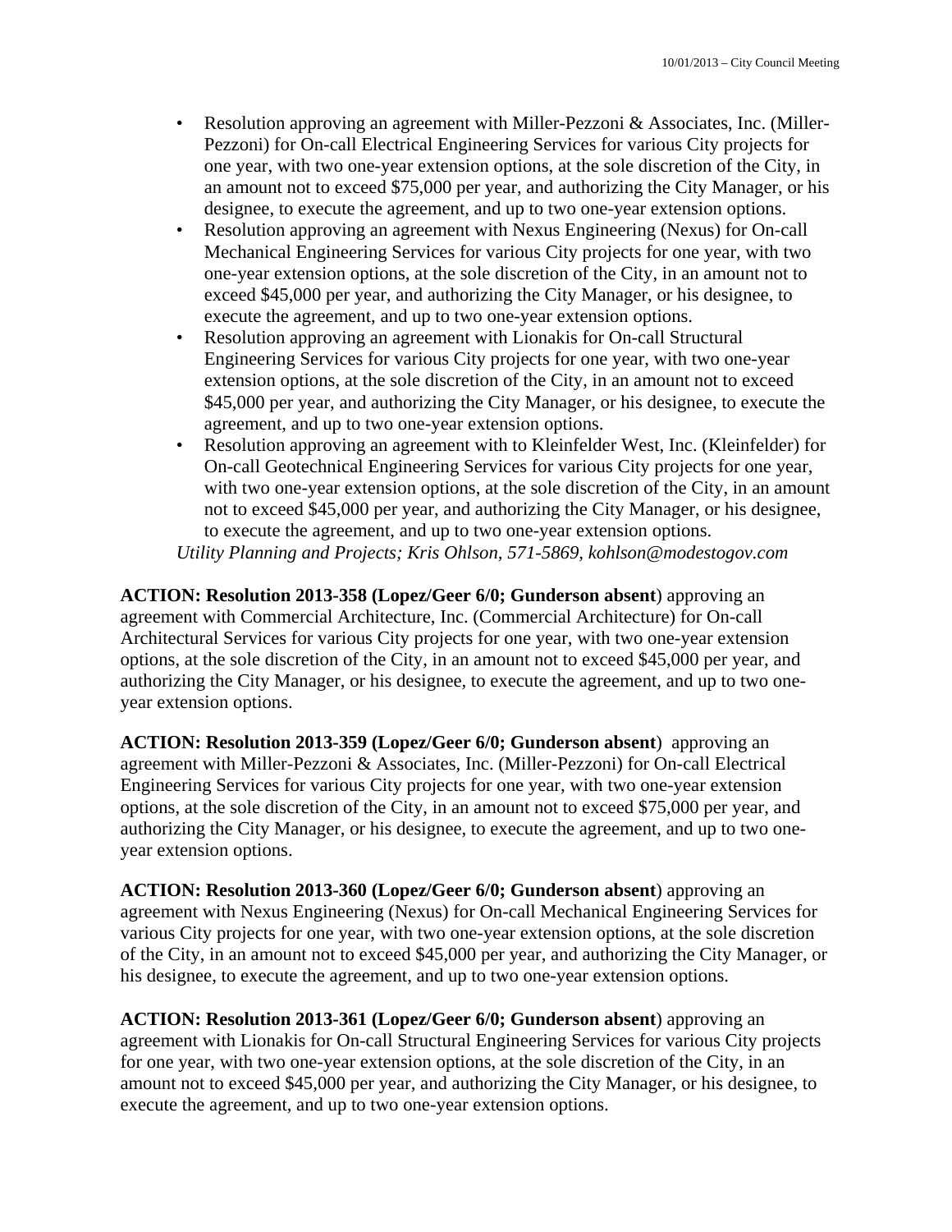- Resolution approving an agreement with Miller-Pezzoni & Associates, Inc. (Miller-Pezzoni) for On-call Electrical Engineering Services for various City projects for one year, with two one-year extension options, at the sole discretion of the City, in an amount not to exceed $75,000 per year, and authorizing the City Manager, or his designee, to execute the agreement, and up to two one-year extension options.
- Resolution approving an agreement with Nexus Engineering (Nexus) for On-call Mechanical Engineering Services for various City projects for one year, with two one-year extension options, at the sole discretion of the City, in an amount not to exceed $45,000 per year, and authorizing the City Manager, or his designee, to execute the agreement, and up to two one-year extension options.
- Resolution approving an agreement with Lionakis for On-call Structural Engineering Services for various City projects for one year, with two one-year extension options, at the sole discretion of the City, in an amount not to exceed $45,000 per year, and authorizing the City Manager, or his designee, to execute the agreement, and up to two one-year extension options.
- Resolution approving an agreement with to Kleinfelder West, Inc. (Kleinfelder) for On-call Geotechnical Engineering Services for various City projects for one year, with two one-year extension options, at the sole discretion of the City, in an amount not to exceed $45,000 per year, and authorizing the City Manager, or his designee, to execute the agreement, and up to two one-year extension options.

*Utility Planning and Projects; Kris Ohlson, 571-5869, kohlson@modestogov.com*

**ACTION: Resolution 2013-358 (Lopez/Geer 6/0; Gunderson absent**) approving an agreement with Commercial Architecture, Inc. (Commercial Architecture) for On-call Architectural Services for various City projects for one year, with two one-year extension options, at the sole discretion of the City, in an amount not to exceed $45,000 per year, and authorizing the City Manager, or his designee, to execute the agreement, and up to two one-year extension options.

**ACTION: Resolution 2013-359 (Lopez/Geer 6/0; Gunderson absent**) approving an agreement with Miller-Pezzoni & Associates, Inc. (Miller-Pezzoni) for On-call Electrical Engineering Services for various City projects for one year, with two one-year extension options, at the sole discretion of the City, in an amount not to exceed $75,000 per year, and authorizing the City Manager, or his designee, to execute the agreement, and up to two one-year extension options.

**ACTION: Resolution 2013-360 (Lopez/Geer 6/0; Gunderson absent**) approving an agreement with Nexus Engineering (Nexus) for On-call Mechanical Engineering Services for various City projects for one year, with two one-year extension options, at the sole discretion of the City, in an amount not to exceed $45,000 per year, and authorizing the City Manager, or his designee, to execute the agreement, and up to two one-year extension options.

**ACTION: Resolution 2013-361 (Lopez/Geer 6/0; Gunderson absent**) approving an agreement with Lionakis for On-call Structural Engineering Services for various City projects for one year, with two one-year extension options, at the sole discretion of the City, in an amount not to exceed $45,000 per year, and authorizing the City Manager, or his designee, to execute the agreement, and up to two one-year extension options.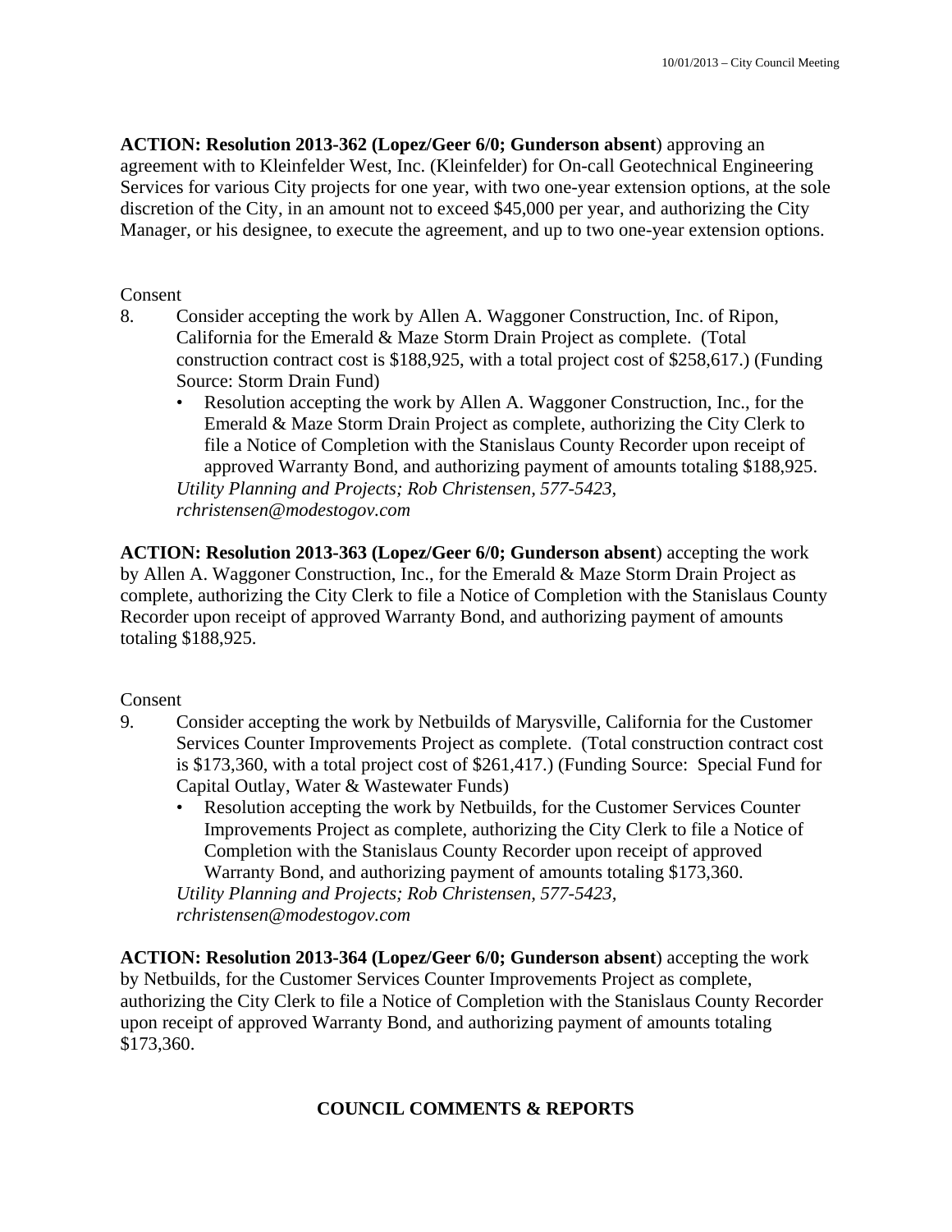**ACTION: Resolution 2013-362 (Lopez/Geer 6/0; Gunderson absent**) approving an agreement with to Kleinfelder West, Inc. (Kleinfelder) for On-call Geotechnical Engineering Services for various City projects for one year, with two one-year extension options, at the sole discretion of the City, in an amount not to exceed $45,000 per year, and authorizing the City Manager, or his designee, to execute the agreement, and up to two one-year extension options.

Consent

8. Consider accepting the work by Allen A. Waggoner Construction, Inc. of Ripon, California for the Emerald & Maze Storm Drain Project as complete. (Total construction contract cost is $188,925, with a total project cost of $258,617.) (Funding Source: Storm Drain Fund)
   - Resolution accepting the work by Allen A. Waggoner Construction, Inc., for the Emerald & Maze Storm Drain Project as complete, authorizing the City Clerk to file a Notice of Completion with the Stanislaus County Recorder upon receipt of approved Warranty Bond, and authorizing payment of amounts totaling $188,925.

   *Utility Planning and Projects; Rob Christensen, 577-5423, rchristensen@modestogov.com*

**ACTION: Resolution 2013-363 (Lopez/Geer 6/0; Gunderson absent**) accepting the work by Allen A. Waggoner Construction, Inc., for the Emerald & Maze Storm Drain Project as complete, authorizing the City Clerk to file a Notice of Completion with the Stanislaus County Recorder upon receipt of approved Warranty Bond, and authorizing payment of amounts totaling $188,925.

Consent

9. Consider accepting the work by Netbuilds of Marysville, California for the Customer Services Counter Improvements Project as complete. (Total construction contract cost is $173,360, with a total project cost of $261,417.) (Funding Source: Special Fund for Capital Outlay, Water & Wastewater Funds)
   - Resolution accepting the work by Netbuilds, for the Customer Services Counter Improvements Project as complete, authorizing the City Clerk to file a Notice of Completion with the Stanislaus County Recorder upon receipt of approved Warranty Bond, and authorizing payment of amounts totaling $173,360.

   *Utility Planning and Projects; Rob Christensen, 577-5423, rchristensen@modestogov.com*

**ACTION: Resolution 2013-364 (Lopez/Geer 6/0; Gunderson absent**) accepting the work by Netbuilds, for the Customer Services Counter Improvements Project as complete, authorizing the City Clerk to file a Notice of Completion with the Stanislaus County Recorder upon receipt of approved Warranty Bond, and authorizing payment of amounts totaling $173,360.

## COUNCIL COMMENTS & REPORTS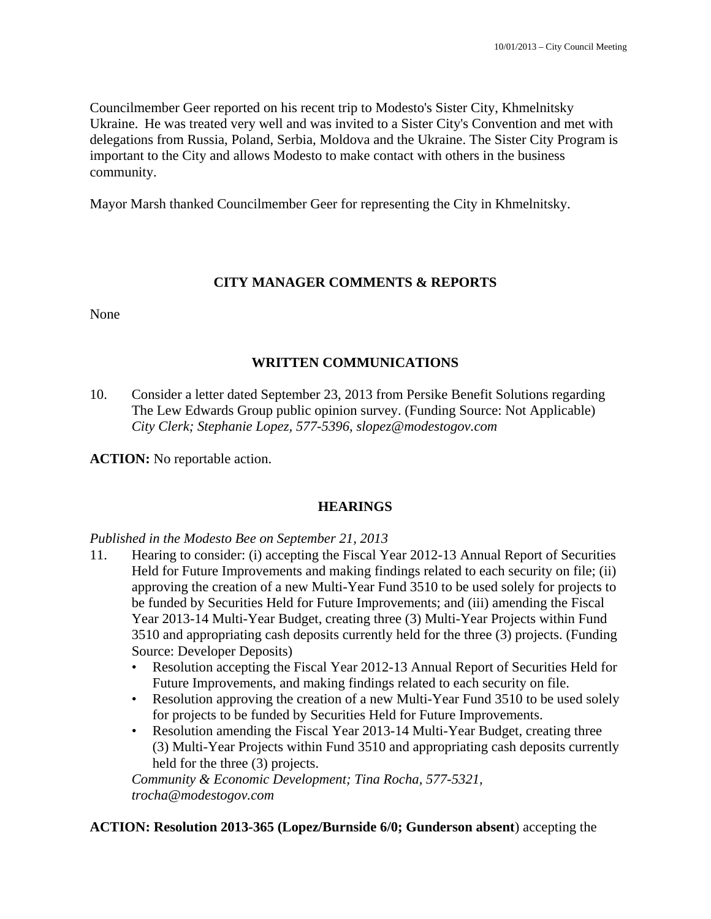Councilmember Geer reported on his recent trip to Modesto's Sister City, Khmelnitsky Ukraine. He was treated very well and was invited to a Sister City's Convention and met with delegations from Russia, Poland, Serbia, Moldova and the Ukraine. The Sister City Program is important to the City and allows Modesto to make contact with others in the business community.

Mayor Marsh thanked Councilmember Geer for representing the City in Khmelnitsky.

## CITY MANAGER COMMENTS & REPORTS

None

## WRITTEN COMMUNICATIONS

10. Consider a letter dated September 23, 2013 from Persike Benefit Solutions regarding The Lew Edwards Group public opinion survey. (Funding Source: Not Applicable)
    *City Clerk; Stephanie Lopez, 577-5396, slopez@modestogov.com*

**ACTION:** No reportable action.

## HEARINGS

*Published in the Modesto Bee on September 21, 2013*

11. Hearing to consider: (i) accepting the Fiscal Year 2012-13 Annual Report of Securities Held for Future Improvements and making findings related to each security on file; (ii) approving the creation of a new Multi-Year Fund 3510 to be used solely for projects to be funded by Securities Held for Future Improvements; and (iii) amending the Fiscal Year 2013-14 Multi-Year Budget, creating three (3) Multi-Year Projects within Fund 3510 and appropriating cash deposits currently held for the three (3) projects. (Funding Source: Developer Deposits)
    - Resolution accepting the Fiscal Year 2012-13 Annual Report of Securities Held for Future Improvements, and making findings related to each security on file.
    - Resolution approving the creation of a new Multi-Year Fund 3510 to be used solely for projects to be funded by Securities Held for Future Improvements.
    - Resolution amending the Fiscal Year 2013-14 Multi-Year Budget, creating three (3) Multi-Year Projects within Fund 3510 and appropriating cash deposits currently held for the three (3) projects.

    *Community & Economic Development; Tina Rocha, 577-5321, trocha@modestogov.com*

**ACTION: Resolution 2013-365 (Lopez/Burnside 6/0; Gunderson absent**) accepting the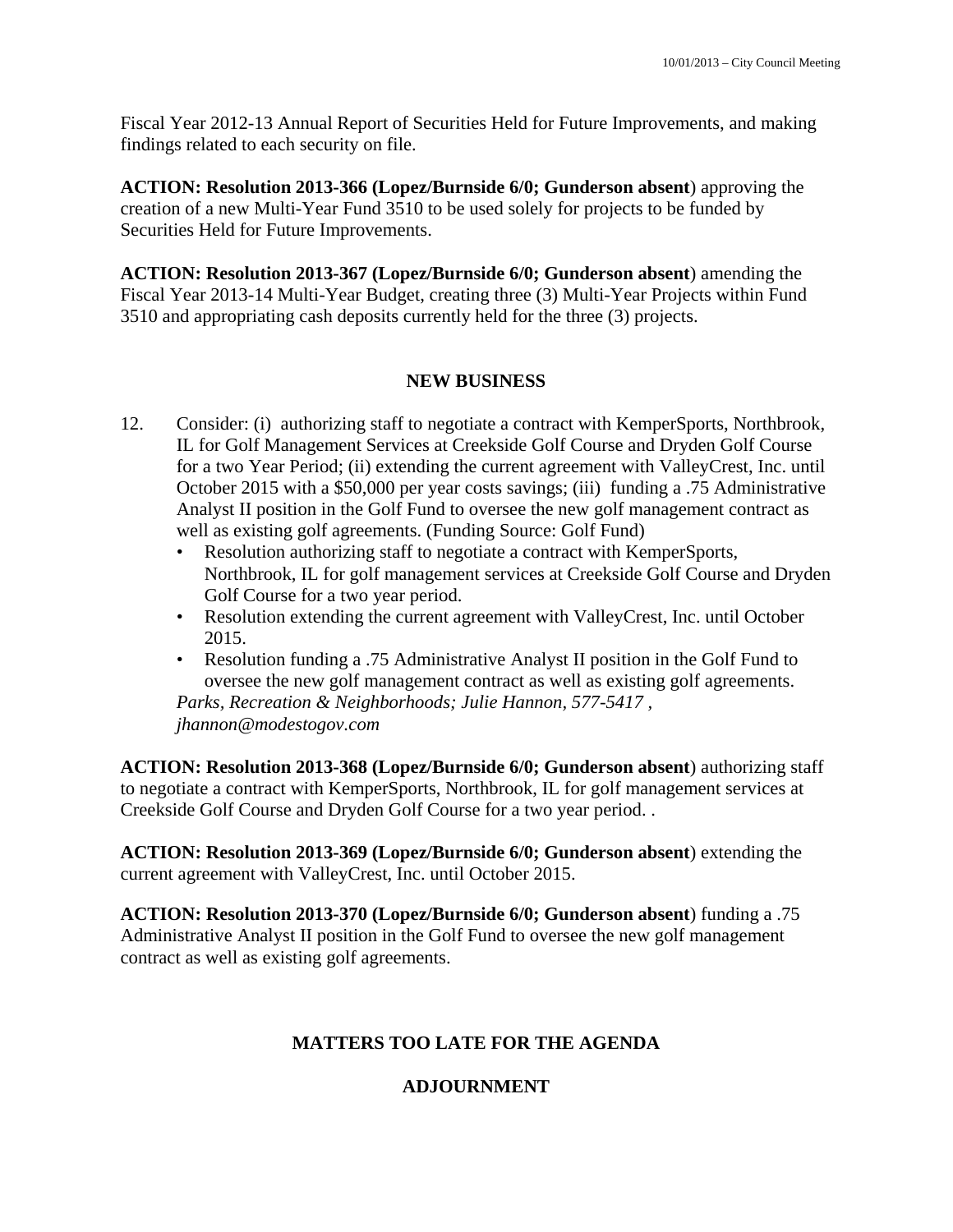Fiscal Year 2012-13 Annual Report of Securities Held for Future Improvements, and making findings related to each security on file.

**ACTION: Resolution 2013-366 (Lopez/Burnside 6/0; Gunderson absent**) approving the creation of a new Multi-Year Fund 3510 to be used solely for projects to be funded by Securities Held for Future Improvements.

**ACTION: Resolution 2013-367 (Lopez/Burnside 6/0; Gunderson absent**) amending the Fiscal Year 2013-14 Multi-Year Budget, creating three (3) Multi-Year Projects within Fund 3510 and appropriating cash deposits currently held for the three (3) projects.

## NEW BUSINESS

12. Consider: (i) authorizing staff to negotiate a contract with KemperSports, Northbrook, IL for Golf Management Services at Creekside Golf Course and Dryden Golf Course for a two Year Period; (ii) extending the current agreement with ValleyCrest, Inc. until October 2015 with a $50,000 per year costs savings; (iii) funding a .75 Administrative Analyst II position in the Golf Fund to oversee the new golf management contract as well as existing golf agreements. (Funding Source: Golf Fund)
    - Resolution authorizing staff to negotiate a contract with KemperSports, Northbrook, IL for golf management services at Creekside Golf Course and Dryden Golf Course for a two year period.
    - Resolution extending the current agreement with ValleyCrest, Inc. until October 2015.
    - Resolution funding a .75 Administrative Analyst II position in the Golf Fund to oversee the new golf management contract as well as existing golf agreements.

    *Parks, Recreation & Neighborhoods; Julie Hannon, 577-5417 , jhannon@modestogov.com*

**ACTION: Resolution 2013-368 (Lopez/Burnside 6/0; Gunderson absent**) authorizing staff to negotiate a contract with KemperSports, Northbrook, IL for golf management services at Creekside Golf Course and Dryden Golf Course for a two year period. .

**ACTION: Resolution 2013-369 (Lopez/Burnside 6/0; Gunderson absent**) extending the current agreement with ValleyCrest, Inc. until October 2015.

**ACTION: Resolution 2013-370 (Lopez/Burnside 6/0; Gunderson absent**) funding a .75 Administrative Analyst II position in the Golf Fund to oversee the new golf management contract as well as existing golf agreements.

## MATTERS TOO LATE FOR THE AGENDA

## ADJOURNMENT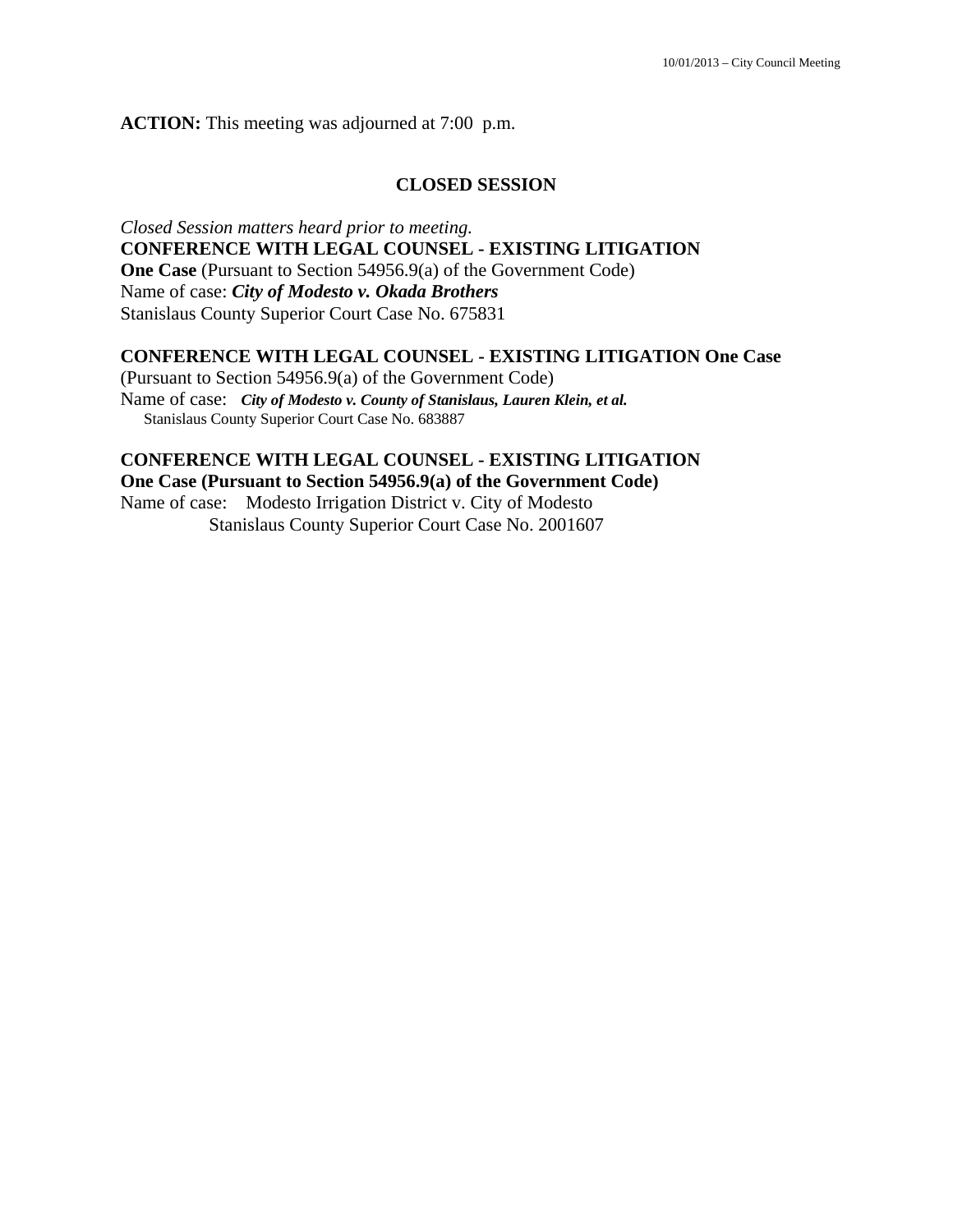**ACTION:** This meeting was adjourned at 7:00 p.m.

## CLOSED SESSION

*Closed Session matters heard prior to meeting.*
**CONFERENCE WITH LEGAL COUNSEL - EXISTING LITIGATION**
**One Case** (Pursuant to Section 54956.9(a) of the Government Code)
Name of case: ***City of Modesto v. Okada Brothers***
Stanislaus County Superior Court Case No. 675831

**CONFERENCE WITH LEGAL COUNSEL - EXISTING LITIGATION One Case**
(Pursuant to Section 54956.9(a) of the Government Code)
Name of case: ***City of Modesto v. County of Stanislaus, Lauren Klein, et al.***
Stanislaus County Superior Court Case No. 683887

**CONFERENCE WITH LEGAL COUNSEL - EXISTING LITIGATION**
**One Case (Pursuant to Section 54956.9(a) of the Government Code)**
Name of case: Modesto Irrigation District v. City of Modesto
Stanislaus County Superior Court Case No. 2001607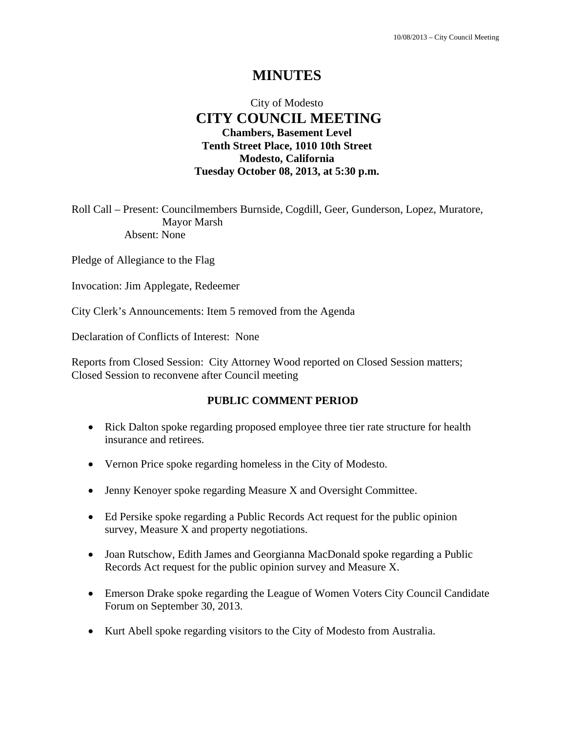# MINUTES

City of Modesto

## CITY COUNCIL MEETING

**Chambers, Basement Level**
**Tenth Street Place, 1010 10th Street**
**Modesto, California**
**Tuesday October 08, 2013, at 5:30 p.m.**

Roll Call – Present: Councilmembers Burnside, Cogdill, Geer, Gunderson, Lopez, Muratore, Mayor Marsh
Absent: None

Pledge of Allegiance to the Flag

Invocation: Jim Applegate, Redeemer

City Clerk's Announcements: Item 5 removed from the Agenda

Declaration of Conflicts of Interest: None

Reports from Closed Session: City Attorney Wood reported on Closed Session matters; Closed Session to reconvene after Council meeting

### PUBLIC COMMENT PERIOD

- Rick Dalton spoke regarding proposed employee three tier rate structure for health insurance and retirees.
- Vernon Price spoke regarding homeless in the City of Modesto.
- Jenny Kenoyer spoke regarding Measure X and Oversight Committee.
- Ed Persike spoke regarding a Public Records Act request for the public opinion survey, Measure X and property negotiations.
- Joan Rutschow, Edith James and Georgianna MacDonald spoke regarding a Public Records Act request for the public opinion survey and Measure X.
- Emerson Drake spoke regarding the League of Women Voters City Council Candidate Forum on September 30, 2013.
- Kurt Abell spoke regarding visitors to the City of Modesto from Australia.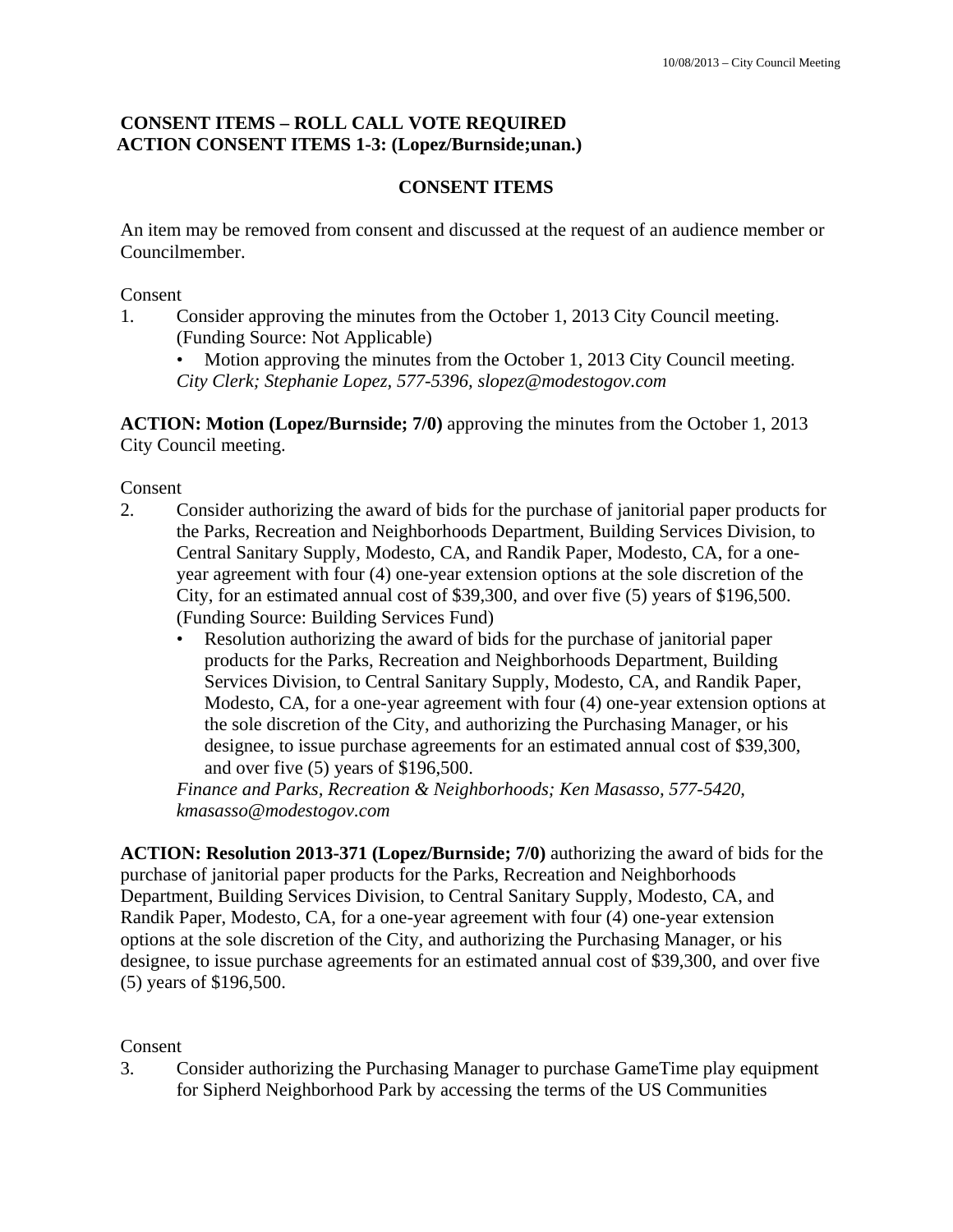**CONSENT ITEMS – ROLL CALL VOTE REQUIRED**
**ACTION CONSENT ITEMS 1-3: (Lopez/Burnside;unan.)**

**CONSENT ITEMS**

An item may be removed from consent and discussed at the request of an audience member or Councilmember.

Consent

1. Consider approving the minutes from the October 1, 2013 City Council meeting. (Funding Source: Not Applicable)
   - Motion approving the minutes from the October 1, 2013 City Council meeting.

   *City Clerk; Stephanie Lopez, 577-5396, slopez@modestogov.com*

**ACTION: Motion (Lopez/Burnside; 7/0)** approving the minutes from the October 1, 2013 City Council meeting.

Consent

2. Consider authorizing the award of bids for the purchase of janitorial paper products for the Parks, Recreation and Neighborhoods Department, Building Services Division, to Central Sanitary Supply, Modesto, CA, and Randik Paper, Modesto, CA, for a one-year agreement with four (4) one-year extension options at the sole discretion of the City, for an estimated annual cost of $39,300, and over five (5) years of $196,500. (Funding Source: Building Services Fund)
   - Resolution authorizing the award of bids for the purchase of janitorial paper products for the Parks, Recreation and Neighborhoods Department, Building Services Division, to Central Sanitary Supply, Modesto, CA, and Randik Paper, Modesto, CA, for a one-year agreement with four (4) one-year extension options at the sole discretion of the City, and authorizing the Purchasing Manager, or his designee, to issue purchase agreements for an estimated annual cost of $39,300, and over five (5) years of $196,500.

   *Finance and Parks, Recreation & Neighborhoods; Ken Masasso, 577-5420, kmasasso@modestogov.com*

**ACTION: Resolution 2013-371 (Lopez/Burnside; 7/0)** authorizing the award of bids for the purchase of janitorial paper products for the Parks, Recreation and Neighborhoods Department, Building Services Division, to Central Sanitary Supply, Modesto, CA, and Randik Paper, Modesto, CA, for a one-year agreement with four (4) one-year extension options at the sole discretion of the City, and authorizing the Purchasing Manager, or his designee, to issue purchase agreements for an estimated annual cost of $39,300, and over five (5) years of $196,500.

Consent

3. Consider authorizing the Purchasing Manager to purchase GameTime play equipment for Sipherd Neighborhood Park by accessing the terms of the US Communities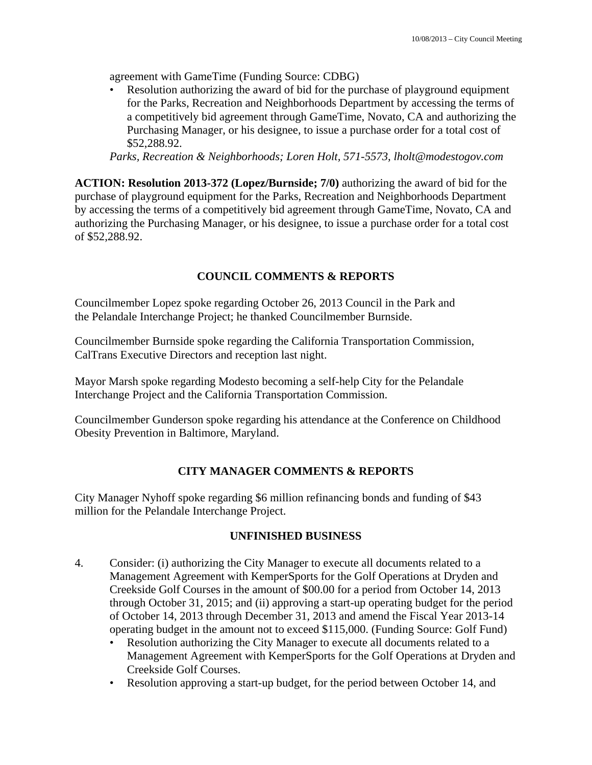agreement with GameTime (Funding Source: CDBG)

- Resolution authorizing the award of bid for the purchase of playground equipment for the Parks, Recreation and Neighborhoods Department by accessing the terms of a competitively bid agreement through GameTime, Novato, CA and authorizing the Purchasing Manager, or his designee, to issue a purchase order for a total cost of $52,288.92.

*Parks, Recreation & Neighborhoods; Loren Holt, 571-5573, lholt@modestogov.com*

**ACTION: Resolution 2013-372 (Lopez/Burnside; 7/0)** authorizing the award of bid for the purchase of playground equipment for the Parks, Recreation and Neighborhoods Department by accessing the terms of a competitively bid agreement through GameTime, Novato, CA and authorizing the Purchasing Manager, or his designee, to issue a purchase order for a total cost of $52,288.92.

## COUNCIL COMMENTS & REPORTS

Councilmember Lopez spoke regarding October 26, 2013 Council in the Park and the Pelandale Interchange Project; he thanked Councilmember Burnside.

Councilmember Burnside spoke regarding the California Transportation Commission, CalTrans Executive Directors and reception last night.

Mayor Marsh spoke regarding Modesto becoming a self-help City for the Pelandale Interchange Project and the California Transportation Commission.

Councilmember Gunderson spoke regarding his attendance at the Conference on Childhood Obesity Prevention in Baltimore, Maryland.

## CITY MANAGER COMMENTS & REPORTS

City Manager Nyhoff spoke regarding $6 million refinancing bonds and funding of $43 million for the Pelandale Interchange Project.

## UNFINISHED BUSINESS

4. Consider: (i) authorizing the City Manager to execute all documents related to a Management Agreement with KemperSports for the Golf Operations at Dryden and Creekside Golf Courses in the amount of $00.00 for a period from October 14, 2013 through October 31, 2015; and (ii) approving a start-up operating budget for the period of October 14, 2013 through December 31, 2013 and amend the Fiscal Year 2013-14 operating budget in the amount not to exceed $115,000. (Funding Source: Golf Fund)
   - Resolution authorizing the City Manager to execute all documents related to a Management Agreement with KemperSports for the Golf Operations at Dryden and Creekside Golf Courses.
   - Resolution approving a start-up budget, for the period between October 14, and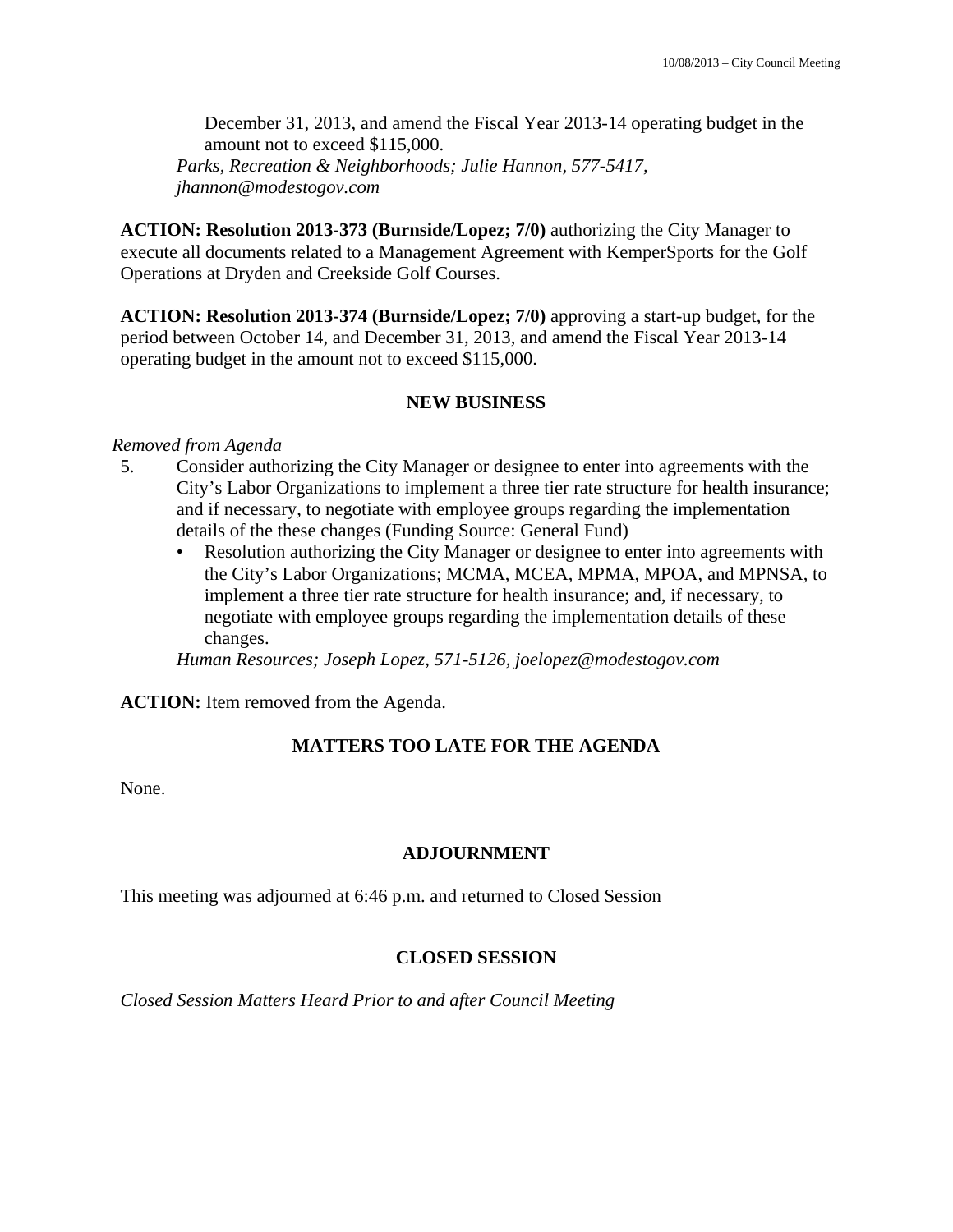December 31, 2013, and amend the Fiscal Year 2013-14 operating budget in the amount not to exceed $115,000.

*Parks, Recreation & Neighborhoods; Julie Hannon, 577-5417, jhannon@modestogov.com*

**ACTION: Resolution 2013-373 (Burnside/Lopez; 7/0)** authorizing the City Manager to execute all documents related to a Management Agreement with KemperSports for the Golf Operations at Dryden and Creekside Golf Courses.

**ACTION: Resolution 2013-374 (Burnside/Lopez; 7/0)** approving a start-up budget, for the period between October 14, and December 31, 2013, and amend the Fiscal Year 2013-14 operating budget in the amount not to exceed $115,000.

## NEW BUSINESS

*Removed from Agenda*

5. Consider authorizing the City Manager or designee to enter into agreements with the City's Labor Organizations to implement a three tier rate structure for health insurance; and if necessary, to negotiate with employee groups regarding the implementation details of the these changes (Funding Source: General Fund)
   - Resolution authorizing the City Manager or designee to enter into agreements with the City's Labor Organizations; MCMA, MCEA, MPMA, MPOA, and MPNSA, to implement a three tier rate structure for health insurance; and, if necessary, to negotiate with employee groups regarding the implementation details of these changes.

   *Human Resources; Joseph Lopez, 571-5126, joelopez@modestogov.com*

**ACTION:** Item removed from the Agenda.

## MATTERS TOO LATE FOR THE AGENDA

None.

## ADJOURNMENT

This meeting was adjourned at 6:46 p.m. and returned to Closed Session

## CLOSED SESSION

*Closed Session Matters Heard Prior to and after Council Meeting*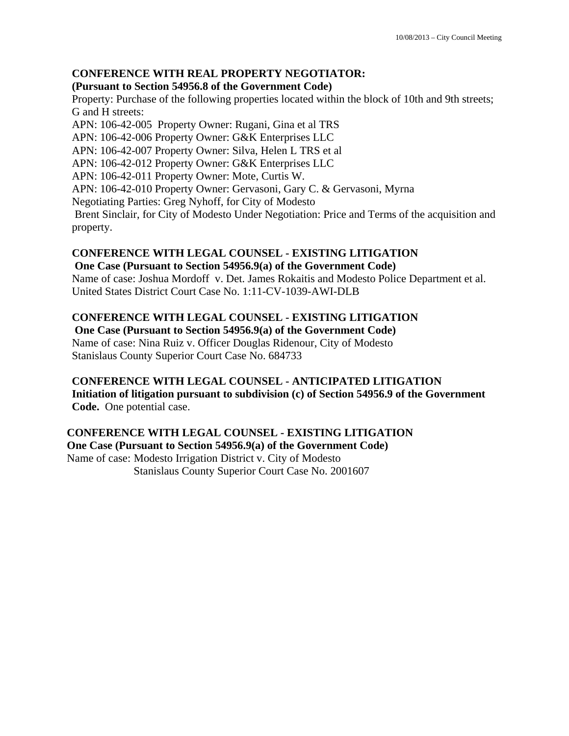**CONFERENCE WITH REAL PROPERTY NEGOTIATOR:**
**(Pursuant to Section 54956.8 of the Government Code)**
Property: Purchase of the following properties located within the block of 10th and 9th streets; G and H streets:
APN: 106-42-005 Property Owner: Rugani, Gina et al TRS
APN: 106-42-006 Property Owner: G&K Enterprises LLC
APN: 106-42-007 Property Owner: Silva, Helen L TRS et al
APN: 106-42-012 Property Owner: G&K Enterprises LLC
APN: 106-42-011 Property Owner: Mote, Curtis W.
APN: 106-42-010 Property Owner: Gervasoni, Gary C. & Gervasoni, Myrna
Negotiating Parties: Greg Nyhoff, for City of Modesto
Brent Sinclair, for City of Modesto Under Negotiation: Price and Terms of the acquisition and property.

**CONFERENCE WITH LEGAL COUNSEL - EXISTING LITIGATION**
**One Case (Pursuant to Section 54956.9(a) of the Government Code)**
Name of case: Joshua Mordoff v. Det. James Rokaitis and Modesto Police Department et al.
United States District Court Case No. 1:11-CV-1039-AWI-DLB

**CONFERENCE WITH LEGAL COUNSEL - EXISTING LITIGATION**
**One Case (Pursuant to Section 54956.9(a) of the Government Code)**
Name of case: Nina Ruiz v. Officer Douglas Ridenour, City of Modesto
Stanislaus County Superior Court Case No. 684733

**CONFERENCE WITH LEGAL COUNSEL - ANTICIPATED LITIGATION**
**Initiation of litigation pursuant to subdivision (c) of Section 54956.9 of the Government Code.** One potential case.

**CONFERENCE WITH LEGAL COUNSEL - EXISTING LITIGATION**
**One Case (Pursuant to Section 54956.9(a) of the Government Code)**
Name of case: Modesto Irrigation District v. City of Modesto
Stanislaus County Superior Court Case No. 2001607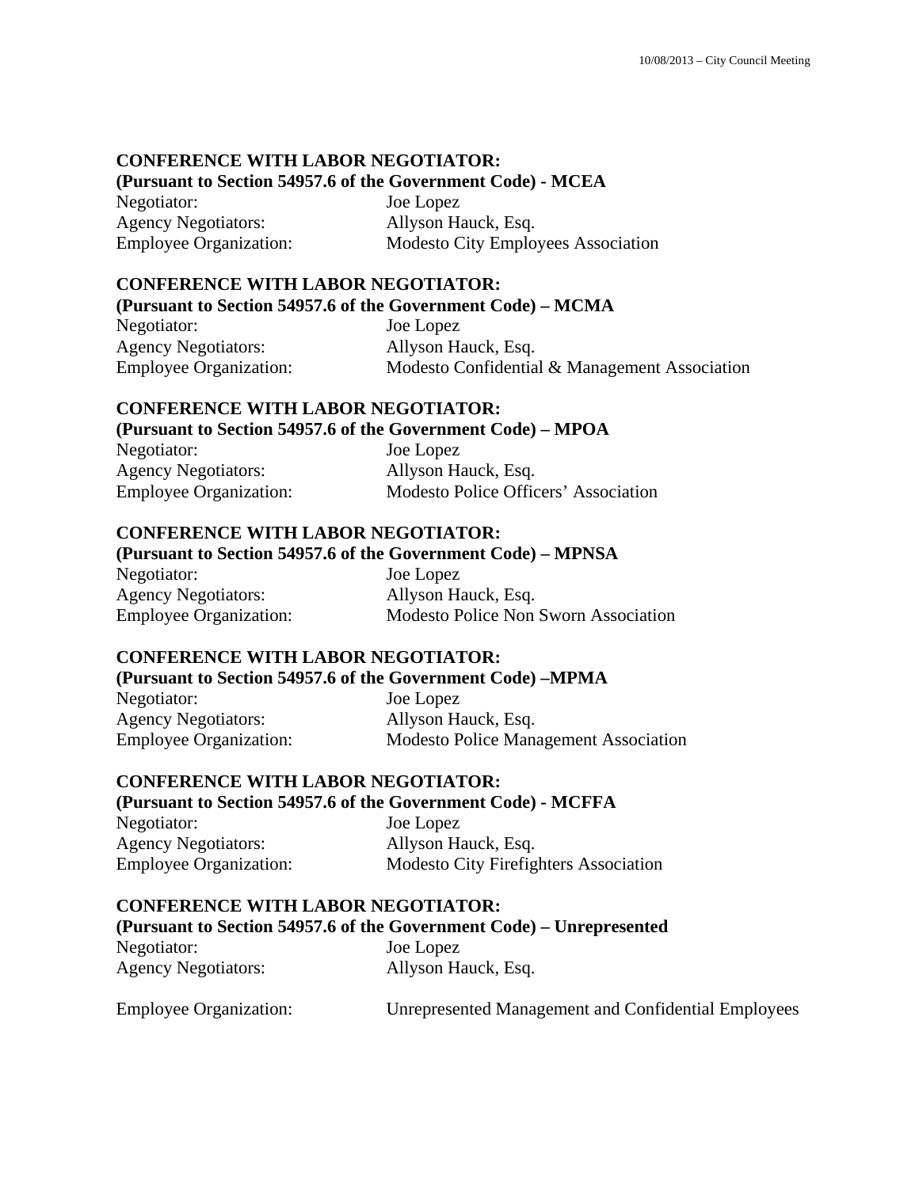**CONFERENCE WITH LABOR NEGOTIATOR:**
**(Pursuant to Section 54957.6 of the Government Code) - MCEA**

Negotiator: Joe Lopez
Agency Negotiators: Allyson Hauck, Esq.
Employee Organization: Modesto City Employees Association

**CONFERENCE WITH LABOR NEGOTIATOR:**
**(Pursuant to Section 54957.6 of the Government Code) – MCMA**

Negotiator: Joe Lopez
Agency Negotiators: Allyson Hauck, Esq.
Employee Organization: Modesto Confidential & Management Association

**CONFERENCE WITH LABOR NEGOTIATOR:**
**(Pursuant to Section 54957.6 of the Government Code) – MPOA**

Negotiator: Joe Lopez
Agency Negotiators: Allyson Hauck, Esq.
Employee Organization: Modesto Police Officers' Association

**CONFERENCE WITH LABOR NEGOTIATOR:**
**(Pursuant to Section 54957.6 of the Government Code) – MPNSA**

Negotiator: Joe Lopez
Agency Negotiators: Allyson Hauck, Esq.
Employee Organization: Modesto Police Non Sworn Association

**CONFERENCE WITH LABOR NEGOTIATOR:**
**(Pursuant to Section 54957.6 of the Government Code) –MPMA**

Negotiator: Joe Lopez
Agency Negotiators: Allyson Hauck, Esq.
Employee Organization: Modesto Police Management Association

**CONFERENCE WITH LABOR NEGOTIATOR:**
**(Pursuant to Section 54957.6 of the Government Code) - MCFFA**

Negotiator: Joe Lopez
Agency Negotiators: Allyson Hauck, Esq.
Employee Organization: Modesto City Firefighters Association

**CONFERENCE WITH LABOR NEGOTIATOR:**
**(Pursuant to Section 54957.6 of the Government Code) – Unrepresented**

Negotiator: Joe Lopez
Agency Negotiators: Allyson Hauck, Esq.

Employee Organization: Unrepresented Management and Confidential Employees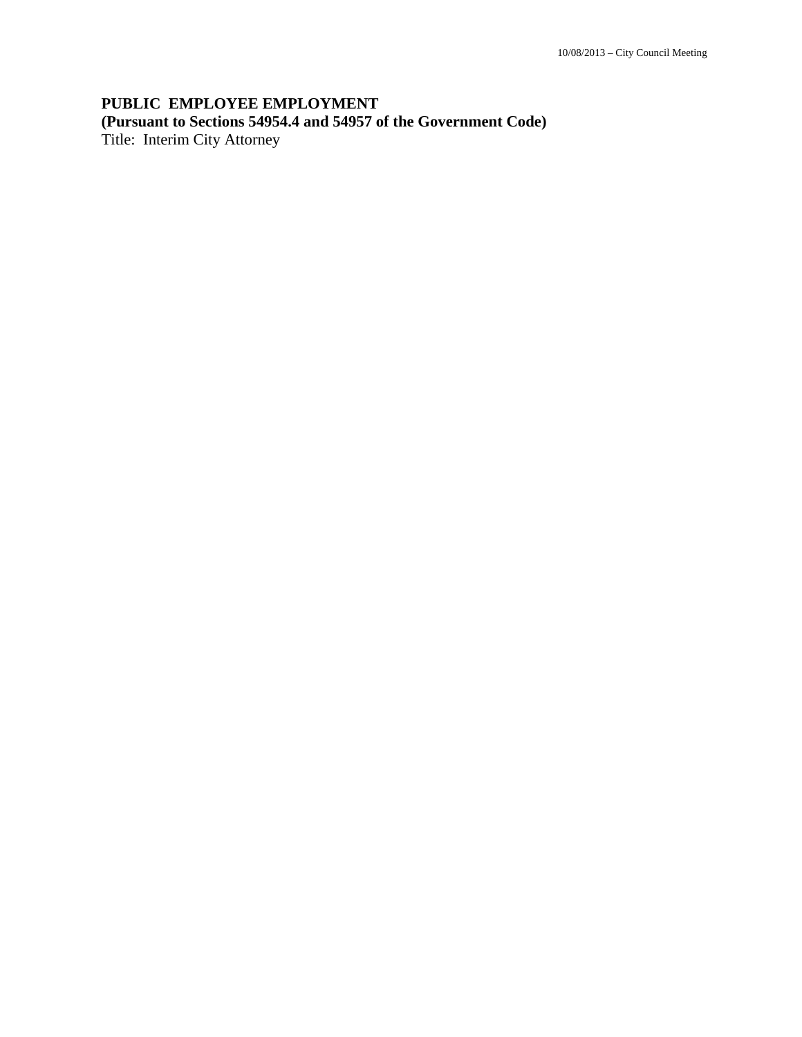**PUBLIC EMPLOYEE EMPLOYMENT**
**(Pursuant to Sections 54954.4 and 54957 of the Government Code)**
Title: Interim City Attorney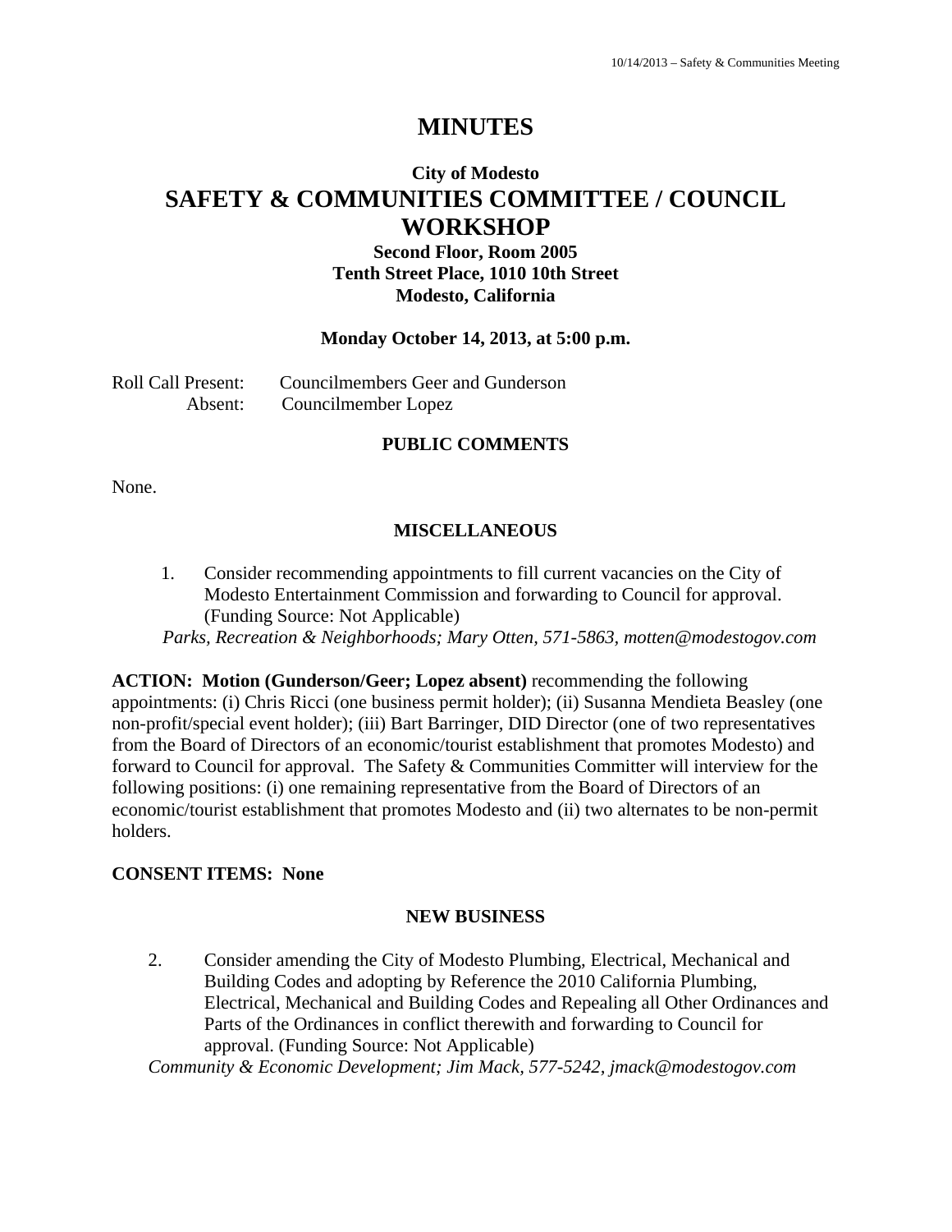# MINUTES

## City of Modesto
## SAFETY & COMMUNITIES COMMITTEE / COUNCIL WORKSHOP

**Second Floor, Room 2005**
**Tenth Street Place, 1010 10th Street**
**Modesto, California**

**Monday October 14, 2013, at 5:00 p.m.**

Roll Call Present: Councilmembers Geer and Gunderson
Absent: Councilmember Lopez

### PUBLIC COMMENTS

None.

### MISCELLANEOUS

1. Consider recommending appointments to fill current vacancies on the City of Modesto Entertainment Commission and forwarding to Council for approval. (Funding Source: Not Applicable)

*Parks, Recreation & Neighborhoods; Mary Otten, 571-5863, motten@modestogov.com*

**ACTION: Motion (Gunderson/Geer; Lopez absent)** recommending the following appointments: (i) Chris Ricci (one business permit holder); (ii) Susanna Mendieta Beasley (one non-profit/special event holder); (iii) Bart Barringer, DID Director (one of two representatives from the Board of Directors of an economic/tourist establishment that promotes Modesto) and forward to Council for approval. The Safety & Communities Committer will interview for the following positions: (i) one remaining representative from the Board of Directors of an economic/tourist establishment that promotes Modesto and (ii) two alternates to be non-permit holders.

**CONSENT ITEMS: None**

### NEW BUSINESS

2. Consider amending the City of Modesto Plumbing, Electrical, Mechanical and Building Codes and adopting by Reference the 2010 California Plumbing, Electrical, Mechanical and Building Codes and Repealing all Other Ordinances and Parts of the Ordinances in conflict therewith and forwarding to Council for approval. (Funding Source: Not Applicable)

*Community & Economic Development; Jim Mack, 577-5242, jmack@modestogov.com*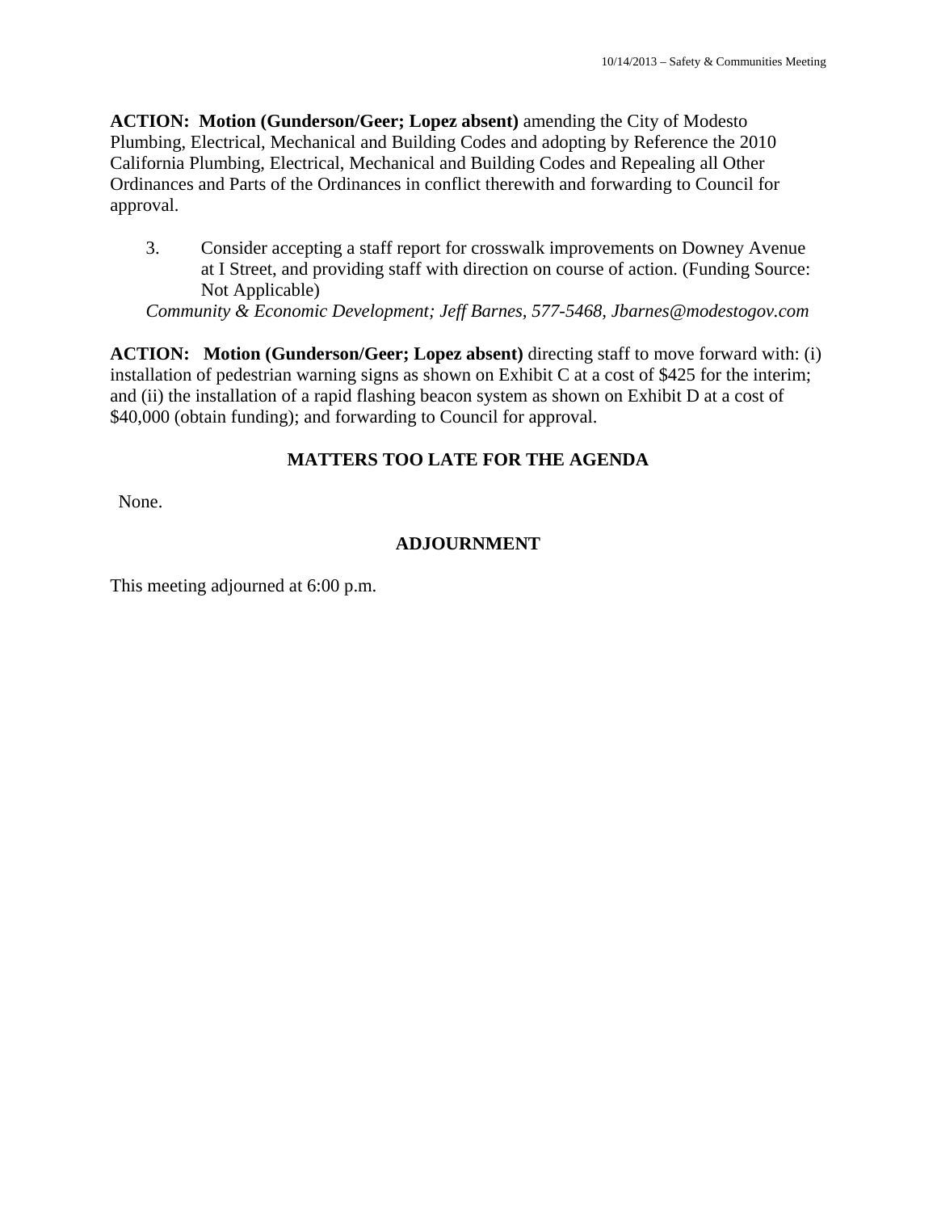**ACTION: Motion (Gunderson/Geer; Lopez absent)** amending the City of Modesto Plumbing, Electrical, Mechanical and Building Codes and adopting by Reference the 2010 California Plumbing, Electrical, Mechanical and Building Codes and Repealing all Other Ordinances and Parts of the Ordinances in conflict therewith and forwarding to Council for approval.

3. Consider accepting a staff report for crosswalk improvements on Downey Avenue at I Street, and providing staff with direction on course of action. (Funding Source: Not Applicable)

*Community & Economic Development; Jeff Barnes, 577-5468, Jbarnes@modestogov.com*

**ACTION: Motion (Gunderson/Geer; Lopez absent)** directing staff to move forward with: (i) installation of pedestrian warning signs as shown on Exhibit C at a cost of $425 for the interim; and (ii) the installation of a rapid flashing beacon system as shown on Exhibit D at a cost of $40,000 (obtain funding); and forwarding to Council for approval.

## MATTERS TOO LATE FOR THE AGENDA

None.

## ADJOURNMENT

This meeting adjourned at 6:00 p.m.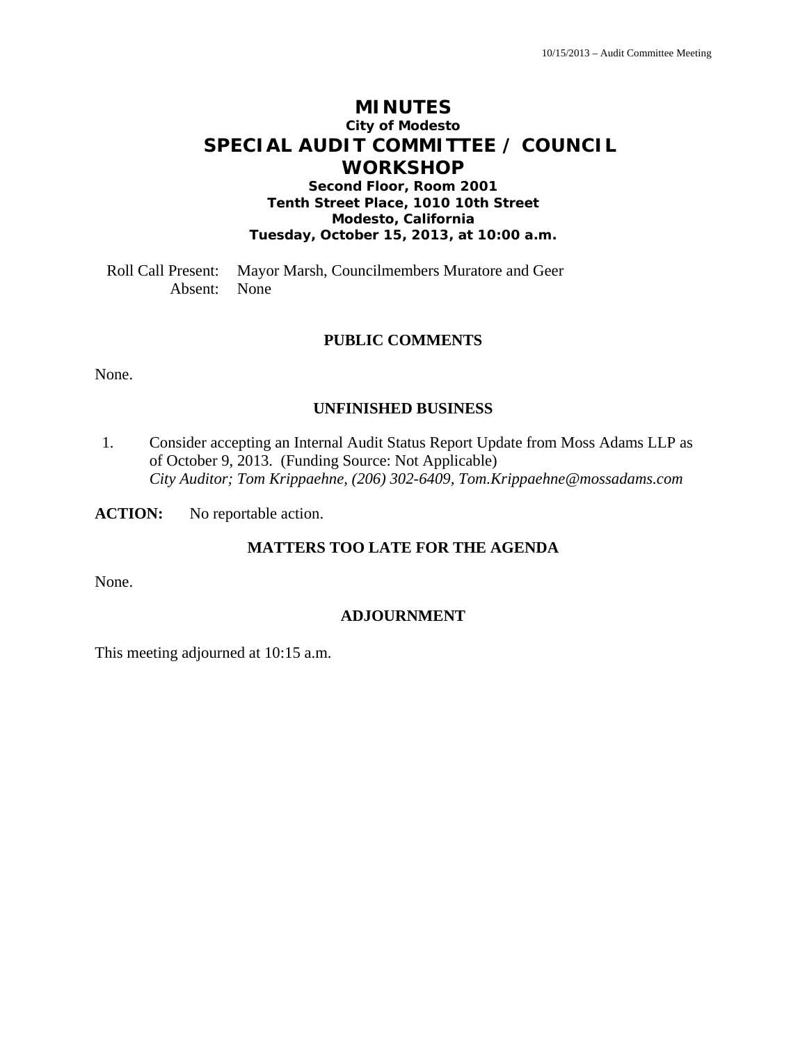# MINUTES

## City of Modesto

# SPECIAL AUDIT COMMITTEE / COUNCIL WORKSHOP

**Second Floor, Room 2001**
**Tenth Street Place, 1010 10th Street**
**Modesto, California**
**Tuesday, October 15, 2013, at 10:00 a.m.**

Roll Call Present: Mayor Marsh, Councilmembers Muratore and Geer
Absent: None

### PUBLIC COMMENTS

None.

### UNFINISHED BUSINESS

1. Consider accepting an Internal Audit Status Report Update from Moss Adams LLP as of October 9, 2013. (Funding Source: Not Applicable)
*City Auditor; Tom Krippaehne, (206) 302-6409, Tom.Krippaehne@mossadams.com*

**ACTION:** No reportable action.

### MATTERS TOO LATE FOR THE AGENDA

None.

### ADJOURNMENT

This meeting adjourned at 10:15 a.m.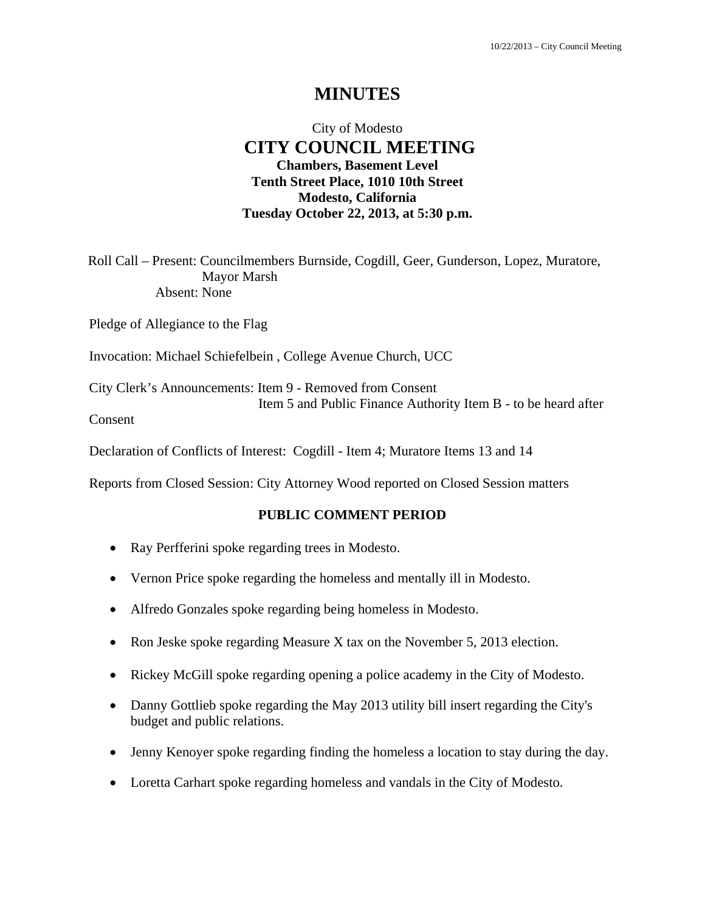# MINUTES

City of Modesto

## CITY COUNCIL MEETING

**Chambers, Basement Level**
**Tenth Street Place, 1010 10th Street**
**Modesto, California**
**Tuesday October 22, 2013, at 5:30 p.m.**

Roll Call – Present: Councilmembers Burnside, Cogdill, Geer, Gunderson, Lopez, Muratore, Mayor Marsh
Absent: None

Pledge of Allegiance to the Flag

Invocation: Michael Schiefelbein , College Avenue Church, UCC

City Clerk's Announcements: Item 9 - Removed from Consent
Item 5 and Public Finance Authority Item B - to be heard after Consent

Declaration of Conflicts of Interest: Cogdill - Item 4; Muratore Items 13 and 14

Reports from Closed Session: City Attorney Wood reported on Closed Session matters

### PUBLIC COMMENT PERIOD

- Ray Perfferini spoke regarding trees in Modesto.
- Vernon Price spoke regarding the homeless and mentally ill in Modesto.
- Alfredo Gonzales spoke regarding being homeless in Modesto.
- Ron Jeske spoke regarding Measure X tax on the November 5, 2013 election.
- Rickey McGill spoke regarding opening a police academy in the City of Modesto.
- Danny Gottlieb spoke regarding the May 2013 utility bill insert regarding the City's budget and public relations.
- Jenny Kenoyer spoke regarding finding the homeless a location to stay during the day.
- Loretta Carhart spoke regarding homeless and vandals in the City of Modesto.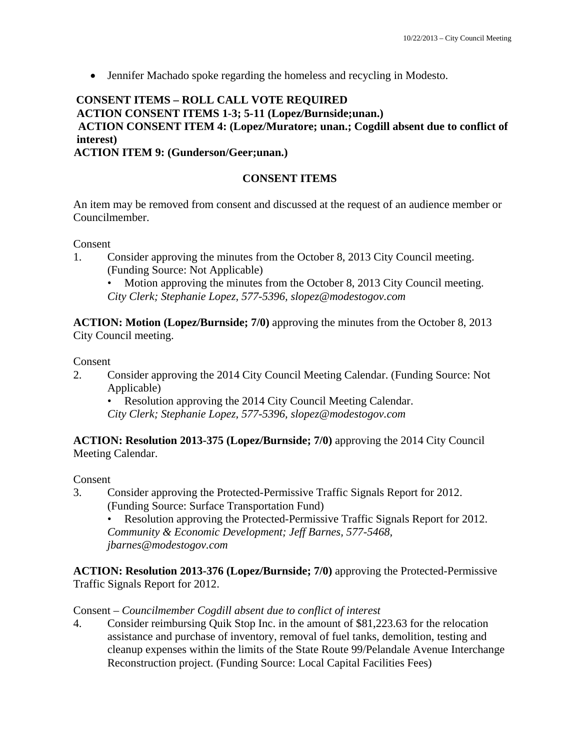- Jennifer Machado spoke regarding the homeless and recycling in Modesto.

**CONSENT ITEMS – ROLL CALL VOTE REQUIRED**
**ACTION CONSENT ITEMS 1-3; 5-11 (Lopez/Burnside;unan.)**
**ACTION CONSENT ITEM 4: (Lopez/Muratore; unan.; Cogdill absent due to conflict of interest)**
**ACTION ITEM 9: (Gunderson/Geer;unan.)**

**CONSENT ITEMS**

An item may be removed from consent and discussed at the request of an audience member or Councilmember.

Consent

1. Consider approving the minutes from the October 8, 2013 City Council meeting. (Funding Source: Not Applicable)
   - Motion approving the minutes from the October 8, 2013 City Council meeting.

   *City Clerk; Stephanie Lopez, 577-5396, slopez@modestogov.com*

**ACTION: Motion (Lopez/Burnside; 7/0)** approving the minutes from the October 8, 2013 City Council meeting.

Consent

2. Consider approving the 2014 City Council Meeting Calendar. (Funding Source: Not Applicable)
   - Resolution approving the 2014 City Council Meeting Calendar.

   *City Clerk; Stephanie Lopez, 577-5396, slopez@modestogov.com*

**ACTION: Resolution 2013-375 (Lopez/Burnside; 7/0)** approving the 2014 City Council Meeting Calendar.

Consent

3. Consider approving the Protected-Permissive Traffic Signals Report for 2012. (Funding Source: Surface Transportation Fund)
   - Resolution approving the Protected-Permissive Traffic Signals Report for 2012.

   *Community & Economic Development; Jeff Barnes, 577-5468, jbarnes@modestogov.com*

**ACTION: Resolution 2013-376 (Lopez/Burnside; 7/0)** approving the Protected-Permissive Traffic Signals Report for 2012.

Consent – *Councilmember Cogdill absent due to conflict of interest*

4. Consider reimbursing Quik Stop Inc. in the amount of $81,223.63 for the relocation assistance and purchase of inventory, removal of fuel tanks, demolition, testing and cleanup expenses within the limits of the State Route 99/Pelandale Avenue Interchange Reconstruction project. (Funding Source: Local Capital Facilities Fees)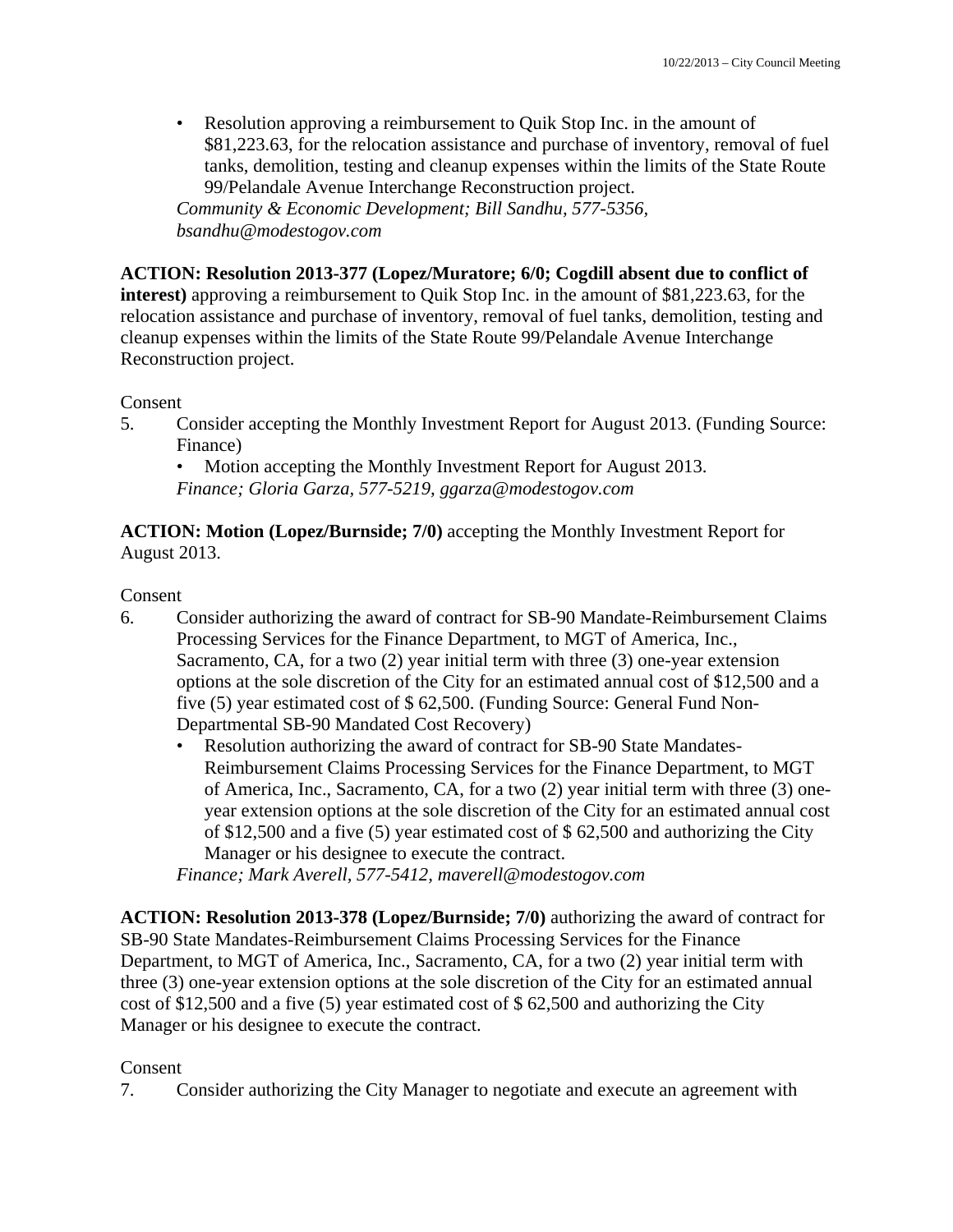- Resolution approving a reimbursement to Quik Stop Inc. in the amount of $81,223.63, for the relocation assistance and purchase of inventory, removal of fuel tanks, demolition, testing and cleanup expenses within the limits of the State Route 99/Pelandale Avenue Interchange Reconstruction project.

*Community & Economic Development; Bill Sandhu, 577-5356, bsandhu@modestogov.com*

**ACTION: Resolution 2013-377 (Lopez/Muratore; 6/0; Cogdill absent due to conflict of interest)** approving a reimbursement to Quik Stop Inc. in the amount of $81,223.63, for the relocation assistance and purchase of inventory, removal of fuel tanks, demolition, testing and cleanup expenses within the limits of the State Route 99/Pelandale Avenue Interchange Reconstruction project.

Consent

5. Consider accepting the Monthly Investment Report for August 2013. (Funding Source: Finance)
   - Motion accepting the Monthly Investment Report for August 2013.

   *Finance; Gloria Garza, 577-5219, ggarza@modestogov.com*

**ACTION: Motion (Lopez/Burnside; 7/0)** accepting the Monthly Investment Report for August 2013.

Consent

6. Consider authorizing the award of contract for SB-90 Mandate-Reimbursement Claims Processing Services for the Finance Department, to MGT of America, Inc., Sacramento, CA, for a two (2) year initial term with three (3) one-year extension options at the sole discretion of the City for an estimated annual cost of $12,500 and a five (5) year estimated cost of $ 62,500. (Funding Source: General Fund Non-Departmental SB-90 Mandated Cost Recovery)
   - Resolution authorizing the award of contract for SB-90 State Mandates-Reimbursement Claims Processing Services for the Finance Department, to MGT of America, Inc., Sacramento, CA, for a two (2) year initial term with three (3) one-year extension options at the sole discretion of the City for an estimated annual cost of $12,500 and a five (5) year estimated cost of $ 62,500 and authorizing the City Manager or his designee to execute the contract.

   *Finance; Mark Averell, 577-5412, maverell@modestogov.com*

**ACTION: Resolution 2013-378 (Lopez/Burnside; 7/0)** authorizing the award of contract for SB-90 State Mandates-Reimbursement Claims Processing Services for the Finance Department, to MGT of America, Inc., Sacramento, CA, for a two (2) year initial term with three (3) one-year extension options at the sole discretion of the City for an estimated annual cost of $12,500 and a five (5) year estimated cost of $ 62,500 and authorizing the City Manager or his designee to execute the contract.

Consent

7. Consider authorizing the City Manager to negotiate and execute an agreement with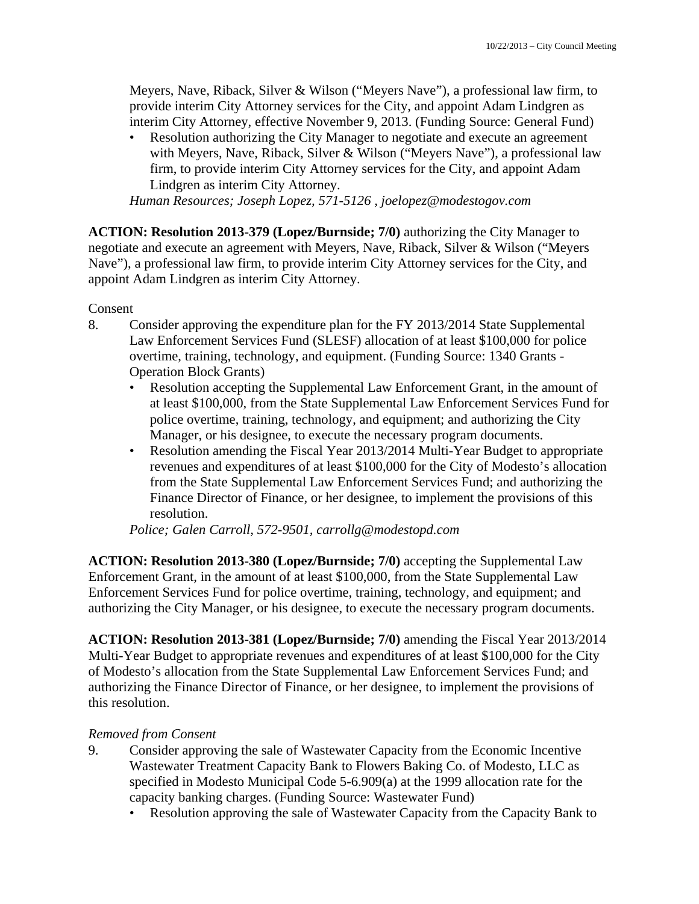Meyers, Nave, Riback, Silver & Wilson ("Meyers Nave"), a professional law firm, to provide interim City Attorney services for the City, and appoint Adam Lindgren as interim City Attorney, effective November 9, 2013. (Funding Source: General Fund)

- Resolution authorizing the City Manager to negotiate and execute an agreement with Meyers, Nave, Riback, Silver & Wilson ("Meyers Nave"), a professional law firm, to provide interim City Attorney services for the City, and appoint Adam Lindgren as interim City Attorney.

*Human Resources; Joseph Lopez, 571-5126 , joelopez@modestogov.com*

**ACTION: Resolution 2013-379 (Lopez/Burnside; 7/0)** authorizing the City Manager to negotiate and execute an agreement with Meyers, Nave, Riback, Silver & Wilson ("Meyers Nave"), a professional law firm, to provide interim City Attorney services for the City, and appoint Adam Lindgren as interim City Attorney.

Consent

8. Consider approving the expenditure plan for the FY 2013/2014 State Supplemental Law Enforcement Services Fund (SLESF) allocation of at least $100,000 for police overtime, training, technology, and equipment. (Funding Source: 1340 Grants - Operation Block Grants)
   - Resolution accepting the Supplemental Law Enforcement Grant, in the amount of at least $100,000, from the State Supplemental Law Enforcement Services Fund for police overtime, training, technology, and equipment; and authorizing the City Manager, or his designee, to execute the necessary program documents.
   - Resolution amending the Fiscal Year 2013/2014 Multi-Year Budget to appropriate revenues and expenditures of at least $100,000 for the City of Modesto's allocation from the State Supplemental Law Enforcement Services Fund; and authorizing the Finance Director of Finance, or her designee, to implement the provisions of this resolution.

   *Police; Galen Carroll, 572-9501, carrollg@modestopd.com*

**ACTION: Resolution 2013-380 (Lopez/Burnside; 7/0)** accepting the Supplemental Law Enforcement Grant, in the amount of at least $100,000, from the State Supplemental Law Enforcement Services Fund for police overtime, training, technology, and equipment; and authorizing the City Manager, or his designee, to execute the necessary program documents.

**ACTION: Resolution 2013-381 (Lopez/Burnside; 7/0)** amending the Fiscal Year 2013/2014 Multi-Year Budget to appropriate revenues and expenditures of at least $100,000 for the City of Modesto's allocation from the State Supplemental Law Enforcement Services Fund; and authorizing the Finance Director of Finance, or her designee, to implement the provisions of this resolution.

*Removed from Consent*

9. Consider approving the sale of Wastewater Capacity from the Economic Incentive Wastewater Treatment Capacity Bank to Flowers Baking Co. of Modesto, LLC as specified in Modesto Municipal Code 5-6.909(a) at the 1999 allocation rate for the capacity banking charges. (Funding Source: Wastewater Fund)
   - Resolution approving the sale of Wastewater Capacity from the Capacity Bank to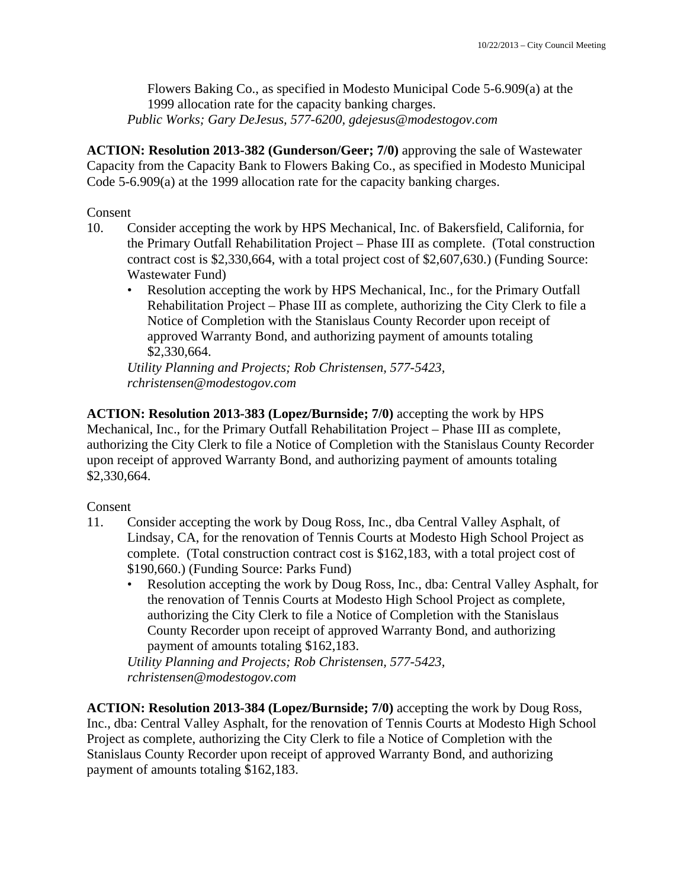Flowers Baking Co., as specified in Modesto Municipal Code 5-6.909(a) at the 1999 allocation rate for the capacity banking charges.

*Public Works; Gary DeJesus, 577-6200, gdejesus@modestogov.com*

**ACTION: Resolution 2013-382 (Gunderson/Geer; 7/0)** approving the sale of Wastewater Capacity from the Capacity Bank to Flowers Baking Co., as specified in Modesto Municipal Code 5-6.909(a) at the 1999 allocation rate for the capacity banking charges.

Consent

10. Consider accepting the work by HPS Mechanical, Inc. of Bakersfield, California, for the Primary Outfall Rehabilitation Project – Phase III as complete. (Total construction contract cost is $2,330,664, with a total project cost of $2,607,630.) (Funding Source: Wastewater Fund)
    - Resolution accepting the work by HPS Mechanical, Inc., for the Primary Outfall Rehabilitation Project – Phase III as complete, authorizing the City Clerk to file a Notice of Completion with the Stanislaus County Recorder upon receipt of approved Warranty Bond, and authorizing payment of amounts totaling $2,330,664.

    *Utility Planning and Projects; Rob Christensen, 577-5423, rchristensen@modestogov.com*

**ACTION: Resolution 2013-383 (Lopez/Burnside; 7/0)** accepting the work by HPS Mechanical, Inc., for the Primary Outfall Rehabilitation Project – Phase III as complete, authorizing the City Clerk to file a Notice of Completion with the Stanislaus County Recorder upon receipt of approved Warranty Bond, and authorizing payment of amounts totaling $2,330,664.

Consent

11. Consider accepting the work by Doug Ross, Inc., dba Central Valley Asphalt, of Lindsay, CA, for the renovation of Tennis Courts at Modesto High School Project as complete. (Total construction contract cost is $162,183, with a total project cost of $190,660.) (Funding Source: Parks Fund)
    - Resolution accepting the work by Doug Ross, Inc., dba: Central Valley Asphalt, for the renovation of Tennis Courts at Modesto High School Project as complete, authorizing the City Clerk to file a Notice of Completion with the Stanislaus County Recorder upon receipt of approved Warranty Bond, and authorizing payment of amounts totaling $162,183.

    *Utility Planning and Projects; Rob Christensen, 577-5423, rchristensen@modestogov.com*

**ACTION: Resolution 2013-384 (Lopez/Burnside; 7/0)** accepting the work by Doug Ross, Inc., dba: Central Valley Asphalt, for the renovation of Tennis Courts at Modesto High School Project as complete, authorizing the City Clerk to file a Notice of Completion with the Stanislaus County Recorder upon receipt of approved Warranty Bond, and authorizing payment of amounts totaling $162,183.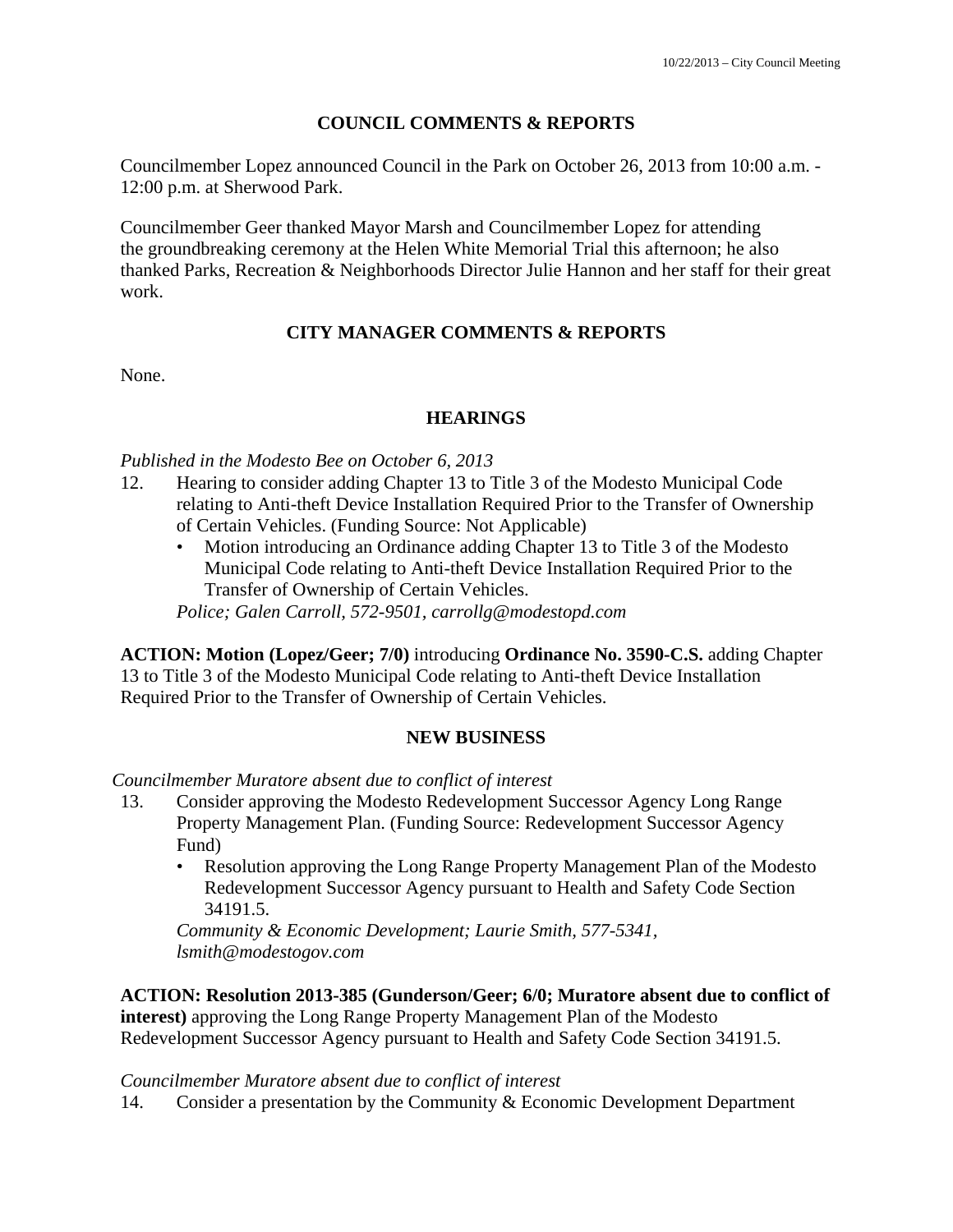## COUNCIL COMMENTS & REPORTS

Councilmember Lopez announced Council in the Park on October 26, 2013 from 10:00 a.m. - 12:00 p.m. at Sherwood Park.

Councilmember Geer thanked Mayor Marsh and Councilmember Lopez for attending the groundbreaking ceremony at the Helen White Memorial Trial this afternoon; he also thanked Parks, Recreation & Neighborhoods Director Julie Hannon and her staff for their great work.

## CITY MANAGER COMMENTS & REPORTS

None.

## HEARINGS

*Published in the Modesto Bee on October 6, 2013*

12. Hearing to consider adding Chapter 13 to Title 3 of the Modesto Municipal Code relating to Anti-theft Device Installation Required Prior to the Transfer of Ownership of Certain Vehicles. (Funding Source: Not Applicable)
    - Motion introducing an Ordinance adding Chapter 13 to Title 3 of the Modesto Municipal Code relating to Anti-theft Device Installation Required Prior to the Transfer of Ownership of Certain Vehicles.

    *Police; Galen Carroll, 572-9501, carrollg@modestopd.com*

**ACTION: Motion (Lopez/Geer; 7/0)** introducing **Ordinance No. 3590-C.S.** adding Chapter 13 to Title 3 of the Modesto Municipal Code relating to Anti-theft Device Installation Required Prior to the Transfer of Ownership of Certain Vehicles.

## NEW BUSINESS

*Councilmember Muratore absent due to conflict of interest*

13. Consider approving the Modesto Redevelopment Successor Agency Long Range Property Management Plan. (Funding Source: Redevelopment Successor Agency Fund)
    - Resolution approving the Long Range Property Management Plan of the Modesto Redevelopment Successor Agency pursuant to Health and Safety Code Section 34191.5.

    *Community & Economic Development; Laurie Smith, 577-5341, lsmith@modestogov.com*

**ACTION: Resolution 2013-385 (Gunderson/Geer; 6/0; Muratore absent due to conflict of interest)** approving the Long Range Property Management Plan of the Modesto Redevelopment Successor Agency pursuant to Health and Safety Code Section 34191.5.

*Councilmember Muratore absent due to conflict of interest*

14. Consider a presentation by the Community & Economic Development Department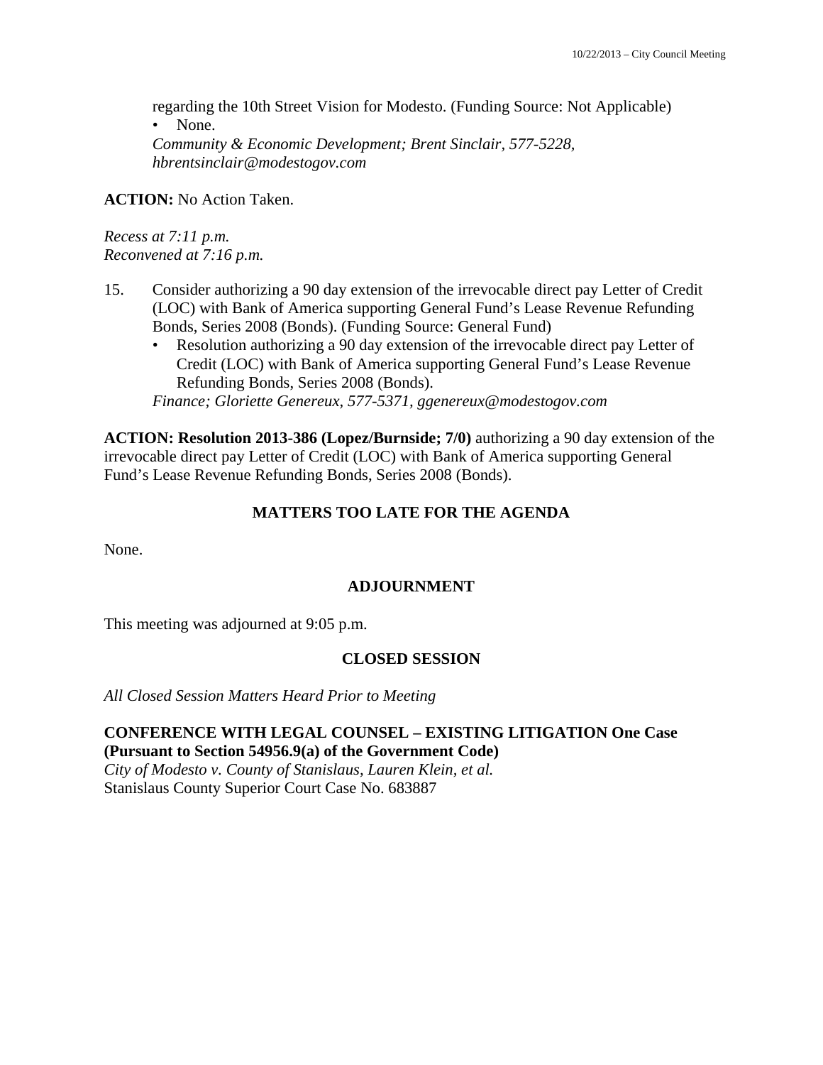regarding the 10th Street Vision for Modesto. (Funding Source: Not Applicable)

- None.

*Community & Economic Development; Brent Sinclair, 577-5228, hbrentsinclair@modestogov.com*

**ACTION:** No Action Taken.

*Recess at 7:11 p.m.*
*Reconvened at 7:16 p.m.*

15. Consider authorizing a 90 day extension of the irrevocable direct pay Letter of Credit (LOC) with Bank of America supporting General Fund's Lease Revenue Refunding Bonds, Series 2008 (Bonds). (Funding Source: General Fund)
    - Resolution authorizing a 90 day extension of the irrevocable direct pay Letter of Credit (LOC) with Bank of America supporting General Fund's Lease Revenue Refunding Bonds, Series 2008 (Bonds).

    *Finance; Gloriette Genereux, 577-5371, ggenereux@modestogov.com*

**ACTION: Resolution 2013-386 (Lopez/Burnside; 7/0)** authorizing a 90 day extension of the irrevocable direct pay Letter of Credit (LOC) with Bank of America supporting General Fund's Lease Revenue Refunding Bonds, Series 2008 (Bonds).

## MATTERS TOO LATE FOR THE AGENDA

None.

## ADJOURNMENT

This meeting was adjourned at 9:05 p.m.

## CLOSED SESSION

*All Closed Session Matters Heard Prior to Meeting*

**CONFERENCE WITH LEGAL COUNSEL – EXISTING LITIGATION One Case (Pursuant to Section 54956.9(a) of the Government Code)**
*City of Modesto v. County of Stanislaus, Lauren Klein, et al.*
Stanislaus County Superior Court Case No. 683887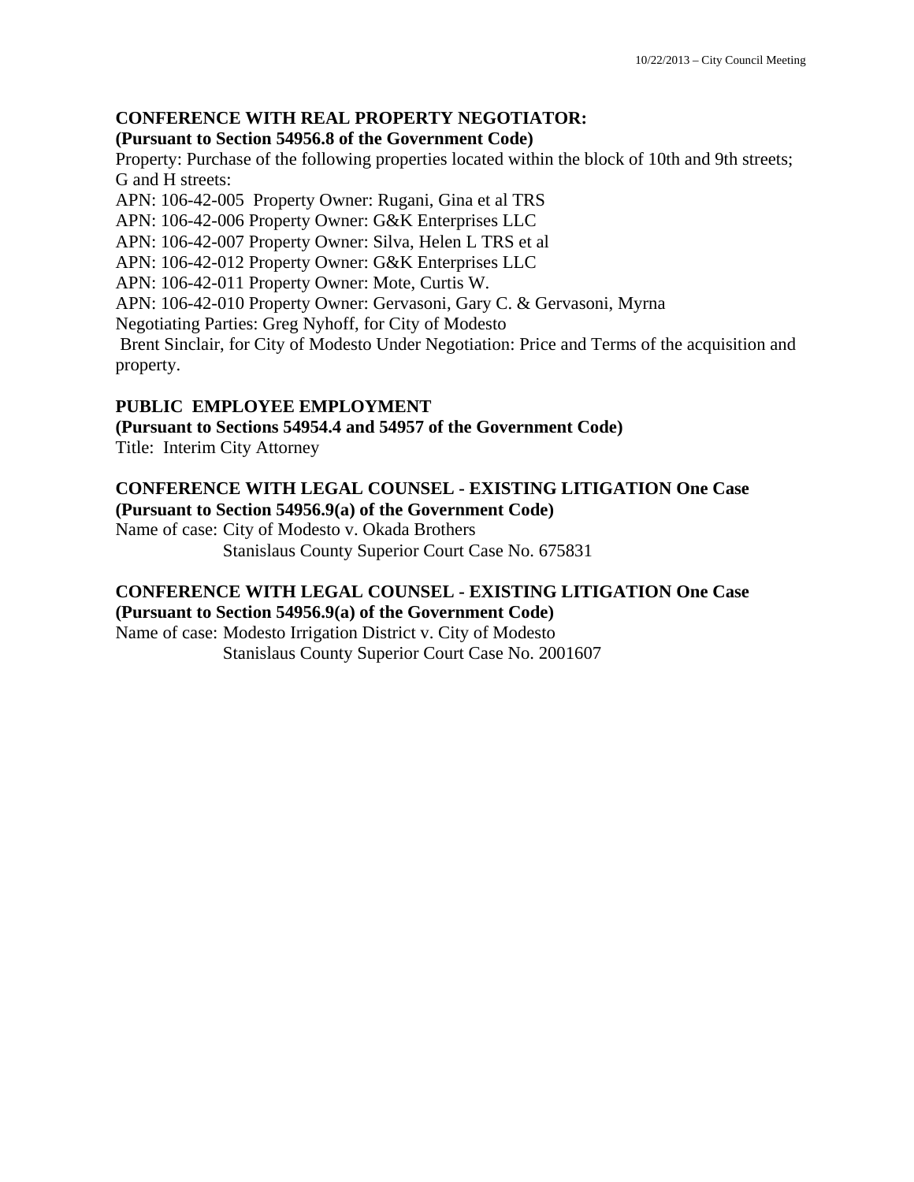**CONFERENCE WITH REAL PROPERTY NEGOTIATOR:**
**(Pursuant to Section 54956.8 of the Government Code)**

Property: Purchase of the following properties located within the block of 10th and 9th streets; G and H streets:

APN: 106-42-005 Property Owner: Rugani, Gina et al TRS
APN: 106-42-006 Property Owner: G&K Enterprises LLC
APN: 106-42-007 Property Owner: Silva, Helen L TRS et al
APN: 106-42-012 Property Owner: G&K Enterprises LLC
APN: 106-42-011 Property Owner: Mote, Curtis W.
APN: 106-42-010 Property Owner: Gervasoni, Gary C. & Gervasoni, Myrna
Negotiating Parties: Greg Nyhoff, for City of Modesto
Brent Sinclair, for City of Modesto Under Negotiation: Price and Terms of the acquisition and property.

**PUBLIC EMPLOYEE EMPLOYMENT**
**(Pursuant to Sections 54954.4 and 54957 of the Government Code)**

Title: Interim City Attorney

**CONFERENCE WITH LEGAL COUNSEL - EXISTING LITIGATION One Case**
**(Pursuant to Section 54956.9(a) of the Government Code)**

Name of case: City of Modesto v. Okada Brothers
Stanislaus County Superior Court Case No. 675831

**CONFERENCE WITH LEGAL COUNSEL - EXISTING LITIGATION One Case**
**(Pursuant to Section 54956.9(a) of the Government Code)**

Name of case: Modesto Irrigation District v. City of Modesto
Stanislaus County Superior Court Case No. 2001607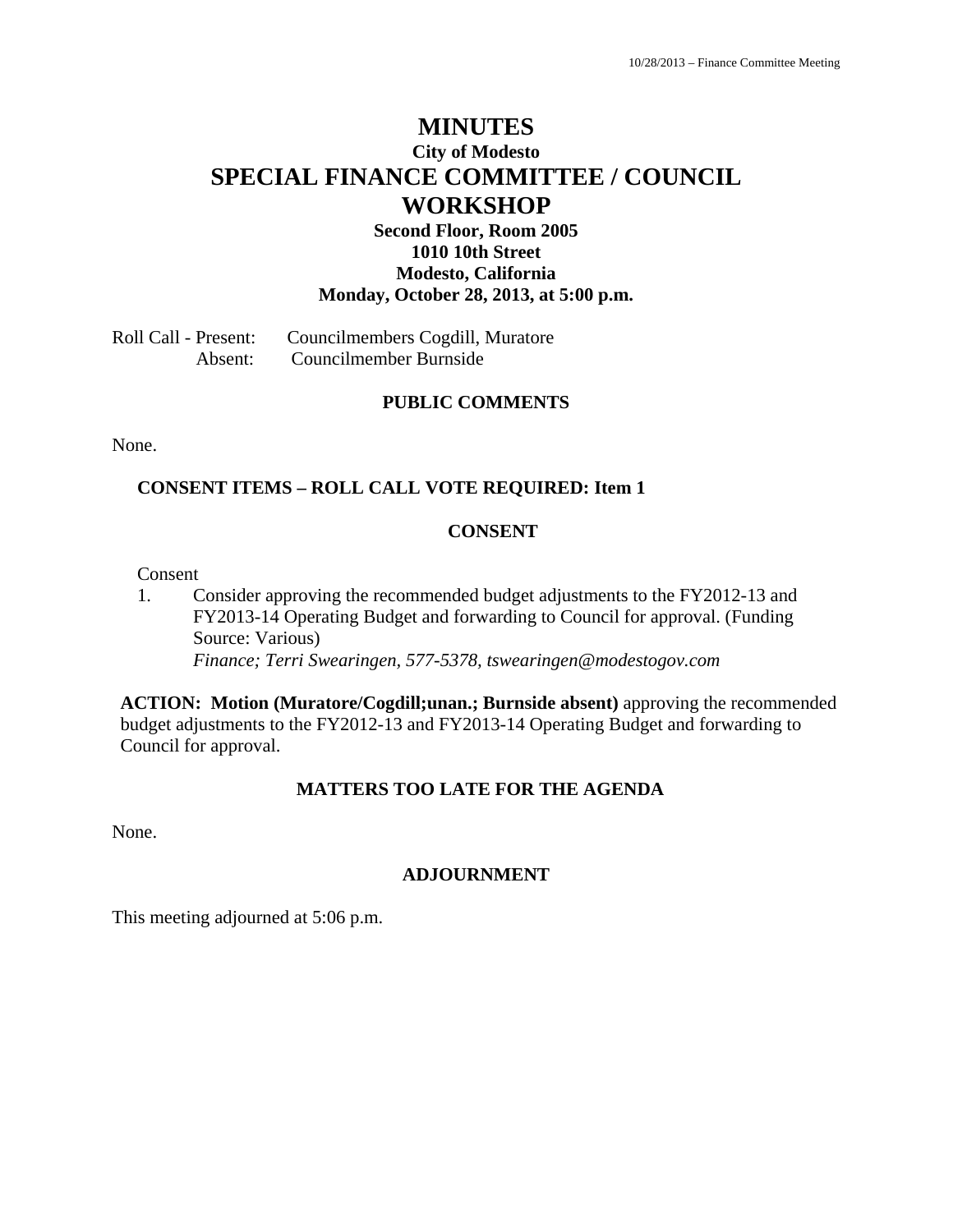# MINUTES

## City of Modesto

# SPECIAL FINANCE COMMITTEE / COUNCIL WORKSHOP

**Second Floor, Room 2005**
**1010 10th Street**
**Modesto, California**
**Monday, October 28, 2013, at 5:00 p.m.**

Roll Call - Present: Councilmembers Cogdill, Muratore
Absent: Councilmember Burnside

### PUBLIC COMMENTS

None.

### CONSENT ITEMS – ROLL CALL VOTE REQUIRED: Item 1

### CONSENT

Consent

1. Consider approving the recommended budget adjustments to the FY2012-13 and FY2013-14 Operating Budget and forwarding to Council for approval. (Funding Source: Various)
   *Finance; Terri Swearingen, 577-5378, tswearingen@modestogov.com*

**ACTION: Motion (Muratore/Cogdill;unan.; Burnside absent)** approving the recommended budget adjustments to the FY2012-13 and FY2013-14 Operating Budget and forwarding to Council for approval.

### MATTERS TOO LATE FOR THE AGENDA

None.

### ADJOURNMENT

This meeting adjourned at 5:06 p.m.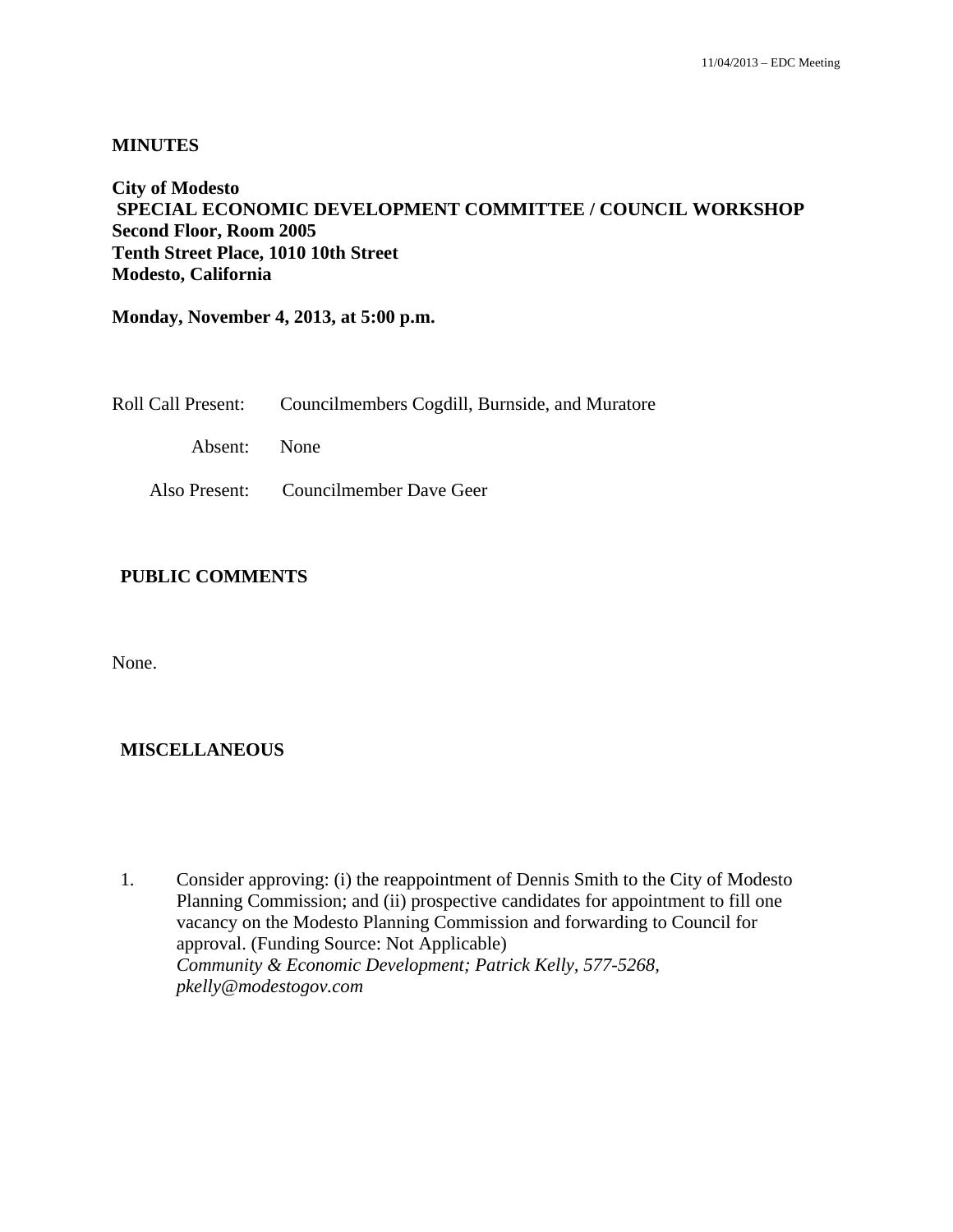**MINUTES**

**City of Modesto**
**SPECIAL ECONOMIC DEVELOPMENT COMMITTEE / COUNCIL WORKSHOP**
**Second Floor, Room 2005**
**Tenth Street Place, 1010 10th Street**
**Modesto, California**

**Monday, November 4, 2013, at 5:00 p.m.**

Roll Call Present: Councilmembers Cogdill, Burnside, and Muratore

Absent: None

Also Present: Councilmember Dave Geer

**PUBLIC COMMENTS**

None.

**MISCELLANEOUS**

1. Consider approving: (i) the reappointment of Dennis Smith to the City of Modesto Planning Commission; and (ii) prospective candidates for appointment to fill one vacancy on the Modesto Planning Commission and forwarding to Council for approval. (Funding Source: Not Applicable)
*Community & Economic Development; Patrick Kelly, 577-5268, pkelly@modestogov.com*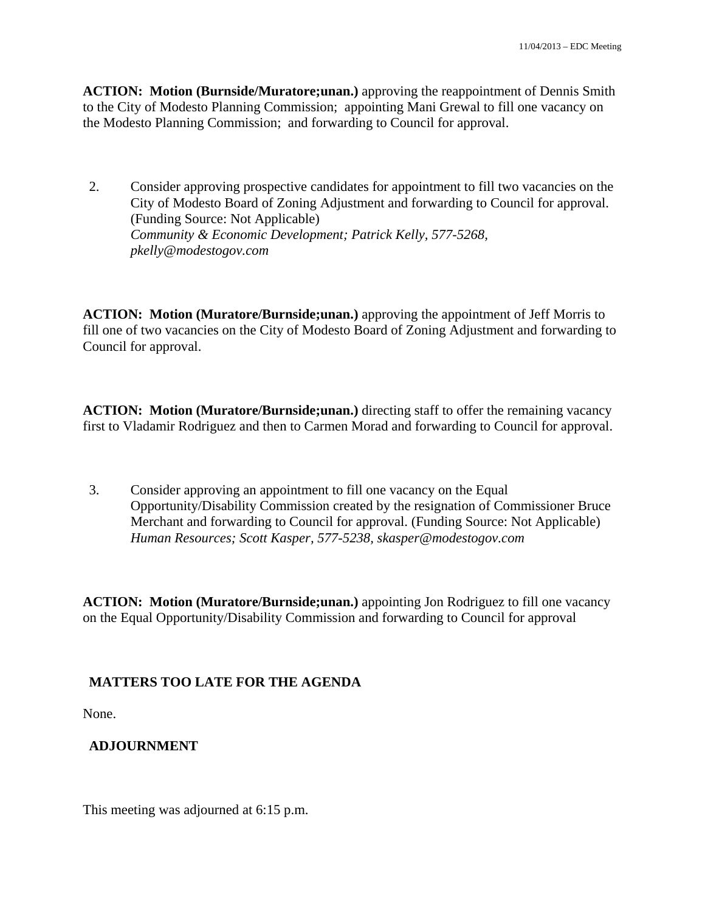**ACTION: Motion (Burnside/Muratore;unan.)** approving the reappointment of Dennis Smith to the City of Modesto Planning Commission; appointing Mani Grewal to fill one vacancy on the Modesto Planning Commission; and forwarding to Council for approval.

2. Consider approving prospective candidates for appointment to fill two vacancies on the City of Modesto Board of Zoning Adjustment and forwarding to Council for approval. (Funding Source: Not Applicable)
   *Community & Economic Development; Patrick Kelly, 577-5268, pkelly@modestogov.com*

**ACTION: Motion (Muratore/Burnside;unan.)** approving the appointment of Jeff Morris to fill one of two vacancies on the City of Modesto Board of Zoning Adjustment and forwarding to Council for approval.

**ACTION: Motion (Muratore/Burnside;unan.)** directing staff to offer the remaining vacancy first to Vladamir Rodriguez and then to Carmen Morad and forwarding to Council for approval.

3. Consider approving an appointment to fill one vacancy on the Equal Opportunity/Disability Commission created by the resignation of Commissioner Bruce Merchant and forwarding to Council for approval. (Funding Source: Not Applicable)
   *Human Resources; Scott Kasper, 577-5238, skasper@modestogov.com*

**ACTION: Motion (Muratore/Burnside;unan.)** appointing Jon Rodriguez to fill one vacancy on the Equal Opportunity/Disability Commission and forwarding to Council for approval

## MATTERS TOO LATE FOR THE AGENDA

None.

## ADJOURNMENT

This meeting was adjourned at 6:15 p.m.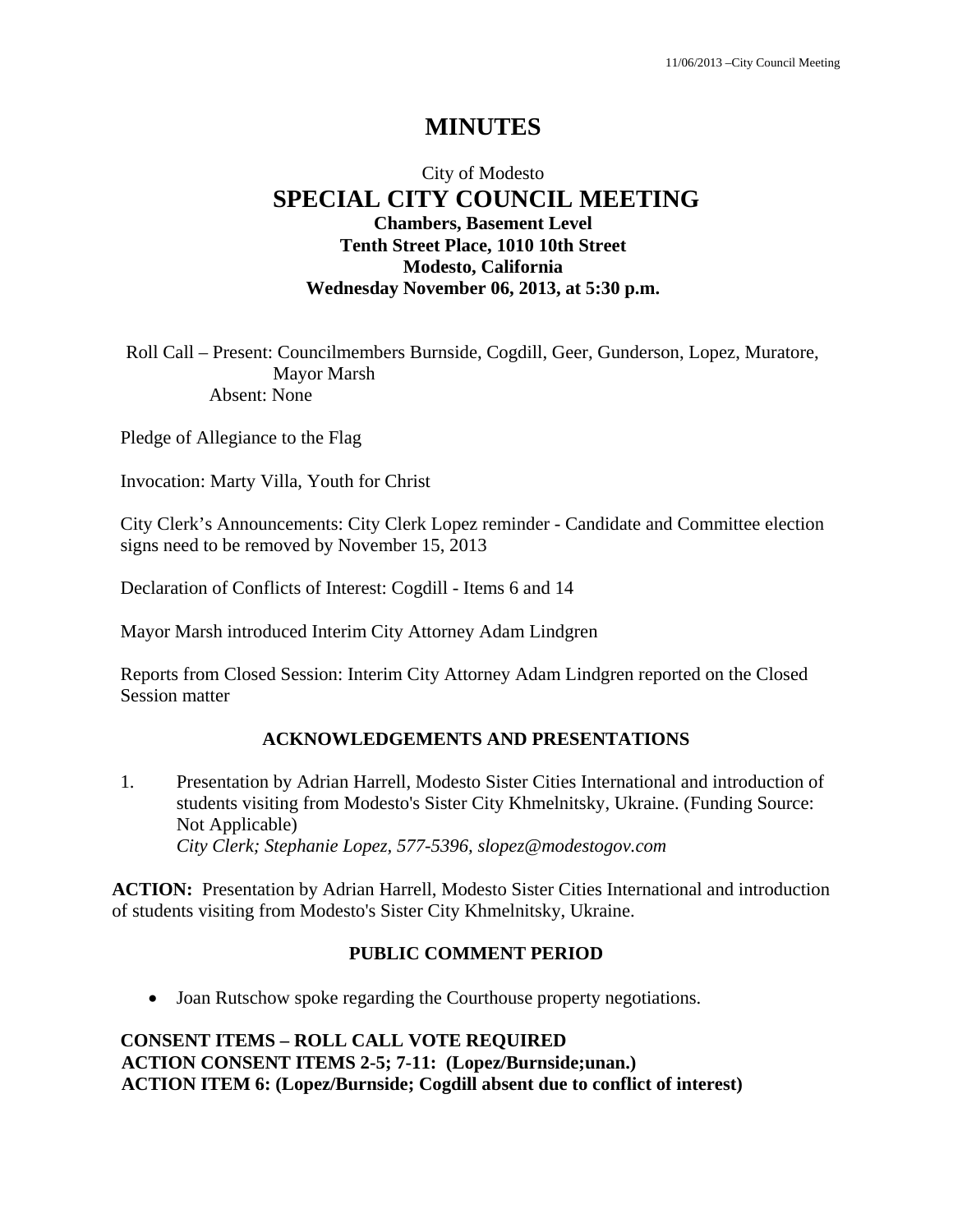# MINUTES

City of Modesto

## SPECIAL CITY COUNCIL MEETING

**Chambers, Basement Level**
**Tenth Street Place, 1010 10th Street**
**Modesto, California**
**Wednesday November 06, 2013, at 5:30 p.m.**

Roll Call – Present: Councilmembers Burnside, Cogdill, Geer, Gunderson, Lopez, Muratore, Mayor Marsh
Absent: None

Pledge of Allegiance to the Flag

Invocation: Marty Villa, Youth for Christ

City Clerk's Announcements: City Clerk Lopez reminder - Candidate and Committee election signs need to be removed by November 15, 2013

Declaration of Conflicts of Interest: Cogdill - Items 6 and 14

Mayor Marsh introduced Interim City Attorney Adam Lindgren

Reports from Closed Session: Interim City Attorney Adam Lindgren reported on the Closed Session matter

### ACKNOWLEDGEMENTS AND PRESENTATIONS

1. Presentation by Adrian Harrell, Modesto Sister Cities International and introduction of students visiting from Modesto's Sister City Khmelnitsky, Ukraine. (Funding Source: Not Applicable)
*City Clerk; Stephanie Lopez, 577-5396, slopez@modestogov.com*

**ACTION:** Presentation by Adrian Harrell, Modesto Sister Cities International and introduction of students visiting from Modesto's Sister City Khmelnitsky, Ukraine.

### PUBLIC COMMENT PERIOD

- Joan Rutschow spoke regarding the Courthouse property negotiations.

**CONSENT ITEMS – ROLL CALL VOTE REQUIRED**
**ACTION CONSENT ITEMS 2-5; 7-11: (Lopez/Burnside;unan.)**
**ACTION ITEM 6: (Lopez/Burnside; Cogdill absent due to conflict of interest)**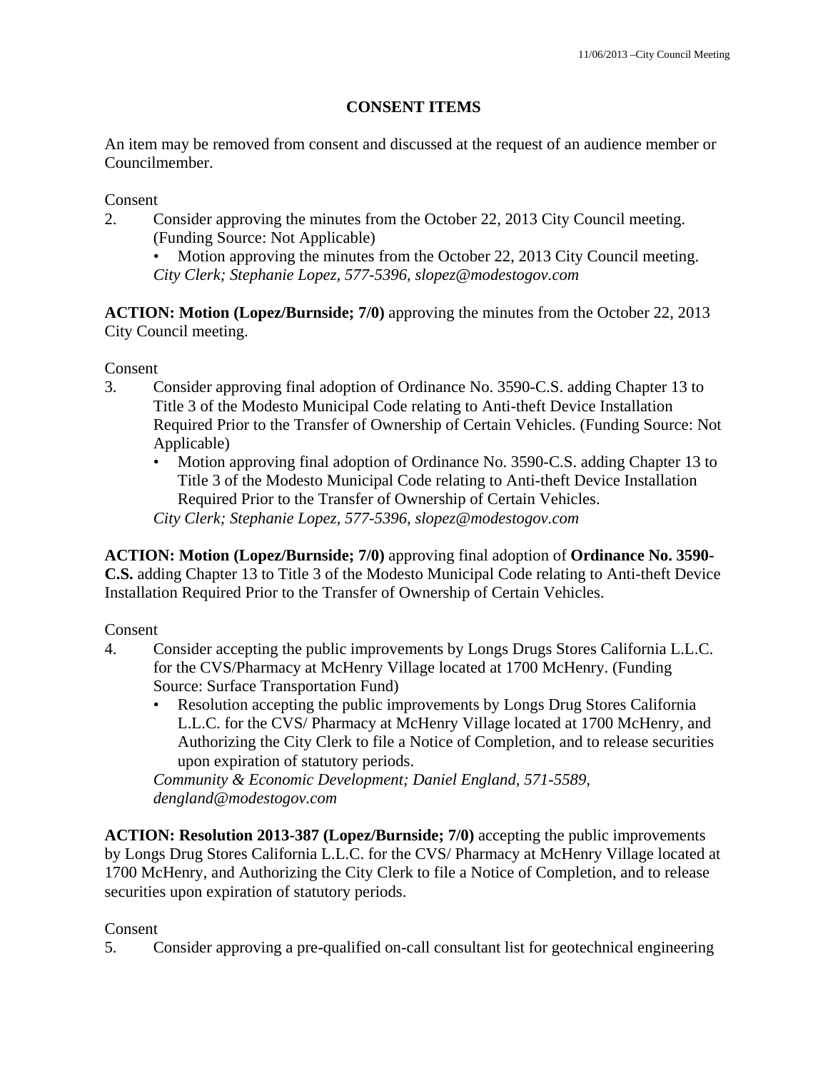## CONSENT ITEMS

An item may be removed from consent and discussed at the request of an audience member or Councilmember.

Consent

2. Consider approving the minutes from the October 22, 2013 City Council meeting. (Funding Source: Not Applicable)
   - Motion approving the minutes from the October 22, 2013 City Council meeting.

   *City Clerk; Stephanie Lopez, 577-5396, slopez@modestogov.com*

**ACTION: Motion (Lopez/Burnside; 7/0)** approving the minutes from the October 22, 2013 City Council meeting.

Consent

3. Consider approving final adoption of Ordinance No. 3590-C.S. adding Chapter 13 to Title 3 of the Modesto Municipal Code relating to Anti-theft Device Installation Required Prior to the Transfer of Ownership of Certain Vehicles. (Funding Source: Not Applicable)
   - Motion approving final adoption of Ordinance No. 3590-C.S. adding Chapter 13 to Title 3 of the Modesto Municipal Code relating to Anti-theft Device Installation Required Prior to the Transfer of Ownership of Certain Vehicles.

   *City Clerk; Stephanie Lopez, 577-5396, slopez@modestogov.com*

**ACTION: Motion (Lopez/Burnside; 7/0)** approving final adoption of **Ordinance No. 3590-C.S.** adding Chapter 13 to Title 3 of the Modesto Municipal Code relating to Anti-theft Device Installation Required Prior to the Transfer of Ownership of Certain Vehicles.

Consent

4. Consider accepting the public improvements by Longs Drugs Stores California L.L.C. for the CVS/Pharmacy at McHenry Village located at 1700 McHenry. (Funding Source: Surface Transportation Fund)
   - Resolution accepting the public improvements by Longs Drug Stores California L.L.C. for the CVS/ Pharmacy at McHenry Village located at 1700 McHenry, and Authorizing the City Clerk to file a Notice of Completion, and to release securities upon expiration of statutory periods.

   *Community & Economic Development; Daniel England, 571-5589, dengland@modestogov.com*

**ACTION: Resolution 2013-387 (Lopez/Burnside; 7/0)** accepting the public improvements by Longs Drug Stores California L.L.C. for the CVS/ Pharmacy at McHenry Village located at 1700 McHenry, and Authorizing the City Clerk to file a Notice of Completion, and to release securities upon expiration of statutory periods.

Consent

5. Consider approving a pre-qualified on-call consultant list for geotechnical engineering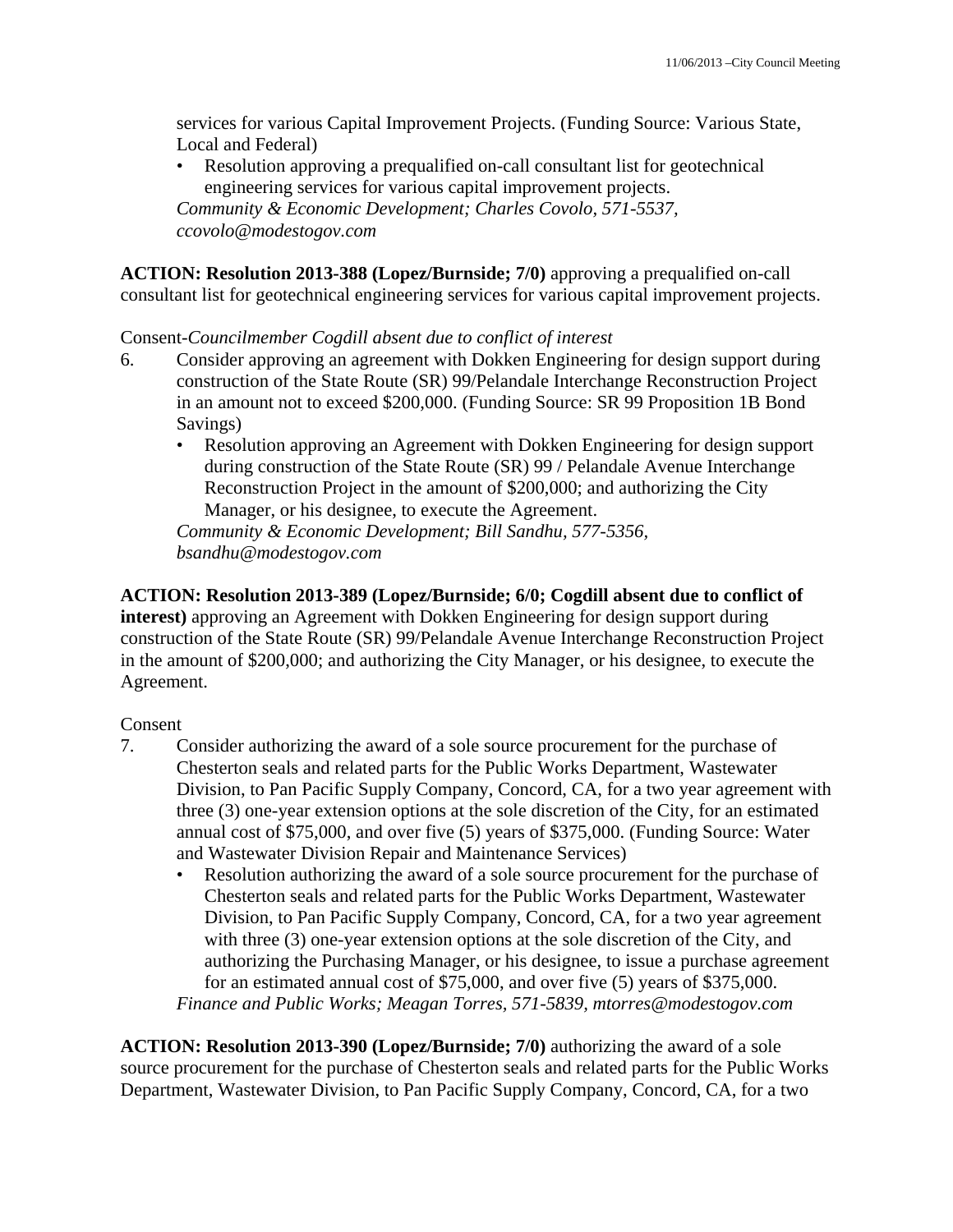services for various Capital Improvement Projects. (Funding Source: Various State, Local and Federal)

- Resolution approving a prequalified on-call consultant list for geotechnical engineering services for various capital improvement projects.

*Community & Economic Development; Charles Covolo, 571-5537, ccovolo@modestogov.com*

**ACTION: Resolution 2013-388 (Lopez/Burnside; 7/0)** approving a prequalified on-call consultant list for geotechnical engineering services for various capital improvement projects.

Consent-*Councilmember Cogdill absent due to conflict of interest*

6. Consider approving an agreement with Dokken Engineering for design support during construction of the State Route (SR) 99/Pelandale Interchange Reconstruction Project in an amount not to exceed $200,000. (Funding Source: SR 99 Proposition 1B Bond Savings)
   - Resolution approving an Agreement with Dokken Engineering for design support during construction of the State Route (SR) 99 / Pelandale Avenue Interchange Reconstruction Project in the amount of $200,000; and authorizing the City Manager, or his designee, to execute the Agreement.

   *Community & Economic Development; Bill Sandhu, 577-5356, bsandhu@modestogov.com*

**ACTION: Resolution 2013-389 (Lopez/Burnside; 6/0; Cogdill absent due to conflict of interest)** approving an Agreement with Dokken Engineering for design support during construction of the State Route (SR) 99/Pelandale Avenue Interchange Reconstruction Project in the amount of $200,000; and authorizing the City Manager, or his designee, to execute the Agreement.

Consent

7. Consider authorizing the award of a sole source procurement for the purchase of Chesterton seals and related parts for the Public Works Department, Wastewater Division, to Pan Pacific Supply Company, Concord, CA, for a two year agreement with three (3) one-year extension options at the sole discretion of the City, for an estimated annual cost of $75,000, and over five (5) years of $375,000. (Funding Source: Water and Wastewater Division Repair and Maintenance Services)
   - Resolution authorizing the award of a sole source procurement for the purchase of Chesterton seals and related parts for the Public Works Department, Wastewater Division, to Pan Pacific Supply Company, Concord, CA, for a two year agreement with three (3) one-year extension options at the sole discretion of the City, and authorizing the Purchasing Manager, or his designee, to issue a purchase agreement for an estimated annual cost of $75,000, and over five (5) years of $375,000.

   *Finance and Public Works; Meagan Torres, 571-5839, mtorres@modestogov.com*

**ACTION: Resolution 2013-390 (Lopez/Burnside; 7/0)** authorizing the award of a sole source procurement for the purchase of Chesterton seals and related parts for the Public Works Department, Wastewater Division, to Pan Pacific Supply Company, Concord, CA, for a two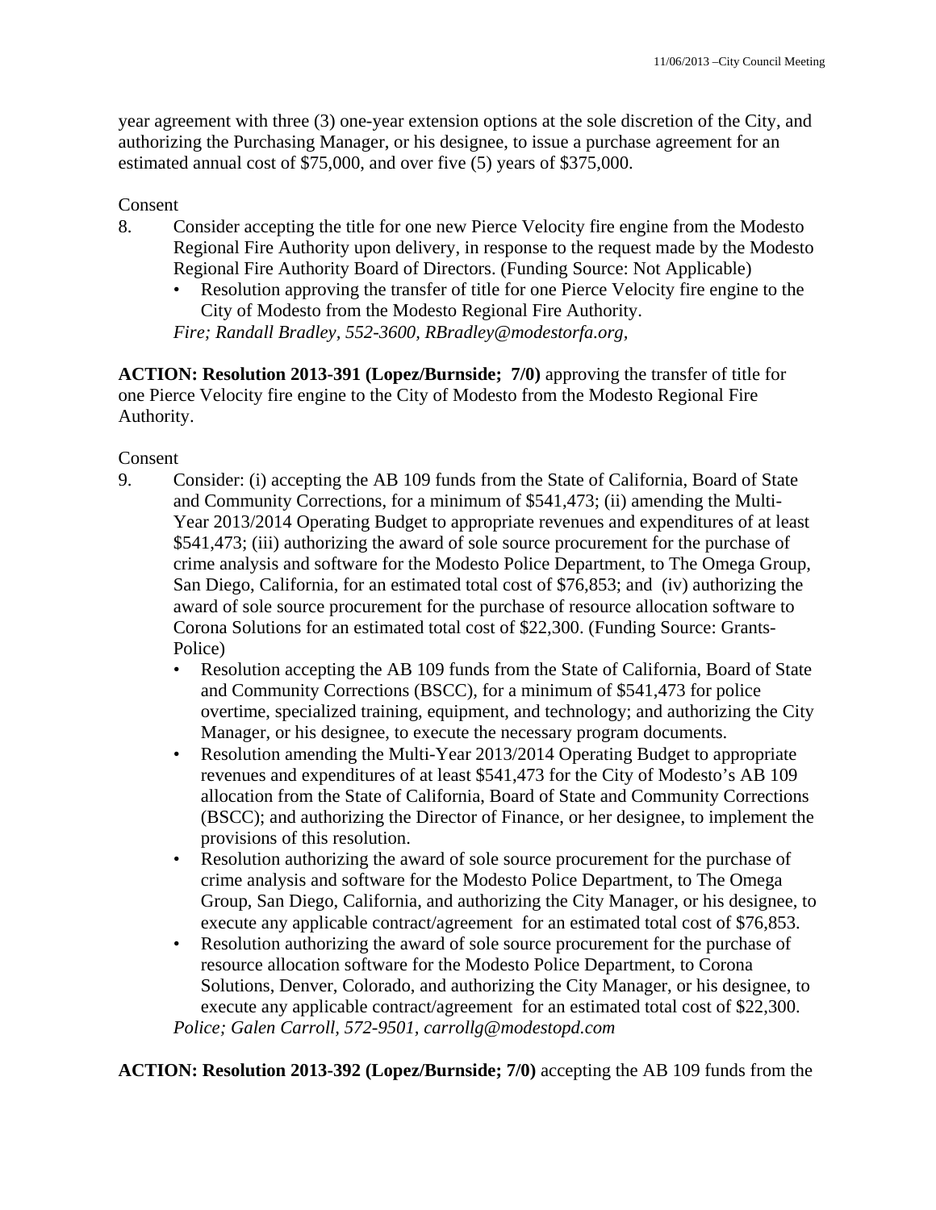year agreement with three (3) one-year extension options at the sole discretion of the City, and authorizing the Purchasing Manager, or his designee, to issue a purchase agreement for an estimated annual cost of $75,000, and over five (5) years of $375,000.

Consent

8. Consider accepting the title for one new Pierce Velocity fire engine from the Modesto Regional Fire Authority upon delivery, in response to the request made by the Modesto Regional Fire Authority Board of Directors. (Funding Source: Not Applicable)
   - Resolution approving the transfer of title for one Pierce Velocity fire engine to the City of Modesto from the Modesto Regional Fire Authority.

   *Fire; Randall Bradley, 552-3600, RBradley@modestorfa.org,*

**ACTION: Resolution 2013-391 (Lopez/Burnside; 7/0)** approving the transfer of title for one Pierce Velocity fire engine to the City of Modesto from the Modesto Regional Fire Authority.

Consent

9. Consider: (i) accepting the AB 109 funds from the State of California, Board of State and Community Corrections, for a minimum of $541,473; (ii) amending the Multi-Year 2013/2014 Operating Budget to appropriate revenues and expenditures of at least $541,473; (iii) authorizing the award of sole source procurement for the purchase of crime analysis and software for the Modesto Police Department, to The Omega Group, San Diego, California, for an estimated total cost of $76,853; and (iv) authorizing the award of sole source procurement for the purchase of resource allocation software to Corona Solutions for an estimated total cost of $22,300. (Funding Source: Grants-Police)
   - Resolution accepting the AB 109 funds from the State of California, Board of State and Community Corrections (BSCC), for a minimum of $541,473 for police overtime, specialized training, equipment, and technology; and authorizing the City Manager, or his designee, to execute the necessary program documents.
   - Resolution amending the Multi-Year 2013/2014 Operating Budget to appropriate revenues and expenditures of at least $541,473 for the City of Modesto's AB 109 allocation from the State of California, Board of State and Community Corrections (BSCC); and authorizing the Director of Finance, or her designee, to implement the provisions of this resolution.
   - Resolution authorizing the award of sole source procurement for the purchase of crime analysis and software for the Modesto Police Department, to The Omega Group, San Diego, California, and authorizing the City Manager, or his designee, to execute any applicable contract/agreement for an estimated total cost of $76,853.
   - Resolution authorizing the award of sole source procurement for the purchase of resource allocation software for the Modesto Police Department, to Corona Solutions, Denver, Colorado, and authorizing the City Manager, or his designee, to execute any applicable contract/agreement for an estimated total cost of $22,300.

   *Police; Galen Carroll, 572-9501, carrollg@modestopd.com*

**ACTION: Resolution 2013-392 (Lopez/Burnside; 7/0)** accepting the AB 109 funds from the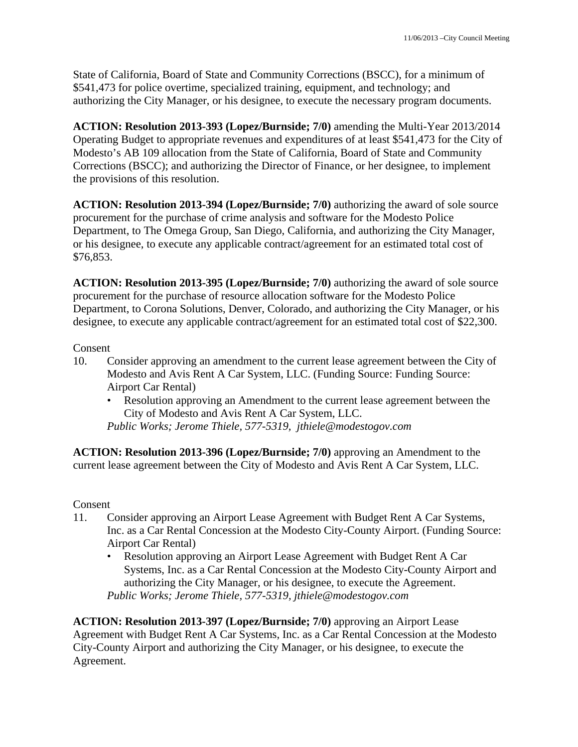State of California, Board of State and Community Corrections (BSCC), for a minimum of $541,473 for police overtime, specialized training, equipment, and technology; and authorizing the City Manager, or his designee, to execute the necessary program documents.

**ACTION: Resolution 2013-393 (Lopez/Burnside; 7/0)** amending the Multi-Year 2013/2014 Operating Budget to appropriate revenues and expenditures of at least $541,473 for the City of Modesto's AB 109 allocation from the State of California, Board of State and Community Corrections (BSCC); and authorizing the Director of Finance, or her designee, to implement the provisions of this resolution.

**ACTION: Resolution 2013-394 (Lopez/Burnside; 7/0)** authorizing the award of sole source procurement for the purchase of crime analysis and software for the Modesto Police Department, to The Omega Group, San Diego, California, and authorizing the City Manager, or his designee, to execute any applicable contract/agreement for an estimated total cost of $76,853.

**ACTION: Resolution 2013-395 (Lopez/Burnside; 7/0)** authorizing the award of sole source procurement for the purchase of resource allocation software for the Modesto Police Department, to Corona Solutions, Denver, Colorado, and authorizing the City Manager, or his designee, to execute any applicable contract/agreement for an estimated total cost of $22,300.

Consent

10. Consider approving an amendment to the current lease agreement between the City of Modesto and Avis Rent A Car System, LLC. (Funding Source: Funding Source: Airport Car Rental)
    - Resolution approving an Amendment to the current lease agreement between the City of Modesto and Avis Rent A Car System, LLC.

    *Public Works; Jerome Thiele, 577-5319, jthiele@modestogov.com*

**ACTION: Resolution 2013-396 (Lopez/Burnside; 7/0)** approving an Amendment to the current lease agreement between the City of Modesto and Avis Rent A Car System, LLC.

Consent

11. Consider approving an Airport Lease Agreement with Budget Rent A Car Systems, Inc. as a Car Rental Concession at the Modesto City-County Airport. (Funding Source: Airport Car Rental)
    - Resolution approving an Airport Lease Agreement with Budget Rent A Car Systems, Inc. as a Car Rental Concession at the Modesto City-County Airport and authorizing the City Manager, or his designee, to execute the Agreement.

    *Public Works; Jerome Thiele, 577-5319, jthiele@modestogov.com*

**ACTION: Resolution 2013-397 (Lopez/Burnside; 7/0)** approving an Airport Lease Agreement with Budget Rent A Car Systems, Inc. as a Car Rental Concession at the Modesto City-County Airport and authorizing the City Manager, or his designee, to execute the Agreement.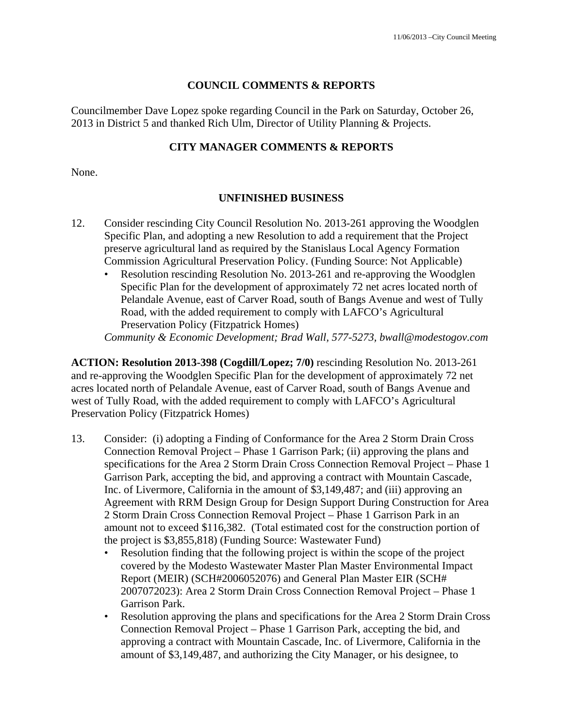## COUNCIL COMMENTS & REPORTS

Councilmember Dave Lopez spoke regarding Council in the Park on Saturday, October 26, 2013 in District 5 and thanked Rich Ulm, Director of Utility Planning & Projects.

## CITY MANAGER COMMENTS & REPORTS

None.

## UNFINISHED BUSINESS

12. Consider rescinding City Council Resolution No. 2013-261 approving the Woodglen Specific Plan, and adopting a new Resolution to add a requirement that the Project preserve agricultural land as required by the Stanislaus Local Agency Formation Commission Agricultural Preservation Policy. (Funding Source: Not Applicable)
    - Resolution rescinding Resolution No. 2013-261 and re-approving the Woodglen Specific Plan for the development of approximately 72 net acres located north of Pelandale Avenue, east of Carver Road, south of Bangs Avenue and west of Tully Road, with the added requirement to comply with LAFCO's Agricultural Preservation Policy (Fitzpatrick Homes)

    *Community & Economic Development; Brad Wall, 577-5273, bwall@modestogov.com*

**ACTION: Resolution 2013-398 (Cogdill/Lopez; 7/0)** rescinding Resolution No. 2013-261 and re-approving the Woodglen Specific Plan for the development of approximately 72 net acres located north of Pelandale Avenue, east of Carver Road, south of Bangs Avenue and west of Tully Road, with the added requirement to comply with LAFCO's Agricultural Preservation Policy (Fitzpatrick Homes)

13. Consider: (i) adopting a Finding of Conformance for the Area 2 Storm Drain Cross Connection Removal Project – Phase 1 Garrison Park; (ii) approving the plans and specifications for the Area 2 Storm Drain Cross Connection Removal Project – Phase 1 Garrison Park, accepting the bid, and approving a contract with Mountain Cascade, Inc. of Livermore, California in the amount of $3,149,487; and (iii) approving an Agreement with RRM Design Group for Design Support During Construction for Area 2 Storm Drain Cross Connection Removal Project – Phase 1 Garrison Park in an amount not to exceed $116,382. (Total estimated cost for the construction portion of the project is $3,855,818) (Funding Source: Wastewater Fund)
    - Resolution finding that the following project is within the scope of the project covered by the Modesto Wastewater Master Plan Master Environmental Impact Report (MEIR) (SCH#2006052076) and General Plan Master EIR (SCH# 2007072023): Area 2 Storm Drain Cross Connection Removal Project – Phase 1 Garrison Park.
    - Resolution approving the plans and specifications for the Area 2 Storm Drain Cross Connection Removal Project – Phase 1 Garrison Park, accepting the bid, and approving a contract with Mountain Cascade, Inc. of Livermore, California in the amount of $3,149,487, and authorizing the City Manager, or his designee, to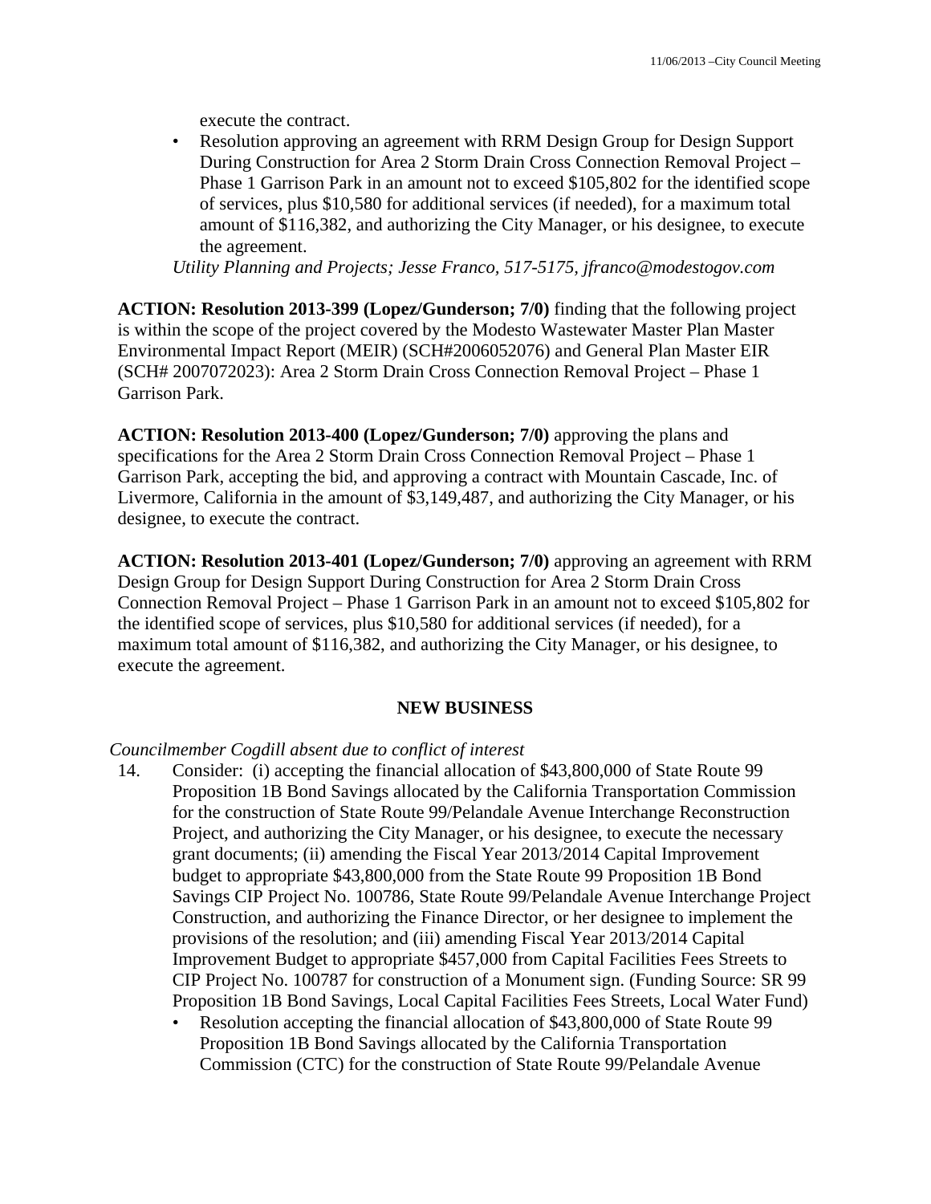execute the contract.

- Resolution approving an agreement with RRM Design Group for Design Support During Construction for Area 2 Storm Drain Cross Connection Removal Project – Phase 1 Garrison Park in an amount not to exceed $105,802 for the identified scope of services, plus $10,580 for additional services (if needed), for a maximum total amount of $116,382, and authorizing the City Manager, or his designee, to execute the agreement.

*Utility Planning and Projects; Jesse Franco, 517-5175, jfranco@modestogov.com*

**ACTION: Resolution 2013-399 (Lopez/Gunderson; 7/0)** finding that the following project is within the scope of the project covered by the Modesto Wastewater Master Plan Master Environmental Impact Report (MEIR) (SCH#2006052076) and General Plan Master EIR (SCH# 2007072023): Area 2 Storm Drain Cross Connection Removal Project – Phase 1 Garrison Park.

**ACTION: Resolution 2013-400 (Lopez/Gunderson; 7/0)** approving the plans and specifications for the Area 2 Storm Drain Cross Connection Removal Project – Phase 1 Garrison Park, accepting the bid, and approving a contract with Mountain Cascade, Inc. of Livermore, California in the amount of $3,149,487, and authorizing the City Manager, or his designee, to execute the contract.

**ACTION: Resolution 2013-401 (Lopez/Gunderson; 7/0)** approving an agreement with RRM Design Group for Design Support During Construction for Area 2 Storm Drain Cross Connection Removal Project – Phase 1 Garrison Park in an amount not to exceed $105,802 for the identified scope of services, plus $10,580 for additional services (if needed), for a maximum total amount of $116,382, and authorizing the City Manager, or his designee, to execute the agreement.

## NEW BUSINESS

*Councilmember Cogdill absent due to conflict of interest*

14. Consider: (i) accepting the financial allocation of $43,800,000 of State Route 99 Proposition 1B Bond Savings allocated by the California Transportation Commission for the construction of State Route 99/Pelandale Avenue Interchange Reconstruction Project, and authorizing the City Manager, or his designee, to execute the necessary grant documents; (ii) amending the Fiscal Year 2013/2014 Capital Improvement budget to appropriate $43,800,000 from the State Route 99 Proposition 1B Bond Savings CIP Project No. 100786, State Route 99/Pelandale Avenue Interchange Project Construction, and authorizing the Finance Director, or her designee to implement the provisions of the resolution; and (iii) amending Fiscal Year 2013/2014 Capital Improvement Budget to appropriate $457,000 from Capital Facilities Fees Streets to CIP Project No. 100787 for construction of a Monument sign. (Funding Source: SR 99 Proposition 1B Bond Savings, Local Capital Facilities Fees Streets, Local Water Fund)
    - Resolution accepting the financial allocation of $43,800,000 of State Route 99 Proposition 1B Bond Savings allocated by the California Transportation Commission (CTC) for the construction of State Route 99/Pelandale Avenue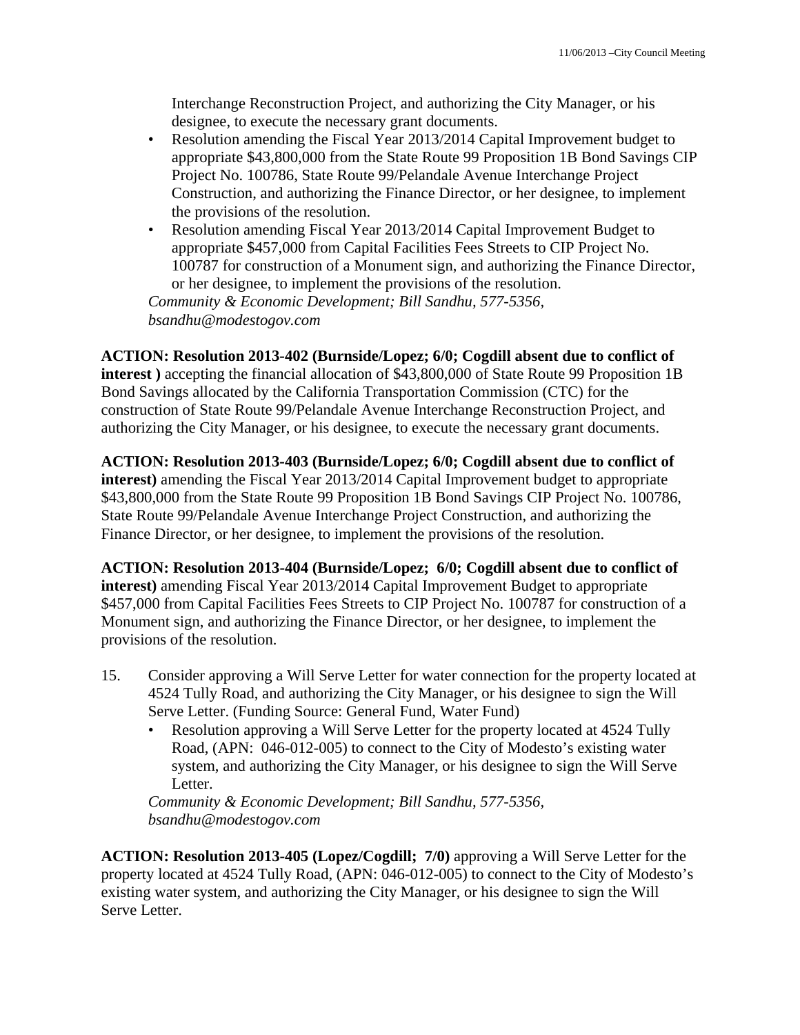Interchange Reconstruction Project, and authorizing the City Manager, or his designee, to execute the necessary grant documents.

- Resolution amending the Fiscal Year 2013/2014 Capital Improvement budget to appropriate $43,800,000 from the State Route 99 Proposition 1B Bond Savings CIP Project No. 100786, State Route 99/Pelandale Avenue Interchange Project Construction, and authorizing the Finance Director, or her designee, to implement the provisions of the resolution.
- Resolution amending Fiscal Year 2013/2014 Capital Improvement Budget to appropriate $457,000 from Capital Facilities Fees Streets to CIP Project No. 100787 for construction of a Monument sign, and authorizing the Finance Director, or her designee, to implement the provisions of the resolution.

*Community & Economic Development; Bill Sandhu, 577-5356, bsandhu@modestogov.com*

**ACTION: Resolution 2013-402 (Burnside/Lopez; 6/0; Cogdill absent due to conflict of interest )** accepting the financial allocation of $43,800,000 of State Route 99 Proposition 1B Bond Savings allocated by the California Transportation Commission (CTC) for the construction of State Route 99/Pelandale Avenue Interchange Reconstruction Project, and authorizing the City Manager, or his designee, to execute the necessary grant documents.

**ACTION: Resolution 2013-403 (Burnside/Lopez; 6/0; Cogdill absent due to conflict of interest)** amending the Fiscal Year 2013/2014 Capital Improvement budget to appropriate $43,800,000 from the State Route 99 Proposition 1B Bond Savings CIP Project No. 100786, State Route 99/Pelandale Avenue Interchange Project Construction, and authorizing the Finance Director, or her designee, to implement the provisions of the resolution.

**ACTION: Resolution 2013-404 (Burnside/Lopez; 6/0; Cogdill absent due to conflict of interest)** amending Fiscal Year 2013/2014 Capital Improvement Budget to appropriate $457,000 from Capital Facilities Fees Streets to CIP Project No. 100787 for construction of a Monument sign, and authorizing the Finance Director, or her designee, to implement the provisions of the resolution.

15. Consider approving a Will Serve Letter for water connection for the property located at 4524 Tully Road, and authorizing the City Manager, or his designee to sign the Will Serve Letter. (Funding Source: General Fund, Water Fund)
    - Resolution approving a Will Serve Letter for the property located at 4524 Tully Road, (APN: 046-012-005) to connect to the City of Modesto's existing water system, and authorizing the City Manager, or his designee to sign the Will Serve Letter.

    *Community & Economic Development; Bill Sandhu, 577-5356, bsandhu@modestogov.com*

**ACTION: Resolution 2013-405 (Lopez/Cogdill; 7/0)** approving a Will Serve Letter for the property located at 4524 Tully Road, (APN: 046-012-005) to connect to the City of Modesto's existing water system, and authorizing the City Manager, or his designee to sign the Will Serve Letter.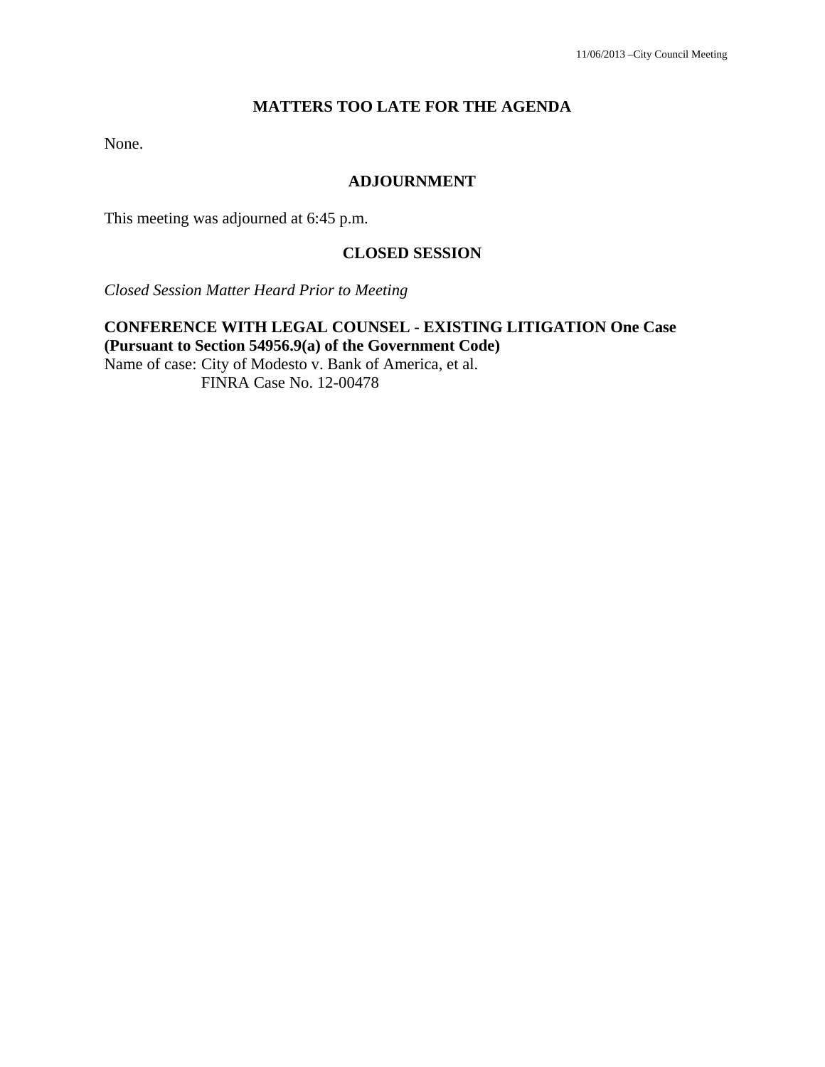## MATTERS TOO LATE FOR THE AGENDA

None.

## ADJOURNMENT

This meeting was adjourned at 6:45 p.m.

## CLOSED SESSION

*Closed Session Matter Heard Prior to Meeting*

**CONFERENCE WITH LEGAL COUNSEL - EXISTING LITIGATION One Case (Pursuant to Section 54956.9(a) of the Government Code)**
Name of case: City of Modesto v. Bank of America, et al.
FINRA Case No. 12-00478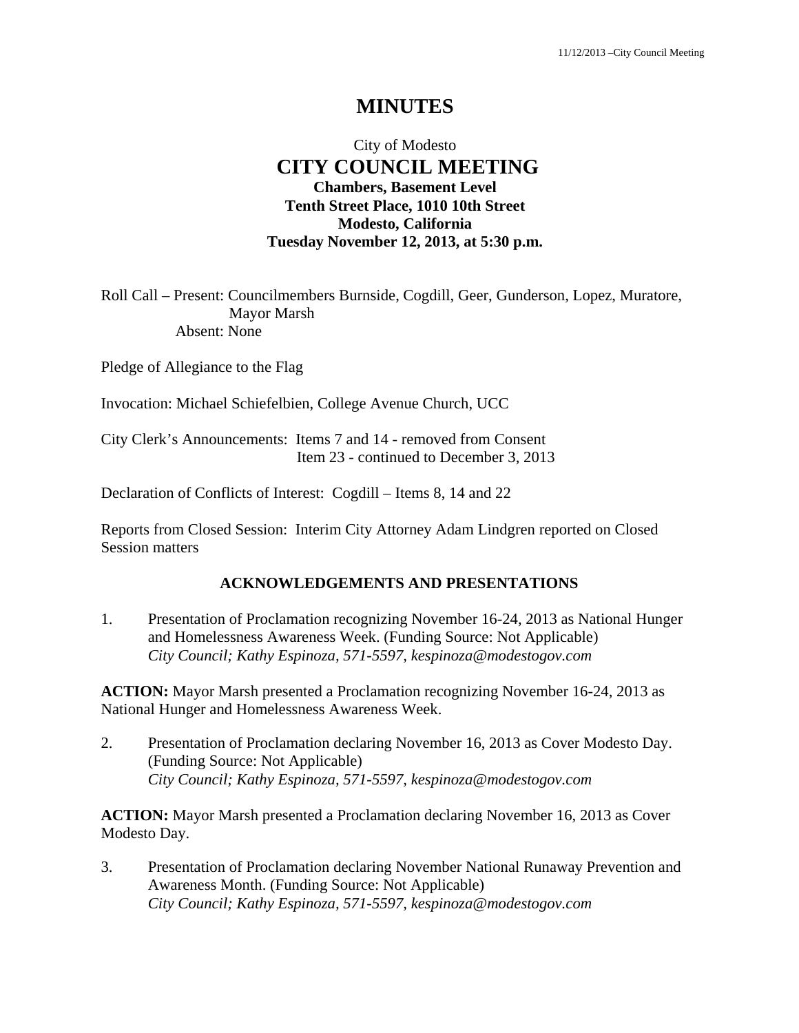# MINUTES

City of Modesto

## CITY COUNCIL MEETING

**Chambers, Basement Level**
**Tenth Street Place, 1010 10th Street**
**Modesto, California**
**Tuesday November 12, 2013, at 5:30 p.m.**

Roll Call – Present: Councilmembers Burnside, Cogdill, Geer, Gunderson, Lopez, Muratore, Mayor Marsh
Absent: None

Pledge of Allegiance to the Flag

Invocation: Michael Schiefelbien, College Avenue Church, UCC

City Clerk's Announcements: Items 7 and 14 - removed from Consent
Item 23 - continued to December 3, 2013

Declaration of Conflicts of Interest: Cogdill – Items 8, 14 and 22

Reports from Closed Session: Interim City Attorney Adam Lindgren reported on Closed Session matters

### ACKNOWLEDGEMENTS AND PRESENTATIONS

1. Presentation of Proclamation recognizing November 16-24, 2013 as National Hunger and Homelessness Awareness Week. (Funding Source: Not Applicable)
   *City Council; Kathy Espinoza, 571-5597, kespinoza@modestogov.com*

**ACTION:** Mayor Marsh presented a Proclamation recognizing November 16-24, 2013 as National Hunger and Homelessness Awareness Week.

2. Presentation of Proclamation declaring November 16, 2013 as Cover Modesto Day. (Funding Source: Not Applicable)
   *City Council; Kathy Espinoza, 571-5597, kespinoza@modestogov.com*

**ACTION:** Mayor Marsh presented a Proclamation declaring November 16, 2013 as Cover Modesto Day.

3. Presentation of Proclamation declaring November National Runaway Prevention and Awareness Month. (Funding Source: Not Applicable)
   *City Council; Kathy Espinoza, 571-5597, kespinoza@modestogov.com*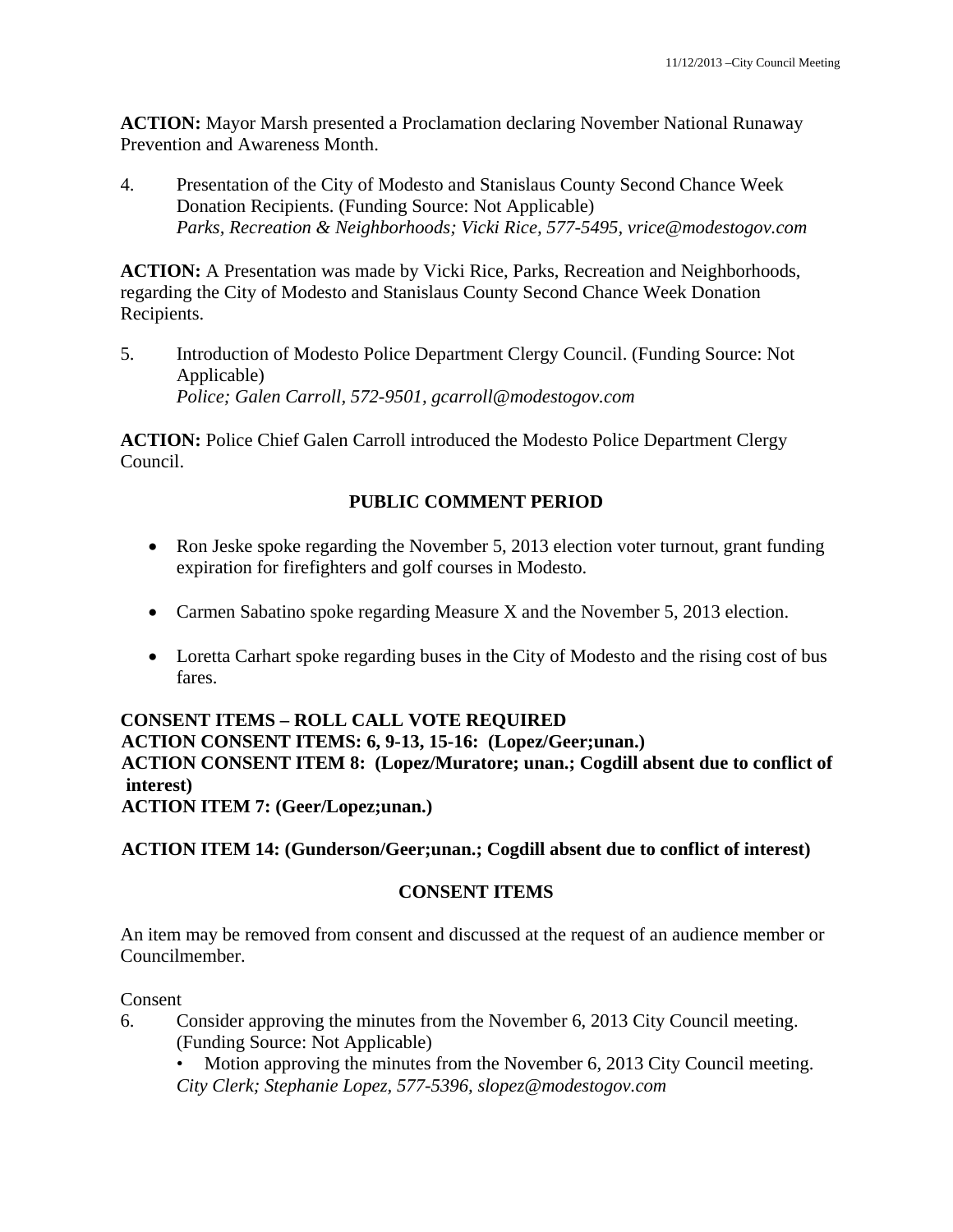**ACTION:** Mayor Marsh presented a Proclamation declaring November National Runaway Prevention and Awareness Month.

4. Presentation of the City of Modesto and Stanislaus County Second Chance Week Donation Recipients. (Funding Source: Not Applicable)
   *Parks, Recreation & Neighborhoods; Vicki Rice, 577-5495, vrice@modestogov.com*

**ACTION:** A Presentation was made by Vicki Rice, Parks, Recreation and Neighborhoods, regarding the City of Modesto and Stanislaus County Second Chance Week Donation Recipients.

5. Introduction of Modesto Police Department Clergy Council. (Funding Source: Not Applicable)
   *Police; Galen Carroll, 572-9501, gcarroll@modestogov.com*

**ACTION:** Police Chief Galen Carroll introduced the Modesto Police Department Clergy Council.

## PUBLIC COMMENT PERIOD

- Ron Jeske spoke regarding the November 5, 2013 election voter turnout, grant funding expiration for firefighters and golf courses in Modesto.
- Carmen Sabatino spoke regarding Measure X and the November 5, 2013 election.
- Loretta Carhart spoke regarding buses in the City of Modesto and the rising cost of bus fares.

**CONSENT ITEMS – ROLL CALL VOTE REQUIRED**
**ACTION CONSENT ITEMS: 6, 9-13, 15-16: (Lopez/Geer;unan.)**
**ACTION CONSENT ITEM 8: (Lopez/Muratore; unan.; Cogdill absent due to conflict of interest)**
**ACTION ITEM 7: (Geer/Lopez;unan.)**

**ACTION ITEM 14: (Gunderson/Geer;unan.; Cogdill absent due to conflict of interest)**

## CONSENT ITEMS

An item may be removed from consent and discussed at the request of an audience member or Councilmember.

Consent

6. Consider approving the minutes from the November 6, 2013 City Council meeting. (Funding Source: Not Applicable)
   - Motion approving the minutes from the November 6, 2013 City Council meeting.

   *City Clerk; Stephanie Lopez, 577-5396, slopez@modestogov.com*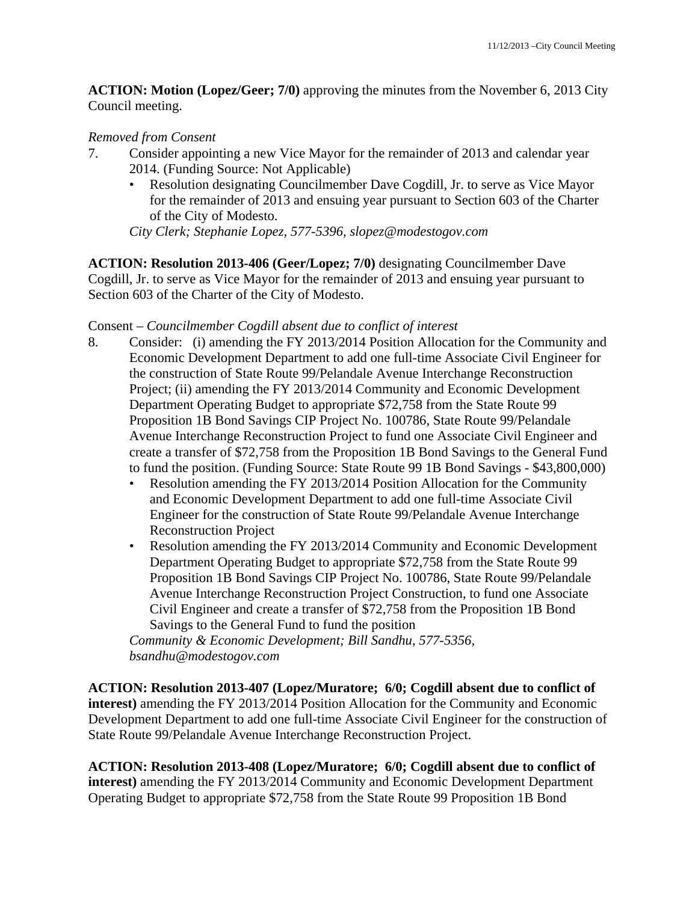**ACTION: Motion (Lopez/Geer; 7/0)** approving the minutes from the November 6, 2013 City Council meeting.

*Removed from Consent*

7. Consider appointing a new Vice Mayor for the remainder of 2013 and calendar year 2014. (Funding Source: Not Applicable)
   - Resolution designating Councilmember Dave Cogdill, Jr. to serve as Vice Mayor for the remainder of 2013 and ensuing year pursuant to Section 603 of the Charter of the City of Modesto.

   *City Clerk; Stephanie Lopez, 577-5396, slopez@modestogov.com*

**ACTION: Resolution 2013-406 (Geer/Lopez; 7/0)** designating Councilmember Dave Cogdill, Jr. to serve as Vice Mayor for the remainder of 2013 and ensuing year pursuant to Section 603 of the Charter of the City of Modesto.

Consent – *Councilmember Cogdill absent due to conflict of interest*

8. Consider: (i) amending the FY 2013/2014 Position Allocation for the Community and Economic Development Department to add one full-time Associate Civil Engineer for the construction of State Route 99/Pelandale Avenue Interchange Reconstruction Project; (ii) amending the FY 2013/2014 Community and Economic Development Department Operating Budget to appropriate $72,758 from the State Route 99 Proposition 1B Bond Savings CIP Project No. 100786, State Route 99/Pelandale Avenue Interchange Reconstruction Project to fund one Associate Civil Engineer and create a transfer of $72,758 from the Proposition 1B Bond Savings to the General Fund to fund the position. (Funding Source: State Route 99 1B Bond Savings - $43,800,000)
   - Resolution amending the FY 2013/2014 Position Allocation for the Community and Economic Development Department to add one full-time Associate Civil Engineer for the construction of State Route 99/Pelandale Avenue Interchange Reconstruction Project
   - Resolution amending the FY 2013/2014 Community and Economic Development Department Operating Budget to appropriate $72,758 from the State Route 99 Proposition 1B Bond Savings CIP Project No. 100786, State Route 99/Pelandale Avenue Interchange Reconstruction Project Construction, to fund one Associate Civil Engineer and create a transfer of $72,758 from the Proposition 1B Bond Savings to the General Fund to fund the position

   *Community & Economic Development; Bill Sandhu, 577-5356, bsandhu@modestogov.com*

**ACTION: Resolution 2013-407 (Lopez/Muratore; 6/0; Cogdill absent due to conflict of interest)** amending the FY 2013/2014 Position Allocation for the Community and Economic Development Department to add one full-time Associate Civil Engineer for the construction of State Route 99/Pelandale Avenue Interchange Reconstruction Project.

**ACTION: Resolution 2013-408 (Lopez/Muratore; 6/0; Cogdill absent due to conflict of interest)** amending the FY 2013/2014 Community and Economic Development Department Operating Budget to appropriate $72,758 from the State Route 99 Proposition 1B Bond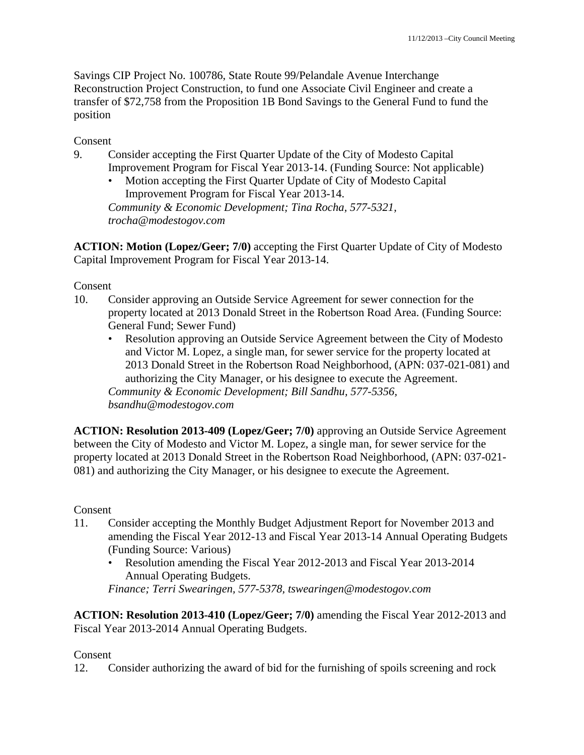Savings CIP Project No. 100786, State Route 99/Pelandale Avenue Interchange Reconstruction Project Construction, to fund one Associate Civil Engineer and create a transfer of $72,758 from the Proposition 1B Bond Savings to the General Fund to fund the position

Consent

9. Consider accepting the First Quarter Update of the City of Modesto Capital Improvement Program for Fiscal Year 2013-14. (Funding Source: Not applicable)
   - Motion accepting the First Quarter Update of City of Modesto Capital Improvement Program for Fiscal Year 2013-14.

   *Community & Economic Development; Tina Rocha, 577-5321, trocha@modestogov.com*

**ACTION: Motion (Lopez/Geer; 7/0)** accepting the First Quarter Update of City of Modesto Capital Improvement Program for Fiscal Year 2013-14.

Consent

10. Consider approving an Outside Service Agreement for sewer connection for the property located at 2013 Donald Street in the Robertson Road Area. (Funding Source: General Fund; Sewer Fund)
    - Resolution approving an Outside Service Agreement between the City of Modesto and Victor M. Lopez, a single man, for sewer service for the property located at 2013 Donald Street in the Robertson Road Neighborhood, (APN: 037-021-081) and authorizing the City Manager, or his designee to execute the Agreement.

    *Community & Economic Development; Bill Sandhu, 577-5356, bsandhu@modestogov.com*

**ACTION: Resolution 2013-409 (Lopez/Geer; 7/0)** approving an Outside Service Agreement between the City of Modesto and Victor M. Lopez, a single man, for sewer service for the property located at 2013 Donald Street in the Robertson Road Neighborhood, (APN: 037-021-081) and authorizing the City Manager, or his designee to execute the Agreement.

Consent

11. Consider accepting the Monthly Budget Adjustment Report for November 2013 and amending the Fiscal Year 2012-13 and Fiscal Year 2013-14 Annual Operating Budgets (Funding Source: Various)
    - Resolution amending the Fiscal Year 2012-2013 and Fiscal Year 2013-2014 Annual Operating Budgets.

    *Finance; Terri Swearingen, 577-5378, tswearingen@modestogov.com*

**ACTION: Resolution 2013-410 (Lopez/Geer; 7/0)** amending the Fiscal Year 2012-2013 and Fiscal Year 2013-2014 Annual Operating Budgets.

Consent

12. Consider authorizing the award of bid for the furnishing of spoils screening and rock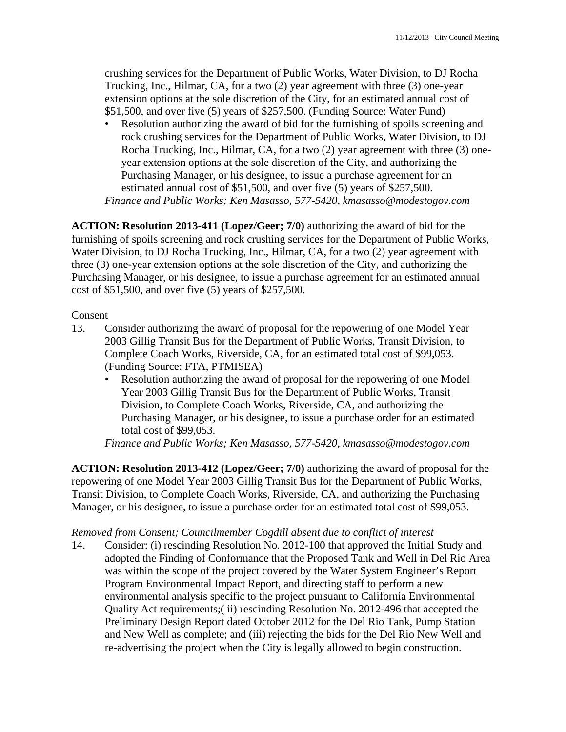crushing services for the Department of Public Works, Water Division, to DJ Rocha Trucking, Inc., Hilmar, CA, for a two (2) year agreement with three (3) one-year extension options at the sole discretion of the City, for an estimated annual cost of $51,500, and over five (5) years of $257,500. (Funding Source: Water Fund)

- Resolution authorizing the award of bid for the furnishing of spoils screening and rock crushing services for the Department of Public Works, Water Division, to DJ Rocha Trucking, Inc., Hilmar, CA, for a two (2) year agreement with three (3) one-year extension options at the sole discretion of the City, and authorizing the Purchasing Manager, or his designee, to issue a purchase agreement for an estimated annual cost of $51,500, and over five (5) years of $257,500.

*Finance and Public Works; Ken Masasso, 577-5420, kmasasso@modestogov.com*

**ACTION: Resolution 2013-411 (Lopez/Geer; 7/0)** authorizing the award of bid for the furnishing of spoils screening and rock crushing services for the Department of Public Works, Water Division, to DJ Rocha Trucking, Inc., Hilmar, CA, for a two (2) year agreement with three (3) one-year extension options at the sole discretion of the City, and authorizing the Purchasing Manager, or his designee, to issue a purchase agreement for an estimated annual cost of $51,500, and over five (5) years of $257,500.

Consent

13. Consider authorizing the award of proposal for the repowering of one Model Year 2003 Gillig Transit Bus for the Department of Public Works, Transit Division, to Complete Coach Works, Riverside, CA, for an estimated total cost of $99,053. (Funding Source: FTA, PTMISEA)
    - Resolution authorizing the award of proposal for the repowering of one Model Year 2003 Gillig Transit Bus for the Department of Public Works, Transit Division, to Complete Coach Works, Riverside, CA, and authorizing the Purchasing Manager, or his designee, to issue a purchase order for an estimated total cost of $99,053.

    *Finance and Public Works; Ken Masasso, 577-5420, kmasasso@modestogov.com*

**ACTION: Resolution 2013-412 (Lopez/Geer; 7/0)** authorizing the award of proposal for the repowering of one Model Year 2003 Gillig Transit Bus for the Department of Public Works, Transit Division, to Complete Coach Works, Riverside, CA, and authorizing the Purchasing Manager, or his designee, to issue a purchase order for an estimated total cost of $99,053.

*Removed from Consent; Councilmember Cogdill absent due to conflict of interest*

14. Consider: (i) rescinding Resolution No. 2012-100 that approved the Initial Study and adopted the Finding of Conformance that the Proposed Tank and Well in Del Rio Area was within the scope of the project covered by the Water System Engineer's Report Program Environmental Impact Report, and directing staff to perform a new environmental analysis specific to the project pursuant to California Environmental Quality Act requirements;( ii) rescinding Resolution No. 2012-496 that accepted the Preliminary Design Report dated October 2012 for the Del Rio Tank, Pump Station and New Well as complete; and (iii) rejecting the bids for the Del Rio New Well and re-advertising the project when the City is legally allowed to begin construction.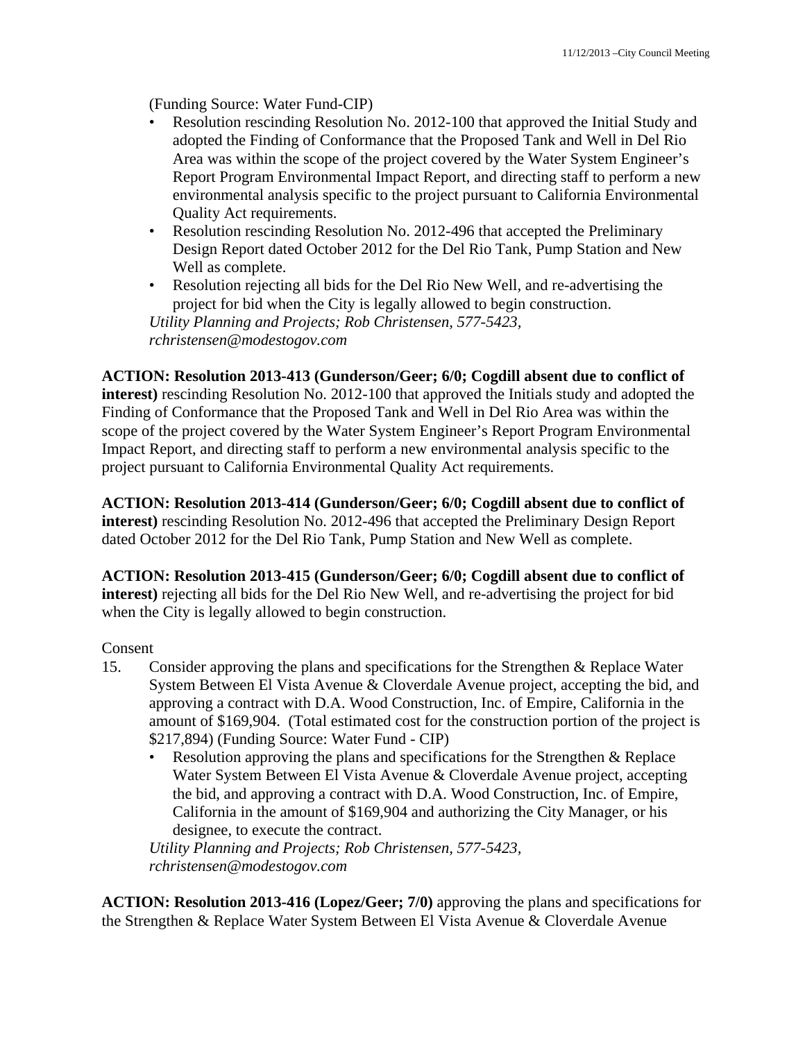(Funding Source: Water Fund-CIP)

- Resolution rescinding Resolution No. 2012-100 that approved the Initial Study and adopted the Finding of Conformance that the Proposed Tank and Well in Del Rio Area was within the scope of the project covered by the Water System Engineer's Report Program Environmental Impact Report, and directing staff to perform a new environmental analysis specific to the project pursuant to California Environmental Quality Act requirements.
- Resolution rescinding Resolution No. 2012-496 that accepted the Preliminary Design Report dated October 2012 for the Del Rio Tank, Pump Station and New Well as complete.
- Resolution rejecting all bids for the Del Rio New Well, and re-advertising the project for bid when the City is legally allowed to begin construction.

*Utility Planning and Projects; Rob Christensen, 577-5423, rchristensen@modestogov.com*

**ACTION: Resolution 2013-413 (Gunderson/Geer; 6/0; Cogdill absent due to conflict of interest)** rescinding Resolution No. 2012-100 that approved the Initials study and adopted the Finding of Conformance that the Proposed Tank and Well in Del Rio Area was within the scope of the project covered by the Water System Engineer's Report Program Environmental Impact Report, and directing staff to perform a new environmental analysis specific to the project pursuant to California Environmental Quality Act requirements.

**ACTION: Resolution 2013-414 (Gunderson/Geer; 6/0; Cogdill absent due to conflict of interest)** rescinding Resolution No. 2012-496 that accepted the Preliminary Design Report dated October 2012 for the Del Rio Tank, Pump Station and New Well as complete.

**ACTION: Resolution 2013-415 (Gunderson/Geer; 6/0; Cogdill absent due to conflict of interest)** rejecting all bids for the Del Rio New Well, and re-advertising the project for bid when the City is legally allowed to begin construction.

Consent

15. Consider approving the plans and specifications for the Strengthen & Replace Water System Between El Vista Avenue & Cloverdale Avenue project, accepting the bid, and approving a contract with D.A. Wood Construction, Inc. of Empire, California in the amount of $169,904. (Total estimated cost for the construction portion of the project is $217,894) (Funding Source: Water Fund - CIP)
    - Resolution approving the plans and specifications for the Strengthen & Replace Water System Between El Vista Avenue & Cloverdale Avenue project, accepting the bid, and approving a contract with D.A. Wood Construction, Inc. of Empire, California in the amount of $169,904 and authorizing the City Manager, or his designee, to execute the contract.

    *Utility Planning and Projects; Rob Christensen, 577-5423, rchristensen@modestogov.com*

**ACTION: Resolution 2013-416 (Lopez/Geer; 7/0)** approving the plans and specifications for the Strengthen & Replace Water System Between El Vista Avenue & Cloverdale Avenue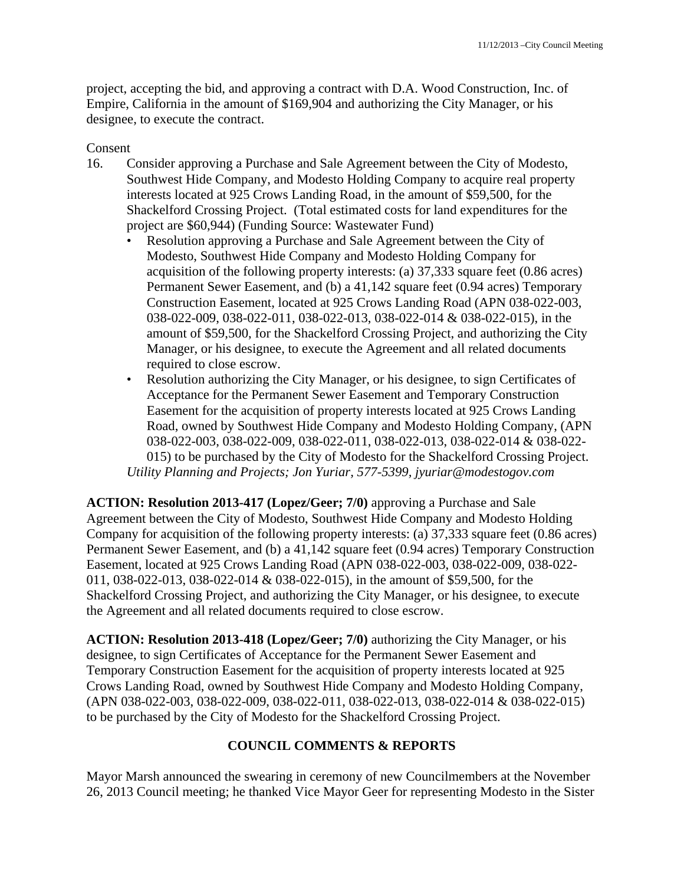project, accepting the bid, and approving a contract with D.A. Wood Construction, Inc. of Empire, California in the amount of $169,904 and authorizing the City Manager, or his designee, to execute the contract.

Consent

16. Consider approving a Purchase and Sale Agreement between the City of Modesto, Southwest Hide Company, and Modesto Holding Company to acquire real property interests located at 925 Crows Landing Road, in the amount of $59,500, for the Shackelford Crossing Project. (Total estimated costs for land expenditures for the project are $60,944) (Funding Source: Wastewater Fund)
    - Resolution approving a Purchase and Sale Agreement between the City of Modesto, Southwest Hide Company and Modesto Holding Company for acquisition of the following property interests: (a) 37,333 square feet (0.86 acres) Permanent Sewer Easement, and (b) a 41,142 square feet (0.94 acres) Temporary Construction Easement, located at 925 Crows Landing Road (APN 038-022-003, 038-022-009, 038-022-011, 038-022-013, 038-022-014 & 038-022-015), in the amount of $59,500, for the Shackelford Crossing Project, and authorizing the City Manager, or his designee, to execute the Agreement and all related documents required to close escrow.
    - Resolution authorizing the City Manager, or his designee, to sign Certificates of Acceptance for the Permanent Sewer Easement and Temporary Construction Easement for the acquisition of property interests located at 925 Crows Landing Road, owned by Southwest Hide Company and Modesto Holding Company, (APN 038-022-003, 038-022-009, 038-022-011, 038-022-013, 038-022-014 & 038-022-015) to be purchased by the City of Modesto for the Shackelford Crossing Project.

    *Utility Planning and Projects; Jon Yuriar, 577-5399, jyuriar@modestogov.com*

**ACTION: Resolution 2013-417 (Lopez/Geer; 7/0)** approving a Purchase and Sale Agreement between the City of Modesto, Southwest Hide Company and Modesto Holding Company for acquisition of the following property interests: (a) 37,333 square feet (0.86 acres) Permanent Sewer Easement, and (b) a 41,142 square feet (0.94 acres) Temporary Construction Easement, located at 925 Crows Landing Road (APN 038-022-003, 038-022-009, 038-022-011, 038-022-013, 038-022-014 & 038-022-015), in the amount of $59,500, for the Shackelford Crossing Project, and authorizing the City Manager, or his designee, to execute the Agreement and all related documents required to close escrow.

**ACTION: Resolution 2013-418 (Lopez/Geer; 7/0)** authorizing the City Manager, or his designee, to sign Certificates of Acceptance for the Permanent Sewer Easement and Temporary Construction Easement for the acquisition of property interests located at 925 Crows Landing Road, owned by Southwest Hide Company and Modesto Holding Company, (APN 038-022-003, 038-022-009, 038-022-011, 038-022-013, 038-022-014 & 038-022-015) to be purchased by the City of Modesto for the Shackelford Crossing Project.

## COUNCIL COMMENTS & REPORTS

Mayor Marsh announced the swearing in ceremony of new Councilmembers at the November 26, 2013 Council meeting; he thanked Vice Mayor Geer for representing Modesto in the Sister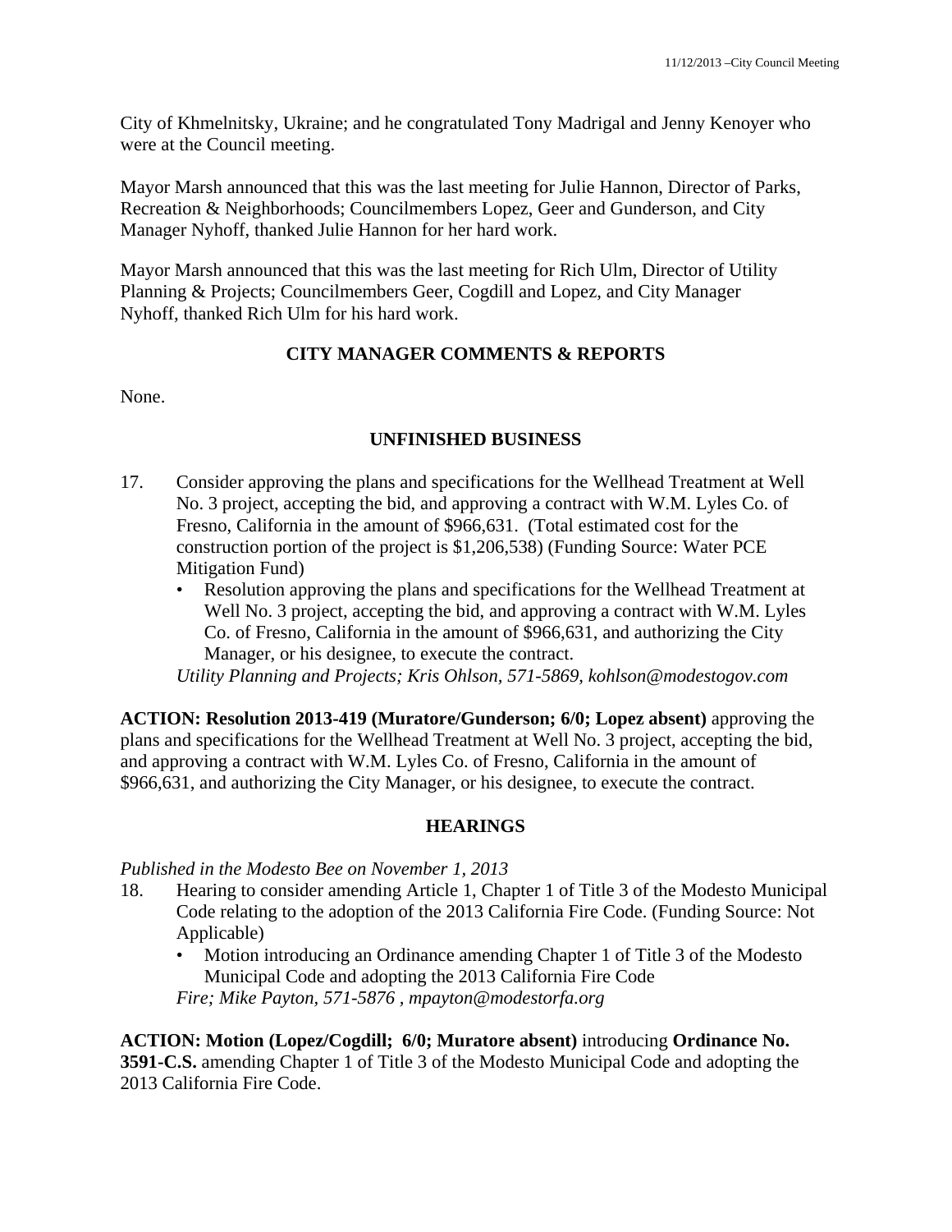City of Khmelnitsky, Ukraine; and he congratulated Tony Madrigal and Jenny Kenoyer who were at the Council meeting.

Mayor Marsh announced that this was the last meeting for Julie Hannon, Director of Parks, Recreation & Neighborhoods; Councilmembers Lopez, Geer and Gunderson, and City Manager Nyhoff, thanked Julie Hannon for her hard work.

Mayor Marsh announced that this was the last meeting for Rich Ulm, Director of Utility Planning & Projects; Councilmembers Geer, Cogdill and Lopez, and City Manager Nyhoff, thanked Rich Ulm for his hard work.

## CITY MANAGER COMMENTS & REPORTS

None.

## UNFINISHED BUSINESS

17. Consider approving the plans and specifications for the Wellhead Treatment at Well No. 3 project, accepting the bid, and approving a contract with W.M. Lyles Co. of Fresno, California in the amount of $966,631. (Total estimated cost for the construction portion of the project is $1,206,538) (Funding Source: Water PCE Mitigation Fund)
    - Resolution approving the plans and specifications for the Wellhead Treatment at Well No. 3 project, accepting the bid, and approving a contract with W.M. Lyles Co. of Fresno, California in the amount of $966,631, and authorizing the City Manager, or his designee, to execute the contract.

    *Utility Planning and Projects; Kris Ohlson, 571-5869, kohlson@modestogov.com*

**ACTION: Resolution 2013-419 (Muratore/Gunderson; 6/0; Lopez absent)** approving the plans and specifications for the Wellhead Treatment at Well No. 3 project, accepting the bid, and approving a contract with W.M. Lyles Co. of Fresno, California in the amount of $966,631, and authorizing the City Manager, or his designee, to execute the contract.

## HEARINGS

*Published in the Modesto Bee on November 1, 2013*

18. Hearing to consider amending Article 1, Chapter 1 of Title 3 of the Modesto Municipal Code relating to the adoption of the 2013 California Fire Code. (Funding Source: Not Applicable)
    - Motion introducing an Ordinance amending Chapter 1 of Title 3 of the Modesto Municipal Code and adopting the 2013 California Fire Code

    *Fire; Mike Payton, 571-5876 , mpayton@modestorfa.org*

**ACTION: Motion (Lopez/Cogdill; 6/0; Muratore absent)** introducing **Ordinance No. 3591-C.S.** amending Chapter 1 of Title 3 of the Modesto Municipal Code and adopting the 2013 California Fire Code.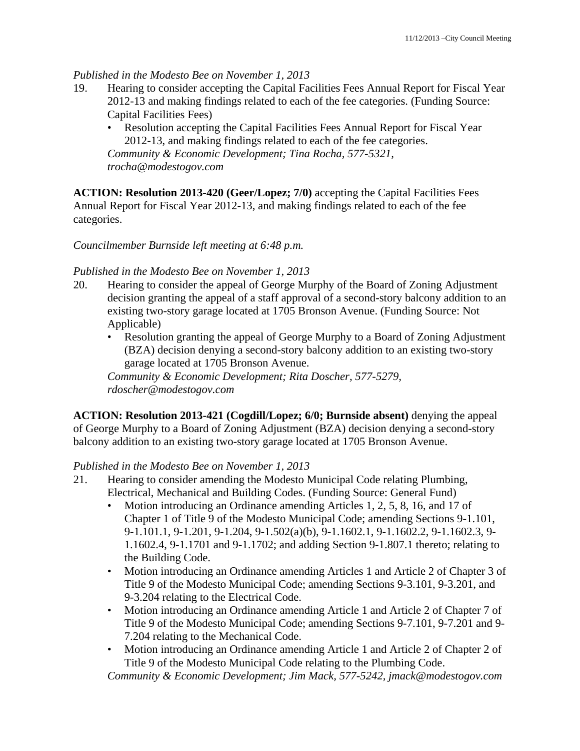*Published in the Modesto Bee on November 1, 2013*

19. Hearing to consider accepting the Capital Facilities Fees Annual Report for Fiscal Year 2012-13 and making findings related to each of the fee categories. (Funding Source: Capital Facilities Fees)
    - Resolution accepting the Capital Facilities Fees Annual Report for Fiscal Year 2012-13, and making findings related to each of the fee categories.

    *Community & Economic Development; Tina Rocha, 577-5321, trocha@modestogov.com*

**ACTION: Resolution 2013-420 (Geer/Lopez; 7/0)** accepting the Capital Facilities Fees Annual Report for Fiscal Year 2012-13, and making findings related to each of the fee categories.

*Councilmember Burnside left meeting at 6:48 p.m.*

*Published in the Modesto Bee on November 1, 2013*

20. Hearing to consider the appeal of George Murphy of the Board of Zoning Adjustment decision granting the appeal of a staff approval of a second-story balcony addition to an existing two-story garage located at 1705 Bronson Avenue. (Funding Source: Not Applicable)
    - Resolution granting the appeal of George Murphy to a Board of Zoning Adjustment (BZA) decision denying a second-story balcony addition to an existing two-story garage located at 1705 Bronson Avenue.

    *Community & Economic Development; Rita Doscher, 577-5279, rdoscher@modestogov.com*

**ACTION: Resolution 2013-421 (Cogdill/Lopez; 6/0; Burnside absent)** denying the appeal of George Murphy to a Board of Zoning Adjustment (BZA) decision denying a second-story balcony addition to an existing two-story garage located at 1705 Bronson Avenue.

*Published in the Modesto Bee on November 1, 2013*

21. Hearing to consider amending the Modesto Municipal Code relating Plumbing, Electrical, Mechanical and Building Codes. (Funding Source: General Fund)
    - Motion introducing an Ordinance amending Articles 1, 2, 5, 8, 16, and 17 of Chapter 1 of Title 9 of the Modesto Municipal Code; amending Sections 9-1.101, 9-1.101.1, 9-1.201, 9-1.204, 9-1.502(a)(b), 9-1.1602.1, 9-1.1602.2, 9-1.1602.3, 9-1.1602.4, 9-1.1701 and 9-1.1702; and adding Section 9-1.807.1 thereto; relating to the Building Code.
    - Motion introducing an Ordinance amending Articles 1 and Article 2 of Chapter 3 of Title 9 of the Modesto Municipal Code; amending Sections 9-3.101, 9-3.201, and 9-3.204 relating to the Electrical Code.
    - Motion introducing an Ordinance amending Article 1 and Article 2 of Chapter 7 of Title 9 of the Modesto Municipal Code; amending Sections 9-7.101, 9-7.201 and 9-7.204 relating to the Mechanical Code.
    - Motion introducing an Ordinance amending Article 1 and Article 2 of Chapter 2 of Title 9 of the Modesto Municipal Code relating to the Plumbing Code.

    *Community & Economic Development; Jim Mack, 577-5242, jmack@modestogov.com*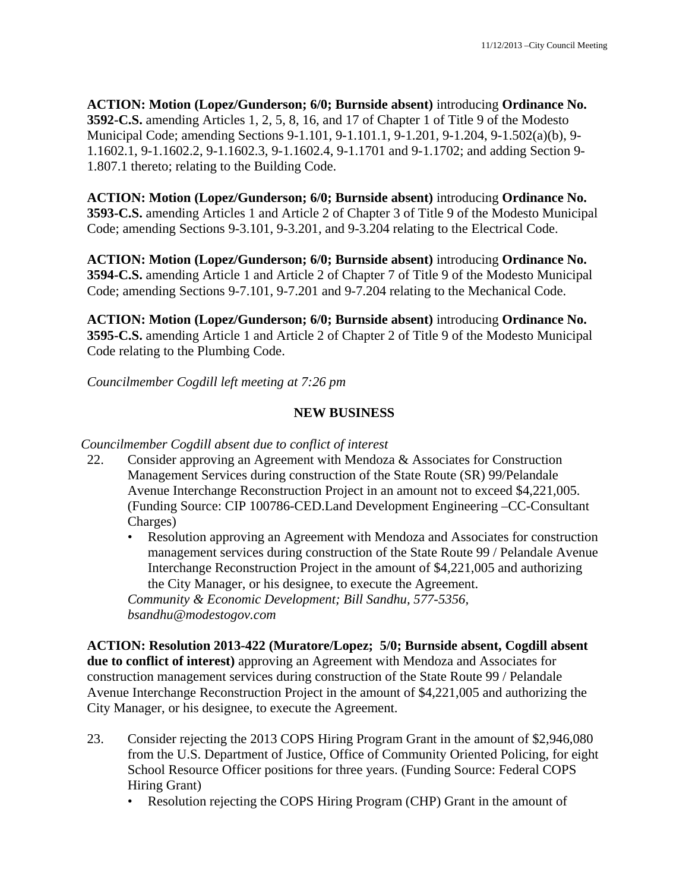**ACTION: Motion (Lopez/Gunderson; 6/0; Burnside absent)** introducing **Ordinance No. 3592-C.S.** amending Articles 1, 2, 5, 8, 16, and 17 of Chapter 1 of Title 9 of the Modesto Municipal Code; amending Sections 9-1.101, 9-1.101.1, 9-1.201, 9-1.204, 9-1.502(a)(b), 9-1.1602.1, 9-1.1602.2, 9-1.1602.3, 9-1.1602.4, 9-1.1701 and 9-1.1702; and adding Section 9-1.807.1 thereto; relating to the Building Code.

**ACTION: Motion (Lopez/Gunderson; 6/0; Burnside absent)** introducing **Ordinance No. 3593-C.S.** amending Articles 1 and Article 2 of Chapter 3 of Title 9 of the Modesto Municipal Code; amending Sections 9-3.101, 9-3.201, and 9-3.204 relating to the Electrical Code.

**ACTION: Motion (Lopez/Gunderson; 6/0; Burnside absent)** introducing **Ordinance No. 3594-C.S.** amending Article 1 and Article 2 of Chapter 7 of Title 9 of the Modesto Municipal Code; amending Sections 9-7.101, 9-7.201 and 9-7.204 relating to the Mechanical Code.

**ACTION: Motion (Lopez/Gunderson; 6/0; Burnside absent)** introducing **Ordinance No. 3595-C.S.** amending Article 1 and Article 2 of Chapter 2 of Title 9 of the Modesto Municipal Code relating to the Plumbing Code.

*Councilmember Cogdill left meeting at 7:26 pm*

## NEW BUSINESS

*Councilmember Cogdill absent due to conflict of interest*

22. Consider approving an Agreement with Mendoza & Associates for Construction Management Services during construction of the State Route (SR) 99/Pelandale Avenue Interchange Reconstruction Project in an amount not to exceed $4,221,005. (Funding Source: CIP 100786-CED.Land Development Engineering –CC-Consultant Charges)
    - Resolution approving an Agreement with Mendoza and Associates for construction management services during construction of the State Route 99 / Pelandale Avenue Interchange Reconstruction Project in the amount of $4,221,005 and authorizing the City Manager, or his designee, to execute the Agreement.

    *Community & Economic Development; Bill Sandhu, 577-5356, bsandhu@modestogov.com*

**ACTION: Resolution 2013-422 (Muratore/Lopez; 5/0; Burnside absent, Cogdill absent due to conflict of interest)** approving an Agreement with Mendoza and Associates for construction management services during construction of the State Route 99 / Pelandale Avenue Interchange Reconstruction Project in the amount of $4,221,005 and authorizing the City Manager, or his designee, to execute the Agreement.

23. Consider rejecting the 2013 COPS Hiring Program Grant in the amount of $2,946,080 from the U.S. Department of Justice, Office of Community Oriented Policing, for eight School Resource Officer positions for three years. (Funding Source: Federal COPS Hiring Grant)
    - Resolution rejecting the COPS Hiring Program (CHP) Grant in the amount of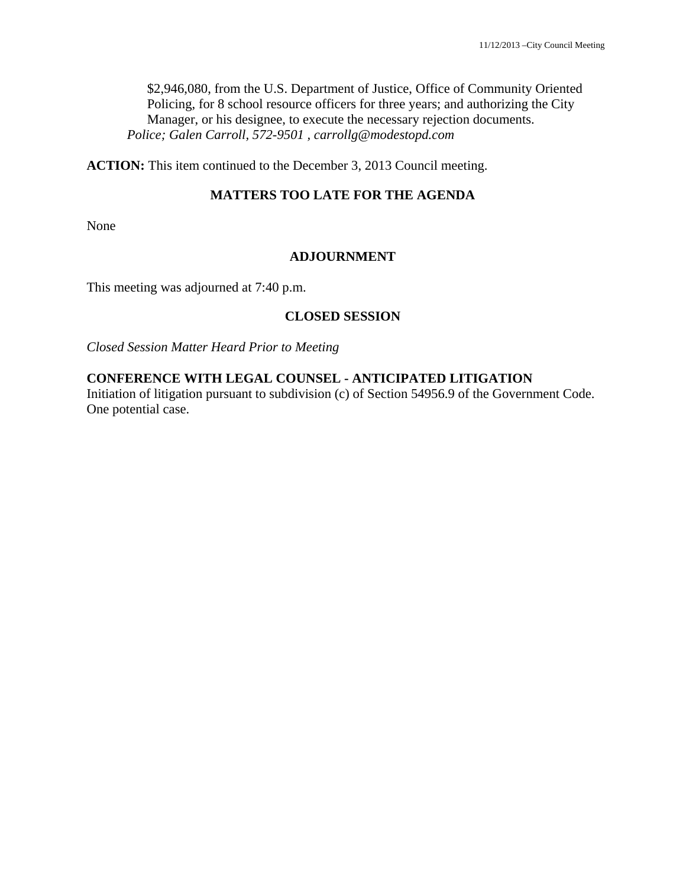$2,946,080, from the U.S. Department of Justice, Office of Community Oriented Policing, for 8 school resource officers for three years; and authorizing the City Manager, or his designee, to execute the necessary rejection documents.

*Police; Galen Carroll, 572-9501 , carrollg@modestopd.com*

**ACTION:** This item continued to the December 3, 2013 Council meeting.

## MATTERS TOO LATE FOR THE AGENDA

None

## ADJOURNMENT

This meeting was adjourned at 7:40 p.m.

## CLOSED SESSION

*Closed Session Matter Heard Prior to Meeting*

**CONFERENCE WITH LEGAL COUNSEL - ANTICIPATED LITIGATION**
Initiation of litigation pursuant to subdivision (c) of Section 54956.9 of the Government Code. One potential case.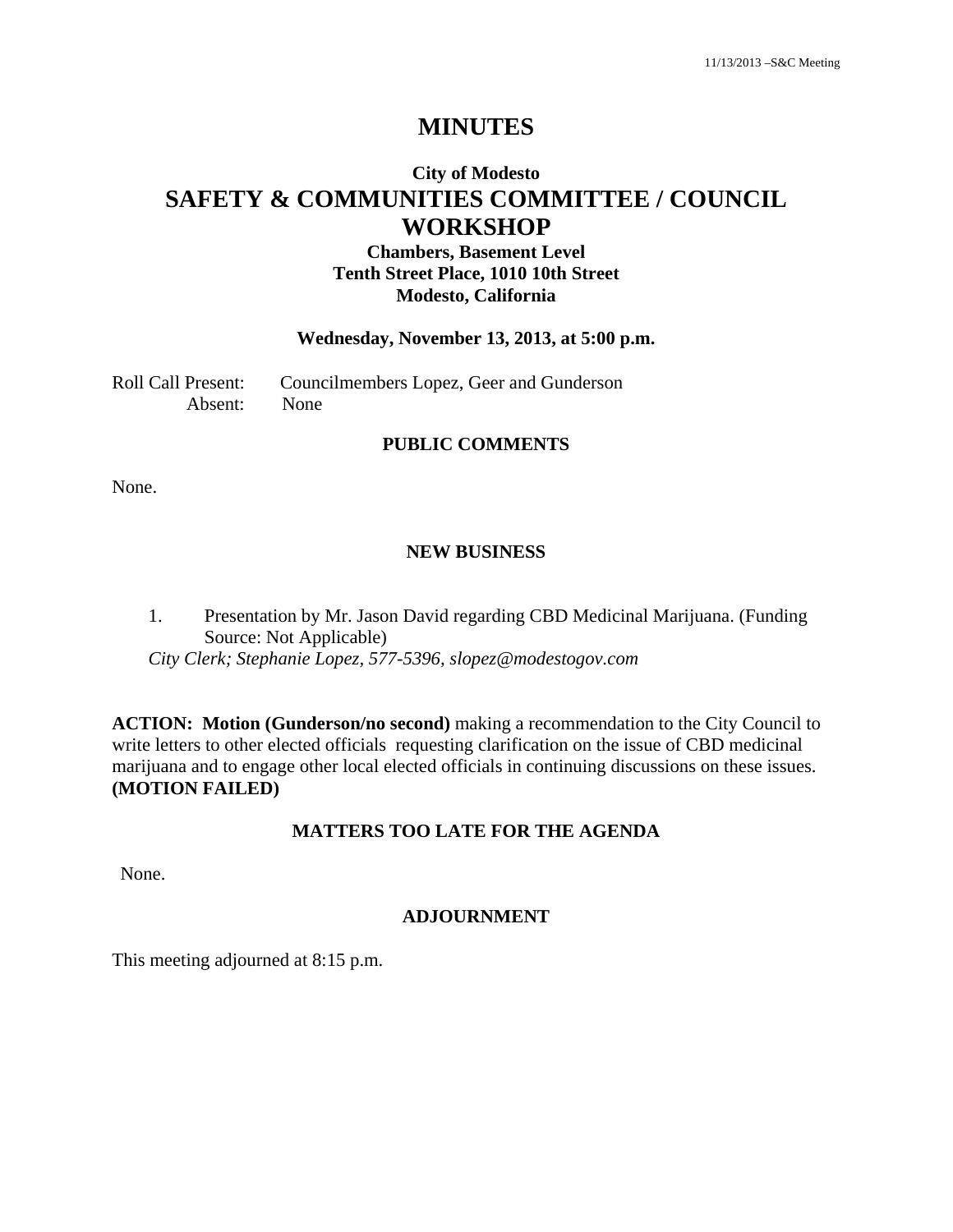# MINUTES

## City of Modesto
# SAFETY & COMMUNITIES COMMITTEE / COUNCIL WORKSHOP

**Chambers, Basement Level**
**Tenth Street Place, 1010 10th Street**
**Modesto, California**

**Wednesday, November 13, 2013, at 5:00 p.m.**

Roll Call Present: Councilmembers Lopez, Geer and Gunderson
Absent: None

### PUBLIC COMMENTS

None.

### NEW BUSINESS

1. Presentation by Mr. Jason David regarding CBD Medicinal Marijuana. (Funding Source: Not Applicable)
   *City Clerk; Stephanie Lopez, 577-5396, slopez@modestogov.com*

**ACTION: Motion (Gunderson/no second)** making a recommendation to the City Council to write letters to other elected officials requesting clarification on the issue of CBD medicinal marijuana and to engage other local elected officials in continuing discussions on these issues. **(MOTION FAILED)**

### MATTERS TOO LATE FOR THE AGENDA

None.

### ADJOURNMENT

This meeting adjourned at 8:15 p.m.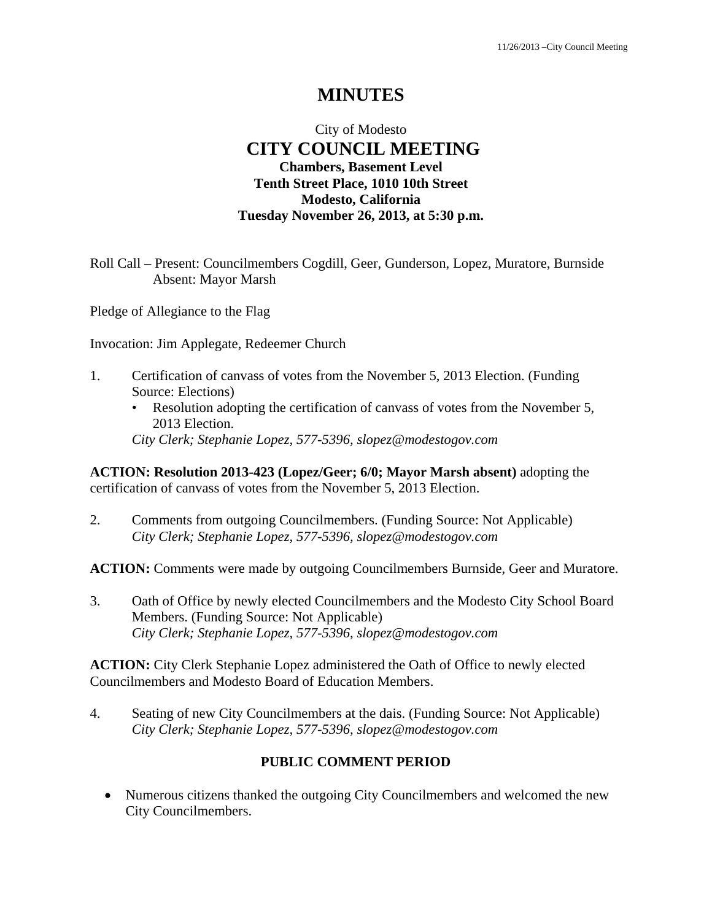# MINUTES

City of Modesto

## CITY COUNCIL MEETING

**Chambers, Basement Level**
**Tenth Street Place, 1010 10th Street**
**Modesto, California**
**Tuesday November 26, 2013, at 5:30 p.m.**

Roll Call – Present: Councilmembers Cogdill, Geer, Gunderson, Lopez, Muratore, Burnside
Absent: Mayor Marsh

Pledge of Allegiance to the Flag

Invocation: Jim Applegate, Redeemer Church

1. Certification of canvass of votes from the November 5, 2013 Election. (Funding Source: Elections)
   - Resolution adopting the certification of canvass of votes from the November 5, 2013 Election.

   *City Clerk; Stephanie Lopez, 577-5396, slopez@modestogov.com*

**ACTION: Resolution 2013-423 (Lopez/Geer; 6/0; Mayor Marsh absent)** adopting the certification of canvass of votes from the November 5, 2013 Election.

2. Comments from outgoing Councilmembers. (Funding Source: Not Applicable)
   *City Clerk; Stephanie Lopez, 577-5396, slopez@modestogov.com*

**ACTION:** Comments were made by outgoing Councilmembers Burnside, Geer and Muratore.

3. Oath of Office by newly elected Councilmembers and the Modesto City School Board Members. (Funding Source: Not Applicable)
   *City Clerk; Stephanie Lopez, 577-5396, slopez@modestogov.com*

**ACTION:** City Clerk Stephanie Lopez administered the Oath of Office to newly elected Councilmembers and Modesto Board of Education Members.

4. Seating of new City Councilmembers at the dais. (Funding Source: Not Applicable)
   *City Clerk; Stephanie Lopez, 577-5396, slopez@modestogov.com*

**PUBLIC COMMENT PERIOD**

- Numerous citizens thanked the outgoing City Councilmembers and welcomed the new City Councilmembers.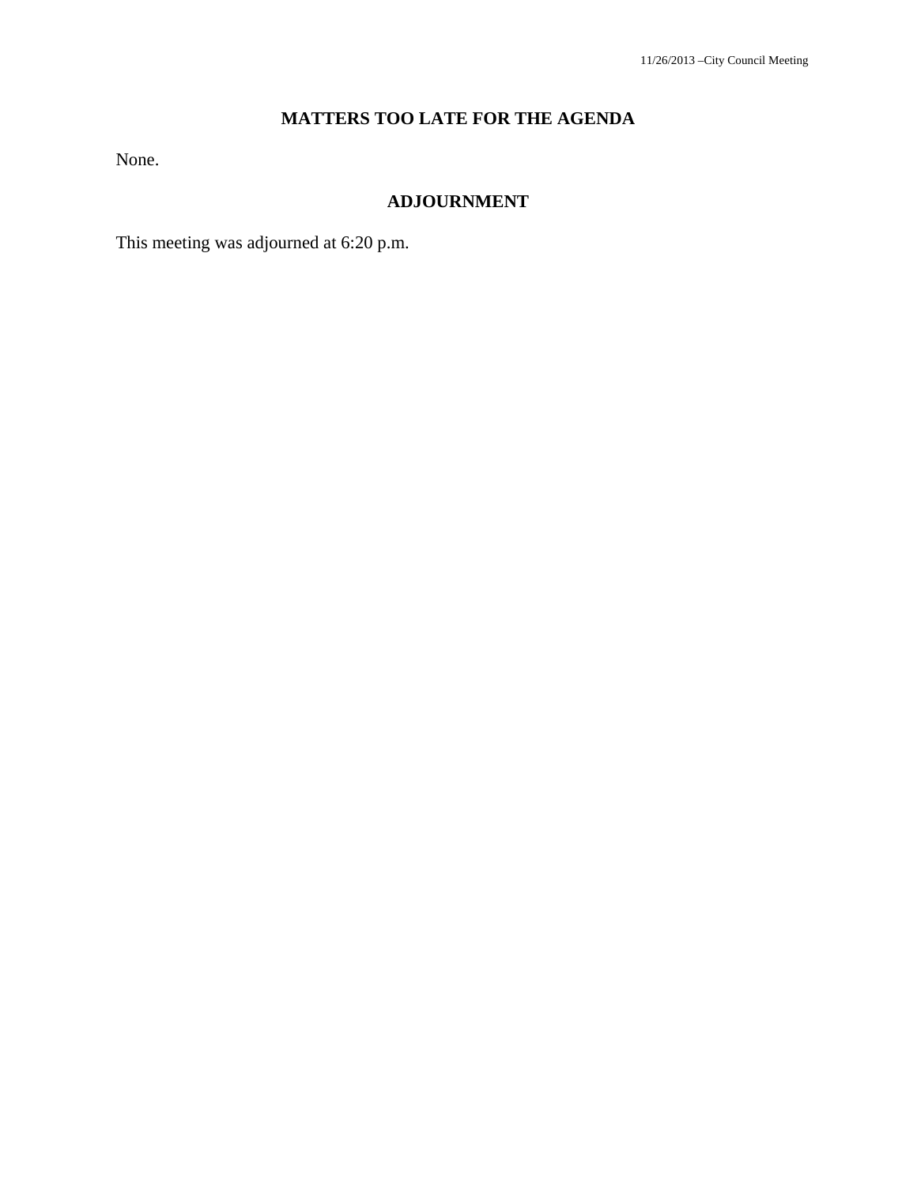## MATTERS TOO LATE FOR THE AGENDA

None.

## ADJOURNMENT

This meeting was adjourned at 6:20 p.m.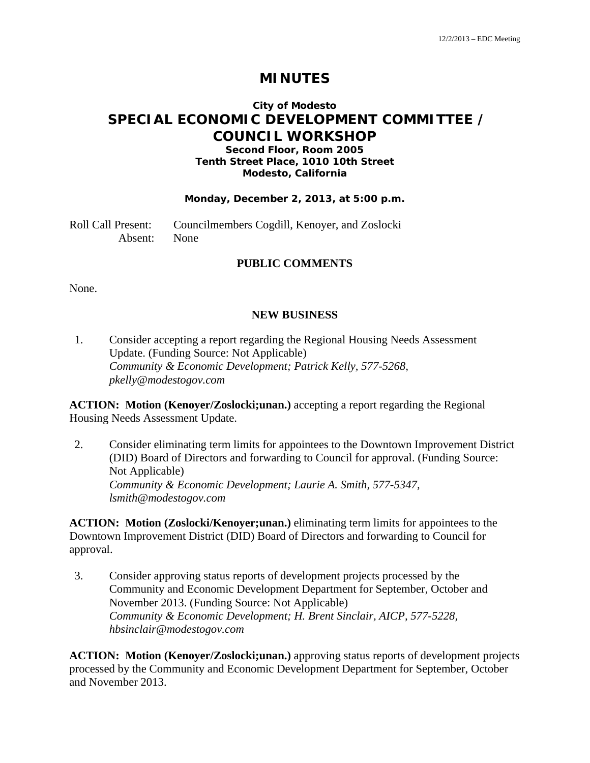# MINUTES

## City of Modesto
## SPECIAL ECONOMIC DEVELOPMENT COMMITTEE / COUNCIL WORKSHOP

**Second Floor, Room 2005**
**Tenth Street Place, 1010 10th Street**
**Modesto, California**

**Monday, December 2, 2013, at 5:00 p.m.**

Roll Call Present: Councilmembers Cogdill, Kenoyer, and Zoslocki
Absent: None

### PUBLIC COMMENTS

None.

### NEW BUSINESS

1. Consider accepting a report regarding the Regional Housing Needs Assessment Update. (Funding Source: Not Applicable)
   *Community & Economic Development; Patrick Kelly, 577-5268, pkelly@modestogov.com*

**ACTION: Motion (Kenoyer/Zoslocki;unan.)** accepting a report regarding the Regional Housing Needs Assessment Update.

2. Consider eliminating term limits for appointees to the Downtown Improvement District (DID) Board of Directors and forwarding to Council for approval. (Funding Source: Not Applicable)
   *Community & Economic Development; Laurie A. Smith, 577-5347, lsmith@modestogov.com*

**ACTION: Motion (Zoslocki/Kenoyer;unan.)** eliminating term limits for appointees to the Downtown Improvement District (DID) Board of Directors and forwarding to Council for approval.

3. Consider approving status reports of development projects processed by the Community and Economic Development Department for September, October and November 2013. (Funding Source: Not Applicable)
   *Community & Economic Development; H. Brent Sinclair, AICP, 577-5228, hbsinclair@modestogov.com*

**ACTION: Motion (Kenoyer/Zoslocki;unan.)** approving status reports of development projects processed by the Community and Economic Development Department for September, October and November 2013.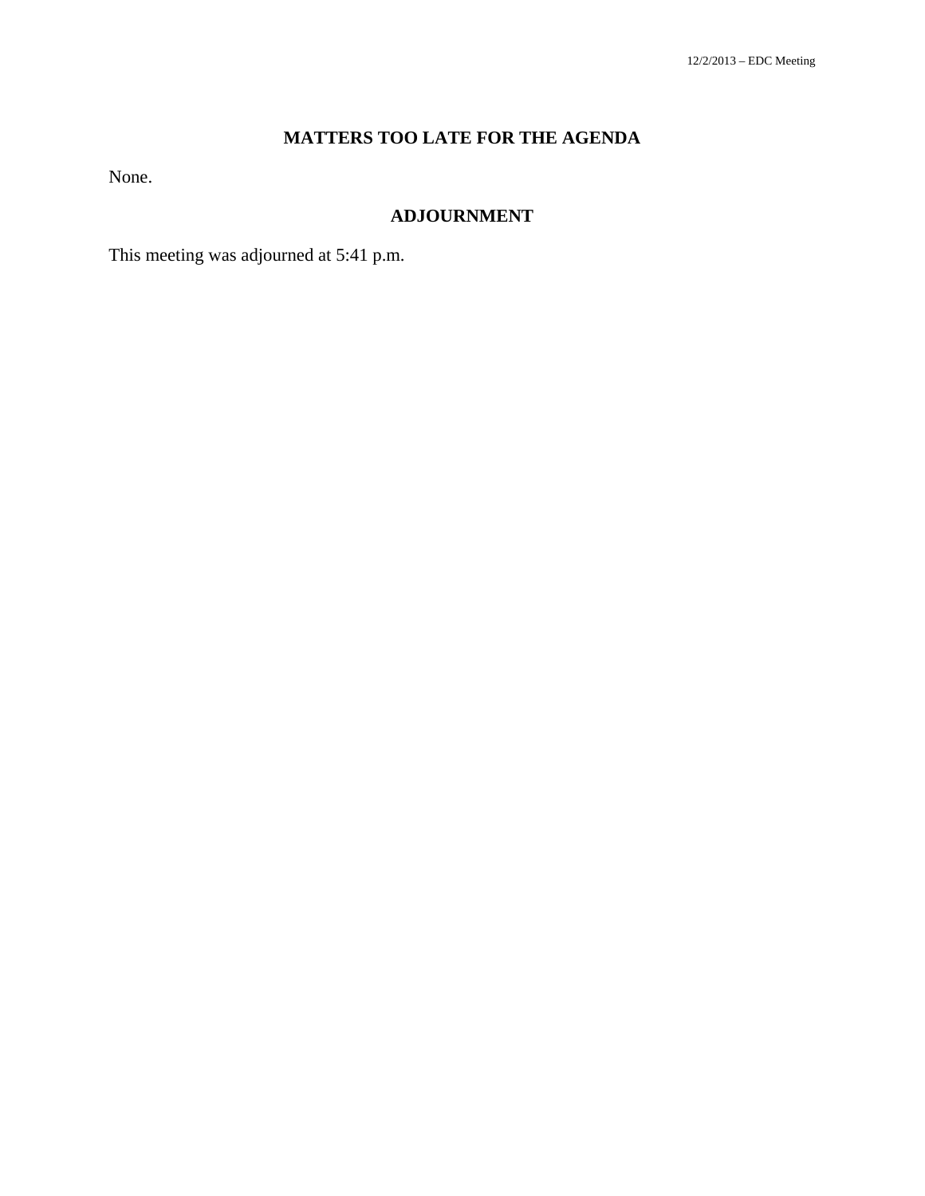## MATTERS TOO LATE FOR THE AGENDA

None.

## ADJOURNMENT

This meeting was adjourned at 5:41 p.m.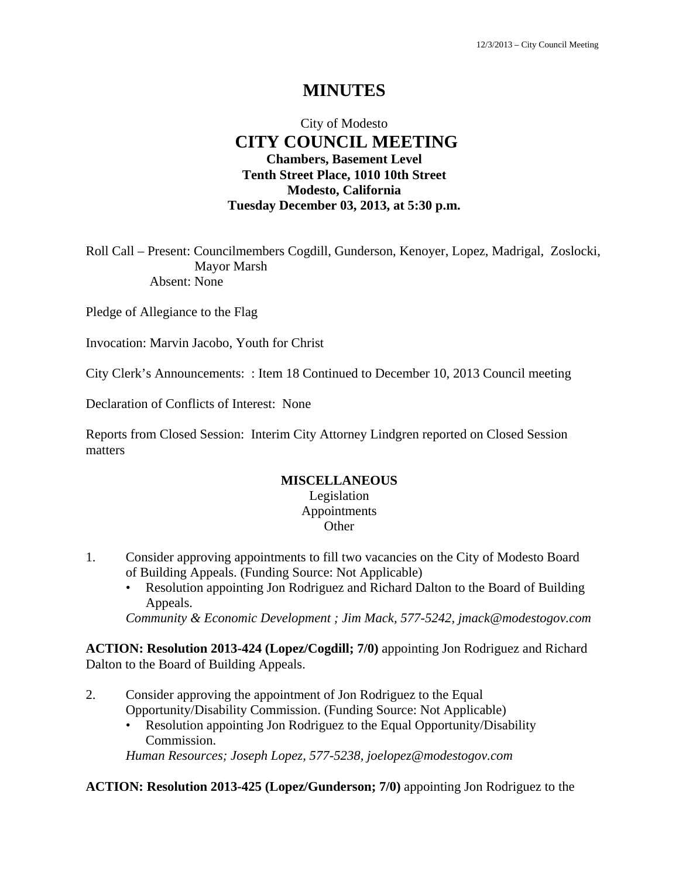# MINUTES

City of Modesto

## CITY COUNCIL MEETING

**Chambers, Basement Level**
**Tenth Street Place, 1010 10th Street**
**Modesto, California**
**Tuesday December 03, 2013, at 5:30 p.m.**

Roll Call – Present: Councilmembers Cogdill, Gunderson, Kenoyer, Lopez, Madrigal, Zoslocki, Mayor Marsh
Absent: None

Pledge of Allegiance to the Flag

Invocation: Marvin Jacobo, Youth for Christ

City Clerk's Announcements: : Item 18 Continued to December 10, 2013 Council meeting

Declaration of Conflicts of Interest: None

Reports from Closed Session: Interim City Attorney Lindgren reported on Closed Session matters

**MISCELLANEOUS**
Legislation
Appointments
Other

1. Consider approving appointments to fill two vacancies on the City of Modesto Board of Building Appeals. (Funding Source: Not Applicable)
   - Resolution appointing Jon Rodriguez and Richard Dalton to the Board of Building Appeals.

   *Community & Economic Development ; Jim Mack, 577-5242, jmack@modestogov.com*

**ACTION: Resolution 2013-424 (Lopez/Cogdill; 7/0)** appointing Jon Rodriguez and Richard Dalton to the Board of Building Appeals.

2. Consider approving the appointment of Jon Rodriguez to the Equal Opportunity/Disability Commission. (Funding Source: Not Applicable)
   - Resolution appointing Jon Rodriguez to the Equal Opportunity/Disability Commission.

   *Human Resources; Joseph Lopez, 577-5238, joelopez@modestogov.com*

**ACTION: Resolution 2013-425 (Lopez/Gunderson; 7/0)** appointing Jon Rodriguez to the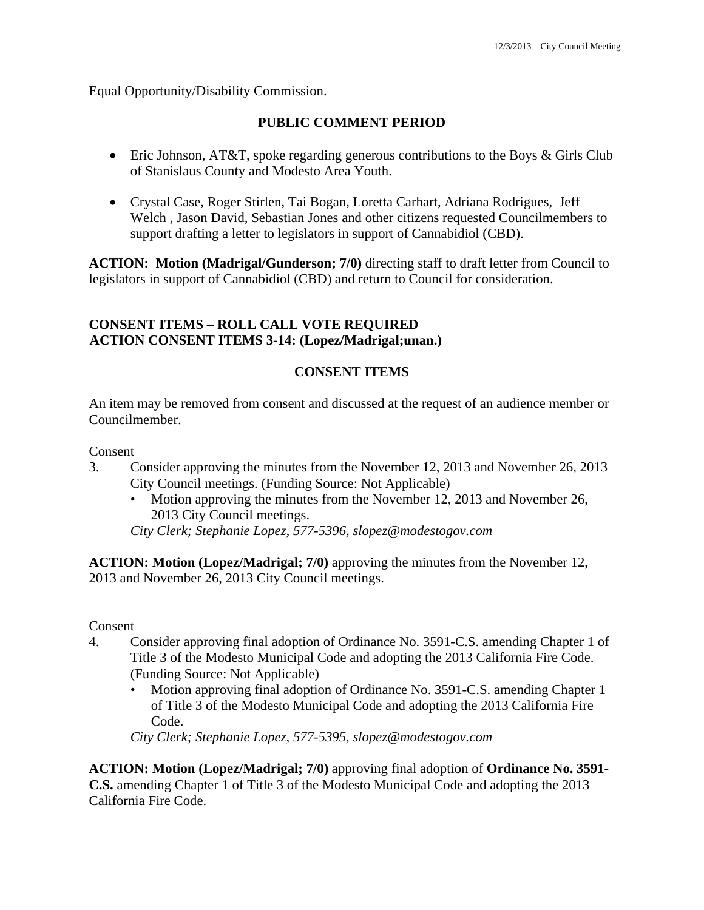Equal Opportunity/Disability Commission.

## PUBLIC COMMENT PERIOD

- Eric Johnson, AT&T, spoke regarding generous contributions to the Boys & Girls Club of Stanislaus County and Modesto Area Youth.
- Crystal Case, Roger Stirlen, Tai Bogan, Loretta Carhart, Adriana Rodrigues, Jeff Welch , Jason David, Sebastian Jones and other citizens requested Councilmembers to support drafting a letter to legislators in support of Cannabidiol (CBD).

**ACTION: Motion (Madrigal/Gunderson; 7/0)** directing staff to draft letter from Council to legislators in support of Cannabidiol (CBD) and return to Council for consideration.

**CONSENT ITEMS – ROLL CALL VOTE REQUIRED**
**ACTION CONSENT ITEMS 3-14: (Lopez/Madrigal;unan.)**

## CONSENT ITEMS

An item may be removed from consent and discussed at the request of an audience member or Councilmember.

Consent

3. Consider approving the minutes from the November 12, 2013 and November 26, 2013 City Council meetings. (Funding Source: Not Applicable)
   - Motion approving the minutes from the November 12, 2013 and November 26, 2013 City Council meetings.

   *City Clerk; Stephanie Lopez, 577-5396, slopez@modestogov.com*

**ACTION: Motion (Lopez/Madrigal; 7/0)** approving the minutes from the November 12, 2013 and November 26, 2013 City Council meetings.

Consent

4. Consider approving final adoption of Ordinance No. 3591-C.S. amending Chapter 1 of Title 3 of the Modesto Municipal Code and adopting the 2013 California Fire Code. (Funding Source: Not Applicable)
   - Motion approving final adoption of Ordinance No. 3591-C.S. amending Chapter 1 of Title 3 of the Modesto Municipal Code and adopting the 2013 California Fire Code.

   *City Clerk; Stephanie Lopez, 577-5395, slopez@modestogov.com*

**ACTION: Motion (Lopez/Madrigal; 7/0)** approving final adoption of **Ordinance No. 3591-C.S.** amending Chapter 1 of Title 3 of the Modesto Municipal Code and adopting the 2013 California Fire Code.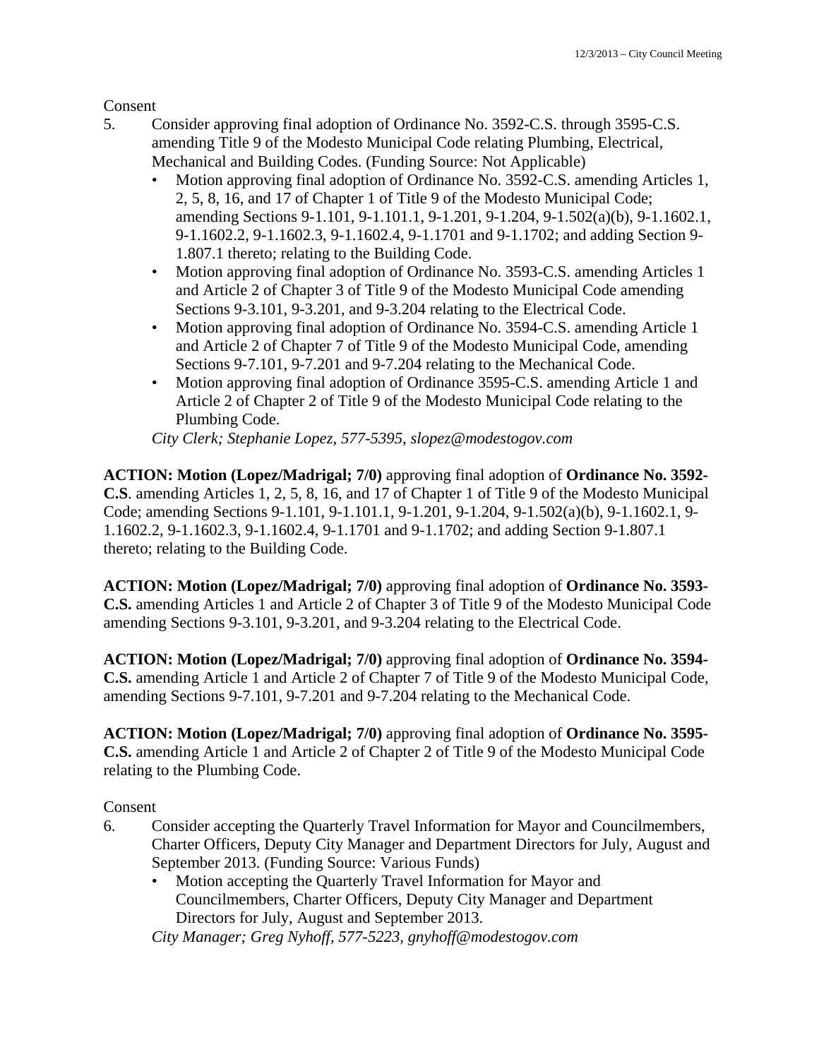Consent

5. Consider approving final adoption of Ordinance No. 3592-C.S. through 3595-C.S. amending Title 9 of the Modesto Municipal Code relating Plumbing, Electrical, Mechanical and Building Codes. (Funding Source: Not Applicable)
   - Motion approving final adoption of Ordinance No. 3592-C.S. amending Articles 1, 2, 5, 8, 16, and 17 of Chapter 1 of Title 9 of the Modesto Municipal Code; amending Sections 9-1.101, 9-1.101.1, 9-1.201, 9-1.204, 9-1.502(a)(b), 9-1.1602.1, 9-1.1602.2, 9-1.1602.3, 9-1.1602.4, 9-1.1701 and 9-1.1702; and adding Section 9-1.807.1 thereto; relating to the Building Code.
   - Motion approving final adoption of Ordinance No. 3593-C.S. amending Articles 1 and Article 2 of Chapter 3 of Title 9 of the Modesto Municipal Code amending Sections 9-3.101, 9-3.201, and 9-3.204 relating to the Electrical Code.
   - Motion approving final adoption of Ordinance No. 3594-C.S. amending Article 1 and Article 2 of Chapter 7 of Title 9 of the Modesto Municipal Code, amending Sections 9-7.101, 9-7.201 and 9-7.204 relating to the Mechanical Code.
   - Motion approving final adoption of Ordinance 3595-C.S. amending Article 1 and Article 2 of Chapter 2 of Title 9 of the Modesto Municipal Code relating to the Plumbing Code.

   *City Clerk; Stephanie Lopez, 577-5395, slopez@modestogov.com*

**ACTION: Motion (Lopez/Madrigal; 7/0)** approving final adoption of **Ordinance No. 3592-C.S**. amending Articles 1, 2, 5, 8, 16, and 17 of Chapter 1 of Title 9 of the Modesto Municipal Code; amending Sections 9-1.101, 9-1.101.1, 9-1.201, 9-1.204, 9-1.502(a)(b), 9-1.1602.1, 9-1.1602.2, 9-1.1602.3, 9-1.1602.4, 9-1.1701 and 9-1.1702; and adding Section 9-1.807.1 thereto; relating to the Building Code.

**ACTION: Motion (Lopez/Madrigal; 7/0)** approving final adoption of **Ordinance No. 3593-C.S.** amending Articles 1 and Article 2 of Chapter 3 of Title 9 of the Modesto Municipal Code amending Sections 9-3.101, 9-3.201, and 9-3.204 relating to the Electrical Code.

**ACTION: Motion (Lopez/Madrigal; 7/0)** approving final adoption of **Ordinance No. 3594-C.S.** amending Article 1 and Article 2 of Chapter 7 of Title 9 of the Modesto Municipal Code, amending Sections 9-7.101, 9-7.201 and 9-7.204 relating to the Mechanical Code.

**ACTION: Motion (Lopez/Madrigal; 7/0)** approving final adoption of **Ordinance No. 3595-C.S.** amending Article 1 and Article 2 of Chapter 2 of Title 9 of the Modesto Municipal Code relating to the Plumbing Code.

Consent

6. Consider accepting the Quarterly Travel Information for Mayor and Councilmembers, Charter Officers, Deputy City Manager and Department Directors for July, August and September 2013. (Funding Source: Various Funds)
   - Motion accepting the Quarterly Travel Information for Mayor and Councilmembers, Charter Officers, Deputy City Manager and Department Directors for July, August and September 2013.

   *City Manager; Greg Nyhoff, 577-5223, gnyhoff@modestogov.com*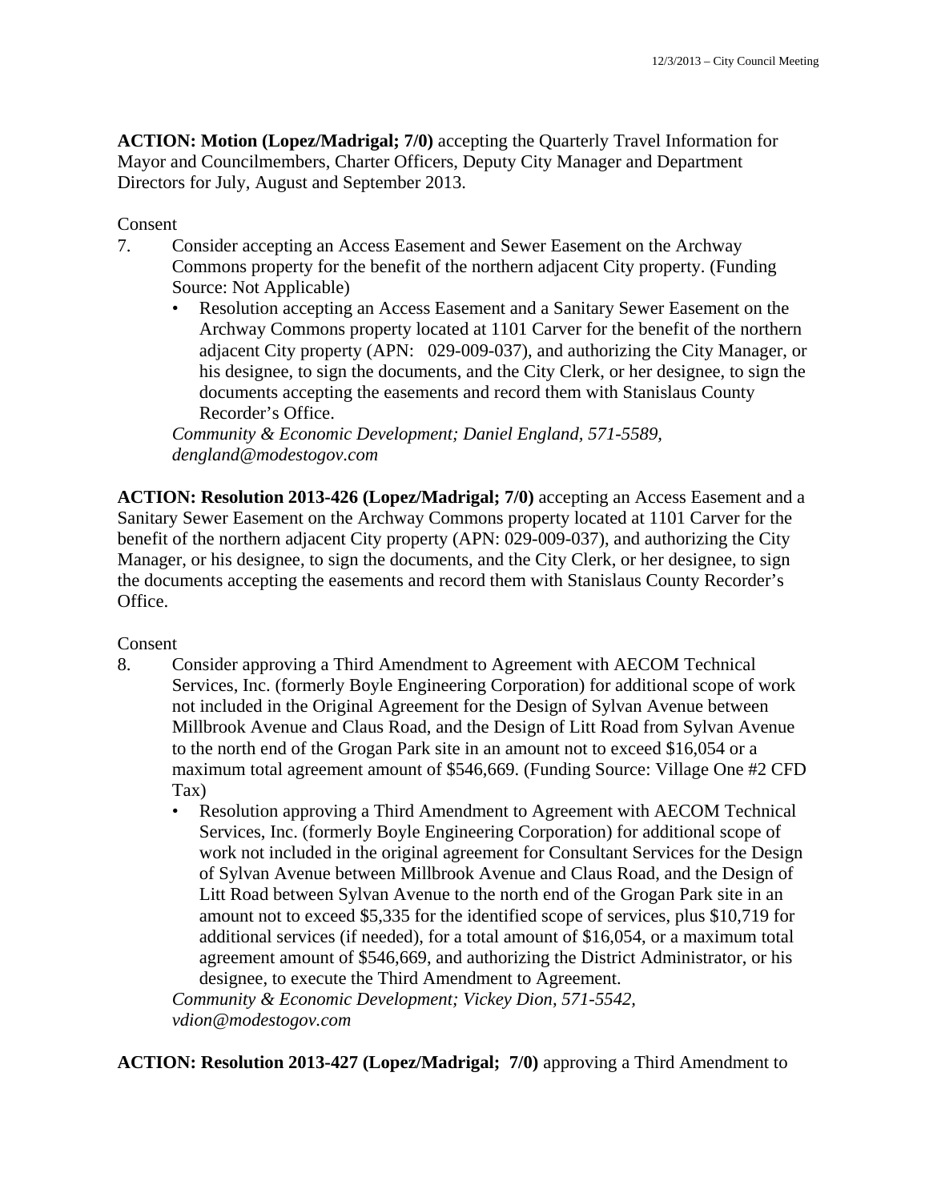**ACTION: Motion (Lopez/Madrigal; 7/0)** accepting the Quarterly Travel Information for Mayor and Councilmembers, Charter Officers, Deputy City Manager and Department Directors for July, August and September 2013.

Consent

7. Consider accepting an Access Easement and Sewer Easement on the Archway Commons property for the benefit of the northern adjacent City property. (Funding Source: Not Applicable)
   - Resolution accepting an Access Easement and a Sanitary Sewer Easement on the Archway Commons property located at 1101 Carver for the benefit of the northern adjacent City property (APN: 029-009-037), and authorizing the City Manager, or his designee, to sign the documents, and the City Clerk, or her designee, to sign the documents accepting the easements and record them with Stanislaus County Recorder's Office.

   *Community & Economic Development; Daniel England, 571-5589, dengland@modestogov.com*

**ACTION: Resolution 2013-426 (Lopez/Madrigal; 7/0)** accepting an Access Easement and a Sanitary Sewer Easement on the Archway Commons property located at 1101 Carver for the benefit of the northern adjacent City property (APN: 029-009-037), and authorizing the City Manager, or his designee, to sign the documents, and the City Clerk, or her designee, to sign the documents accepting the easements and record them with Stanislaus County Recorder's Office.

Consent

8. Consider approving a Third Amendment to Agreement with AECOM Technical Services, Inc. (formerly Boyle Engineering Corporation) for additional scope of work not included in the Original Agreement for the Design of Sylvan Avenue between Millbrook Avenue and Claus Road, and the Design of Litt Road from Sylvan Avenue to the north end of the Grogan Park site in an amount not to exceed $16,054 or a maximum total agreement amount of $546,669. (Funding Source: Village One #2 CFD Tax)
   - Resolution approving a Third Amendment to Agreement with AECOM Technical Services, Inc. (formerly Boyle Engineering Corporation) for additional scope of work not included in the original agreement for Consultant Services for the Design of Sylvan Avenue between Millbrook Avenue and Claus Road, and the Design of Litt Road between Sylvan Avenue to the north end of the Grogan Park site in an amount not to exceed $5,335 for the identified scope of services, plus $10,719 for additional services (if needed), for a total amount of $16,054, or a maximum total agreement amount of $546,669, and authorizing the District Administrator, or his designee, to execute the Third Amendment to Agreement.

   *Community & Economic Development; Vickey Dion, 571-5542, vdion@modestogov.com*

**ACTION: Resolution 2013-427 (Lopez/Madrigal; 7/0)** approving a Third Amendment to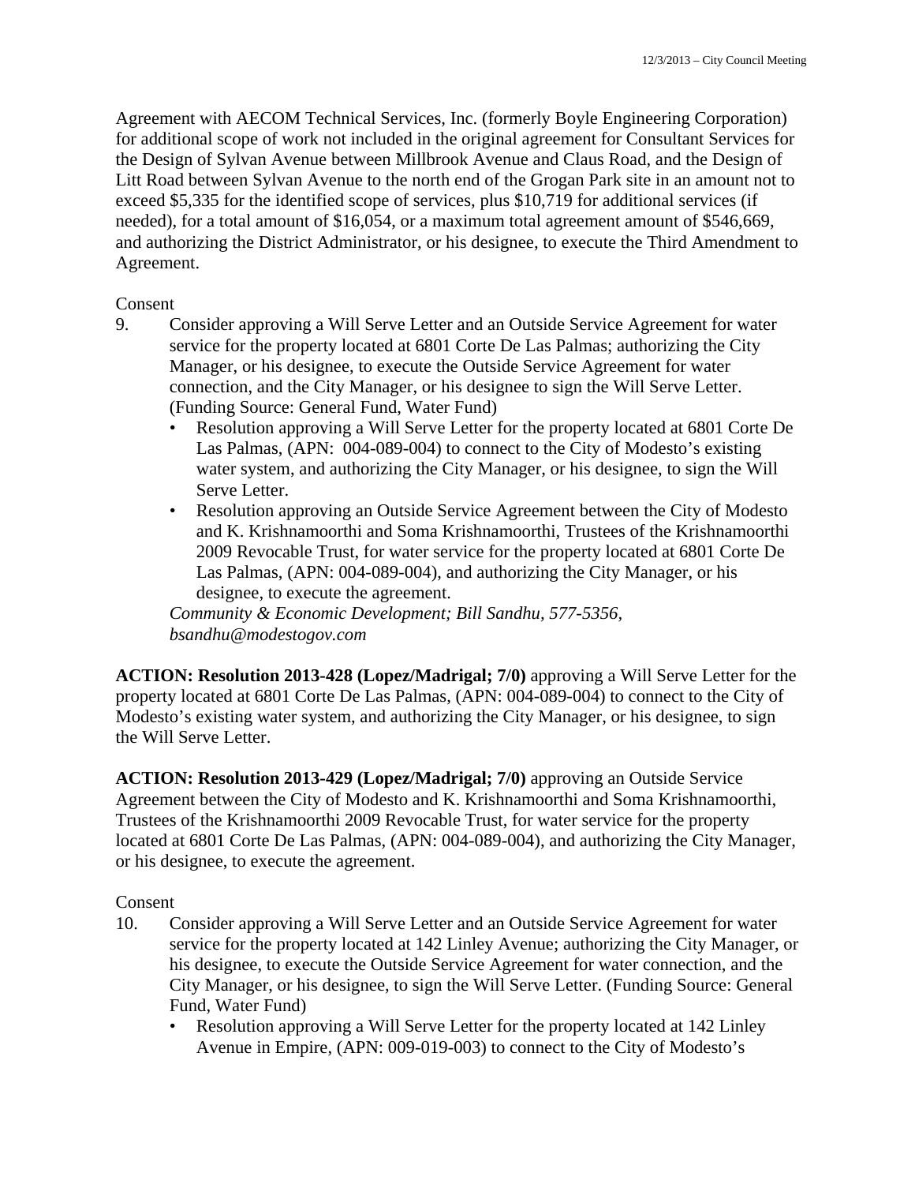Agreement with AECOM Technical Services, Inc. (formerly Boyle Engineering Corporation) for additional scope of work not included in the original agreement for Consultant Services for the Design of Sylvan Avenue between Millbrook Avenue and Claus Road, and the Design of Litt Road between Sylvan Avenue to the north end of the Grogan Park site in an amount not to exceed $5,335 for the identified scope of services, plus $10,719 for additional services (if needed), for a total amount of $16,054, or a maximum total agreement amount of $546,669, and authorizing the District Administrator, or his designee, to execute the Third Amendment to Agreement.

Consent

9. Consider approving a Will Serve Letter and an Outside Service Agreement for water service for the property located at 6801 Corte De Las Palmas; authorizing the City Manager, or his designee, to execute the Outside Service Agreement for water connection, and the City Manager, or his designee to sign the Will Serve Letter. (Funding Source: General Fund, Water Fund)
   - Resolution approving a Will Serve Letter for the property located at 6801 Corte De Las Palmas, (APN: 004-089-004) to connect to the City of Modesto's existing water system, and authorizing the City Manager, or his designee, to sign the Will Serve Letter.
   - Resolution approving an Outside Service Agreement between the City of Modesto and K. Krishnamoorthi and Soma Krishnamoorthi, Trustees of the Krishnamoorthi 2009 Revocable Trust, for water service for the property located at 6801 Corte De Las Palmas, (APN: 004-089-004), and authorizing the City Manager, or his designee, to execute the agreement.

   *Community & Economic Development; Bill Sandhu, 577-5356, bsandhu@modestogov.com*

**ACTION: Resolution 2013-428 (Lopez/Madrigal; 7/0)** approving a Will Serve Letter for the property located at 6801 Corte De Las Palmas, (APN: 004-089-004) to connect to the City of Modesto's existing water system, and authorizing the City Manager, or his designee, to sign the Will Serve Letter.

**ACTION: Resolution 2013-429 (Lopez/Madrigal; 7/0)** approving an Outside Service Agreement between the City of Modesto and K. Krishnamoorthi and Soma Krishnamoorthi, Trustees of the Krishnamoorthi 2009 Revocable Trust, for water service for the property located at 6801 Corte De Las Palmas, (APN: 004-089-004), and authorizing the City Manager, or his designee, to execute the agreement.

Consent

10. Consider approving a Will Serve Letter and an Outside Service Agreement for water service for the property located at 142 Linley Avenue; authorizing the City Manager, or his designee, to execute the Outside Service Agreement for water connection, and the City Manager, or his designee, to sign the Will Serve Letter. (Funding Source: General Fund, Water Fund)
    - Resolution approving a Will Serve Letter for the property located at 142 Linley Avenue in Empire, (APN: 009-019-003) to connect to the City of Modesto's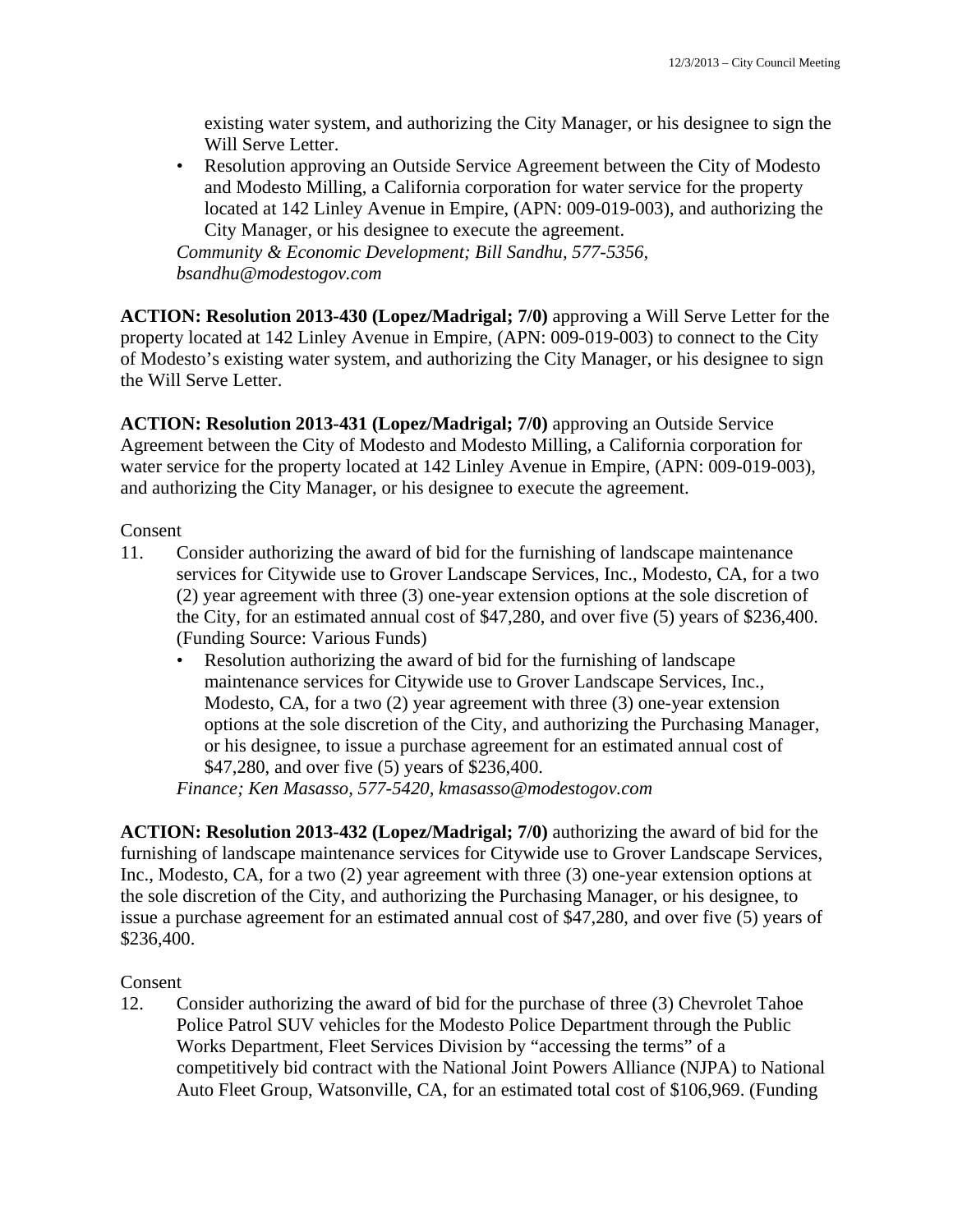existing water system, and authorizing the City Manager, or his designee to sign the Will Serve Letter.

- Resolution approving an Outside Service Agreement between the City of Modesto and Modesto Milling, a California corporation for water service for the property located at 142 Linley Avenue in Empire, (APN: 009-019-003), and authorizing the City Manager, or his designee to execute the agreement.

*Community & Economic Development; Bill Sandhu, 577-5356, bsandhu@modestogov.com*

**ACTION: Resolution 2013-430 (Lopez/Madrigal; 7/0)** approving a Will Serve Letter for the property located at 142 Linley Avenue in Empire, (APN: 009-019-003) to connect to the City of Modesto's existing water system, and authorizing the City Manager, or his designee to sign the Will Serve Letter.

**ACTION: Resolution 2013-431 (Lopez/Madrigal; 7/0)** approving an Outside Service Agreement between the City of Modesto and Modesto Milling, a California corporation for water service for the property located at 142 Linley Avenue in Empire, (APN: 009-019-003), and authorizing the City Manager, or his designee to execute the agreement.

Consent

11. Consider authorizing the award of bid for the furnishing of landscape maintenance services for Citywide use to Grover Landscape Services, Inc., Modesto, CA, for a two (2) year agreement with three (3) one-year extension options at the sole discretion of the City, for an estimated annual cost of $47,280, and over five (5) years of $236,400. (Funding Source: Various Funds)
    - Resolution authorizing the award of bid for the furnishing of landscape maintenance services for Citywide use to Grover Landscape Services, Inc., Modesto, CA, for a two (2) year agreement with three (3) one-year extension options at the sole discretion of the City, and authorizing the Purchasing Manager, or his designee, to issue a purchase agreement for an estimated annual cost of $47,280, and over five (5) years of $236,400.

    *Finance; Ken Masasso, 577-5420, kmasasso@modestogov.com*

**ACTION: Resolution 2013-432 (Lopez/Madrigal; 7/0)** authorizing the award of bid for the furnishing of landscape maintenance services for Citywide use to Grover Landscape Services, Inc., Modesto, CA, for a two (2) year agreement with three (3) one-year extension options at the sole discretion of the City, and authorizing the Purchasing Manager, or his designee, to issue a purchase agreement for an estimated annual cost of $47,280, and over five (5) years of $236,400.

Consent

12. Consider authorizing the award of bid for the purchase of three (3) Chevrolet Tahoe Police Patrol SUV vehicles for the Modesto Police Department through the Public Works Department, Fleet Services Division by "accessing the terms" of a competitively bid contract with the National Joint Powers Alliance (NJPA) to National Auto Fleet Group, Watsonville, CA, for an estimated total cost of $106,969. (Funding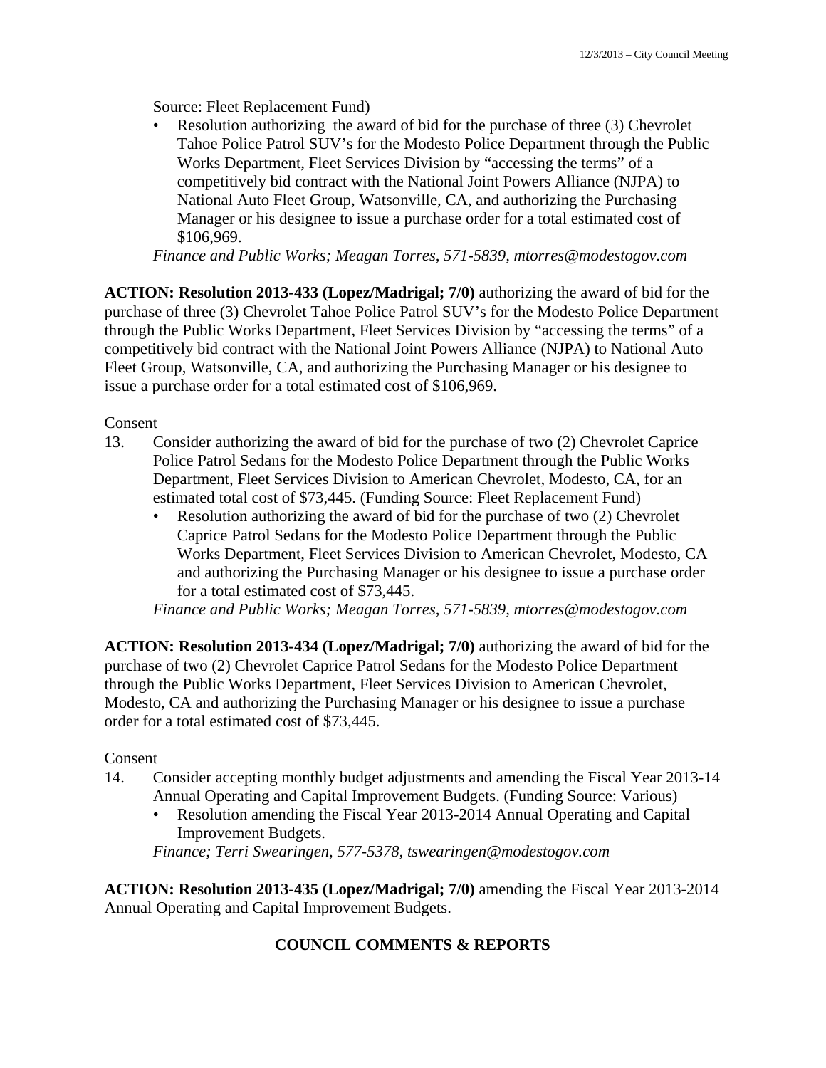Source: Fleet Replacement Fund)

- Resolution authorizing the award of bid for the purchase of three (3) Chevrolet Tahoe Police Patrol SUV's for the Modesto Police Department through the Public Works Department, Fleet Services Division by "accessing the terms" of a competitively bid contract with the National Joint Powers Alliance (NJPA) to National Auto Fleet Group, Watsonville, CA, and authorizing the Purchasing Manager or his designee to issue a purchase order for a total estimated cost of $106,969.

*Finance and Public Works; Meagan Torres, 571-5839, mtorres@modestogov.com*

**ACTION: Resolution 2013-433 (Lopez/Madrigal; 7/0)** authorizing the award of bid for the purchase of three (3) Chevrolet Tahoe Police Patrol SUV's for the Modesto Police Department through the Public Works Department, Fleet Services Division by "accessing the terms" of a competitively bid contract with the National Joint Powers Alliance (NJPA) to National Auto Fleet Group, Watsonville, CA, and authorizing the Purchasing Manager or his designee to issue a purchase order for a total estimated cost of $106,969.

Consent

13. Consider authorizing the award of bid for the purchase of two (2) Chevrolet Caprice Police Patrol Sedans for the Modesto Police Department through the Public Works Department, Fleet Services Division to American Chevrolet, Modesto, CA, for an estimated total cost of $73,445. (Funding Source: Fleet Replacement Fund)
    - Resolution authorizing the award of bid for the purchase of two (2) Chevrolet Caprice Patrol Sedans for the Modesto Police Department through the Public Works Department, Fleet Services Division to American Chevrolet, Modesto, CA and authorizing the Purchasing Manager or his designee to issue a purchase order for a total estimated cost of $73,445.

    *Finance and Public Works; Meagan Torres, 571-5839, mtorres@modestogov.com*

**ACTION: Resolution 2013-434 (Lopez/Madrigal; 7/0)** authorizing the award of bid for the purchase of two (2) Chevrolet Caprice Patrol Sedans for the Modesto Police Department through the Public Works Department, Fleet Services Division to American Chevrolet, Modesto, CA and authorizing the Purchasing Manager or his designee to issue a purchase order for a total estimated cost of $73,445.

Consent

14. Consider accepting monthly budget adjustments and amending the Fiscal Year 2013-14 Annual Operating and Capital Improvement Budgets. (Funding Source: Various)
    - Resolution amending the Fiscal Year 2013-2014 Annual Operating and Capital Improvement Budgets.

    *Finance; Terri Swearingen, 577-5378, tswearingen@modestogov.com*

**ACTION: Resolution 2013-435 (Lopez/Madrigal; 7/0)** amending the Fiscal Year 2013-2014 Annual Operating and Capital Improvement Budgets.

## COUNCIL COMMENTS & REPORTS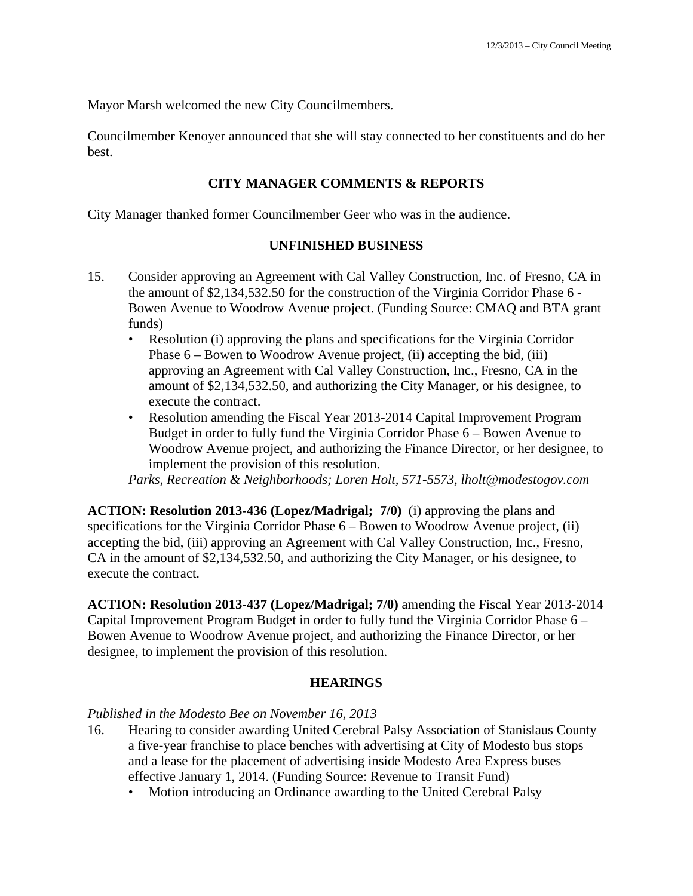Mayor Marsh welcomed the new City Councilmembers.

Councilmember Kenoyer announced that she will stay connected to her constituents and do her best.

## CITY MANAGER COMMENTS & REPORTS

City Manager thanked former Councilmember Geer who was in the audience.

## UNFINISHED BUSINESS

15. Consider approving an Agreement with Cal Valley Construction, Inc. of Fresno, CA in the amount of $2,134,532.50 for the construction of the Virginia Corridor Phase 6 - Bowen Avenue to Woodrow Avenue project. (Funding Source: CMAQ and BTA grant funds)
    - Resolution (i) approving the plans and specifications for the Virginia Corridor Phase 6 – Bowen to Woodrow Avenue project, (ii) accepting the bid, (iii) approving an Agreement with Cal Valley Construction, Inc., Fresno, CA in the amount of $2,134,532.50, and authorizing the City Manager, or his designee, to execute the contract.
    - Resolution amending the Fiscal Year 2013-2014 Capital Improvement Program Budget in order to fully fund the Virginia Corridor Phase 6 – Bowen Avenue to Woodrow Avenue project, and authorizing the Finance Director, or her designee, to implement the provision of this resolution.

    *Parks, Recreation & Neighborhoods; Loren Holt, 571-5573, lholt@modestogov.com*

**ACTION: Resolution 2013-436 (Lopez/Madrigal; 7/0)** (i) approving the plans and specifications for the Virginia Corridor Phase 6 – Bowen to Woodrow Avenue project, (ii) accepting the bid, (iii) approving an Agreement with Cal Valley Construction, Inc., Fresno, CA in the amount of $2,134,532.50, and authorizing the City Manager, or his designee, to execute the contract.

**ACTION: Resolution 2013-437 (Lopez/Madrigal; 7/0)** amending the Fiscal Year 2013-2014 Capital Improvement Program Budget in order to fully fund the Virginia Corridor Phase 6 – Bowen Avenue to Woodrow Avenue project, and authorizing the Finance Director, or her designee, to implement the provision of this resolution.

## HEARINGS

*Published in the Modesto Bee on November 16, 2013*

16. Hearing to consider awarding United Cerebral Palsy Association of Stanislaus County a five-year franchise to place benches with advertising at City of Modesto bus stops and a lease for the placement of advertising inside Modesto Area Express buses effective January 1, 2014. (Funding Source: Revenue to Transit Fund)
    - Motion introducing an Ordinance awarding to the United Cerebral Palsy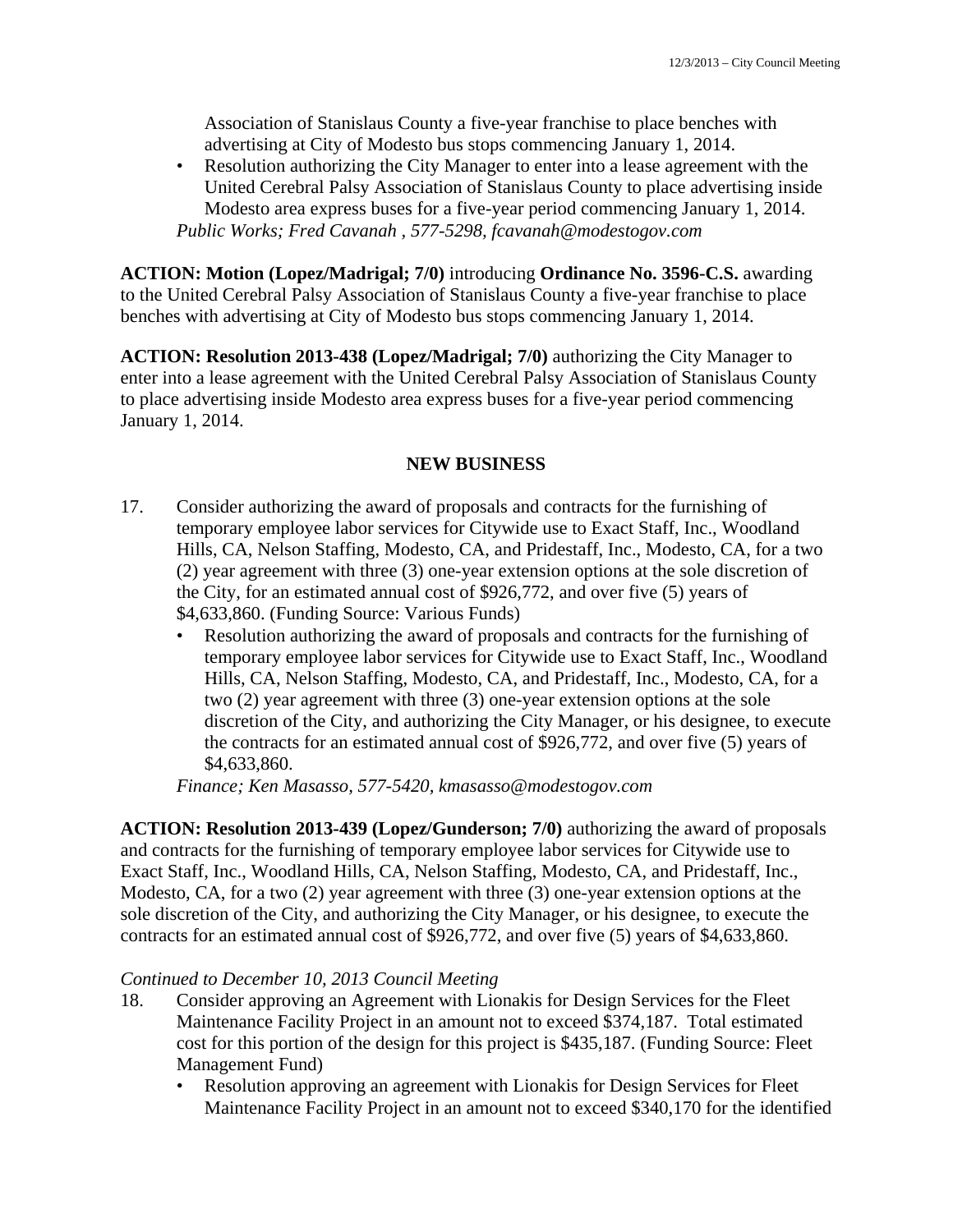Association of Stanislaus County a five-year franchise to place benches with advertising at City of Modesto bus stops commencing January 1, 2014.

- Resolution authorizing the City Manager to enter into a lease agreement with the United Cerebral Palsy Association of Stanislaus County to place advertising inside Modesto area express buses for a five-year period commencing January 1, 2014.

*Public Works; Fred Cavanah , 577-5298, fcavanah@modestogov.com*

**ACTION: Motion (Lopez/Madrigal; 7/0)** introducing **Ordinance No. 3596-C.S.** awarding to the United Cerebral Palsy Association of Stanislaus County a five-year franchise to place benches with advertising at City of Modesto bus stops commencing January 1, 2014.

**ACTION: Resolution 2013-438 (Lopez/Madrigal; 7/0)** authorizing the City Manager to enter into a lease agreement with the United Cerebral Palsy Association of Stanislaus County to place advertising inside Modesto area express buses for a five-year period commencing January 1, 2014.

## NEW BUSINESS

17. Consider authorizing the award of proposals and contracts for the furnishing of temporary employee labor services for Citywide use to Exact Staff, Inc., Woodland Hills, CA, Nelson Staffing, Modesto, CA, and Pridestaff, Inc., Modesto, CA, for a two (2) year agreement with three (3) one-year extension options at the sole discretion of the City, for an estimated annual cost of $926,772, and over five (5) years of $4,633,860. (Funding Source: Various Funds)
    - Resolution authorizing the award of proposals and contracts for the furnishing of temporary employee labor services for Citywide use to Exact Staff, Inc., Woodland Hills, CA, Nelson Staffing, Modesto, CA, and Pridestaff, Inc., Modesto, CA, for a two (2) year agreement with three (3) one-year extension options at the sole discretion of the City, and authorizing the City Manager, or his designee, to execute the contracts for an estimated annual cost of $926,772, and over five (5) years of $4,633,860.

    *Finance; Ken Masasso, 577-5420, kmasasso@modestogov.com*

**ACTION: Resolution 2013-439 (Lopez/Gunderson; 7/0)** authorizing the award of proposals and contracts for the furnishing of temporary employee labor services for Citywide use to Exact Staff, Inc., Woodland Hills, CA, Nelson Staffing, Modesto, CA, and Pridestaff, Inc., Modesto, CA, for a two (2) year agreement with three (3) one-year extension options at the sole discretion of the City, and authorizing the City Manager, or his designee, to execute the contracts for an estimated annual cost of $926,772, and over five (5) years of $4,633,860.

*Continued to December 10, 2013 Council Meeting*

18. Consider approving an Agreement with Lionakis for Design Services for the Fleet Maintenance Facility Project in an amount not to exceed $374,187. Total estimated cost for this portion of the design for this project is $435,187. (Funding Source: Fleet Management Fund)
    - Resolution approving an agreement with Lionakis for Design Services for Fleet Maintenance Facility Project in an amount not to exceed $340,170 for the identified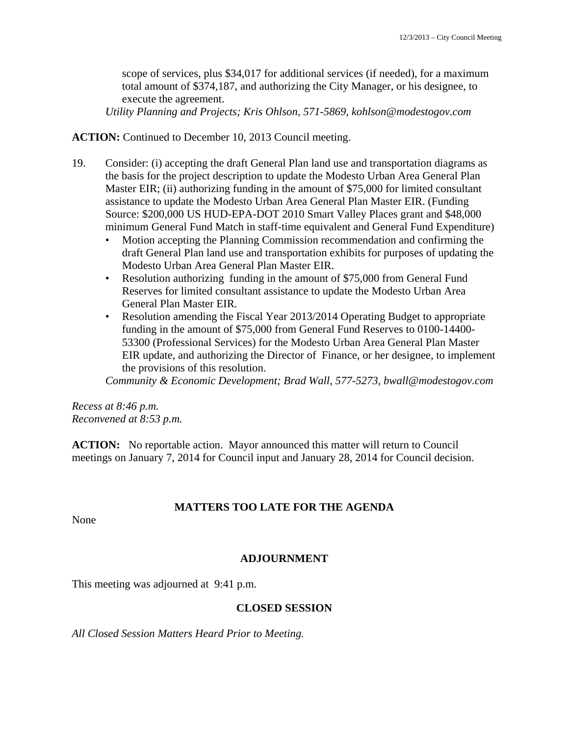scope of services, plus $34,017 for additional services (if needed), for a maximum total amount of $374,187, and authorizing the City Manager, or his designee, to execute the agreement.

*Utility Planning and Projects; Kris Ohlson, 571-5869, kohlson@modestogov.com*

**ACTION:** Continued to December 10, 2013 Council meeting.

19. Consider: (i) accepting the draft General Plan land use and transportation diagrams as the basis for the project description to update the Modesto Urban Area General Plan Master EIR; (ii) authorizing funding in the amount of $75,000 for limited consultant assistance to update the Modesto Urban Area General Plan Master EIR. (Funding Source: $200,000 US HUD-EPA-DOT 2010 Smart Valley Places grant and $48,000 minimum General Fund Match in staff-time equivalent and General Fund Expenditure)
    - Motion accepting the Planning Commission recommendation and confirming the draft General Plan land use and transportation exhibits for purposes of updating the Modesto Urban Area General Plan Master EIR.
    - Resolution authorizing funding in the amount of $75,000 from General Fund Reserves for limited consultant assistance to update the Modesto Urban Area General Plan Master EIR.
    - Resolution amending the Fiscal Year 2013/2014 Operating Budget to appropriate funding in the amount of $75,000 from General Fund Reserves to 0100-14400-53300 (Professional Services) for the Modesto Urban Area General Plan Master EIR update, and authorizing the Director of Finance, or her designee, to implement the provisions of this resolution.

    *Community & Economic Development; Brad Wall, 577-5273, bwall@modestogov.com*

*Recess at 8:46 p.m.*
*Reconvened at 8:53 p.m.*

**ACTION:** No reportable action. Mayor announced this matter will return to Council meetings on January 7, 2014 for Council input and January 28, 2014 for Council decision.

## MATTERS TOO LATE FOR THE AGENDA

None

## ADJOURNMENT

This meeting was adjourned at 9:41 p.m.

## CLOSED SESSION

*All Closed Session Matters Heard Prior to Meeting.*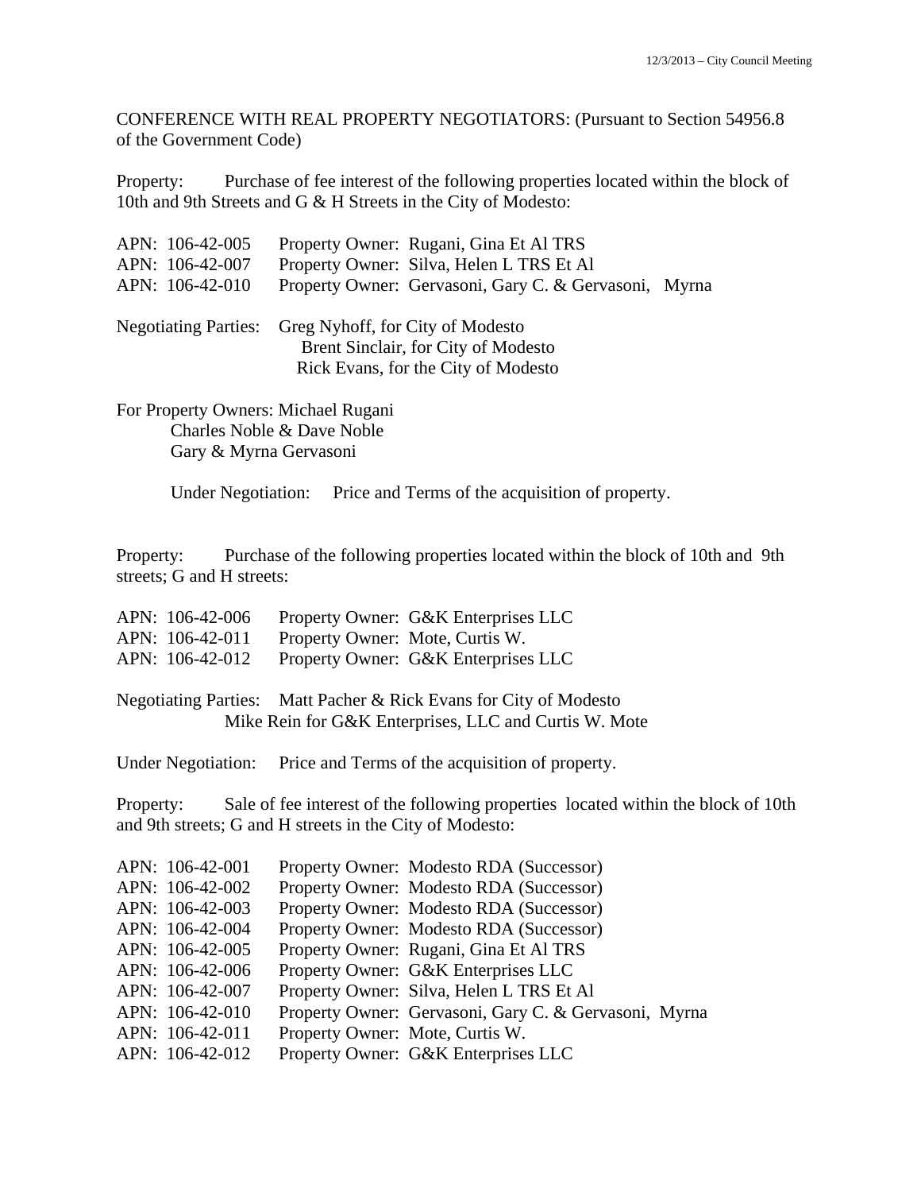CONFERENCE WITH REAL PROPERTY NEGOTIATORS: (Pursuant to Section 54956.8 of the Government Code)

Property: Purchase of fee interest of the following properties located within the block of 10th and 9th Streets and G & H Streets in the City of Modesto:

APN: 106-42-005 Property Owner: Rugani, Gina Et Al TRS
APN: 106-42-007 Property Owner: Silva, Helen L TRS Et Al
APN: 106-42-010 Property Owner: Gervasoni, Gary C. & Gervasoni, Myrna

Negotiating Parties: Greg Nyhoff, for City of Modesto
Brent Sinclair, for City of Modesto
Rick Evans, for the City of Modesto

For Property Owners: Michael Rugani
Charles Noble & Dave Noble
Gary & Myrna Gervasoni

Under Negotiation: Price and Terms of the acquisition of property.

Property: Purchase of the following properties located within the block of 10th and 9th streets; G and H streets:

APN: 106-42-006 Property Owner: G&K Enterprises LLC
APN: 106-42-011 Property Owner: Mote, Curtis W.
APN: 106-42-012 Property Owner: G&K Enterprises LLC

Negotiating Parties: Matt Pacher & Rick Evans for City of Modesto
Mike Rein for G&K Enterprises, LLC and Curtis W. Mote

Under Negotiation: Price and Terms of the acquisition of property.

Property: Sale of fee interest of the following properties located within the block of 10th and 9th streets; G and H streets in the City of Modesto:

APN: 106-42-001 Property Owner: Modesto RDA (Successor)
APN: 106-42-002 Property Owner: Modesto RDA (Successor)
APN: 106-42-003 Property Owner: Modesto RDA (Successor)
APN: 106-42-004 Property Owner: Modesto RDA (Successor)
APN: 106-42-005 Property Owner: Rugani, Gina Et Al TRS
APN: 106-42-006 Property Owner: G&K Enterprises LLC
APN: 106-42-007 Property Owner: Silva, Helen L TRS Et Al
APN: 106-42-010 Property Owner: Gervasoni, Gary C. & Gervasoni, Myrna
APN: 106-42-011 Property Owner: Mote, Curtis W.
APN: 106-42-012 Property Owner: G&K Enterprises LLC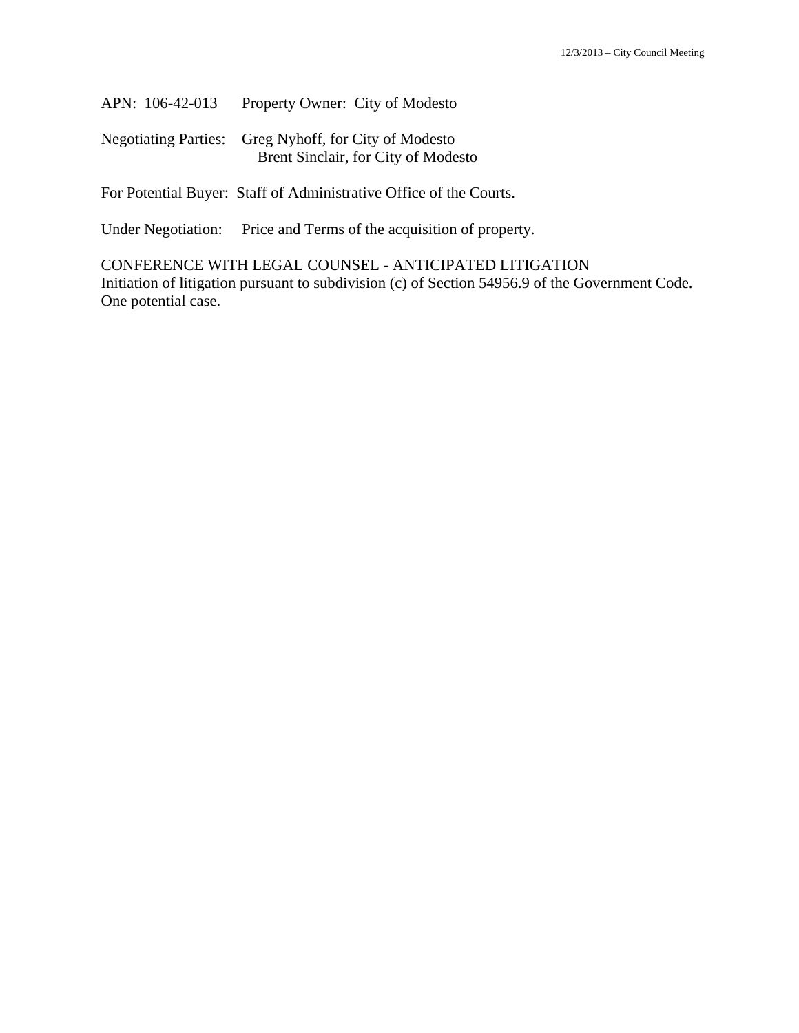APN: 106-42-013 Property Owner: City of Modesto

Negotiating Parties: Greg Nyhoff, for City of Modesto
Brent Sinclair, for City of Modesto

For Potential Buyer: Staff of Administrative Office of the Courts.

Under Negotiation: Price and Terms of the acquisition of property.

CONFERENCE WITH LEGAL COUNSEL - ANTICIPATED LITIGATION
Initiation of litigation pursuant to subdivision (c) of Section 54956.9 of the Government Code. One potential case.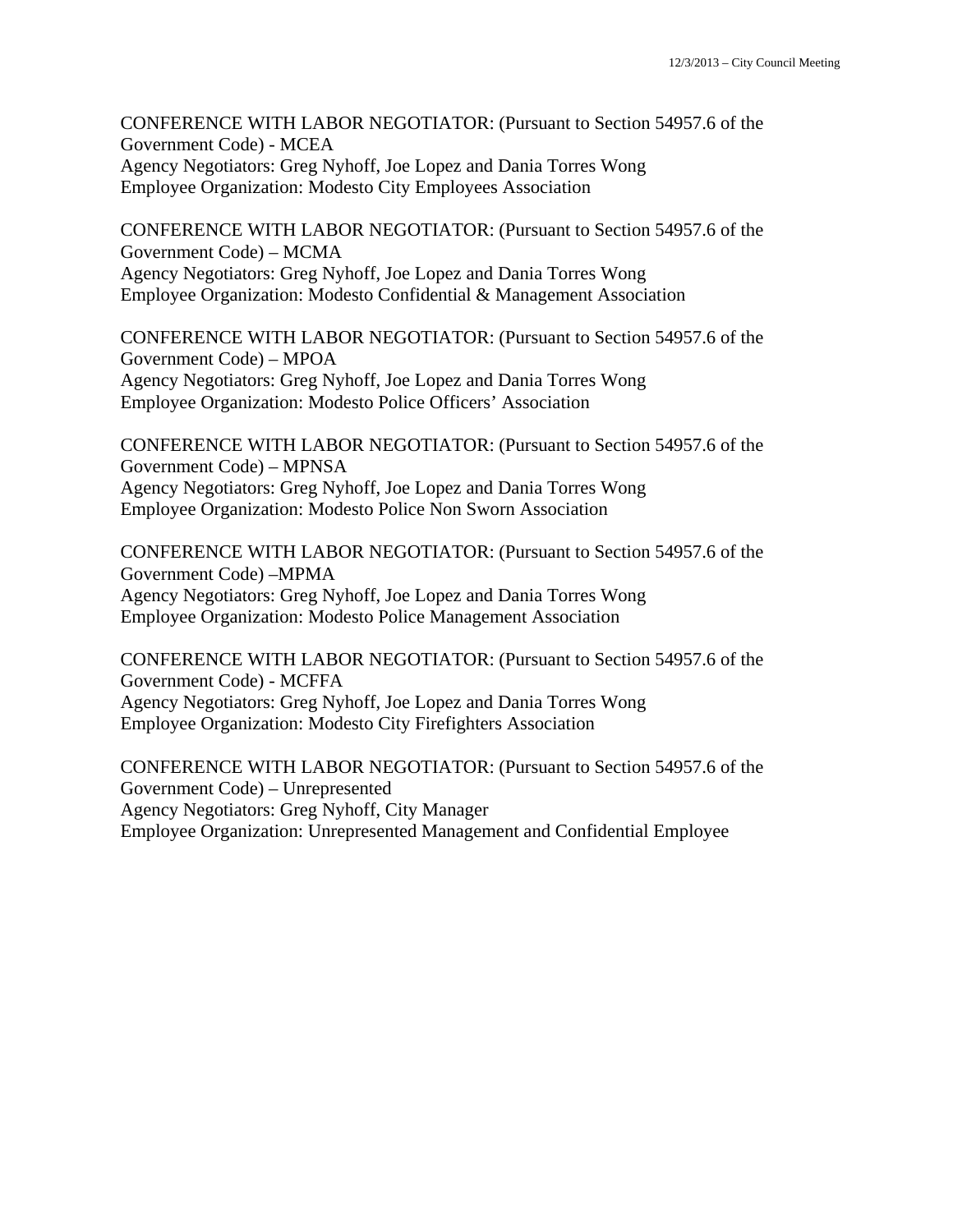CONFERENCE WITH LABOR NEGOTIATOR: (Pursuant to Section 54957.6 of the Government Code) - MCEA
Agency Negotiators: Greg Nyhoff, Joe Lopez and Dania Torres Wong
Employee Organization: Modesto City Employees Association

CONFERENCE WITH LABOR NEGOTIATOR: (Pursuant to Section 54957.6 of the Government Code) – MCMA
Agency Negotiators: Greg Nyhoff, Joe Lopez and Dania Torres Wong
Employee Organization: Modesto Confidential & Management Association

CONFERENCE WITH LABOR NEGOTIATOR: (Pursuant to Section 54957.6 of the Government Code) – MPOA
Agency Negotiators: Greg Nyhoff, Joe Lopez and Dania Torres Wong
Employee Organization: Modesto Police Officers' Association

CONFERENCE WITH LABOR NEGOTIATOR: (Pursuant to Section 54957.6 of the Government Code) – MPNSA
Agency Negotiators: Greg Nyhoff, Joe Lopez and Dania Torres Wong
Employee Organization: Modesto Police Non Sworn Association

CONFERENCE WITH LABOR NEGOTIATOR: (Pursuant to Section 54957.6 of the Government Code) –MPMA
Agency Negotiators: Greg Nyhoff, Joe Lopez and Dania Torres Wong
Employee Organization: Modesto Police Management Association

CONFERENCE WITH LABOR NEGOTIATOR: (Pursuant to Section 54957.6 of the Government Code) - MCFFA
Agency Negotiators: Greg Nyhoff, Joe Lopez and Dania Torres Wong
Employee Organization: Modesto City Firefighters Association

CONFERENCE WITH LABOR NEGOTIATOR: (Pursuant to Section 54957.6 of the Government Code) – Unrepresented
Agency Negotiators: Greg Nyhoff, City Manager
Employee Organization: Unrepresented Management and Confidential Employee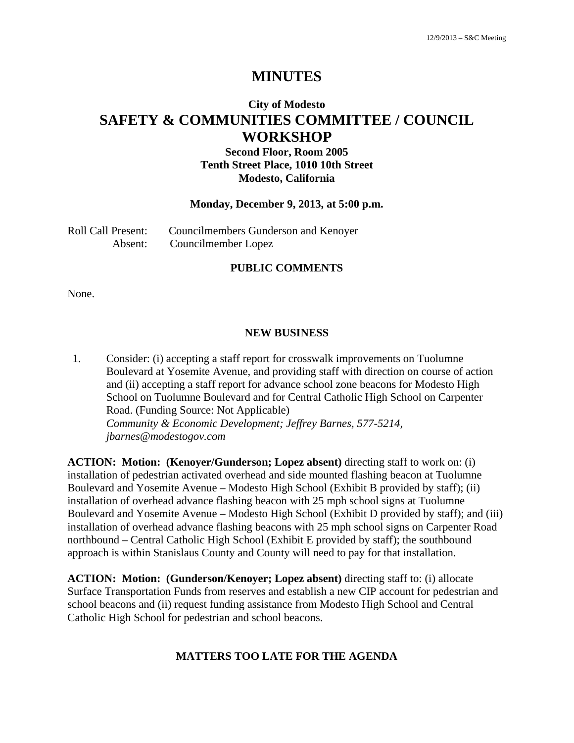# MINUTES

## City of Modesto
## SAFETY & COMMUNITIES COMMITTEE / COUNCIL WORKSHOP

**Second Floor, Room 2005**
**Tenth Street Place, 1010 10th Street**
**Modesto, California**

**Monday, December 9, 2013, at 5:00 p.m.**

Roll Call Present: Councilmembers Gunderson and Kenoyer
Absent: Councilmember Lopez

### PUBLIC COMMENTS

None.

### NEW BUSINESS

1. Consider: (i) accepting a staff report for crosswalk improvements on Tuolumne Boulevard at Yosemite Avenue, and providing staff with direction on course of action and (ii) accepting a staff report for advance school zone beacons for Modesto High School on Tuolumne Boulevard and for Central Catholic High School on Carpenter Road. (Funding Source: Not Applicable)
*Community & Economic Development; Jeffrey Barnes, 577-5214, jbarnes@modestogov.com*

**ACTION: Motion: (Kenoyer/Gunderson; Lopez absent)** directing staff to work on: (i) installation of pedestrian activated overhead and side mounted flashing beacon at Tuolumne Boulevard and Yosemite Avenue – Modesto High School (Exhibit B provided by staff); (ii) installation of overhead advance flashing beacon with 25 mph school signs at Tuolumne Boulevard and Yosemite Avenue – Modesto High School (Exhibit D provided by staff); and (iii) installation of overhead advance flashing beacons with 25 mph school signs on Carpenter Road northbound – Central Catholic High School (Exhibit E provided by staff); the southbound approach is within Stanislaus County and County will need to pay for that installation.

**ACTION: Motion: (Gunderson/Kenoyer; Lopez absent)** directing staff to: (i) allocate Surface Transportation Funds from reserves and establish a new CIP account for pedestrian and school beacons and (ii) request funding assistance from Modesto High School and Central Catholic High School for pedestrian and school beacons.

### MATTERS TOO LATE FOR THE AGENDA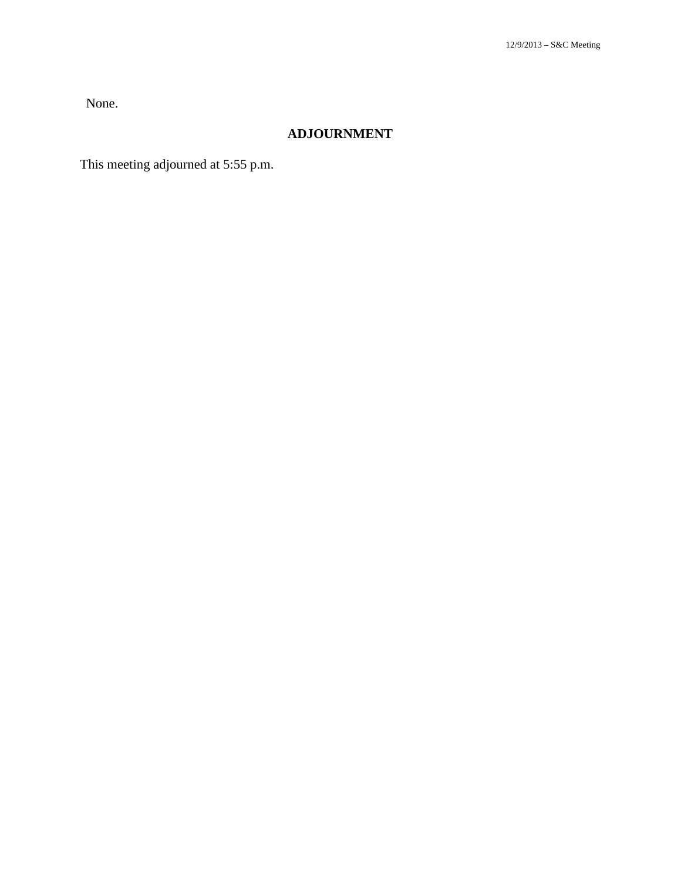None.

## ADJOURNMENT

This meeting adjourned at 5:55 p.m.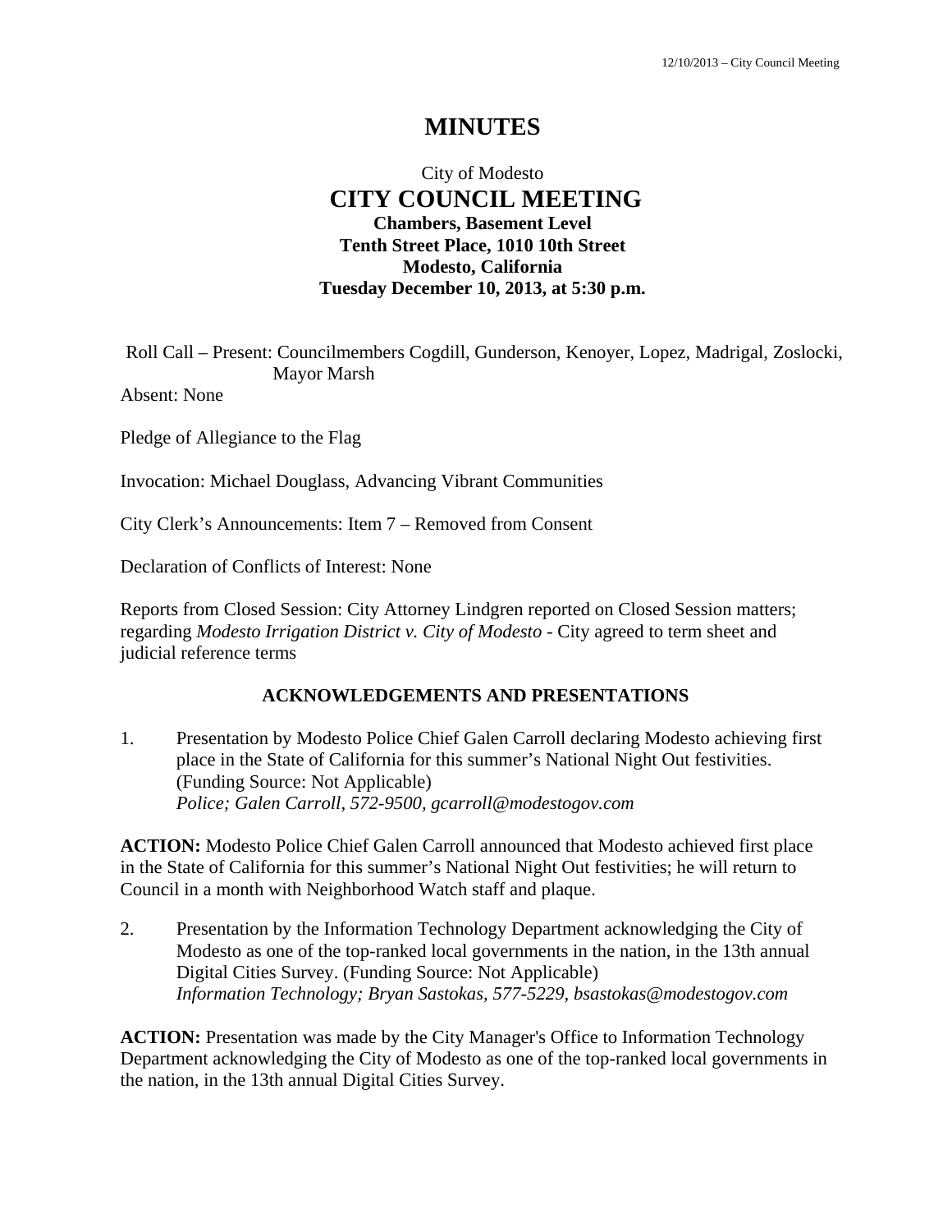# MINUTES

City of Modesto

## CITY COUNCIL MEETING

**Chambers, Basement Level**
**Tenth Street Place, 1010 10th Street**
**Modesto, California**
**Tuesday December 10, 2013, at 5:30 p.m.**

Roll Call – Present: Councilmembers Cogdill, Gunderson, Kenoyer, Lopez, Madrigal, Zoslocki, Mayor Marsh

Absent: None

Pledge of Allegiance to the Flag

Invocation: Michael Douglass, Advancing Vibrant Communities

City Clerk's Announcements: Item 7 – Removed from Consent

Declaration of Conflicts of Interest: None

Reports from Closed Session: City Attorney Lindgren reported on Closed Session matters; regarding *Modesto Irrigation District v. City of Modesto* - City agreed to term sheet and judicial reference terms

### ACKNOWLEDGEMENTS AND PRESENTATIONS

1. Presentation by Modesto Police Chief Galen Carroll declaring Modesto achieving first place in the State of California for this summer's National Night Out festivities. (Funding Source: Not Applicable)
*Police; Galen Carroll, 572-9500, gcarroll@modestogov.com*

**ACTION:** Modesto Police Chief Galen Carroll announced that Modesto achieved first place in the State of California for this summer's National Night Out festivities; he will return to Council in a month with Neighborhood Watch staff and plaque.

2. Presentation by the Information Technology Department acknowledging the City of Modesto as one of the top-ranked local governments in the nation, in the 13th annual Digital Cities Survey. (Funding Source: Not Applicable)
*Information Technology; Bryan Sastokas, 577-5229, bsastokas@modestogov.com*

**ACTION:** Presentation was made by the City Manager's Office to Information Technology Department acknowledging the City of Modesto as one of the top-ranked local governments in the nation, in the 13th annual Digital Cities Survey.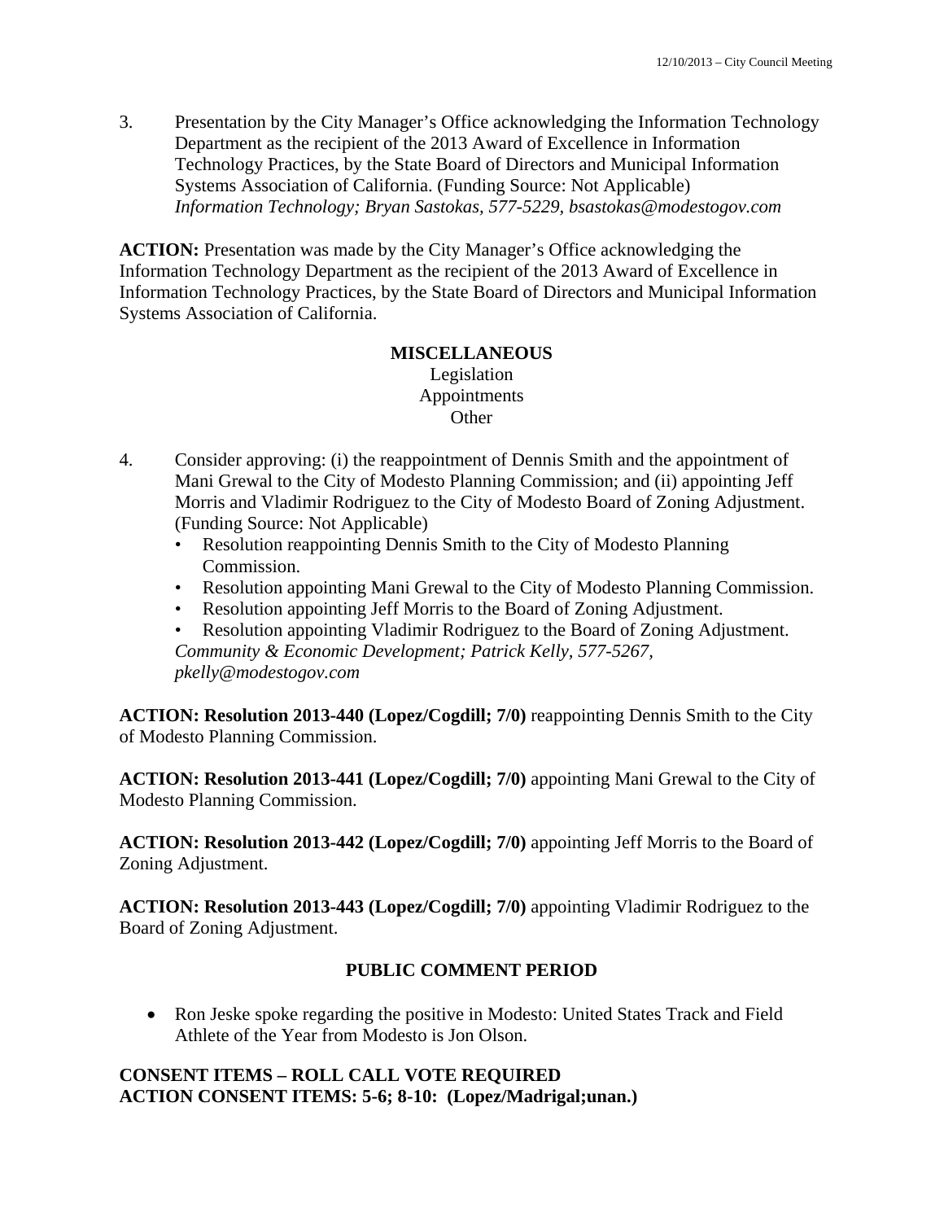3. Presentation by the City Manager's Office acknowledging the Information Technology Department as the recipient of the 2013 Award of Excellence in Information Technology Practices, by the State Board of Directors and Municipal Information Systems Association of California. (Funding Source: Not Applicable)
*Information Technology; Bryan Sastokas, 577-5229, bsastokas@modestogov.com*

**ACTION:** Presentation was made by the City Manager's Office acknowledging the Information Technology Department as the recipient of the 2013 Award of Excellence in Information Technology Practices, by the State Board of Directors and Municipal Information Systems Association of California.

**MISCELLANEOUS**
Legislation
Appointments
Other

4. Consider approving: (i) the reappointment of Dennis Smith and the appointment of Mani Grewal to the City of Modesto Planning Commission; and (ii) appointing Jeff Morris and Vladimir Rodriguez to the City of Modesto Board of Zoning Adjustment. (Funding Source: Not Applicable)
   - Resolution reappointing Dennis Smith to the City of Modesto Planning Commission.
   - Resolution appointing Mani Grewal to the City of Modesto Planning Commission.
   - Resolution appointing Jeff Morris to the Board of Zoning Adjustment.
   - Resolution appointing Vladimir Rodriguez to the Board of Zoning Adjustment.

   *Community & Economic Development; Patrick Kelly, 577-5267, pkelly@modestogov.com*

**ACTION: Resolution 2013-440 (Lopez/Cogdill; 7/0)** reappointing Dennis Smith to the City of Modesto Planning Commission.

**ACTION: Resolution 2013-441 (Lopez/Cogdill; 7/0)** appointing Mani Grewal to the City of Modesto Planning Commission.

**ACTION: Resolution 2013-442 (Lopez/Cogdill; 7/0)** appointing Jeff Morris to the Board of Zoning Adjustment.

**ACTION: Resolution 2013-443 (Lopez/Cogdill; 7/0)** appointing Vladimir Rodriguez to the Board of Zoning Adjustment.

**PUBLIC COMMENT PERIOD**

- Ron Jeske spoke regarding the positive in Modesto: United States Track and Field Athlete of the Year from Modesto is Jon Olson.

**CONSENT ITEMS – ROLL CALL VOTE REQUIRED**
**ACTION CONSENT ITEMS: 5-6; 8-10: (Lopez/Madrigal;unan.)**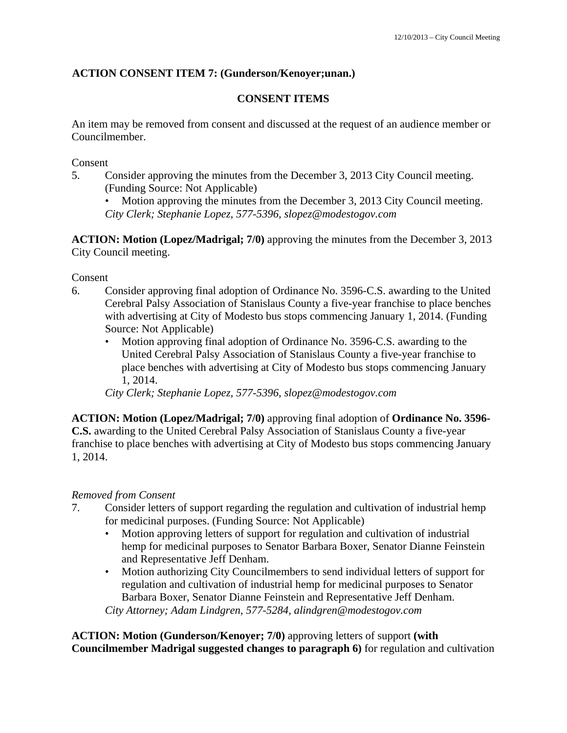**ACTION CONSENT ITEM 7: (Gunderson/Kenoyer;unan.)**

**CONSENT ITEMS**

An item may be removed from consent and discussed at the request of an audience member or Councilmember.

Consent

5. Consider approving the minutes from the December 3, 2013 City Council meeting. (Funding Source: Not Applicable)
   - Motion approving the minutes from the December 3, 2013 City Council meeting.

   *City Clerk; Stephanie Lopez, 577-5396, slopez@modestogov.com*

**ACTION: Motion (Lopez/Madrigal; 7/0)** approving the minutes from the December 3, 2013 City Council meeting.

Consent

6. Consider approving final adoption of Ordinance No. 3596-C.S. awarding to the United Cerebral Palsy Association of Stanislaus County a five-year franchise to place benches with advertising at City of Modesto bus stops commencing January 1, 2014. (Funding Source: Not Applicable)
   - Motion approving final adoption of Ordinance No. 3596-C.S. awarding to the United Cerebral Palsy Association of Stanislaus County a five-year franchise to place benches with advertising at City of Modesto bus stops commencing January 1, 2014.

   *City Clerk; Stephanie Lopez, 577-5396, slopez@modestogov.com*

**ACTION: Motion (Lopez/Madrigal; 7/0)** approving final adoption of **Ordinance No. 3596-C.S.** awarding to the United Cerebral Palsy Association of Stanislaus County a five-year franchise to place benches with advertising at City of Modesto bus stops commencing January 1, 2014.

*Removed from Consent*

7. Consider letters of support regarding the regulation and cultivation of industrial hemp for medicinal purposes. (Funding Source: Not Applicable)
   - Motion approving letters of support for regulation and cultivation of industrial hemp for medicinal purposes to Senator Barbara Boxer, Senator Dianne Feinstein and Representative Jeff Denham.
   - Motion authorizing City Councilmembers to send individual letters of support for regulation and cultivation of industrial hemp for medicinal purposes to Senator Barbara Boxer, Senator Dianne Feinstein and Representative Jeff Denham.

   *City Attorney; Adam Lindgren, 577-5284, alindgren@modestogov.com*

**ACTION: Motion (Gunderson/Kenoyer; 7/0)** approving letters of support **(with Councilmember Madrigal suggested changes to paragraph 6)** for regulation and cultivation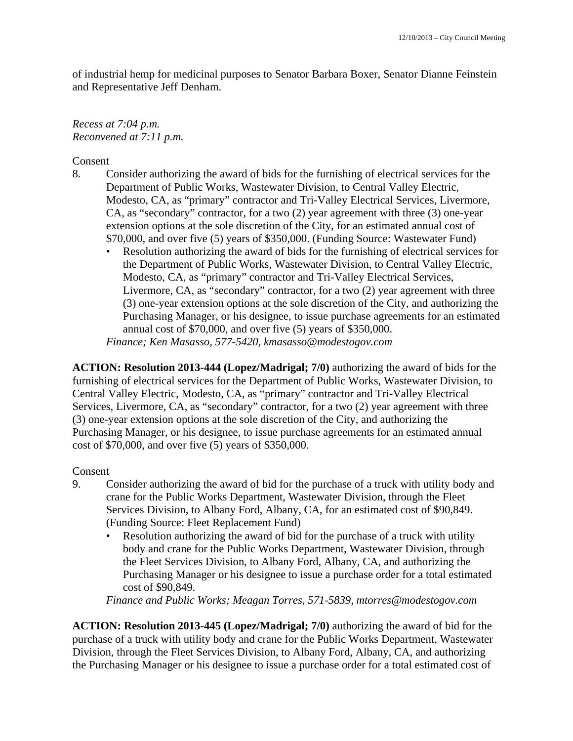of industrial hemp for medicinal purposes to Senator Barbara Boxer, Senator Dianne Feinstein and Representative Jeff Denham.

*Recess at 7:04 p.m.*
*Reconvened at 7:11 p.m.*

Consent

8. Consider authorizing the award of bids for the furnishing of electrical services for the Department of Public Works, Wastewater Division, to Central Valley Electric, Modesto, CA, as "primary" contractor and Tri-Valley Electrical Services, Livermore, CA, as "secondary" contractor, for a two (2) year agreement with three (3) one-year extension options at the sole discretion of the City, for an estimated annual cost of $70,000, and over five (5) years of $350,000. (Funding Source: Wastewater Fund)
   - Resolution authorizing the award of bids for the furnishing of electrical services for the Department of Public Works, Wastewater Division, to Central Valley Electric, Modesto, CA, as "primary" contractor and Tri-Valley Electrical Services, Livermore, CA, as "secondary" contractor, for a two (2) year agreement with three (3) one-year extension options at the sole discretion of the City, and authorizing the Purchasing Manager, or his designee, to issue purchase agreements for an estimated annual cost of $70,000, and over five (5) years of $350,000.

   *Finance; Ken Masasso, 577-5420, kmasasso@modestogov.com*

**ACTION: Resolution 2013-444 (Lopez/Madrigal; 7/0)** authorizing the award of bids for the furnishing of electrical services for the Department of Public Works, Wastewater Division, to Central Valley Electric, Modesto, CA, as "primary" contractor and Tri-Valley Electrical Services, Livermore, CA, as "secondary" contractor, for a two (2) year agreement with three (3) one-year extension options at the sole discretion of the City, and authorizing the Purchasing Manager, or his designee, to issue purchase agreements for an estimated annual cost of $70,000, and over five (5) years of $350,000.

Consent

9. Consider authorizing the award of bid for the purchase of a truck with utility body and crane for the Public Works Department, Wastewater Division, through the Fleet Services Division, to Albany Ford, Albany, CA, for an estimated cost of $90,849. (Funding Source: Fleet Replacement Fund)
   - Resolution authorizing the award of bid for the purchase of a truck with utility body and crane for the Public Works Department, Wastewater Division, through the Fleet Services Division, to Albany Ford, Albany, CA, and authorizing the Purchasing Manager or his designee to issue a purchase order for a total estimated cost of $90,849.

   *Finance and Public Works; Meagan Torres, 571-5839, mtorres@modestogov.com*

**ACTION: Resolution 2013-445 (Lopez/Madrigal; 7/0)** authorizing the award of bid for the purchase of a truck with utility body and crane for the Public Works Department, Wastewater Division, through the Fleet Services Division, to Albany Ford, Albany, CA, and authorizing the Purchasing Manager or his designee to issue a purchase order for a total estimated cost of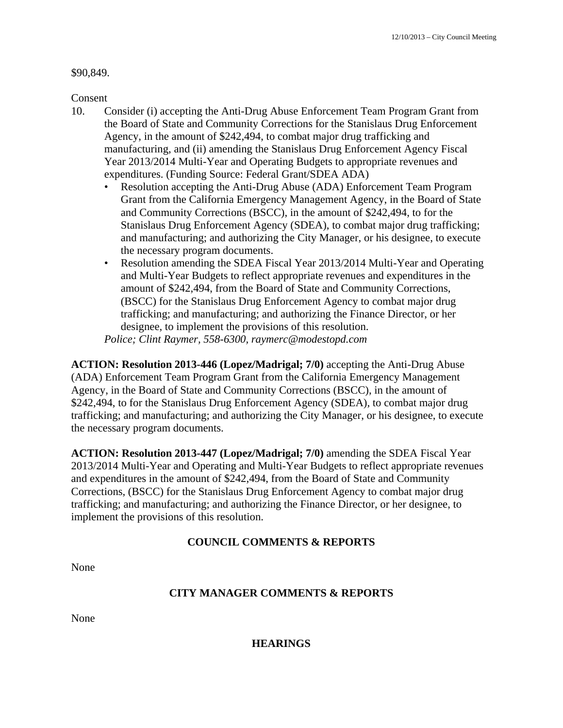$90,849.

Consent

10. Consider (i) accepting the Anti-Drug Abuse Enforcement Team Program Grant from the Board of State and Community Corrections for the Stanislaus Drug Enforcement Agency, in the amount of $242,494, to combat major drug trafficking and manufacturing, and (ii) amending the Stanislaus Drug Enforcement Agency Fiscal Year 2013/2014 Multi-Year and Operating Budgets to appropriate revenues and expenditures. (Funding Source: Federal Grant/SDEA ADA)
    - Resolution accepting the Anti-Drug Abuse (ADA) Enforcement Team Program Grant from the California Emergency Management Agency, in the Board of State and Community Corrections (BSCC), in the amount of $242,494, to for the Stanislaus Drug Enforcement Agency (SDEA), to combat major drug trafficking; and manufacturing; and authorizing the City Manager, or his designee, to execute the necessary program documents.
    - Resolution amending the SDEA Fiscal Year 2013/2014 Multi-Year and Operating and Multi-Year Budgets to reflect appropriate revenues and expenditures in the amount of $242,494, from the Board of State and Community Corrections, (BSCC) for the Stanislaus Drug Enforcement Agency to combat major drug trafficking; and manufacturing; and authorizing the Finance Director, or her designee, to implement the provisions of this resolution.

    *Police; Clint Raymer, 558-6300, raymerc@modestopd.com*

**ACTION: Resolution 2013-446 (Lopez/Madrigal; 7/0)** accepting the Anti-Drug Abuse (ADA) Enforcement Team Program Grant from the California Emergency Management Agency, in the Board of State and Community Corrections (BSCC), in the amount of $242,494, to for the Stanislaus Drug Enforcement Agency (SDEA), to combat major drug trafficking; and manufacturing; and authorizing the City Manager, or his designee, to execute the necessary program documents.

**ACTION: Resolution 2013-447 (Lopez/Madrigal; 7/0)** amending the SDEA Fiscal Year 2013/2014 Multi-Year and Operating and Multi-Year Budgets to reflect appropriate revenues and expenditures in the amount of $242,494, from the Board of State and Community Corrections, (BSCC) for the Stanislaus Drug Enforcement Agency to combat major drug trafficking; and manufacturing; and authorizing the Finance Director, or her designee, to implement the provisions of this resolution.

## COUNCIL COMMENTS & REPORTS

None

## CITY MANAGER COMMENTS & REPORTS

None

## HEARINGS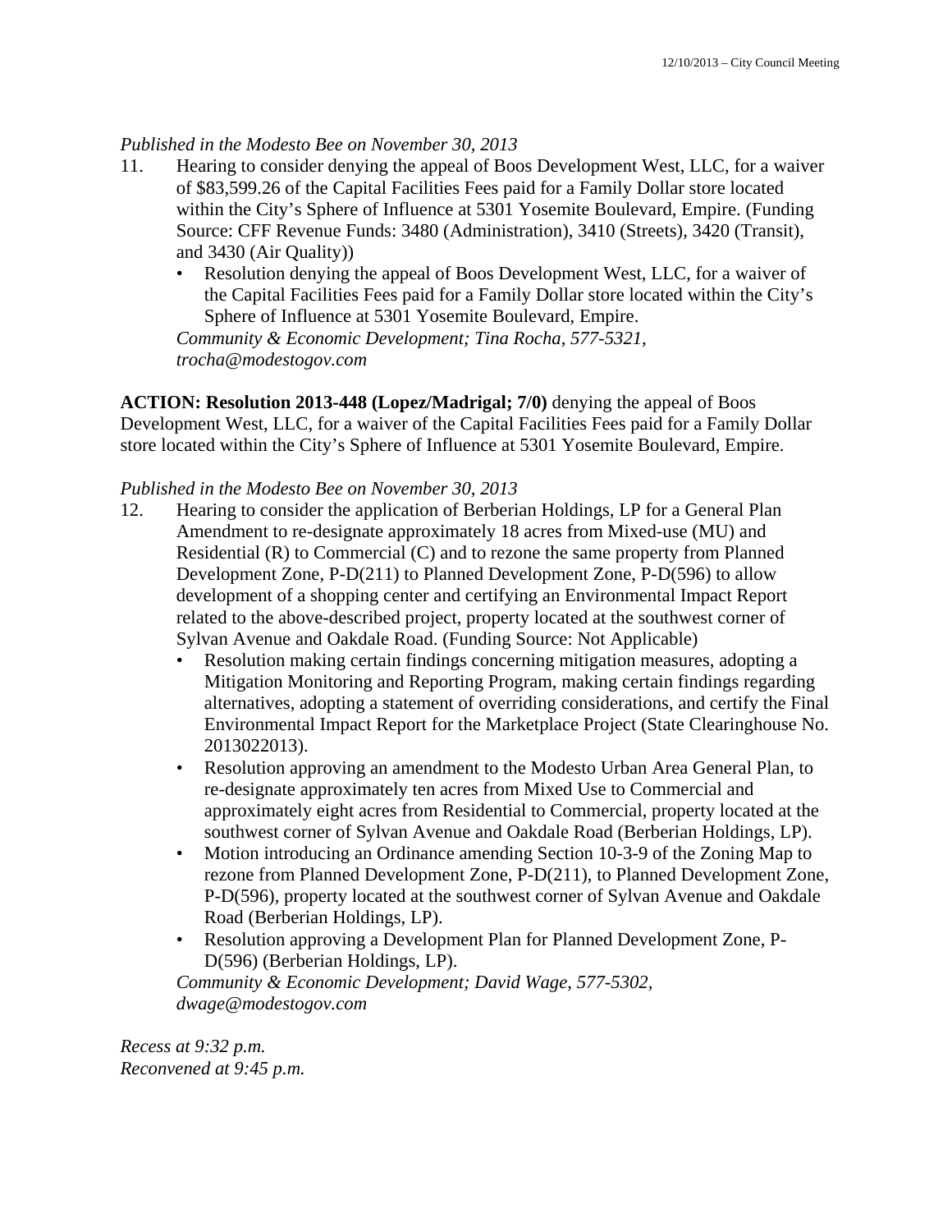*Published in the Modesto Bee on November 30, 2013*

11. Hearing to consider denying the appeal of Boos Development West, LLC, for a waiver of $83,599.26 of the Capital Facilities Fees paid for a Family Dollar store located within the City's Sphere of Influence at 5301 Yosemite Boulevard, Empire. (Funding Source: CFF Revenue Funds: 3480 (Administration), 3410 (Streets), 3420 (Transit), and 3430 (Air Quality))
    - Resolution denying the appeal of Boos Development West, LLC, for a waiver of the Capital Facilities Fees paid for a Family Dollar store located within the City's Sphere of Influence at 5301 Yosemite Boulevard, Empire.

    *Community & Economic Development; Tina Rocha, 577-5321, trocha@modestogov.com*

**ACTION: Resolution 2013-448 (Lopez/Madrigal; 7/0)** denying the appeal of Boos Development West, LLC, for a waiver of the Capital Facilities Fees paid for a Family Dollar store located within the City's Sphere of Influence at 5301 Yosemite Boulevard, Empire.

*Published in the Modesto Bee on November 30, 2013*

12. Hearing to consider the application of Berberian Holdings, LP for a General Plan Amendment to re-designate approximately 18 acres from Mixed-use (MU) and Residential (R) to Commercial (C) and to rezone the same property from Planned Development Zone, P-D(211) to Planned Development Zone, P-D(596) to allow development of a shopping center and certifying an Environmental Impact Report related to the above-described project, property located at the southwest corner of Sylvan Avenue and Oakdale Road. (Funding Source: Not Applicable)
    - Resolution making certain findings concerning mitigation measures, adopting a Mitigation Monitoring and Reporting Program, making certain findings regarding alternatives, adopting a statement of overriding considerations, and certify the Final Environmental Impact Report for the Marketplace Project (State Clearinghouse No. 2013022013).
    - Resolution approving an amendment to the Modesto Urban Area General Plan, to re-designate approximately ten acres from Mixed Use to Commercial and approximately eight acres from Residential to Commercial, property located at the southwest corner of Sylvan Avenue and Oakdale Road (Berberian Holdings, LP).
    - Motion introducing an Ordinance amending Section 10-3-9 of the Zoning Map to rezone from Planned Development Zone, P-D(211), to Planned Development Zone, P-D(596), property located at the southwest corner of Sylvan Avenue and Oakdale Road (Berberian Holdings, LP).
    - Resolution approving a Development Plan for Planned Development Zone, P-D(596) (Berberian Holdings, LP).

    *Community & Economic Development; David Wage, 577-5302, dwage@modestogov.com*

*Recess at 9:32 p.m.*
*Reconvened at 9:45 p.m.*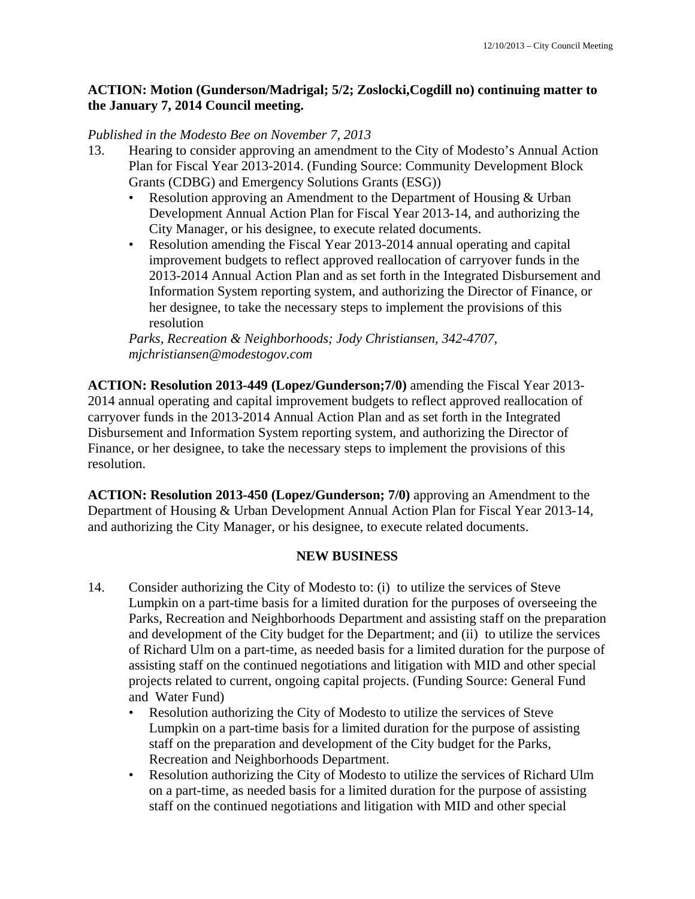**ACTION: Motion (Gunderson/Madrigal; 5/2; Zoslocki,Cogdill no) continuing matter to the January 7, 2014 Council meeting.**

*Published in the Modesto Bee on November 7, 2013*

13. Hearing to consider approving an amendment to the City of Modesto's Annual Action Plan for Fiscal Year 2013-2014. (Funding Source: Community Development Block Grants (CDBG) and Emergency Solutions Grants (ESG))
    - Resolution approving an Amendment to the Department of Housing & Urban Development Annual Action Plan for Fiscal Year 2013-14, and authorizing the City Manager, or his designee, to execute related documents.
    - Resolution amending the Fiscal Year 2013-2014 annual operating and capital improvement budgets to reflect approved reallocation of carryover funds in the 2013-2014 Annual Action Plan and as set forth in the Integrated Disbursement and Information System reporting system, and authorizing the Director of Finance, or her designee, to take the necessary steps to implement the provisions of this resolution

    *Parks, Recreation & Neighborhoods; Jody Christiansen, 342-4707, mjchristiansen@modestogov.com*

**ACTION: Resolution 2013-449 (Lopez/Gunderson;7/0)** amending the Fiscal Year 2013-2014 annual operating and capital improvement budgets to reflect approved reallocation of carryover funds in the 2013-2014 Annual Action Plan and as set forth in the Integrated Disbursement and Information System reporting system, and authorizing the Director of Finance, or her designee, to take the necessary steps to implement the provisions of this resolution.

**ACTION: Resolution 2013-450 (Lopez/Gunderson; 7/0)** approving an Amendment to the Department of Housing & Urban Development Annual Action Plan for Fiscal Year 2013-14, and authorizing the City Manager, or his designee, to execute related documents.

## NEW BUSINESS

14. Consider authorizing the City of Modesto to: (i) to utilize the services of Steve Lumpkin on a part-time basis for a limited duration for the purposes of overseeing the Parks, Recreation and Neighborhoods Department and assisting staff on the preparation and development of the City budget for the Department; and (ii) to utilize the services of Richard Ulm on a part-time, as needed basis for a limited duration for the purpose of assisting staff on the continued negotiations and litigation with MID and other special projects related to current, ongoing capital projects. (Funding Source: General Fund and Water Fund)
    - Resolution authorizing the City of Modesto to utilize the services of Steve Lumpkin on a part-time basis for a limited duration for the purpose of assisting staff on the preparation and development of the City budget for the Parks, Recreation and Neighborhoods Department.
    - Resolution authorizing the City of Modesto to utilize the services of Richard Ulm on a part-time, as needed basis for a limited duration for the purpose of assisting staff on the continued negotiations and litigation with MID and other special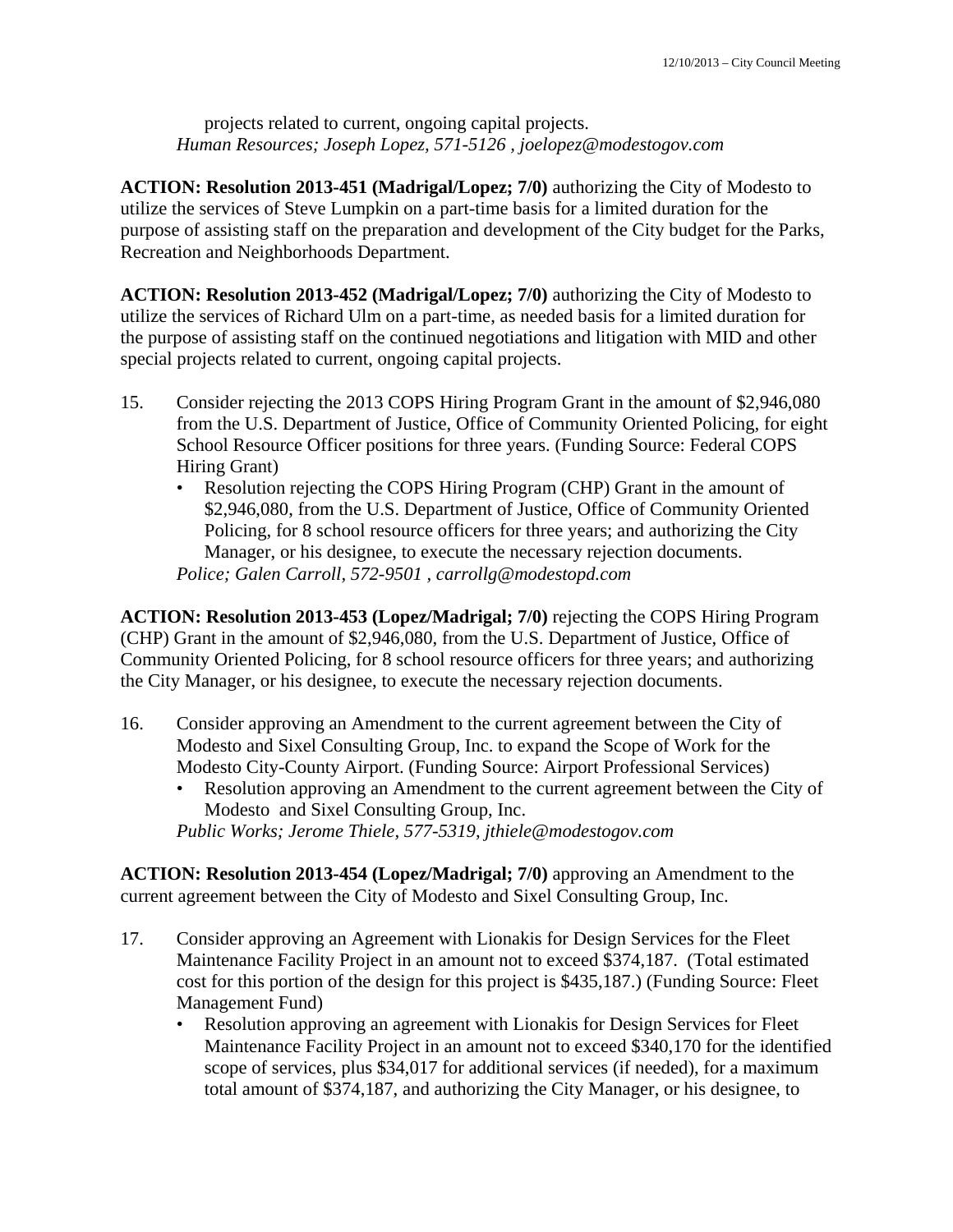projects related to current, ongoing capital projects.
*Human Resources; Joseph Lopez, 571-5126 , joelopez@modestogov.com*

**ACTION: Resolution 2013-451 (Madrigal/Lopez; 7/0)** authorizing the City of Modesto to utilize the services of Steve Lumpkin on a part-time basis for a limited duration for the purpose of assisting staff on the preparation and development of the City budget for the Parks, Recreation and Neighborhoods Department.

**ACTION: Resolution 2013-452 (Madrigal/Lopez; 7/0)** authorizing the City of Modesto to utilize the services of Richard Ulm on a part-time, as needed basis for a limited duration for the purpose of assisting staff on the continued negotiations and litigation with MID and other special projects related to current, ongoing capital projects.

15. Consider rejecting the 2013 COPS Hiring Program Grant in the amount of $2,946,080 from the U.S. Department of Justice, Office of Community Oriented Policing, for eight School Resource Officer positions for three years. (Funding Source: Federal COPS Hiring Grant)
    - Resolution rejecting the COPS Hiring Program (CHP) Grant in the amount of $2,946,080, from the U.S. Department of Justice, Office of Community Oriented Policing, for 8 school resource officers for three years; and authorizing the City Manager, or his designee, to execute the necessary rejection documents.

    *Police; Galen Carroll, 572-9501 , carrollg@modestopd.com*

**ACTION: Resolution 2013-453 (Lopez/Madrigal; 7/0)** rejecting the COPS Hiring Program (CHP) Grant in the amount of $2,946,080, from the U.S. Department of Justice, Office of Community Oriented Policing, for 8 school resource officers for three years; and authorizing the City Manager, or his designee, to execute the necessary rejection documents.

16. Consider approving an Amendment to the current agreement between the City of Modesto and Sixel Consulting Group, Inc. to expand the Scope of Work for the Modesto City-County Airport. (Funding Source: Airport Professional Services)
    - Resolution approving an Amendment to the current agreement between the City of Modesto and Sixel Consulting Group, Inc.

    *Public Works; Jerome Thiele, 577-5319, jthiele@modestogov.com*

**ACTION: Resolution 2013-454 (Lopez/Madrigal; 7/0)** approving an Amendment to the current agreement between the City of Modesto and Sixel Consulting Group, Inc.

17. Consider approving an Agreement with Lionakis for Design Services for the Fleet Maintenance Facility Project in an amount not to exceed $374,187. (Total estimated cost for this portion of the design for this project is $435,187.) (Funding Source: Fleet Management Fund)
    - Resolution approving an agreement with Lionakis for Design Services for Fleet Maintenance Facility Project in an amount not to exceed $340,170 for the identified scope of services, plus $34,017 for additional services (if needed), for a maximum total amount of $374,187, and authorizing the City Manager, or his designee, to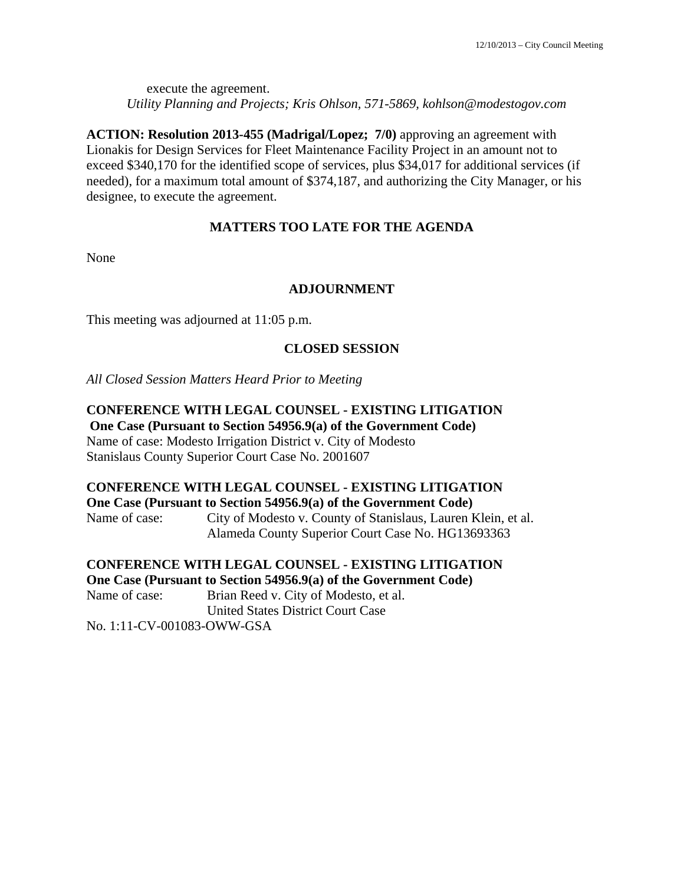execute the agreement.
*Utility Planning and Projects; Kris Ohlson, 571-5869, kohlson@modestogov.com*

**ACTION: Resolution 2013-455 (Madrigal/Lopez; 7/0)** approving an agreement with Lionakis for Design Services for Fleet Maintenance Facility Project in an amount not to exceed $340,170 for the identified scope of services, plus $34,017 for additional services (if needed), for a maximum total amount of $374,187, and authorizing the City Manager, or his designee, to execute the agreement.

## MATTERS TOO LATE FOR THE AGENDA

None

## ADJOURNMENT

This meeting was adjourned at 11:05 p.m.

## CLOSED SESSION

*All Closed Session Matters Heard Prior to Meeting*

**CONFERENCE WITH LEGAL COUNSEL - EXISTING LITIGATION**
**One Case (Pursuant to Section 54956.9(a) of the Government Code)**
Name of case: Modesto Irrigation District v. City of Modesto
Stanislaus County Superior Court Case No. 2001607

**CONFERENCE WITH LEGAL COUNSEL - EXISTING LITIGATION**
**One Case (Pursuant to Section 54956.9(a) of the Government Code)**
Name of case: City of Modesto v. County of Stanislaus, Lauren Klein, et al.
Alameda County Superior Court Case No. HG13693363

**CONFERENCE WITH LEGAL COUNSEL - EXISTING LITIGATION**
**One Case (Pursuant to Section 54956.9(a) of the Government Code)**
Name of case: Brian Reed v. City of Modesto, et al.
United States District Court Case
No. 1:11-CV-001083-OWW-GSA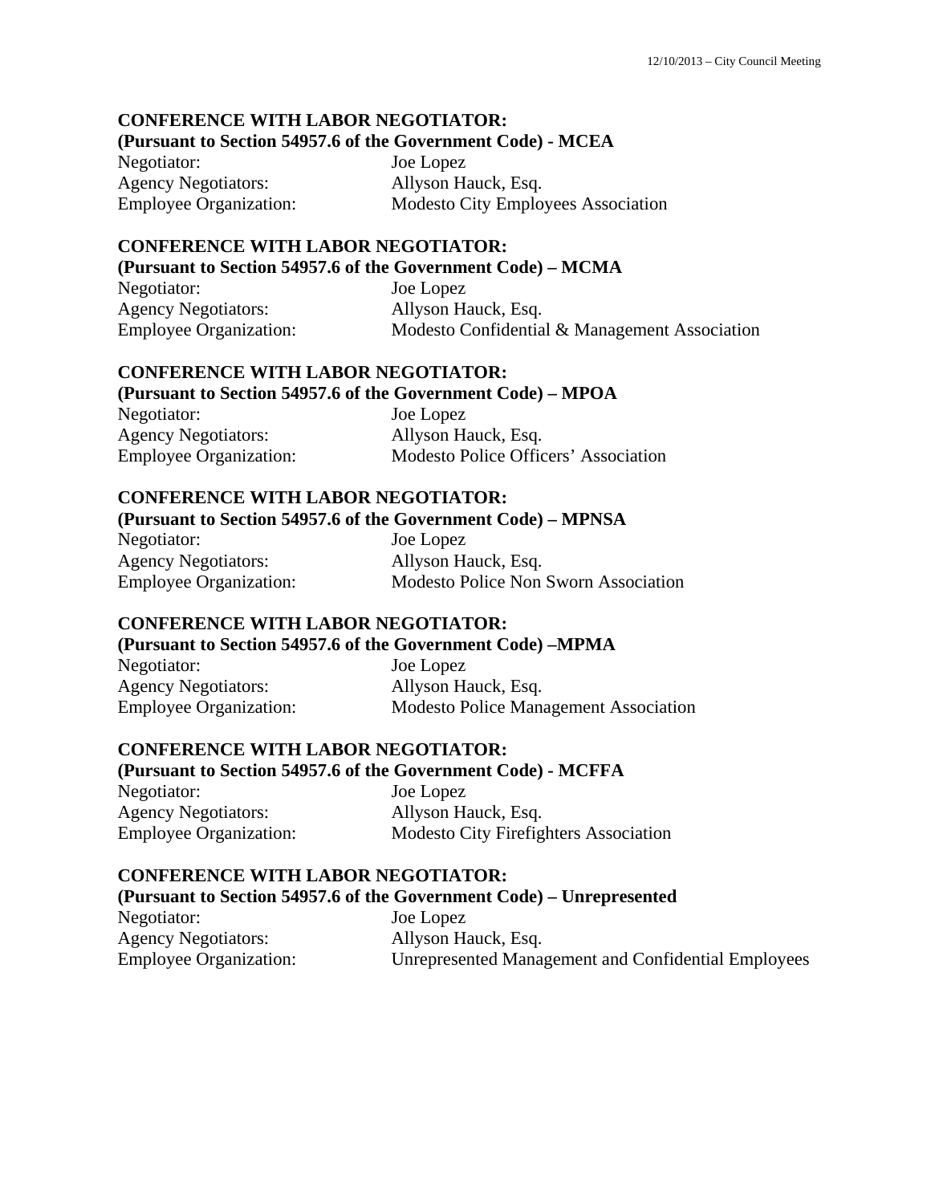**CONFERENCE WITH LABOR NEGOTIATOR:**
**(Pursuant to Section 54957.6 of the Government Code) - MCEA**

| | |
|---|---|
| Negotiator: | Joe Lopez |
| Agency Negotiators: | Allyson Hauck, Esq. |
| Employee Organization: | Modesto City Employees Association |

**CONFERENCE WITH LABOR NEGOTIATOR:**
**(Pursuant to Section 54957.6 of the Government Code) – MCMA**

| | |
|---|---|
| Negotiator: | Joe Lopez |
| Agency Negotiators: | Allyson Hauck, Esq. |
| Employee Organization: | Modesto Confidential & Management Association |

**CONFERENCE WITH LABOR NEGOTIATOR:**
**(Pursuant to Section 54957.6 of the Government Code) – MPOA**

| | |
|---|---|
| Negotiator: | Joe Lopez |
| Agency Negotiators: | Allyson Hauck, Esq. |
| Employee Organization: | Modesto Police Officers' Association |

**CONFERENCE WITH LABOR NEGOTIATOR:**
**(Pursuant to Section 54957.6 of the Government Code) – MPNSA**

| | |
|---|---|
| Negotiator: | Joe Lopez |
| Agency Negotiators: | Allyson Hauck, Esq. |
| Employee Organization: | Modesto Police Non Sworn Association |

**CONFERENCE WITH LABOR NEGOTIATOR:**
**(Pursuant to Section 54957.6 of the Government Code) –MPMA**

| | |
|---|---|
| Negotiator: | Joe Lopez |
| Agency Negotiators: | Allyson Hauck, Esq. |
| Employee Organization: | Modesto Police Management Association |

**CONFERENCE WITH LABOR NEGOTIATOR:**
**(Pursuant to Section 54957.6 of the Government Code) - MCFFA**

| | |
|---|---|
| Negotiator: | Joe Lopez |
| Agency Negotiators: | Allyson Hauck, Esq. |
| Employee Organization: | Modesto City Firefighters Association |

**CONFERENCE WITH LABOR NEGOTIATOR:**
**(Pursuant to Section 54957.6 of the Government Code) – Unrepresented**

| | |
|---|---|
| Negotiator: | Joe Lopez |
| Agency Negotiators: | Allyson Hauck, Esq. |
| Employee Organization: | Unrepresented Management and Confidential Employees |